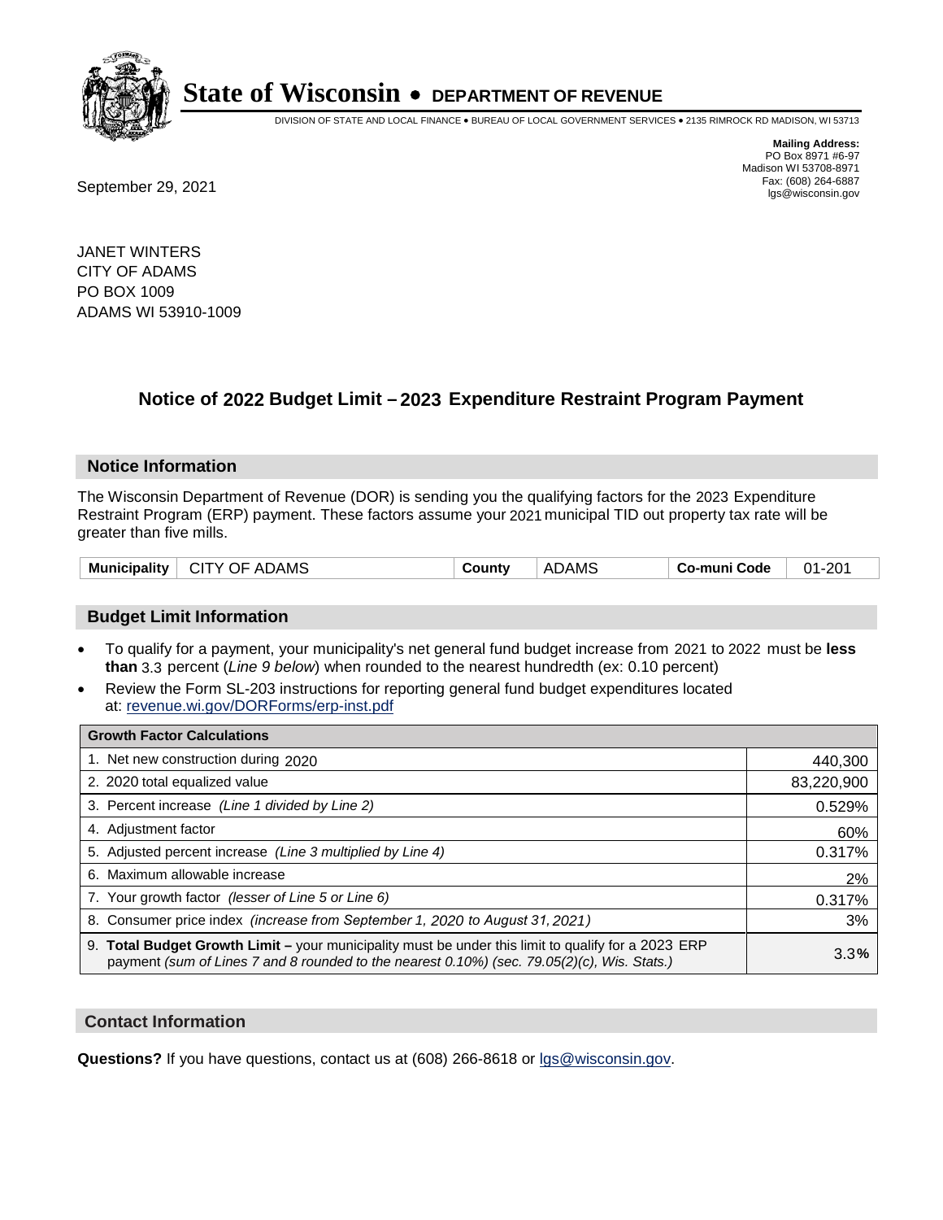# State of Wisconsin • DEPARTMENT OF REVENUE

DIVISION OF STATE AND LOCAL FINANCE • BUREAU OF LOCAL GOVERNMENT SERVICES • 2135 RIMROCK RD MADISON, WI 53713

**Mailing Address:**
PO Box 8971 #6-97
Madison WI 53708-8971
Fax: (608) 264-6887
lgs@wisconsin.gov

September 29, 2021

JANET WINTERS
CITY OF ADAMS
PO BOX 1009
ADAMS WI 53910-1009

## Notice of 2022 Budget Limit – 2023 Expenditure Restraint Program Payment

### Notice Information

The Wisconsin Department of Revenue (DOR) is sending you the qualifying factors for the 2023 Expenditure Restraint Program (ERP) payment. These factors assume your 2021 municipal TID out property tax rate will be greater than five mills.

| Municipality | CITY OF ADAMS | County | ADAMS | Co-muni Code | 01-201 |
|---|---|---|---|---|---|

### Budget Limit Information

- To qualify for a payment, your municipality's net general fund budget increase from 2021 to 2022 must be **less than** 3.3 percent (*Line 9 below*) when rounded to the nearest hundredth (ex: 0.10 percent)
- Review the Form SL-203 instructions for reporting general fund budget expenditures located at: revenue.wi.gov/DORForms/erp-inst.pdf

| Growth Factor Calculations | |
|---|---|
| 1. Net new construction during 2020 | 440,300 |
| 2. 2020 total equalized value | 83,220,900 |
| 3. Percent increase *(Line 1 divided by Line 2)* | 0.529% |
| 4. Adjustment factor | 60% |
| 5. Adjusted percent increase *(Line 3 multiplied by Line 4)* | 0.317% |
| 6. Maximum allowable increase | 2% |
| 7. Your growth factor *(lesser of Line 5 or Line 6)* | 0.317% |
| 8. Consumer price index *(increase from September 1, 2020 to August 31, 2021)* | 3% |
| 9. **Total Budget Growth Limit –** your municipality must be under this limit to qualify for a 2023 ERP payment *(sum of Lines 7 and 8 rounded to the nearest 0.10%) (sec. 79.05(2)(c), Wis. Stats.)* | 3.3**%** |

### Contact Information

**Questions?** If you have questions, contact us at (608) 266-8618 or lgs@wisconsin.gov.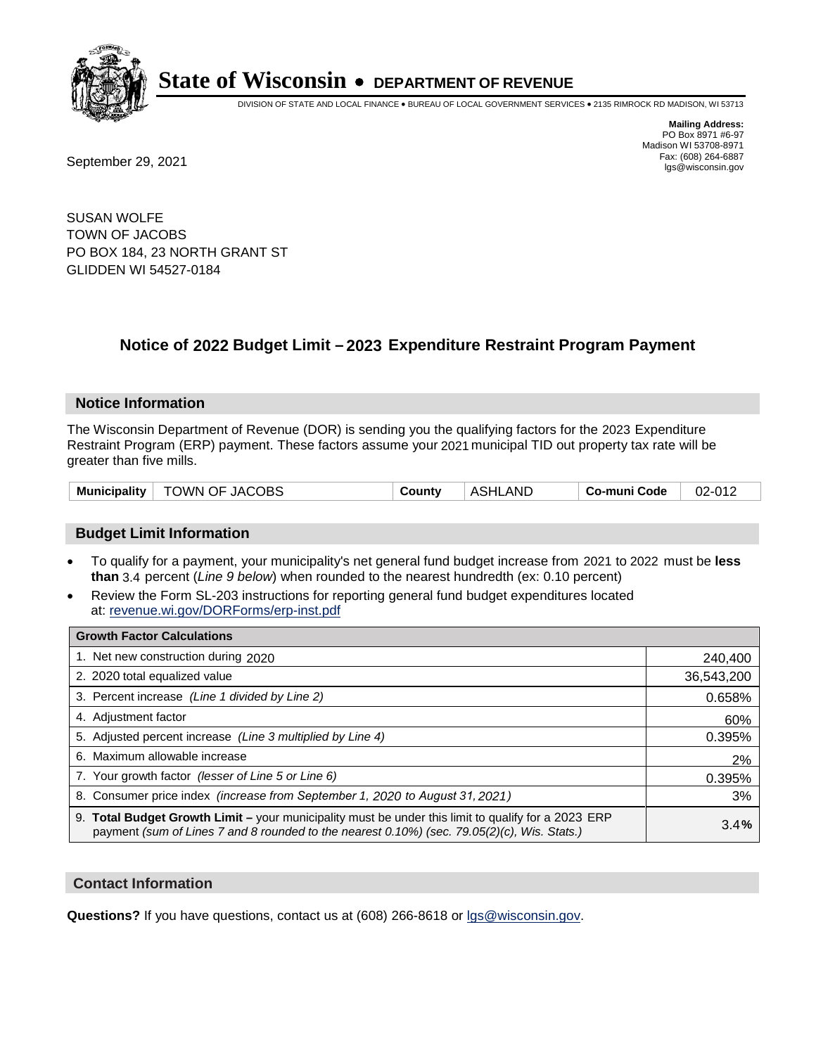# State of Wisconsin • DEPARTMENT OF REVENUE

DIVISION OF STATE AND LOCAL FINANCE • BUREAU OF LOCAL GOVERNMENT SERVICES • 2135 RIMROCK RD MADISON, WI 53713

**Mailing Address:**
PO Box 8971 #6-97
Madison WI 53708-8971
Fax: (608) 264-6887
lgs@wisconsin.gov

September 29, 2021

SUSAN WOLFE
TOWN OF JACOBS
PO BOX 184, 23 NORTH GRANT ST
GLIDDEN WI 54527-0184

## Notice of 2022 Budget Limit – 2023 Expenditure Restraint Program Payment

### Notice Information

The Wisconsin Department of Revenue (DOR) is sending you the qualifying factors for the 2023 Expenditure Restraint Program (ERP) payment. These factors assume your 2021 municipal TID out property tax rate will be greater than five mills.

| Municipality | TOWN OF JACOBS | County | ASHLAND | Co-muni Code | 02-012 |
|---|---|---|---|---|---|

### Budget Limit Information

- To qualify for a payment, your municipality's net general fund budget increase from 2021 to 2022 must be **less than** 3.4 percent (*Line 9 below*) when rounded to the nearest hundredth (ex: 0.10 percent)
- Review the Form SL-203 instructions for reporting general fund budget expenditures located at: revenue.wi.gov/DORForms/erp-inst.pdf

| Growth Factor Calculations | |
|---|---|
| 1. Net new construction during 2020 | 240,400 |
| 2. 2020 total equalized value | 36,543,200 |
| 3. Percent increase *(Line 1 divided by Line 2)* | 0.658% |
| 4. Adjustment factor | 60% |
| 5. Adjusted percent increase *(Line 3 multiplied by Line 4)* | 0.395% |
| 6. Maximum allowable increase | 2% |
| 7. Your growth factor *(lesser of Line 5 or Line 6)* | 0.395% |
| 8. Consumer price index *(increase from September 1, 2020 to August 31, 2021)* | 3% |
| 9. **Total Budget Growth Limit –** your municipality must be under this limit to qualify for a 2023 ERP payment *(sum of Lines 7 and 8 rounded to the nearest 0.10%) (sec. 79.05(2)(c), Wis. Stats.)* | 3.4**%** |

### Contact Information

**Questions?** If you have questions, contact us at (608) 266-8618 or lgs@wisconsin.gov.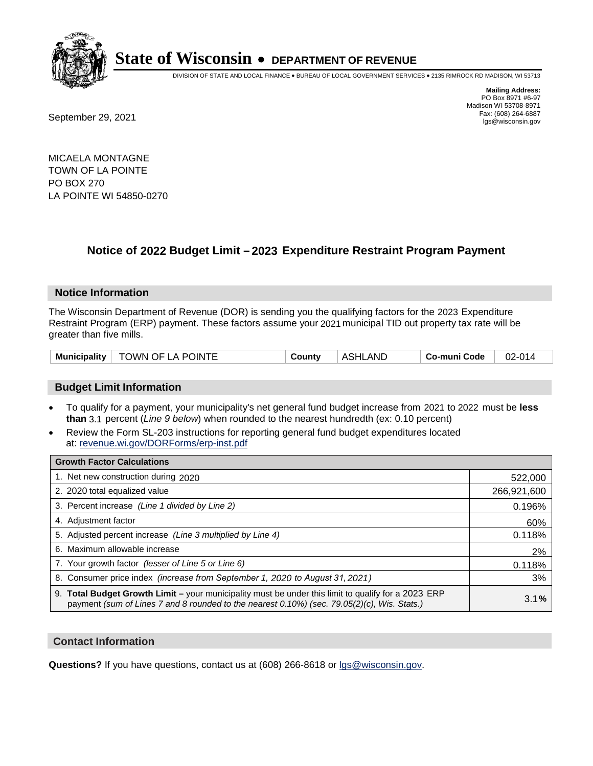**State of Wisconsin • DEPARTMENT OF REVENUE**

DIVISION OF STATE AND LOCAL FINANCE • BUREAU OF LOCAL GOVERNMENT SERVICES • 2135 RIMROCK RD MADISON, WI 53713

**Mailing Address:**
PO Box 8971 #6-97
Madison WI 53708-8971
Fax: (608) 264-6887
lgs@wisconsin.gov

September 29, 2021

MICAELA MONTAGNE
TOWN OF LA POINTE
PO BOX 270
LA POINTE WI 54850-0270

## Notice of 2022 Budget Limit – 2023 Expenditure Restraint Program Payment

### Notice Information

The Wisconsin Department of Revenue (DOR) is sending you the qualifying factors for the 2023 Expenditure Restraint Program (ERP) payment. These factors assume your 2021 municipal TID out property tax rate will be greater than five mills.

| Municipality | TOWN OF LA POINTE | County | ASHLAND | Co-muni Code | 02-014 |
|---|---|---|---|---|---|

### Budget Limit Information

- To qualify for a payment, your municipality's net general fund budget increase from 2021 to 2022 must be **less than** 3.1 percent (*Line 9 below*) when rounded to the nearest hundredth (ex: 0.10 percent)
- Review the Form SL-203 instructions for reporting general fund budget expenditures located at: revenue.wi.gov/DORForms/erp-inst.pdf

| Growth Factor Calculations | |
|---|---|
| 1. Net new construction during 2020 | 522,000 |
| 2. 2020 total equalized value | 266,921,600 |
| 3. Percent increase *(Line 1 divided by Line 2)* | 0.196% |
| 4. Adjustment factor | 60% |
| 5. Adjusted percent increase *(Line 3 multiplied by Line 4)* | 0.118% |
| 6. Maximum allowable increase | 2% |
| 7. Your growth factor *(lesser of Line 5 or Line 6)* | 0.118% |
| 8. Consumer price index *(increase from September 1, 2020 to August 31, 2021)* | 3% |
| 9. **Total Budget Growth Limit –** your municipality must be under this limit to qualify for a 2023 ERP payment *(sum of Lines 7 and 8 rounded to the nearest 0.10%) (sec. 79.05(2)(c), Wis. Stats.)* | 3.1**%** |

### Contact Information

**Questions?** If you have questions, contact us at (608) 266-8618 or lgs@wisconsin.gov.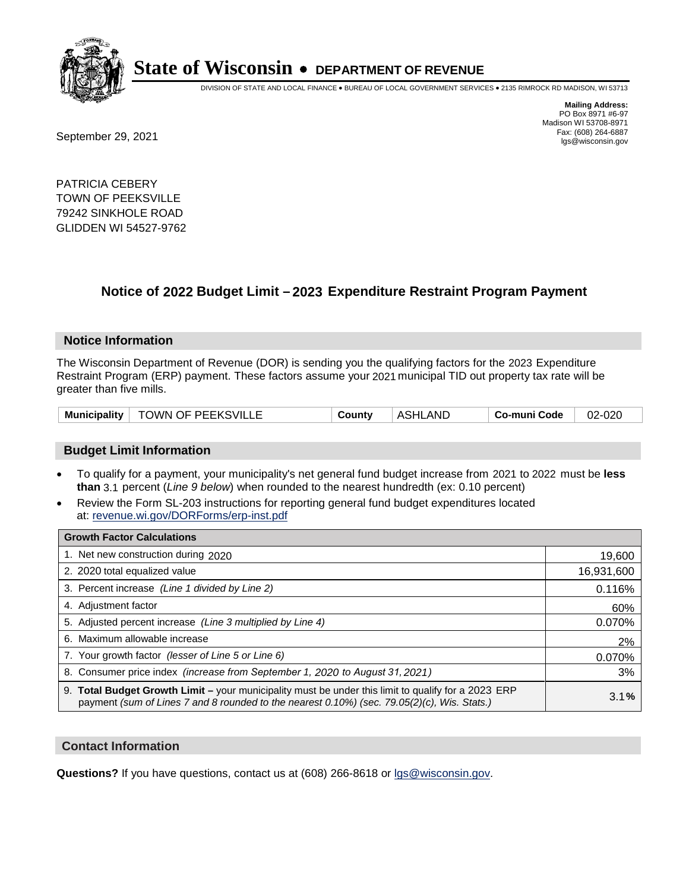# State of Wisconsin • DEPARTMENT OF REVENUE

DIVISION OF STATE AND LOCAL FINANCE • BUREAU OF LOCAL GOVERNMENT SERVICES • 2135 RIMROCK RD MADISON, WI 53713

**Mailing Address:**
PO Box 8971 #6-97
Madison WI 53708-8971
Fax: (608) 264-6887
lgs@wisconsin.gov

September 29, 2021

PATRICIA CEBERY
TOWN OF PEEKSVILLE
79242 SINKHOLE ROAD
GLIDDEN WI 54527-9762

## Notice of 2022 Budget Limit – 2023 Expenditure Restraint Program Payment

### Notice Information

The Wisconsin Department of Revenue (DOR) is sending you the qualifying factors for the 2023 Expenditure Restraint Program (ERP) payment. These factors assume your 2021 municipal TID out property tax rate will be greater than five mills.

| Municipality | TOWN OF PEEKSVILLE | County | ASHLAND | Co-muni Code | 02-020 |
|---|---|---|---|---|---|

### Budget Limit Information

- To qualify for a payment, your municipality's net general fund budget increase from 2021 to 2022 must be **less than** 3.1 percent (*Line 9 below*) when rounded to the nearest hundredth (ex: 0.10 percent)
- Review the Form SL-203 instructions for reporting general fund budget expenditures located at: revenue.wi.gov/DORForms/erp-inst.pdf

| Growth Factor Calculations | |
|---|---|
| 1. Net new construction during 2020 | 19,600 |
| 2. 2020 total equalized value | 16,931,600 |
| 3. Percent increase *(Line 1 divided by Line 2)* | 0.116% |
| 4. Adjustment factor | 60% |
| 5. Adjusted percent increase *(Line 3 multiplied by Line 4)* | 0.070% |
| 6. Maximum allowable increase | 2% |
| 7. Your growth factor *(lesser of Line 5 or Line 6)* | 0.070% |
| 8. Consumer price index *(increase from September 1, 2020 to August 31, 2021)* | 3% |
| 9. **Total Budget Growth Limit –** your municipality must be under this limit to qualify for a 2023 ERP payment *(sum of Lines 7 and 8 rounded to the nearest 0.10%) (sec. 79.05(2)(c), Wis. Stats.)* | 3.1**%** |

### Contact Information

**Questions?** If you have questions, contact us at (608) 266-8618 or lgs@wisconsin.gov.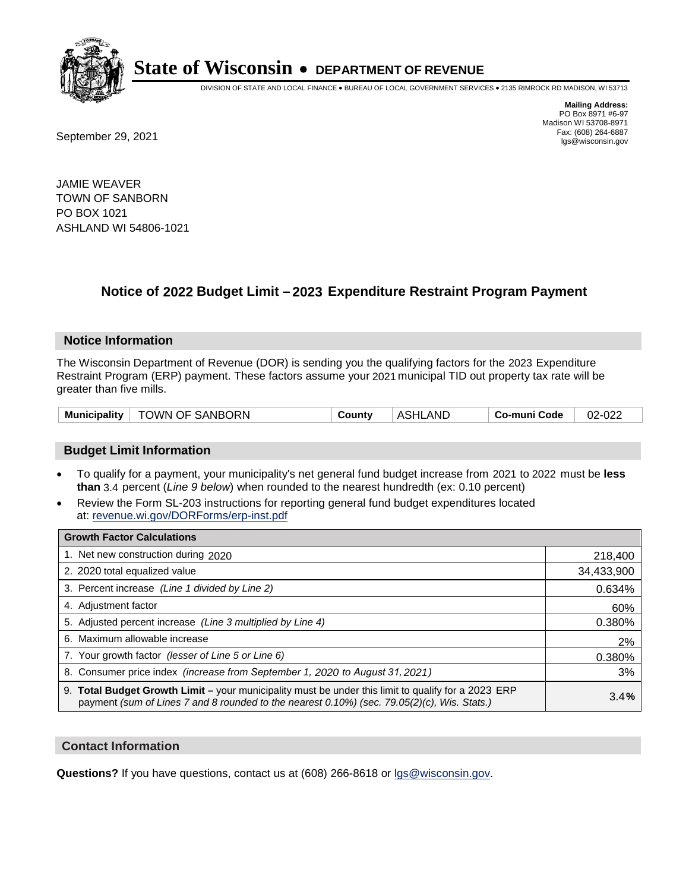# State of Wisconsin • DEPARTMENT OF REVENUE

DIVISION OF STATE AND LOCAL FINANCE • BUREAU OF LOCAL GOVERNMENT SERVICES • 2135 RIMROCK RD MADISON, WI 53713

**Mailing Address:**
PO Box 8971 #6-97
Madison WI 53708-8971
Fax: (608) 264-6887
lgs@wisconsin.gov

September 29, 2021

JAMIE WEAVER
TOWN OF SANBORN
PO BOX 1021
ASHLAND WI 54806-1021

## Notice of 2022 Budget Limit – 2023 Expenditure Restraint Program Payment

### Notice Information

The Wisconsin Department of Revenue (DOR) is sending you the qualifying factors for the 2023 Expenditure Restraint Program (ERP) payment. These factors assume your 2021 municipal TID out property tax rate will be greater than five mills.

| Municipality | TOWN OF SANBORN | County | ASHLAND | Co-muni Code | 02-022 |
|---|---|---|---|---|---|

### Budget Limit Information

- To qualify for a payment, your municipality's net general fund budget increase from 2021 to 2022 must be **less than** 3.4 percent (*Line 9 below*) when rounded to the nearest hundredth (ex: 0.10 percent)
- Review the Form SL-203 instructions for reporting general fund budget expenditures located at: revenue.wi.gov/DORForms/erp-inst.pdf

| Growth Factor Calculations | |
|---|---|
| 1. Net new construction during 2020 | 218,400 |
| 2. 2020 total equalized value | 34,433,900 |
| 3. Percent increase *(Line 1 divided by Line 2)* | 0.634% |
| 4. Adjustment factor | 60% |
| 5. Adjusted percent increase *(Line 3 multiplied by Line 4)* | 0.380% |
| 6. Maximum allowable increase | 2% |
| 7. Your growth factor *(lesser of Line 5 or Line 6)* | 0.380% |
| 8. Consumer price index *(increase from September 1, 2020 to August 31, 2021)* | 3% |
| 9. **Total Budget Growth Limit –** your municipality must be under this limit to qualify for a 2023 ERP payment *(sum of Lines 7 and 8 rounded to the nearest 0.10%) (sec. 79.05(2)(c), Wis. Stats.)* | 3.4**%** |

### Contact Information

**Questions?** If you have questions, contact us at (608) 266-8618 or lgs@wisconsin.gov.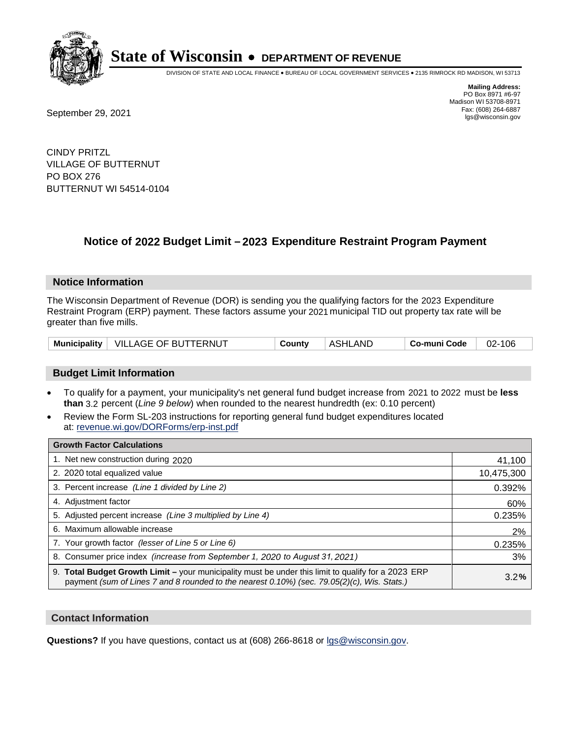**State of Wisconsin • DEPARTMENT OF REVENUE**

DIVISION OF STATE AND LOCAL FINANCE • BUREAU OF LOCAL GOVERNMENT SERVICES • 2135 RIMROCK RD MADISON, WI 53713

**Mailing Address:**
PO Box 8971 #6-97
Madison WI 53708-8971
Fax: (608) 264-6887
lgs@wisconsin.gov

September 29, 2021

CINDY PRITZL
VILLAGE OF BUTTERNUT
PO BOX 276
BUTTERNUT WI 54514-0104

## Notice of 2022 Budget Limit – 2023 Expenditure Restraint Program Payment

### Notice Information

The Wisconsin Department of Revenue (DOR) is sending you the qualifying factors for the 2023 Expenditure Restraint Program (ERP) payment. These factors assume your 2021 municipal TID out property tax rate will be greater than five mills.

| Municipality | VILLAGE OF BUTTERNUT | County | ASHLAND | Co-muni Code | 02-106 |
|---|---|---|---|---|---|

### Budget Limit Information

- To qualify for a payment, your municipality's net general fund budget increase from 2021 to 2022 must be **less than** 3.2 percent (*Line 9 below*) when rounded to the nearest hundredth (ex: 0.10 percent)
- Review the Form SL-203 instructions for reporting general fund budget expenditures located at: revenue.wi.gov/DORForms/erp-inst.pdf

| Growth Factor Calculations | |
|---|---|
| 1. Net new construction during 2020 | 41,100 |
| 2. 2020 total equalized value | 10,475,300 |
| 3. Percent increase *(Line 1 divided by Line 2)* | 0.392% |
| 4. Adjustment factor | 60% |
| 5. Adjusted percent increase *(Line 3 multiplied by Line 4)* | 0.235% |
| 6. Maximum allowable increase | 2% |
| 7. Your growth factor *(lesser of Line 5 or Line 6)* | 0.235% |
| 8. Consumer price index *(increase from September 1, 2020 to August 31, 2021)* | 3% |
| 9. **Total Budget Growth Limit –** your municipality must be under this limit to qualify for a 2023 ERP payment *(sum of Lines 7 and 8 rounded to the nearest 0.10%) (sec. 79.05(2)(c), Wis. Stats.)* | 3.2**%** |

### Contact Information

**Questions?** If you have questions, contact us at (608) 266-8618 or lgs@wisconsin.gov.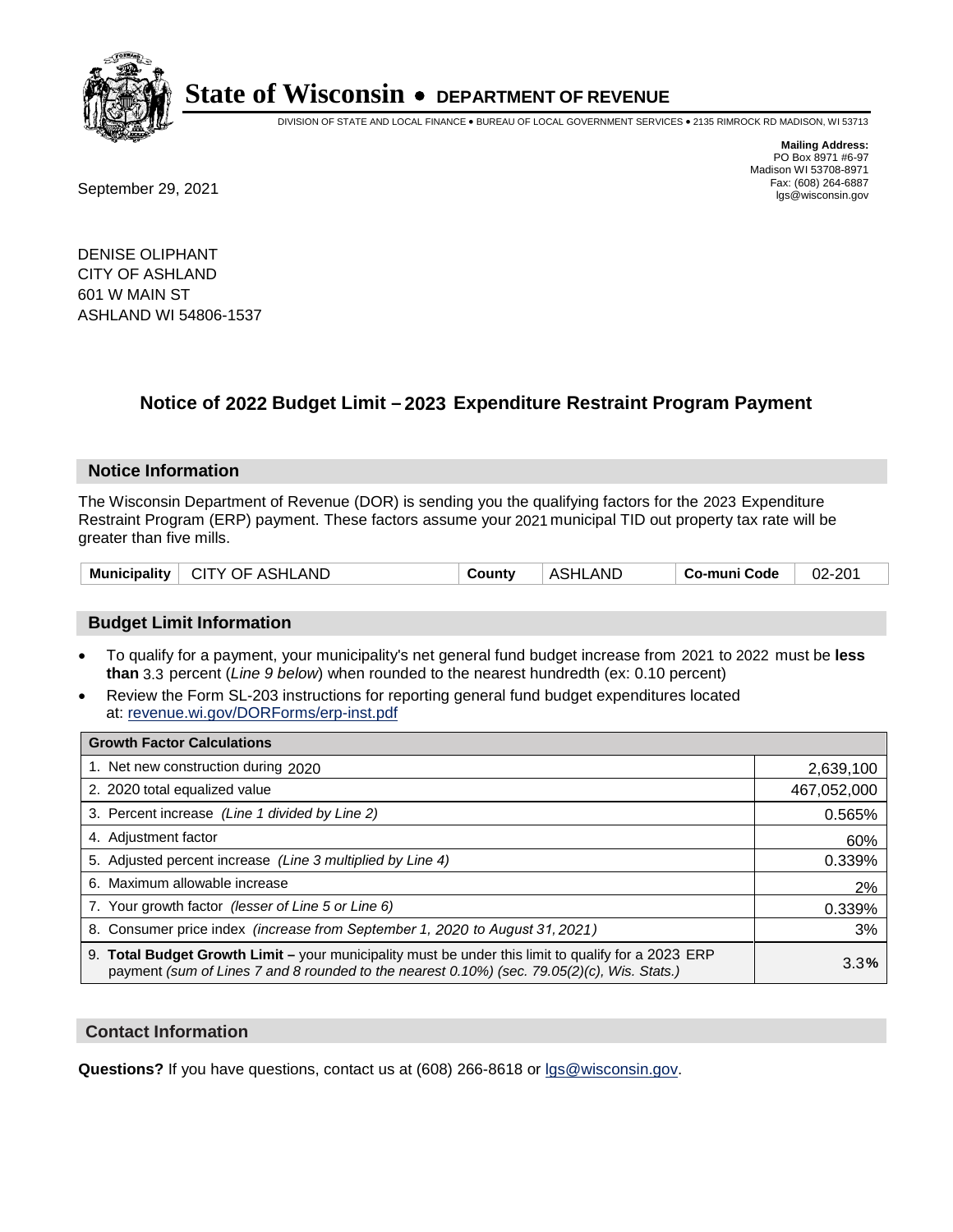# State of Wisconsin • DEPARTMENT OF REVENUE

DIVISION OF STATE AND LOCAL FINANCE • BUREAU OF LOCAL GOVERNMENT SERVICES • 2135 RIMROCK RD MADISON, WI 53713

**Mailing Address:**
PO Box 8971 #6-97
Madison WI 53708-8971
Fax: (608) 264-6887
lgs@wisconsin.gov

September 29, 2021

DENISE OLIPHANT
CITY OF ASHLAND
601 W MAIN ST
ASHLAND WI 54806-1537

## Notice of 2022 Budget Limit – 2023 Expenditure Restraint Program Payment

### Notice Information

The Wisconsin Department of Revenue (DOR) is sending you the qualifying factors for the 2023 Expenditure Restraint Program (ERP) payment. These factors assume your 2021 municipal TID out property tax rate will be greater than five mills.

| Municipality | CITY OF ASHLAND | County | ASHLAND | Co-muni Code | 02-201 |
|---|---|---|---|---|---|

### Budget Limit Information

- To qualify for a payment, your municipality's net general fund budget increase from 2021 to 2022 must be **less than** 3.3 percent (*Line 9 below*) when rounded to the nearest hundredth (ex: 0.10 percent)
- Review the Form SL-203 instructions for reporting general fund budget expenditures located at: revenue.wi.gov/DORForms/erp-inst.pdf

| Growth Factor Calculations | |
|---|---|
| 1. Net new construction during 2020 | 2,639,100 |
| 2. 2020 total equalized value | 467,052,000 |
| 3. Percent increase *(Line 1 divided by Line 2)* | 0.565% |
| 4. Adjustment factor | 60% |
| 5. Adjusted percent increase *(Line 3 multiplied by Line 4)* | 0.339% |
| 6. Maximum allowable increase | 2% |
| 7. Your growth factor *(lesser of Line 5 or Line 6)* | 0.339% |
| 8. Consumer price index *(increase from September 1, 2020 to August 31, 2021)* | 3% |
| 9. **Total Budget Growth Limit** – your municipality must be under this limit to qualify for a 2023 ERP payment *(sum of Lines 7 and 8 rounded to the nearest 0.10%) (sec. 79.05(2)(c), Wis. Stats.)* | **3.3%** |

### Contact Information

**Questions?** If you have questions, contact us at (608) 266-8618 or lgs@wisconsin.gov.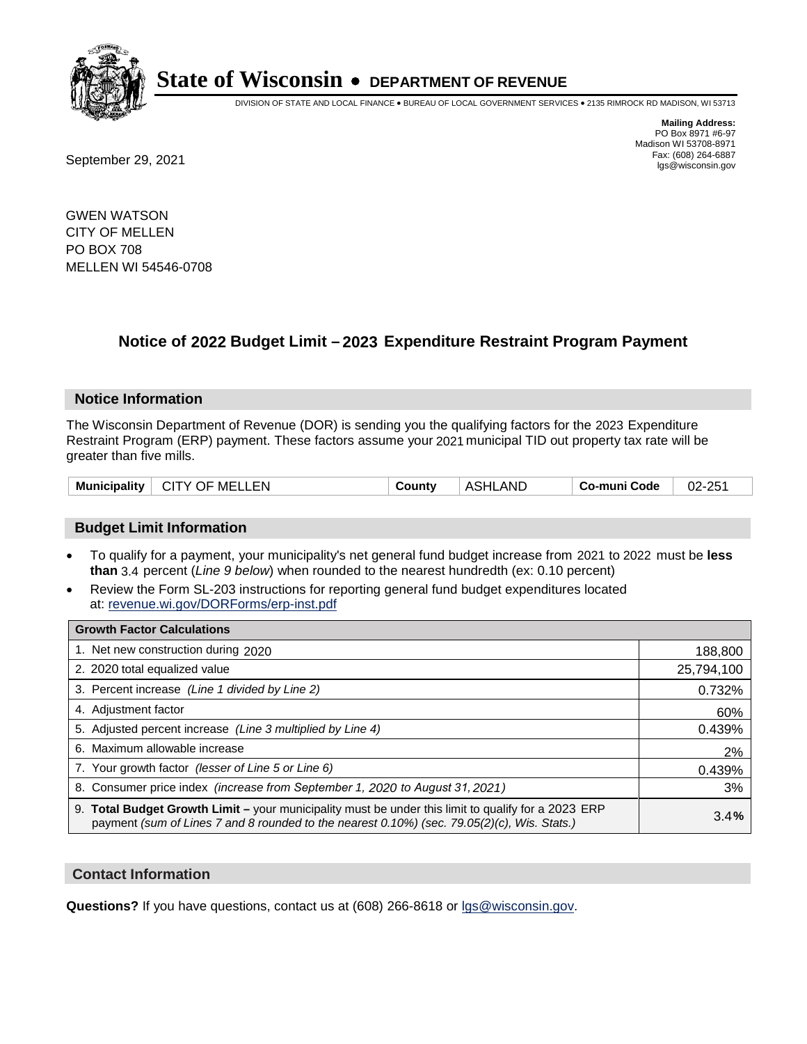# State of Wisconsin • DEPARTMENT OF REVENUE

DIVISION OF STATE AND LOCAL FINANCE • BUREAU OF LOCAL GOVERNMENT SERVICES • 2135 RIMROCK RD MADISON, WI 53713

**Mailing Address:**
PO Box 8971 #6-97
Madison WI 53708-8971
Fax: (608) 264-6887
lgs@wisconsin.gov

September 29, 2021

GWEN WATSON
CITY OF MELLEN
PO BOX 708
MELLEN WI 54546-0708

## Notice of 2022 Budget Limit – 2023 Expenditure Restraint Program Payment

### Notice Information

The Wisconsin Department of Revenue (DOR) is sending you the qualifying factors for the 2023 Expenditure Restraint Program (ERP) payment. These factors assume your 2021 municipal TID out property tax rate will be greater than five mills.

| Municipality | CITY OF MELLEN | County | ASHLAND | Co-muni Code | 02-251 |
|---|---|---|---|---|---|

### Budget Limit Information

- To qualify for a payment, your municipality's net general fund budget increase from 2021 to 2022 must be **less than** 3.4 percent (*Line 9 below*) when rounded to the nearest hundredth (ex: 0.10 percent)
- Review the Form SL-203 instructions for reporting general fund budget expenditures located at: revenue.wi.gov/DORForms/erp-inst.pdf

| Growth Factor Calculations | |
|---|---|
| 1. Net new construction during 2020 | 188,800 |
| 2. 2020 total equalized value | 25,794,100 |
| 3. Percent increase *(Line 1 divided by Line 2)* | 0.732% |
| 4. Adjustment factor | 60% |
| 5. Adjusted percent increase *(Line 3 multiplied by Line 4)* | 0.439% |
| 6. Maximum allowable increase | 2% |
| 7. Your growth factor *(lesser of Line 5 or Line 6)* | 0.439% |
| 8. Consumer price index *(increase from September 1, 2020 to August 31, 2021)* | 3% |
| 9. **Total Budget Growth Limit –** your municipality must be under this limit to qualify for a 2023 ERP payment *(sum of Lines 7 and 8 rounded to the nearest 0.10%) (sec. 79.05(2)(c), Wis. Stats.)* | 3.4**%** |

### Contact Information

**Questions?** If you have questions, contact us at (608) 266-8618 or lgs@wisconsin.gov.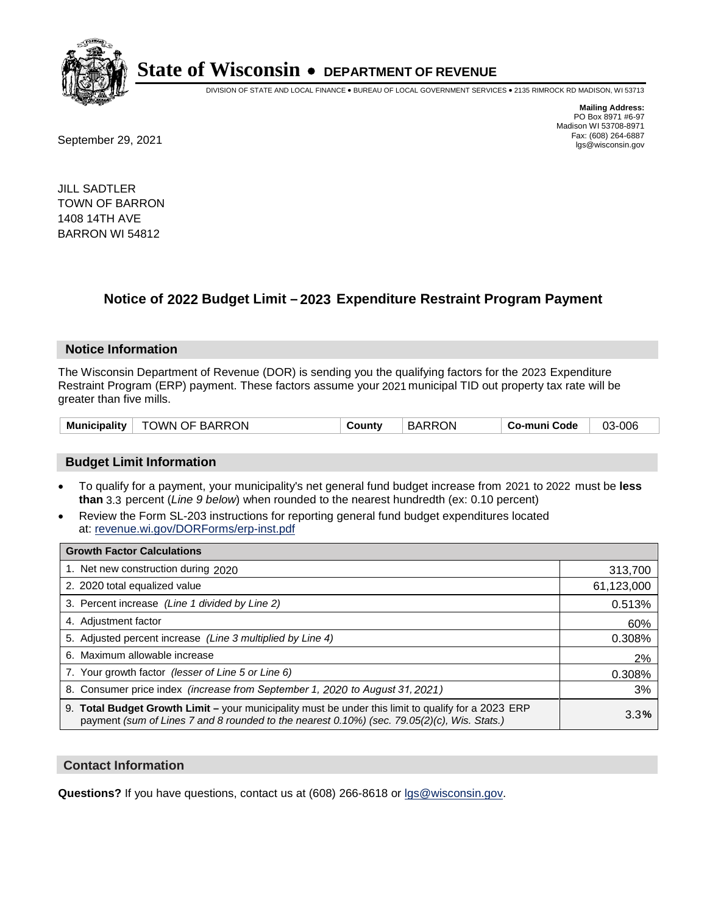# State of Wisconsin • DEPARTMENT OF REVENUE

DIVISION OF STATE AND LOCAL FINANCE • BUREAU OF LOCAL GOVERNMENT SERVICES • 2135 RIMROCK RD MADISON, WI 53713

**Mailing Address:**
PO Box 8971 #6-97
Madison WI 53708-8971
Fax: (608) 264-6887
lgs@wisconsin.gov

September 29, 2021

JILL SADTLER
TOWN OF BARRON
1408 14TH AVE
BARRON WI 54812

## Notice of 2022 Budget Limit – 2023 Expenditure Restraint Program Payment

### Notice Information

The Wisconsin Department of Revenue (DOR) is sending you the qualifying factors for the 2023 Expenditure Restraint Program (ERP) payment. These factors assume your 2021 municipal TID out property tax rate will be greater than five mills.

| Municipality | TOWN OF BARRON | County | BARRON | Co-muni Code | 03-006 |
|---|---|---|---|---|---|

### Budget Limit Information

- To qualify for a payment, your municipality's net general fund budget increase from 2021 to 2022 must be **less than** 3.3 percent (*Line 9 below*) when rounded to the nearest hundredth (ex: 0.10 percent)
- Review the Form SL-203 instructions for reporting general fund budget expenditures located at: revenue.wi.gov/DORForms/erp-inst.pdf

| Growth Factor Calculations | |
|---|---|
| 1. Net new construction during 2020 | 313,700 |
| 2. 2020 total equalized value | 61,123,000 |
| 3. Percent increase *(Line 1 divided by Line 2)* | 0.513% |
| 4. Adjustment factor | 60% |
| 5. Adjusted percent increase *(Line 3 multiplied by Line 4)* | 0.308% |
| 6. Maximum allowable increase | 2% |
| 7. Your growth factor *(lesser of Line 5 or Line 6)* | 0.308% |
| 8. Consumer price index *(increase from September 1, 2020 to August 31, 2021)* | 3% |
| 9. **Total Budget Growth Limit –** your municipality must be under this limit to qualify for a 2023 ERP payment *(sum of Lines 7 and 8 rounded to the nearest 0.10%) (sec. 79.05(2)(c), Wis. Stats.)* | 3.3**%** |

### Contact Information

**Questions?** If you have questions, contact us at (608) 266-8618 or lgs@wisconsin.gov.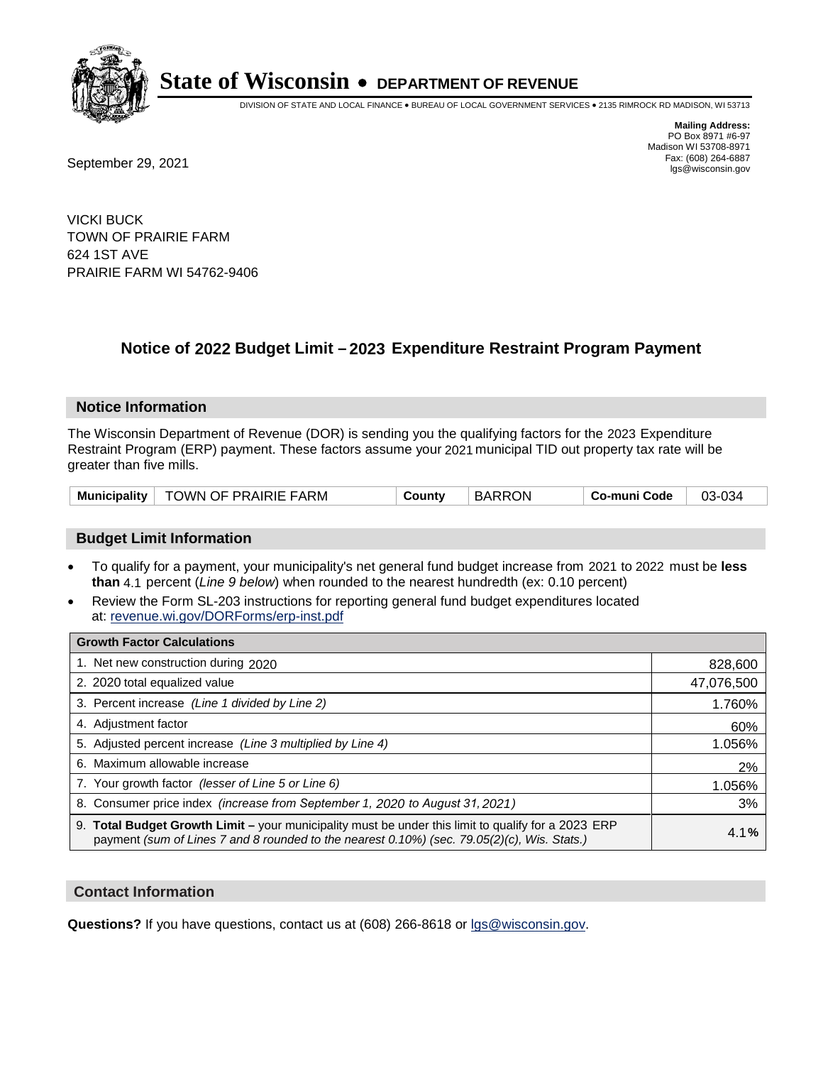# State of Wisconsin • DEPARTMENT OF REVENUE

DIVISION OF STATE AND LOCAL FINANCE • BUREAU OF LOCAL GOVERNMENT SERVICES • 2135 RIMROCK RD MADISON, WI 53713

**Mailing Address:**
PO Box 8971 #6-97
Madison WI 53708-8971
Fax: (608) 264-6887
lgs@wisconsin.gov

September 29, 2021

VICKI BUCK
TOWN OF PRAIRIE FARM
624 1ST AVE
PRAIRIE FARM WI 54762-9406

## Notice of 2022 Budget Limit – 2023 Expenditure Restraint Program Payment

### Notice Information

The Wisconsin Department of Revenue (DOR) is sending you the qualifying factors for the 2023 Expenditure Restraint Program (ERP) payment. These factors assume your 2021 municipal TID out property tax rate will be greater than five mills.

| Municipality | TOWN OF PRAIRIE FARM | County | BARRON | Co-muni Code | 03-034 |
|---|---|---|---|---|---|

### Budget Limit Information

- To qualify for a payment, your municipality's net general fund budget increase from 2021 to 2022 must be **less than** 4.1 percent (*Line 9 below*) when rounded to the nearest hundredth (ex: 0.10 percent)
- Review the Form SL-203 instructions for reporting general fund budget expenditures located at: revenue.wi.gov/DORForms/erp-inst.pdf

| Growth Factor Calculations | |
|---|---|
| 1. Net new construction during 2020 | 828,600 |
| 2. 2020 total equalized value | 47,076,500 |
| 3. Percent increase *(Line 1 divided by Line 2)* | 1.760% |
| 4. Adjustment factor | 60% |
| 5. Adjusted percent increase *(Line 3 multiplied by Line 4)* | 1.056% |
| 6. Maximum allowable increase | 2% |
| 7. Your growth factor *(lesser of Line 5 or Line 6)* | 1.056% |
| 8. Consumer price index *(increase from September 1, 2020 to August 31, 2021)* | 3% |
| 9. **Total Budget Growth Limit –** your municipality must be under this limit to qualify for a 2023 ERP payment *(sum of Lines 7 and 8 rounded to the nearest 0.10%) (sec. 79.05(2)(c), Wis. Stats.)* | 4.1**%** |

### Contact Information

**Questions?** If you have questions, contact us at (608) 266-8618 or lgs@wisconsin.gov.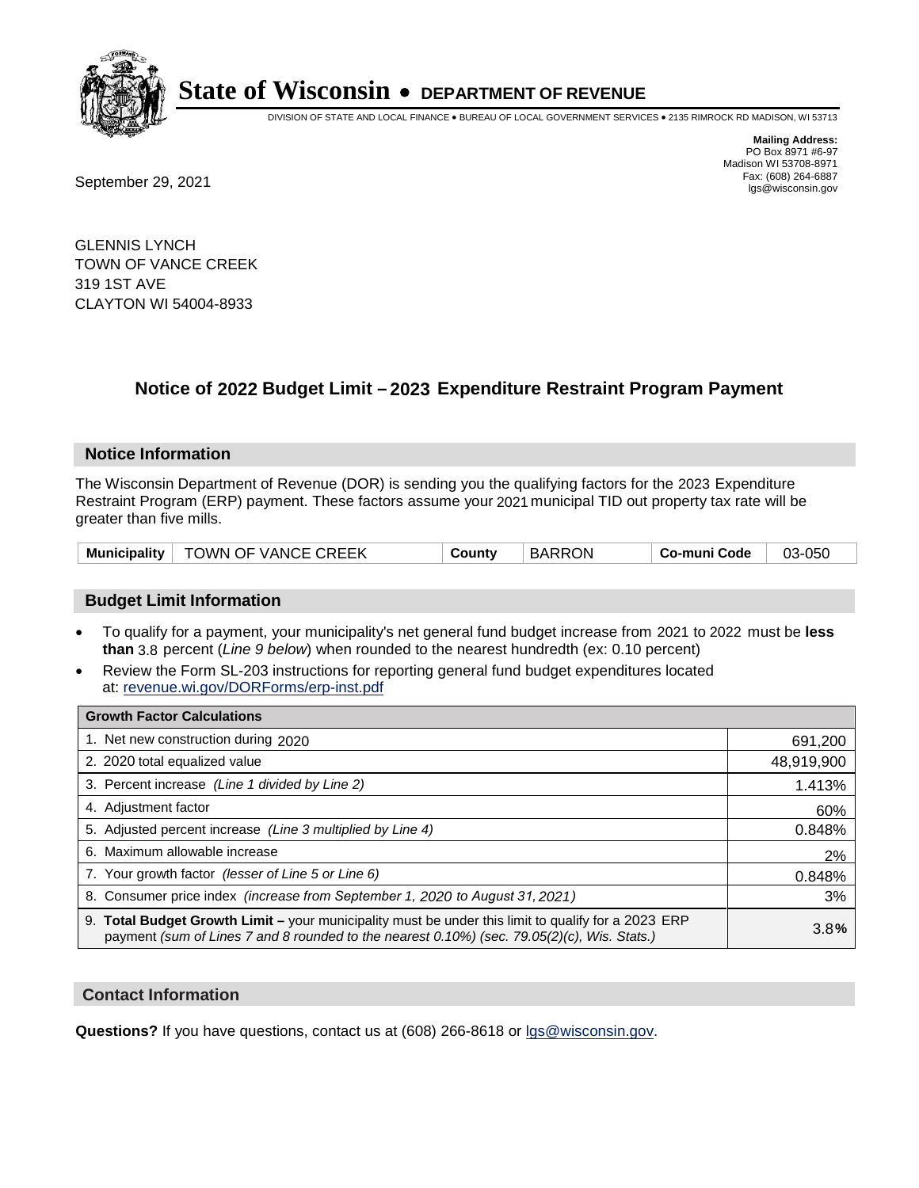# State of Wisconsin • DEPARTMENT OF REVENUE

DIVISION OF STATE AND LOCAL FINANCE • BUREAU OF LOCAL GOVERNMENT SERVICES • 2135 RIMROCK RD MADISON, WI 53713

**Mailing Address:**
PO Box 8971 #6-97
Madison WI 53708-8971
Fax: (608) 264-6887
lgs@wisconsin.gov

September 29, 2021

GLENNIS LYNCH
TOWN OF VANCE CREEK
319 1ST AVE
CLAYTON WI 54004-8933

## Notice of 2022 Budget Limit – 2023 Expenditure Restraint Program Payment

### Notice Information

The Wisconsin Department of Revenue (DOR) is sending you the qualifying factors for the 2023 Expenditure Restraint Program (ERP) payment. These factors assume your 2021 municipal TID out property tax rate will be greater than five mills.

| Municipality | TOWN OF VANCE CREEK | County | BARRON | Co-muni Code | 03-050 |
|---|---|---|---|---|---|

### Budget Limit Information

- To qualify for a payment, your municipality's net general fund budget increase from 2021 to 2022 must be **less than** 3.8 percent (*Line 9 below*) when rounded to the nearest hundredth (ex: 0.10 percent)
- Review the Form SL-203 instructions for reporting general fund budget expenditures located at: revenue.wi.gov/DORForms/erp-inst.pdf

| Growth Factor Calculations | |
|---|---|
| 1. Net new construction during 2020 | 691,200 |
| 2. 2020 total equalized value | 48,919,900 |
| 3. Percent increase *(Line 1 divided by Line 2)* | 1.413% |
| 4. Adjustment factor | 60% |
| 5. Adjusted percent increase *(Line 3 multiplied by Line 4)* | 0.848% |
| 6. Maximum allowable increase | 2% |
| 7. Your growth factor *(lesser of Line 5 or Line 6)* | 0.848% |
| 8. Consumer price index *(increase from September 1, 2020 to August 31, 2021)* | 3% |
| 9. **Total Budget Growth Limit –** your municipality must be under this limit to qualify for a 2023 ERP payment *(sum of Lines 7 and 8 rounded to the nearest 0.10%) (sec. 79.05(2)(c), Wis. Stats.)* | 3.8**%** |

### Contact Information

**Questions?** If you have questions, contact us at (608) 266-8618 or lgs@wisconsin.gov.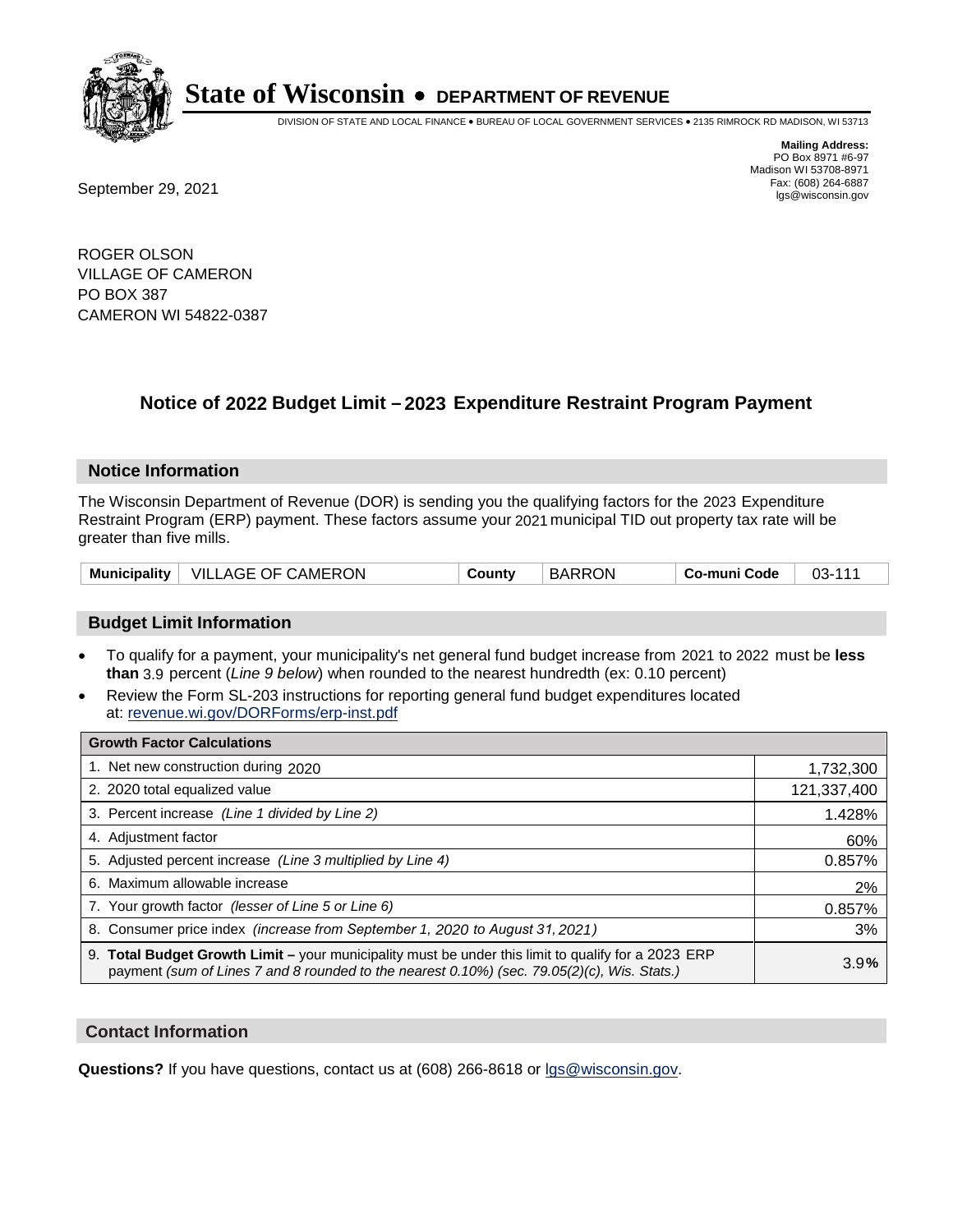# State of Wisconsin • DEPARTMENT OF REVENUE

DIVISION OF STATE AND LOCAL FINANCE • BUREAU OF LOCAL GOVERNMENT SERVICES • 2135 RIMROCK RD MADISON, WI 53713

**Mailing Address:**
PO Box 8971 #6-97
Madison WI 53708-8971
Fax: (608) 264-6887
lgs@wisconsin.gov

September 29, 2021

ROGER OLSON
VILLAGE OF CAMERON
PO BOX 387
CAMERON WI 54822-0387

## Notice of 2022 Budget Limit – 2023 Expenditure Restraint Program Payment

### Notice Information

The Wisconsin Department of Revenue (DOR) is sending you the qualifying factors for the 2023 Expenditure Restraint Program (ERP) payment. These factors assume your 2021 municipal TID out property tax rate will be greater than five mills.

| **Municipality** | VILLAGE OF CAMERON | **County** | BARRON | **Co-muni Code** | 03-111 |
|---|---|---|---|---|---|

### Budget Limit Information

- To qualify for a payment, your municipality's net general fund budget increase from 2021 to 2022 must be **less than** 3.9 percent (*Line 9 below*) when rounded to the nearest hundredth (ex: 0.10 percent)
- Review the Form SL-203 instructions for reporting general fund budget expenditures located at: revenue.wi.gov/DORForms/erp-inst.pdf

| **Growth Factor Calculations** | |
|---|---|
| 1. Net new construction during 2020 | 1,732,300 |
| 2. 2020 total equalized value | 121,337,400 |
| 3. Percent increase *(Line 1 divided by Line 2)* | 1.428% |
| 4. Adjustment factor | 60% |
| 5. Adjusted percent increase *(Line 3 multiplied by Line 4)* | 0.857% |
| 6. Maximum allowable increase | 2% |
| 7. Your growth factor *(lesser of Line 5 or Line 6)* | 0.857% |
| 8. Consumer price index *(increase from September 1, 2020 to August 31, 2021)* | 3% |
| 9. **Total Budget Growth Limit –** your municipality must be under this limit to qualify for a 2023 ERP payment *(sum of Lines 7 and 8 rounded to the nearest 0.10%) (sec. 79.05(2)(c), Wis. Stats.)* | 3.9**%** |

### Contact Information

**Questions?** If you have questions, contact us at (608) 266-8618 or lgs@wisconsin.gov.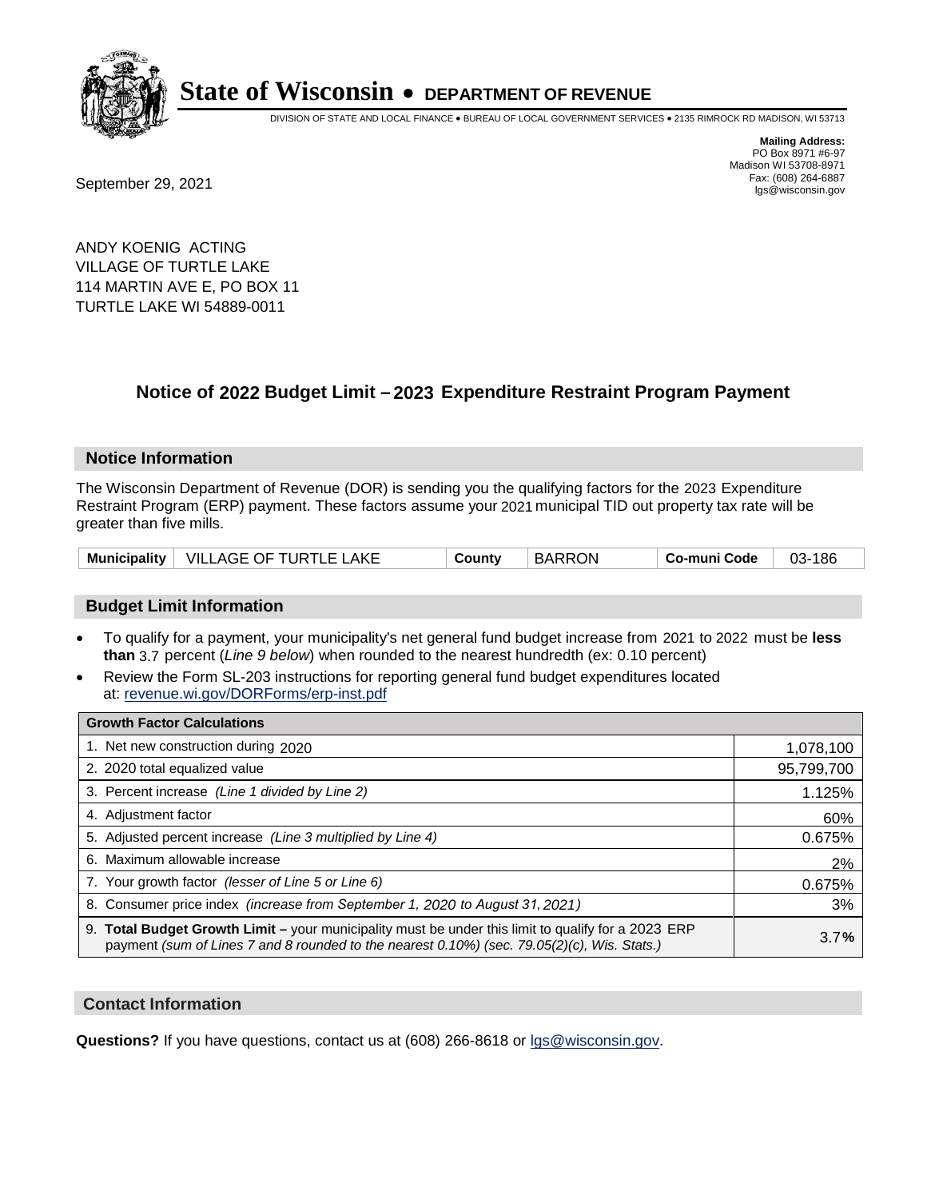# State of Wisconsin • DEPARTMENT OF REVENUE

DIVISION OF STATE AND LOCAL FINANCE • BUREAU OF LOCAL GOVERNMENT SERVICES • 2135 RIMROCK RD MADISON, WI 53713

**Mailing Address:**
PO Box 8971 #6-97
Madison WI 53708-8971
Fax: (608) 264-6887
lgs@wisconsin.gov

September 29, 2021

ANDY KOENIG ACTING
VILLAGE OF TURTLE LAKE
114 MARTIN AVE E, PO BOX 11
TURTLE LAKE WI 54889-0011

## Notice of 2022 Budget Limit – 2023 Expenditure Restraint Program Payment

### Notice Information

The Wisconsin Department of Revenue (DOR) is sending you the qualifying factors for the 2023 Expenditure Restraint Program (ERP) payment. These factors assume your 2021 municipal TID out property tax rate will be greater than five mills.

| Municipality | VILLAGE OF TURTLE LAKE | County | BARRON | Co-muni Code | 03-186 |
|---|---|---|---|---|---|

### Budget Limit Information

- To qualify for a payment, your municipality's net general fund budget increase from 2021 to 2022 must be **less than** 3.7 percent (*Line 9 below*) when rounded to the nearest hundredth (ex: 0.10 percent)
- Review the Form SL-203 instructions for reporting general fund budget expenditures located at: revenue.wi.gov/DORForms/erp-inst.pdf

| Growth Factor Calculations | |
|---|---|
| 1. Net new construction during 2020 | 1,078,100 |
| 2. 2020 total equalized value | 95,799,700 |
| 3. Percent increase *(Line 1 divided by Line 2)* | 1.125% |
| 4. Adjustment factor | 60% |
| 5. Adjusted percent increase *(Line 3 multiplied by Line 4)* | 0.675% |
| 6. Maximum allowable increase | 2% |
| 7. Your growth factor *(lesser of Line 5 or Line 6)* | 0.675% |
| 8. Consumer price index *(increase from September 1, 2020 to August 31, 2021)* | 3% |
| 9. **Total Budget Growth Limit –** your municipality must be under this limit to qualify for a 2023 ERP payment *(sum of Lines 7 and 8 rounded to the nearest 0.10%) (sec. 79.05(2)(c), Wis. Stats.)* | 3.7**%** |

### Contact Information

**Questions?** If you have questions, contact us at (608) 266-8618 or lgs@wisconsin.gov.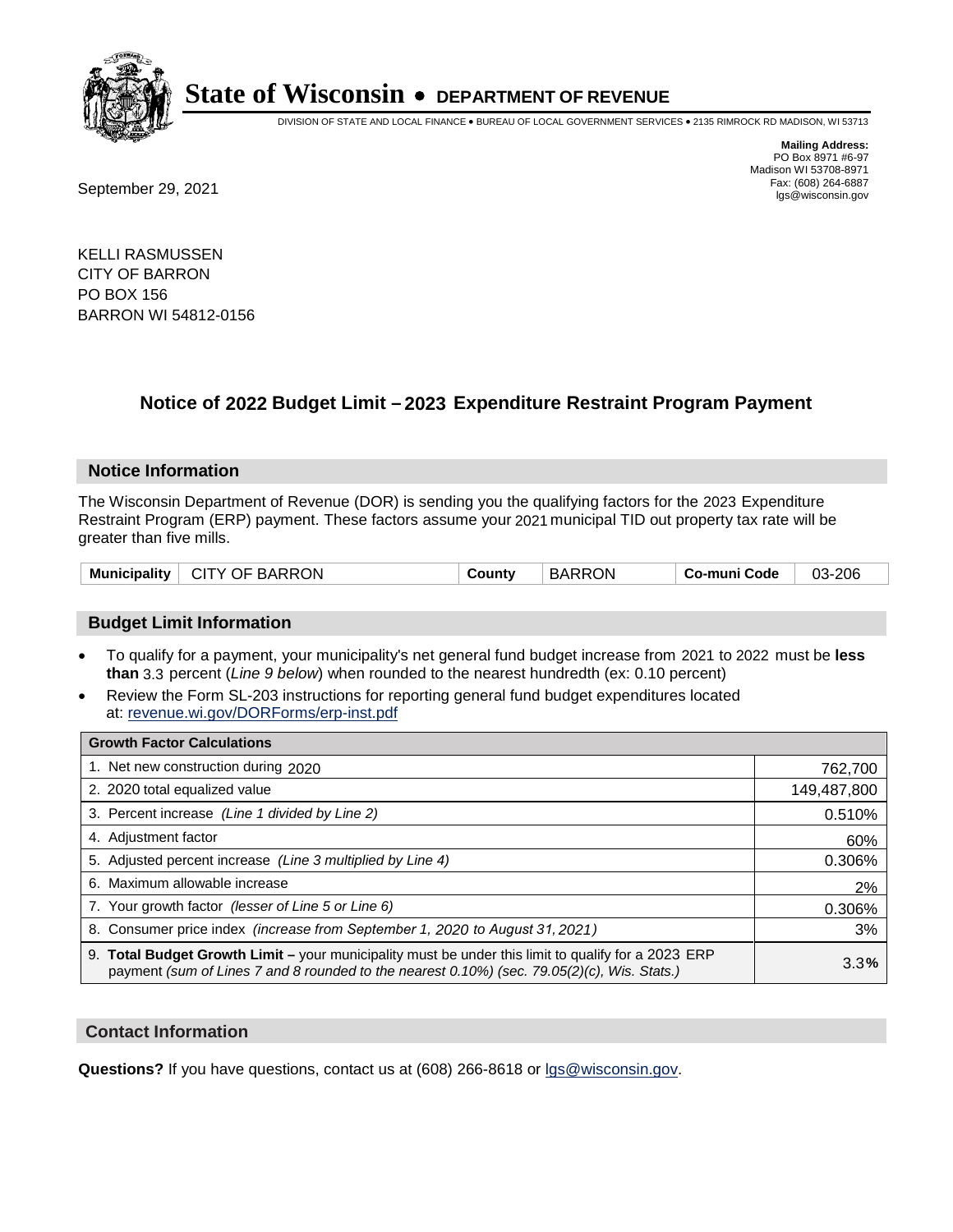# State of Wisconsin • DEPARTMENT OF REVENUE

DIVISION OF STATE AND LOCAL FINANCE • BUREAU OF LOCAL GOVERNMENT SERVICES • 2135 RIMROCK RD MADISON, WI 53713

**Mailing Address:**
PO Box 8971 #6-97
Madison WI 53708-8971
Fax: (608) 264-6887
lgs@wisconsin.gov

September 29, 2021

KELLI RASMUSSEN
CITY OF BARRON
PO BOX 156
BARRON WI 54812-0156

## Notice of 2022 Budget Limit – 2023 Expenditure Restraint Program Payment

### Notice Information

The Wisconsin Department of Revenue (DOR) is sending you the qualifying factors for the 2023 Expenditure Restraint Program (ERP) payment. These factors assume your 2021 municipal TID out property tax rate will be greater than five mills.

| Municipality | CITY OF BARRON | County | BARRON | Co-muni Code | 03-206 |
|---|---|---|---|---|---|

### Budget Limit Information

- To qualify for a payment, your municipality's net general fund budget increase from 2021 to 2022 must be **less than** 3.3 percent (*Line 9 below*) when rounded to the nearest hundredth (ex: 0.10 percent)
- Review the Form SL-203 instructions for reporting general fund budget expenditures located at: revenue.wi.gov/DORForms/erp-inst.pdf

| Growth Factor Calculations | |
|---|---|
| 1. Net new construction during 2020 | 762,700 |
| 2. 2020 total equalized value | 149,487,800 |
| 3. Percent increase *(Line 1 divided by Line 2)* | 0.510% |
| 4. Adjustment factor | 60% |
| 5. Adjusted percent increase *(Line 3 multiplied by Line 4)* | 0.306% |
| 6. Maximum allowable increase | 2% |
| 7. Your growth factor *(lesser of Line 5 or Line 6)* | 0.306% |
| 8. Consumer price index *(increase from September 1, 2020 to August 31, 2021)* | 3% |
| 9. **Total Budget Growth Limit –** your municipality must be under this limit to qualify for a 2023 ERP payment *(sum of Lines 7 and 8 rounded to the nearest 0.10%) (sec. 79.05(2)(c), Wis. Stats.)* | 3.3% |

### Contact Information

**Questions?** If you have questions, contact us at (608) 266-8618 or lgs@wisconsin.gov.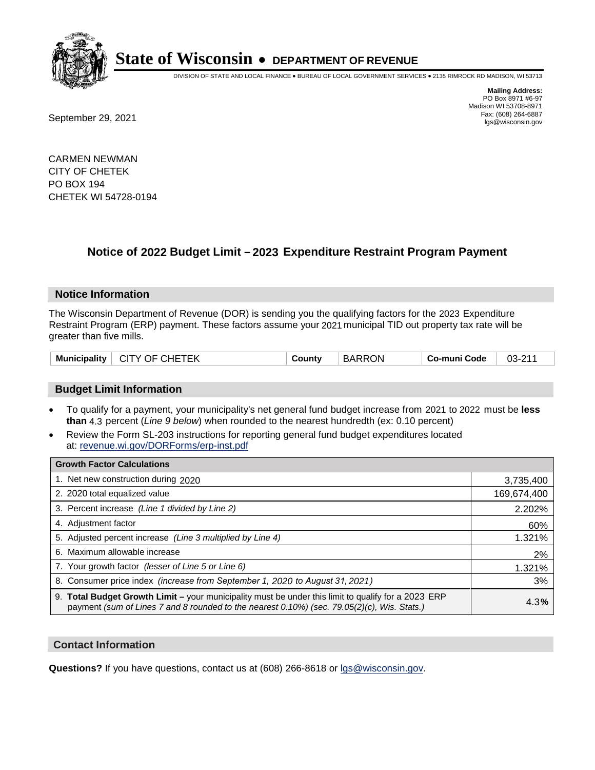# State of Wisconsin • DEPARTMENT OF REVENUE

DIVISION OF STATE AND LOCAL FINANCE • BUREAU OF LOCAL GOVERNMENT SERVICES • 2135 RIMROCK RD MADISON, WI 53713

**Mailing Address:**
PO Box 8971 #6-97
Madison WI 53708-8971
Fax: (608) 264-6887
lgs@wisconsin.gov

September 29, 2021

CARMEN NEWMAN
CITY OF CHETEK
PO BOX 194
CHETEK WI 54728-0194

## Notice of 2022 Budget Limit – 2023 Expenditure Restraint Program Payment

### Notice Information

The Wisconsin Department of Revenue (DOR) is sending you the qualifying factors for the 2023 Expenditure Restraint Program (ERP) payment. These factors assume your 2021 municipal TID out property tax rate will be greater than five mills.

| Municipality | CITY OF CHETEK | County | BARRON | Co-muni Code | 03-211 |
|---|---|---|---|---|---|

### Budget Limit Information

- To qualify for a payment, your municipality's net general fund budget increase from 2021 to 2022 must be **less than** 4.3 percent (*Line 9 below*) when rounded to the nearest hundredth (ex: 0.10 percent)
- Review the Form SL-203 instructions for reporting general fund budget expenditures located at: revenue.wi.gov/DORForms/erp-inst.pdf

| Growth Factor Calculations | |
|---|---|
| 1. Net new construction during 2020 | 3,735,400 |
| 2. 2020 total equalized value | 169,674,400 |
| 3. Percent increase *(Line 1 divided by Line 2)* | 2.202% |
| 4. Adjustment factor | 60% |
| 5. Adjusted percent increase *(Line 3 multiplied by Line 4)* | 1.321% |
| 6. Maximum allowable increase | 2% |
| 7. Your growth factor *(lesser of Line 5 or Line 6)* | 1.321% |
| 8. Consumer price index *(increase from September 1, 2020 to August 31, 2021)* | 3% |
| 9. **Total Budget Growth Limit –** your municipality must be under this limit to qualify for a 2023 ERP payment *(sum of Lines 7 and 8 rounded to the nearest 0.10%) (sec. 79.05(2)(c), Wis. Stats.)* | 4.3**%** |

### Contact Information

**Questions?** If you have questions, contact us at (608) 266-8618 or lgs@wisconsin.gov.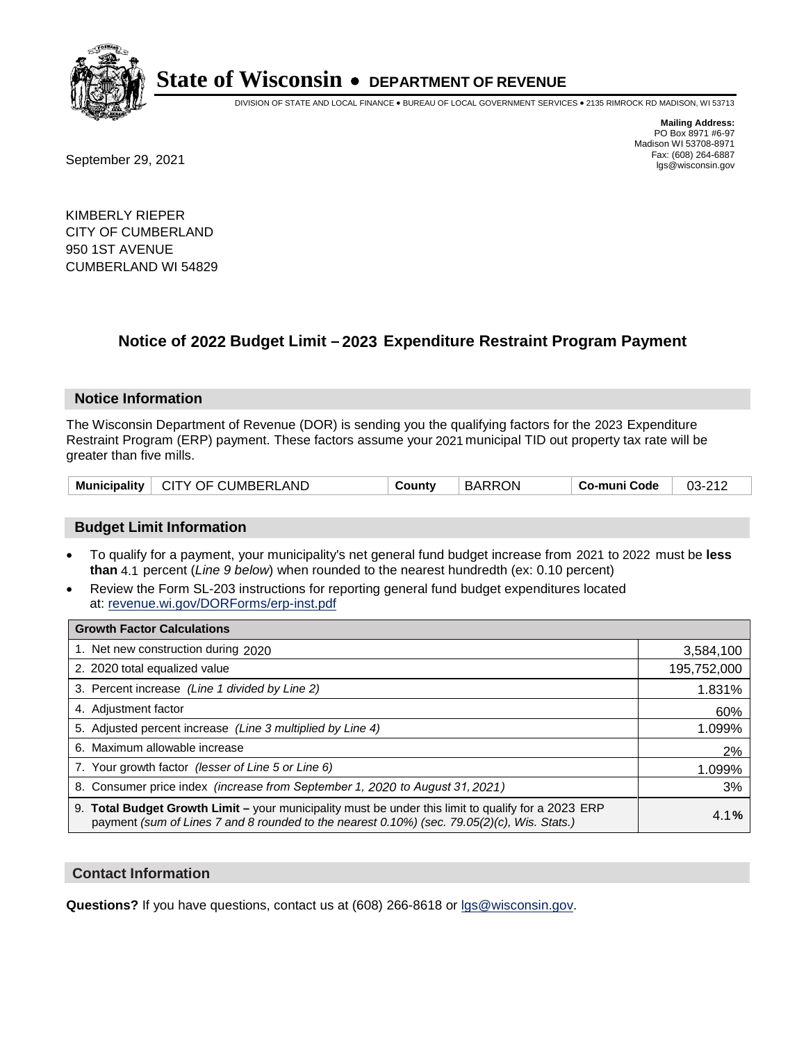# State of Wisconsin • DEPARTMENT OF REVENUE

DIVISION OF STATE AND LOCAL FINANCE • BUREAU OF LOCAL GOVERNMENT SERVICES • 2135 RIMROCK RD MADISON, WI 53713

**Mailing Address:**
PO Box 8971 #6-97
Madison WI 53708-8971
Fax: (608) 264-6887
lgs@wisconsin.gov

September 29, 2021

KIMBERLY RIEPER
CITY OF CUMBERLAND
950 1ST AVENUE
CUMBERLAND WI 54829

## Notice of 2022 Budget Limit – 2023 Expenditure Restraint Program Payment

### Notice Information

The Wisconsin Department of Revenue (DOR) is sending you the qualifying factors for the 2023 Expenditure Restraint Program (ERP) payment. These factors assume your 2021 municipal TID out property tax rate will be greater than five mills.

| Municipality | CITY OF CUMBERLAND | County | BARRON | Co-muni Code | 03-212 |
|---|---|---|---|---|---|

### Budget Limit Information

- To qualify for a payment, your municipality's net general fund budget increase from 2021 to 2022 must be **less than** 4.1 percent (*Line 9 below*) when rounded to the nearest hundredth (ex: 0.10 percent)
- Review the Form SL-203 instructions for reporting general fund budget expenditures located at: revenue.wi.gov/DORForms/erp-inst.pdf

| Growth Factor Calculations | |
|---|---|
| 1. Net new construction during 2020 | 3,584,100 |
| 2. 2020 total equalized value | 195,752,000 |
| 3. Percent increase *(Line 1 divided by Line 2)* | 1.831% |
| 4. Adjustment factor | 60% |
| 5. Adjusted percent increase *(Line 3 multiplied by Line 4)* | 1.099% |
| 6. Maximum allowable increase | 2% |
| 7. Your growth factor *(lesser of Line 5 or Line 6)* | 1.099% |
| 8. Consumer price index *(increase from September 1, 2020 to August 31, 2021)* | 3% |
| 9. **Total Budget Growth Limit –** your municipality must be under this limit to qualify for a 2023 ERP payment *(sum of Lines 7 and 8 rounded to the nearest 0.10%) (sec. 79.05(2)(c), Wis. Stats.)* | 4.1**%** |

### Contact Information

**Questions?** If you have questions, contact us at (608) 266-8618 or lgs@wisconsin.gov.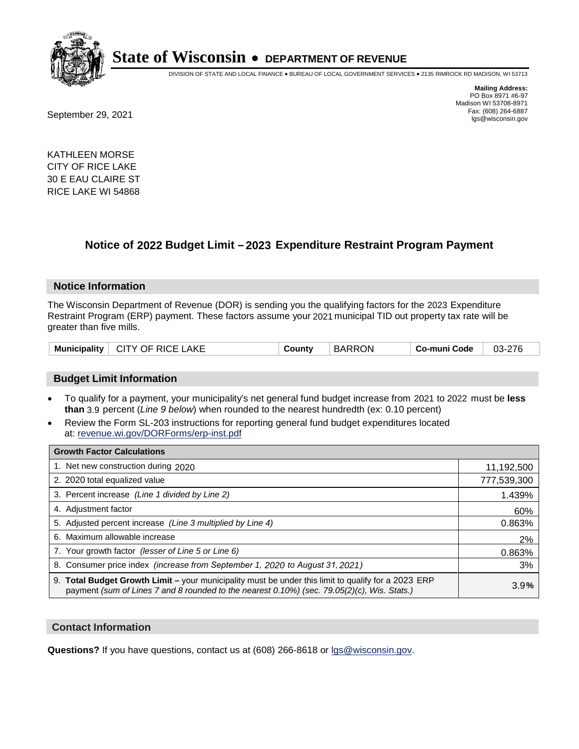# State of Wisconsin • DEPARTMENT OF REVENUE

DIVISION OF STATE AND LOCAL FINANCE • BUREAU OF LOCAL GOVERNMENT SERVICES • 2135 RIMROCK RD MADISON, WI 53713

**Mailing Address:**
PO Box 8971 #6-97
Madison WI 53708-8971
Fax: (608) 264-6887
lgs@wisconsin.gov

September 29, 2021

KATHLEEN MORSE
CITY OF RICE LAKE
30 E EAU CLAIRE ST
RICE LAKE WI 54868

## Notice of 2022 Budget Limit – 2023 Expenditure Restraint Program Payment

### Notice Information

The Wisconsin Department of Revenue (DOR) is sending you the qualifying factors for the 2023 Expenditure Restraint Program (ERP) payment. These factors assume your 2021 municipal TID out property tax rate will be greater than five mills.

| Municipality | CITY OF RICE LAKE | County | BARRON | Co-muni Code | 03-276 |
|---|---|---|---|---|---|

### Budget Limit Information

- To qualify for a payment, your municipality's net general fund budget increase from 2021 to 2022 must be **less than** 3.9 percent (*Line 9 below*) when rounded to the nearest hundredth (ex: 0.10 percent)
- Review the Form SL-203 instructions for reporting general fund budget expenditures located at: revenue.wi.gov/DORForms/erp-inst.pdf

| Growth Factor Calculations | |
|---|---|
| 1. Net new construction during 2020 | 11,192,500 |
| 2. 2020 total equalized value | 777,539,300 |
| 3. Percent increase *(Line 1 divided by Line 2)* | 1.439% |
| 4. Adjustment factor | 60% |
| 5. Adjusted percent increase *(Line 3 multiplied by Line 4)* | 0.863% |
| 6. Maximum allowable increase | 2% |
| 7. Your growth factor *(lesser of Line 5 or Line 6)* | 0.863% |
| 8. Consumer price index *(increase from September 1, 2020 to August 31, 2021)* | 3% |
| 9. **Total Budget Growth Limit –** your municipality must be under this limit to qualify for a 2023 ERP payment *(sum of Lines 7 and 8 rounded to the nearest 0.10%) (sec. 79.05(2)(c), Wis. Stats.)* | 3.9**%** |

### Contact Information

**Questions?** If you have questions, contact us at (608) 266-8618 or lgs@wisconsin.gov.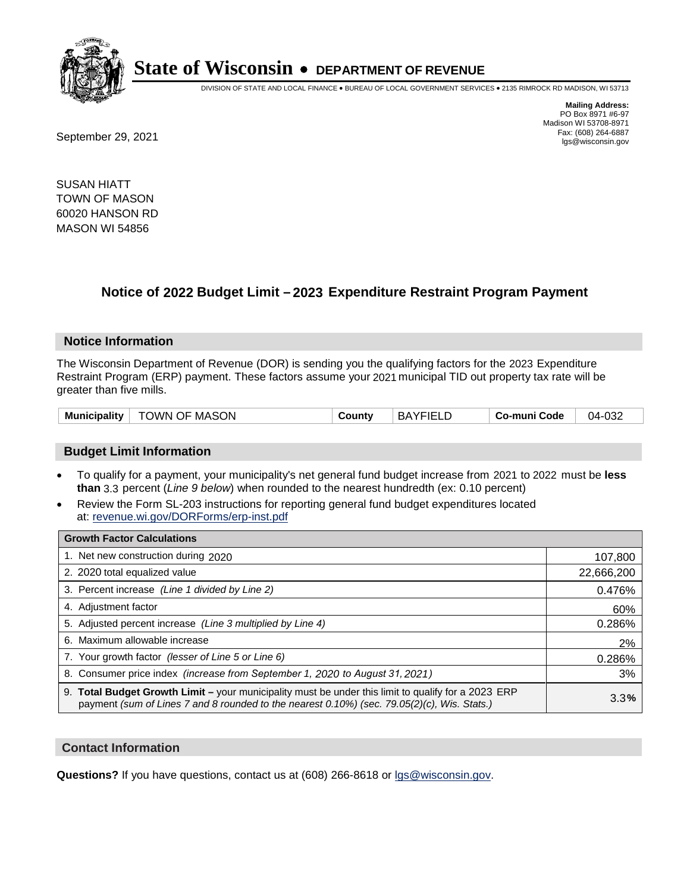# State of Wisconsin • DEPARTMENT OF REVENUE

DIVISION OF STATE AND LOCAL FINANCE • BUREAU OF LOCAL GOVERNMENT SERVICES • 2135 RIMROCK RD MADISON, WI 53713

**Mailing Address:**
PO Box 8971 #6-97
Madison WI 53708-8971
Fax: (608) 264-6887
lgs@wisconsin.gov

September 29, 2021

SUSAN HIATT
TOWN OF MASON
60020 HANSON RD
MASON WI 54856

## Notice of 2022 Budget Limit – 2023 Expenditure Restraint Program Payment

### Notice Information

The Wisconsin Department of Revenue (DOR) is sending you the qualifying factors for the 2023 Expenditure Restraint Program (ERP) payment. These factors assume your 2021 municipal TID out property tax rate will be greater than five mills.

| Municipality | TOWN OF MASON | County | BAYFIELD | Co-muni Code | 04-032 |
|---|---|---|---|---|---|

### Budget Limit Information

- To qualify for a payment, your municipality's net general fund budget increase from 2021 to 2022 must be **less than** 3.3 percent (*Line 9 below*) when rounded to the nearest hundredth (ex: 0.10 percent)
- Review the Form SL-203 instructions for reporting general fund budget expenditures located at: revenue.wi.gov/DORForms/erp-inst.pdf

| Growth Factor Calculations | |
|---|---|
| 1. Net new construction during 2020 | 107,800 |
| 2. 2020 total equalized value | 22,666,200 |
| 3. Percent increase *(Line 1 divided by Line 2)* | 0.476% |
| 4. Adjustment factor | 60% |
| 5. Adjusted percent increase *(Line 3 multiplied by Line 4)* | 0.286% |
| 6. Maximum allowable increase | 2% |
| 7. Your growth factor *(lesser of Line 5 or Line 6)* | 0.286% |
| 8. Consumer price index *(increase from September 1, 2020 to August 31, 2021)* | 3% |
| 9. **Total Budget Growth Limit –** your municipality must be under this limit to qualify for a 2023 ERP payment *(sum of Lines 7 and 8 rounded to the nearest 0.10%) (sec. 79.05(2)(c), Wis. Stats.)* | 3.3**%** |

### Contact Information

**Questions?** If you have questions, contact us at (608) 266-8618 or lgs@wisconsin.gov.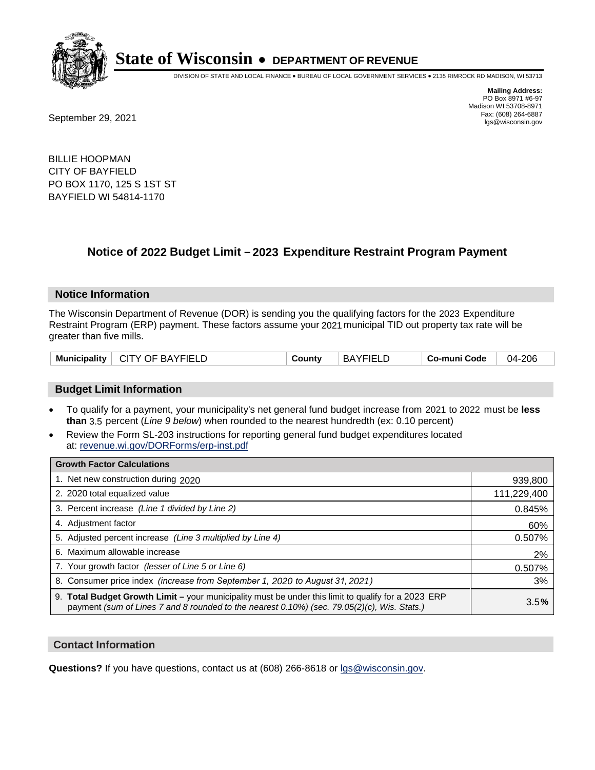# State of Wisconsin • DEPARTMENT OF REVENUE

DIVISION OF STATE AND LOCAL FINANCE • BUREAU OF LOCAL GOVERNMENT SERVICES • 2135 RIMROCK RD MADISON, WI 53713

**Mailing Address:**
PO Box 8971 #6-97
Madison WI 53708-8971
Fax: (608) 264-6887
lgs@wisconsin.gov

September 29, 2021

BILLIE HOOPMAN
CITY OF BAYFIELD
PO BOX 1170, 125 S 1ST ST
BAYFIELD WI 54814-1170

## Notice of 2022 Budget Limit – 2023 Expenditure Restraint Program Payment

### Notice Information

The Wisconsin Department of Revenue (DOR) is sending you the qualifying factors for the 2023 Expenditure Restraint Program (ERP) payment. These factors assume your 2021 municipal TID out property tax rate will be greater than five mills.

| Municipality | CITY OF BAYFIELD | County | BAYFIELD | Co-muni Code | 04-206 |
|---|---|---|---|---|---|

### Budget Limit Information

- To qualify for a payment, your municipality's net general fund budget increase from 2021 to 2022 must be **less than** 3.5 percent (*Line 9 below*) when rounded to the nearest hundredth (ex: 0.10 percent)
- Review the Form SL-203 instructions for reporting general fund budget expenditures located at: revenue.wi.gov/DORForms/erp-inst.pdf

| Growth Factor Calculations | |
|---|---|
| 1. Net new construction during 2020 | 939,800 |
| 2. 2020 total equalized value | 111,229,400 |
| 3. Percent increase *(Line 1 divided by Line 2)* | 0.845% |
| 4. Adjustment factor | 60% |
| 5. Adjusted percent increase *(Line 3 multiplied by Line 4)* | 0.507% |
| 6. Maximum allowable increase | 2% |
| 7. Your growth factor *(lesser of Line 5 or Line 6)* | 0.507% |
| 8. Consumer price index *(increase from September 1, 2020 to August 31, 2021)* | 3% |
| 9. **Total Budget Growth Limit –** your municipality must be under this limit to qualify for a 2023 ERP payment *(sum of Lines 7 and 8 rounded to the nearest 0.10%) (sec. 79.05(2)(c), Wis. Stats.)* | 3.5**%** |

### Contact Information

**Questions?** If you have questions, contact us at (608) 266-8618 or lgs@wisconsin.gov.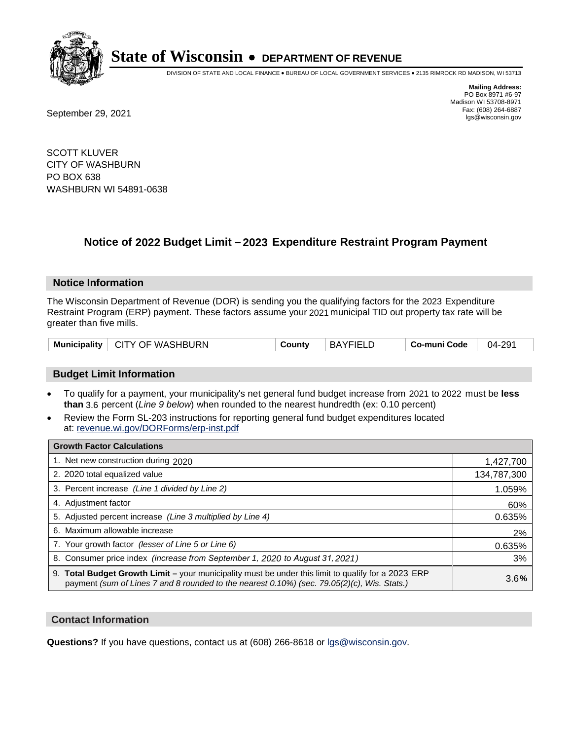# State of Wisconsin • DEPARTMENT OF REVENUE

DIVISION OF STATE AND LOCAL FINANCE • BUREAU OF LOCAL GOVERNMENT SERVICES • 2135 RIMROCK RD MADISON, WI 53713

**Mailing Address:**
PO Box 8971 #6-97
Madison WI 53708-8971
Fax: (608) 264-6887
lgs@wisconsin.gov

September 29, 2021

SCOTT KLUVER
CITY OF WASHBURN
PO BOX 638
WASHBURN WI 54891-0638

## Notice of 2022 Budget Limit – 2023 Expenditure Restraint Program Payment

### Notice Information

The Wisconsin Department of Revenue (DOR) is sending you the qualifying factors for the 2023 Expenditure Restraint Program (ERP) payment. These factors assume your 2021 municipal TID out property tax rate will be greater than five mills.

| Municipality | CITY OF WASHBURN | County | BAYFIELD | Co-muni Code | 04-291 |
|---|---|---|---|---|---|

### Budget Limit Information

- To qualify for a payment, your municipality's net general fund budget increase from 2021 to 2022 must be **less than** 3.6 percent (*Line 9 below*) when rounded to the nearest hundredth (ex: 0.10 percent)
- Review the Form SL-203 instructions for reporting general fund budget expenditures located at: revenue.wi.gov/DORForms/erp-inst.pdf

| Growth Factor Calculations | |
|---|---|
| 1. Net new construction during 2020 | 1,427,700 |
| 2. 2020 total equalized value | 134,787,300 |
| 3. Percent increase *(Line 1 divided by Line 2)* | 1.059% |
| 4. Adjustment factor | 60% |
| 5. Adjusted percent increase *(Line 3 multiplied by Line 4)* | 0.635% |
| 6. Maximum allowable increase | 2% |
| 7. Your growth factor *(lesser of Line 5 or Line 6)* | 0.635% |
| 8. Consumer price index *(increase from September 1, 2020 to August 31, 2021)* | 3% |
| 9. **Total Budget Growth Limit –** your municipality must be under this limit to qualify for a 2023 ERP payment *(sum of Lines 7 and 8 rounded to the nearest 0.10%) (sec. 79.05(2)(c), Wis. Stats.)* | 3.6**%** |

### Contact Information

**Questions?** If you have questions, contact us at (608) 266-8618 or lgs@wisconsin.gov.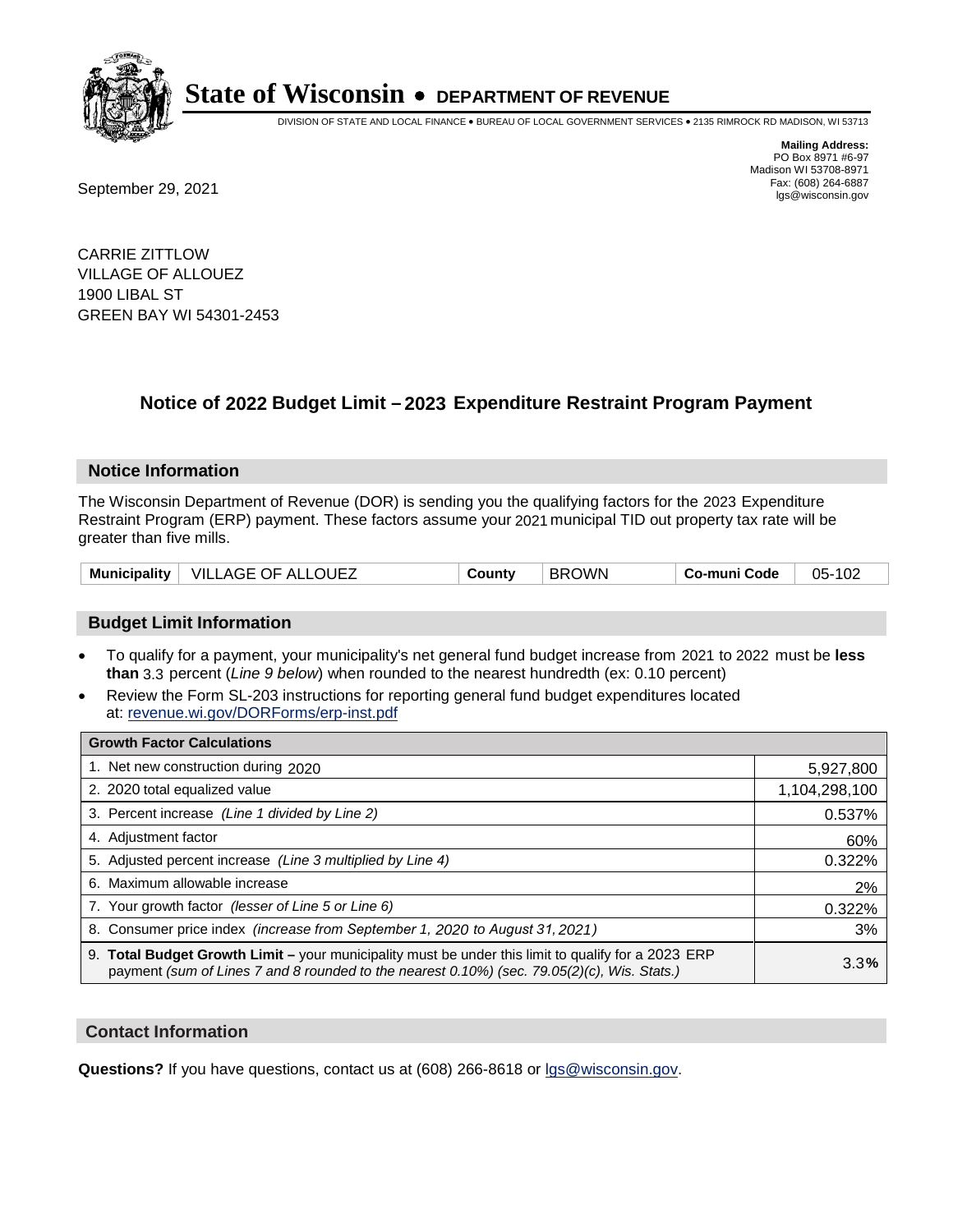# State of Wisconsin • DEPARTMENT OF REVENUE

DIVISION OF STATE AND LOCAL FINANCE • BUREAU OF LOCAL GOVERNMENT SERVICES • 2135 RIMROCK RD MADISON, WI 53713

**Mailing Address:**
PO Box 8971 #6-97
Madison WI 53708-8971
Fax: (608) 264-6887
lgs@wisconsin.gov

September 29, 2021

CARRIE ZITTLOW
VILLAGE OF ALLOUEZ
1900 LIBAL ST
GREEN BAY WI 54301-2453

## Notice of 2022 Budget Limit – 2023 Expenditure Restraint Program Payment

### Notice Information

The Wisconsin Department of Revenue (DOR) is sending you the qualifying factors for the 2023 Expenditure Restraint Program (ERP) payment. These factors assume your 2021 municipal TID out property tax rate will be greater than five mills.

| Municipality | VILLAGE OF ALLOUEZ | County | BROWN | Co-muni Code | 05-102 |
|---|---|---|---|---|---|

### Budget Limit Information

- To qualify for a payment, your municipality's net general fund budget increase from 2021 to 2022 must be **less than** 3.3 percent (*Line 9 below*) when rounded to the nearest hundredth (ex: 0.10 percent)
- Review the Form SL-203 instructions for reporting general fund budget expenditures located at: revenue.wi.gov/DORForms/erp-inst.pdf

| Growth Factor Calculations | |
|---|---|
| 1. Net new construction during 2020 | 5,927,800 |
| 2. 2020 total equalized value | 1,104,298,100 |
| 3. Percent increase *(Line 1 divided by Line 2)* | 0.537% |
| 4. Adjustment factor | 60% |
| 5. Adjusted percent increase *(Line 3 multiplied by Line 4)* | 0.322% |
| 6. Maximum allowable increase | 2% |
| 7. Your growth factor *(lesser of Line 5 or Line 6)* | 0.322% |
| 8. Consumer price index *(increase from September 1, 2020 to August 31, 2021)* | 3% |
| 9. **Total Budget Growth Limit –** your municipality must be under this limit to qualify for a 2023 ERP payment *(sum of Lines 7 and 8 rounded to the nearest 0.10%) (sec. 79.05(2)(c), Wis. Stats.)* | 3.3**%** |

### Contact Information

**Questions?** If you have questions, contact us at (608) 266-8618 or lgs@wisconsin.gov.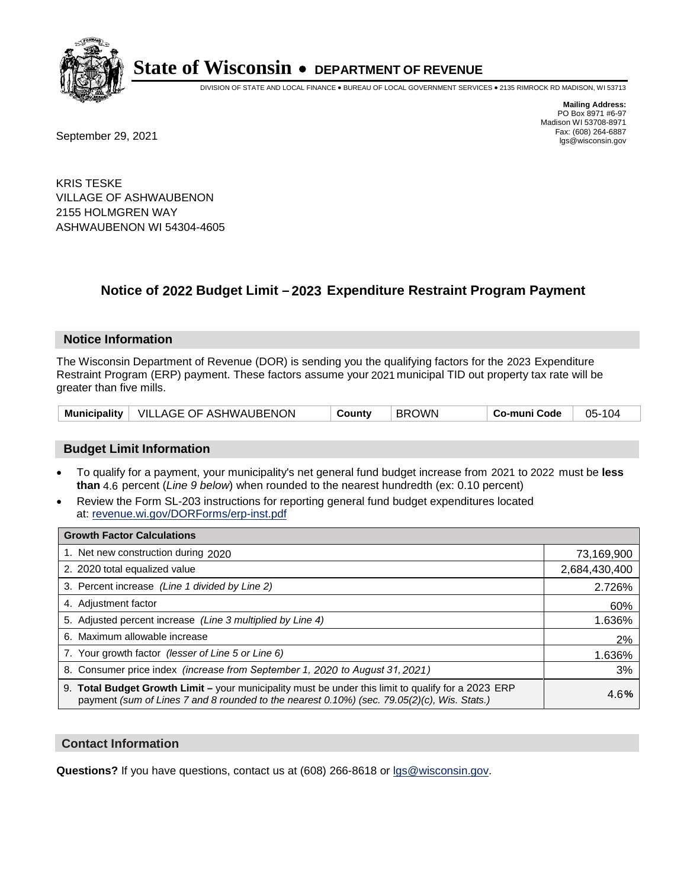# State of Wisconsin • DEPARTMENT OF REVENUE

DIVISION OF STATE AND LOCAL FINANCE • BUREAU OF LOCAL GOVERNMENT SERVICES • 2135 RIMROCK RD MADISON, WI 53713

**Mailing Address:**
PO Box 8971 #6-97
Madison WI 53708-8971
Fax: (608) 264-6887
lgs@wisconsin.gov

September 29, 2021

KRIS TESKE
VILLAGE OF ASHWAUBENON
2155 HOLMGREN WAY
ASHWAUBENON WI 54304-4605

## Notice of 2022 Budget Limit – 2023 Expenditure Restraint Program Payment

### Notice Information

The Wisconsin Department of Revenue (DOR) is sending you the qualifying factors for the 2023 Expenditure Restraint Program (ERP) payment. These factors assume your 2021 municipal TID out property tax rate will be greater than five mills.

| Municipality | VILLAGE OF ASHWAUBENON | County | BROWN | Co-muni Code | 05-104 |
|---|---|---|---|---|---|

### Budget Limit Information

- To qualify for a payment, your municipality's net general fund budget increase from 2021 to 2022 must be **less than** 4.6 percent (*Line 9 below*) when rounded to the nearest hundredth (ex: 0.10 percent)
- Review the Form SL-203 instructions for reporting general fund budget expenditures located at: revenue.wi.gov/DORForms/erp-inst.pdf

| Growth Factor Calculations | |
|---|---|
| 1. Net new construction during 2020 | 73,169,900 |
| 2. 2020 total equalized value | 2,684,430,400 |
| 3. Percent increase *(Line 1 divided by Line 2)* | 2.726% |
| 4. Adjustment factor | 60% |
| 5. Adjusted percent increase *(Line 3 multiplied by Line 4)* | 1.636% |
| 6. Maximum allowable increase | 2% |
| 7. Your growth factor *(lesser of Line 5 or Line 6)* | 1.636% |
| 8. Consumer price index *(increase from September 1, 2020 to August 31, 2021)* | 3% |
| 9. **Total Budget Growth Limit –** your municipality must be under this limit to qualify for a 2023 ERP payment *(sum of Lines 7 and 8 rounded to the nearest 0.10%) (sec. 79.05(2)(c), Wis. Stats.)* | 4.6**%** |

### Contact Information

**Questions?** If you have questions, contact us at (608) 266-8618 or lgs@wisconsin.gov.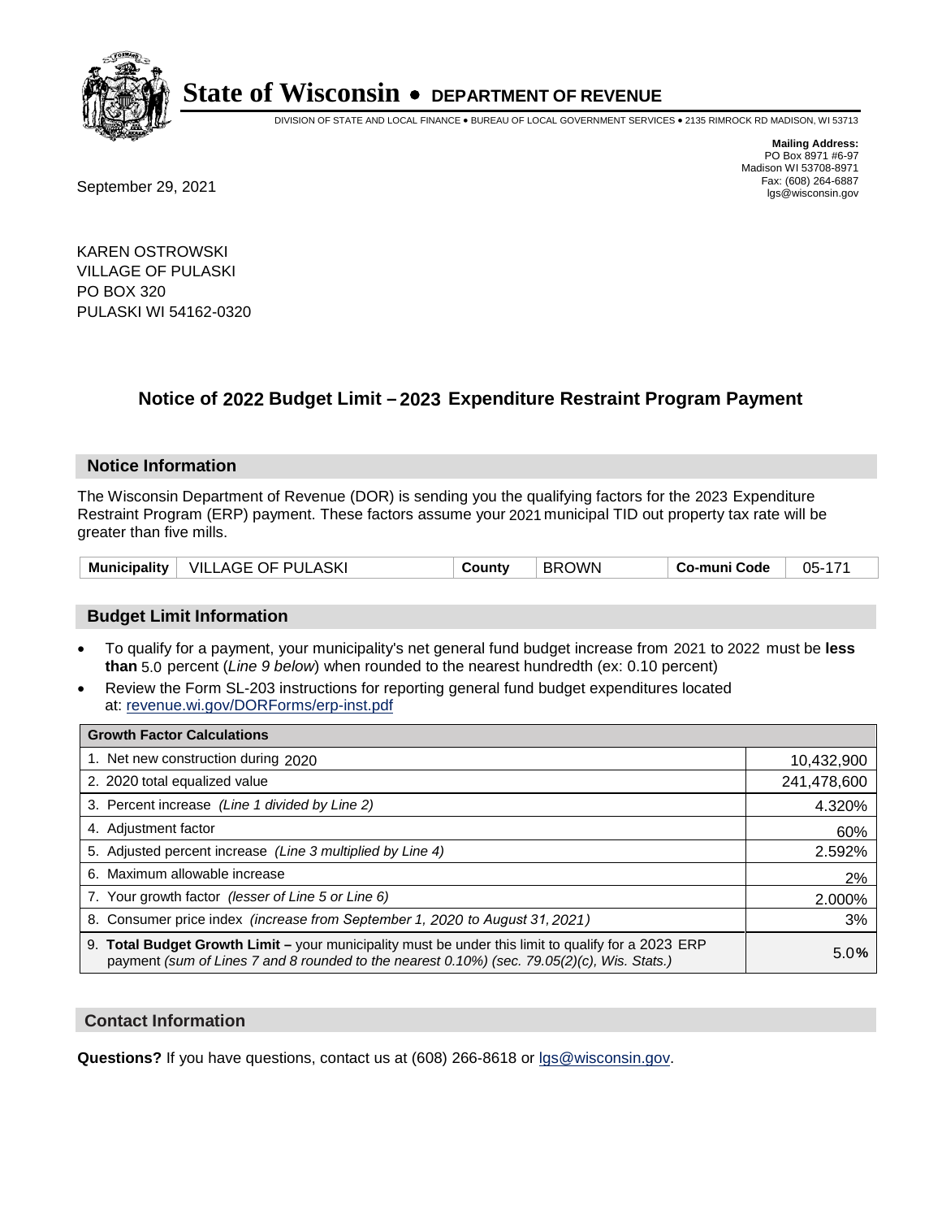**State of Wisconsin • DEPARTMENT OF REVENUE**

DIVISION OF STATE AND LOCAL FINANCE • BUREAU OF LOCAL GOVERNMENT SERVICES • 2135 RIMROCK RD MADISON, WI 53713

**Mailing Address:**
PO Box 8971 #6-97
Madison WI 53708-8971
Fax: (608) 264-6887
lgs@wisconsin.gov

September 29, 2021

KAREN OSTROWSKI
VILLAGE OF PULASKI
PO BOX 320
PULASKI WI 54162-0320

## Notice of 2022 Budget Limit – 2023 Expenditure Restraint Program Payment

### Notice Information

The Wisconsin Department of Revenue (DOR) is sending you the qualifying factors for the 2023 Expenditure Restraint Program (ERP) payment. These factors assume your 2021 municipal TID out property tax rate will be greater than five mills.

| Municipality | VILLAGE OF PULASKI | County | BROWN | Co-muni Code | 05-171 |
|---|---|---|---|---|---|

### Budget Limit Information

- To qualify for a payment, your municipality's net general fund budget increase from 2021 to 2022 must be **less than** 5.0 percent (*Line 9 below*) when rounded to the nearest hundredth (ex: 0.10 percent)
- Review the Form SL-203 instructions for reporting general fund budget expenditures located at: revenue.wi.gov/DORForms/erp-inst.pdf

| Growth Factor Calculations | |
|---|---|
| 1. Net new construction during 2020 | 10,432,900 |
| 2. 2020 total equalized value | 241,478,600 |
| 3. Percent increase *(Line 1 divided by Line 2)* | 4.320% |
| 4. Adjustment factor | 60% |
| 5. Adjusted percent increase *(Line 3 multiplied by Line 4)* | 2.592% |
| 6. Maximum allowable increase | 2% |
| 7. Your growth factor *(lesser of Line 5 or Line 6)* | 2.000% |
| 8. Consumer price index *(increase from September 1, 2020 to August 31, 2021)* | 3% |
| 9. **Total Budget Growth Limit –** your municipality must be under this limit to qualify for a 2023 ERP payment *(sum of Lines 7 and 8 rounded to the nearest 0.10%) (sec. 79.05(2)(c), Wis. Stats.)* | 5.0**%** |

### Contact Information

**Questions?** If you have questions, contact us at (608) 266-8618 or lgs@wisconsin.gov.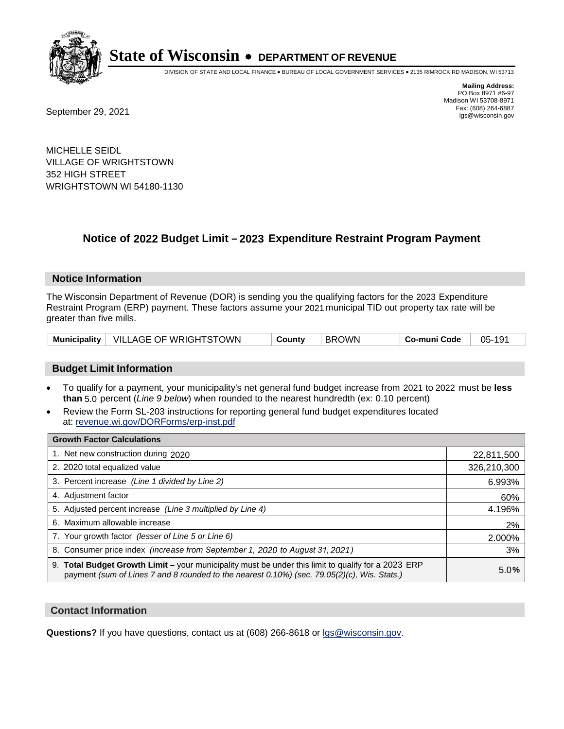# State of Wisconsin • DEPARTMENT OF REVENUE

DIVISION OF STATE AND LOCAL FINANCE • BUREAU OF LOCAL GOVERNMENT SERVICES • 2135 RIMROCK RD MADISON, WI 53713

**Mailing Address:**
PO Box 8971 #6-97
Madison WI 53708-8971
Fax: (608) 264-6887
lgs@wisconsin.gov

September 29, 2021

MICHELLE SEIDL
VILLAGE OF WRIGHTSTOWN
352 HIGH STREET
WRIGHTSTOWN WI 54180-1130

## Notice of 2022 Budget Limit – 2023 Expenditure Restraint Program Payment

### Notice Information

The Wisconsin Department of Revenue (DOR) is sending you the qualifying factors for the 2023 Expenditure Restraint Program (ERP) payment. These factors assume your 2021 municipal TID out property tax rate will be greater than five mills.

| Municipality | VILLAGE OF WRIGHTSTOWN | County | BROWN | Co-muni Code | 05-191 |
|---|---|---|---|---|---|

### Budget Limit Information

- To qualify for a payment, your municipality's net general fund budget increase from 2021 to 2022 must be **less than** 5.0 percent (*Line 9 below*) when rounded to the nearest hundredth (ex: 0.10 percent)
- Review the Form SL-203 instructions for reporting general fund budget expenditures located at: revenue.wi.gov/DORForms/erp-inst.pdf

| Growth Factor Calculations | |
|---|---|
| 1. Net new construction during 2020 | 22,811,500 |
| 2. 2020 total equalized value | 326,210,300 |
| 3. Percent increase *(Line 1 divided by Line 2)* | 6.993% |
| 4. Adjustment factor | 60% |
| 5. Adjusted percent increase *(Line 3 multiplied by Line 4)* | 4.196% |
| 6. Maximum allowable increase | 2% |
| 7. Your growth factor *(lesser of Line 5 or Line 6)* | 2.000% |
| 8. Consumer price index *(increase from September 1, 2020 to August 31, 2021)* | 3% |
| 9. **Total Budget Growth Limit –** your municipality must be under this limit to qualify for a 2023 ERP payment *(sum of Lines 7 and 8 rounded to the nearest 0.10%) (sec. 79.05(2)(c), Wis. Stats.)* | 5.0**%** |

### Contact Information

**Questions?** If you have questions, contact us at (608) 266-8618 or lgs@wisconsin.gov.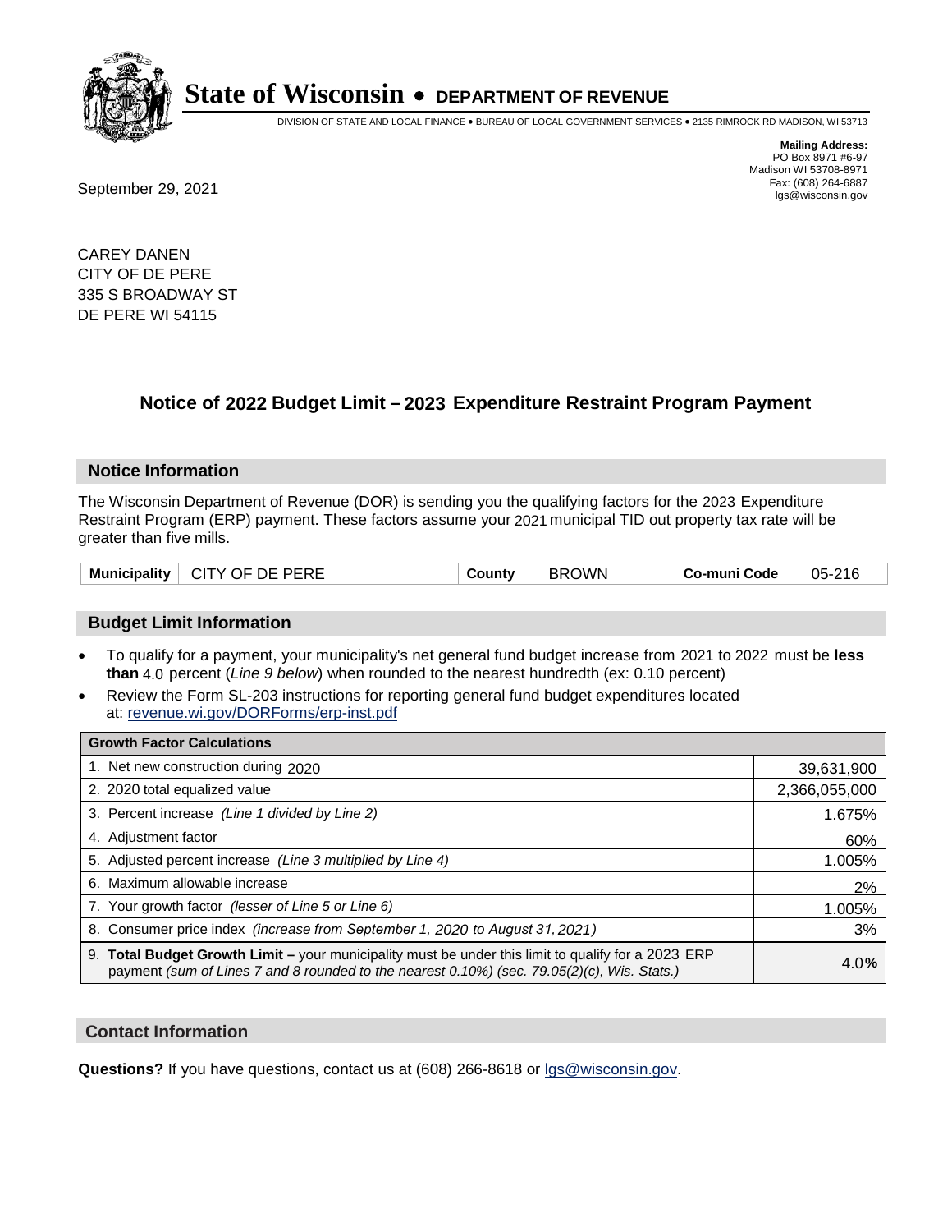# State of Wisconsin • DEPARTMENT OF REVENUE

DIVISION OF STATE AND LOCAL FINANCE • BUREAU OF LOCAL GOVERNMENT SERVICES • 2135 RIMROCK RD MADISON, WI 53713

**Mailing Address:**
PO Box 8971 #6-97
Madison WI 53708-8971
Fax: (608) 264-6887
lgs@wisconsin.gov

September 29, 2021

CAREY DANEN
CITY OF DE PERE
335 S BROADWAY ST
DE PERE WI 54115

## Notice of 2022 Budget Limit – 2023 Expenditure Restraint Program Payment

### Notice Information

The Wisconsin Department of Revenue (DOR) is sending you the qualifying factors for the 2023 Expenditure Restraint Program (ERP) payment. These factors assume your 2021 municipal TID out property tax rate will be greater than five mills.

| Municipality | CITY OF DE PERE | County | BROWN | Co-muni Code | 05-216 |
|---|---|---|---|---|---|

### Budget Limit Information

- To qualify for a payment, your municipality's net general fund budget increase from 2021 to 2022 must be **less than** 4.0 percent (*Line 9 below*) when rounded to the nearest hundredth (ex: 0.10 percent)
- Review the Form SL-203 instructions for reporting general fund budget expenditures located at: revenue.wi.gov/DORForms/erp-inst.pdf

| Growth Factor Calculations | |
|---|---|
| 1. Net new construction during 2020 | 39,631,900 |
| 2. 2020 total equalized value | 2,366,055,000 |
| 3. Percent increase *(Line 1 divided by Line 2)* | 1.675% |
| 4. Adjustment factor | 60% |
| 5. Adjusted percent increase *(Line 3 multiplied by Line 4)* | 1.005% |
| 6. Maximum allowable increase | 2% |
| 7. Your growth factor *(lesser of Line 5 or Line 6)* | 1.005% |
| 8. Consumer price index *(increase from September 1, 2020 to August 31, 2021)* | 3% |
| 9. **Total Budget Growth Limit –** your municipality must be under this limit to qualify for a 2023 ERP payment *(sum of Lines 7 and 8 rounded to the nearest 0.10%) (sec. 79.05(2)(c), Wis. Stats.)* | 4.0% |

### Contact Information

**Questions?** If you have questions, contact us at (608) 266-8618 or lgs@wisconsin.gov.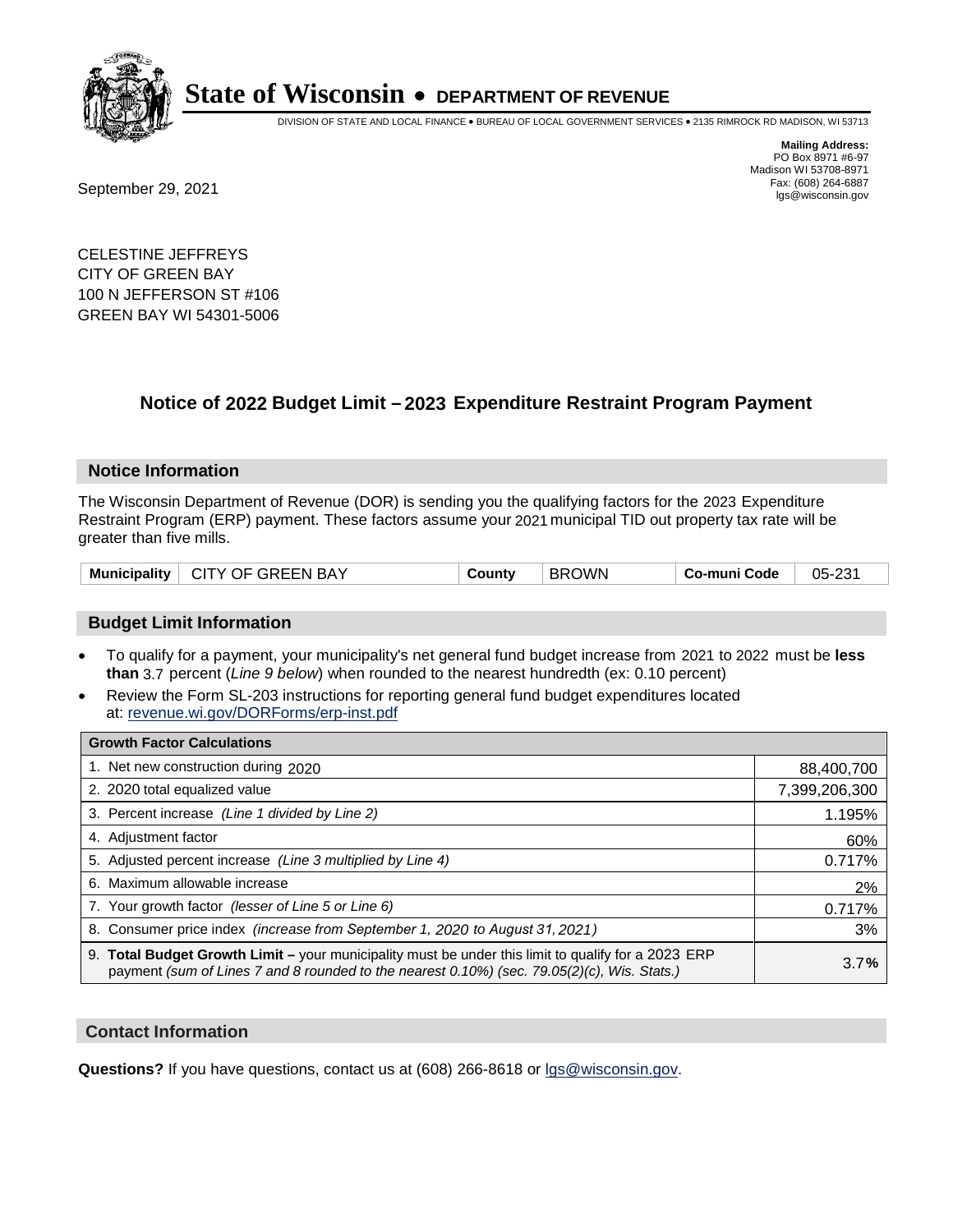# State of Wisconsin • DEPARTMENT OF REVENUE

DIVISION OF STATE AND LOCAL FINANCE • BUREAU OF LOCAL GOVERNMENT SERVICES • 2135 RIMROCK RD MADISON, WI 53713

**Mailing Address:**
PO Box 8971 #6-97
Madison WI 53708-8971
Fax: (608) 264-6887
lgs@wisconsin.gov

September 29, 2021

CELESTINE JEFFREYS
CITY OF GREEN BAY
100 N JEFFERSON ST #106
GREEN BAY WI 54301-5006

## Notice of 2022 Budget Limit – 2023 Expenditure Restraint Program Payment

### Notice Information

The Wisconsin Department of Revenue (DOR) is sending you the qualifying factors for the 2023 Expenditure Restraint Program (ERP) payment. These factors assume your 2021 municipal TID out property tax rate will be greater than five mills.

| Municipality | CITY OF GREEN BAY | County | BROWN | Co-muni Code | 05-231 |
|---|---|---|---|---|---|

### Budget Limit Information

- To qualify for a payment, your municipality's net general fund budget increase from 2021 to 2022 must be **less than** 3.7 percent (*Line 9 below*) when rounded to the nearest hundredth (ex: 0.10 percent)
- Review the Form SL-203 instructions for reporting general fund budget expenditures located at: revenue.wi.gov/DORForms/erp-inst.pdf

| Growth Factor Calculations | |
|---|---|
| 1. Net new construction during 2020 | 88,400,700 |
| 2. 2020 total equalized value | 7,399,206,300 |
| 3. Percent increase *(Line 1 divided by Line 2)* | 1.195% |
| 4. Adjustment factor | 60% |
| 5. Adjusted percent increase *(Line 3 multiplied by Line 4)* | 0.717% |
| 6. Maximum allowable increase | 2% |
| 7. Your growth factor *(lesser of Line 5 or Line 6)* | 0.717% |
| 8. Consumer price index *(increase from September 1, 2020 to August 31, 2021)* | 3% |
| 9. **Total Budget Growth Limit –** your municipality must be under this limit to qualify for a 2023 ERP payment *(sum of Lines 7 and 8 rounded to the nearest 0.10%) (sec. 79.05(2)(c), Wis. Stats.)* | 3.7**%** |

### Contact Information

**Questions?** If you have questions, contact us at (608) 266-8618 or lgs@wisconsin.gov.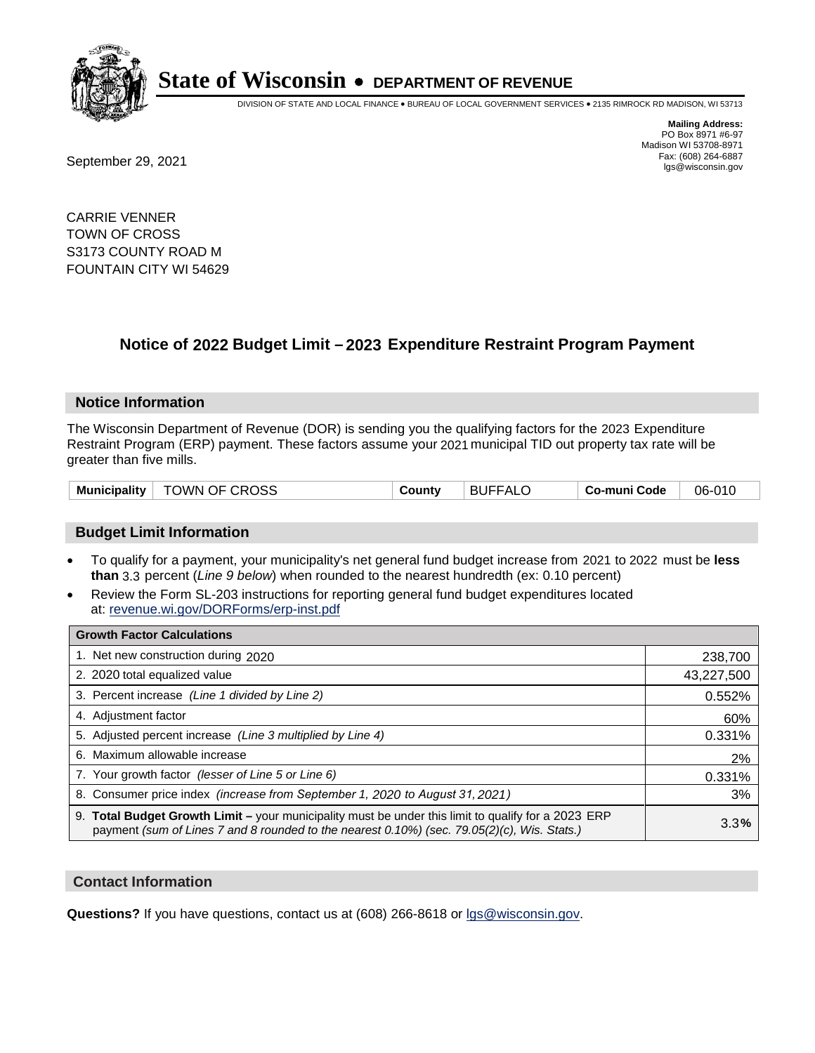# State of Wisconsin • DEPARTMENT OF REVENUE

DIVISION OF STATE AND LOCAL FINANCE • BUREAU OF LOCAL GOVERNMENT SERVICES • 2135 RIMROCK RD MADISON, WI 53713

**Mailing Address:**
PO Box 8971 #6-97
Madison WI 53708-8971
Fax: (608) 264-6887
lgs@wisconsin.gov

September 29, 2021

CARRIE VENNER
TOWN OF CROSS
S3173 COUNTY ROAD M
FOUNTAIN CITY WI 54629

## Notice of 2022 Budget Limit – 2023 Expenditure Restraint Program Payment

### Notice Information

The Wisconsin Department of Revenue (DOR) is sending you the qualifying factors for the 2023 Expenditure Restraint Program (ERP) payment. These factors assume your 2021 municipal TID out property tax rate will be greater than five mills.

| Municipality | TOWN OF CROSS | County | BUFFALO | Co-muni Code | 06-010 |
|---|---|---|---|---|---|

### Budget Limit Information

- To qualify for a payment, your municipality's net general fund budget increase from 2021 to 2022 must be **less than** 3.3 percent (*Line 9 below*) when rounded to the nearest hundredth (ex: 0.10 percent)
- Review the Form SL-203 instructions for reporting general fund budget expenditures located at: revenue.wi.gov/DORForms/erp-inst.pdf

| Growth Factor Calculations | |
|---|---|
| 1. Net new construction during 2020 | 238,700 |
| 2. 2020 total equalized value | 43,227,500 |
| 3. Percent increase *(Line 1 divided by Line 2)* | 0.552% |
| 4. Adjustment factor | 60% |
| 5. Adjusted percent increase *(Line 3 multiplied by Line 4)* | 0.331% |
| 6. Maximum allowable increase | 2% |
| 7. Your growth factor *(lesser of Line 5 or Line 6)* | 0.331% |
| 8. Consumer price index *(increase from September 1, 2020 to August 31, 2021)* | 3% |
| 9. **Total Budget Growth Limit –** your municipality must be under this limit to qualify for a 2023 ERP payment *(sum of Lines 7 and 8 rounded to the nearest 0.10%) (sec. 79.05(2)(c), Wis. Stats.)* | 3.3% |

### Contact Information

**Questions?** If you have questions, contact us at (608) 266-8618 or lgs@wisconsin.gov.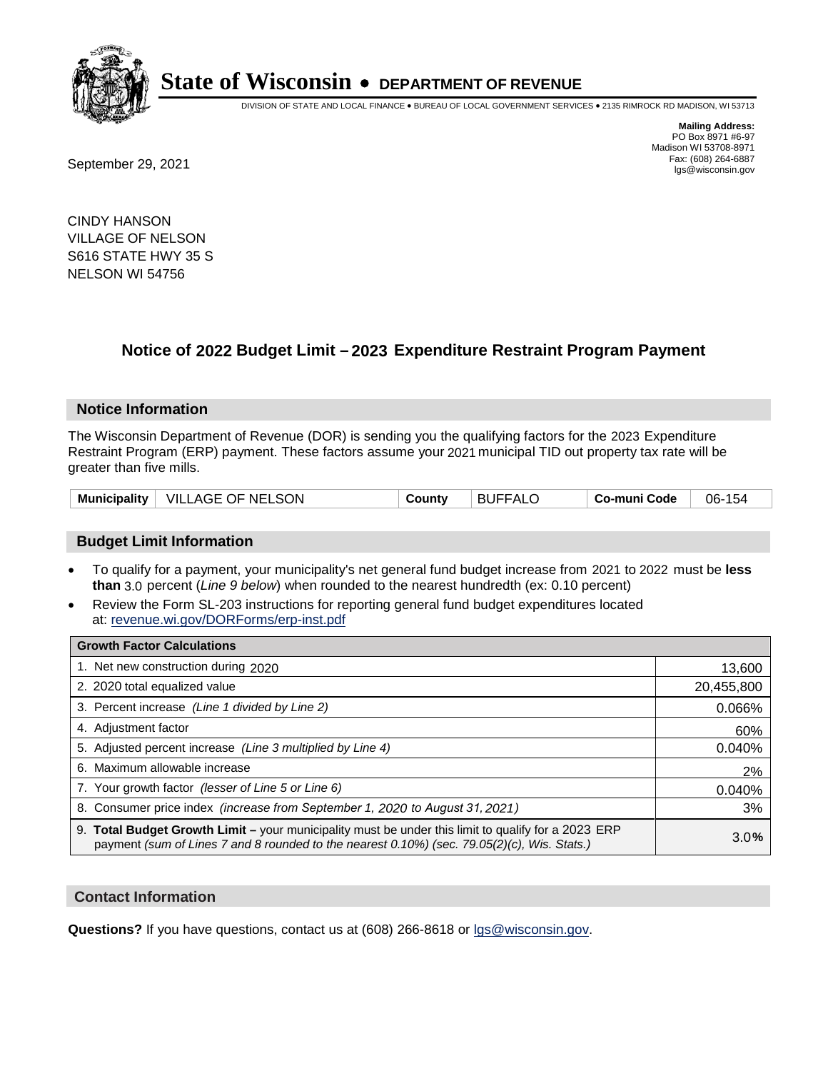# State of Wisconsin • DEPARTMENT OF REVENUE

DIVISION OF STATE AND LOCAL FINANCE • BUREAU OF LOCAL GOVERNMENT SERVICES • 2135 RIMROCK RD MADISON, WI 53713

**Mailing Address:**
PO Box 8971 #6-97
Madison WI 53708-8971
Fax: (608) 264-6887
lgs@wisconsin.gov

September 29, 2021

CINDY HANSON
VILLAGE OF NELSON
S616 STATE HWY 35 S
NELSON WI 54756

## Notice of 2022 Budget Limit – 2023 Expenditure Restraint Program Payment

### Notice Information

The Wisconsin Department of Revenue (DOR) is sending you the qualifying factors for the 2023 Expenditure Restraint Program (ERP) payment. These factors assume your 2021 municipal TID out property tax rate will be greater than five mills.

| Municipality | VILLAGE OF NELSON | County | BUFFALO | Co-muni Code | 06-154 |
|---|---|---|---|---|---|

### Budget Limit Information

- To qualify for a payment, your municipality's net general fund budget increase from 2021 to 2022 must be **less than** 3.0 percent (*Line 9 below*) when rounded to the nearest hundredth (ex: 0.10 percent)
- Review the Form SL-203 instructions for reporting general fund budget expenditures located at: revenue.wi.gov/DORForms/erp-inst.pdf

| Growth Factor Calculations | |
|---|---|
| 1. Net new construction during 2020 | 13,600 |
| 2. 2020 total equalized value | 20,455,800 |
| 3. Percent increase *(Line 1 divided by Line 2)* | 0.066% |
| 4. Adjustment factor | 60% |
| 5. Adjusted percent increase *(Line 3 multiplied by Line 4)* | 0.040% |
| 6. Maximum allowable increase | 2% |
| 7. Your growth factor *(lesser of Line 5 or Line 6)* | 0.040% |
| 8. Consumer price index *(increase from September 1, 2020 to August 31, 2021)* | 3% |
| 9. **Total Budget Growth Limit –** your municipality must be under this limit to qualify for a 2023 ERP payment *(sum of Lines 7 and 8 rounded to the nearest 0.10%) (sec. 79.05(2)(c), Wis. Stats.)* | 3.0**%** |

### Contact Information

**Questions?** If you have questions, contact us at (608) 266-8618 or lgs@wisconsin.gov.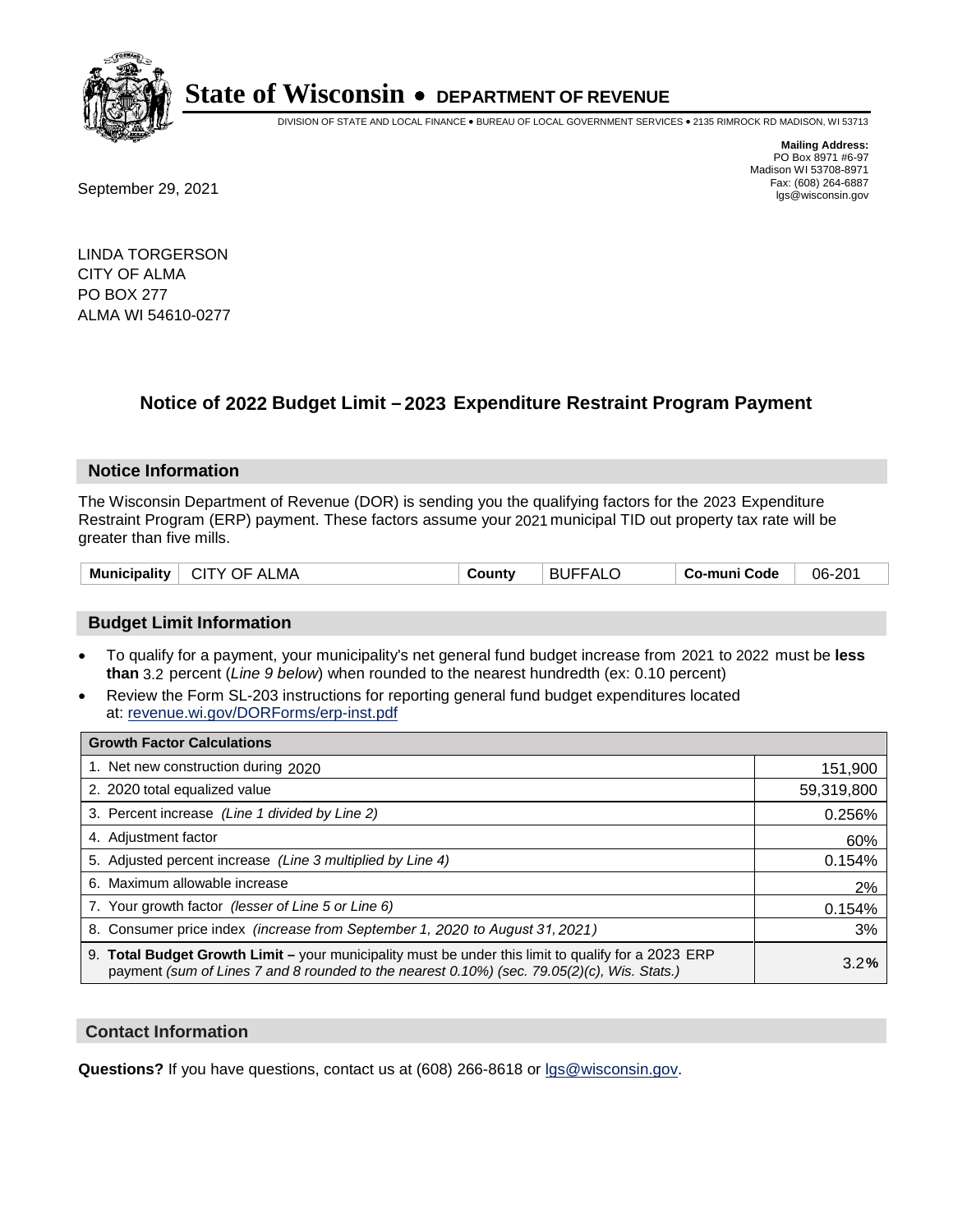# State of Wisconsin • DEPARTMENT OF REVENUE

DIVISION OF STATE AND LOCAL FINANCE • BUREAU OF LOCAL GOVERNMENT SERVICES • 2135 RIMROCK RD MADISON, WI 53713

**Mailing Address:**
PO Box 8971 #6-97
Madison WI 53708-8971
Fax: (608) 264-6887
lgs@wisconsin.gov

September 29, 2021

LINDA TORGERSON
CITY OF ALMA
PO BOX 277
ALMA WI 54610-0277

## Notice of 2022 Budget Limit – 2023 Expenditure Restraint Program Payment

### Notice Information

The Wisconsin Department of Revenue (DOR) is sending you the qualifying factors for the 2023 Expenditure Restraint Program (ERP) payment. These factors assume your 2021 municipal TID out property tax rate will be greater than five mills.

| Municipality | CITY OF ALMA | County | BUFFALO | Co-muni Code | 06-201 |
|---|---|---|---|---|---|

### Budget Limit Information

- To qualify for a payment, your municipality's net general fund budget increase from 2021 to 2022 must be **less than** 3.2 percent (*Line 9 below*) when rounded to the nearest hundredth (ex: 0.10 percent)
- Review the Form SL-203 instructions for reporting general fund budget expenditures located at: revenue.wi.gov/DORForms/erp-inst.pdf

| Growth Factor Calculations | |
|---|---|
| 1. Net new construction during 2020 | 151,900 |
| 2. 2020 total equalized value | 59,319,800 |
| 3. Percent increase *(Line 1 divided by Line 2)* | 0.256% |
| 4. Adjustment factor | 60% |
| 5. Adjusted percent increase *(Line 3 multiplied by Line 4)* | 0.154% |
| 6. Maximum allowable increase | 2% |
| 7. Your growth factor *(lesser of Line 5 or Line 6)* | 0.154% |
| 8. Consumer price index *(increase from September 1, 2020 to August 31, 2021)* | 3% |
| 9. **Total Budget Growth Limit –** your municipality must be under this limit to qualify for a 2023 ERP payment *(sum of Lines 7 and 8 rounded to the nearest 0.10%) (sec. 79.05(2)(c), Wis. Stats.)* | 3.2**%** |

### Contact Information

**Questions?** If you have questions, contact us at (608) 266-8618 or lgs@wisconsin.gov.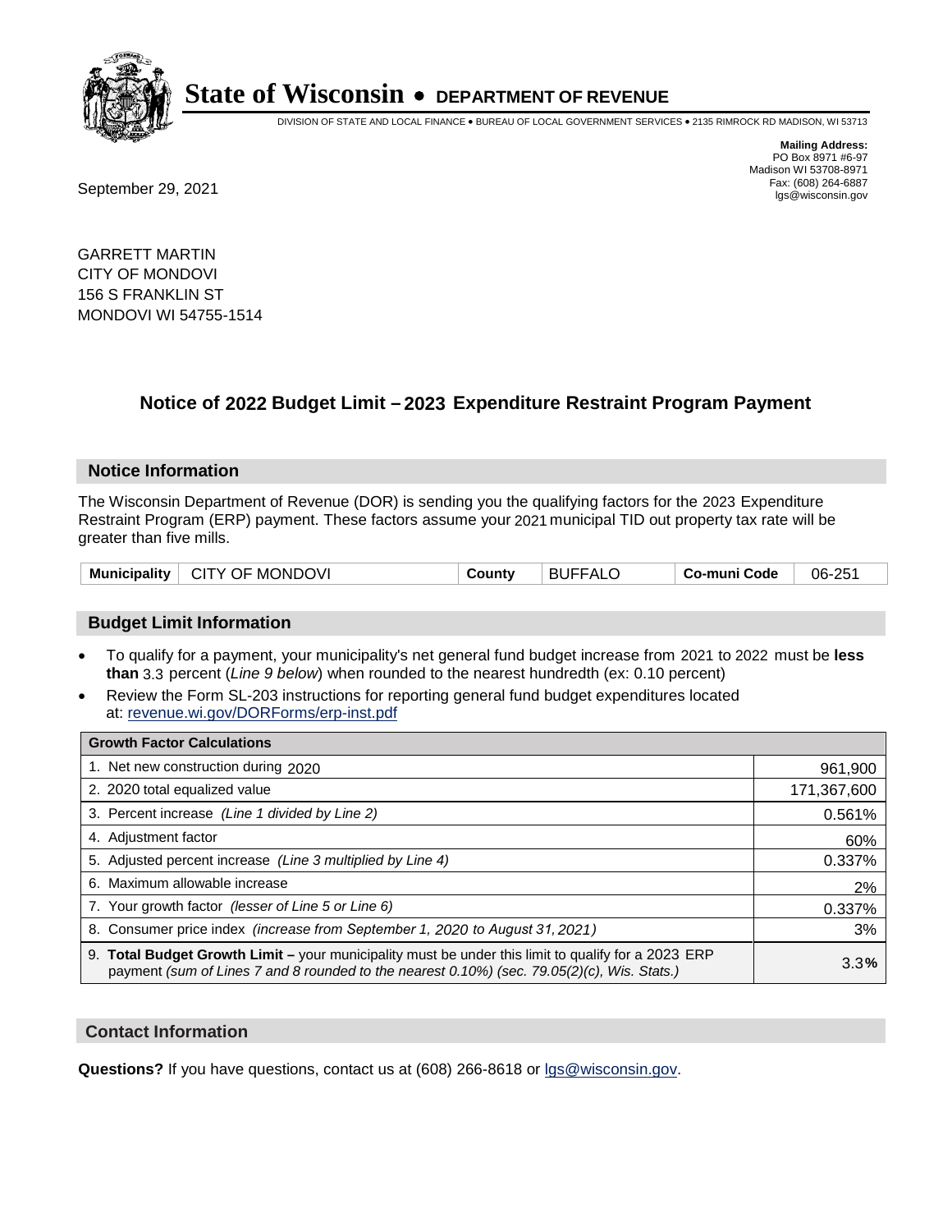# State of Wisconsin • DEPARTMENT OF REVENUE

DIVISION OF STATE AND LOCAL FINANCE • BUREAU OF LOCAL GOVERNMENT SERVICES • 2135 RIMROCK RD MADISON, WI 53713

**Mailing Address:**
PO Box 8971 #6-97
Madison WI 53708-8971
Fax: (608) 264-6887
lgs@wisconsin.gov

September 29, 2021

GARRETT MARTIN
CITY OF MONDOVI
156 S FRANKLIN ST
MONDOVI WI 54755-1514

## Notice of 2022 Budget Limit – 2023 Expenditure Restraint Program Payment

### Notice Information

The Wisconsin Department of Revenue (DOR) is sending you the qualifying factors for the 2023 Expenditure Restraint Program (ERP) payment. These factors assume your 2021 municipal TID out property tax rate will be greater than five mills.

| Municipality | CITY OF MONDOVI | County | BUFFALO | Co-muni Code | 06-251 |
|---|---|---|---|---|---|

### Budget Limit Information

- To qualify for a payment, your municipality's net general fund budget increase from 2021 to 2022 must be **less than** 3.3 percent (*Line 9 below*) when rounded to the nearest hundredth (ex: 0.10 percent)
- Review the Form SL-203 instructions for reporting general fund budget expenditures located at: revenue.wi.gov/DORForms/erp-inst.pdf

| Growth Factor Calculations | |
|---|---|
| 1. Net new construction during 2020 | 961,900 |
| 2. 2020 total equalized value | 171,367,600 |
| 3. Percent increase *(Line 1 divided by Line 2)* | 0.561% |
| 4. Adjustment factor | 60% |
| 5. Adjusted percent increase *(Line 3 multiplied by Line 4)* | 0.337% |
| 6. Maximum allowable increase | 2% |
| 7. Your growth factor *(lesser of Line 5 or Line 6)* | 0.337% |
| 8. Consumer price index *(increase from September 1, 2020 to August 31, 2021)* | 3% |
| 9. **Total Budget Growth Limit –** your municipality must be under this limit to qualify for a 2023 ERP payment *(sum of Lines 7 and 8 rounded to the nearest 0.10%) (sec. 79.05(2)(c), Wis. Stats.)* | 3.3**%** |

### Contact Information

**Questions?** If you have questions, contact us at (608) 266-8618 or lgs@wisconsin.gov.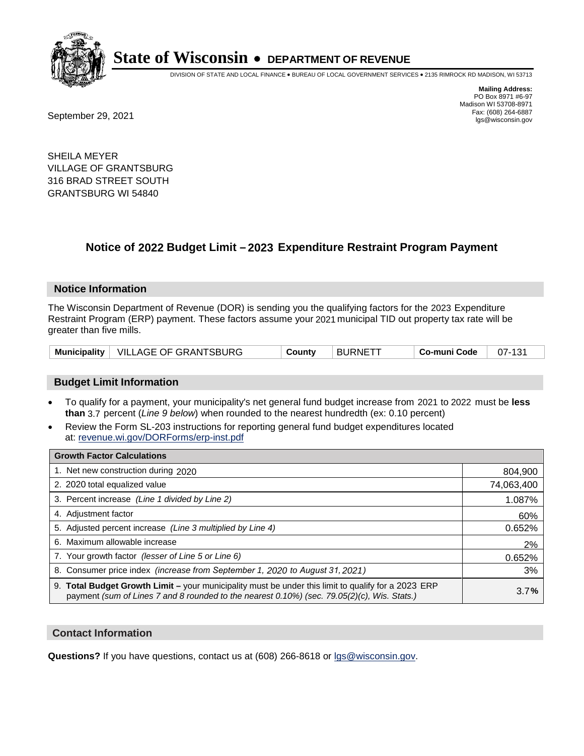# State of Wisconsin • DEPARTMENT OF REVENUE

DIVISION OF STATE AND LOCAL FINANCE • BUREAU OF LOCAL GOVERNMENT SERVICES • 2135 RIMROCK RD MADISON, WI 53713

**Mailing Address:**
PO Box 8971 #6-97
Madison WI 53708-8971
Fax: (608) 264-6887
lgs@wisconsin.gov

September 29, 2021

SHEILA MEYER
VILLAGE OF GRANTSBURG
316 BRAD STREET SOUTH
GRANTSBURG WI 54840

## Notice of 2022 Budget Limit – 2023 Expenditure Restraint Program Payment

### Notice Information

The Wisconsin Department of Revenue (DOR) is sending you the qualifying factors for the 2023 Expenditure Restraint Program (ERP) payment. These factors assume your 2021 municipal TID out property tax rate will be greater than five mills.

| Municipality | VILLAGE OF GRANTSBURG | County | BURNETT | Co-muni Code | 07-131 |
|---|---|---|---|---|---|

### Budget Limit Information

- To qualify for a payment, your municipality's net general fund budget increase from 2021 to 2022 must be **less than** 3.7 percent (*Line 9 below*) when rounded to the nearest hundredth (ex: 0.10 percent)
- Review the Form SL-203 instructions for reporting general fund budget expenditures located at: revenue.wi.gov/DORForms/erp-inst.pdf

| Growth Factor Calculations | |
|---|---|
| 1. Net new construction during 2020 | 804,900 |
| 2. 2020 total equalized value | 74,063,400 |
| 3. Percent increase *(Line 1 divided by Line 2)* | 1.087% |
| 4. Adjustment factor | 60% |
| 5. Adjusted percent increase *(Line 3 multiplied by Line 4)* | 0.652% |
| 6. Maximum allowable increase | 2% |
| 7. Your growth factor *(lesser of Line 5 or Line 6)* | 0.652% |
| 8. Consumer price index *(increase from September 1, 2020 to August 31, 2021)* | 3% |
| 9. **Total Budget Growth Limit –** your municipality must be under this limit to qualify for a 2023 ERP payment *(sum of Lines 7 and 8 rounded to the nearest 0.10%) (sec. 79.05(2)(c), Wis. Stats.)* | 3.7**%** |

### Contact Information

**Questions?** If you have questions, contact us at (608) 266-8618 or lgs@wisconsin.gov.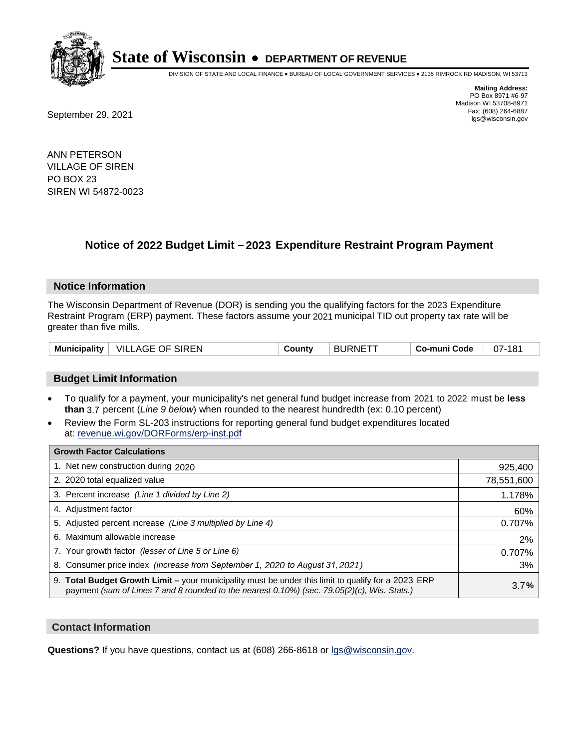# State of Wisconsin • DEPARTMENT OF REVENUE

DIVISION OF STATE AND LOCAL FINANCE • BUREAU OF LOCAL GOVERNMENT SERVICES • 2135 RIMROCK RD MADISON, WI 53713

**Mailing Address:**
PO Box 8971 #6-97
Madison WI 53708-8971
Fax: (608) 264-6887
lgs@wisconsin.gov

September 29, 2021

ANN PETERSON
VILLAGE OF SIREN
PO BOX 23
SIREN WI 54872-0023

## Notice of 2022 Budget Limit – 2023 Expenditure Restraint Program Payment

### Notice Information

The Wisconsin Department of Revenue (DOR) is sending you the qualifying factors for the 2023 Expenditure Restraint Program (ERP) payment. These factors assume your 2021 municipal TID out property tax rate will be greater than five mills.

| Municipality | VILLAGE OF SIREN | County | BURNETT | Co-muni Code | 07-181 |
|---|---|---|---|---|---|

### Budget Limit Information

- To qualify for a payment, your municipality's net general fund budget increase from 2021 to 2022 must be **less than** 3.7 percent (*Line 9 below*) when rounded to the nearest hundredth (ex: 0.10 percent)
- Review the Form SL-203 instructions for reporting general fund budget expenditures located at: revenue.wi.gov/DORForms/erp-inst.pdf

| Growth Factor Calculations | |
|---|---|
| 1. Net new construction during 2020 | 925,400 |
| 2. 2020 total equalized value | 78,551,600 |
| 3. Percent increase *(Line 1 divided by Line 2)* | 1.178% |
| 4. Adjustment factor | 60% |
| 5. Adjusted percent increase *(Line 3 multiplied by Line 4)* | 0.707% |
| 6. Maximum allowable increase | 2% |
| 7. Your growth factor *(lesser of Line 5 or Line 6)* | 0.707% |
| 8. Consumer price index *(increase from September 1, 2020 to August 31, 2021)* | 3% |
| 9. **Total Budget Growth Limit –** your municipality must be under this limit to qualify for a 2023 ERP payment *(sum of Lines 7 and 8 rounded to the nearest 0.10%) (sec. 79.05(2)(c), Wis. Stats.)* | 3.7**%** |

### Contact Information

**Questions?** If you have questions, contact us at (608) 266-8618 or lgs@wisconsin.gov.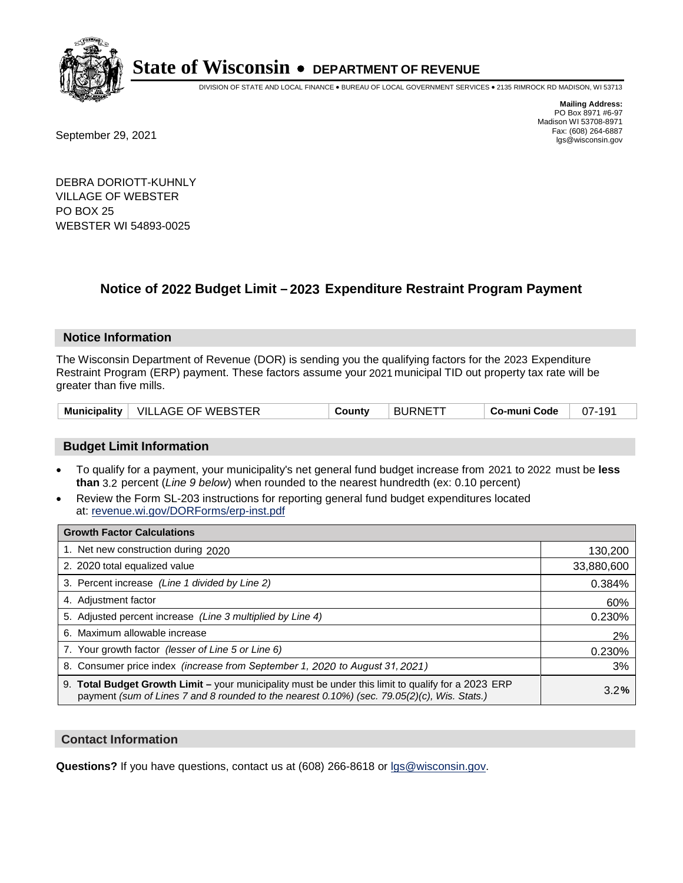# State of Wisconsin • DEPARTMENT OF REVENUE

DIVISION OF STATE AND LOCAL FINANCE • BUREAU OF LOCAL GOVERNMENT SERVICES • 2135 RIMROCK RD MADISON, WI 53713

**Mailing Address:**
PO Box 8971 #6-97
Madison WI 53708-8971
Fax: (608) 264-6887
lgs@wisconsin.gov

September 29, 2021

DEBRA DORIOTT-KUHNLY
VILLAGE OF WEBSTER
PO BOX 25
WEBSTER WI 54893-0025

## Notice of 2022 Budget Limit – 2023 Expenditure Restraint Program Payment

### Notice Information

The Wisconsin Department of Revenue (DOR) is sending you the qualifying factors for the 2023 Expenditure Restraint Program (ERP) payment. These factors assume your 2021 municipal TID out property tax rate will be greater than five mills.

| Municipality | VILLAGE OF WEBSTER | County | BURNETT | Co-muni Code | 07-191 |
|---|---|---|---|---|---|

### Budget Limit Information

- To qualify for a payment, your municipality's net general fund budget increase from 2021 to 2022 must be **less than** 3.2 percent (*Line 9 below*) when rounded to the nearest hundredth (ex: 0.10 percent)
- Review the Form SL-203 instructions for reporting general fund budget expenditures located at: revenue.wi.gov/DORForms/erp-inst.pdf

| Growth Factor Calculations | |
|---|---|
| 1. Net new construction during 2020 | 130,200 |
| 2. 2020 total equalized value | 33,880,600 |
| 3. Percent increase *(Line 1 divided by Line 2)* | 0.384% |
| 4. Adjustment factor | 60% |
| 5. Adjusted percent increase *(Line 3 multiplied by Line 4)* | 0.230% |
| 6. Maximum allowable increase | 2% |
| 7. Your growth factor *(lesser of Line 5 or Line 6)* | 0.230% |
| 8. Consumer price index *(increase from September 1, 2020 to August 31, 2021)* | 3% |
| 9. **Total Budget Growth Limit –** your municipality must be under this limit to qualify for a 2023 ERP payment *(sum of Lines 7 and 8 rounded to the nearest 0.10%) (sec. 79.05(2)(c), Wis. Stats.)* | 3.2**%** |

### Contact Information

**Questions?** If you have questions, contact us at (608) 266-8618 or lgs@wisconsin.gov.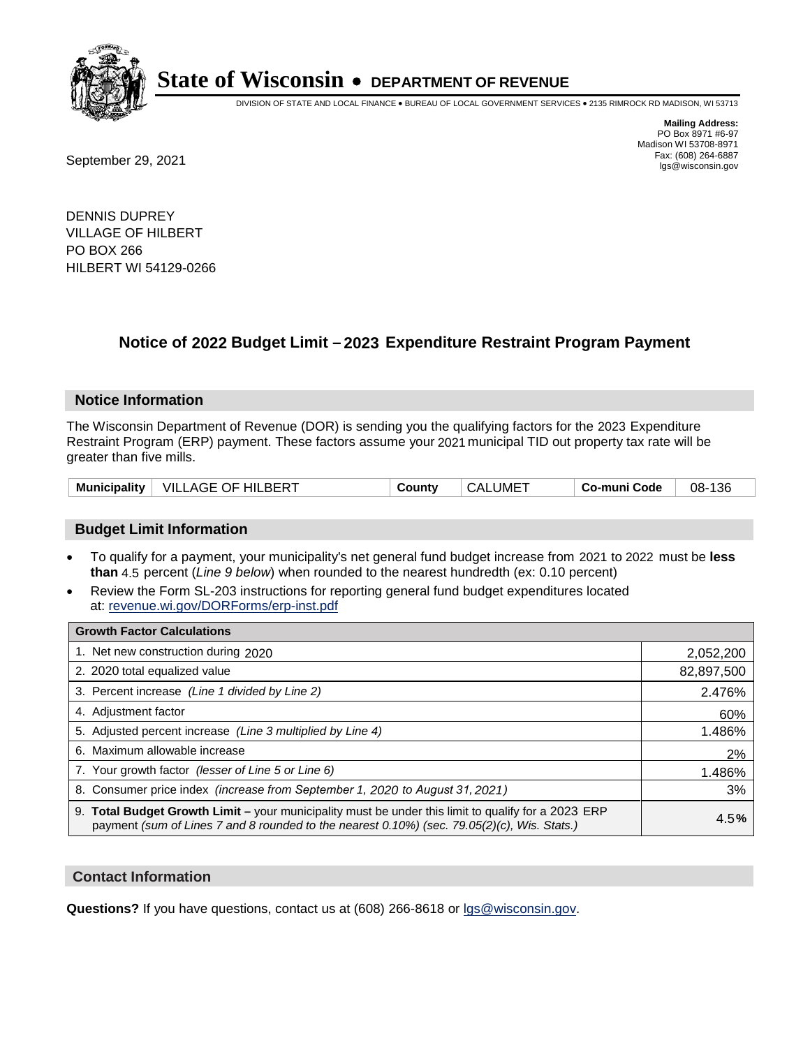# State of Wisconsin • DEPARTMENT OF REVENUE

DIVISION OF STATE AND LOCAL FINANCE • BUREAU OF LOCAL GOVERNMENT SERVICES • 2135 RIMROCK RD MADISON, WI 53713

**Mailing Address:**
PO Box 8971 #6-97
Madison WI 53708-8971
Fax: (608) 264-6887
lgs@wisconsin.gov

September 29, 2021

DENNIS DUPREY
VILLAGE OF HILBERT
PO BOX 266
HILBERT WI 54129-0266

## Notice of 2022 Budget Limit – 2023 Expenditure Restraint Program Payment

### Notice Information

The Wisconsin Department of Revenue (DOR) is sending you the qualifying factors for the 2023 Expenditure Restraint Program (ERP) payment. These factors assume your 2021 municipal TID out property tax rate will be greater than five mills.

| Municipality | VILLAGE OF HILBERT | County | CALUMET | Co-muni Code | 08-136 |
|---|---|---|---|---|---|

### Budget Limit Information

- To qualify for a payment, your municipality's net general fund budget increase from 2021 to 2022 must be **less than** 4.5 percent (*Line 9 below*) when rounded to the nearest hundredth (ex: 0.10 percent)
- Review the Form SL-203 instructions for reporting general fund budget expenditures located at: revenue.wi.gov/DORForms/erp-inst.pdf

| Growth Factor Calculations | |
|---|---|
| 1. Net new construction during 2020 | 2,052,200 |
| 2. 2020 total equalized value | 82,897,500 |
| 3. Percent increase *(Line 1 divided by Line 2)* | 2.476% |
| 4. Adjustment factor | 60% |
| 5. Adjusted percent increase *(Line 3 multiplied by Line 4)* | 1.486% |
| 6. Maximum allowable increase | 2% |
| 7. Your growth factor *(lesser of Line 5 or Line 6)* | 1.486% |
| 8. Consumer price index *(increase from September 1, 2020 to August 31, 2021)* | 3% |
| 9. **Total Budget Growth Limit –** your municipality must be under this limit to qualify for a 2023 ERP payment *(sum of Lines 7 and 8 rounded to the nearest 0.10%) (sec. 79.05(2)(c), Wis. Stats.)* | 4.5**%** |

### Contact Information

**Questions?** If you have questions, contact us at (608) 266-8618 or lgs@wisconsin.gov.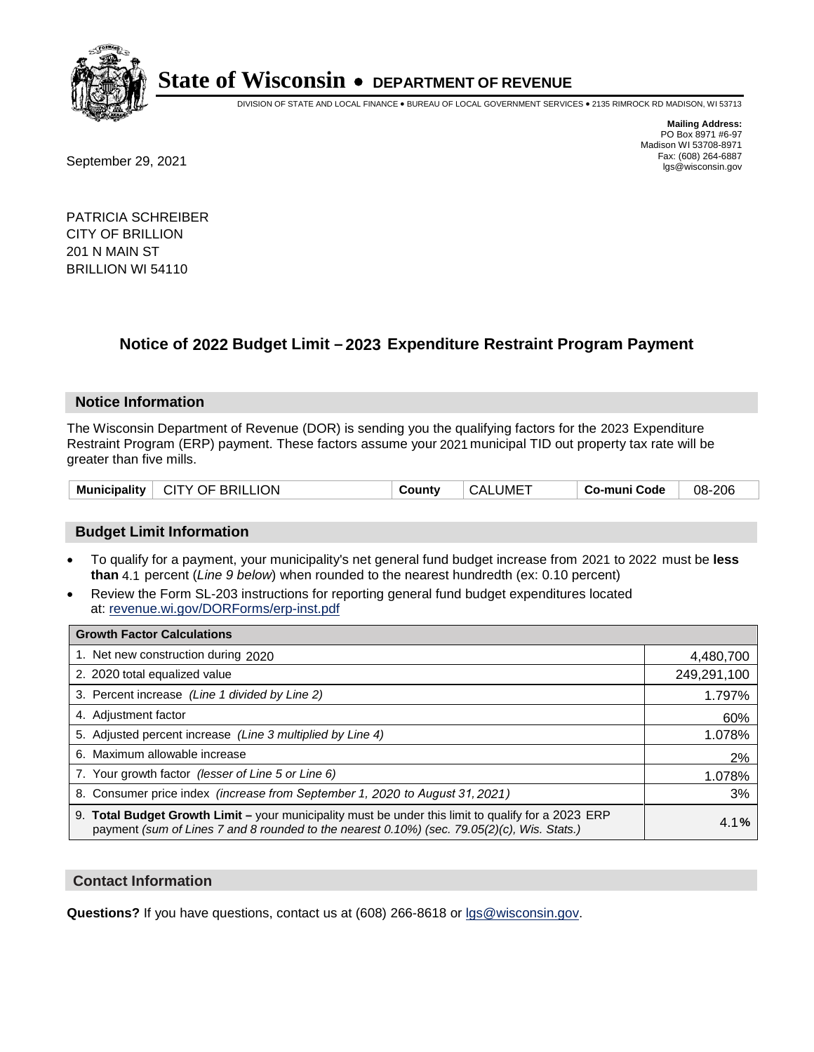# State of Wisconsin • DEPARTMENT OF REVENUE

DIVISION OF STATE AND LOCAL FINANCE • BUREAU OF LOCAL GOVERNMENT SERVICES • 2135 RIMROCK RD MADISON, WI 53713

**Mailing Address:**
PO Box 8971 #6-97
Madison WI 53708-8971
Fax: (608) 264-6887
lgs@wisconsin.gov

September 29, 2021

PATRICIA SCHREIBER
CITY OF BRILLION
201 N MAIN ST
BRILLION WI 54110

## Notice of 2022 Budget Limit – 2023 Expenditure Restraint Program Payment

### Notice Information

The Wisconsin Department of Revenue (DOR) is sending you the qualifying factors for the 2023 Expenditure Restraint Program (ERP) payment. These factors assume your 2021 municipal TID out property tax rate will be greater than five mills.

| Municipality | CITY OF BRILLION | County | CALUMET | Co-muni Code | 08-206 |
|---|---|---|---|---|---|

### Budget Limit Information

- To qualify for a payment, your municipality's net general fund budget increase from 2021 to 2022 must be **less than** 4.1 percent (*Line 9 below*) when rounded to the nearest hundredth (ex: 0.10 percent)
- Review the Form SL-203 instructions for reporting general fund budget expenditures located at: revenue.wi.gov/DORForms/erp-inst.pdf

| Growth Factor Calculations | |
|---|---|
| 1. Net new construction during 2020 | 4,480,700 |
| 2. 2020 total equalized value | 249,291,100 |
| 3. Percent increase *(Line 1 divided by Line 2)* | 1.797% |
| 4. Adjustment factor | 60% |
| 5. Adjusted percent increase *(Line 3 multiplied by Line 4)* | 1.078% |
| 6. Maximum allowable increase | 2% |
| 7. Your growth factor *(lesser of Line 5 or Line 6)* | 1.078% |
| 8. Consumer price index *(increase from September 1, 2020 to August 31, 2021)* | 3% |
| 9. **Total Budget Growth Limit –** your municipality must be under this limit to qualify for a 2023 ERP payment *(sum of Lines 7 and 8 rounded to the nearest 0.10%) (sec. 79.05(2)(c), Wis. Stats.)* | 4.1**%** |

### Contact Information

**Questions?** If you have questions, contact us at (608) 266-8618 or lgs@wisconsin.gov.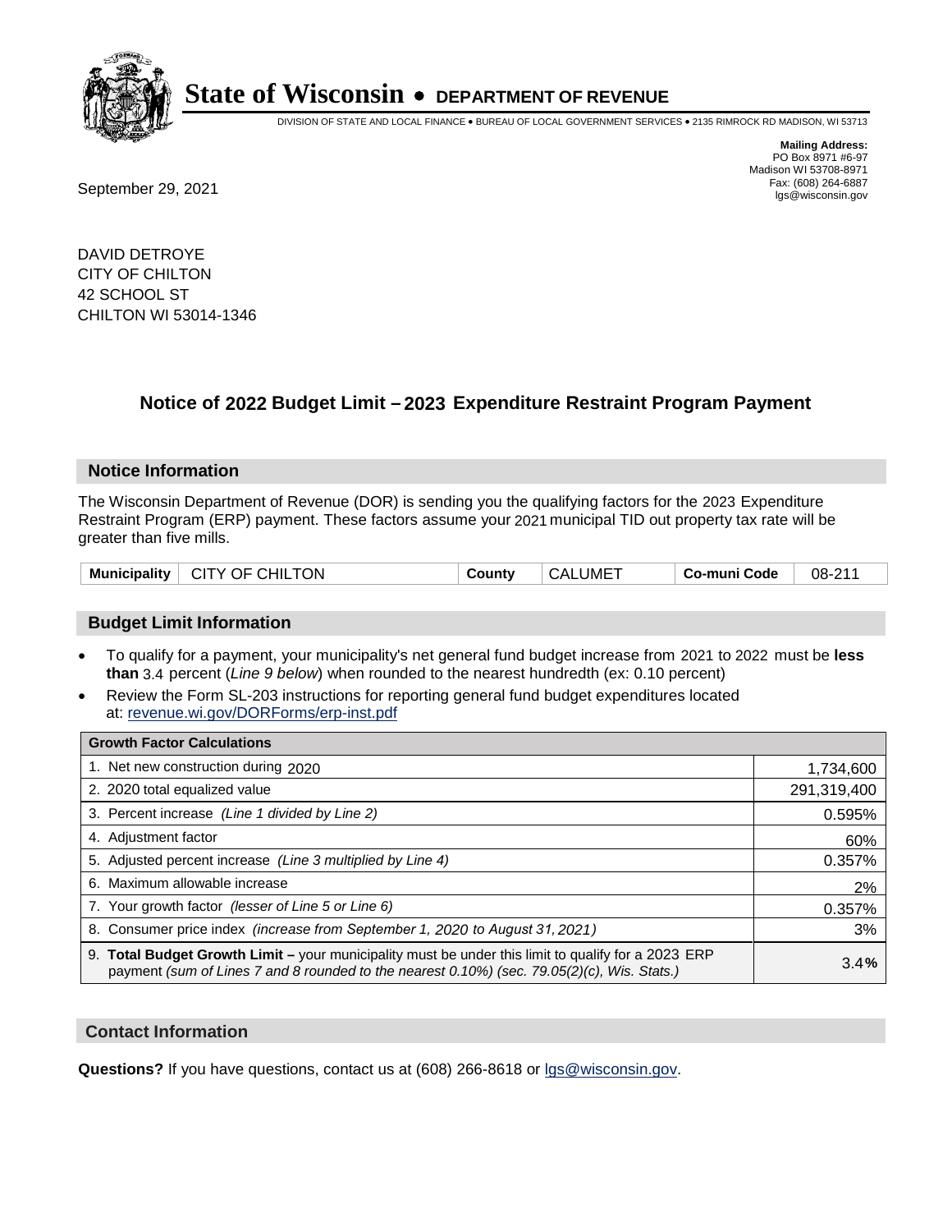# State of Wisconsin • DEPARTMENT OF REVENUE

DIVISION OF STATE AND LOCAL FINANCE • BUREAU OF LOCAL GOVERNMENT SERVICES • 2135 RIMROCK RD MADISON, WI 53713

**Mailing Address:**
PO Box 8971 #6-97
Madison WI 53708-8971
Fax: (608) 264-6887
lgs@wisconsin.gov

September 29, 2021

DAVID DETROYE
CITY OF CHILTON
42 SCHOOL ST
CHILTON WI 53014-1346

## Notice of 2022 Budget Limit – 2023 Expenditure Restraint Program Payment

### Notice Information

The Wisconsin Department of Revenue (DOR) is sending you the qualifying factors for the 2023 Expenditure Restraint Program (ERP) payment. These factors assume your 2021 municipal TID out property tax rate will be greater than five mills.

| Municipality | CITY OF CHILTON | County | CALUMET | Co-muni Code | 08-211 |
|---|---|---|---|---|---|

### Budget Limit Information

- To qualify for a payment, your municipality's net general fund budget increase from 2021 to 2022 must be **less than** 3.4 percent (*Line 9 below*) when rounded to the nearest hundredth (ex: 0.10 percent)
- Review the Form SL-203 instructions for reporting general fund budget expenditures located at: revenue.wi.gov/DORForms/erp-inst.pdf

| Growth Factor Calculations | |
|---|---|
| 1. Net new construction during 2020 | 1,734,600 |
| 2. 2020 total equalized value | 291,319,400 |
| 3. Percent increase *(Line 1 divided by Line 2)* | 0.595% |
| 4. Adjustment factor | 60% |
| 5. Adjusted percent increase *(Line 3 multiplied by Line 4)* | 0.357% |
| 6. Maximum allowable increase | 2% |
| 7. Your growth factor *(lesser of Line 5 or Line 6)* | 0.357% |
| 8. Consumer price index *(increase from September 1, 2020 to August 31, 2021)* | 3% |
| 9. **Total Budget Growth Limit** – your municipality must be under this limit to qualify for a 2023 ERP payment *(sum of Lines 7 and 8 rounded to the nearest 0.10%) (sec. 79.05(2)(c), Wis. Stats.)* | 3.4**%** |

### Contact Information

**Questions?** If you have questions, contact us at (608) 266-8618 or lgs@wisconsin.gov.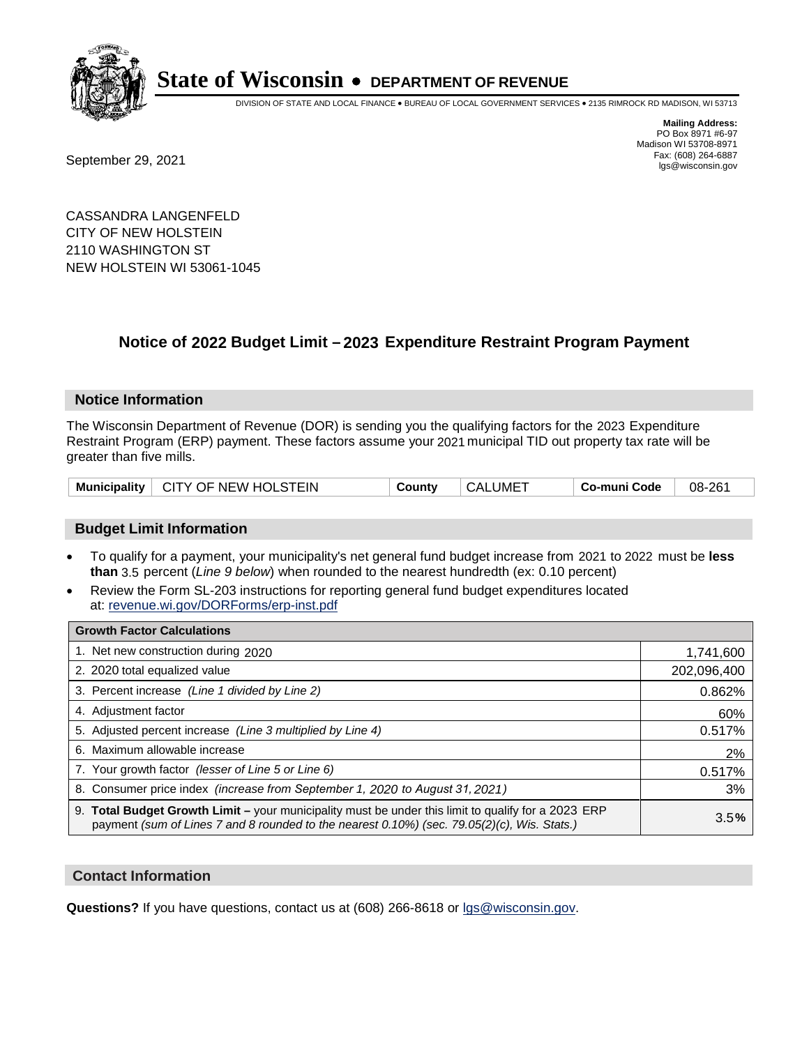# State of Wisconsin • DEPARTMENT OF REVENUE

DIVISION OF STATE AND LOCAL FINANCE • BUREAU OF LOCAL GOVERNMENT SERVICES • 2135 RIMROCK RD MADISON, WI 53713

**Mailing Address:**
PO Box 8971 #6-97
Madison WI 53708-8971
Fax: (608) 264-6887
lgs@wisconsin.gov

September 29, 2021

CASSANDRA LANGENFELD
CITY OF NEW HOLSTEIN
2110 WASHINGTON ST
NEW HOLSTEIN WI 53061-1045

## Notice of 2022 Budget Limit – 2023 Expenditure Restraint Program Payment

### Notice Information

The Wisconsin Department of Revenue (DOR) is sending you the qualifying factors for the 2023 Expenditure Restraint Program (ERP) payment. These factors assume your 2021 municipal TID out property tax rate will be greater than five mills.

| Municipality | CITY OF NEW HOLSTEIN | County | CALUMET | Co-muni Code | 08-261 |
|---|---|---|---|---|---|

### Budget Limit Information

- To qualify for a payment, your municipality's net general fund budget increase from 2021 to 2022 must be **less than** 3.5 percent (*Line 9 below*) when rounded to the nearest hundredth (ex: 0.10 percent)
- Review the Form SL-203 instructions for reporting general fund budget expenditures located at: revenue.wi.gov/DORForms/erp-inst.pdf

| Growth Factor Calculations | |
|---|---|
| 1. Net new construction during 2020 | 1,741,600 |
| 2. 2020 total equalized value | 202,096,400 |
| 3. Percent increase *(Line 1 divided by Line 2)* | 0.862% |
| 4. Adjustment factor | 60% |
| 5. Adjusted percent increase *(Line 3 multiplied by Line 4)* | 0.517% |
| 6. Maximum allowable increase | 2% |
| 7. Your growth factor *(lesser of Line 5 or Line 6)* | 0.517% |
| 8. Consumer price index *(increase from September 1, 2020 to August 31, 2021)* | 3% |
| 9. **Total Budget Growth Limit –** your municipality must be under this limit to qualify for a 2023 ERP payment *(sum of Lines 7 and 8 rounded to the nearest 0.10%) (sec. 79.05(2)(c), Wis. Stats.)* | 3.5**%** |

### Contact Information

**Questions?** If you have questions, contact us at (608) 266-8618 or lgs@wisconsin.gov.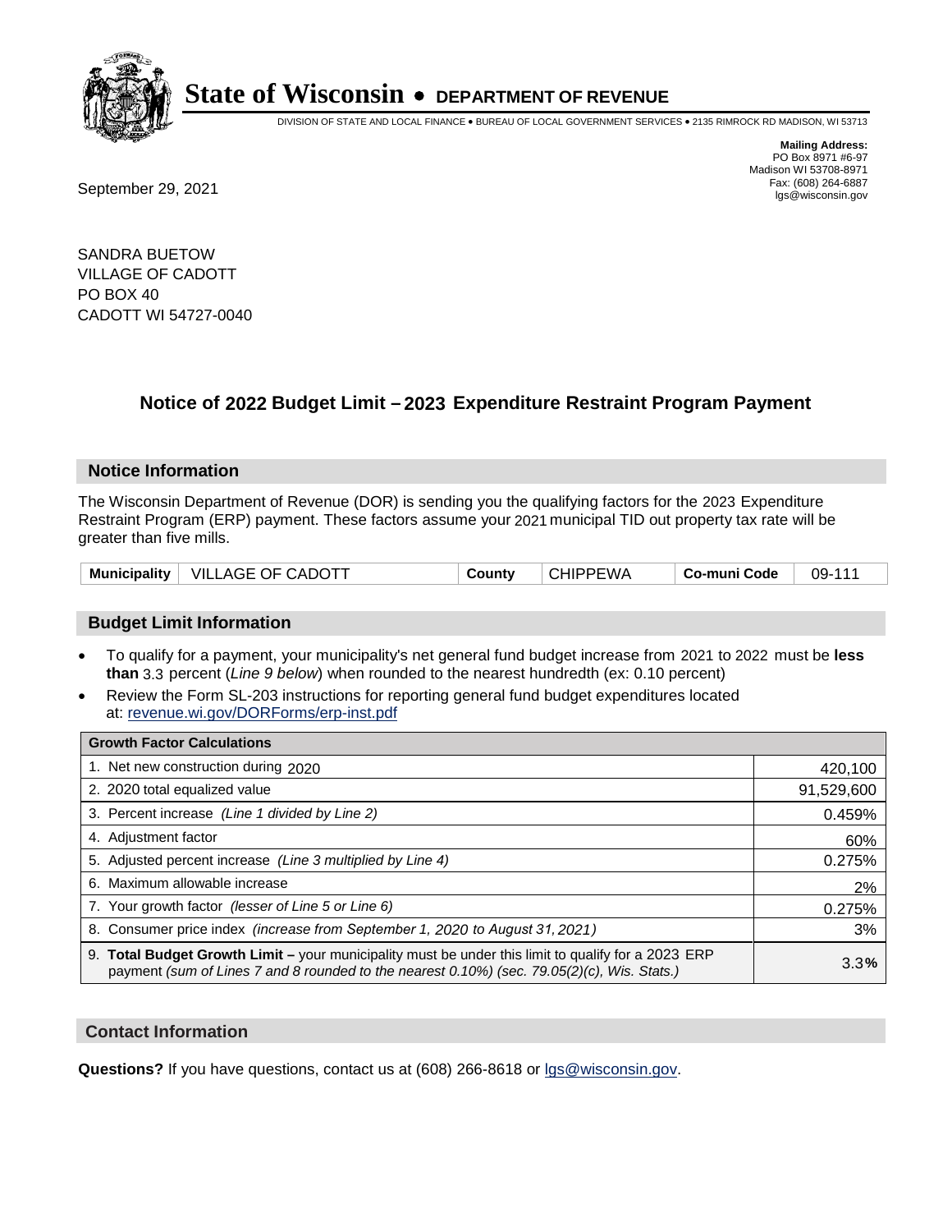**State of Wisconsin • DEPARTMENT OF REVENUE**

DIVISION OF STATE AND LOCAL FINANCE • BUREAU OF LOCAL GOVERNMENT SERVICES • 2135 RIMROCK RD MADISON, WI 53713

**Mailing Address:**
PO Box 8971 #6-97
Madison WI 53708-8971
Fax: (608) 264-6887
lgs@wisconsin.gov

September 29, 2021

SANDRA BUETOW
VILLAGE OF CADOTT
PO BOX 40
CADOTT WI 54727-0040

## Notice of 2022 Budget Limit – 2023 Expenditure Restraint Program Payment

### Notice Information

The Wisconsin Department of Revenue (DOR) is sending you the qualifying factors for the 2023 Expenditure Restraint Program (ERP) payment. These factors assume your 2021 municipal TID out property tax rate will be greater than five mills.

| Municipality | VILLAGE OF CADOTT | County | CHIPPEWA | Co-muni Code | 09-111 |
|---|---|---|---|---|---|

### Budget Limit Information

- To qualify for a payment, your municipality's net general fund budget increase from 2021 to 2022 must be **less than** 3.3 percent (*Line 9 below*) when rounded to the nearest hundredth (ex: 0.10 percent)
- Review the Form SL-203 instructions for reporting general fund budget expenditures located at: revenue.wi.gov/DORForms/erp-inst.pdf

| Growth Factor Calculations | |
|---|---|
| 1. Net new construction during 2020 | 420,100 |
| 2. 2020 total equalized value | 91,529,600 |
| 3. Percent increase *(Line 1 divided by Line 2)* | 0.459% |
| 4. Adjustment factor | 60% |
| 5. Adjusted percent increase *(Line 3 multiplied by Line 4)* | 0.275% |
| 6. Maximum allowable increase | 2% |
| 7. Your growth factor *(lesser of Line 5 or Line 6)* | 0.275% |
| 8. Consumer price index *(increase from September 1, 2020 to August 31, 2021)* | 3% |
| 9. **Total Budget Growth Limit –** your municipality must be under this limit to qualify for a 2023 ERP payment *(sum of Lines 7 and 8 rounded to the nearest 0.10%) (sec. 79.05(2)(c), Wis. Stats.)* | 3.3**%** |

### Contact Information

**Questions?** If you have questions, contact us at (608) 266-8618 or lgs@wisconsin.gov.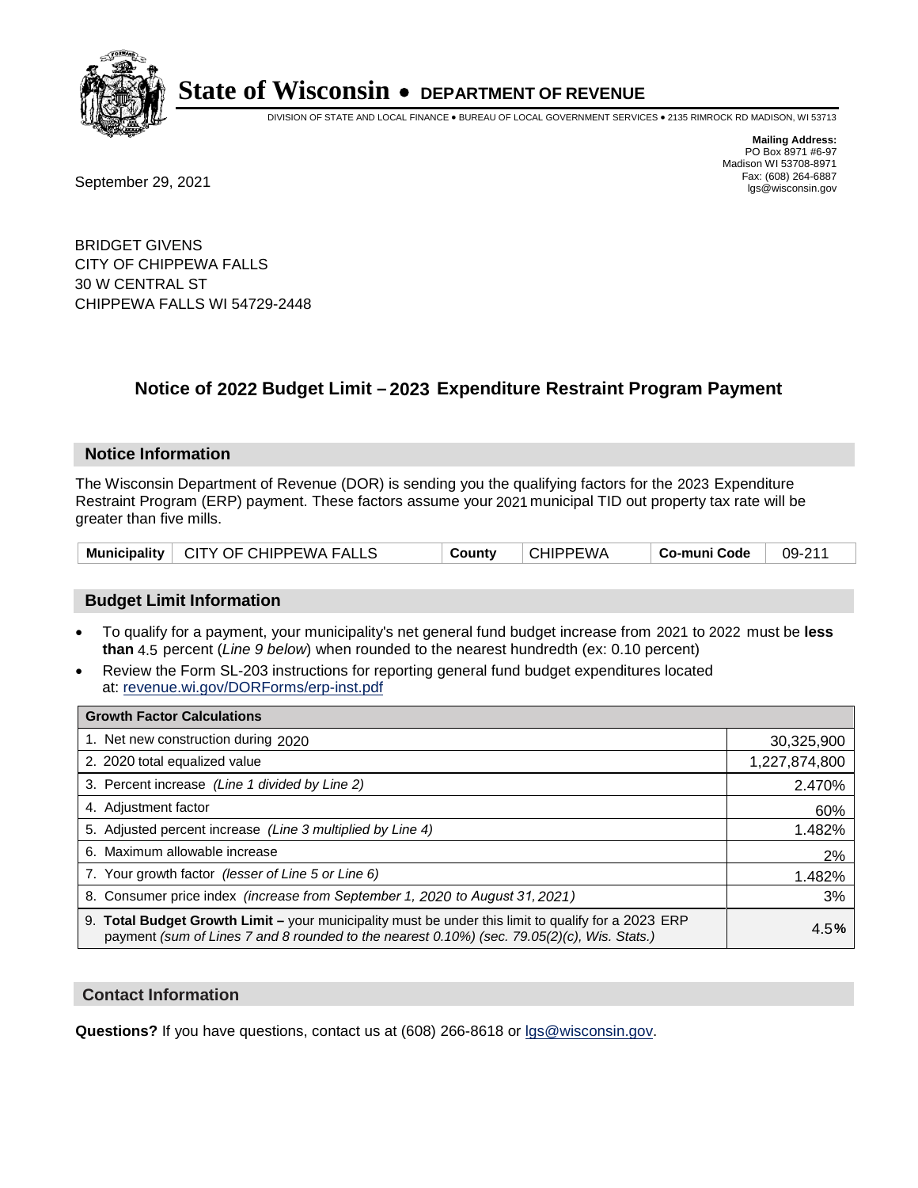# State of Wisconsin • DEPARTMENT OF REVENUE

DIVISION OF STATE AND LOCAL FINANCE • BUREAU OF LOCAL GOVERNMENT SERVICES • 2135 RIMROCK RD MADISON, WI 53713

**Mailing Address:**
PO Box 8971 #6-97
Madison WI 53708-8971
Fax: (608) 264-6887
lgs@wisconsin.gov

September 29, 2021

BRIDGET GIVENS
CITY OF CHIPPEWA FALLS
30 W CENTRAL ST
CHIPPEWA FALLS WI 54729-2448

## Notice of 2022 Budget Limit – 2023 Expenditure Restraint Program Payment

### Notice Information

The Wisconsin Department of Revenue (DOR) is sending you the qualifying factors for the 2023 Expenditure Restraint Program (ERP) payment. These factors assume your 2021 municipal TID out property tax rate will be greater than five mills.

| Municipality | CITY OF CHIPPEWA FALLS | County | CHIPPEWA | Co-muni Code | 09-211 |
|---|---|---|---|---|---|

### Budget Limit Information

- To qualify for a payment, your municipality's net general fund budget increase from 2021 to 2022 must be **less than** 4.5 percent (*Line 9 below*) when rounded to the nearest hundredth (ex: 0.10 percent)
- Review the Form SL-203 instructions for reporting general fund budget expenditures located at: revenue.wi.gov/DORForms/erp-inst.pdf

| Growth Factor Calculations | |
|---|---|
| 1. Net new construction during 2020 | 30,325,900 |
| 2. 2020 total equalized value | 1,227,874,800 |
| 3. Percent increase *(Line 1 divided by Line 2)* | 2.470% |
| 4. Adjustment factor | 60% |
| 5. Adjusted percent increase *(Line 3 multiplied by Line 4)* | 1.482% |
| 6. Maximum allowable increase | 2% |
| 7. Your growth factor *(lesser of Line 5 or Line 6)* | 1.482% |
| 8. Consumer price index *(increase from September 1, 2020 to August 31, 2021)* | 3% |
| 9. **Total Budget Growth Limit –** your municipality must be under this limit to qualify for a 2023 ERP payment *(sum of Lines 7 and 8 rounded to the nearest 0.10%) (sec. 79.05(2)(c), Wis. Stats.)* | 4.5**%** |

### Contact Information

**Questions?** If you have questions, contact us at (608) 266-8618 or lgs@wisconsin.gov.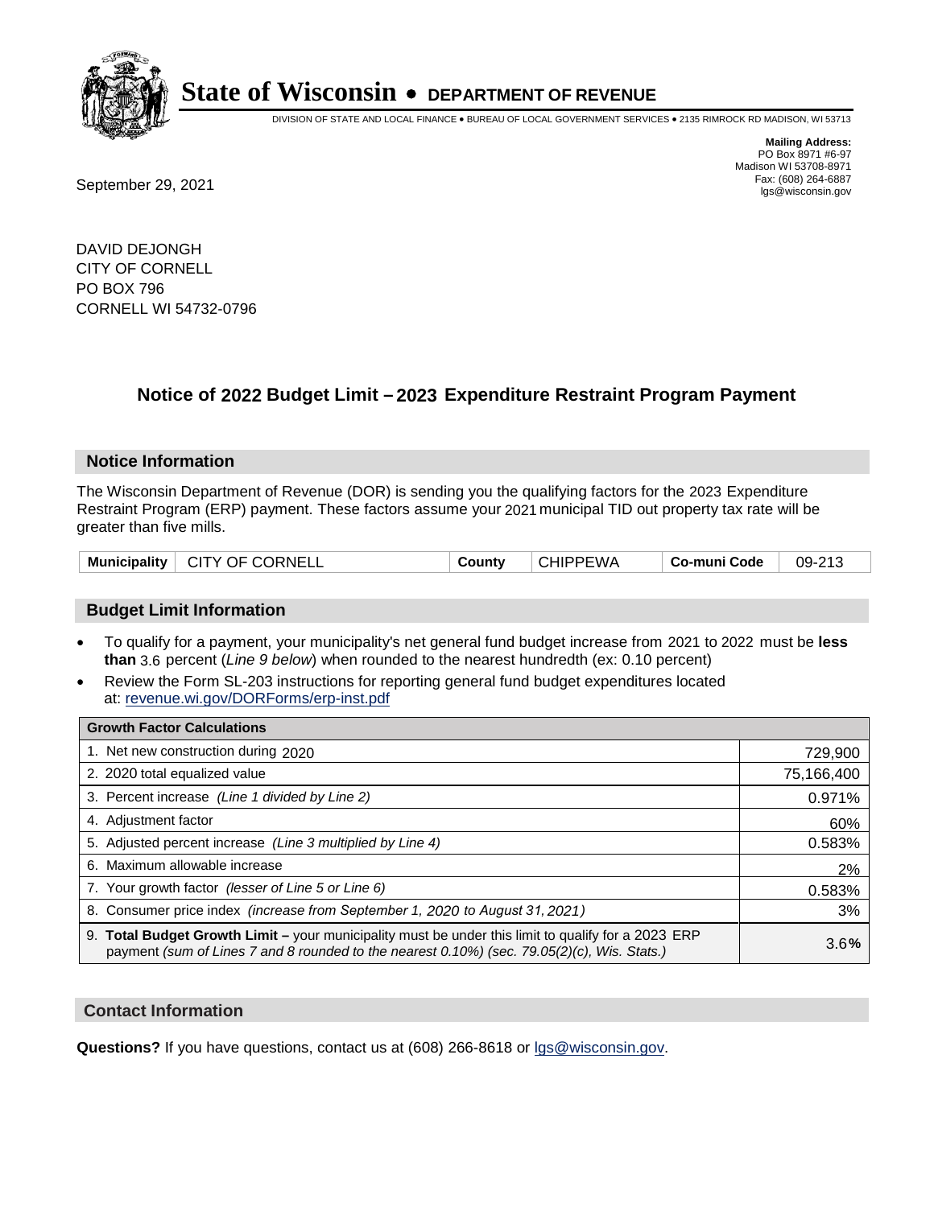# State of Wisconsin • DEPARTMENT OF REVENUE

DIVISION OF STATE AND LOCAL FINANCE • BUREAU OF LOCAL GOVERNMENT SERVICES • 2135 RIMROCK RD MADISON, WI 53713

**Mailing Address:**
PO Box 8971 #6-97
Madison WI 53708-8971
Fax: (608) 264-6887
lgs@wisconsin.gov

September 29, 2021

DAVID DEJONGH
CITY OF CORNELL
PO BOX 796
CORNELL WI 54732-0796

## Notice of 2022 Budget Limit – 2023 Expenditure Restraint Program Payment

### Notice Information

The Wisconsin Department of Revenue (DOR) is sending you the qualifying factors for the 2023 Expenditure Restraint Program (ERP) payment. These factors assume your 2021 municipal TID out property tax rate will be greater than five mills.

| Municipality | CITY OF CORNELL | County | CHIPPEWA | Co-muni Code | 09-213 |
|---|---|---|---|---|---|

### Budget Limit Information

- To qualify for a payment, your municipality's net general fund budget increase from 2021 to 2022 must be **less than** 3.6 percent (*Line 9 below*) when rounded to the nearest hundredth (ex: 0.10 percent)
- Review the Form SL-203 instructions for reporting general fund budget expenditures located at: revenue.wi.gov/DORForms/erp-inst.pdf

| Growth Factor Calculations | |
|---|---|
| 1. Net new construction during 2020 | 729,900 |
| 2. 2020 total equalized value | 75,166,400 |
| 3. Percent increase *(Line 1 divided by Line 2)* | 0.971% |
| 4. Adjustment factor | 60% |
| 5. Adjusted percent increase *(Line 3 multiplied by Line 4)* | 0.583% |
| 6. Maximum allowable increase | 2% |
| 7. Your growth factor *(lesser of Line 5 or Line 6)* | 0.583% |
| 8. Consumer price index *(increase from September 1, 2020 to August 31, 2021)* | 3% |
| 9. **Total Budget Growth Limit –** your municipality must be under this limit to qualify for a 2023 ERP payment *(sum of Lines 7 and 8 rounded to the nearest 0.10%) (sec. 79.05(2)(c), Wis. Stats.)* | 3.6**%** |

### Contact Information

**Questions?** If you have questions, contact us at (608) 266-8618 or lgs@wisconsin.gov.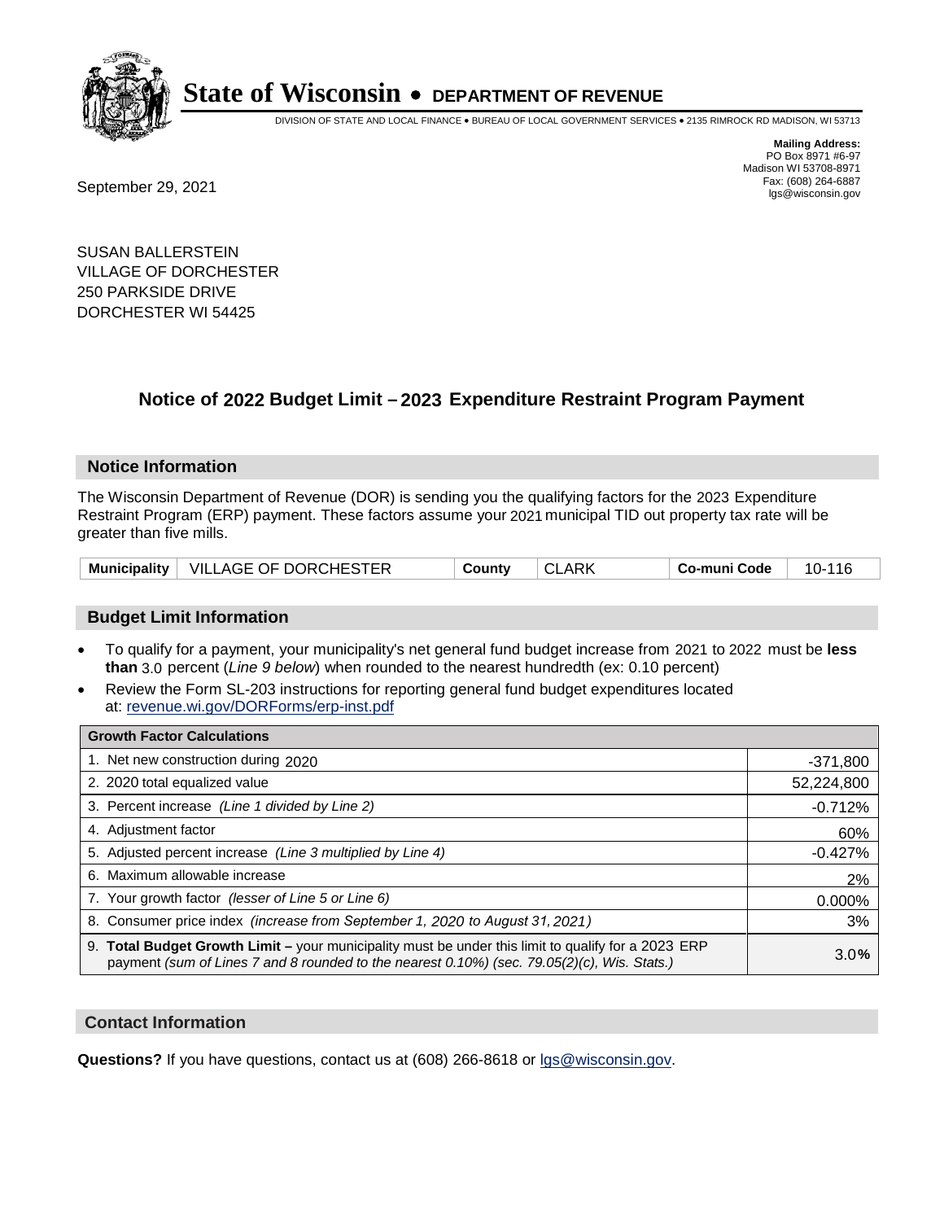# State of Wisconsin • DEPARTMENT OF REVENUE

DIVISION OF STATE AND LOCAL FINANCE • BUREAU OF LOCAL GOVERNMENT SERVICES • 2135 RIMROCK RD MADISON, WI 53713

**Mailing Address:**
PO Box 8971 #6-97
Madison WI 53708-8971
Fax: (608) 264-6887
lgs@wisconsin.gov

September 29, 2021

SUSAN BALLERSTEIN
VILLAGE OF DORCHESTER
250 PARKSIDE DRIVE
DORCHESTER WI 54425

## Notice of 2022 Budget Limit – 2023 Expenditure Restraint Program Payment

### Notice Information

The Wisconsin Department of Revenue (DOR) is sending you the qualifying factors for the 2023 Expenditure Restraint Program (ERP) payment. These factors assume your 2021 municipal TID out property tax rate will be greater than five mills.

| Municipality | VILLAGE OF DORCHESTER | County | CLARK | Co-muni Code | 10-116 |
|---|---|---|---|---|---|

### Budget Limit Information

- To qualify for a payment, your municipality's net general fund budget increase from 2021 to 2022 must be **less than** 3.0 percent (*Line 9 below*) when rounded to the nearest hundredth (ex: 0.10 percent)
- Review the Form SL-203 instructions for reporting general fund budget expenditures located at: revenue.wi.gov/DORForms/erp-inst.pdf

| Growth Factor Calculations | |
|---|---|
| 1. Net new construction during 2020 | -371,800 |
| 2. 2020 total equalized value | 52,224,800 |
| 3. Percent increase *(Line 1 divided by Line 2)* | -0.712% |
| 4. Adjustment factor | 60% |
| 5. Adjusted percent increase *(Line 3 multiplied by Line 4)* | -0.427% |
| 6. Maximum allowable increase | 2% |
| 7. Your growth factor *(lesser of Line 5 or Line 6)* | 0.000% |
| 8. Consumer price index *(increase from September 1, 2020 to August 31, 2021)* | 3% |
| 9. **Total Budget Growth Limit –** your municipality must be under this limit to qualify for a 2023 ERP payment *(sum of Lines 7 and 8 rounded to the nearest 0.10%) (sec. 79.05(2)(c), Wis. Stats.)* | 3.0% |

### Contact Information

**Questions?** If you have questions, contact us at (608) 266-8618 or lgs@wisconsin.gov.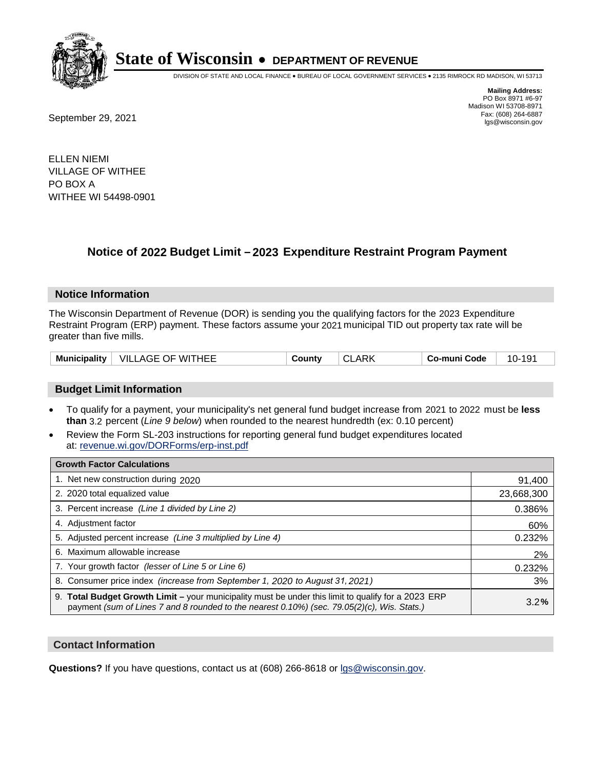# State of Wisconsin • DEPARTMENT OF REVENUE

DIVISION OF STATE AND LOCAL FINANCE • BUREAU OF LOCAL GOVERNMENT SERVICES • 2135 RIMROCK RD MADISON, WI 53713

**Mailing Address:**
PO Box 8971 #6-97
Madison WI 53708-8971
Fax: (608) 264-6887
lgs@wisconsin.gov

September 29, 2021

ELLEN NIEMI
VILLAGE OF WITHEE
PO BOX A
WITHEE WI 54498-0901

## Notice of 2022 Budget Limit – 2023 Expenditure Restraint Program Payment

### Notice Information

The Wisconsin Department of Revenue (DOR) is sending you the qualifying factors for the 2023 Expenditure Restraint Program (ERP) payment. These factors assume your 2021 municipal TID out property tax rate will be greater than five mills.

| Municipality | VILLAGE OF WITHEE | County | CLARK | Co-muni Code | 10-191 |
|---|---|---|---|---|---|

### Budget Limit Information

- To qualify for a payment, your municipality's net general fund budget increase from 2021 to 2022 must be **less than** 3.2 percent (*Line 9 below*) when rounded to the nearest hundredth (ex: 0.10 percent)
- Review the Form SL-203 instructions for reporting general fund budget expenditures located at: revenue.wi.gov/DORForms/erp-inst.pdf

| Growth Factor Calculations | |
|---|---|
| 1. Net new construction during 2020 | 91,400 |
| 2. 2020 total equalized value | 23,668,300 |
| 3. Percent increase *(Line 1 divided by Line 2)* | 0.386% |
| 4. Adjustment factor | 60% |
| 5. Adjusted percent increase *(Line 3 multiplied by Line 4)* | 0.232% |
| 6. Maximum allowable increase | 2% |
| 7. Your growth factor *(lesser of Line 5 or Line 6)* | 0.232% |
| 8. Consumer price index *(increase from September 1, 2020 to August 31, 2021)* | 3% |
| 9. **Total Budget Growth Limit –** your municipality must be under this limit to qualify for a 2023 ERP payment *(sum of Lines 7 and 8 rounded to the nearest 0.10%) (sec. 79.05(2)(c), Wis. Stats.)* | 3.2**%** |

### Contact Information

**Questions?** If you have questions, contact us at (608) 266-8618 or lgs@wisconsin.gov.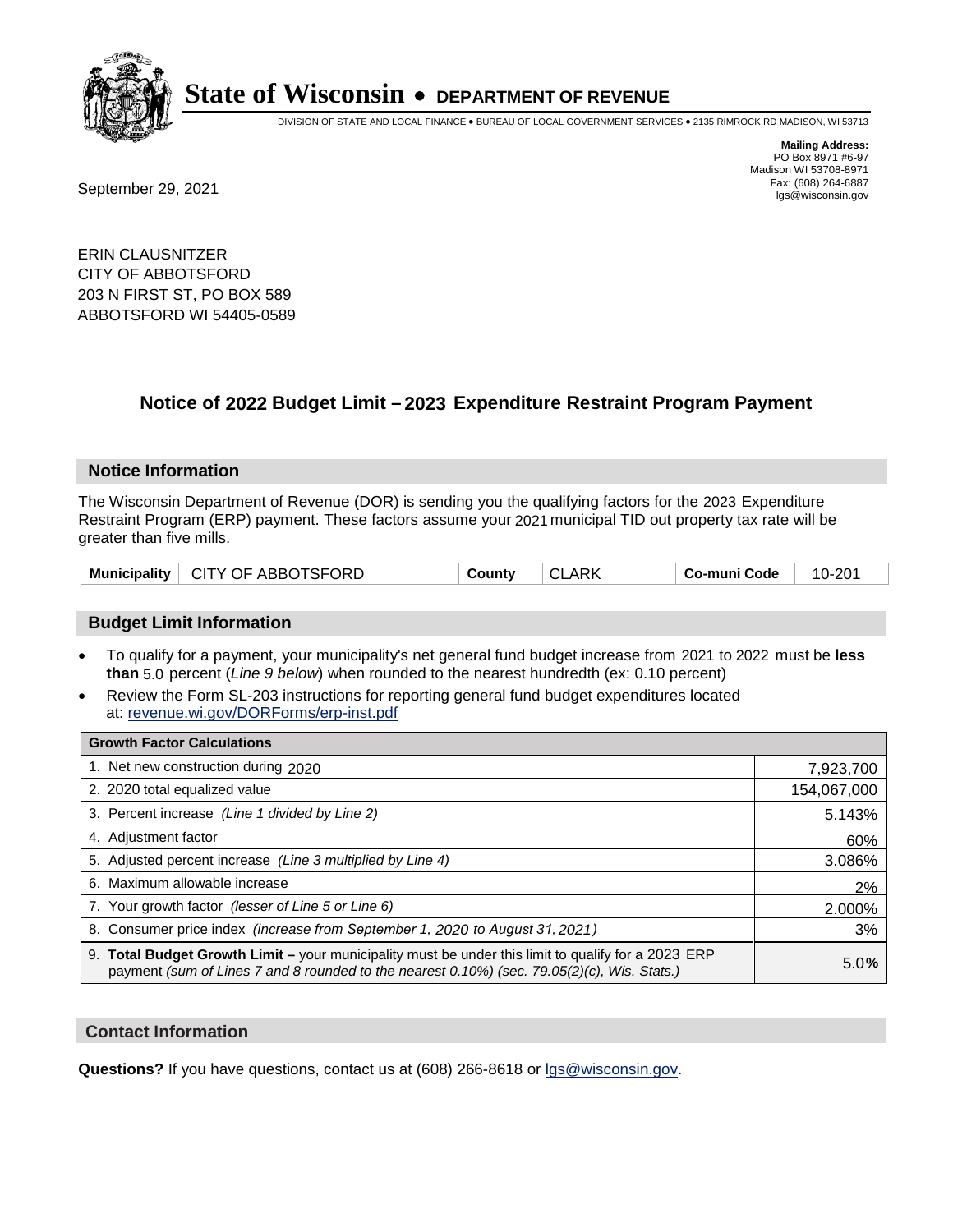# State of Wisconsin • DEPARTMENT OF REVENUE

DIVISION OF STATE AND LOCAL FINANCE • BUREAU OF LOCAL GOVERNMENT SERVICES • 2135 RIMROCK RD MADISON, WI 53713

**Mailing Address:**
PO Box 8971 #6-97
Madison WI 53708-8971
Fax: (608) 264-6887
lgs@wisconsin.gov

September 29, 2021

ERIN CLAUSNITZER
CITY OF ABBOTSFORD
203 N FIRST ST, PO BOX 589
ABBOTSFORD WI 54405-0589

## Notice of 2022 Budget Limit – 2023 Expenditure Restraint Program Payment

### Notice Information

The Wisconsin Department of Revenue (DOR) is sending you the qualifying factors for the 2023 Expenditure Restraint Program (ERP) payment. These factors assume your 2021 municipal TID out property tax rate will be greater than five mills.

| Municipality | CITY OF ABBOTSFORD | County | CLARK | Co-muni Code | 10-201 |
|---|---|---|---|---|---|

### Budget Limit Information

- To qualify for a payment, your municipality's net general fund budget increase from 2021 to 2022 must be **less than** 5.0 percent (*Line 9 below*) when rounded to the nearest hundredth (ex: 0.10 percent)
- Review the Form SL-203 instructions for reporting general fund budget expenditures located at: revenue.wi.gov/DORForms/erp-inst.pdf

| Growth Factor Calculations | |
|---|---|
| 1. Net new construction during 2020 | 7,923,700 |
| 2. 2020 total equalized value | 154,067,000 |
| 3. Percent increase *(Line 1 divided by Line 2)* | 5.143% |
| 4. Adjustment factor | 60% |
| 5. Adjusted percent increase *(Line 3 multiplied by Line 4)* | 3.086% |
| 6. Maximum allowable increase | 2% |
| 7. Your growth factor *(lesser of Line 5 or Line 6)* | 2.000% |
| 8. Consumer price index *(increase from September 1, 2020 to August 31, 2021)* | 3% |
| 9. **Total Budget Growth Limit –** your municipality must be under this limit to qualify for a 2023 ERP payment *(sum of Lines 7 and 8 rounded to the nearest 0.10%) (sec. 79.05(2)(c), Wis. Stats.)* | 5.0**%** |

### Contact Information

**Questions?** If you have questions, contact us at (608) 266-8618 or lgs@wisconsin.gov.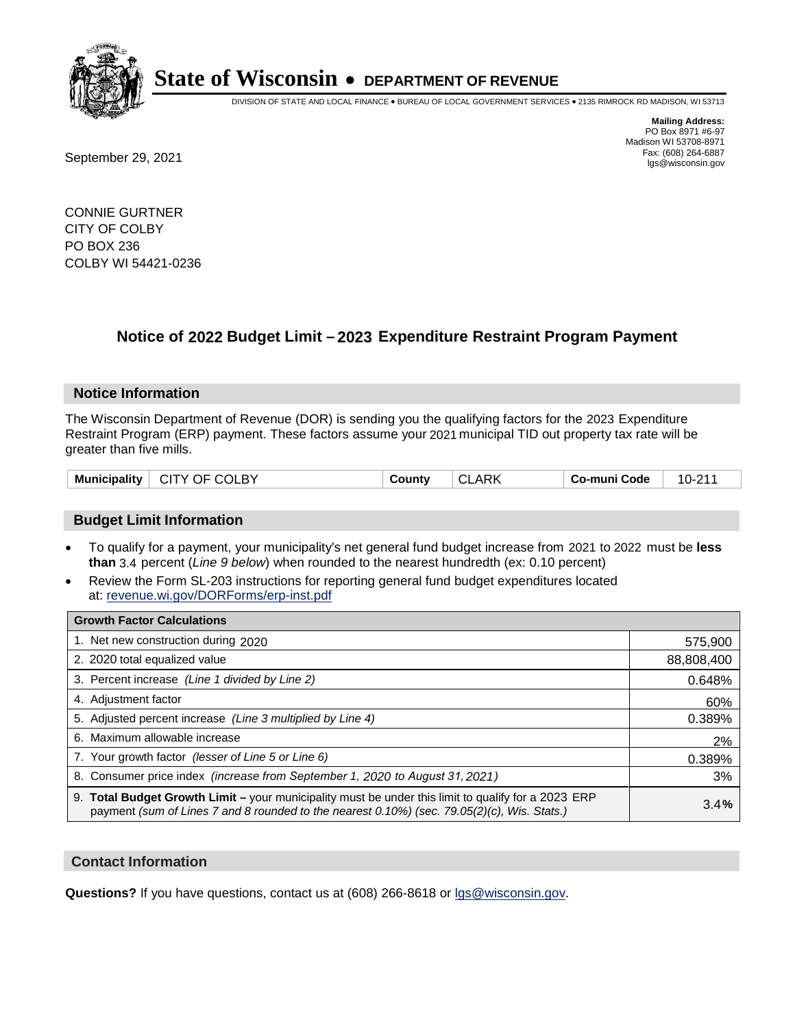# State of Wisconsin • DEPARTMENT OF REVENUE

DIVISION OF STATE AND LOCAL FINANCE • BUREAU OF LOCAL GOVERNMENT SERVICES • 2135 RIMROCK RD MADISON, WI 53713

**Mailing Address:**
PO Box 8971 #6-97
Madison WI 53708-8971
Fax: (608) 264-6887
lgs@wisconsin.gov

September 29, 2021

CONNIE GURTNER
CITY OF COLBY
PO BOX 236
COLBY WI 54421-0236

## Notice of 2022 Budget Limit – 2023 Expenditure Restraint Program Payment

### Notice Information

The Wisconsin Department of Revenue (DOR) is sending you the qualifying factors for the 2023 Expenditure Restraint Program (ERP) payment. These factors assume your 2021 municipal TID out property tax rate will be greater than five mills.

| Municipality | CITY OF COLBY | County | CLARK | Co-muni Code | 10-211 |
|---|---|---|---|---|---|

### Budget Limit Information

- To qualify for a payment, your municipality's net general fund budget increase from 2021 to 2022 must be **less than** 3.4 percent (*Line 9 below*) when rounded to the nearest hundredth (ex: 0.10 percent)
- Review the Form SL-203 instructions for reporting general fund budget expenditures located at: revenue.wi.gov/DORForms/erp-inst.pdf

| Growth Factor Calculations | |
|---|---|
| 1. Net new construction during 2020 | 575,900 |
| 2. 2020 total equalized value | 88,808,400 |
| 3. Percent increase *(Line 1 divided by Line 2)* | 0.648% |
| 4. Adjustment factor | 60% |
| 5. Adjusted percent increase *(Line 3 multiplied by Line 4)* | 0.389% |
| 6. Maximum allowable increase | 2% |
| 7. Your growth factor *(lesser of Line 5 or Line 6)* | 0.389% |
| 8. Consumer price index *(increase from September 1, 2020 to August 31, 2021)* | 3% |
| 9. **Total Budget Growth Limit –** your municipality must be under this limit to qualify for a 2023 ERP payment *(sum of Lines 7 and 8 rounded to the nearest 0.10%) (sec. 79.05(2)(c), Wis. Stats.)* | 3.4**%** |

### Contact Information

**Questions?** If you have questions, contact us at (608) 266-8618 or lgs@wisconsin.gov.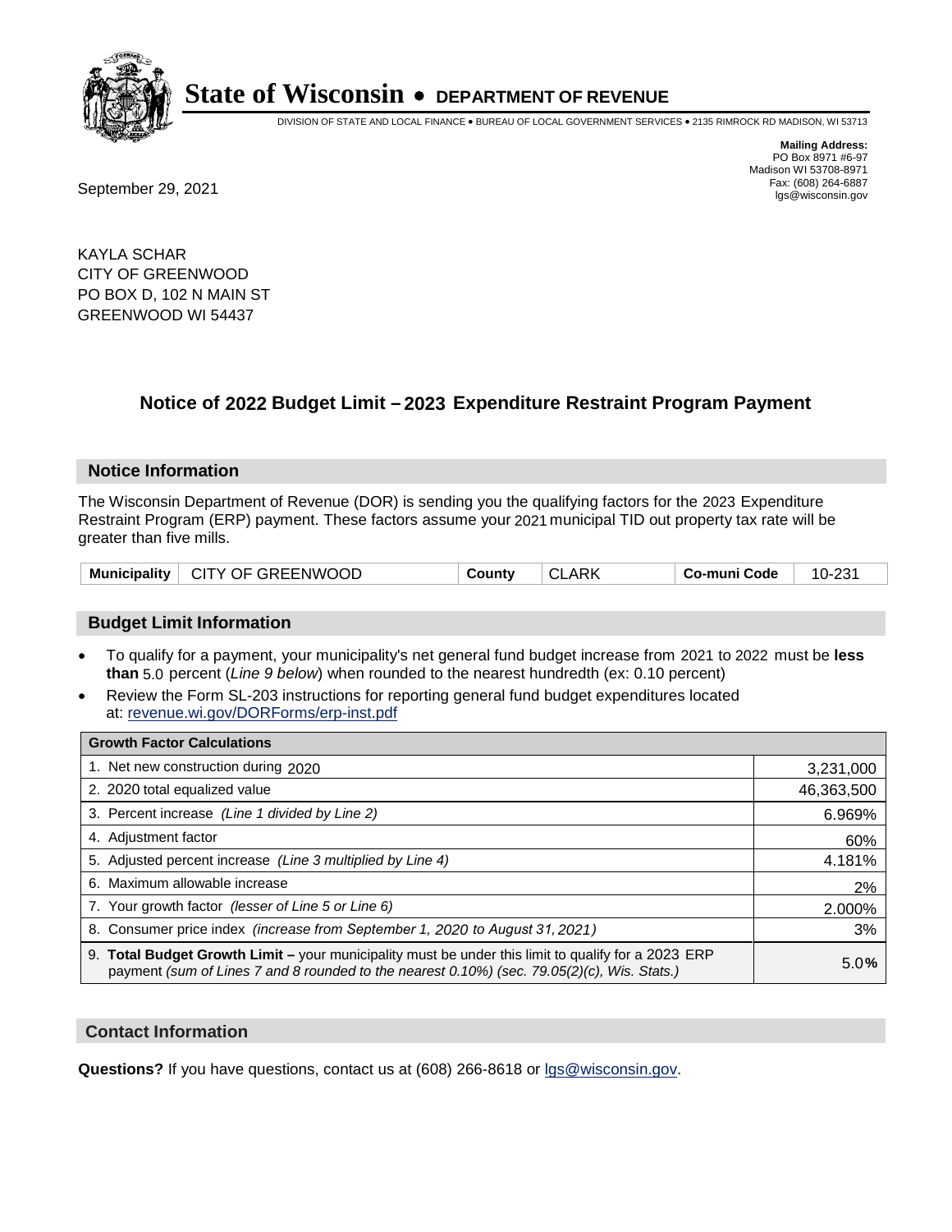# State of Wisconsin • DEPARTMENT OF REVENUE

DIVISION OF STATE AND LOCAL FINANCE • BUREAU OF LOCAL GOVERNMENT SERVICES • 2135 RIMROCK RD MADISON, WI 53713

**Mailing Address:**
PO Box 8971 #6-97
Madison WI 53708-8971
Fax: (608) 264-6887
lgs@wisconsin.gov

September 29, 2021

KAYLA SCHAR
CITY OF GREENWOOD
PO BOX D, 102 N MAIN ST
GREENWOOD WI 54437

## Notice of 2022 Budget Limit – 2023 Expenditure Restraint Program Payment

### Notice Information

The Wisconsin Department of Revenue (DOR) is sending you the qualifying factors for the 2023 Expenditure Restraint Program (ERP) payment. These factors assume your 2021 municipal TID out property tax rate will be greater than five mills.

| Municipality | CITY OF GREENWOOD | County | CLARK | Co-muni Code | 10-231 |
|---|---|---|---|---|---|

### Budget Limit Information

- To qualify for a payment, your municipality's net general fund budget increase from 2021 to 2022 must be **less than** 5.0 percent (*Line 9 below*) when rounded to the nearest hundredth (ex: 0.10 percent)
- Review the Form SL-203 instructions for reporting general fund budget expenditures located at: revenue.wi.gov/DORForms/erp-inst.pdf

| Growth Factor Calculations | |
|---|---|
| 1. Net new construction during 2020 | 3,231,000 |
| 2. 2020 total equalized value | 46,363,500 |
| 3. Percent increase *(Line 1 divided by Line 2)* | 6.969% |
| 4. Adjustment factor | 60% |
| 5. Adjusted percent increase *(Line 3 multiplied by Line 4)* | 4.181% |
| 6. Maximum allowable increase | 2% |
| 7. Your growth factor *(lesser of Line 5 or Line 6)* | 2.000% |
| 8. Consumer price index *(increase from September 1, 2020 to August 31, 2021)* | 3% |
| 9. **Total Budget Growth Limit –** your municipality must be under this limit to qualify for a 2023 ERP payment *(sum of Lines 7 and 8 rounded to the nearest 0.10%) (sec. 79.05(2)(c), Wis. Stats.)* | 5.0**%** |

### Contact Information

**Questions?** If you have questions, contact us at (608) 266-8618 or lgs@wisconsin.gov.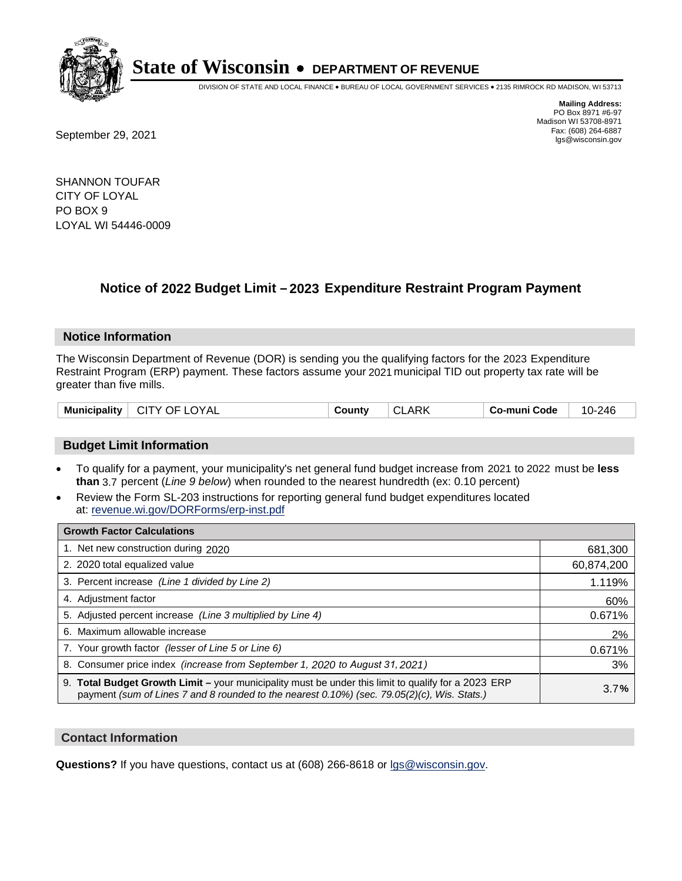# State of Wisconsin • DEPARTMENT OF REVENUE

DIVISION OF STATE AND LOCAL FINANCE • BUREAU OF LOCAL GOVERNMENT SERVICES • 2135 RIMROCK RD MADISON, WI 53713

**Mailing Address:**
PO Box 8971 #6-97
Madison WI 53708-8971
Fax: (608) 264-6887
lgs@wisconsin.gov

September 29, 2021

SHANNON TOUFAR
CITY OF LOYAL
PO BOX 9
LOYAL WI 54446-0009

## Notice of 2022 Budget Limit – 2023 Expenditure Restraint Program Payment

### Notice Information

The Wisconsin Department of Revenue (DOR) is sending you the qualifying factors for the 2023 Expenditure Restraint Program (ERP) payment. These factors assume your 2021 municipal TID out property tax rate will be greater than five mills.

| Municipality | CITY OF LOYAL | County | CLARK | Co-muni Code | 10-246 |
|---|---|---|---|---|---|

### Budget Limit Information

- To qualify for a payment, your municipality's net general fund budget increase from 2021 to 2022 must be **less than** 3.7 percent (*Line 9 below*) when rounded to the nearest hundredth (ex: 0.10 percent)
- Review the Form SL-203 instructions for reporting general fund budget expenditures located at: revenue.wi.gov/DORForms/erp-inst.pdf

| Growth Factor Calculations | |
|---|---|
| 1. Net new construction during 2020 | 681,300 |
| 2. 2020 total equalized value | 60,874,200 |
| 3. Percent increase *(Line 1 divided by Line 2)* | 1.119% |
| 4. Adjustment factor | 60% |
| 5. Adjusted percent increase *(Line 3 multiplied by Line 4)* | 0.671% |
| 6. Maximum allowable increase | 2% |
| 7. Your growth factor *(lesser of Line 5 or Line 6)* | 0.671% |
| 8. Consumer price index *(increase from September 1, 2020 to August 31, 2021)* | 3% |
| 9. **Total Budget Growth Limit** – your municipality must be under this limit to qualify for a 2023 ERP payment *(sum of Lines 7 and 8 rounded to the nearest 0.10%) (sec. 79.05(2)(c), Wis. Stats.)* | 3.7**%** |

### Contact Information

**Questions?** If you have questions, contact us at (608) 266-8618 or lgs@wisconsin.gov.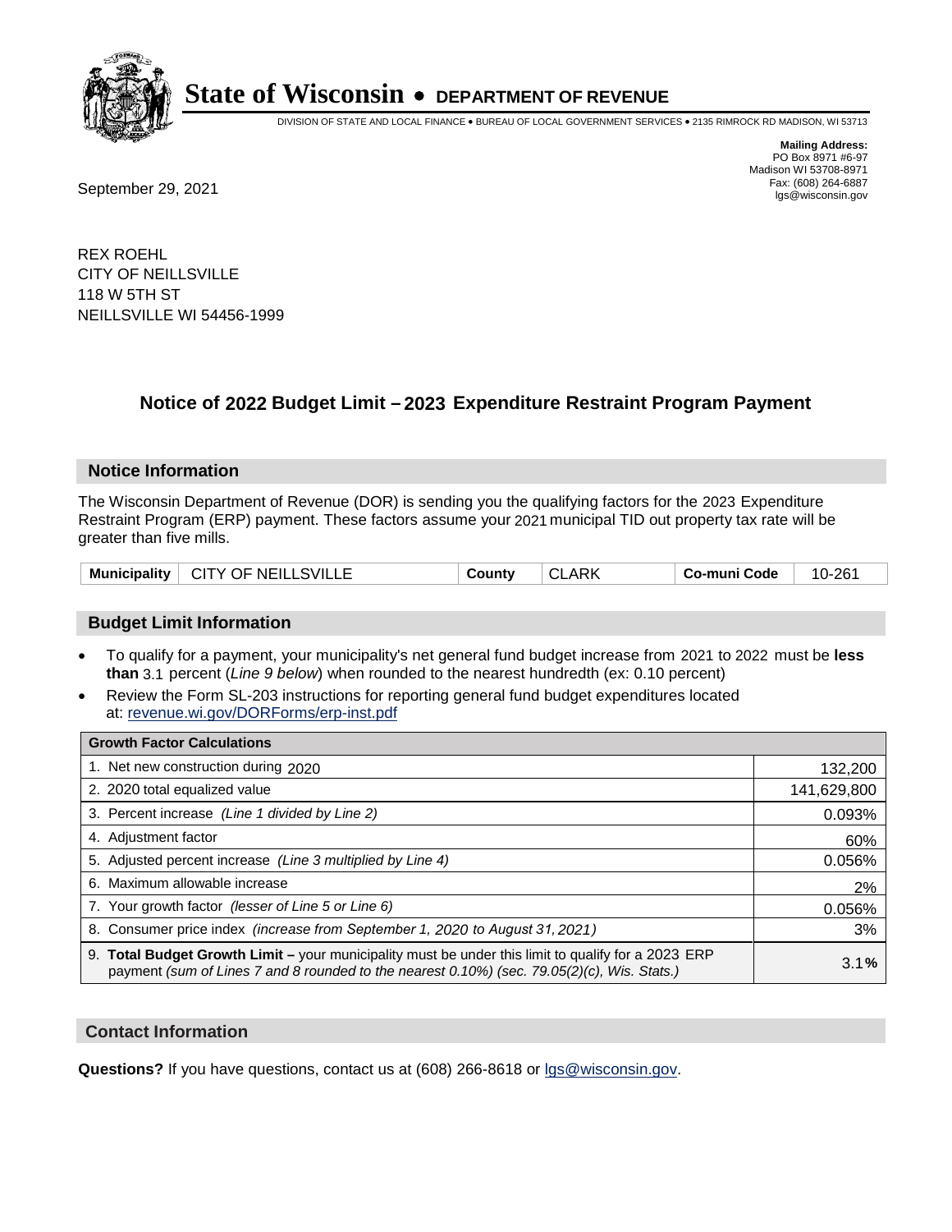# State of Wisconsin • DEPARTMENT OF REVENUE

DIVISION OF STATE AND LOCAL FINANCE • BUREAU OF LOCAL GOVERNMENT SERVICES • 2135 RIMROCK RD MADISON, WI 53713

**Mailing Address:**
PO Box 8971 #6-97
Madison WI 53708-8971
Fax: (608) 264-6887
lgs@wisconsin.gov

September 29, 2021

REX ROEHL
CITY OF NEILLSVILLE
118 W 5TH ST
NEILLSVILLE WI 54456-1999

## Notice of 2022 Budget Limit – 2023 Expenditure Restraint Program Payment

### Notice Information

The Wisconsin Department of Revenue (DOR) is sending you the qualifying factors for the 2023 Expenditure Restraint Program (ERP) payment. These factors assume your 2021 municipal TID out property tax rate will be greater than five mills.

| Municipality | CITY OF NEILLSVILLE | County | CLARK | Co-muni Code | 10-261 |
|---|---|---|---|---|---|

### Budget Limit Information

- To qualify for a payment, your municipality's net general fund budget increase from 2021 to 2022 must be **less than** 3.1 percent (*Line 9 below*) when rounded to the nearest hundredth (ex: 0.10 percent)
- Review the Form SL-203 instructions for reporting general fund budget expenditures located at: revenue.wi.gov/DORForms/erp-inst.pdf

| Growth Factor Calculations | |
|---|---|
| 1. Net new construction during 2020 | 132,200 |
| 2. 2020 total equalized value | 141,629,800 |
| 3. Percent increase *(Line 1 divided by Line 2)* | 0.093% |
| 4. Adjustment factor | 60% |
| 5. Adjusted percent increase *(Line 3 multiplied by Line 4)* | 0.056% |
| 6. Maximum allowable increase | 2% |
| 7. Your growth factor *(lesser of Line 5 or Line 6)* | 0.056% |
| 8. Consumer price index *(increase from September 1, 2020 to August 31, 2021)* | 3% |
| 9. **Total Budget Growth Limit –** your municipality must be under this limit to qualify for a 2023 ERP payment *(sum of Lines 7 and 8 rounded to the nearest 0.10%) (sec. 79.05(2)(c), Wis. Stats.)* | 3.1**%** |

### Contact Information

**Questions?** If you have questions, contact us at (608) 266-8618 or lgs@wisconsin.gov.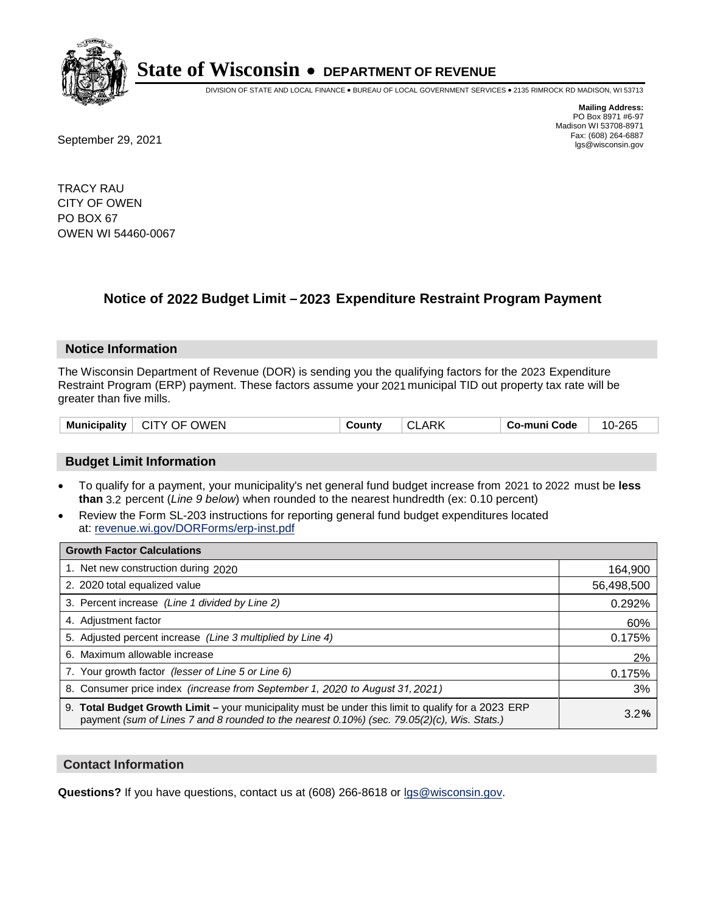# State of Wisconsin • DEPARTMENT OF REVENUE

DIVISION OF STATE AND LOCAL FINANCE • BUREAU OF LOCAL GOVERNMENT SERVICES • 2135 RIMROCK RD MADISON, WI 53713

**Mailing Address:**
PO Box 8971 #6-97
Madison WI 53708-8971
Fax: (608) 264-6887
lgs@wisconsin.gov

September 29, 2021

TRACY RAU
CITY OF OWEN
PO BOX 67
OWEN WI 54460-0067

## Notice of 2022 Budget Limit – 2023 Expenditure Restraint Program Payment

### Notice Information

The Wisconsin Department of Revenue (DOR) is sending you the qualifying factors for the 2023 Expenditure Restraint Program (ERP) payment. These factors assume your 2021 municipal TID out property tax rate will be greater than five mills.

| Municipality | CITY OF OWEN | County | CLARK | Co-muni Code | 10-265 |
|---|---|---|---|---|---|

### Budget Limit Information

- To qualify for a payment, your municipality's net general fund budget increase from 2021 to 2022 must be **less than** 3.2 percent (*Line 9 below*) when rounded to the nearest hundredth (ex: 0.10 percent)
- Review the Form SL-203 instructions for reporting general fund budget expenditures located at: revenue.wi.gov/DORForms/erp-inst.pdf

| Growth Factor Calculations | |
|---|---|
| 1. Net new construction during 2020 | 164,900 |
| 2. 2020 total equalized value | 56,498,500 |
| 3. Percent increase *(Line 1 divided by Line 2)* | 0.292% |
| 4. Adjustment factor | 60% |
| 5. Adjusted percent increase *(Line 3 multiplied by Line 4)* | 0.175% |
| 6. Maximum allowable increase | 2% |
| 7. Your growth factor *(lesser of Line 5 or Line 6)* | 0.175% |
| 8. Consumer price index *(increase from September 1, 2020 to August 31, 2021)* | 3% |
| 9. **Total Budget Growth Limit –** your municipality must be under this limit to qualify for a 2023 ERP payment *(sum of Lines 7 and 8 rounded to the nearest 0.10%) (sec. 79.05(2)(c), Wis. Stats.)* | 3.2**%** |

### Contact Information

**Questions?** If you have questions, contact us at (608) 266-8618 or lgs@wisconsin.gov.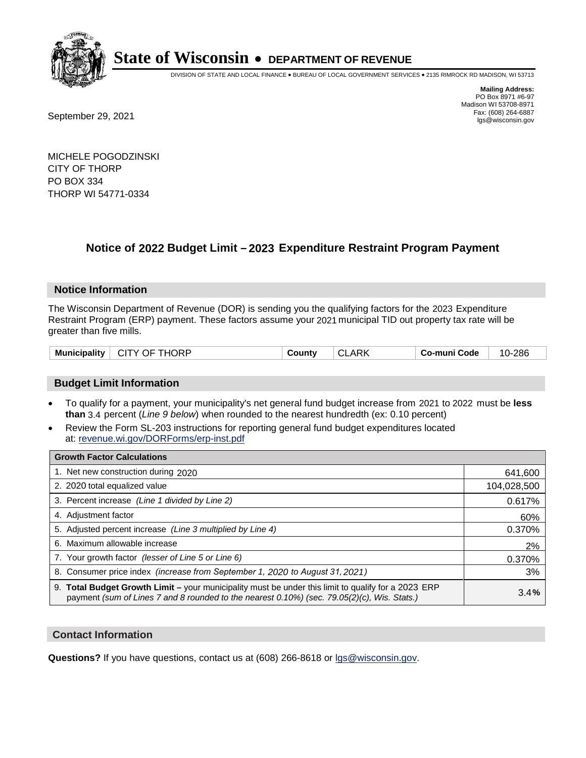# State of Wisconsin • DEPARTMENT OF REVENUE

DIVISION OF STATE AND LOCAL FINANCE • BUREAU OF LOCAL GOVERNMENT SERVICES • 2135 RIMROCK RD MADISON, WI 53713

**Mailing Address:**
PO Box 8971 #6-97
Madison WI 53708-8971
Fax: (608) 264-6887
lgs@wisconsin.gov

September 29, 2021

MICHELE POGODZINSKI
CITY OF THORP
PO BOX 334
THORP WI 54771-0334

## Notice of 2022 Budget Limit – 2023 Expenditure Restraint Program Payment

### Notice Information

The Wisconsin Department of Revenue (DOR) is sending you the qualifying factors for the 2023 Expenditure Restraint Program (ERP) payment. These factors assume your 2021 municipal TID out property tax rate will be greater than five mills.

| Municipality | CITY OF THORP | County | CLARK | Co-muni Code | 10-286 |
|---|---|---|---|---|---|

### Budget Limit Information

- To qualify for a payment, your municipality's net general fund budget increase from 2021 to 2022 must be **less than** 3.4 percent (*Line 9 below*) when rounded to the nearest hundredth (ex: 0.10 percent)
- Review the Form SL-203 instructions for reporting general fund budget expenditures located at: revenue.wi.gov/DORForms/erp-inst.pdf

| Growth Factor Calculations | |
|---|---|
| 1. Net new construction during 2020 | 641,600 |
| 2. 2020 total equalized value | 104,028,500 |
| 3. Percent increase *(Line 1 divided by Line 2)* | 0.617% |
| 4. Adjustment factor | 60% |
| 5. Adjusted percent increase *(Line 3 multiplied by Line 4)* | 0.370% |
| 6. Maximum allowable increase | 2% |
| 7. Your growth factor *(lesser of Line 5 or Line 6)* | 0.370% |
| 8. Consumer price index *(increase from September 1, 2020 to August 31, 2021)* | 3% |
| 9. **Total Budget Growth Limit –** your municipality must be under this limit to qualify for a 2023 ERP payment *(sum of Lines 7 and 8 rounded to the nearest 0.10%) (sec. 79.05(2)(c), Wis. Stats.)* | 3.4**%** |

### Contact Information

**Questions?** If you have questions, contact us at (608) 266-8618 or lgs@wisconsin.gov.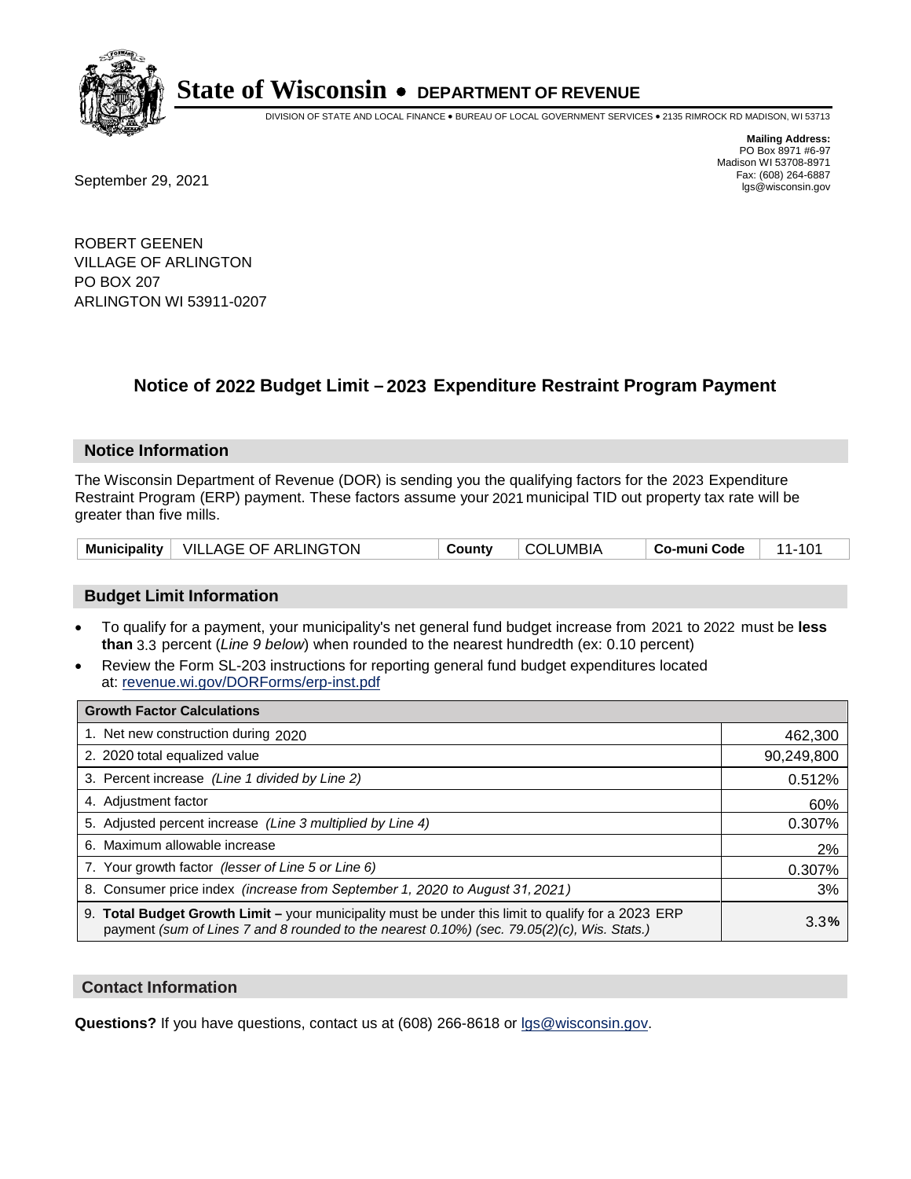# State of Wisconsin • DEPARTMENT OF REVENUE

DIVISION OF STATE AND LOCAL FINANCE • BUREAU OF LOCAL GOVERNMENT SERVICES • 2135 RIMROCK RD MADISON, WI 53713

**Mailing Address:**
PO Box 8971 #6-97
Madison WI 53708-8971
Fax: (608) 264-6887
lgs@wisconsin.gov

September 29, 2021

ROBERT GEENEN
VILLAGE OF ARLINGTON
PO BOX 207
ARLINGTON WI 53911-0207

## Notice of 2022 Budget Limit – 2023 Expenditure Restraint Program Payment

### Notice Information

The Wisconsin Department of Revenue (DOR) is sending you the qualifying factors for the 2023 Expenditure Restraint Program (ERP) payment. These factors assume your 2021 municipal TID out property tax rate will be greater than five mills.

| Municipality | VILLAGE OF ARLINGTON | County | COLUMBIA | Co-muni Code | 11-101 |
|---|---|---|---|---|---|

### Budget Limit Information

- To qualify for a payment, your municipality's net general fund budget increase from 2021 to 2022 must be **less than** 3.3 percent (*Line 9 below*) when rounded to the nearest hundredth (ex: 0.10 percent)
- Review the Form SL-203 instructions for reporting general fund budget expenditures located at: revenue.wi.gov/DORForms/erp-inst.pdf

| Growth Factor Calculations | |
|---|---|
| 1. Net new construction during 2020 | 462,300 |
| 2. 2020 total equalized value | 90,249,800 |
| 3. Percent increase *(Line 1 divided by Line 2)* | 0.512% |
| 4. Adjustment factor | 60% |
| 5. Adjusted percent increase *(Line 3 multiplied by Line 4)* | 0.307% |
| 6. Maximum allowable increase | 2% |
| 7. Your growth factor *(lesser of Line 5 or Line 6)* | 0.307% |
| 8. Consumer price index *(increase from September 1, 2020 to August 31, 2021)* | 3% |
| 9. **Total Budget Growth Limit –** your municipality must be under this limit to qualify for a 2023 ERP payment *(sum of Lines 7 and 8 rounded to the nearest 0.10%) (sec. 79.05(2)(c), Wis. Stats.)* | 3.3**%** |

### Contact Information

**Questions?** If you have questions, contact us at (608) 266-8618 or lgs@wisconsin.gov.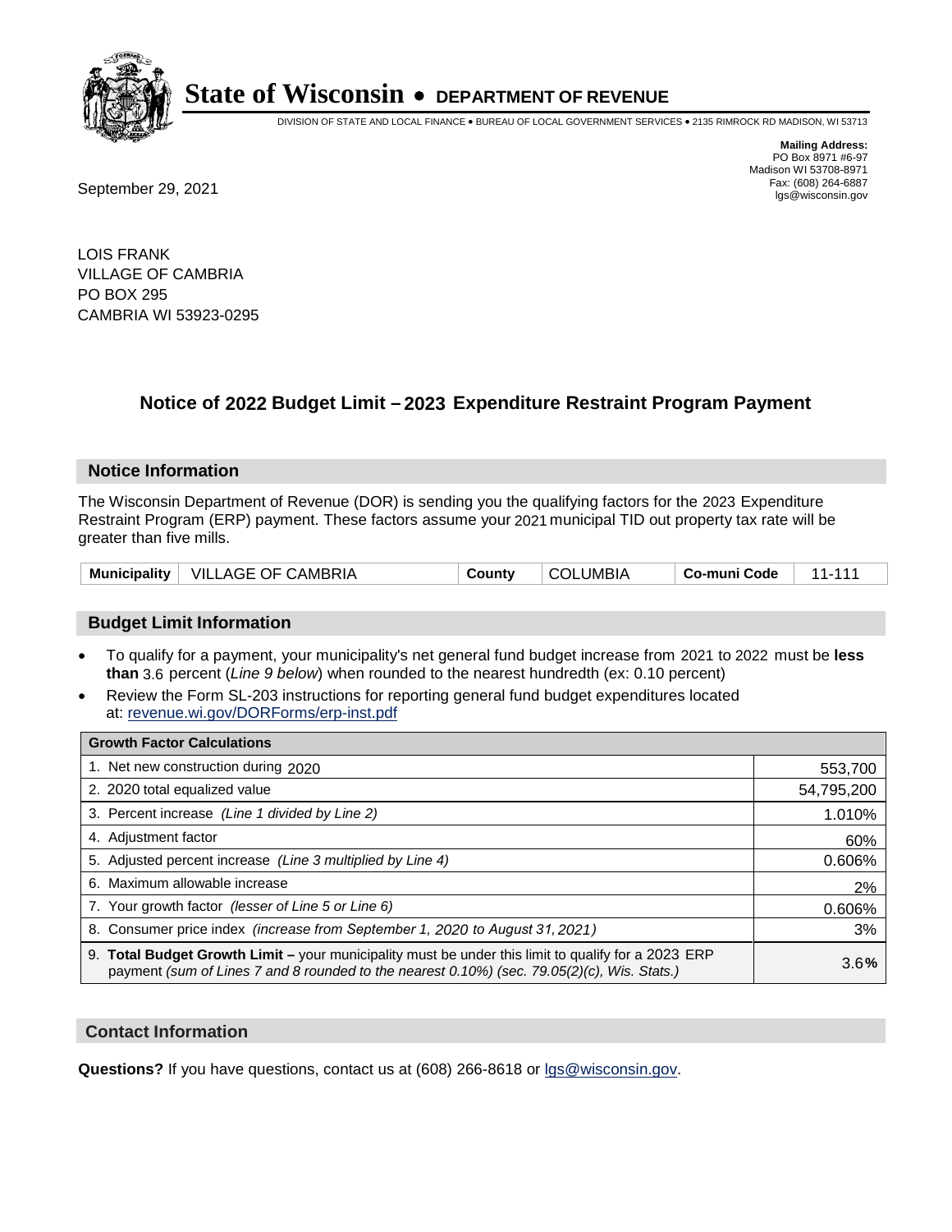# State of Wisconsin • DEPARTMENT OF REVENUE

DIVISION OF STATE AND LOCAL FINANCE • BUREAU OF LOCAL GOVERNMENT SERVICES • 2135 RIMROCK RD MADISON, WI 53713

**Mailing Address:**
PO Box 8971 #6-97
Madison WI 53708-8971
Fax: (608) 264-6887
lgs@wisconsin.gov

September 29, 2021

LOIS FRANK
VILLAGE OF CAMBRIA
PO BOX 295
CAMBRIA WI 53923-0295

## Notice of 2022 Budget Limit – 2023 Expenditure Restraint Program Payment

### Notice Information

The Wisconsin Department of Revenue (DOR) is sending you the qualifying factors for the 2023 Expenditure Restraint Program (ERP) payment. These factors assume your 2021 municipal TID out property tax rate will be greater than five mills.

| Municipality | VILLAGE OF CAMBRIA | County | COLUMBIA | Co-muni Code | 11-111 |
|---|---|---|---|---|---|

### Budget Limit Information

- To qualify for a payment, your municipality's net general fund budget increase from 2021 to 2022 must be **less than** 3.6 percent (*Line 9 below*) when rounded to the nearest hundredth (ex: 0.10 percent)
- Review the Form SL-203 instructions for reporting general fund budget expenditures located at: revenue.wi.gov/DORForms/erp-inst.pdf

| Growth Factor Calculations | |
|---|---|
| 1. Net new construction during 2020 | 553,700 |
| 2. 2020 total equalized value | 54,795,200 |
| 3. Percent increase *(Line 1 divided by Line 2)* | 1.010% |
| 4. Adjustment factor | 60% |
| 5. Adjusted percent increase *(Line 3 multiplied by Line 4)* | 0.606% |
| 6. Maximum allowable increase | 2% |
| 7. Your growth factor *(lesser of Line 5 or Line 6)* | 0.606% |
| 8. Consumer price index *(increase from September 1, 2020 to August 31, 2021)* | 3% |
| 9. **Total Budget Growth Limit –** your municipality must be under this limit to qualify for a 2023 ERP payment *(sum of Lines 7 and 8 rounded to the nearest 0.10%) (sec. 79.05(2)(c), Wis. Stats.)* | 3.6**%** |

### Contact Information

**Questions?** If you have questions, contact us at (608) 266-8618 or lgs@wisconsin.gov.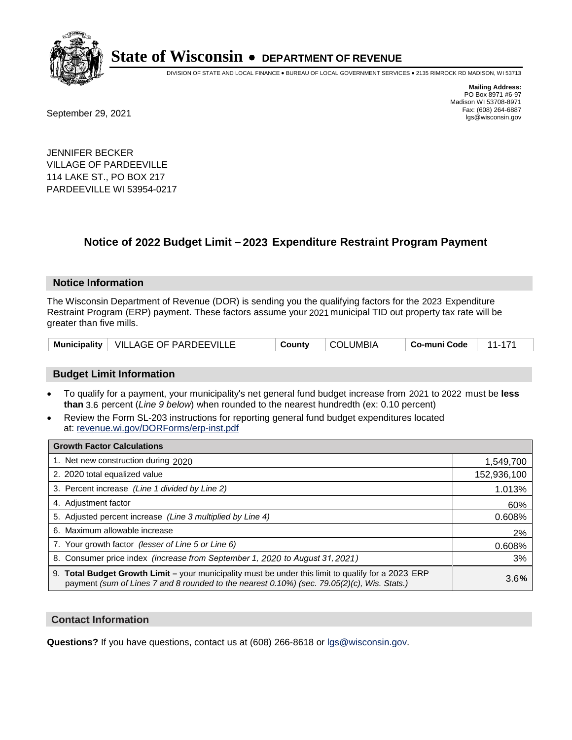# State of Wisconsin • DEPARTMENT OF REVENUE

DIVISION OF STATE AND LOCAL FINANCE • BUREAU OF LOCAL GOVERNMENT SERVICES • 2135 RIMROCK RD MADISON, WI 53713

**Mailing Address:**
PO Box 8971 #6-97
Madison WI 53708-8971
Fax: (608) 264-6887
lgs@wisconsin.gov

September 29, 2021

JENNIFER BECKER
VILLAGE OF PARDEEVILLE
114 LAKE ST., PO BOX 217
PARDEEVILLE WI 53954-0217

## Notice of 2022 Budget Limit – 2023 Expenditure Restraint Program Payment

### Notice Information

The Wisconsin Department of Revenue (DOR) is sending you the qualifying factors for the 2023 Expenditure Restraint Program (ERP) payment. These factors assume your 2021 municipal TID out property tax rate will be greater than five mills.

| Municipality | VILLAGE OF PARDEEVILLE | County | COLUMBIA | Co-muni Code | 11-171 |
|---|---|---|---|---|---|

### Budget Limit Information

- To qualify for a payment, your municipality's net general fund budget increase from 2021 to 2022 must be **less than** 3.6 percent (*Line 9 below*) when rounded to the nearest hundredth (ex: 0.10 percent)
- Review the Form SL-203 instructions for reporting general fund budget expenditures located at: revenue.wi.gov/DORForms/erp-inst.pdf

| Growth Factor Calculations | |
|---|---|
| 1. Net new construction during 2020 | 1,549,700 |
| 2. 2020 total equalized value | 152,936,100 |
| 3. Percent increase *(Line 1 divided by Line 2)* | 1.013% |
| 4. Adjustment factor | 60% |
| 5. Adjusted percent increase *(Line 3 multiplied by Line 4)* | 0.608% |
| 6. Maximum allowable increase | 2% |
| 7. Your growth factor *(lesser of Line 5 or Line 6)* | 0.608% |
| 8. Consumer price index *(increase from September 1, 2020 to August 31, 2021)* | 3% |
| 9. **Total Budget Growth Limit –** your municipality must be under this limit to qualify for a 2023 ERP payment *(sum of Lines 7 and 8 rounded to the nearest 0.10%) (sec. 79.05(2)(c), Wis. Stats.)* | 3.6**%** |

### Contact Information

**Questions?** If you have questions, contact us at (608) 266-8618 or lgs@wisconsin.gov.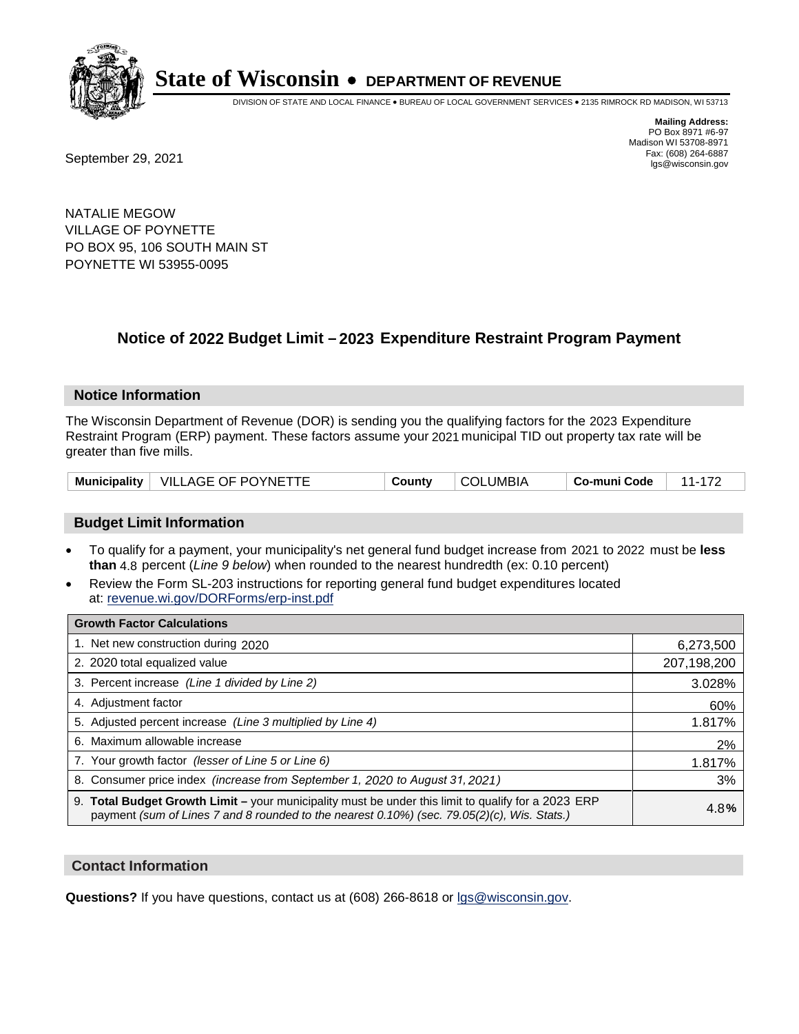# State of Wisconsin • DEPARTMENT OF REVENUE

DIVISION OF STATE AND LOCAL FINANCE • BUREAU OF LOCAL GOVERNMENT SERVICES • 2135 RIMROCK RD MADISON, WI 53713

**Mailing Address:**
PO Box 8971 #6-97
Madison WI 53708-8971
Fax: (608) 264-6887
lgs@wisconsin.gov

September 29, 2021

NATALIE MEGOW
VILLAGE OF POYNETTE
PO BOX 95, 106 SOUTH MAIN ST
POYNETTE WI 53955-0095

## Notice of 2022 Budget Limit – 2023 Expenditure Restraint Program Payment

### Notice Information

The Wisconsin Department of Revenue (DOR) is sending you the qualifying factors for the 2023 Expenditure Restraint Program (ERP) payment. These factors assume your 2021 municipal TID out property tax rate will be greater than five mills.

| Municipality | VILLAGE OF POYNETTE | County | COLUMBIA | Co-muni Code | 11-172 |
|---|---|---|---|---|---|

### Budget Limit Information

- To qualify for a payment, your municipality's net general fund budget increase from 2021 to 2022 must be **less than** 4.8 percent (*Line 9 below*) when rounded to the nearest hundredth (ex: 0.10 percent)
- Review the Form SL-203 instructions for reporting general fund budget expenditures located at: revenue.wi.gov/DORForms/erp-inst.pdf

| Growth Factor Calculations | |
|---|---|
| 1. Net new construction during 2020 | 6,273,500 |
| 2. 2020 total equalized value | 207,198,200 |
| 3. Percent increase *(Line 1 divided by Line 2)* | 3.028% |
| 4. Adjustment factor | 60% |
| 5. Adjusted percent increase *(Line 3 multiplied by Line 4)* | 1.817% |
| 6. Maximum allowable increase | 2% |
| 7. Your growth factor *(lesser of Line 5 or Line 6)* | 1.817% |
| 8. Consumer price index *(increase from September 1, 2020 to August 31, 2021)* | 3% |
| 9. **Total Budget Growth Limit –** your municipality must be under this limit to qualify for a 2023 ERP payment *(sum of Lines 7 and 8 rounded to the nearest 0.10%) (sec. 79.05(2)(c), Wis. Stats.)* | 4.8**%** |

### Contact Information

**Questions?** If you have questions, contact us at (608) 266-8618 or lgs@wisconsin.gov.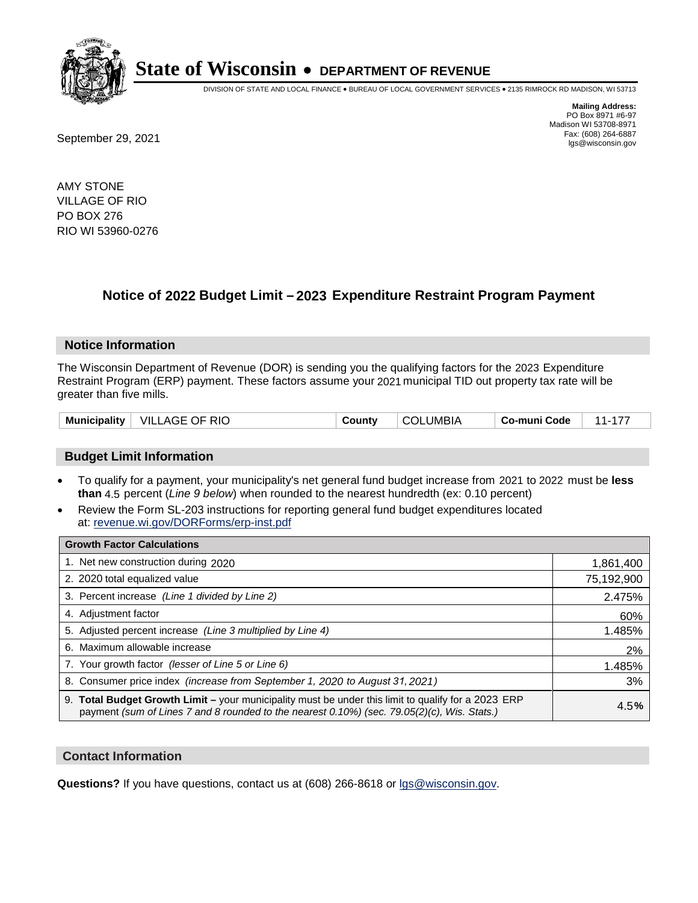# State of Wisconsin • DEPARTMENT OF REVENUE

DIVISION OF STATE AND LOCAL FINANCE • BUREAU OF LOCAL GOVERNMENT SERVICES • 2135 RIMROCK RD MADISON, WI 53713

**Mailing Address:**
PO Box 8971 #6-97
Madison WI 53708-8971
Fax: (608) 264-6887
lgs@wisconsin.gov

September 29, 2021

AMY STONE
VILLAGE OF RIO
PO BOX 276
RIO WI 53960-0276

## Notice of 2022 Budget Limit – 2023 Expenditure Restraint Program Payment

### Notice Information

The Wisconsin Department of Revenue (DOR) is sending you the qualifying factors for the 2023 Expenditure Restraint Program (ERP) payment. These factors assume your 2021 municipal TID out property tax rate will be greater than five mills.

| Municipality | VILLAGE OF RIO | County | COLUMBIA | Co-muni Code | 11-177 |
|---|---|---|---|---|---|

### Budget Limit Information

- To qualify for a payment, your municipality's net general fund budget increase from 2021 to 2022 must be **less than** 4.5 percent (*Line 9 below*) when rounded to the nearest hundredth (ex: 0.10 percent)
- Review the Form SL-203 instructions for reporting general fund budget expenditures located at: revenue.wi.gov/DORForms/erp-inst.pdf

| Growth Factor Calculations | |
|---|---|
| 1. Net new construction during 2020 | 1,861,400 |
| 2. 2020 total equalized value | 75,192,900 |
| 3. Percent increase *(Line 1 divided by Line 2)* | 2.475% |
| 4. Adjustment factor | 60% |
| 5. Adjusted percent increase *(Line 3 multiplied by Line 4)* | 1.485% |
| 6. Maximum allowable increase | 2% |
| 7. Your growth factor *(lesser of Line 5 or Line 6)* | 1.485% |
| 8. Consumer price index *(increase from September 1, 2020 to August 31, 2021)* | 3% |
| 9. **Total Budget Growth Limit –** your municipality must be under this limit to qualify for a 2023 ERP payment *(sum of Lines 7 and 8 rounded to the nearest 0.10%) (sec. 79.05(2)(c), Wis. Stats.)* | 4.5**%** |

### Contact Information

**Questions?** If you have questions, contact us at (608) 266-8618 or lgs@wisconsin.gov.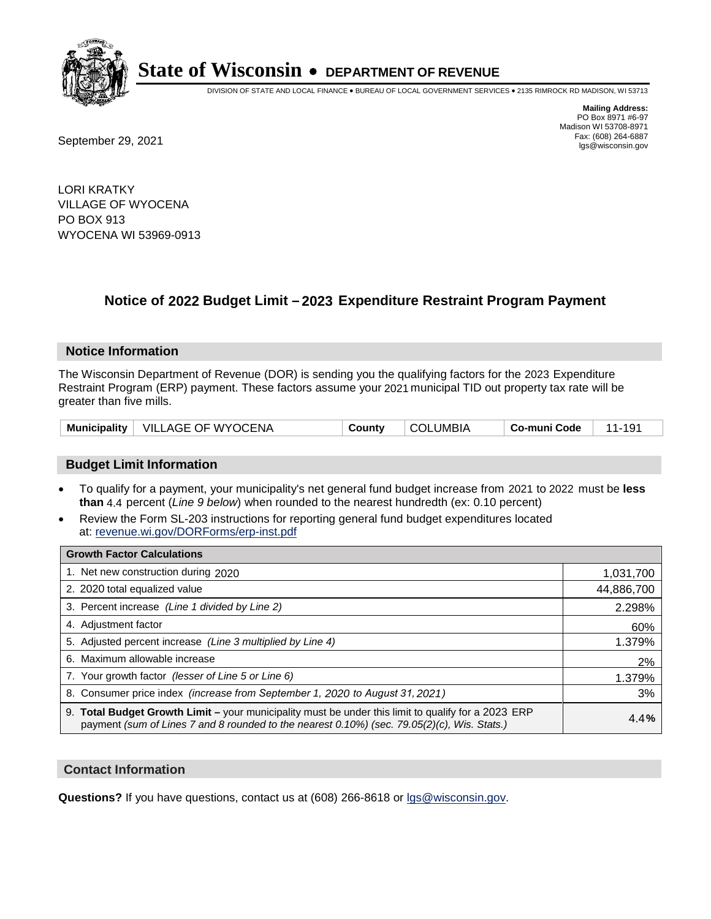# State of Wisconsin • DEPARTMENT OF REVENUE

DIVISION OF STATE AND LOCAL FINANCE • BUREAU OF LOCAL GOVERNMENT SERVICES • 2135 RIMROCK RD MADISON, WI 53713

**Mailing Address:**
PO Box 8971 #6-97
Madison WI 53708-8971
Fax: (608) 264-6887
lgs@wisconsin.gov

September 29, 2021

LORI KRATKY
VILLAGE OF WYOCENA
PO BOX 913
WYOCENA WI 53969-0913

## Notice of 2022 Budget Limit – 2023 Expenditure Restraint Program Payment

### Notice Information

The Wisconsin Department of Revenue (DOR) is sending you the qualifying factors for the 2023 Expenditure Restraint Program (ERP) payment. These factors assume your 2021 municipal TID out property tax rate will be greater than five mills.

| Municipality | VILLAGE OF WYOCENA | County | COLUMBIA | Co-muni Code | 11-191 |
|---|---|---|---|---|---|

### Budget Limit Information

- To qualify for a payment, your municipality's net general fund budget increase from 2021 to 2022 must be **less than** 4.4 percent (*Line 9 below*) when rounded to the nearest hundredth (ex: 0.10 percent)
- Review the Form SL-203 instructions for reporting general fund budget expenditures located at: revenue.wi.gov/DORForms/erp-inst.pdf

| Growth Factor Calculations | |
|---|---|
| 1. Net new construction during 2020 | 1,031,700 |
| 2. 2020 total equalized value | 44,886,700 |
| 3. Percent increase *(Line 1 divided by Line 2)* | 2.298% |
| 4. Adjustment factor | 60% |
| 5. Adjusted percent increase *(Line 3 multiplied by Line 4)* | 1.379% |
| 6. Maximum allowable increase | 2% |
| 7. Your growth factor *(lesser of Line 5 or Line 6)* | 1.379% |
| 8. Consumer price index *(increase from September 1, 2020 to August 31, 2021)* | 3% |
| 9. **Total Budget Growth Limit –** your municipality must be under this limit to qualify for a 2023 ERP payment *(sum of Lines 7 and 8 rounded to the nearest 0.10%) (sec. 79.05(2)(c), Wis. Stats.)* | 4.4**%** |

### Contact Information

**Questions?** If you have questions, contact us at (608) 266-8618 or lgs@wisconsin.gov.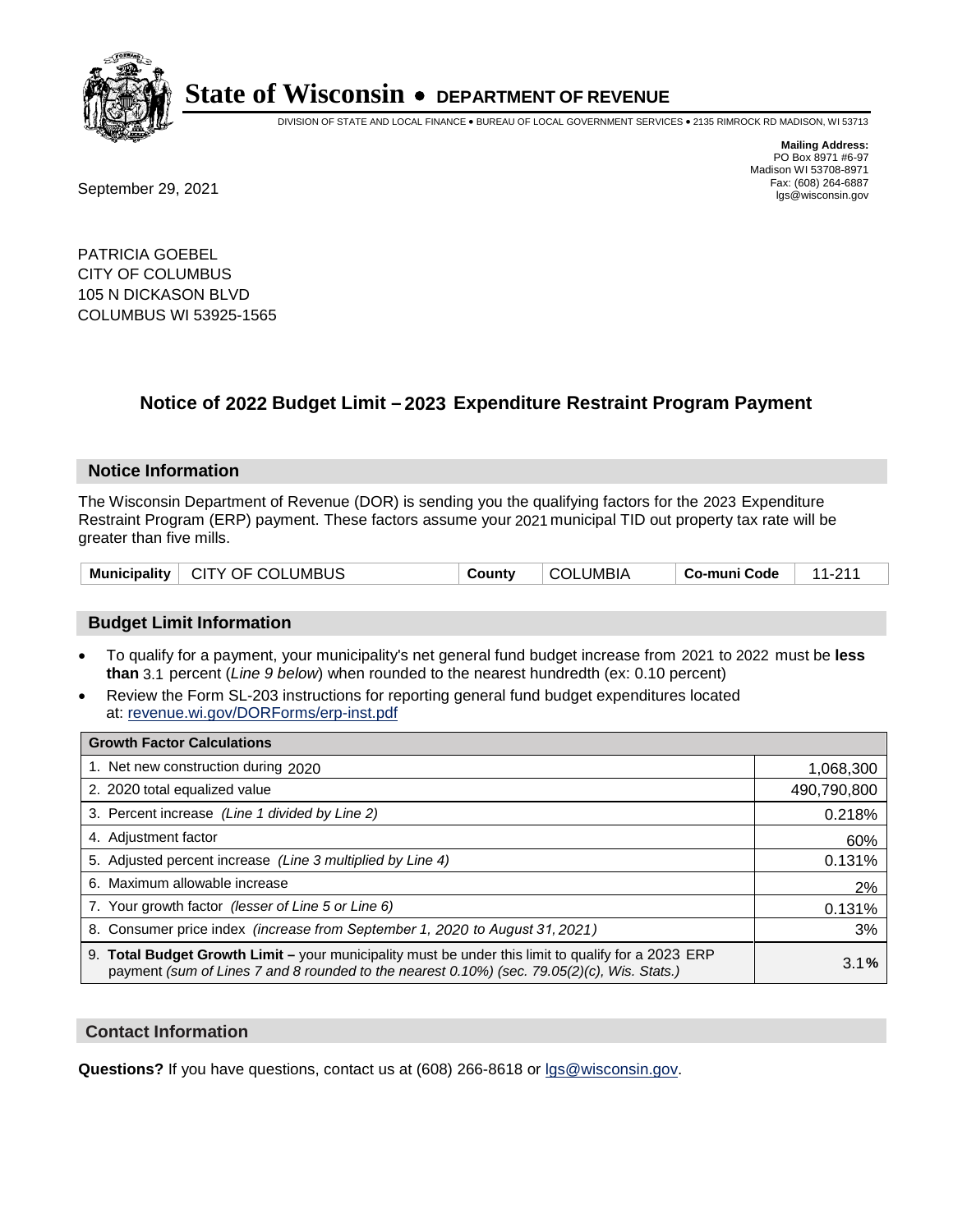# State of Wisconsin • DEPARTMENT OF REVENUE

DIVISION OF STATE AND LOCAL FINANCE • BUREAU OF LOCAL GOVERNMENT SERVICES • 2135 RIMROCK RD MADISON, WI 53713

**Mailing Address:**
PO Box 8971 #6-97
Madison WI 53708-8971
Fax: (608) 264-6887
lgs@wisconsin.gov

September 29, 2021

PATRICIA GOEBEL
CITY OF COLUMBUS
105 N DICKASON BLVD
COLUMBUS WI 53925-1565

## Notice of 2022 Budget Limit – 2023 Expenditure Restraint Program Payment

### Notice Information

The Wisconsin Department of Revenue (DOR) is sending you the qualifying factors for the 2023 Expenditure Restraint Program (ERP) payment. These factors assume your 2021 municipal TID out property tax rate will be greater than five mills.

| Municipality | CITY OF COLUMBUS | County | COLUMBIA | Co-muni Code | 11-211 |
|---|---|---|---|---|---|

### Budget Limit Information

- To qualify for a payment, your municipality's net general fund budget increase from 2021 to 2022 must be **less than** 3.1 percent (*Line 9 below*) when rounded to the nearest hundredth (ex: 0.10 percent)
- Review the Form SL-203 instructions for reporting general fund budget expenditures located at: revenue.wi.gov/DORForms/erp-inst.pdf

| Growth Factor Calculations | |
|---|---|
| 1. Net new construction during 2020 | 1,068,300 |
| 2. 2020 total equalized value | 490,790,800 |
| 3. Percent increase *(Line 1 divided by Line 2)* | 0.218% |
| 4. Adjustment factor | 60% |
| 5. Adjusted percent increase *(Line 3 multiplied by Line 4)* | 0.131% |
| 6. Maximum allowable increase | 2% |
| 7. Your growth factor *(lesser of Line 5 or Line 6)* | 0.131% |
| 8. Consumer price index *(increase from September 1, 2020 to August 31, 2021)* | 3% |
| 9. **Total Budget Growth Limit –** your municipality must be under this limit to qualify for a 2023 ERP payment *(sum of Lines 7 and 8 rounded to the nearest 0.10%) (sec. 79.05(2)(c), Wis. Stats.)* | 3.1**%** |

### Contact Information

**Questions?** If you have questions, contact us at (608) 266-8618 or lgs@wisconsin.gov.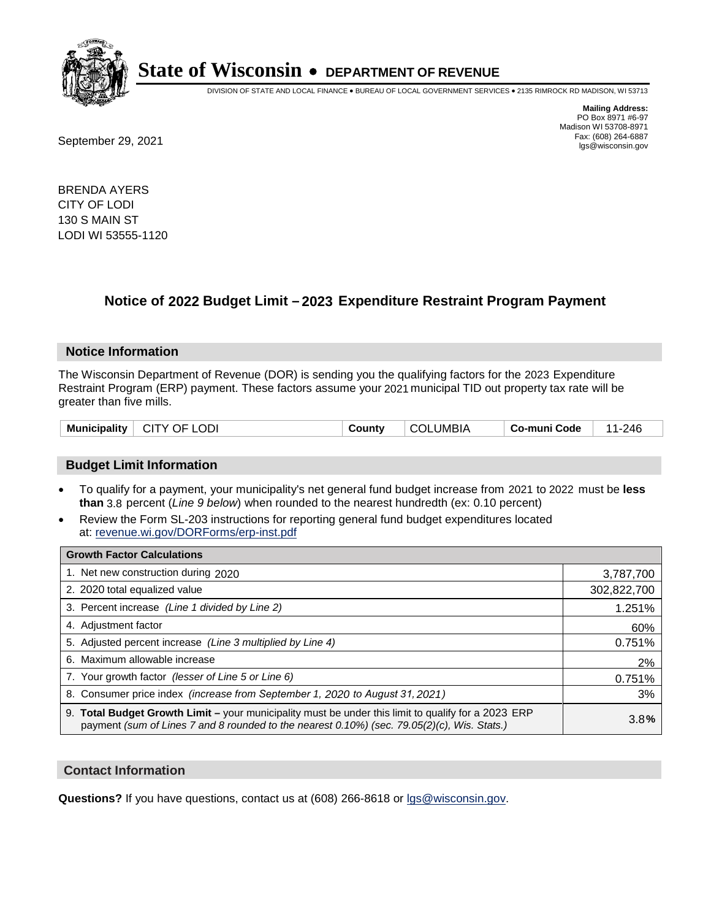# State of Wisconsin • DEPARTMENT OF REVENUE

DIVISION OF STATE AND LOCAL FINANCE • BUREAU OF LOCAL GOVERNMENT SERVICES • 2135 RIMROCK RD MADISON, WI 53713

**Mailing Address:**
PO Box 8971 #6-97
Madison WI 53708-8971
Fax: (608) 264-6887
lgs@wisconsin.gov

September 29, 2021

BRENDA AYERS
CITY OF LODI
130 S MAIN ST
LODI WI 53555-1120

## Notice of 2022 Budget Limit – 2023 Expenditure Restraint Program Payment

### Notice Information

The Wisconsin Department of Revenue (DOR) is sending you the qualifying factors for the 2023 Expenditure Restraint Program (ERP) payment. These factors assume your 2021 municipal TID out property tax rate will be greater than five mills.

| Municipality | CITY OF LODI | County | COLUMBIA | Co-muni Code | 11-246 |
|---|---|---|---|---|---|

### Budget Limit Information

- To qualify for a payment, your municipality's net general fund budget increase from 2021 to 2022 must be **less than** 3.8 percent (*Line 9 below*) when rounded to the nearest hundredth (ex: 0.10 percent)
- Review the Form SL-203 instructions for reporting general fund budget expenditures located at: revenue.wi.gov/DORForms/erp-inst.pdf

| Growth Factor Calculations | |
|---|---|
| 1. Net new construction during 2020 | 3,787,700 |
| 2. 2020 total equalized value | 302,822,700 |
| 3. Percent increase *(Line 1 divided by Line 2)* | 1.251% |
| 4. Adjustment factor | 60% |
| 5. Adjusted percent increase *(Line 3 multiplied by Line 4)* | 0.751% |
| 6. Maximum allowable increase | 2% |
| 7. Your growth factor *(lesser of Line 5 or Line 6)* | 0.751% |
| 8. Consumer price index *(increase from September 1, 2020 to August 31, 2021)* | 3% |
| 9. **Total Budget Growth Limit –** your municipality must be under this limit to qualify for a 2023 ERP payment *(sum of Lines 7 and 8 rounded to the nearest 0.10%) (sec. 79.05(2)(c), Wis. Stats.)* | 3.8**%** |

### Contact Information

**Questions?** If you have questions, contact us at (608) 266-8618 or lgs@wisconsin.gov.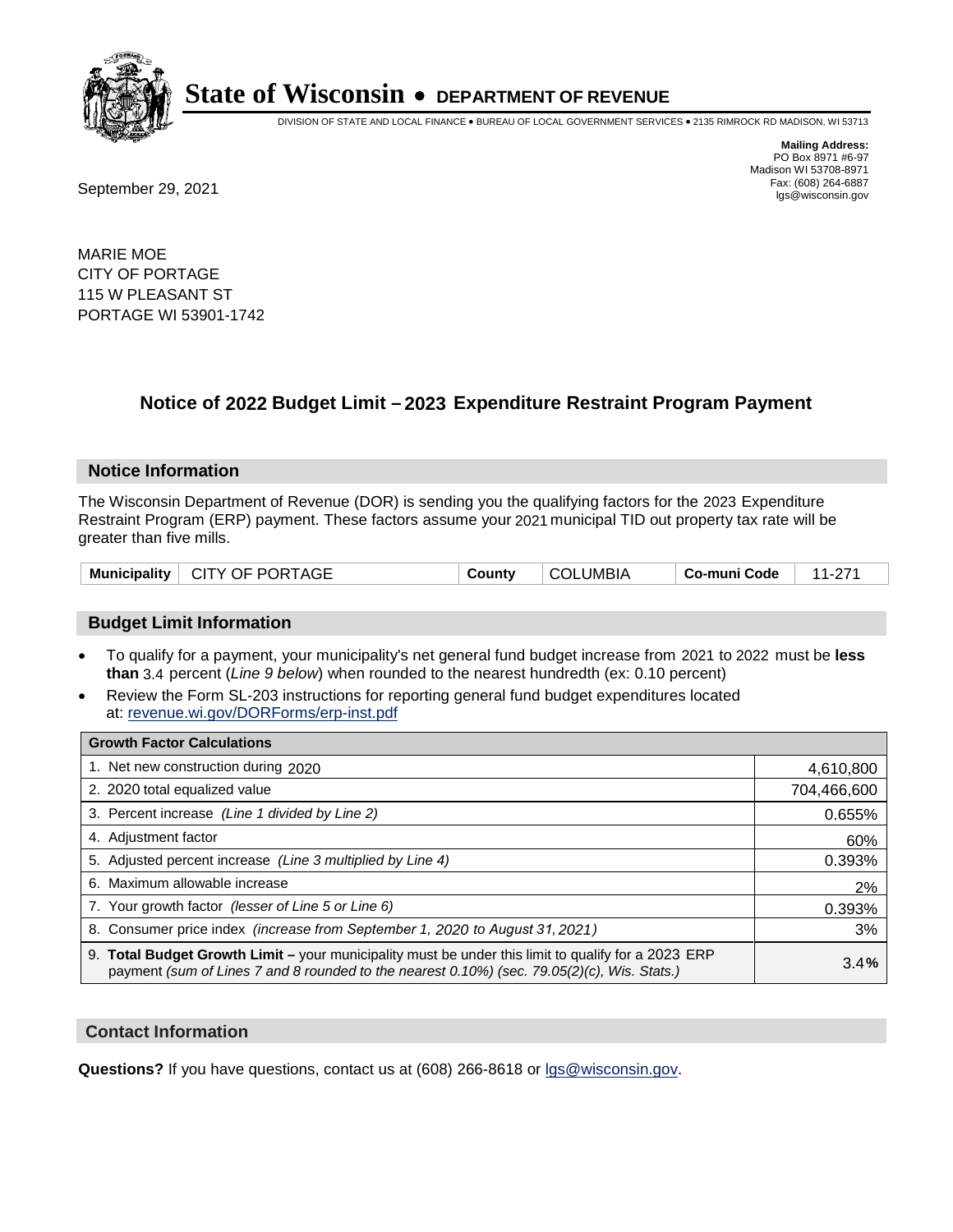# State of Wisconsin • DEPARTMENT OF REVENUE

DIVISION OF STATE AND LOCAL FINANCE • BUREAU OF LOCAL GOVERNMENT SERVICES • 2135 RIMROCK RD MADISON, WI 53713

**Mailing Address:**
PO Box 8971 #6-97
Madison WI 53708-8971
Fax: (608) 264-6887
lgs@wisconsin.gov

September 29, 2021

MARIE MOE
CITY OF PORTAGE
115 W PLEASANT ST
PORTAGE WI 53901-1742

## Notice of 2022 Budget Limit – 2023 Expenditure Restraint Program Payment

### Notice Information

The Wisconsin Department of Revenue (DOR) is sending you the qualifying factors for the 2023 Expenditure Restraint Program (ERP) payment. These factors assume your 2021 municipal TID out property tax rate will be greater than five mills.

| Municipality | CITY OF PORTAGE | County | COLUMBIA | Co-muni Code | 11-271 |
|---|---|---|---|---|---|

### Budget Limit Information

- To qualify for a payment, your municipality's net general fund budget increase from 2021 to 2022 must be **less than** 3.4 percent (*Line 9 below*) when rounded to the nearest hundredth (ex: 0.10 percent)
- Review the Form SL-203 instructions for reporting general fund budget expenditures located at: revenue.wi.gov/DORForms/erp-inst.pdf

| Growth Factor Calculations | |
|---|---|
| 1. Net new construction during 2020 | 4,610,800 |
| 2. 2020 total equalized value | 704,466,600 |
| 3. Percent increase *(Line 1 divided by Line 2)* | 0.655% |
| 4. Adjustment factor | 60% |
| 5. Adjusted percent increase *(Line 3 multiplied by Line 4)* | 0.393% |
| 6. Maximum allowable increase | 2% |
| 7. Your growth factor *(lesser of Line 5 or Line 6)* | 0.393% |
| 8. Consumer price index *(increase from September 1, 2020 to August 31, 2021)* | 3% |
| 9. **Total Budget Growth Limit –** your municipality must be under this limit to qualify for a 2023 ERP payment *(sum of Lines 7 and 8 rounded to the nearest 0.10%) (sec. 79.05(2)(c), Wis. Stats.)* | 3.4**%** |

### Contact Information

**Questions?** If you have questions, contact us at (608) 266-8618 or lgs@wisconsin.gov.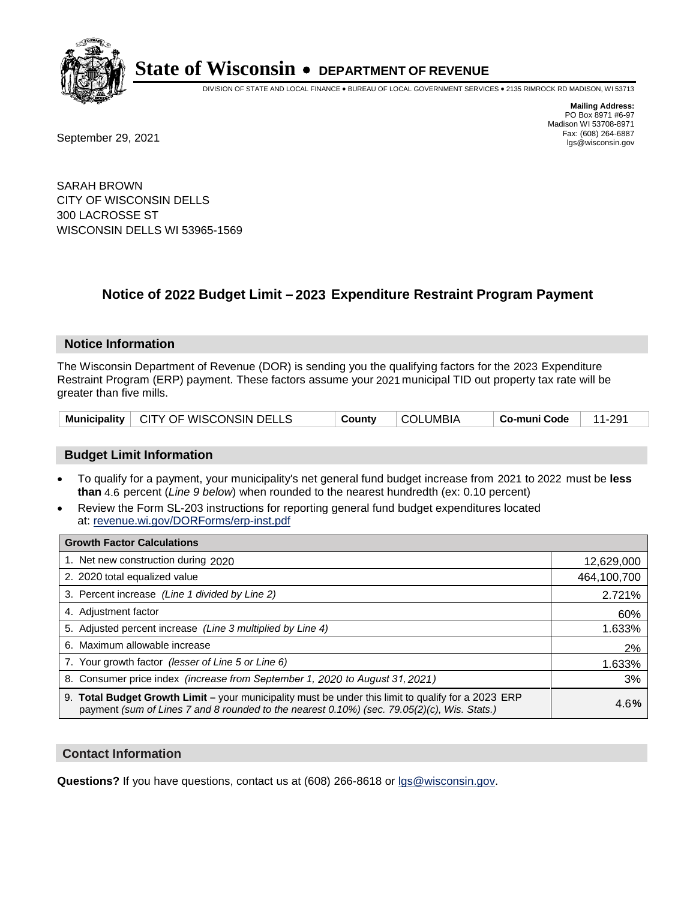# State of Wisconsin • DEPARTMENT OF REVENUE

DIVISION OF STATE AND LOCAL FINANCE • BUREAU OF LOCAL GOVERNMENT SERVICES • 2135 RIMROCK RD MADISON, WI 53713

**Mailing Address:**
PO Box 8971 #6-97
Madison WI 53708-8971
Fax: (608) 264-6887
lgs@wisconsin.gov

September 29, 2021

SARAH BROWN
CITY OF WISCONSIN DELLS
300 LACROSSE ST
WISCONSIN DELLS WI 53965-1569

## Notice of 2022 Budget Limit – 2023 Expenditure Restraint Program Payment

### Notice Information

The Wisconsin Department of Revenue (DOR) is sending you the qualifying factors for the 2023 Expenditure Restraint Program (ERP) payment. These factors assume your 2021 municipal TID out property tax rate will be greater than five mills.

| Municipality | CITY OF WISCONSIN DELLS | County | COLUMBIA | Co-muni Code | 11-291 |
|---|---|---|---|---|---|

### Budget Limit Information

- To qualify for a payment, your municipality's net general fund budget increase from 2021 to 2022 must be **less than** 4.6 percent (*Line 9 below*) when rounded to the nearest hundredth (ex: 0.10 percent)
- Review the Form SL-203 instructions for reporting general fund budget expenditures located at: revenue.wi.gov/DORForms/erp-inst.pdf

| Growth Factor Calculations | |
|---|---|
| 1. Net new construction during 2020 | 12,629,000 |
| 2. 2020 total equalized value | 464,100,700 |
| 3. Percent increase *(Line 1 divided by Line 2)* | 2.721% |
| 4. Adjustment factor | 60% |
| 5. Adjusted percent increase *(Line 3 multiplied by Line 4)* | 1.633% |
| 6. Maximum allowable increase | 2% |
| 7. Your growth factor *(lesser of Line 5 or Line 6)* | 1.633% |
| 8. Consumer price index *(increase from September 1, 2020 to August 31, 2021)* | 3% |
| 9. **Total Budget Growth Limit –** your municipality must be under this limit to qualify for a 2023 ERP payment *(sum of Lines 7 and 8 rounded to the nearest 0.10%) (sec. 79.05(2)(c), Wis. Stats.)* | 4.6**%** |

### Contact Information

**Questions?** If you have questions, contact us at (608) 266-8618 or lgs@wisconsin.gov.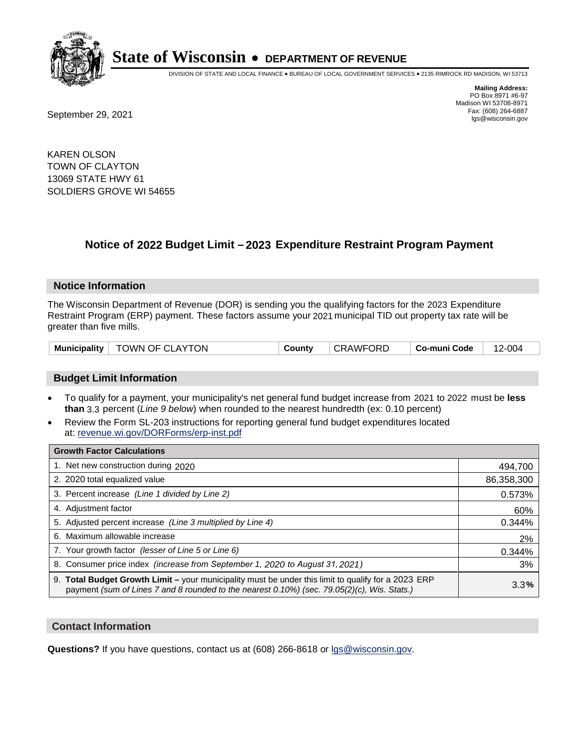# State of Wisconsin • DEPARTMENT OF REVENUE

DIVISION OF STATE AND LOCAL FINANCE • BUREAU OF LOCAL GOVERNMENT SERVICES • 2135 RIMROCK RD MADISON, WI 53713

**Mailing Address:**
PO Box 8971 #6-97
Madison WI 53708-8971
Fax: (608) 264-6887
lgs@wisconsin.gov

September 29, 2021

KAREN OLSON
TOWN OF CLAYTON
13069 STATE HWY 61
SOLDIERS GROVE WI 54655

## Notice of 2022 Budget Limit – 2023 Expenditure Restraint Program Payment

### Notice Information

The Wisconsin Department of Revenue (DOR) is sending you the qualifying factors for the 2023 Expenditure Restraint Program (ERP) payment. These factors assume your 2021 municipal TID out property tax rate will be greater than five mills.

| Municipality | TOWN OF CLAYTON | County | CRAWFORD | Co-muni Code | 12-004 |
|---|---|---|---|---|---|

### Budget Limit Information

- To qualify for a payment, your municipality's net general fund budget increase from 2021 to 2022 must be **less than** 3.3 percent (*Line 9 below*) when rounded to the nearest hundredth (ex: 0.10 percent)
- Review the Form SL-203 instructions for reporting general fund budget expenditures located at: revenue.wi.gov/DORForms/erp-inst.pdf

| Growth Factor Calculations | |
|---|---|
| 1. Net new construction during 2020 | 494,700 |
| 2. 2020 total equalized value | 86,358,300 |
| 3. Percent increase *(Line 1 divided by Line 2)* | 0.573% |
| 4. Adjustment factor | 60% |
| 5. Adjusted percent increase *(Line 3 multiplied by Line 4)* | 0.344% |
| 6. Maximum allowable increase | 2% |
| 7. Your growth factor *(lesser of Line 5 or Line 6)* | 0.344% |
| 8. Consumer price index *(increase from September 1, 2020 to August 31, 2021)* | 3% |
| 9. **Total Budget Growth Limit –** your municipality must be under this limit to qualify for a 2023 ERP payment *(sum of Lines 7 and 8 rounded to the nearest 0.10%) (sec. 79.05(2)(c), Wis. Stats.)* | 3.3**%** |

### Contact Information

**Questions?** If you have questions, contact us at (608) 266-8618 or lgs@wisconsin.gov.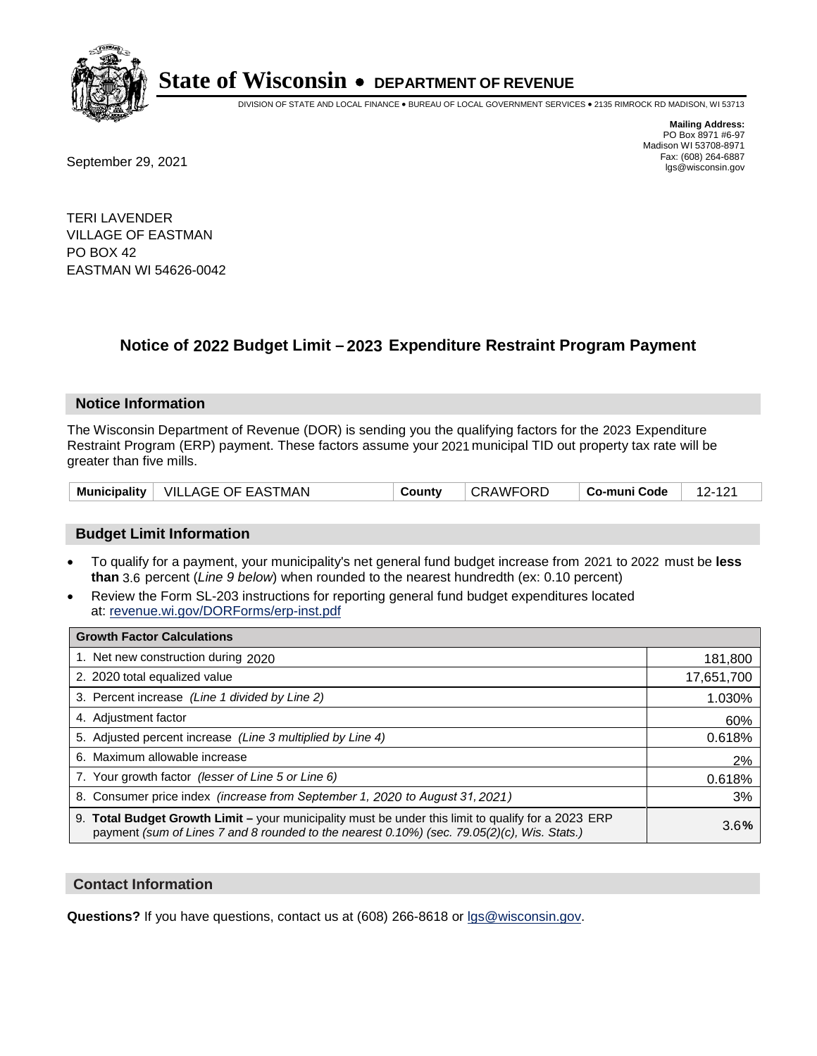# State of Wisconsin • DEPARTMENT OF REVENUE

DIVISION OF STATE AND LOCAL FINANCE • BUREAU OF LOCAL GOVERNMENT SERVICES • 2135 RIMROCK RD MADISON, WI 53713

**Mailing Address:**
PO Box 8971 #6-97
Madison WI 53708-8971
Fax: (608) 264-6887
lgs@wisconsin.gov

September 29, 2021

TERI LAVENDER
VILLAGE OF EASTMAN
PO BOX 42
EASTMAN WI 54626-0042

## Notice of 2022 Budget Limit – 2023 Expenditure Restraint Program Payment

### Notice Information

The Wisconsin Department of Revenue (DOR) is sending you the qualifying factors for the 2023 Expenditure Restraint Program (ERP) payment. These factors assume your 2021 municipal TID out property tax rate will be greater than five mills.

| Municipality | VILLAGE OF EASTMAN | County | CRAWFORD | Co-muni Code | 12-121 |
|---|---|---|---|---|---|

### Budget Limit Information

- To qualify for a payment, your municipality's net general fund budget increase from 2021 to 2022 must be **less than** 3.6 percent (*Line 9 below*) when rounded to the nearest hundredth (ex: 0.10 percent)
- Review the Form SL-203 instructions for reporting general fund budget expenditures located at: revenue.wi.gov/DORForms/erp-inst.pdf

| Growth Factor Calculations | |
|---|---|
| 1. Net new construction during 2020 | 181,800 |
| 2. 2020 total equalized value | 17,651,700 |
| 3. Percent increase *(Line 1 divided by Line 2)* | 1.030% |
| 4. Adjustment factor | 60% |
| 5. Adjusted percent increase *(Line 3 multiplied by Line 4)* | 0.618% |
| 6. Maximum allowable increase | 2% |
| 7. Your growth factor *(lesser of Line 5 or Line 6)* | 0.618% |
| 8. Consumer price index *(increase from September 1, 2020 to August 31, 2021)* | 3% |
| 9. **Total Budget Growth Limit –** your municipality must be under this limit to qualify for a 2023 ERP payment *(sum of Lines 7 and 8 rounded to the nearest 0.10%) (sec. 79.05(2)(c), Wis. Stats.)* | 3.6**%** |

### Contact Information

**Questions?** If you have questions, contact us at (608) 266-8618 or lgs@wisconsin.gov.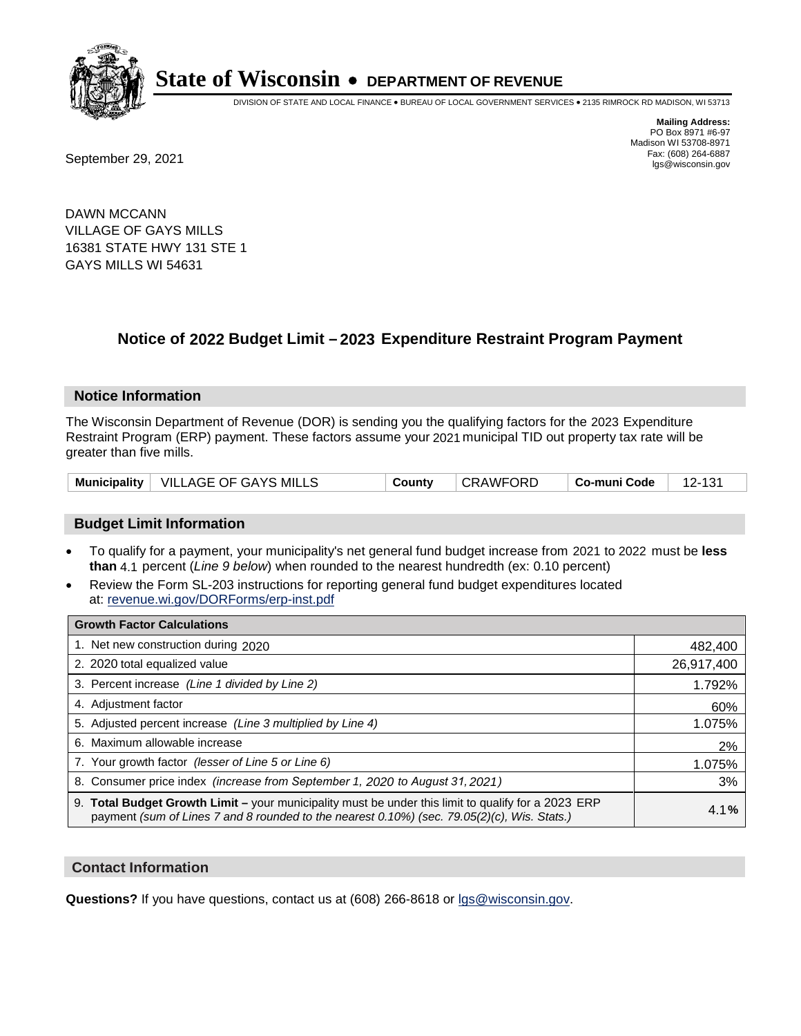# State of Wisconsin • DEPARTMENT OF REVENUE

DIVISION OF STATE AND LOCAL FINANCE • BUREAU OF LOCAL GOVERNMENT SERVICES • 2135 RIMROCK RD MADISON, WI 53713

**Mailing Address:**
PO Box 8971 #6-97
Madison WI 53708-8971
Fax: (608) 264-6887
lgs@wisconsin.gov

September 29, 2021

DAWN MCCANN
VILLAGE OF GAYS MILLS
16381 STATE HWY 131 STE 1
GAYS MILLS WI 54631

## Notice of 2022 Budget Limit – 2023 Expenditure Restraint Program Payment

### Notice Information

The Wisconsin Department of Revenue (DOR) is sending you the qualifying factors for the 2023 Expenditure Restraint Program (ERP) payment. These factors assume your 2021 municipal TID out property tax rate will be greater than five mills.

| Municipality | VILLAGE OF GAYS MILLS | County | CRAWFORD | Co-muni Code | 12-131 |
|---|---|---|---|---|---|

### Budget Limit Information

- To qualify for a payment, your municipality's net general fund budget increase from 2021 to 2022 must be **less than** 4.1 percent (*Line 9 below*) when rounded to the nearest hundredth (ex: 0.10 percent)
- Review the Form SL-203 instructions for reporting general fund budget expenditures located at: revenue.wi.gov/DORForms/erp-inst.pdf

| Growth Factor Calculations | |
|---|---|
| 1. Net new construction during 2020 | 482,400 |
| 2. 2020 total equalized value | 26,917,400 |
| 3. Percent increase *(Line 1 divided by Line 2)* | 1.792% |
| 4. Adjustment factor | 60% |
| 5. Adjusted percent increase *(Line 3 multiplied by Line 4)* | 1.075% |
| 6. Maximum allowable increase | 2% |
| 7. Your growth factor *(lesser of Line 5 or Line 6)* | 1.075% |
| 8. Consumer price index *(increase from September 1, 2020 to August 31, 2021)* | 3% |
| 9. **Total Budget Growth Limit –** your municipality must be under this limit to qualify for a 2023 ERP payment *(sum of Lines 7 and 8 rounded to the nearest 0.10%) (sec. 79.05(2)(c), Wis. Stats.)* | 4.1**%** |

### Contact Information

**Questions?** If you have questions, contact us at (608) 266-8618 or lgs@wisconsin.gov.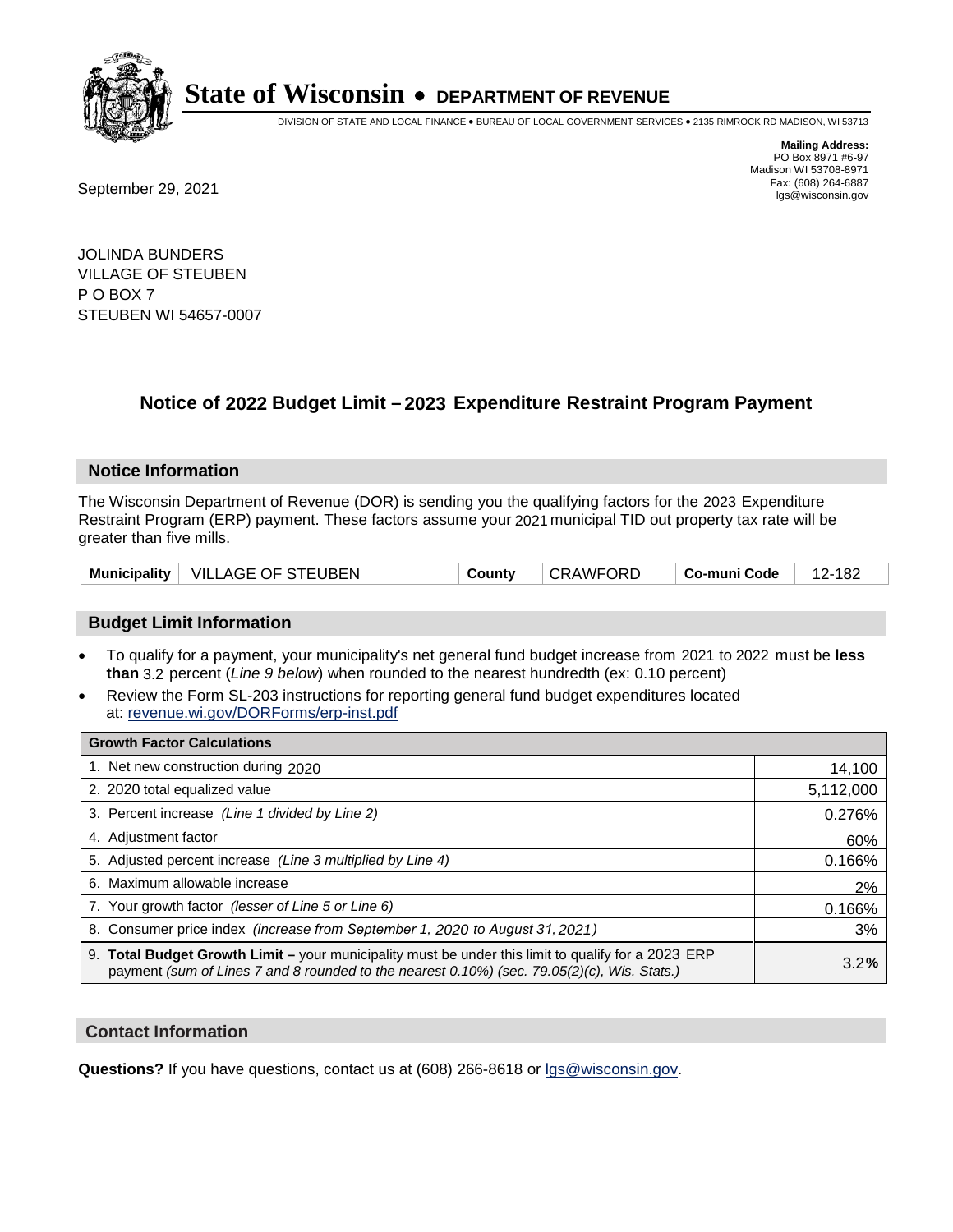# State of Wisconsin • DEPARTMENT OF REVENUE

DIVISION OF STATE AND LOCAL FINANCE • BUREAU OF LOCAL GOVERNMENT SERVICES • 2135 RIMROCK RD MADISON, WI 53713

**Mailing Address:**
PO Box 8971 #6-97
Madison WI 53708-8971
Fax: (608) 264-6887
lgs@wisconsin.gov

September 29, 2021

JOLINDA BUNDERS
VILLAGE OF STEUBEN
P O BOX 7
STEUBEN WI 54657-0007

## Notice of 2022 Budget Limit – 2023 Expenditure Restraint Program Payment

### Notice Information

The Wisconsin Department of Revenue (DOR) is sending you the qualifying factors for the 2023 Expenditure Restraint Program (ERP) payment. These factors assume your 2021 municipal TID out property tax rate will be greater than five mills.

| Municipality | VILLAGE OF STEUBEN | County | CRAWFORD | Co-muni Code | 12-182 |
|---|---|---|---|---|---|

### Budget Limit Information

- To qualify for a payment, your municipality's net general fund budget increase from 2021 to 2022 must be **less than** 3.2 percent (*Line 9 below*) when rounded to the nearest hundredth (ex: 0.10 percent)
- Review the Form SL-203 instructions for reporting general fund budget expenditures located at: revenue.wi.gov/DORForms/erp-inst.pdf

| Growth Factor Calculations | |
|---|---|
| 1. Net new construction during 2020 | 14,100 |
| 2. 2020 total equalized value | 5,112,000 |
| 3. Percent increase *(Line 1 divided by Line 2)* | 0.276% |
| 4. Adjustment factor | 60% |
| 5. Adjusted percent increase *(Line 3 multiplied by Line 4)* | 0.166% |
| 6. Maximum allowable increase | 2% |
| 7. Your growth factor *(lesser of Line 5 or Line 6)* | 0.166% |
| 8. Consumer price index *(increase from September 1, 2020 to August 31, 2021)* | 3% |
| 9. **Total Budget Growth Limit –** your municipality must be under this limit to qualify for a 2023 ERP payment *(sum of Lines 7 and 8 rounded to the nearest 0.10%) (sec. 79.05(2)(c), Wis. Stats.)* | 3.2**%** |

### Contact Information

**Questions?** If you have questions, contact us at (608) 266-8618 or lgs@wisconsin.gov.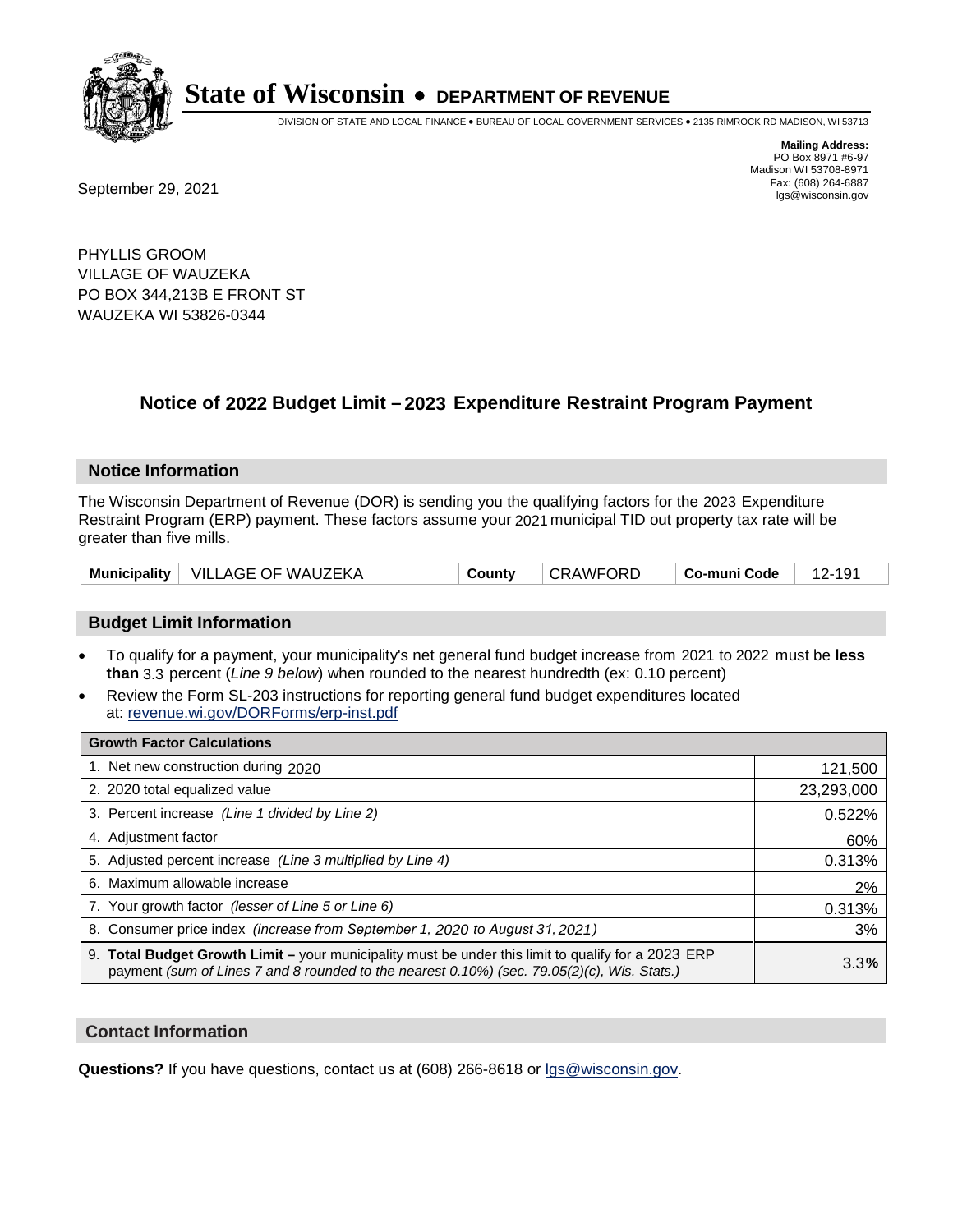# State of Wisconsin • DEPARTMENT OF REVENUE

DIVISION OF STATE AND LOCAL FINANCE • BUREAU OF LOCAL GOVERNMENT SERVICES • 2135 RIMROCK RD MADISON, WI 53713

**Mailing Address:**
PO Box 8971 #6-97
Madison WI 53708-8971
Fax: (608) 264-6887
lgs@wisconsin.gov

September 29, 2021

PHYLLIS GROOM
VILLAGE OF WAUZEKA
PO BOX 344,213B E FRONT ST
WAUZEKA WI 53826-0344

## Notice of 2022 Budget Limit – 2023 Expenditure Restraint Program Payment

### Notice Information

The Wisconsin Department of Revenue (DOR) is sending you the qualifying factors for the 2023 Expenditure Restraint Program (ERP) payment. These factors assume your 2021 municipal TID out property tax rate will be greater than five mills.

| Municipality | VILLAGE OF WAUZEKA | County | CRAWFORD | Co-muni Code | 12-191 |
|---|---|---|---|---|---|

### Budget Limit Information

- To qualify for a payment, your municipality's net general fund budget increase from 2021 to 2022 must be **less than** 3.3 percent (*Line 9 below*) when rounded to the nearest hundredth (ex: 0.10 percent)
- Review the Form SL-203 instructions for reporting general fund budget expenditures located at: revenue.wi.gov/DORForms/erp-inst.pdf

| Growth Factor Calculations | |
|---|---|
| 1. Net new construction during 2020 | 121,500 |
| 2. 2020 total equalized value | 23,293,000 |
| 3. Percent increase *(Line 1 divided by Line 2)* | 0.522% |
| 4. Adjustment factor | 60% |
| 5. Adjusted percent increase *(Line 3 multiplied by Line 4)* | 0.313% |
| 6. Maximum allowable increase | 2% |
| 7. Your growth factor *(lesser of Line 5 or Line 6)* | 0.313% |
| 8. Consumer price index *(increase from September 1, 2020 to August 31, 2021)* | 3% |
| 9. **Total Budget Growth Limit –** your municipality must be under this limit to qualify for a 2023 ERP payment *(sum of Lines 7 and 8 rounded to the nearest 0.10%) (sec. 79.05(2)(c), Wis. Stats.)* | 3.3**%** |

### Contact Information

**Questions?** If you have questions, contact us at (608) 266-8618 or lgs@wisconsin.gov.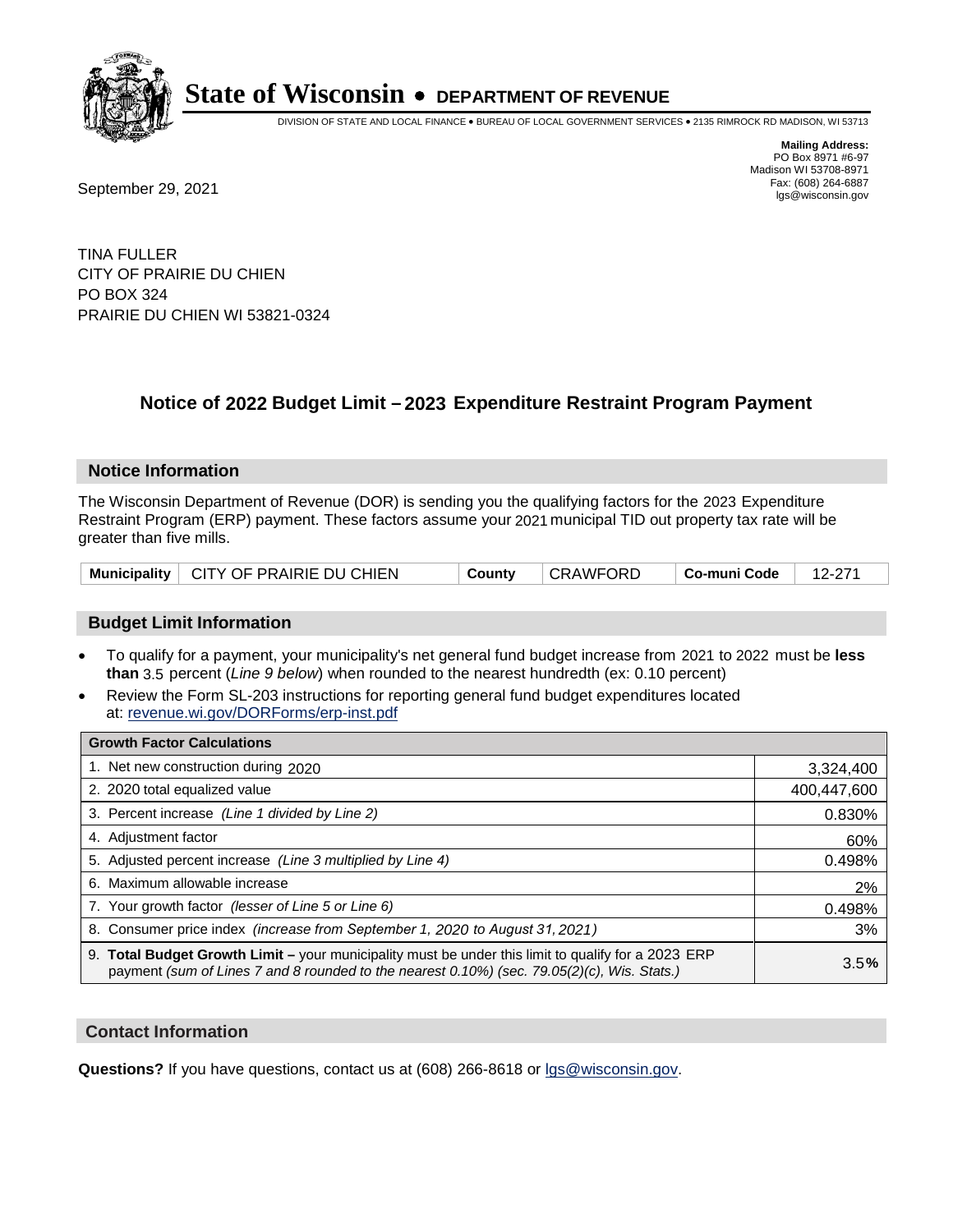# State of Wisconsin • DEPARTMENT OF REVENUE

DIVISION OF STATE AND LOCAL FINANCE • BUREAU OF LOCAL GOVERNMENT SERVICES • 2135 RIMROCK RD MADISON, WI 53713

**Mailing Address:**
PO Box 8971 #6-97
Madison WI 53708-8971
Fax: (608) 264-6887
lgs@wisconsin.gov

September 29, 2021

TINA FULLER
CITY OF PRAIRIE DU CHIEN
PO BOX 324
PRAIRIE DU CHIEN WI 53821-0324

## Notice of 2022 Budget Limit – 2023 Expenditure Restraint Program Payment

### Notice Information

The Wisconsin Department of Revenue (DOR) is sending you the qualifying factors for the 2023 Expenditure Restraint Program (ERP) payment. These factors assume your 2021 municipal TID out property tax rate will be greater than five mills.

| Municipality | CITY OF PRAIRIE DU CHIEN | County | CRAWFORD | Co-muni Code | 12-271 |
|---|---|---|---|---|---|

### Budget Limit Information

- To qualify for a payment, your municipality's net general fund budget increase from 2021 to 2022 must be **less than** 3.5 percent (*Line 9 below*) when rounded to the nearest hundredth (ex: 0.10 percent)
- Review the Form SL-203 instructions for reporting general fund budget expenditures located at: revenue.wi.gov/DORForms/erp-inst.pdf

| Growth Factor Calculations | |
|---|---|
| 1. Net new construction during 2020 | 3,324,400 |
| 2. 2020 total equalized value | 400,447,600 |
| 3. Percent increase *(Line 1 divided by Line 2)* | 0.830% |
| 4. Adjustment factor | 60% |
| 5. Adjusted percent increase *(Line 3 multiplied by Line 4)* | 0.498% |
| 6. Maximum allowable increase | 2% |
| 7. Your growth factor *(lesser of Line 5 or Line 6)* | 0.498% |
| 8. Consumer price index *(increase from September 1, 2020 to August 31, 2021)* | 3% |
| 9. **Total Budget Growth Limit –** your municipality must be under this limit to qualify for a 2023 ERP payment *(sum of Lines 7 and 8 rounded to the nearest 0.10%) (sec. 79.05(2)(c), Wis. Stats.)* | 3.5**%** |

### Contact Information

**Questions?** If you have questions, contact us at (608) 266-8618 or lgs@wisconsin.gov.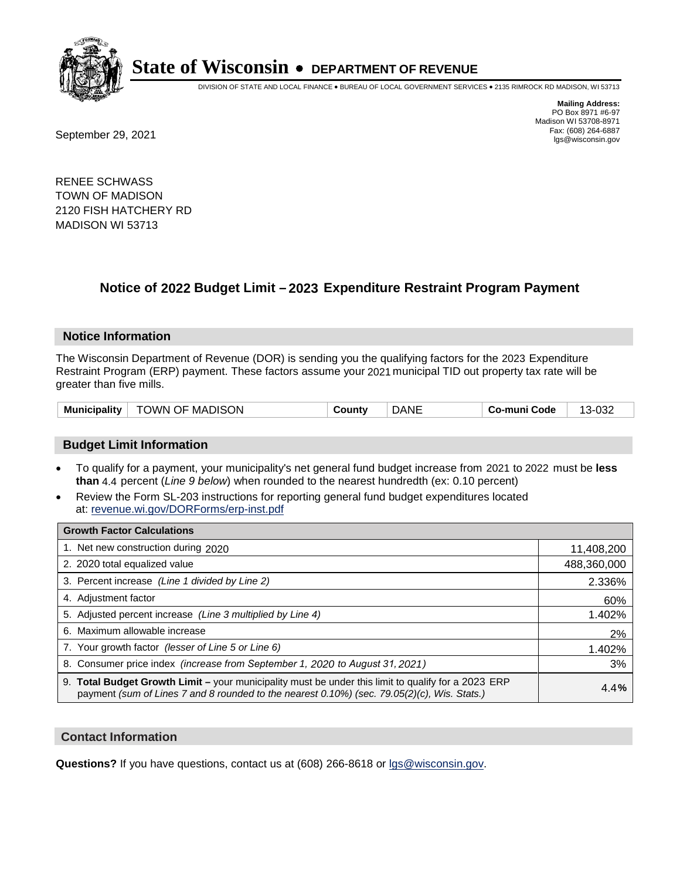# State of Wisconsin • DEPARTMENT OF REVENUE

DIVISION OF STATE AND LOCAL FINANCE • BUREAU OF LOCAL GOVERNMENT SERVICES • 2135 RIMROCK RD MADISON, WI 53713

**Mailing Address:**
PO Box 8971 #6-97
Madison WI 53708-8971
Fax: (608) 264-6887
lgs@wisconsin.gov

September 29, 2021

RENEE SCHWASS
TOWN OF MADISON
2120 FISH HATCHERY RD
MADISON WI 53713

## Notice of 2022 Budget Limit – 2023 Expenditure Restraint Program Payment

### Notice Information

The Wisconsin Department of Revenue (DOR) is sending you the qualifying factors for the 2023 Expenditure Restraint Program (ERP) payment. These factors assume your 2021 municipal TID out property tax rate will be greater than five mills.

| Municipality | TOWN OF MADISON | County | DANE | Co-muni Code | 13-032 |
|---|---|---|---|---|---|

### Budget Limit Information

- To qualify for a payment, your municipality's net general fund budget increase from 2021 to 2022 must be **less than** 4.4 percent (*Line 9 below*) when rounded to the nearest hundredth (ex: 0.10 percent)
- Review the Form SL-203 instructions for reporting general fund budget expenditures located at: revenue.wi.gov/DORForms/erp-inst.pdf

| Growth Factor Calculations | |
|---|---|
| 1. Net new construction during 2020 | 11,408,200 |
| 2. 2020 total equalized value | 488,360,000 |
| 3. Percent increase *(Line 1 divided by Line 2)* | 2.336% |
| 4. Adjustment factor | 60% |
| 5. Adjusted percent increase *(Line 3 multiplied by Line 4)* | 1.402% |
| 6. Maximum allowable increase | 2% |
| 7. Your growth factor *(lesser of Line 5 or Line 6)* | 1.402% |
| 8. Consumer price index *(increase from September 1, 2020 to August 31, 2021)* | 3% |
| 9. **Total Budget Growth Limit –** your municipality must be under this limit to qualify for a 2023 ERP payment *(sum of Lines 7 and 8 rounded to the nearest 0.10%) (sec. 79.05(2)(c), Wis. Stats.)* | 4.4**%** |

### Contact Information

**Questions?** If you have questions, contact us at (608) 266-8618 or lgs@wisconsin.gov.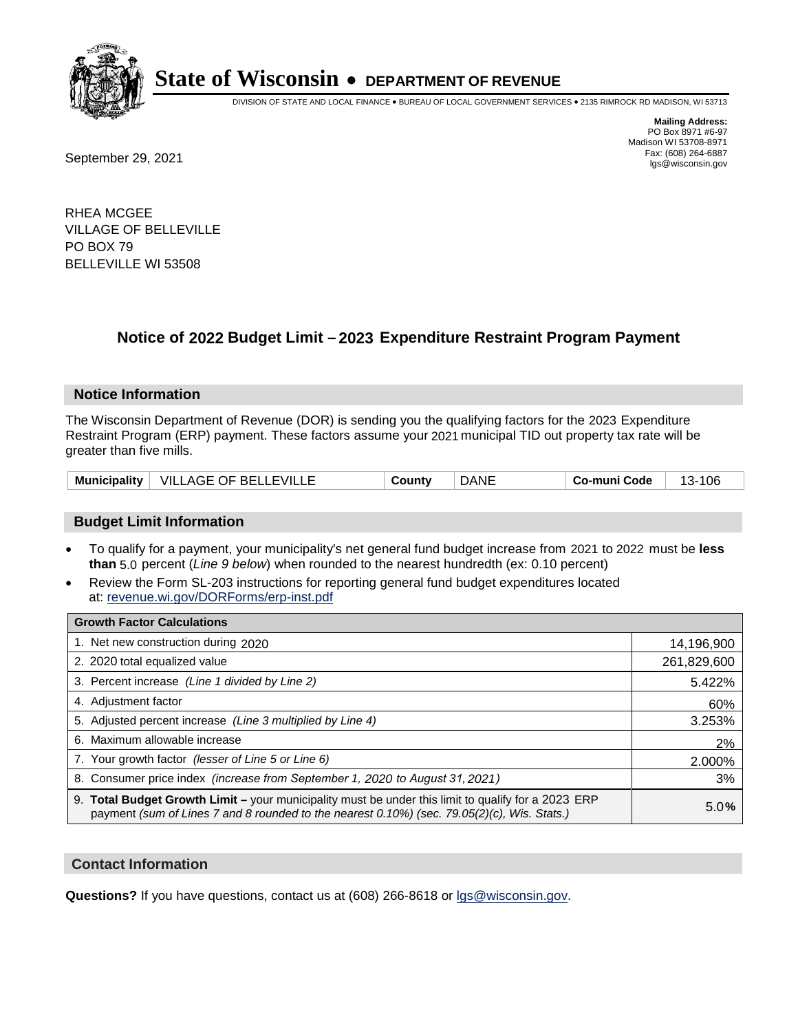# State of Wisconsin • DEPARTMENT OF REVENUE

DIVISION OF STATE AND LOCAL FINANCE • BUREAU OF LOCAL GOVERNMENT SERVICES • 2135 RIMROCK RD MADISON, WI 53713

**Mailing Address:**
PO Box 8971 #6-97
Madison WI 53708-8971
Fax: (608) 264-6887
lgs@wisconsin.gov

September 29, 2021

RHEA MCGEE
VILLAGE OF BELLEVILLE
PO BOX 79
BELLEVILLE WI 53508

## Notice of 2022 Budget Limit – 2023 Expenditure Restraint Program Payment

### Notice Information

The Wisconsin Department of Revenue (DOR) is sending you the qualifying factors for the 2023 Expenditure Restraint Program (ERP) payment. These factors assume your 2021 municipal TID out property tax rate will be greater than five mills.

| Municipality | VILLAGE OF BELLEVILLE | County | DANE | Co-muni Code | 13-106 |
|---|---|---|---|---|---|

### Budget Limit Information

- To qualify for a payment, your municipality's net general fund budget increase from 2021 to 2022 must be **less than** 5.0 percent (*Line 9 below*) when rounded to the nearest hundredth (ex: 0.10 percent)
- Review the Form SL-203 instructions for reporting general fund budget expenditures located at: revenue.wi.gov/DORForms/erp-inst.pdf

| Growth Factor Calculations | |
|---|---|
| 1. Net new construction during 2020 | 14,196,900 |
| 2. 2020 total equalized value | 261,829,600 |
| 3. Percent increase *(Line 1 divided by Line 2)* | 5.422% |
| 4. Adjustment factor | 60% |
| 5. Adjusted percent increase *(Line 3 multiplied by Line 4)* | 3.253% |
| 6. Maximum allowable increase | 2% |
| 7. Your growth factor *(lesser of Line 5 or Line 6)* | 2.000% |
| 8. Consumer price index *(increase from September 1, 2020 to August 31, 2021)* | 3% |
| 9. **Total Budget Growth Limit –** your municipality must be under this limit to qualify for a 2023 ERP payment *(sum of Lines 7 and 8 rounded to the nearest 0.10%) (sec. 79.05(2)(c), Wis. Stats.)* | 5.0**%** |

### Contact Information

**Questions?** If you have questions, contact us at (608) 266-8618 or lgs@wisconsin.gov.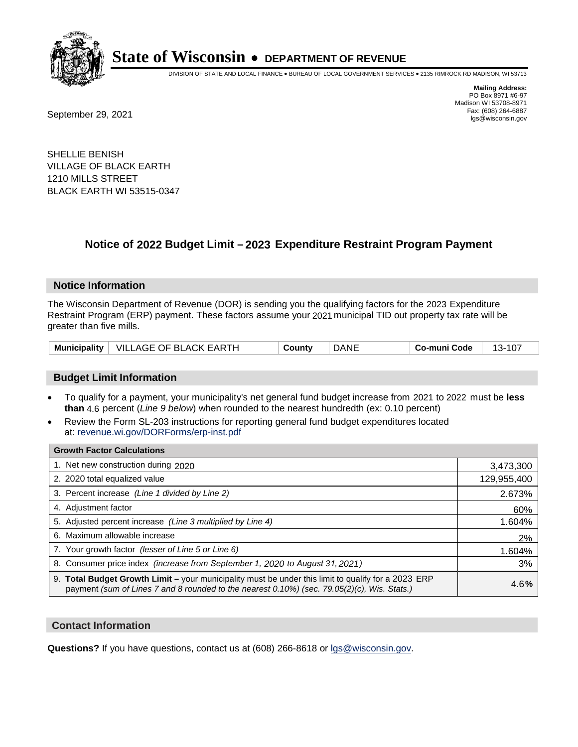# State of Wisconsin • DEPARTMENT OF REVENUE

DIVISION OF STATE AND LOCAL FINANCE • BUREAU OF LOCAL GOVERNMENT SERVICES • 2135 RIMROCK RD MADISON, WI 53713

**Mailing Address:**
PO Box 8971 #6-97
Madison WI 53708-8971
Fax: (608) 264-6887
lgs@wisconsin.gov

September 29, 2021

SHELLIE BENISH
VILLAGE OF BLACK EARTH
1210 MILLS STREET
BLACK EARTH WI 53515-0347

## Notice of 2022 Budget Limit – 2023 Expenditure Restraint Program Payment

### Notice Information

The Wisconsin Department of Revenue (DOR) is sending you the qualifying factors for the 2023 Expenditure Restraint Program (ERP) payment. These factors assume your 2021 municipal TID out property tax rate will be greater than five mills.

| Municipality | VILLAGE OF BLACK EARTH | County | DANE | Co-muni Code | 13-107 |
|---|---|---|---|---|---|

### Budget Limit Information

- To qualify for a payment, your municipality's net general fund budget increase from 2021 to 2022 must be **less than** 4.6 percent (*Line 9 below*) when rounded to the nearest hundredth (ex: 0.10 percent)
- Review the Form SL-203 instructions for reporting general fund budget expenditures located at: revenue.wi.gov/DORForms/erp-inst.pdf

| Growth Factor Calculations | |
|---|---|
| 1. Net new construction during 2020 | 3,473,300 |
| 2. 2020 total equalized value | 129,955,400 |
| 3. Percent increase *(Line 1 divided by Line 2)* | 2.673% |
| 4. Adjustment factor | 60% |
| 5. Adjusted percent increase *(Line 3 multiplied by Line 4)* | 1.604% |
| 6. Maximum allowable increase | 2% |
| 7. Your growth factor *(lesser of Line 5 or Line 6)* | 1.604% |
| 8. Consumer price index *(increase from September 1, 2020 to August 31, 2021)* | 3% |
| 9. **Total Budget Growth Limit –** your municipality must be under this limit to qualify for a 2023 ERP payment *(sum of Lines 7 and 8 rounded to the nearest 0.10%) (sec. 79.05(2)(c), Wis. Stats.)* | 4.6**%** |

### Contact Information

**Questions?** If you have questions, contact us at (608) 266-8618 or lgs@wisconsin.gov.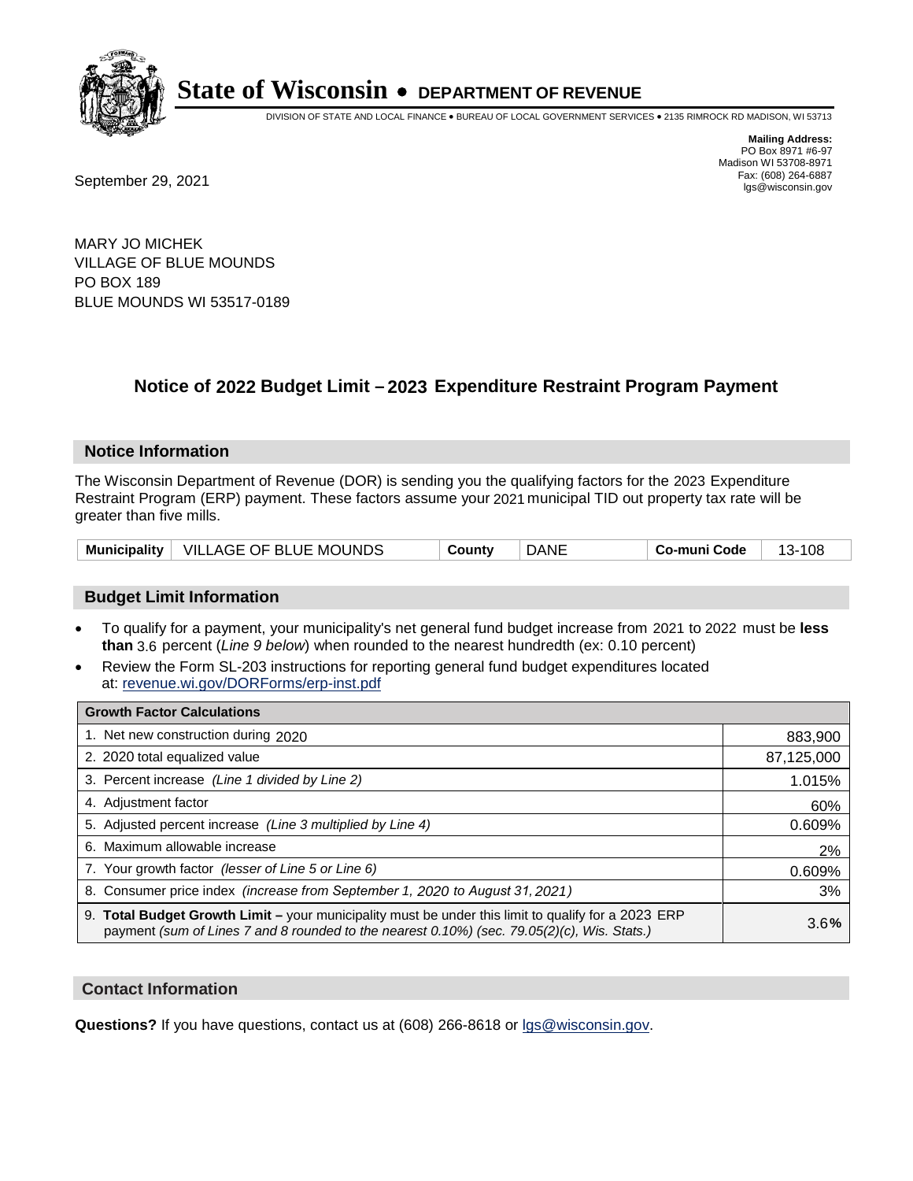# State of Wisconsin • DEPARTMENT OF REVENUE

DIVISION OF STATE AND LOCAL FINANCE • BUREAU OF LOCAL GOVERNMENT SERVICES • 2135 RIMROCK RD MADISON, WI 53713

**Mailing Address:**
PO Box 8971 #6-97
Madison WI 53708-8971
Fax: (608) 264-6887
lgs@wisconsin.gov

September 29, 2021

MARY JO MICHEK
VILLAGE OF BLUE MOUNDS
PO BOX 189
BLUE MOUNDS WI 53517-0189

## Notice of 2022 Budget Limit – 2023 Expenditure Restraint Program Payment

### Notice Information

The Wisconsin Department of Revenue (DOR) is sending you the qualifying factors for the 2023 Expenditure Restraint Program (ERP) payment. These factors assume your 2021 municipal TID out property tax rate will be greater than five mills.

| Municipality | VILLAGE OF BLUE MOUNDS | County | DANE | Co-muni Code | 13-108 |
|---|---|---|---|---|---|

### Budget Limit Information

- To qualify for a payment, your municipality's net general fund budget increase from 2021 to 2022 must be **less than** 3.6 percent (*Line 9 below*) when rounded to the nearest hundredth (ex: 0.10 percent)
- Review the Form SL-203 instructions for reporting general fund budget expenditures located at: revenue.wi.gov/DORForms/erp-inst.pdf

| Growth Factor Calculations | |
|---|---|
| 1. Net new construction during 2020 | 883,900 |
| 2. 2020 total equalized value | 87,125,000 |
| 3. Percent increase *(Line 1 divided by Line 2)* | 1.015% |
| 4. Adjustment factor | 60% |
| 5. Adjusted percent increase *(Line 3 multiplied by Line 4)* | 0.609% |
| 6. Maximum allowable increase | 2% |
| 7. Your growth factor *(lesser of Line 5 or Line 6)* | 0.609% |
| 8. Consumer price index *(increase from September 1, 2020 to August 31, 2021)* | 3% |
| 9. **Total Budget Growth Limit –** your municipality must be under this limit to qualify for a 2023 ERP payment *(sum of Lines 7 and 8 rounded to the nearest 0.10%) (sec. 79.05(2)(c), Wis. Stats.)* | 3.6**%** |

### Contact Information

**Questions?** If you have questions, contact us at (608) 266-8618 or lgs@wisconsin.gov.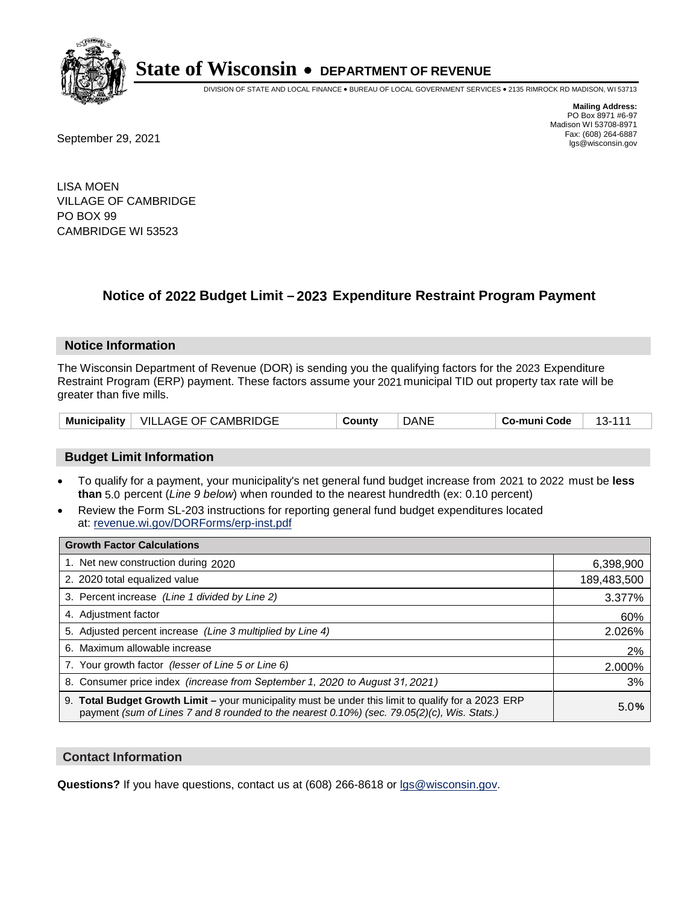# State of Wisconsin • DEPARTMENT OF REVENUE

DIVISION OF STATE AND LOCAL FINANCE • BUREAU OF LOCAL GOVERNMENT SERVICES • 2135 RIMROCK RD MADISON, WI 53713

**Mailing Address:**
PO Box 8971 #6-97
Madison WI 53708-8971
Fax: (608) 264-6887
lgs@wisconsin.gov

September 29, 2021

LISA MOEN
VILLAGE OF CAMBRIDGE
PO BOX 99
CAMBRIDGE WI 53523

## Notice of 2022 Budget Limit – 2023 Expenditure Restraint Program Payment

### Notice Information

The Wisconsin Department of Revenue (DOR) is sending you the qualifying factors for the 2023 Expenditure Restraint Program (ERP) payment. These factors assume your 2021 municipal TID out property tax rate will be greater than five mills.

| Municipality | VILLAGE OF CAMBRIDGE | County | DANE | Co-muni Code | 13-111 |
|---|---|---|---|---|---|

### Budget Limit Information

- To qualify for a payment, your municipality's net general fund budget increase from 2021 to 2022 must be **less than** 5.0 percent (*Line 9 below*) when rounded to the nearest hundredth (ex: 0.10 percent)
- Review the Form SL-203 instructions for reporting general fund budget expenditures located at: revenue.wi.gov/DORForms/erp-inst.pdf

| Growth Factor Calculations | |
|---|---|
| 1. Net new construction during 2020 | 6,398,900 |
| 2. 2020 total equalized value | 189,483,500 |
| 3. Percent increase *(Line 1 divided by Line 2)* | 3.377% |
| 4. Adjustment factor | 60% |
| 5. Adjusted percent increase *(Line 3 multiplied by Line 4)* | 2.026% |
| 6. Maximum allowable increase | 2% |
| 7. Your growth factor *(lesser of Line 5 or Line 6)* | 2.000% |
| 8. Consumer price index *(increase from September 1, 2020 to August 31, 2021)* | 3% |
| 9. **Total Budget Growth Limit –** your municipality must be under this limit to qualify for a 2023 ERP payment *(sum of Lines 7 and 8 rounded to the nearest 0.10%) (sec. 79.05(2)(c), Wis. Stats.)* | 5.0**%** |

### Contact Information

**Questions?** If you have questions, contact us at (608) 266-8618 or lgs@wisconsin.gov.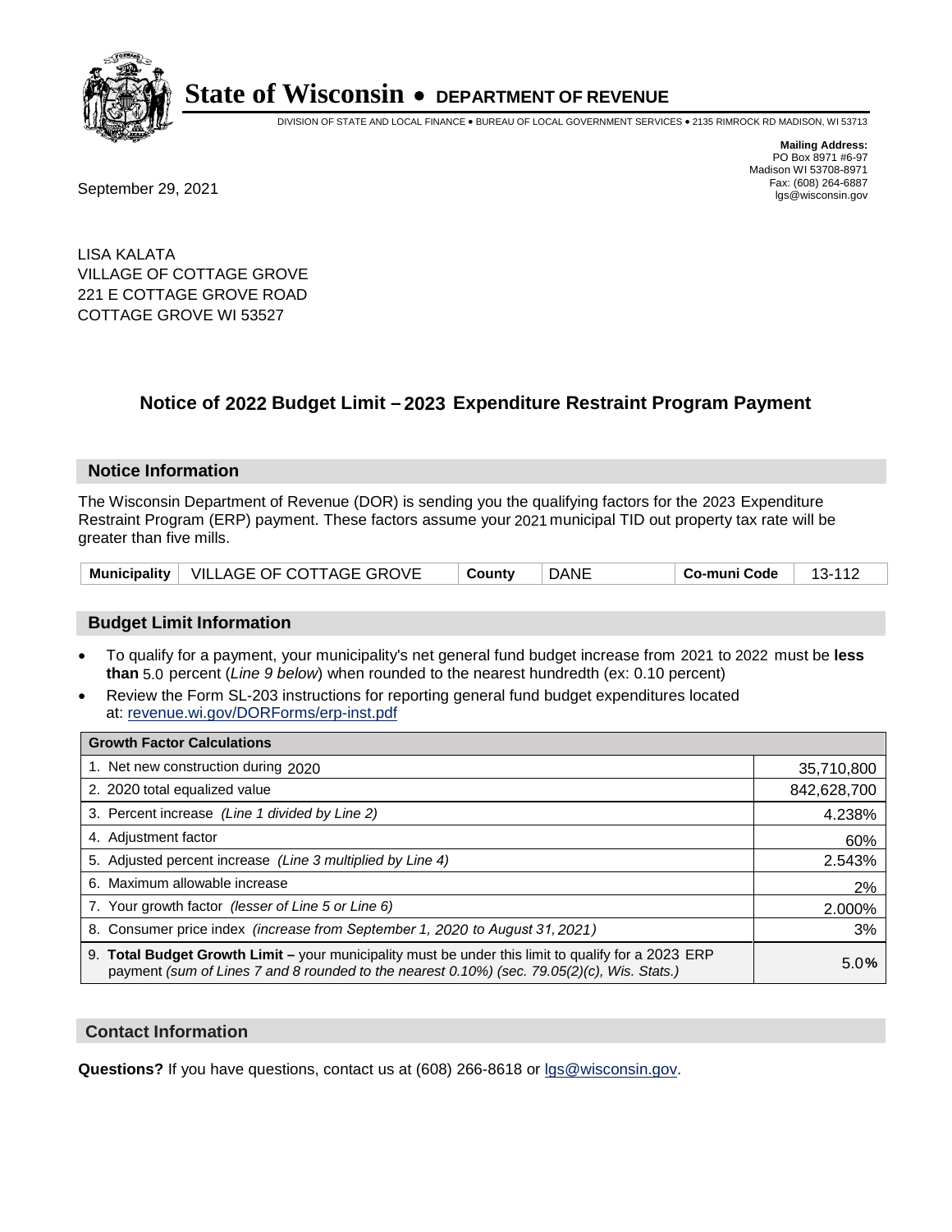# State of Wisconsin • DEPARTMENT OF REVENUE

DIVISION OF STATE AND LOCAL FINANCE • BUREAU OF LOCAL GOVERNMENT SERVICES • 2135 RIMROCK RD MADISON, WI 53713

**Mailing Address:**
PO Box 8971 #6-97
Madison WI 53708-8971
Fax: (608) 264-6887
lgs@wisconsin.gov

September 29, 2021

LISA KALATA
VILLAGE OF COTTAGE GROVE
221 E COTTAGE GROVE ROAD
COTTAGE GROVE WI 53527

## Notice of 2022 Budget Limit – 2023 Expenditure Restraint Program Payment

### Notice Information

The Wisconsin Department of Revenue (DOR) is sending you the qualifying factors for the 2023 Expenditure Restraint Program (ERP) payment. These factors assume your 2021 municipal TID out property tax rate will be greater than five mills.

| Municipality | VILLAGE OF COTTAGE GROVE | County | DANE | Co-muni Code | 13-112 |
|---|---|---|---|---|---|

### Budget Limit Information

- To qualify for a payment, your municipality's net general fund budget increase from 2021 to 2022 must be **less than** 5.0 percent (*Line 9 below*) when rounded to the nearest hundredth (ex: 0.10 percent)
- Review the Form SL-203 instructions for reporting general fund budget expenditures located at: revenue.wi.gov/DORForms/erp-inst.pdf

| Growth Factor Calculations | |
|---|---|
| 1. Net new construction during 2020 | 35,710,800 |
| 2. 2020 total equalized value | 842,628,700 |
| 3. Percent increase *(Line 1 divided by Line 2)* | 4.238% |
| 4. Adjustment factor | 60% |
| 5. Adjusted percent increase *(Line 3 multiplied by Line 4)* | 2.543% |
| 6. Maximum allowable increase | 2% |
| 7. Your growth factor *(lesser of Line 5 or Line 6)* | 2.000% |
| 8. Consumer price index *(increase from September 1, 2020 to August 31, 2021)* | 3% |
| 9. **Total Budget Growth Limit –** your municipality must be under this limit to qualify for a 2023 ERP payment *(sum of Lines 7 and 8 rounded to the nearest 0.10%) (sec. 79.05(2)(c), Wis. Stats.)* | 5.0**%** |

### Contact Information

**Questions?** If you have questions, contact us at (608) 266-8618 or lgs@wisconsin.gov.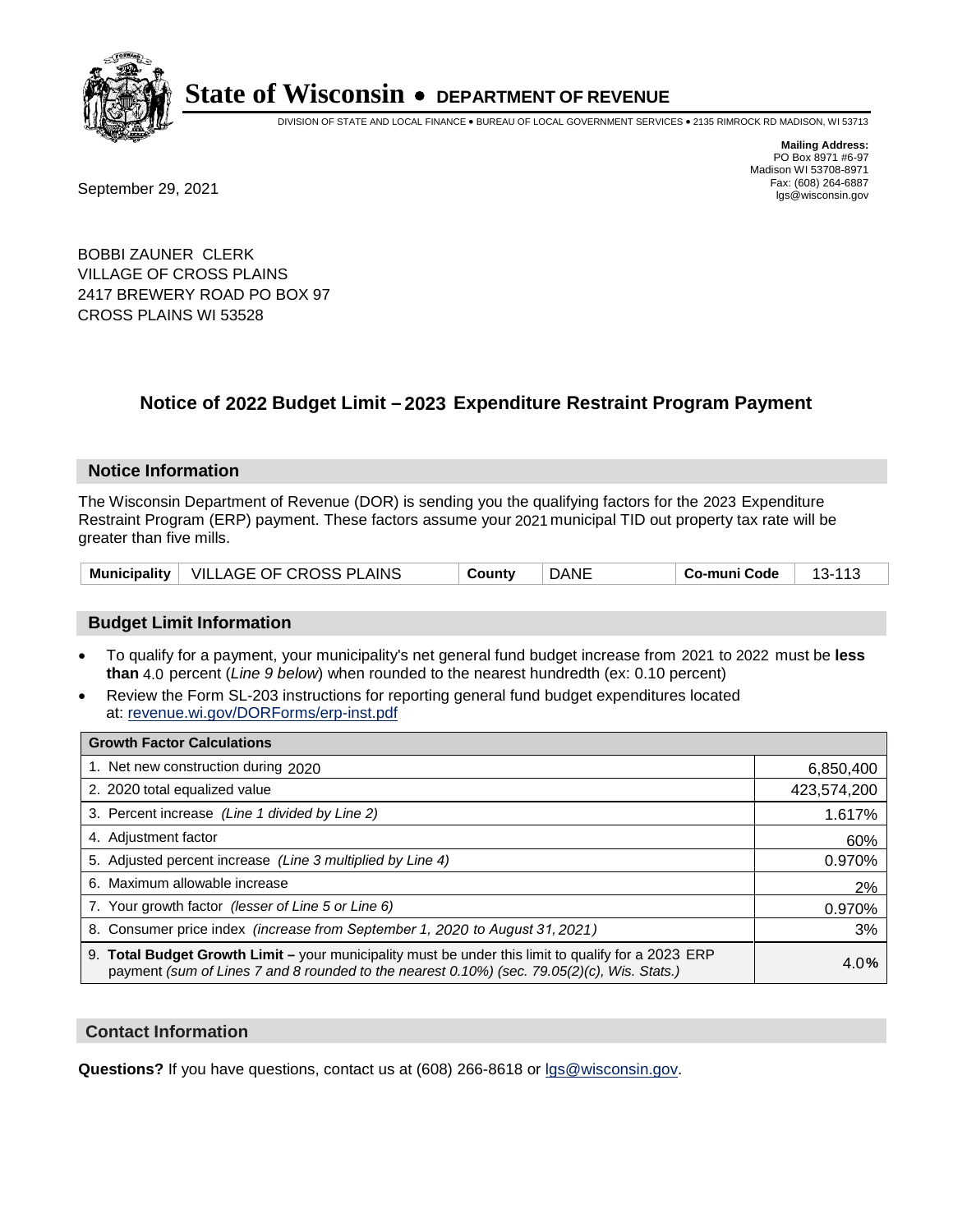# State of Wisconsin • DEPARTMENT OF REVENUE

DIVISION OF STATE AND LOCAL FINANCE • BUREAU OF LOCAL GOVERNMENT SERVICES • 2135 RIMROCK RD MADISON, WI 53713

**Mailing Address:**
PO Box 8971 #6-97
Madison WI 53708-8971
Fax: (608) 264-6887
lgs@wisconsin.gov

September 29, 2021

BOBBI ZAUNER CLERK
VILLAGE OF CROSS PLAINS
2417 BREWERY ROAD PO BOX 97
CROSS PLAINS WI 53528

## Notice of 2022 Budget Limit – 2023 Expenditure Restraint Program Payment

### Notice Information

The Wisconsin Department of Revenue (DOR) is sending you the qualifying factors for the 2023 Expenditure Restraint Program (ERP) payment. These factors assume your 2021 municipal TID out property tax rate will be greater than five mills.

| Municipality | VILLAGE OF CROSS PLAINS | County | DANE | Co-muni Code | 13-113 |
|---|---|---|---|---|---|

### Budget Limit Information

- To qualify for a payment, your municipality's net general fund budget increase from 2021 to 2022 must be **less than** 4.0 percent (*Line 9 below*) when rounded to the nearest hundredth (ex: 0.10 percent)
- Review the Form SL-203 instructions for reporting general fund budget expenditures located at: revenue.wi.gov/DORForms/erp-inst.pdf

| Growth Factor Calculations | |
|---|---|
| 1. Net new construction during 2020 | 6,850,400 |
| 2. 2020 total equalized value | 423,574,200 |
| 3. Percent increase *(Line 1 divided by Line 2)* | 1.617% |
| 4. Adjustment factor | 60% |
| 5. Adjusted percent increase *(Line 3 multiplied by Line 4)* | 0.970% |
| 6. Maximum allowable increase | 2% |
| 7. Your growth factor *(lesser of Line 5 or Line 6)* | 0.970% |
| 8. Consumer price index *(increase from September 1, 2020 to August 31, 2021)* | 3% |
| 9. **Total Budget Growth Limit –** your municipality must be under this limit to qualify for a 2023 ERP payment *(sum of Lines 7 and 8 rounded to the nearest 0.10%) (sec. 79.05(2)(c), Wis. Stats.)* | 4.0% |

### Contact Information

**Questions?** If you have questions, contact us at (608) 266-8618 or lgs@wisconsin.gov.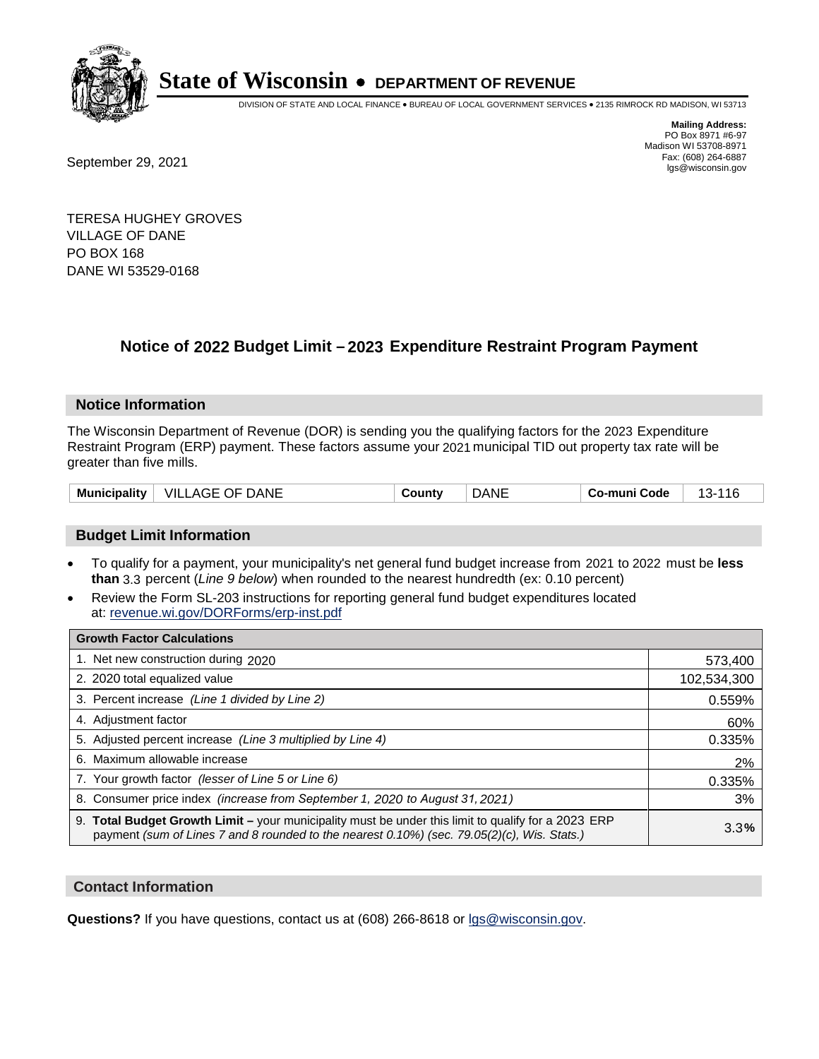# State of Wisconsin • DEPARTMENT OF REVENUE

DIVISION OF STATE AND LOCAL FINANCE • BUREAU OF LOCAL GOVERNMENT SERVICES • 2135 RIMROCK RD MADISON, WI 53713

**Mailing Address:**
PO Box 8971 #6-97
Madison WI 53708-8971
Fax: (608) 264-6887
lgs@wisconsin.gov

September 29, 2021

TERESA HUGHEY GROVES
VILLAGE OF DANE
PO BOX 168
DANE WI 53529-0168

## Notice of 2022 Budget Limit – 2023 Expenditure Restraint Program Payment

### Notice Information

The Wisconsin Department of Revenue (DOR) is sending you the qualifying factors for the 2023 Expenditure Restraint Program (ERP) payment. These factors assume your 2021 municipal TID out property tax rate will be greater than five mills.

| Municipality | VILLAGE OF DANE | County | DANE | Co-muni Code | 13-116 |
|---|---|---|---|---|---|

### Budget Limit Information

- To qualify for a payment, your municipality's net general fund budget increase from 2021 to 2022 must be **less than** 3.3 percent (*Line 9 below*) when rounded to the nearest hundredth (ex: 0.10 percent)
- Review the Form SL-203 instructions for reporting general fund budget expenditures located at: revenue.wi.gov/DORForms/erp-inst.pdf

| Growth Factor Calculations | |
|---|---|
| 1. Net new construction during 2020 | 573,400 |
| 2. 2020 total equalized value | 102,534,300 |
| 3. Percent increase *(Line 1 divided by Line 2)* | 0.559% |
| 4. Adjustment factor | 60% |
| 5. Adjusted percent increase *(Line 3 multiplied by Line 4)* | 0.335% |
| 6. Maximum allowable increase | 2% |
| 7. Your growth factor *(lesser of Line 5 or Line 6)* | 0.335% |
| 8. Consumer price index *(increase from September 1, 2020 to August 31, 2021)* | 3% |
| 9. **Total Budget Growth Limit –** your municipality must be under this limit to qualify for a 2023 ERP payment *(sum of Lines 7 and 8 rounded to the nearest 0.10%) (sec. 79.05(2)(c), Wis. Stats.)* | 3.3**%** |

### Contact Information

**Questions?** If you have questions, contact us at (608) 266-8618 or lgs@wisconsin.gov.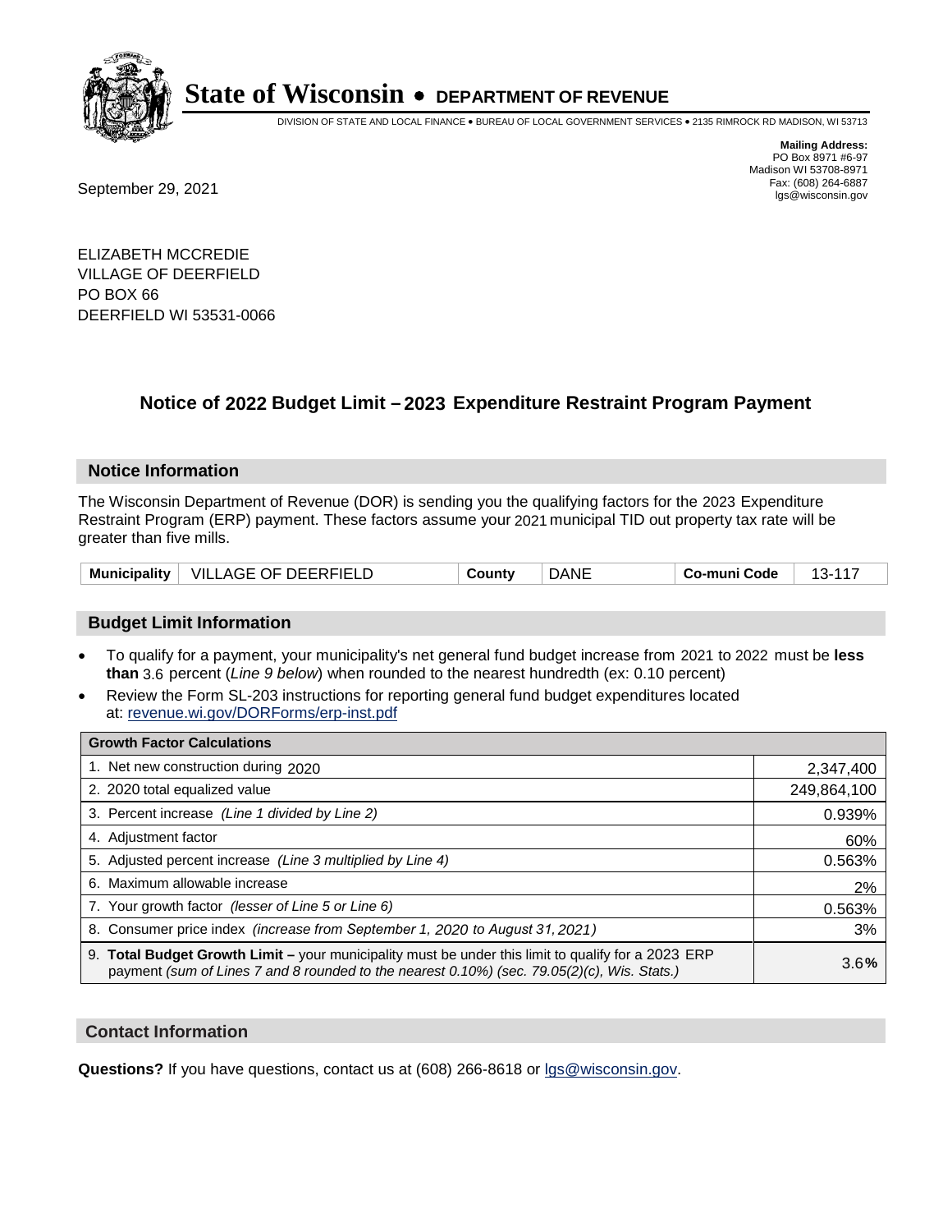# State of Wisconsin • DEPARTMENT OF REVENUE

DIVISION OF STATE AND LOCAL FINANCE • BUREAU OF LOCAL GOVERNMENT SERVICES • 2135 RIMROCK RD MADISON, WI 53713

**Mailing Address:**
PO Box 8971 #6-97
Madison WI 53708-8971
Fax: (608) 264-6887
lgs@wisconsin.gov

September 29, 2021

ELIZABETH MCCREDIE
VILLAGE OF DEERFIELD
PO BOX 66
DEERFIELD WI 53531-0066

## Notice of 2022 Budget Limit – 2023 Expenditure Restraint Program Payment

### Notice Information

The Wisconsin Department of Revenue (DOR) is sending you the qualifying factors for the 2023 Expenditure Restraint Program (ERP) payment. These factors assume your 2021 municipal TID out property tax rate will be greater than five mills.

| Municipality | VILLAGE OF DEERFIELD | County | DANE | Co-muni Code | 13-117 |
|---|---|---|---|---|---|

### Budget Limit Information

- To qualify for a payment, your municipality's net general fund budget increase from 2021 to 2022 must be **less than** 3.6 percent (*Line 9 below*) when rounded to the nearest hundredth (ex: 0.10 percent)
- Review the Form SL-203 instructions for reporting general fund budget expenditures located at: revenue.wi.gov/DORForms/erp-inst.pdf

| Growth Factor Calculations | |
|---|---|
| 1. Net new construction during 2020 | 2,347,400 |
| 2. 2020 total equalized value | 249,864,100 |
| 3. Percent increase *(Line 1 divided by Line 2)* | 0.939% |
| 4. Adjustment factor | 60% |
| 5. Adjusted percent increase *(Line 3 multiplied by Line 4)* | 0.563% |
| 6. Maximum allowable increase | 2% |
| 7. Your growth factor *(lesser of Line 5 or Line 6)* | 0.563% |
| 8. Consumer price index *(increase from September 1, 2020 to August 31, 2021)* | 3% |
| 9. **Total Budget Growth Limit –** your municipality must be under this limit to qualify for a 2023 ERP payment *(sum of Lines 7 and 8 rounded to the nearest 0.10%) (sec. 79.05(2)(c), Wis. Stats.)* | 3.6**%** |

### Contact Information

**Questions?** If you have questions, contact us at (608) 266-8618 or lgs@wisconsin.gov.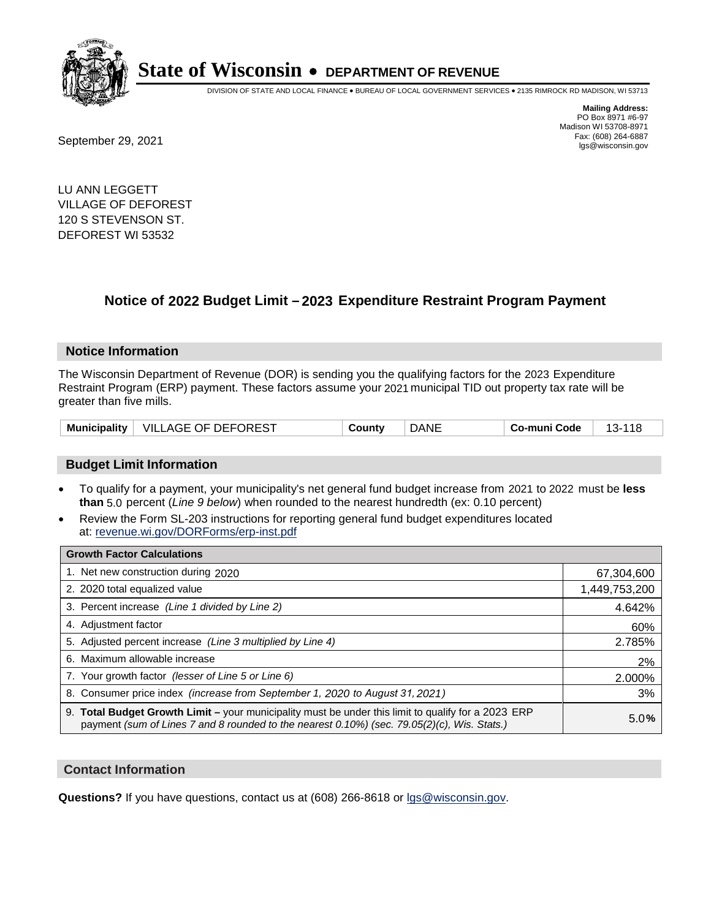# State of Wisconsin • DEPARTMENT OF REVENUE

DIVISION OF STATE AND LOCAL FINANCE • BUREAU OF LOCAL GOVERNMENT SERVICES • 2135 RIMROCK RD MADISON, WI 53713

**Mailing Address:**
PO Box 8971 #6-97
Madison WI 53708-8971
Fax: (608) 264-6887
lgs@wisconsin.gov

September 29, 2021

LU ANN LEGGETT
VILLAGE OF DEFOREST
120 S STEVENSON ST.
DEFOREST WI 53532

## Notice of 2022 Budget Limit – 2023 Expenditure Restraint Program Payment

### Notice Information

The Wisconsin Department of Revenue (DOR) is sending you the qualifying factors for the 2023 Expenditure Restraint Program (ERP) payment. These factors assume your 2021 municipal TID out property tax rate will be greater than five mills.

| Municipality | VILLAGE OF DEFOREST | County | DANE | Co-muni Code | 13-118 |
|---|---|---|---|---|---|

### Budget Limit Information

- To qualify for a payment, your municipality's net general fund budget increase from 2021 to 2022 must be **less than** 5.0 percent (*Line 9 below*) when rounded to the nearest hundredth (ex: 0.10 percent)
- Review the Form SL-203 instructions for reporting general fund budget expenditures located at: revenue.wi.gov/DORForms/erp-inst.pdf

| Growth Factor Calculations | |
|---|---|
| 1. Net new construction during 2020 | 67,304,600 |
| 2. 2020 total equalized value | 1,449,753,200 |
| 3. Percent increase *(Line 1 divided by Line 2)* | 4.642% |
| 4. Adjustment factor | 60% |
| 5. Adjusted percent increase *(Line 3 multiplied by Line 4)* | 2.785% |
| 6. Maximum allowable increase | 2% |
| 7. Your growth factor *(lesser of Line 5 or Line 6)* | 2.000% |
| 8. Consumer price index *(increase from September 1, 2020 to August 31, 2021)* | 3% |
| 9. **Total Budget Growth Limit –** your municipality must be under this limit to qualify for a 2023 ERP payment *(sum of Lines 7 and 8 rounded to the nearest 0.10%) (sec. 79.05(2)(c), Wis. Stats.)* | 5.0**%** |

### Contact Information

**Questions?** If you have questions, contact us at (608) 266-8618 or lgs@wisconsin.gov.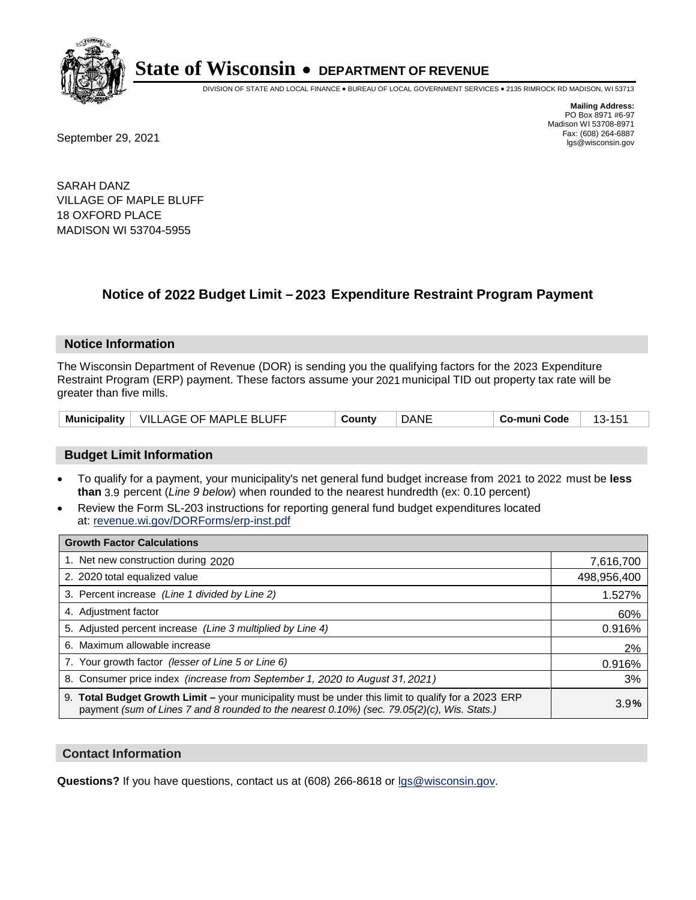# State of Wisconsin • DEPARTMENT OF REVENUE

DIVISION OF STATE AND LOCAL FINANCE • BUREAU OF LOCAL GOVERNMENT SERVICES • 2135 RIMROCK RD MADISON, WI 53713

**Mailing Address:**
PO Box 8971 #6-97
Madison WI 53708-8971
Fax: (608) 264-6887
lgs@wisconsin.gov

September 29, 2021

SARAH DANZ
VILLAGE OF MAPLE BLUFF
18 OXFORD PLACE
MADISON WI 53704-5955

## Notice of 2022 Budget Limit – 2023 Expenditure Restraint Program Payment

### Notice Information

The Wisconsin Department of Revenue (DOR) is sending you the qualifying factors for the 2023 Expenditure Restraint Program (ERP) payment. These factors assume your 2021 municipal TID out property tax rate will be greater than five mills.

| Municipality | VILLAGE OF MAPLE BLUFF | County | DANE | Co-muni Code | 13-151 |
|---|---|---|---|---|---|

### Budget Limit Information

- To qualify for a payment, your municipality's net general fund budget increase from 2021 to 2022 must be **less than** 3.9 percent (*Line 9 below*) when rounded to the nearest hundredth (ex: 0.10 percent)
- Review the Form SL-203 instructions for reporting general fund budget expenditures located at: revenue.wi.gov/DORForms/erp-inst.pdf

| Growth Factor Calculations | |
|---|---|
| 1. Net new construction during 2020 | 7,616,700 |
| 2. 2020 total equalized value | 498,956,400 |
| 3. Percent increase *(Line 1 divided by Line 2)* | 1.527% |
| 4. Adjustment factor | 60% |
| 5. Adjusted percent increase *(Line 3 multiplied by Line 4)* | 0.916% |
| 6. Maximum allowable increase | 2% |
| 7. Your growth factor *(lesser of Line 5 or Line 6)* | 0.916% |
| 8. Consumer price index *(increase from September 1, 2020 to August 31, 2021)* | 3% |
| 9. **Total Budget Growth Limit –** your municipality must be under this limit to qualify for a 2023 ERP payment *(sum of Lines 7 and 8 rounded to the nearest 0.10%) (sec. 79.05(2)(c), Wis. Stats.)* | 3.9**%** |

### Contact Information

**Questions?** If you have questions, contact us at (608) 266-8618 or lgs@wisconsin.gov.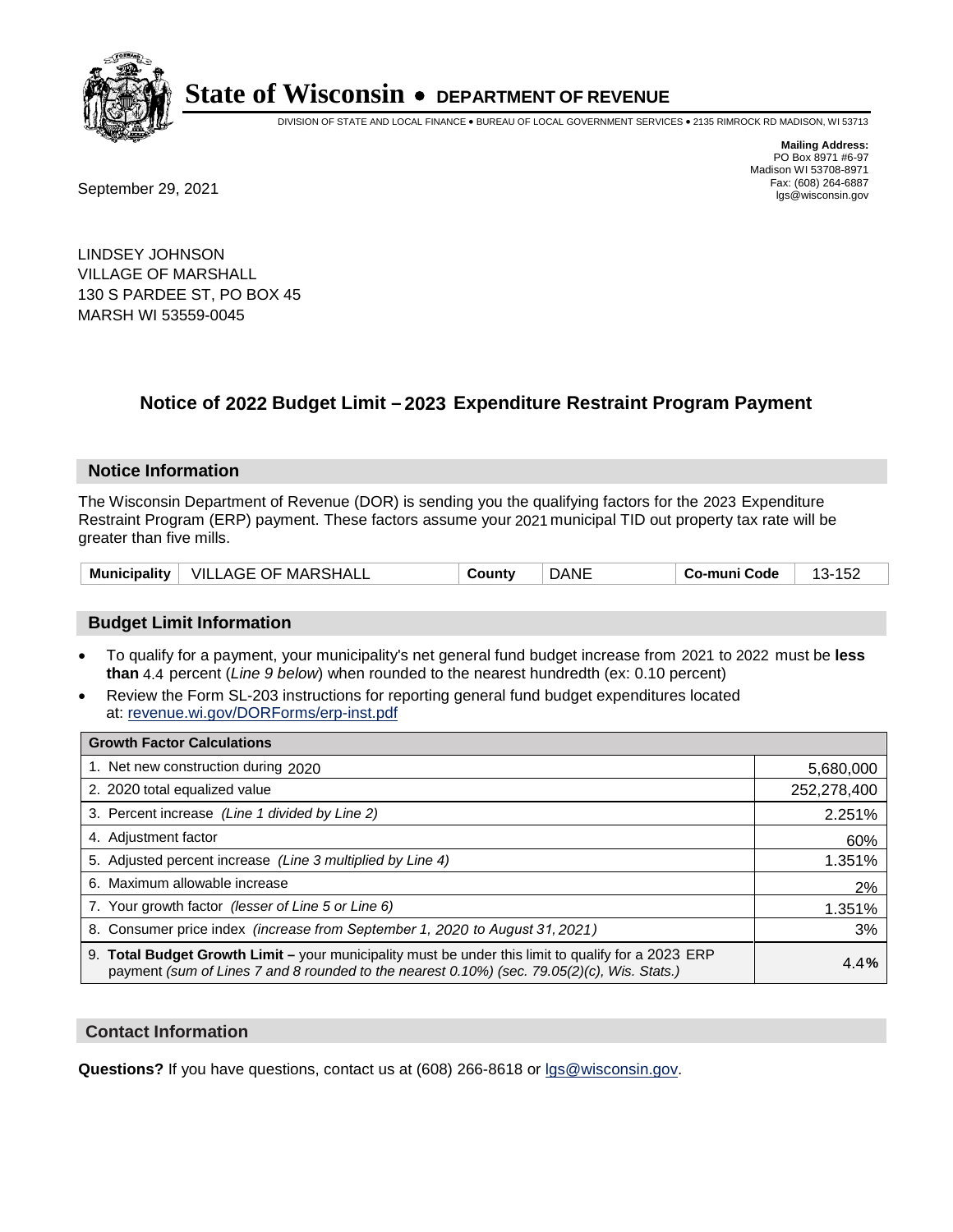# State of Wisconsin • DEPARTMENT OF REVENUE

DIVISION OF STATE AND LOCAL FINANCE • BUREAU OF LOCAL GOVERNMENT SERVICES • 2135 RIMROCK RD MADISON, WI 53713

**Mailing Address:**
PO Box 8971 #6-97
Madison WI 53708-8971
Fax: (608) 264-6887
lgs@wisconsin.gov

September 29, 2021

LINDSEY JOHNSON
VILLAGE OF MARSHALL
130 S PARDEE ST, PO BOX 45
MARSH WI 53559-0045

## Notice of 2022 Budget Limit – 2023 Expenditure Restraint Program Payment

### Notice Information

The Wisconsin Department of Revenue (DOR) is sending you the qualifying factors for the 2023 Expenditure Restraint Program (ERP) payment. These factors assume your 2021 municipal TID out property tax rate will be greater than five mills.

| Municipality | VILLAGE OF MARSHALL | County | DANE | Co-muni Code | 13-152 |
|---|---|---|---|---|---|

### Budget Limit Information

- To qualify for a payment, your municipality's net general fund budget increase from 2021 to 2022 must be **less than** 4.4 percent (*Line 9 below*) when rounded to the nearest hundredth (ex: 0.10 percent)
- Review the Form SL-203 instructions for reporting general fund budget expenditures located at: revenue.wi.gov/DORForms/erp-inst.pdf

| Growth Factor Calculations | |
|---|---|
| 1. Net new construction during 2020 | 5,680,000 |
| 2. 2020 total equalized value | 252,278,400 |
| 3. Percent increase *(Line 1 divided by Line 2)* | 2.251% |
| 4. Adjustment factor | 60% |
| 5. Adjusted percent increase *(Line 3 multiplied by Line 4)* | 1.351% |
| 6. Maximum allowable increase | 2% |
| 7. Your growth factor *(lesser of Line 5 or Line 6)* | 1.351% |
| 8. Consumer price index *(increase from September 1, 2020 to August 31, 2021)* | 3% |
| 9. **Total Budget Growth Limit –** your municipality must be under this limit to qualify for a 2023 ERP payment *(sum of Lines 7 and 8 rounded to the nearest 0.10%) (sec. 79.05(2)(c), Wis. Stats.)* | 4.4**%** |

### Contact Information

**Questions?** If you have questions, contact us at (608) 266-8618 or lgs@wisconsin.gov.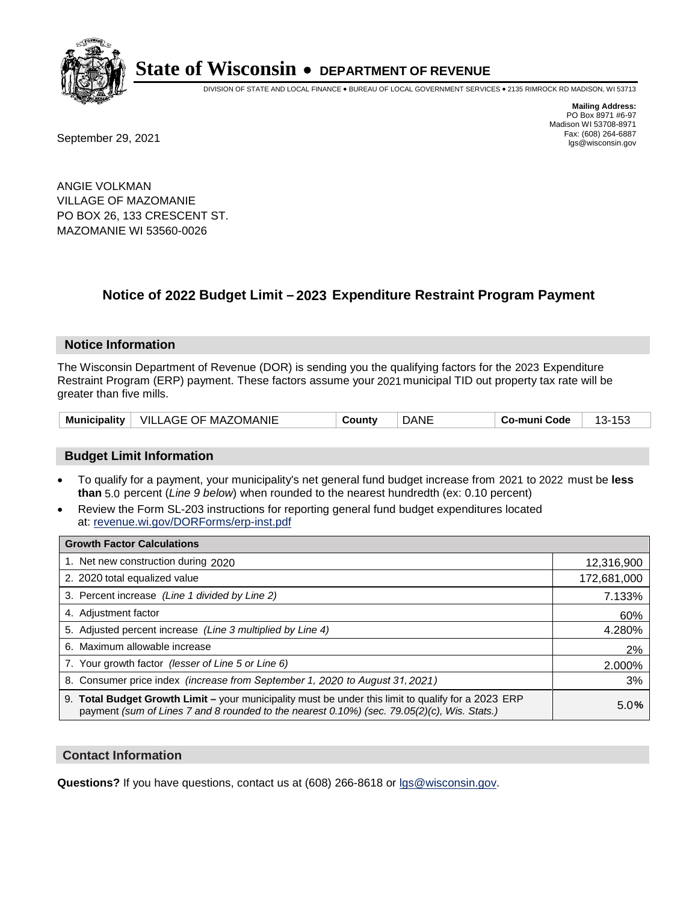# State of Wisconsin • DEPARTMENT OF REVENUE

DIVISION OF STATE AND LOCAL FINANCE • BUREAU OF LOCAL GOVERNMENT SERVICES • 2135 RIMROCK RD MADISON, WI 53713

**Mailing Address:**
PO Box 8971 #6-97
Madison WI 53708-8971
Fax: (608) 264-6887
lgs@wisconsin.gov

September 29, 2021

ANGIE VOLKMAN
VILLAGE OF MAZOMANIE
PO BOX 26, 133 CRESCENT ST.
MAZOMANIE WI 53560-0026

## Notice of 2022 Budget Limit – 2023 Expenditure Restraint Program Payment

### Notice Information

The Wisconsin Department of Revenue (DOR) is sending you the qualifying factors for the 2023 Expenditure Restraint Program (ERP) payment. These factors assume your 2021 municipal TID out property tax rate will be greater than five mills.

| Municipality | VILLAGE OF MAZOMANIE | County | DANE | Co-muni Code | 13-153 |
|---|---|---|---|---|---|

### Budget Limit Information

- To qualify for a payment, your municipality's net general fund budget increase from 2021 to 2022 must be **less than** 5.0 percent (*Line 9 below*) when rounded to the nearest hundredth (ex: 0.10 percent)
- Review the Form SL-203 instructions for reporting general fund budget expenditures located at: revenue.wi.gov/DORForms/erp-inst.pdf

| Growth Factor Calculations | |
|---|---|
| 1. Net new construction during 2020 | 12,316,900 |
| 2. 2020 total equalized value | 172,681,000 |
| 3. Percent increase *(Line 1 divided by Line 2)* | 7.133% |
| 4. Adjustment factor | 60% |
| 5. Adjusted percent increase *(Line 3 multiplied by Line 4)* | 4.280% |
| 6. Maximum allowable increase | 2% |
| 7. Your growth factor *(lesser of Line 5 or Line 6)* | 2.000% |
| 8. Consumer price index *(increase from September 1, 2020 to August 31, 2021)* | 3% |
| 9. **Total Budget Growth Limit –** your municipality must be under this limit to qualify for a 2023 ERP payment *(sum of Lines 7 and 8 rounded to the nearest 0.10%) (sec. 79.05(2)(c), Wis. Stats.)* | 5.0**%** |

### Contact Information

**Questions?** If you have questions, contact us at (608) 266-8618 or lgs@wisconsin.gov.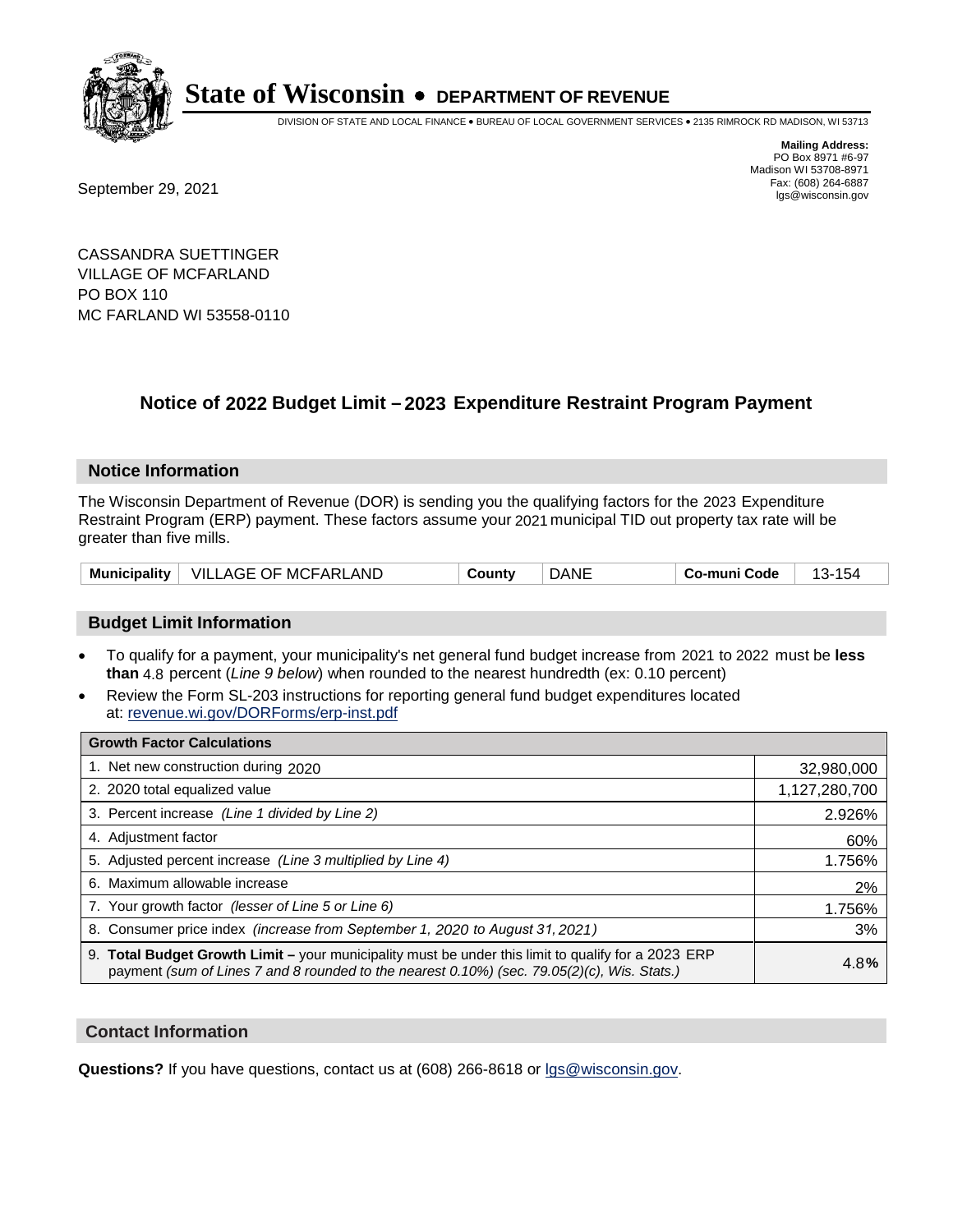# State of Wisconsin • DEPARTMENT OF REVENUE

DIVISION OF STATE AND LOCAL FINANCE • BUREAU OF LOCAL GOVERNMENT SERVICES • 2135 RIMROCK RD MADISON, WI 53713

**Mailing Address:**
PO Box 8971 #6-97
Madison WI 53708-8971
Fax: (608) 264-6887
lgs@wisconsin.gov

September 29, 2021

CASSANDRA SUETTINGER
VILLAGE OF MCFARLAND
PO BOX 110
MC FARLAND WI 53558-0110

## Notice of 2022 Budget Limit – 2023 Expenditure Restraint Program Payment

### Notice Information

The Wisconsin Department of Revenue (DOR) is sending you the qualifying factors for the 2023 Expenditure Restraint Program (ERP) payment. These factors assume your 2021 municipal TID out property tax rate will be greater than five mills.

| Municipality | VILLAGE OF MCFARLAND | County | DANE | Co-muni Code | 13-154 |
|---|---|---|---|---|---|

### Budget Limit Information

- To qualify for a payment, your municipality's net general fund budget increase from 2021 to 2022 must be **less than** 4.8 percent (*Line 9 below*) when rounded to the nearest hundredth (ex: 0.10 percent)
- Review the Form SL-203 instructions for reporting general fund budget expenditures located at: revenue.wi.gov/DORForms/erp-inst.pdf

| Growth Factor Calculations | |
|---|---|
| 1. Net new construction during 2020 | 32,980,000 |
| 2. 2020 total equalized value | 1,127,280,700 |
| 3. Percent increase *(Line 1 divided by Line 2)* | 2.926% |
| 4. Adjustment factor | 60% |
| 5. Adjusted percent increase *(Line 3 multiplied by Line 4)* | 1.756% |
| 6. Maximum allowable increase | 2% |
| 7. Your growth factor *(lesser of Line 5 or Line 6)* | 1.756% |
| 8. Consumer price index *(increase from September 1, 2020 to August 31, 2021)* | 3% |
| 9. **Total Budget Growth Limit –** your municipality must be under this limit to qualify for a 2023 ERP payment *(sum of Lines 7 and 8 rounded to the nearest 0.10%) (sec. 79.05(2)(c), Wis. Stats.)* | 4.8**%** |

### Contact Information

**Questions?** If you have questions, contact us at (608) 266-8618 or lgs@wisconsin.gov.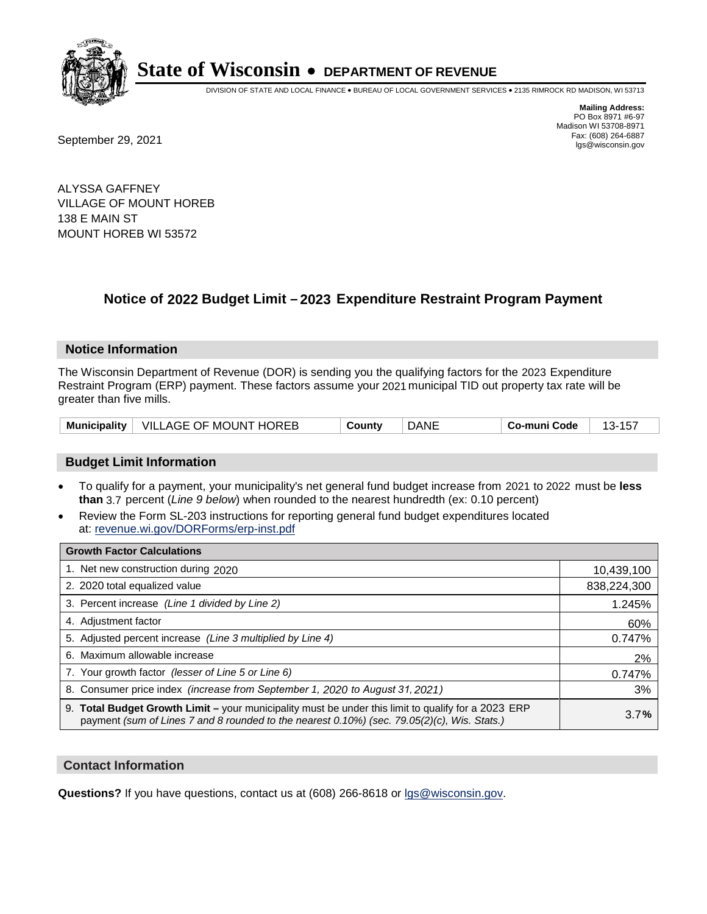# State of Wisconsin • DEPARTMENT OF REVENUE

DIVISION OF STATE AND LOCAL FINANCE • BUREAU OF LOCAL GOVERNMENT SERVICES • 2135 RIMROCK RD MADISON, WI 53713

**Mailing Address:**
PO Box 8971 #6-97
Madison WI 53708-8971
Fax: (608) 264-6887
lgs@wisconsin.gov

September 29, 2021

ALYSSA GAFFNEY
VILLAGE OF MOUNT HOREB
138 E MAIN ST
MOUNT HOREB WI 53572

## Notice of 2022 Budget Limit – 2023 Expenditure Restraint Program Payment

### Notice Information

The Wisconsin Department of Revenue (DOR) is sending you the qualifying factors for the 2023 Expenditure Restraint Program (ERP) payment. These factors assume your 2021 municipal TID out property tax rate will be greater than five mills.

| Municipality | VILLAGE OF MOUNT HOREB | County | DANE | Co-muni Code | 13-157 |
|---|---|---|---|---|---|

### Budget Limit Information

- To qualify for a payment, your municipality's net general fund budget increase from 2021 to 2022 must be **less than** 3.7 percent (*Line 9 below*) when rounded to the nearest hundredth (ex: 0.10 percent)
- Review the Form SL-203 instructions for reporting general fund budget expenditures located at: revenue.wi.gov/DORForms/erp-inst.pdf

| Growth Factor Calculations | |
|---|---|
| 1. Net new construction during 2020 | 10,439,100 |
| 2. 2020 total equalized value | 838,224,300 |
| 3. Percent increase *(Line 1 divided by Line 2)* | 1.245% |
| 4. Adjustment factor | 60% |
| 5. Adjusted percent increase *(Line 3 multiplied by Line 4)* | 0.747% |
| 6. Maximum allowable increase | 2% |
| 7. Your growth factor *(lesser of Line 5 or Line 6)* | 0.747% |
| 8. Consumer price index *(increase from September 1, 2020 to August 31, 2021)* | 3% |
| 9. **Total Budget Growth Limit –** your municipality must be under this limit to qualify for a 2023 ERP payment *(sum of Lines 7 and 8 rounded to the nearest 0.10%) (sec. 79.05(2)(c), Wis. Stats.)* | 3.7**%** |

### Contact Information

**Questions?** If you have questions, contact us at (608) 266-8618 or lgs@wisconsin.gov.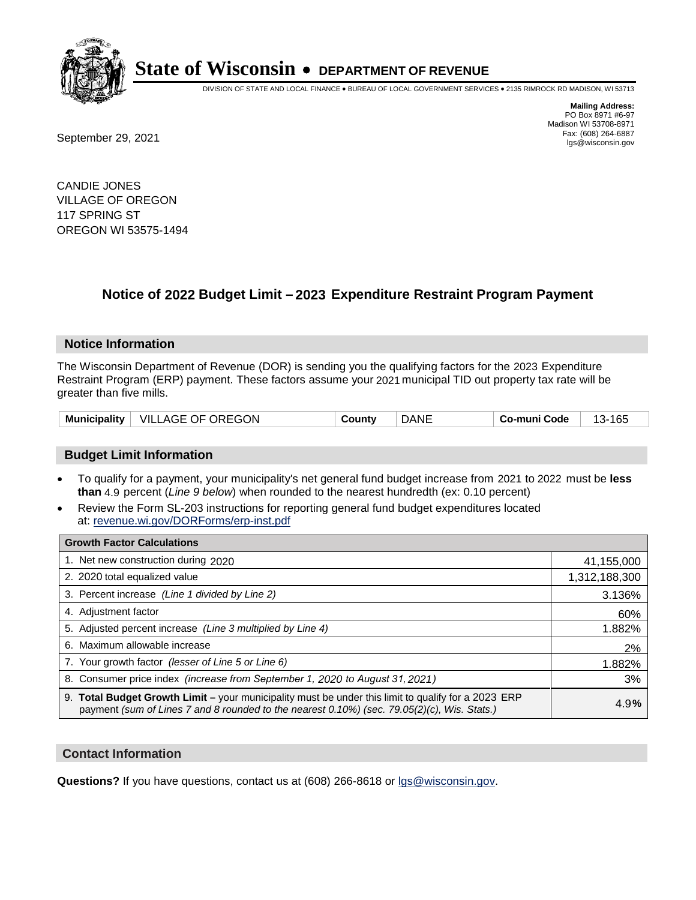# State of Wisconsin • DEPARTMENT OF REVENUE

DIVISION OF STATE AND LOCAL FINANCE • BUREAU OF LOCAL GOVERNMENT SERVICES • 2135 RIMROCK RD MADISON, WI 53713

**Mailing Address:**
PO Box 8971 #6-97
Madison WI 53708-8971
Fax: (608) 264-6887
lgs@wisconsin.gov

September 29, 2021

CANDIE JONES
VILLAGE OF OREGON
117 SPRING ST
OREGON WI 53575-1494

## Notice of 2022 Budget Limit – 2023 Expenditure Restraint Program Payment

### Notice Information

The Wisconsin Department of Revenue (DOR) is sending you the qualifying factors for the 2023 Expenditure Restraint Program (ERP) payment. These factors assume your 2021 municipal TID out property tax rate will be greater than five mills.

| Municipality | VILLAGE OF OREGON | County | DANE | Co-muni Code | 13-165 |
|---|---|---|---|---|---|

### Budget Limit Information

- To qualify for a payment, your municipality's net general fund budget increase from 2021 to 2022 must be **less than** 4.9 percent (*Line 9 below*) when rounded to the nearest hundredth (ex: 0.10 percent)
- Review the Form SL-203 instructions for reporting general fund budget expenditures located at: revenue.wi.gov/DORForms/erp-inst.pdf

| Growth Factor Calculations | |
|---|---|
| 1. Net new construction during 2020 | 41,155,000 |
| 2. 2020 total equalized value | 1,312,188,300 |
| 3. Percent increase *(Line 1 divided by Line 2)* | 3.136% |
| 4. Adjustment factor | 60% |
| 5. Adjusted percent increase *(Line 3 multiplied by Line 4)* | 1.882% |
| 6. Maximum allowable increase | 2% |
| 7. Your growth factor *(lesser of Line 5 or Line 6)* | 1.882% |
| 8. Consumer price index *(increase from September 1, 2020 to August 31, 2021)* | 3% |
| 9. **Total Budget Growth Limit –** your municipality must be under this limit to qualify for a 2023 ERP payment *(sum of Lines 7 and 8 rounded to the nearest 0.10%) (sec. 79.05(2)(c), Wis. Stats.)* | **4.9%** |

### Contact Information

**Questions?** If you have questions, contact us at (608) 266-8618 or lgs@wisconsin.gov.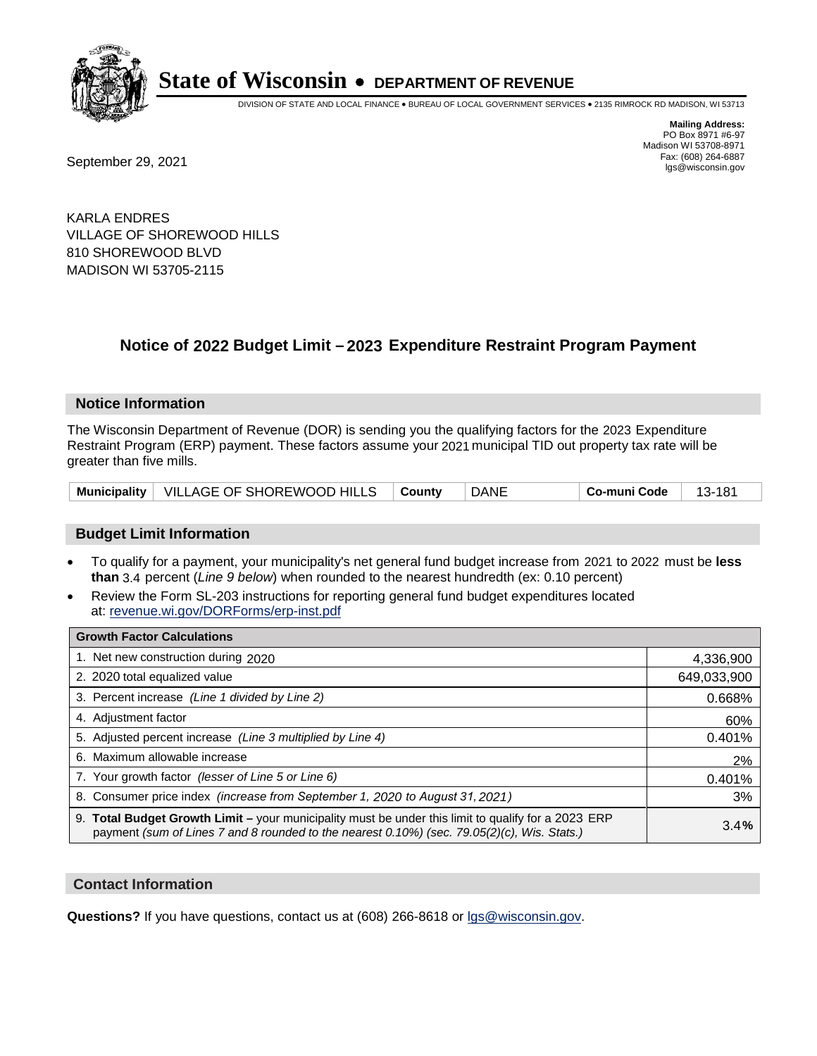# State of Wisconsin • DEPARTMENT OF REVENUE

DIVISION OF STATE AND LOCAL FINANCE • BUREAU OF LOCAL GOVERNMENT SERVICES • 2135 RIMROCK RD MADISON, WI 53713

**Mailing Address:**
PO Box 8971 #6-97
Madison WI 53708-8971
Fax: (608) 264-6887
lgs@wisconsin.gov

September 29, 2021

KARLA ENDRES
VILLAGE OF SHOREWOOD HILLS
810 SHOREWOOD BLVD
MADISON WI 53705-2115

## Notice of 2022 Budget Limit – 2023 Expenditure Restraint Program Payment

### Notice Information

The Wisconsin Department of Revenue (DOR) is sending you the qualifying factors for the 2023 Expenditure Restraint Program (ERP) payment. These factors assume your 2021 municipal TID out property tax rate will be greater than five mills.

| Municipality | VILLAGE OF SHOREWOOD HILLS | County | DANE | Co-muni Code | 13-181 |
|---|---|---|---|---|---|

### Budget Limit Information

- To qualify for a payment, your municipality's net general fund budget increase from 2021 to 2022 must be **less than** 3.4 percent (*Line 9 below*) when rounded to the nearest hundredth (ex: 0.10 percent)
- Review the Form SL-203 instructions for reporting general fund budget expenditures located at: revenue.wi.gov/DORForms/erp-inst.pdf

| Growth Factor Calculations | |
|---|---|
| 1. Net new construction during 2020 | 4,336,900 |
| 2. 2020 total equalized value | 649,033,900 |
| 3. Percent increase *(Line 1 divided by Line 2)* | 0.668% |
| 4. Adjustment factor | 60% |
| 5. Adjusted percent increase *(Line 3 multiplied by Line 4)* | 0.401% |
| 6. Maximum allowable increase | 2% |
| 7. Your growth factor *(lesser of Line 5 or Line 6)* | 0.401% |
| 8. Consumer price index *(increase from September 1, 2020 to August 31, 2021)* | 3% |
| 9. **Total Budget Growth Limit** – your municipality must be under this limit to qualify for a 2023 ERP payment *(sum of Lines 7 and 8 rounded to the nearest 0.10%) (sec. 79.05(2)(c), Wis. Stats.)* | 3.4% |

### Contact Information

**Questions?** If you have questions, contact us at (608) 266-8618 or lgs@wisconsin.gov.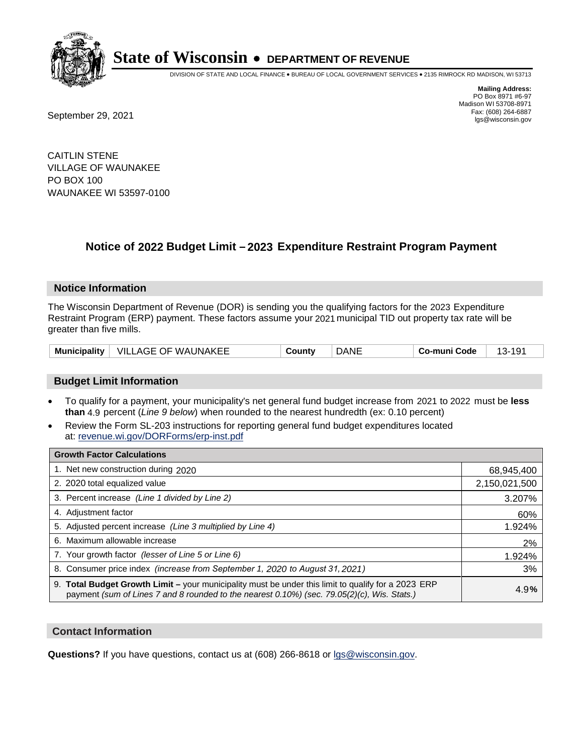**State of Wisconsin • DEPARTMENT OF REVENUE**

DIVISION OF STATE AND LOCAL FINANCE • BUREAU OF LOCAL GOVERNMENT SERVICES • 2135 RIMROCK RD MADISON, WI 53713

**Mailing Address:**
PO Box 8971 #6-97
Madison WI 53708-8971
Fax: (608) 264-6887
lgs@wisconsin.gov

September 29, 2021

CAITLIN STENE
VILLAGE OF WAUNAKEE
PO BOX 100
WAUNAKEE WI 53597-0100

## Notice of 2022 Budget Limit – 2023 Expenditure Restraint Program Payment

### Notice Information

The Wisconsin Department of Revenue (DOR) is sending you the qualifying factors for the 2023 Expenditure Restraint Program (ERP) payment. These factors assume your 2021 municipal TID out property tax rate will be greater than five mills.

| Municipality | VILLAGE OF WAUNAKEE | County | DANE | Co-muni Code | 13-191 |
|---|---|---|---|---|---|

### Budget Limit Information

- To qualify for a payment, your municipality's net general fund budget increase from 2021 to 2022 must be **less than** 4.9 percent (*Line 9 below*) when rounded to the nearest hundredth (ex: 0.10 percent)
- Review the Form SL-203 instructions for reporting general fund budget expenditures located at: revenue.wi.gov/DORForms/erp-inst.pdf

| Growth Factor Calculations | |
|---|---|
| 1. Net new construction during 2020 | 68,945,400 |
| 2. 2020 total equalized value | 2,150,021,500 |
| 3. Percent increase *(Line 1 divided by Line 2)* | 3.207% |
| 4. Adjustment factor | 60% |
| 5. Adjusted percent increase *(Line 3 multiplied by Line 4)* | 1.924% |
| 6. Maximum allowable increase | 2% |
| 7. Your growth factor *(lesser of Line 5 or Line 6)* | 1.924% |
| 8. Consumer price index *(increase from September 1, 2020 to August 31, 2021)* | 3% |
| 9. **Total Budget Growth Limit –** your municipality must be under this limit to qualify for a 2023 ERP payment *(sum of Lines 7 and 8 rounded to the nearest 0.10%) (sec. 79.05(2)(c), Wis. Stats.)* | 4.9**%** |

### Contact Information

**Questions?** If you have questions, contact us at (608) 266-8618 or lgs@wisconsin.gov.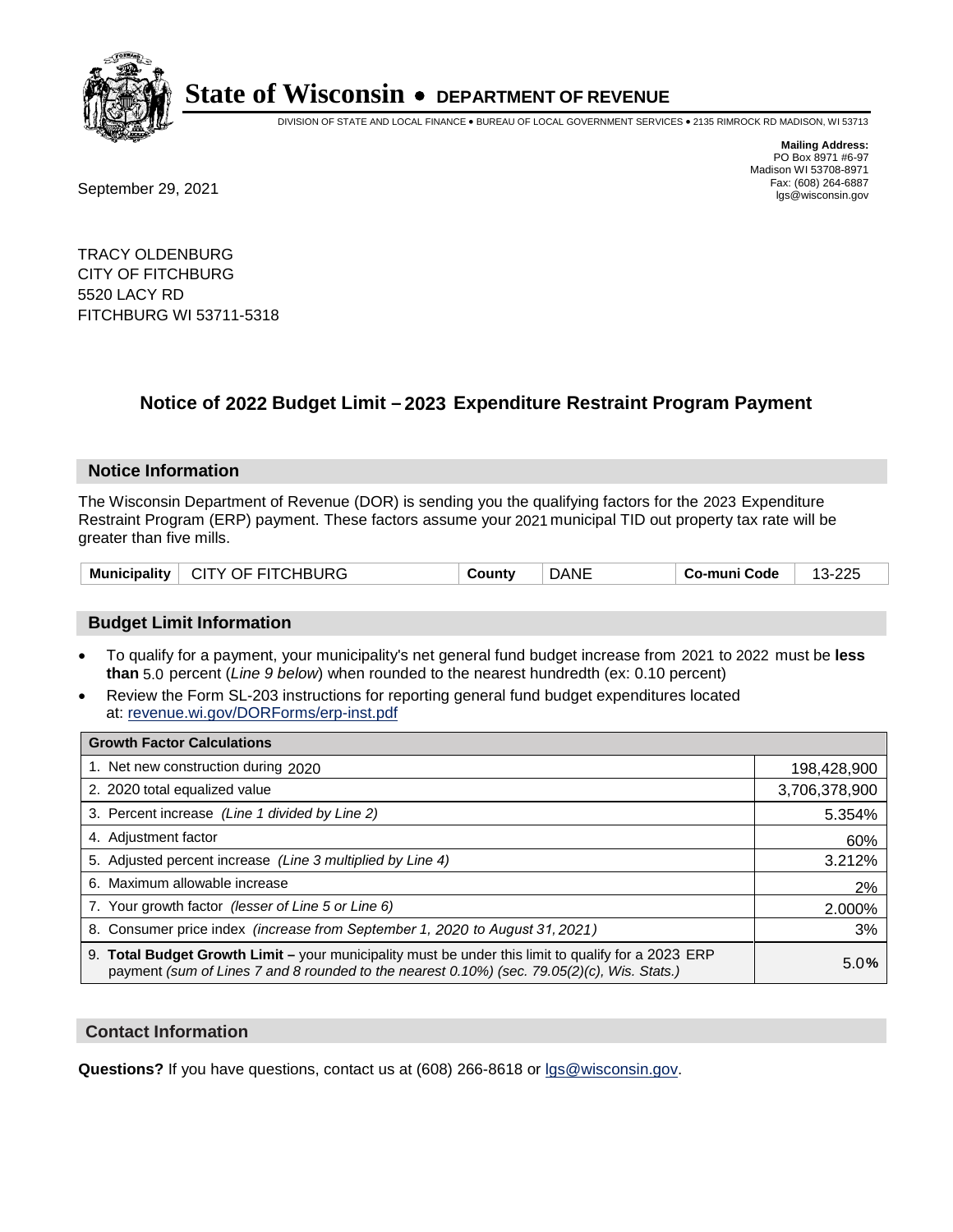# State of Wisconsin • DEPARTMENT OF REVENUE

DIVISION OF STATE AND LOCAL FINANCE • BUREAU OF LOCAL GOVERNMENT SERVICES • 2135 RIMROCK RD MADISON, WI 53713

**Mailing Address:**
PO Box 8971 #6-97
Madison WI 53708-8971
Fax: (608) 264-6887
lgs@wisconsin.gov

September 29, 2021

TRACY OLDENBURG
CITY OF FITCHBURG
5520 LACY RD
FITCHBURG WI 53711-5318

## Notice of 2022 Budget Limit – 2023 Expenditure Restraint Program Payment

### Notice Information

The Wisconsin Department of Revenue (DOR) is sending you the qualifying factors for the 2023 Expenditure Restraint Program (ERP) payment. These factors assume your 2021 municipal TID out property tax rate will be greater than five mills.

| Municipality | CITY OF FITCHBURG | County | DANE | Co-muni Code | 13-225 |
|---|---|---|---|---|---|

### Budget Limit Information

- To qualify for a payment, your municipality's net general fund budget increase from 2021 to 2022 must be **less than** 5.0 percent (*Line 9 below*) when rounded to the nearest hundredth (ex: 0.10 percent)
- Review the Form SL-203 instructions for reporting general fund budget expenditures located at: revenue.wi.gov/DORForms/erp-inst.pdf

| Growth Factor Calculations | |
|---|---|
| 1. Net new construction during 2020 | 198,428,900 |
| 2. 2020 total equalized value | 3,706,378,900 |
| 3. Percent increase *(Line 1 divided by Line 2)* | 5.354% |
| 4. Adjustment factor | 60% |
| 5. Adjusted percent increase *(Line 3 multiplied by Line 4)* | 3.212% |
| 6. Maximum allowable increase | 2% |
| 7. Your growth factor *(lesser of Line 5 or Line 6)* | 2.000% |
| 8. Consumer price index *(increase from September 1, 2020 to August 31, 2021)* | 3% |
| 9. **Total Budget Growth Limit –** your municipality must be under this limit to qualify for a 2023 ERP payment *(sum of Lines 7 and 8 rounded to the nearest 0.10%) (sec. 79.05(2)(c), Wis. Stats.)* | 5.0% |

### Contact Information

**Questions?** If you have questions, contact us at (608) 266-8618 or lgs@wisconsin.gov.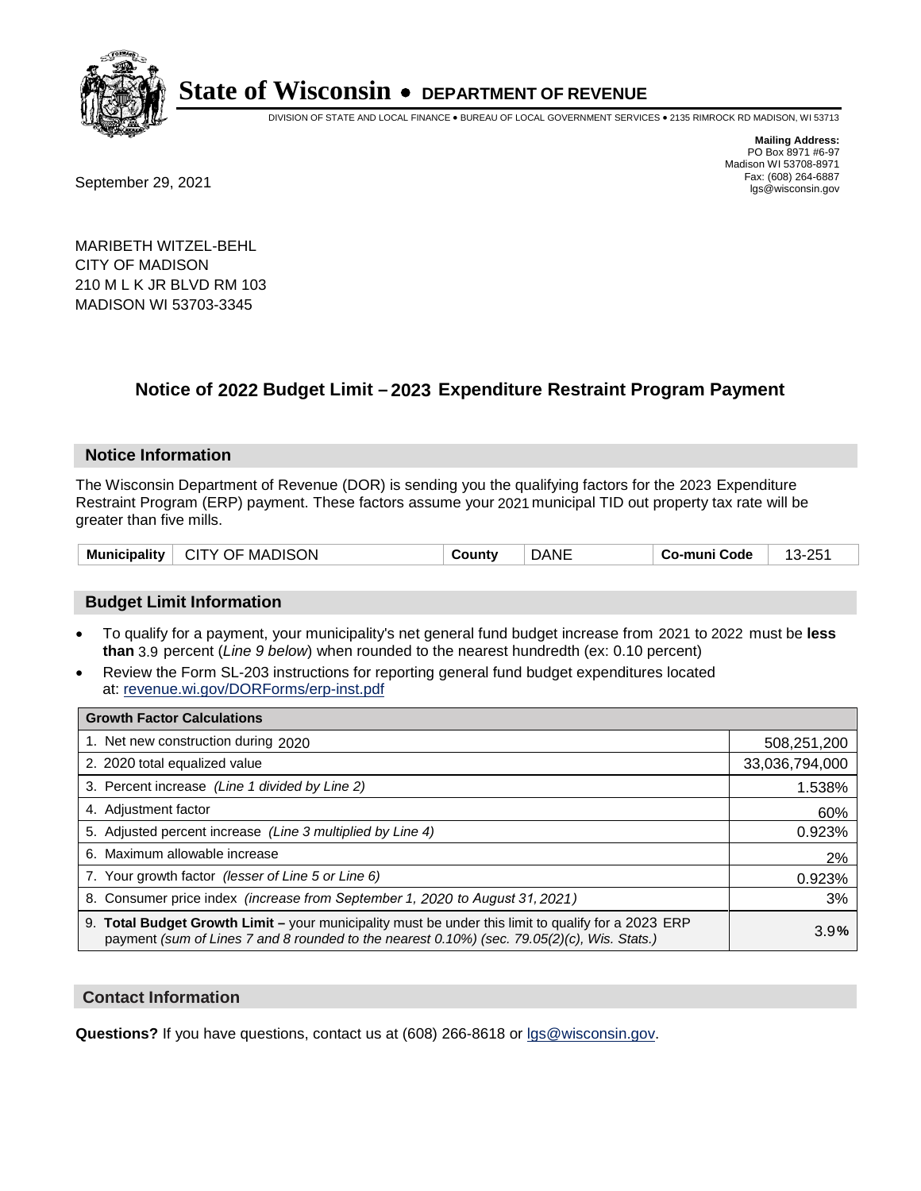# State of Wisconsin • DEPARTMENT OF REVENUE

DIVISION OF STATE AND LOCAL FINANCE • BUREAU OF LOCAL GOVERNMENT SERVICES • 2135 RIMROCK RD MADISON, WI 53713

**Mailing Address:**
PO Box 8971 #6-97
Madison WI 53708-8971
Fax: (608) 264-6887
lgs@wisconsin.gov

September 29, 2021

MARIBETH WITZEL-BEHL
CITY OF MADISON
210 M L K JR BLVD RM 103
MADISON WI 53703-3345

## Notice of 2022 Budget Limit – 2023 Expenditure Restraint Program Payment

### Notice Information

The Wisconsin Department of Revenue (DOR) is sending you the qualifying factors for the 2023 Expenditure Restraint Program (ERP) payment. These factors assume your 2021 municipal TID out property tax rate will be greater than five mills.

| Municipality | CITY OF MADISON | County | DANE | Co-muni Code | 13-251 |
|---|---|---|---|---|---|

### Budget Limit Information

- To qualify for a payment, your municipality's net general fund budget increase from 2021 to 2022 must be **less than** 3.9 percent (*Line 9 below*) when rounded to the nearest hundredth (ex: 0.10 percent)
- Review the Form SL-203 instructions for reporting general fund budget expenditures located at: revenue.wi.gov/DORForms/erp-inst.pdf

| Growth Factor Calculations | |
|---|---|
| 1. Net new construction during 2020 | 508,251,200 |
| 2. 2020 total equalized value | 33,036,794,000 |
| 3. Percent increase *(Line 1 divided by Line 2)* | 1.538% |
| 4. Adjustment factor | 60% |
| 5. Adjusted percent increase *(Line 3 multiplied by Line 4)* | 0.923% |
| 6. Maximum allowable increase | 2% |
| 7. Your growth factor *(lesser of Line 5 or Line 6)* | 0.923% |
| 8. Consumer price index *(increase from September 1, 2020 to August 31, 2021)* | 3% |
| 9. **Total Budget Growth Limit –** your municipality must be under this limit to qualify for a 2023 ERP payment *(sum of Lines 7 and 8 rounded to the nearest 0.10%) (sec. 79.05(2)(c), Wis. Stats.)* | 3.9**%** |

### Contact Information

**Questions?** If you have questions, contact us at (608) 266-8618 or lgs@wisconsin.gov.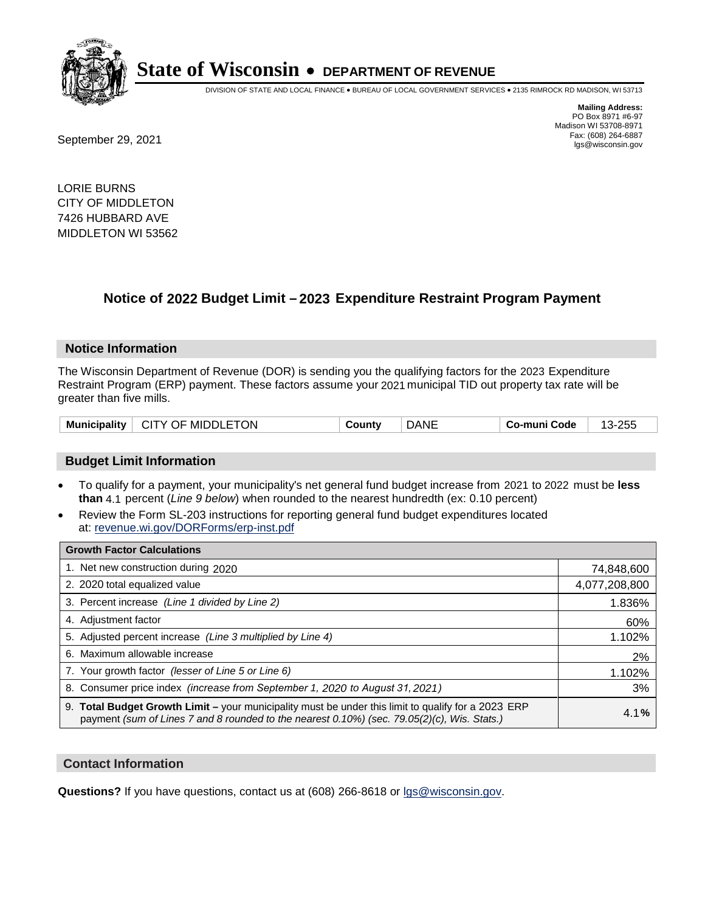# State of Wisconsin • DEPARTMENT OF REVENUE

DIVISION OF STATE AND LOCAL FINANCE • BUREAU OF LOCAL GOVERNMENT SERVICES • 2135 RIMROCK RD MADISON, WI 53713

**Mailing Address:**
PO Box 8971 #6-97
Madison WI 53708-8971
Fax: (608) 264-6887
lgs@wisconsin.gov

September 29, 2021

LORIE BURNS
CITY OF MIDDLETON
7426 HUBBARD AVE
MIDDLETON WI 53562

## Notice of 2022 Budget Limit – 2023 Expenditure Restraint Program Payment

### Notice Information

The Wisconsin Department of Revenue (DOR) is sending you the qualifying factors for the 2023 Expenditure Restraint Program (ERP) payment. These factors assume your 2021 municipal TID out property tax rate will be greater than five mills.

| Municipality | CITY OF MIDDLETON | County | DANE | Co-muni Code | 13-255 |
|---|---|---|---|---|---|

### Budget Limit Information

- To qualify for a payment, your municipality's net general fund budget increase from 2021 to 2022 must be **less than** 4.1 percent (*Line 9 below*) when rounded to the nearest hundredth (ex: 0.10 percent)
- Review the Form SL-203 instructions for reporting general fund budget expenditures located at: revenue.wi.gov/DORForms/erp-inst.pdf

| Growth Factor Calculations | |
|---|---|
| 1. Net new construction during 2020 | 74,848,600 |
| 2. 2020 total equalized value | 4,077,208,800 |
| 3. Percent increase *(Line 1 divided by Line 2)* | 1.836% |
| 4. Adjustment factor | 60% |
| 5. Adjusted percent increase *(Line 3 multiplied by Line 4)* | 1.102% |
| 6. Maximum allowable increase | 2% |
| 7. Your growth factor *(lesser of Line 5 or Line 6)* | 1.102% |
| 8. Consumer price index *(increase from September 1, 2020 to August 31, 2021)* | 3% |
| 9. **Total Budget Growth Limit** – your municipality must be under this limit to qualify for a 2023 ERP payment *(sum of Lines 7 and 8 rounded to the nearest 0.10%) (sec. 79.05(2)(c), Wis. Stats.)* | 4.1**%** |

### Contact Information

**Questions?** If you have questions, contact us at (608) 266-8618 or lgs@wisconsin.gov.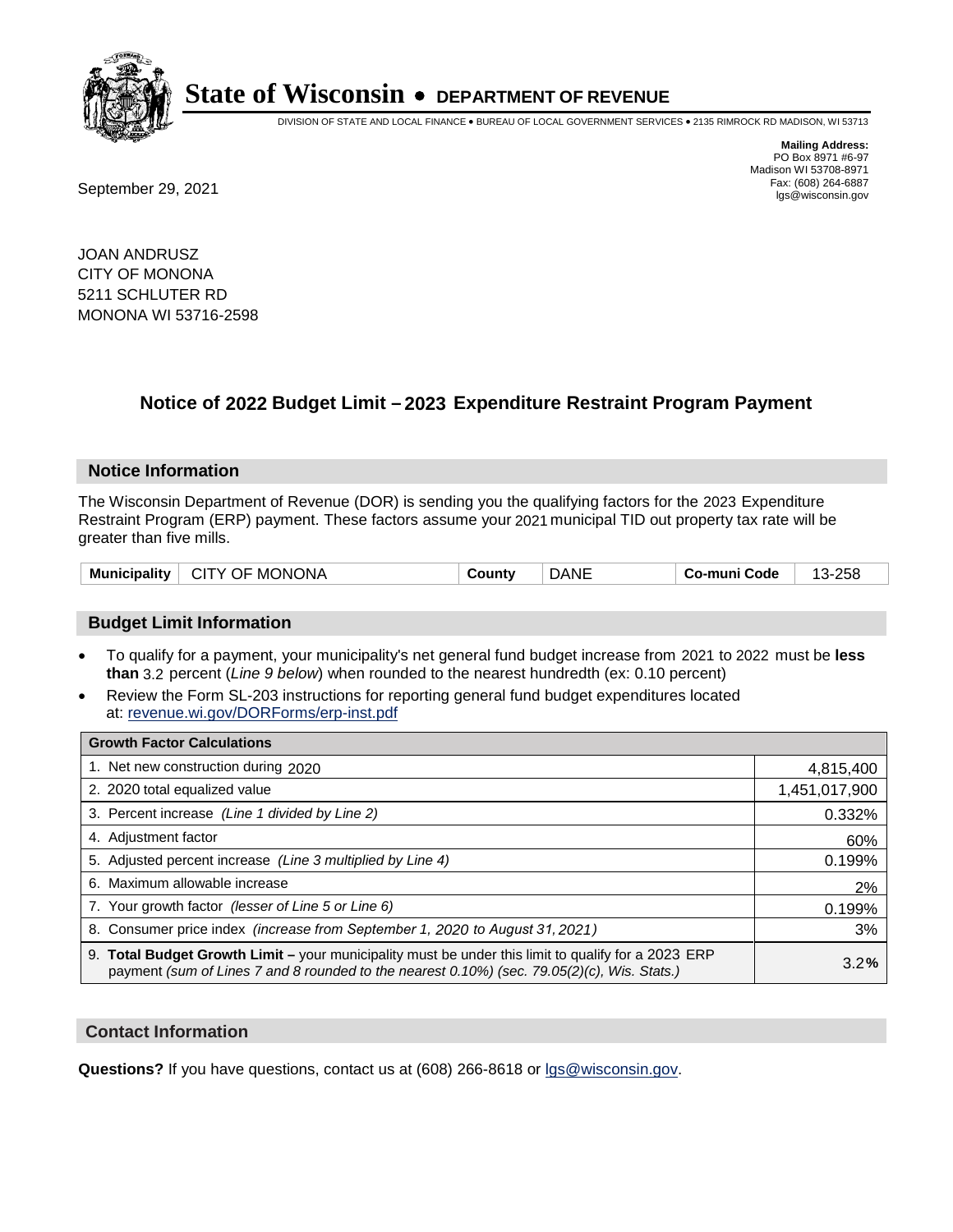# State of Wisconsin • DEPARTMENT OF REVENUE

DIVISION OF STATE AND LOCAL FINANCE • BUREAU OF LOCAL GOVERNMENT SERVICES • 2135 RIMROCK RD MADISON, WI 53713

**Mailing Address:**
PO Box 8971 #6-97
Madison WI 53708-8971
Fax: (608) 264-6887
lgs@wisconsin.gov

September 29, 2021

JOAN ANDRUSZ
CITY OF MONONA
5211 SCHLUTER RD
MONONA WI 53716-2598

## Notice of 2022 Budget Limit – 2023 Expenditure Restraint Program Payment

### Notice Information

The Wisconsin Department of Revenue (DOR) is sending you the qualifying factors for the 2023 Expenditure Restraint Program (ERP) payment. These factors assume your 2021 municipal TID out property tax rate will be greater than five mills.

| Municipality | CITY OF MONONA | County | DANE | Co-muni Code | 13-258 |
|---|---|---|---|---|---|

### Budget Limit Information

- To qualify for a payment, your municipality's net general fund budget increase from 2021 to 2022 must be **less than** 3.2 percent (*Line 9 below*) when rounded to the nearest hundredth (ex: 0.10 percent)
- Review the Form SL-203 instructions for reporting general fund budget expenditures located at: revenue.wi.gov/DORForms/erp-inst.pdf

| Growth Factor Calculations | |
|---|---|
| 1. Net new construction during 2020 | 4,815,400 |
| 2. 2020 total equalized value | 1,451,017,900 |
| 3. Percent increase *(Line 1 divided by Line 2)* | 0.332% |
| 4. Adjustment factor | 60% |
| 5. Adjusted percent increase *(Line 3 multiplied by Line 4)* | 0.199% |
| 6. Maximum allowable increase | 2% |
| 7. Your growth factor *(lesser of Line 5 or Line 6)* | 0.199% |
| 8. Consumer price index *(increase from September 1, 2020 to August 31, 2021)* | 3% |
| 9. **Total Budget Growth Limit –** your municipality must be under this limit to qualify for a 2023 ERP payment *(sum of Lines 7 and 8 rounded to the nearest 0.10%) (sec. 79.05(2)(c), Wis. Stats.)* | 3.2**%** |

### Contact Information

**Questions?** If you have questions, contact us at (608) 266-8618 or lgs@wisconsin.gov.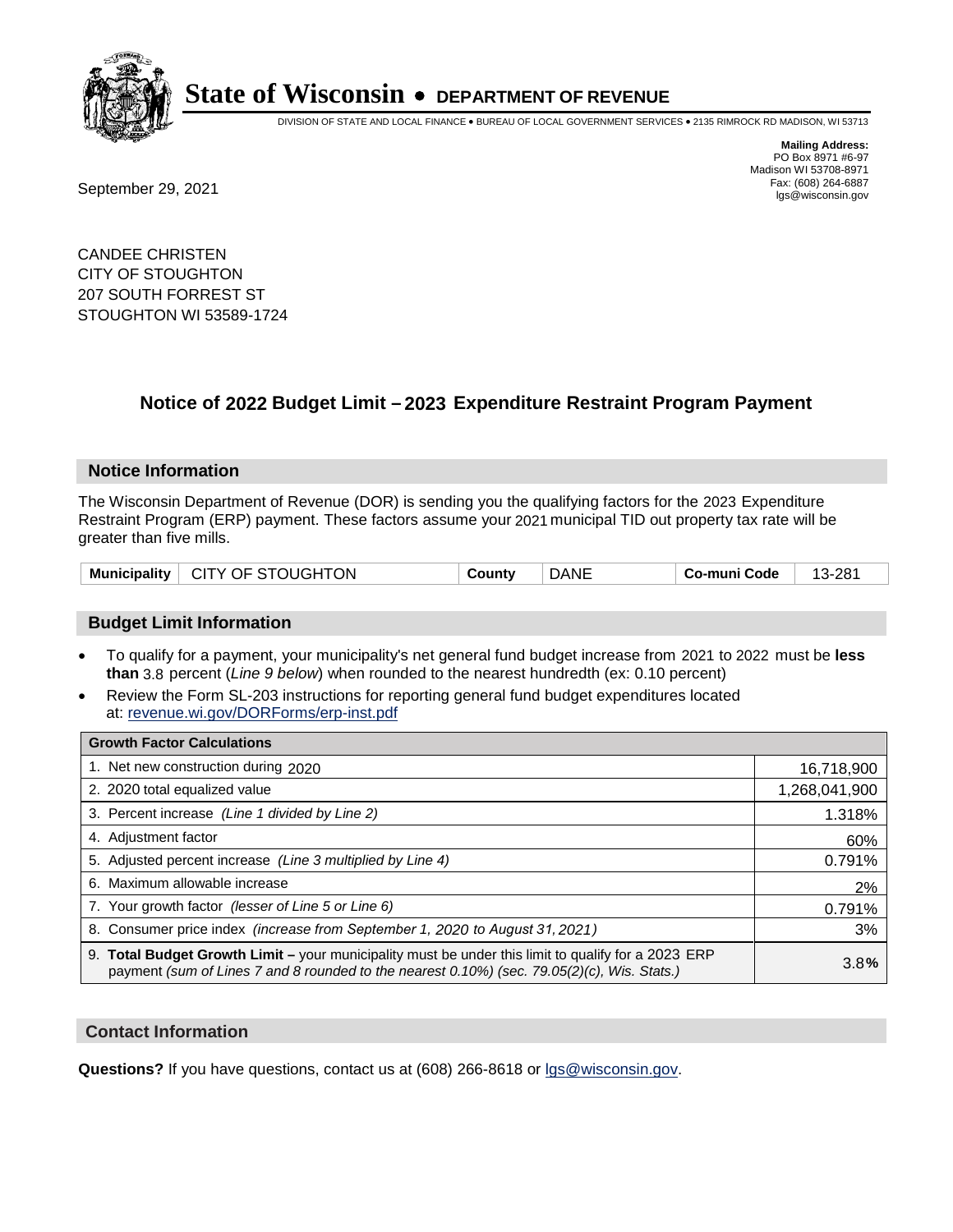# State of Wisconsin • DEPARTMENT OF REVENUE

DIVISION OF STATE AND LOCAL FINANCE • BUREAU OF LOCAL GOVERNMENT SERVICES • 2135 RIMROCK RD MADISON, WI 53713

**Mailing Address:**
PO Box 8971 #6-97
Madison WI 53708-8971
Fax: (608) 264-6887
lgs@wisconsin.gov

September 29, 2021

CANDEE CHRISTEN
CITY OF STOUGHTON
207 SOUTH FORREST ST
STOUGHTON WI 53589-1724

## Notice of 2022 Budget Limit – 2023 Expenditure Restraint Program Payment

### Notice Information

The Wisconsin Department of Revenue (DOR) is sending you the qualifying factors for the 2023 Expenditure Restraint Program (ERP) payment. These factors assume your 2021 municipal TID out property tax rate will be greater than five mills.

| Municipality | CITY OF STOUGHTON | County | DANE | Co-muni Code | 13-281 |
|---|---|---|---|---|---|

### Budget Limit Information

- To qualify for a payment, your municipality's net general fund budget increase from 2021 to 2022 must be **less than** 3.8 percent (*Line 9 below*) when rounded to the nearest hundredth (ex: 0.10 percent)
- Review the Form SL-203 instructions for reporting general fund budget expenditures located at: revenue.wi.gov/DORForms/erp-inst.pdf

| Growth Factor Calculations | |
|---|---|
| 1. Net new construction during 2020 | 16,718,900 |
| 2. 2020 total equalized value | 1,268,041,900 |
| 3. Percent increase *(Line 1 divided by Line 2)* | 1.318% |
| 4. Adjustment factor | 60% |
| 5. Adjusted percent increase *(Line 3 multiplied by Line 4)* | 0.791% |
| 6. Maximum allowable increase | 2% |
| 7. Your growth factor *(lesser of Line 5 or Line 6)* | 0.791% |
| 8. Consumer price index *(increase from September 1, 2020 to August 31, 2021)* | 3% |
| 9. **Total Budget Growth Limit –** your municipality must be under this limit to qualify for a 2023 ERP payment *(sum of Lines 7 and 8 rounded to the nearest 0.10%) (sec. 79.05(2)(c), Wis. Stats.)* | 3.8**%** |

### Contact Information

**Questions?** If you have questions, contact us at (608) 266-8618 or lgs@wisconsin.gov.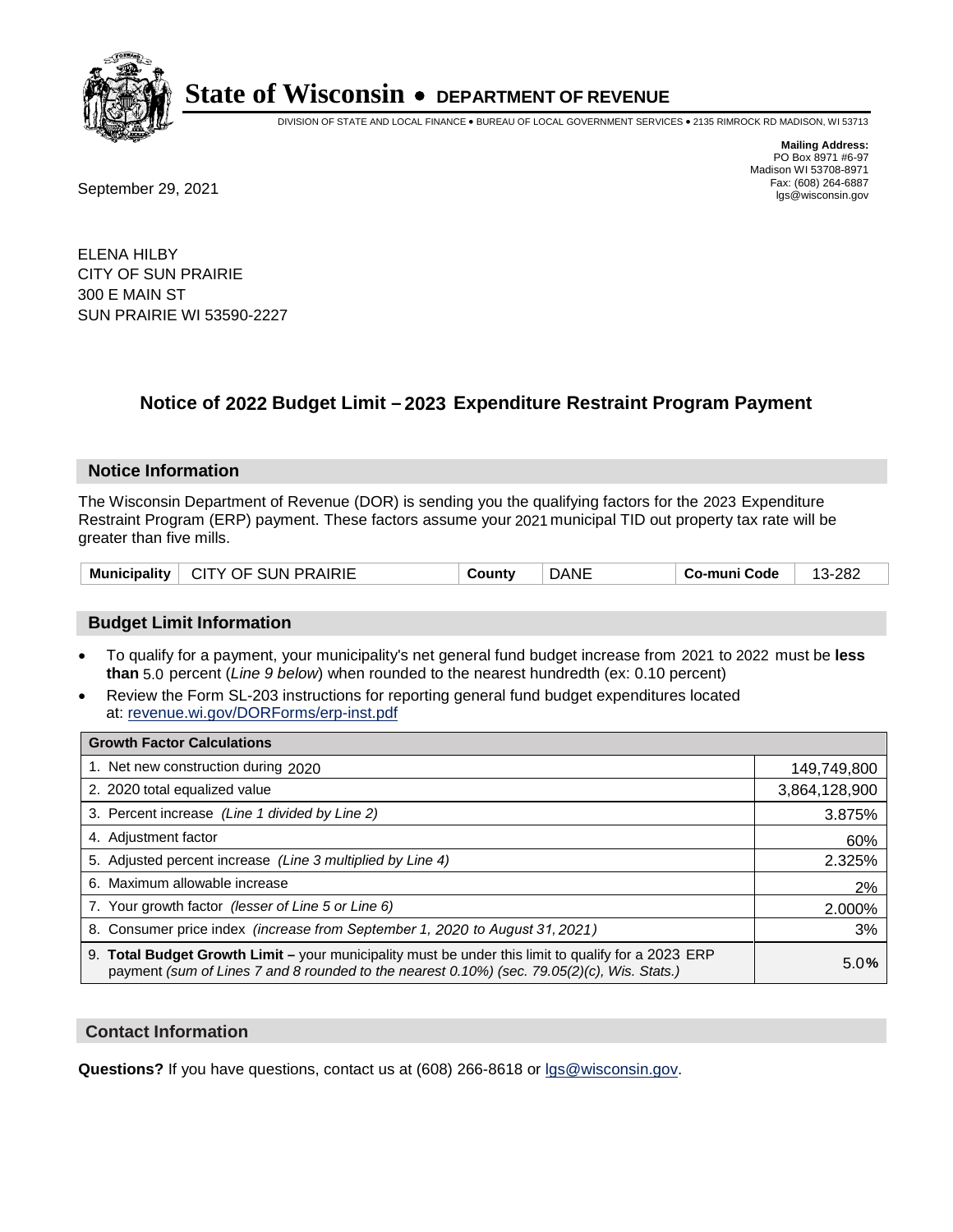# State of Wisconsin • DEPARTMENT OF REVENUE

DIVISION OF STATE AND LOCAL FINANCE • BUREAU OF LOCAL GOVERNMENT SERVICES • 2135 RIMROCK RD MADISON, WI 53713

**Mailing Address:**
PO Box 8971 #6-97
Madison WI 53708-8971
Fax: (608) 264-6887
lgs@wisconsin.gov

September 29, 2021

ELENA HILBY
CITY OF SUN PRAIRIE
300 E MAIN ST
SUN PRAIRIE WI 53590-2227

## Notice of 2022 Budget Limit – 2023 Expenditure Restraint Program Payment

### Notice Information

The Wisconsin Department of Revenue (DOR) is sending you the qualifying factors for the 2023 Expenditure Restraint Program (ERP) payment. These factors assume your 2021 municipal TID out property tax rate will be greater than five mills.

| Municipality | CITY OF SUN PRAIRIE | County | DANE | Co-muni Code | 13-282 |
|---|---|---|---|---|---|

### Budget Limit Information

- To qualify for a payment, your municipality's net general fund budget increase from 2021 to 2022 must be **less than** 5.0 percent (*Line 9 below*) when rounded to the nearest hundredth (ex: 0.10 percent)
- Review the Form SL-203 instructions for reporting general fund budget expenditures located at: revenue.wi.gov/DORForms/erp-inst.pdf

| Growth Factor Calculations | |
|---|---|
| 1. Net new construction during 2020 | 149,749,800 |
| 2. 2020 total equalized value | 3,864,128,900 |
| 3. Percent increase *(Line 1 divided by Line 2)* | 3.875% |
| 4. Adjustment factor | 60% |
| 5. Adjusted percent increase *(Line 3 multiplied by Line 4)* | 2.325% |
| 6. Maximum allowable increase | 2% |
| 7. Your growth factor *(lesser of Line 5 or Line 6)* | 2.000% |
| 8. Consumer price index *(increase from September 1, 2020 to August 31, 2021)* | 3% |
| 9. **Total Budget Growth Limit –** your municipality must be under this limit to qualify for a 2023 ERP payment *(sum of Lines 7 and 8 rounded to the nearest 0.10%) (sec. 79.05(2)(c), Wis. Stats.)* | 5.0% |

### Contact Information

**Questions?** If you have questions, contact us at (608) 266-8618 or lgs@wisconsin.gov.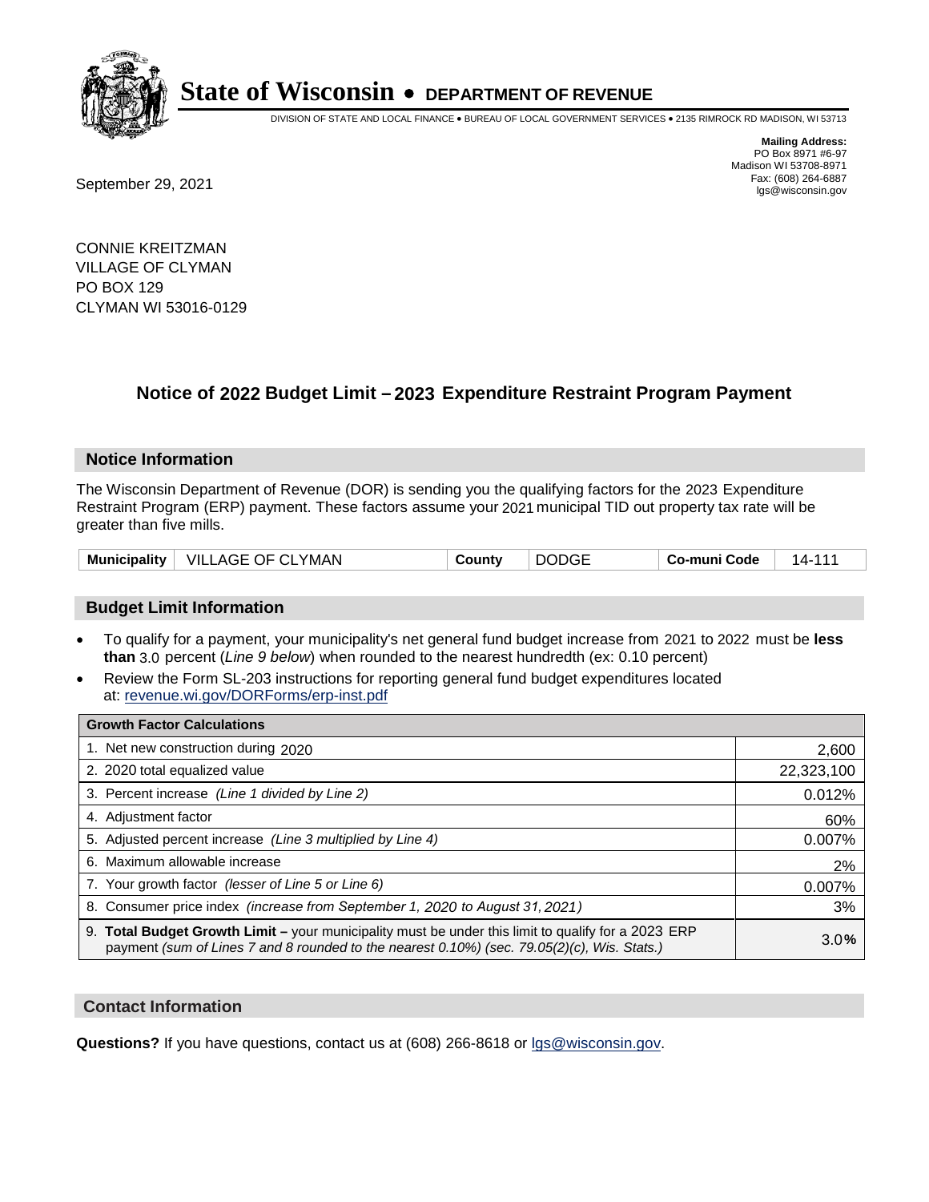# State of Wisconsin • DEPARTMENT OF REVENUE

DIVISION OF STATE AND LOCAL FINANCE • BUREAU OF LOCAL GOVERNMENT SERVICES • 2135 RIMROCK RD MADISON, WI 53713

**Mailing Address:**
PO Box 8971 #6-97
Madison WI 53708-8971
Fax: (608) 264-6887
lgs@wisconsin.gov

September 29, 2021

CONNIE KREITZMAN
VILLAGE OF CLYMAN
PO BOX 129
CLYMAN WI 53016-0129

## Notice of 2022 Budget Limit – 2023 Expenditure Restraint Program Payment

### Notice Information

The Wisconsin Department of Revenue (DOR) is sending you the qualifying factors for the 2023 Expenditure Restraint Program (ERP) payment. These factors assume your 2021 municipal TID out property tax rate will be greater than five mills.

| Municipality | VILLAGE OF CLYMAN | County | DODGE | Co-muni Code | 14-111 |
|---|---|---|---|---|---|

### Budget Limit Information

- To qualify for a payment, your municipality's net general fund budget increase from 2021 to 2022 must be **less than** 3.0 percent (*Line 9 below*) when rounded to the nearest hundredth (ex: 0.10 percent)
- Review the Form SL-203 instructions for reporting general fund budget expenditures located at: revenue.wi.gov/DORForms/erp-inst.pdf

| Growth Factor Calculations | |
|---|---|
| 1. Net new construction during 2020 | 2,600 |
| 2. 2020 total equalized value | 22,323,100 |
| 3. Percent increase *(Line 1 divided by Line 2)* | 0.012% |
| 4. Adjustment factor | 60% |
| 5. Adjusted percent increase *(Line 3 multiplied by Line 4)* | 0.007% |
| 6. Maximum allowable increase | 2% |
| 7. Your growth factor *(lesser of Line 5 or Line 6)* | 0.007% |
| 8. Consumer price index *(increase from September 1, 2020 to August 31, 2021)* | 3% |
| 9. **Total Budget Growth Limit –** your municipality must be under this limit to qualify for a 2023 ERP payment *(sum of Lines 7 and 8 rounded to the nearest 0.10%) (sec. 79.05(2)(c), Wis. Stats.)* | 3.0% |

### Contact Information

**Questions?** If you have questions, contact us at (608) 266-8618 or lgs@wisconsin.gov.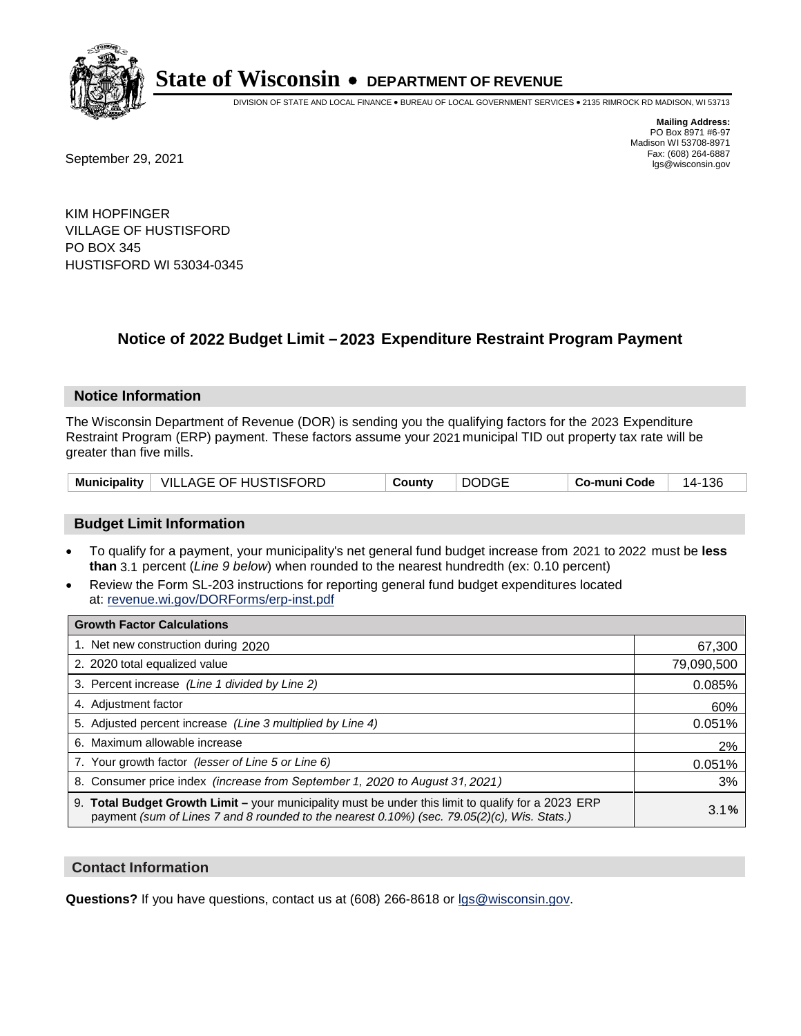# State of Wisconsin • DEPARTMENT OF REVENUE

DIVISION OF STATE AND LOCAL FINANCE • BUREAU OF LOCAL GOVERNMENT SERVICES • 2135 RIMROCK RD MADISON, WI 53713

**Mailing Address:**
PO Box 8971 #6-97
Madison WI 53708-8971
Fax: (608) 264-6887
lgs@wisconsin.gov

September 29, 2021

KIM HOPFINGER
VILLAGE OF HUSTISFORD
PO BOX 345
HUSTISFORD WI 53034-0345

## Notice of 2022 Budget Limit – 2023 Expenditure Restraint Program Payment

### Notice Information

The Wisconsin Department of Revenue (DOR) is sending you the qualifying factors for the 2023 Expenditure Restraint Program (ERP) payment. These factors assume your 2021 municipal TID out property tax rate will be greater than five mills.

| Municipality | VILLAGE OF HUSTISFORD | County | DODGE | Co-muni Code | 14-136 |
|---|---|---|---|---|---|

### Budget Limit Information

- To qualify for a payment, your municipality's net general fund budget increase from 2021 to 2022 must be **less than** 3.1 percent (*Line 9 below*) when rounded to the nearest hundredth (ex: 0.10 percent)
- Review the Form SL-203 instructions for reporting general fund budget expenditures located at: revenue.wi.gov/DORForms/erp-inst.pdf

| Growth Factor Calculations | |
|---|---|
| 1. Net new construction during 2020 | 67,300 |
| 2. 2020 total equalized value | 79,090,500 |
| 3. Percent increase *(Line 1 divided by Line 2)* | 0.085% |
| 4. Adjustment factor | 60% |
| 5. Adjusted percent increase *(Line 3 multiplied by Line 4)* | 0.051% |
| 6. Maximum allowable increase | 2% |
| 7. Your growth factor *(lesser of Line 5 or Line 6)* | 0.051% |
| 8. Consumer price index *(increase from September 1, 2020 to August 31, 2021)* | 3% |
| 9. **Total Budget Growth Limit –** your municipality must be under this limit to qualify for a 2023 ERP payment *(sum of Lines 7 and 8 rounded to the nearest 0.10%) (sec. 79.05(2)(c), Wis. Stats.)* | 3.1**%** |

### Contact Information

**Questions?** If you have questions, contact us at (608) 266-8618 or lgs@wisconsin.gov.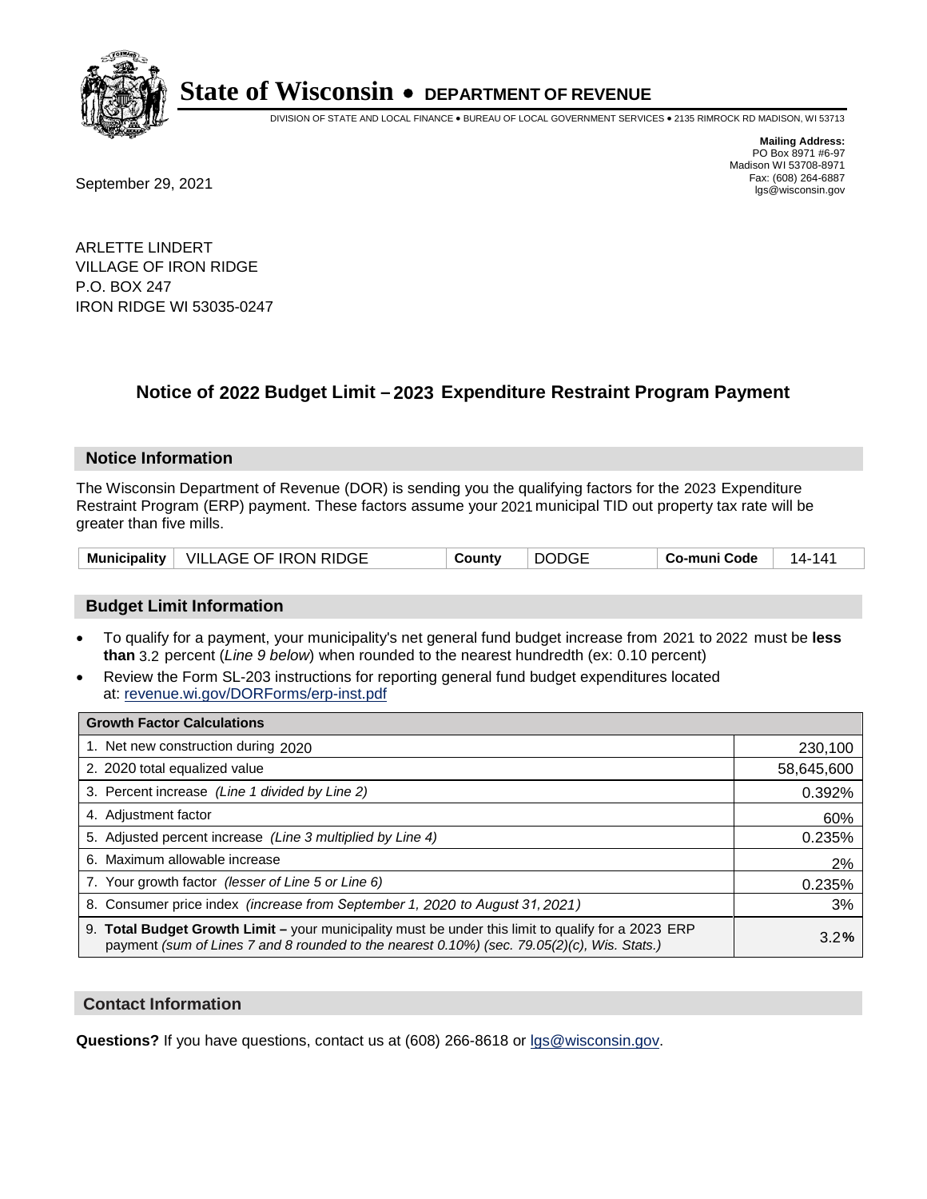# State of Wisconsin • DEPARTMENT OF REVENUE

DIVISION OF STATE AND LOCAL FINANCE • BUREAU OF LOCAL GOVERNMENT SERVICES • 2135 RIMROCK RD MADISON, WI 53713

**Mailing Address:**
PO Box 8971 #6-97
Madison WI 53708-8971
Fax: (608) 264-6887
lgs@wisconsin.gov

September 29, 2021

ARLETTE LINDERT
VILLAGE OF IRON RIDGE
P.O. BOX 247
IRON RIDGE WI 53035-0247

## Notice of 2022 Budget Limit – 2023 Expenditure Restraint Program Payment

### Notice Information

The Wisconsin Department of Revenue (DOR) is sending you the qualifying factors for the 2023 Expenditure Restraint Program (ERP) payment. These factors assume your 2021 municipal TID out property tax rate will be greater than five mills.

| Municipality | VILLAGE OF IRON RIDGE | County | DODGE | Co-muni Code | 14-141 |
|---|---|---|---|---|---|

### Budget Limit Information

- To qualify for a payment, your municipality's net general fund budget increase from 2021 to 2022 must be **less than** 3.2 percent (*Line 9 below*) when rounded to the nearest hundredth (ex: 0.10 percent)
- Review the Form SL-203 instructions for reporting general fund budget expenditures located at: revenue.wi.gov/DORForms/erp-inst.pdf

| Growth Factor Calculations | |
|---|---|
| 1. Net new construction during 2020 | 230,100 |
| 2. 2020 total equalized value | 58,645,600 |
| 3. Percent increase *(Line 1 divided by Line 2)* | 0.392% |
| 4. Adjustment factor | 60% |
| 5. Adjusted percent increase *(Line 3 multiplied by Line 4)* | 0.235% |
| 6. Maximum allowable increase | 2% |
| 7. Your growth factor *(lesser of Line 5 or Line 6)* | 0.235% |
| 8. Consumer price index *(increase from September 1, 2020 to August 31, 2021)* | 3% |
| 9. **Total Budget Growth Limit –** your municipality must be under this limit to qualify for a 2023 ERP payment *(sum of Lines 7 and 8 rounded to the nearest 0.10%) (sec. 79.05(2)(c), Wis. Stats.)* | 3.2**%** |

### Contact Information

**Questions?** If you have questions, contact us at (608) 266-8618 or lgs@wisconsin.gov.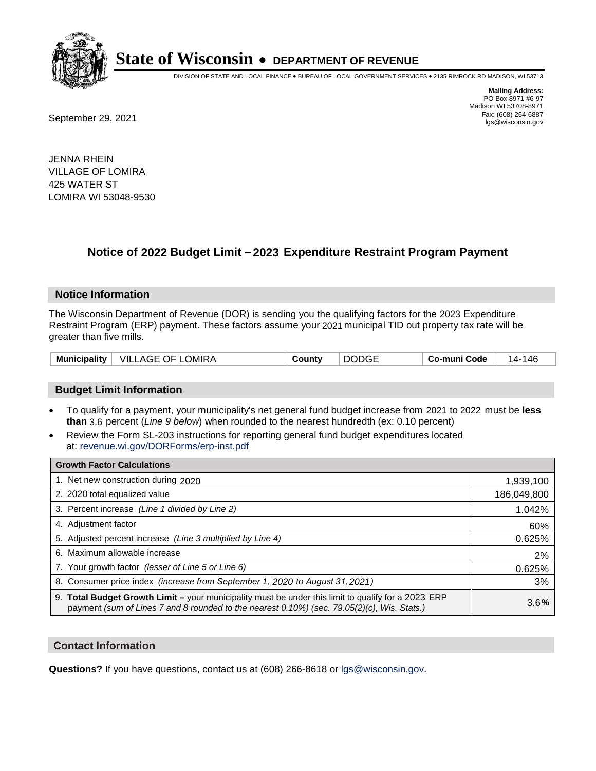# State of Wisconsin • DEPARTMENT OF REVENUE

DIVISION OF STATE AND LOCAL FINANCE • BUREAU OF LOCAL GOVERNMENT SERVICES • 2135 RIMROCK RD MADISON, WI 53713

**Mailing Address:**
PO Box 8971 #6-97
Madison WI 53708-8971
Fax: (608) 264-6887
lgs@wisconsin.gov

September 29, 2021

JENNA RHEIN
VILLAGE OF LOMIRA
425 WATER ST
LOMIRA WI 53048-9530

## Notice of 2022 Budget Limit – 2023 Expenditure Restraint Program Payment

### Notice Information

The Wisconsin Department of Revenue (DOR) is sending you the qualifying factors for the 2023 Expenditure Restraint Program (ERP) payment. These factors assume your 2021 municipal TID out property tax rate will be greater than five mills.

| Municipality | VILLAGE OF LOMIRA | County | DODGE | Co-muni Code | 14-146 |
|---|---|---|---|---|---|

### Budget Limit Information

- To qualify for a payment, your municipality's net general fund budget increase from 2021 to 2022 must be **less than** 3.6 percent (*Line 9 below*) when rounded to the nearest hundredth (ex: 0.10 percent)
- Review the Form SL-203 instructions for reporting general fund budget expenditures located at: revenue.wi.gov/DORForms/erp-inst.pdf

| Growth Factor Calculations | |
|---|---|
| 1. Net new construction during 2020 | 1,939,100 |
| 2. 2020 total equalized value | 186,049,800 |
| 3. Percent increase *(Line 1 divided by Line 2)* | 1.042% |
| 4. Adjustment factor | 60% |
| 5. Adjusted percent increase *(Line 3 multiplied by Line 4)* | 0.625% |
| 6. Maximum allowable increase | 2% |
| 7. Your growth factor *(lesser of Line 5 or Line 6)* | 0.625% |
| 8. Consumer price index *(increase from September 1, 2020 to August 31, 2021)* | 3% |
| 9. **Total Budget Growth Limit –** your municipality must be under this limit to qualify for a 2023 ERP payment *(sum of Lines 7 and 8 rounded to the nearest 0.10%) (sec. 79.05(2)(c), Wis. Stats.)* | 3.6**%** |

### Contact Information

**Questions?** If you have questions, contact us at (608) 266-8618 or lgs@wisconsin.gov.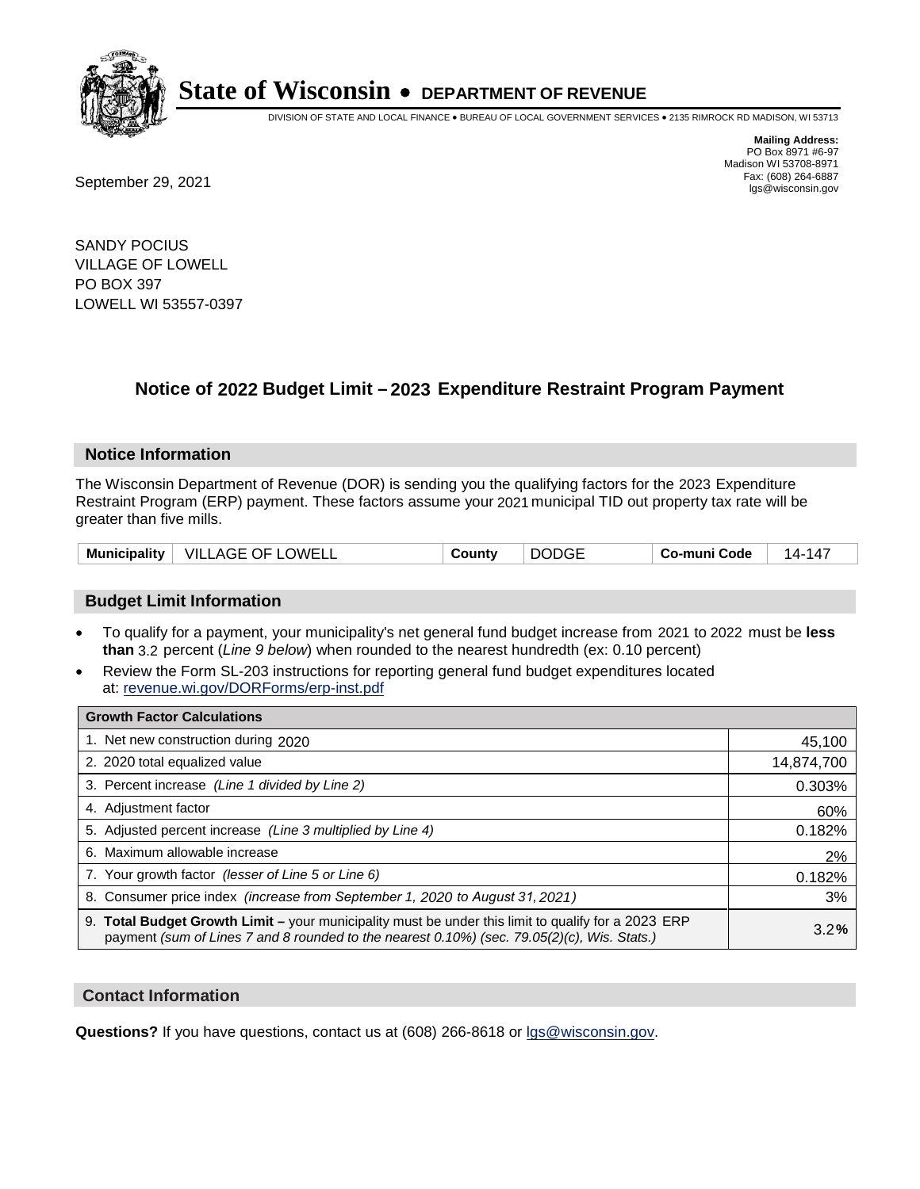# State of Wisconsin • DEPARTMENT OF REVENUE

DIVISION OF STATE AND LOCAL FINANCE • BUREAU OF LOCAL GOVERNMENT SERVICES • 2135 RIMROCK RD MADISON, WI 53713

**Mailing Address:**
PO Box 8971 #6-97
Madison WI 53708-8971
Fax: (608) 264-6887
lgs@wisconsin.gov

September 29, 2021

SANDY POCIUS
VILLAGE OF LOWELL
PO BOX 397
LOWELL WI 53557-0397

## Notice of 2022 Budget Limit – 2023 Expenditure Restraint Program Payment

### Notice Information

The Wisconsin Department of Revenue (DOR) is sending you the qualifying factors for the 2023 Expenditure Restraint Program (ERP) payment. These factors assume your 2021 municipal TID out property tax rate will be greater than five mills.

| Municipality | VILLAGE OF LOWELL | County | DODGE | Co-muni Code | 14-147 |
|---|---|---|---|---|---|

### Budget Limit Information

- To qualify for a payment, your municipality's net general fund budget increase from 2021 to 2022 must be **less than** 3.2 percent (*Line 9 below*) when rounded to the nearest hundredth (ex: 0.10 percent)
- Review the Form SL-203 instructions for reporting general fund budget expenditures located at: revenue.wi.gov/DORForms/erp-inst.pdf

| Growth Factor Calculations | |
|---|---|
| 1. Net new construction during 2020 | 45,100 |
| 2. 2020 total equalized value | 14,874,700 |
| 3. Percent increase *(Line 1 divided by Line 2)* | 0.303% |
| 4. Adjustment factor | 60% |
| 5. Adjusted percent increase *(Line 3 multiplied by Line 4)* | 0.182% |
| 6. Maximum allowable increase | 2% |
| 7. Your growth factor *(lesser of Line 5 or Line 6)* | 0.182% |
| 8. Consumer price index *(increase from September 1, 2020 to August 31, 2021)* | 3% |
| 9. **Total Budget Growth Limit –** your municipality must be under this limit to qualify for a 2023 ERP payment *(sum of Lines 7 and 8 rounded to the nearest 0.10%) (sec. 79.05(2)(c), Wis. Stats.)* | 3.2**%** |

### Contact Information

**Questions?** If you have questions, contact us at (608) 266-8618 or lgs@wisconsin.gov.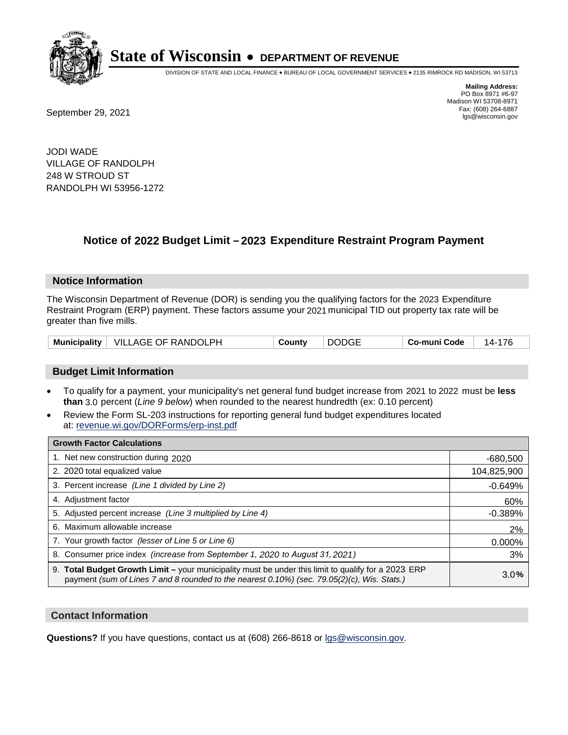# State of Wisconsin • DEPARTMENT OF REVENUE

DIVISION OF STATE AND LOCAL FINANCE • BUREAU OF LOCAL GOVERNMENT SERVICES • 2135 RIMROCK RD MADISON, WI 53713

**Mailing Address:**
PO Box 8971 #6-97
Madison WI 53708-8971
Fax: (608) 264-6887
lgs@wisconsin.gov

September 29, 2021

JODI WADE
VILLAGE OF RANDOLPH
248 W STROUD ST
RANDOLPH WI 53956-1272

## Notice of 2022 Budget Limit – 2023 Expenditure Restraint Program Payment

### Notice Information

The Wisconsin Department of Revenue (DOR) is sending you the qualifying factors for the 2023 Expenditure Restraint Program (ERP) payment. These factors assume your 2021 municipal TID out property tax rate will be greater than five mills.

| Municipality | VILLAGE OF RANDOLPH | County | DODGE | Co-muni Code | 14-176 |
|---|---|---|---|---|---|

### Budget Limit Information

- To qualify for a payment, your municipality's net general fund budget increase from 2021 to 2022 must be **less than** 3.0 percent (*Line 9 below*) when rounded to the nearest hundredth (ex: 0.10 percent)
- Review the Form SL-203 instructions for reporting general fund budget expenditures located at: revenue.wi.gov/DORForms/erp-inst.pdf

| Growth Factor Calculations | |
|---|---|
| 1. Net new construction during 2020 | -680,500 |
| 2. 2020 total equalized value | 104,825,900 |
| 3. Percent increase *(Line 1 divided by Line 2)* | -0.649% |
| 4. Adjustment factor | 60% |
| 5. Adjusted percent increase *(Line 3 multiplied by Line 4)* | -0.389% |
| 6. Maximum allowable increase | 2% |
| 7. Your growth factor *(lesser of Line 5 or Line 6)* | 0.000% |
| 8. Consumer price index *(increase from September 1, 2020 to August 31, 2021)* | 3% |
| 9. **Total Budget Growth Limit –** your municipality must be under this limit to qualify for a 2023 ERP payment *(sum of Lines 7 and 8 rounded to the nearest 0.10%) (sec. 79.05(2)(c), Wis. Stats.)* | 3.0% |

### Contact Information

**Questions?** If you have questions, contact us at (608) 266-8618 or lgs@wisconsin.gov.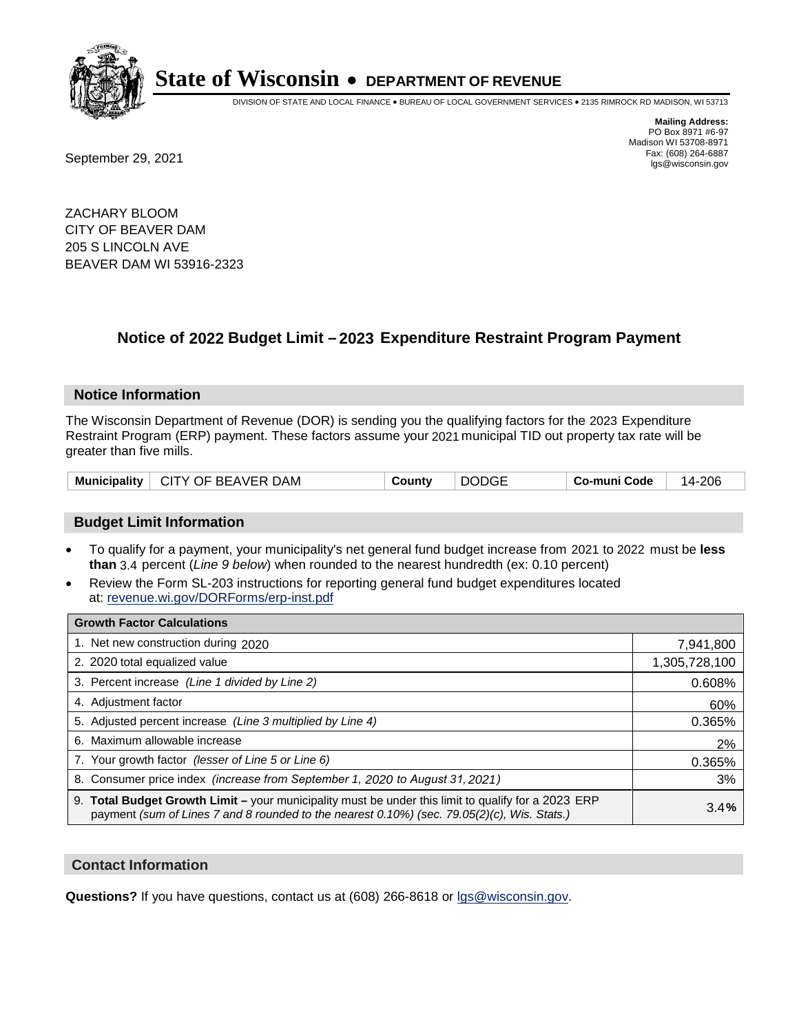# State of Wisconsin • DEPARTMENT OF REVENUE

DIVISION OF STATE AND LOCAL FINANCE • BUREAU OF LOCAL GOVERNMENT SERVICES • 2135 RIMROCK RD MADISON, WI 53713

**Mailing Address:**
PO Box 8971 #6-97
Madison WI 53708-8971
Fax: (608) 264-6887
lgs@wisconsin.gov

September 29, 2021

ZACHARY BLOOM
CITY OF BEAVER DAM
205 S LINCOLN AVE
BEAVER DAM WI 53916-2323

## Notice of 2022 Budget Limit – 2023 Expenditure Restraint Program Payment

### Notice Information

The Wisconsin Department of Revenue (DOR) is sending you the qualifying factors for the 2023 Expenditure Restraint Program (ERP) payment. These factors assume your 2021 municipal TID out property tax rate will be greater than five mills.

| Municipality | CITY OF BEAVER DAM | County | DODGE | Co-muni Code | 14-206 |
|---|---|---|---|---|---|

### Budget Limit Information

- To qualify for a payment, your municipality's net general fund budget increase from 2021 to 2022 must be **less than** 3.4 percent (*Line 9 below*) when rounded to the nearest hundredth (ex: 0.10 percent)
- Review the Form SL-203 instructions for reporting general fund budget expenditures located at: revenue.wi.gov/DORForms/erp-inst.pdf

| Growth Factor Calculations | |
|---|---|
| 1. Net new construction during 2020 | 7,941,800 |
| 2. 2020 total equalized value | 1,305,728,100 |
| 3. Percent increase *(Line 1 divided by Line 2)* | 0.608% |
| 4. Adjustment factor | 60% |
| 5. Adjusted percent increase *(Line 3 multiplied by Line 4)* | 0.365% |
| 6. Maximum allowable increase | 2% |
| 7. Your growth factor *(lesser of Line 5 or Line 6)* | 0.365% |
| 8. Consumer price index *(increase from September 1, 2020 to August 31, 2021)* | 3% |
| 9. **Total Budget Growth Limit –** your municipality must be under this limit to qualify for a 2023 ERP payment *(sum of Lines 7 and 8 rounded to the nearest 0.10%) (sec. 79.05(2)(c), Wis. Stats.)* | 3.4**%** |

### Contact Information

**Questions?** If you have questions, contact us at (608) 266-8618 or lgs@wisconsin.gov.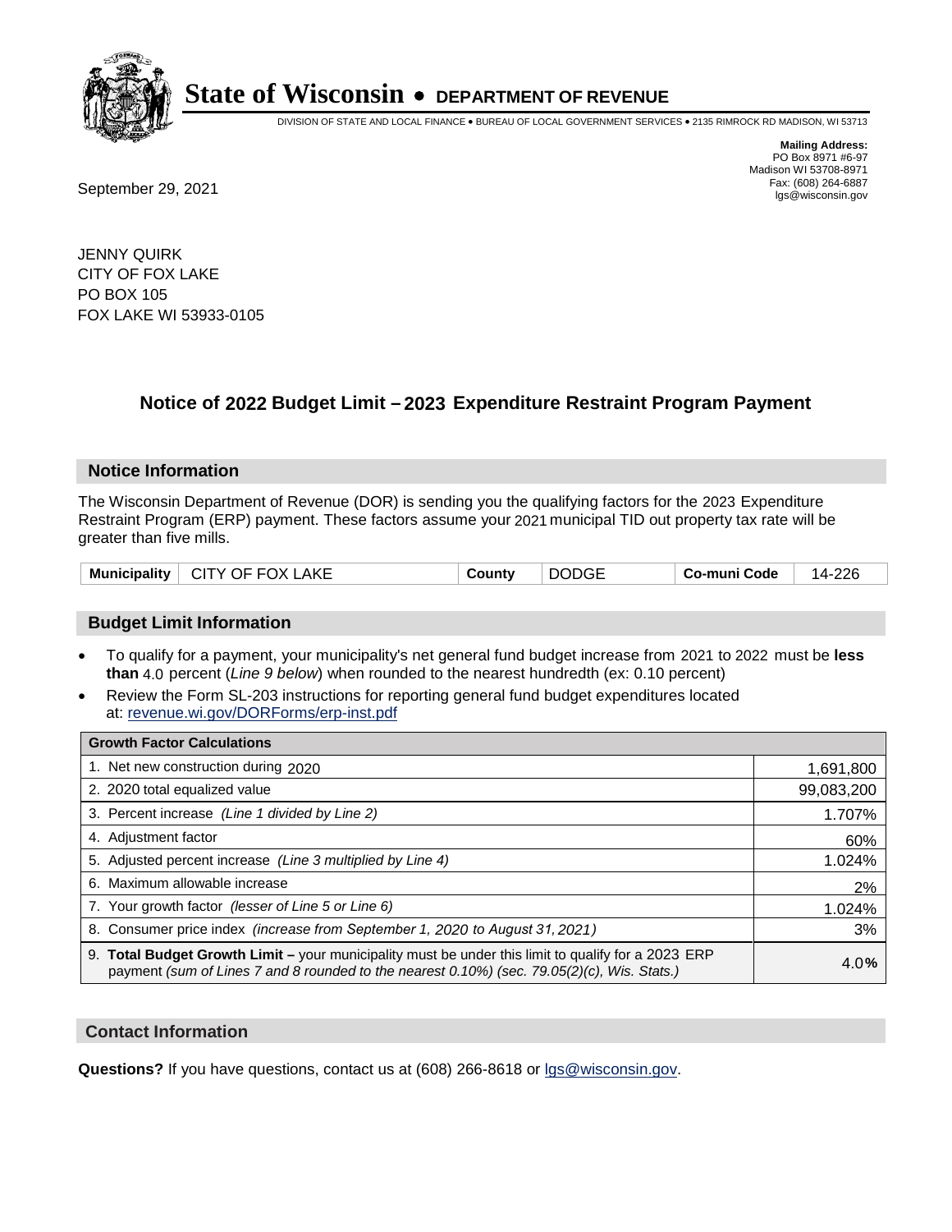# State of Wisconsin • DEPARTMENT OF REVENUE

DIVISION OF STATE AND LOCAL FINANCE • BUREAU OF LOCAL GOVERNMENT SERVICES • 2135 RIMROCK RD MADISON, WI 53713

**Mailing Address:**
PO Box 8971 #6-97
Madison WI 53708-8971
Fax: (608) 264-6887
lgs@wisconsin.gov

September 29, 2021

JENNY QUIRK
CITY OF FOX LAKE
PO BOX 105
FOX LAKE WI 53933-0105

## Notice of 2022 Budget Limit – 2023 Expenditure Restraint Program Payment

### Notice Information

The Wisconsin Department of Revenue (DOR) is sending you the qualifying factors for the 2023 Expenditure Restraint Program (ERP) payment. These factors assume your 2021 municipal TID out property tax rate will be greater than five mills.

| Municipality | CITY OF FOX LAKE | County | DODGE | Co-muni Code | 14-226 |
|---|---|---|---|---|---|

### Budget Limit Information

- To qualify for a payment, your municipality's net general fund budget increase from 2021 to 2022 must be **less than** 4.0 percent (*Line 9 below*) when rounded to the nearest hundredth (ex: 0.10 percent)
- Review the Form SL-203 instructions for reporting general fund budget expenditures located at: revenue.wi.gov/DORForms/erp-inst.pdf

| Growth Factor Calculations | |
|---|---|
| 1. Net new construction during 2020 | 1,691,800 |
| 2. 2020 total equalized value | 99,083,200 |
| 3. Percent increase *(Line 1 divided by Line 2)* | 1.707% |
| 4. Adjustment factor | 60% |
| 5. Adjusted percent increase *(Line 3 multiplied by Line 4)* | 1.024% |
| 6. Maximum allowable increase | 2% |
| 7. Your growth factor *(lesser of Line 5 or Line 6)* | 1.024% |
| 8. Consumer price index *(increase from September 1, 2020 to August 31, 2021)* | 3% |
| 9. **Total Budget Growth Limit –** your municipality must be under this limit to qualify for a 2023 ERP payment *(sum of Lines 7 and 8 rounded to the nearest 0.10%) (sec. 79.05(2)(c), Wis. Stats.)* | 4.0% |

### Contact Information

**Questions?** If you have questions, contact us at (608) 266-8618 or lgs@wisconsin.gov.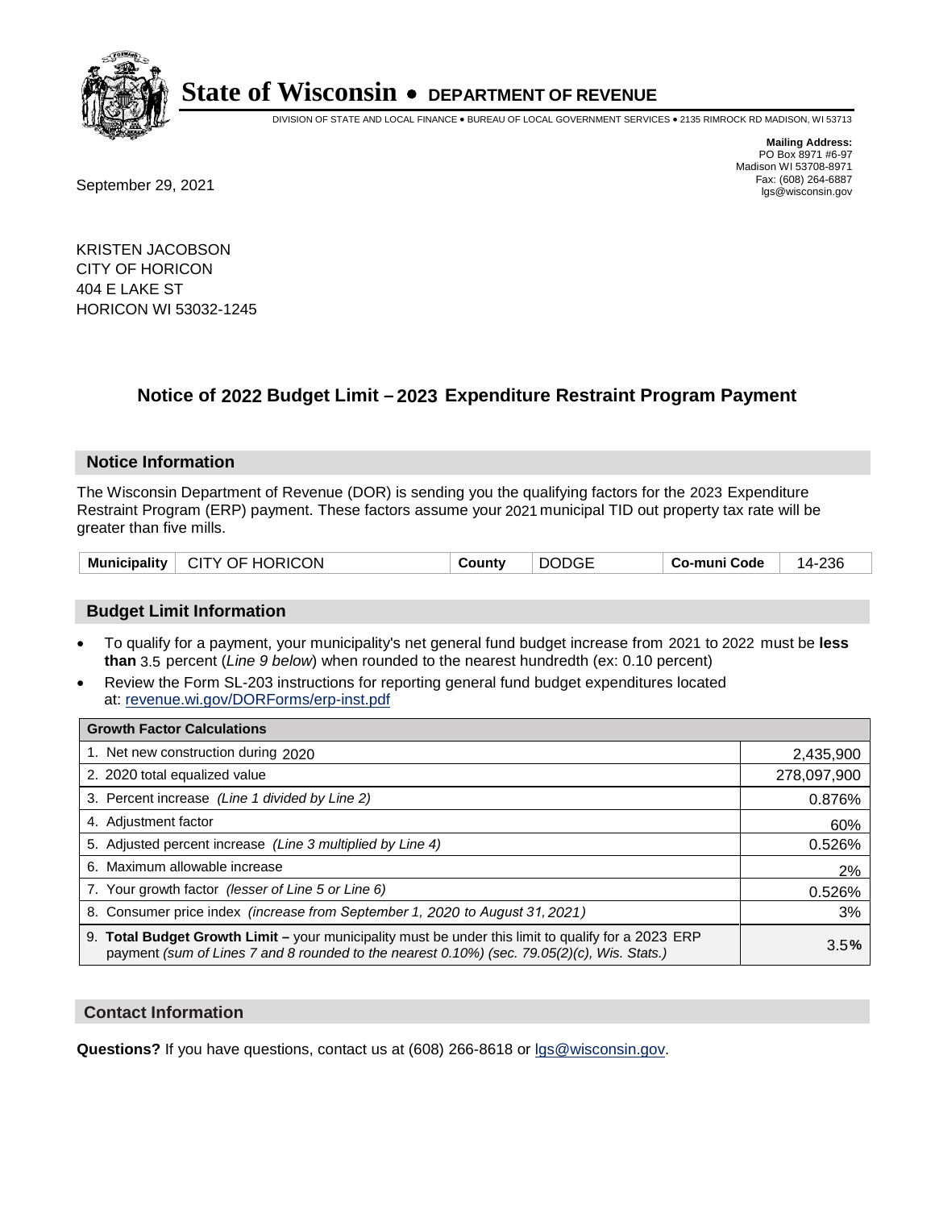# State of Wisconsin • DEPARTMENT OF REVENUE

DIVISION OF STATE AND LOCAL FINANCE • BUREAU OF LOCAL GOVERNMENT SERVICES • 2135 RIMROCK RD MADISON, WI 53713

**Mailing Address:**
PO Box 8971 #6-97
Madison WI 53708-8971
Fax: (608) 264-6887
lgs@wisconsin.gov

September 29, 2021

KRISTEN JACOBSON
CITY OF HORICON
404 E LAKE ST
HORICON WI 53032-1245

## Notice of 2022 Budget Limit – 2023 Expenditure Restraint Program Payment

### Notice Information

The Wisconsin Department of Revenue (DOR) is sending you the qualifying factors for the 2023 Expenditure Restraint Program (ERP) payment. These factors assume your 2021 municipal TID out property tax rate will be greater than five mills.

| Municipality | CITY OF HORICON | County | DODGE | Co-muni Code | 14-236 |
|---|---|---|---|---|---|

### Budget Limit Information

- To qualify for a payment, your municipality's net general fund budget increase from 2021 to 2022 must be **less than** 3.5 percent (*Line 9 below*) when rounded to the nearest hundredth (ex: 0.10 percent)
- Review the Form SL-203 instructions for reporting general fund budget expenditures located at: revenue.wi.gov/DORForms/erp-inst.pdf

| Growth Factor Calculations | |
|---|---|
| 1. Net new construction during 2020 | 2,435,900 |
| 2. 2020 total equalized value | 278,097,900 |
| 3. Percent increase *(Line 1 divided by Line 2)* | 0.876% |
| 4. Adjustment factor | 60% |
| 5. Adjusted percent increase *(Line 3 multiplied by Line 4)* | 0.526% |
| 6. Maximum allowable increase | 2% |
| 7. Your growth factor *(lesser of Line 5 or Line 6)* | 0.526% |
| 8. Consumer price index *(increase from September 1, 2020 to August 31, 2021)* | 3% |
| 9. **Total Budget Growth Limit –** your municipality must be under this limit to qualify for a 2023 ERP payment *(sum of Lines 7 and 8 rounded to the nearest 0.10%) (sec. 79.05(2)(c), Wis. Stats.)* | 3.5**%** |

### Contact Information

**Questions?** If you have questions, contact us at (608) 266-8618 or lgs@wisconsin.gov.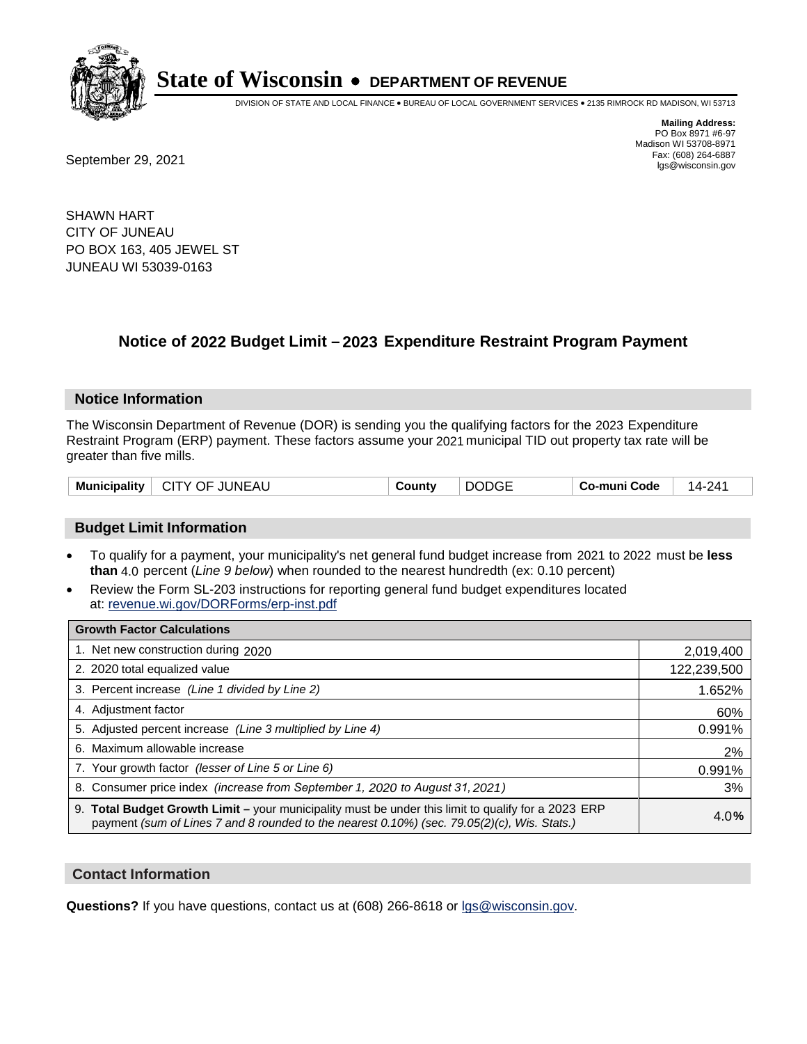# State of Wisconsin • DEPARTMENT OF REVENUE

DIVISION OF STATE AND LOCAL FINANCE • BUREAU OF LOCAL GOVERNMENT SERVICES • 2135 RIMROCK RD MADISON, WI 53713

**Mailing Address:**
PO Box 8971 #6-97
Madison WI 53708-8971
Fax: (608) 264-6887
lgs@wisconsin.gov

September 29, 2021

SHAWN HART
CITY OF JUNEAU
PO BOX 163, 405 JEWEL ST
JUNEAU WI 53039-0163

## Notice of 2022 Budget Limit – 2023 Expenditure Restraint Program Payment

### Notice Information

The Wisconsin Department of Revenue (DOR) is sending you the qualifying factors for the 2023 Expenditure Restraint Program (ERP) payment. These factors assume your 2021 municipal TID out property tax rate will be greater than five mills.

| Municipality | CITY OF JUNEAU | County | DODGE | Co-muni Code | 14-241 |
|---|---|---|---|---|---|

### Budget Limit Information

- To qualify for a payment, your municipality's net general fund budget increase from 2021 to 2022 must be **less than** 4.0 percent (*Line 9 below*) when rounded to the nearest hundredth (ex: 0.10 percent)
- Review the Form SL-203 instructions for reporting general fund budget expenditures located at: revenue.wi.gov/DORForms/erp-inst.pdf

| Growth Factor Calculations | |
|---|---|
| 1. Net new construction during 2020 | 2,019,400 |
| 2. 2020 total equalized value | 122,239,500 |
| 3. Percent increase *(Line 1 divided by Line 2)* | 1.652% |
| 4. Adjustment factor | 60% |
| 5. Adjusted percent increase *(Line 3 multiplied by Line 4)* | 0.991% |
| 6. Maximum allowable increase | 2% |
| 7. Your growth factor *(lesser of Line 5 or Line 6)* | 0.991% |
| 8. Consumer price index *(increase from September 1, 2020 to August 31, 2021)* | 3% |
| 9. **Total Budget Growth Limit –** your municipality must be under this limit to qualify for a 2023 ERP payment *(sum of Lines 7 and 8 rounded to the nearest 0.10%) (sec. 79.05(2)(c), Wis. Stats.)* | 4.0% |

### Contact Information

**Questions?** If you have questions, contact us at (608) 266-8618 or lgs@wisconsin.gov.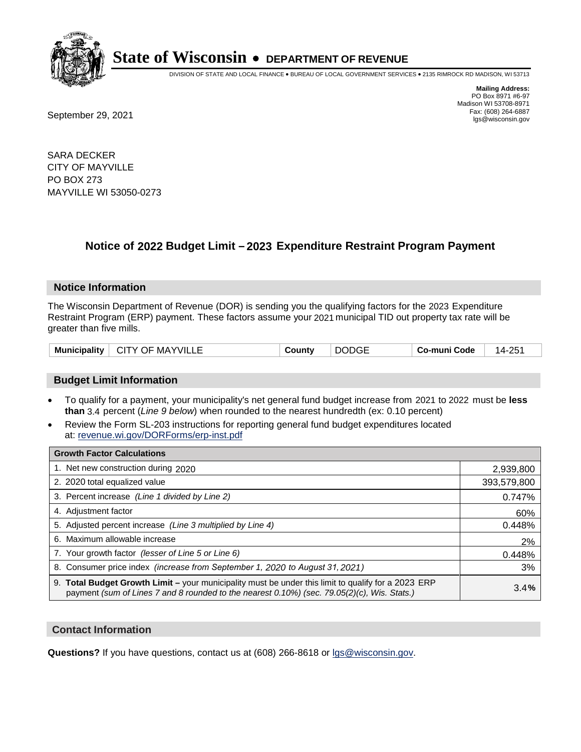# State of Wisconsin • DEPARTMENT OF REVENUE

DIVISION OF STATE AND LOCAL FINANCE • BUREAU OF LOCAL GOVERNMENT SERVICES • 2135 RIMROCK RD MADISON, WI 53713

**Mailing Address:**
PO Box 8971 #6-97
Madison WI 53708-8971
Fax: (608) 264-6887
lgs@wisconsin.gov

September 29, 2021

SARA DECKER
CITY OF MAYVILLE
PO BOX 273
MAYVILLE WI 53050-0273

## Notice of 2022 Budget Limit – 2023 Expenditure Restraint Program Payment

### Notice Information

The Wisconsin Department of Revenue (DOR) is sending you the qualifying factors for the 2023 Expenditure Restraint Program (ERP) payment. These factors assume your 2021 municipal TID out property tax rate will be greater than five mills.

| Municipality | CITY OF MAYVILLE | County | DODGE | Co-muni Code | 14-251 |
|---|---|---|---|---|---|

### Budget Limit Information

- To qualify for a payment, your municipality's net general fund budget increase from 2021 to 2022 must be **less than** 3.4 percent (*Line 9 below*) when rounded to the nearest hundredth (ex: 0.10 percent)
- Review the Form SL-203 instructions for reporting general fund budget expenditures located at: revenue.wi.gov/DORForms/erp-inst.pdf

| Growth Factor Calculations | |
|---|---|
| 1. Net new construction during 2020 | 2,939,800 |
| 2. 2020 total equalized value | 393,579,800 |
| 3. Percent increase *(Line 1 divided by Line 2)* | 0.747% |
| 4. Adjustment factor | 60% |
| 5. Adjusted percent increase *(Line 3 multiplied by Line 4)* | 0.448% |
| 6. Maximum allowable increase | 2% |
| 7. Your growth factor *(lesser of Line 5 or Line 6)* | 0.448% |
| 8. Consumer price index *(increase from September 1, 2020 to August 31, 2021)* | 3% |
| 9. **Total Budget Growth Limit –** your municipality must be under this limit to qualify for a 2023 ERP payment *(sum of Lines 7 and 8 rounded to the nearest 0.10%) (sec. 79.05(2)(c), Wis. Stats.)* | 3.4**%** |

### Contact Information

**Questions?** If you have questions, contact us at (608) 266-8618 or lgs@wisconsin.gov.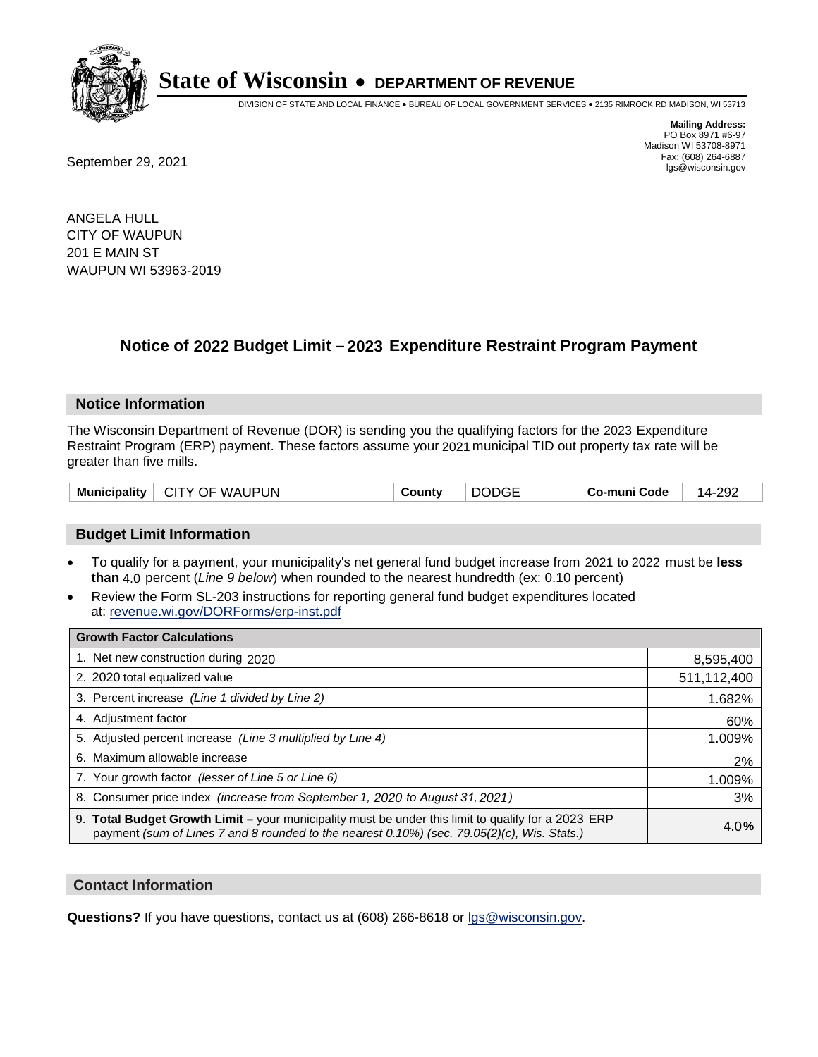# State of Wisconsin • DEPARTMENT OF REVENUE

DIVISION OF STATE AND LOCAL FINANCE • BUREAU OF LOCAL GOVERNMENT SERVICES • 2135 RIMROCK RD MADISON, WI 53713

**Mailing Address:**
PO Box 8971 #6-97
Madison WI 53708-8971
Fax: (608) 264-6887
lgs@wisconsin.gov

September 29, 2021

ANGELA HULL
CITY OF WAUPUN
201 E MAIN ST
WAUPUN WI 53963-2019

## Notice of 2022 Budget Limit – 2023 Expenditure Restraint Program Payment

### Notice Information

The Wisconsin Department of Revenue (DOR) is sending you the qualifying factors for the 2023 Expenditure Restraint Program (ERP) payment. These factors assume your 2021 municipal TID out property tax rate will be greater than five mills.

| Municipality | CITY OF WAUPUN | County | DODGE | Co-muni Code | 14-292 |
|---|---|---|---|---|---|

### Budget Limit Information

- To qualify for a payment, your municipality's net general fund budget increase from 2021 to 2022 must be **less than** 4.0 percent (*Line 9 below*) when rounded to the nearest hundredth (ex: 0.10 percent)
- Review the Form SL-203 instructions for reporting general fund budget expenditures located at: revenue.wi.gov/DORForms/erp-inst.pdf

| Growth Factor Calculations | |
|---|---|
| 1. Net new construction during 2020 | 8,595,400 |
| 2. 2020 total equalized value | 511,112,400 |
| 3. Percent increase *(Line 1 divided by Line 2)* | 1.682% |
| 4. Adjustment factor | 60% |
| 5. Adjusted percent increase *(Line 3 multiplied by Line 4)* | 1.009% |
| 6. Maximum allowable increase | 2% |
| 7. Your growth factor *(lesser of Line 5 or Line 6)* | 1.009% |
| 8. Consumer price index *(increase from September 1, 2020 to August 31, 2021)* | 3% |
| 9. **Total Budget Growth Limit –** your municipality must be under this limit to qualify for a 2023 ERP payment *(sum of Lines 7 and 8 rounded to the nearest 0.10%) (sec. 79.05(2)(c), Wis. Stats.)* | 4.0% |

### Contact Information

**Questions?** If you have questions, contact us at (608) 266-8618 or lgs@wisconsin.gov.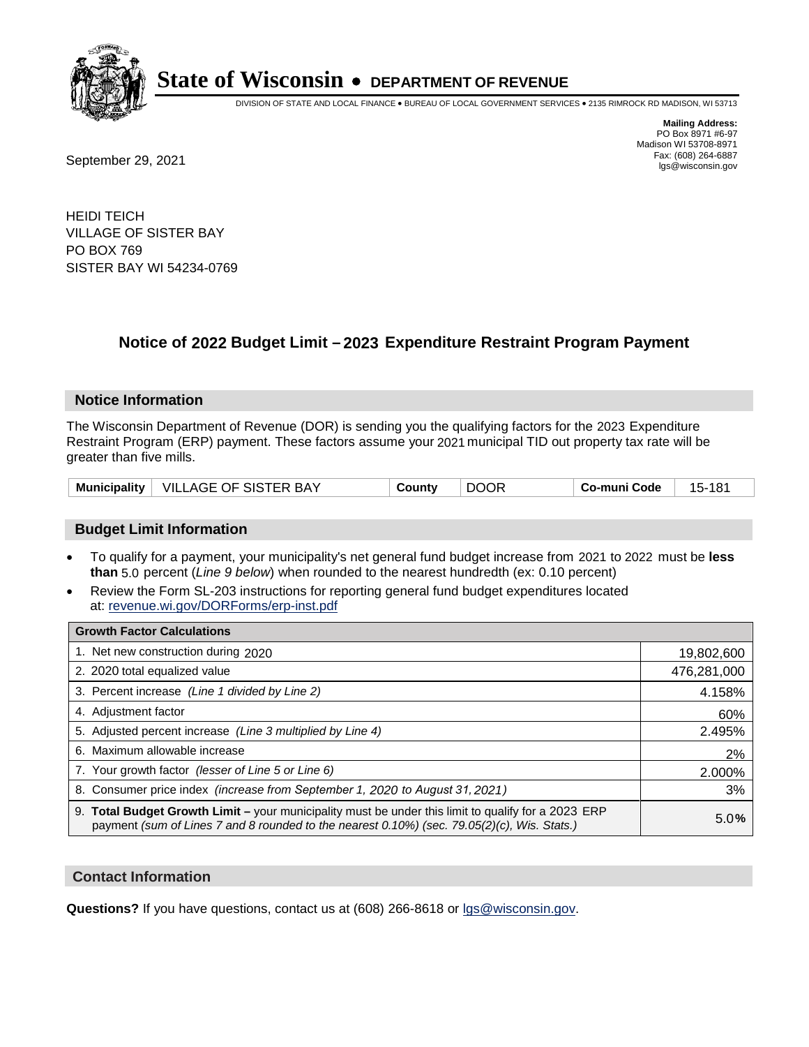# State of Wisconsin • DEPARTMENT OF REVENUE

DIVISION OF STATE AND LOCAL FINANCE • BUREAU OF LOCAL GOVERNMENT SERVICES • 2135 RIMROCK RD MADISON, WI 53713

**Mailing Address:**
PO Box 8971 #6-97
Madison WI 53708-8971
Fax: (608) 264-6887
lgs@wisconsin.gov

September 29, 2021

HEIDI TEICH
VILLAGE OF SISTER BAY
PO BOX 769
SISTER BAY WI 54234-0769

## Notice of 2022 Budget Limit – 2023 Expenditure Restraint Program Payment

### Notice Information

The Wisconsin Department of Revenue (DOR) is sending you the qualifying factors for the 2023 Expenditure Restraint Program (ERP) payment. These factors assume your 2021 municipal TID out property tax rate will be greater than five mills.

| Municipality | VILLAGE OF SISTER BAY | County | DOOR | Co-muni Code | 15-181 |
|---|---|---|---|---|---|

### Budget Limit Information

- To qualify for a payment, your municipality's net general fund budget increase from 2021 to 2022 must be **less than** 5.0 percent (*Line 9 below*) when rounded to the nearest hundredth (ex: 0.10 percent)
- Review the Form SL-203 instructions for reporting general fund budget expenditures located at: revenue.wi.gov/DORForms/erp-inst.pdf

| Growth Factor Calculations | |
|---|---|
| 1. Net new construction during 2020 | 19,802,600 |
| 2. 2020 total equalized value | 476,281,000 |
| 3. Percent increase *(Line 1 divided by Line 2)* | 4.158% |
| 4. Adjustment factor | 60% |
| 5. Adjusted percent increase *(Line 3 multiplied by Line 4)* | 2.495% |
| 6. Maximum allowable increase | 2% |
| 7. Your growth factor *(lesser of Line 5 or Line 6)* | 2.000% |
| 8. Consumer price index *(increase from September 1, 2020 to August 31, 2021)* | 3% |
| 9. **Total Budget Growth Limit –** your municipality must be under this limit to qualify for a 2023 ERP payment *(sum of Lines 7 and 8 rounded to the nearest 0.10%) (sec. 79.05(2)(c), Wis. Stats.)* | 5.0**%** |

### Contact Information

**Questions?** If you have questions, contact us at (608) 266-8618 or lgs@wisconsin.gov.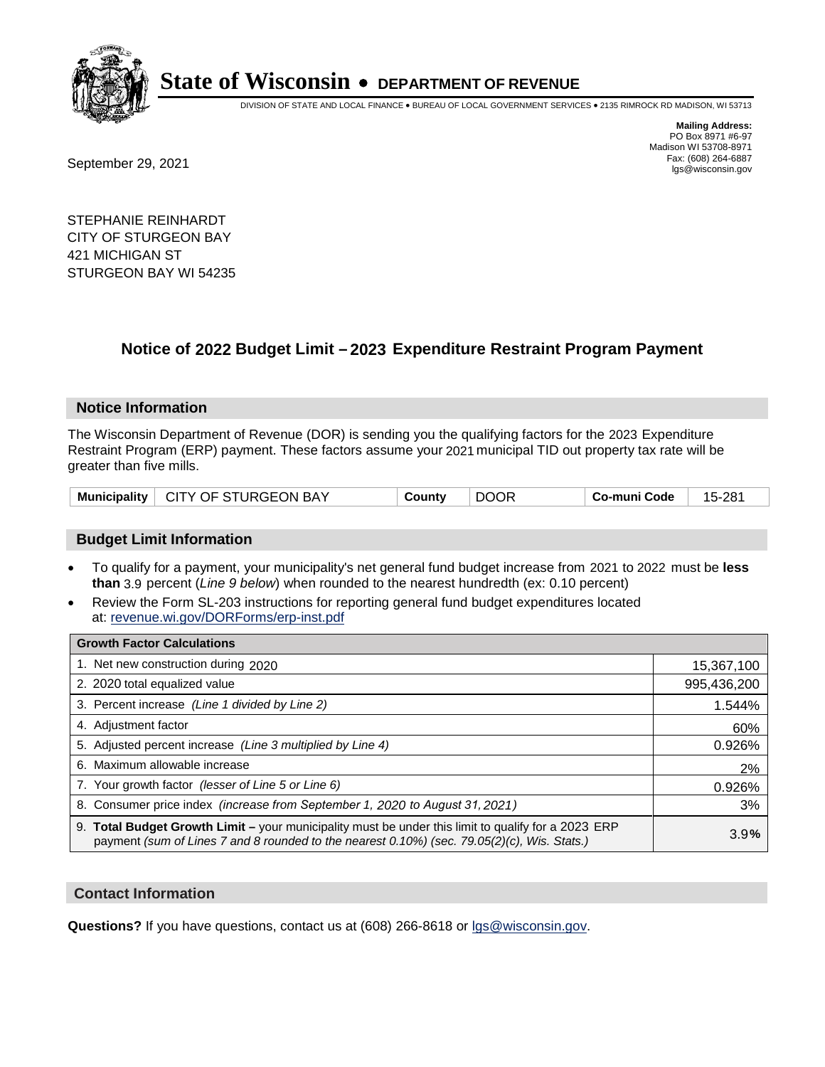# State of Wisconsin • DEPARTMENT OF REVENUE

DIVISION OF STATE AND LOCAL FINANCE • BUREAU OF LOCAL GOVERNMENT SERVICES • 2135 RIMROCK RD MADISON, WI 53713

**Mailing Address:**
PO Box 8971 #6-97
Madison WI 53708-8971
Fax: (608) 264-6887
lgs@wisconsin.gov

September 29, 2021

STEPHANIE REINHARDT
CITY OF STURGEON BAY
421 MICHIGAN ST
STURGEON BAY WI 54235

## Notice of 2022 Budget Limit – 2023 Expenditure Restraint Program Payment

### Notice Information

The Wisconsin Department of Revenue (DOR) is sending you the qualifying factors for the 2023 Expenditure Restraint Program (ERP) payment. These factors assume your 2021 municipal TID out property tax rate will be greater than five mills.

| Municipality | CITY OF STURGEON BAY | County | DOOR | Co-muni Code | 15-281 |
|---|---|---|---|---|---|

### Budget Limit Information

- To qualify for a payment, your municipality's net general fund budget increase from 2021 to 2022 must be **less than** 3.9 percent (*Line 9 below*) when rounded to the nearest hundredth (ex: 0.10 percent)
- Review the Form SL-203 instructions for reporting general fund budget expenditures located at: revenue.wi.gov/DORForms/erp-inst.pdf

| Growth Factor Calculations | |
|---|---|
| 1. Net new construction during 2020 | 15,367,100 |
| 2. 2020 total equalized value | 995,436,200 |
| 3. Percent increase *(Line 1 divided by Line 2)* | 1.544% |
| 4. Adjustment factor | 60% |
| 5. Adjusted percent increase *(Line 3 multiplied by Line 4)* | 0.926% |
| 6. Maximum allowable increase | 2% |
| 7. Your growth factor *(lesser of Line 5 or Line 6)* | 0.926% |
| 8. Consumer price index *(increase from September 1, 2020 to August 31, 2021)* | 3% |
| 9. **Total Budget Growth Limit –** your municipality must be under this limit to qualify for a 2023 ERP payment *(sum of Lines 7 and 8 rounded to the nearest 0.10%) (sec. 79.05(2)(c), Wis. Stats.)* | 3.9**%** |

### Contact Information

**Questions?** If you have questions, contact us at (608) 266-8618 or lgs@wisconsin.gov.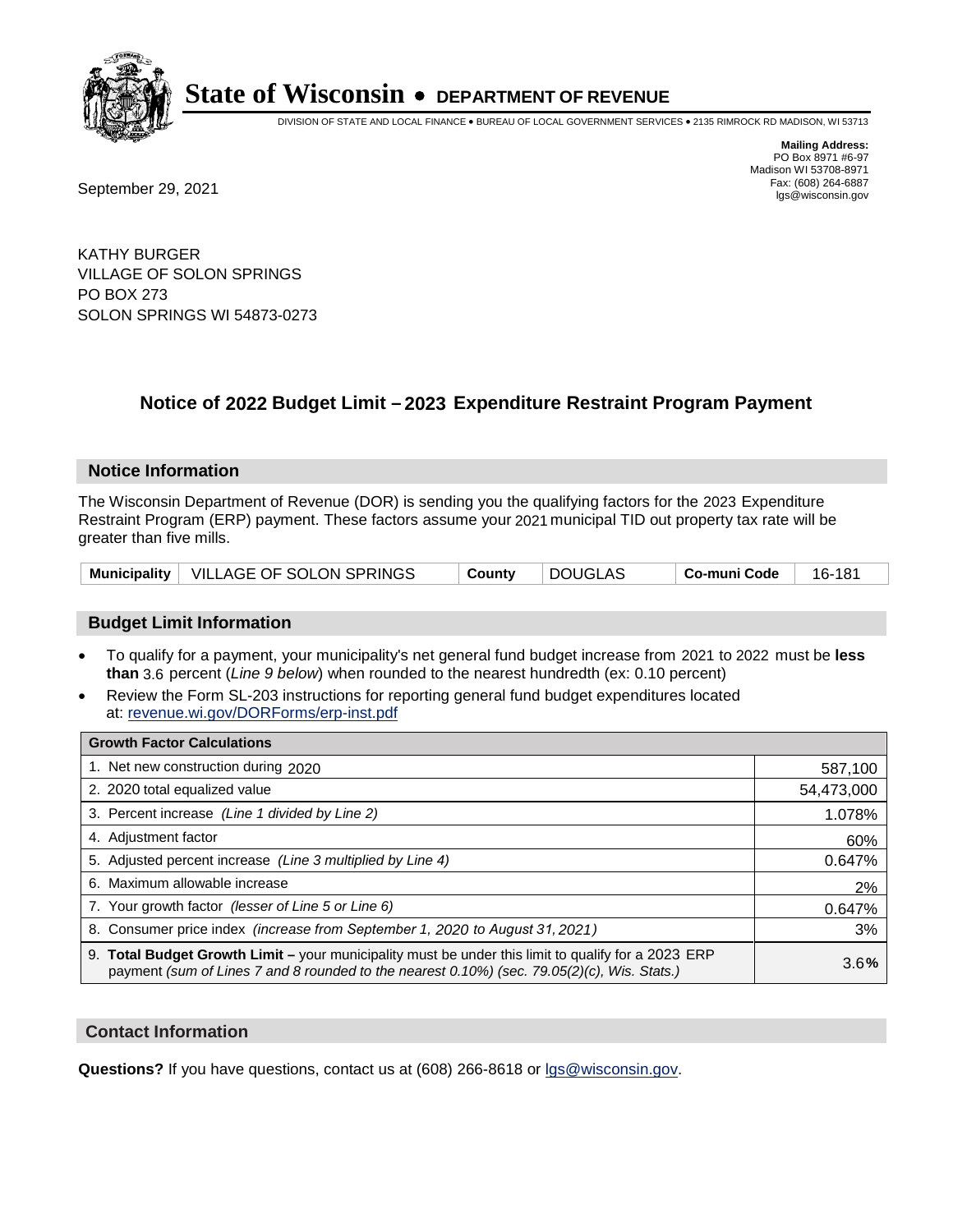# State of Wisconsin • DEPARTMENT OF REVENUE

DIVISION OF STATE AND LOCAL FINANCE • BUREAU OF LOCAL GOVERNMENT SERVICES • 2135 RIMROCK RD MADISON, WI 53713

**Mailing Address:**
PO Box 8971 #6-97
Madison WI 53708-8971
Fax: (608) 264-6887
lgs@wisconsin.gov

September 29, 2021

KATHY BURGER
VILLAGE OF SOLON SPRINGS
PO BOX 273
SOLON SPRINGS WI 54873-0273

## Notice of 2022 Budget Limit – 2023 Expenditure Restraint Program Payment

### Notice Information

The Wisconsin Department of Revenue (DOR) is sending you the qualifying factors for the 2023 Expenditure Restraint Program (ERP) payment. These factors assume your 2021 municipal TID out property tax rate will be greater than five mills.

| Municipality | VILLAGE OF SOLON SPRINGS | County | DOUGLAS | Co-muni Code | 16-181 |
|---|---|---|---|---|---|

### Budget Limit Information

- To qualify for a payment, your municipality's net general fund budget increase from 2021 to 2022 must be **less than** 3.6 percent (*Line 9 below*) when rounded to the nearest hundredth (ex: 0.10 percent)
- Review the Form SL-203 instructions for reporting general fund budget expenditures located at: revenue.wi.gov/DORForms/erp-inst.pdf

| Growth Factor Calculations | |
|---|---|
| 1. Net new construction during 2020 | 587,100 |
| 2. 2020 total equalized value | 54,473,000 |
| 3. Percent increase *(Line 1 divided by Line 2)* | 1.078% |
| 4. Adjustment factor | 60% |
| 5. Adjusted percent increase *(Line 3 multiplied by Line 4)* | 0.647% |
| 6. Maximum allowable increase | 2% |
| 7. Your growth factor *(lesser of Line 5 or Line 6)* | 0.647% |
| 8. Consumer price index *(increase from September 1, 2020 to August 31, 2021)* | 3% |
| 9. **Total Budget Growth Limit –** your municipality must be under this limit to qualify for a 2023 ERP payment *(sum of Lines 7 and 8 rounded to the nearest 0.10%) (sec. 79.05(2)(c), Wis. Stats.)* | 3.6**%** |

### Contact Information

**Questions?** If you have questions, contact us at (608) 266-8618 or lgs@wisconsin.gov.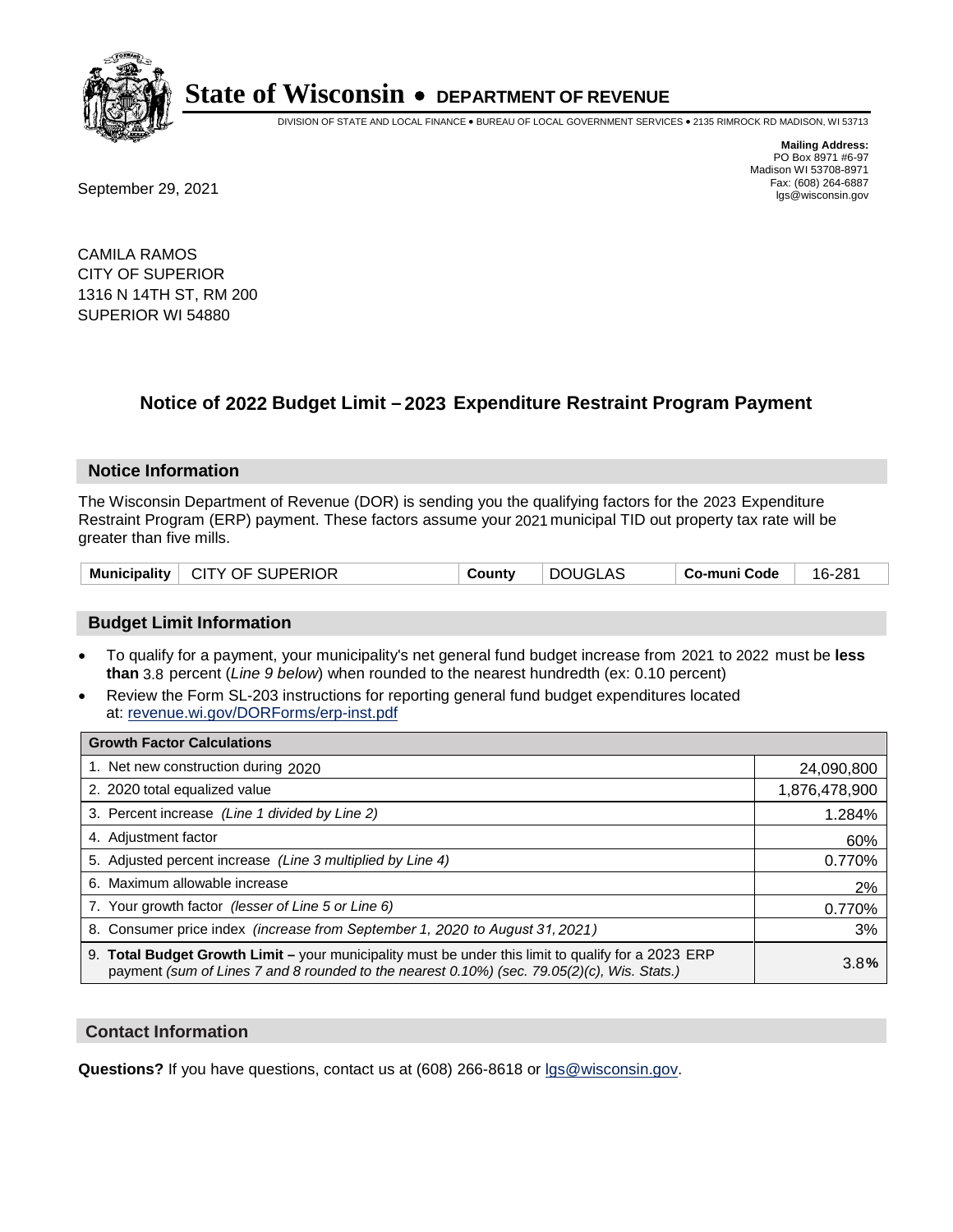# State of Wisconsin • DEPARTMENT OF REVENUE

DIVISION OF STATE AND LOCAL FINANCE • BUREAU OF LOCAL GOVERNMENT SERVICES • 2135 RIMROCK RD MADISON, WI 53713

**Mailing Address:**
PO Box 8971 #6-97
Madison WI 53708-8971
Fax: (608) 264-6887
lgs@wisconsin.gov

September 29, 2021

CAMILA RAMOS
CITY OF SUPERIOR
1316 N 14TH ST, RM 200
SUPERIOR WI 54880

## Notice of 2022 Budget Limit – 2023 Expenditure Restraint Program Payment

### Notice Information

The Wisconsin Department of Revenue (DOR) is sending you the qualifying factors for the 2023 Expenditure Restraint Program (ERP) payment. These factors assume your 2021 municipal TID out property tax rate will be greater than five mills.

| Municipality | CITY OF SUPERIOR | County | DOUGLAS | Co-muni Code | 16-281 |
|---|---|---|---|---|---|

### Budget Limit Information

- To qualify for a payment, your municipality's net general fund budget increase from 2021 to 2022 must be **less than** 3.8 percent (*Line 9 below*) when rounded to the nearest hundredth (ex: 0.10 percent)
- Review the Form SL-203 instructions for reporting general fund budget expenditures located at: revenue.wi.gov/DORForms/erp-inst.pdf

| Growth Factor Calculations | |
|---|---|
| 1. Net new construction during 2020 | 24,090,800 |
| 2. 2020 total equalized value | 1,876,478,900 |
| 3. Percent increase *(Line 1 divided by Line 2)* | 1.284% |
| 4. Adjustment factor | 60% |
| 5. Adjusted percent increase *(Line 3 multiplied by Line 4)* | 0.770% |
| 6. Maximum allowable increase | 2% |
| 7. Your growth factor *(lesser of Line 5 or Line 6)* | 0.770% |
| 8. Consumer price index *(increase from September 1, 2020 to August 31, 2021)* | 3% |
| 9. **Total Budget Growth Limit –** your municipality must be under this limit to qualify for a 2023 ERP payment *(sum of Lines 7 and 8 rounded to the nearest 0.10%) (sec. 79.05(2)(c), Wis. Stats.)* | 3.8**%** |

### Contact Information

**Questions?** If you have questions, contact us at (608) 266-8618 or lgs@wisconsin.gov.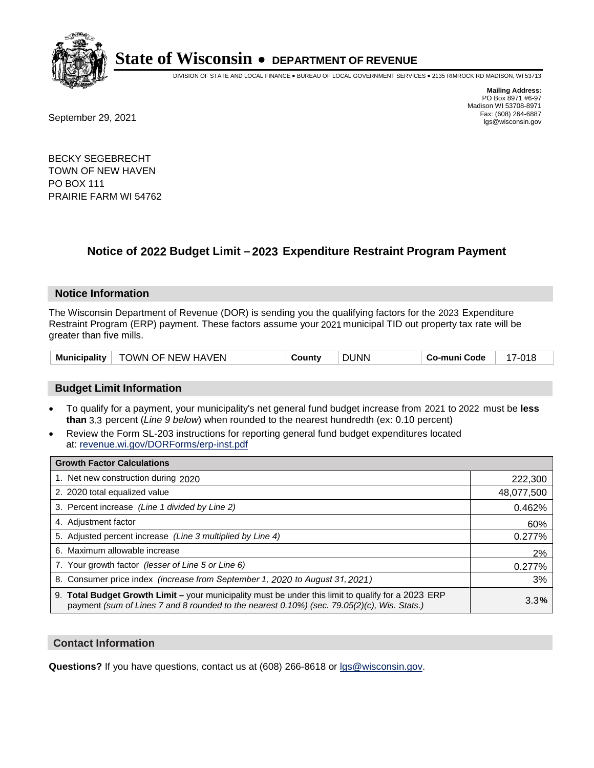# State of Wisconsin • DEPARTMENT OF REVENUE

DIVISION OF STATE AND LOCAL FINANCE • BUREAU OF LOCAL GOVERNMENT SERVICES • 2135 RIMROCK RD MADISON, WI 53713

**Mailing Address:**
PO Box 8971 #6-97
Madison WI 53708-8971
Fax: (608) 264-6887
lgs@wisconsin.gov

September 29, 2021

BECKY SEGEBRECHT
TOWN OF NEW HAVEN
PO BOX 111
PRAIRIE FARM WI 54762

## Notice of 2022 Budget Limit – 2023 Expenditure Restraint Program Payment

### Notice Information

The Wisconsin Department of Revenue (DOR) is sending you the qualifying factors for the 2023 Expenditure Restraint Program (ERP) payment. These factors assume your 2021 municipal TID out property tax rate will be greater than five mills.

| Municipality | TOWN OF NEW HAVEN | County | DUNN | Co-muni Code | 17-018 |
|---|---|---|---|---|---|

### Budget Limit Information

- To qualify for a payment, your municipality's net general fund budget increase from 2021 to 2022 must be **less than** 3.3 percent (*Line 9 below*) when rounded to the nearest hundredth (ex: 0.10 percent)
- Review the Form SL-203 instructions for reporting general fund budget expenditures located at: revenue.wi.gov/DORForms/erp-inst.pdf

| Growth Factor Calculations | |
|---|---|
| 1. Net new construction during 2020 | 222,300 |
| 2. 2020 total equalized value | 48,077,500 |
| 3. Percent increase *(Line 1 divided by Line 2)* | 0.462% |
| 4. Adjustment factor | 60% |
| 5. Adjusted percent increase *(Line 3 multiplied by Line 4)* | 0.277% |
| 6. Maximum allowable increase | 2% |
| 7. Your growth factor *(lesser of Line 5 or Line 6)* | 0.277% |
| 8. Consumer price index *(increase from September 1, 2020 to August 31, 2021)* | 3% |
| 9. **Total Budget Growth Limit –** your municipality must be under this limit to qualify for a 2023 ERP payment *(sum of Lines 7 and 8 rounded to the nearest 0.10%) (sec. 79.05(2)(c), Wis. Stats.)* | 3.3**%** |

### Contact Information

**Questions?** If you have questions, contact us at (608) 266-8618 or lgs@wisconsin.gov.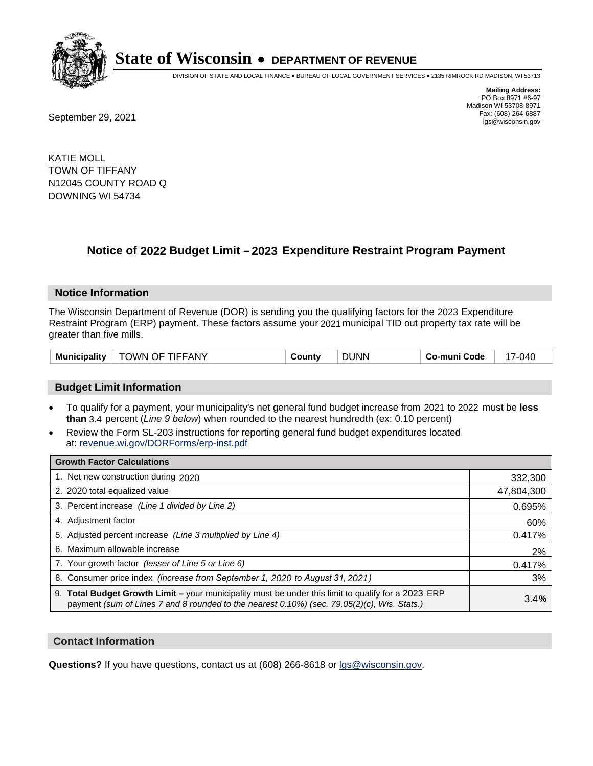# State of Wisconsin • DEPARTMENT OF REVENUE

DIVISION OF STATE AND LOCAL FINANCE • BUREAU OF LOCAL GOVERNMENT SERVICES • 2135 RIMROCK RD MADISON, WI 53713

**Mailing Address:**
PO Box 8971 #6-97
Madison WI 53708-8971
Fax: (608) 264-6887
lgs@wisconsin.gov

September 29, 2021

KATIE MOLL
TOWN OF TIFFANY
N12045 COUNTY ROAD Q
DOWNING WI 54734

## Notice of 2022 Budget Limit – 2023 Expenditure Restraint Program Payment

### Notice Information

The Wisconsin Department of Revenue (DOR) is sending you the qualifying factors for the 2023 Expenditure Restraint Program (ERP) payment. These factors assume your 2021 municipal TID out property tax rate will be greater than five mills.

| Municipality | TOWN OF TIFFANY | County | DUNN | Co-muni Code | 17-040 |
|---|---|---|---|---|---|

### Budget Limit Information

- To qualify for a payment, your municipality's net general fund budget increase from 2021 to 2022 must be **less than** 3.4 percent (*Line 9 below*) when rounded to the nearest hundredth (ex: 0.10 percent)
- Review the Form SL-203 instructions for reporting general fund budget expenditures located at: revenue.wi.gov/DORForms/erp-inst.pdf

| Growth Factor Calculations | |
|---|---|
| 1. Net new construction during 2020 | 332,300 |
| 2. 2020 total equalized value | 47,804,300 |
| 3. Percent increase *(Line 1 divided by Line 2)* | 0.695% |
| 4. Adjustment factor | 60% |
| 5. Adjusted percent increase *(Line 3 multiplied by Line 4)* | 0.417% |
| 6. Maximum allowable increase | 2% |
| 7. Your growth factor *(lesser of Line 5 or Line 6)* | 0.417% |
| 8. Consumer price index *(increase from September 1, 2020 to August 31, 2021)* | 3% |
| 9. **Total Budget Growth Limit –** your municipality must be under this limit to qualify for a 2023 ERP payment *(sum of Lines 7 and 8 rounded to the nearest 0.10%) (sec. 79.05(2)(c), Wis. Stats.)* | 3.4**%** |

### Contact Information

**Questions?** If you have questions, contact us at (608) 266-8618 or lgs@wisconsin.gov.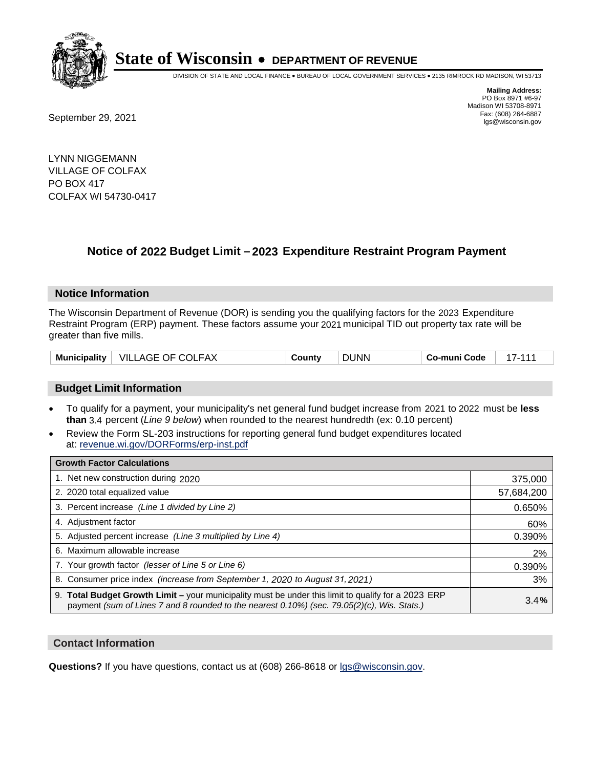# State of Wisconsin • DEPARTMENT OF REVENUE

DIVISION OF STATE AND LOCAL FINANCE • BUREAU OF LOCAL GOVERNMENT SERVICES • 2135 RIMROCK RD MADISON, WI 53713

**Mailing Address:**
PO Box 8971 #6-97
Madison WI 53708-8971
Fax: (608) 264-6887
lgs@wisconsin.gov

September 29, 2021

LYNN NIGGEMANN
VILLAGE OF COLFAX
PO BOX 417
COLFAX WI 54730-0417

## Notice of 2022 Budget Limit – 2023 Expenditure Restraint Program Payment

### Notice Information

The Wisconsin Department of Revenue (DOR) is sending you the qualifying factors for the 2023 Expenditure Restraint Program (ERP) payment. These factors assume your 2021 municipal TID out property tax rate will be greater than five mills.

| Municipality | VILLAGE OF COLFAX | County | DUNN | Co-muni Code | 17-111 |
|---|---|---|---|---|---|

### Budget Limit Information

- To qualify for a payment, your municipality's net general fund budget increase from 2021 to 2022 must be **less than** 3.4 percent (*Line 9 below*) when rounded to the nearest hundredth (ex: 0.10 percent)
- Review the Form SL-203 instructions for reporting general fund budget expenditures located at: revenue.wi.gov/DORForms/erp-inst.pdf

| Growth Factor Calculations | |
|---|---|
| 1. Net new construction during 2020 | 375,000 |
| 2. 2020 total equalized value | 57,684,200 |
| 3. Percent increase *(Line 1 divided by Line 2)* | 0.650% |
| 4. Adjustment factor | 60% |
| 5. Adjusted percent increase *(Line 3 multiplied by Line 4)* | 0.390% |
| 6. Maximum allowable increase | 2% |
| 7. Your growth factor *(lesser of Line 5 or Line 6)* | 0.390% |
| 8. Consumer price index *(increase from September 1, 2020 to August 31, 2021)* | 3% |
| 9. **Total Budget Growth Limit –** your municipality must be under this limit to qualify for a 2023 ERP payment *(sum of Lines 7 and 8 rounded to the nearest 0.10%) (sec. 79.05(2)(c), Wis. Stats.)* | 3.4% |

### Contact Information

**Questions?** If you have questions, contact us at (608) 266-8618 or lgs@wisconsin.gov.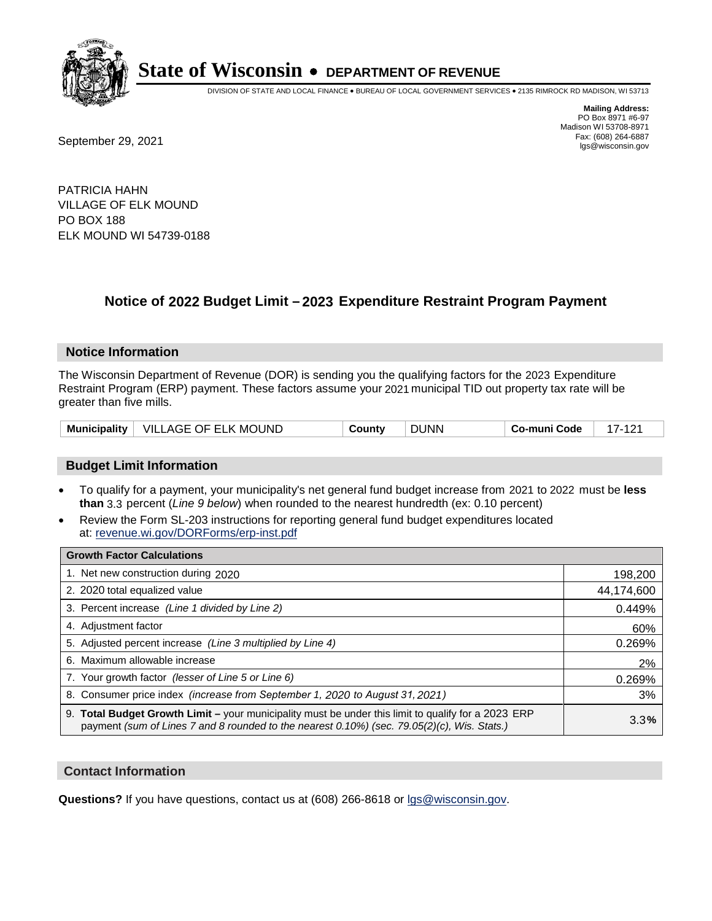# State of Wisconsin • DEPARTMENT OF REVENUE

DIVISION OF STATE AND LOCAL FINANCE • BUREAU OF LOCAL GOVERNMENT SERVICES • 2135 RIMROCK RD MADISON, WI 53713

**Mailing Address:**
PO Box 8971 #6-97
Madison WI 53708-8971
Fax: (608) 264-6887
lgs@wisconsin.gov

September 29, 2021

PATRICIA HAHN
VILLAGE OF ELK MOUND
PO BOX 188
ELK MOUND WI 54739-0188

## Notice of 2022 Budget Limit – 2023 Expenditure Restraint Program Payment

### Notice Information

The Wisconsin Department of Revenue (DOR) is sending you the qualifying factors for the 2023 Expenditure Restraint Program (ERP) payment. These factors assume your 2021 municipal TID out property tax rate will be greater than five mills.

| Municipality | VILLAGE OF ELK MOUND | County | DUNN | Co-muni Code | 17-121 |
|---|---|---|---|---|---|

### Budget Limit Information

- To qualify for a payment, your municipality's net general fund budget increase from 2021 to 2022 must be **less than** 3.3 percent (*Line 9 below*) when rounded to the nearest hundredth (ex: 0.10 percent)
- Review the Form SL-203 instructions for reporting general fund budget expenditures located at: revenue.wi.gov/DORForms/erp-inst.pdf

| Growth Factor Calculations | |
|---|---|
| 1. Net new construction during 2020 | 198,200 |
| 2. 2020 total equalized value | 44,174,600 |
| 3. Percent increase *(Line 1 divided by Line 2)* | 0.449% |
| 4. Adjustment factor | 60% |
| 5. Adjusted percent increase *(Line 3 multiplied by Line 4)* | 0.269% |
| 6. Maximum allowable increase | 2% |
| 7. Your growth factor *(lesser of Line 5 or Line 6)* | 0.269% |
| 8. Consumer price index *(increase from September 1, 2020 to August 31, 2021)* | 3% |
| 9. **Total Budget Growth Limit –** your municipality must be under this limit to qualify for a 2023 ERP payment *(sum of Lines 7 and 8 rounded to the nearest 0.10%) (sec. 79.05(2)(c), Wis. Stats.)* | 3.3**%** |

### Contact Information

**Questions?** If you have questions, contact us at (608) 266-8618 or lgs@wisconsin.gov.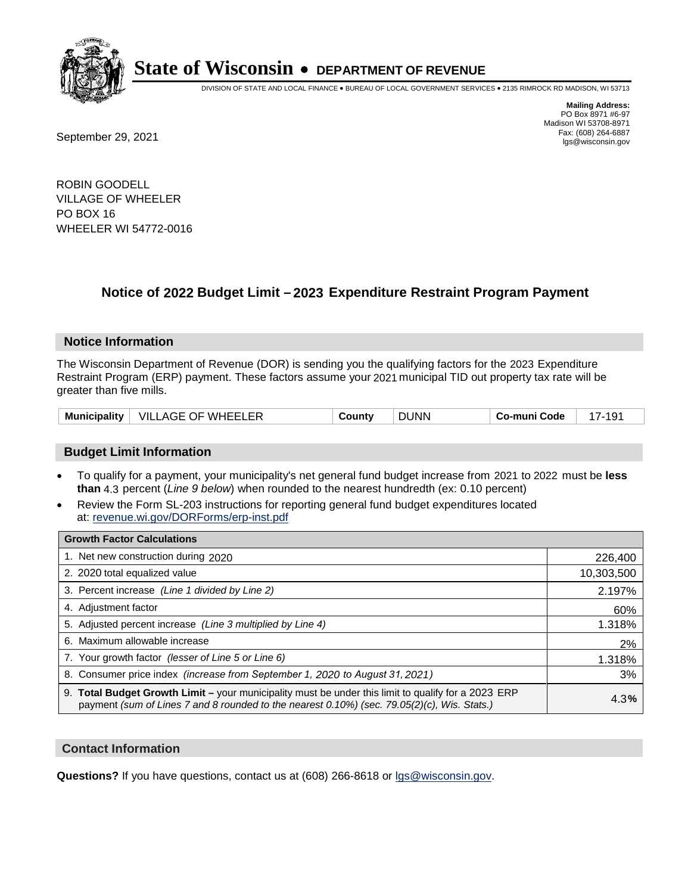# State of Wisconsin • DEPARTMENT OF REVENUE

DIVISION OF STATE AND LOCAL FINANCE • BUREAU OF LOCAL GOVERNMENT SERVICES • 2135 RIMROCK RD MADISON, WI 53713

**Mailing Address:**
PO Box 8971 #6-97
Madison WI 53708-8971
Fax: (608) 264-6887
lgs@wisconsin.gov

September 29, 2021

ROBIN GOODELL
VILLAGE OF WHEELER
PO BOX 16
WHEELER WI 54772-0016

## Notice of 2022 Budget Limit – 2023 Expenditure Restraint Program Payment

### Notice Information

The Wisconsin Department of Revenue (DOR) is sending you the qualifying factors for the 2023 Expenditure Restraint Program (ERP) payment. These factors assume your 2021 municipal TID out property tax rate will be greater than five mills.

| Municipality | VILLAGE OF WHEELER | County | DUNN | Co-muni Code | 17-191 |
|---|---|---|---|---|---|

### Budget Limit Information

- To qualify for a payment, your municipality's net general fund budget increase from 2021 to 2022 must be **less than** 4.3 percent (*Line 9 below*) when rounded to the nearest hundredth (ex: 0.10 percent)
- Review the Form SL-203 instructions for reporting general fund budget expenditures located at: revenue.wi.gov/DORForms/erp-inst.pdf

| Growth Factor Calculations | |
|---|---|
| 1. Net new construction during 2020 | 226,400 |
| 2. 2020 total equalized value | 10,303,500 |
| 3. Percent increase *(Line 1 divided by Line 2)* | 2.197% |
| 4. Adjustment factor | 60% |
| 5. Adjusted percent increase *(Line 3 multiplied by Line 4)* | 1.318% |
| 6. Maximum allowable increase | 2% |
| 7. Your growth factor *(lesser of Line 5 or Line 6)* | 1.318% |
| 8. Consumer price index *(increase from September 1, 2020 to August 31, 2021)* | 3% |
| 9. **Total Budget Growth Limit –** your municipality must be under this limit to qualify for a 2023 ERP payment *(sum of Lines 7 and 8 rounded to the nearest 0.10%) (sec. 79.05(2)(c), Wis. Stats.)* | 4.3% |

### Contact Information

**Questions?** If you have questions, contact us at (608) 266-8618 or lgs@wisconsin.gov.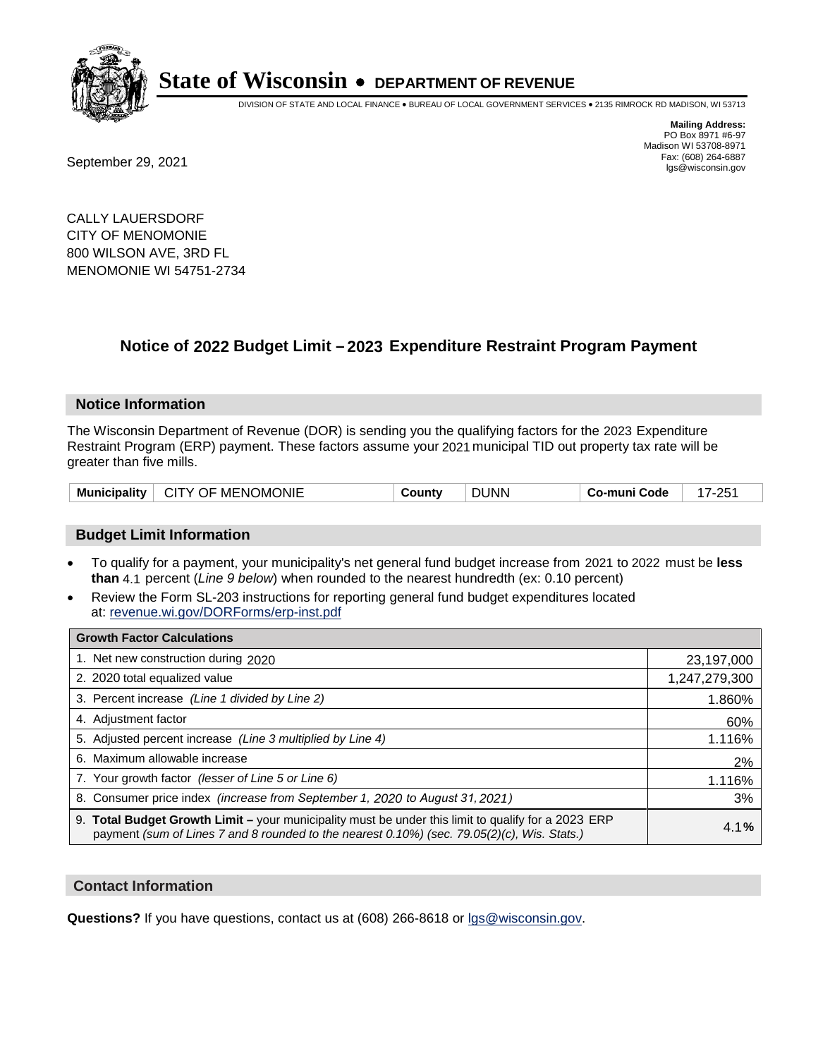# State of Wisconsin • DEPARTMENT OF REVENUE

DIVISION OF STATE AND LOCAL FINANCE • BUREAU OF LOCAL GOVERNMENT SERVICES • 2135 RIMROCK RD MADISON, WI 53713

**Mailing Address:**
PO Box 8971 #6-97
Madison WI 53708-8971
Fax: (608) 264-6887
lgs@wisconsin.gov

September 29, 2021

CALLY LAUERSDORF
CITY OF MENOMONIE
800 WILSON AVE, 3RD FL
MENOMONIE WI 54751-2734

## Notice of 2022 Budget Limit – 2023 Expenditure Restraint Program Payment

### Notice Information

The Wisconsin Department of Revenue (DOR) is sending you the qualifying factors for the 2023 Expenditure Restraint Program (ERP) payment. These factors assume your 2021 municipal TID out property tax rate will be greater than five mills.

| Municipality | CITY OF MENOMONIE | County | DUNN | Co-muni Code | 17-251 |
|---|---|---|---|---|---|

### Budget Limit Information

- To qualify for a payment, your municipality's net general fund budget increase from 2021 to 2022 must be **less than** 4.1 percent (*Line 9 below*) when rounded to the nearest hundredth (ex: 0.10 percent)
- Review the Form SL-203 instructions for reporting general fund budget expenditures located at: revenue.wi.gov/DORForms/erp-inst.pdf

| Growth Factor Calculations | |
|---|---|
| 1. Net new construction during 2020 | 23,197,000 |
| 2. 2020 total equalized value | 1,247,279,300 |
| 3. Percent increase *(Line 1 divided by Line 2)* | 1.860% |
| 4. Adjustment factor | 60% |
| 5. Adjusted percent increase *(Line 3 multiplied by Line 4)* | 1.116% |
| 6. Maximum allowable increase | 2% |
| 7. Your growth factor *(lesser of Line 5 or Line 6)* | 1.116% |
| 8. Consumer price index *(increase from September 1, 2020 to August 31, 2021)* | 3% |
| 9. **Total Budget Growth Limit –** your municipality must be under this limit to qualify for a 2023 ERP payment *(sum of Lines 7 and 8 rounded to the nearest 0.10%) (sec. 79.05(2)(c), Wis. Stats.)* | 4.1**%** |

### Contact Information

**Questions?** If you have questions, contact us at (608) 266-8618 or lgs@wisconsin.gov.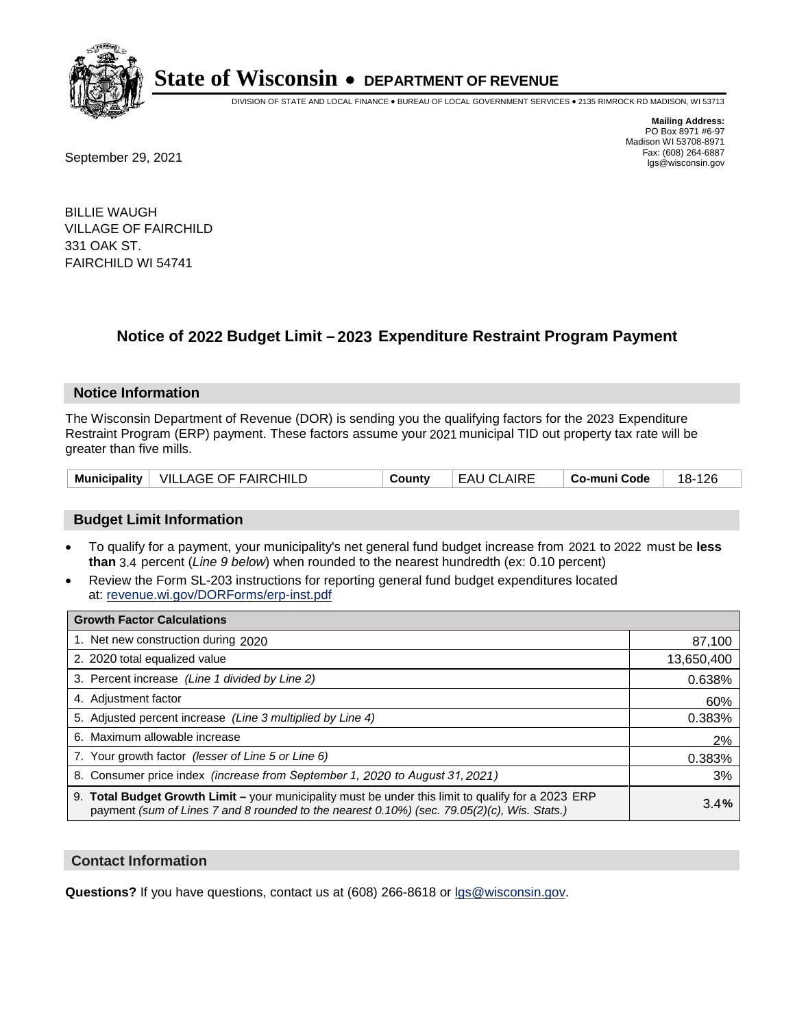# State of Wisconsin • DEPARTMENT OF REVENUE

DIVISION OF STATE AND LOCAL FINANCE • BUREAU OF LOCAL GOVERNMENT SERVICES • 2135 RIMROCK RD MADISON, WI 53713

**Mailing Address:**
PO Box 8971 #6-97
Madison WI 53708-8971
Fax: (608) 264-6887
lgs@wisconsin.gov

September 29, 2021

BILLIE WAUGH
VILLAGE OF FAIRCHILD
331 OAK ST.
FAIRCHILD WI 54741

## Notice of 2022 Budget Limit – 2023 Expenditure Restraint Program Payment

### Notice Information

The Wisconsin Department of Revenue (DOR) is sending you the qualifying factors for the 2023 Expenditure Restraint Program (ERP) payment. These factors assume your 2021 municipal TID out property tax rate will be greater than five mills.

| Municipality | VILLAGE OF FAIRCHILD | County | EAU CLAIRE | Co-muni Code | 18-126 |
|---|---|---|---|---|---|

### Budget Limit Information

- To qualify for a payment, your municipality's net general fund budget increase from 2021 to 2022 must be **less than** 3.4 percent (*Line 9 below*) when rounded to the nearest hundredth (ex: 0.10 percent)
- Review the Form SL-203 instructions for reporting general fund budget expenditures located at: revenue.wi.gov/DORForms/erp-inst.pdf

| Growth Factor Calculations | |
|---|---|
| 1. Net new construction during 2020 | 87,100 |
| 2. 2020 total equalized value | 13,650,400 |
| 3. Percent increase *(Line 1 divided by Line 2)* | 0.638% |
| 4. Adjustment factor | 60% |
| 5. Adjusted percent increase *(Line 3 multiplied by Line 4)* | 0.383% |
| 6. Maximum allowable increase | 2% |
| 7. Your growth factor *(lesser of Line 5 or Line 6)* | 0.383% |
| 8. Consumer price index *(increase from September 1, 2020 to August 31, 2021)* | 3% |
| 9. **Total Budget Growth Limit –** your municipality must be under this limit to qualify for a 2023 ERP payment *(sum of Lines 7 and 8 rounded to the nearest 0.10%) (sec. 79.05(2)(c), Wis. Stats.)* | 3.4**%** |

### Contact Information

**Questions?** If you have questions, contact us at (608) 266-8618 or lgs@wisconsin.gov.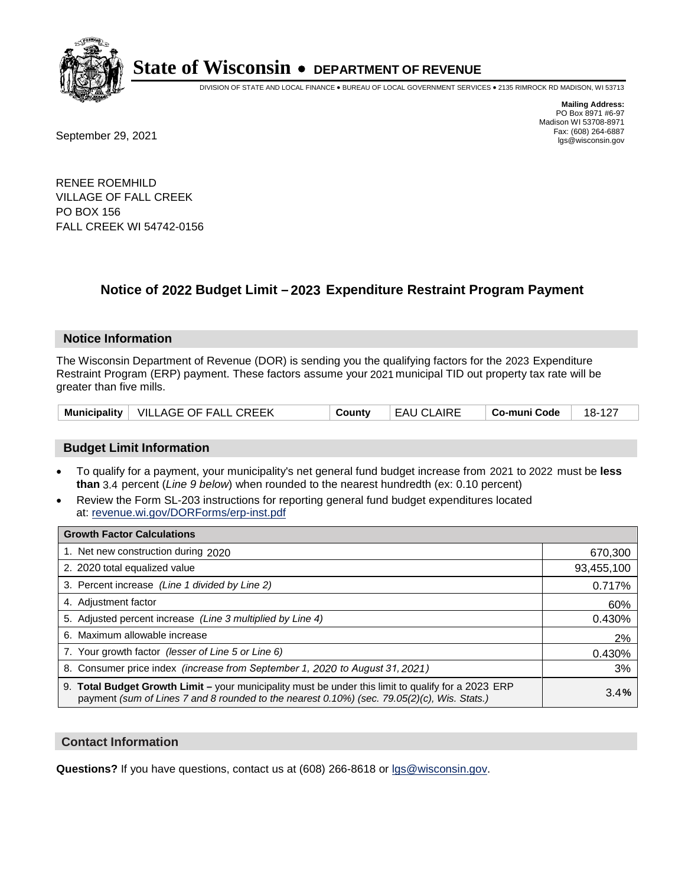# State of Wisconsin • DEPARTMENT OF REVENUE

DIVISION OF STATE AND LOCAL FINANCE • BUREAU OF LOCAL GOVERNMENT SERVICES • 2135 RIMROCK RD MADISON, WI 53713

**Mailing Address:**
PO Box 8971 #6-97
Madison WI 53708-8971
Fax: (608) 264-6887
lgs@wisconsin.gov

September 29, 2021

RENEE ROEMHILD
VILLAGE OF FALL CREEK
PO BOX 156
FALL CREEK WI 54742-0156

## Notice of 2022 Budget Limit – 2023 Expenditure Restraint Program Payment

### Notice Information

The Wisconsin Department of Revenue (DOR) is sending you the qualifying factors for the 2023 Expenditure Restraint Program (ERP) payment. These factors assume your 2021 municipal TID out property tax rate will be greater than five mills.

| Municipality | VILLAGE OF FALL CREEK | County | EAU CLAIRE | Co-muni Code | 18-127 |
|---|---|---|---|---|---|

### Budget Limit Information

- To qualify for a payment, your municipality's net general fund budget increase from 2021 to 2022 must be **less than** 3.4 percent (*Line 9 below*) when rounded to the nearest hundredth (ex: 0.10 percent)
- Review the Form SL-203 instructions for reporting general fund budget expenditures located at: revenue.wi.gov/DORForms/erp-inst.pdf

| Growth Factor Calculations | |
|---|---|
| 1. Net new construction during 2020 | 670,300 |
| 2. 2020 total equalized value | 93,455,100 |
| 3. Percent increase *(Line 1 divided by Line 2)* | 0.717% |
| 4. Adjustment factor | 60% |
| 5. Adjusted percent increase *(Line 3 multiplied by Line 4)* | 0.430% |
| 6. Maximum allowable increase | 2% |
| 7. Your growth factor *(lesser of Line 5 or Line 6)* | 0.430% |
| 8. Consumer price index *(increase from September 1, 2020 to August 31, 2021)* | 3% |
| 9. **Total Budget Growth Limit –** your municipality must be under this limit to qualify for a 2023 ERP payment *(sum of Lines 7 and 8 rounded to the nearest 0.10%) (sec. 79.05(2)(c), Wis. Stats.)* | 3.4**%** |

### Contact Information

**Questions?** If you have questions, contact us at (608) 266-8618 or lgs@wisconsin.gov.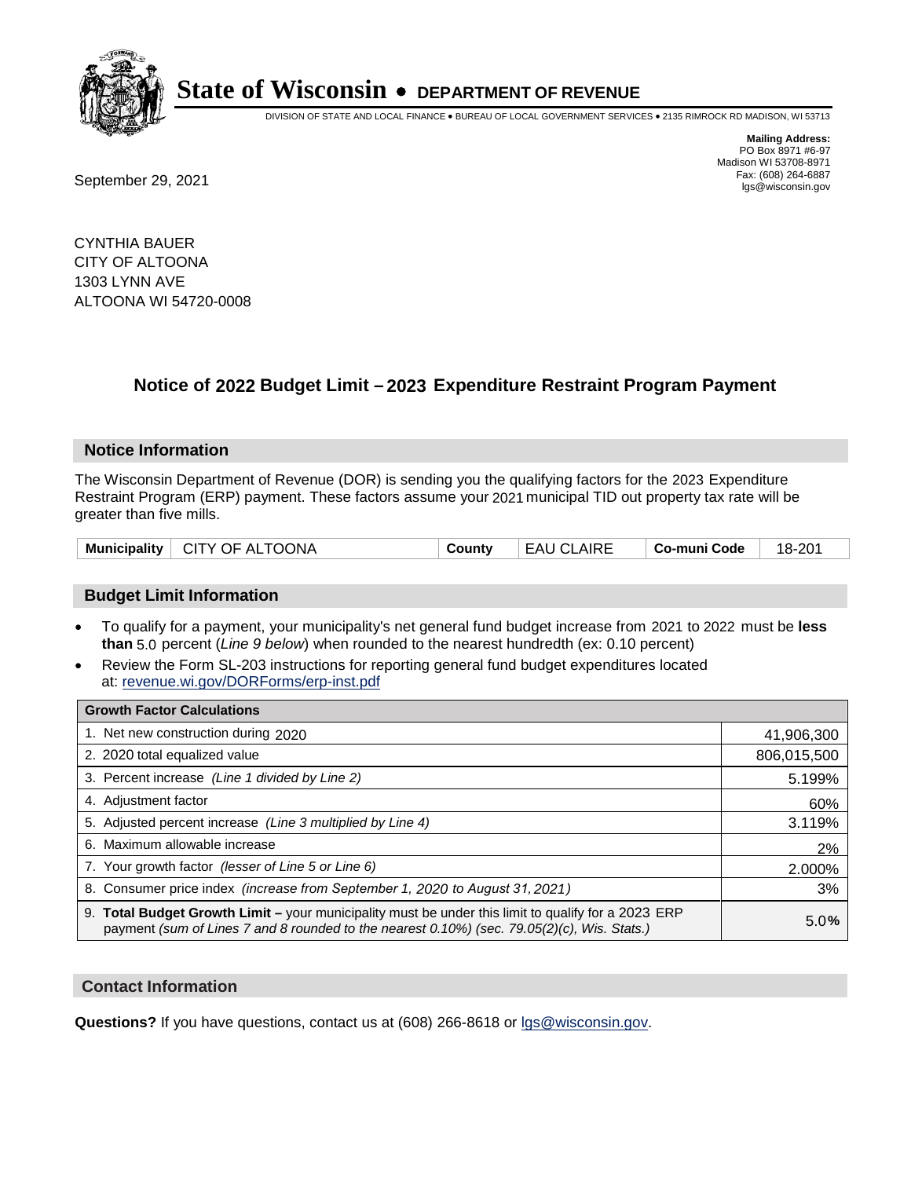# State of Wisconsin • DEPARTMENT OF REVENUE

DIVISION OF STATE AND LOCAL FINANCE • BUREAU OF LOCAL GOVERNMENT SERVICES • 2135 RIMROCK RD MADISON, WI 53713

**Mailing Address:**
PO Box 8971 #6-97
Madison WI 53708-8971
Fax: (608) 264-6887
lgs@wisconsin.gov

September 29, 2021

CYNTHIA BAUER
CITY OF ALTOONA
1303 LYNN AVE
ALTOONA WI 54720-0008

## Notice of 2022 Budget Limit – 2023 Expenditure Restraint Program Payment

### Notice Information

The Wisconsin Department of Revenue (DOR) is sending you the qualifying factors for the 2023 Expenditure Restraint Program (ERP) payment. These factors assume your 2021 municipal TID out property tax rate will be greater than five mills.

| Municipality | CITY OF ALTOONA | County | EAU CLAIRE | Co-muni Code | 18-201 |
|---|---|---|---|---|---|

### Budget Limit Information

- To qualify for a payment, your municipality's net general fund budget increase from 2021 to 2022 must be **less than** 5.0 percent (*Line 9 below*) when rounded to the nearest hundredth (ex: 0.10 percent)
- Review the Form SL-203 instructions for reporting general fund budget expenditures located at: revenue.wi.gov/DORForms/erp-inst.pdf

| Growth Factor Calculations | |
|---|---|
| 1. Net new construction during 2020 | 41,906,300 |
| 2. 2020 total equalized value | 806,015,500 |
| 3. Percent increase *(Line 1 divided by Line 2)* | 5.199% |
| 4. Adjustment factor | 60% |
| 5. Adjusted percent increase *(Line 3 multiplied by Line 4)* | 3.119% |
| 6. Maximum allowable increase | 2% |
| 7. Your growth factor *(lesser of Line 5 or Line 6)* | 2.000% |
| 8. Consumer price index *(increase from September 1, 2020 to August 31, 2021)* | 3% |
| 9. **Total Budget Growth Limit –** your municipality must be under this limit to qualify for a 2023 ERP payment *(sum of Lines 7 and 8 rounded to the nearest 0.10%) (sec. 79.05(2)(c), Wis. Stats.)* | 5.0**%** |

### Contact Information

**Questions?** If you have questions, contact us at (608) 266-8618 or lgs@wisconsin.gov.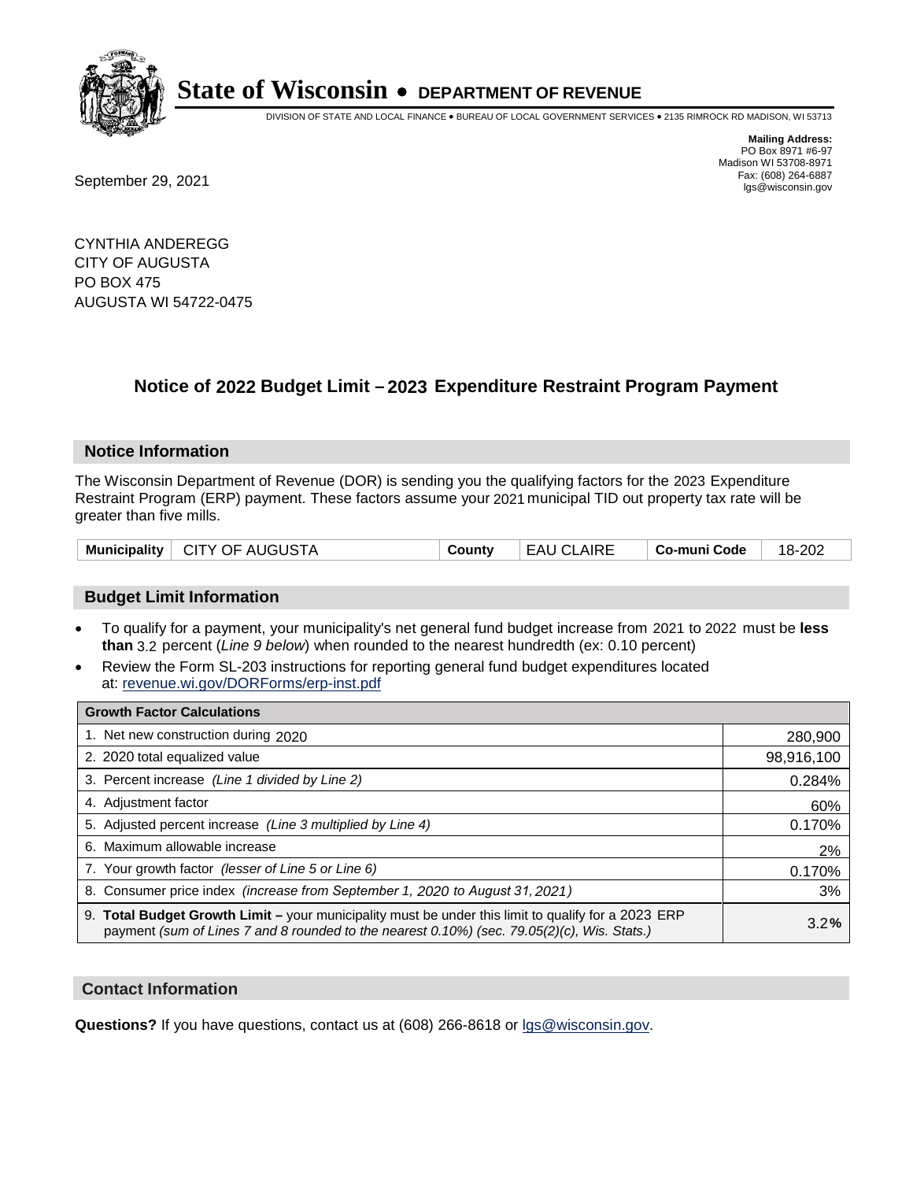# State of Wisconsin • DEPARTMENT OF REVENUE

DIVISION OF STATE AND LOCAL FINANCE • BUREAU OF LOCAL GOVERNMENT SERVICES • 2135 RIMROCK RD MADISON, WI 53713

**Mailing Address:**
PO Box 8971 #6-97
Madison WI 53708-8971
Fax: (608) 264-6887
lgs@wisconsin.gov

September 29, 2021

CYNTHIA ANDEREGG
CITY OF AUGUSTA
PO BOX 475
AUGUSTA WI 54722-0475

## Notice of 2022 Budget Limit – 2023 Expenditure Restraint Program Payment

### Notice Information

The Wisconsin Department of Revenue (DOR) is sending you the qualifying factors for the 2023 Expenditure Restraint Program (ERP) payment. These factors assume your 2021 municipal TID out property tax rate will be greater than five mills.

| Municipality | CITY OF AUGUSTA | County | EAU CLAIRE | Co-muni Code | 18-202 |
|---|---|---|---|---|---|

### Budget Limit Information

- To qualify for a payment, your municipality's net general fund budget increase from 2021 to 2022 must be **less than** 3.2 percent (*Line 9 below*) when rounded to the nearest hundredth (ex: 0.10 percent)
- Review the Form SL-203 instructions for reporting general fund budget expenditures located at: revenue.wi.gov/DORForms/erp-inst.pdf

| Growth Factor Calculations | |
|---|---|
| 1. Net new construction during 2020 | 280,900 |
| 2. 2020 total equalized value | 98,916,100 |
| 3. Percent increase *(Line 1 divided by Line 2)* | 0.284% |
| 4. Adjustment factor | 60% |
| 5. Adjusted percent increase *(Line 3 multiplied by Line 4)* | 0.170% |
| 6. Maximum allowable increase | 2% |
| 7. Your growth factor *(lesser of Line 5 or Line 6)* | 0.170% |
| 8. Consumer price index *(increase from September 1, 2020 to August 31, 2021)* | 3% |
| 9. **Total Budget Growth Limit –** your municipality must be under this limit to qualify for a 2023 ERP payment *(sum of Lines 7 and 8 rounded to the nearest 0.10%) (sec. 79.05(2)(c), Wis. Stats.)* | 3.2**%** |

### Contact Information

**Questions?** If you have questions, contact us at (608) 266-8618 or lgs@wisconsin.gov.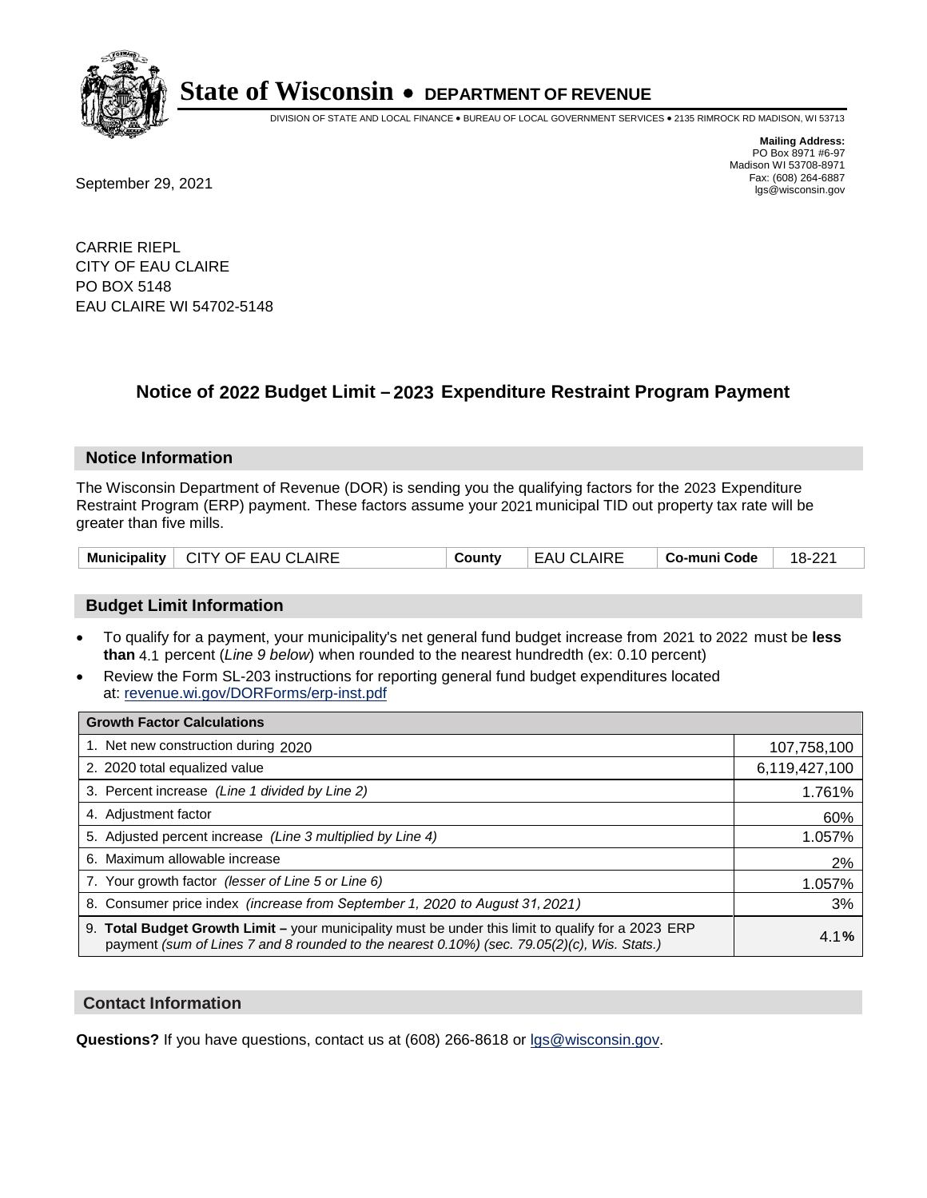# State of Wisconsin • DEPARTMENT OF REVENUE

DIVISION OF STATE AND LOCAL FINANCE • BUREAU OF LOCAL GOVERNMENT SERVICES • 2135 RIMROCK RD MADISON, WI 53713

**Mailing Address:**
PO Box 8971 #6-97
Madison WI 53708-8971
Fax: (608) 264-6887
lgs@wisconsin.gov

September 29, 2021

CARRIE RIEPL
CITY OF EAU CLAIRE
PO BOX 5148
EAU CLAIRE WI 54702-5148

## Notice of 2022 Budget Limit – 2023 Expenditure Restraint Program Payment

### Notice Information

The Wisconsin Department of Revenue (DOR) is sending you the qualifying factors for the 2023 Expenditure Restraint Program (ERP) payment. These factors assume your 2021 municipal TID out property tax rate will be greater than five mills.

| **Municipality** | CITY OF EAU CLAIRE | **County** | EAU CLAIRE | **Co-muni Code** | 18-221 |
|---|---|---|---|---|---|

### Budget Limit Information

- To qualify for a payment, your municipality's net general fund budget increase from 2021 to 2022 must be **less than** 4.1 percent (*Line 9 below*) when rounded to the nearest hundredth (ex: 0.10 percent)
- Review the Form SL-203 instructions for reporting general fund budget expenditures located at: revenue.wi.gov/DORForms/erp-inst.pdf

| **Growth Factor Calculations** | |
|---|---|
| 1. Net new construction during 2020 | 107,758,100 |
| 2. 2020 total equalized value | 6,119,427,100 |
| 3. Percent increase *(Line 1 divided by Line 2)* | 1.761% |
| 4. Adjustment factor | 60% |
| 5. Adjusted percent increase *(Line 3 multiplied by Line 4)* | 1.057% |
| 6. Maximum allowable increase | 2% |
| 7. Your growth factor *(lesser of Line 5 or Line 6)* | 1.057% |
| 8. Consumer price index *(increase from September 1, 2020 to August 31, 2021)* | 3% |
| 9. **Total Budget Growth Limit –** your municipality must be under this limit to qualify for a 2023 ERP payment *(sum of Lines 7 and 8 rounded to the nearest 0.10%) (sec. 79.05(2)(c), Wis. Stats.)* | 4.1**%** |

### Contact Information

**Questions?** If you have questions, contact us at (608) 266-8618 or lgs@wisconsin.gov.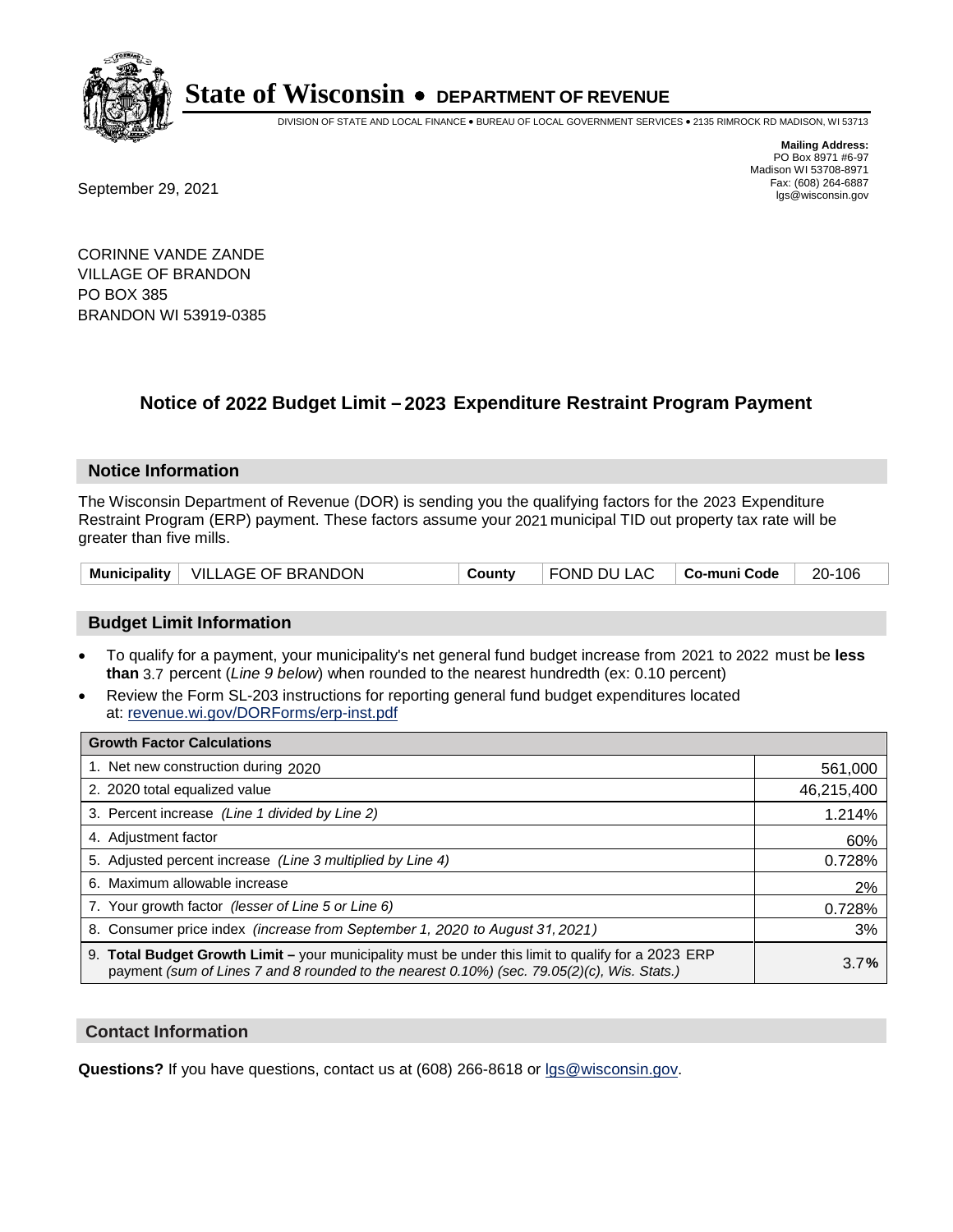# State of Wisconsin • DEPARTMENT OF REVENUE

DIVISION OF STATE AND LOCAL FINANCE • BUREAU OF LOCAL GOVERNMENT SERVICES • 2135 RIMROCK RD MADISON, WI 53713

**Mailing Address:**
PO Box 8971 #6-97
Madison WI 53708-8971
Fax: (608) 264-6887
lgs@wisconsin.gov

September 29, 2021

CORINNE VANDE ZANDE
VILLAGE OF BRANDON
PO BOX 385
BRANDON WI 53919-0385

## Notice of 2022 Budget Limit – 2023 Expenditure Restraint Program Payment

### Notice Information

The Wisconsin Department of Revenue (DOR) is sending you the qualifying factors for the 2023 Expenditure Restraint Program (ERP) payment. These factors assume your 2021 municipal TID out property tax rate will be greater than five mills.

| Municipality | VILLAGE OF BRANDON | County | FOND DU LAC | Co-muni Code | 20-106 |
|---|---|---|---|---|---|

### Budget Limit Information

- To qualify for a payment, your municipality's net general fund budget increase from 2021 to 2022 must be **less than** 3.7 percent (*Line 9 below*) when rounded to the nearest hundredth (ex: 0.10 percent)
- Review the Form SL-203 instructions for reporting general fund budget expenditures located at: revenue.wi.gov/DORForms/erp-inst.pdf

| Growth Factor Calculations | |
|---|---|
| 1. Net new construction during 2020 | 561,000 |
| 2. 2020 total equalized value | 46,215,400 |
| 3. Percent increase *(Line 1 divided by Line 2)* | 1.214% |
| 4. Adjustment factor | 60% |
| 5. Adjusted percent increase *(Line 3 multiplied by Line 4)* | 0.728% |
| 6. Maximum allowable increase | 2% |
| 7. Your growth factor *(lesser of Line 5 or Line 6)* | 0.728% |
| 8. Consumer price index *(increase from September 1, 2020 to August 31, 2021)* | 3% |
| 9. **Total Budget Growth Limit –** your municipality must be under this limit to qualify for a 2023 ERP payment *(sum of Lines 7 and 8 rounded to the nearest 0.10%) (sec. 79.05(2)(c), Wis. Stats.)* | 3.7**%** |

### Contact Information

**Questions?** If you have questions, contact us at (608) 266-8618 or lgs@wisconsin.gov.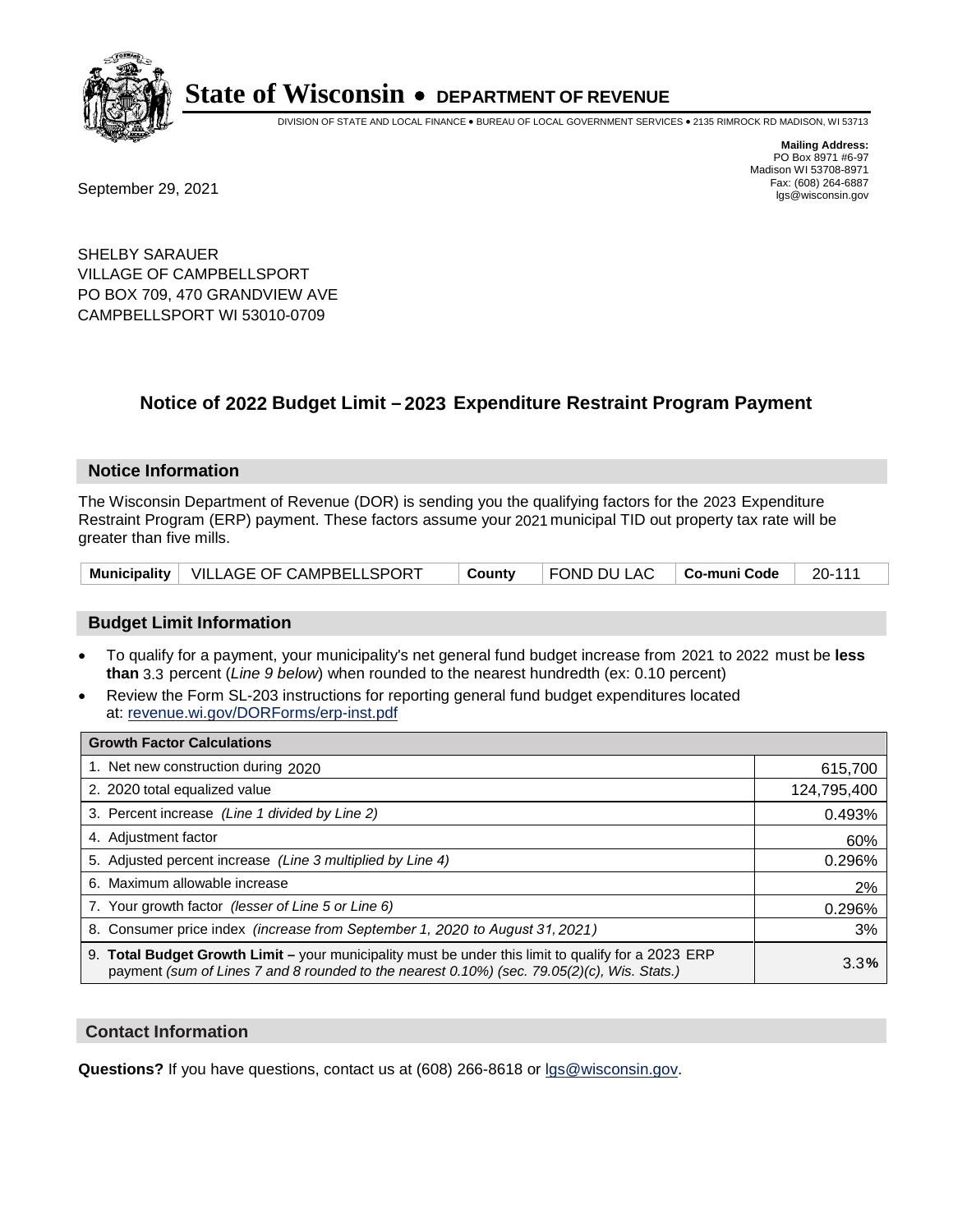# State of Wisconsin • DEPARTMENT OF REVENUE

DIVISION OF STATE AND LOCAL FINANCE • BUREAU OF LOCAL GOVERNMENT SERVICES • 2135 RIMROCK RD MADISON, WI 53713

**Mailing Address:**
PO Box 8971 #6-97
Madison WI 53708-8971
Fax: (608) 264-6887
lgs@wisconsin.gov

September 29, 2021

SHELBY SARAUER
VILLAGE OF CAMPBELLSPORT
PO BOX 709, 470 GRANDVIEW AVE
CAMPBELLSPORT WI 53010-0709

## Notice of 2022 Budget Limit – 2023 Expenditure Restraint Program Payment

### Notice Information

The Wisconsin Department of Revenue (DOR) is sending you the qualifying factors for the 2023 Expenditure Restraint Program (ERP) payment. These factors assume your 2021 municipal TID out property tax rate will be greater than five mills.

| Municipality | VILLAGE OF CAMPBELLSPORT | County | FOND DU LAC | Co-muni Code | 20-111 |
|---|---|---|---|---|---|

### Budget Limit Information

- To qualify for a payment, your municipality's net general fund budget increase from 2021 to 2022 must be **less than** 3.3 percent (*Line 9 below*) when rounded to the nearest hundredth (ex: 0.10 percent)
- Review the Form SL-203 instructions for reporting general fund budget expenditures located at: revenue.wi.gov/DORForms/erp-inst.pdf

| Growth Factor Calculations | |
|---|---|
| 1. Net new construction during 2020 | 615,700 |
| 2. 2020 total equalized value | 124,795,400 |
| 3. Percent increase *(Line 1 divided by Line 2)* | 0.493% |
| 4. Adjustment factor | 60% |
| 5. Adjusted percent increase *(Line 3 multiplied by Line 4)* | 0.296% |
| 6. Maximum allowable increase | 2% |
| 7. Your growth factor *(lesser of Line 5 or Line 6)* | 0.296% |
| 8. Consumer price index *(increase from September 1, 2020 to August 31, 2021)* | 3% |
| 9. **Total Budget Growth Limit –** your municipality must be under this limit to qualify for a 2023 ERP payment *(sum of Lines 7 and 8 rounded to the nearest 0.10%) (sec. 79.05(2)(c), Wis. Stats.)* | 3.3% |

### Contact Information

**Questions?** If you have questions, contact us at (608) 266-8618 or lgs@wisconsin.gov.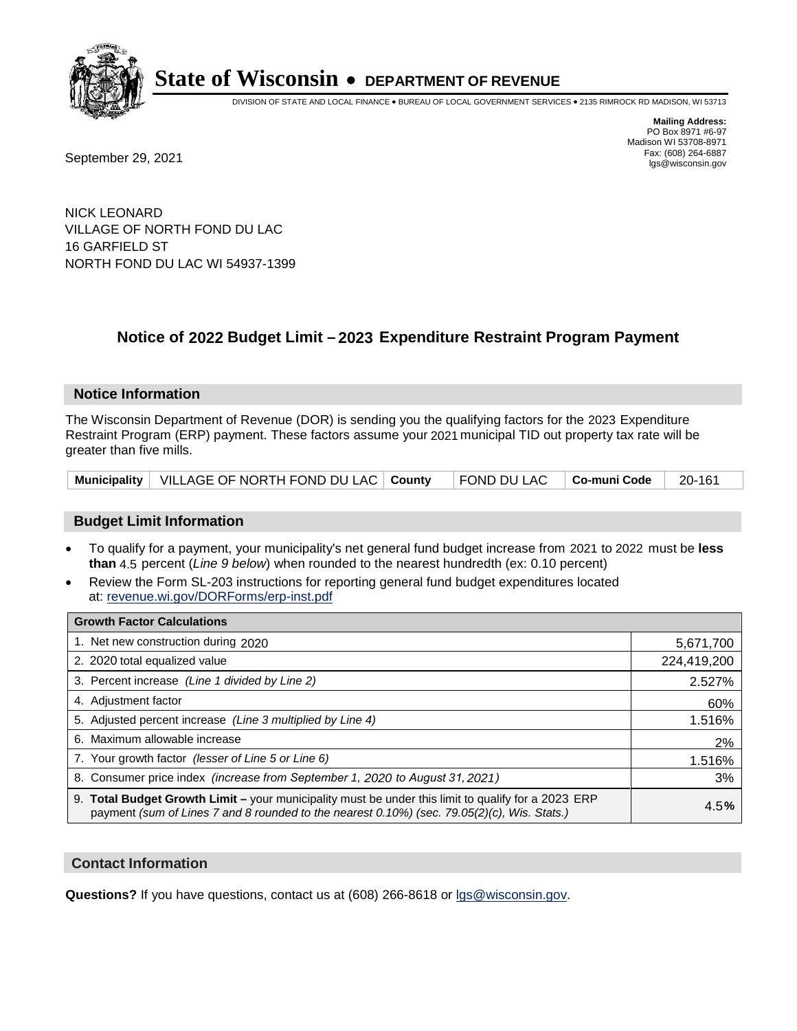# State of Wisconsin • DEPARTMENT OF REVENUE

DIVISION OF STATE AND LOCAL FINANCE • BUREAU OF LOCAL GOVERNMENT SERVICES • 2135 RIMROCK RD MADISON, WI 53713

**Mailing Address:**
PO Box 8971 #6-97
Madison WI 53708-8971
Fax: (608) 264-6887
lgs@wisconsin.gov

September 29, 2021

NICK LEONARD
VILLAGE OF NORTH FOND DU LAC
16 GARFIELD ST
NORTH FOND DU LAC WI 54937-1399

## Notice of 2022 Budget Limit – 2023 Expenditure Restraint Program Payment

### Notice Information

The Wisconsin Department of Revenue (DOR) is sending you the qualifying factors for the 2023 Expenditure Restraint Program (ERP) payment. These factors assume your 2021 municipal TID out property tax rate will be greater than five mills.

| Municipality | VILLAGE OF NORTH FOND DU LAC | County | FOND DU LAC | Co-muni Code | 20-161 |
|---|---|---|---|---|---|

### Budget Limit Information

- To qualify for a payment, your municipality's net general fund budget increase from 2021 to 2022 must be **less than** 4.5 percent (*Line 9 below*) when rounded to the nearest hundredth (ex: 0.10 percent)
- Review the Form SL-203 instructions for reporting general fund budget expenditures located at: revenue.wi.gov/DORForms/erp-inst.pdf

| Growth Factor Calculations | |
|---|---|
| 1. Net new construction during 2020 | 5,671,700 |
| 2. 2020 total equalized value | 224,419,200 |
| 3. Percent increase *(Line 1 divided by Line 2)* | 2.527% |
| 4. Adjustment factor | 60% |
| 5. Adjusted percent increase *(Line 3 multiplied by Line 4)* | 1.516% |
| 6. Maximum allowable increase | 2% |
| 7. Your growth factor *(lesser of Line 5 or Line 6)* | 1.516% |
| 8. Consumer price index *(increase from September 1, 2020 to August 31, 2021)* | 3% |
| 9. **Total Budget Growth Limit –** your municipality must be under this limit to qualify for a 2023 ERP payment *(sum of Lines 7 and 8 rounded to the nearest 0.10%) (sec. 79.05(2)(c), Wis. Stats.)* | 4.5**%** |

### Contact Information

**Questions?** If you have questions, contact us at (608) 266-8618 or lgs@wisconsin.gov.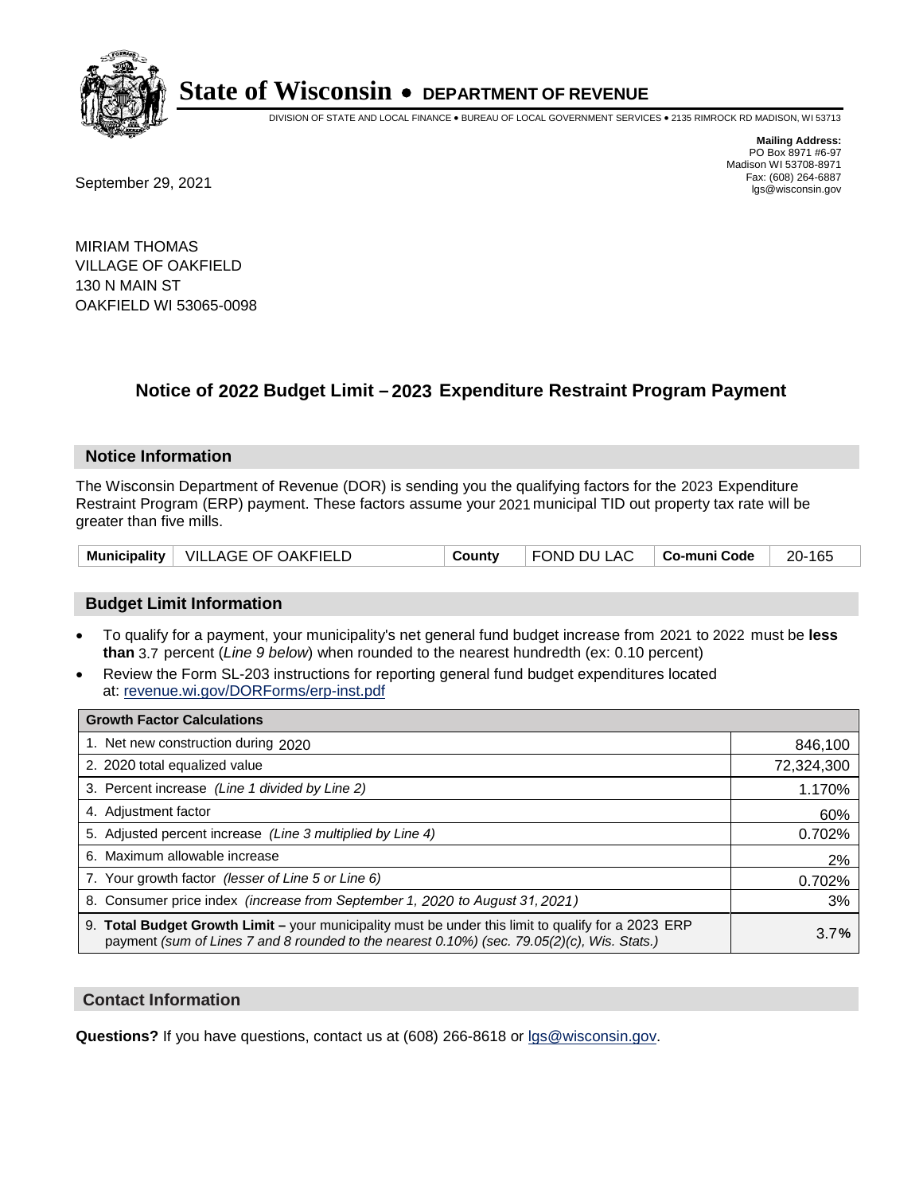# State of Wisconsin • DEPARTMENT OF REVENUE

DIVISION OF STATE AND LOCAL FINANCE • BUREAU OF LOCAL GOVERNMENT SERVICES • 2135 RIMROCK RD MADISON, WI 53713

**Mailing Address:**
PO Box 8971 #6-97
Madison WI 53708-8971
Fax: (608) 264-6887
lgs@wisconsin.gov

September 29, 2021

MIRIAM THOMAS
VILLAGE OF OAKFIELD
130 N MAIN ST
OAKFIELD WI 53065-0098

## Notice of 2022 Budget Limit – 2023 Expenditure Restraint Program Payment

### Notice Information

The Wisconsin Department of Revenue (DOR) is sending you the qualifying factors for the 2023 Expenditure Restraint Program (ERP) payment. These factors assume your 2021 municipal TID out property tax rate will be greater than five mills.

| Municipality | VILLAGE OF OAKFIELD | County | FOND DU LAC | Co-muni Code | 20-165 |
|---|---|---|---|---|---|

### Budget Limit Information

- To qualify for a payment, your municipality's net general fund budget increase from 2021 to 2022 must be **less than** 3.7 percent (*Line 9 below*) when rounded to the nearest hundredth (ex: 0.10 percent)
- Review the Form SL-203 instructions for reporting general fund budget expenditures located at: revenue.wi.gov/DORForms/erp-inst.pdf

| Growth Factor Calculations | |
|---|---|
| 1. Net new construction during 2020 | 846,100 |
| 2. 2020 total equalized value | 72,324,300 |
| 3. Percent increase *(Line 1 divided by Line 2)* | 1.170% |
| 4. Adjustment factor | 60% |
| 5. Adjusted percent increase *(Line 3 multiplied by Line 4)* | 0.702% |
| 6. Maximum allowable increase | 2% |
| 7. Your growth factor *(lesser of Line 5 or Line 6)* | 0.702% |
| 8. Consumer price index *(increase from September 1, 2020 to August 31, 2021)* | 3% |
| 9. **Total Budget Growth Limit –** your municipality must be under this limit to qualify for a 2023 ERP payment *(sum of Lines 7 and 8 rounded to the nearest 0.10%) (sec. 79.05(2)(c), Wis. Stats.)* | 3.7**%** |

### Contact Information

**Questions?** If you have questions, contact us at (608) 266-8618 or lgs@wisconsin.gov.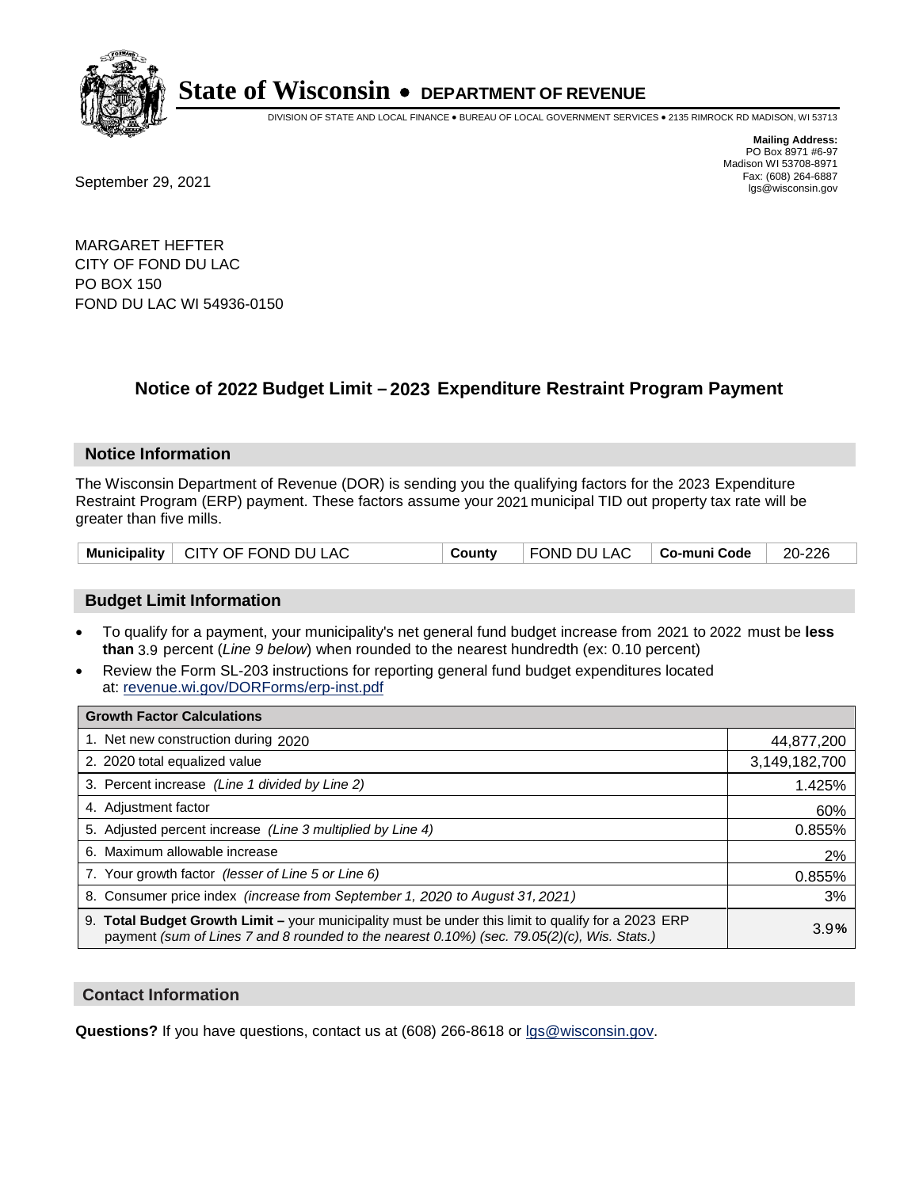# State of Wisconsin • DEPARTMENT OF REVENUE

DIVISION OF STATE AND LOCAL FINANCE • BUREAU OF LOCAL GOVERNMENT SERVICES • 2135 RIMROCK RD MADISON, WI 53713

**Mailing Address:**
PO Box 8971 #6-97
Madison WI 53708-8971
Fax: (608) 264-6887
lgs@wisconsin.gov

September 29, 2021

MARGARET HEFTER
CITY OF FOND DU LAC
PO BOX 150
FOND DU LAC WI 54936-0150

## Notice of 2022 Budget Limit – 2023 Expenditure Restraint Program Payment

### Notice Information

The Wisconsin Department of Revenue (DOR) is sending you the qualifying factors for the 2023 Expenditure Restraint Program (ERP) payment. These factors assume your 2021 municipal TID out property tax rate will be greater than five mills.

| Municipality | CITY OF FOND DU LAC | County | FOND DU LAC | Co-muni Code | 20-226 |
|---|---|---|---|---|---|

### Budget Limit Information

- To qualify for a payment, your municipality's net general fund budget increase from 2021 to 2022 must be **less than** 3.9 percent (*Line 9 below*) when rounded to the nearest hundredth (ex: 0.10 percent)
- Review the Form SL-203 instructions for reporting general fund budget expenditures located at: revenue.wi.gov/DORForms/erp-inst.pdf

| Growth Factor Calculations | |
|---|---|
| 1. Net new construction during 2020 | 44,877,200 |
| 2. 2020 total equalized value | 3,149,182,700 |
| 3. Percent increase *(Line 1 divided by Line 2)* | 1.425% |
| 4. Adjustment factor | 60% |
| 5. Adjusted percent increase *(Line 3 multiplied by Line 4)* | 0.855% |
| 6. Maximum allowable increase | 2% |
| 7. Your growth factor *(lesser of Line 5 or Line 6)* | 0.855% |
| 8. Consumer price index *(increase from September 1, 2020 to August 31, 2021)* | 3% |
| 9. **Total Budget Growth Limit –** your municipality must be under this limit to qualify for a 2023 ERP payment *(sum of Lines 7 and 8 rounded to the nearest 0.10%) (sec. 79.05(2)(c), Wis. Stats.)* | 3.9% |

### Contact Information

**Questions?** If you have questions, contact us at (608) 266-8618 or lgs@wisconsin.gov.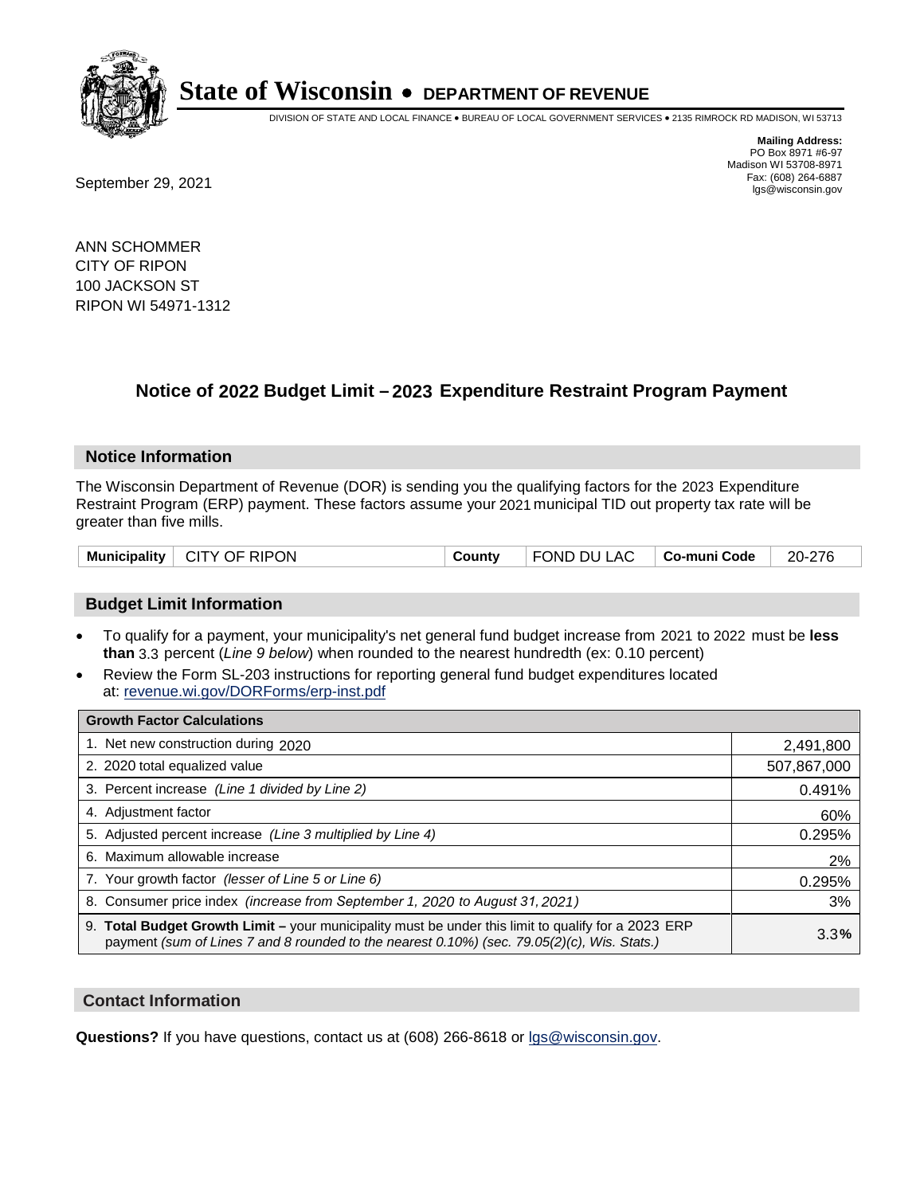# State of Wisconsin • DEPARTMENT OF REVENUE

DIVISION OF STATE AND LOCAL FINANCE • BUREAU OF LOCAL GOVERNMENT SERVICES • 2135 RIMROCK RD MADISON, WI 53713

**Mailing Address:**
PO Box 8971 #6-97
Madison WI 53708-8971
Fax: (608) 264-6887
lgs@wisconsin.gov

September 29, 2021

ANN SCHOMMER
CITY OF RIPON
100 JACKSON ST
RIPON WI 54971-1312

## Notice of 2022 Budget Limit – 2023 Expenditure Restraint Program Payment

### Notice Information

The Wisconsin Department of Revenue (DOR) is sending you the qualifying factors for the 2023 Expenditure Restraint Program (ERP) payment. These factors assume your 2021 municipal TID out property tax rate will be greater than five mills.

| Municipality | CITY OF RIPON | County | FOND DU LAC | Co-muni Code | 20-276 |
|---|---|---|---|---|---|

### Budget Limit Information

- To qualify for a payment, your municipality's net general fund budget increase from 2021 to 2022 must be **less than** 3.3 percent (*Line 9 below*) when rounded to the nearest hundredth (ex: 0.10 percent)
- Review the Form SL-203 instructions for reporting general fund budget expenditures located at: revenue.wi.gov/DORForms/erp-inst.pdf

| Growth Factor Calculations | |
|---|---|
| 1. Net new construction during 2020 | 2,491,800 |
| 2. 2020 total equalized value | 507,867,000 |
| 3. Percent increase *(Line 1 divided by Line 2)* | 0.491% |
| 4. Adjustment factor | 60% |
| 5. Adjusted percent increase *(Line 3 multiplied by Line 4)* | 0.295% |
| 6. Maximum allowable increase | 2% |
| 7. Your growth factor *(lesser of Line 5 or Line 6)* | 0.295% |
| 8. Consumer price index *(increase from September 1, 2020 to August 31, 2021)* | 3% |
| 9. **Total Budget Growth Limit –** your municipality must be under this limit to qualify for a 2023 ERP payment *(sum of Lines 7 and 8 rounded to the nearest 0.10%) (sec. 79.05(2)(c), Wis. Stats.)* | 3.3**%** |

### Contact Information

**Questions?** If you have questions, contact us at (608) 266-8618 or lgs@wisconsin.gov.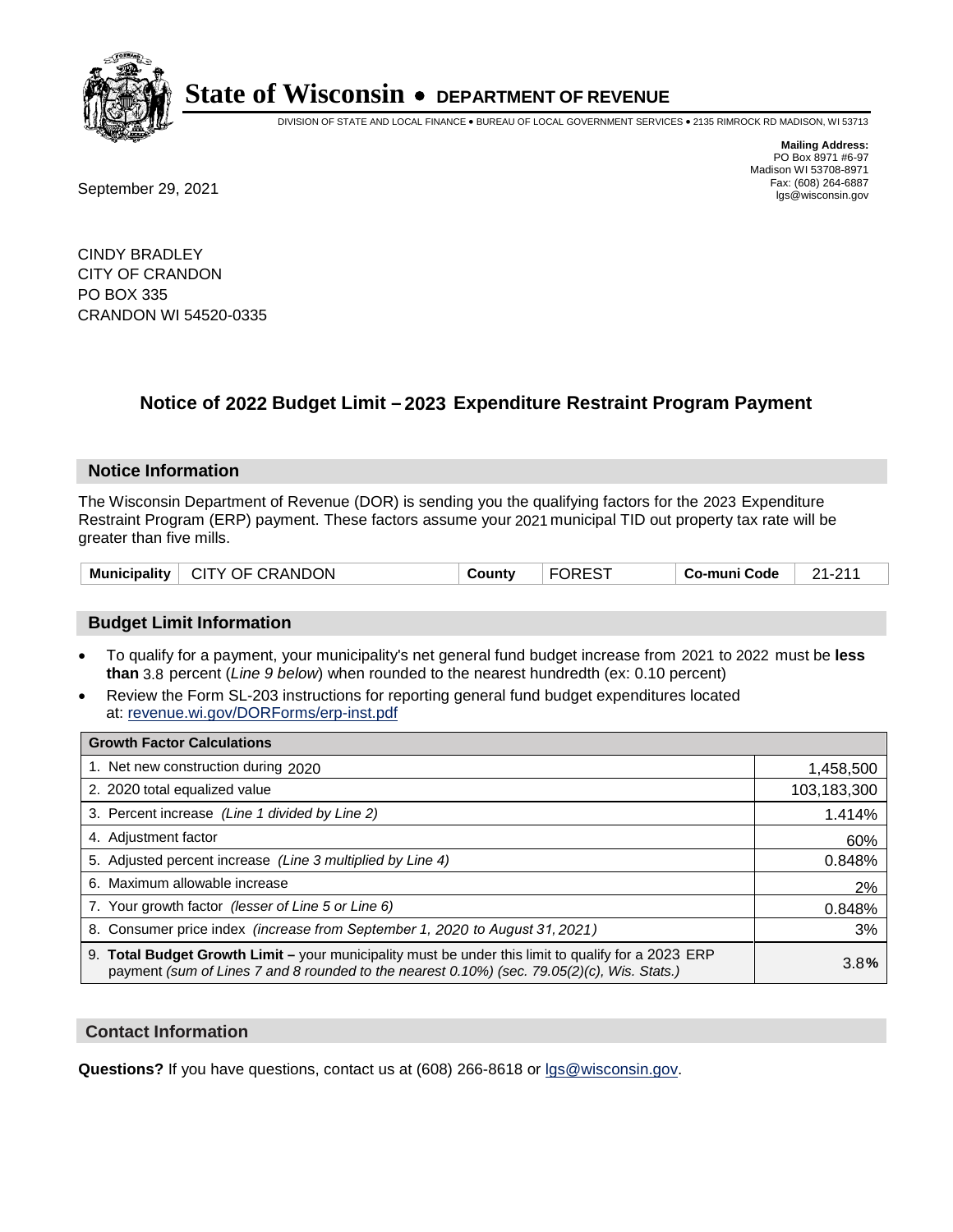# State of Wisconsin • DEPARTMENT OF REVENUE

DIVISION OF STATE AND LOCAL FINANCE • BUREAU OF LOCAL GOVERNMENT SERVICES • 2135 RIMROCK RD MADISON, WI 53713

**Mailing Address:**
PO Box 8971 #6-97
Madison WI 53708-8971
Fax: (608) 264-6887
lgs@wisconsin.gov

September 29, 2021

CINDY BRADLEY
CITY OF CRANDON
PO BOX 335
CRANDON WI 54520-0335

## Notice of 2022 Budget Limit – 2023 Expenditure Restraint Program Payment

### Notice Information

The Wisconsin Department of Revenue (DOR) is sending you the qualifying factors for the 2023 Expenditure Restraint Program (ERP) payment. These factors assume your 2021 municipal TID out property tax rate will be greater than five mills.

| Municipality | CITY OF CRANDON | County | FOREST | Co-muni Code | 21-211 |
|---|---|---|---|---|---|

### Budget Limit Information

- To qualify for a payment, your municipality's net general fund budget increase from 2021 to 2022 must be **less than** 3.8 percent (*Line 9 below*) when rounded to the nearest hundredth (ex: 0.10 percent)
- Review the Form SL-203 instructions for reporting general fund budget expenditures located at: revenue.wi.gov/DORForms/erp-inst.pdf

| Growth Factor Calculations | |
|---|---|
| 1. Net new construction during 2020 | 1,458,500 |
| 2. 2020 total equalized value | 103,183,300 |
| 3. Percent increase *(Line 1 divided by Line 2)* | 1.414% |
| 4. Adjustment factor | 60% |
| 5. Adjusted percent increase *(Line 3 multiplied by Line 4)* | 0.848% |
| 6. Maximum allowable increase | 2% |
| 7. Your growth factor *(lesser of Line 5 or Line 6)* | 0.848% |
| 8. Consumer price index *(increase from September 1, 2020 to August 31, 2021)* | 3% |
| 9. **Total Budget Growth Limit –** your municipality must be under this limit to qualify for a 2023 ERP payment *(sum of Lines 7 and 8 rounded to the nearest 0.10%) (sec. 79.05(2)(c), Wis. Stats.)* | 3.8**%** |

### Contact Information

**Questions?** If you have questions, contact us at (608) 266-8618 or lgs@wisconsin.gov.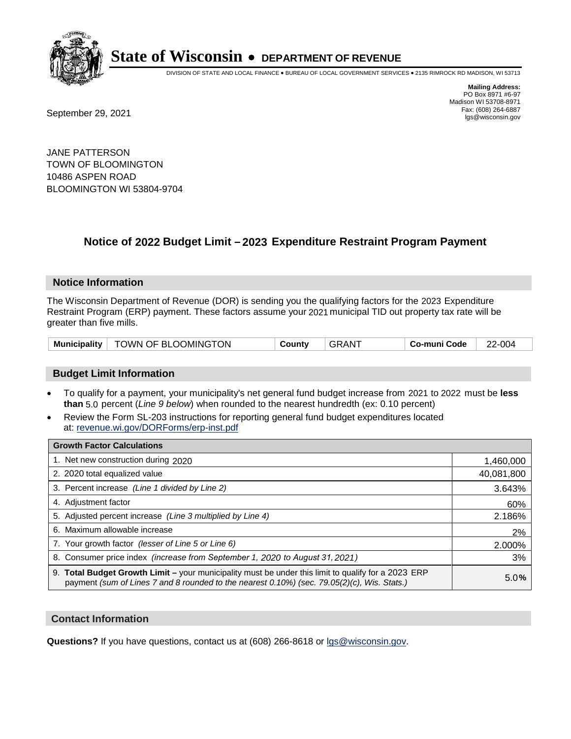# State of Wisconsin • DEPARTMENT OF REVENUE

DIVISION OF STATE AND LOCAL FINANCE • BUREAU OF LOCAL GOVERNMENT SERVICES • 2135 RIMROCK RD MADISON, WI 53713

**Mailing Address:**
PO Box 8971 #6-97
Madison WI 53708-8971
Fax: (608) 264-6887
lgs@wisconsin.gov

September 29, 2021

JANE PATTERSON
TOWN OF BLOOMINGTON
10486 ASPEN ROAD
BLOOMINGTON WI 53804-9704

## Notice of 2022 Budget Limit – 2023 Expenditure Restraint Program Payment

### Notice Information

The Wisconsin Department of Revenue (DOR) is sending you the qualifying factors for the 2023 Expenditure Restraint Program (ERP) payment. These factors assume your 2021 municipal TID out property tax rate will be greater than five mills.

| Municipality | TOWN OF BLOOMINGTON | County | GRANT | Co-muni Code | 22-004 |
|---|---|---|---|---|---|

### Budget Limit Information

- To qualify for a payment, your municipality's net general fund budget increase from 2021 to 2022 must be **less than** 5.0 percent (*Line 9 below*) when rounded to the nearest hundredth (ex: 0.10 percent)
- Review the Form SL-203 instructions for reporting general fund budget expenditures located at: revenue.wi.gov/DORForms/erp-inst.pdf

| Growth Factor Calculations | |
|---|---|
| 1. Net new construction during 2020 | 1,460,000 |
| 2. 2020 total equalized value | 40,081,800 |
| 3. Percent increase *(Line 1 divided by Line 2)* | 3.643% |
| 4. Adjustment factor | 60% |
| 5. Adjusted percent increase *(Line 3 multiplied by Line 4)* | 2.186% |
| 6. Maximum allowable increase | 2% |
| 7. Your growth factor *(lesser of Line 5 or Line 6)* | 2.000% |
| 8. Consumer price index *(increase from September 1, 2020 to August 31, 2021)* | 3% |
| 9. **Total Budget Growth Limit –** your municipality must be under this limit to qualify for a 2023 ERP payment *(sum of Lines 7 and 8 rounded to the nearest 0.10%) (sec. 79.05(2)(c), Wis. Stats.)* | 5.0**%** |

### Contact Information

**Questions?** If you have questions, contact us at (608) 266-8618 or lgs@wisconsin.gov.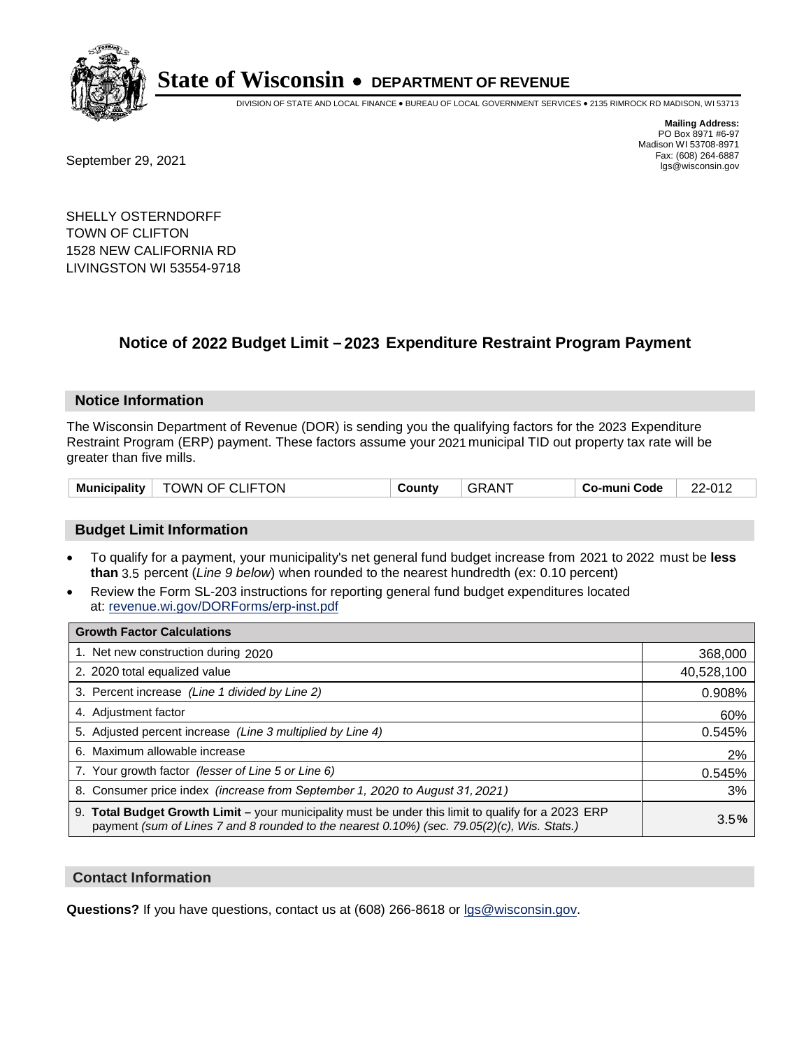# State of Wisconsin • DEPARTMENT OF REVENUE

DIVISION OF STATE AND LOCAL FINANCE • BUREAU OF LOCAL GOVERNMENT SERVICES • 2135 RIMROCK RD MADISON, WI 53713

**Mailing Address:**
PO Box 8971 #6-97
Madison WI 53708-8971
Fax: (608) 264-6887
lgs@wisconsin.gov

September 29, 2021

SHELLY OSTERNDORFF
TOWN OF CLIFTON
1528 NEW CALIFORNIA RD
LIVINGSTON WI 53554-9718

## Notice of 2022 Budget Limit – 2023 Expenditure Restraint Program Payment

### Notice Information

The Wisconsin Department of Revenue (DOR) is sending you the qualifying factors for the 2023 Expenditure Restraint Program (ERP) payment. These factors assume your 2021 municipal TID out property tax rate will be greater than five mills.

| Municipality | TOWN OF CLIFTON | County | GRANT | Co-muni Code | 22-012 |
|---|---|---|---|---|---|

### Budget Limit Information

- To qualify for a payment, your municipality's net general fund budget increase from 2021 to 2022 must be **less than** 3.5 percent (*Line 9 below*) when rounded to the nearest hundredth (ex: 0.10 percent)
- Review the Form SL-203 instructions for reporting general fund budget expenditures located at: revenue.wi.gov/DORForms/erp-inst.pdf

| Growth Factor Calculations | |
|---|---|
| 1. Net new construction during 2020 | 368,000 |
| 2. 2020 total equalized value | 40,528,100 |
| 3. Percent increase *(Line 1 divided by Line 2)* | 0.908% |
| 4. Adjustment factor | 60% |
| 5. Adjusted percent increase *(Line 3 multiplied by Line 4)* | 0.545% |
| 6. Maximum allowable increase | 2% |
| 7. Your growth factor *(lesser of Line 5 or Line 6)* | 0.545% |
| 8. Consumer price index *(increase from September 1, 2020 to August 31, 2021)* | 3% |
| 9. **Total Budget Growth Limit –** your municipality must be under this limit to qualify for a 2023 ERP payment *(sum of Lines 7 and 8 rounded to the nearest 0.10%) (sec. 79.05(2)(c), Wis. Stats.)* | 3.5**%** |

### Contact Information

**Questions?** If you have questions, contact us at (608) 266-8618 or lgs@wisconsin.gov.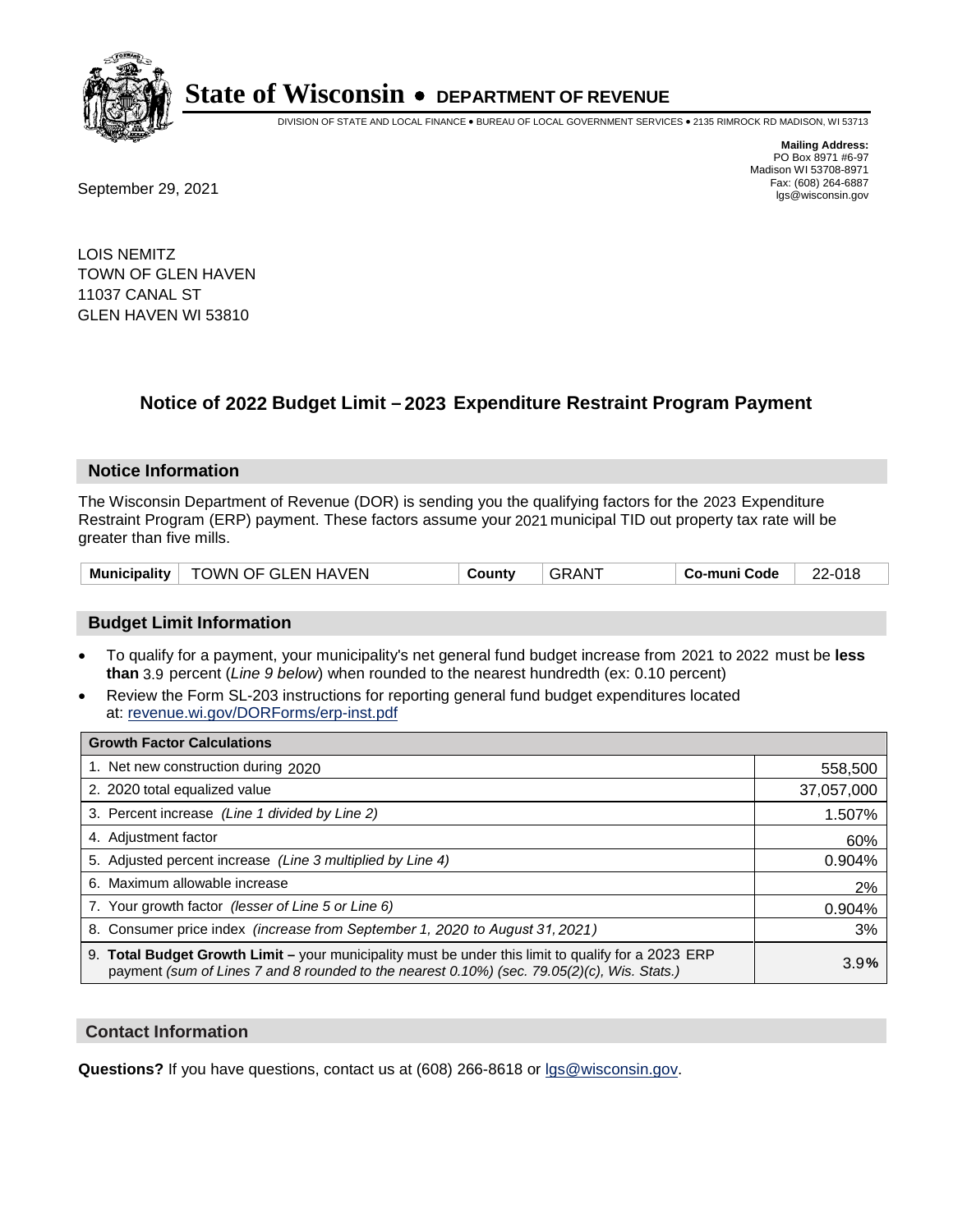# State of Wisconsin • DEPARTMENT OF REVENUE

DIVISION OF STATE AND LOCAL FINANCE • BUREAU OF LOCAL GOVERNMENT SERVICES • 2135 RIMROCK RD MADISON, WI 53713

**Mailing Address:**
PO Box 8971 #6-97
Madison WI 53708-8971
Fax: (608) 264-6887
lgs@wisconsin.gov

September 29, 2021

LOIS NEMITZ
TOWN OF GLEN HAVEN
11037 CANAL ST
GLEN HAVEN WI 53810

## Notice of 2022 Budget Limit – 2023 Expenditure Restraint Program Payment

### Notice Information

The Wisconsin Department of Revenue (DOR) is sending you the qualifying factors for the 2023 Expenditure Restraint Program (ERP) payment. These factors assume your 2021 municipal TID out property tax rate will be greater than five mills.

| Municipality | TOWN OF GLEN HAVEN | County | GRANT | Co-muni Code | 22-018 |
|---|---|---|---|---|---|

### Budget Limit Information

- To qualify for a payment, your municipality's net general fund budget increase from 2021 to 2022 must be **less than** 3.9 percent (*Line 9 below*) when rounded to the nearest hundredth (ex: 0.10 percent)
- Review the Form SL-203 instructions for reporting general fund budget expenditures located at: revenue.wi.gov/DORForms/erp-inst.pdf

| Growth Factor Calculations | |
|---|---|
| 1. Net new construction during 2020 | 558,500 |
| 2. 2020 total equalized value | 37,057,000 |
| 3. Percent increase *(Line 1 divided by Line 2)* | 1.507% |
| 4. Adjustment factor | 60% |
| 5. Adjusted percent increase *(Line 3 multiplied by Line 4)* | 0.904% |
| 6. Maximum allowable increase | 2% |
| 7. Your growth factor *(lesser of Line 5 or Line 6)* | 0.904% |
| 8. Consumer price index *(increase from September 1, 2020 to August 31, 2021)* | 3% |
| 9. **Total Budget Growth Limit –** your municipality must be under this limit to qualify for a 2023 ERP payment *(sum of Lines 7 and 8 rounded to the nearest 0.10%) (sec. 79.05(2)(c), Wis. Stats.)* | 3.9% |

### Contact Information

**Questions?** If you have questions, contact us at (608) 266-8618 or lgs@wisconsin.gov.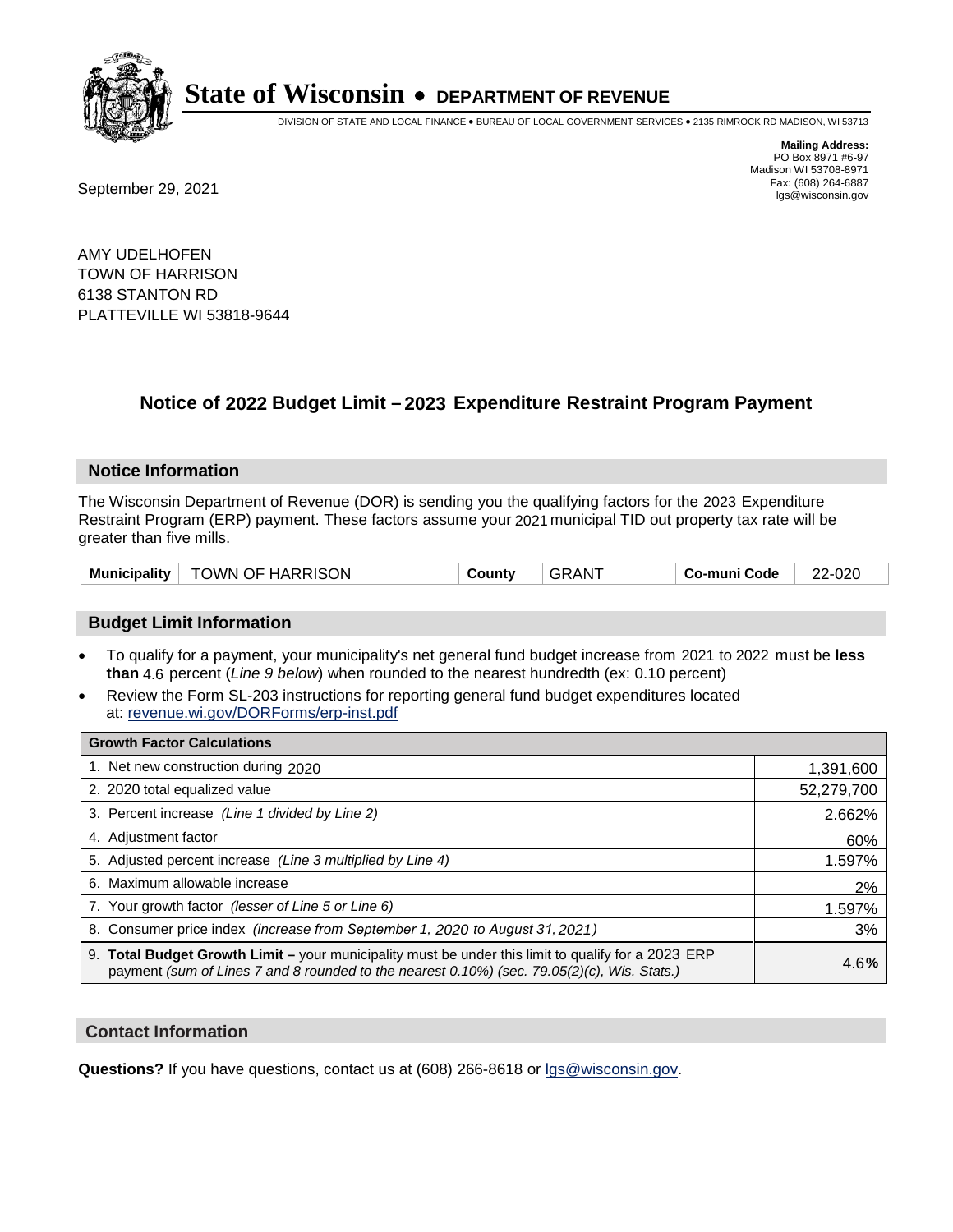# State of Wisconsin • DEPARTMENT OF REVENUE

DIVISION OF STATE AND LOCAL FINANCE • BUREAU OF LOCAL GOVERNMENT SERVICES • 2135 RIMROCK RD MADISON, WI 53713

**Mailing Address:**
PO Box 8971 #6-97
Madison WI 53708-8971
Fax: (608) 264-6887
lgs@wisconsin.gov

September 29, 2021

AMY UDELHOFEN
TOWN OF HARRISON
6138 STANTON RD
PLATTEVILLE WI 53818-9644

## Notice of 2022 Budget Limit – 2023 Expenditure Restraint Program Payment

### Notice Information

The Wisconsin Department of Revenue (DOR) is sending you the qualifying factors for the 2023 Expenditure Restraint Program (ERP) payment. These factors assume your 2021 municipal TID out property tax rate will be greater than five mills.

| Municipality | TOWN OF HARRISON | County | GRANT | Co-muni Code | 22-020 |
|---|---|---|---|---|---|

### Budget Limit Information

- To qualify for a payment, your municipality's net general fund budget increase from 2021 to 2022 must be **less than** 4.6 percent (*Line 9 below*) when rounded to the nearest hundredth (ex: 0.10 percent)
- Review the Form SL-203 instructions for reporting general fund budget expenditures located at: revenue.wi.gov/DORForms/erp-inst.pdf

| Growth Factor Calculations | |
|---|---|
| 1. Net new construction during 2020 | 1,391,600 |
| 2. 2020 total equalized value | 52,279,700 |
| 3. Percent increase *(Line 1 divided by Line 2)* | 2.662% |
| 4. Adjustment factor | 60% |
| 5. Adjusted percent increase *(Line 3 multiplied by Line 4)* | 1.597% |
| 6. Maximum allowable increase | 2% |
| 7. Your growth factor *(lesser of Line 5 or Line 6)* | 1.597% |
| 8. Consumer price index *(increase from September 1, 2020 to August 31, 2021)* | 3% |
| 9. **Total Budget Growth Limit –** your municipality must be under this limit to qualify for a 2023 ERP payment *(sum of Lines 7 and 8 rounded to the nearest 0.10%) (sec. 79.05(2)(c), Wis. Stats.)* | 4.6**%** |

### Contact Information

**Questions?** If you have questions, contact us at (608) 266-8618 or lgs@wisconsin.gov.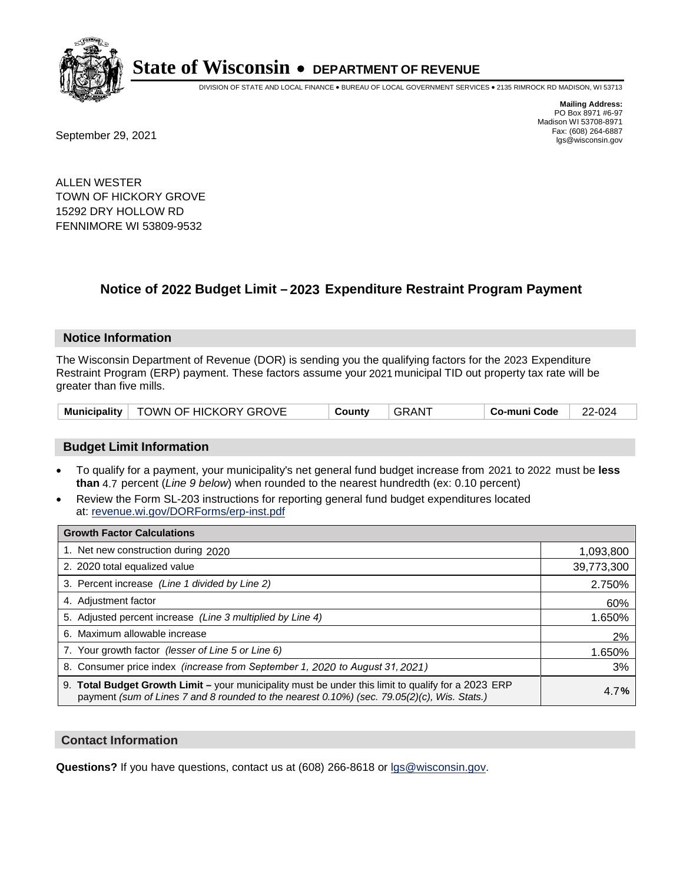# State of Wisconsin • DEPARTMENT OF REVENUE

DIVISION OF STATE AND LOCAL FINANCE • BUREAU OF LOCAL GOVERNMENT SERVICES • 2135 RIMROCK RD MADISON, WI 53713

**Mailing Address:**
PO Box 8971 #6-97
Madison WI 53708-8971
Fax: (608) 264-6887
lgs@wisconsin.gov

September 29, 2021

ALLEN WESTER
TOWN OF HICKORY GROVE
15292 DRY HOLLOW RD
FENNIMORE WI 53809-9532

## Notice of 2022 Budget Limit – 2023 Expenditure Restraint Program Payment

### Notice Information

The Wisconsin Department of Revenue (DOR) is sending you the qualifying factors for the 2023 Expenditure Restraint Program (ERP) payment. These factors assume your 2021 municipal TID out property tax rate will be greater than five mills.

| Municipality | TOWN OF HICKORY GROVE | County | GRANT | Co-muni Code | 22-024 |
|---|---|---|---|---|---|

### Budget Limit Information

- To qualify for a payment, your municipality's net general fund budget increase from 2021 to 2022 must be **less than** 4.7 percent (*Line 9 below*) when rounded to the nearest hundredth (ex: 0.10 percent)
- Review the Form SL-203 instructions for reporting general fund budget expenditures located at: revenue.wi.gov/DORForms/erp-inst.pdf

| Growth Factor Calculations | |
|---|---|
| 1. Net new construction during 2020 | 1,093,800 |
| 2. 2020 total equalized value | 39,773,300 |
| 3. Percent increase *(Line 1 divided by Line 2)* | 2.750% |
| 4. Adjustment factor | 60% |
| 5. Adjusted percent increase *(Line 3 multiplied by Line 4)* | 1.650% |
| 6. Maximum allowable increase | 2% |
| 7. Your growth factor *(lesser of Line 5 or Line 6)* | 1.650% |
| 8. Consumer price index *(increase from September 1, 2020 to August 31, 2021)* | 3% |
| 9. **Total Budget Growth Limit –** your municipality must be under this limit to qualify for a 2023 ERP payment *(sum of Lines 7 and 8 rounded to the nearest 0.10%) (sec. 79.05(2)(c), Wis. Stats.)* | 4.7**%** |

### Contact Information

**Questions?** If you have questions, contact us at (608) 266-8618 or lgs@wisconsin.gov.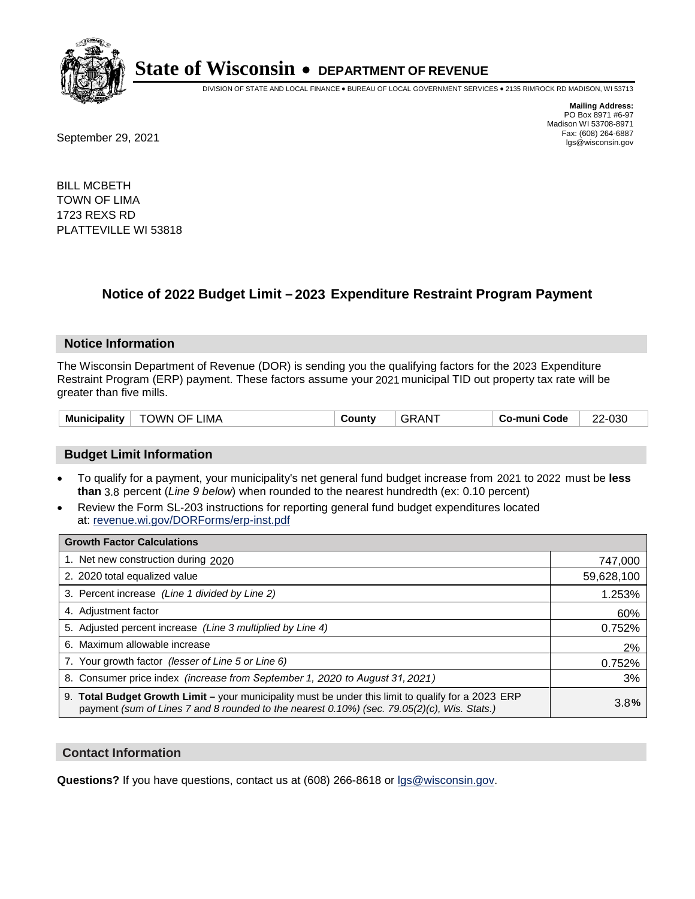# State of Wisconsin • DEPARTMENT OF REVENUE

DIVISION OF STATE AND LOCAL FINANCE • BUREAU OF LOCAL GOVERNMENT SERVICES • 2135 RIMROCK RD MADISON, WI 53713

**Mailing Address:**
PO Box 8971 #6-97
Madison WI 53708-8971
Fax: (608) 264-6887
lgs@wisconsin.gov

September 29, 2021

BILL MCBETH
TOWN OF LIMA
1723 REXS RD
PLATTEVILLE WI 53818

## Notice of 2022 Budget Limit – 2023 Expenditure Restraint Program Payment

### Notice Information

The Wisconsin Department of Revenue (DOR) is sending you the qualifying factors for the 2023 Expenditure Restraint Program (ERP) payment. These factors assume your 2021 municipal TID out property tax rate will be greater than five mills.

| Municipality | TOWN OF LIMA | County | GRANT | Co-muni Code | 22-030 |
|---|---|---|---|---|---|

### Budget Limit Information

- To qualify for a payment, your municipality's net general fund budget increase from 2021 to 2022 must be **less than** 3.8 percent (*Line 9 below*) when rounded to the nearest hundredth (ex: 0.10 percent)
- Review the Form SL-203 instructions for reporting general fund budget expenditures located at: revenue.wi.gov/DORForms/erp-inst.pdf

| Growth Factor Calculations | |
|---|---|
| 1. Net new construction during 2020 | 747,000 |
| 2. 2020 total equalized value | 59,628,100 |
| 3. Percent increase *(Line 1 divided by Line 2)* | 1.253% |
| 4. Adjustment factor | 60% |
| 5. Adjusted percent increase *(Line 3 multiplied by Line 4)* | 0.752% |
| 6. Maximum allowable increase | 2% |
| 7. Your growth factor *(lesser of Line 5 or Line 6)* | 0.752% |
| 8. Consumer price index *(increase from September 1, 2020 to August 31, 2021)* | 3% |
| 9. **Total Budget Growth Limit –** your municipality must be under this limit to qualify for a 2023 ERP payment *(sum of Lines 7 and 8 rounded to the nearest 0.10%) (sec. 79.05(2)(c), Wis. Stats.)* | 3.8**%** |

### Contact Information

**Questions?** If you have questions, contact us at (608) 266-8618 or lgs@wisconsin.gov.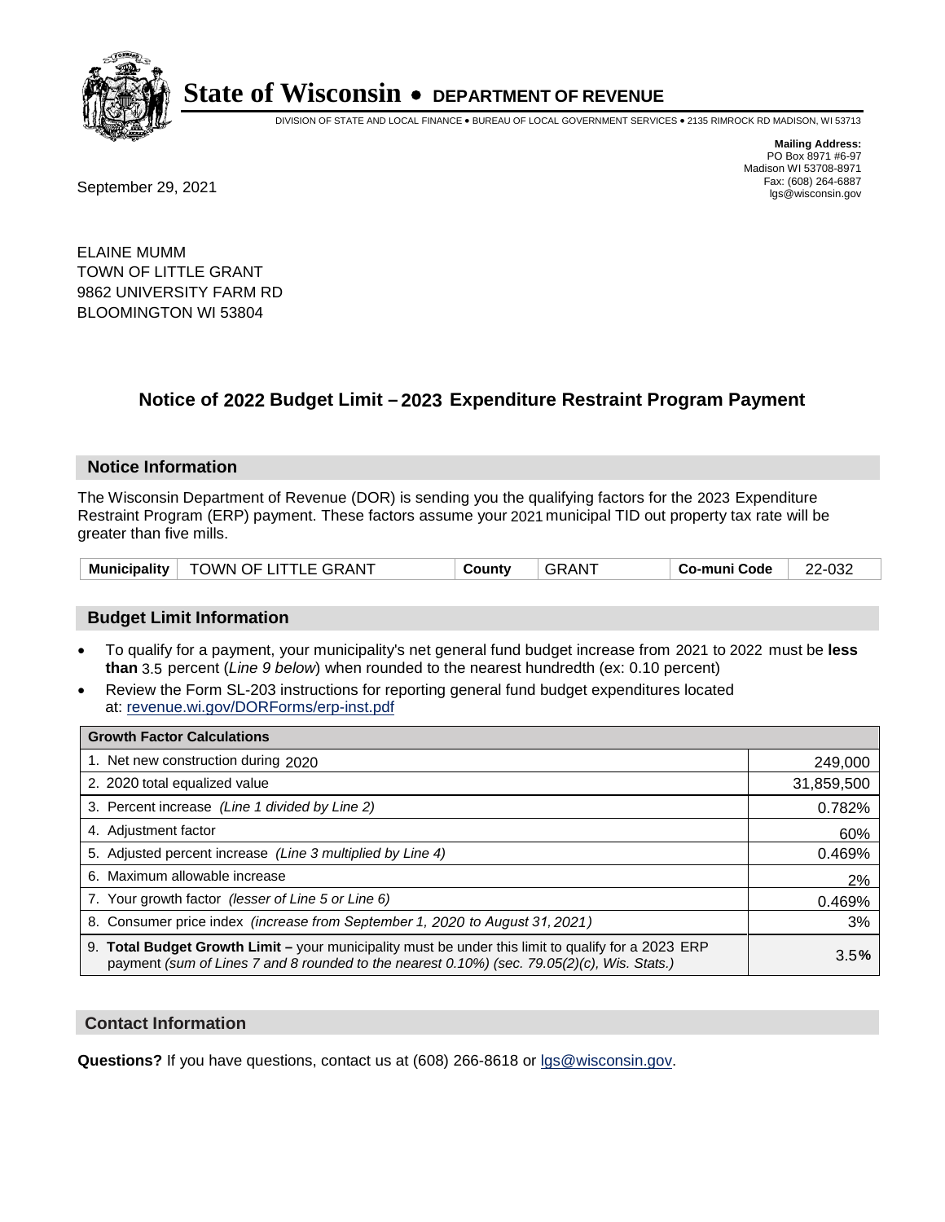**State of Wisconsin • DEPARTMENT OF REVENUE**

DIVISION OF STATE AND LOCAL FINANCE • BUREAU OF LOCAL GOVERNMENT SERVICES • 2135 RIMROCK RD MADISON, WI 53713

**Mailing Address:**
PO Box 8971 #6-97
Madison WI 53708-8971
Fax: (608) 264-6887
lgs@wisconsin.gov

September 29, 2021

ELAINE MUMM
TOWN OF LITTLE GRANT
9862 UNIVERSITY FARM RD
BLOOMINGTON WI 53804

## Notice of 2022 Budget Limit – 2023 Expenditure Restraint Program Payment

### Notice Information

The Wisconsin Department of Revenue (DOR) is sending you the qualifying factors for the 2023 Expenditure Restraint Program (ERP) payment. These factors assume your 2021 municipal TID out property tax rate will be greater than five mills.

| Municipality | TOWN OF LITTLE GRANT | County | GRANT | Co-muni Code | 22-032 |
|---|---|---|---|---|---|

### Budget Limit Information

- To qualify for a payment, your municipality's net general fund budget increase from 2021 to 2022 must be **less than** 3.5 percent (*Line 9 below*) when rounded to the nearest hundredth (ex: 0.10 percent)
- Review the Form SL-203 instructions for reporting general fund budget expenditures located at: revenue.wi.gov/DORForms/erp-inst.pdf

| Growth Factor Calculations | |
|---|---|
| 1. Net new construction during 2020 | 249,000 |
| 2. 2020 total equalized value | 31,859,500 |
| 3. Percent increase *(Line 1 divided by Line 2)* | 0.782% |
| 4. Adjustment factor | 60% |
| 5. Adjusted percent increase *(Line 3 multiplied by Line 4)* | 0.469% |
| 6. Maximum allowable increase | 2% |
| 7. Your growth factor *(lesser of Line 5 or Line 6)* | 0.469% |
| 8. Consumer price index *(increase from September 1, 2020 to August 31, 2021)* | 3% |
| 9. **Total Budget Growth Limit –** your municipality must be under this limit to qualify for a 2023 ERP payment *(sum of Lines 7 and 8 rounded to the nearest 0.10%) (sec. 79.05(2)(c), Wis. Stats.)* | 3.5**%** |

### Contact Information

**Questions?** If you have questions, contact us at (608) 266-8618 or lgs@wisconsin.gov.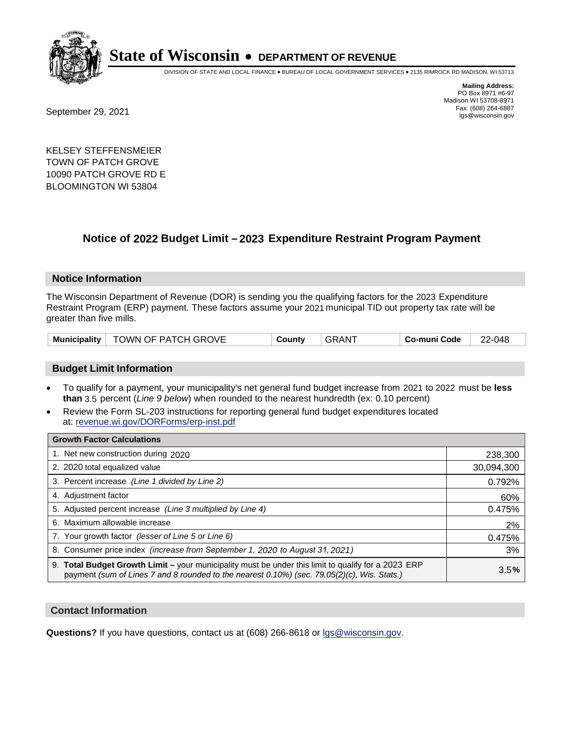# State of Wisconsin • DEPARTMENT OF REVENUE

DIVISION OF STATE AND LOCAL FINANCE • BUREAU OF LOCAL GOVERNMENT SERVICES • 2135 RIMROCK RD MADISON, WI 53713

**Mailing Address:**
PO Box 8971 #6-97
Madison WI 53708-8971
Fax: (608) 264-6887
lgs@wisconsin.gov

September 29, 2021

KELSEY STEFFENSMEIER
TOWN OF PATCH GROVE
10090 PATCH GROVE RD E
BLOOMINGTON WI 53804

## Notice of 2022 Budget Limit – 2023 Expenditure Restraint Program Payment

### Notice Information

The Wisconsin Department of Revenue (DOR) is sending you the qualifying factors for the 2023 Expenditure Restraint Program (ERP) payment. These factors assume your 2021 municipal TID out property tax rate will be greater than five mills.

| Municipality | TOWN OF PATCH GROVE | County | GRANT | Co-muni Code | 22-048 |
|---|---|---|---|---|---|

### Budget Limit Information

- To qualify for a payment, your municipality's net general fund budget increase from 2021 to 2022 must be **less than** 3.5 percent (*Line 9 below*) when rounded to the nearest hundredth (ex: 0.10 percent)
- Review the Form SL-203 instructions for reporting general fund budget expenditures located at: revenue.wi.gov/DORForms/erp-inst.pdf

| Growth Factor Calculations | |
|---|---|
| 1. Net new construction during 2020 | 238,300 |
| 2. 2020 total equalized value | 30,094,300 |
| 3. Percent increase *(Line 1 divided by Line 2)* | 0.792% |
| 4. Adjustment factor | 60% |
| 5. Adjusted percent increase *(Line 3 multiplied by Line 4)* | 0.475% |
| 6. Maximum allowable increase | 2% |
| 7. Your growth factor *(lesser of Line 5 or Line 6)* | 0.475% |
| 8. Consumer price index *(increase from September 1, 2020 to August 31, 2021)* | 3% |
| 9. **Total Budget Growth Limit –** your municipality must be under this limit to qualify for a 2023 ERP payment *(sum of Lines 7 and 8 rounded to the nearest 0.10%) (sec. 79.05(2)(c), Wis. Stats.)* | 3.5**%** |

### Contact Information

**Questions?** If you have questions, contact us at (608) 266-8618 or lgs@wisconsin.gov.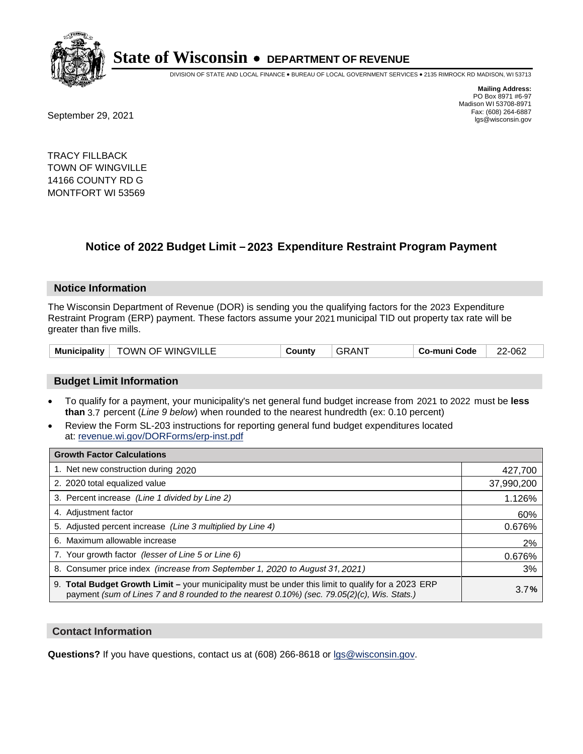# State of Wisconsin • DEPARTMENT OF REVENUE

DIVISION OF STATE AND LOCAL FINANCE • BUREAU OF LOCAL GOVERNMENT SERVICES • 2135 RIMROCK RD MADISON, WI 53713

**Mailing Address:**
PO Box 8971 #6-97
Madison WI 53708-8971
Fax: (608) 264-6887
lgs@wisconsin.gov

September 29, 2021

TRACY FILLBACK
TOWN OF WINGVILLE
14166 COUNTY RD G
MONTFORT WI 53569

## Notice of 2022 Budget Limit – 2023 Expenditure Restraint Program Payment

### Notice Information

The Wisconsin Department of Revenue (DOR) is sending you the qualifying factors for the 2023 Expenditure Restraint Program (ERP) payment. These factors assume your 2021 municipal TID out property tax rate will be greater than five mills.

| Municipality | TOWN OF WINGVILLE | County | GRANT | Co-muni Code | 22-062 |
|---|---|---|---|---|---|

### Budget Limit Information

- To qualify for a payment, your municipality's net general fund budget increase from 2021 to 2022 must be **less than** 3.7 percent (*Line 9 below*) when rounded to the nearest hundredth (ex: 0.10 percent)
- Review the Form SL-203 instructions for reporting general fund budget expenditures located at: revenue.wi.gov/DORForms/erp-inst.pdf

| Growth Factor Calculations | |
|---|---|
| 1. Net new construction during 2020 | 427,700 |
| 2. 2020 total equalized value | 37,990,200 |
| 3. Percent increase *(Line 1 divided by Line 2)* | 1.126% |
| 4. Adjustment factor | 60% |
| 5. Adjusted percent increase *(Line 3 multiplied by Line 4)* | 0.676% |
| 6. Maximum allowable increase | 2% |
| 7. Your growth factor *(lesser of Line 5 or Line 6)* | 0.676% |
| 8. Consumer price index *(increase from September 1, 2020 to August 31, 2021)* | 3% |
| 9. **Total Budget Growth Limit –** your municipality must be under this limit to qualify for a 2023 ERP payment *(sum of Lines 7 and 8 rounded to the nearest 0.10%) (sec. 79.05(2)(c), Wis. Stats.)* | 3.7**%** |

### Contact Information

**Questions?** If you have questions, contact us at (608) 266-8618 or lgs@wisconsin.gov.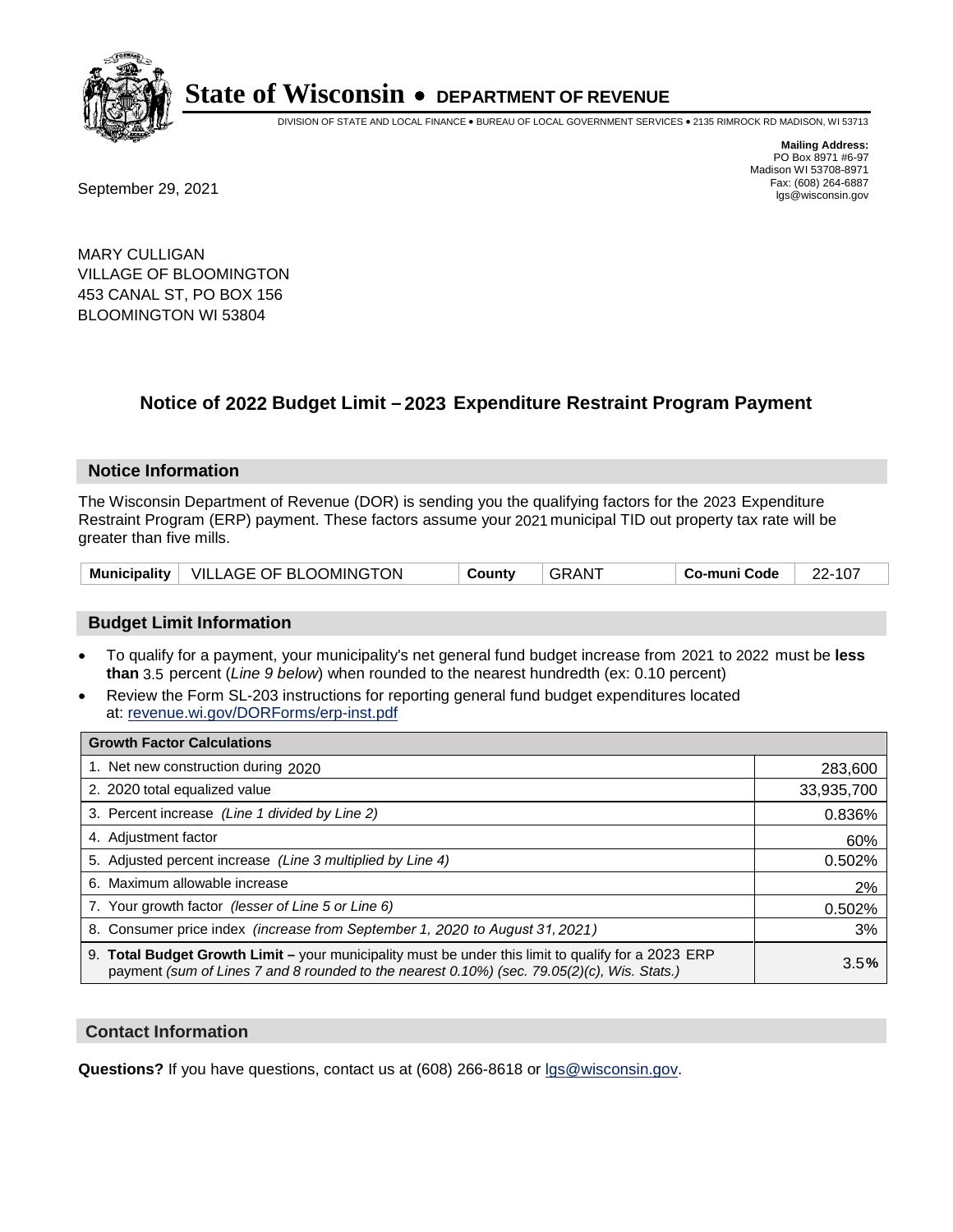# State of Wisconsin • DEPARTMENT OF REVENUE

DIVISION OF STATE AND LOCAL FINANCE • BUREAU OF LOCAL GOVERNMENT SERVICES • 2135 RIMROCK RD MADISON, WI 53713

**Mailing Address:**
PO Box 8971 #6-97
Madison WI 53708-8971
Fax: (608) 264-6887
lgs@wisconsin.gov

September 29, 2021

MARY CULLIGAN
VILLAGE OF BLOOMINGTON
453 CANAL ST, PO BOX 156
BLOOMINGTON WI 53804

## Notice of 2022 Budget Limit – 2023 Expenditure Restraint Program Payment

### Notice Information

The Wisconsin Department of Revenue (DOR) is sending you the qualifying factors for the 2023 Expenditure Restraint Program (ERP) payment. These factors assume your 2021 municipal TID out property tax rate will be greater than five mills.

| Municipality | VILLAGE OF BLOOMINGTON | County | GRANT | Co-muni Code | 22-107 |
|---|---|---|---|---|---|

### Budget Limit Information

- To qualify for a payment, your municipality's net general fund budget increase from 2021 to 2022 must be **less than** 3.5 percent (*Line 9 below*) when rounded to the nearest hundredth (ex: 0.10 percent)
- Review the Form SL-203 instructions for reporting general fund budget expenditures located at: revenue.wi.gov/DORForms/erp-inst.pdf

| Growth Factor Calculations | |
|---|---|
| 1. Net new construction during 2020 | 283,600 |
| 2. 2020 total equalized value | 33,935,700 |
| 3. Percent increase *(Line 1 divided by Line 2)* | 0.836% |
| 4. Adjustment factor | 60% |
| 5. Adjusted percent increase *(Line 3 multiplied by Line 4)* | 0.502% |
| 6. Maximum allowable increase | 2% |
| 7. Your growth factor *(lesser of Line 5 or Line 6)* | 0.502% |
| 8. Consumer price index *(increase from September 1, 2020 to August 31, 2021)* | 3% |
| 9. **Total Budget Growth Limit –** your municipality must be under this limit to qualify for a 2023 ERP payment *(sum of Lines 7 and 8 rounded to the nearest 0.10%) (sec. 79.05(2)(c), Wis. Stats.)* | 3.5**%** |

### Contact Information

**Questions?** If you have questions, contact us at (608) 266-8618 or lgs@wisconsin.gov.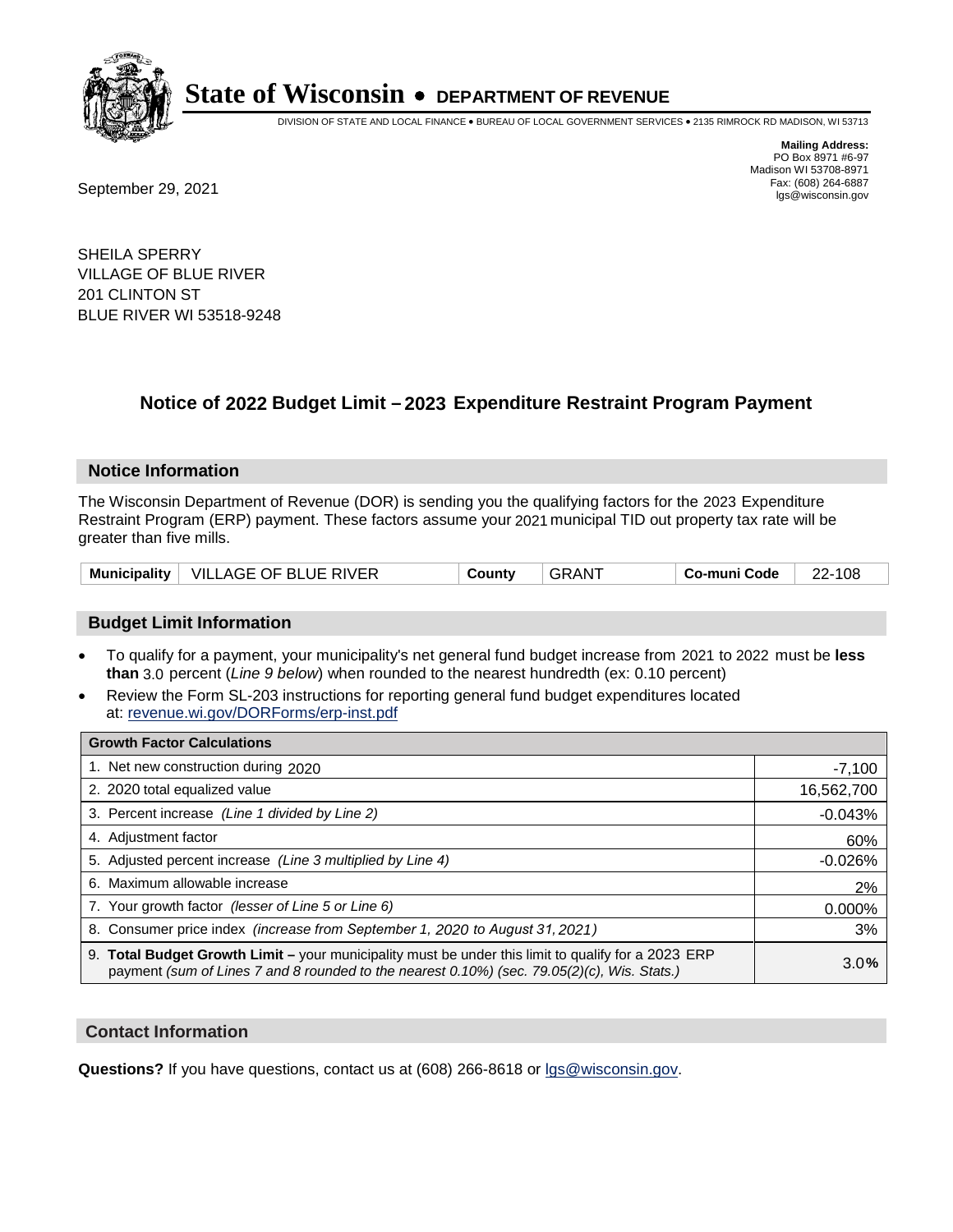# State of Wisconsin • DEPARTMENT OF REVENUE

DIVISION OF STATE AND LOCAL FINANCE • BUREAU OF LOCAL GOVERNMENT SERVICES • 2135 RIMROCK RD MADISON, WI 53713

**Mailing Address:**
PO Box 8971 #6-97
Madison WI 53708-8971
Fax: (608) 264-6887
lgs@wisconsin.gov

September 29, 2021

SHEILA SPERRY
VILLAGE OF BLUE RIVER
201 CLINTON ST
BLUE RIVER WI 53518-9248

## Notice of 2022 Budget Limit – 2023 Expenditure Restraint Program Payment

### Notice Information

The Wisconsin Department of Revenue (DOR) is sending you the qualifying factors for the 2023 Expenditure Restraint Program (ERP) payment. These factors assume your 2021 municipal TID out property tax rate will be greater than five mills.

| Municipality | VILLAGE OF BLUE RIVER | County | GRANT | Co-muni Code | 22-108 |
|---|---|---|---|---|---|

### Budget Limit Information

- To qualify for a payment, your municipality's net general fund budget increase from 2021 to 2022 must be **less than** 3.0 percent (*Line 9 below*) when rounded to the nearest hundredth (ex: 0.10 percent)
- Review the Form SL-203 instructions for reporting general fund budget expenditures located at: revenue.wi.gov/DORForms/erp-inst.pdf

| Growth Factor Calculations | |
|---|---|
| 1. Net new construction during 2020 | -7,100 |
| 2. 2020 total equalized value | 16,562,700 |
| 3. Percent increase *(Line 1 divided by Line 2)* | -0.043% |
| 4. Adjustment factor | 60% |
| 5. Adjusted percent increase *(Line 3 multiplied by Line 4)* | -0.026% |
| 6. Maximum allowable increase | 2% |
| 7. Your growth factor *(lesser of Line 5 or Line 6)* | 0.000% |
| 8. Consumer price index *(increase from September 1, 2020 to August 31, 2021)* | 3% |
| 9. **Total Budget Growth Limit –** your municipality must be under this limit to qualify for a 2023 ERP payment *(sum of Lines 7 and 8 rounded to the nearest 0.10%) (sec. 79.05(2)(c), Wis. Stats.)* | 3.0% |

### Contact Information

**Questions?** If you have questions, contact us at (608) 266-8618 or lgs@wisconsin.gov.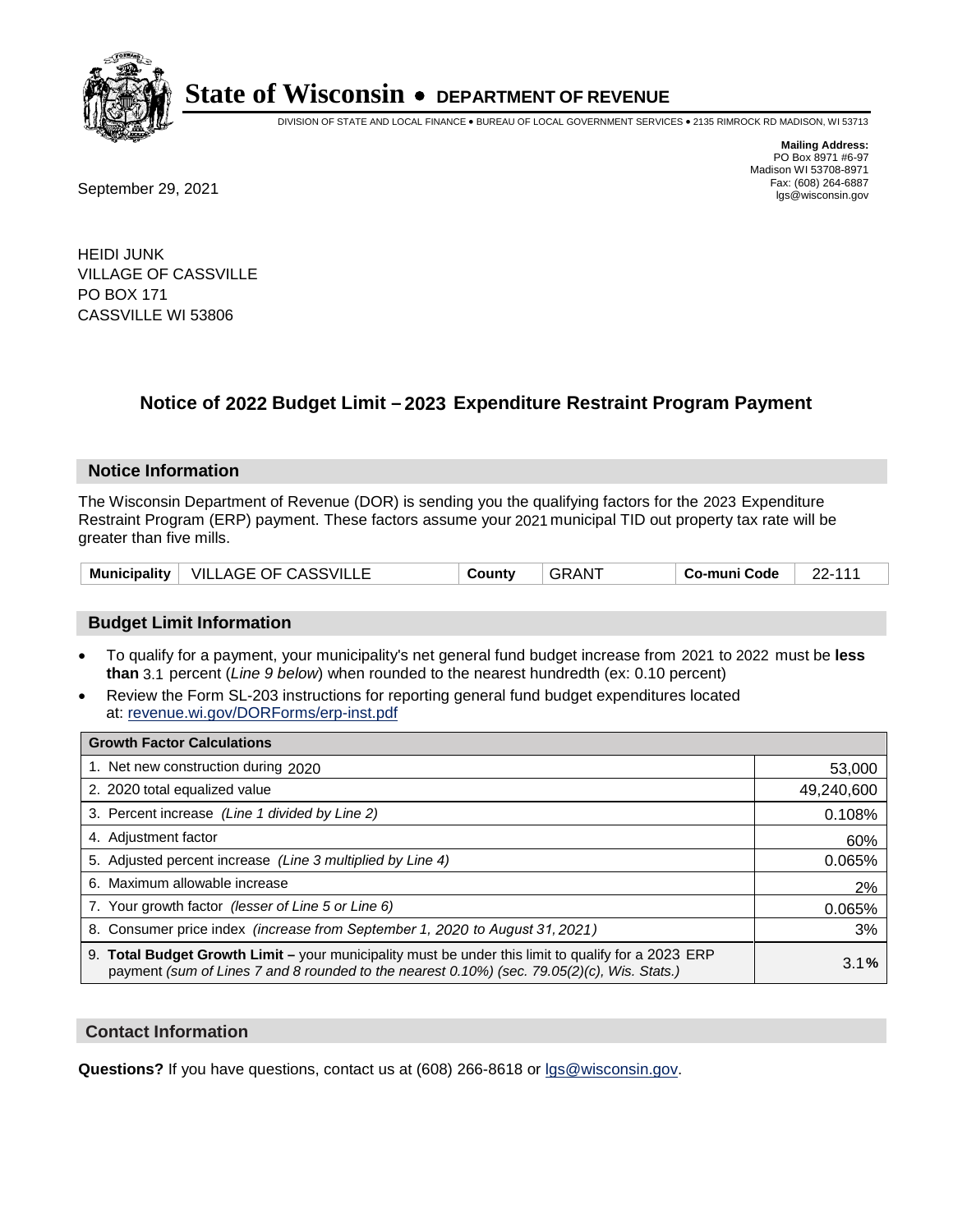# State of Wisconsin • DEPARTMENT OF REVENUE

DIVISION OF STATE AND LOCAL FINANCE • BUREAU OF LOCAL GOVERNMENT SERVICES • 2135 RIMROCK RD MADISON, WI 53713

**Mailing Address:**
PO Box 8971 #6-97
Madison WI 53708-8971
Fax: (608) 264-6887
lgs@wisconsin.gov

September 29, 2021

HEIDI JUNK
VILLAGE OF CASSVILLE
PO BOX 171
CASSVILLE WI 53806

## Notice of 2022 Budget Limit – 2023 Expenditure Restraint Program Payment

### Notice Information

The Wisconsin Department of Revenue (DOR) is sending you the qualifying factors for the 2023 Expenditure Restraint Program (ERP) payment. These factors assume your 2021 municipal TID out property tax rate will be greater than five mills.

| Municipality | VILLAGE OF CASSVILLE | County | GRANT | Co-muni Code | 22-111 |
|---|---|---|---|---|---|

### Budget Limit Information

- To qualify for a payment, your municipality's net general fund budget increase from 2021 to 2022 must be **less than** 3.1 percent (*Line 9 below*) when rounded to the nearest hundredth (ex: 0.10 percent)
- Review the Form SL-203 instructions for reporting general fund budget expenditures located at: revenue.wi.gov/DORForms/erp-inst.pdf

| Growth Factor Calculations | |
|---|---|
| 1. Net new construction during 2020 | 53,000 |
| 2. 2020 total equalized value | 49,240,600 |
| 3. Percent increase *(Line 1 divided by Line 2)* | 0.108% |
| 4. Adjustment factor | 60% |
| 5. Adjusted percent increase *(Line 3 multiplied by Line 4)* | 0.065% |
| 6. Maximum allowable increase | 2% |
| 7. Your growth factor *(lesser of Line 5 or Line 6)* | 0.065% |
| 8. Consumer price index *(increase from September 1, 2020 to August 31, 2021)* | 3% |
| 9. **Total Budget Growth Limit –** your municipality must be under this limit to qualify for a 2023 ERP payment *(sum of Lines 7 and 8 rounded to the nearest 0.10%) (sec. 79.05(2)(c), Wis. Stats.)* | 3.1**%** |

### Contact Information

**Questions?** If you have questions, contact us at (608) 266-8618 or lgs@wisconsin.gov.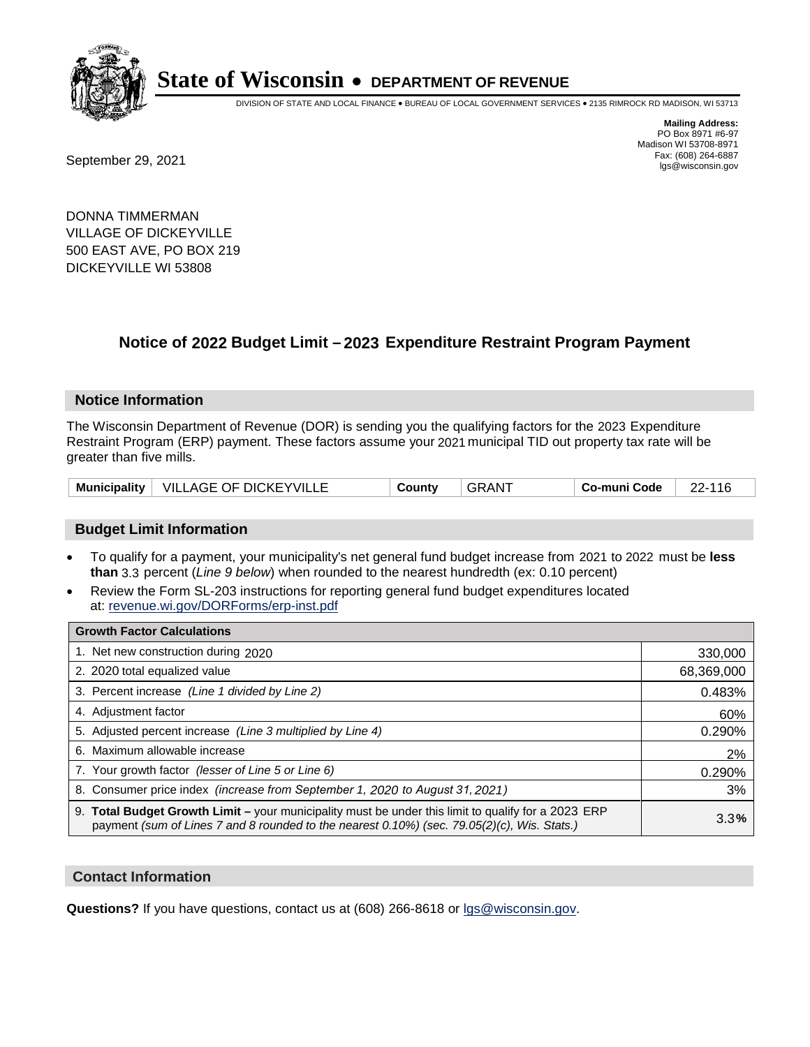# State of Wisconsin • DEPARTMENT OF REVENUE

DIVISION OF STATE AND LOCAL FINANCE • BUREAU OF LOCAL GOVERNMENT SERVICES • 2135 RIMROCK RD MADISON, WI 53713

**Mailing Address:**
PO Box 8971 #6-97
Madison WI 53708-8971
Fax: (608) 264-6887
lgs@wisconsin.gov

September 29, 2021

DONNA TIMMERMAN
VILLAGE OF DICKEYVILLE
500 EAST AVE, PO BOX 219
DICKEYVILLE WI 53808

## Notice of 2022 Budget Limit – 2023 Expenditure Restraint Program Payment

### Notice Information

The Wisconsin Department of Revenue (DOR) is sending you the qualifying factors for the 2023 Expenditure Restraint Program (ERP) payment. These factors assume your 2021 municipal TID out property tax rate will be greater than five mills.

| Municipality | VILLAGE OF DICKEYVILLE | County | GRANT | Co-muni Code | 22-116 |
|---|---|---|---|---|---|

### Budget Limit Information

- To qualify for a payment, your municipality's net general fund budget increase from 2021 to 2022 must be **less than** 3.3 percent (*Line 9 below*) when rounded to the nearest hundredth (ex: 0.10 percent)
- Review the Form SL-203 instructions for reporting general fund budget expenditures located at: revenue.wi.gov/DORForms/erp-inst.pdf

| Growth Factor Calculations | |
|---|---|
| 1. Net new construction during 2020 | 330,000 |
| 2. 2020 total equalized value | 68,369,000 |
| 3. Percent increase *(Line 1 divided by Line 2)* | 0.483% |
| 4. Adjustment factor | 60% |
| 5. Adjusted percent increase *(Line 3 multiplied by Line 4)* | 0.290% |
| 6. Maximum allowable increase | 2% |
| 7. Your growth factor *(lesser of Line 5 or Line 6)* | 0.290% |
| 8. Consumer price index *(increase from September 1, 2020 to August 31, 2021)* | 3% |
| 9. **Total Budget Growth Limit –** your municipality must be under this limit to qualify for a 2023 ERP payment *(sum of Lines 7 and 8 rounded to the nearest 0.10%) (sec. 79.05(2)(c), Wis. Stats.)* | 3.3**%** |

### Contact Information

**Questions?** If you have questions, contact us at (608) 266-8618 or lgs@wisconsin.gov.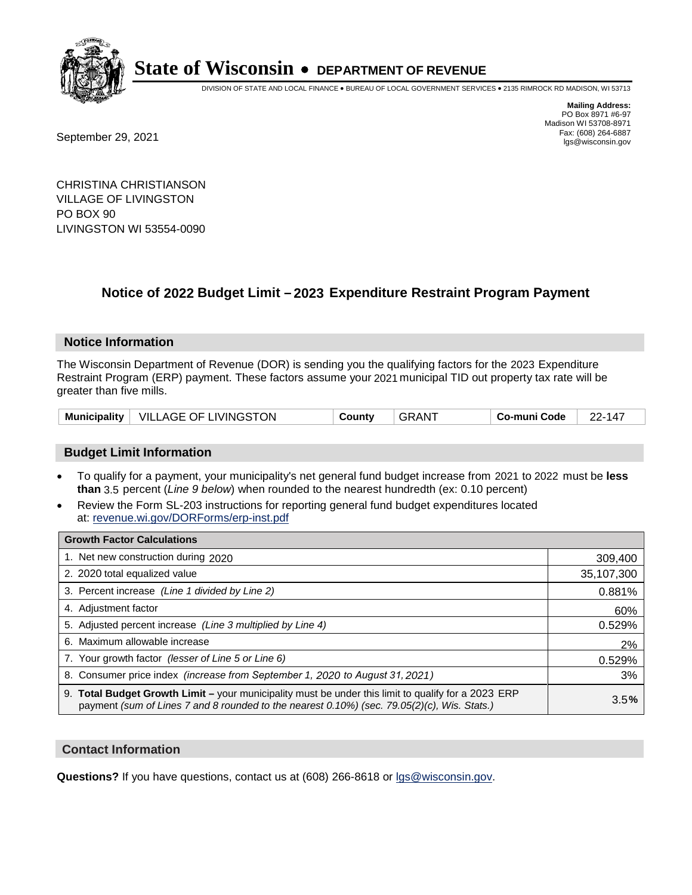# State of Wisconsin • DEPARTMENT OF REVENUE

DIVISION OF STATE AND LOCAL FINANCE • BUREAU OF LOCAL GOVERNMENT SERVICES • 2135 RIMROCK RD MADISON, WI 53713

**Mailing Address:**
PO Box 8971 #6-97
Madison WI 53708-8971
Fax: (608) 264-6887
lgs@wisconsin.gov

September 29, 2021

CHRISTINA CHRISTIANSON
VILLAGE OF LIVINGSTON
PO BOX 90
LIVINGSTON WI 53554-0090

## Notice of 2022 Budget Limit – 2023 Expenditure Restraint Program Payment

### Notice Information

The Wisconsin Department of Revenue (DOR) is sending you the qualifying factors for the 2023 Expenditure Restraint Program (ERP) payment. These factors assume your 2021 municipal TID out property tax rate will be greater than five mills.

| Municipality | VILLAGE OF LIVINGSTON | County | GRANT | Co-muni Code | 22-147 |
|---|---|---|---|---|---|

### Budget Limit Information

- To qualify for a payment, your municipality's net general fund budget increase from 2021 to 2022 must be **less than** 3.5 percent (*Line 9 below*) when rounded to the nearest hundredth (ex: 0.10 percent)
- Review the Form SL-203 instructions for reporting general fund budget expenditures located at: revenue.wi.gov/DORForms/erp-inst.pdf

| Growth Factor Calculations | |
|---|---|
| 1. Net new construction during 2020 | 309,400 |
| 2. 2020 total equalized value | 35,107,300 |
| 3. Percent increase *(Line 1 divided by Line 2)* | 0.881% |
| 4. Adjustment factor | 60% |
| 5. Adjusted percent increase *(Line 3 multiplied by Line 4)* | 0.529% |
| 6. Maximum allowable increase | 2% |
| 7. Your growth factor *(lesser of Line 5 or Line 6)* | 0.529% |
| 8. Consumer price index *(increase from September 1, 2020 to August 31, 2021)* | 3% |
| 9. **Total Budget Growth Limit –** your municipality must be under this limit to qualify for a 2023 ERP payment *(sum of Lines 7 and 8 rounded to the nearest 0.10%) (sec. 79.05(2)(c), Wis. Stats.)* | 3.5**%** |

### Contact Information

**Questions?** If you have questions, contact us at (608) 266-8618 or lgs@wisconsin.gov.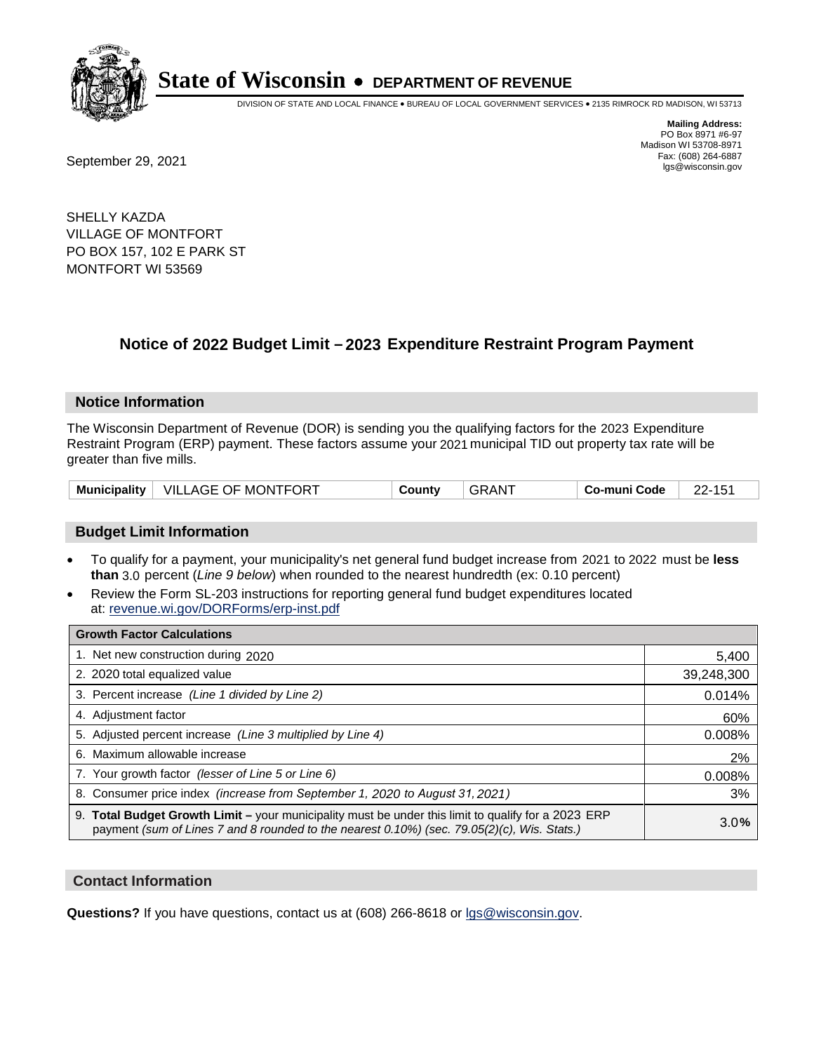# State of Wisconsin • DEPARTMENT OF REVENUE

DIVISION OF STATE AND LOCAL FINANCE • BUREAU OF LOCAL GOVERNMENT SERVICES • 2135 RIMROCK RD MADISON, WI 53713

**Mailing Address:**
PO Box 8971 #6-97
Madison WI 53708-8971
Fax: (608) 264-6887
lgs@wisconsin.gov

September 29, 2021

SHELLY KAZDA
VILLAGE OF MONTFORT
PO BOX 157, 102 E PARK ST
MONTFORT WI 53569

## Notice of 2022 Budget Limit – 2023 Expenditure Restraint Program Payment

### Notice Information

The Wisconsin Department of Revenue (DOR) is sending you the qualifying factors for the 2023 Expenditure Restraint Program (ERP) payment. These factors assume your 2021 municipal TID out property tax rate will be greater than five mills.

| Municipality | VILLAGE OF MONTFORT | County | GRANT | Co-muni Code | 22-151 |
|---|---|---|---|---|---|

### Budget Limit Information

- To qualify for a payment, your municipality's net general fund budget increase from 2021 to 2022 must be **less than** 3.0 percent (*Line 9 below*) when rounded to the nearest hundredth (ex: 0.10 percent)
- Review the Form SL-203 instructions for reporting general fund budget expenditures located at: revenue.wi.gov/DORForms/erp-inst.pdf

| Growth Factor Calculations | |
|---|---|
| 1. Net new construction during 2020 | 5,400 |
| 2. 2020 total equalized value | 39,248,300 |
| 3. Percent increase *(Line 1 divided by Line 2)* | 0.014% |
| 4. Adjustment factor | 60% |
| 5. Adjusted percent increase *(Line 3 multiplied by Line 4)* | 0.008% |
| 6. Maximum allowable increase | 2% |
| 7. Your growth factor *(lesser of Line 5 or Line 6)* | 0.008% |
| 8. Consumer price index *(increase from September 1, 2020 to August 31, 2021)* | 3% |
| 9. **Total Budget Growth Limit –** your municipality must be under this limit to qualify for a 2023 ERP payment *(sum of Lines 7 and 8 rounded to the nearest 0.10%) (sec. 79.05(2)(c), Wis. Stats.)* | 3.0**%** |

### Contact Information

**Questions?** If you have questions, contact us at (608) 266-8618 or lgs@wisconsin.gov.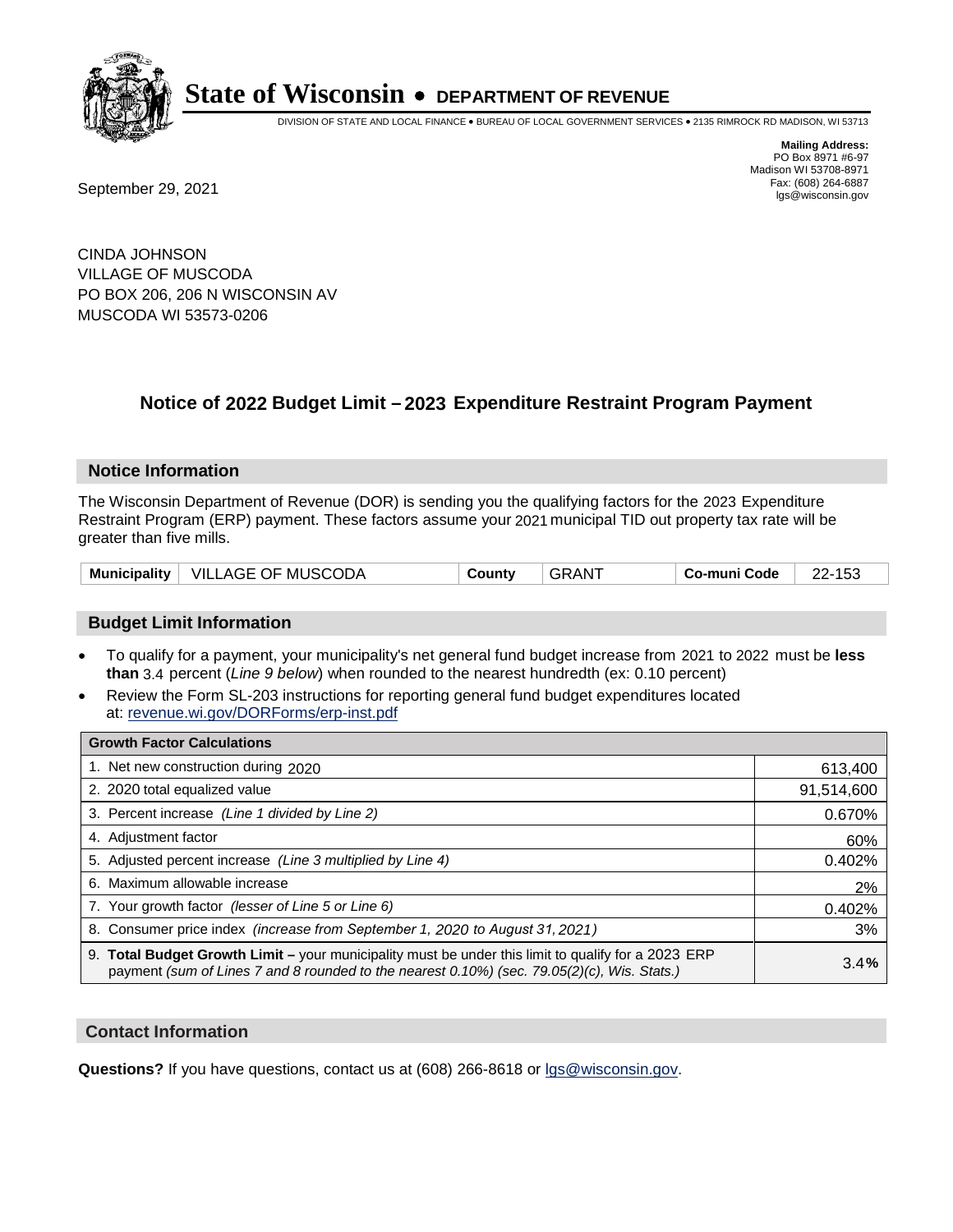# State of Wisconsin • DEPARTMENT OF REVENUE

DIVISION OF STATE AND LOCAL FINANCE • BUREAU OF LOCAL GOVERNMENT SERVICES • 2135 RIMROCK RD MADISON, WI 53713

**Mailing Address:**
PO Box 8971 #6-97
Madison WI 53708-8971
Fax: (608) 264-6887
lgs@wisconsin.gov

September 29, 2021

CINDA JOHNSON
VILLAGE OF MUSCODA
PO BOX 206, 206 N WISCONSIN AV
MUSCODA WI 53573-0206

## Notice of 2022 Budget Limit – 2023 Expenditure Restraint Program Payment

### Notice Information

The Wisconsin Department of Revenue (DOR) is sending you the qualifying factors for the 2023 Expenditure Restraint Program (ERP) payment. These factors assume your 2021 municipal TID out property tax rate will be greater than five mills.

| Municipality | VILLAGE OF MUSCODA | County | GRANT | Co-muni Code | 22-153 |
|---|---|---|---|---|---|

### Budget Limit Information

- To qualify for a payment, your municipality's net general fund budget increase from 2021 to 2022 must be **less than** 3.4 percent (*Line 9 below*) when rounded to the nearest hundredth (ex: 0.10 percent)
- Review the Form SL-203 instructions for reporting general fund budget expenditures located at: revenue.wi.gov/DORForms/erp-inst.pdf

| Growth Factor Calculations | |
|---|---|
| 1. Net new construction during 2020 | 613,400 |
| 2. 2020 total equalized value | 91,514,600 |
| 3. Percent increase *(Line 1 divided by Line 2)* | 0.670% |
| 4. Adjustment factor | 60% |
| 5. Adjusted percent increase *(Line 3 multiplied by Line 4)* | 0.402% |
| 6. Maximum allowable increase | 2% |
| 7. Your growth factor *(lesser of Line 5 or Line 6)* | 0.402% |
| 8. Consumer price index *(increase from September 1, 2020 to August 31, 2021)* | 3% |
| 9. **Total Budget Growth Limit –** your municipality must be under this limit to qualify for a 2023 ERP payment *(sum of Lines 7 and 8 rounded to the nearest 0.10%) (sec. 79.05(2)(c), Wis. Stats.)* | 3.4**%** |

### Contact Information

**Questions?** If you have questions, contact us at (608) 266-8618 or lgs@wisconsin.gov.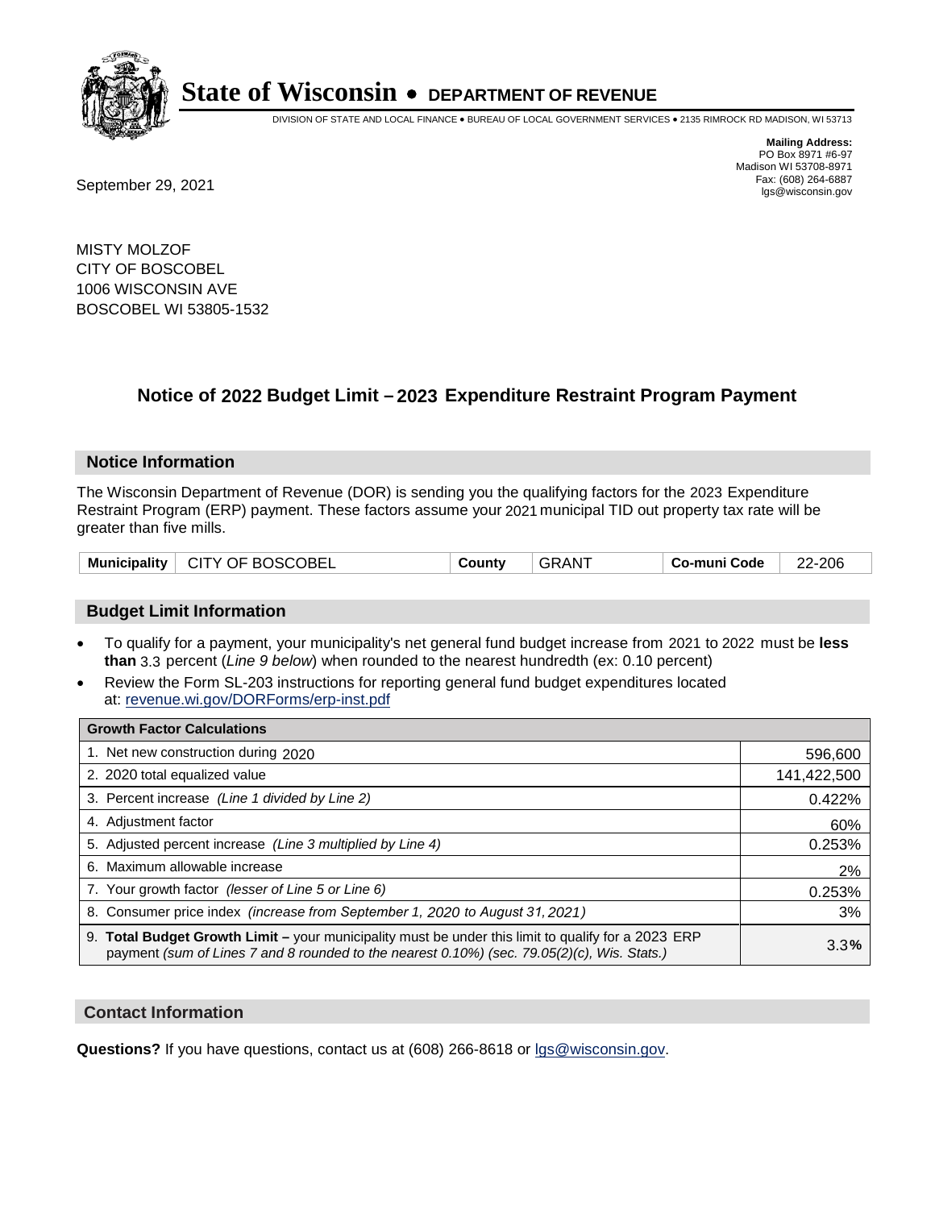# State of Wisconsin • DEPARTMENT OF REVENUE

DIVISION OF STATE AND LOCAL FINANCE • BUREAU OF LOCAL GOVERNMENT SERVICES • 2135 RIMROCK RD MADISON, WI 53713

**Mailing Address:**
PO Box 8971 #6-97
Madison WI 53708-8971
Fax: (608) 264-6887
lgs@wisconsin.gov

September 29, 2021

MISTY MOLZOF
CITY OF BOSCOBEL
1006 WISCONSIN AVE
BOSCOBEL WI 53805-1532

## Notice of 2022 Budget Limit – 2023 Expenditure Restraint Program Payment

### Notice Information

The Wisconsin Department of Revenue (DOR) is sending you the qualifying factors for the 2023 Expenditure Restraint Program (ERP) payment. These factors assume your 2021 municipal TID out property tax rate will be greater than five mills.

| Municipality | CITY OF BOSCOBEL | County | GRANT | Co-muni Code | 22-206 |
|---|---|---|---|---|---|

### Budget Limit Information

- To qualify for a payment, your municipality's net general fund budget increase from 2021 to 2022 must be **less than** 3.3 percent (*Line 9 below*) when rounded to the nearest hundredth (ex: 0.10 percent)
- Review the Form SL-203 instructions for reporting general fund budget expenditures located at: revenue.wi.gov/DORForms/erp-inst.pdf

| Growth Factor Calculations | |
|---|---|
| 1. Net new construction during 2020 | 596,600 |
| 2. 2020 total equalized value | 141,422,500 |
| 3. Percent increase *(Line 1 divided by Line 2)* | 0.422% |
| 4. Adjustment factor | 60% |
| 5. Adjusted percent increase *(Line 3 multiplied by Line 4)* | 0.253% |
| 6. Maximum allowable increase | 2% |
| 7. Your growth factor *(lesser of Line 5 or Line 6)* | 0.253% |
| 8. Consumer price index *(increase from September 1, 2020 to August 31, 2021)* | 3% |
| 9. **Total Budget Growth Limit –** your municipality must be under this limit to qualify for a 2023 ERP payment *(sum of Lines 7 and 8 rounded to the nearest 0.10%) (sec. 79.05(2)(c), Wis. Stats.)* | 3.3**%** |

### Contact Information

**Questions?** If you have questions, contact us at (608) 266-8618 or lgs@wisconsin.gov.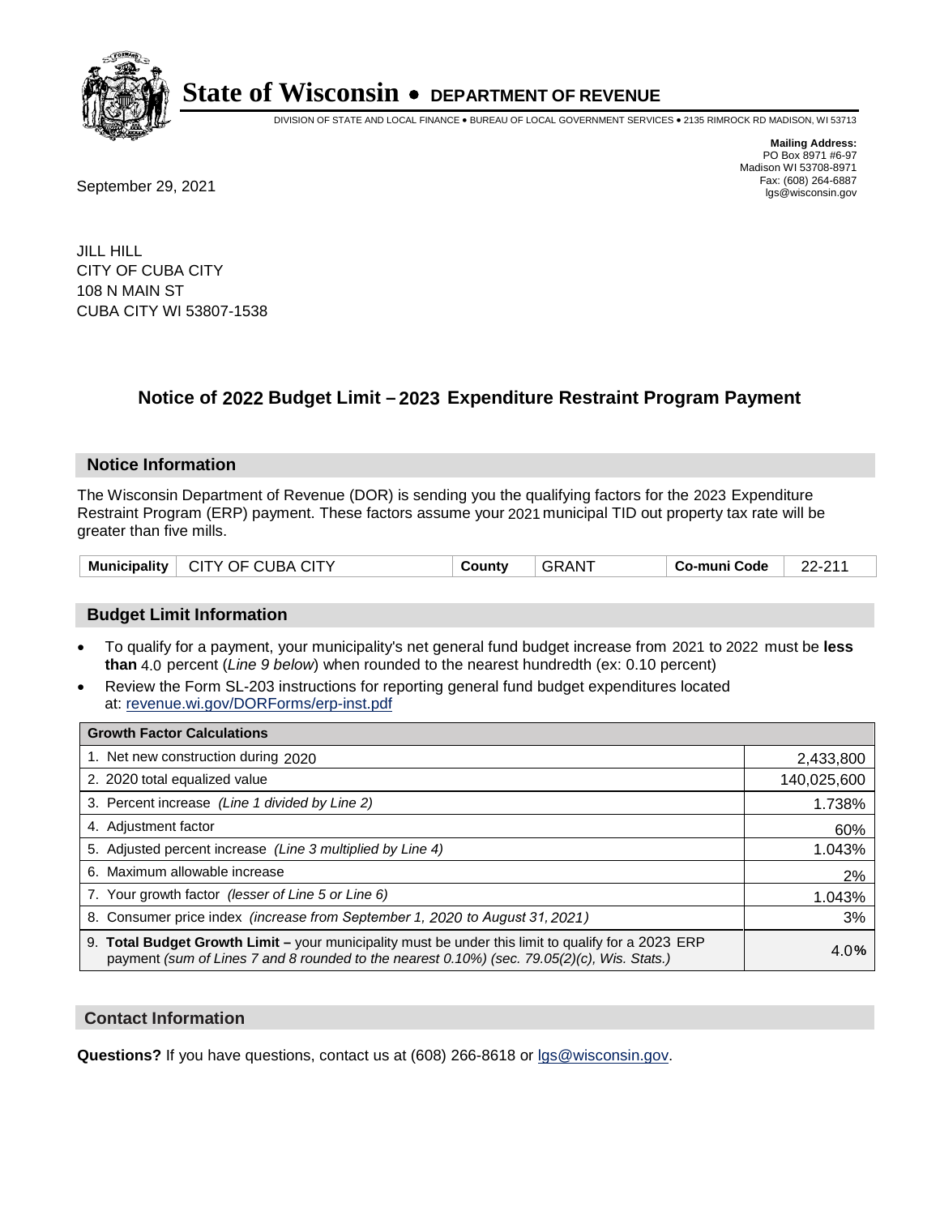# State of Wisconsin • DEPARTMENT OF REVENUE

DIVISION OF STATE AND LOCAL FINANCE • BUREAU OF LOCAL GOVERNMENT SERVICES • 2135 RIMROCK RD MADISON, WI 53713

**Mailing Address:**
PO Box 8971 #6-97
Madison WI 53708-8971
Fax: (608) 264-6887
lgs@wisconsin.gov

September 29, 2021

JILL HILL
CITY OF CUBA CITY
108 N MAIN ST
CUBA CITY WI 53807-1538

## Notice of 2022 Budget Limit – 2023 Expenditure Restraint Program Payment

### Notice Information

The Wisconsin Department of Revenue (DOR) is sending you the qualifying factors for the 2023 Expenditure Restraint Program (ERP) payment. These factors assume your 2021 municipal TID out property tax rate will be greater than five mills.

| Municipality | CITY OF CUBA CITY | County | GRANT | Co-muni Code | 22-211 |
|---|---|---|---|---|---|

### Budget Limit Information

- To qualify for a payment, your municipality's net general fund budget increase from 2021 to 2022 must be **less than** 4.0 percent (*Line 9 below*) when rounded to the nearest hundredth (ex: 0.10 percent)
- Review the Form SL-203 instructions for reporting general fund budget expenditures located at: revenue.wi.gov/DORForms/erp-inst.pdf

| Growth Factor Calculations | |
|---|---|
| 1. Net new construction during 2020 | 2,433,800 |
| 2. 2020 total equalized value | 140,025,600 |
| 3. Percent increase *(Line 1 divided by Line 2)* | 1.738% |
| 4. Adjustment factor | 60% |
| 5. Adjusted percent increase *(Line 3 multiplied by Line 4)* | 1.043% |
| 6. Maximum allowable increase | 2% |
| 7. Your growth factor *(lesser of Line 5 or Line 6)* | 1.043% |
| 8. Consumer price index *(increase from September 1, 2020 to August 31, 2021)* | 3% |
| 9. **Total Budget Growth Limit –** your municipality must be under this limit to qualify for a 2023 ERP payment *(sum of Lines 7 and 8 rounded to the nearest 0.10%) (sec. 79.05(2)(c), Wis. Stats.)* | 4.0% |

### Contact Information

**Questions?** If you have questions, contact us at (608) 266-8618 or lgs@wisconsin.gov.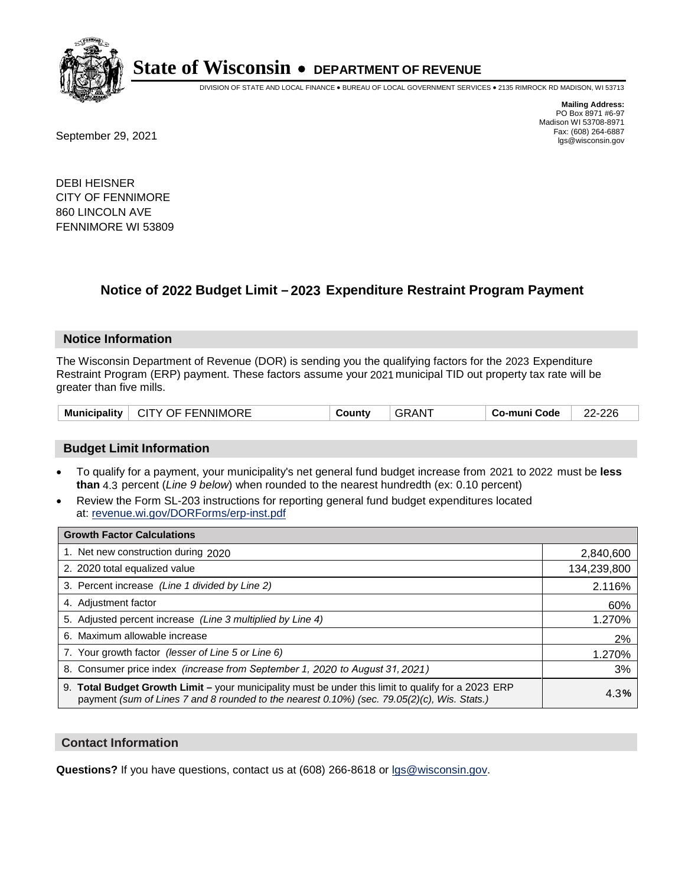# State of Wisconsin • DEPARTMENT OF REVENUE

DIVISION OF STATE AND LOCAL FINANCE • BUREAU OF LOCAL GOVERNMENT SERVICES • 2135 RIMROCK RD MADISON, WI 53713

**Mailing Address:**
PO Box 8971 #6-97
Madison WI 53708-8971
Fax: (608) 264-6887
lgs@wisconsin.gov

September 29, 2021

DEBI HEISNER
CITY OF FENNIMORE
860 LINCOLN AVE
FENNIMORE WI 53809

## Notice of 2022 Budget Limit – 2023 Expenditure Restraint Program Payment

### Notice Information

The Wisconsin Department of Revenue (DOR) is sending you the qualifying factors for the 2023 Expenditure Restraint Program (ERP) payment. These factors assume your 2021 municipal TID out property tax rate will be greater than five mills.

| Municipality | CITY OF FENNIMORE | County | GRANT | Co-muni Code | 22-226 |
|---|---|---|---|---|---|

### Budget Limit Information

- To qualify for a payment, your municipality's net general fund budget increase from 2021 to 2022 must be **less than** 4.3 percent (*Line 9 below*) when rounded to the nearest hundredth (ex: 0.10 percent)
- Review the Form SL-203 instructions for reporting general fund budget expenditures located at: revenue.wi.gov/DORForms/erp-inst.pdf

| Growth Factor Calculations | |
|---|---|
| 1. Net new construction during 2020 | 2,840,600 |
| 2. 2020 total equalized value | 134,239,800 |
| 3. Percent increase *(Line 1 divided by Line 2)* | 2.116% |
| 4. Adjustment factor | 60% |
| 5. Adjusted percent increase *(Line 3 multiplied by Line 4)* | 1.270% |
| 6. Maximum allowable increase | 2% |
| 7. Your growth factor *(lesser of Line 5 or Line 6)* | 1.270% |
| 8. Consumer price index *(increase from September 1, 2020 to August 31, 2021)* | 3% |
| 9. **Total Budget Growth Limit –** your municipality must be under this limit to qualify for a 2023 ERP payment *(sum of Lines 7 and 8 rounded to the nearest 0.10%) (sec. 79.05(2)(c), Wis. Stats.)* | 4.3**%** |

### Contact Information

**Questions?** If you have questions, contact us at (608) 266-8618 or lgs@wisconsin.gov.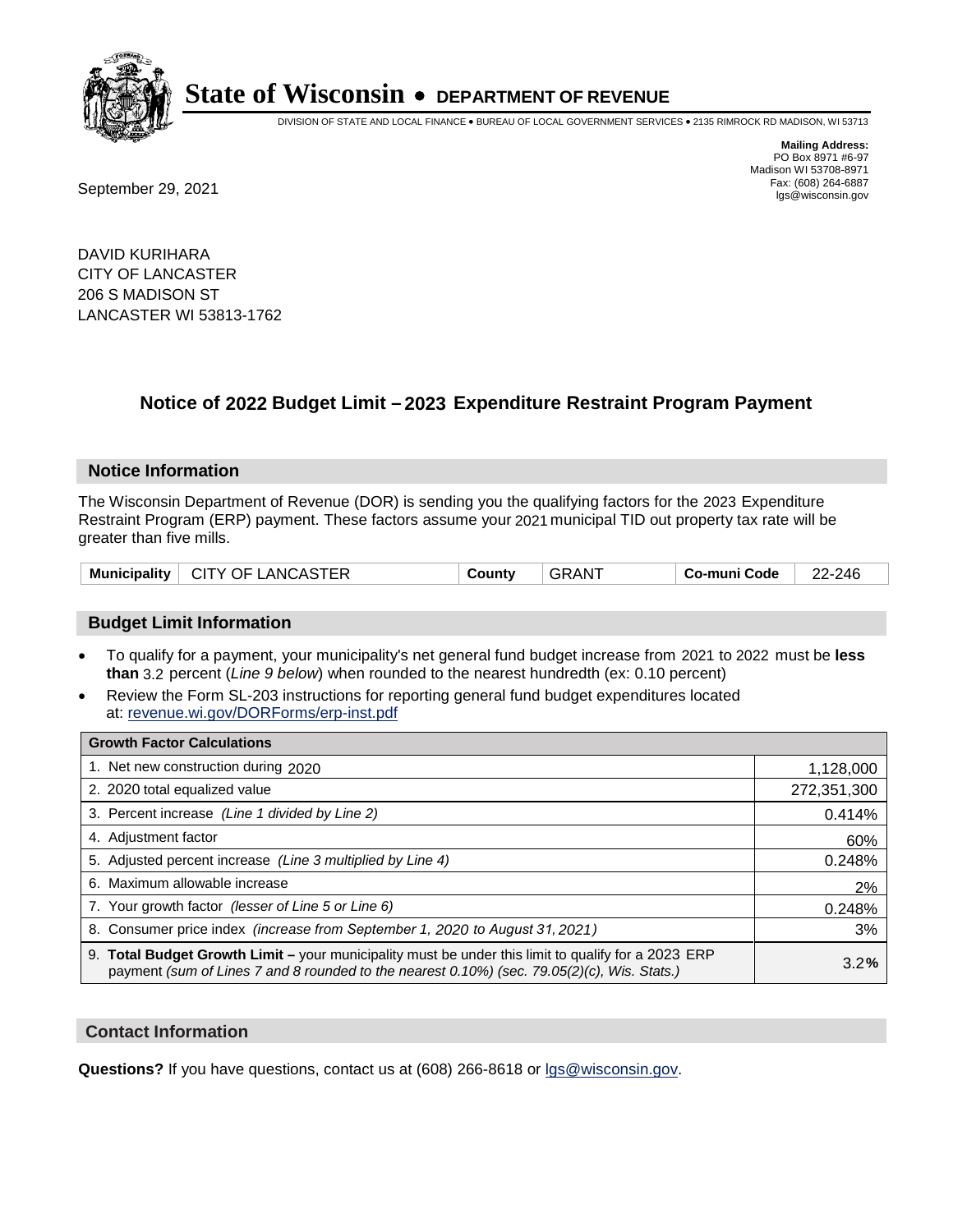# State of Wisconsin • DEPARTMENT OF REVENUE

DIVISION OF STATE AND LOCAL FINANCE • BUREAU OF LOCAL GOVERNMENT SERVICES • 2135 RIMROCK RD MADISON, WI 53713

**Mailing Address:**
PO Box 8971 #6-97
Madison WI 53708-8971
Fax: (608) 264-6887
lgs@wisconsin.gov

September 29, 2021

DAVID KURIHARA
CITY OF LANCASTER
206 S MADISON ST
LANCASTER WI 53813-1762

## Notice of 2022 Budget Limit – 2023 Expenditure Restraint Program Payment

### Notice Information

The Wisconsin Department of Revenue (DOR) is sending you the qualifying factors for the 2023 Expenditure Restraint Program (ERP) payment. These factors assume your 2021 municipal TID out property tax rate will be greater than five mills.

| Municipality | CITY OF LANCASTER | County | GRANT | Co-muni Code | 22-246 |
|---|---|---|---|---|---|

### Budget Limit Information

- To qualify for a payment, your municipality's net general fund budget increase from 2021 to 2022 must be **less than** 3.2 percent (*Line 9 below*) when rounded to the nearest hundredth (ex: 0.10 percent)
- Review the Form SL-203 instructions for reporting general fund budget expenditures located at: revenue.wi.gov/DORForms/erp-inst.pdf

| Growth Factor Calculations | |
|---|---|
| 1. Net new construction during 2020 | 1,128,000 |
| 2. 2020 total equalized value | 272,351,300 |
| 3. Percent increase *(Line 1 divided by Line 2)* | 0.414% |
| 4. Adjustment factor | 60% |
| 5. Adjusted percent increase *(Line 3 multiplied by Line 4)* | 0.248% |
| 6. Maximum allowable increase | 2% |
| 7. Your growth factor *(lesser of Line 5 or Line 6)* | 0.248% |
| 8. Consumer price index *(increase from September 1, 2020 to August 31, 2021)* | 3% |
| 9. **Total Budget Growth Limit** – your municipality must be under this limit to qualify for a 2023 ERP payment *(sum of Lines 7 and 8 rounded to the nearest 0.10%) (sec. 79.05(2)(c), Wis. Stats.)* | 3.2**%** |

### Contact Information

**Questions?** If you have questions, contact us at (608) 266-8618 or lgs@wisconsin.gov.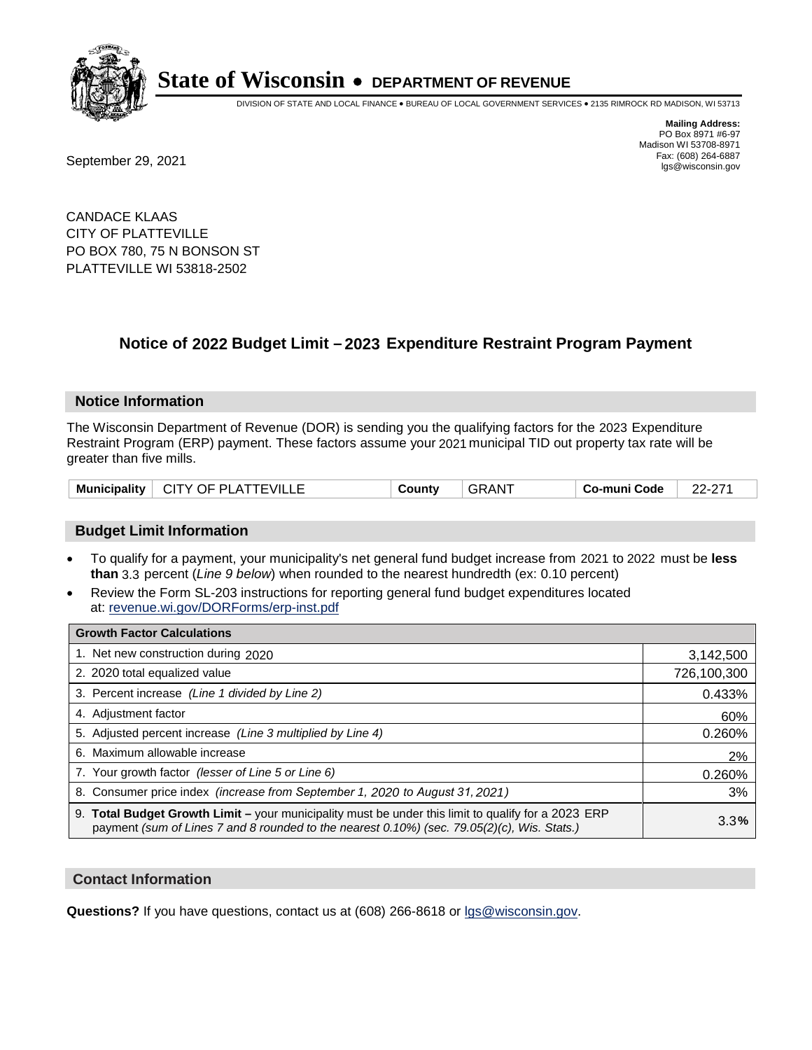# State of Wisconsin • DEPARTMENT OF REVENUE

DIVISION OF STATE AND LOCAL FINANCE • BUREAU OF LOCAL GOVERNMENT SERVICES • 2135 RIMROCK RD MADISON, WI 53713

**Mailing Address:**
PO Box 8971 #6-97
Madison WI 53708-8971
Fax: (608) 264-6887
lgs@wisconsin.gov

September 29, 2021

CANDACE KLAAS
CITY OF PLATTEVILLE
PO BOX 780, 75 N BONSON ST
PLATTEVILLE WI 53818-2502

## Notice of 2022 Budget Limit – 2023 Expenditure Restraint Program Payment

### Notice Information

The Wisconsin Department of Revenue (DOR) is sending you the qualifying factors for the 2023 Expenditure Restraint Program (ERP) payment. These factors assume your 2021 municipal TID out property tax rate will be greater than five mills.

| Municipality | CITY OF PLATTEVILLE | County | GRANT | Co-muni Code | 22-271 |
|---|---|---|---|---|---|

### Budget Limit Information

- To qualify for a payment, your municipality's net general fund budget increase from 2021 to 2022 must be **less than** 3.3 percent (*Line 9 below*) when rounded to the nearest hundredth (ex: 0.10 percent)
- Review the Form SL-203 instructions for reporting general fund budget expenditures located at: revenue.wi.gov/DORForms/erp-inst.pdf

| Growth Factor Calculations | |
|---|---|
| 1. Net new construction during 2020 | 3,142,500 |
| 2. 2020 total equalized value | 726,100,300 |
| 3. Percent increase *(Line 1 divided by Line 2)* | 0.433% |
| 4. Adjustment factor | 60% |
| 5. Adjusted percent increase *(Line 3 multiplied by Line 4)* | 0.260% |
| 6. Maximum allowable increase | 2% |
| 7. Your growth factor *(lesser of Line 5 or Line 6)* | 0.260% |
| 8. Consumer price index *(increase from September 1, 2020 to August 31, 2021)* | 3% |
| 9. **Total Budget Growth Limit –** your municipality must be under this limit to qualify for a 2023 ERP payment *(sum of Lines 7 and 8 rounded to the nearest 0.10%) (sec. 79.05(2)(c), Wis. Stats.)* | 3.3% |

### Contact Information

**Questions?** If you have questions, contact us at (608) 266-8618 or lgs@wisconsin.gov.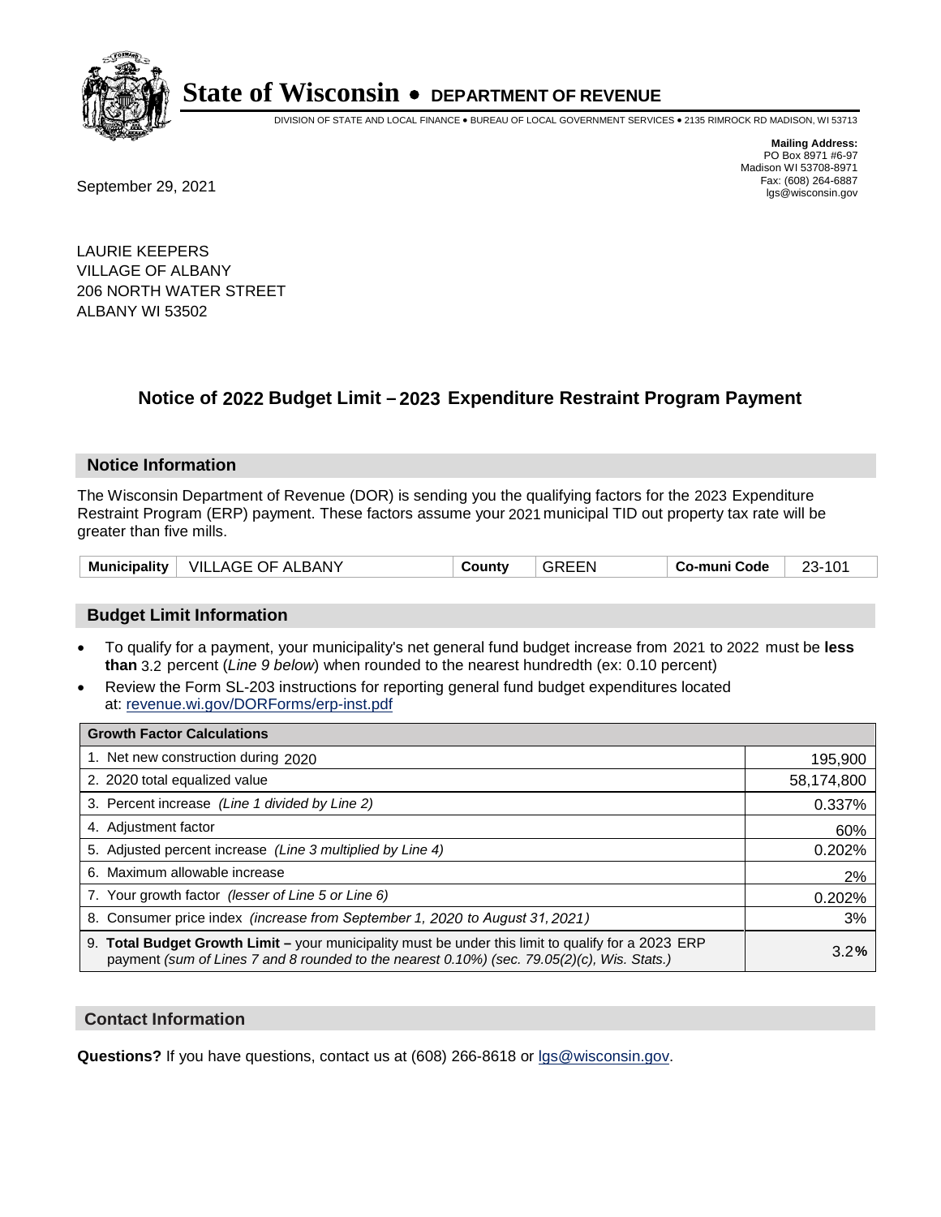# State of Wisconsin • DEPARTMENT OF REVENUE

DIVISION OF STATE AND LOCAL FINANCE • BUREAU OF LOCAL GOVERNMENT SERVICES • 2135 RIMROCK RD MADISON, WI 53713

**Mailing Address:**
PO Box 8971 #6-97
Madison WI 53708-8971
Fax: (608) 264-6887
lgs@wisconsin.gov

September 29, 2021

LAURIE KEEPERS
VILLAGE OF ALBANY
206 NORTH WATER STREET
ALBANY WI 53502

## Notice of 2022 Budget Limit – 2023 Expenditure Restraint Program Payment

### Notice Information

The Wisconsin Department of Revenue (DOR) is sending you the qualifying factors for the 2023 Expenditure Restraint Program (ERP) payment. These factors assume your 2021 municipal TID out property tax rate will be greater than five mills.

| Municipality | VILLAGE OF ALBANY | County | GREEN | Co-muni Code | 23-101 |
|---|---|---|---|---|---|

### Budget Limit Information

- To qualify for a payment, your municipality's net general fund budget increase from 2021 to 2022 must be **less than** 3.2 percent (*Line 9 below*) when rounded to the nearest hundredth (ex: 0.10 percent)
- Review the Form SL-203 instructions for reporting general fund budget expenditures located at: revenue.wi.gov/DORForms/erp-inst.pdf

| Growth Factor Calculations | |
|---|---|
| 1. Net new construction during 2020 | 195,900 |
| 2. 2020 total equalized value | 58,174,800 |
| 3. Percent increase *(Line 1 divided by Line 2)* | 0.337% |
| 4. Adjustment factor | 60% |
| 5. Adjusted percent increase *(Line 3 multiplied by Line 4)* | 0.202% |
| 6. Maximum allowable increase | 2% |
| 7. Your growth factor *(lesser of Line 5 or Line 6)* | 0.202% |
| 8. Consumer price index *(increase from September 1, 2020 to August 31, 2021)* | 3% |
| 9. **Total Budget Growth Limit –** your municipality must be under this limit to qualify for a 2023 ERP payment *(sum of Lines 7 and 8 rounded to the nearest 0.10%) (sec. 79.05(2)(c), Wis. Stats.)* | 3.2**%** |

### Contact Information

**Questions?** If you have questions, contact us at (608) 266-8618 or lgs@wisconsin.gov.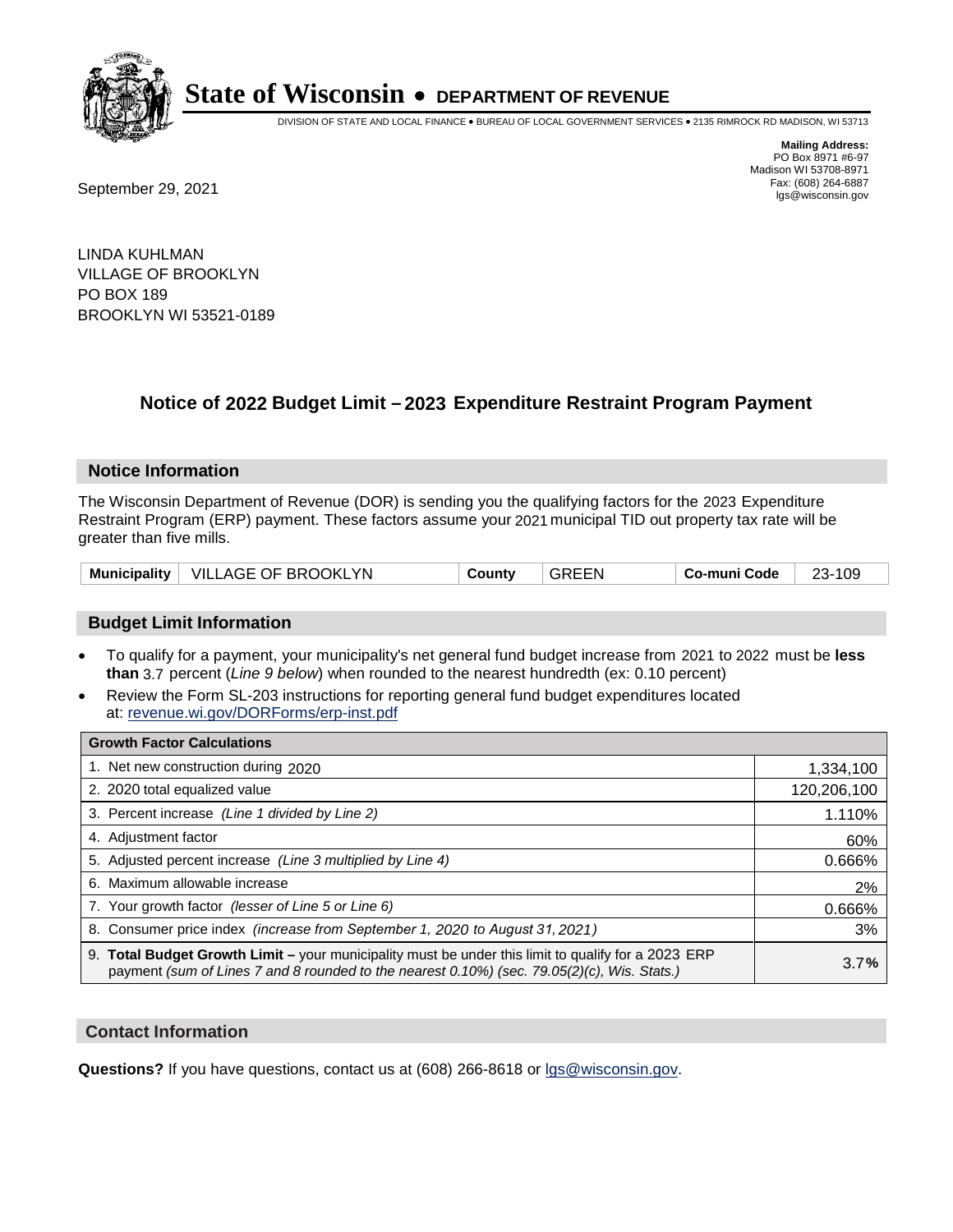# State of Wisconsin • DEPARTMENT OF REVENUE

DIVISION OF STATE AND LOCAL FINANCE • BUREAU OF LOCAL GOVERNMENT SERVICES • 2135 RIMROCK RD MADISON, WI 53713

**Mailing Address:**
PO Box 8971 #6-97
Madison WI 53708-8971
Fax: (608) 264-6887
lgs@wisconsin.gov

September 29, 2021

LINDA KUHLMAN
VILLAGE OF BROOKLYN
PO BOX 189
BROOKLYN WI 53521-0189

## Notice of 2022 Budget Limit – 2023 Expenditure Restraint Program Payment

### Notice Information

The Wisconsin Department of Revenue (DOR) is sending you the qualifying factors for the 2023 Expenditure Restraint Program (ERP) payment. These factors assume your 2021 municipal TID out property tax rate will be greater than five mills.

| Municipality | VILLAGE OF BROOKLYN | County | GREEN | Co-muni Code | 23-109 |
|---|---|---|---|---|---|

### Budget Limit Information

- To qualify for a payment, your municipality's net general fund budget increase from 2021 to 2022 must be **less than** 3.7 percent (*Line 9 below*) when rounded to the nearest hundredth (ex: 0.10 percent)
- Review the Form SL-203 instructions for reporting general fund budget expenditures located at: revenue.wi.gov/DORForms/erp-inst.pdf

| Growth Factor Calculations | |
|---|---|
| 1. Net new construction during 2020 | 1,334,100 |
| 2. 2020 total equalized value | 120,206,100 |
| 3. Percent increase *(Line 1 divided by Line 2)* | 1.110% |
| 4. Adjustment factor | 60% |
| 5. Adjusted percent increase *(Line 3 multiplied by Line 4)* | 0.666% |
| 6. Maximum allowable increase | 2% |
| 7. Your growth factor *(lesser of Line 5 or Line 6)* | 0.666% |
| 8. Consumer price index *(increase from September 1, 2020 to August 31, 2021)* | 3% |
| 9. **Total Budget Growth Limit –** your municipality must be under this limit to qualify for a 2023 ERP payment *(sum of Lines 7 and 8 rounded to the nearest 0.10%) (sec. 79.05(2)(c), Wis. Stats.)* | 3.7**%** |

### Contact Information

**Questions?** If you have questions, contact us at (608) 266-8618 or lgs@wisconsin.gov.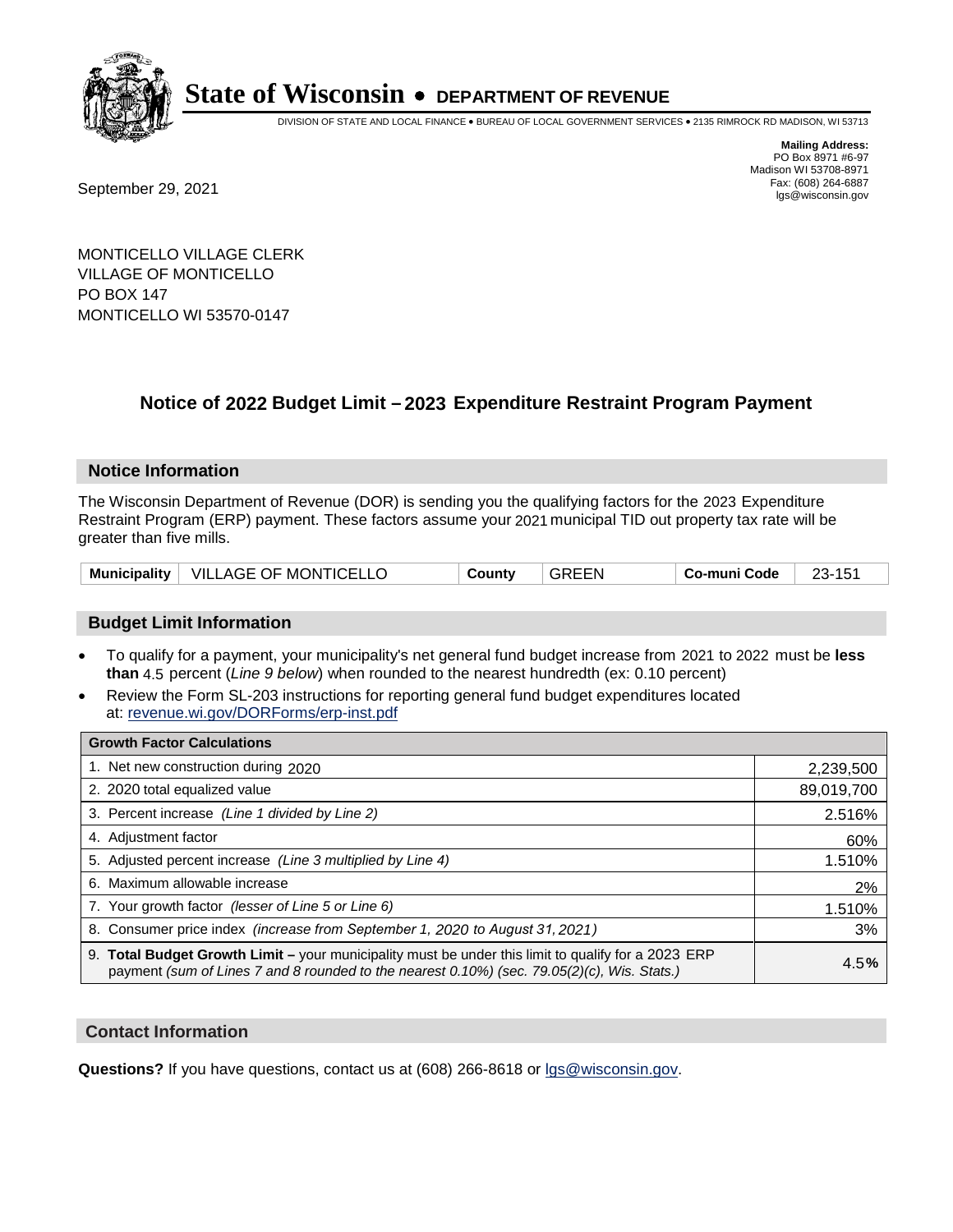# State of Wisconsin • DEPARTMENT OF REVENUE

DIVISION OF STATE AND LOCAL FINANCE • BUREAU OF LOCAL GOVERNMENT SERVICES • 2135 RIMROCK RD MADISON, WI 53713

**Mailing Address:**
PO Box 8971 #6-97
Madison WI 53708-8971
Fax: (608) 264-6887
lgs@wisconsin.gov

September 29, 2021

MONTICELLO VILLAGE CLERK
VILLAGE OF MONTICELLO
PO BOX 147
MONTICELLO WI 53570-0147

## Notice of 2022 Budget Limit – 2023 Expenditure Restraint Program Payment

### Notice Information

The Wisconsin Department of Revenue (DOR) is sending you the qualifying factors for the 2023 Expenditure Restraint Program (ERP) payment. These factors assume your 2021 municipal TID out property tax rate will be greater than five mills.

| Municipality | VILLAGE OF MONTICELLO | County | GREEN | Co-muni Code | 23-151 |
|---|---|---|---|---|---|

### Budget Limit Information

- To qualify for a payment, your municipality's net general fund budget increase from 2021 to 2022 must be **less than** 4.5 percent (*Line 9 below*) when rounded to the nearest hundredth (ex: 0.10 percent)
- Review the Form SL-203 instructions for reporting general fund budget expenditures located at: revenue.wi.gov/DORForms/erp-inst.pdf

| Growth Factor Calculations | |
|---|---|
| 1. Net new construction during 2020 | 2,239,500 |
| 2. 2020 total equalized value | 89,019,700 |
| 3. Percent increase *(Line 1 divided by Line 2)* | 2.516% |
| 4. Adjustment factor | 60% |
| 5. Adjusted percent increase *(Line 3 multiplied by Line 4)* | 1.510% |
| 6. Maximum allowable increase | 2% |
| 7. Your growth factor *(lesser of Line 5 or Line 6)* | 1.510% |
| 8. Consumer price index *(increase from September 1, 2020 to August 31, 2021)* | 3% |
| 9. **Total Budget Growth Limit –** your municipality must be under this limit to qualify for a 2023 ERP payment *(sum of Lines 7 and 8 rounded to the nearest 0.10%) (sec. 79.05(2)(c), Wis. Stats.)* | 4.5**%** |

### Contact Information

**Questions?** If you have questions, contact us at (608) 266-8618 or lgs@wisconsin.gov.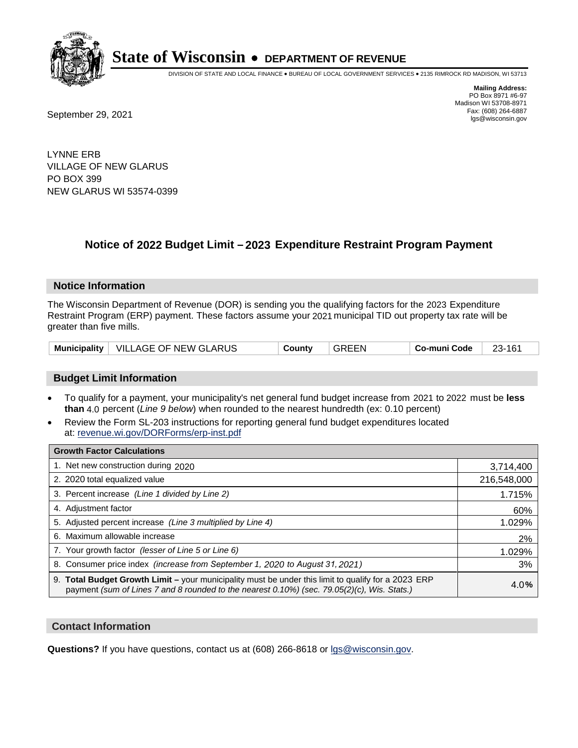# State of Wisconsin • DEPARTMENT OF REVENUE

DIVISION OF STATE AND LOCAL FINANCE • BUREAU OF LOCAL GOVERNMENT SERVICES • 2135 RIMROCK RD MADISON, WI 53713

**Mailing Address:**
PO Box 8971 #6-97
Madison WI 53708-8971
Fax: (608) 264-6887
lgs@wisconsin.gov

September 29, 2021

LYNNE ERB
VILLAGE OF NEW GLARUS
PO BOX 399
NEW GLARUS WI 53574-0399

## Notice of 2022 Budget Limit – 2023 Expenditure Restraint Program Payment

### Notice Information

The Wisconsin Department of Revenue (DOR) is sending you the qualifying factors for the 2023 Expenditure Restraint Program (ERP) payment. These factors assume your 2021 municipal TID out property tax rate will be greater than five mills.

| Municipality | VILLAGE OF NEW GLARUS | County | GREEN | Co-muni Code | 23-161 |
|---|---|---|---|---|---|

### Budget Limit Information

- To qualify for a payment, your municipality's net general fund budget increase from 2021 to 2022 must be **less than** 4.0 percent (*Line 9 below*) when rounded to the nearest hundredth (ex: 0.10 percent)
- Review the Form SL-203 instructions for reporting general fund budget expenditures located at: revenue.wi.gov/DORForms/erp-inst.pdf

| Growth Factor Calculations | |
|---|---|
| 1. Net new construction during 2020 | 3,714,400 |
| 2. 2020 total equalized value | 216,548,000 |
| 3. Percent increase *(Line 1 divided by Line 2)* | 1.715% |
| 4. Adjustment factor | 60% |
| 5. Adjusted percent increase *(Line 3 multiplied by Line 4)* | 1.029% |
| 6. Maximum allowable increase | 2% |
| 7. Your growth factor *(lesser of Line 5 or Line 6)* | 1.029% |
| 8. Consumer price index *(increase from September 1, 2020 to August 31, 2021)* | 3% |
| 9. **Total Budget Growth Limit –** your municipality must be under this limit to qualify for a 2023 ERP payment *(sum of Lines 7 and 8 rounded to the nearest 0.10%) (sec. 79.05(2)(c), Wis. Stats.)* | 4.0**%** |

### Contact Information

**Questions?** If you have questions, contact us at (608) 266-8618 or lgs@wisconsin.gov.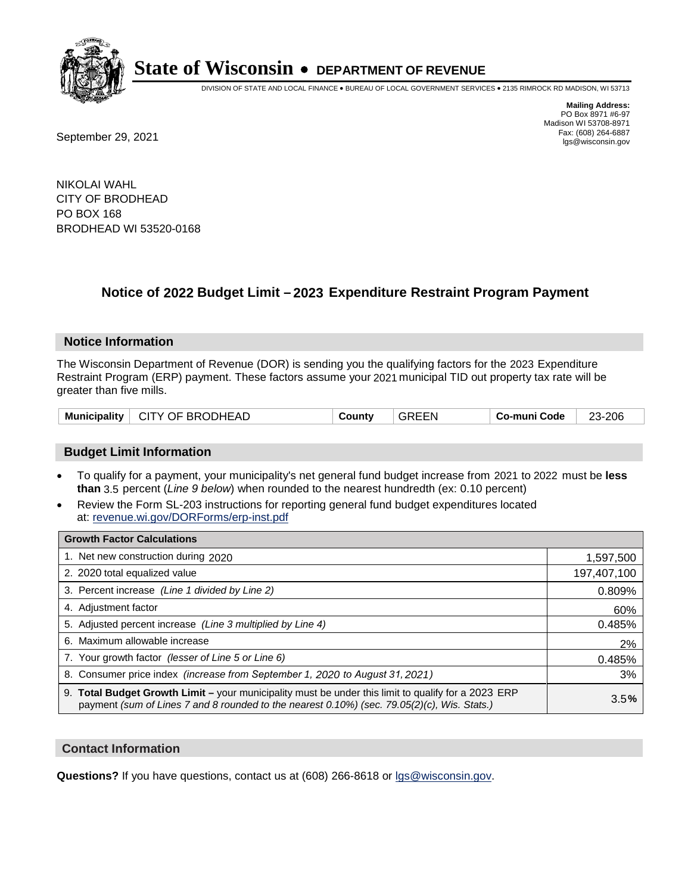# State of Wisconsin • DEPARTMENT OF REVENUE

DIVISION OF STATE AND LOCAL FINANCE • BUREAU OF LOCAL GOVERNMENT SERVICES • 2135 RIMROCK RD MADISON, WI 53713

**Mailing Address:**
PO Box 8971 #6-97
Madison WI 53708-8971
Fax: (608) 264-6887
lgs@wisconsin.gov

September 29, 2021

NIKOLAI WAHL
CITY OF BRODHEAD
PO BOX 168
BRODHEAD WI 53520-0168

## Notice of 2022 Budget Limit – 2023 Expenditure Restraint Program Payment

### Notice Information

The Wisconsin Department of Revenue (DOR) is sending you the qualifying factors for the 2023 Expenditure Restraint Program (ERP) payment. These factors assume your 2021 municipal TID out property tax rate will be greater than five mills.

| Municipality | CITY OF BRODHEAD | County | GREEN | Co-muni Code | 23-206 |
|---|---|---|---|---|---|

### Budget Limit Information

- To qualify for a payment, your municipality's net general fund budget increase from 2021 to 2022 must be **less than** 3.5 percent (*Line 9 below*) when rounded to the nearest hundredth (ex: 0.10 percent)
- Review the Form SL-203 instructions for reporting general fund budget expenditures located at: revenue.wi.gov/DORForms/erp-inst.pdf

| Growth Factor Calculations | |
|---|---|
| 1. Net new construction during 2020 | 1,597,500 |
| 2. 2020 total equalized value | 197,407,100 |
| 3. Percent increase *(Line 1 divided by Line 2)* | 0.809% |
| 4. Adjustment factor | 60% |
| 5. Adjusted percent increase *(Line 3 multiplied by Line 4)* | 0.485% |
| 6. Maximum allowable increase | 2% |
| 7. Your growth factor *(lesser of Line 5 or Line 6)* | 0.485% |
| 8. Consumer price index *(increase from September 1, 2020 to August 31, 2021)* | 3% |
| 9. **Total Budget Growth Limit –** your municipality must be under this limit to qualify for a 2023 ERP payment *(sum of Lines 7 and 8 rounded to the nearest 0.10%) (sec. 79.05(2)(c), Wis. Stats.)* | 3.5**%** |

### Contact Information

**Questions?** If you have questions, contact us at (608) 266-8618 or lgs@wisconsin.gov.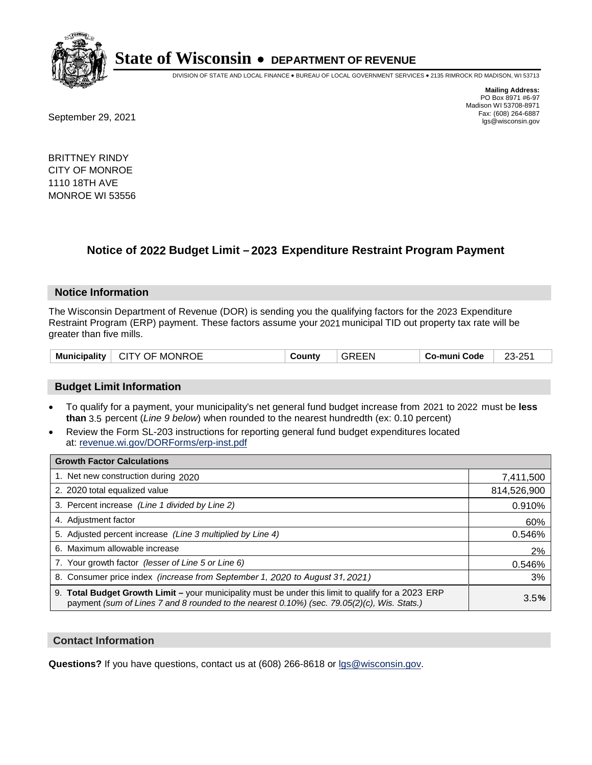# State of Wisconsin • DEPARTMENT OF REVENUE

DIVISION OF STATE AND LOCAL FINANCE • BUREAU OF LOCAL GOVERNMENT SERVICES • 2135 RIMROCK RD MADISON, WI 53713

**Mailing Address:**
PO Box 8971 #6-97
Madison WI 53708-8971
Fax: (608) 264-6887
lgs@wisconsin.gov

September 29, 2021

BRITTNEY RINDY
CITY OF MONROE
1110 18TH AVE
MONROE WI 53556

## Notice of 2022 Budget Limit – 2023 Expenditure Restraint Program Payment

### Notice Information

The Wisconsin Department of Revenue (DOR) is sending you the qualifying factors for the 2023 Expenditure Restraint Program (ERP) payment. These factors assume your 2021 municipal TID out property tax rate will be greater than five mills.

| Municipality | CITY OF MONROE | County | GREEN | Co-muni Code | 23-251 |
|---|---|---|---|---|---|

### Budget Limit Information

- To qualify for a payment, your municipality's net general fund budget increase from 2021 to 2022 must be **less than** 3.5 percent (*Line 9 below*) when rounded to the nearest hundredth (ex: 0.10 percent)
- Review the Form SL-203 instructions for reporting general fund budget expenditures located at: revenue.wi.gov/DORForms/erp-inst.pdf

| Growth Factor Calculations | |
|---|---|
| 1. Net new construction during 2020 | 7,411,500 |
| 2. 2020 total equalized value | 814,526,900 |
| 3. Percent increase *(Line 1 divided by Line 2)* | 0.910% |
| 4. Adjustment factor | 60% |
| 5. Adjusted percent increase *(Line 3 multiplied by Line 4)* | 0.546% |
| 6. Maximum allowable increase | 2% |
| 7. Your growth factor *(lesser of Line 5 or Line 6)* | 0.546% |
| 8. Consumer price index *(increase from September 1, 2020 to August 31, 2021)* | 3% |
| 9. **Total Budget Growth Limit –** your municipality must be under this limit to qualify for a 2023 ERP payment *(sum of Lines 7 and 8 rounded to the nearest 0.10%) (sec. 79.05(2)(c), Wis. Stats.)* | 3.5**%** |

### Contact Information

**Questions?** If you have questions, contact us at (608) 266-8618 or lgs@wisconsin.gov.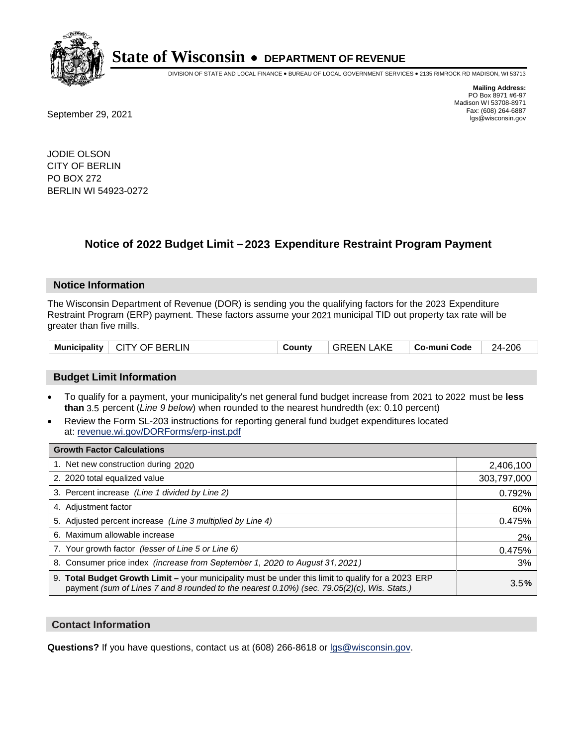# State of Wisconsin • DEPARTMENT OF REVENUE

DIVISION OF STATE AND LOCAL FINANCE • BUREAU OF LOCAL GOVERNMENT SERVICES • 2135 RIMROCK RD MADISON, WI 53713

**Mailing Address:**
PO Box 8971 #6-97
Madison WI 53708-8971
Fax: (608) 264-6887
lgs@wisconsin.gov

September 29, 2021

JODIE OLSON
CITY OF BERLIN
PO BOX 272
BERLIN WI 54923-0272

## Notice of 2022 Budget Limit – 2023 Expenditure Restraint Program Payment

### Notice Information

The Wisconsin Department of Revenue (DOR) is sending you the qualifying factors for the 2023 Expenditure Restraint Program (ERP) payment. These factors assume your 2021 municipal TID out property tax rate will be greater than five mills.

| Municipality | CITY OF BERLIN | County | GREEN LAKE | Co-muni Code | 24-206 |
|---|---|---|---|---|---|

### Budget Limit Information

- To qualify for a payment, your municipality's net general fund budget increase from 2021 to 2022 must be **less than** 3.5 percent (*Line 9 below*) when rounded to the nearest hundredth (ex: 0.10 percent)
- Review the Form SL-203 instructions for reporting general fund budget expenditures located at: revenue.wi.gov/DORForms/erp-inst.pdf

| Growth Factor Calculations | |
|---|---|
| 1. Net new construction during 2020 | 2,406,100 |
| 2. 2020 total equalized value | 303,797,000 |
| 3. Percent increase *(Line 1 divided by Line 2)* | 0.792% |
| 4. Adjustment factor | 60% |
| 5. Adjusted percent increase *(Line 3 multiplied by Line 4)* | 0.475% |
| 6. Maximum allowable increase | 2% |
| 7. Your growth factor *(lesser of Line 5 or Line 6)* | 0.475% |
| 8. Consumer price index *(increase from September 1, 2020 to August 31, 2021)* | 3% |
| 9. **Total Budget Growth Limit –** your municipality must be under this limit to qualify for a 2023 ERP payment *(sum of Lines 7 and 8 rounded to the nearest 0.10%) (sec. 79.05(2)(c), Wis. Stats.)* | 3.5**%** |

### Contact Information

**Questions?** If you have questions, contact us at (608) 266-8618 or lgs@wisconsin.gov.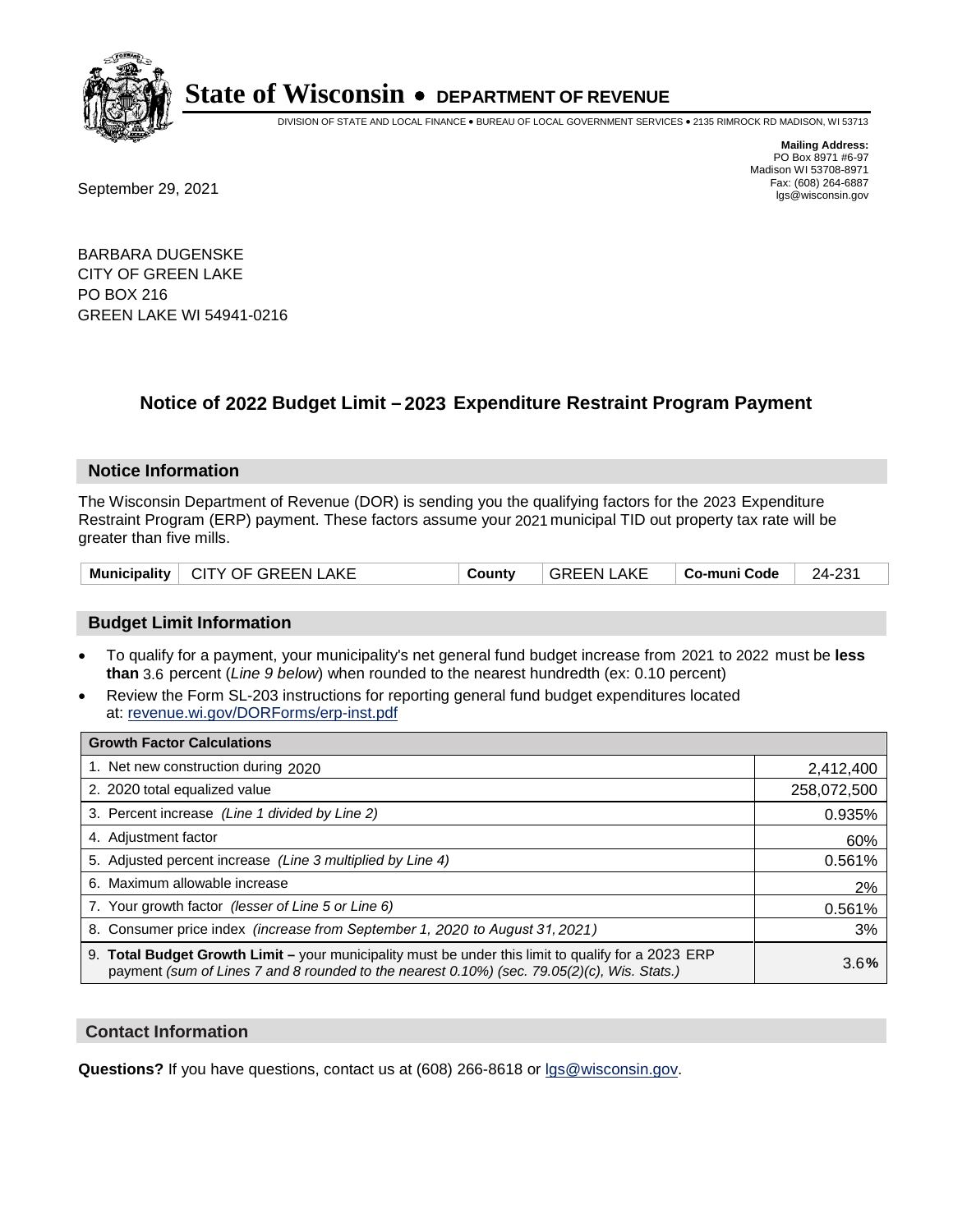# State of Wisconsin • DEPARTMENT OF REVENUE

DIVISION OF STATE AND LOCAL FINANCE • BUREAU OF LOCAL GOVERNMENT SERVICES • 2135 RIMROCK RD MADISON, WI 53713

**Mailing Address:**
PO Box 8971 #6-97
Madison WI 53708-8971
Fax: (608) 264-6887
lgs@wisconsin.gov

September 29, 2021

BARBARA DUGENSKE
CITY OF GREEN LAKE
PO BOX 216
GREEN LAKE WI 54941-0216

## Notice of 2022 Budget Limit – 2023 Expenditure Restraint Program Payment

### Notice Information

The Wisconsin Department of Revenue (DOR) is sending you the qualifying factors for the 2023 Expenditure Restraint Program (ERP) payment. These factors assume your 2021 municipal TID out property tax rate will be greater than five mills.

| Municipality | CITY OF GREEN LAKE | County | GREEN LAKE | Co-muni Code | 24-231 |
|---|---|---|---|---|---|

### Budget Limit Information

- To qualify for a payment, your municipality's net general fund budget increase from 2021 to 2022 must be **less than** 3.6 percent (*Line 9 below*) when rounded to the nearest hundredth (ex: 0.10 percent)
- Review the Form SL-203 instructions for reporting general fund budget expenditures located at: revenue.wi.gov/DORForms/erp-inst.pdf

| Growth Factor Calculations | |
|---|---|
| 1. Net new construction during 2020 | 2,412,400 |
| 2. 2020 total equalized value | 258,072,500 |
| 3. Percent increase *(Line 1 divided by Line 2)* | 0.935% |
| 4. Adjustment factor | 60% |
| 5. Adjusted percent increase *(Line 3 multiplied by Line 4)* | 0.561% |
| 6. Maximum allowable increase | 2% |
| 7. Your growth factor *(lesser of Line 5 or Line 6)* | 0.561% |
| 8. Consumer price index *(increase from September 1, 2020 to August 31, 2021)* | 3% |
| 9. **Total Budget Growth Limit –** your municipality must be under this limit to qualify for a 2023 ERP payment *(sum of Lines 7 and 8 rounded to the nearest 0.10%) (sec. 79.05(2)(c), Wis. Stats.)* | 3.6**%** |

### Contact Information

**Questions?** If you have questions, contact us at (608) 266-8618 or lgs@wisconsin.gov.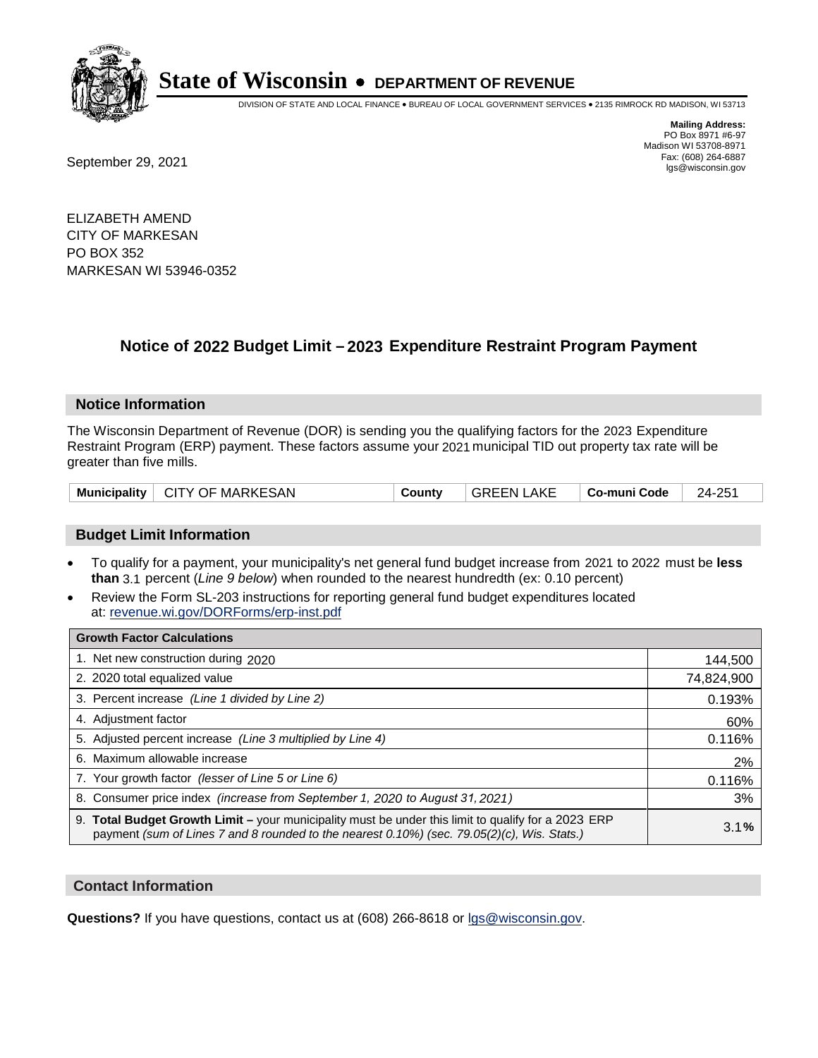# State of Wisconsin • DEPARTMENT OF REVENUE

DIVISION OF STATE AND LOCAL FINANCE • BUREAU OF LOCAL GOVERNMENT SERVICES • 2135 RIMROCK RD MADISON, WI 53713

**Mailing Address:**
PO Box 8971 #6-97
Madison WI 53708-8971
Fax: (608) 264-6887
lgs@wisconsin.gov

September 29, 2021

ELIZABETH AMEND
CITY OF MARKESAN
PO BOX 352
MARKESAN WI 53946-0352

## Notice of 2022 Budget Limit – 2023 Expenditure Restraint Program Payment

### Notice Information

The Wisconsin Department of Revenue (DOR) is sending you the qualifying factors for the 2023 Expenditure Restraint Program (ERP) payment. These factors assume your 2021 municipal TID out property tax rate will be greater than five mills.

| Municipality | CITY OF MARKESAN | County | GREEN LAKE | Co-muni Code | 24-251 |
|---|---|---|---|---|---|

### Budget Limit Information

- To qualify for a payment, your municipality's net general fund budget increase from 2021 to 2022 must be **less than** 3.1 percent (*Line 9 below*) when rounded to the nearest hundredth (ex: 0.10 percent)
- Review the Form SL-203 instructions for reporting general fund budget expenditures located at: revenue.wi.gov/DORForms/erp-inst.pdf

| Growth Factor Calculations | |
|---|---|
| 1. Net new construction during 2020 | 144,500 |
| 2. 2020 total equalized value | 74,824,900 |
| 3. Percent increase *(Line 1 divided by Line 2)* | 0.193% |
| 4. Adjustment factor | 60% |
| 5. Adjusted percent increase *(Line 3 multiplied by Line 4)* | 0.116% |
| 6. Maximum allowable increase | 2% |
| 7. Your growth factor *(lesser of Line 5 or Line 6)* | 0.116% |
| 8. Consumer price index *(increase from September 1, 2020 to August 31, 2021)* | 3% |
| 9. **Total Budget Growth Limit –** your municipality must be under this limit to qualify for a 2023 ERP payment *(sum of Lines 7 and 8 rounded to the nearest 0.10%) (sec. 79.05(2)(c), Wis. Stats.)* | 3.1**%** |

### Contact Information

**Questions?** If you have questions, contact us at (608) 266-8618 or lgs@wisconsin.gov.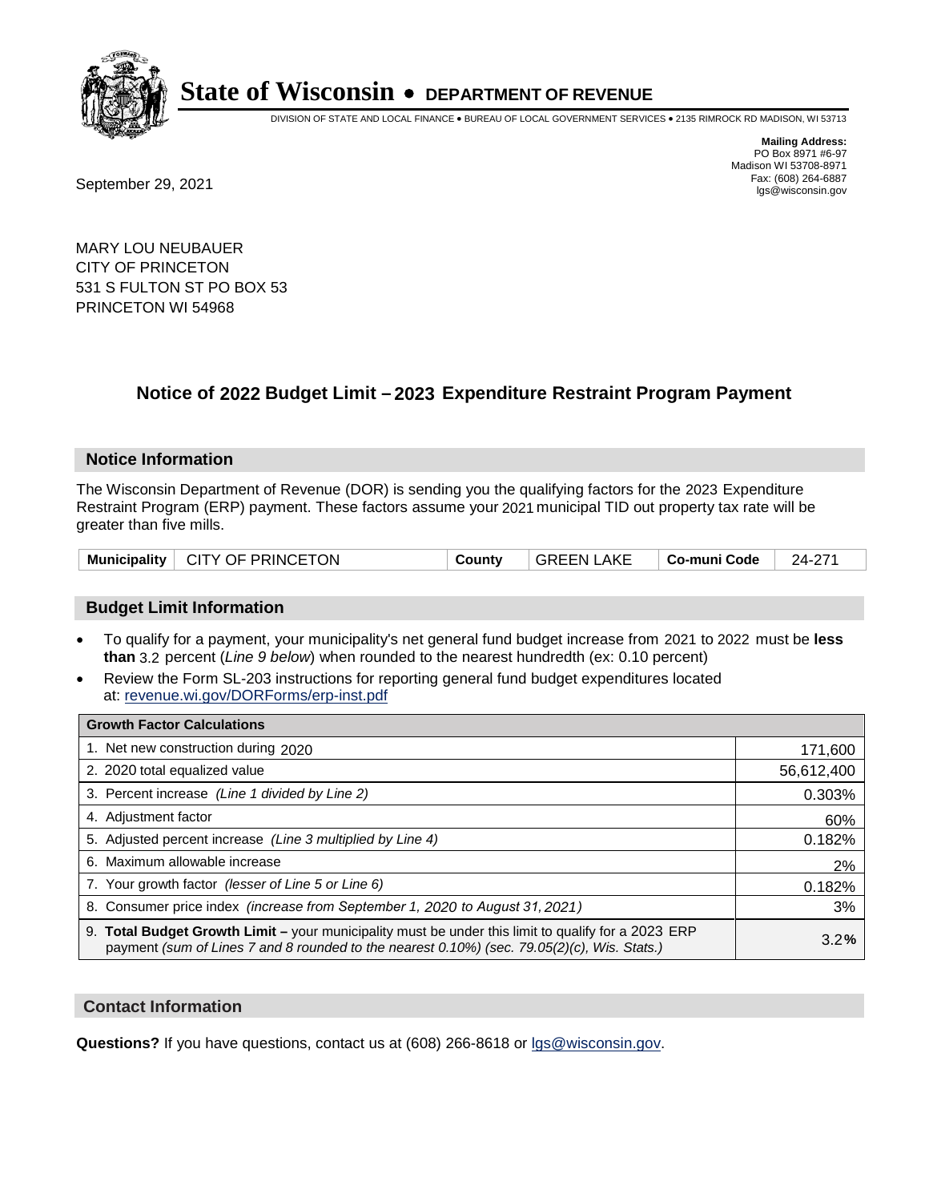# State of Wisconsin • DEPARTMENT OF REVENUE

DIVISION OF STATE AND LOCAL FINANCE • BUREAU OF LOCAL GOVERNMENT SERVICES • 2135 RIMROCK RD MADISON, WI 53713

**Mailing Address:**
PO Box 8971 #6-97
Madison WI 53708-8971
Fax: (608) 264-6887
lgs@wisconsin.gov

September 29, 2021

MARY LOU NEUBAUER
CITY OF PRINCETON
531 S FULTON ST PO BOX 53
PRINCETON WI 54968

## Notice of 2022 Budget Limit – 2023 Expenditure Restraint Program Payment

### Notice Information

The Wisconsin Department of Revenue (DOR) is sending you the qualifying factors for the 2023 Expenditure Restraint Program (ERP) payment. These factors assume your 2021 municipal TID out property tax rate will be greater than five mills.

| Municipality | CITY OF PRINCETON | County | GREEN LAKE | Co-muni Code | 24-271 |
|---|---|---|---|---|---|

### Budget Limit Information

- To qualify for a payment, your municipality's net general fund budget increase from 2021 to 2022 must be **less than** 3.2 percent (*Line 9 below*) when rounded to the nearest hundredth (ex: 0.10 percent)
- Review the Form SL-203 instructions for reporting general fund budget expenditures located at: revenue.wi.gov/DORForms/erp-inst.pdf

| Growth Factor Calculations | |
|---|---|
| 1. Net new construction during 2020 | 171,600 |
| 2. 2020 total equalized value | 56,612,400 |
| 3. Percent increase *(Line 1 divided by Line 2)* | 0.303% |
| 4. Adjustment factor | 60% |
| 5. Adjusted percent increase *(Line 3 multiplied by Line 4)* | 0.182% |
| 6. Maximum allowable increase | 2% |
| 7. Your growth factor *(lesser of Line 5 or Line 6)* | 0.182% |
| 8. Consumer price index *(increase from September 1, 2020 to August 31, 2021)* | 3% |
| 9. **Total Budget Growth Limit –** your municipality must be under this limit to qualify for a 2023 ERP payment *(sum of Lines 7 and 8 rounded to the nearest 0.10%) (sec. 79.05(2)(c), Wis. Stats.)* | 3.2**%** |

### Contact Information

**Questions?** If you have questions, contact us at (608) 266-8618 or lgs@wisconsin.gov.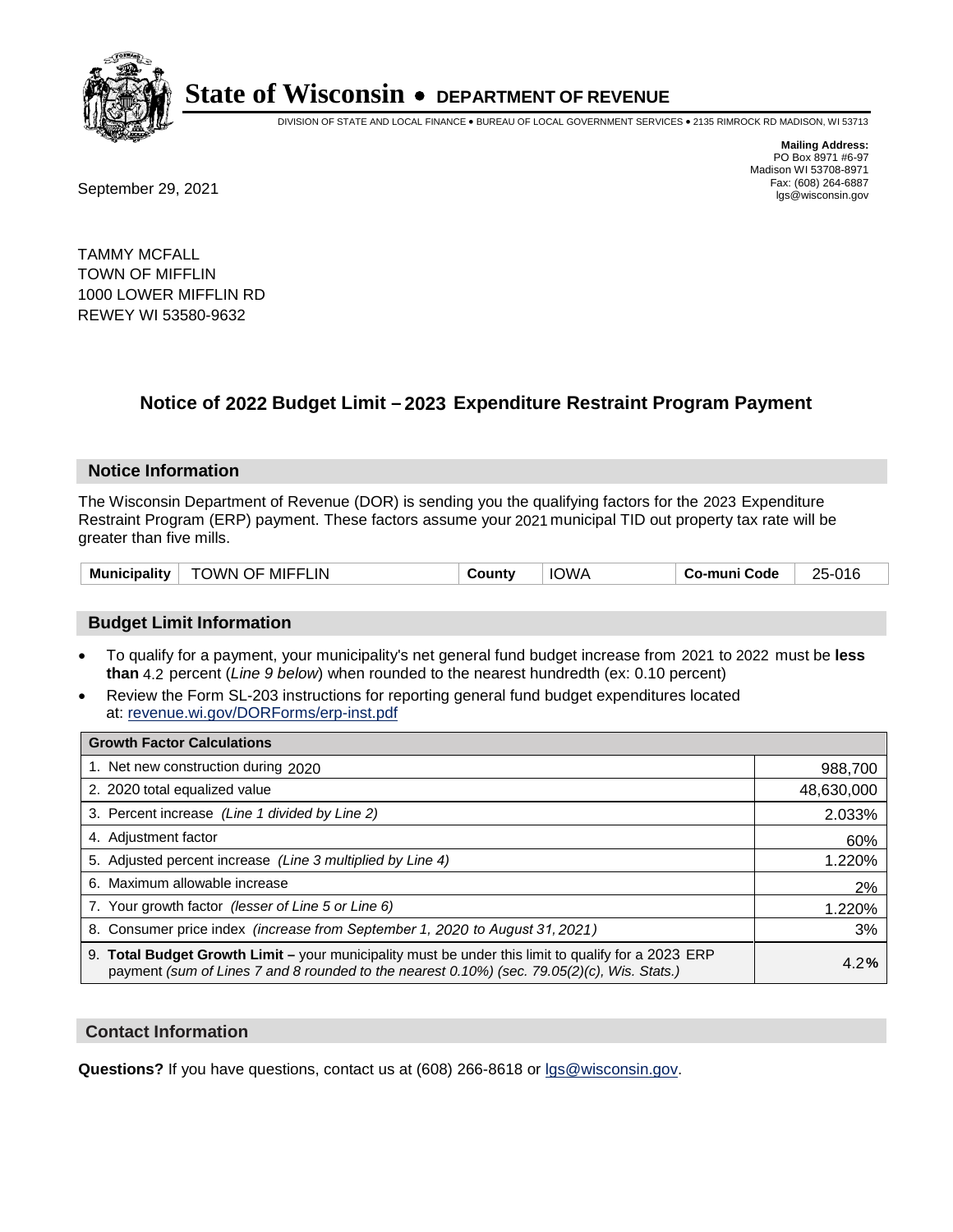# State of Wisconsin • DEPARTMENT OF REVENUE

DIVISION OF STATE AND LOCAL FINANCE • BUREAU OF LOCAL GOVERNMENT SERVICES • 2135 RIMROCK RD MADISON, WI 53713

**Mailing Address:**
PO Box 8971 #6-97
Madison WI 53708-8971
Fax: (608) 264-6887
lgs@wisconsin.gov

September 29, 2021

TAMMY MCFALL
TOWN OF MIFFLIN
1000 LOWER MIFFLIN RD
REWEY WI 53580-9632

## Notice of 2022 Budget Limit – 2023 Expenditure Restraint Program Payment

### Notice Information

The Wisconsin Department of Revenue (DOR) is sending you the qualifying factors for the 2023 Expenditure Restraint Program (ERP) payment. These factors assume your 2021 municipal TID out property tax rate will be greater than five mills.

| Municipality | TOWN OF MIFFLIN | County | IOWA | Co-muni Code | 25-016 |
|---|---|---|---|---|---|

### Budget Limit Information

- To qualify for a payment, your municipality's net general fund budget increase from 2021 to 2022 must be **less than** 4.2 percent (*Line 9 below*) when rounded to the nearest hundredth (ex: 0.10 percent)
- Review the Form SL-203 instructions for reporting general fund budget expenditures located at: revenue.wi.gov/DORForms/erp-inst.pdf

| Growth Factor Calculations | |
|---|---|
| 1. Net new construction during 2020 | 988,700 |
| 2. 2020 total equalized value | 48,630,000 |
| 3. Percent increase *(Line 1 divided by Line 2)* | 2.033% |
| 4. Adjustment factor | 60% |
| 5. Adjusted percent increase *(Line 3 multiplied by Line 4)* | 1.220% |
| 6. Maximum allowable increase | 2% |
| 7. Your growth factor *(lesser of Line 5 or Line 6)* | 1.220% |
| 8. Consumer price index *(increase from September 1, 2020 to August 31, 2021)* | 3% |
| 9. **Total Budget Growth Limit –** your municipality must be under this limit to qualify for a 2023 ERP payment *(sum of Lines 7 and 8 rounded to the nearest 0.10%) (sec. 79.05(2)(c), Wis. Stats.)* | 4.2**%** |

### Contact Information

**Questions?** If you have questions, contact us at (608) 266-8618 or lgs@wisconsin.gov.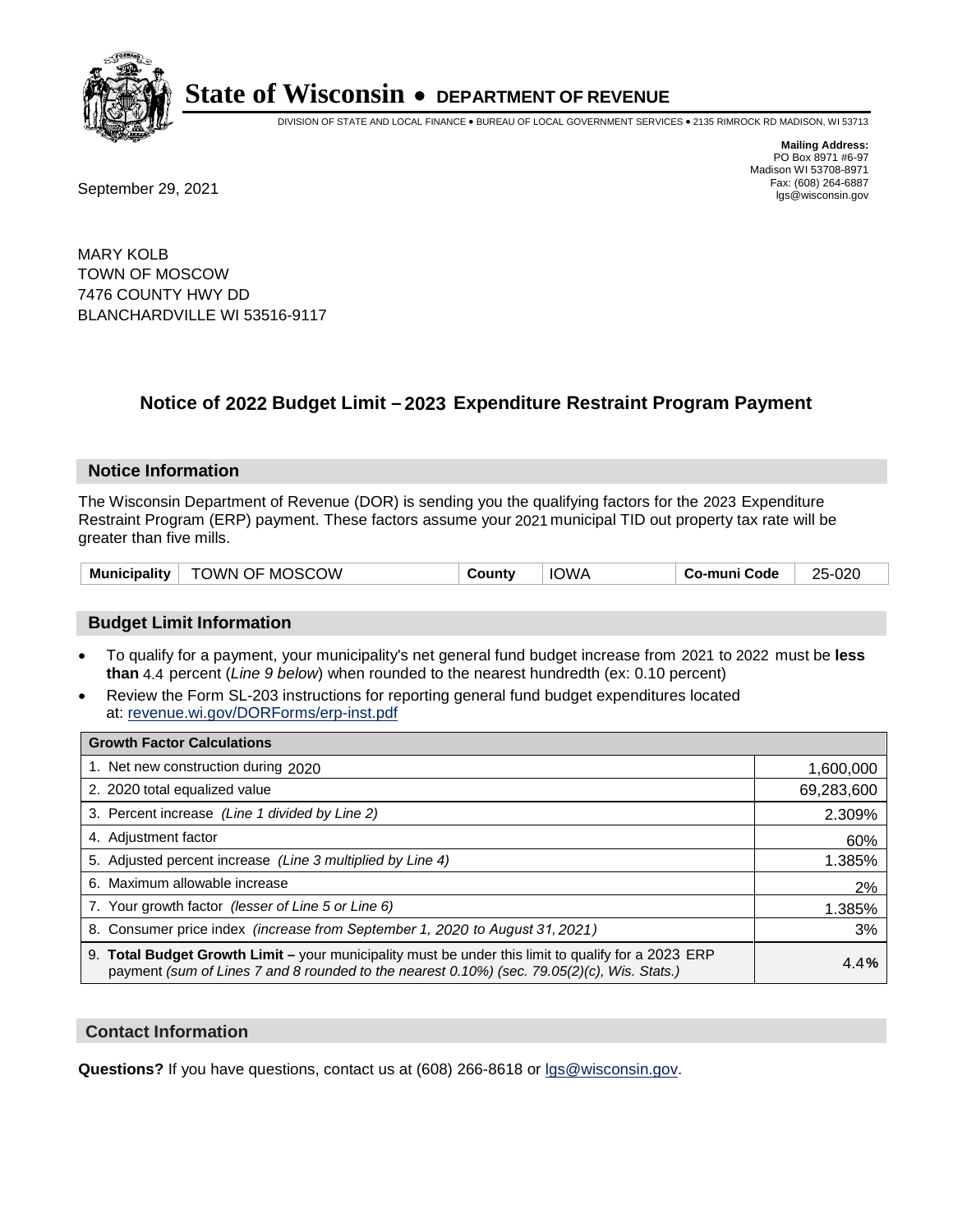# State of Wisconsin • DEPARTMENT OF REVENUE

DIVISION OF STATE AND LOCAL FINANCE • BUREAU OF LOCAL GOVERNMENT SERVICES • 2135 RIMROCK RD MADISON, WI 53713

**Mailing Address:**
PO Box 8971 #6-97
Madison WI 53708-8971
Fax: (608) 264-6887
lgs@wisconsin.gov

September 29, 2021

MARY KOLB
TOWN OF MOSCOW
7476 COUNTY HWY DD
BLANCHARDVILLE WI 53516-9117

## Notice of 2022 Budget Limit – 2023 Expenditure Restraint Program Payment

### Notice Information

The Wisconsin Department of Revenue (DOR) is sending you the qualifying factors for the 2023 Expenditure Restraint Program (ERP) payment. These factors assume your 2021 municipal TID out property tax rate will be greater than five mills.

| Municipality | TOWN OF MOSCOW | County | IOWA | Co-muni Code | 25-020 |
|---|---|---|---|---|---|

### Budget Limit Information

- To qualify for a payment, your municipality's net general fund budget increase from 2021 to 2022 must be **less than** 4.4 percent (*Line 9 below*) when rounded to the nearest hundredth (ex: 0.10 percent)
- Review the Form SL-203 instructions for reporting general fund budget expenditures located at: revenue.wi.gov/DORForms/erp-inst.pdf

| Growth Factor Calculations | |
|---|---|
| 1. Net new construction during 2020 | 1,600,000 |
| 2. 2020 total equalized value | 69,283,600 |
| 3. Percent increase *(Line 1 divided by Line 2)* | 2.309% |
| 4. Adjustment factor | 60% |
| 5. Adjusted percent increase *(Line 3 multiplied by Line 4)* | 1.385% |
| 6. Maximum allowable increase | 2% |
| 7. Your growth factor *(lesser of Line 5 or Line 6)* | 1.385% |
| 8. Consumer price index *(increase from September 1, 2020 to August 31, 2021)* | 3% |
| 9. **Total Budget Growth Limit –** your municipality must be under this limit to qualify for a 2023 ERP payment *(sum of Lines 7 and 8 rounded to the nearest 0.10%) (sec. 79.05(2)(c), Wis. Stats.)* | 4.4**%** |

### Contact Information

**Questions?** If you have questions, contact us at (608) 266-8618 or lgs@wisconsin.gov.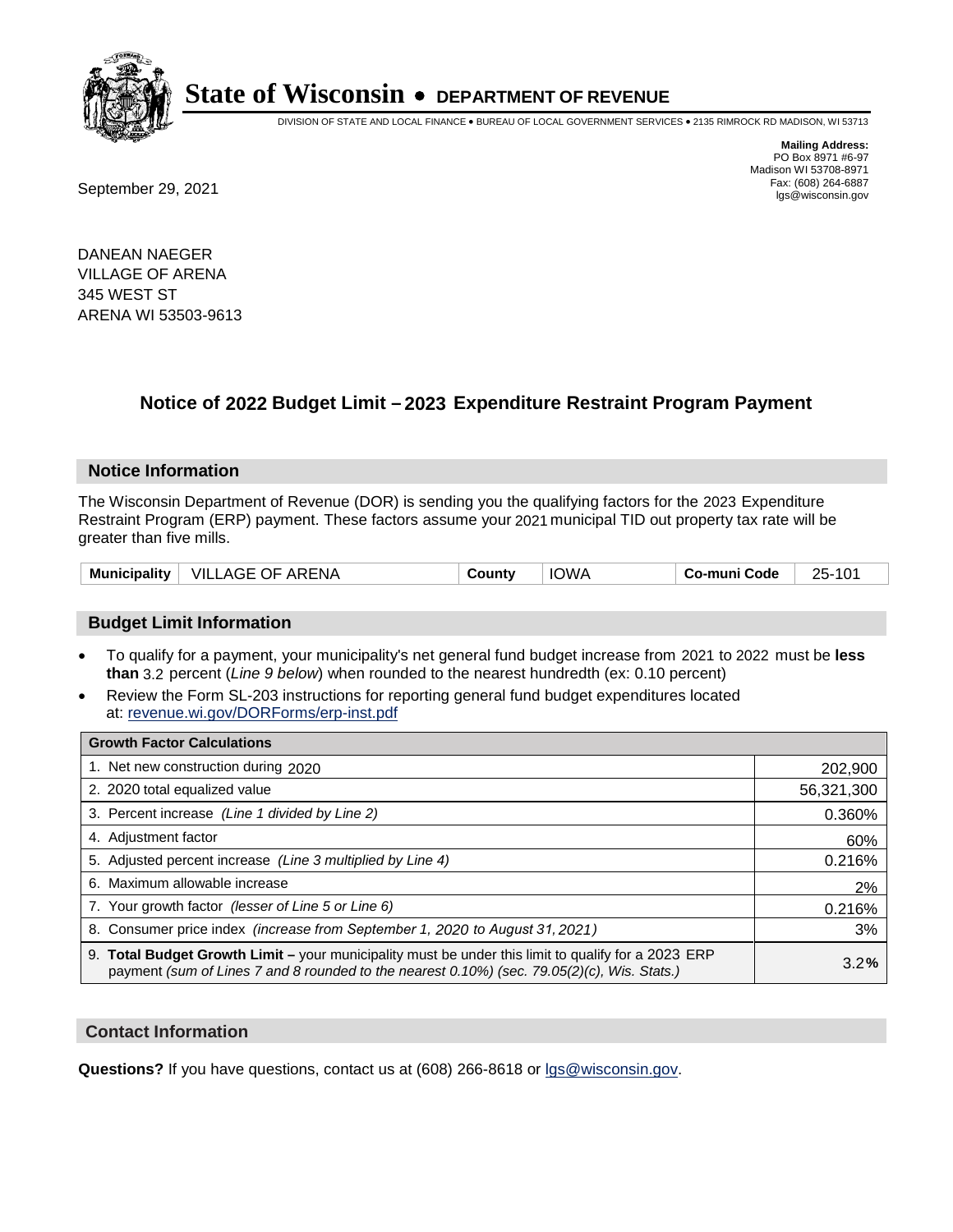# State of Wisconsin • DEPARTMENT OF REVENUE

DIVISION OF STATE AND LOCAL FINANCE • BUREAU OF LOCAL GOVERNMENT SERVICES • 2135 RIMROCK RD MADISON, WI 53713

**Mailing Address:**
PO Box 8971 #6-97
Madison WI 53708-8971
Fax: (608) 264-6887
lgs@wisconsin.gov

September 29, 2021

DANEAN NAEGER
VILLAGE OF ARENA
345 WEST ST
ARENA WI 53503-9613

## Notice of 2022 Budget Limit – 2023 Expenditure Restraint Program Payment

### Notice Information

The Wisconsin Department of Revenue (DOR) is sending you the qualifying factors for the 2023 Expenditure Restraint Program (ERP) payment. These factors assume your 2021 municipal TID out property tax rate will be greater than five mills.

| Municipality | VILLAGE OF ARENA | County | IOWA | Co-muni Code | 25-101 |
|---|---|---|---|---|---|

### Budget Limit Information

- To qualify for a payment, your municipality's net general fund budget increase from 2021 to 2022 must be **less than** 3.2 percent (*Line 9 below*) when rounded to the nearest hundredth (ex: 0.10 percent)
- Review the Form SL-203 instructions for reporting general fund budget expenditures located at: revenue.wi.gov/DORForms/erp-inst.pdf

| Growth Factor Calculations | |
|---|---|
| 1. Net new construction during 2020 | 202,900 |
| 2. 2020 total equalized value | 56,321,300 |
| 3. Percent increase *(Line 1 divided by Line 2)* | 0.360% |
| 4. Adjustment factor | 60% |
| 5. Adjusted percent increase *(Line 3 multiplied by Line 4)* | 0.216% |
| 6. Maximum allowable increase | 2% |
| 7. Your growth factor *(lesser of Line 5 or Line 6)* | 0.216% |
| 8. Consumer price index *(increase from September 1, 2020 to August 31, 2021)* | 3% |
| 9. **Total Budget Growth Limit –** your municipality must be under this limit to qualify for a 2023 ERP payment *(sum of Lines 7 and 8 rounded to the nearest 0.10%) (sec. 79.05(2)(c), Wis. Stats.)* | 3.2**%** |

### Contact Information

**Questions?** If you have questions, contact us at (608) 266-8618 or lgs@wisconsin.gov.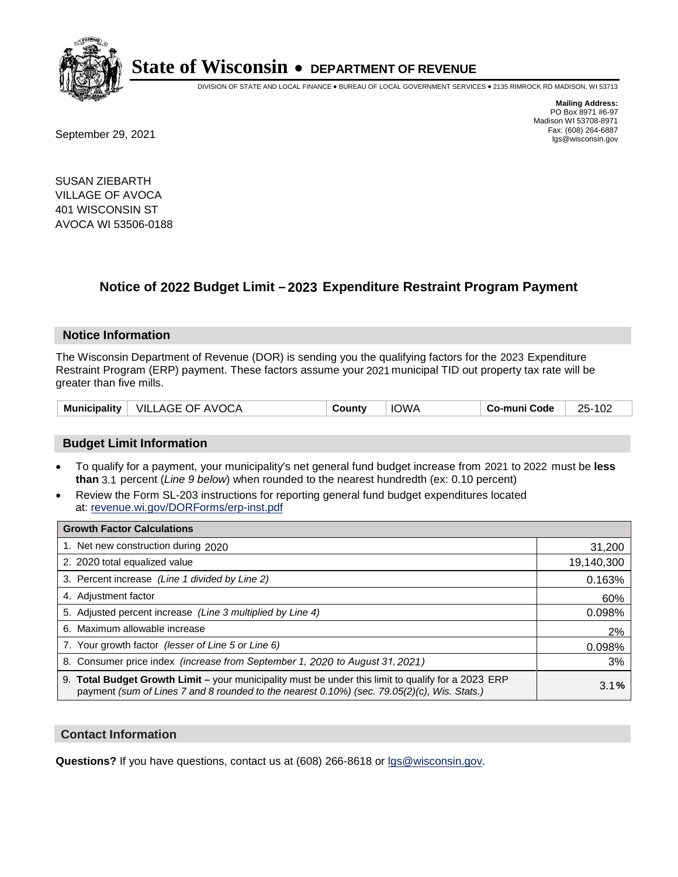# State of Wisconsin • DEPARTMENT OF REVENUE

DIVISION OF STATE AND LOCAL FINANCE • BUREAU OF LOCAL GOVERNMENT SERVICES • 2135 RIMROCK RD MADISON, WI 53713

**Mailing Address:**
PO Box 8971 #6-97
Madison WI 53708-8971
Fax: (608) 264-6887
lgs@wisconsin.gov

September 29, 2021

SUSAN ZIEBARTH
VILLAGE OF AVOCA
401 WISCONSIN ST
AVOCA WI 53506-0188

## Notice of 2022 Budget Limit – 2023 Expenditure Restraint Program Payment

### Notice Information

The Wisconsin Department of Revenue (DOR) is sending you the qualifying factors for the 2023 Expenditure Restraint Program (ERP) payment. These factors assume your 2021 municipal TID out property tax rate will be greater than five mills.

| Municipality | VILLAGE OF AVOCA | County | IOWA | Co-muni Code | 25-102 |
|---|---|---|---|---|---|

### Budget Limit Information

- To qualify for a payment, your municipality's net general fund budget increase from 2021 to 2022 must be **less than** 3.1 percent (*Line 9 below*) when rounded to the nearest hundredth (ex: 0.10 percent)
- Review the Form SL-203 instructions for reporting general fund budget expenditures located at: revenue.wi.gov/DORForms/erp-inst.pdf

| Growth Factor Calculations | |
|---|---|
| 1. Net new construction during 2020 | 31,200 |
| 2. 2020 total equalized value | 19,140,300 |
| 3. Percent increase *(Line 1 divided by Line 2)* | 0.163% |
| 4. Adjustment factor | 60% |
| 5. Adjusted percent increase *(Line 3 multiplied by Line 4)* | 0.098% |
| 6. Maximum allowable increase | 2% |
| 7. Your growth factor *(lesser of Line 5 or Line 6)* | 0.098% |
| 8. Consumer price index *(increase from September 1, 2020 to August 31, 2021)* | 3% |
| 9. **Total Budget Growth Limit –** your municipality must be under this limit to qualify for a 2023 ERP payment *(sum of Lines 7 and 8 rounded to the nearest 0.10%) (sec. 79.05(2)(c), Wis. Stats.)* | 3.1**%** |

### Contact Information

**Questions?** If you have questions, contact us at (608) 266-8618 or lgs@wisconsin.gov.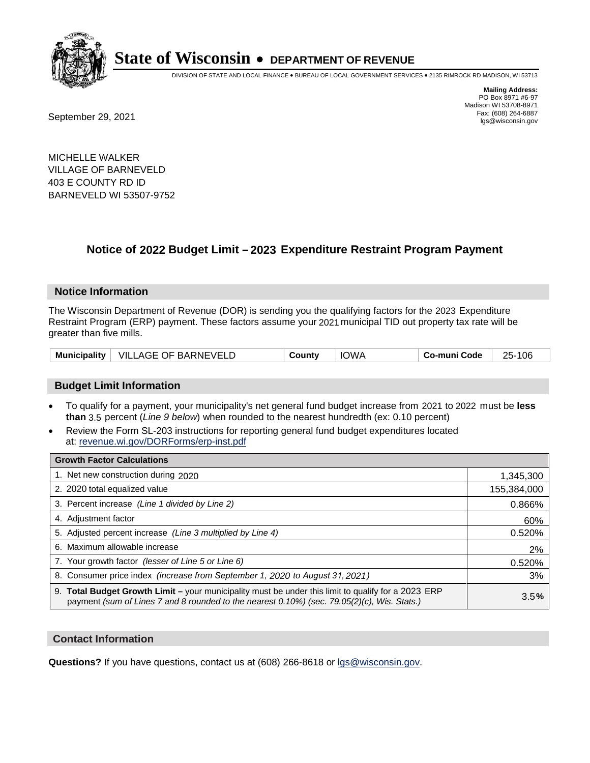# State of Wisconsin • DEPARTMENT OF REVENUE

DIVISION OF STATE AND LOCAL FINANCE • BUREAU OF LOCAL GOVERNMENT SERVICES • 2135 RIMROCK RD MADISON, WI 53713

**Mailing Address:**
PO Box 8971 #6-97
Madison WI 53708-8971
Fax: (608) 264-6887
lgs@wisconsin.gov

September 29, 2021

MICHELLE WALKER
VILLAGE OF BARNEVELD
403 E COUNTY RD ID
BARNEVELD WI 53507-9752

## Notice of 2022 Budget Limit – 2023 Expenditure Restraint Program Payment

### Notice Information

The Wisconsin Department of Revenue (DOR) is sending you the qualifying factors for the 2023 Expenditure Restraint Program (ERP) payment. These factors assume your 2021 municipal TID out property tax rate will be greater than five mills.

| Municipality | VILLAGE OF BARNEVELD | County | IOWA | Co-muni Code | 25-106 |
|---|---|---|---|---|---|

### Budget Limit Information

- To qualify for a payment, your municipality's net general fund budget increase from 2021 to 2022 must be **less than** 3.5 percent (*Line 9 below*) when rounded to the nearest hundredth (ex: 0.10 percent)
- Review the Form SL-203 instructions for reporting general fund budget expenditures located at: revenue.wi.gov/DORForms/erp-inst.pdf

| Growth Factor Calculations | |
|---|---|
| 1. Net new construction during 2020 | 1,345,300 |
| 2. 2020 total equalized value | 155,384,000 |
| 3. Percent increase *(Line 1 divided by Line 2)* | 0.866% |
| 4. Adjustment factor | 60% |
| 5. Adjusted percent increase *(Line 3 multiplied by Line 4)* | 0.520% |
| 6. Maximum allowable increase | 2% |
| 7. Your growth factor *(lesser of Line 5 or Line 6)* | 0.520% |
| 8. Consumer price index *(increase from September 1, 2020 to August 31, 2021)* | 3% |
| 9. **Total Budget Growth Limit –** your municipality must be under this limit to qualify for a 2023 ERP payment *(sum of Lines 7 and 8 rounded to the nearest 0.10%) (sec. 79.05(2)(c), Wis. Stats.)* | 3.5**%** |

### Contact Information

**Questions?** If you have questions, contact us at (608) 266-8618 or lgs@wisconsin.gov.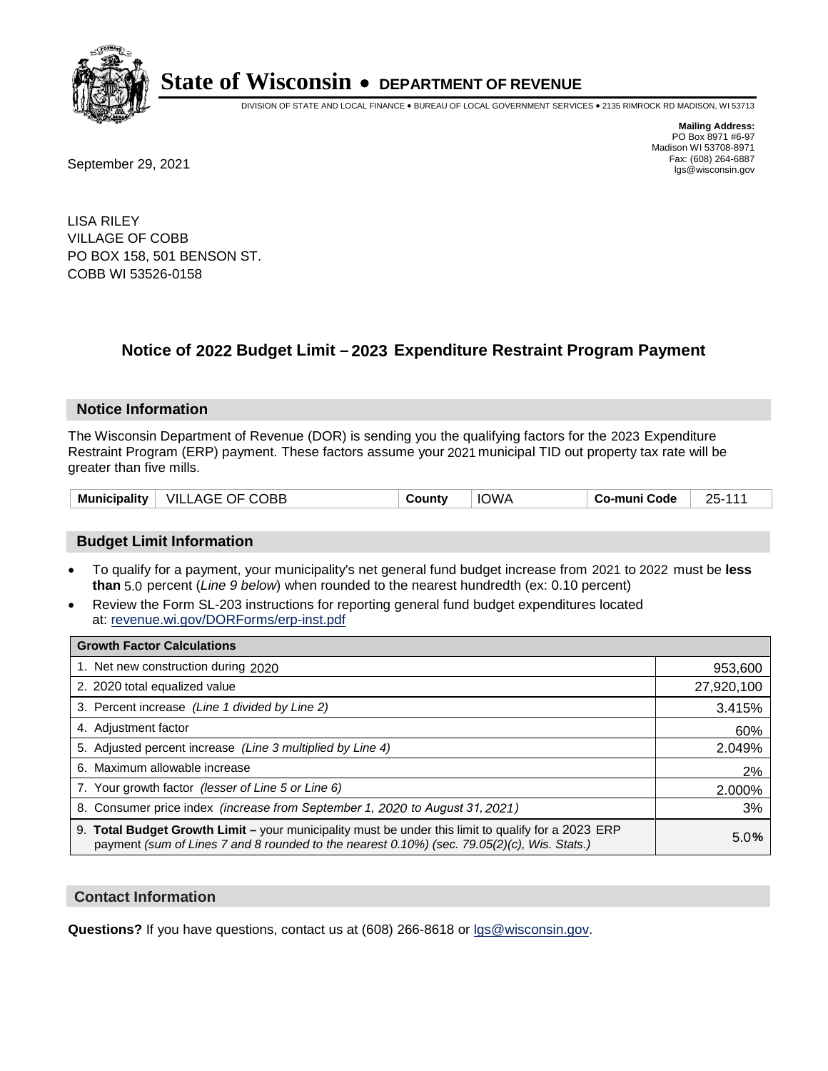# State of Wisconsin • DEPARTMENT OF REVENUE

DIVISION OF STATE AND LOCAL FINANCE • BUREAU OF LOCAL GOVERNMENT SERVICES • 2135 RIMROCK RD MADISON, WI 53713

**Mailing Address:**
PO Box 8971 #6-97
Madison WI 53708-8971
Fax: (608) 264-6887
lgs@wisconsin.gov

September 29, 2021

LISA RILEY
VILLAGE OF COBB
PO BOX 158, 501 BENSON ST.
COBB WI 53526-0158

## Notice of 2022 Budget Limit – 2023 Expenditure Restraint Program Payment

### Notice Information

The Wisconsin Department of Revenue (DOR) is sending you the qualifying factors for the 2023 Expenditure Restraint Program (ERP) payment. These factors assume your 2021 municipal TID out property tax rate will be greater than five mills.

| Municipality | VILLAGE OF COBB | County | IOWA | Co-muni Code | 25-111 |
|---|---|---|---|---|---|

### Budget Limit Information

- To qualify for a payment, your municipality's net general fund budget increase from 2021 to 2022 must be **less than** 5.0 percent (*Line 9 below*) when rounded to the nearest hundredth (ex: 0.10 percent)
- Review the Form SL-203 instructions for reporting general fund budget expenditures located at: revenue.wi.gov/DORForms/erp-inst.pdf

| Growth Factor Calculations | |
|---|---|
| 1. Net new construction during 2020 | 953,600 |
| 2. 2020 total equalized value | 27,920,100 |
| 3. Percent increase *(Line 1 divided by Line 2)* | 3.415% |
| 4. Adjustment factor | 60% |
| 5. Adjusted percent increase *(Line 3 multiplied by Line 4)* | 2.049% |
| 6. Maximum allowable increase | 2% |
| 7. Your growth factor *(lesser of Line 5 or Line 6)* | 2.000% |
| 8. Consumer price index *(increase from September 1, 2020 to August 31, 2021)* | 3% |
| 9. **Total Budget Growth Limit** – your municipality must be under this limit to qualify for a 2023 ERP payment *(sum of Lines 7 and 8 rounded to the nearest 0.10%) (sec. 79.05(2)(c), Wis. Stats.)* | 5.0**%** |

### Contact Information

**Questions?** If you have questions, contact us at (608) 266-8618 or lgs@wisconsin.gov.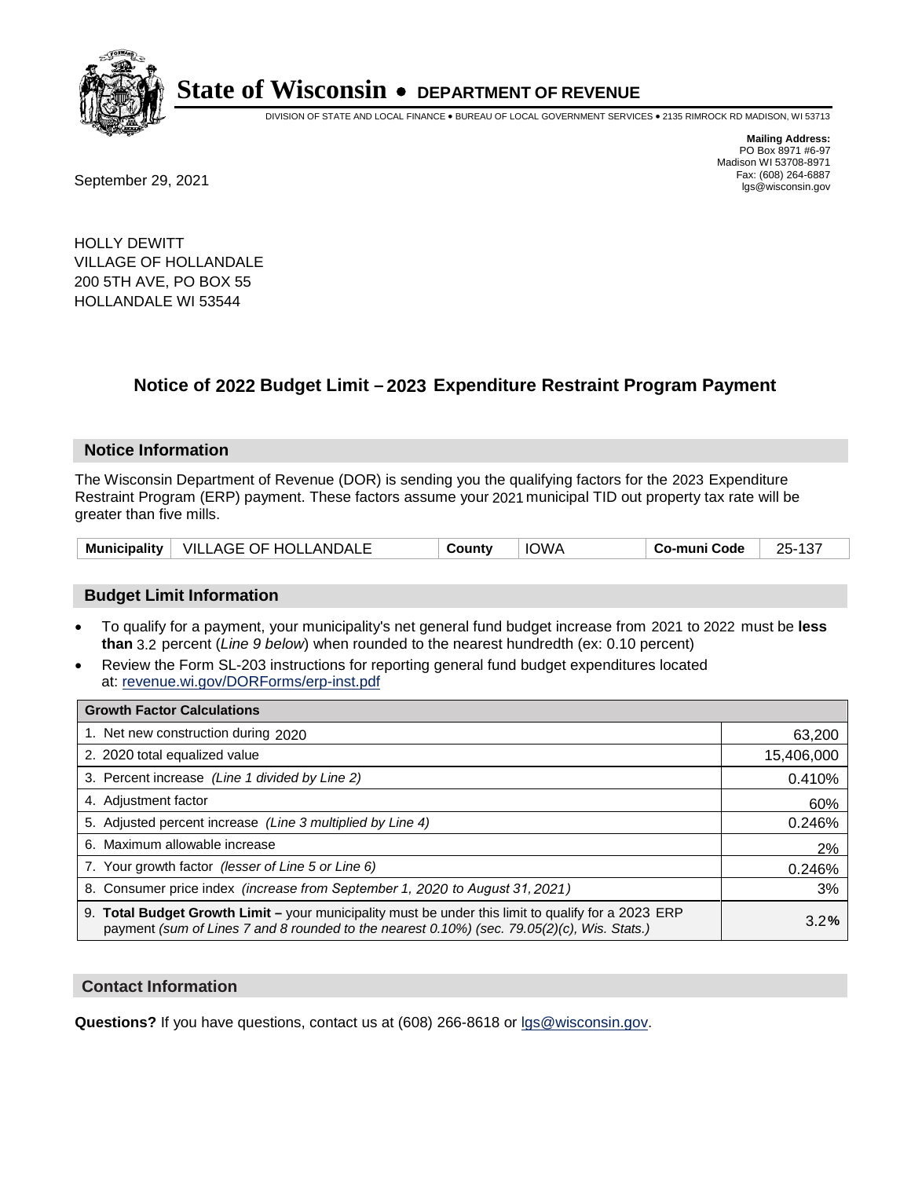# State of Wisconsin • DEPARTMENT OF REVENUE

DIVISION OF STATE AND LOCAL FINANCE • BUREAU OF LOCAL GOVERNMENT SERVICES • 2135 RIMROCK RD MADISON, WI 53713

**Mailing Address:**
PO Box 8971 #6-97
Madison WI 53708-8971
Fax: (608) 264-6887
lgs@wisconsin.gov

September 29, 2021

HOLLY DEWITT
VILLAGE OF HOLLANDALE
200 5TH AVE, PO BOX 55
HOLLANDALE WI 53544

## Notice of 2022 Budget Limit – 2023 Expenditure Restraint Program Payment

### Notice Information

The Wisconsin Department of Revenue (DOR) is sending you the qualifying factors for the 2023 Expenditure Restraint Program (ERP) payment. These factors assume your 2021 municipal TID out property tax rate will be greater than five mills.

| Municipality | VILLAGE OF HOLLANDALE | County | IOWA | Co-muni Code | 25-137 |
|---|---|---|---|---|---|

### Budget Limit Information

- To qualify for a payment, your municipality's net general fund budget increase from 2021 to 2022 must be **less than** 3.2 percent (*Line 9 below*) when rounded to the nearest hundredth (ex: 0.10 percent)
- Review the Form SL-203 instructions for reporting general fund budget expenditures located at: revenue.wi.gov/DORForms/erp-inst.pdf

| Growth Factor Calculations | |
|---|---|
| 1. Net new construction during 2020 | 63,200 |
| 2. 2020 total equalized value | 15,406,000 |
| 3. Percent increase *(Line 1 divided by Line 2)* | 0.410% |
| 4. Adjustment factor | 60% |
| 5. Adjusted percent increase *(Line 3 multiplied by Line 4)* | 0.246% |
| 6. Maximum allowable increase | 2% |
| 7. Your growth factor *(lesser of Line 5 or Line 6)* | 0.246% |
| 8. Consumer price index *(increase from September 1, 2020 to August 31, 2021)* | 3% |
| 9. **Total Budget Growth Limit –** your municipality must be under this limit to qualify for a 2023 ERP payment *(sum of Lines 7 and 8 rounded to the nearest 0.10%) (sec. 79.05(2)(c), Wis. Stats.)* | 3.2**%** |

### Contact Information

**Questions?** If you have questions, contact us at (608) 266-8618 or lgs@wisconsin.gov.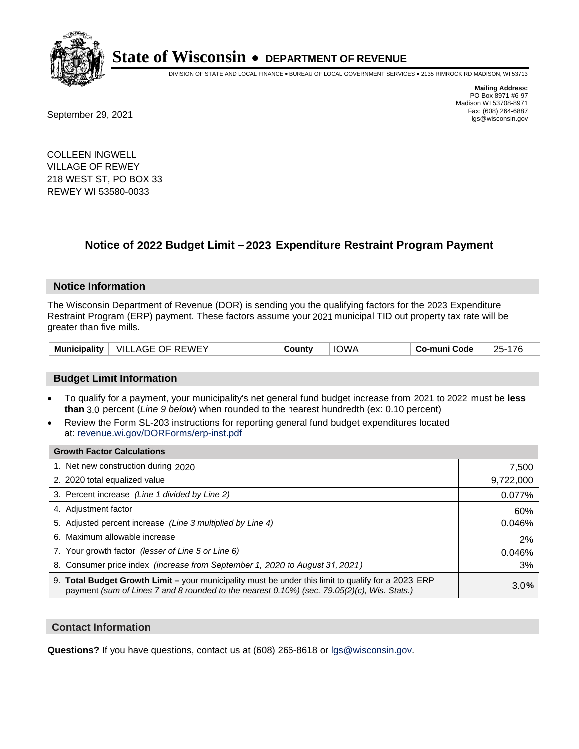# State of Wisconsin • DEPARTMENT OF REVENUE

DIVISION OF STATE AND LOCAL FINANCE • BUREAU OF LOCAL GOVERNMENT SERVICES • 2135 RIMROCK RD MADISON, WI 53713

**Mailing Address:**
PO Box 8971 #6-97
Madison WI 53708-8971
Fax: (608) 264-6887
lgs@wisconsin.gov

September 29, 2021

COLLEEN INGWELL
VILLAGE OF REWEY
218 WEST ST, PO BOX 33
REWEY WI 53580-0033

## Notice of 2022 Budget Limit – 2023 Expenditure Restraint Program Payment

### Notice Information

The Wisconsin Department of Revenue (DOR) is sending you the qualifying factors for the 2023 Expenditure Restraint Program (ERP) payment. These factors assume your 2021 municipal TID out property tax rate will be greater than five mills.

| Municipality | VILLAGE OF REWEY | County | IOWA | Co-muni Code | 25-176 |
|---|---|---|---|---|---|

### Budget Limit Information

- To qualify for a payment, your municipality's net general fund budget increase from 2021 to 2022 must be **less than** 3.0 percent (*Line 9 below*) when rounded to the nearest hundredth (ex: 0.10 percent)
- Review the Form SL-203 instructions for reporting general fund budget expenditures located at: revenue.wi.gov/DORForms/erp-inst.pdf

| Growth Factor Calculations | |
|---|---|
| 1. Net new construction during 2020 | 7,500 |
| 2. 2020 total equalized value | 9,722,000 |
| 3. Percent increase *(Line 1 divided by Line 2)* | 0.077% |
| 4. Adjustment factor | 60% |
| 5. Adjusted percent increase *(Line 3 multiplied by Line 4)* | 0.046% |
| 6. Maximum allowable increase | 2% |
| 7. Your growth factor *(lesser of Line 5 or Line 6)* | 0.046% |
| 8. Consumer price index *(increase from September 1, 2020 to August 31, 2021)* | 3% |
| 9. **Total Budget Growth Limit –** your municipality must be under this limit to qualify for a 2023 ERP payment *(sum of Lines 7 and 8 rounded to the nearest 0.10%) (sec. 79.05(2)(c), Wis. Stats.)* | 3.0**%** |

### Contact Information

**Questions?** If you have questions, contact us at (608) 266-8618 or lgs@wisconsin.gov.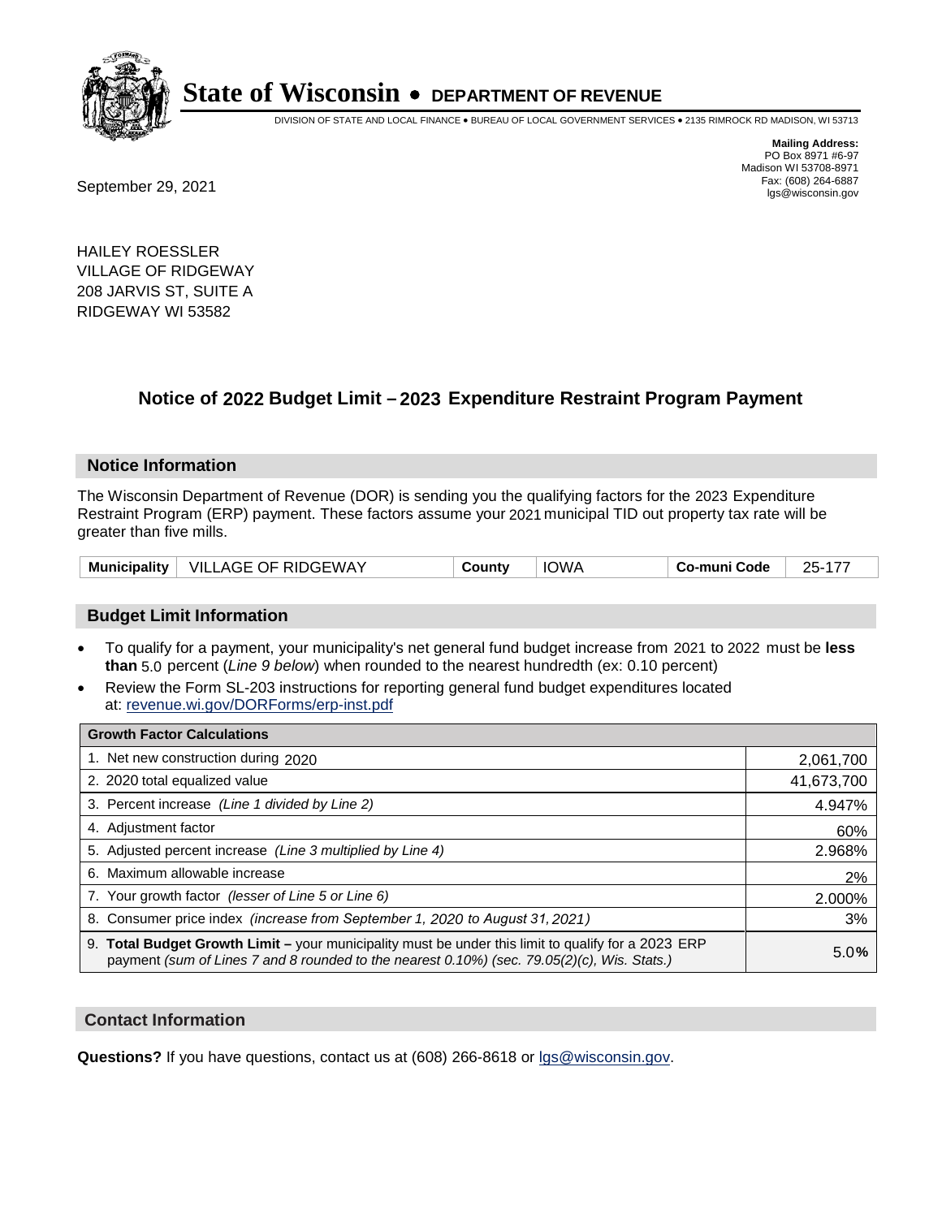# State of Wisconsin • DEPARTMENT OF REVENUE

DIVISION OF STATE AND LOCAL FINANCE • BUREAU OF LOCAL GOVERNMENT SERVICES • 2135 RIMROCK RD MADISON, WI 53713

**Mailing Address:**
PO Box 8971 #6-97
Madison WI 53708-8971
Fax: (608) 264-6887
lgs@wisconsin.gov

September 29, 2021

HAILEY ROESSLER
VILLAGE OF RIDGEWAY
208 JARVIS ST, SUITE A
RIDGEWAY WI 53582

## Notice of 2022 Budget Limit – 2023 Expenditure Restraint Program Payment

### Notice Information

The Wisconsin Department of Revenue (DOR) is sending you the qualifying factors for the 2023 Expenditure Restraint Program (ERP) payment. These factors assume your 2021 municipal TID out property tax rate will be greater than five mills.

| Municipality | VILLAGE OF RIDGEWAY | County | IOWA | Co-muni Code | 25-177 |
|---|---|---|---|---|---|

### Budget Limit Information

- To qualify for a payment, your municipality's net general fund budget increase from 2021 to 2022 must be **less than** 5.0 percent (*Line 9 below*) when rounded to the nearest hundredth (ex: 0.10 percent)
- Review the Form SL-203 instructions for reporting general fund budget expenditures located at: revenue.wi.gov/DORForms/erp-inst.pdf

| Growth Factor Calculations | |
|---|---|
| 1. Net new construction during 2020 | 2,061,700 |
| 2. 2020 total equalized value | 41,673,700 |
| 3. Percent increase *(Line 1 divided by Line 2)* | 4.947% |
| 4. Adjustment factor | 60% |
| 5. Adjusted percent increase *(Line 3 multiplied by Line 4)* | 2.968% |
| 6. Maximum allowable increase | 2% |
| 7. Your growth factor *(lesser of Line 5 or Line 6)* | 2.000% |
| 8. Consumer price index *(increase from September 1, 2020 to August 31, 2021)* | 3% |
| 9. **Total Budget Growth Limit –** your municipality must be under this limit to qualify for a 2023 ERP payment *(sum of Lines 7 and 8 rounded to the nearest 0.10%) (sec. 79.05(2)(c), Wis. Stats.)* | 5.0% |

### Contact Information

**Questions?** If you have questions, contact us at (608) 266-8618 or lgs@wisconsin.gov.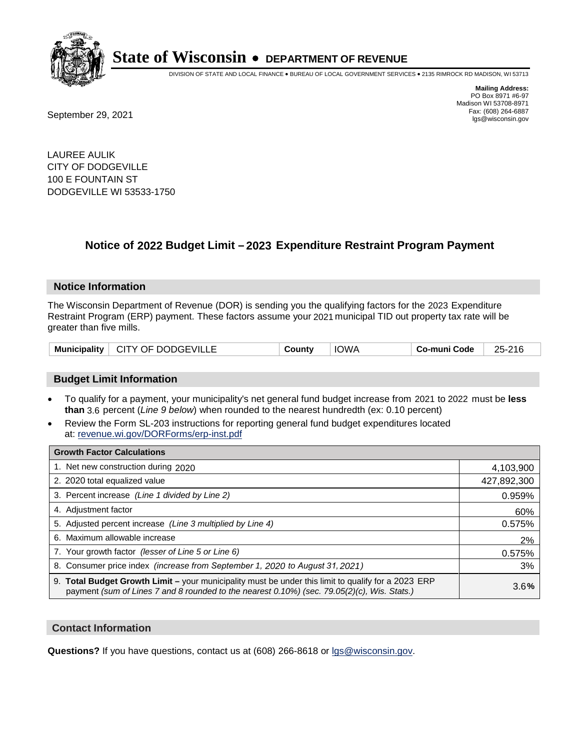# State of Wisconsin • DEPARTMENT OF REVENUE

DIVISION OF STATE AND LOCAL FINANCE • BUREAU OF LOCAL GOVERNMENT SERVICES • 2135 RIMROCK RD MADISON, WI 53713

**Mailing Address:**
PO Box 8971 #6-97
Madison WI 53708-8971
Fax: (608) 264-6887
lgs@wisconsin.gov

September 29, 2021

LAUREE AULIK
CITY OF DODGEVILLE
100 E FOUNTAIN ST
DODGEVILLE WI 53533-1750

## Notice of 2022 Budget Limit – 2023 Expenditure Restraint Program Payment

### Notice Information

The Wisconsin Department of Revenue (DOR) is sending you the qualifying factors for the 2023 Expenditure Restraint Program (ERP) payment. These factors assume your 2021 municipal TID out property tax rate will be greater than five mills.

| Municipality | CITY OF DODGEVILLE | County | IOWA | Co-muni Code | 25-216 |
|---|---|---|---|---|---|

### Budget Limit Information

- To qualify for a payment, your municipality's net general fund budget increase from 2021 to 2022 must be **less than** 3.6 percent (*Line 9 below*) when rounded to the nearest hundredth (ex: 0.10 percent)
- Review the Form SL-203 instructions for reporting general fund budget expenditures located at: revenue.wi.gov/DORForms/erp-inst.pdf

| Growth Factor Calculations | |
|---|---|
| 1. Net new construction during 2020 | 4,103,900 |
| 2. 2020 total equalized value | 427,892,300 |
| 3. Percent increase *(Line 1 divided by Line 2)* | 0.959% |
| 4. Adjustment factor | 60% |
| 5. Adjusted percent increase *(Line 3 multiplied by Line 4)* | 0.575% |
| 6. Maximum allowable increase | 2% |
| 7. Your growth factor *(lesser of Line 5 or Line 6)* | 0.575% |
| 8. Consumer price index *(increase from September 1, 2020 to August 31, 2021)* | 3% |
| 9. **Total Budget Growth Limit –** your municipality must be under this limit to qualify for a 2023 ERP payment *(sum of Lines 7 and 8 rounded to the nearest 0.10%) (sec. 79.05(2)(c), Wis. Stats.)* | 3.6**%** |

### Contact Information

**Questions?** If you have questions, contact us at (608) 266-8618 or lgs@wisconsin.gov.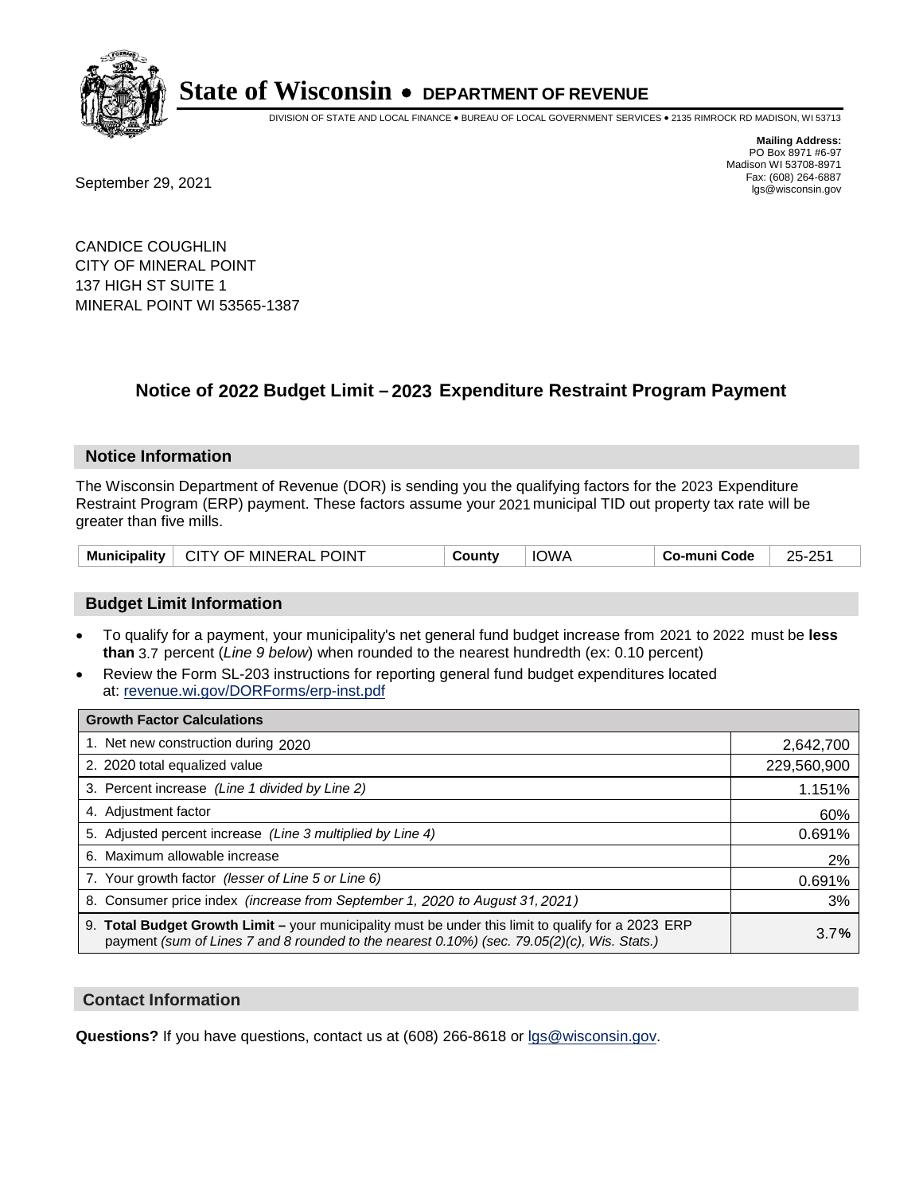# State of Wisconsin • DEPARTMENT OF REVENUE

DIVISION OF STATE AND LOCAL FINANCE • BUREAU OF LOCAL GOVERNMENT SERVICES • 2135 RIMROCK RD MADISON, WI 53713

**Mailing Address:**
PO Box 8971 #6-97
Madison WI 53708-8971
Fax: (608) 264-6887
lgs@wisconsin.gov

September 29, 2021

CANDICE COUGHLIN
CITY OF MINERAL POINT
137 HIGH ST SUITE 1
MINERAL POINT WI 53565-1387

## Notice of 2022 Budget Limit – 2023 Expenditure Restraint Program Payment

### Notice Information

The Wisconsin Department of Revenue (DOR) is sending you the qualifying factors for the 2023 Expenditure Restraint Program (ERP) payment. These factors assume your 2021 municipal TID out property tax rate will be greater than five mills.

| Municipality | CITY OF MINERAL POINT | County | IOWA | Co-muni Code | 25-251 |
|---|---|---|---|---|---|

### Budget Limit Information

- To qualify for a payment, your municipality's net general fund budget increase from 2021 to 2022 must be **less than** 3.7 percent (*Line 9 below*) when rounded to the nearest hundredth (ex: 0.10 percent)
- Review the Form SL-203 instructions for reporting general fund budget expenditures located at: revenue.wi.gov/DORForms/erp-inst.pdf

| Growth Factor Calculations | |
|---|---|
| 1. Net new construction during 2020 | 2,642,700 |
| 2. 2020 total equalized value | 229,560,900 |
| 3. Percent increase *(Line 1 divided by Line 2)* | 1.151% |
| 4. Adjustment factor | 60% |
| 5. Adjusted percent increase *(Line 3 multiplied by Line 4)* | 0.691% |
| 6. Maximum allowable increase | 2% |
| 7. Your growth factor *(lesser of Line 5 or Line 6)* | 0.691% |
| 8. Consumer price index *(increase from September 1, 2020 to August 31, 2021)* | 3% |
| 9. **Total Budget Growth Limit –** your municipality must be under this limit to qualify for a 2023 ERP payment *(sum of Lines 7 and 8 rounded to the nearest 0.10%) (sec. 79.05(2)(c), Wis. Stats.)* | 3.7**%** |

### Contact Information

**Questions?** If you have questions, contact us at (608) 266-8618 or lgs@wisconsin.gov.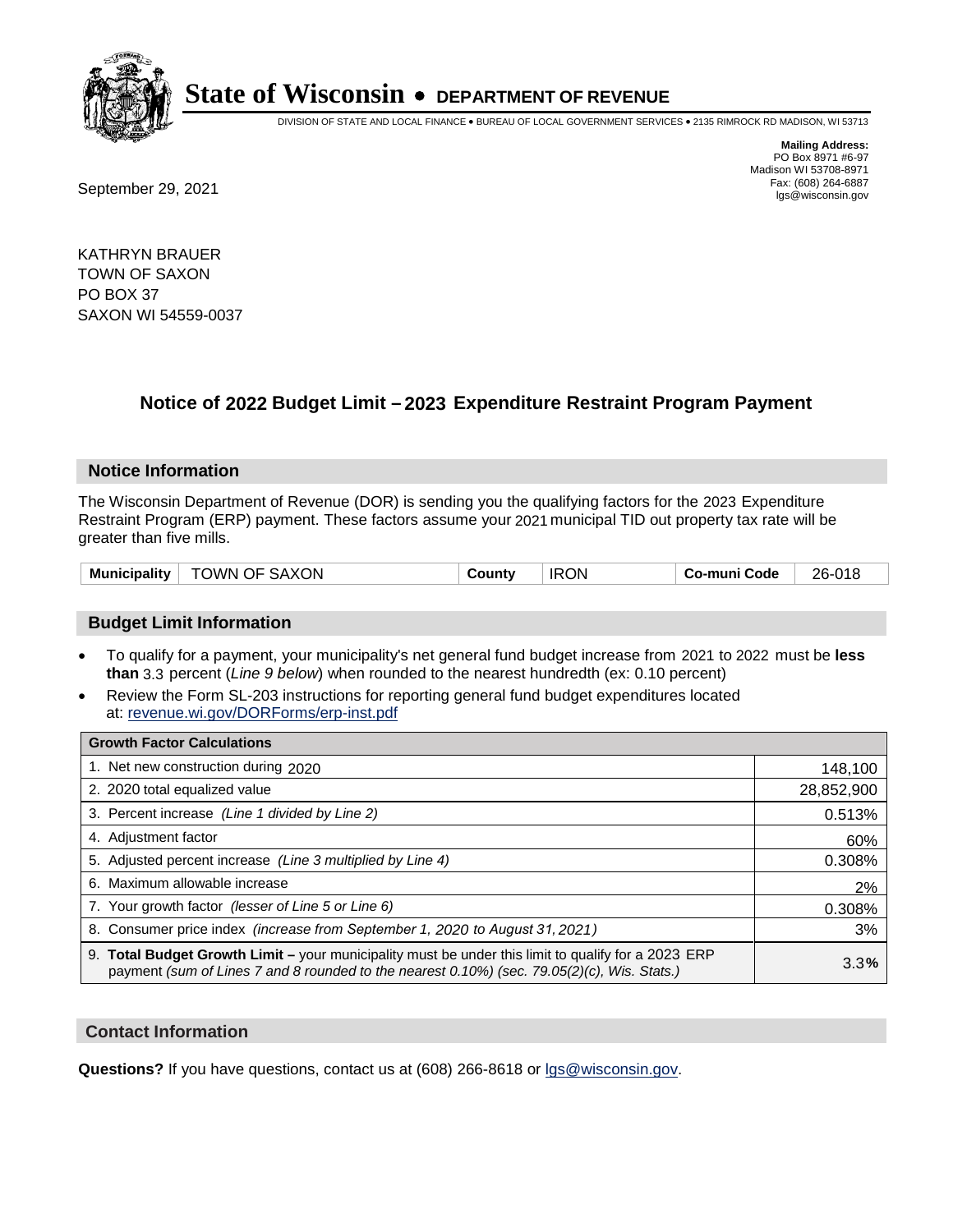# State of Wisconsin • DEPARTMENT OF REVENUE

DIVISION OF STATE AND LOCAL FINANCE • BUREAU OF LOCAL GOVERNMENT SERVICES • 2135 RIMROCK RD MADISON, WI 53713

**Mailing Address:**
PO Box 8971 #6-97
Madison WI 53708-8971
Fax: (608) 264-6887
lgs@wisconsin.gov

September 29, 2021

KATHRYN BRAUER
TOWN OF SAXON
PO BOX 37
SAXON WI 54559-0037

## Notice of 2022 Budget Limit – 2023 Expenditure Restraint Program Payment

### Notice Information

The Wisconsin Department of Revenue (DOR) is sending you the qualifying factors for the 2023 Expenditure Restraint Program (ERP) payment. These factors assume your 2021 municipal TID out property tax rate will be greater than five mills.

| Municipality | TOWN OF SAXON | County | IRON | Co-muni Code | 26-018 |
|---|---|---|---|---|---|

### Budget Limit Information

- To qualify for a payment, your municipality's net general fund budget increase from 2021 to 2022 must be **less than** 3.3 percent (*Line 9 below*) when rounded to the nearest hundredth (ex: 0.10 percent)
- Review the Form SL-203 instructions for reporting general fund budget expenditures located at: revenue.wi.gov/DORForms/erp-inst.pdf

| Growth Factor Calculations | |
|---|---|
| 1. Net new construction during 2020 | 148,100 |
| 2. 2020 total equalized value | 28,852,900 |
| 3. Percent increase *(Line 1 divided by Line 2)* | 0.513% |
| 4. Adjustment factor | 60% |
| 5. Adjusted percent increase *(Line 3 multiplied by Line 4)* | 0.308% |
| 6. Maximum allowable increase | 2% |
| 7. Your growth factor *(lesser of Line 5 or Line 6)* | 0.308% |
| 8. Consumer price index *(increase from September 1, 2020 to August 31, 2021)* | 3% |
| 9. **Total Budget Growth Limit –** your municipality must be under this limit to qualify for a 2023 ERP payment *(sum of Lines 7 and 8 rounded to the nearest 0.10%) (sec. 79.05(2)(c), Wis. Stats.)* | 3.3**%** |

### Contact Information

**Questions?** If you have questions, contact us at (608) 266-8618 or lgs@wisconsin.gov.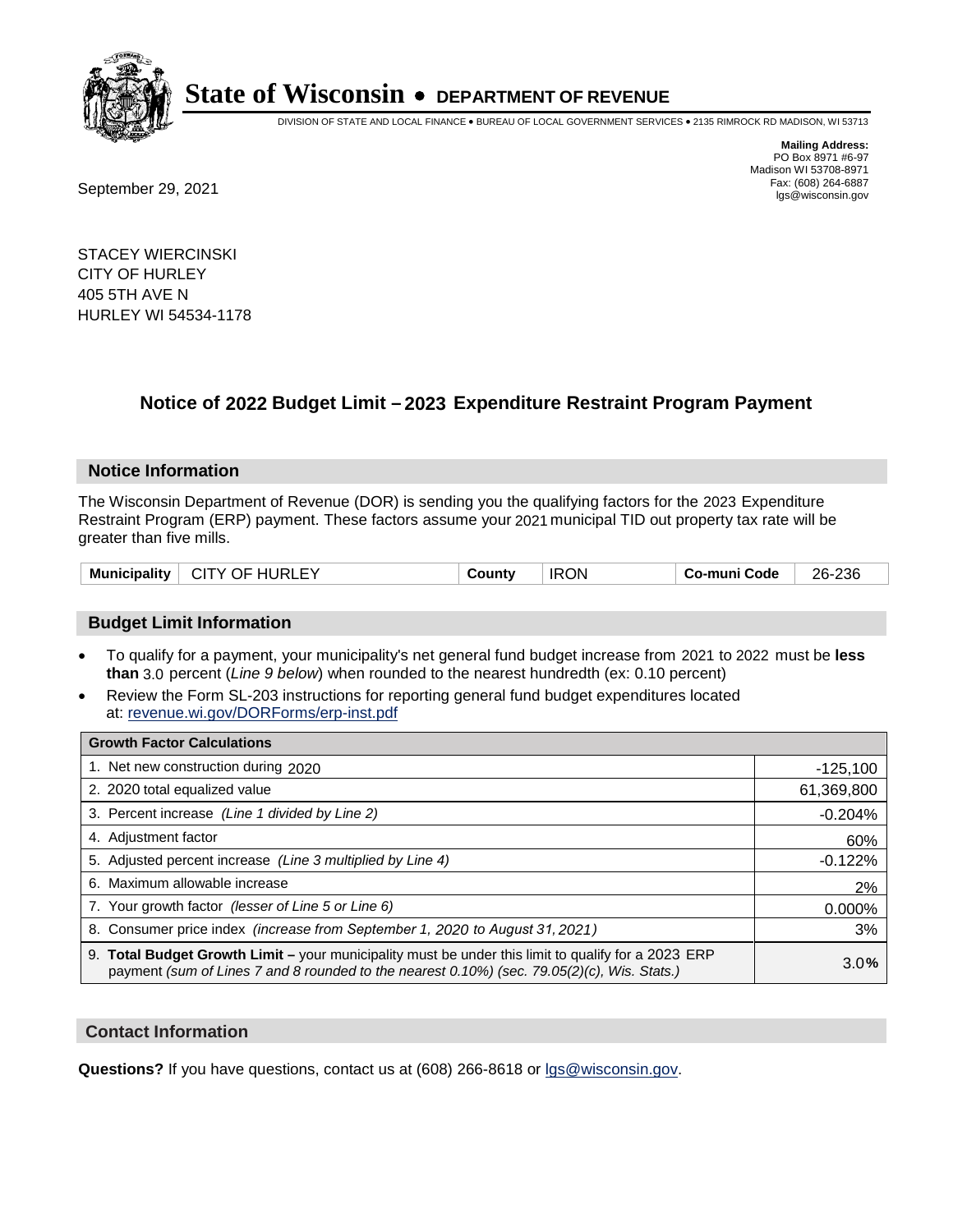# State of Wisconsin • DEPARTMENT OF REVENUE

DIVISION OF STATE AND LOCAL FINANCE • BUREAU OF LOCAL GOVERNMENT SERVICES • 2135 RIMROCK RD MADISON, WI 53713

**Mailing Address:**
PO Box 8971 #6-97
Madison WI 53708-8971
Fax: (608) 264-6887
lgs@wisconsin.gov

September 29, 2021

STACEY WIERCINSKI
CITY OF HURLEY
405 5TH AVE N
HURLEY WI 54534-1178

## Notice of 2022 Budget Limit – 2023 Expenditure Restraint Program Payment

### Notice Information

The Wisconsin Department of Revenue (DOR) is sending you the qualifying factors for the 2023 Expenditure Restraint Program (ERP) payment. These factors assume your 2021 municipal TID out property tax rate will be greater than five mills.

| Municipality | CITY OF HURLEY | County | IRON | Co-muni Code | 26-236 |
|---|---|---|---|---|---|

### Budget Limit Information

- To qualify for a payment, your municipality's net general fund budget increase from 2021 to 2022 must be **less than** 3.0 percent (*Line 9 below*) when rounded to the nearest hundredth (ex: 0.10 percent)
- Review the Form SL-203 instructions for reporting general fund budget expenditures located at: revenue.wi.gov/DORForms/erp-inst.pdf

| Growth Factor Calculations | |
|---|---|
| 1. Net new construction during 2020 | -125,100 |
| 2. 2020 total equalized value | 61,369,800 |
| 3. Percent increase *(Line 1 divided by Line 2)* | -0.204% |
| 4. Adjustment factor | 60% |
| 5. Adjusted percent increase *(Line 3 multiplied by Line 4)* | -0.122% |
| 6. Maximum allowable increase | 2% |
| 7. Your growth factor *(lesser of Line 5 or Line 6)* | 0.000% |
| 8. Consumer price index *(increase from September 1, 2020 to August 31, 2021)* | 3% |
| 9. **Total Budget Growth Limit –** your municipality must be under this limit to qualify for a 2023 ERP payment *(sum of Lines 7 and 8 rounded to the nearest 0.10%) (sec. 79.05(2)(c), Wis. Stats.)* | 3.0% |

### Contact Information

**Questions?** If you have questions, contact us at (608) 266-8618 or lgs@wisconsin.gov.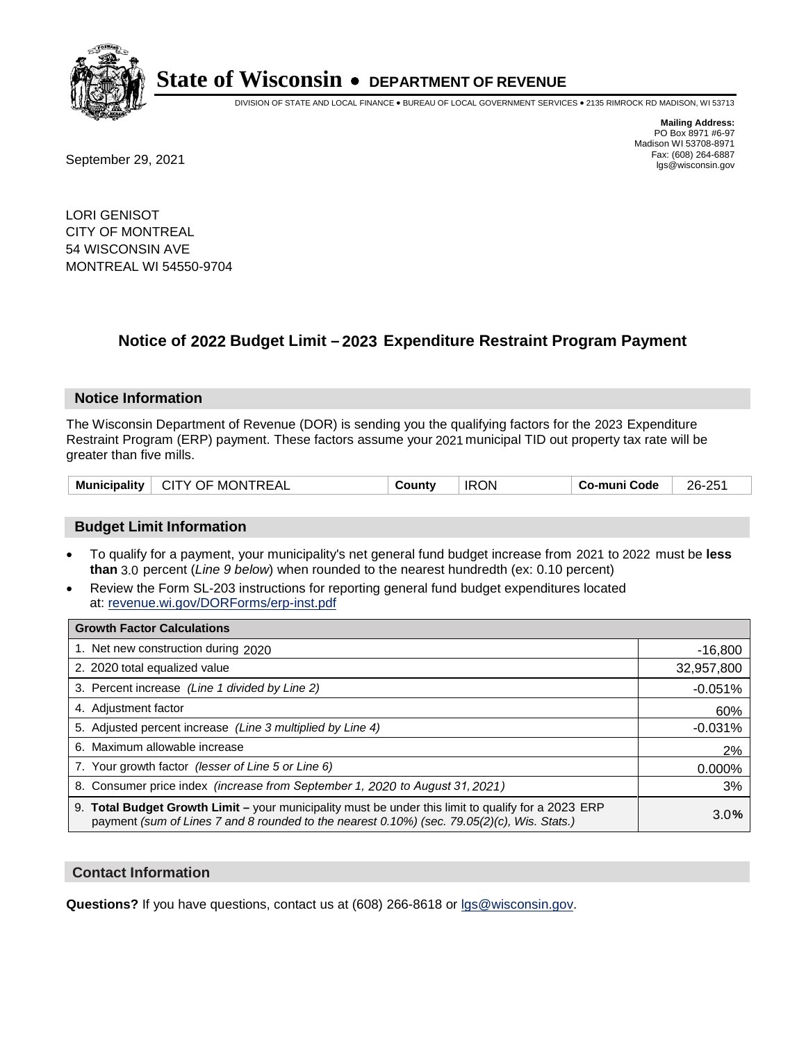**State of Wisconsin • DEPARTMENT OF REVENUE**

DIVISION OF STATE AND LOCAL FINANCE • BUREAU OF LOCAL GOVERNMENT SERVICES • 2135 RIMROCK RD MADISON, WI 53713

**Mailing Address:**
PO Box 8971 #6-97
Madison WI 53708-8971
Fax: (608) 264-6887
lgs@wisconsin.gov

September 29, 2021

LORI GENISOT
CITY OF MONTREAL
54 WISCONSIN AVE
MONTREAL WI 54550-9704

## Notice of 2022 Budget Limit – 2023 Expenditure Restraint Program Payment

### Notice Information

The Wisconsin Department of Revenue (DOR) is sending you the qualifying factors for the 2023 Expenditure Restraint Program (ERP) payment. These factors assume your 2021 municipal TID out property tax rate will be greater than five mills.

| Municipality | CITY OF MONTREAL | County | IRON | Co-muni Code | 26-251 |
|---|---|---|---|---|---|

### Budget Limit Information

- To qualify for a payment, your municipality's net general fund budget increase from 2021 to 2022 must be **less than** 3.0 percent (*Line 9 below*) when rounded to the nearest hundredth (ex: 0.10 percent)
- Review the Form SL-203 instructions for reporting general fund budget expenditures located at: revenue.wi.gov/DORForms/erp-inst.pdf

| Growth Factor Calculations | |
|---|---|
| 1. Net new construction during 2020 | -16,800 |
| 2. 2020 total equalized value | 32,957,800 |
| 3. Percent increase *(Line 1 divided by Line 2)* | -0.051% |
| 4. Adjustment factor | 60% |
| 5. Adjusted percent increase *(Line 3 multiplied by Line 4)* | -0.031% |
| 6. Maximum allowable increase | 2% |
| 7. Your growth factor *(lesser of Line 5 or Line 6)* | 0.000% |
| 8. Consumer price index *(increase from September 1, 2020 to August 31, 2021)* | 3% |
| 9. **Total Budget Growth Limit –** your municipality must be under this limit to qualify for a 2023 ERP payment *(sum of Lines 7 and 8 rounded to the nearest 0.10%) (sec. 79.05(2)(c), Wis. Stats.)* | 3.0% |

### Contact Information

**Questions?** If you have questions, contact us at (608) 266-8618 or lgs@wisconsin.gov.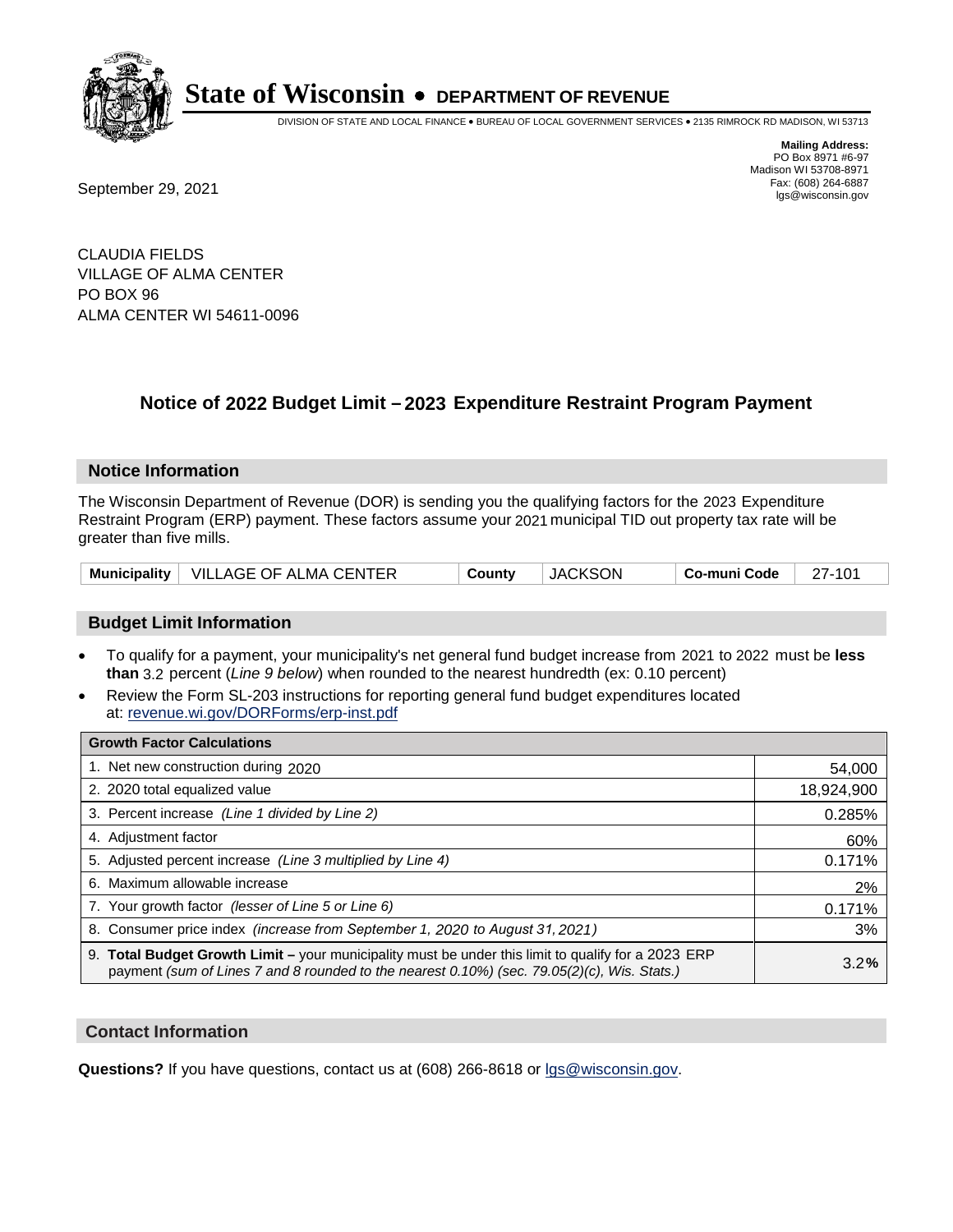# State of Wisconsin • DEPARTMENT OF REVENUE

DIVISION OF STATE AND LOCAL FINANCE • BUREAU OF LOCAL GOVERNMENT SERVICES • 2135 RIMROCK RD MADISON, WI 53713

**Mailing Address:**
PO Box 8971 #6-97
Madison WI 53708-8971
Fax: (608) 264-6887
lgs@wisconsin.gov

September 29, 2021

CLAUDIA FIELDS
VILLAGE OF ALMA CENTER
PO BOX 96
ALMA CENTER WI 54611-0096

## Notice of 2022 Budget Limit – 2023 Expenditure Restraint Program Payment

### Notice Information

The Wisconsin Department of Revenue (DOR) is sending you the qualifying factors for the 2023 Expenditure Restraint Program (ERP) payment. These factors assume your 2021 municipal TID out property tax rate will be greater than five mills.

| Municipality | VILLAGE OF ALMA CENTER | County | JACKSON | Co-muni Code | 27-101 |
|---|---|---|---|---|---|

### Budget Limit Information

- To qualify for a payment, your municipality's net general fund budget increase from 2021 to 2022 must be **less than** 3.2 percent (*Line 9 below*) when rounded to the nearest hundredth (ex: 0.10 percent)
- Review the Form SL-203 instructions for reporting general fund budget expenditures located at: revenue.wi.gov/DORForms/erp-inst.pdf

| Growth Factor Calculations | |
|---|---|
| 1. Net new construction during 2020 | 54,000 |
| 2. 2020 total equalized value | 18,924,900 |
| 3. Percent increase *(Line 1 divided by Line 2)* | 0.285% |
| 4. Adjustment factor | 60% |
| 5. Adjusted percent increase *(Line 3 multiplied by Line 4)* | 0.171% |
| 6. Maximum allowable increase | 2% |
| 7. Your growth factor *(lesser of Line 5 or Line 6)* | 0.171% |
| 8. Consumer price index *(increase from September 1, 2020 to August 31, 2021)* | 3% |
| 9. **Total Budget Growth Limit –** your municipality must be under this limit to qualify for a 2023 ERP payment *(sum of Lines 7 and 8 rounded to the nearest 0.10%) (sec. 79.05(2)(c), Wis. Stats.)* | 3.2**%** |

### Contact Information

**Questions?** If you have questions, contact us at (608) 266-8618 or lgs@wisconsin.gov.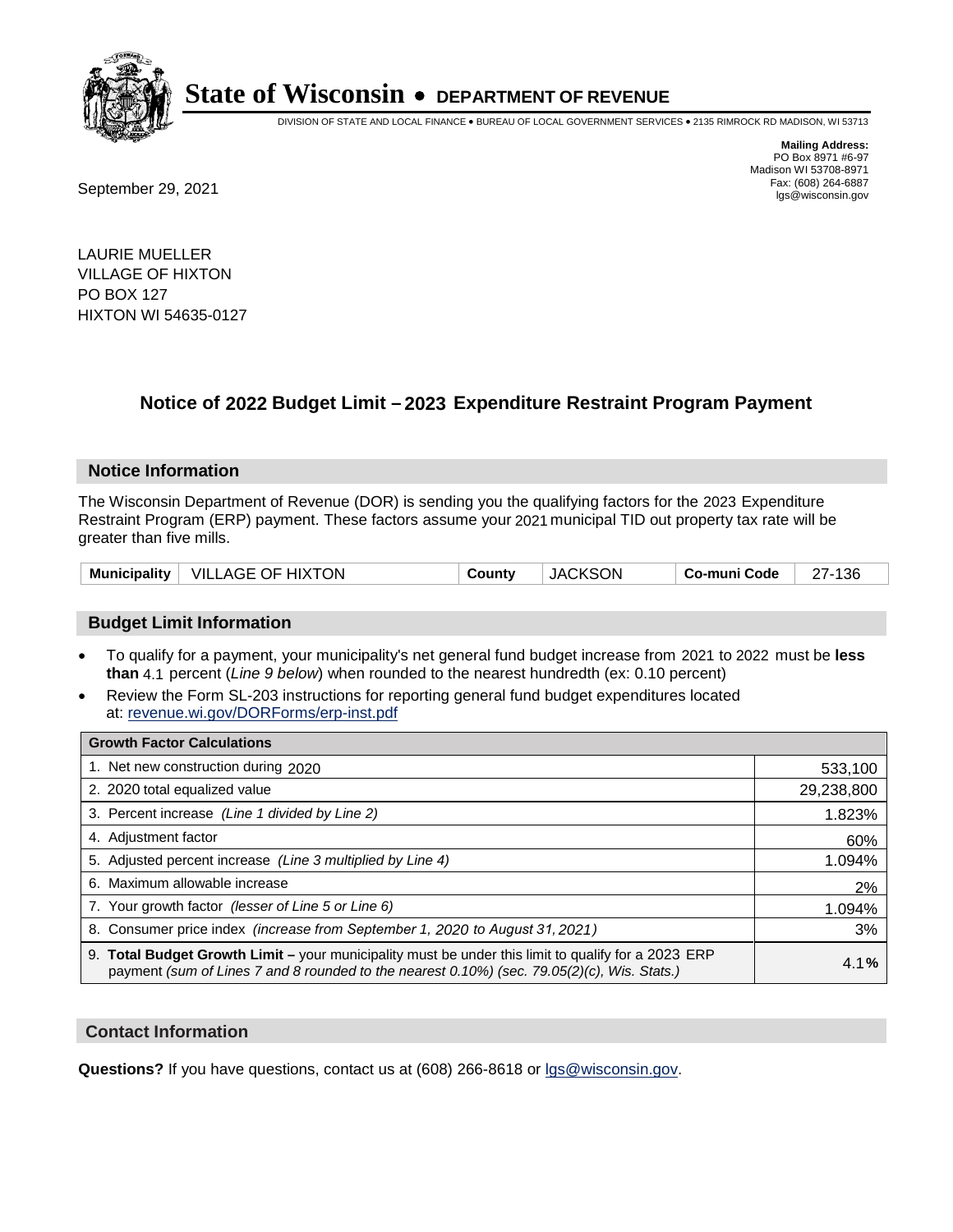# State of Wisconsin • DEPARTMENT OF REVENUE

DIVISION OF STATE AND LOCAL FINANCE • BUREAU OF LOCAL GOVERNMENT SERVICES • 2135 RIMROCK RD MADISON, WI 53713

**Mailing Address:**
PO Box 8971 #6-97
Madison WI 53708-8971
Fax: (608) 264-6887
lgs@wisconsin.gov

September 29, 2021

LAURIE MUELLER
VILLAGE OF HIXTON
PO BOX 127
HIXTON WI 54635-0127

## Notice of 2022 Budget Limit – 2023 Expenditure Restraint Program Payment

### Notice Information

The Wisconsin Department of Revenue (DOR) is sending you the qualifying factors for the 2023 Expenditure Restraint Program (ERP) payment. These factors assume your 2021 municipal TID out property tax rate will be greater than five mills.

| Municipality | VILLAGE OF HIXTON | County | JACKSON | Co-muni Code | 27-136 |
|---|---|---|---|---|---|

### Budget Limit Information

- To qualify for a payment, your municipality's net general fund budget increase from 2021 to 2022 must be **less than** 4.1 percent (*Line 9 below*) when rounded to the nearest hundredth (ex: 0.10 percent)
- Review the Form SL-203 instructions for reporting general fund budget expenditures located at: revenue.wi.gov/DORForms/erp-inst.pdf

| Growth Factor Calculations | |
|---|---|
| 1. Net new construction during 2020 | 533,100 |
| 2. 2020 total equalized value | 29,238,800 |
| 3. Percent increase *(Line 1 divided by Line 2)* | 1.823% |
| 4. Adjustment factor | 60% |
| 5. Adjusted percent increase *(Line 3 multiplied by Line 4)* | 1.094% |
| 6. Maximum allowable increase | 2% |
| 7. Your growth factor *(lesser of Line 5 or Line 6)* | 1.094% |
| 8. Consumer price index *(increase from September 1, 2020 to August 31, 2021)* | 3% |
| 9. **Total Budget Growth Limit –** your municipality must be under this limit to qualify for a 2023 ERP payment *(sum of Lines 7 and 8 rounded to the nearest 0.10%) (sec. 79.05(2)(c), Wis. Stats.)* | 4.1**%** |

### Contact Information

**Questions?** If you have questions, contact us at (608) 266-8618 or lgs@wisconsin.gov.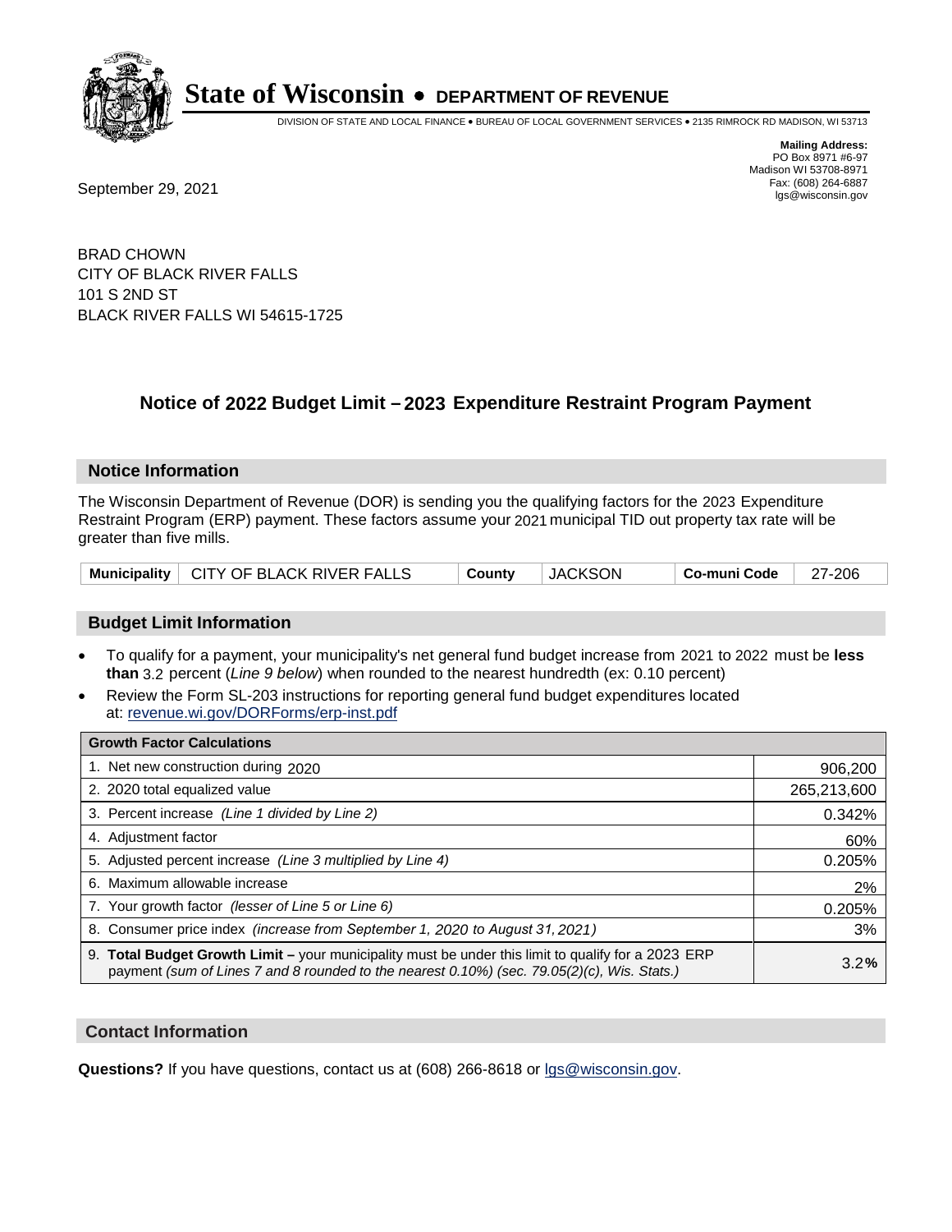# State of Wisconsin • DEPARTMENT OF REVENUE

DIVISION OF STATE AND LOCAL FINANCE • BUREAU OF LOCAL GOVERNMENT SERVICES • 2135 RIMROCK RD MADISON, WI 53713

**Mailing Address:**
PO Box 8971 #6-97
Madison WI 53708-8971
Fax: (608) 264-6887
lgs@wisconsin.gov

September 29, 2021

BRAD CHOWN
CITY OF BLACK RIVER FALLS
101 S 2ND ST
BLACK RIVER FALLS WI 54615-1725

## Notice of 2022 Budget Limit – 2023 Expenditure Restraint Program Payment

### Notice Information

The Wisconsin Department of Revenue (DOR) is sending you the qualifying factors for the 2023 Expenditure Restraint Program (ERP) payment. These factors assume your 2021 municipal TID out property tax rate will be greater than five mills.

| **Municipality** | CITY OF BLACK RIVER FALLS | **County** | JACKSON | **Co-muni Code** | 27-206 |
|---|---|---|---|---|---|

### Budget Limit Information

- To qualify for a payment, your municipality's net general fund budget increase from 2021 to 2022 must be **less than** 3.2 percent (*Line 9 below*) when rounded to the nearest hundredth (ex: 0.10 percent)
- Review the Form SL-203 instructions for reporting general fund budget expenditures located at: revenue.wi.gov/DORForms/erp-inst.pdf

| **Growth Factor Calculations** | |
|---|---|
| 1. Net new construction during 2020 | 906,200 |
| 2. 2020 total equalized value | 265,213,600 |
| 3. Percent increase *(Line 1 divided by Line 2)* | 0.342% |
| 4. Adjustment factor | 60% |
| 5. Adjusted percent increase *(Line 3 multiplied by Line 4)* | 0.205% |
| 6. Maximum allowable increase | 2% |
| 7. Your growth factor *(lesser of Line 5 or Line 6)* | 0.205% |
| 8. Consumer price index *(increase from September 1, 2020 to August 31, 2021)* | 3% |
| 9. **Total Budget Growth Limit –** your municipality must be under this limit to qualify for a 2023 ERP payment *(sum of Lines 7 and 8 rounded to the nearest 0.10%) (sec. 79.05(2)(c), Wis. Stats.)* | 3.2**%** |

### Contact Information

**Questions?** If you have questions, contact us at (608) 266-8618 or lgs@wisconsin.gov.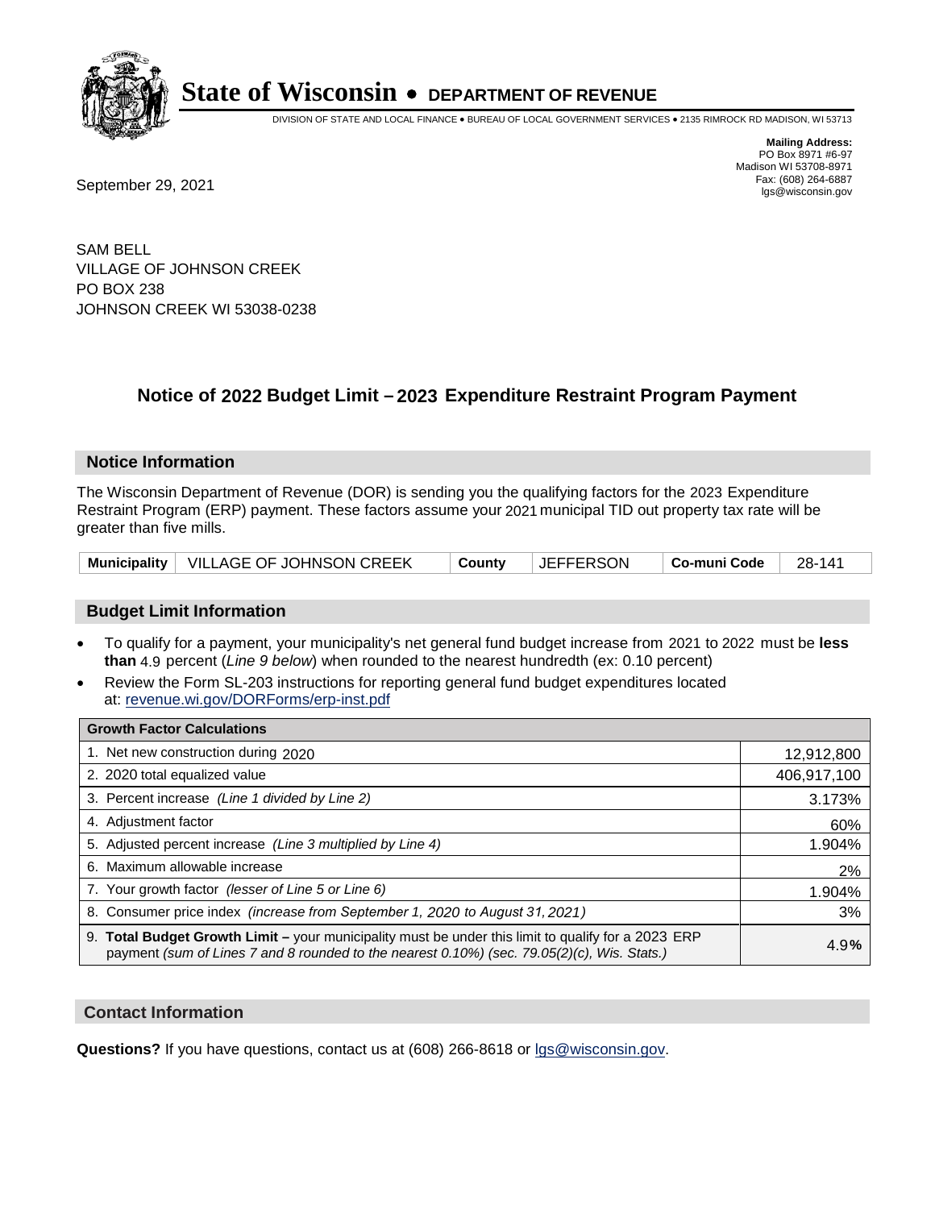# State of Wisconsin • DEPARTMENT OF REVENUE

DIVISION OF STATE AND LOCAL FINANCE • BUREAU OF LOCAL GOVERNMENT SERVICES • 2135 RIMROCK RD MADISON, WI 53713

**Mailing Address:**
PO Box 8971 #6-97
Madison WI 53708-8971
Fax: (608) 264-6887
lgs@wisconsin.gov

September 29, 2021

SAM BELL
VILLAGE OF JOHNSON CREEK
PO BOX 238
JOHNSON CREEK WI 53038-0238

## Notice of 2022 Budget Limit – 2023 Expenditure Restraint Program Payment

### Notice Information

The Wisconsin Department of Revenue (DOR) is sending you the qualifying factors for the 2023 Expenditure Restraint Program (ERP) payment. These factors assume your 2021 municipal TID out property tax rate will be greater than five mills.

| Municipality | VILLAGE OF JOHNSON CREEK | County | JEFFERSON | Co-muni Code | 28-141 |
|---|---|---|---|---|---|

### Budget Limit Information

- To qualify for a payment, your municipality's net general fund budget increase from 2021 to 2022 must be **less than** 4.9 percent (*Line 9 below*) when rounded to the nearest hundredth (ex: 0.10 percent)
- Review the Form SL-203 instructions for reporting general fund budget expenditures located at: revenue.wi.gov/DORForms/erp-inst.pdf

| Growth Factor Calculations | |
|---|---|
| 1. Net new construction during 2020 | 12,912,800 |
| 2. 2020 total equalized value | 406,917,100 |
| 3. Percent increase *(Line 1 divided by Line 2)* | 3.173% |
| 4. Adjustment factor | 60% |
| 5. Adjusted percent increase *(Line 3 multiplied by Line 4)* | 1.904% |
| 6. Maximum allowable increase | 2% |
| 7. Your growth factor *(lesser of Line 5 or Line 6)* | 1.904% |
| 8. Consumer price index *(increase from September 1, 2020 to August 31, 2021)* | 3% |
| 9. **Total Budget Growth Limit –** your municipality must be under this limit to qualify for a 2023 ERP payment *(sum of Lines 7 and 8 rounded to the nearest 0.10%) (sec. 79.05(2)(c), Wis. Stats.)* | 4.9% |

### Contact Information

**Questions?** If you have questions, contact us at (608) 266-8618 or lgs@wisconsin.gov.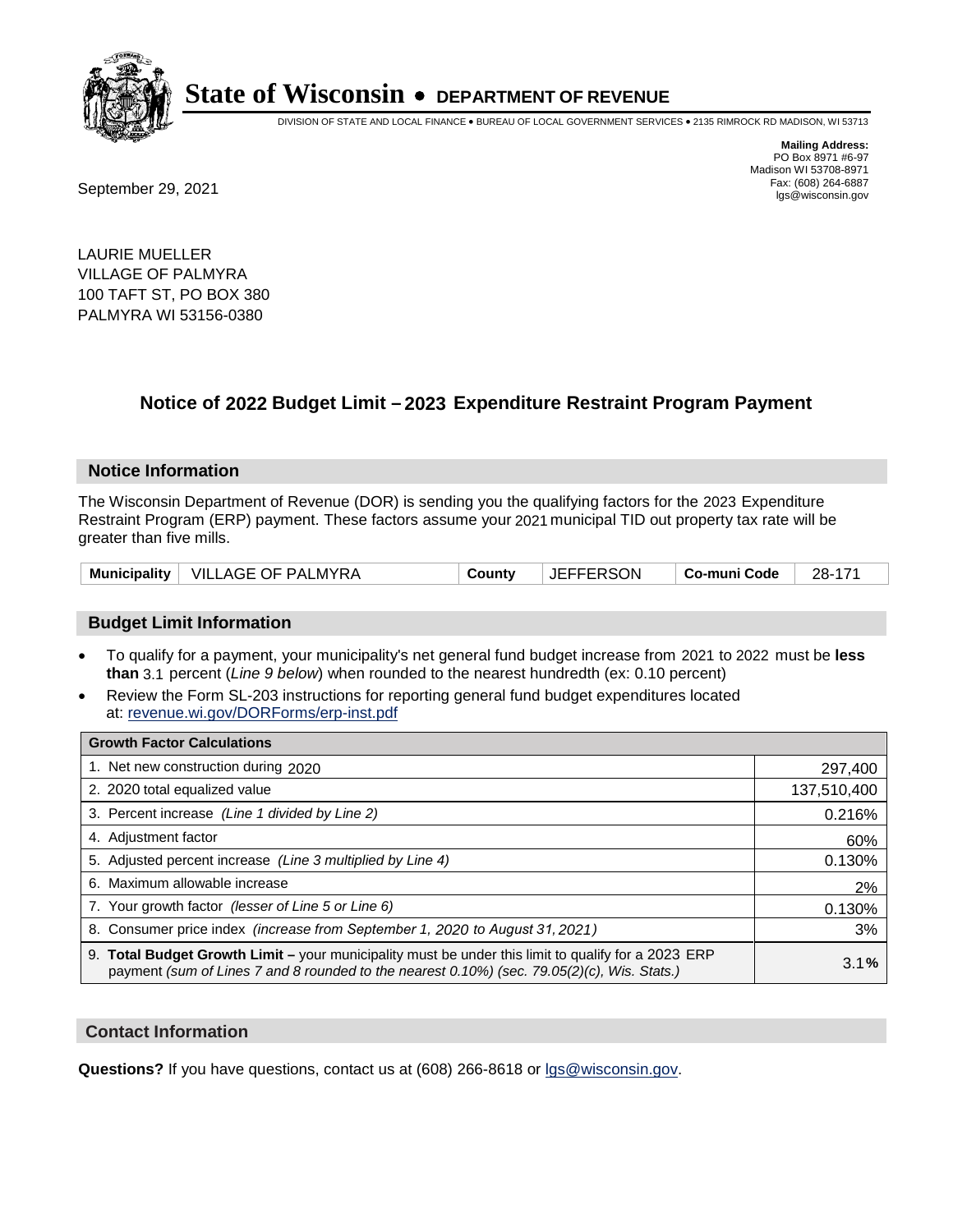# State of Wisconsin • DEPARTMENT OF REVENUE

DIVISION OF STATE AND LOCAL FINANCE • BUREAU OF LOCAL GOVERNMENT SERVICES • 2135 RIMROCK RD MADISON, WI 53713

**Mailing Address:**
PO Box 8971 #6-97
Madison WI 53708-8971
Fax: (608) 264-6887
lgs@wisconsin.gov

September 29, 2021

LAURIE MUELLER
VILLAGE OF PALMYRA
100 TAFT ST, PO BOX 380
PALMYRA WI 53156-0380

## Notice of 2022 Budget Limit – 2023 Expenditure Restraint Program Payment

### Notice Information

The Wisconsin Department of Revenue (DOR) is sending you the qualifying factors for the 2023 Expenditure Restraint Program (ERP) payment. These factors assume your 2021 municipal TID out property tax rate will be greater than five mills.

| Municipality | VILLAGE OF PALMYRA | County | JEFFERSON | Co-muni Code | 28-171 |
|---|---|---|---|---|---|

### Budget Limit Information

- To qualify for a payment, your municipality's net general fund budget increase from 2021 to 2022 must be **less than** 3.1 percent (*Line 9 below*) when rounded to the nearest hundredth (ex: 0.10 percent)
- Review the Form SL-203 instructions for reporting general fund budget expenditures located at: revenue.wi.gov/DORForms/erp-inst.pdf

| Growth Factor Calculations | |
|---|---|
| 1. Net new construction during 2020 | 297,400 |
| 2. 2020 total equalized value | 137,510,400 |
| 3. Percent increase *(Line 1 divided by Line 2)* | 0.216% |
| 4. Adjustment factor | 60% |
| 5. Adjusted percent increase *(Line 3 multiplied by Line 4)* | 0.130% |
| 6. Maximum allowable increase | 2% |
| 7. Your growth factor *(lesser of Line 5 or Line 6)* | 0.130% |
| 8. Consumer price index *(increase from September 1, 2020 to August 31, 2021)* | 3% |
| 9. **Total Budget Growth Limit –** your municipality must be under this limit to qualify for a 2023 ERP payment *(sum of Lines 7 and 8 rounded to the nearest 0.10%) (sec. 79.05(2)(c), Wis. Stats.)* | 3.1**%** |

### Contact Information

**Questions?** If you have questions, contact us at (608) 266-8618 or lgs@wisconsin.gov.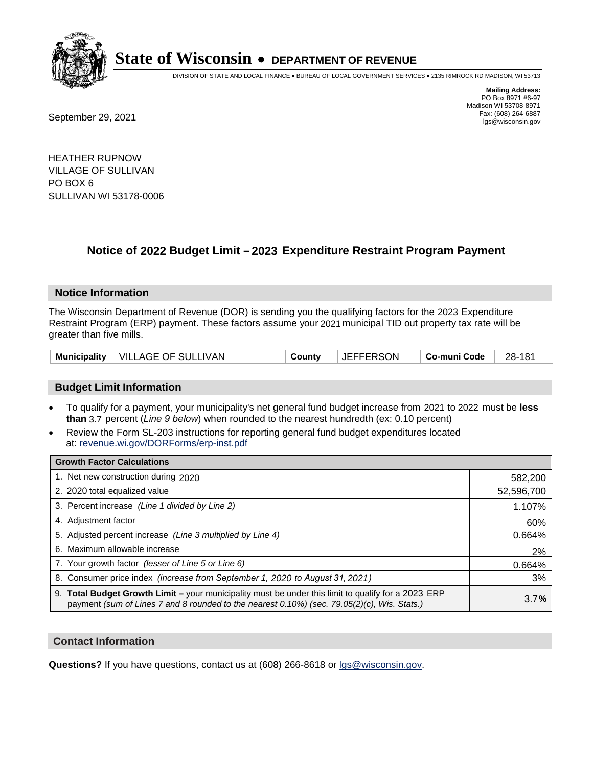# State of Wisconsin • DEPARTMENT OF REVENUE

DIVISION OF STATE AND LOCAL FINANCE • BUREAU OF LOCAL GOVERNMENT SERVICES • 2135 RIMROCK RD MADISON, WI 53713

**Mailing Address:**
PO Box 8971 #6-97
Madison WI 53708-8971
Fax: (608) 264-6887
lgs@wisconsin.gov

September 29, 2021

HEATHER RUPNOW
VILLAGE OF SULLIVAN
PO BOX 6
SULLIVAN WI 53178-0006

## Notice of 2022 Budget Limit – 2023 Expenditure Restraint Program Payment

### Notice Information

The Wisconsin Department of Revenue (DOR) is sending you the qualifying factors for the 2023 Expenditure Restraint Program (ERP) payment. These factors assume your 2021 municipal TID out property tax rate will be greater than five mills.

| Municipality | VILLAGE OF SULLIVAN | County | JEFFERSON | Co-muni Code | 28-181 |
|---|---|---|---|---|---|

### Budget Limit Information

- To qualify for a payment, your municipality's net general fund budget increase from 2021 to 2022 must be **less than** 3.7 percent (*Line 9 below*) when rounded to the nearest hundredth (ex: 0.10 percent)
- Review the Form SL-203 instructions for reporting general fund budget expenditures located at: revenue.wi.gov/DORForms/erp-inst.pdf

| Growth Factor Calculations | |
|---|---|
| 1. Net new construction during 2020 | 582,200 |
| 2. 2020 total equalized value | 52,596,700 |
| 3. Percent increase *(Line 1 divided by Line 2)* | 1.107% |
| 4. Adjustment factor | 60% |
| 5. Adjusted percent increase *(Line 3 multiplied by Line 4)* | 0.664% |
| 6. Maximum allowable increase | 2% |
| 7. Your growth factor *(lesser of Line 5 or Line 6)* | 0.664% |
| 8. Consumer price index *(increase from September 1, 2020 to August 31, 2021)* | 3% |
| 9. **Total Budget Growth Limit –** your municipality must be under this limit to qualify for a 2023 ERP payment *(sum of Lines 7 and 8 rounded to the nearest 0.10%) (sec. 79.05(2)(c), Wis. Stats.)* | 3.7**%** |

### Contact Information

**Questions?** If you have questions, contact us at (608) 266-8618 or lgs@wisconsin.gov.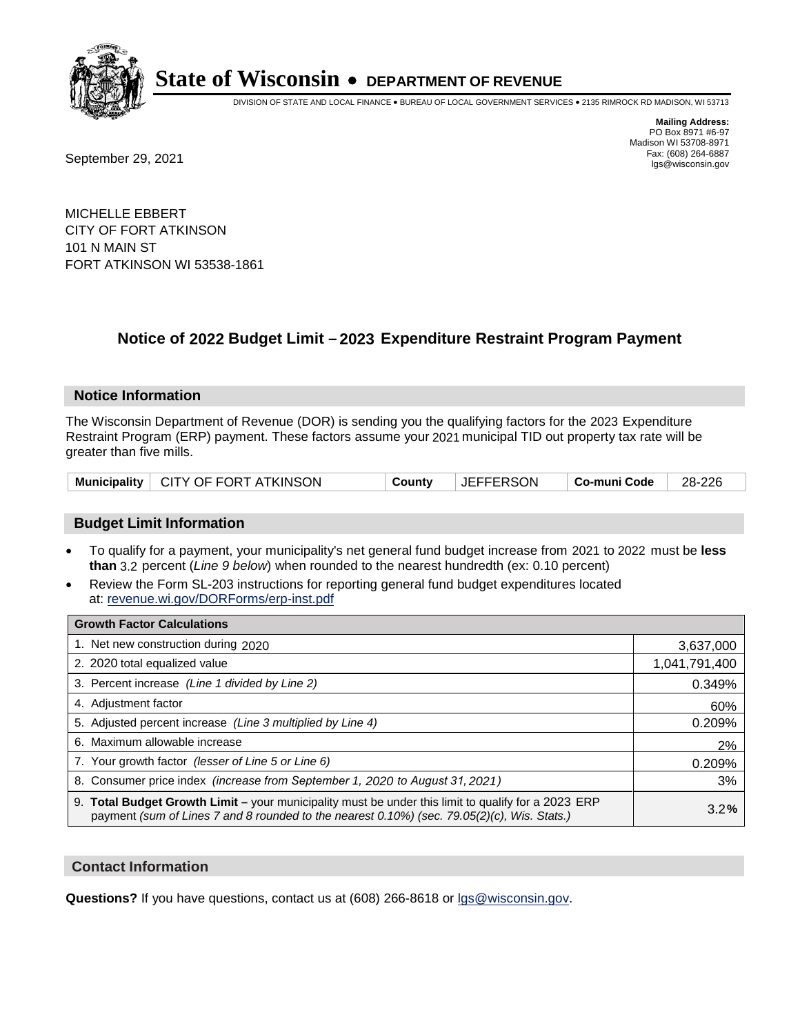# State of Wisconsin • DEPARTMENT OF REVENUE

DIVISION OF STATE AND LOCAL FINANCE • BUREAU OF LOCAL GOVERNMENT SERVICES • 2135 RIMROCK RD MADISON, WI 53713

**Mailing Address:**
PO Box 8971 #6-97
Madison WI 53708-8971
Fax: (608) 264-6887
lgs@wisconsin.gov

September 29, 2021

MICHELLE EBBERT
CITY OF FORT ATKINSON
101 N MAIN ST
FORT ATKINSON WI 53538-1861

## Notice of 2022 Budget Limit – 2023 Expenditure Restraint Program Payment

### Notice Information

The Wisconsin Department of Revenue (DOR) is sending you the qualifying factors for the 2023 Expenditure Restraint Program (ERP) payment. These factors assume your 2021 municipal TID out property tax rate will be greater than five mills.

| Municipality | CITY OF FORT ATKINSON | County | JEFFERSON | Co-muni Code | 28-226 |
|---|---|---|---|---|---|

### Budget Limit Information

- To qualify for a payment, your municipality's net general fund budget increase from 2021 to 2022 must be **less than** 3.2 percent (*Line 9 below*) when rounded to the nearest hundredth (ex: 0.10 percent)
- Review the Form SL-203 instructions for reporting general fund budget expenditures located at: revenue.wi.gov/DORForms/erp-inst.pdf

| Growth Factor Calculations | |
|---|---|
| 1. Net new construction during 2020 | 3,637,000 |
| 2. 2020 total equalized value | 1,041,791,400 |
| 3. Percent increase *(Line 1 divided by Line 2)* | 0.349% |
| 4. Adjustment factor | 60% |
| 5. Adjusted percent increase *(Line 3 multiplied by Line 4)* | 0.209% |
| 6. Maximum allowable increase | 2% |
| 7. Your growth factor *(lesser of Line 5 or Line 6)* | 0.209% |
| 8. Consumer price index *(increase from September 1, 2020 to August 31, 2021)* | 3% |
| 9. **Total Budget Growth Limit –** your municipality must be under this limit to qualify for a 2023 ERP payment *(sum of Lines 7 and 8 rounded to the nearest 0.10%) (sec. 79.05(2)(c), Wis. Stats.)* | 3.2**%** |

### Contact Information

**Questions?** If you have questions, contact us at (608) 266-8618 or lgs@wisconsin.gov.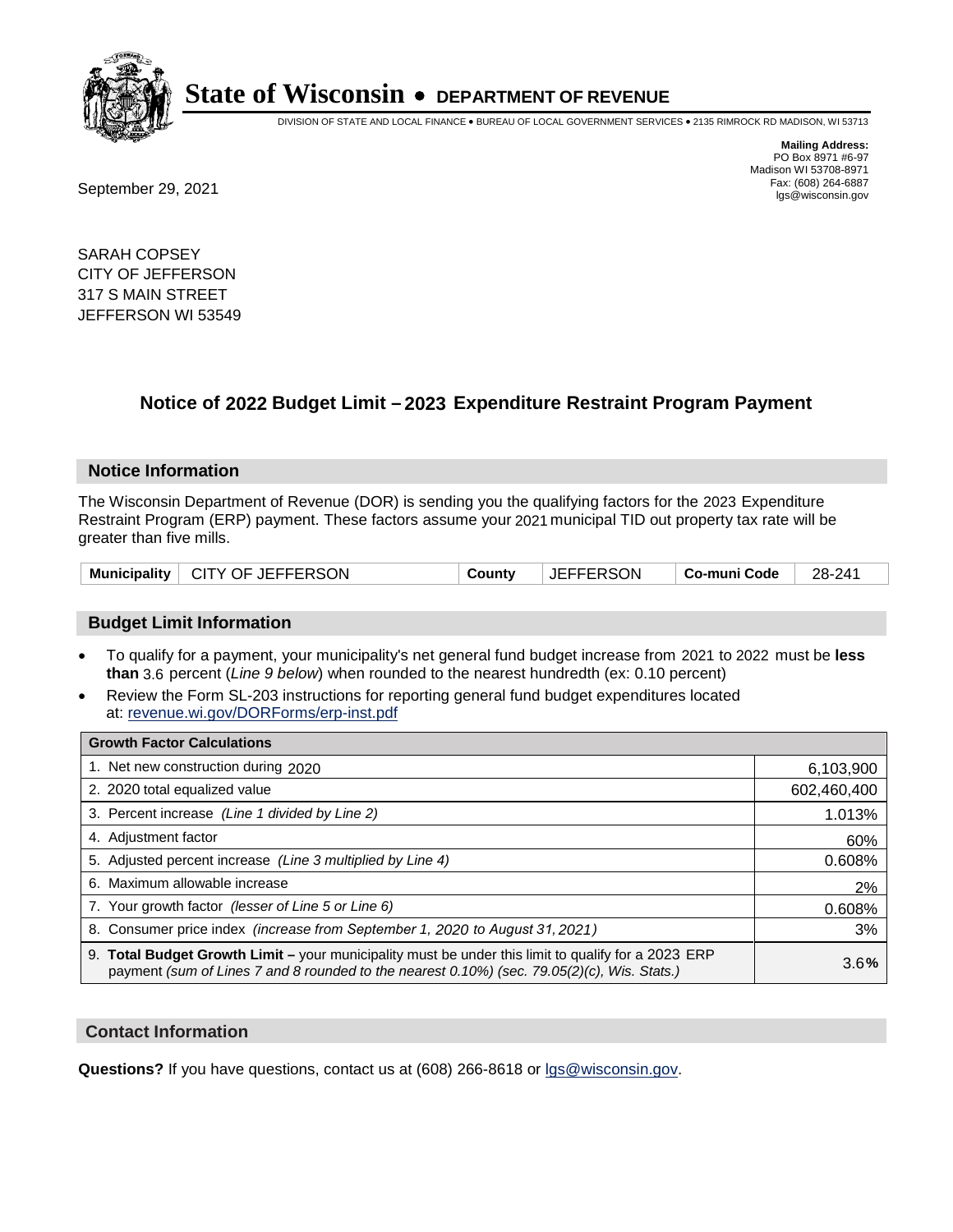# State of Wisconsin • DEPARTMENT OF REVENUE

DIVISION OF STATE AND LOCAL FINANCE • BUREAU OF LOCAL GOVERNMENT SERVICES • 2135 RIMROCK RD MADISON, WI 53713

**Mailing Address:**
PO Box 8971 #6-97
Madison WI 53708-8971
Fax: (608) 264-6887
lgs@wisconsin.gov

September 29, 2021

SARAH COPSEY
CITY OF JEFFERSON
317 S MAIN STREET
JEFFERSON WI 53549

## Notice of 2022 Budget Limit – 2023 Expenditure Restraint Program Payment

### Notice Information

The Wisconsin Department of Revenue (DOR) is sending you the qualifying factors for the 2023 Expenditure Restraint Program (ERP) payment. These factors assume your 2021 municipal TID out property tax rate will be greater than five mills.

| Municipality | CITY OF JEFFERSON | County | JEFFERSON | Co-muni Code | 28-241 |
|---|---|---|---|---|---|

### Budget Limit Information

- To qualify for a payment, your municipality's net general fund budget increase from 2021 to 2022 must be **less than** 3.6 percent (*Line 9 below*) when rounded to the nearest hundredth (ex: 0.10 percent)
- Review the Form SL-203 instructions for reporting general fund budget expenditures located at: revenue.wi.gov/DORForms/erp-inst.pdf

| Growth Factor Calculations | |
|---|---|
| 1. Net new construction during 2020 | 6,103,900 |
| 2. 2020 total equalized value | 602,460,400 |
| 3. Percent increase *(Line 1 divided by Line 2)* | 1.013% |
| 4. Adjustment factor | 60% |
| 5. Adjusted percent increase *(Line 3 multiplied by Line 4)* | 0.608% |
| 6. Maximum allowable increase | 2% |
| 7. Your growth factor *(lesser of Line 5 or Line 6)* | 0.608% |
| 8. Consumer price index *(increase from September 1, 2020 to August 31, 2021)* | 3% |
| 9. **Total Budget Growth Limit –** your municipality must be under this limit to qualify for a 2023 ERP payment *(sum of Lines 7 and 8 rounded to the nearest 0.10%) (sec. 79.05(2)(c), Wis. Stats.)* | 3.6**%** |

### Contact Information

**Questions?** If you have questions, contact us at (608) 266-8618 or lgs@wisconsin.gov.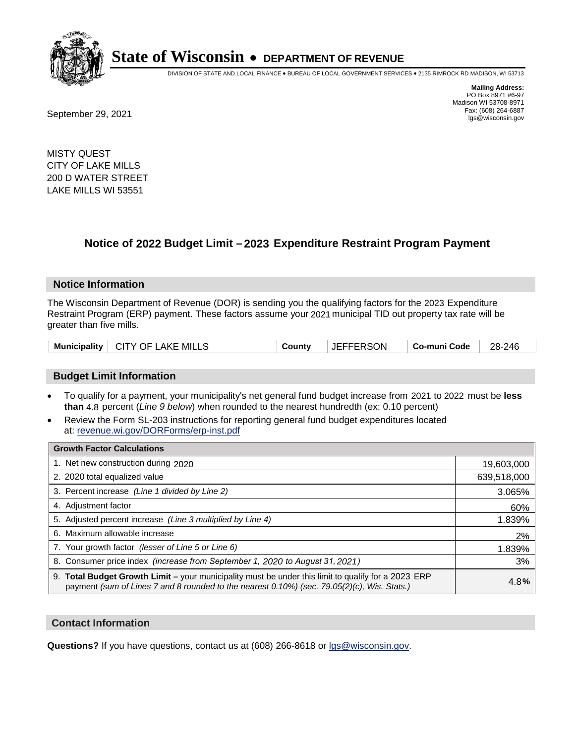# State of Wisconsin • DEPARTMENT OF REVENUE

DIVISION OF STATE AND LOCAL FINANCE • BUREAU OF LOCAL GOVERNMENT SERVICES • 2135 RIMROCK RD MADISON, WI 53713

**Mailing Address:**
PO Box 8971 #6-97
Madison WI 53708-8971
Fax: (608) 264-6887
lgs@wisconsin.gov

September 29, 2021

MISTY QUEST
CITY OF LAKE MILLS
200 D WATER STREET
LAKE MILLS WI 53551

## Notice of 2022 Budget Limit – 2023 Expenditure Restraint Program Payment

### Notice Information

The Wisconsin Department of Revenue (DOR) is sending you the qualifying factors for the 2023 Expenditure Restraint Program (ERP) payment. These factors assume your 2021 municipal TID out property tax rate will be greater than five mills.

| Municipality | CITY OF LAKE MILLS | County | JEFFERSON | Co-muni Code | 28-246 |
|---|---|---|---|---|---|

### Budget Limit Information

- To qualify for a payment, your municipality's net general fund budget increase from 2021 to 2022 must be **less than** 4.8 percent (*Line 9 below*) when rounded to the nearest hundredth (ex: 0.10 percent)
- Review the Form SL-203 instructions for reporting general fund budget expenditures located at: revenue.wi.gov/DORForms/erp-inst.pdf

| Growth Factor Calculations | |
|---|---|
| 1. Net new construction during 2020 | 19,603,000 |
| 2. 2020 total equalized value | 639,518,000 |
| 3. Percent increase *(Line 1 divided by Line 2)* | 3.065% |
| 4. Adjustment factor | 60% |
| 5. Adjusted percent increase *(Line 3 multiplied by Line 4)* | 1.839% |
| 6. Maximum allowable increase | 2% |
| 7. Your growth factor *(lesser of Line 5 or Line 6)* | 1.839% |
| 8. Consumer price index *(increase from September 1, 2020 to August 31, 2021)* | 3% |
| 9. **Total Budget Growth Limit –** your municipality must be under this limit to qualify for a 2023 ERP payment *(sum of Lines 7 and 8 rounded to the nearest 0.10%) (sec. 79.05(2)(c), Wis. Stats.)* | 4.8**%** |

### Contact Information

**Questions?** If you have questions, contact us at (608) 266-8618 or lgs@wisconsin.gov.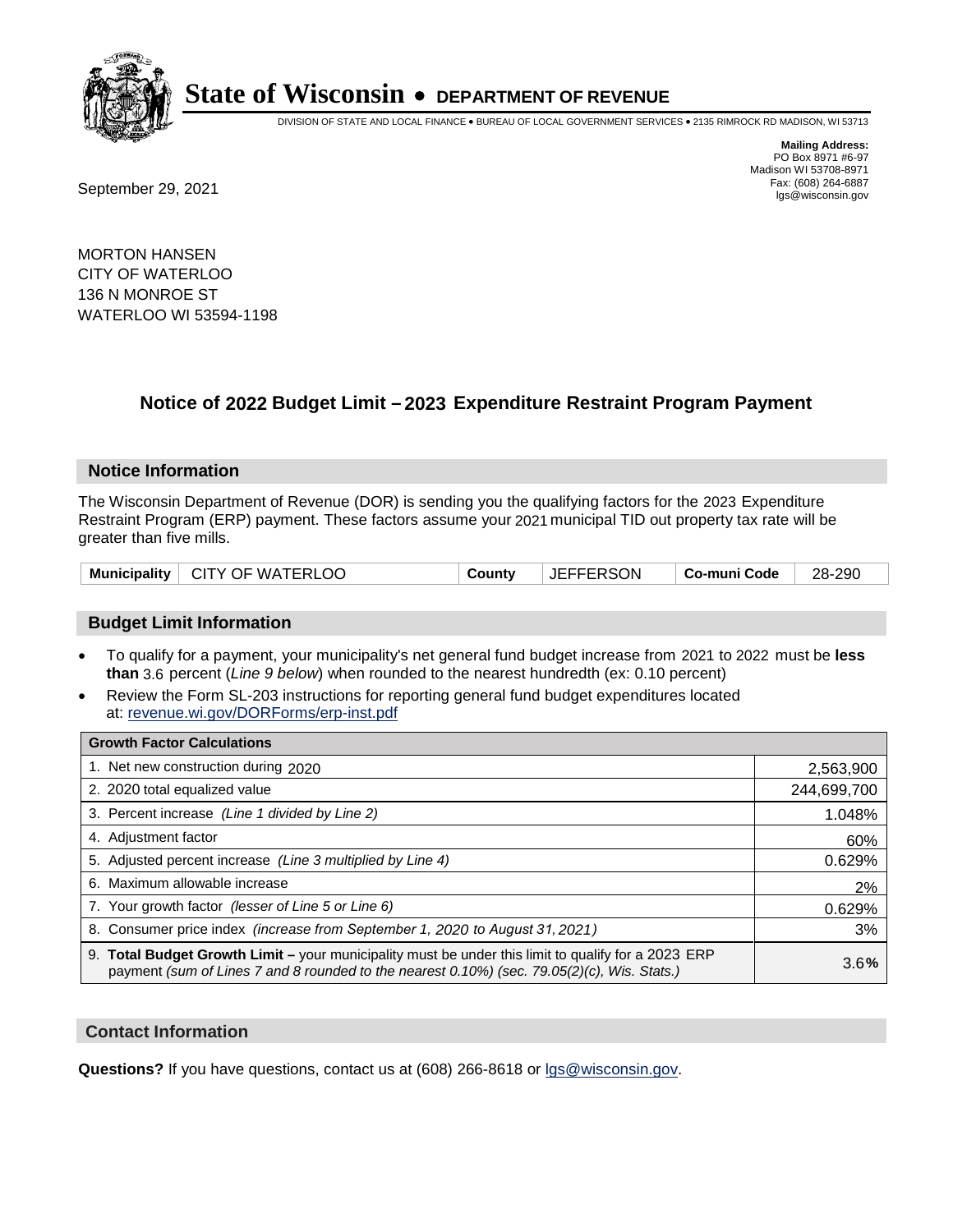# State of Wisconsin • DEPARTMENT OF REVENUE

DIVISION OF STATE AND LOCAL FINANCE • BUREAU OF LOCAL GOVERNMENT SERVICES • 2135 RIMROCK RD MADISON, WI 53713

**Mailing Address:**
PO Box 8971 #6-97
Madison WI 53708-8971
Fax: (608) 264-6887
lgs@wisconsin.gov

September 29, 2021

MORTON HANSEN
CITY OF WATERLOO
136 N MONROE ST
WATERLOO WI 53594-1198

## Notice of 2022 Budget Limit – 2023 Expenditure Restraint Program Payment

### Notice Information

The Wisconsin Department of Revenue (DOR) is sending you the qualifying factors for the 2023 Expenditure Restraint Program (ERP) payment. These factors assume your 2021 municipal TID out property tax rate will be greater than five mills.

| Municipality | CITY OF WATERLOO | County | JEFFERSON | Co-muni Code | 28-290 |
|---|---|---|---|---|---|

### Budget Limit Information

- To qualify for a payment, your municipality's net general fund budget increase from 2021 to 2022 must be **less than** 3.6 percent (*Line 9 below*) when rounded to the nearest hundredth (ex: 0.10 percent)
- Review the Form SL-203 instructions for reporting general fund budget expenditures located at: revenue.wi.gov/DORForms/erp-inst.pdf

| Growth Factor Calculations | |
|---|---|
| 1. Net new construction during 2020 | 2,563,900 |
| 2. 2020 total equalized value | 244,699,700 |
| 3. Percent increase *(Line 1 divided by Line 2)* | 1.048% |
| 4. Adjustment factor | 60% |
| 5. Adjusted percent increase *(Line 3 multiplied by Line 4)* | 0.629% |
| 6. Maximum allowable increase | 2% |
| 7. Your growth factor *(lesser of Line 5 or Line 6)* | 0.629% |
| 8. Consumer price index *(increase from September 1, 2020 to August 31, 2021)* | 3% |
| 9. **Total Budget Growth Limit –** your municipality must be under this limit to qualify for a 2023 ERP payment *(sum of Lines 7 and 8 rounded to the nearest 0.10%) (sec. 79.05(2)(c), Wis. Stats.)* | 3.6**%** |

### Contact Information

**Questions?** If you have questions, contact us at (608) 266-8618 or lgs@wisconsin.gov.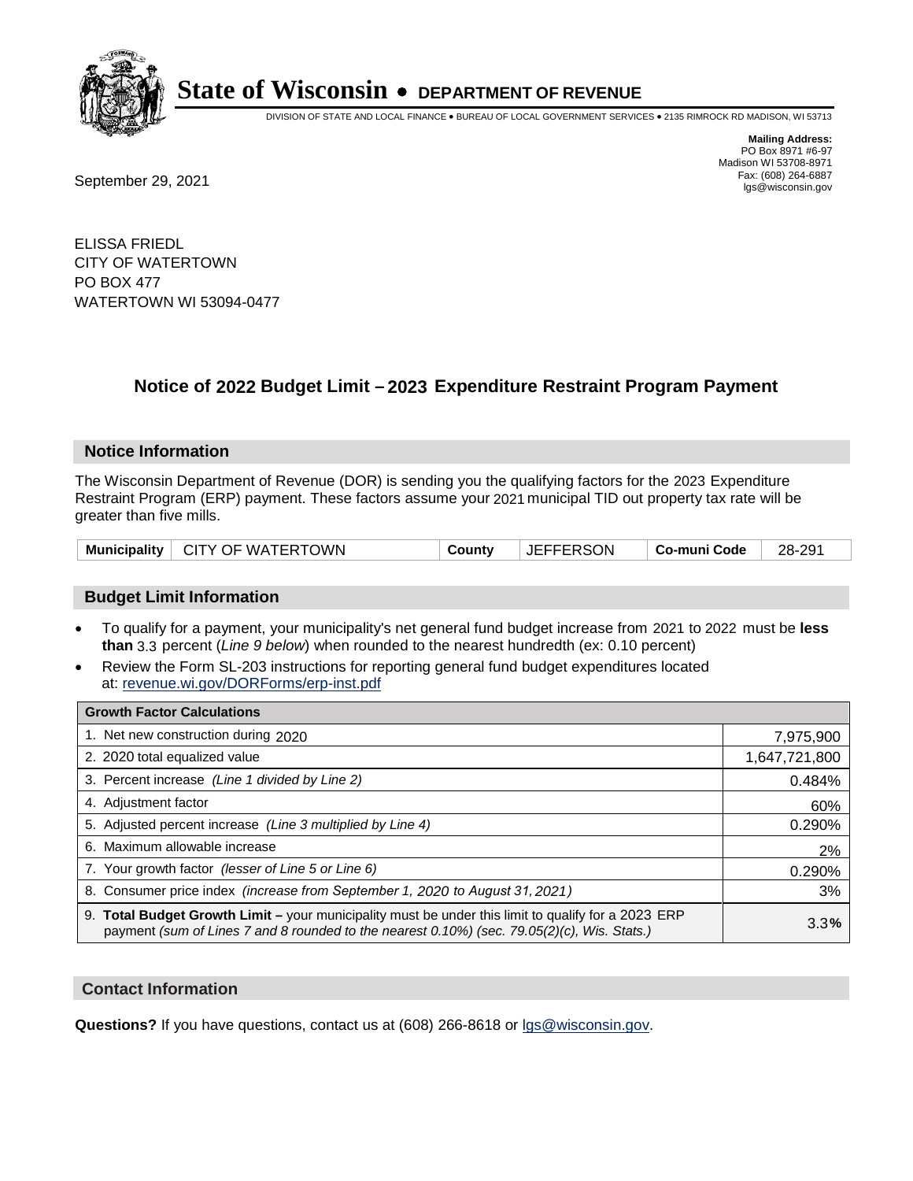# State of Wisconsin • DEPARTMENT OF REVENUE

DIVISION OF STATE AND LOCAL FINANCE • BUREAU OF LOCAL GOVERNMENT SERVICES • 2135 RIMROCK RD MADISON, WI 53713

**Mailing Address:**
PO Box 8971 #6-97
Madison WI 53708-8971
Fax: (608) 264-6887
lgs@wisconsin.gov

September 29, 2021

ELISSA FRIEDL
CITY OF WATERTOWN
PO BOX 477
WATERTOWN WI 53094-0477

## Notice of 2022 Budget Limit – 2023 Expenditure Restraint Program Payment

### Notice Information

The Wisconsin Department of Revenue (DOR) is sending you the qualifying factors for the 2023 Expenditure Restraint Program (ERP) payment. These factors assume your 2021 municipal TID out property tax rate will be greater than five mills.

| Municipality | CITY OF WATERTOWN | County | JEFFERSON | Co-muni Code | 28-291 |
|---|---|---|---|---|---|

### Budget Limit Information

- To qualify for a payment, your municipality's net general fund budget increase from 2021 to 2022 must be **less than** 3.3 percent (*Line 9 below*) when rounded to the nearest hundredth (ex: 0.10 percent)
- Review the Form SL-203 instructions for reporting general fund budget expenditures located at: revenue.wi.gov/DORForms/erp-inst.pdf

| Growth Factor Calculations | |
|---|---|
| 1. Net new construction during 2020 | 7,975,900 |
| 2. 2020 total equalized value | 1,647,721,800 |
| 3. Percent increase *(Line 1 divided by Line 2)* | 0.484% |
| 4. Adjustment factor | 60% |
| 5. Adjusted percent increase *(Line 3 multiplied by Line 4)* | 0.290% |
| 6. Maximum allowable increase | 2% |
| 7. Your growth factor *(lesser of Line 5 or Line 6)* | 0.290% |
| 8. Consumer price index *(increase from September 1, 2020 to August 31, 2021)* | 3% |
| 9. **Total Budget Growth Limit –** your municipality must be under this limit to qualify for a 2023 ERP payment *(sum of Lines 7 and 8 rounded to the nearest 0.10%) (sec. 79.05(2)(c), Wis. Stats.)* | 3.3**%** |

### Contact Information

**Questions?** If you have questions, contact us at (608) 266-8618 or lgs@wisconsin.gov.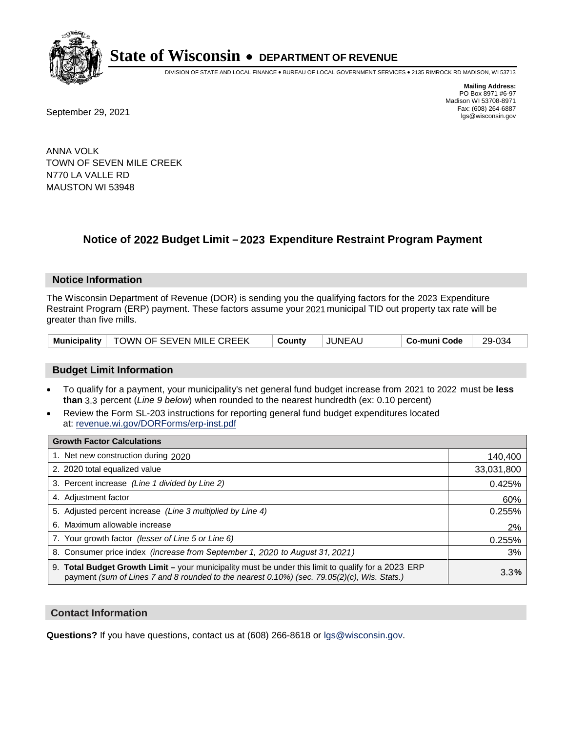# State of Wisconsin • DEPARTMENT OF REVENUE

DIVISION OF STATE AND LOCAL FINANCE • BUREAU OF LOCAL GOVERNMENT SERVICES • 2135 RIMROCK RD MADISON, WI 53713

**Mailing Address:**
PO Box 8971 #6-97
Madison WI 53708-8971
Fax: (608) 264-6887
lgs@wisconsin.gov

September 29, 2021

ANNA VOLK
TOWN OF SEVEN MILE CREEK
N770 LA VALLE RD
MAUSTON WI 53948

## Notice of 2022 Budget Limit – 2023 Expenditure Restraint Program Payment

### Notice Information

The Wisconsin Department of Revenue (DOR) is sending you the qualifying factors for the 2023 Expenditure Restraint Program (ERP) payment. These factors assume your 2021 municipal TID out property tax rate will be greater than five mills.

| Municipality | TOWN OF SEVEN MILE CREEK | County | JUNEAU | Co-muni Code | 29-034 |
|---|---|---|---|---|---|

### Budget Limit Information

- To qualify for a payment, your municipality's net general fund budget increase from 2021 to 2022 must be **less than** 3.3 percent (*Line 9 below*) when rounded to the nearest hundredth (ex: 0.10 percent)
- Review the Form SL-203 instructions for reporting general fund budget expenditures located at: revenue.wi.gov/DORForms/erp-inst.pdf

| Growth Factor Calculations | |
|---|---|
| 1. Net new construction during 2020 | 140,400 |
| 2. 2020 total equalized value | 33,031,800 |
| 3. Percent increase *(Line 1 divided by Line 2)* | 0.425% |
| 4. Adjustment factor | 60% |
| 5. Adjusted percent increase *(Line 3 multiplied by Line 4)* | 0.255% |
| 6. Maximum allowable increase | 2% |
| 7. Your growth factor *(lesser of Line 5 or Line 6)* | 0.255% |
| 8. Consumer price index *(increase from September 1, 2020 to August 31, 2021)* | 3% |
| 9. **Total Budget Growth Limit –** your municipality must be under this limit to qualify for a 2023 ERP payment *(sum of Lines 7 and 8 rounded to the nearest 0.10%) (sec. 79.05(2)(c), Wis. Stats.)* | 3.3% |

### Contact Information

**Questions?** If you have questions, contact us at (608) 266-8618 or lgs@wisconsin.gov.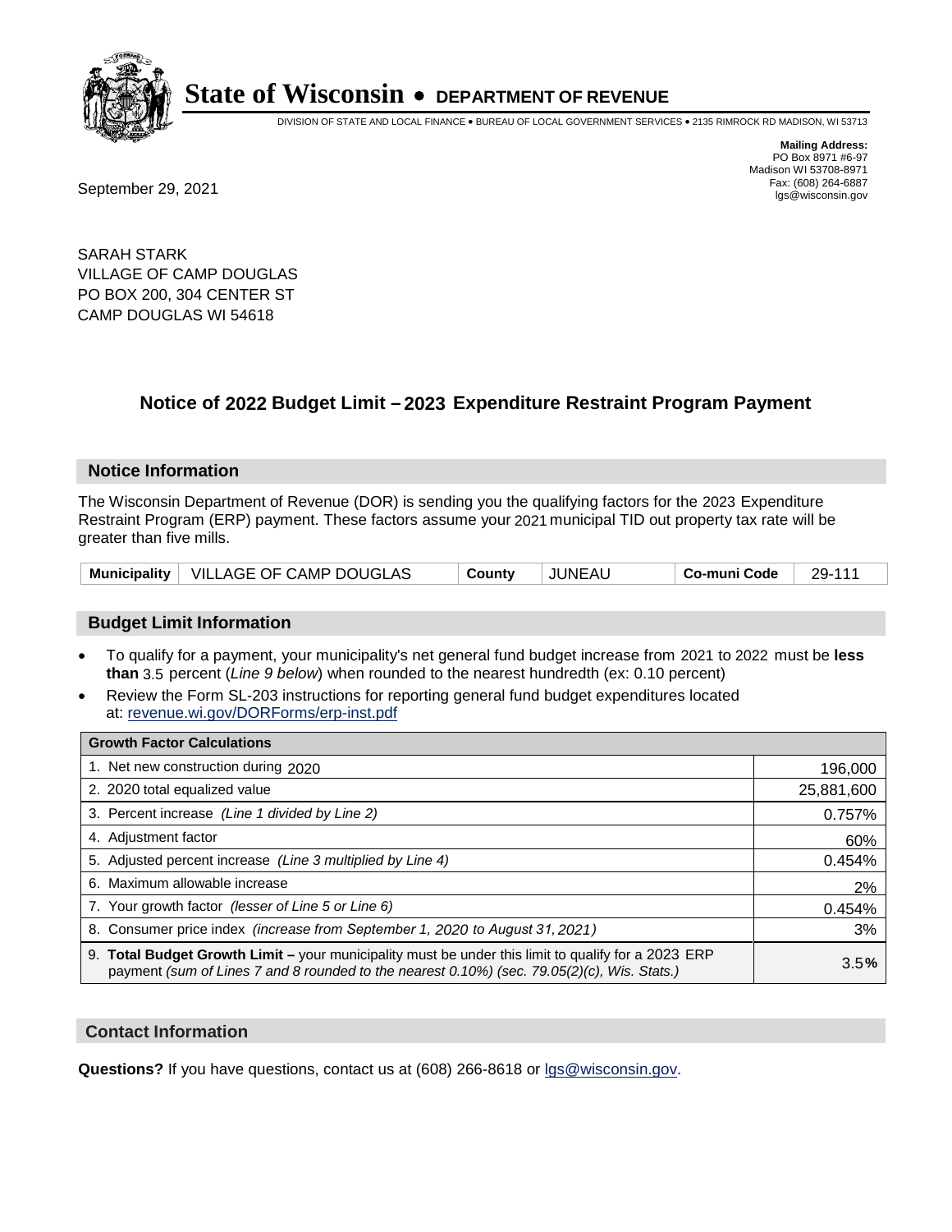# State of Wisconsin • DEPARTMENT OF REVENUE

DIVISION OF STATE AND LOCAL FINANCE • BUREAU OF LOCAL GOVERNMENT SERVICES • 2135 RIMROCK RD MADISON, WI 53713

**Mailing Address:**
PO Box 8971 #6-97
Madison WI 53708-8971
Fax: (608) 264-6887
lgs@wisconsin.gov

September 29, 2021

SARAH STARK
VILLAGE OF CAMP DOUGLAS
PO BOX 200, 304 CENTER ST
CAMP DOUGLAS WI 54618

## Notice of 2022 Budget Limit – 2023 Expenditure Restraint Program Payment

### Notice Information

The Wisconsin Department of Revenue (DOR) is sending you the qualifying factors for the 2023 Expenditure Restraint Program (ERP) payment. These factors assume your 2021 municipal TID out property tax rate will be greater than five mills.

| Municipality | VILLAGE OF CAMP DOUGLAS | County | JUNEAU | Co-muni Code | 29-111 |
|---|---|---|---|---|---|

### Budget Limit Information

- To qualify for a payment, your municipality's net general fund budget increase from 2021 to 2022 must be **less than** 3.5 percent (*Line 9 below*) when rounded to the nearest hundredth (ex: 0.10 percent)
- Review the Form SL-203 instructions for reporting general fund budget expenditures located at: revenue.wi.gov/DORForms/erp-inst.pdf

| Growth Factor Calculations | |
|---|---|
| 1. Net new construction during 2020 | 196,000 |
| 2. 2020 total equalized value | 25,881,600 |
| 3. Percent increase *(Line 1 divided by Line 2)* | 0.757% |
| 4. Adjustment factor | 60% |
| 5. Adjusted percent increase *(Line 3 multiplied by Line 4)* | 0.454% |
| 6. Maximum allowable increase | 2% |
| 7. Your growth factor *(lesser of Line 5 or Line 6)* | 0.454% |
| 8. Consumer price index *(increase from September 1, 2020 to August 31, 2021)* | 3% |
| 9. **Total Budget Growth Limit –** your municipality must be under this limit to qualify for a 2023 ERP payment *(sum of Lines 7 and 8 rounded to the nearest 0.10%) (sec. 79.05(2)(c), Wis. Stats.)* | 3.5**%** |

### Contact Information

**Questions?** If you have questions, contact us at (608) 266-8618 or lgs@wisconsin.gov.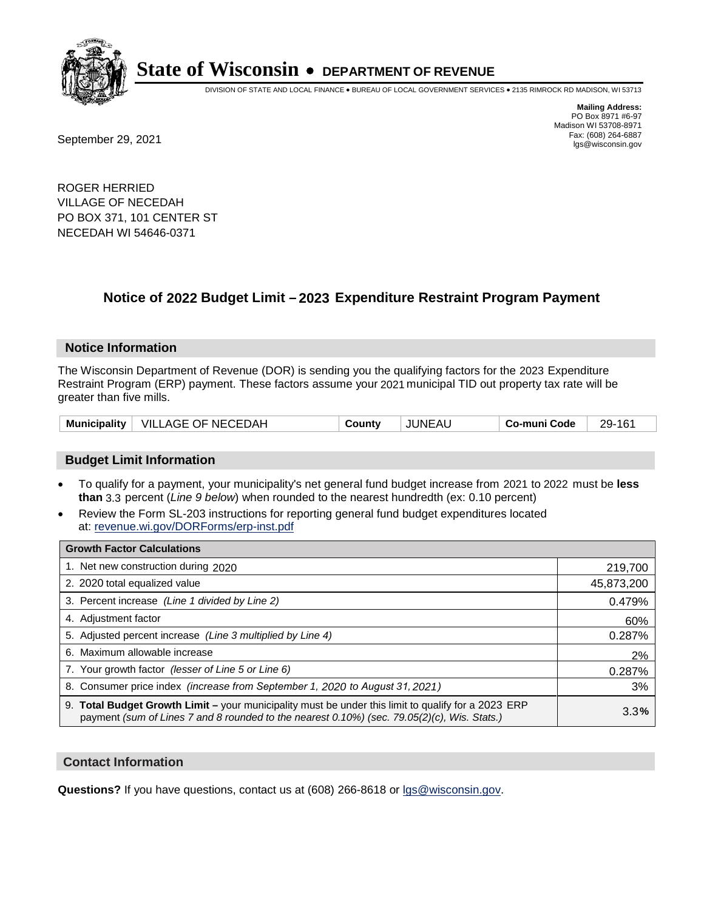# State of Wisconsin • DEPARTMENT OF REVENUE

DIVISION OF STATE AND LOCAL FINANCE • BUREAU OF LOCAL GOVERNMENT SERVICES • 2135 RIMROCK RD MADISON, WI 53713

**Mailing Address:**
PO Box 8971 #6-97
Madison WI 53708-8971
Fax: (608) 264-6887
lgs@wisconsin.gov

September 29, 2021

ROGER HERRIED
VILLAGE OF NECEDAH
PO BOX 371, 101 CENTER ST
NECEDAH WI 54646-0371

## Notice of 2022 Budget Limit – 2023 Expenditure Restraint Program Payment

### Notice Information

The Wisconsin Department of Revenue (DOR) is sending you the qualifying factors for the 2023 Expenditure Restraint Program (ERP) payment. These factors assume your 2021 municipal TID out property tax rate will be greater than five mills.

| Municipality | VILLAGE OF NECEDAH | County | JUNEAU | Co-muni Code | 29-161 |
|---|---|---|---|---|---|

### Budget Limit Information

- To qualify for a payment, your municipality's net general fund budget increase from 2021 to 2022 must be **less than** 3.3 percent (*Line 9 below*) when rounded to the nearest hundredth (ex: 0.10 percent)
- Review the Form SL-203 instructions for reporting general fund budget expenditures located at: revenue.wi.gov/DORForms/erp-inst.pdf

| Growth Factor Calculations | |
|---|---|
| 1. Net new construction during 2020 | 219,700 |
| 2. 2020 total equalized value | 45,873,200 |
| 3. Percent increase *(Line 1 divided by Line 2)* | 0.479% |
| 4. Adjustment factor | 60% |
| 5. Adjusted percent increase *(Line 3 multiplied by Line 4)* | 0.287% |
| 6. Maximum allowable increase | 2% |
| 7. Your growth factor *(lesser of Line 5 or Line 6)* | 0.287% |
| 8. Consumer price index *(increase from September 1, 2020 to August 31, 2021)* | 3% |
| 9. **Total Budget Growth Limit –** your municipality must be under this limit to qualify for a 2023 ERP payment *(sum of Lines 7 and 8 rounded to the nearest 0.10%) (sec. 79.05(2)(c), Wis. Stats.)* | 3.3% |

### Contact Information

**Questions?** If you have questions, contact us at (608) 266-8618 or lgs@wisconsin.gov.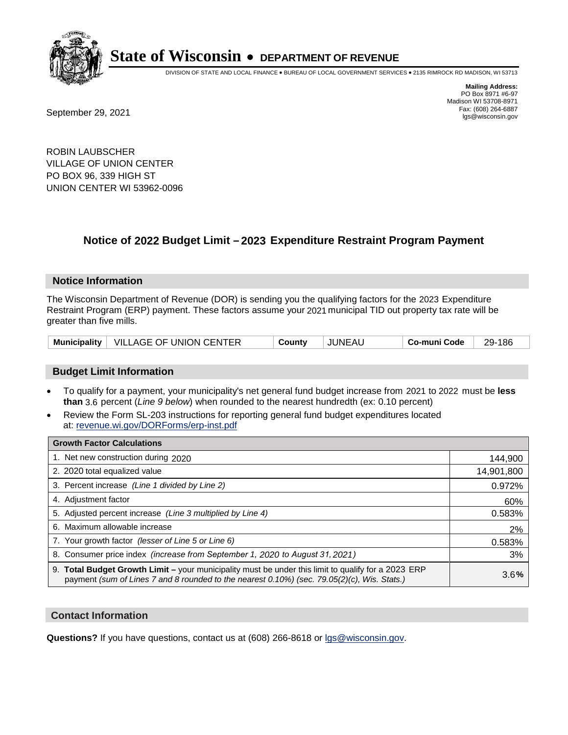# State of Wisconsin • DEPARTMENT OF REVENUE

DIVISION OF STATE AND LOCAL FINANCE • BUREAU OF LOCAL GOVERNMENT SERVICES • 2135 RIMROCK RD MADISON, WI 53713

**Mailing Address:**
PO Box 8971 #6-97
Madison WI 53708-8971
Fax: (608) 264-6887
lgs@wisconsin.gov

September 29, 2021

ROBIN LAUBSCHER
VILLAGE OF UNION CENTER
PO BOX 96, 339 HIGH ST
UNION CENTER WI 53962-0096

## Notice of 2022 Budget Limit – 2023 Expenditure Restraint Program Payment

### Notice Information

The Wisconsin Department of Revenue (DOR) is sending you the qualifying factors for the 2023 Expenditure Restraint Program (ERP) payment. These factors assume your 2021 municipal TID out property tax rate will be greater than five mills.

| Municipality | VILLAGE OF UNION CENTER | County | JUNEAU | Co-muni Code | 29-186 |
|---|---|---|---|---|---|

### Budget Limit Information

- To qualify for a payment, your municipality's net general fund budget increase from 2021 to 2022 must be **less than** 3.6 percent (*Line 9 below*) when rounded to the nearest hundredth (ex: 0.10 percent)
- Review the Form SL-203 instructions for reporting general fund budget expenditures located at: revenue.wi.gov/DORForms/erp-inst.pdf

| Growth Factor Calculations | |
|---|---|
| 1. Net new construction during 2020 | 144,900 |
| 2. 2020 total equalized value | 14,901,800 |
| 3. Percent increase *(Line 1 divided by Line 2)* | 0.972% |
| 4. Adjustment factor | 60% |
| 5. Adjusted percent increase *(Line 3 multiplied by Line 4)* | 0.583% |
| 6. Maximum allowable increase | 2% |
| 7. Your growth factor *(lesser of Line 5 or Line 6)* | 0.583% |
| 8. Consumer price index *(increase from September 1, 2020 to August 31, 2021)* | 3% |
| 9. **Total Budget Growth Limit –** your municipality must be under this limit to qualify for a 2023 ERP payment *(sum of Lines 7 and 8 rounded to the nearest 0.10%) (sec. 79.05(2)(c), Wis. Stats.)* | 3.6**%** |

### Contact Information

**Questions?** If you have questions, contact us at (608) 266-8618 or lgs@wisconsin.gov.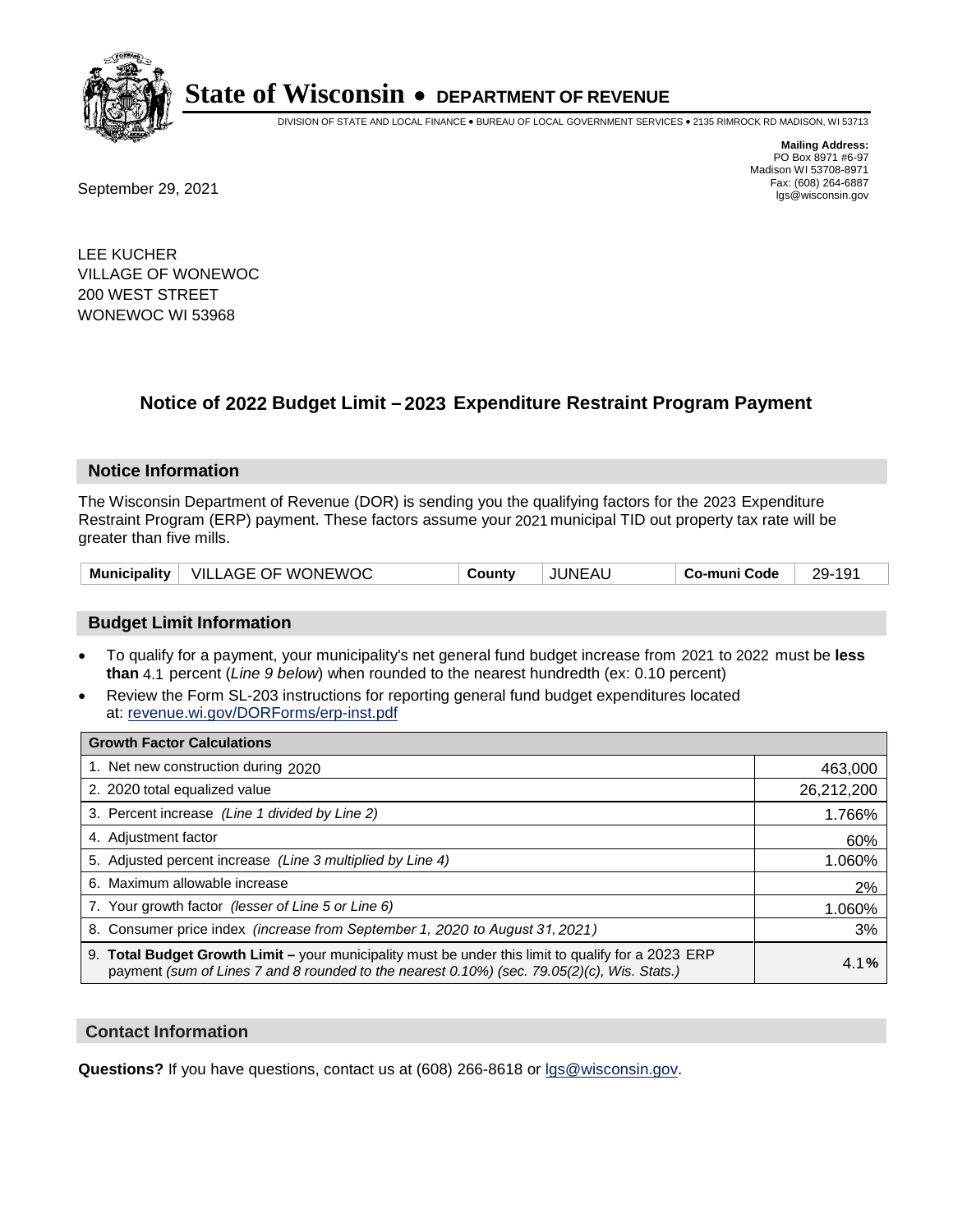# State of Wisconsin • DEPARTMENT OF REVENUE

DIVISION OF STATE AND LOCAL FINANCE • BUREAU OF LOCAL GOVERNMENT SERVICES • 2135 RIMROCK RD MADISON, WI 53713

**Mailing Address:**
PO Box 8971 #6-97
Madison WI 53708-8971
Fax: (608) 264-6887
lgs@wisconsin.gov

September 29, 2021

LEE KUCHER
VILLAGE OF WONEWOC
200 WEST STREET
WONEWOC WI 53968

## Notice of 2022 Budget Limit – 2023 Expenditure Restraint Program Payment

### Notice Information

The Wisconsin Department of Revenue (DOR) is sending you the qualifying factors for the 2023 Expenditure Restraint Program (ERP) payment. These factors assume your 2021 municipal TID out property tax rate will be greater than five mills.

| Municipality | VILLAGE OF WONEWOC | County | JUNEAU | Co-muni Code | 29-191 |
|---|---|---|---|---|---|

### Budget Limit Information

- To qualify for a payment, your municipality's net general fund budget increase from 2021 to 2022 must be **less than** 4.1 percent (*Line 9 below*) when rounded to the nearest hundredth (ex: 0.10 percent)
- Review the Form SL-203 instructions for reporting general fund budget expenditures located at: revenue.wi.gov/DORForms/erp-inst.pdf

| Growth Factor Calculations | |
|---|---|
| 1. Net new construction during 2020 | 463,000 |
| 2. 2020 total equalized value | 26,212,200 |
| 3. Percent increase *(Line 1 divided by Line 2)* | 1.766% |
| 4. Adjustment factor | 60% |
| 5. Adjusted percent increase *(Line 3 multiplied by Line 4)* | 1.060% |
| 6. Maximum allowable increase | 2% |
| 7. Your growth factor *(lesser of Line 5 or Line 6)* | 1.060% |
| 8. Consumer price index *(increase from September 1, 2020 to August 31, 2021)* | 3% |
| 9. **Total Budget Growth Limit –** your municipality must be under this limit to qualify for a 2023 ERP payment *(sum of Lines 7 and 8 rounded to the nearest 0.10%) (sec. 79.05(2)(c), Wis. Stats.)* | 4.1**%** |

### Contact Information

**Questions?** If you have questions, contact us at (608) 266-8618 or lgs@wisconsin.gov.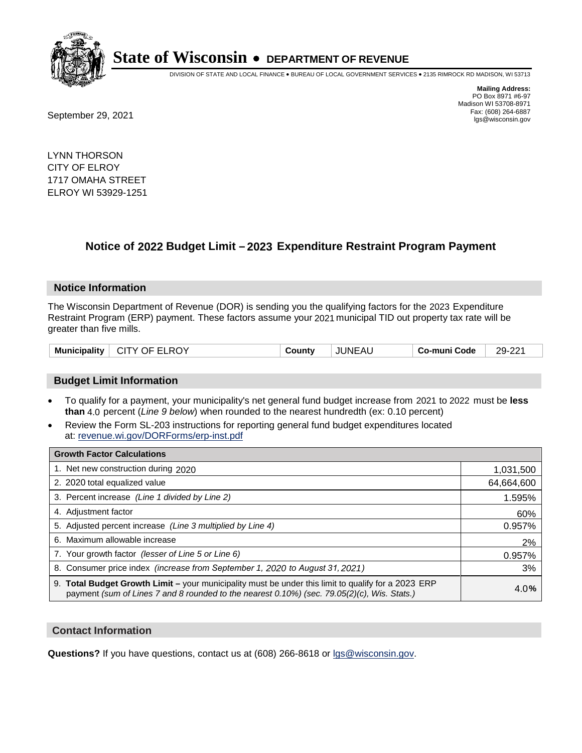# State of Wisconsin • DEPARTMENT OF REVENUE

DIVISION OF STATE AND LOCAL FINANCE • BUREAU OF LOCAL GOVERNMENT SERVICES • 2135 RIMROCK RD MADISON, WI 53713

**Mailing Address:**
PO Box 8971 #6-97
Madison WI 53708-8971
Fax: (608) 264-6887
lgs@wisconsin.gov

September 29, 2021

LYNN THORSON
CITY OF ELROY
1717 OMAHA STREET
ELROY WI 53929-1251

## Notice of 2022 Budget Limit – 2023 Expenditure Restraint Program Payment

### Notice Information

The Wisconsin Department of Revenue (DOR) is sending you the qualifying factors for the 2023 Expenditure Restraint Program (ERP) payment. These factors assume your 2021 municipal TID out property tax rate will be greater than five mills.

| Municipality | CITY OF ELROY | County | JUNEAU | Co-muni Code | 29-221 |
|---|---|---|---|---|---|

### Budget Limit Information

- To qualify for a payment, your municipality's net general fund budget increase from 2021 to 2022 must be **less than** 4.0 percent (*Line 9 below*) when rounded to the nearest hundredth (ex: 0.10 percent)
- Review the Form SL-203 instructions for reporting general fund budget expenditures located at: revenue.wi.gov/DORForms/erp-inst.pdf

| Growth Factor Calculations | |
|---|---|
| 1. Net new construction during 2020 | 1,031,500 |
| 2. 2020 total equalized value | 64,664,600 |
| 3. Percent increase *(Line 1 divided by Line 2)* | 1.595% |
| 4. Adjustment factor | 60% |
| 5. Adjusted percent increase *(Line 3 multiplied by Line 4)* | 0.957% |
| 6. Maximum allowable increase | 2% |
| 7. Your growth factor *(lesser of Line 5 or Line 6)* | 0.957% |
| 8. Consumer price index *(increase from September 1, 2020 to August 31, 2021)* | 3% |
| 9. **Total Budget Growth Limit –** your municipality must be under this limit to qualify for a 2023 ERP payment *(sum of Lines 7 and 8 rounded to the nearest 0.10%) (sec. 79.05(2)(c), Wis. Stats.)* | 4.0% |

### Contact Information

**Questions?** If you have questions, contact us at (608) 266-8618 or lgs@wisconsin.gov.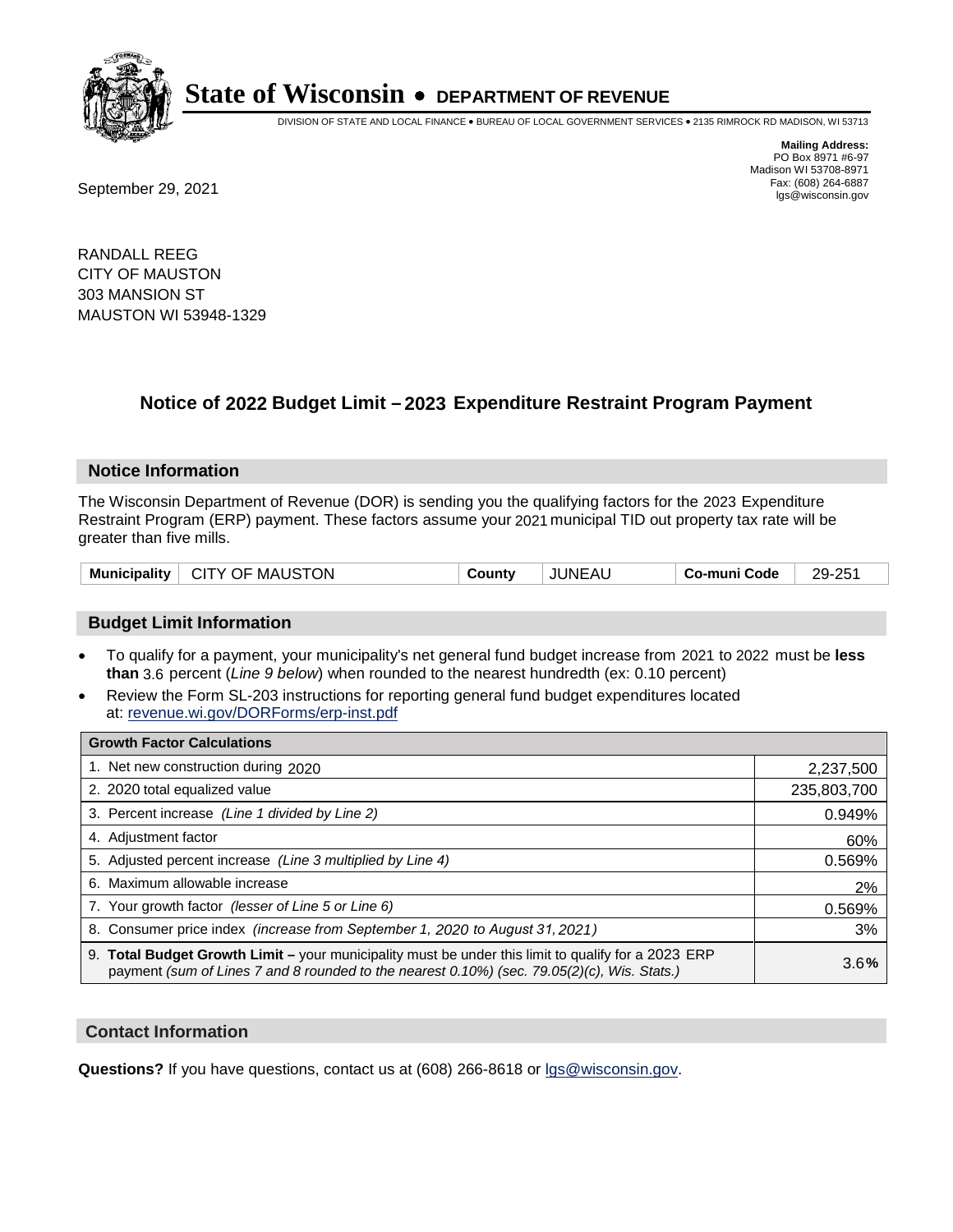# State of Wisconsin • DEPARTMENT OF REVENUE

DIVISION OF STATE AND LOCAL FINANCE • BUREAU OF LOCAL GOVERNMENT SERVICES • 2135 RIMROCK RD MADISON, WI 53713

**Mailing Address:**
PO Box 8971 #6-97
Madison WI 53708-8971
Fax: (608) 264-6887
lgs@wisconsin.gov

September 29, 2021

RANDALL REEG
CITY OF MAUSTON
303 MANSION ST
MAUSTON WI 53948-1329

## Notice of 2022 Budget Limit – 2023 Expenditure Restraint Program Payment

### Notice Information

The Wisconsin Department of Revenue (DOR) is sending you the qualifying factors for the 2023 Expenditure Restraint Program (ERP) payment. These factors assume your 2021 municipal TID out property tax rate will be greater than five mills.

| **Municipality** | CITY OF MAUSTON | **County** | JUNEAU | **Co-muni Code** | 29-251 |
|---|---|---|---|---|---|

### Budget Limit Information

- To qualify for a payment, your municipality's net general fund budget increase from 2021 to 2022 must be **less than** 3.6 percent (*Line 9 below*) when rounded to the nearest hundredth (ex: 0.10 percent)
- Review the Form SL-203 instructions for reporting general fund budget expenditures located at: revenue.wi.gov/DORForms/erp-inst.pdf

| **Growth Factor Calculations** | |
|---|---|
| 1. Net new construction during 2020 | 2,237,500 |
| 2. 2020 total equalized value | 235,803,700 |
| 3. Percent increase *(Line 1 divided by Line 2)* | 0.949% |
| 4. Adjustment factor | 60% |
| 5. Adjusted percent increase *(Line 3 multiplied by Line 4)* | 0.569% |
| 6. Maximum allowable increase | 2% |
| 7. Your growth factor *(lesser of Line 5 or Line 6)* | 0.569% |
| 8. Consumer price index *(increase from September 1, 2020 to August 31, 2021)* | 3% |
| 9. **Total Budget Growth Limit –** your municipality must be under this limit to qualify for a 2023 ERP payment *(sum of Lines 7 and 8 rounded to the nearest 0.10%) (sec. 79.05(2)(c), Wis. Stats.)* | 3.6**%** |

### Contact Information

**Questions?** If you have questions, contact us at (608) 266-8618 or lgs@wisconsin.gov.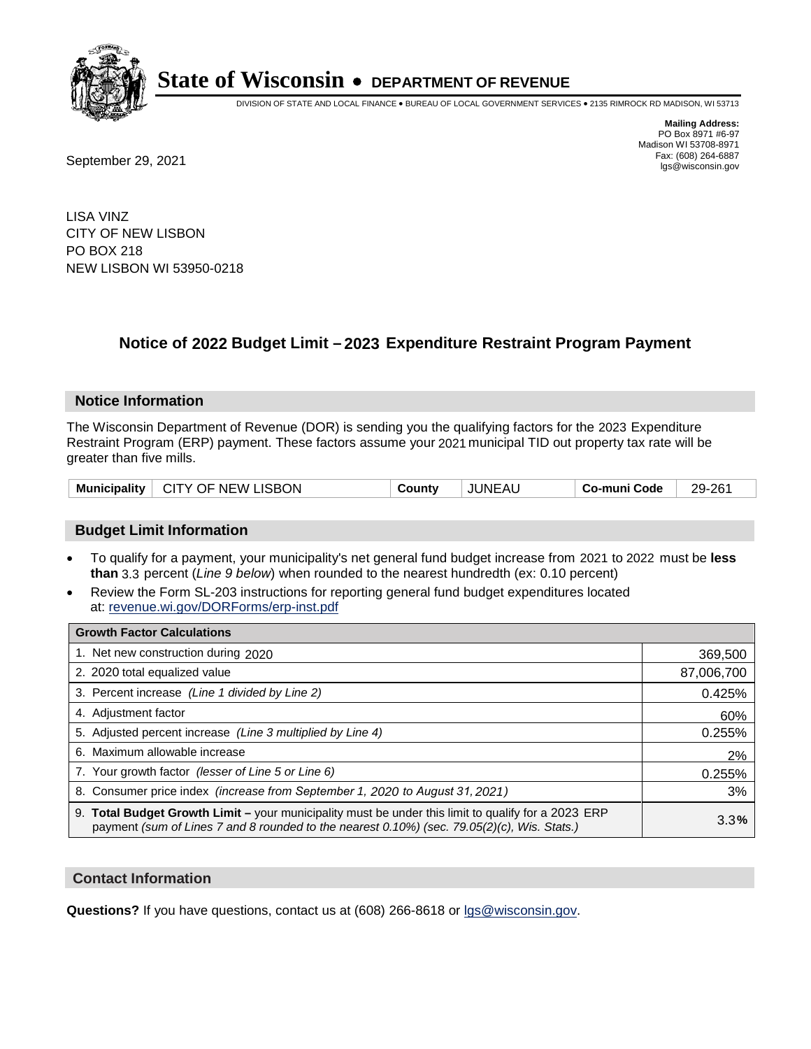# State of Wisconsin • DEPARTMENT OF REVENUE

DIVISION OF STATE AND LOCAL FINANCE • BUREAU OF LOCAL GOVERNMENT SERVICES • 2135 RIMROCK RD MADISON, WI 53713

**Mailing Address:**
PO Box 8971 #6-97
Madison WI 53708-8971
Fax: (608) 264-6887
lgs@wisconsin.gov

September 29, 2021

LISA VINZ
CITY OF NEW LISBON
PO BOX 218
NEW LISBON WI 53950-0218

## Notice of 2022 Budget Limit – 2023 Expenditure Restraint Program Payment

### Notice Information

The Wisconsin Department of Revenue (DOR) is sending you the qualifying factors for the 2023 Expenditure Restraint Program (ERP) payment. These factors assume your 2021 municipal TID out property tax rate will be greater than five mills.

| Municipality | CITY OF NEW LISBON | County | JUNEAU | Co-muni Code | 29-261 |
|---|---|---|---|---|---|

### Budget Limit Information

- To qualify for a payment, your municipality's net general fund budget increase from 2021 to 2022 must be **less than** 3.3 percent (*Line 9 below*) when rounded to the nearest hundredth (ex: 0.10 percent)
- Review the Form SL-203 instructions for reporting general fund budget expenditures located at: revenue.wi.gov/DORForms/erp-inst.pdf

| Growth Factor Calculations | |
|---|---|
| 1. Net new construction during 2020 | 369,500 |
| 2. 2020 total equalized value | 87,006,700 |
| 3. Percent increase *(Line 1 divided by Line 2)* | 0.425% |
| 4. Adjustment factor | 60% |
| 5. Adjusted percent increase *(Line 3 multiplied by Line 4)* | 0.255% |
| 6. Maximum allowable increase | 2% |
| 7. Your growth factor *(lesser of Line 5 or Line 6)* | 0.255% |
| 8. Consumer price index *(increase from September 1, 2020 to August 31, 2021)* | 3% |
| 9. **Total Budget Growth Limit –** your municipality must be under this limit to qualify for a 2023 ERP payment *(sum of Lines 7 and 8 rounded to the nearest 0.10%) (sec. 79.05(2)(c), Wis. Stats.)* | 3.3**%** |

### Contact Information

**Questions?** If you have questions, contact us at (608) 266-8618 or lgs@wisconsin.gov.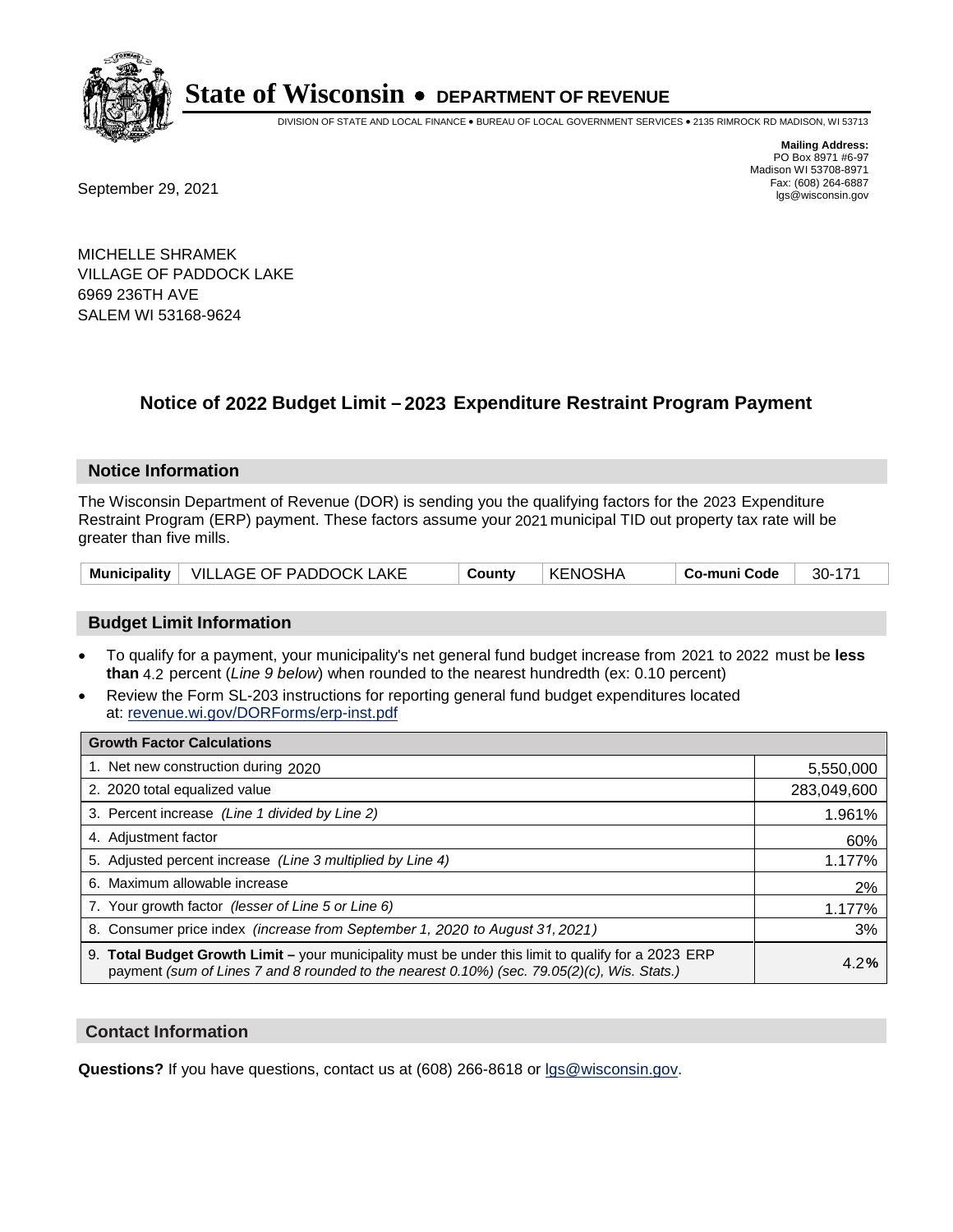# State of Wisconsin • DEPARTMENT OF REVENUE

DIVISION OF STATE AND LOCAL FINANCE • BUREAU OF LOCAL GOVERNMENT SERVICES • 2135 RIMROCK RD MADISON, WI 53713

**Mailing Address:**
PO Box 8971 #6-97
Madison WI 53708-8971
Fax: (608) 264-6887
lgs@wisconsin.gov

September 29, 2021

MICHELLE SHRAMEK
VILLAGE OF PADDOCK LAKE
6969 236TH AVE
SALEM WI 53168-9624

## Notice of 2022 Budget Limit – 2023 Expenditure Restraint Program Payment

### Notice Information

The Wisconsin Department of Revenue (DOR) is sending you the qualifying factors for the 2023 Expenditure Restraint Program (ERP) payment. These factors assume your 2021 municipal TID out property tax rate will be greater than five mills.

| Municipality | VILLAGE OF PADDOCK LAKE | County | KENOSHA | Co-muni Code | 30-171 |
|---|---|---|---|---|---|

### Budget Limit Information

- To qualify for a payment, your municipality's net general fund budget increase from 2021 to 2022 must be **less than** 4.2 percent (*Line 9 below*) when rounded to the nearest hundredth (ex: 0.10 percent)
- Review the Form SL-203 instructions for reporting general fund budget expenditures located at: revenue.wi.gov/DORForms/erp-inst.pdf

| Growth Factor Calculations | |
|---|---|
| 1. Net new construction during 2020 | 5,550,000 |
| 2. 2020 total equalized value | 283,049,600 |
| 3. Percent increase *(Line 1 divided by Line 2)* | 1.961% |
| 4. Adjustment factor | 60% |
| 5. Adjusted percent increase *(Line 3 multiplied by Line 4)* | 1.177% |
| 6. Maximum allowable increase | 2% |
| 7. Your growth factor *(lesser of Line 5 or Line 6)* | 1.177% |
| 8. Consumer price index *(increase from September 1, 2020 to August 31, 2021)* | 3% |
| 9. **Total Budget Growth Limit –** your municipality must be under this limit to qualify for a 2023 ERP payment *(sum of Lines 7 and 8 rounded to the nearest 0.10%) (sec. 79.05(2)(c), Wis. Stats.)* | 4.2**%** |

### Contact Information

**Questions?** If you have questions, contact us at (608) 266-8618 or lgs@wisconsin.gov.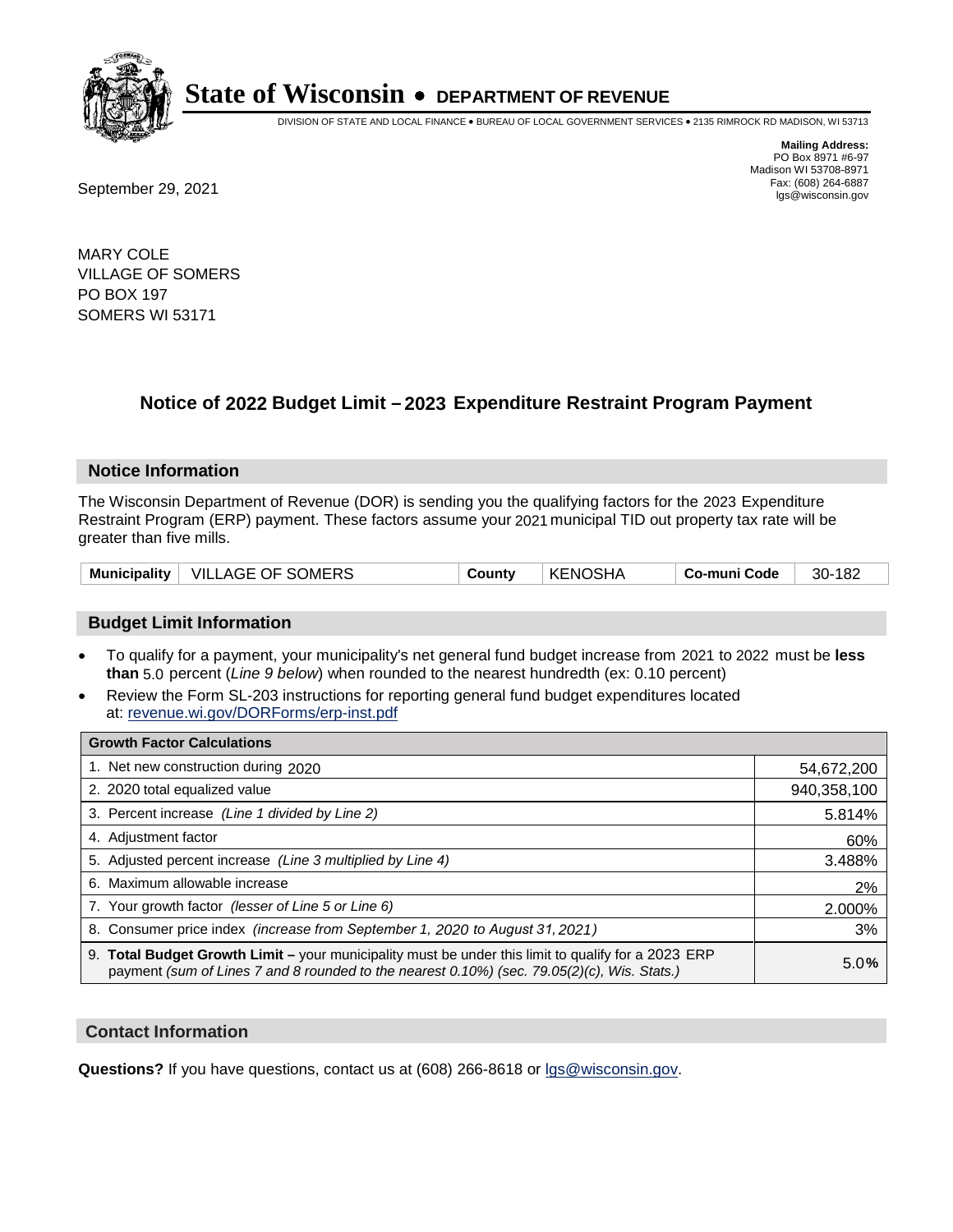# State of Wisconsin • DEPARTMENT OF REVENUE

DIVISION OF STATE AND LOCAL FINANCE • BUREAU OF LOCAL GOVERNMENT SERVICES • 2135 RIMROCK RD MADISON, WI 53713

**Mailing Address:**
PO Box 8971 #6-97
Madison WI 53708-8971
Fax: (608) 264-6887
lgs@wisconsin.gov

September 29, 2021

MARY COLE
VILLAGE OF SOMERS
PO BOX 197
SOMERS WI 53171

## Notice of 2022 Budget Limit – 2023 Expenditure Restraint Program Payment

### Notice Information

The Wisconsin Department of Revenue (DOR) is sending you the qualifying factors for the 2023 Expenditure Restraint Program (ERP) payment. These factors assume your 2021 municipal TID out property tax rate will be greater than five mills.

| Municipality | VILLAGE OF SOMERS | County | KENOSHA | Co-muni Code | 30-182 |
|---|---|---|---|---|---|

### Budget Limit Information

- To qualify for a payment, your municipality's net general fund budget increase from 2021 to 2022 must be **less than** 5.0 percent (*Line 9 below*) when rounded to the nearest hundredth (ex: 0.10 percent)
- Review the Form SL-203 instructions for reporting general fund budget expenditures located at: revenue.wi.gov/DORForms/erp-inst.pdf

| Growth Factor Calculations | |
|---|---|
| 1. Net new construction during 2020 | 54,672,200 |
| 2. 2020 total equalized value | 940,358,100 |
| 3. Percent increase *(Line 1 divided by Line 2)* | 5.814% |
| 4. Adjustment factor | 60% |
| 5. Adjusted percent increase *(Line 3 multiplied by Line 4)* | 3.488% |
| 6. Maximum allowable increase | 2% |
| 7. Your growth factor *(lesser of Line 5 or Line 6)* | 2.000% |
| 8. Consumer price index *(increase from September 1, 2020 to August 31, 2021)* | 3% |
| 9. **Total Budget Growth Limit –** your municipality must be under this limit to qualify for a 2023 ERP payment *(sum of Lines 7 and 8 rounded to the nearest 0.10%) (sec. 79.05(2)(c), Wis. Stats.)* | 5.0**%** |

### Contact Information

**Questions?** If you have questions, contact us at (608) 266-8618 or lgs@wisconsin.gov.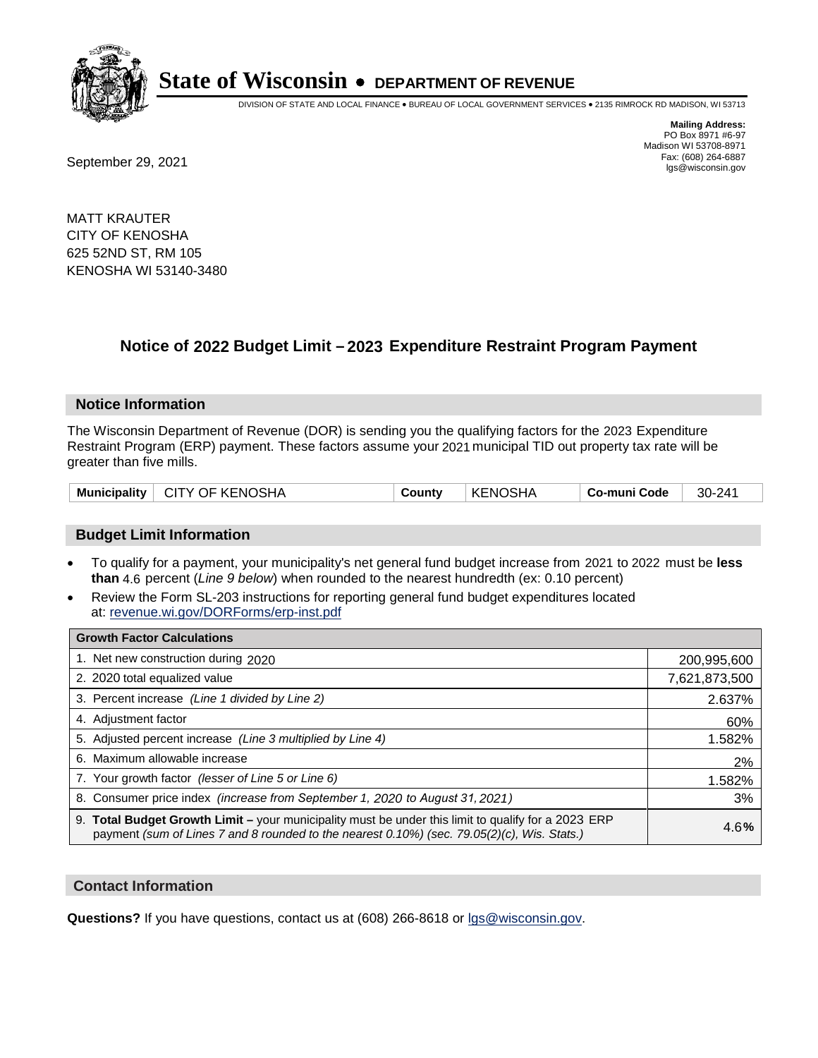# State of Wisconsin • DEPARTMENT OF REVENUE

DIVISION OF STATE AND LOCAL FINANCE • BUREAU OF LOCAL GOVERNMENT SERVICES • 2135 RIMROCK RD MADISON, WI 53713

**Mailing Address:**
PO Box 8971 #6-97
Madison WI 53708-8971
Fax: (608) 264-6887
lgs@wisconsin.gov

September 29, 2021

MATT KRAUTER
CITY OF KENOSHA
625 52ND ST, RM 105
KENOSHA WI 53140-3480

## Notice of 2022 Budget Limit – 2023 Expenditure Restraint Program Payment

### Notice Information

The Wisconsin Department of Revenue (DOR) is sending you the qualifying factors for the 2023 Expenditure Restraint Program (ERP) payment. These factors assume your 2021 municipal TID out property tax rate will be greater than five mills.

| Municipality | CITY OF KENOSHA | County | KENOSHA | Co-muni Code | 30-241 |
|---|---|---|---|---|---|

### Budget Limit Information

- To qualify for a payment, your municipality's net general fund budget increase from 2021 to 2022 must be **less than** 4.6 percent (*Line 9 below*) when rounded to the nearest hundredth (ex: 0.10 percent)
- Review the Form SL-203 instructions for reporting general fund budget expenditures located at: revenue.wi.gov/DORForms/erp-inst.pdf

| Growth Factor Calculations | |
|---|---|
| 1. Net new construction during 2020 | 200,995,600 |
| 2. 2020 total equalized value | 7,621,873,500 |
| 3. Percent increase *(Line 1 divided by Line 2)* | 2.637% |
| 4. Adjustment factor | 60% |
| 5. Adjusted percent increase *(Line 3 multiplied by Line 4)* | 1.582% |
| 6. Maximum allowable increase | 2% |
| 7. Your growth factor *(lesser of Line 5 or Line 6)* | 1.582% |
| 8. Consumer price index *(increase from September 1, 2020 to August 31, 2021)* | 3% |
| 9. **Total Budget Growth Limit –** your municipality must be under this limit to qualify for a 2023 ERP payment *(sum of Lines 7 and 8 rounded to the nearest 0.10%) (sec. 79.05(2)(c), Wis. Stats.)* | 4.6**%** |

### Contact Information

**Questions?** If you have questions, contact us at (608) 266-8618 or lgs@wisconsin.gov.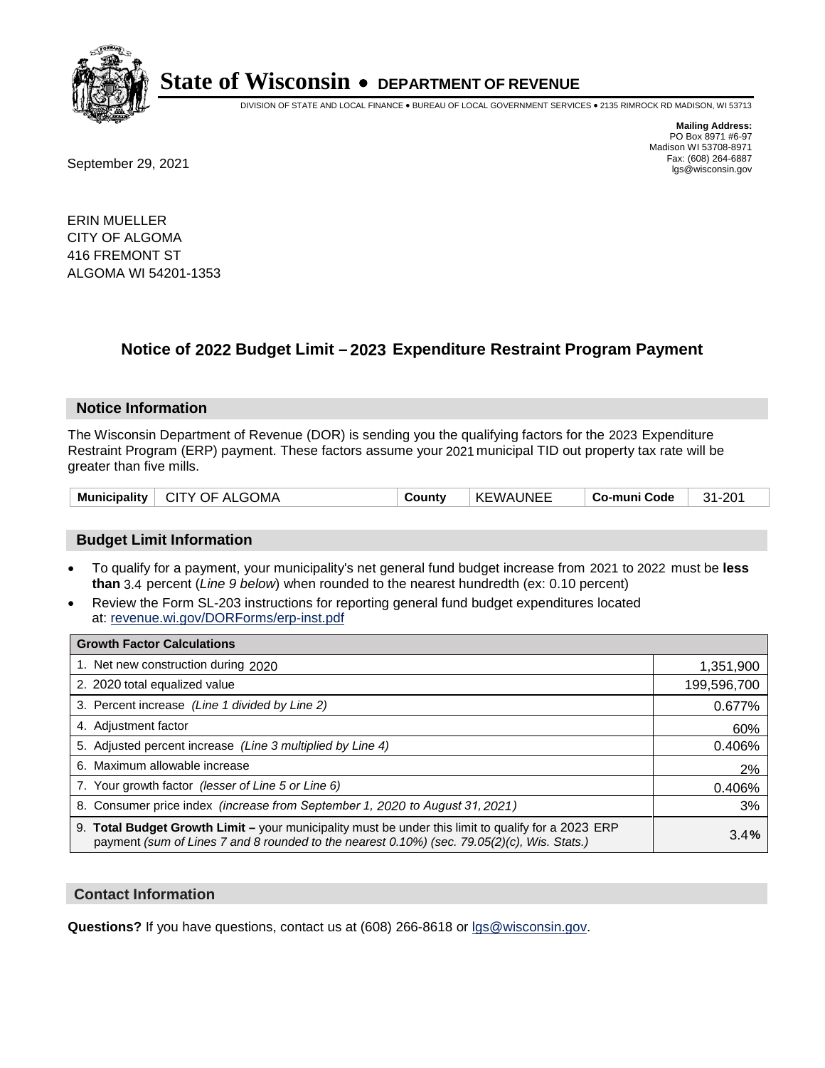# State of Wisconsin • DEPARTMENT OF REVENUE

DIVISION OF STATE AND LOCAL FINANCE • BUREAU OF LOCAL GOVERNMENT SERVICES • 2135 RIMROCK RD MADISON, WI 53713

**Mailing Address:**
PO Box 8971 #6-97
Madison WI 53708-8971
Fax: (608) 264-6887
lgs@wisconsin.gov

September 29, 2021

ERIN MUELLER
CITY OF ALGOMA
416 FREMONT ST
ALGOMA WI 54201-1353

## Notice of 2022 Budget Limit – 2023 Expenditure Restraint Program Payment

### Notice Information

The Wisconsin Department of Revenue (DOR) is sending you the qualifying factors for the 2023 Expenditure Restraint Program (ERP) payment. These factors assume your 2021 municipal TID out property tax rate will be greater than five mills.

| Municipality | CITY OF ALGOMA | County | KEWAUNEE | Co-muni Code | 31-201 |
|---|---|---|---|---|---|

### Budget Limit Information

- To qualify for a payment, your municipality's net general fund budget increase from 2021 to 2022 must be **less than** 3.4 percent (*Line 9 below*) when rounded to the nearest hundredth (ex: 0.10 percent)
- Review the Form SL-203 instructions for reporting general fund budget expenditures located at: revenue.wi.gov/DORForms/erp-inst.pdf

| Growth Factor Calculations | |
|---|---|
| 1. Net new construction during 2020 | 1,351,900 |
| 2. 2020 total equalized value | 199,596,700 |
| 3. Percent increase *(Line 1 divided by Line 2)* | 0.677% |
| 4. Adjustment factor | 60% |
| 5. Adjusted percent increase *(Line 3 multiplied by Line 4)* | 0.406% |
| 6. Maximum allowable increase | 2% |
| 7. Your growth factor *(lesser of Line 5 or Line 6)* | 0.406% |
| 8. Consumer price index *(increase from September 1, 2020 to August 31, 2021)* | 3% |
| 9. **Total Budget Growth Limit –** your municipality must be under this limit to qualify for a 2023 ERP payment *(sum of Lines 7 and 8 rounded to the nearest 0.10%) (sec. 79.05(2)(c), Wis. Stats.)* | **3.4%** |

### Contact Information

**Questions?** If you have questions, contact us at (608) 266-8618 or lgs@wisconsin.gov.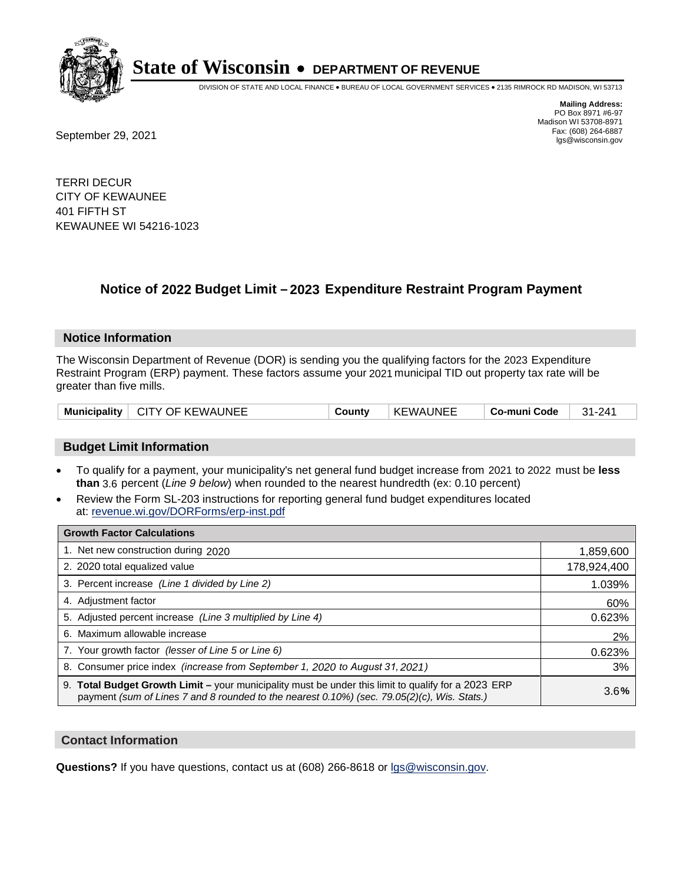# State of Wisconsin • DEPARTMENT OF REVENUE

DIVISION OF STATE AND LOCAL FINANCE • BUREAU OF LOCAL GOVERNMENT SERVICES • 2135 RIMROCK RD MADISON, WI 53713

**Mailing Address:**
PO Box 8971 #6-97
Madison WI 53708-8971
Fax: (608) 264-6887
lgs@wisconsin.gov

September 29, 2021

TERRI DECUR
CITY OF KEWAUNEE
401 FIFTH ST
KEWAUNEE WI 54216-1023

## Notice of 2022 Budget Limit – 2023 Expenditure Restraint Program Payment

### Notice Information

The Wisconsin Department of Revenue (DOR) is sending you the qualifying factors for the 2023 Expenditure Restraint Program (ERP) payment. These factors assume your 2021 municipal TID out property tax rate will be greater than five mills.

| Municipality | CITY OF KEWAUNEE | County | KEWAUNEE | Co-muni Code | 31-241 |
|---|---|---|---|---|---|

### Budget Limit Information

- To qualify for a payment, your municipality's net general fund budget increase from 2021 to 2022 must be **less than** 3.6 percent (*Line 9 below*) when rounded to the nearest hundredth (ex: 0.10 percent)
- Review the Form SL-203 instructions for reporting general fund budget expenditures located at: revenue.wi.gov/DORForms/erp-inst.pdf

| Growth Factor Calculations | |
|---|---|
| 1. Net new construction during 2020 | 1,859,600 |
| 2. 2020 total equalized value | 178,924,400 |
| 3. Percent increase *(Line 1 divided by Line 2)* | 1.039% |
| 4. Adjustment factor | 60% |
| 5. Adjusted percent increase *(Line 3 multiplied by Line 4)* | 0.623% |
| 6. Maximum allowable increase | 2% |
| 7. Your growth factor *(lesser of Line 5 or Line 6)* | 0.623% |
| 8. Consumer price index *(increase from September 1, 2020 to August 31, 2021)* | 3% |
| 9. **Total Budget Growth Limit –** your municipality must be under this limit to qualify for a 2023 ERP payment *(sum of Lines 7 and 8 rounded to the nearest 0.10%) (sec. 79.05(2)(c), Wis. Stats.)* | 3.6**%** |

### Contact Information

**Questions?** If you have questions, contact us at (608) 266-8618 or lgs@wisconsin.gov.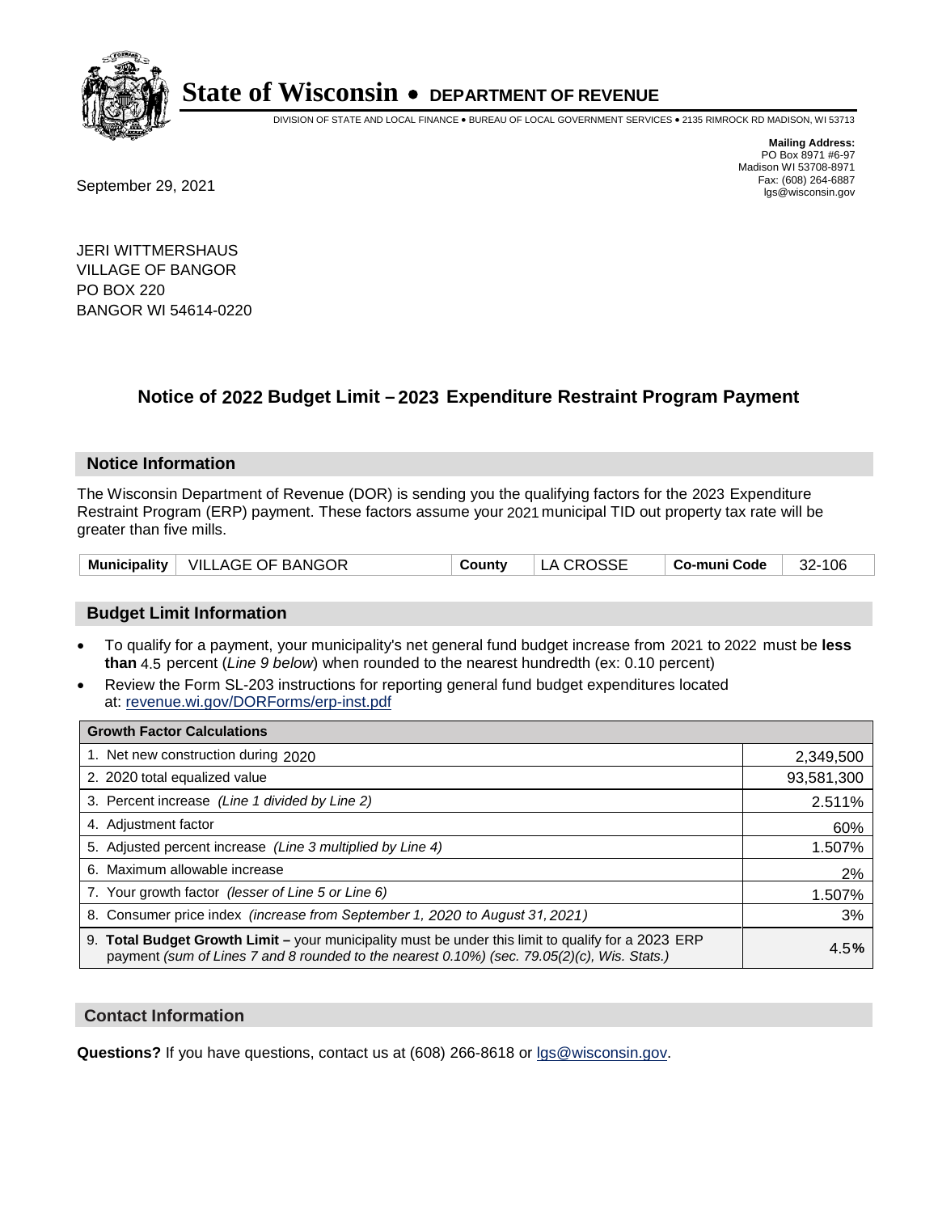# State of Wisconsin • DEPARTMENT OF REVENUE

DIVISION OF STATE AND LOCAL FINANCE • BUREAU OF LOCAL GOVERNMENT SERVICES • 2135 RIMROCK RD MADISON, WI 53713

**Mailing Address:**
PO Box 8971 #6-97
Madison WI 53708-8971
Fax: (608) 264-6887
lgs@wisconsin.gov

September 29, 2021

JERI WITTMERSHAUS
VILLAGE OF BANGOR
PO BOX 220
BANGOR WI 54614-0220

## Notice of 2022 Budget Limit – 2023 Expenditure Restraint Program Payment

### Notice Information

The Wisconsin Department of Revenue (DOR) is sending you the qualifying factors for the 2023 Expenditure Restraint Program (ERP) payment. These factors assume your 2021 municipal TID out property tax rate will be greater than five mills.

| Municipality | VILLAGE OF BANGOR | County | LA CROSSE | Co-muni Code | 32-106 |
|---|---|---|---|---|---|

### Budget Limit Information

- To qualify for a payment, your municipality's net general fund budget increase from 2021 to 2022 must be **less than** 4.5 percent (*Line 9 below*) when rounded to the nearest hundredth (ex: 0.10 percent)
- Review the Form SL-203 instructions for reporting general fund budget expenditures located at: revenue.wi.gov/DORForms/erp-inst.pdf

| Growth Factor Calculations | |
|---|---|
| 1. Net new construction during 2020 | 2,349,500 |
| 2. 2020 total equalized value | 93,581,300 |
| 3. Percent increase *(Line 1 divided by Line 2)* | 2.511% |
| 4. Adjustment factor | 60% |
| 5. Adjusted percent increase *(Line 3 multiplied by Line 4)* | 1.507% |
| 6. Maximum allowable increase | 2% |
| 7. Your growth factor *(lesser of Line 5 or Line 6)* | 1.507% |
| 8. Consumer price index *(increase from September 1, 2020 to August 31, 2021)* | 3% |
| 9. **Total Budget Growth Limit –** your municipality must be under this limit to qualify for a 2023 ERP payment *(sum of Lines 7 and 8 rounded to the nearest 0.10%) (sec. 79.05(2)(c), Wis. Stats.)* | 4.5% |

### Contact Information

**Questions?** If you have questions, contact us at (608) 266-8618 or lgs@wisconsin.gov.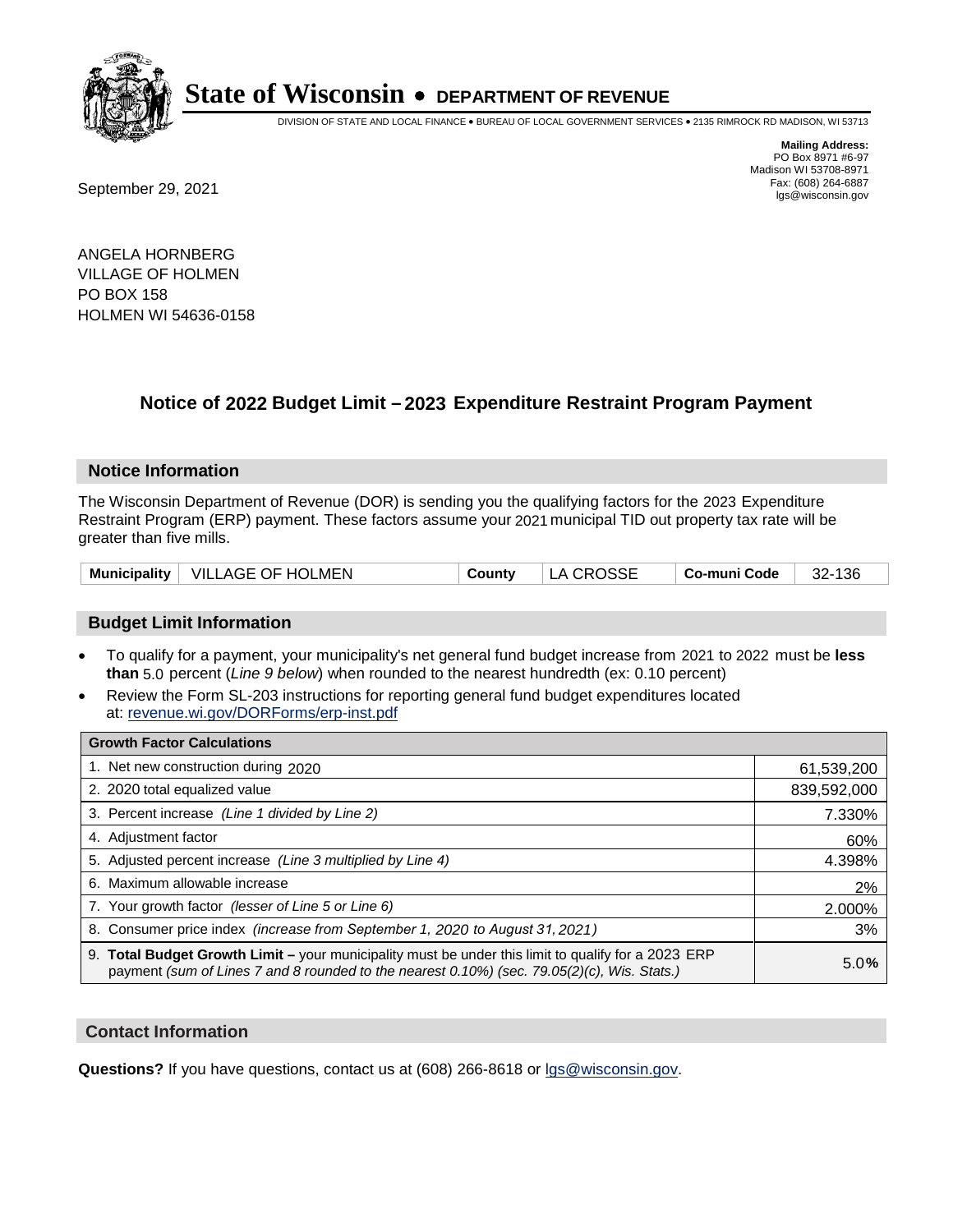# State of Wisconsin • DEPARTMENT OF REVENUE

DIVISION OF STATE AND LOCAL FINANCE • BUREAU OF LOCAL GOVERNMENT SERVICES • 2135 RIMROCK RD MADISON, WI 53713

**Mailing Address:**
PO Box 8971 #6-97
Madison WI 53708-8971
Fax: (608) 264-6887
lgs@wisconsin.gov

September 29, 2021

ANGELA HORNBERG
VILLAGE OF HOLMEN
PO BOX 158
HOLMEN WI 54636-0158

## Notice of 2022 Budget Limit – 2023 Expenditure Restraint Program Payment

### Notice Information

The Wisconsin Department of Revenue (DOR) is sending you the qualifying factors for the 2023 Expenditure Restraint Program (ERP) payment. These factors assume your 2021 municipal TID out property tax rate will be greater than five mills.

| Municipality | VILLAGE OF HOLMEN | County | LA CROSSE | Co-muni Code | 32-136 |
|---|---|---|---|---|---|

### Budget Limit Information

- To qualify for a payment, your municipality's net general fund budget increase from 2021 to 2022 must be **less than** 5.0 percent (*Line 9 below*) when rounded to the nearest hundredth (ex: 0.10 percent)
- Review the Form SL-203 instructions for reporting general fund budget expenditures located at: revenue.wi.gov/DORForms/erp-inst.pdf

| Growth Factor Calculations | |
|---|---|
| 1. Net new construction during 2020 | 61,539,200 |
| 2. 2020 total equalized value | 839,592,000 |
| 3. Percent increase *(Line 1 divided by Line 2)* | 7.330% |
| 4. Adjustment factor | 60% |
| 5. Adjusted percent increase *(Line 3 multiplied by Line 4)* | 4.398% |
| 6. Maximum allowable increase | 2% |
| 7. Your growth factor *(lesser of Line 5 or Line 6)* | 2.000% |
| 8. Consumer price index *(increase from September 1, 2020 to August 31, 2021)* | 3% |
| 9. **Total Budget Growth Limit –** your municipality must be under this limit to qualify for a 2023 ERP payment *(sum of Lines 7 and 8 rounded to the nearest 0.10%) (sec. 79.05(2)(c), Wis. Stats.)* | 5.0**%** |

### Contact Information

**Questions?** If you have questions, contact us at (608) 266-8618 or lgs@wisconsin.gov.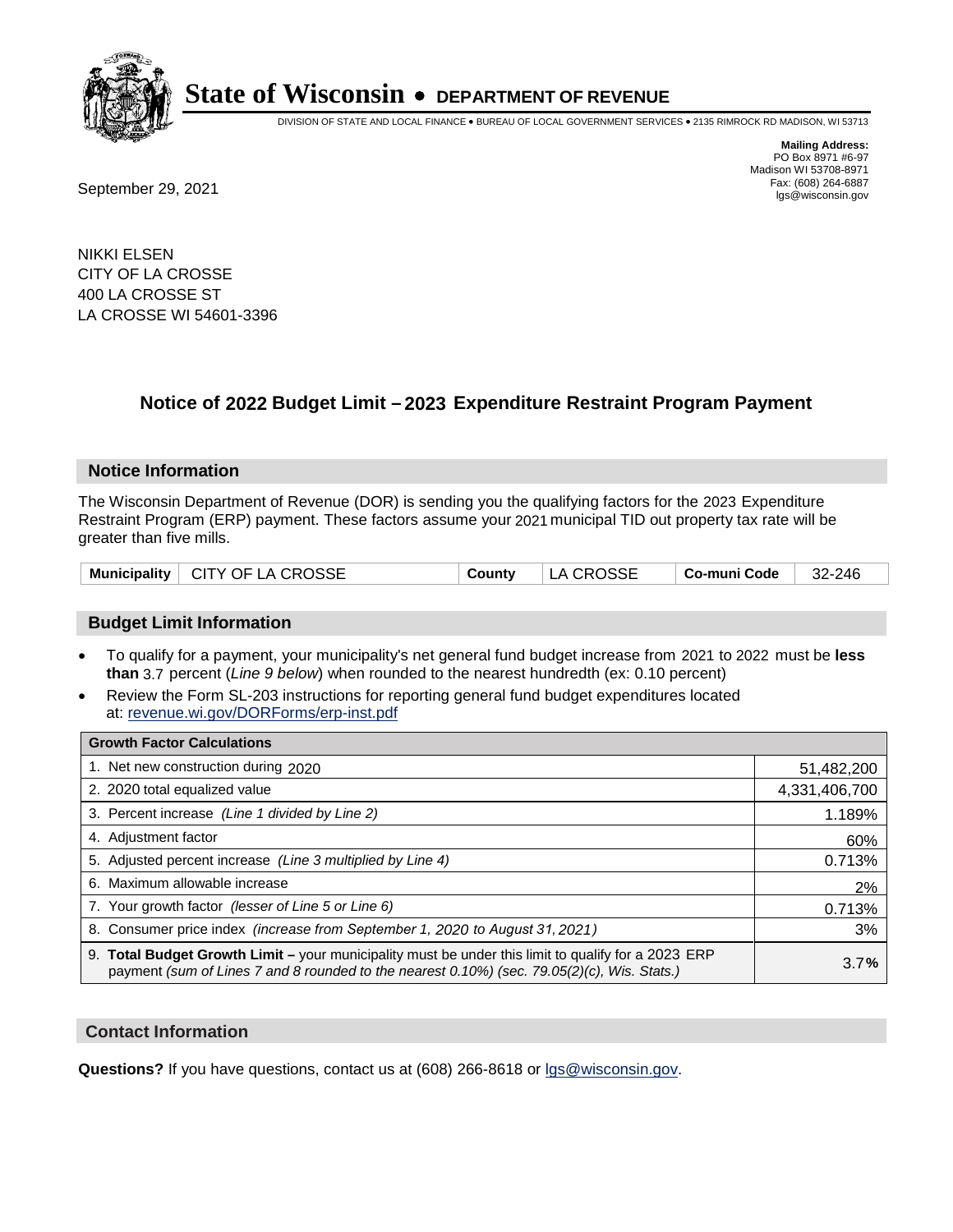# State of Wisconsin • DEPARTMENT OF REVENUE

DIVISION OF STATE AND LOCAL FINANCE • BUREAU OF LOCAL GOVERNMENT SERVICES • 2135 RIMROCK RD MADISON, WI 53713

**Mailing Address:**
PO Box 8971 #6-97
Madison WI 53708-8971
Fax: (608) 264-6887
lgs@wisconsin.gov

September 29, 2021

NIKKI ELSEN
CITY OF LA CROSSE
400 LA CROSSE ST
LA CROSSE WI 54601-3396

## Notice of 2022 Budget Limit – 2023 Expenditure Restraint Program Payment

### Notice Information

The Wisconsin Department of Revenue (DOR) is sending you the qualifying factors for the 2023 Expenditure Restraint Program (ERP) payment. These factors assume your 2021 municipal TID out property tax rate will be greater than five mills.

| Municipality | CITY OF LA CROSSE | County | LA CROSSE | Co-muni Code | 32-246 |
|---|---|---|---|---|---|

### Budget Limit Information

- To qualify for a payment, your municipality's net general fund budget increase from 2021 to 2022 must be **less than** 3.7 percent (*Line 9 below*) when rounded to the nearest hundredth (ex: 0.10 percent)
- Review the Form SL-203 instructions for reporting general fund budget expenditures located at: revenue.wi.gov/DORForms/erp-inst.pdf

| Growth Factor Calculations | |
|---|---|
| 1. Net new construction during 2020 | 51,482,200 |
| 2. 2020 total equalized value | 4,331,406,700 |
| 3. Percent increase *(Line 1 divided by Line 2)* | 1.189% |
| 4. Adjustment factor | 60% |
| 5. Adjusted percent increase *(Line 3 multiplied by Line 4)* | 0.713% |
| 6. Maximum allowable increase | 2% |
| 7. Your growth factor *(lesser of Line 5 or Line 6)* | 0.713% |
| 8. Consumer price index *(increase from September 1, 2020 to August 31, 2021)* | 3% |
| 9. **Total Budget Growth Limit –** your municipality must be under this limit to qualify for a 2023 ERP payment *(sum of Lines 7 and 8 rounded to the nearest 0.10%) (sec. 79.05(2)(c), Wis. Stats.)* | 3.7**%** |

### Contact Information

**Questions?** If you have questions, contact us at (608) 266-8618 or lgs@wisconsin.gov.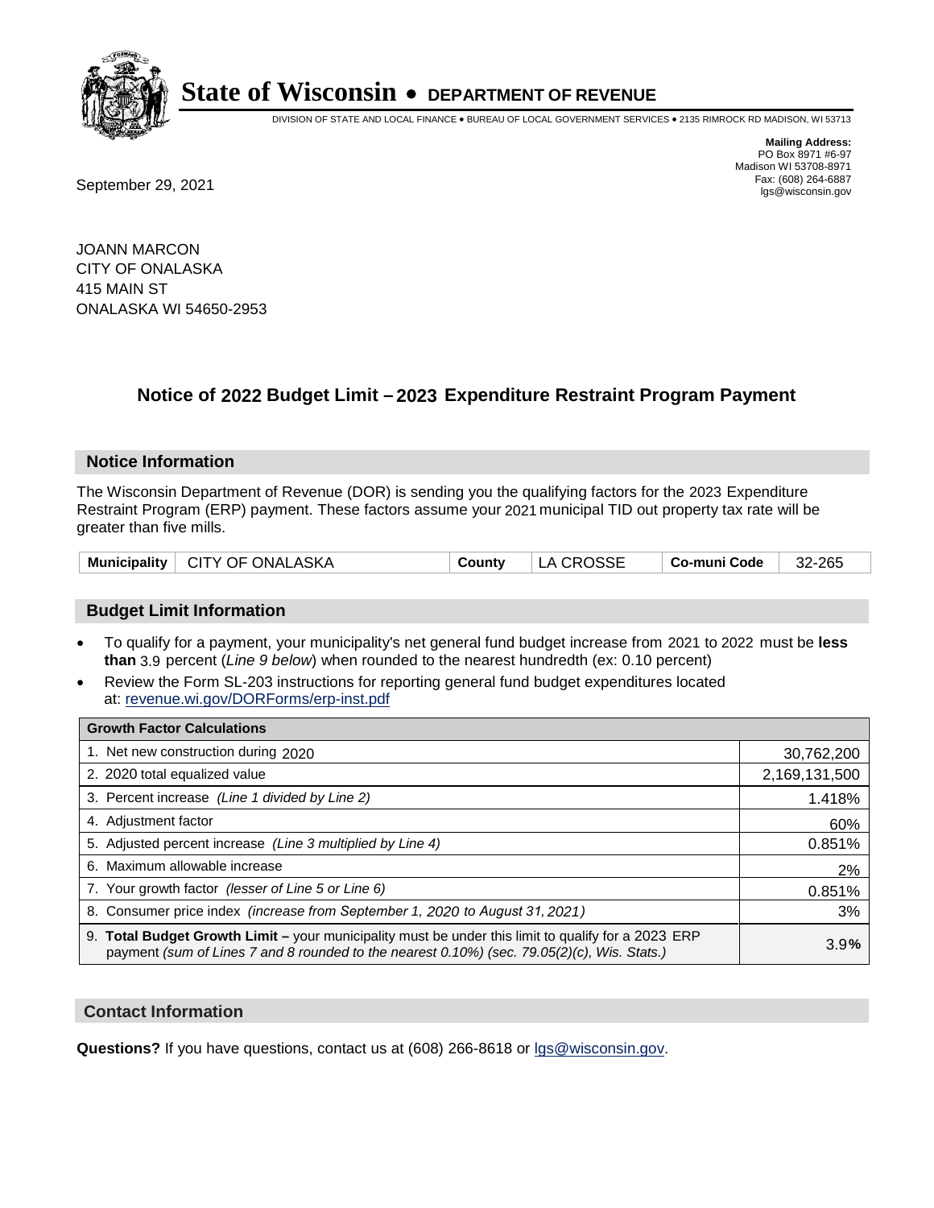# State of Wisconsin • DEPARTMENT OF REVENUE

DIVISION OF STATE AND LOCAL FINANCE • BUREAU OF LOCAL GOVERNMENT SERVICES • 2135 RIMROCK RD MADISON, WI 53713

**Mailing Address:**
PO Box 8971 #6-97
Madison WI 53708-8971
Fax: (608) 264-6887
lgs@wisconsin.gov

September 29, 2021

JOANN MARCON
CITY OF ONALASKA
415 MAIN ST
ONALASKA WI 54650-2953

## Notice of 2022 Budget Limit – 2023 Expenditure Restraint Program Payment

### Notice Information

The Wisconsin Department of Revenue (DOR) is sending you the qualifying factors for the 2023 Expenditure Restraint Program (ERP) payment. These factors assume your 2021 municipal TID out property tax rate will be greater than five mills.

| Municipality | CITY OF ONALASKA | County | LA CROSSE | Co-muni Code | 32-265 |
|---|---|---|---|---|---|

### Budget Limit Information

- To qualify for a payment, your municipality's net general fund budget increase from 2021 to 2022 must be **less than** 3.9 percent (*Line 9 below*) when rounded to the nearest hundredth (ex: 0.10 percent)
- Review the Form SL-203 instructions for reporting general fund budget expenditures located at: revenue.wi.gov/DORForms/erp-inst.pdf

| Growth Factor Calculations | |
|---|---|
| 1. Net new construction during 2020 | 30,762,200 |
| 2. 2020 total equalized value | 2,169,131,500 |
| 3. Percent increase *(Line 1 divided by Line 2)* | 1.418% |
| 4. Adjustment factor | 60% |
| 5. Adjusted percent increase *(Line 3 multiplied by Line 4)* | 0.851% |
| 6. Maximum allowable increase | 2% |
| 7. Your growth factor *(lesser of Line 5 or Line 6)* | 0.851% |
| 8. Consumer price index *(increase from September 1, 2020 to August 31, 2021)* | 3% |
| 9. **Total Budget Growth Limit –** your municipality must be under this limit to qualify for a 2023 ERP payment *(sum of Lines 7 and 8 rounded to the nearest 0.10%) (sec. 79.05(2)(c), Wis. Stats.)* | 3.9**%** |

### Contact Information

**Questions?** If you have questions, contact us at (608) 266-8618 or lgs@wisconsin.gov.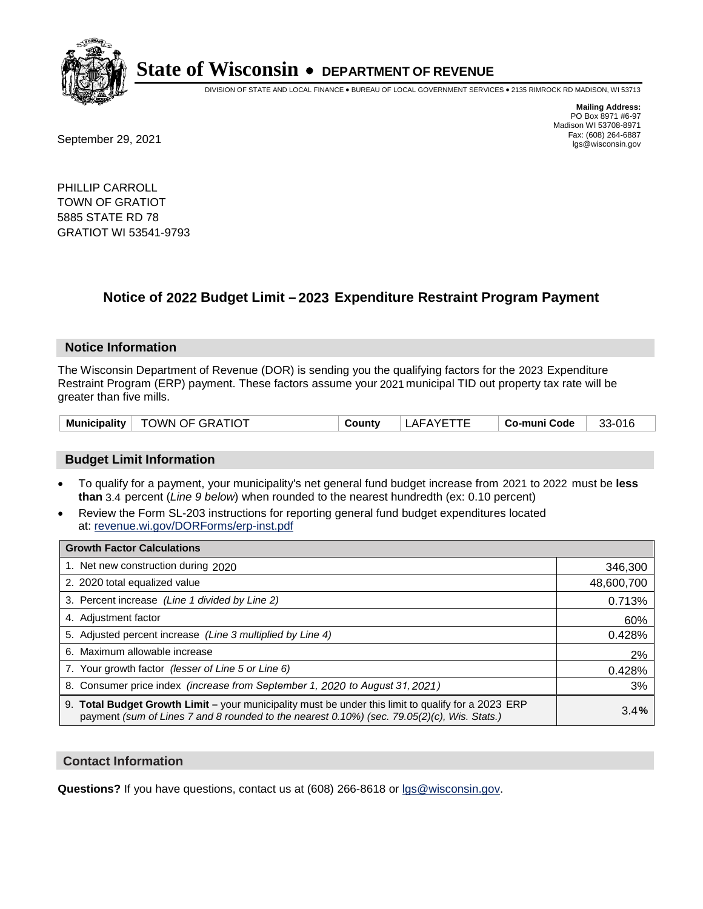# State of Wisconsin • DEPARTMENT OF REVENUE

DIVISION OF STATE AND LOCAL FINANCE • BUREAU OF LOCAL GOVERNMENT SERVICES • 2135 RIMROCK RD MADISON, WI 53713

**Mailing Address:**
PO Box 8971 #6-97
Madison WI 53708-8971
Fax: (608) 264-6887
lgs@wisconsin.gov

September 29, 2021

PHILLIP CARROLL
TOWN OF GRATIOT
5885 STATE RD 78
GRATIOT WI 53541-9793

## Notice of 2022 Budget Limit – 2023 Expenditure Restraint Program Payment

### Notice Information

The Wisconsin Department of Revenue (DOR) is sending you the qualifying factors for the 2023 Expenditure Restraint Program (ERP) payment. These factors assume your 2021 municipal TID out property tax rate will be greater than five mills.

| Municipality | TOWN OF GRATIOT | County | LAFAYETTE | Co-muni Code | 33-016 |
|---|---|---|---|---|---|

### Budget Limit Information

- To qualify for a payment, your municipality's net general fund budget increase from 2021 to 2022 must be **less than** 3.4 percent (*Line 9 below*) when rounded to the nearest hundredth (ex: 0.10 percent)
- Review the Form SL-203 instructions for reporting general fund budget expenditures located at: revenue.wi.gov/DORForms/erp-inst.pdf

| Growth Factor Calculations | |
|---|---|
| 1. Net new construction during 2020 | 346,300 |
| 2. 2020 total equalized value | 48,600,700 |
| 3. Percent increase *(Line 1 divided by Line 2)* | 0.713% |
| 4. Adjustment factor | 60% |
| 5. Adjusted percent increase *(Line 3 multiplied by Line 4)* | 0.428% |
| 6. Maximum allowable increase | 2% |
| 7. Your growth factor *(lesser of Line 5 or Line 6)* | 0.428% |
| 8. Consumer price index *(increase from September 1, 2020 to August 31, 2021)* | 3% |
| 9. **Total Budget Growth Limit –** your municipality must be under this limit to qualify for a 2023 ERP payment *(sum of Lines 7 and 8 rounded to the nearest 0.10%) (sec. 79.05(2)(c), Wis. Stats.)* | 3.4**%** |

### Contact Information

**Questions?** If you have questions, contact us at (608) 266-8618 or lgs@wisconsin.gov.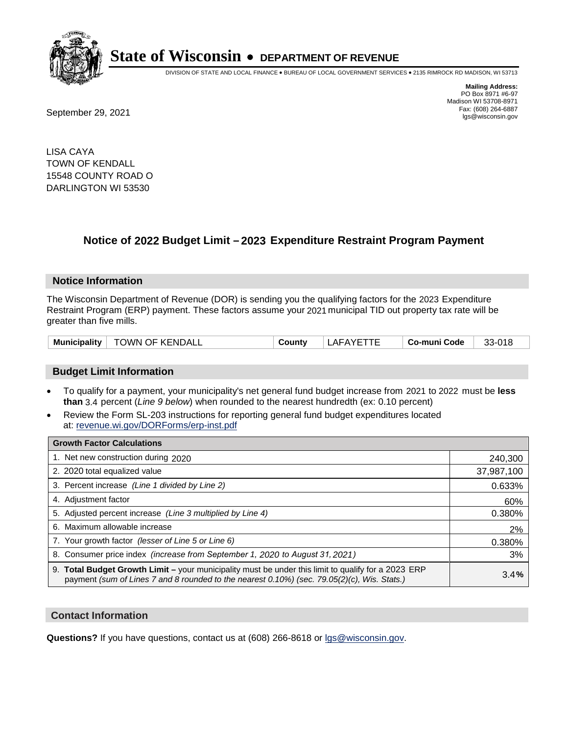# State of Wisconsin • DEPARTMENT OF REVENUE

DIVISION OF STATE AND LOCAL FINANCE • BUREAU OF LOCAL GOVERNMENT SERVICES • 2135 RIMROCK RD MADISON, WI 53713

**Mailing Address:**
PO Box 8971 #6-97
Madison WI 53708-8971
Fax: (608) 264-6887
lgs@wisconsin.gov

September 29, 2021

LISA CAYA
TOWN OF KENDALL
15548 COUNTY ROAD O
DARLINGTON WI 53530

## Notice of 2022 Budget Limit – 2023 Expenditure Restraint Program Payment

### Notice Information

The Wisconsin Department of Revenue (DOR) is sending you the qualifying factors for the 2023 Expenditure Restraint Program (ERP) payment. These factors assume your 2021 municipal TID out property tax rate will be greater than five mills.

| Municipality | TOWN OF KENDALL | County | LAFAYETTE | Co-muni Code | 33-018 |
|---|---|---|---|---|---|

### Budget Limit Information

- To qualify for a payment, your municipality's net general fund budget increase from 2021 to 2022 must be **less than** 3.4 percent (*Line 9 below*) when rounded to the nearest hundredth (ex: 0.10 percent)
- Review the Form SL-203 instructions for reporting general fund budget expenditures located at: revenue.wi.gov/DORForms/erp-inst.pdf

| Growth Factor Calculations | |
|---|---|
| 1. Net new construction during 2020 | 240,300 |
| 2. 2020 total equalized value | 37,987,100 |
| 3. Percent increase *(Line 1 divided by Line 2)* | 0.633% |
| 4. Adjustment factor | 60% |
| 5. Adjusted percent increase *(Line 3 multiplied by Line 4)* | 0.380% |
| 6. Maximum allowable increase | 2% |
| 7. Your growth factor *(lesser of Line 5 or Line 6)* | 0.380% |
| 8. Consumer price index *(increase from September 1, 2020 to August 31, 2021)* | 3% |
| 9. **Total Budget Growth Limit –** your municipality must be under this limit to qualify for a 2023 ERP payment *(sum of Lines 7 and 8 rounded to the nearest 0.10%) (sec. 79.05(2)(c), Wis. Stats.)* | 3.4**%** |

### Contact Information

**Questions?** If you have questions, contact us at (608) 266-8618 or lgs@wisconsin.gov.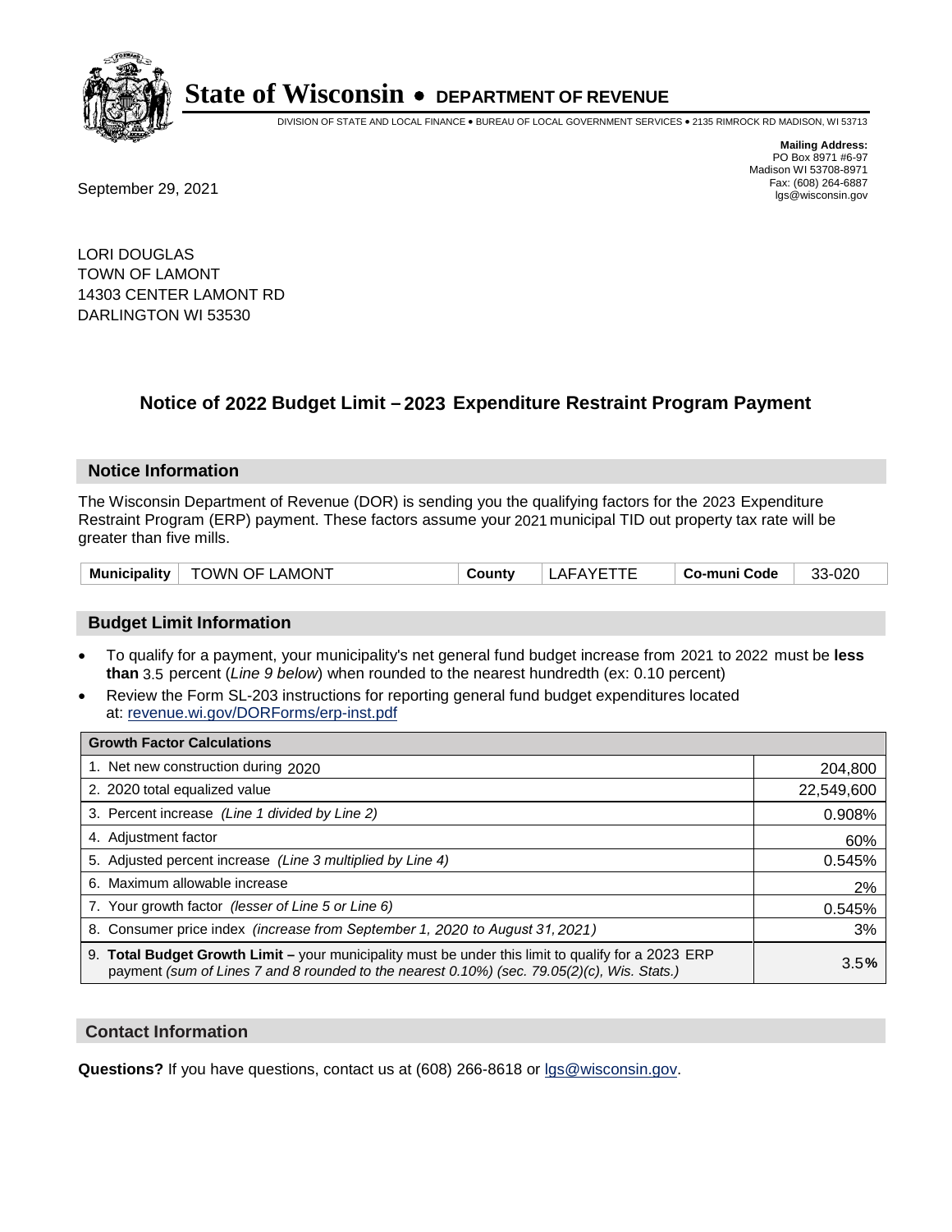# State of Wisconsin • DEPARTMENT OF REVENUE

DIVISION OF STATE AND LOCAL FINANCE • BUREAU OF LOCAL GOVERNMENT SERVICES • 2135 RIMROCK RD MADISON, WI 53713

**Mailing Address:**
PO Box 8971 #6-97
Madison WI 53708-8971
Fax: (608) 264-6887
lgs@wisconsin.gov

September 29, 2021

LORI DOUGLAS
TOWN OF LAMONT
14303 CENTER LAMONT RD
DARLINGTON WI 53530

## Notice of 2022 Budget Limit – 2023 Expenditure Restraint Program Payment

### Notice Information

The Wisconsin Department of Revenue (DOR) is sending you the qualifying factors for the 2023 Expenditure Restraint Program (ERP) payment. These factors assume your 2021 municipal TID out property tax rate will be greater than five mills.

| Municipality | TOWN OF LAMONT | County | LAFAYETTE | Co-muni Code | 33-020 |
|---|---|---|---|---|---|

### Budget Limit Information

- To qualify for a payment, your municipality's net general fund budget increase from 2021 to 2022 must be **less than** 3.5 percent (*Line 9 below*) when rounded to the nearest hundredth (ex: 0.10 percent)
- Review the Form SL-203 instructions for reporting general fund budget expenditures located at: revenue.wi.gov/DORForms/erp-inst.pdf

| Growth Factor Calculations | |
|---|---|
| 1. Net new construction during 2020 | 204,800 |
| 2. 2020 total equalized value | 22,549,600 |
| 3. Percent increase *(Line 1 divided by Line 2)* | 0.908% |
| 4. Adjustment factor | 60% |
| 5. Adjusted percent increase *(Line 3 multiplied by Line 4)* | 0.545% |
| 6. Maximum allowable increase | 2% |
| 7. Your growth factor *(lesser of Line 5 or Line 6)* | 0.545% |
| 8. Consumer price index *(increase from September 1, 2020 to August 31, 2021)* | 3% |
| 9. **Total Budget Growth Limit** – your municipality must be under this limit to qualify for a 2023 ERP payment *(sum of Lines 7 and 8 rounded to the nearest 0.10%) (sec. 79.05(2)(c), Wis. Stats.)* | 3.5**%** |

### Contact Information

**Questions?** If you have questions, contact us at (608) 266-8618 or lgs@wisconsin.gov.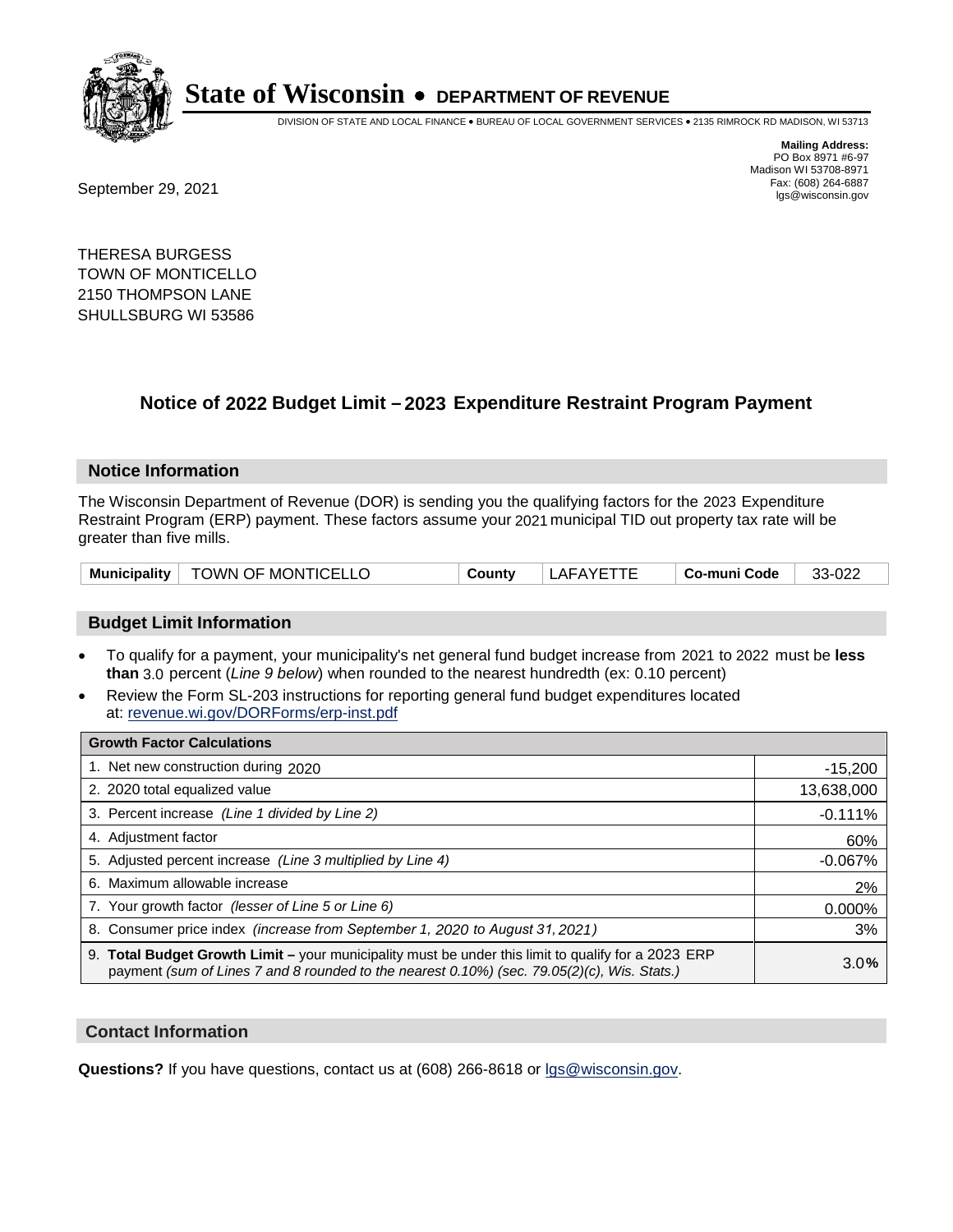# State of Wisconsin • DEPARTMENT OF REVENUE

DIVISION OF STATE AND LOCAL FINANCE • BUREAU OF LOCAL GOVERNMENT SERVICES • 2135 RIMROCK RD MADISON, WI 53713

**Mailing Address:**
PO Box 8971 #6-97
Madison WI 53708-8971
Fax: (608) 264-6887
lgs@wisconsin.gov

September 29, 2021

THERESA BURGESS
TOWN OF MONTICELLO
2150 THOMPSON LANE
SHULLSBURG WI 53586

## Notice of 2022 Budget Limit – 2023 Expenditure Restraint Program Payment

### Notice Information

The Wisconsin Department of Revenue (DOR) is sending you the qualifying factors for the 2023 Expenditure Restraint Program (ERP) payment. These factors assume your 2021 municipal TID out property tax rate will be greater than five mills.

| Municipality | TOWN OF MONTICELLO | County | LAFAYETTE | Co-muni Code | 33-022 |
|---|---|---|---|---|---|

### Budget Limit Information

- To qualify for a payment, your municipality's net general fund budget increase from 2021 to 2022 must be **less than** 3.0 percent (*Line 9 below*) when rounded to the nearest hundredth (ex: 0.10 percent)
- Review the Form SL-203 instructions for reporting general fund budget expenditures located at: revenue.wi.gov/DORForms/erp-inst.pdf

| Growth Factor Calculations | |
|---|---|
| 1. Net new construction during 2020 | -15,200 |
| 2. 2020 total equalized value | 13,638,000 |
| 3. Percent increase *(Line 1 divided by Line 2)* | -0.111% |
| 4. Adjustment factor | 60% |
| 5. Adjusted percent increase *(Line 3 multiplied by Line 4)* | -0.067% |
| 6. Maximum allowable increase | 2% |
| 7. Your growth factor *(lesser of Line 5 or Line 6)* | 0.000% |
| 8. Consumer price index *(increase from September 1, 2020 to August 31, 2021)* | 3% |
| 9. **Total Budget Growth Limit –** your municipality must be under this limit to qualify for a 2023 ERP payment *(sum of Lines 7 and 8 rounded to the nearest 0.10%) (sec. 79.05(2)(c), Wis. Stats.)* | 3.0% |

### Contact Information

**Questions?** If you have questions, contact us at (608) 266-8618 or lgs@wisconsin.gov.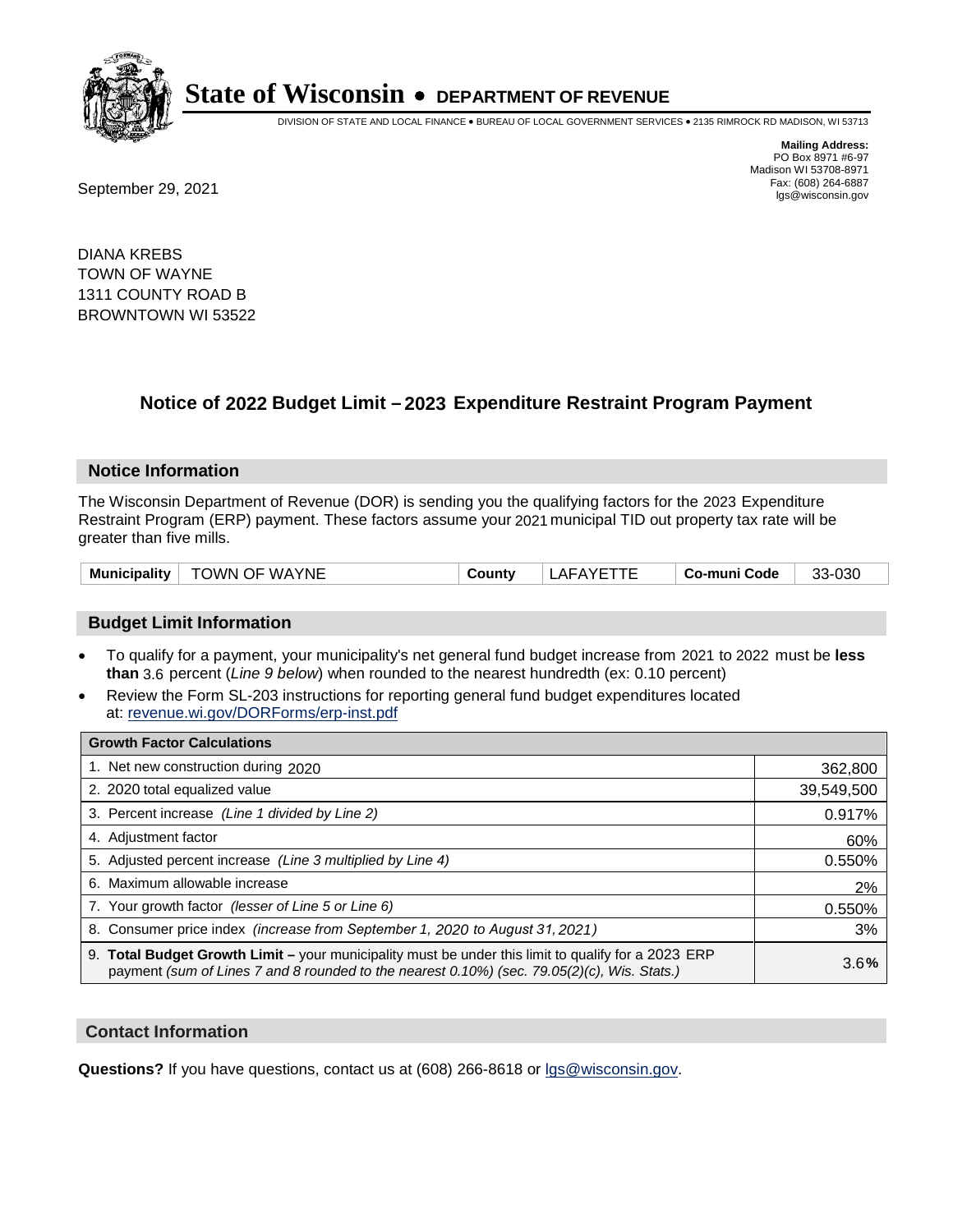# State of Wisconsin • DEPARTMENT OF REVENUE

DIVISION OF STATE AND LOCAL FINANCE • BUREAU OF LOCAL GOVERNMENT SERVICES • 2135 RIMROCK RD MADISON, WI 53713

**Mailing Address:**
PO Box 8971 #6-97
Madison WI 53708-8971
Fax: (608) 264-6887
lgs@wisconsin.gov

September 29, 2021

DIANA KREBS
TOWN OF WAYNE
1311 COUNTY ROAD B
BROWNTOWN WI 53522

## Notice of 2022 Budget Limit – 2023 Expenditure Restraint Program Payment

### Notice Information

The Wisconsin Department of Revenue (DOR) is sending you the qualifying factors for the 2023 Expenditure Restraint Program (ERP) payment. These factors assume your 2021 municipal TID out property tax rate will be greater than five mills.

| Municipality | TOWN OF WAYNE | County | LAFAYETTE | Co-muni Code | 33-030 |
|---|---|---|---|---|---|

### Budget Limit Information

- To qualify for a payment, your municipality's net general fund budget increase from 2021 to 2022 must be **less than** 3.6 percent (*Line 9 below*) when rounded to the nearest hundredth (ex: 0.10 percent)
- Review the Form SL-203 instructions for reporting general fund budget expenditures located at: revenue.wi.gov/DORForms/erp-inst.pdf

| Growth Factor Calculations | |
|---|---|
| 1. Net new construction during 2020 | 362,800 |
| 2. 2020 total equalized value | 39,549,500 |
| 3. Percent increase *(Line 1 divided by Line 2)* | 0.917% |
| 4. Adjustment factor | 60% |
| 5. Adjusted percent increase *(Line 3 multiplied by Line 4)* | 0.550% |
| 6. Maximum allowable increase | 2% |
| 7. Your growth factor *(lesser of Line 5 or Line 6)* | 0.550% |
| 8. Consumer price index *(increase from September 1, 2020 to August 31, 2021)* | 3% |
| 9. **Total Budget Growth Limit –** your municipality must be under this limit to qualify for a 2023 ERP payment *(sum of Lines 7 and 8 rounded to the nearest 0.10%) (sec. 79.05(2)(c), Wis. Stats.)* | 3.6**%** |

### Contact Information

**Questions?** If you have questions, contact us at (608) 266-8618 or lgs@wisconsin.gov.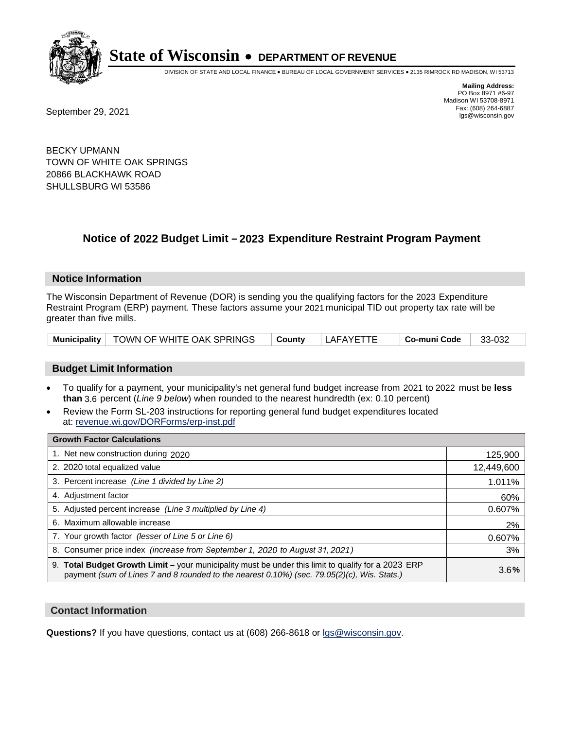# State of Wisconsin • DEPARTMENT OF REVENUE

DIVISION OF STATE AND LOCAL FINANCE • BUREAU OF LOCAL GOVERNMENT SERVICES • 2135 RIMROCK RD MADISON, WI 53713

**Mailing Address:**
PO Box 8971 #6-97
Madison WI 53708-8971
Fax: (608) 264-6887
lgs@wisconsin.gov

September 29, 2021

BECKY UPMANN
TOWN OF WHITE OAK SPRINGS
20866 BLACKHAWK ROAD
SHULLSBURG WI 53586

## Notice of 2022 Budget Limit – 2023 Expenditure Restraint Program Payment

### Notice Information

The Wisconsin Department of Revenue (DOR) is sending you the qualifying factors for the 2023 Expenditure Restraint Program (ERP) payment. These factors assume your 2021 municipal TID out property tax rate will be greater than five mills.

| Municipality | TOWN OF WHITE OAK SPRINGS | County | LAFAYETTE | Co-muni Code | 33-032 |
|---|---|---|---|---|---|

### Budget Limit Information

- To qualify for a payment, your municipality's net general fund budget increase from 2021 to 2022 must be **less than** 3.6 percent (*Line 9 below*) when rounded to the nearest hundredth (ex: 0.10 percent)
- Review the Form SL-203 instructions for reporting general fund budget expenditures located at: revenue.wi.gov/DORForms/erp-inst.pdf

| Growth Factor Calculations | |
|---|---|
| 1. Net new construction during 2020 | 125,900 |
| 2. 2020 total equalized value | 12,449,600 |
| 3. Percent increase *(Line 1 divided by Line 2)* | 1.011% |
| 4. Adjustment factor | 60% |
| 5. Adjusted percent increase *(Line 3 multiplied by Line 4)* | 0.607% |
| 6. Maximum allowable increase | 2% |
| 7. Your growth factor *(lesser of Line 5 or Line 6)* | 0.607% |
| 8. Consumer price index *(increase from September 1, 2020 to August 31, 2021)* | 3% |
| 9. **Total Budget Growth Limit –** your municipality must be under this limit to qualify for a 2023 ERP payment *(sum of Lines 7 and 8 rounded to the nearest 0.10%) (sec. 79.05(2)(c), Wis. Stats.)* | 3.6**%** |

### Contact Information

**Questions?** If you have questions, contact us at (608) 266-8618 or lgs@wisconsin.gov.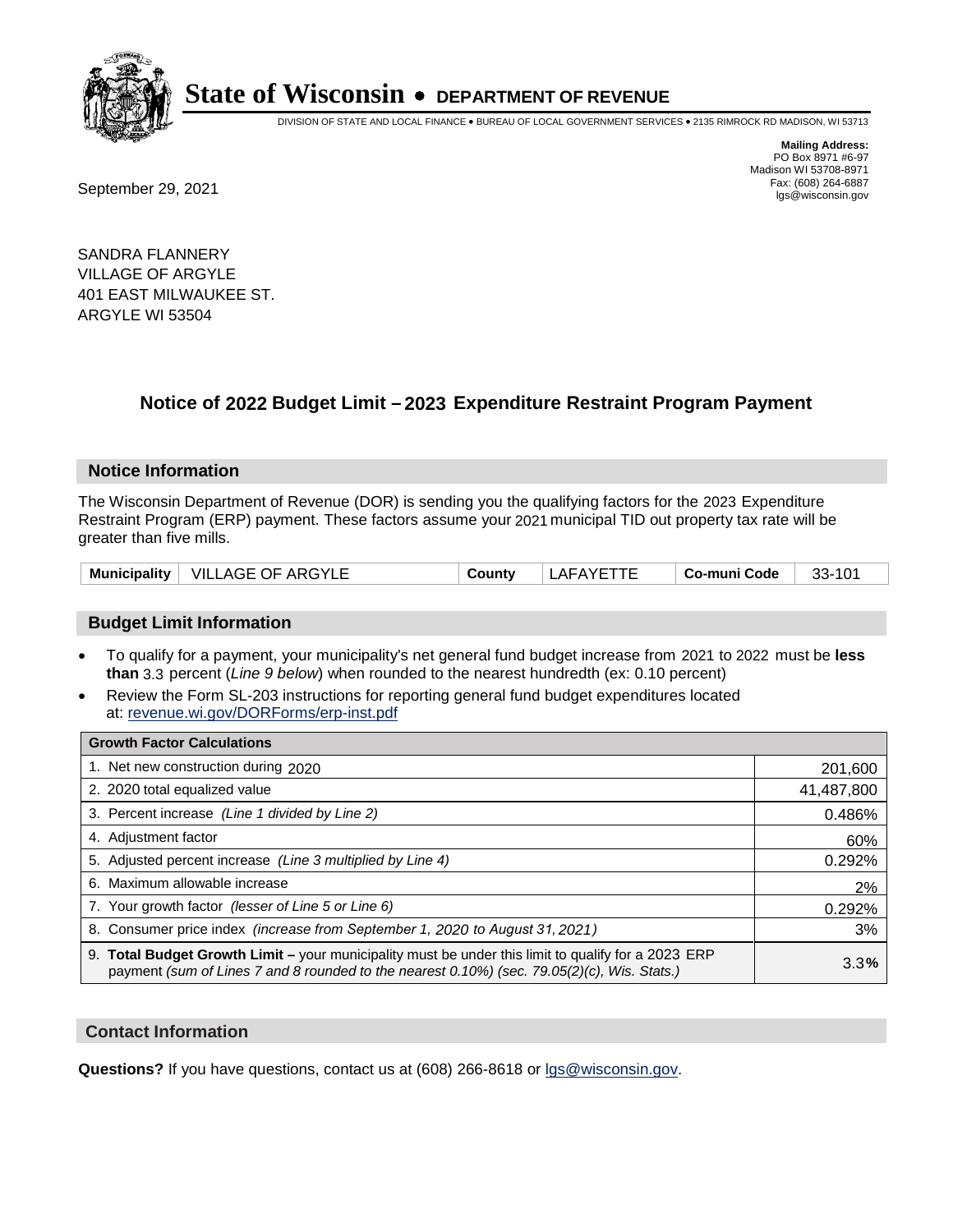# State of Wisconsin • DEPARTMENT OF REVENUE

DIVISION OF STATE AND LOCAL FINANCE • BUREAU OF LOCAL GOVERNMENT SERVICES • 2135 RIMROCK RD MADISON, WI 53713

**Mailing Address:**
PO Box 8971 #6-97
Madison WI 53708-8971
Fax: (608) 264-6887
lgs@wisconsin.gov

September 29, 2021

SANDRA FLANNERY
VILLAGE OF ARGYLE
401 EAST MILWAUKEE ST.
ARGYLE WI 53504

## Notice of 2022 Budget Limit – 2023 Expenditure Restraint Program Payment

### Notice Information

The Wisconsin Department of Revenue (DOR) is sending you the qualifying factors for the 2023 Expenditure Restraint Program (ERP) payment. These factors assume your 2021 municipal TID out property tax rate will be greater than five mills.

| Municipality | VILLAGE OF ARGYLE | County | LAFAYETTE | Co-muni Code | 33-101 |
|---|---|---|---|---|---|

### Budget Limit Information

- To qualify for a payment, your municipality's net general fund budget increase from 2021 to 2022 must be **less than** 3.3 percent (*Line 9 below*) when rounded to the nearest hundredth (ex: 0.10 percent)
- Review the Form SL-203 instructions for reporting general fund budget expenditures located at: revenue.wi.gov/DORForms/erp-inst.pdf

| Growth Factor Calculations | |
|---|---|
| 1. Net new construction during 2020 | 201,600 |
| 2. 2020 total equalized value | 41,487,800 |
| 3. Percent increase *(Line 1 divided by Line 2)* | 0.486% |
| 4. Adjustment factor | 60% |
| 5. Adjusted percent increase *(Line 3 multiplied by Line 4)* | 0.292% |
| 6. Maximum allowable increase | 2% |
| 7. Your growth factor *(lesser of Line 5 or Line 6)* | 0.292% |
| 8. Consumer price index *(increase from September 1, 2020 to August 31, 2021)* | 3% |
| 9. **Total Budget Growth Limit –** your municipality must be under this limit to qualify for a 2023 ERP payment *(sum of Lines 7 and 8 rounded to the nearest 0.10%) (sec. 79.05(2)(c), Wis. Stats.)* | 3.3**%** |

### Contact Information

**Questions?** If you have questions, contact us at (608) 266-8618 or lgs@wisconsin.gov.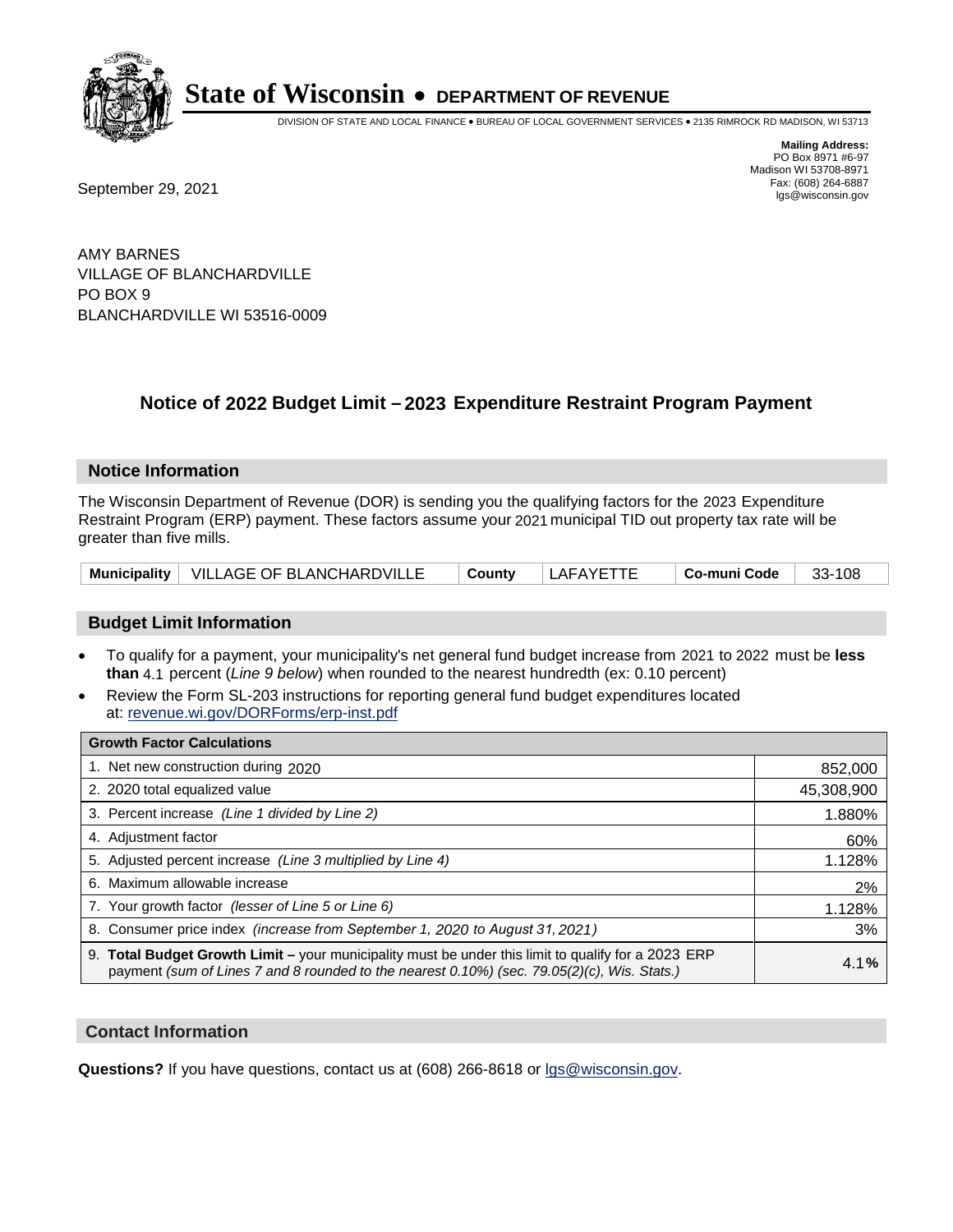# State of Wisconsin • DEPARTMENT OF REVENUE

DIVISION OF STATE AND LOCAL FINANCE • BUREAU OF LOCAL GOVERNMENT SERVICES • 2135 RIMROCK RD MADISON, WI 53713

**Mailing Address:**
PO Box 8971 #6-97
Madison WI 53708-8971
Fax: (608) 264-6887
lgs@wisconsin.gov

September 29, 2021

AMY BARNES
VILLAGE OF BLANCHARDVILLE
PO BOX 9
BLANCHARDVILLE WI 53516-0009

## Notice of 2022 Budget Limit – 2023 Expenditure Restraint Program Payment

### Notice Information

The Wisconsin Department of Revenue (DOR) is sending you the qualifying factors for the 2023 Expenditure Restraint Program (ERP) payment. These factors assume your 2021 municipal TID out property tax rate will be greater than five mills.

| Municipality | VILLAGE OF BLANCHARDVILLE | County | LAFAYETTE | Co-muni Code | 33-108 |
|---|---|---|---|---|---|

### Budget Limit Information

- To qualify for a payment, your municipality's net general fund budget increase from 2021 to 2022 must be **less than** 4.1 percent (*Line 9 below*) when rounded to the nearest hundredth (ex: 0.10 percent)
- Review the Form SL-203 instructions for reporting general fund budget expenditures located at: revenue.wi.gov/DORForms/erp-inst.pdf

| Growth Factor Calculations | |
|---|---|
| 1. Net new construction during 2020 | 852,000 |
| 2. 2020 total equalized value | 45,308,900 |
| 3. Percent increase *(Line 1 divided by Line 2)* | 1.880% |
| 4. Adjustment factor | 60% |
| 5. Adjusted percent increase *(Line 3 multiplied by Line 4)* | 1.128% |
| 6. Maximum allowable increase | 2% |
| 7. Your growth factor *(lesser of Line 5 or Line 6)* | 1.128% |
| 8. Consumer price index *(increase from September 1, 2020 to August 31, 2021)* | 3% |
| 9. **Total Budget Growth Limit –** your municipality must be under this limit to qualify for a 2023 ERP payment *(sum of Lines 7 and 8 rounded to the nearest 0.10%) (sec. 79.05(2)(c), Wis. Stats.)* | 4.1**%** |

### Contact Information

**Questions?** If you have questions, contact us at (608) 266-8618 or lgs@wisconsin.gov.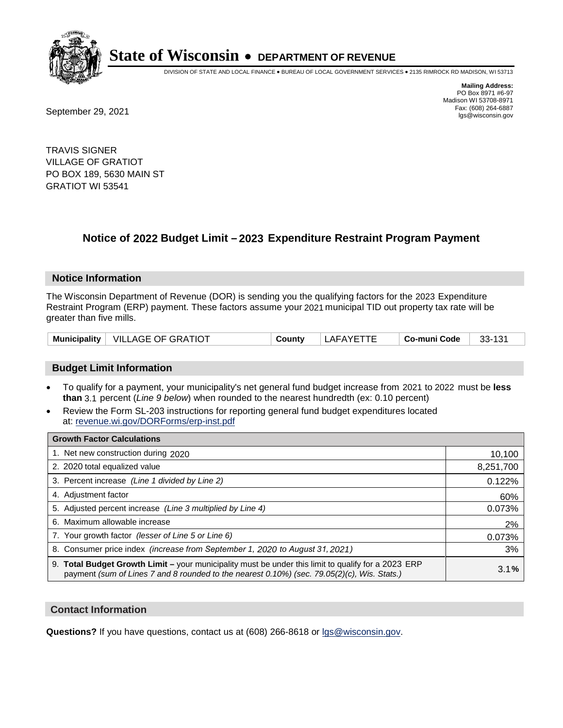# State of Wisconsin • DEPARTMENT OF REVENUE

DIVISION OF STATE AND LOCAL FINANCE • BUREAU OF LOCAL GOVERNMENT SERVICES • 2135 RIMROCK RD MADISON, WI 53713

**Mailing Address:**
PO Box 8971 #6-97
Madison WI 53708-8971
Fax: (608) 264-6887
lgs@wisconsin.gov

September 29, 2021

TRAVIS SIGNER
VILLAGE OF GRATIOT
PO BOX 189, 5630 MAIN ST
GRATIOT WI 53541

## Notice of 2022 Budget Limit – 2023 Expenditure Restraint Program Payment

### Notice Information

The Wisconsin Department of Revenue (DOR) is sending you the qualifying factors for the 2023 Expenditure Restraint Program (ERP) payment. These factors assume your 2021 municipal TID out property tax rate will be greater than five mills.

| Municipality | VILLAGE OF GRATIOT | County | LAFAYETTE | Co-muni Code | 33-131 |
|---|---|---|---|---|---|

### Budget Limit Information

- To qualify for a payment, your municipality's net general fund budget increase from 2021 to 2022 must be **less than** 3.1 percent (*Line 9 below*) when rounded to the nearest hundredth (ex: 0.10 percent)
- Review the Form SL-203 instructions for reporting general fund budget expenditures located at: revenue.wi.gov/DORForms/erp-inst.pdf

| Growth Factor Calculations | |
|---|---|
| 1. Net new construction during 2020 | 10,100 |
| 2. 2020 total equalized value | 8,251,700 |
| 3. Percent increase *(Line 1 divided by Line 2)* | 0.122% |
| 4. Adjustment factor | 60% |
| 5. Adjusted percent increase *(Line 3 multiplied by Line 4)* | 0.073% |
| 6. Maximum allowable increase | 2% |
| 7. Your growth factor *(lesser of Line 5 or Line 6)* | 0.073% |
| 8. Consumer price index *(increase from September 1, 2020 to August 31, 2021)* | 3% |
| 9. **Total Budget Growth Limit –** your municipality must be under this limit to qualify for a 2023 ERP payment *(sum of Lines 7 and 8 rounded to the nearest 0.10%) (sec. 79.05(2)(c), Wis. Stats.)* | **3.1%** |

### Contact Information

**Questions?** If you have questions, contact us at (608) 266-8618 or lgs@wisconsin.gov.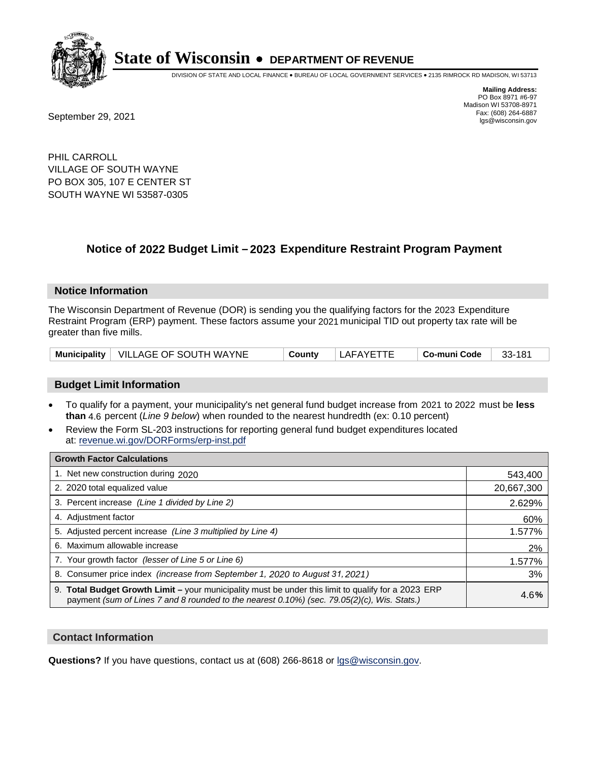# State of Wisconsin • DEPARTMENT OF REVENUE

DIVISION OF STATE AND LOCAL FINANCE • BUREAU OF LOCAL GOVERNMENT SERVICES • 2135 RIMROCK RD MADISON, WI 53713

**Mailing Address:**
PO Box 8971 #6-97
Madison WI 53708-8971
Fax: (608) 264-6887
lgs@wisconsin.gov

September 29, 2021

PHIL CARROLL
VILLAGE OF SOUTH WAYNE
PO BOX 305, 107 E CENTER ST
SOUTH WAYNE WI 53587-0305

## Notice of 2022 Budget Limit – 2023 Expenditure Restraint Program Payment

### Notice Information

The Wisconsin Department of Revenue (DOR) is sending you the qualifying factors for the 2023 Expenditure Restraint Program (ERP) payment. These factors assume your 2021 municipal TID out property tax rate will be greater than five mills.

| Municipality | VILLAGE OF SOUTH WAYNE | County | LAFAYETTE | Co-muni Code | 33-181 |
|---|---|---|---|---|---|

### Budget Limit Information

- To qualify for a payment, your municipality's net general fund budget increase from 2021 to 2022 must be **less than** 4.6 percent (*Line 9 below*) when rounded to the nearest hundredth (ex: 0.10 percent)
- Review the Form SL-203 instructions for reporting general fund budget expenditures located at: revenue.wi.gov/DORForms/erp-inst.pdf

| Growth Factor Calculations | |
|---|---|
| 1. Net new construction during 2020 | 543,400 |
| 2. 2020 total equalized value | 20,667,300 |
| 3. Percent increase *(Line 1 divided by Line 2)* | 2.629% |
| 4. Adjustment factor | 60% |
| 5. Adjusted percent increase *(Line 3 multiplied by Line 4)* | 1.577% |
| 6. Maximum allowable increase | 2% |
| 7. Your growth factor *(lesser of Line 5 or Line 6)* | 1.577% |
| 8. Consumer price index *(increase from September 1, 2020 to August 31, 2021)* | 3% |
| 9. **Total Budget Growth Limit –** your municipality must be under this limit to qualify for a 2023 ERP payment *(sum of Lines 7 and 8 rounded to the nearest 0.10%) (sec. 79.05(2)(c), Wis. Stats.)* | 4.6**%** |

### Contact Information

**Questions?** If you have questions, contact us at (608) 266-8618 or lgs@wisconsin.gov.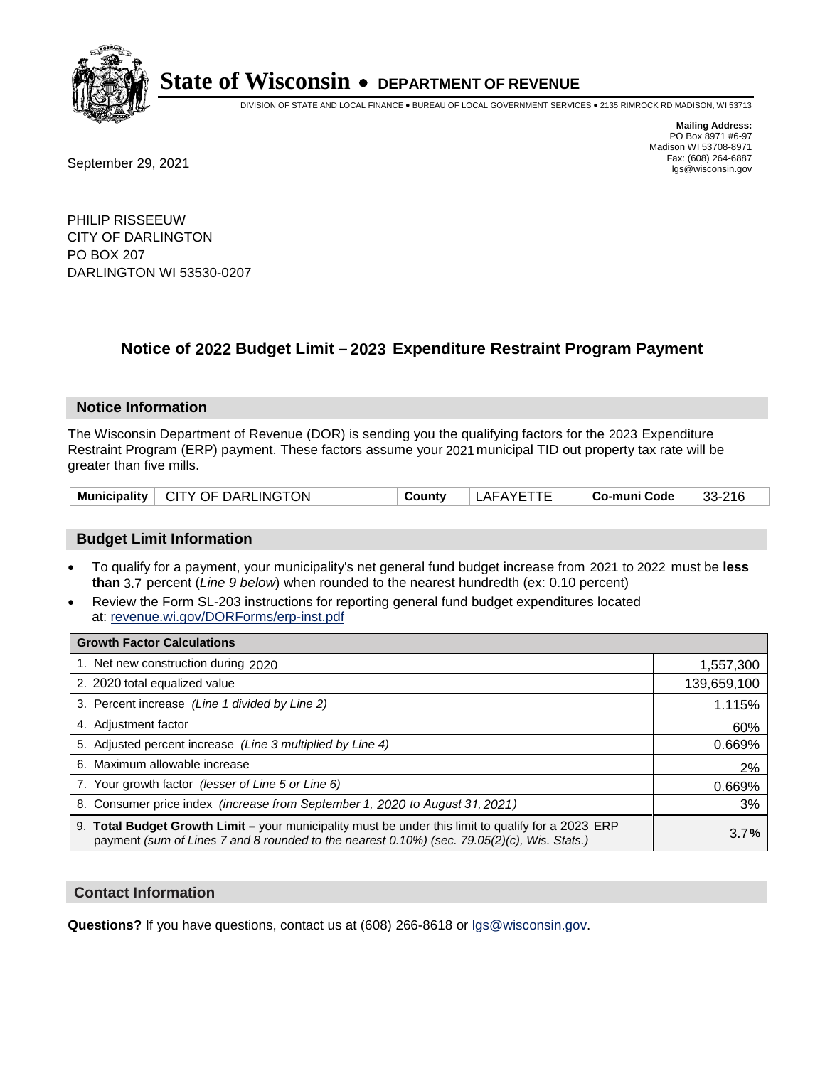# State of Wisconsin • DEPARTMENT OF REVENUE

DIVISION OF STATE AND LOCAL FINANCE • BUREAU OF LOCAL GOVERNMENT SERVICES • 2135 RIMROCK RD MADISON, WI 53713

**Mailing Address:**
PO Box 8971 #6-97
Madison WI 53708-8971
Fax: (608) 264-6887
lgs@wisconsin.gov

September 29, 2021

PHILIP RISSEEUW
CITY OF DARLINGTON
PO BOX 207
DARLINGTON WI 53530-0207

## Notice of 2022 Budget Limit – 2023 Expenditure Restraint Program Payment

### Notice Information

The Wisconsin Department of Revenue (DOR) is sending you the qualifying factors for the 2023 Expenditure Restraint Program (ERP) payment. These factors assume your 2021 municipal TID out property tax rate will be greater than five mills.

| Municipality | CITY OF DARLINGTON | County | LAFAYETTE | Co-muni Code | 33-216 |
|---|---|---|---|---|---|

### Budget Limit Information

- To qualify for a payment, your municipality's net general fund budget increase from 2021 to 2022 must be **less than** 3.7 percent (*Line 9 below*) when rounded to the nearest hundredth (ex: 0.10 percent)
- Review the Form SL-203 instructions for reporting general fund budget expenditures located at: revenue.wi.gov/DORForms/erp-inst.pdf

| Growth Factor Calculations | |
|---|---|
| 1. Net new construction during 2020 | 1,557,300 |
| 2. 2020 total equalized value | 139,659,100 |
| 3. Percent increase *(Line 1 divided by Line 2)* | 1.115% |
| 4. Adjustment factor | 60% |
| 5. Adjusted percent increase *(Line 3 multiplied by Line 4)* | 0.669% |
| 6. Maximum allowable increase | 2% |
| 7. Your growth factor *(lesser of Line 5 or Line 6)* | 0.669% |
| 8. Consumer price index *(increase from September 1, 2020 to August 31, 2021)* | 3% |
| 9. **Total Budget Growth Limit –** your municipality must be under this limit to qualify for a 2023 ERP payment *(sum of Lines 7 and 8 rounded to the nearest 0.10%) (sec. 79.05(2)(c), Wis. Stats.)* | 3.7**%** |

### Contact Information

**Questions?** If you have questions, contact us at (608) 266-8618 or lgs@wisconsin.gov.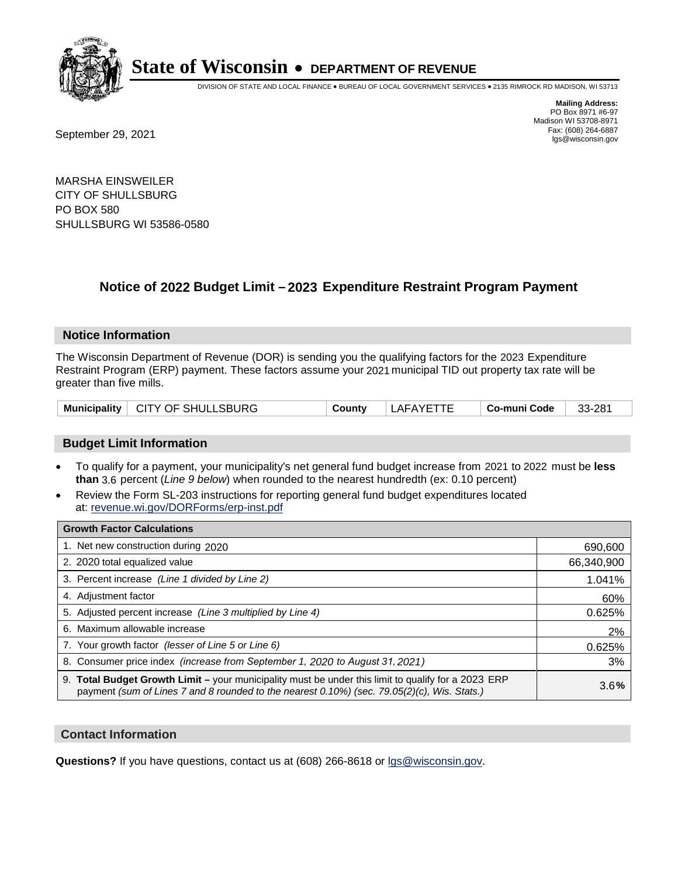# State of Wisconsin • DEPARTMENT OF REVENUE

DIVISION OF STATE AND LOCAL FINANCE • BUREAU OF LOCAL GOVERNMENT SERVICES • 2135 RIMROCK RD MADISON, WI 53713

**Mailing Address:**
PO Box 8971 #6-97
Madison WI 53708-8971
Fax: (608) 264-6887
lgs@wisconsin.gov

September 29, 2021

MARSHA EINSWEILER
CITY OF SHULLSBURG
PO BOX 580
SHULLSBURG WI 53586-0580

## Notice of 2022 Budget Limit – 2023 Expenditure Restraint Program Payment

### Notice Information

The Wisconsin Department of Revenue (DOR) is sending you the qualifying factors for the 2023 Expenditure Restraint Program (ERP) payment. These factors assume your 2021 municipal TID out property tax rate will be greater than five mills.

| Municipality | CITY OF SHULLSBURG | County | LAFAYETTE | Co-muni Code | 33-281 |
|---|---|---|---|---|---|

### Budget Limit Information

- To qualify for a payment, your municipality's net general fund budget increase from 2021 to 2022 must be **less than** 3.6 percent (*Line 9 below*) when rounded to the nearest hundredth (ex: 0.10 percent)
- Review the Form SL-203 instructions for reporting general fund budget expenditures located at: revenue.wi.gov/DORForms/erp-inst.pdf

| Growth Factor Calculations | |
|---|---|
| 1. Net new construction during 2020 | 690,600 |
| 2. 2020 total equalized value | 66,340,900 |
| 3. Percent increase *(Line 1 divided by Line 2)* | 1.041% |
| 4. Adjustment factor | 60% |
| 5. Adjusted percent increase *(Line 3 multiplied by Line 4)* | 0.625% |
| 6. Maximum allowable increase | 2% |
| 7. Your growth factor *(lesser of Line 5 or Line 6)* | 0.625% |
| 8. Consumer price index *(increase from September 1, 2020 to August 31, 2021)* | 3% |
| 9. **Total Budget Growth Limit –** your municipality must be under this limit to qualify for a 2023 ERP payment *(sum of Lines 7 and 8 rounded to the nearest 0.10%) (sec. 79.05(2)(c), Wis. Stats.)* | 3.6**%** |

### Contact Information

**Questions?** If you have questions, contact us at (608) 266-8618 or lgs@wisconsin.gov.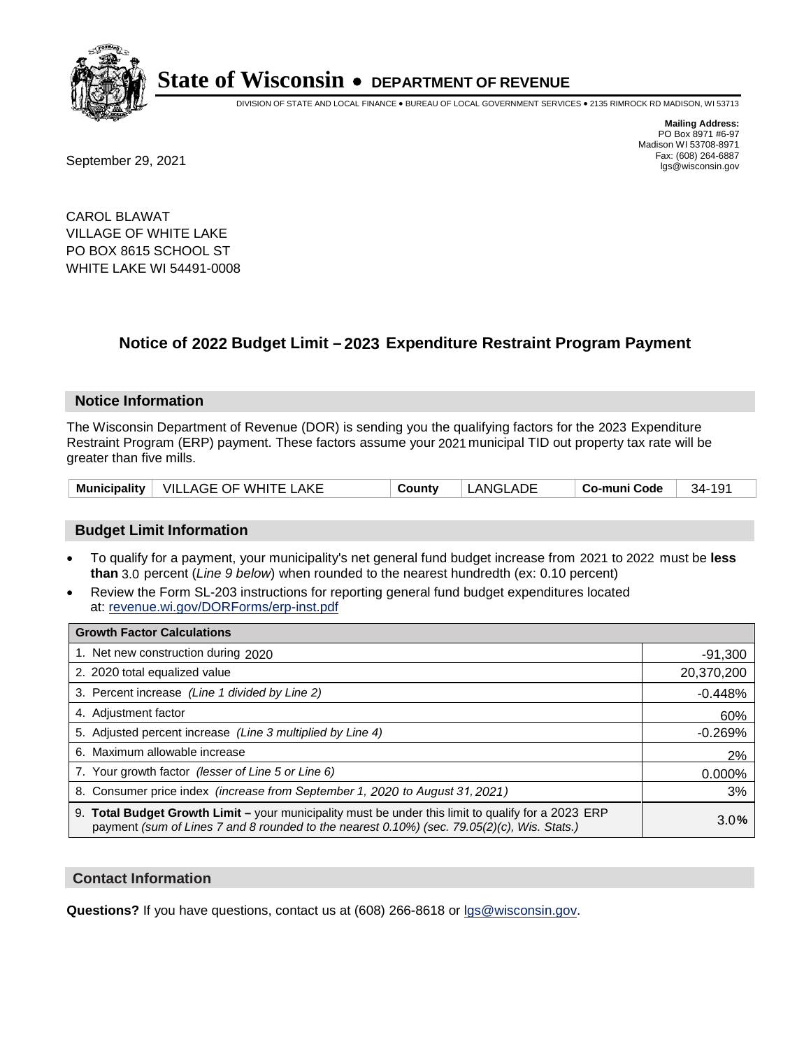# State of Wisconsin • DEPARTMENT OF REVENUE

DIVISION OF STATE AND LOCAL FINANCE • BUREAU OF LOCAL GOVERNMENT SERVICES • 2135 RIMROCK RD MADISON, WI 53713

**Mailing Address:**
PO Box 8971 #6-97
Madison WI 53708-8971
Fax: (608) 264-6887
lgs@wisconsin.gov

September 29, 2021

CAROL BLAWAT
VILLAGE OF WHITE LAKE
PO BOX 8615 SCHOOL ST
WHITE LAKE WI 54491-0008

## Notice of 2022 Budget Limit – 2023 Expenditure Restraint Program Payment

### Notice Information

The Wisconsin Department of Revenue (DOR) is sending you the qualifying factors for the 2023 Expenditure Restraint Program (ERP) payment. These factors assume your 2021 municipal TID out property tax rate will be greater than five mills.

| Municipality | VILLAGE OF WHITE LAKE | County | LANGLADE | Co-muni Code | 34-191 |
|---|---|---|---|---|---|

### Budget Limit Information

- To qualify for a payment, your municipality's net general fund budget increase from 2021 to 2022 must be **less than** 3.0 percent (*Line 9 below*) when rounded to the nearest hundredth (ex: 0.10 percent)
- Review the Form SL-203 instructions for reporting general fund budget expenditures located at: revenue.wi.gov/DORForms/erp-inst.pdf

| Growth Factor Calculations | |
|---|---|
| 1. Net new construction during 2020 | -91,300 |
| 2. 2020 total equalized value | 20,370,200 |
| 3. Percent increase *(Line 1 divided by Line 2)* | -0.448% |
| 4. Adjustment factor | 60% |
| 5. Adjusted percent increase *(Line 3 multiplied by Line 4)* | -0.269% |
| 6. Maximum allowable increase | 2% |
| 7. Your growth factor *(lesser of Line 5 or Line 6)* | 0.000% |
| 8. Consumer price index *(increase from September 1, 2020 to August 31, 2021)* | 3% |
| 9. **Total Budget Growth Limit –** your municipality must be under this limit to qualify for a 2023 ERP payment *(sum of Lines 7 and 8 rounded to the nearest 0.10%) (sec. 79.05(2)(c), Wis. Stats.)* | 3.0**%** |

### Contact Information

**Questions?** If you have questions, contact us at (608) 266-8618 or lgs@wisconsin.gov.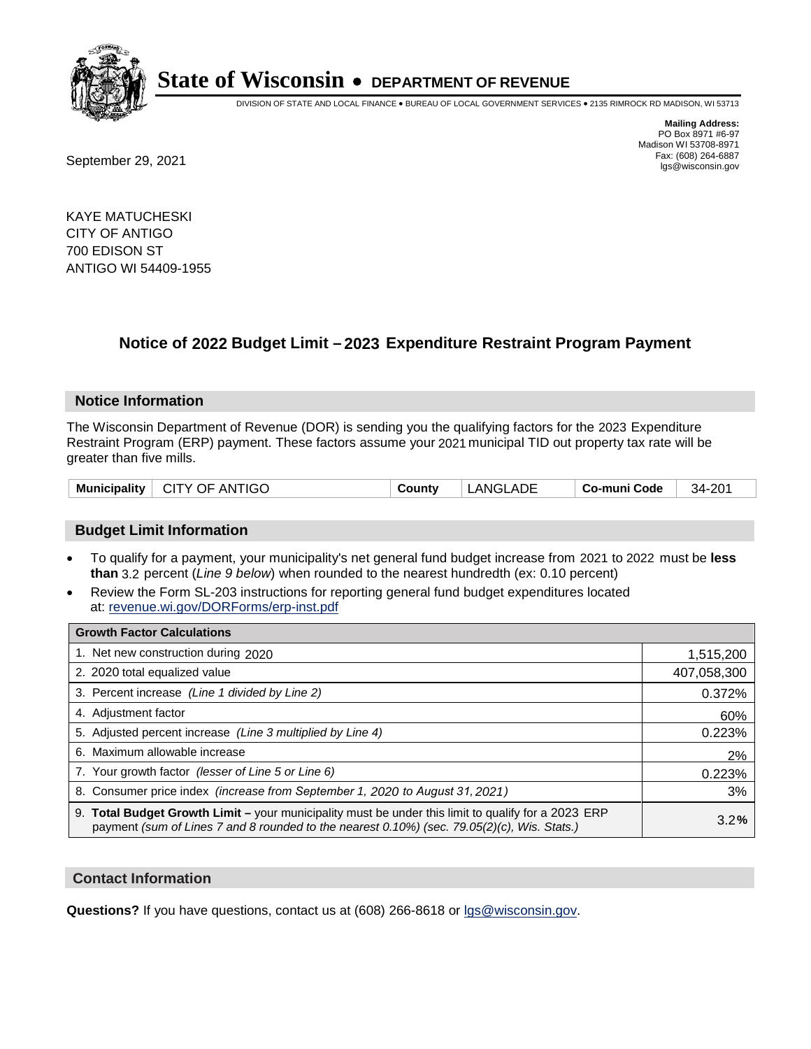# State of Wisconsin • DEPARTMENT OF REVENUE

DIVISION OF STATE AND LOCAL FINANCE • BUREAU OF LOCAL GOVERNMENT SERVICES • 2135 RIMROCK RD MADISON, WI 53713

**Mailing Address:**
PO Box 8971 #6-97
Madison WI 53708-8971
Fax: (608) 264-6887
lgs@wisconsin.gov

September 29, 2021

KAYE MATUCHESKI
CITY OF ANTIGO
700 EDISON ST
ANTIGO WI 54409-1955

## Notice of 2022 Budget Limit – 2023 Expenditure Restraint Program Payment

### Notice Information

The Wisconsin Department of Revenue (DOR) is sending you the qualifying factors for the 2023 Expenditure Restraint Program (ERP) payment. These factors assume your 2021 municipal TID out property tax rate will be greater than five mills.

| Municipality | CITY OF ANTIGO | County | LANGLADE | Co-muni Code | 34-201 |
|---|---|---|---|---|---|

### Budget Limit Information

- To qualify for a payment, your municipality's net general fund budget increase from 2021 to 2022 must be **less than** 3.2 percent (*Line 9 below*) when rounded to the nearest hundredth (ex: 0.10 percent)
- Review the Form SL-203 instructions for reporting general fund budget expenditures located at: revenue.wi.gov/DORForms/erp-inst.pdf

| Growth Factor Calculations | |
|---|---|
| 1. Net new construction during 2020 | 1,515,200 |
| 2. 2020 total equalized value | 407,058,300 |
| 3. Percent increase *(Line 1 divided by Line 2)* | 0.372% |
| 4. Adjustment factor | 60% |
| 5. Adjusted percent increase *(Line 3 multiplied by Line 4)* | 0.223% |
| 6. Maximum allowable increase | 2% |
| 7. Your growth factor *(lesser of Line 5 or Line 6)* | 0.223% |
| 8. Consumer price index *(increase from September 1, 2020 to August 31, 2021)* | 3% |
| 9. **Total Budget Growth Limit –** your municipality must be under this limit to qualify for a 2023 ERP payment *(sum of Lines 7 and 8 rounded to the nearest 0.10%) (sec. 79.05(2)(c), Wis. Stats.)* | 3.2**%** |

### Contact Information

**Questions?** If you have questions, contact us at (608) 266-8618 or lgs@wisconsin.gov.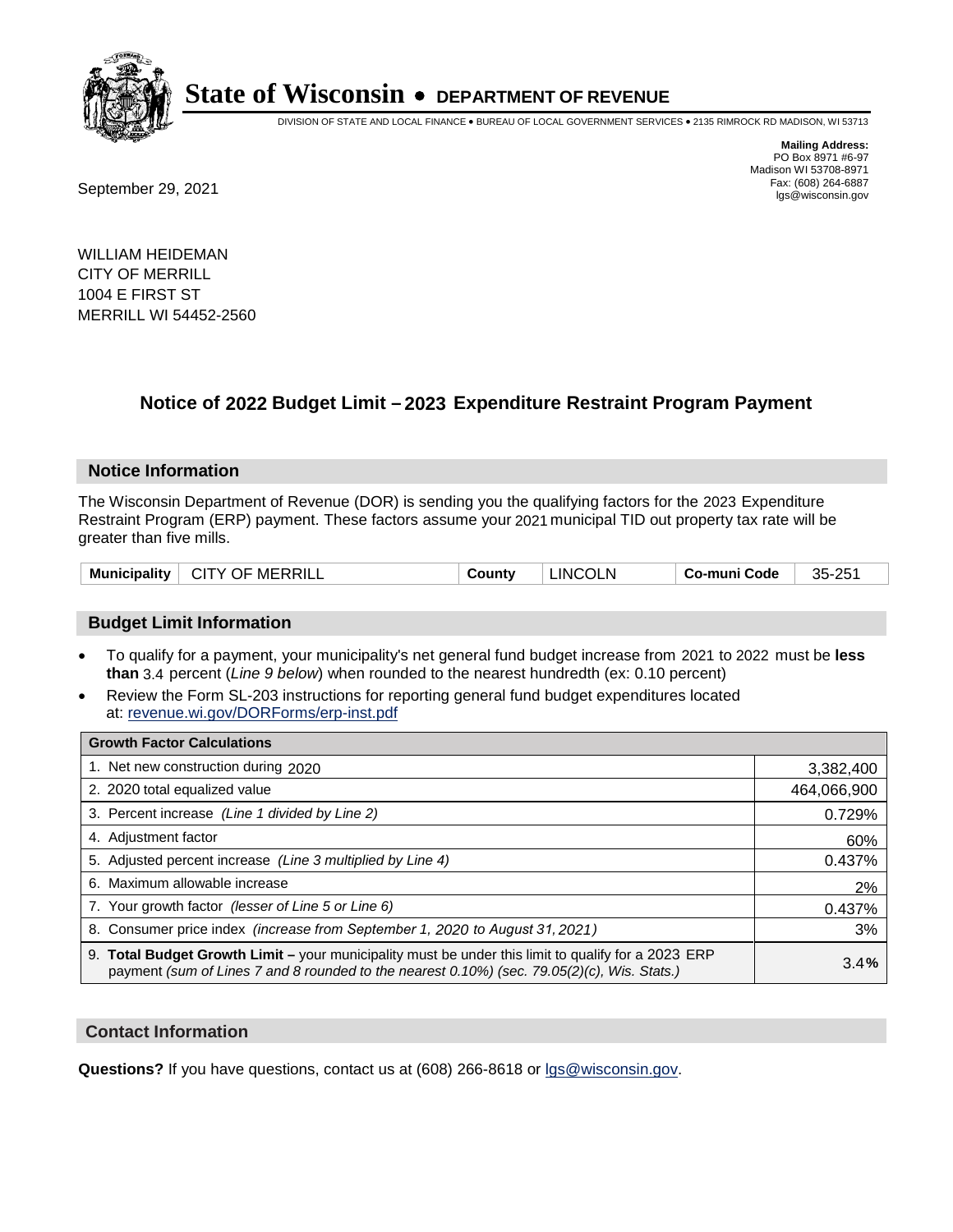# State of Wisconsin • DEPARTMENT OF REVENUE

DIVISION OF STATE AND LOCAL FINANCE • BUREAU OF LOCAL GOVERNMENT SERVICES • 2135 RIMROCK RD MADISON, WI 53713

**Mailing Address:**
PO Box 8971 #6-97
Madison WI 53708-8971
Fax: (608) 264-6887
lgs@wisconsin.gov

September 29, 2021

WILLIAM HEIDEMAN
CITY OF MERRILL
1004 E FIRST ST
MERRILL WI 54452-2560

## Notice of 2022 Budget Limit – 2023 Expenditure Restraint Program Payment

### Notice Information

The Wisconsin Department of Revenue (DOR) is sending you the qualifying factors for the 2023 Expenditure Restraint Program (ERP) payment. These factors assume your 2021 municipal TID out property tax rate will be greater than five mills.

| Municipality | CITY OF MERRILL | County | LINCOLN | Co-muni Code | 35-251 |
|---|---|---|---|---|---|

### Budget Limit Information

- To qualify for a payment, your municipality's net general fund budget increase from 2021 to 2022 must be **less than** 3.4 percent (*Line 9 below*) when rounded to the nearest hundredth (ex: 0.10 percent)
- Review the Form SL-203 instructions for reporting general fund budget expenditures located at: revenue.wi.gov/DORForms/erp-inst.pdf

| Growth Factor Calculations | |
|---|---|
| 1. Net new construction during 2020 | 3,382,400 |
| 2. 2020 total equalized value | 464,066,900 |
| 3. Percent increase *(Line 1 divided by Line 2)* | 0.729% |
| 4. Adjustment factor | 60% |
| 5. Adjusted percent increase *(Line 3 multiplied by Line 4)* | 0.437% |
| 6. Maximum allowable increase | 2% |
| 7. Your growth factor *(lesser of Line 5 or Line 6)* | 0.437% |
| 8. Consumer price index *(increase from September 1, 2020 to August 31, 2021)* | 3% |
| 9. **Total Budget Growth Limit –** your municipality must be under this limit to qualify for a 2023 ERP payment *(sum of Lines 7 and 8 rounded to the nearest 0.10%) (sec. 79.05(2)(c), Wis. Stats.)* | 3.4**%** |

### Contact Information

**Questions?** If you have questions, contact us at (608) 266-8618 or lgs@wisconsin.gov.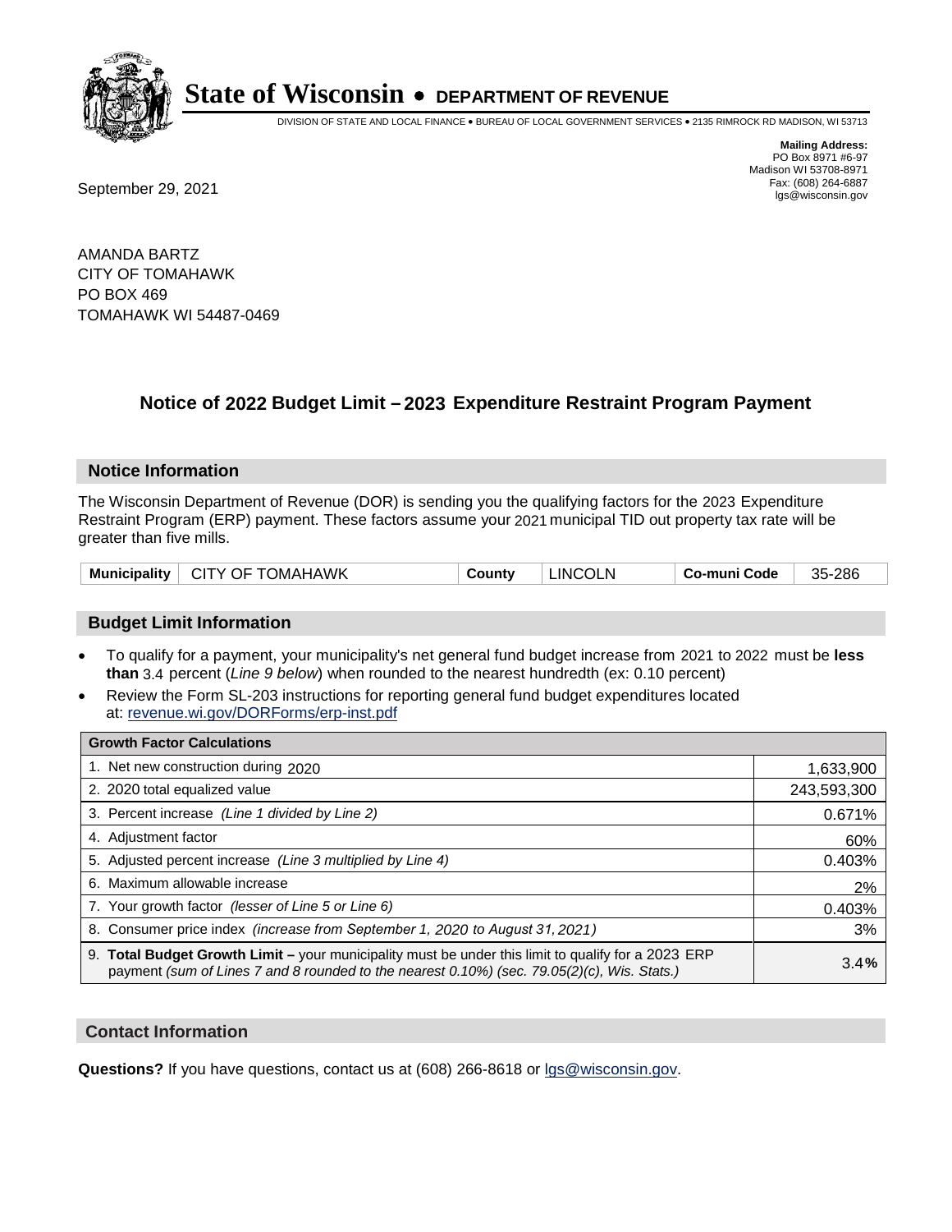# State of Wisconsin • DEPARTMENT OF REVENUE

DIVISION OF STATE AND LOCAL FINANCE • BUREAU OF LOCAL GOVERNMENT SERVICES • 2135 RIMROCK RD MADISON, WI 53713

**Mailing Address:**
PO Box 8971 #6-97
Madison WI 53708-8971
Fax: (608) 264-6887
lgs@wisconsin.gov

September 29, 2021

AMANDA BARTZ
CITY OF TOMAHAWK
PO BOX 469
TOMAHAWK WI 54487-0469

## Notice of 2022 Budget Limit – 2023 Expenditure Restraint Program Payment

### Notice Information

The Wisconsin Department of Revenue (DOR) is sending you the qualifying factors for the 2023 Expenditure Restraint Program (ERP) payment. These factors assume your 2021 municipal TID out property tax rate will be greater than five mills.

| Municipality | CITY OF TOMAHAWK | County | LINCOLN | Co-muni Code | 35-286 |
|---|---|---|---|---|---|

### Budget Limit Information

- To qualify for a payment, your municipality's net general fund budget increase from 2021 to 2022 must be **less than** 3.4 percent (*Line 9 below*) when rounded to the nearest hundredth (ex: 0.10 percent)
- Review the Form SL-203 instructions for reporting general fund budget expenditures located at: revenue.wi.gov/DORForms/erp-inst.pdf

| Growth Factor Calculations | |
|---|---|
| 1. Net new construction during 2020 | 1,633,900 |
| 2. 2020 total equalized value | 243,593,300 |
| 3. Percent increase *(Line 1 divided by Line 2)* | 0.671% |
| 4. Adjustment factor | 60% |
| 5. Adjusted percent increase *(Line 3 multiplied by Line 4)* | 0.403% |
| 6. Maximum allowable increase | 2% |
| 7. Your growth factor *(lesser of Line 5 or Line 6)* | 0.403% |
| 8. Consumer price index *(increase from September 1, 2020 to August 31, 2021)* | 3% |
| 9. **Total Budget Growth Limit –** your municipality must be under this limit to qualify for a 2023 ERP payment *(sum of Lines 7 and 8 rounded to the nearest 0.10%) (sec. 79.05(2)(c), Wis. Stats.)* | 3.4**%** |

### Contact Information

**Questions?** If you have questions, contact us at (608) 266-8618 or lgs@wisconsin.gov.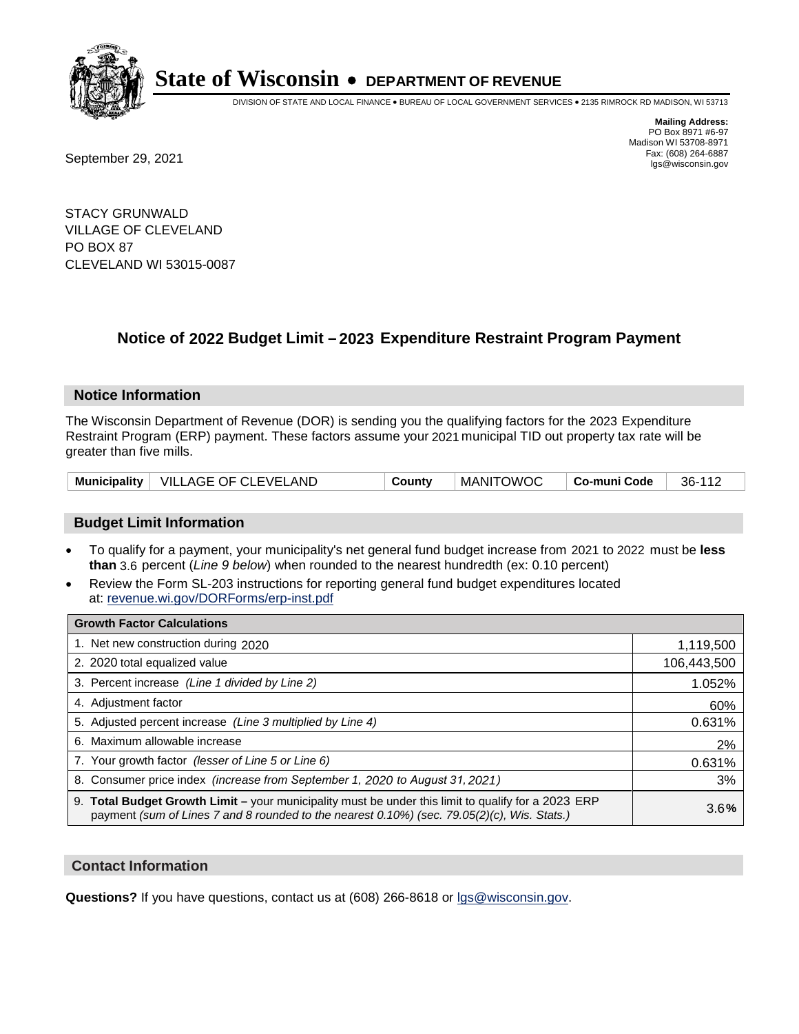# State of Wisconsin • DEPARTMENT OF REVENUE

DIVISION OF STATE AND LOCAL FINANCE • BUREAU OF LOCAL GOVERNMENT SERVICES • 2135 RIMROCK RD MADISON, WI 53713

**Mailing Address:**
PO Box 8971 #6-97
Madison WI 53708-8971
Fax: (608) 264-6887
lgs@wisconsin.gov

September 29, 2021

STACY GRUNWALD
VILLAGE OF CLEVELAND
PO BOX 87
CLEVELAND WI 53015-0087

## Notice of 2022 Budget Limit – 2023 Expenditure Restraint Program Payment

### Notice Information

The Wisconsin Department of Revenue (DOR) is sending you the qualifying factors for the 2023 Expenditure Restraint Program (ERP) payment. These factors assume your 2021 municipal TID out property tax rate will be greater than five mills.

| Municipality | VILLAGE OF CLEVELAND | County | MANITOWOC | Co-muni Code | 36-112 |
|---|---|---|---|---|---|

### Budget Limit Information

- To qualify for a payment, your municipality's net general fund budget increase from 2021 to 2022 must be **less than** 3.6 percent (*Line 9 below*) when rounded to the nearest hundredth (ex: 0.10 percent)
- Review the Form SL-203 instructions for reporting general fund budget expenditures located at: revenue.wi.gov/DORForms/erp-inst.pdf

| Growth Factor Calculations | |
|---|---|
| 1. Net new construction during 2020 | 1,119,500 |
| 2. 2020 total equalized value | 106,443,500 |
| 3. Percent increase *(Line 1 divided by Line 2)* | 1.052% |
| 4. Adjustment factor | 60% |
| 5. Adjusted percent increase *(Line 3 multiplied by Line 4)* | 0.631% |
| 6. Maximum allowable increase | 2% |
| 7. Your growth factor *(lesser of Line 5 or Line 6)* | 0.631% |
| 8. Consumer price index *(increase from September 1, 2020 to August 31, 2021)* | 3% |
| 9. **Total Budget Growth Limit –** your municipality must be under this limit to qualify for a 2023 ERP payment *(sum of Lines 7 and 8 rounded to the nearest 0.10%) (sec. 79.05(2)(c), Wis. Stats.)* | 3.6**%** |

### Contact Information

**Questions?** If you have questions, contact us at (608) 266-8618 or lgs@wisconsin.gov.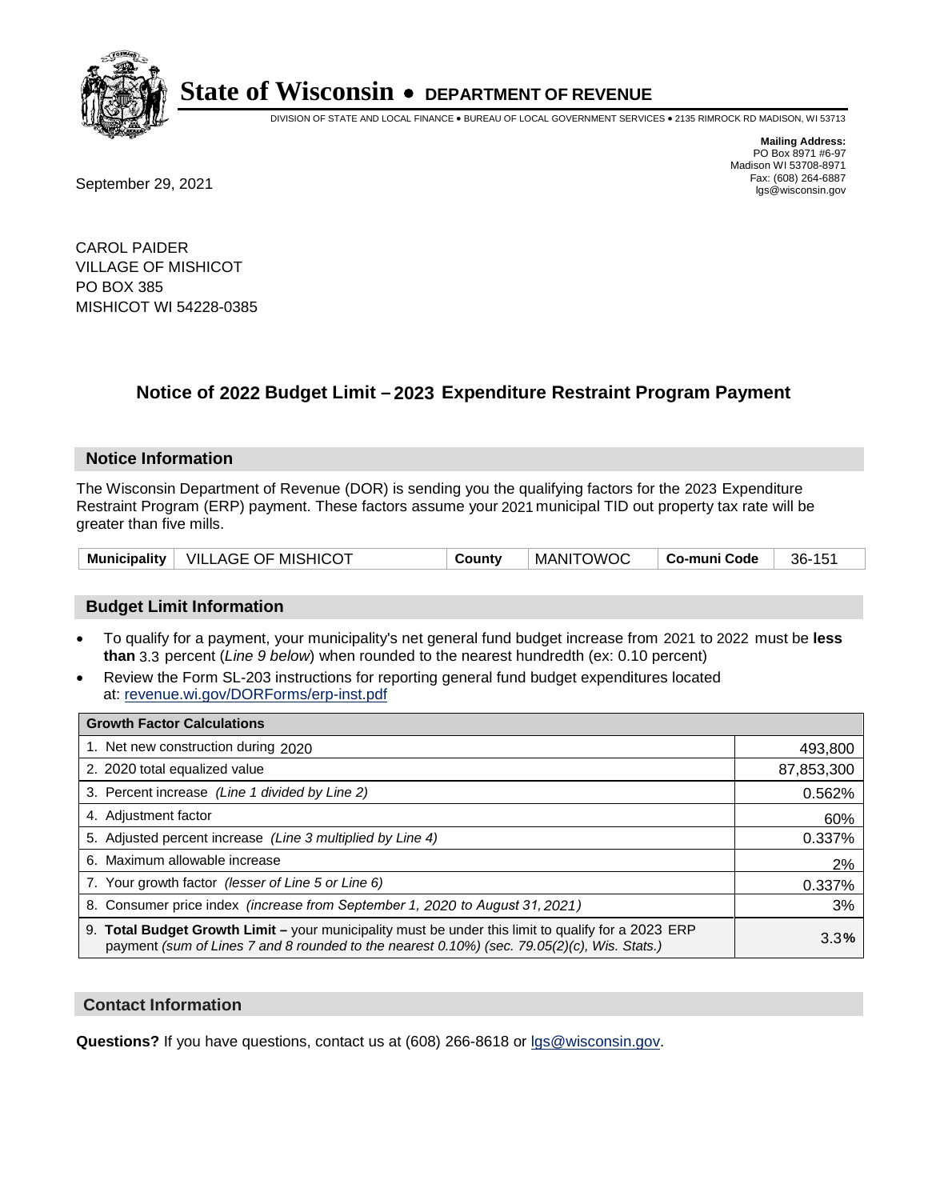# State of Wisconsin • DEPARTMENT OF REVENUE

DIVISION OF STATE AND LOCAL FINANCE • BUREAU OF LOCAL GOVERNMENT SERVICES • 2135 RIMROCK RD MADISON, WI 53713

**Mailing Address:**
PO Box 8971 #6-97
Madison WI 53708-8971
Fax: (608) 264-6887
lgs@wisconsin.gov

September 29, 2021

CAROL PAIDER
VILLAGE OF MISHICOT
PO BOX 385
MISHICOT WI 54228-0385

## Notice of 2022 Budget Limit – 2023 Expenditure Restraint Program Payment

### Notice Information

The Wisconsin Department of Revenue (DOR) is sending you the qualifying factors for the 2023 Expenditure Restraint Program (ERP) payment. These factors assume your 2021 municipal TID out property tax rate will be greater than five mills.

| Municipality | VILLAGE OF MISHICOT | County | MANITOWOC | Co-muni Code | 36-151 |
|---|---|---|---|---|---|

### Budget Limit Information

- To qualify for a payment, your municipality's net general fund budget increase from 2021 to 2022 must be **less than** 3.3 percent (*Line 9 below*) when rounded to the nearest hundredth (ex: 0.10 percent)
- Review the Form SL-203 instructions for reporting general fund budget expenditures located at: revenue.wi.gov/DORForms/erp-inst.pdf

| Growth Factor Calculations | |
|---|---|
| 1. Net new construction during 2020 | 493,800 |
| 2. 2020 total equalized value | 87,853,300 |
| 3. Percent increase *(Line 1 divided by Line 2)* | 0.562% |
| 4. Adjustment factor | 60% |
| 5. Adjusted percent increase *(Line 3 multiplied by Line 4)* | 0.337% |
| 6. Maximum allowable increase | 2% |
| 7. Your growth factor *(lesser of Line 5 or Line 6)* | 0.337% |
| 8. Consumer price index *(increase from September 1, 2020 to August 31, 2021)* | 3% |
| 9. **Total Budget Growth Limit –** your municipality must be under this limit to qualify for a 2023 ERP payment *(sum of Lines 7 and 8 rounded to the nearest 0.10%) (sec. 79.05(2)(c), Wis. Stats.)* | 3.3**%** |

### Contact Information

**Questions?** If you have questions, contact us at (608) 266-8618 or lgs@wisconsin.gov.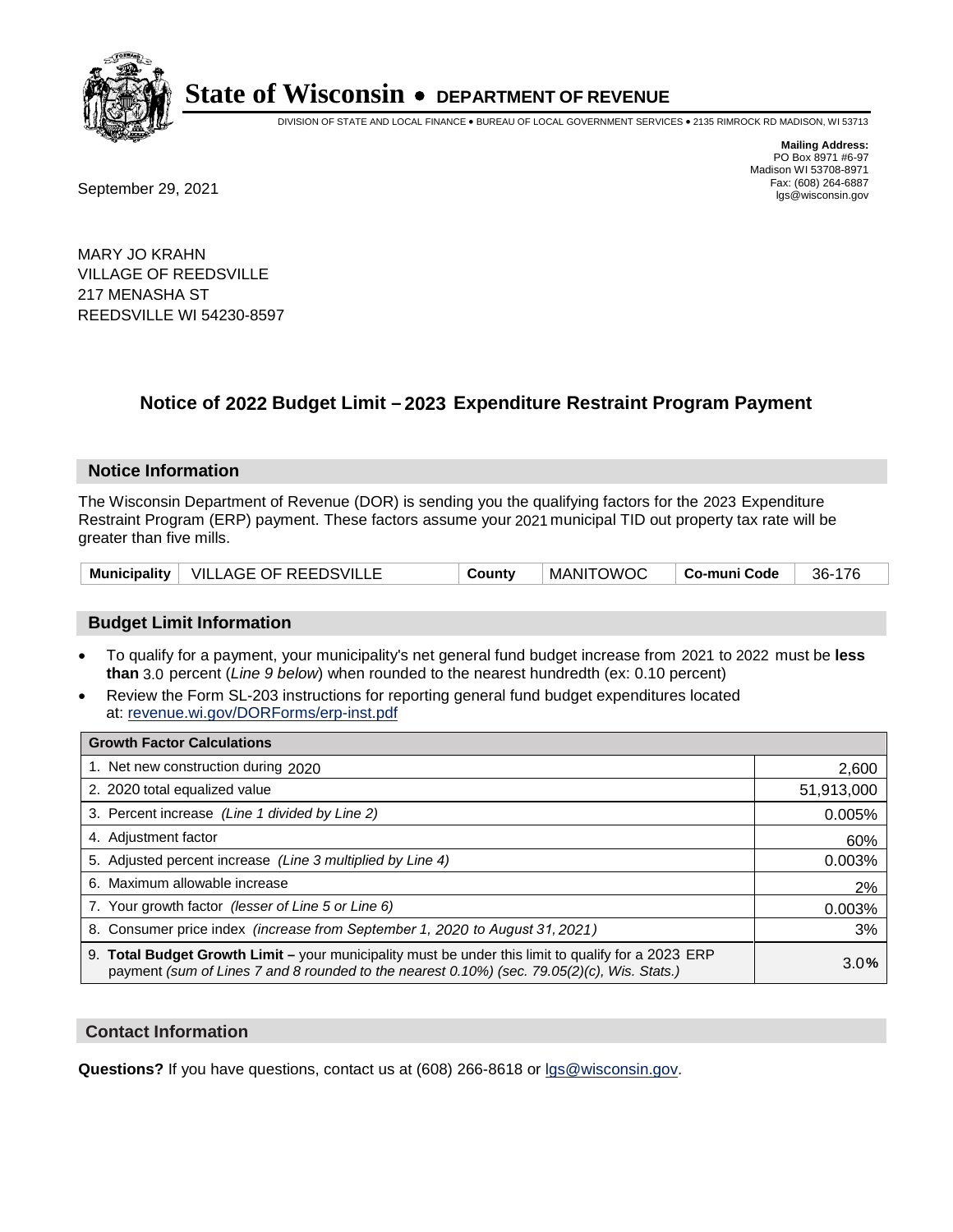# State of Wisconsin • DEPARTMENT OF REVENUE

DIVISION OF STATE AND LOCAL FINANCE • BUREAU OF LOCAL GOVERNMENT SERVICES • 2135 RIMROCK RD MADISON, WI 53713

**Mailing Address:**
PO Box 8971 #6-97
Madison WI 53708-8971
Fax: (608) 264-6887
lgs@wisconsin.gov

September 29, 2021

MARY JO KRAHN
VILLAGE OF REEDSVILLE
217 MENASHA ST
REEDSVILLE WI 54230-8597

## Notice of 2022 Budget Limit – 2023 Expenditure Restraint Program Payment

### Notice Information

The Wisconsin Department of Revenue (DOR) is sending you the qualifying factors for the 2023 Expenditure Restraint Program (ERP) payment. These factors assume your 2021 municipal TID out property tax rate will be greater than five mills.

| Municipality | VILLAGE OF REEDSVILLE | County | MANITOWOC | Co-muni Code | 36-176 |
|---|---|---|---|---|---|

### Budget Limit Information

- To qualify for a payment, your municipality's net general fund budget increase from 2021 to 2022 must be **less than** 3.0 percent (*Line 9 below*) when rounded to the nearest hundredth (ex: 0.10 percent)
- Review the Form SL-203 instructions for reporting general fund budget expenditures located at: revenue.wi.gov/DORForms/erp-inst.pdf

| Growth Factor Calculations | |
|---|---|
| 1. Net new construction during 2020 | 2,600 |
| 2. 2020 total equalized value | 51,913,000 |
| 3. Percent increase *(Line 1 divided by Line 2)* | 0.005% |
| 4. Adjustment factor | 60% |
| 5. Adjusted percent increase *(Line 3 multiplied by Line 4)* | 0.003% |
| 6. Maximum allowable increase | 2% |
| 7. Your growth factor *(lesser of Line 5 or Line 6)* | 0.003% |
| 8. Consumer price index *(increase from September 1, 2020 to August 31, 2021)* | 3% |
| 9. **Total Budget Growth Limit –** your municipality must be under this limit to qualify for a 2023 ERP payment *(sum of Lines 7 and 8 rounded to the nearest 0.10%) (sec. 79.05(2)(c), Wis. Stats.)* | 3.0**%** |

### Contact Information

**Questions?** If you have questions, contact us at (608) 266-8618 or lgs@wisconsin.gov.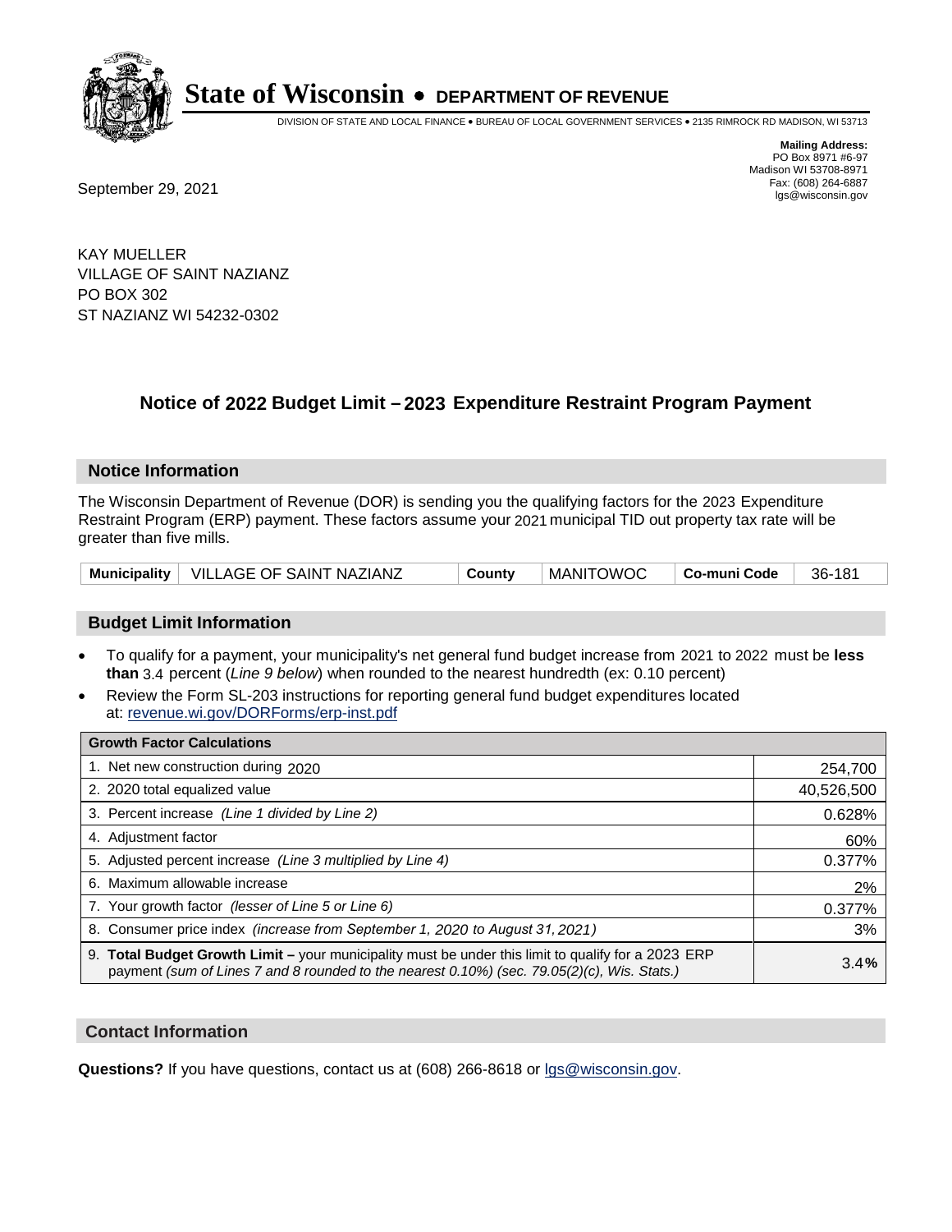# State of Wisconsin • DEPARTMENT OF REVENUE

DIVISION OF STATE AND LOCAL FINANCE • BUREAU OF LOCAL GOVERNMENT SERVICES • 2135 RIMROCK RD MADISON, WI 53713

**Mailing Address:**
PO Box 8971 #6-97
Madison WI 53708-8971
Fax: (608) 264-6887
lgs@wisconsin.gov

September 29, 2021

KAY MUELLER
VILLAGE OF SAINT NAZIANZ
PO BOX 302
ST NAZIANZ WI 54232-0302

## Notice of 2022 Budget Limit – 2023 Expenditure Restraint Program Payment

### Notice Information

The Wisconsin Department of Revenue (DOR) is sending you the qualifying factors for the 2023 Expenditure Restraint Program (ERP) payment. These factors assume your 2021 municipal TID out property tax rate will be greater than five mills.

| Municipality | VILLAGE OF SAINT NAZIANZ | County | MANITOWOC | Co-muni Code | 36-181 |
|---|---|---|---|---|---|

### Budget Limit Information

- To qualify for a payment, your municipality's net general fund budget increase from 2021 to 2022 must be **less than** 3.4 percent (*Line 9 below*) when rounded to the nearest hundredth (ex: 0.10 percent)
- Review the Form SL-203 instructions for reporting general fund budget expenditures located at: revenue.wi.gov/DORForms/erp-inst.pdf

| Growth Factor Calculations | |
|---|---|
| 1. Net new construction during 2020 | 254,700 |
| 2. 2020 total equalized value | 40,526,500 |
| 3. Percent increase *(Line 1 divided by Line 2)* | 0.628% |
| 4. Adjustment factor | 60% |
| 5. Adjusted percent increase *(Line 3 multiplied by Line 4)* | 0.377% |
| 6. Maximum allowable increase | 2% |
| 7. Your growth factor *(lesser of Line 5 or Line 6)* | 0.377% |
| 8. Consumer price index *(increase from September 1, 2020 to August 31, 2021)* | 3% |
| 9. **Total Budget Growth Limit –** your municipality must be under this limit to qualify for a 2023 ERP payment *(sum of Lines 7 and 8 rounded to the nearest 0.10%) (sec. 79.05(2)(c), Wis. Stats.)* | 3.4**%** |

### Contact Information

**Questions?** If you have questions, contact us at (608) 266-8618 or lgs@wisconsin.gov.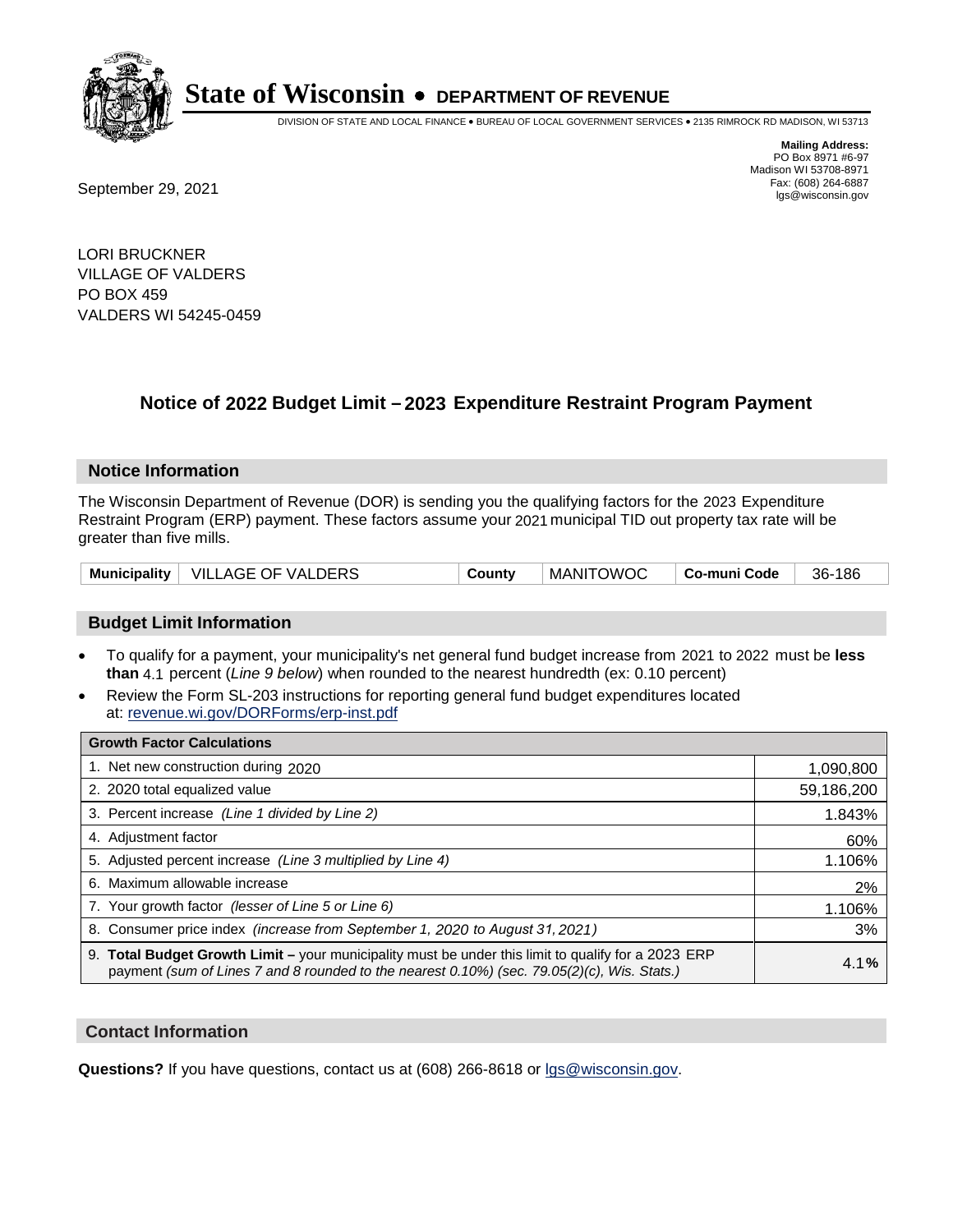# State of Wisconsin • DEPARTMENT OF REVENUE

DIVISION OF STATE AND LOCAL FINANCE • BUREAU OF LOCAL GOVERNMENT SERVICES • 2135 RIMROCK RD MADISON, WI 53713

**Mailing Address:**
PO Box 8971 #6-97
Madison WI 53708-8971
Fax: (608) 264-6887
lgs@wisconsin.gov

September 29, 2021

LORI BRUCKNER
VILLAGE OF VALDERS
PO BOX 459
VALDERS WI 54245-0459

## Notice of 2022 Budget Limit – 2023 Expenditure Restraint Program Payment

### Notice Information

The Wisconsin Department of Revenue (DOR) is sending you the qualifying factors for the 2023 Expenditure Restraint Program (ERP) payment. These factors assume your 2021 municipal TID out property tax rate will be greater than five mills.

| Municipality | VILLAGE OF VALDERS | County | MANITOWOC | Co-muni Code | 36-186 |
|---|---|---|---|---|---|

### Budget Limit Information

- To qualify for a payment, your municipality's net general fund budget increase from 2021 to 2022 must be **less than** 4.1 percent (*Line 9 below*) when rounded to the nearest hundredth (ex: 0.10 percent)
- Review the Form SL-203 instructions for reporting general fund budget expenditures located at: revenue.wi.gov/DORForms/erp-inst.pdf

| Growth Factor Calculations | |
|---|---|
| 1. Net new construction during 2020 | 1,090,800 |
| 2. 2020 total equalized value | 59,186,200 |
| 3. Percent increase *(Line 1 divided by Line 2)* | 1.843% |
| 4. Adjustment factor | 60% |
| 5. Adjusted percent increase *(Line 3 multiplied by Line 4)* | 1.106% |
| 6. Maximum allowable increase | 2% |
| 7. Your growth factor *(lesser of Line 5 or Line 6)* | 1.106% |
| 8. Consumer price index *(increase from September 1, 2020 to August 31, 2021)* | 3% |
| 9. **Total Budget Growth Limit –** your municipality must be under this limit to qualify for a 2023 ERP payment *(sum of Lines 7 and 8 rounded to the nearest 0.10%) (sec. 79.05(2)(c), Wis. Stats.)* | 4.1**%** |

### Contact Information

**Questions?** If you have questions, contact us at (608) 266-8618 or lgs@wisconsin.gov.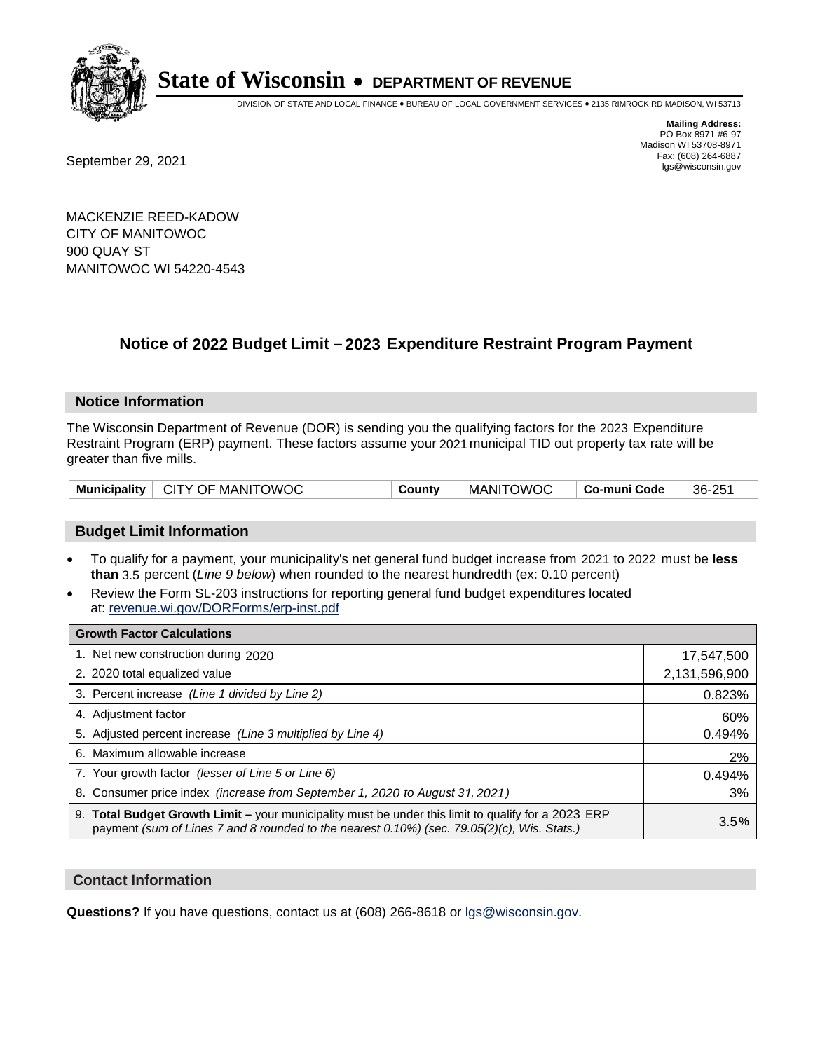# State of Wisconsin • DEPARTMENT OF REVENUE

DIVISION OF STATE AND LOCAL FINANCE • BUREAU OF LOCAL GOVERNMENT SERVICES • 2135 RIMROCK RD MADISON, WI 53713

**Mailing Address:**
PO Box 8971 #6-97
Madison WI 53708-8971
Fax: (608) 264-6887
lgs@wisconsin.gov

September 29, 2021

MACKENZIE REED-KADOW
CITY OF MANITOWOC
900 QUAY ST
MANITOWOC WI 54220-4543

## Notice of 2022 Budget Limit – 2023 Expenditure Restraint Program Payment

### Notice Information

The Wisconsin Department of Revenue (DOR) is sending you the qualifying factors for the 2023 Expenditure Restraint Program (ERP) payment. These factors assume your 2021 municipal TID out property tax rate will be greater than five mills.

| Municipality | CITY OF MANITOWOC | County | MANITOWOC | Co-muni Code | 36-251 |
|---|---|---|---|---|---|

### Budget Limit Information

- To qualify for a payment, your municipality's net general fund budget increase from 2021 to 2022 must be **less than** 3.5 percent (*Line 9 below*) when rounded to the nearest hundredth (ex: 0.10 percent)
- Review the Form SL-203 instructions for reporting general fund budget expenditures located at: revenue.wi.gov/DORForms/erp-inst.pdf

| Growth Factor Calculations | |
|---|---|
| 1. Net new construction during 2020 | 17,547,500 |
| 2. 2020 total equalized value | 2,131,596,900 |
| 3. Percent increase *(Line 1 divided by Line 2)* | 0.823% |
| 4. Adjustment factor | 60% |
| 5. Adjusted percent increase *(Line 3 multiplied by Line 4)* | 0.494% |
| 6. Maximum allowable increase | 2% |
| 7. Your growth factor *(lesser of Line 5 or Line 6)* | 0.494% |
| 8. Consumer price index *(increase from September 1, 2020 to August 31, 2021)* | 3% |
| 9. **Total Budget Growth Limit –** your municipality must be under this limit to qualify for a 2023 ERP payment *(sum of Lines 7 and 8 rounded to the nearest 0.10%) (sec. 79.05(2)(c), Wis. Stats.)* | 3.5**%** |

### Contact Information

**Questions?** If you have questions, contact us at (608) 266-8618 or lgs@wisconsin.gov.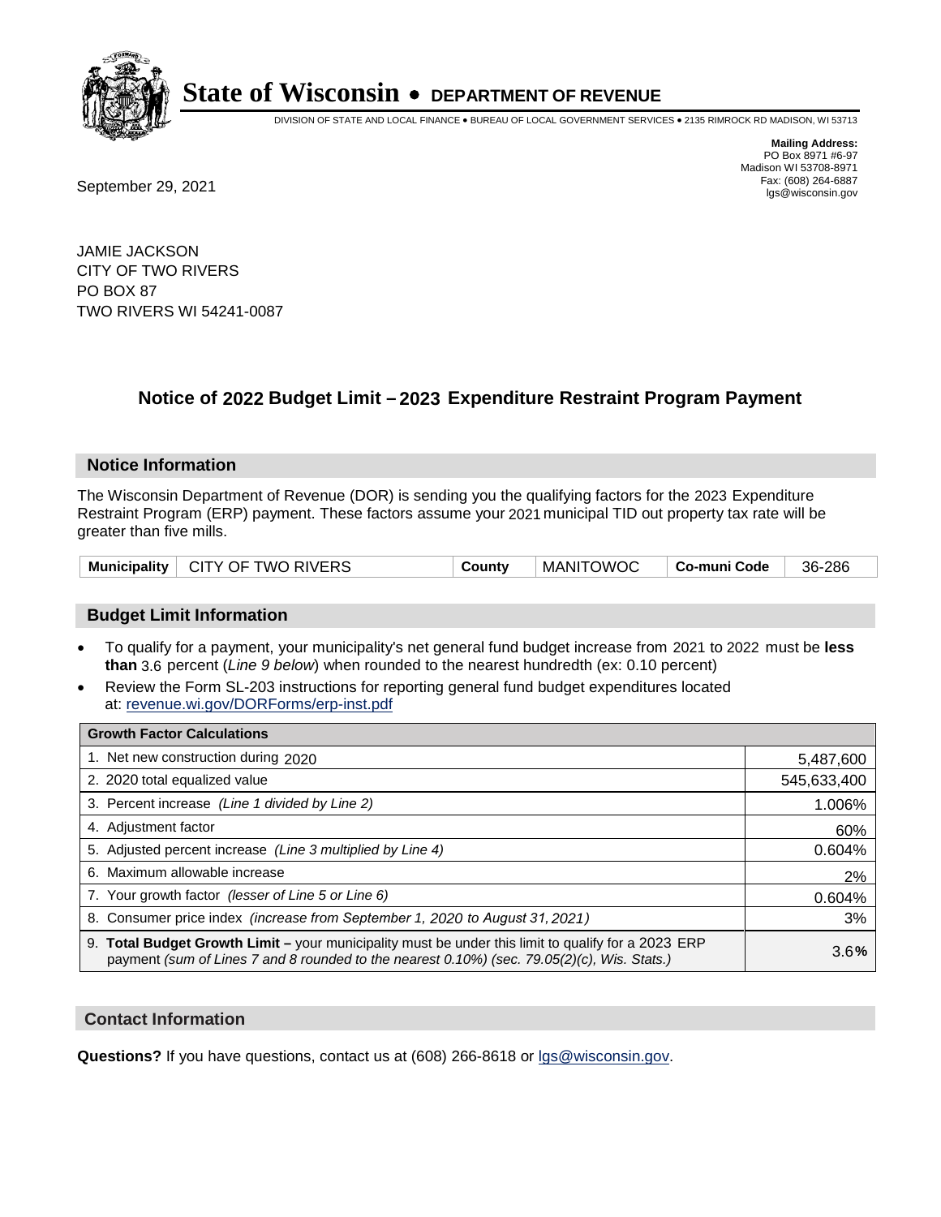# State of Wisconsin • DEPARTMENT OF REVENUE

DIVISION OF STATE AND LOCAL FINANCE • BUREAU OF LOCAL GOVERNMENT SERVICES • 2135 RIMROCK RD MADISON, WI 53713

**Mailing Address:**
PO Box 8971 #6-97
Madison WI 53708-8971
Fax: (608) 264-6887
lgs@wisconsin.gov

September 29, 2021

JAMIE JACKSON
CITY OF TWO RIVERS
PO BOX 87
TWO RIVERS WI 54241-0087

## Notice of 2022 Budget Limit – 2023 Expenditure Restraint Program Payment

### Notice Information

The Wisconsin Department of Revenue (DOR) is sending you the qualifying factors for the 2023 Expenditure Restraint Program (ERP) payment. These factors assume your 2021 municipal TID out property tax rate will be greater than five mills.

| Municipality | CITY OF TWO RIVERS | County | MANITOWOC | Co-muni Code | 36-286 |
|---|---|---|---|---|---|

### Budget Limit Information

- To qualify for a payment, your municipality's net general fund budget increase from 2021 to 2022 must be **less than** 3.6 percent (*Line 9 below*) when rounded to the nearest hundredth (ex: 0.10 percent)
- Review the Form SL-203 instructions for reporting general fund budget expenditures located at: revenue.wi.gov/DORForms/erp-inst.pdf

| Growth Factor Calculations | |
|---|---|
| 1. Net new construction during 2020 | 5,487,600 |
| 2. 2020 total equalized value | 545,633,400 |
| 3. Percent increase *(Line 1 divided by Line 2)* | 1.006% |
| 4. Adjustment factor | 60% |
| 5. Adjusted percent increase *(Line 3 multiplied by Line 4)* | 0.604% |
| 6. Maximum allowable increase | 2% |
| 7. Your growth factor *(lesser of Line 5 or Line 6)* | 0.604% |
| 8. Consumer price index *(increase from September 1, 2020 to August 31, 2021)* | 3% |
| 9. **Total Budget Growth Limit –** your municipality must be under this limit to qualify for a 2023 ERP payment *(sum of Lines 7 and 8 rounded to the nearest 0.10%) (sec. 79.05(2)(c), Wis. Stats.)* | 3.6**%** |

### Contact Information

**Questions?** If you have questions, contact us at (608) 266-8618 or lgs@wisconsin.gov.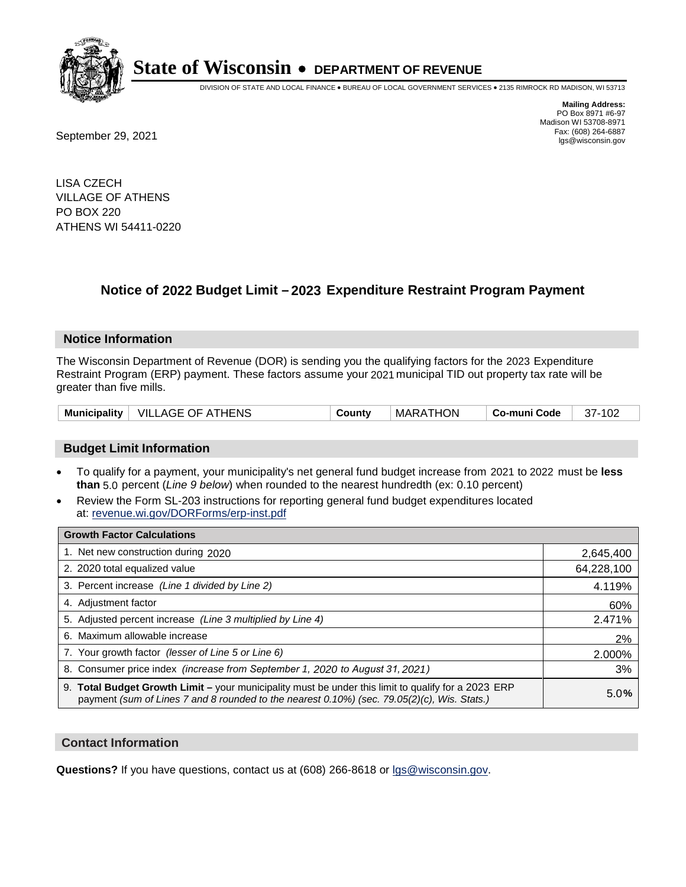# State of Wisconsin • DEPARTMENT OF REVENUE

DIVISION OF STATE AND LOCAL FINANCE • BUREAU OF LOCAL GOVERNMENT SERVICES • 2135 RIMROCK RD MADISON, WI 53713

**Mailing Address:**
PO Box 8971 #6-97
Madison WI 53708-8971
Fax: (608) 264-6887
lgs@wisconsin.gov

September 29, 2021

LISA CZECH
VILLAGE OF ATHENS
PO BOX 220
ATHENS WI 54411-0220

## Notice of 2022 Budget Limit – 2023 Expenditure Restraint Program Payment

### Notice Information

The Wisconsin Department of Revenue (DOR) is sending you the qualifying factors for the 2023 Expenditure Restraint Program (ERP) payment. These factors assume your 2021 municipal TID out property tax rate will be greater than five mills.

| Municipality | VILLAGE OF ATHENS | County | MARATHON | Co-muni Code | 37-102 |
|---|---|---|---|---|---|

### Budget Limit Information

- To qualify for a payment, your municipality's net general fund budget increase from 2021 to 2022 must be **less than** 5.0 percent (*Line 9 below*) when rounded to the nearest hundredth (ex: 0.10 percent)
- Review the Form SL-203 instructions for reporting general fund budget expenditures located at: revenue.wi.gov/DORForms/erp-inst.pdf

| Growth Factor Calculations | |
|---|---|
| 1. Net new construction during 2020 | 2,645,400 |
| 2. 2020 total equalized value | 64,228,100 |
| 3. Percent increase *(Line 1 divided by Line 2)* | 4.119% |
| 4. Adjustment factor | 60% |
| 5. Adjusted percent increase *(Line 3 multiplied by Line 4)* | 2.471% |
| 6. Maximum allowable increase | 2% |
| 7. Your growth factor *(lesser of Line 5 or Line 6)* | 2.000% |
| 8. Consumer price index *(increase from September 1, 2020 to August 31, 2021)* | 3% |
| 9. **Total Budget Growth Limit –** your municipality must be under this limit to qualify for a 2023 ERP payment *(sum of Lines 7 and 8 rounded to the nearest 0.10%) (sec. 79.05(2)(c), Wis. Stats.)* | 5.0**%** |

### Contact Information

**Questions?** If you have questions, contact us at (608) 266-8618 or lgs@wisconsin.gov.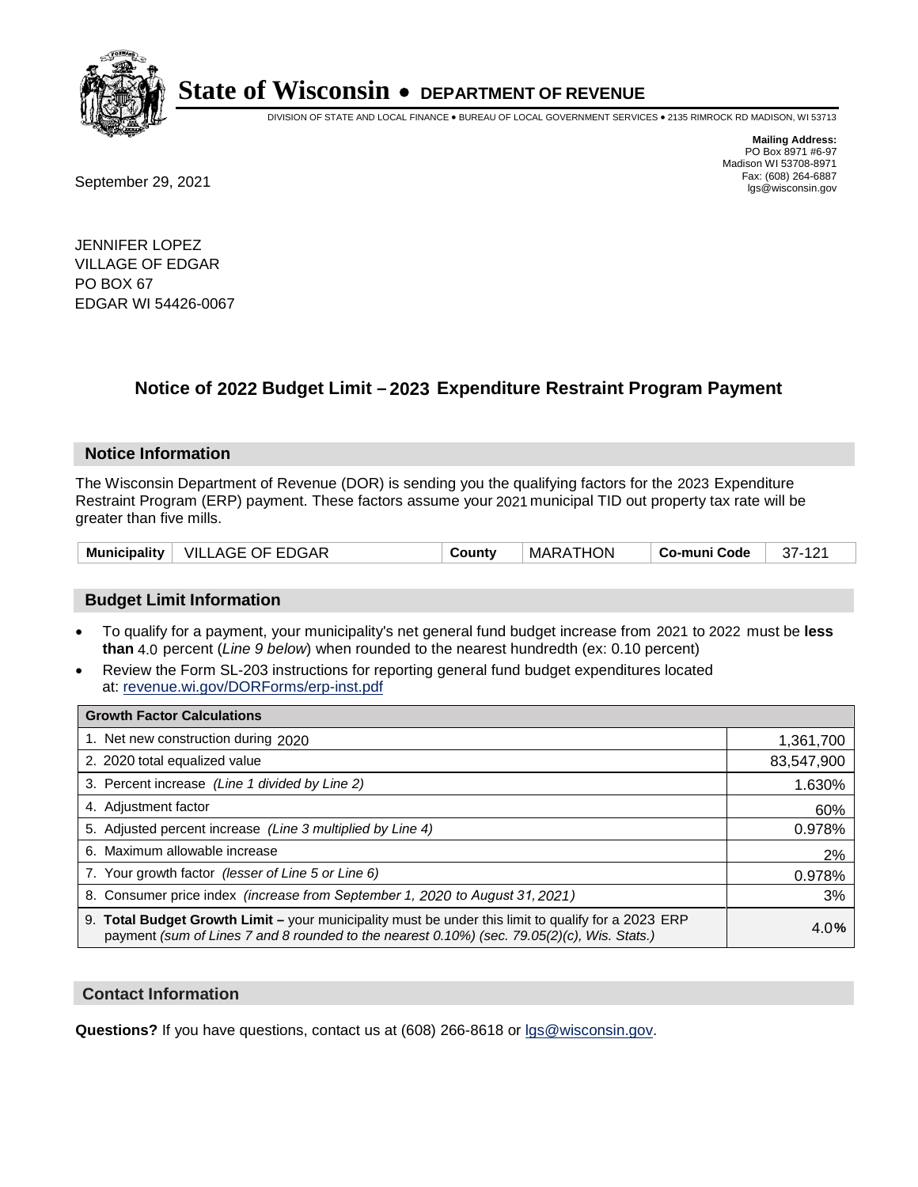# State of Wisconsin • DEPARTMENT OF REVENUE

DIVISION OF STATE AND LOCAL FINANCE • BUREAU OF LOCAL GOVERNMENT SERVICES • 2135 RIMROCK RD MADISON, WI 53713

**Mailing Address:**
PO Box 8971 #6-97
Madison WI 53708-8971
Fax: (608) 264-6887
lgs@wisconsin.gov

September 29, 2021

JENNIFER LOPEZ
VILLAGE OF EDGAR
PO BOX 67
EDGAR WI 54426-0067

## Notice of 2022 Budget Limit – 2023 Expenditure Restraint Program Payment

### Notice Information

The Wisconsin Department of Revenue (DOR) is sending you the qualifying factors for the 2023 Expenditure Restraint Program (ERP) payment. These factors assume your 2021 municipal TID out property tax rate will be greater than five mills.

| Municipality | VILLAGE OF EDGAR | County | MARATHON | Co-muni Code | 37-121 |
|---|---|---|---|---|---|

### Budget Limit Information

- To qualify for a payment, your municipality's net general fund budget increase from 2021 to 2022 must be **less than** 4.0 percent (*Line 9 below*) when rounded to the nearest hundredth (ex: 0.10 percent)
- Review the Form SL-203 instructions for reporting general fund budget expenditures located at: revenue.wi.gov/DORForms/erp-inst.pdf

| Growth Factor Calculations | |
|---|---|
| 1. Net new construction during 2020 | 1,361,700 |
| 2. 2020 total equalized value | 83,547,900 |
| 3. Percent increase *(Line 1 divided by Line 2)* | 1.630% |
| 4. Adjustment factor | 60% |
| 5. Adjusted percent increase *(Line 3 multiplied by Line 4)* | 0.978% |
| 6. Maximum allowable increase | 2% |
| 7. Your growth factor *(lesser of Line 5 or Line 6)* | 0.978% |
| 8. Consumer price index *(increase from September 1, 2020 to August 31, 2021)* | 3% |
| 9. **Total Budget Growth Limit –** your municipality must be under this limit to qualify for a 2023 ERP payment *(sum of Lines 7 and 8 rounded to the nearest 0.10%) (sec. 79.05(2)(c), Wis. Stats.)* | 4.0% |

### Contact Information

**Questions?** If you have questions, contact us at (608) 266-8618 or lgs@wisconsin.gov.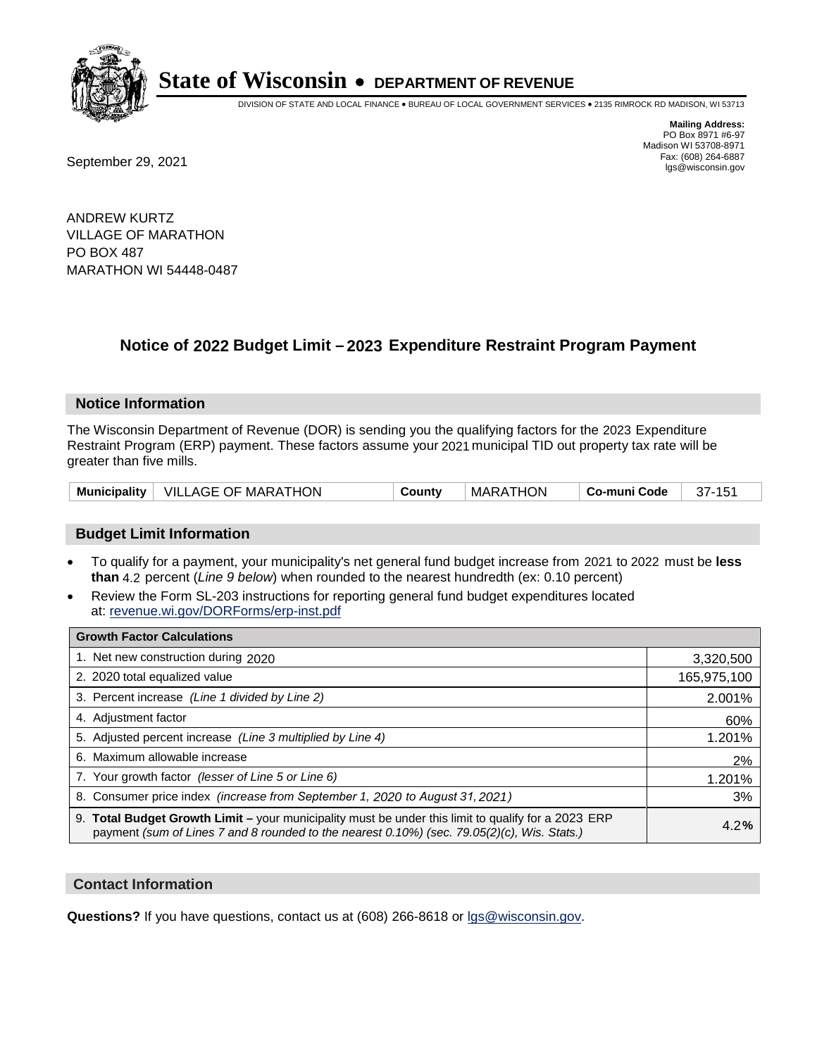# State of Wisconsin • DEPARTMENT OF REVENUE

DIVISION OF STATE AND LOCAL FINANCE • BUREAU OF LOCAL GOVERNMENT SERVICES • 2135 RIMROCK RD MADISON, WI 53713

**Mailing Address:**
PO Box 8971 #6-97
Madison WI 53708-8971
Fax: (608) 264-6887
lgs@wisconsin.gov

September 29, 2021

ANDREW KURTZ
VILLAGE OF MARATHON
PO BOX 487
MARATHON WI 54448-0487

## Notice of 2022 Budget Limit – 2023 Expenditure Restraint Program Payment

### Notice Information

The Wisconsin Department of Revenue (DOR) is sending you the qualifying factors for the 2023 Expenditure Restraint Program (ERP) payment. These factors assume your 2021 municipal TID out property tax rate will be greater than five mills.

| Municipality | VILLAGE OF MARATHON | County | MARATHON | Co-muni Code | 37-151 |
|---|---|---|---|---|---|

### Budget Limit Information

- To qualify for a payment, your municipality's net general fund budget increase from 2021 to 2022 must be **less than** 4.2 percent (*Line 9 below*) when rounded to the nearest hundredth (ex: 0.10 percent)
- Review the Form SL-203 instructions for reporting general fund budget expenditures located at: revenue.wi.gov/DORForms/erp-inst.pdf

| Growth Factor Calculations | |
|---|---|
| 1. Net new construction during 2020 | 3,320,500 |
| 2. 2020 total equalized value | 165,975,100 |
| 3. Percent increase *(Line 1 divided by Line 2)* | 2.001% |
| 4. Adjustment factor | 60% |
| 5. Adjusted percent increase *(Line 3 multiplied by Line 4)* | 1.201% |
| 6. Maximum allowable increase | 2% |
| 7. Your growth factor *(lesser of Line 5 or Line 6)* | 1.201% |
| 8. Consumer price index *(increase from September 1, 2020 to August 31, 2021)* | 3% |
| 9. **Total Budget Growth Limit –** your municipality must be under this limit to qualify for a 2023 ERP payment *(sum of Lines 7 and 8 rounded to the nearest 0.10%) (sec. 79.05(2)(c), Wis. Stats.)* | 4.2% |

### Contact Information

**Questions?** If you have questions, contact us at (608) 266-8618 or lgs@wisconsin.gov.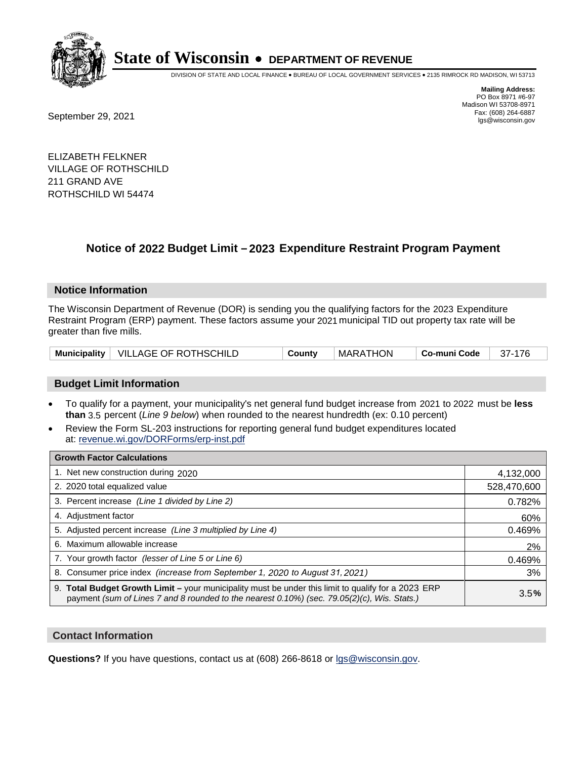# State of Wisconsin • DEPARTMENT OF REVENUE

DIVISION OF STATE AND LOCAL FINANCE • BUREAU OF LOCAL GOVERNMENT SERVICES • 2135 RIMROCK RD MADISON, WI 53713

**Mailing Address:**
PO Box 8971 #6-97
Madison WI 53708-8971
Fax: (608) 264-6887
lgs@wisconsin.gov

September 29, 2021

ELIZABETH FELKNER
VILLAGE OF ROTHSCHILD
211 GRAND AVE
ROTHSCHILD WI 54474

## Notice of 2022 Budget Limit – 2023 Expenditure Restraint Program Payment

### Notice Information

The Wisconsin Department of Revenue (DOR) is sending you the qualifying factors for the 2023 Expenditure Restraint Program (ERP) payment. These factors assume your 2021 municipal TID out property tax rate will be greater than five mills.

| Municipality | VILLAGE OF ROTHSCHILD | County | MARATHON | Co-muni Code | 37-176 |
|---|---|---|---|---|---|

### Budget Limit Information

- To qualify for a payment, your municipality's net general fund budget increase from 2021 to 2022 must be **less than** 3.5 percent (*Line 9 below*) when rounded to the nearest hundredth (ex: 0.10 percent)
- Review the Form SL-203 instructions for reporting general fund budget expenditures located at: revenue.wi.gov/DORForms/erp-inst.pdf

| Growth Factor Calculations | |
|---|---|
| 1. Net new construction during 2020 | 4,132,000 |
| 2. 2020 total equalized value | 528,470,600 |
| 3. Percent increase *(Line 1 divided by Line 2)* | 0.782% |
| 4. Adjustment factor | 60% |
| 5. Adjusted percent increase *(Line 3 multiplied by Line 4)* | 0.469% |
| 6. Maximum allowable increase | 2% |
| 7. Your growth factor *(lesser of Line 5 or Line 6)* | 0.469% |
| 8. Consumer price index *(increase from September 1, 2020 to August 31, 2021)* | 3% |
| 9. **Total Budget Growth Limit –** your municipality must be under this limit to qualify for a 2023 ERP payment *(sum of Lines 7 and 8 rounded to the nearest 0.10%) (sec. 79.05(2)(c), Wis. Stats.)* | 3.5**%** |

### Contact Information

**Questions?** If you have questions, contact us at (608) 266-8618 or lgs@wisconsin.gov.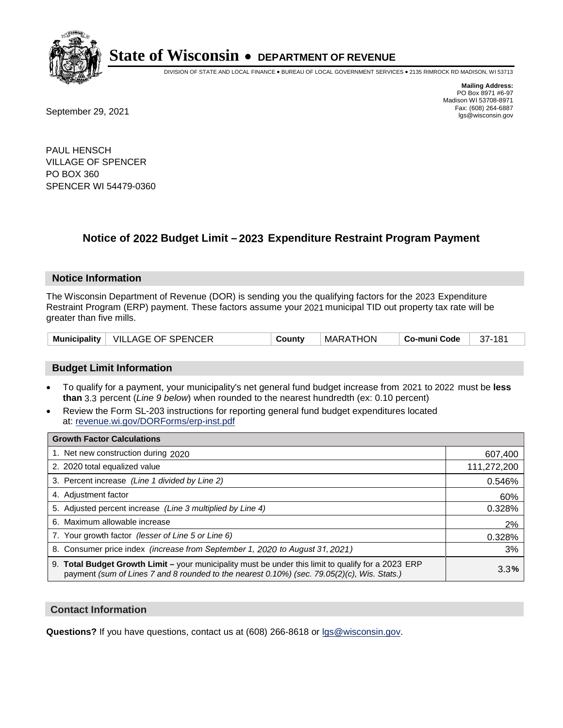# State of Wisconsin • DEPARTMENT OF REVENUE

DIVISION OF STATE AND LOCAL FINANCE • BUREAU OF LOCAL GOVERNMENT SERVICES • 2135 RIMROCK RD MADISON, WI 53713

**Mailing Address:**
PO Box 8971 #6-97
Madison WI 53708-8971
Fax: (608) 264-6887
lgs@wisconsin.gov

September 29, 2021

PAUL HENSCH
VILLAGE OF SPENCER
PO BOX 360
SPENCER WI 54479-0360

## Notice of 2022 Budget Limit – 2023 Expenditure Restraint Program Payment

### Notice Information

The Wisconsin Department of Revenue (DOR) is sending you the qualifying factors for the 2023 Expenditure Restraint Program (ERP) payment. These factors assume your 2021 municipal TID out property tax rate will be greater than five mills.

| Municipality | VILLAGE OF SPENCER | County | MARATHON | Co-muni Code | 37-181 |
|---|---|---|---|---|---|

### Budget Limit Information

- To qualify for a payment, your municipality's net general fund budget increase from 2021 to 2022 must be **less than** 3.3 percent (*Line 9 below*) when rounded to the nearest hundredth (ex: 0.10 percent)
- Review the Form SL-203 instructions for reporting general fund budget expenditures located at: revenue.wi.gov/DORForms/erp-inst.pdf

| Growth Factor Calculations | |
|---|---|
| 1. Net new construction during 2020 | 607,400 |
| 2. 2020 total equalized value | 111,272,200 |
| 3. Percent increase *(Line 1 divided by Line 2)* | 0.546% |
| 4. Adjustment factor | 60% |
| 5. Adjusted percent increase *(Line 3 multiplied by Line 4)* | 0.328% |
| 6. Maximum allowable increase | 2% |
| 7. Your growth factor *(lesser of Line 5 or Line 6)* | 0.328% |
| 8. Consumer price index *(increase from September 1, 2020 to August 31, 2021)* | 3% |
| 9. **Total Budget Growth Limit –** your municipality must be under this limit to qualify for a 2023 ERP payment *(sum of Lines 7 and 8 rounded to the nearest 0.10%) (sec. 79.05(2)(c), Wis. Stats.)* | 3.3**%** |

### Contact Information

**Questions?** If you have questions, contact us at (608) 266-8618 or lgs@wisconsin.gov.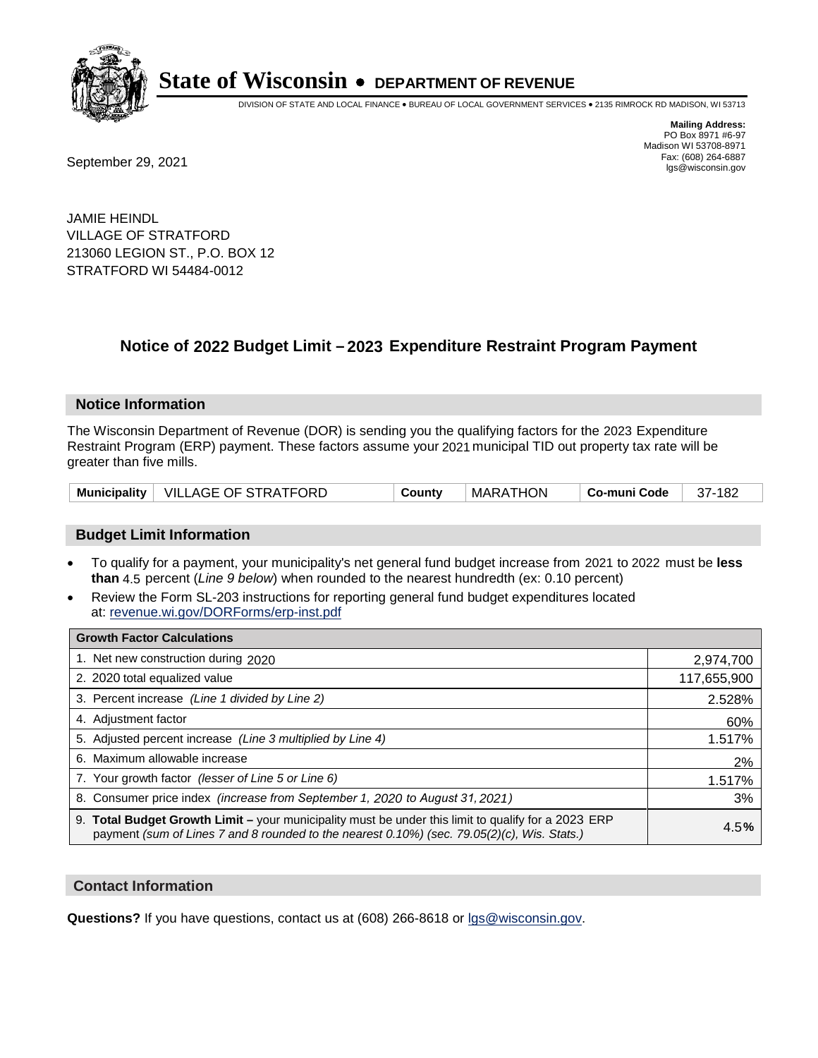# State of Wisconsin • DEPARTMENT OF REVENUE

DIVISION OF STATE AND LOCAL FINANCE • BUREAU OF LOCAL GOVERNMENT SERVICES • 2135 RIMROCK RD MADISON, WI 53713

**Mailing Address:**
PO Box 8971 #6-97
Madison WI 53708-8971
Fax: (608) 264-6887
lgs@wisconsin.gov

September 29, 2021

JAMIE HEINDL
VILLAGE OF STRATFORD
213060 LEGION ST., P.O. BOX 12
STRATFORD WI 54484-0012

## Notice of 2022 Budget Limit – 2023 Expenditure Restraint Program Payment

### Notice Information

The Wisconsin Department of Revenue (DOR) is sending you the qualifying factors for the 2023 Expenditure Restraint Program (ERP) payment. These factors assume your 2021 municipal TID out property tax rate will be greater than five mills.

| Municipality | VILLAGE OF STRATFORD | County | MARATHON | Co-muni Code | 37-182 |
|---|---|---|---|---|---|

### Budget Limit Information

- To qualify for a payment, your municipality's net general fund budget increase from 2021 to 2022 must be **less than** 4.5 percent (*Line 9 below*) when rounded to the nearest hundredth (ex: 0.10 percent)
- Review the Form SL-203 instructions for reporting general fund budget expenditures located at: revenue.wi.gov/DORForms/erp-inst.pdf

| Growth Factor Calculations | |
|---|---|
| 1. Net new construction during 2020 | 2,974,700 |
| 2. 2020 total equalized value | 117,655,900 |
| 3. Percent increase *(Line 1 divided by Line 2)* | 2.528% |
| 4. Adjustment factor | 60% |
| 5. Adjusted percent increase *(Line 3 multiplied by Line 4)* | 1.517% |
| 6. Maximum allowable increase | 2% |
| 7. Your growth factor *(lesser of Line 5 or Line 6)* | 1.517% |
| 8. Consumer price index *(increase from September 1, 2020 to August 31, 2021)* | 3% |
| 9. **Total Budget Growth Limit –** your municipality must be under this limit to qualify for a 2023 ERP payment *(sum of Lines 7 and 8 rounded to the nearest 0.10%) (sec. 79.05(2)(c), Wis. Stats.)* | 4.5**%** |

### Contact Information

**Questions?** If you have questions, contact us at (608) 266-8618 or lgs@wisconsin.gov.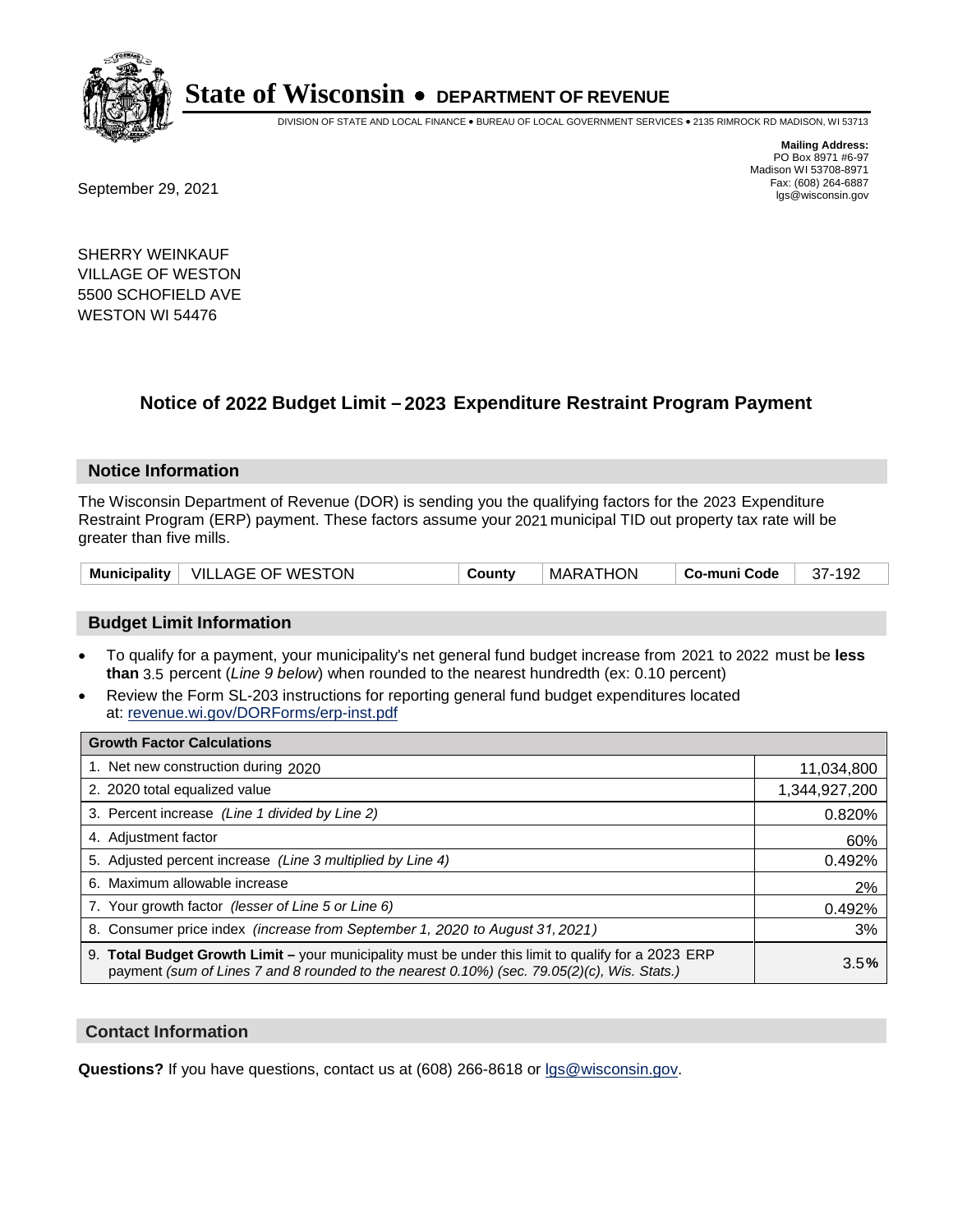**State of Wisconsin • DEPARTMENT OF REVENUE**

DIVISION OF STATE AND LOCAL FINANCE • BUREAU OF LOCAL GOVERNMENT SERVICES • 2135 RIMROCK RD MADISON, WI 53713

**Mailing Address:**
PO Box 8971 #6-97
Madison WI 53708-8971
Fax: (608) 264-6887
lgs@wisconsin.gov

September 29, 2021

SHERRY WEINKAUF
VILLAGE OF WESTON
5500 SCHOFIELD AVE
WESTON WI 54476

## Notice of 2022 Budget Limit – 2023 Expenditure Restraint Program Payment

### Notice Information

The Wisconsin Department of Revenue (DOR) is sending you the qualifying factors for the 2023 Expenditure Restraint Program (ERP) payment. These factors assume your 2021 municipal TID out property tax rate will be greater than five mills.

| Municipality | VILLAGE OF WESTON | County | MARATHON | Co-muni Code | 37-192 |
|---|---|---|---|---|---|

### Budget Limit Information

- To qualify for a payment, your municipality's net general fund budget increase from 2021 to 2022 must be **less than** 3.5 percent (*Line 9 below*) when rounded to the nearest hundredth (ex: 0.10 percent)
- Review the Form SL-203 instructions for reporting general fund budget expenditures located at: revenue.wi.gov/DORForms/erp-inst.pdf

| Growth Factor Calculations | |
|---|---|
| 1. Net new construction during 2020 | 11,034,800 |
| 2. 2020 total equalized value | 1,344,927,200 |
| 3. Percent increase *(Line 1 divided by Line 2)* | 0.820% |
| 4. Adjustment factor | 60% |
| 5. Adjusted percent increase *(Line 3 multiplied by Line 4)* | 0.492% |
| 6. Maximum allowable increase | 2% |
| 7. Your growth factor *(lesser of Line 5 or Line 6)* | 0.492% |
| 8. Consumer price index *(increase from September 1, 2020 to August 31, 2021)* | 3% |
| 9. **Total Budget Growth Limit –** your municipality must be under this limit to qualify for a 2023 ERP payment *(sum of Lines 7 and 8 rounded to the nearest 0.10%) (sec. 79.05(2)(c), Wis. Stats.)* | 3.5**%** |

### Contact Information

**Questions?** If you have questions, contact us at (608) 266-8618 or lgs@wisconsin.gov.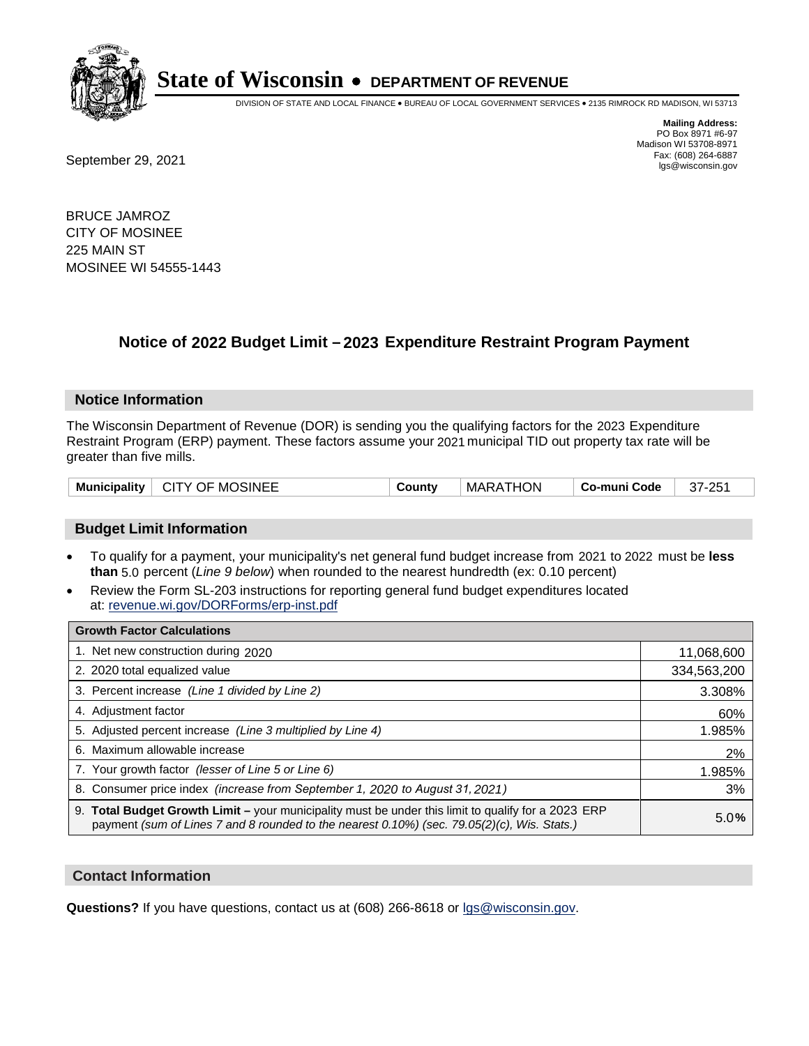# State of Wisconsin • DEPARTMENT OF REVENUE

DIVISION OF STATE AND LOCAL FINANCE • BUREAU OF LOCAL GOVERNMENT SERVICES • 2135 RIMROCK RD MADISON, WI 53713

**Mailing Address:**
PO Box 8971 #6-97
Madison WI 53708-8971
Fax: (608) 264-6887
lgs@wisconsin.gov

September 29, 2021

BRUCE JAMROZ
CITY OF MOSINEE
225 MAIN ST
MOSINEE WI 54555-1443

## Notice of 2022 Budget Limit – 2023 Expenditure Restraint Program Payment

### Notice Information

The Wisconsin Department of Revenue (DOR) is sending you the qualifying factors for the 2023 Expenditure Restraint Program (ERP) payment. These factors assume your 2021 municipal TID out property tax rate will be greater than five mills.

| Municipality | CITY OF MOSINEE | County | MARATHON | Co-muni Code | 37-251 |
|---|---|---|---|---|---|

### Budget Limit Information

- To qualify for a payment, your municipality's net general fund budget increase from 2021 to 2022 must be **less than** 5.0 percent (*Line 9 below*) when rounded to the nearest hundredth (ex: 0.10 percent)
- Review the Form SL-203 instructions for reporting general fund budget expenditures located at: revenue.wi.gov/DORForms/erp-inst.pdf

| Growth Factor Calculations | |
|---|---|
| 1. Net new construction during 2020 | 11,068,600 |
| 2. 2020 total equalized value | 334,563,200 |
| 3. Percent increase *(Line 1 divided by Line 2)* | 3.308% |
| 4. Adjustment factor | 60% |
| 5. Adjusted percent increase *(Line 3 multiplied by Line 4)* | 1.985% |
| 6. Maximum allowable increase | 2% |
| 7. Your growth factor *(lesser of Line 5 or Line 6)* | 1.985% |
| 8. Consumer price index *(increase from September 1, 2020 to August 31, 2021)* | 3% |
| 9. **Total Budget Growth Limit –** your municipality must be under this limit to qualify for a 2023 ERP payment *(sum of Lines 7 and 8 rounded to the nearest 0.10%) (sec. 79.05(2)(c), Wis. Stats.)* | 5.0**%** |

### Contact Information

**Questions?** If you have questions, contact us at (608) 266-8618 or lgs@wisconsin.gov.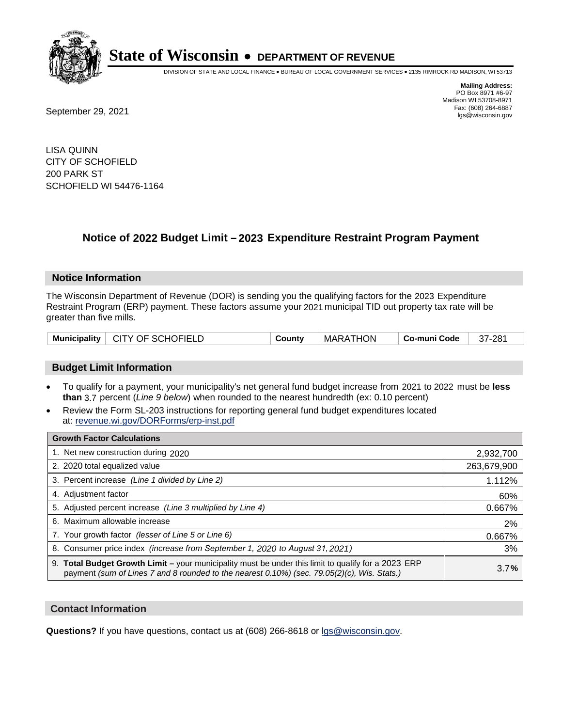# State of Wisconsin • DEPARTMENT OF REVENUE

DIVISION OF STATE AND LOCAL FINANCE • BUREAU OF LOCAL GOVERNMENT SERVICES • 2135 RIMROCK RD MADISON, WI 53713

**Mailing Address:**
PO Box 8971 #6-97
Madison WI 53708-8971
Fax: (608) 264-6887
lgs@wisconsin.gov

September 29, 2021

LISA QUINN
CITY OF SCHOFIELD
200 PARK ST
SCHOFIELD WI 54476-1164

## Notice of 2022 Budget Limit – 2023 Expenditure Restraint Program Payment

### Notice Information

The Wisconsin Department of Revenue (DOR) is sending you the qualifying factors for the 2023 Expenditure Restraint Program (ERP) payment. These factors assume your 2021 municipal TID out property tax rate will be greater than five mills.

| Municipality | CITY OF SCHOFIELD | County | MARATHON | Co-muni Code | 37-281 |
|---|---|---|---|---|---|

### Budget Limit Information

- To qualify for a payment, your municipality's net general fund budget increase from 2021 to 2022 must be **less than** 3.7 percent (*Line 9 below*) when rounded to the nearest hundredth (ex: 0.10 percent)
- Review the Form SL-203 instructions for reporting general fund budget expenditures located at: revenue.wi.gov/DORForms/erp-inst.pdf

| Growth Factor Calculations | |
|---|---|
| 1. Net new construction during 2020 | 2,932,700 |
| 2. 2020 total equalized value | 263,679,900 |
| 3. Percent increase *(Line 1 divided by Line 2)* | 1.112% |
| 4. Adjustment factor | 60% |
| 5. Adjusted percent increase *(Line 3 multiplied by Line 4)* | 0.667% |
| 6. Maximum allowable increase | 2% |
| 7. Your growth factor *(lesser of Line 5 or Line 6)* | 0.667% |
| 8. Consumer price index *(increase from September 1, 2020 to August 31, 2021)* | 3% |
| 9. **Total Budget Growth Limit –** your municipality must be under this limit to qualify for a 2023 ERP payment *(sum of Lines 7 and 8 rounded to the nearest 0.10%) (sec. 79.05(2)(c), Wis. Stats.)* | 3.7**%** |

### Contact Information

**Questions?** If you have questions, contact us at (608) 266-8618 or lgs@wisconsin.gov.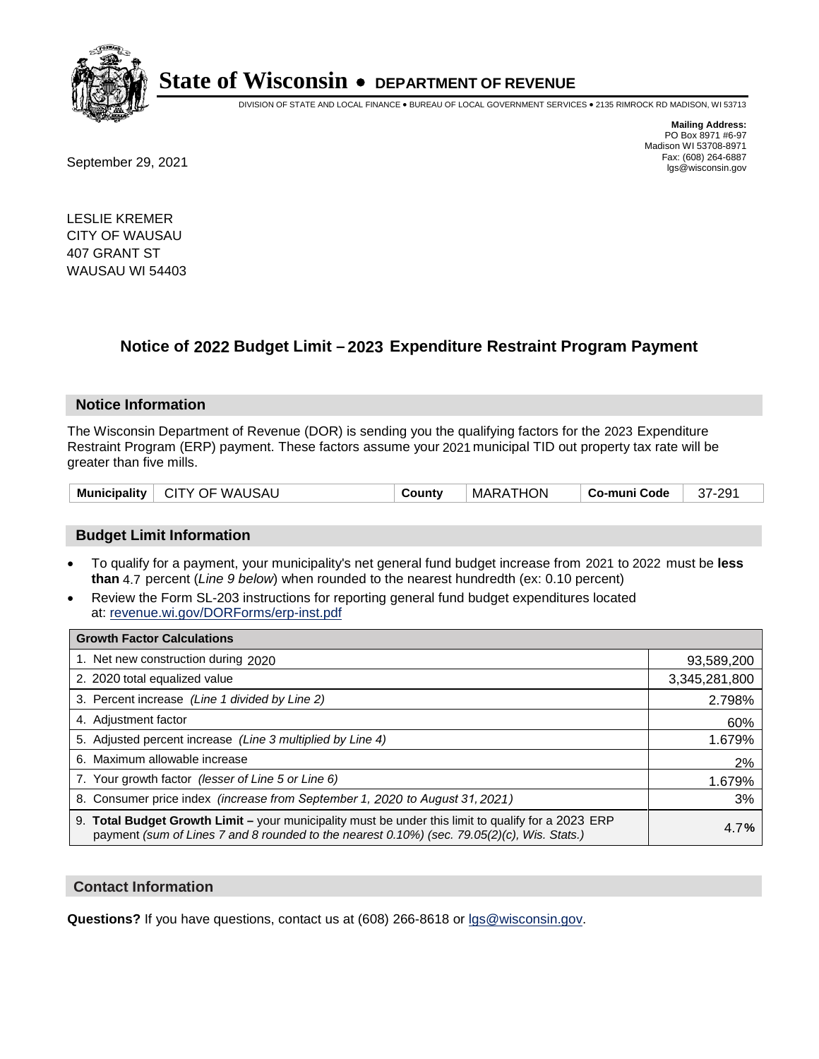# State of Wisconsin • DEPARTMENT OF REVENUE

DIVISION OF STATE AND LOCAL FINANCE • BUREAU OF LOCAL GOVERNMENT SERVICES • 2135 RIMROCK RD MADISON, WI 53713

**Mailing Address:**
PO Box 8971 #6-97
Madison WI 53708-8971
Fax: (608) 264-6887
lgs@wisconsin.gov

September 29, 2021

LESLIE KREMER
CITY OF WAUSAU
407 GRANT ST
WAUSAU WI 54403

## Notice of 2022 Budget Limit – 2023 Expenditure Restraint Program Payment

### Notice Information

The Wisconsin Department of Revenue (DOR) is sending you the qualifying factors for the 2023 Expenditure Restraint Program (ERP) payment. These factors assume your 2021 municipal TID out property tax rate will be greater than five mills.

| Municipality | CITY OF WAUSAU | County | MARATHON | Co-muni Code | 37-291 |
|---|---|---|---|---|---|

### Budget Limit Information

- To qualify for a payment, your municipality's net general fund budget increase from 2021 to 2022 must be **less than** 4.7 percent (*Line 9 below*) when rounded to the nearest hundredth (ex: 0.10 percent)
- Review the Form SL-203 instructions for reporting general fund budget expenditures located at: revenue.wi.gov/DORForms/erp-inst.pdf

| Growth Factor Calculations | |
|---|---|
| 1. Net new construction during 2020 | 93,589,200 |
| 2. 2020 total equalized value | 3,345,281,800 |
| 3. Percent increase *(Line 1 divided by Line 2)* | 2.798% |
| 4. Adjustment factor | 60% |
| 5. Adjusted percent increase *(Line 3 multiplied by Line 4)* | 1.679% |
| 6. Maximum allowable increase | 2% |
| 7. Your growth factor *(lesser of Line 5 or Line 6)* | 1.679% |
| 8. Consumer price index *(increase from September 1, 2020 to August 31, 2021)* | 3% |
| 9. **Total Budget Growth Limit –** your municipality must be under this limit to qualify for a 2023 ERP payment *(sum of Lines 7 and 8 rounded to the nearest 0.10%) (sec. 79.05(2)(c), Wis. Stats.)* | 4.7**%** |

### Contact Information

**Questions?** If you have questions, contact us at (608) 266-8618 or lgs@wisconsin.gov.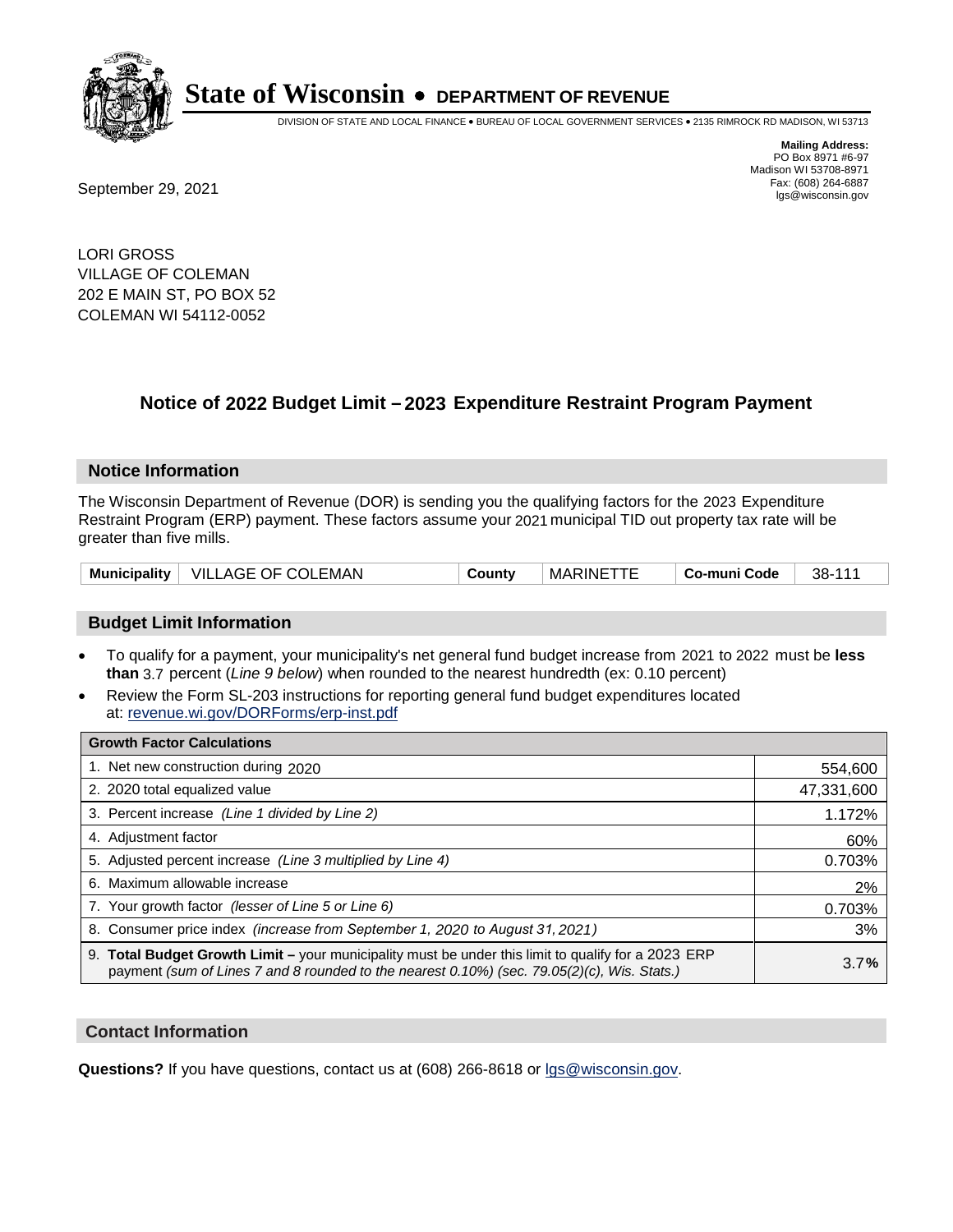# State of Wisconsin • DEPARTMENT OF REVENUE

DIVISION OF STATE AND LOCAL FINANCE • BUREAU OF LOCAL GOVERNMENT SERVICES • 2135 RIMROCK RD MADISON, WI 53713

**Mailing Address:**
PO Box 8971 #6-97
Madison WI 53708-8971
Fax: (608) 264-6887
lgs@wisconsin.gov

September 29, 2021

LORI GROSS
VILLAGE OF COLEMAN
202 E MAIN ST, PO BOX 52
COLEMAN WI 54112-0052

## Notice of 2022 Budget Limit – 2023 Expenditure Restraint Program Payment

### Notice Information

The Wisconsin Department of Revenue (DOR) is sending you the qualifying factors for the 2023 Expenditure Restraint Program (ERP) payment. These factors assume your 2021 municipal TID out property tax rate will be greater than five mills.

| Municipality | VILLAGE OF COLEMAN | County | MARINETTE | Co-muni Code | 38-111 |
|---|---|---|---|---|---|

### Budget Limit Information

- To qualify for a payment, your municipality's net general fund budget increase from 2021 to 2022 must be **less than** 3.7 percent (*Line 9 below*) when rounded to the nearest hundredth (ex: 0.10 percent)
- Review the Form SL-203 instructions for reporting general fund budget expenditures located at: revenue.wi.gov/DORForms/erp-inst.pdf

| Growth Factor Calculations | |
|---|---|
| 1. Net new construction during 2020 | 554,600 |
| 2. 2020 total equalized value | 47,331,600 |
| 3. Percent increase *(Line 1 divided by Line 2)* | 1.172% |
| 4. Adjustment factor | 60% |
| 5. Adjusted percent increase *(Line 3 multiplied by Line 4)* | 0.703% |
| 6. Maximum allowable increase | 2% |
| 7. Your growth factor *(lesser of Line 5 or Line 6)* | 0.703% |
| 8. Consumer price index *(increase from September 1, 2020 to August 31, 2021)* | 3% |
| 9. **Total Budget Growth Limit –** your municipality must be under this limit to qualify for a 2023 ERP payment *(sum of Lines 7 and 8 rounded to the nearest 0.10%) (sec. 79.05(2)(c), Wis. Stats.)* | 3.7**%** |

### Contact Information

**Questions?** If you have questions, contact us at (608) 266-8618 or lgs@wisconsin.gov.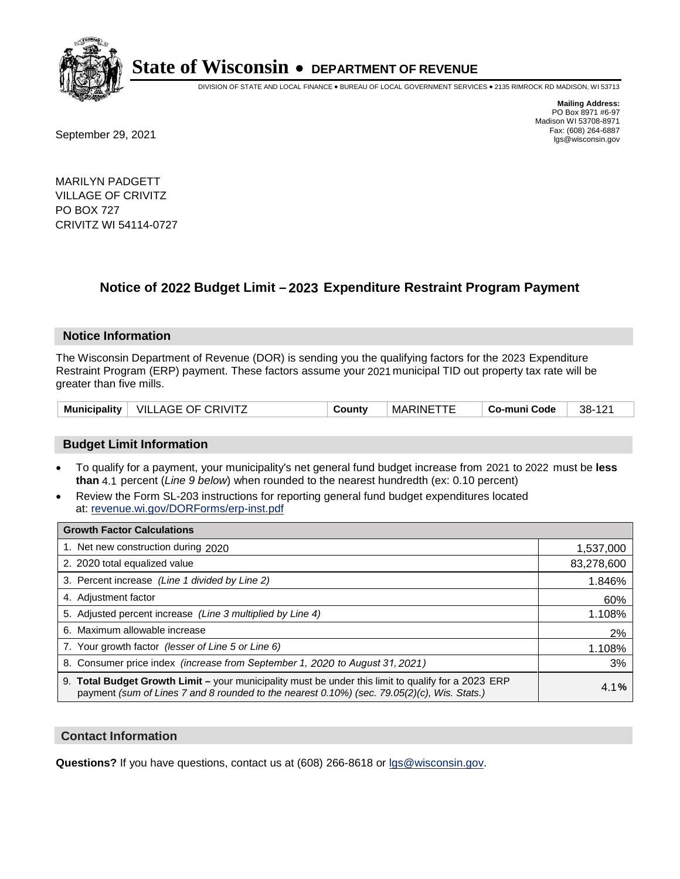# State of Wisconsin • DEPARTMENT OF REVENUE

DIVISION OF STATE AND LOCAL FINANCE • BUREAU OF LOCAL GOVERNMENT SERVICES • 2135 RIMROCK RD MADISON, WI 53713

**Mailing Address:**
PO Box 8971 #6-97
Madison WI 53708-8971
Fax: (608) 264-6887
lgs@wisconsin.gov

September 29, 2021

MARILYN PADGETT
VILLAGE OF CRIVITZ
PO BOX 727
CRIVITZ WI 54114-0727

## Notice of 2022 Budget Limit – 2023 Expenditure Restraint Program Payment

### Notice Information

The Wisconsin Department of Revenue (DOR) is sending you the qualifying factors for the 2023 Expenditure Restraint Program (ERP) payment. These factors assume your 2021 municipal TID out property tax rate will be greater than five mills.

| Municipality | VILLAGE OF CRIVITZ | County | MARINETTE | Co-muni Code | 38-121 |
|---|---|---|---|---|---|

### Budget Limit Information

- To qualify for a payment, your municipality's net general fund budget increase from 2021 to 2022 must be **less than** 4.1 percent (*Line 9 below*) when rounded to the nearest hundredth (ex: 0.10 percent)
- Review the Form SL-203 instructions for reporting general fund budget expenditures located at: revenue.wi.gov/DORForms/erp-inst.pdf

| Growth Factor Calculations | |
|---|---|
| 1. Net new construction during 2020 | 1,537,000 |
| 2. 2020 total equalized value | 83,278,600 |
| 3. Percent increase *(Line 1 divided by Line 2)* | 1.846% |
| 4. Adjustment factor | 60% |
| 5. Adjusted percent increase *(Line 3 multiplied by Line 4)* | 1.108% |
| 6. Maximum allowable increase | 2% |
| 7. Your growth factor *(lesser of Line 5 or Line 6)* | 1.108% |
| 8. Consumer price index *(increase from September 1, 2020 to August 31, 2021)* | 3% |
| 9. **Total Budget Growth Limit –** your municipality must be under this limit to qualify for a 2023 ERP payment *(sum of Lines 7 and 8 rounded to the nearest 0.10%) (sec. 79.05(2)(c), Wis. Stats.)* | 4.1**%** |

### Contact Information

**Questions?** If you have questions, contact us at (608) 266-8618 or lgs@wisconsin.gov.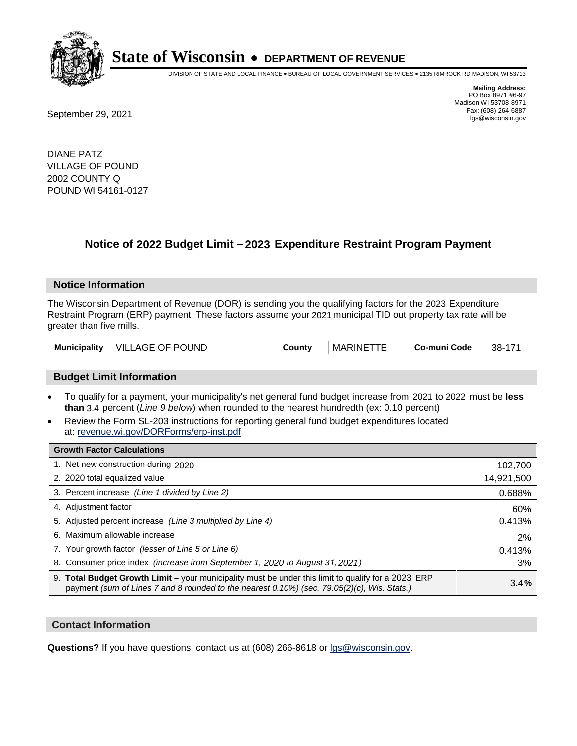# State of Wisconsin • DEPARTMENT OF REVENUE

DIVISION OF STATE AND LOCAL FINANCE • BUREAU OF LOCAL GOVERNMENT SERVICES • 2135 RIMROCK RD MADISON, WI 53713

**Mailing Address:**
PO Box 8971 #6-97
Madison WI 53708-8971
Fax: (608) 264-6887
lgs@wisconsin.gov

September 29, 2021

DIANE PATZ
VILLAGE OF POUND
2002 COUNTY Q
POUND WI 54161-0127

## Notice of 2022 Budget Limit – 2023 Expenditure Restraint Program Payment

### Notice Information

The Wisconsin Department of Revenue (DOR) is sending you the qualifying factors for the 2023 Expenditure Restraint Program (ERP) payment. These factors assume your 2021 municipal TID out property tax rate will be greater than five mills.

| Municipality | VILLAGE OF POUND | County | MARINETTE | Co-muni Code | 38-171 |
|---|---|---|---|---|---|

### Budget Limit Information

- To qualify for a payment, your municipality's net general fund budget increase from 2021 to 2022 must be **less than** 3.4 percent (*Line 9 below*) when rounded to the nearest hundredth (ex: 0.10 percent)
- Review the Form SL-203 instructions for reporting general fund budget expenditures located at: revenue.wi.gov/DORForms/erp-inst.pdf

| Growth Factor Calculations | |
|---|---|
| 1. Net new construction during 2020 | 102,700 |
| 2. 2020 total equalized value | 14,921,500 |
| 3. Percent increase *(Line 1 divided by Line 2)* | 0.688% |
| 4. Adjustment factor | 60% |
| 5. Adjusted percent increase *(Line 3 multiplied by Line 4)* | 0.413% |
| 6. Maximum allowable increase | 2% |
| 7. Your growth factor *(lesser of Line 5 or Line 6)* | 0.413% |
| 8. Consumer price index *(increase from September 1, 2020 to August 31, 2021)* | 3% |
| 9. **Total Budget Growth Limit –** your municipality must be under this limit to qualify for a 2023 ERP payment *(sum of Lines 7 and 8 rounded to the nearest 0.10%) (sec. 79.05(2)(c), Wis. Stats.)* | 3.4**%** |

### Contact Information

**Questions?** If you have questions, contact us at (608) 266-8618 or lgs@wisconsin.gov.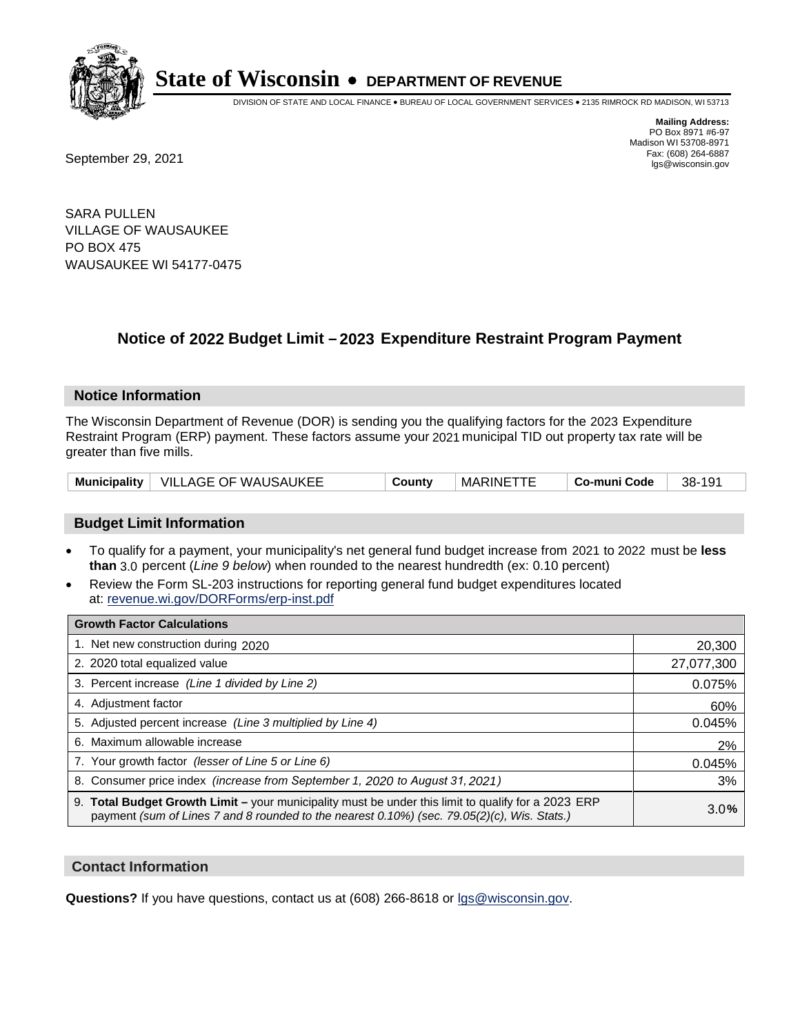# State of Wisconsin • DEPARTMENT OF REVENUE

DIVISION OF STATE AND LOCAL FINANCE • BUREAU OF LOCAL GOVERNMENT SERVICES • 2135 RIMROCK RD MADISON, WI 53713

**Mailing Address:**
PO Box 8971 #6-97
Madison WI 53708-8971
Fax: (608) 264-6887
lgs@wisconsin.gov

September 29, 2021

SARA PULLEN
VILLAGE OF WAUSAUKEE
PO BOX 475
WAUSAUKEE WI 54177-0475

## Notice of 2022 Budget Limit – 2023 Expenditure Restraint Program Payment

### Notice Information

The Wisconsin Department of Revenue (DOR) is sending you the qualifying factors for the 2023 Expenditure Restraint Program (ERP) payment. These factors assume your 2021 municipal TID out property tax rate will be greater than five mills.

| Municipality | VILLAGE OF WAUSAUKEE | County | MARINETTE | Co-muni Code | 38-191 |
|---|---|---|---|---|---|

### Budget Limit Information

- To qualify for a payment, your municipality's net general fund budget increase from 2021 to 2022 must be **less than** 3.0 percent (*Line 9 below*) when rounded to the nearest hundredth (ex: 0.10 percent)
- Review the Form SL-203 instructions for reporting general fund budget expenditures located at: revenue.wi.gov/DORForms/erp-inst.pdf

| Growth Factor Calculations | |
|---|---|
| 1. Net new construction during 2020 | 20,300 |
| 2. 2020 total equalized value | 27,077,300 |
| 3. Percent increase *(Line 1 divided by Line 2)* | 0.075% |
| 4. Adjustment factor | 60% |
| 5. Adjusted percent increase *(Line 3 multiplied by Line 4)* | 0.045% |
| 6. Maximum allowable increase | 2% |
| 7. Your growth factor *(lesser of Line 5 or Line 6)* | 0.045% |
| 8. Consumer price index *(increase from September 1, 2020 to August 31, 2021)* | 3% |
| 9. **Total Budget Growth Limit –** your municipality must be under this limit to qualify for a 2023 ERP payment *(sum of Lines 7 and 8 rounded to the nearest 0.10%) (sec. 79.05(2)(c), Wis. Stats.)* | 3.0% |

### Contact Information

**Questions?** If you have questions, contact us at (608) 266-8618 or lgs@wisconsin.gov.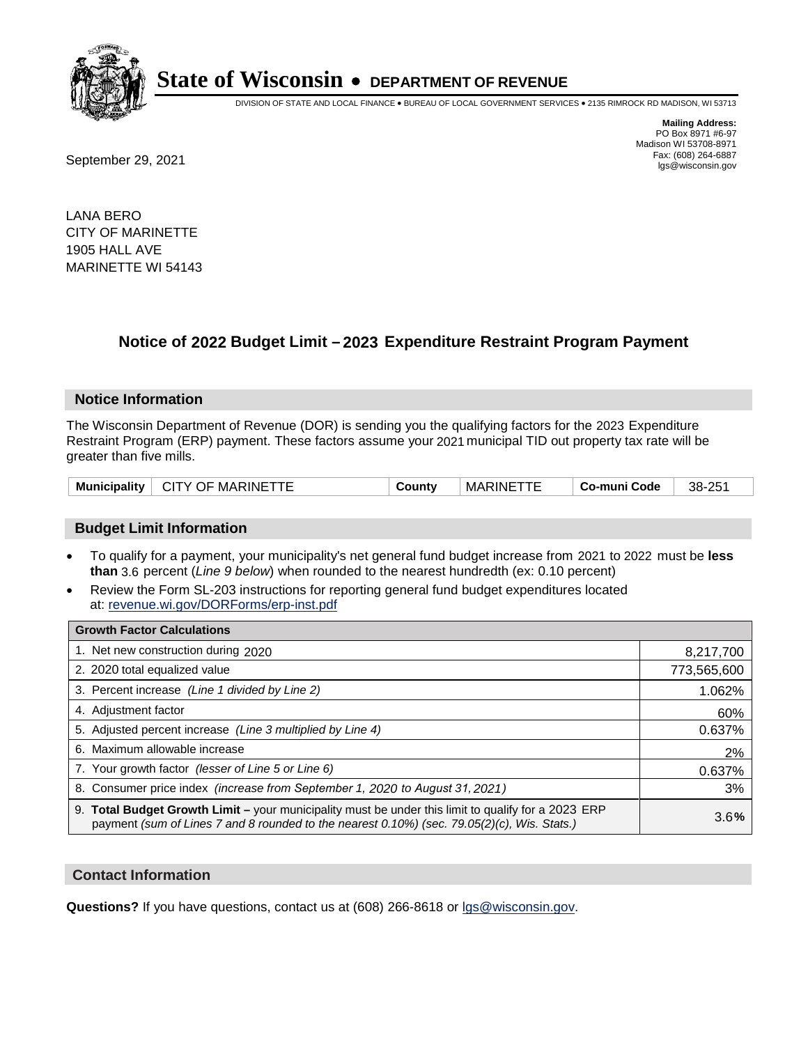# State of Wisconsin • DEPARTMENT OF REVENUE

DIVISION OF STATE AND LOCAL FINANCE • BUREAU OF LOCAL GOVERNMENT SERVICES • 2135 RIMROCK RD MADISON, WI 53713

**Mailing Address:**
PO Box 8971 #6-97
Madison WI 53708-8971
Fax: (608) 264-6887
lgs@wisconsin.gov

September 29, 2021

LANA BERO
CITY OF MARINETTE
1905 HALL AVE
MARINETTE WI 54143

## Notice of 2022 Budget Limit – 2023 Expenditure Restraint Program Payment

### Notice Information

The Wisconsin Department of Revenue (DOR) is sending you the qualifying factors for the 2023 Expenditure Restraint Program (ERP) payment. These factors assume your 2021 municipal TID out property tax rate will be greater than five mills.

| Municipality | CITY OF MARINETTE | County | MARINETTE | Co-muni Code | 38-251 |
|---|---|---|---|---|---|

### Budget Limit Information

- To qualify for a payment, your municipality's net general fund budget increase from 2021 to 2022 must be **less than** 3.6 percent (*Line 9 below*) when rounded to the nearest hundredth (ex: 0.10 percent)
- Review the Form SL-203 instructions for reporting general fund budget expenditures located at: revenue.wi.gov/DORForms/erp-inst.pdf

| Growth Factor Calculations | |
|---|---|
| 1. Net new construction during 2020 | 8,217,700 |
| 2. 2020 total equalized value | 773,565,600 |
| 3. Percent increase *(Line 1 divided by Line 2)* | 1.062% |
| 4. Adjustment factor | 60% |
| 5. Adjusted percent increase *(Line 3 multiplied by Line 4)* | 0.637% |
| 6. Maximum allowable increase | 2% |
| 7. Your growth factor *(lesser of Line 5 or Line 6)* | 0.637% |
| 8. Consumer price index *(increase from September 1, 2020 to August 31, 2021)* | 3% |
| 9. **Total Budget Growth Limit –** your municipality must be under this limit to qualify for a 2023 ERP payment *(sum of Lines 7 and 8 rounded to the nearest 0.10%) (sec. 79.05(2)(c), Wis. Stats.)* | 3.6**%** |

### Contact Information

**Questions?** If you have questions, contact us at (608) 266-8618 or lgs@wisconsin.gov.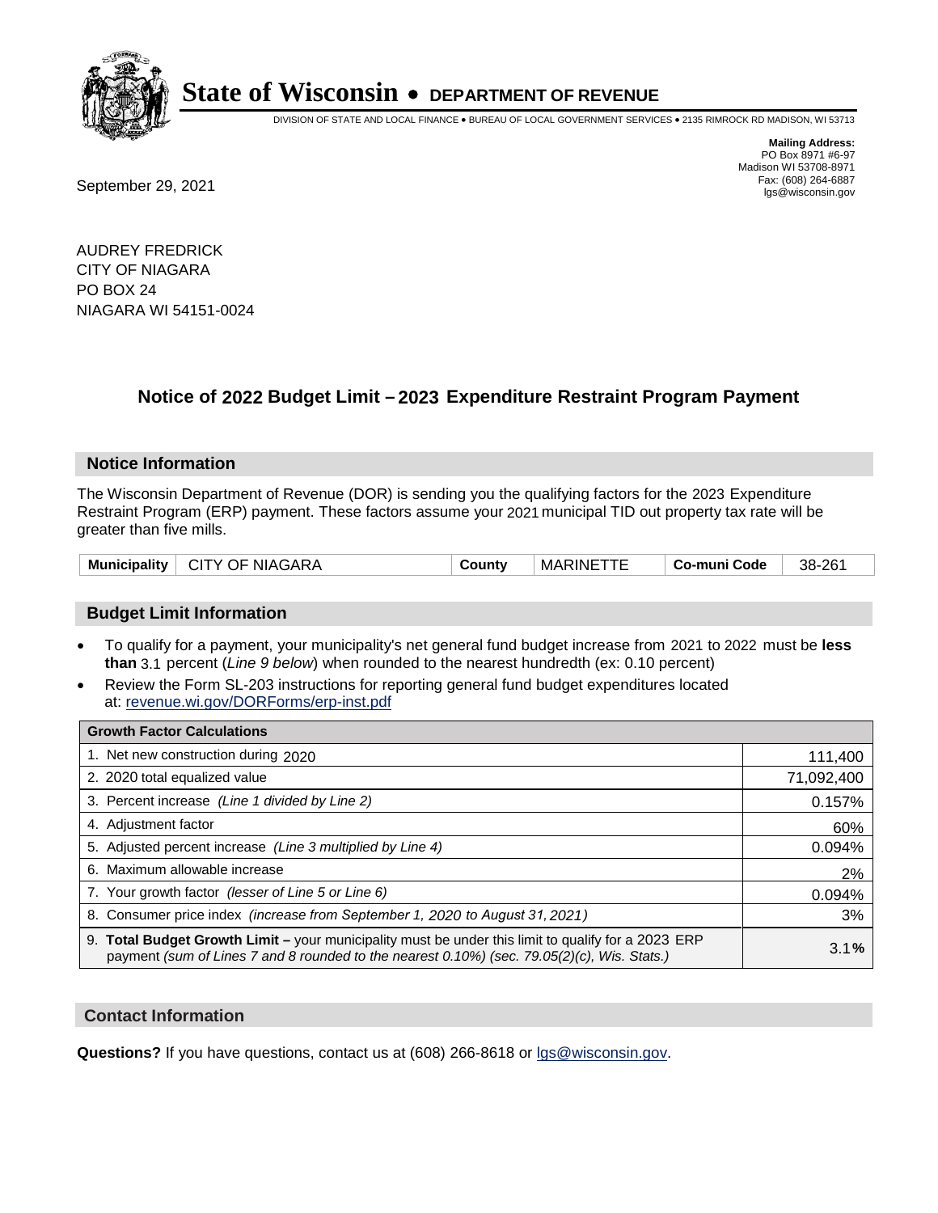# State of Wisconsin • DEPARTMENT OF REVENUE

DIVISION OF STATE AND LOCAL FINANCE • BUREAU OF LOCAL GOVERNMENT SERVICES • 2135 RIMROCK RD MADISON, WI 53713

**Mailing Address:**
PO Box 8971 #6-97
Madison WI 53708-8971
Fax: (608) 264-6887
lgs@wisconsin.gov

September 29, 2021

AUDREY FREDRICK
CITY OF NIAGARA
PO BOX 24
NIAGARA WI 54151-0024

## Notice of 2022 Budget Limit – 2023 Expenditure Restraint Program Payment

### Notice Information

The Wisconsin Department of Revenue (DOR) is sending you the qualifying factors for the 2023 Expenditure Restraint Program (ERP) payment. These factors assume your 2021 municipal TID out property tax rate will be greater than five mills.

| Municipality | CITY OF NIAGARA | County | MARINETTE | Co-muni Code | 38-261 |
|---|---|---|---|---|---|

### Budget Limit Information

- To qualify for a payment, your municipality's net general fund budget increase from 2021 to 2022 must be **less than** 3.1 percent (*Line 9 below*) when rounded to the nearest hundredth (ex: 0.10 percent)
- Review the Form SL-203 instructions for reporting general fund budget expenditures located at: revenue.wi.gov/DORForms/erp-inst.pdf

| Growth Factor Calculations | |
|---|---|
| 1. Net new construction during 2020 | 111,400 |
| 2. 2020 total equalized value | 71,092,400 |
| 3. Percent increase *(Line 1 divided by Line 2)* | 0.157% |
| 4. Adjustment factor | 60% |
| 5. Adjusted percent increase *(Line 3 multiplied by Line 4)* | 0.094% |
| 6. Maximum allowable increase | 2% |
| 7. Your growth factor *(lesser of Line 5 or Line 6)* | 0.094% |
| 8. Consumer price index *(increase from September 1, 2020 to August 31, 2021)* | 3% |
| 9. **Total Budget Growth Limit –** your municipality must be under this limit to qualify for a 2023 ERP payment *(sum of Lines 7 and 8 rounded to the nearest 0.10%) (sec. 79.05(2)(c), Wis. Stats.)* | 3.1**%** |

### Contact Information

**Questions?** If you have questions, contact us at (608) 266-8618 or lgs@wisconsin.gov.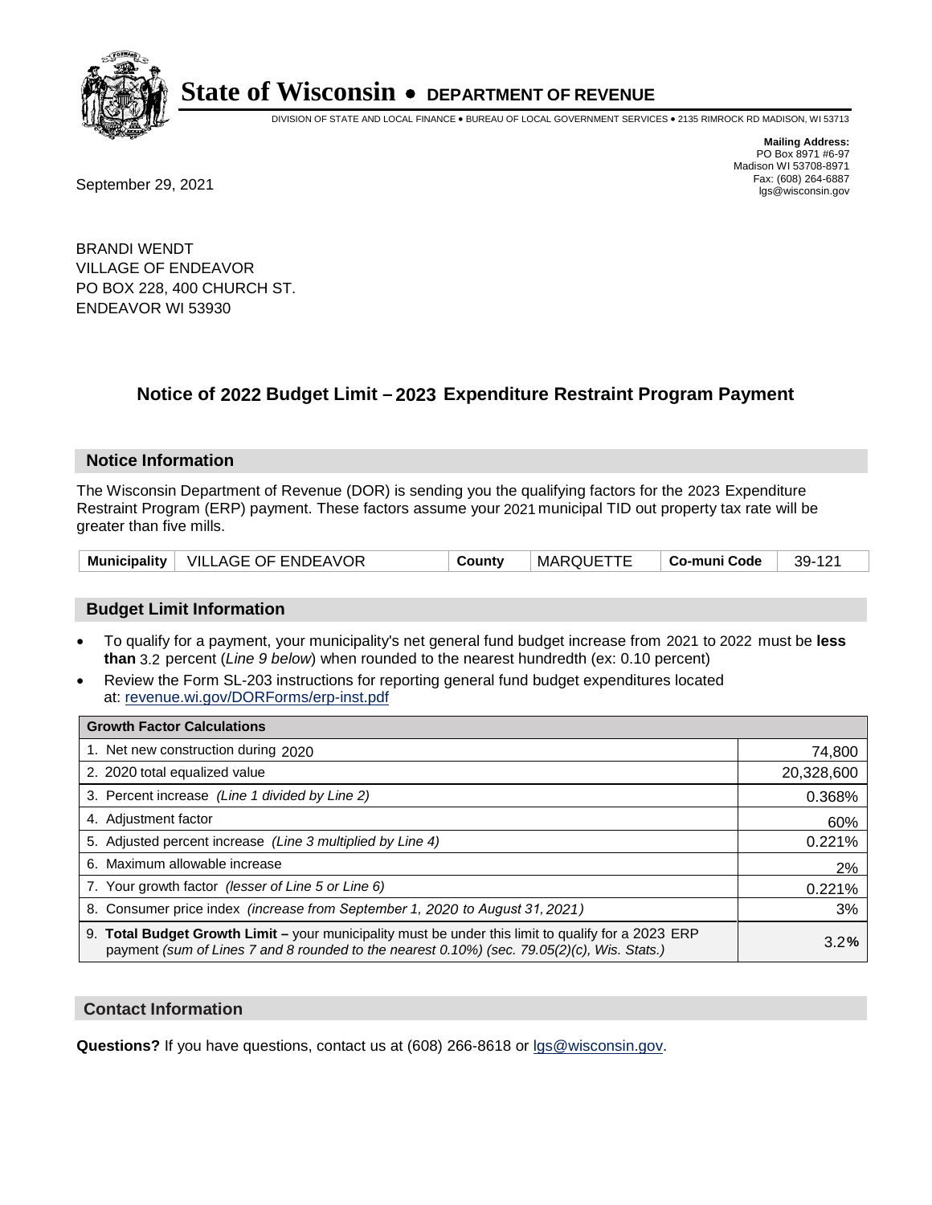# State of Wisconsin • DEPARTMENT OF REVENUE

DIVISION OF STATE AND LOCAL FINANCE • BUREAU OF LOCAL GOVERNMENT SERVICES • 2135 RIMROCK RD MADISON, WI 53713

**Mailing Address:**
PO Box 8971 #6-97
Madison WI 53708-8971
Fax: (608) 264-6887
lgs@wisconsin.gov

September 29, 2021

BRANDI WENDT
VILLAGE OF ENDEAVOR
PO BOX 228, 400 CHURCH ST.
ENDEAVOR WI 53930

## Notice of 2022 Budget Limit – 2023 Expenditure Restraint Program Payment

### Notice Information

The Wisconsin Department of Revenue (DOR) is sending you the qualifying factors for the 2023 Expenditure Restraint Program (ERP) payment. These factors assume your 2021 municipal TID out property tax rate will be greater than five mills.

| Municipality | VILLAGE OF ENDEAVOR | County | MARQUETTE | Co-muni Code | 39-121 |
|---|---|---|---|---|---|

### Budget Limit Information

- To qualify for a payment, your municipality's net general fund budget increase from 2021 to 2022 must be **less than** 3.2 percent (*Line 9 below*) when rounded to the nearest hundredth (ex: 0.10 percent)
- Review the Form SL-203 instructions for reporting general fund budget expenditures located at: revenue.wi.gov/DORForms/erp-inst.pdf

| Growth Factor Calculations | |
|---|---|
| 1. Net new construction during 2020 | 74,800 |
| 2. 2020 total equalized value | 20,328,600 |
| 3. Percent increase *(Line 1 divided by Line 2)* | 0.368% |
| 4. Adjustment factor | 60% |
| 5. Adjusted percent increase *(Line 3 multiplied by Line 4)* | 0.221% |
| 6. Maximum allowable increase | 2% |
| 7. Your growth factor *(lesser of Line 5 or Line 6)* | 0.221% |
| 8. Consumer price index *(increase from September 1, 2020 to August 31, 2021)* | 3% |
| 9. **Total Budget Growth Limit –** your municipality must be under this limit to qualify for a 2023 ERP payment *(sum of Lines 7 and 8 rounded to the nearest 0.10%) (sec. 79.05(2)(c), Wis. Stats.)* | 3.2**%** |

### Contact Information

**Questions?** If you have questions, contact us at (608) 266-8618 or lgs@wisconsin.gov.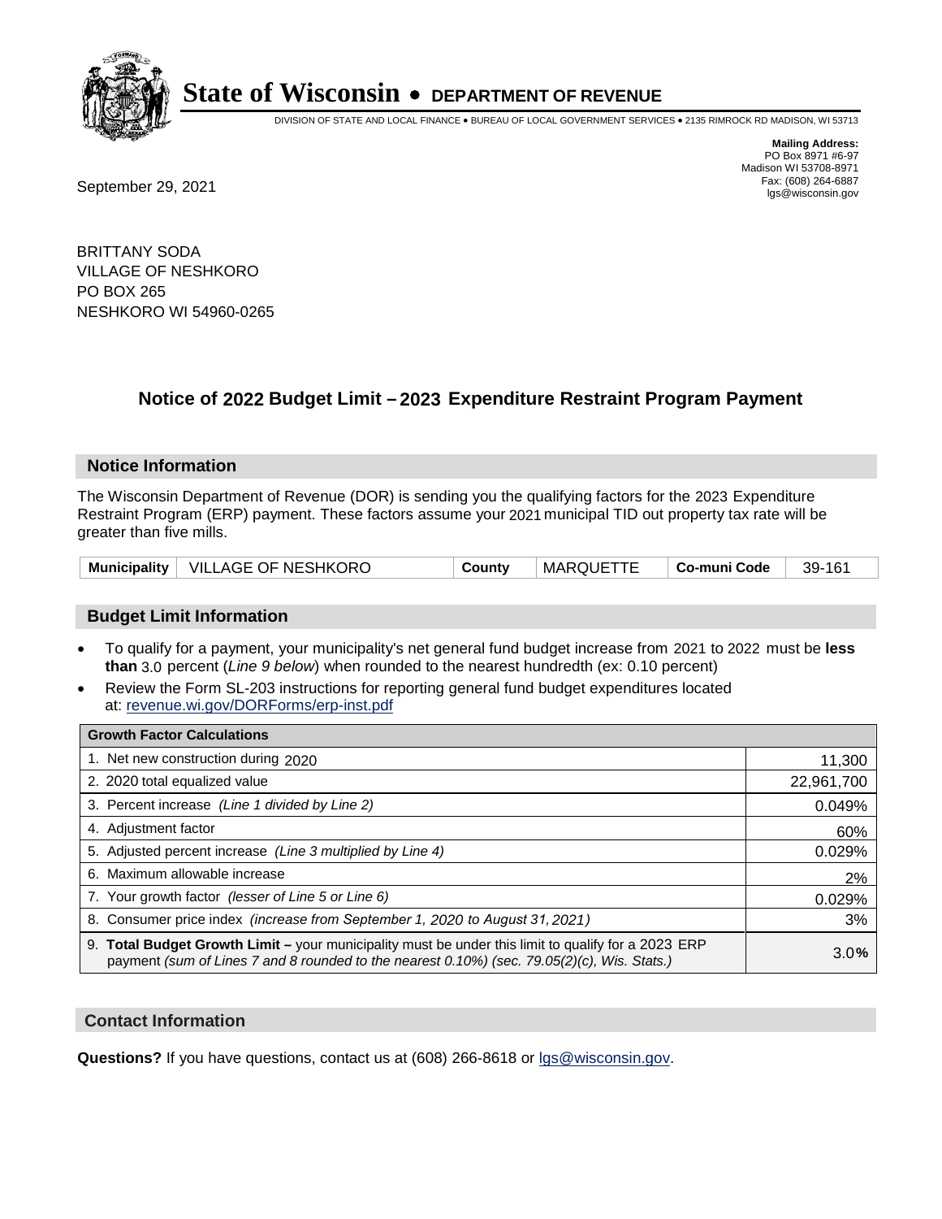# State of Wisconsin • DEPARTMENT OF REVENUE

DIVISION OF STATE AND LOCAL FINANCE • BUREAU OF LOCAL GOVERNMENT SERVICES • 2135 RIMROCK RD MADISON, WI 53713

**Mailing Address:**
PO Box 8971 #6-97
Madison WI 53708-8971
Fax: (608) 264-6887
lgs@wisconsin.gov

September 29, 2021

BRITTANY SODA
VILLAGE OF NESHKORO
PO BOX 265
NESHKORO WI 54960-0265

## Notice of 2022 Budget Limit – 2023 Expenditure Restraint Program Payment

### Notice Information

The Wisconsin Department of Revenue (DOR) is sending you the qualifying factors for the 2023 Expenditure Restraint Program (ERP) payment. These factors assume your 2021 municipal TID out property tax rate will be greater than five mills.

| Municipality | VILLAGE OF NESHKORO | County | MARQUETTE | Co-muni Code | 39-161 |
|---|---|---|---|---|---|

### Budget Limit Information

- To qualify for a payment, your municipality's net general fund budget increase from 2021 to 2022 must be **less than** 3.0 percent (*Line 9 below*) when rounded to the nearest hundredth (ex: 0.10 percent)
- Review the Form SL-203 instructions for reporting general fund budget expenditures located at: revenue.wi.gov/DORForms/erp-inst.pdf

| Growth Factor Calculations | |
|---|---|
| 1. Net new construction during 2020 | 11,300 |
| 2. 2020 total equalized value | 22,961,700 |
| 3. Percent increase *(Line 1 divided by Line 2)* | 0.049% |
| 4. Adjustment factor | 60% |
| 5. Adjusted percent increase *(Line 3 multiplied by Line 4)* | 0.029% |
| 6. Maximum allowable increase | 2% |
| 7. Your growth factor *(lesser of Line 5 or Line 6)* | 0.029% |
| 8. Consumer price index *(increase from September 1, 2020 to August 31, 2021)* | 3% |
| 9. **Total Budget Growth Limit –** your municipality must be under this limit to qualify for a 2023 ERP payment *(sum of Lines 7 and 8 rounded to the nearest 0.10%) (sec. 79.05(2)(c), Wis. Stats.)* | 3.0% |

### Contact Information

**Questions?** If you have questions, contact us at (608) 266-8618 or lgs@wisconsin.gov.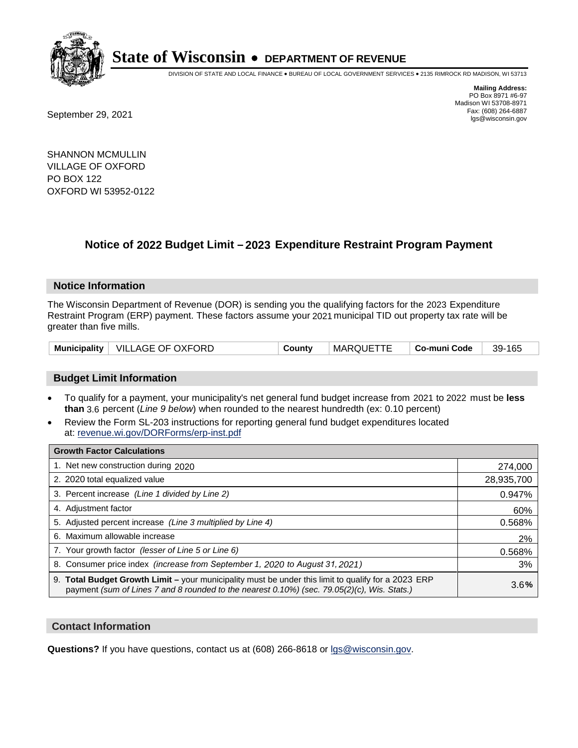# State of Wisconsin • DEPARTMENT OF REVENUE

DIVISION OF STATE AND LOCAL FINANCE • BUREAU OF LOCAL GOVERNMENT SERVICES • 2135 RIMROCK RD MADISON, WI 53713

**Mailing Address:**
PO Box 8971 #6-97
Madison WI 53708-8971
Fax: (608) 264-6887
lgs@wisconsin.gov

September 29, 2021

SHANNON MCMULLIN
VILLAGE OF OXFORD
PO BOX 122
OXFORD WI 53952-0122

## Notice of 2022 Budget Limit – 2023 Expenditure Restraint Program Payment

### Notice Information

The Wisconsin Department of Revenue (DOR) is sending you the qualifying factors for the 2023 Expenditure Restraint Program (ERP) payment. These factors assume your 2021 municipal TID out property tax rate will be greater than five mills.

| Municipality | VILLAGE OF OXFORD | County | MARQUETTE | Co-muni Code | 39-165 |
|---|---|---|---|---|---|

### Budget Limit Information

- To qualify for a payment, your municipality's net general fund budget increase from 2021 to 2022 must be **less than** 3.6 percent (*Line 9 below*) when rounded to the nearest hundredth (ex: 0.10 percent)
- Review the Form SL-203 instructions for reporting general fund budget expenditures located at: revenue.wi.gov/DORForms/erp-inst.pdf

| Growth Factor Calculations | |
|---|---|
| 1. Net new construction during 2020 | 274,000 |
| 2. 2020 total equalized value | 28,935,700 |
| 3. Percent increase *(Line 1 divided by Line 2)* | 0.947% |
| 4. Adjustment factor | 60% |
| 5. Adjusted percent increase *(Line 3 multiplied by Line 4)* | 0.568% |
| 6. Maximum allowable increase | 2% |
| 7. Your growth factor *(lesser of Line 5 or Line 6)* | 0.568% |
| 8. Consumer price index *(increase from September 1, 2020 to August 31, 2021)* | 3% |
| 9. **Total Budget Growth Limit –** your municipality must be under this limit to qualify for a 2023 ERP payment *(sum of Lines 7 and 8 rounded to the nearest 0.10%) (sec. 79.05(2)(c), Wis. Stats.)* | 3.6% |

### Contact Information

**Questions?** If you have questions, contact us at (608) 266-8618 or lgs@wisconsin.gov.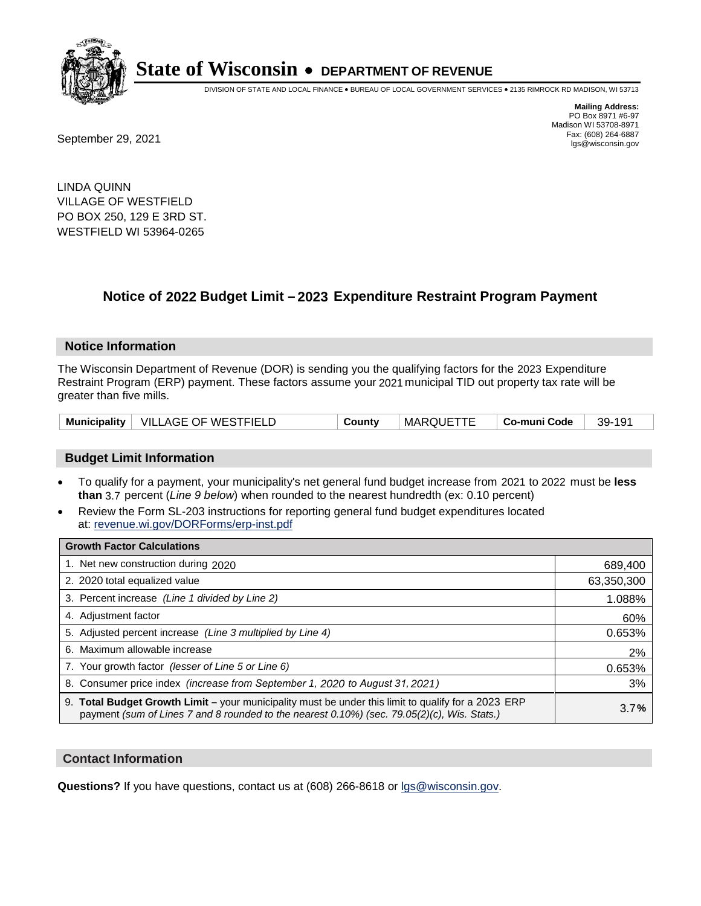# State of Wisconsin • DEPARTMENT OF REVENUE

DIVISION OF STATE AND LOCAL FINANCE • BUREAU OF LOCAL GOVERNMENT SERVICES • 2135 RIMROCK RD MADISON, WI 53713

**Mailing Address:**
PO Box 8971 #6-97
Madison WI 53708-8971
Fax: (608) 264-6887
lgs@wisconsin.gov

September 29, 2021

LINDA QUINN
VILLAGE OF WESTFIELD
PO BOX 250, 129 E 3RD ST.
WESTFIELD WI 53964-0265

## Notice of 2022 Budget Limit – 2023 Expenditure Restraint Program Payment

### Notice Information

The Wisconsin Department of Revenue (DOR) is sending you the qualifying factors for the 2023 Expenditure Restraint Program (ERP) payment. These factors assume your 2021 municipal TID out property tax rate will be greater than five mills.

| Municipality | VILLAGE OF WESTFIELD | County | MARQUETTE | Co-muni Code | 39-191 |
|---|---|---|---|---|---|

### Budget Limit Information

- To qualify for a payment, your municipality's net general fund budget increase from 2021 to 2022 must be **less than** 3.7 percent (*Line 9 below*) when rounded to the nearest hundredth (ex: 0.10 percent)
- Review the Form SL-203 instructions for reporting general fund budget expenditures located at: revenue.wi.gov/DORForms/erp-inst.pdf

| Growth Factor Calculations | |
|---|---|
| 1. Net new construction during 2020 | 689,400 |
| 2. 2020 total equalized value | 63,350,300 |
| 3. Percent increase *(Line 1 divided by Line 2)* | 1.088% |
| 4. Adjustment factor | 60% |
| 5. Adjusted percent increase *(Line 3 multiplied by Line 4)* | 0.653% |
| 6. Maximum allowable increase | 2% |
| 7. Your growth factor *(lesser of Line 5 or Line 6)* | 0.653% |
| 8. Consumer price index *(increase from September 1, 2020 to August 31, 2021)* | 3% |
| 9. **Total Budget Growth Limit** – your municipality must be under this limit to qualify for a 2023 ERP payment *(sum of Lines 7 and 8 rounded to the nearest 0.10%) (sec. 79.05(2)(c), Wis. Stats.)* | 3.7**%** |

### Contact Information

**Questions?** If you have questions, contact us at (608) 266-8618 or lgs@wisconsin.gov.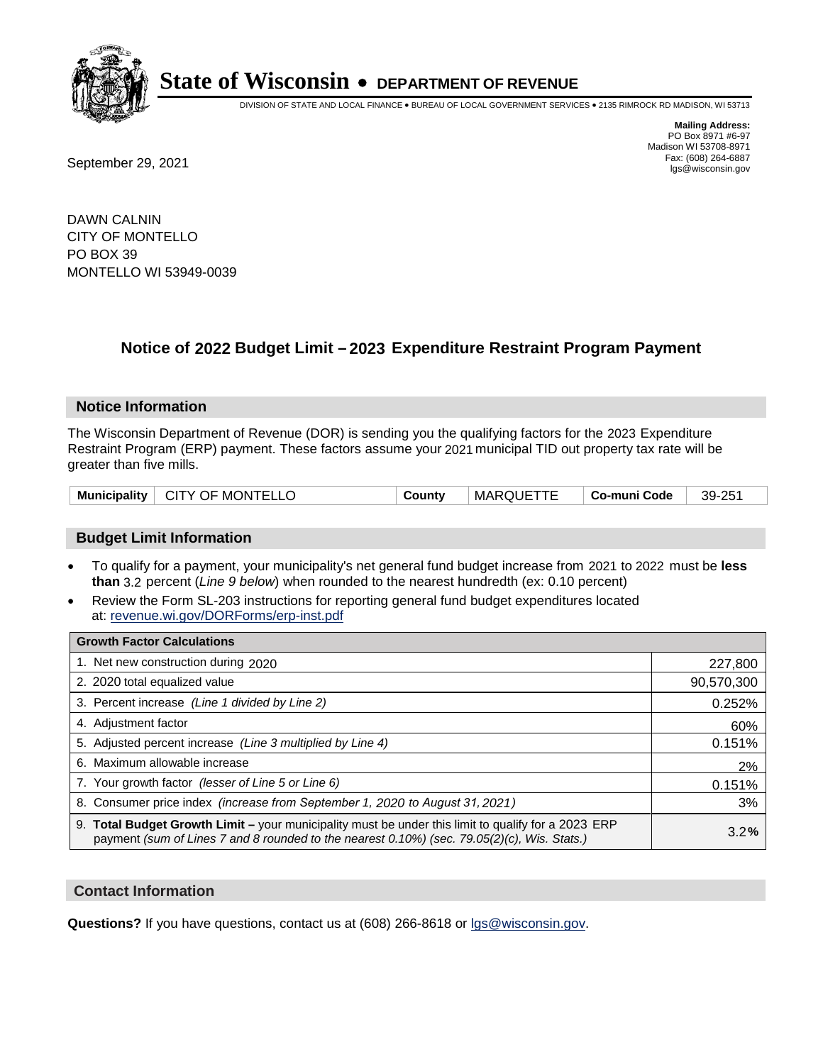# State of Wisconsin • DEPARTMENT OF REVENUE

DIVISION OF STATE AND LOCAL FINANCE • BUREAU OF LOCAL GOVERNMENT SERVICES • 2135 RIMROCK RD MADISON, WI 53713

**Mailing Address:**
PO Box 8971 #6-97
Madison WI 53708-8971
Fax: (608) 264-6887
lgs@wisconsin.gov

September 29, 2021

DAWN CALNIN
CITY OF MONTELLO
PO BOX 39
MONTELLO WI 53949-0039

## Notice of 2022 Budget Limit – 2023 Expenditure Restraint Program Payment

### Notice Information

The Wisconsin Department of Revenue (DOR) is sending you the qualifying factors for the 2023 Expenditure Restraint Program (ERP) payment. These factors assume your 2021 municipal TID out property tax rate will be greater than five mills.

| Municipality | CITY OF MONTELLO | County | MARQUETTE | Co-muni Code | 39-251 |
|---|---|---|---|---|---|

### Budget Limit Information

- To qualify for a payment, your municipality's net general fund budget increase from 2021 to 2022 must be **less than** 3.2 percent (*Line 9 below*) when rounded to the nearest hundredth (ex: 0.10 percent)
- Review the Form SL-203 instructions for reporting general fund budget expenditures located at: revenue.wi.gov/DORForms/erp-inst.pdf

| Growth Factor Calculations | |
|---|---|
| 1. Net new construction during 2020 | 227,800 |
| 2. 2020 total equalized value | 90,570,300 |
| 3. Percent increase *(Line 1 divided by Line 2)* | 0.252% |
| 4. Adjustment factor | 60% |
| 5. Adjusted percent increase *(Line 3 multiplied by Line 4)* | 0.151% |
| 6. Maximum allowable increase | 2% |
| 7. Your growth factor *(lesser of Line 5 or Line 6)* | 0.151% |
| 8. Consumer price index *(increase from September 1, 2020 to August 31, 2021)* | 3% |
| 9. **Total Budget Growth Limit –** your municipality must be under this limit to qualify for a 2023 ERP payment *(sum of Lines 7 and 8 rounded to the nearest 0.10%) (sec. 79.05(2)(c), Wis. Stats.)* | 3.2**%** |

### Contact Information

**Questions?** If you have questions, contact us at (608) 266-8618 or lgs@wisconsin.gov.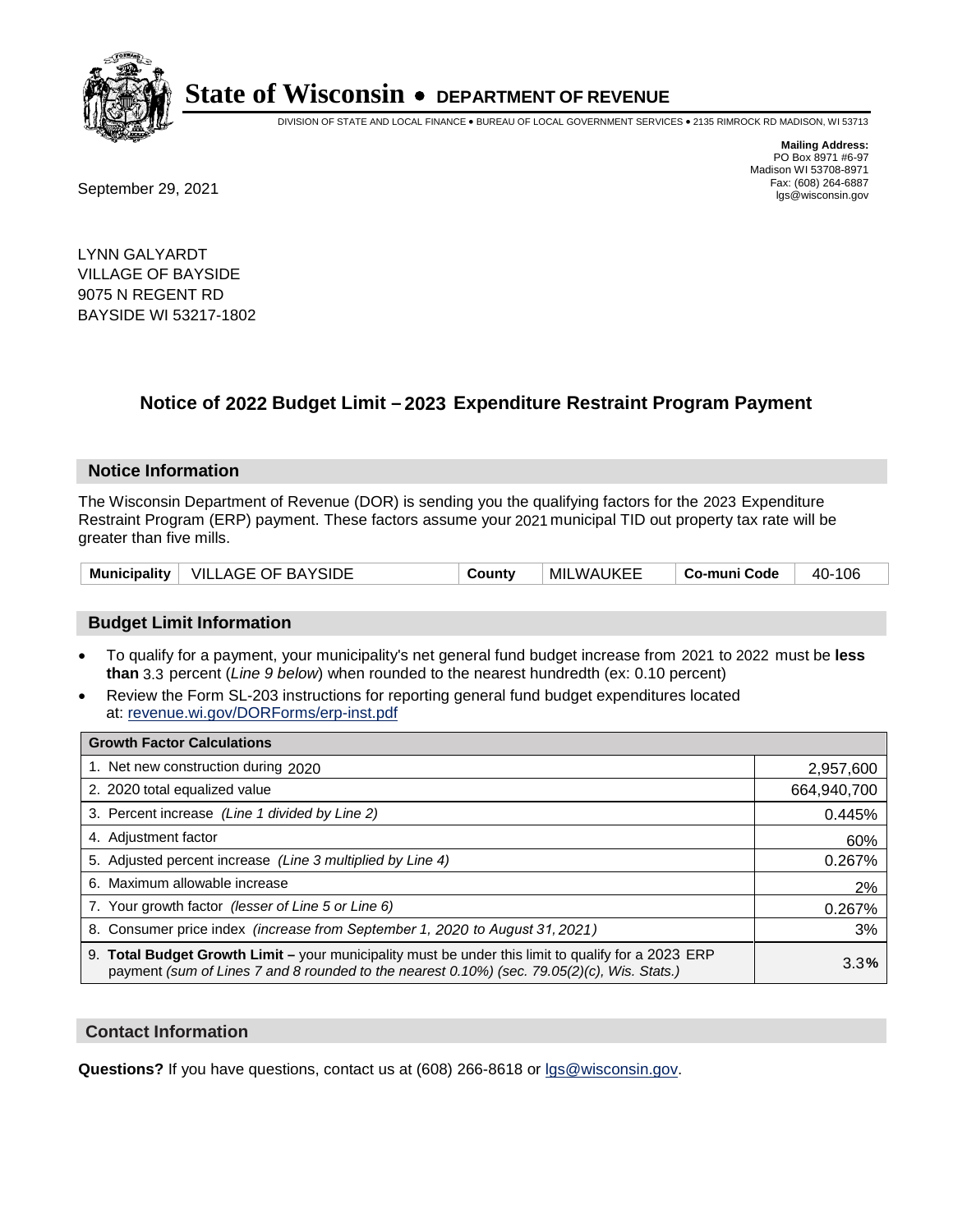# State of Wisconsin • DEPARTMENT OF REVENUE

DIVISION OF STATE AND LOCAL FINANCE • BUREAU OF LOCAL GOVERNMENT SERVICES • 2135 RIMROCK RD MADISON, WI 53713

**Mailing Address:**
PO Box 8971 #6-97
Madison WI 53708-8971
Fax: (608) 264-6887
lgs@wisconsin.gov

September 29, 2021

LYNN GALYARDT
VILLAGE OF BAYSIDE
9075 N REGENT RD
BAYSIDE WI 53217-1802

## Notice of 2022 Budget Limit – 2023 Expenditure Restraint Program Payment

### Notice Information

The Wisconsin Department of Revenue (DOR) is sending you the qualifying factors for the 2023 Expenditure Restraint Program (ERP) payment. These factors assume your 2021 municipal TID out property tax rate will be greater than five mills.

| Municipality | VILLAGE OF BAYSIDE | County | MILWAUKEE | Co-muni Code | 40-106 |
|---|---|---|---|---|---|

### Budget Limit Information

- To qualify for a payment, your municipality's net general fund budget increase from 2021 to 2022 must be **less than** 3.3 percent (*Line 9 below*) when rounded to the nearest hundredth (ex: 0.10 percent)
- Review the Form SL-203 instructions for reporting general fund budget expenditures located at: revenue.wi.gov/DORForms/erp-inst.pdf

| Growth Factor Calculations | |
|---|---|
| 1. Net new construction during 2020 | 2,957,600 |
| 2. 2020 total equalized value | 664,940,700 |
| 3. Percent increase *(Line 1 divided by Line 2)* | 0.445% |
| 4. Adjustment factor | 60% |
| 5. Adjusted percent increase *(Line 3 multiplied by Line 4)* | 0.267% |
| 6. Maximum allowable increase | 2% |
| 7. Your growth factor *(lesser of Line 5 or Line 6)* | 0.267% |
| 8. Consumer price index *(increase from September 1, 2020 to August 31, 2021)* | 3% |
| 9. **Total Budget Growth Limit** – your municipality must be under this limit to qualify for a 2023 ERP payment *(sum of Lines 7 and 8 rounded to the nearest 0.10%) (sec. 79.05(2)(c), Wis. Stats.)* | 3.3% |

### Contact Information

**Questions?** If you have questions, contact us at (608) 266-8618 or lgs@wisconsin.gov.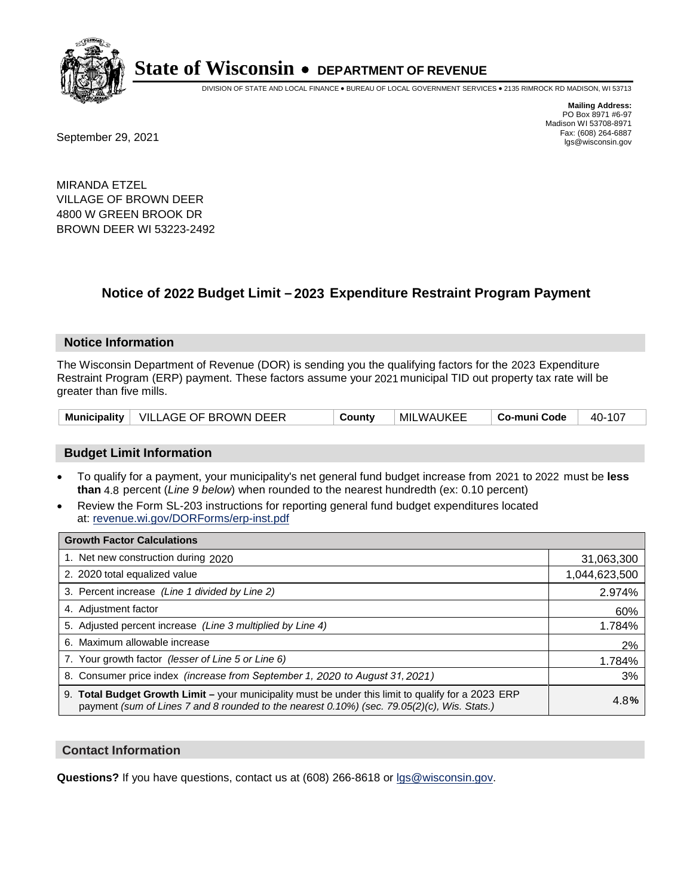# State of Wisconsin • DEPARTMENT OF REVENUE

DIVISION OF STATE AND LOCAL FINANCE • BUREAU OF LOCAL GOVERNMENT SERVICES • 2135 RIMROCK RD MADISON, WI 53713

**Mailing Address:**
PO Box 8971 #6-97
Madison WI 53708-8971
Fax: (608) 264-6887
lgs@wisconsin.gov

September 29, 2021

MIRANDA ETZEL
VILLAGE OF BROWN DEER
4800 W GREEN BROOK DR
BROWN DEER WI 53223-2492

## Notice of 2022 Budget Limit – 2023 Expenditure Restraint Program Payment

### Notice Information

The Wisconsin Department of Revenue (DOR) is sending you the qualifying factors for the 2023 Expenditure Restraint Program (ERP) payment. These factors assume your 2021 municipal TID out property tax rate will be greater than five mills.

| Municipality | VILLAGE OF BROWN DEER | County | MILWAUKEE | Co-muni Code | 40-107 |
|---|---|---|---|---|---|

### Budget Limit Information

- To qualify for a payment, your municipality's net general fund budget increase from 2021 to 2022 must be **less than** 4.8 percent (*Line 9 below*) when rounded to the nearest hundredth (ex: 0.10 percent)
- Review the Form SL-203 instructions for reporting general fund budget expenditures located at: revenue.wi.gov/DORForms/erp-inst.pdf

| Growth Factor Calculations | |
|---|---|
| 1. Net new construction during 2020 | 31,063,300 |
| 2. 2020 total equalized value | 1,044,623,500 |
| 3. Percent increase *(Line 1 divided by Line 2)* | 2.974% |
| 4. Adjustment factor | 60% |
| 5. Adjusted percent increase *(Line 3 multiplied by Line 4)* | 1.784% |
| 6. Maximum allowable increase | 2% |
| 7. Your growth factor *(lesser of Line 5 or Line 6)* | 1.784% |
| 8. Consumer price index *(increase from September 1, 2020 to August 31, 2021)* | 3% |
| 9. **Total Budget Growth Limit –** your municipality must be under this limit to qualify for a 2023 ERP payment *(sum of Lines 7 and 8 rounded to the nearest 0.10%) (sec. 79.05(2)(c), Wis. Stats.)* | 4.8**%** |

### Contact Information

**Questions?** If you have questions, contact us at (608) 266-8618 or lgs@wisconsin.gov.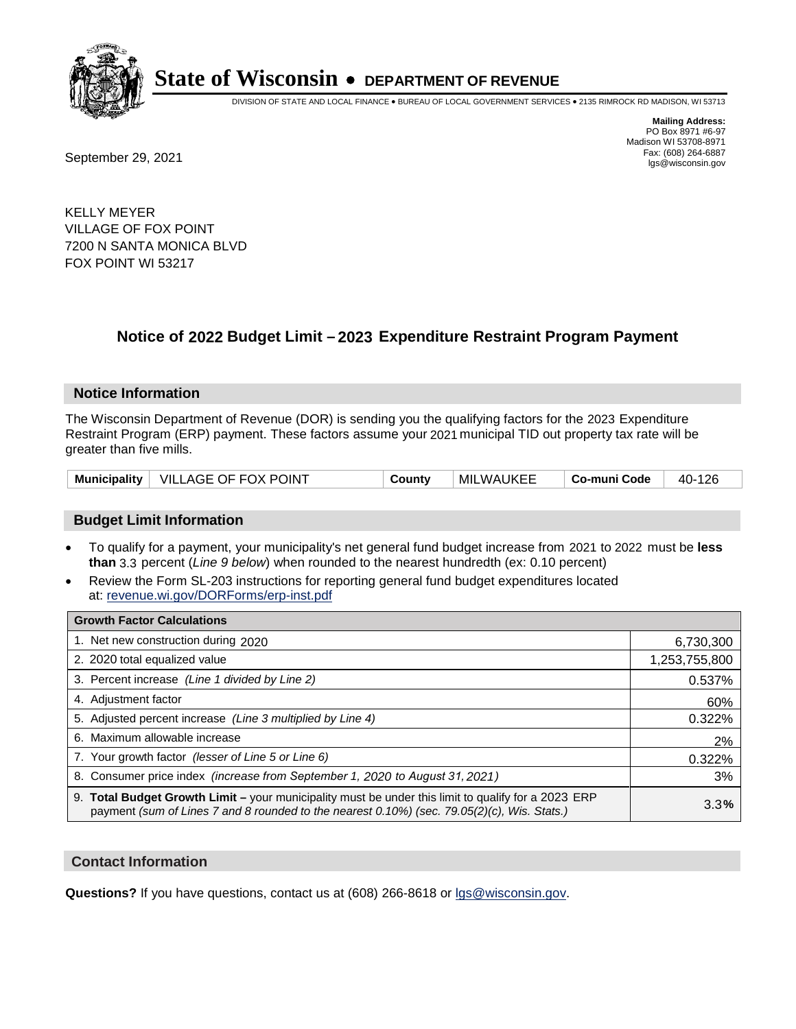# State of Wisconsin • DEPARTMENT OF REVENUE

DIVISION OF STATE AND LOCAL FINANCE • BUREAU OF LOCAL GOVERNMENT SERVICES • 2135 RIMROCK RD MADISON, WI 53713

**Mailing Address:**
PO Box 8971 #6-97
Madison WI 53708-8971
Fax: (608) 264-6887
lgs@wisconsin.gov

September 29, 2021

KELLY MEYER
VILLAGE OF FOX POINT
7200 N SANTA MONICA BLVD
FOX POINT WI 53217

## Notice of 2022 Budget Limit – 2023 Expenditure Restraint Program Payment

### Notice Information

The Wisconsin Department of Revenue (DOR) is sending you the qualifying factors for the 2023 Expenditure Restraint Program (ERP) payment. These factors assume your 2021 municipal TID out property tax rate will be greater than five mills.

| Municipality | VILLAGE OF FOX POINT | County | MILWAUKEE | Co-muni Code | 40-126 |
|---|---|---|---|---|---|

### Budget Limit Information

- To qualify for a payment, your municipality's net general fund budget increase from 2021 to 2022 must be **less than** 3.3 percent (*Line 9 below*) when rounded to the nearest hundredth (ex: 0.10 percent)
- Review the Form SL-203 instructions for reporting general fund budget expenditures located at: revenue.wi.gov/DORForms/erp-inst.pdf

| Growth Factor Calculations | |
|---|---|
| 1. Net new construction during 2020 | 6,730,300 |
| 2. 2020 total equalized value | 1,253,755,800 |
| 3. Percent increase *(Line 1 divided by Line 2)* | 0.537% |
| 4. Adjustment factor | 60% |
| 5. Adjusted percent increase *(Line 3 multiplied by Line 4)* | 0.322% |
| 6. Maximum allowable increase | 2% |
| 7. Your growth factor *(lesser of Line 5 or Line 6)* | 0.322% |
| 8. Consumer price index *(increase from September 1, 2020 to August 31, 2021)* | 3% |
| 9. **Total Budget Growth Limit –** your municipality must be under this limit to qualify for a 2023 ERP payment *(sum of Lines 7 and 8 rounded to the nearest 0.10%) (sec. 79.05(2)(c), Wis. Stats.)* | 3.3**%** |

### Contact Information

**Questions?** If you have questions, contact us at (608) 266-8618 or lgs@wisconsin.gov.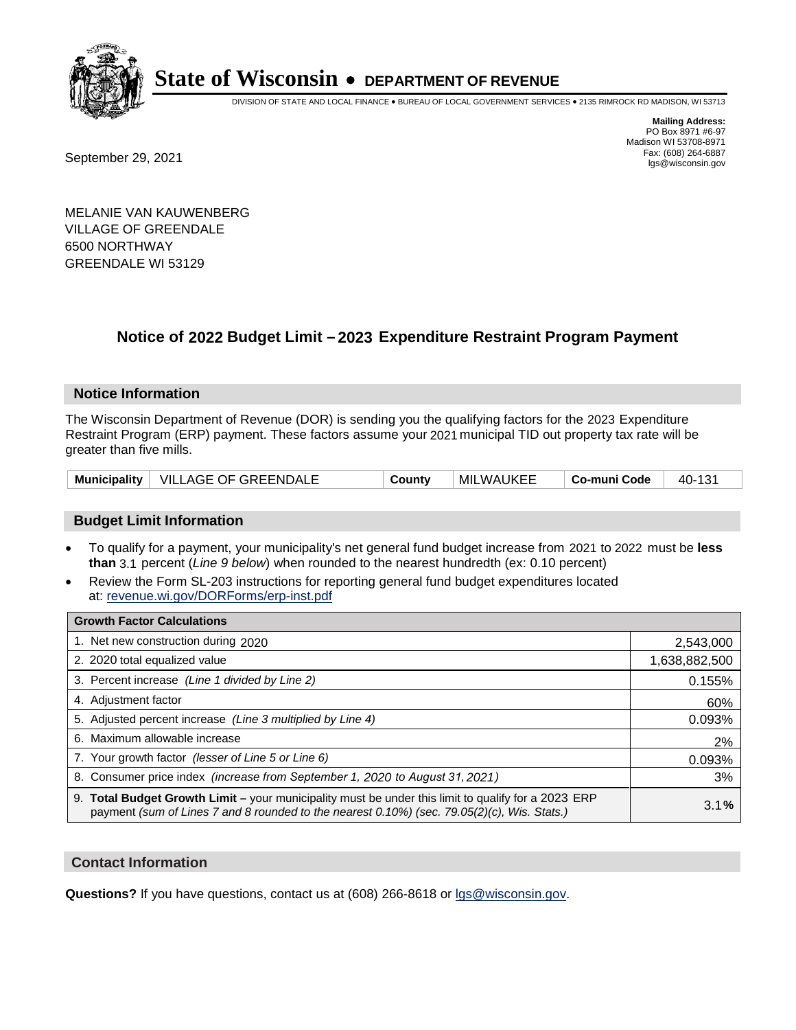# State of Wisconsin • DEPARTMENT OF REVENUE

DIVISION OF STATE AND LOCAL FINANCE • BUREAU OF LOCAL GOVERNMENT SERVICES • 2135 RIMROCK RD MADISON, WI 53713

**Mailing Address:**
PO Box 8971 #6-97
Madison WI 53708-8971
Fax: (608) 264-6887
lgs@wisconsin.gov

September 29, 2021

MELANIE VAN KAUWENBERG
VILLAGE OF GREENDALE
6500 NORTHWAY
GREENDALE WI 53129

## Notice of 2022 Budget Limit – 2023 Expenditure Restraint Program Payment

### Notice Information

The Wisconsin Department of Revenue (DOR) is sending you the qualifying factors for the 2023 Expenditure Restraint Program (ERP) payment. These factors assume your 2021 municipal TID out property tax rate will be greater than five mills.

| Municipality | VILLAGE OF GREENDALE | County | MILWAUKEE | Co-muni Code | 40-131 |
|---|---|---|---|---|---|

### Budget Limit Information

- To qualify for a payment, your municipality's net general fund budget increase from 2021 to 2022 must be **less than** 3.1 percent (*Line 9 below*) when rounded to the nearest hundredth (ex: 0.10 percent)
- Review the Form SL-203 instructions for reporting general fund budget expenditures located at: revenue.wi.gov/DORForms/erp-inst.pdf

| Growth Factor Calculations | |
|---|---|
| 1. Net new construction during 2020 | 2,543,000 |
| 2. 2020 total equalized value | 1,638,882,500 |
| 3. Percent increase *(Line 1 divided by Line 2)* | 0.155% |
| 4. Adjustment factor | 60% |
| 5. Adjusted percent increase *(Line 3 multiplied by Line 4)* | 0.093% |
| 6. Maximum allowable increase | 2% |
| 7. Your growth factor *(lesser of Line 5 or Line 6)* | 0.093% |
| 8. Consumer price index *(increase from September 1, 2020 to August 31, 2021)* | 3% |
| 9. **Total Budget Growth Limit –** your municipality must be under this limit to qualify for a 2023 ERP payment *(sum of Lines 7 and 8 rounded to the nearest 0.10%) (sec. 79.05(2)(c), Wis. Stats.)* | 3.1**%** |

### Contact Information

**Questions?** If you have questions, contact us at (608) 266-8618 or lgs@wisconsin.gov.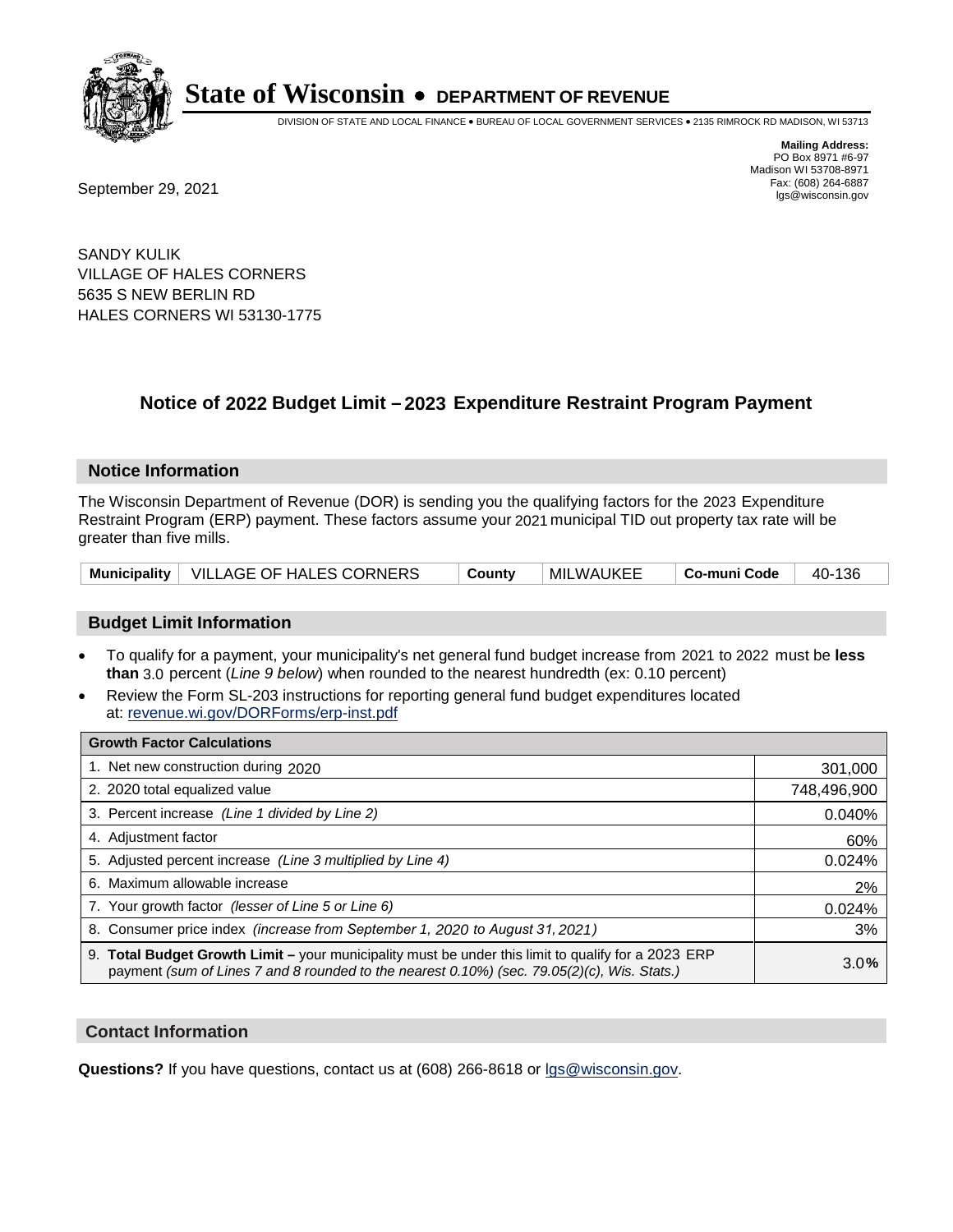# State of Wisconsin • DEPARTMENT OF REVENUE

DIVISION OF STATE AND LOCAL FINANCE • BUREAU OF LOCAL GOVERNMENT SERVICES • 2135 RIMROCK RD MADISON, WI 53713

**Mailing Address:**
PO Box 8971 #6-97
Madison WI 53708-8971
Fax: (608) 264-6887
lgs@wisconsin.gov

September 29, 2021

SANDY KULIK
VILLAGE OF HALES CORNERS
5635 S NEW BERLIN RD
HALES CORNERS WI 53130-1775

## Notice of 2022 Budget Limit – 2023 Expenditure Restraint Program Payment

### Notice Information

The Wisconsin Department of Revenue (DOR) is sending you the qualifying factors for the 2023 Expenditure Restraint Program (ERP) payment. These factors assume your 2021 municipal TID out property tax rate will be greater than five mills.

| Municipality | VILLAGE OF HALES CORNERS | County | MILWAUKEE | Co-muni Code | 40-136 |
|---|---|---|---|---|---|

### Budget Limit Information

- To qualify for a payment, your municipality's net general fund budget increase from 2021 to 2022 must be **less than** 3.0 percent (*Line 9 below*) when rounded to the nearest hundredth (ex: 0.10 percent)
- Review the Form SL-203 instructions for reporting general fund budget expenditures located at: revenue.wi.gov/DORForms/erp-inst.pdf

| Growth Factor Calculations | |
|---|---|
| 1. Net new construction during 2020 | 301,000 |
| 2. 2020 total equalized value | 748,496,900 |
| 3. Percent increase *(Line 1 divided by Line 2)* | 0.040% |
| 4. Adjustment factor | 60% |
| 5. Adjusted percent increase *(Line 3 multiplied by Line 4)* | 0.024% |
| 6. Maximum allowable increase | 2% |
| 7. Your growth factor *(lesser of Line 5 or Line 6)* | 0.024% |
| 8. Consumer price index *(increase from September 1, 2020 to August 31, 2021)* | 3% |
| 9. **Total Budget Growth Limit –** your municipality must be under this limit to qualify for a 2023 ERP payment *(sum of Lines 7 and 8 rounded to the nearest 0.10%) (sec. 79.05(2)(c), Wis. Stats.)* | 3.0% |

### Contact Information

**Questions?** If you have questions, contact us at (608) 266-8618 or lgs@wisconsin.gov.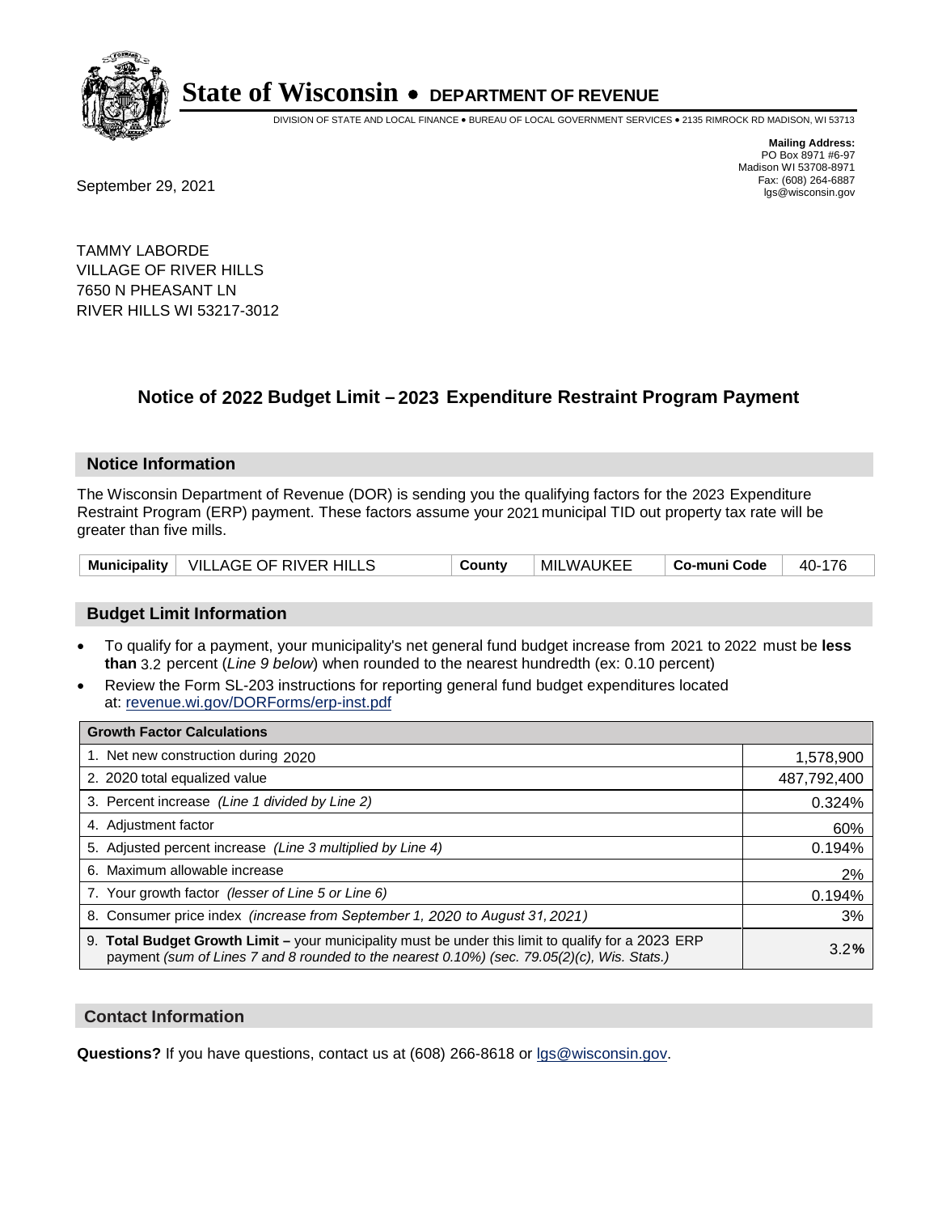# State of Wisconsin • DEPARTMENT OF REVENUE

DIVISION OF STATE AND LOCAL FINANCE • BUREAU OF LOCAL GOVERNMENT SERVICES • 2135 RIMROCK RD MADISON, WI 53713

**Mailing Address:**
PO Box 8971 #6-97
Madison WI 53708-8971
Fax: (608) 264-6887
lgs@wisconsin.gov

September 29, 2021

TAMMY LABORDE
VILLAGE OF RIVER HILLS
7650 N PHEASANT LN
RIVER HILLS WI 53217-3012

## Notice of 2022 Budget Limit – 2023 Expenditure Restraint Program Payment

### Notice Information

The Wisconsin Department of Revenue (DOR) is sending you the qualifying factors for the 2023 Expenditure Restraint Program (ERP) payment. These factors assume your 2021 municipal TID out property tax rate will be greater than five mills.

| Municipality | VILLAGE OF RIVER HILLS | County | MILWAUKEE | Co-muni Code | 40-176 |
|---|---|---|---|---|---|

### Budget Limit Information

- To qualify for a payment, your municipality's net general fund budget increase from 2021 to 2022 must be **less than** 3.2 percent (*Line 9 below*) when rounded to the nearest hundredth (ex: 0.10 percent)
- Review the Form SL-203 instructions for reporting general fund budget expenditures located at: revenue.wi.gov/DORForms/erp-inst.pdf

| Growth Factor Calculations | |
|---|---|
| 1. Net new construction during 2020 | 1,578,900 |
| 2. 2020 total equalized value | 487,792,400 |
| 3. Percent increase *(Line 1 divided by Line 2)* | 0.324% |
| 4. Adjustment factor | 60% |
| 5. Adjusted percent increase *(Line 3 multiplied by Line 4)* | 0.194% |
| 6. Maximum allowable increase | 2% |
| 7. Your growth factor *(lesser of Line 5 or Line 6)* | 0.194% |
| 8. Consumer price index *(increase from September 1, 2020 to August 31, 2021)* | 3% |
| 9. **Total Budget Growth Limit –** your municipality must be under this limit to qualify for a 2023 ERP payment *(sum of Lines 7 and 8 rounded to the nearest 0.10%) (sec. 79.05(2)(c), Wis. Stats.)* | 3.2**%** |

### Contact Information

**Questions?** If you have questions, contact us at (608) 266-8618 or lgs@wisconsin.gov.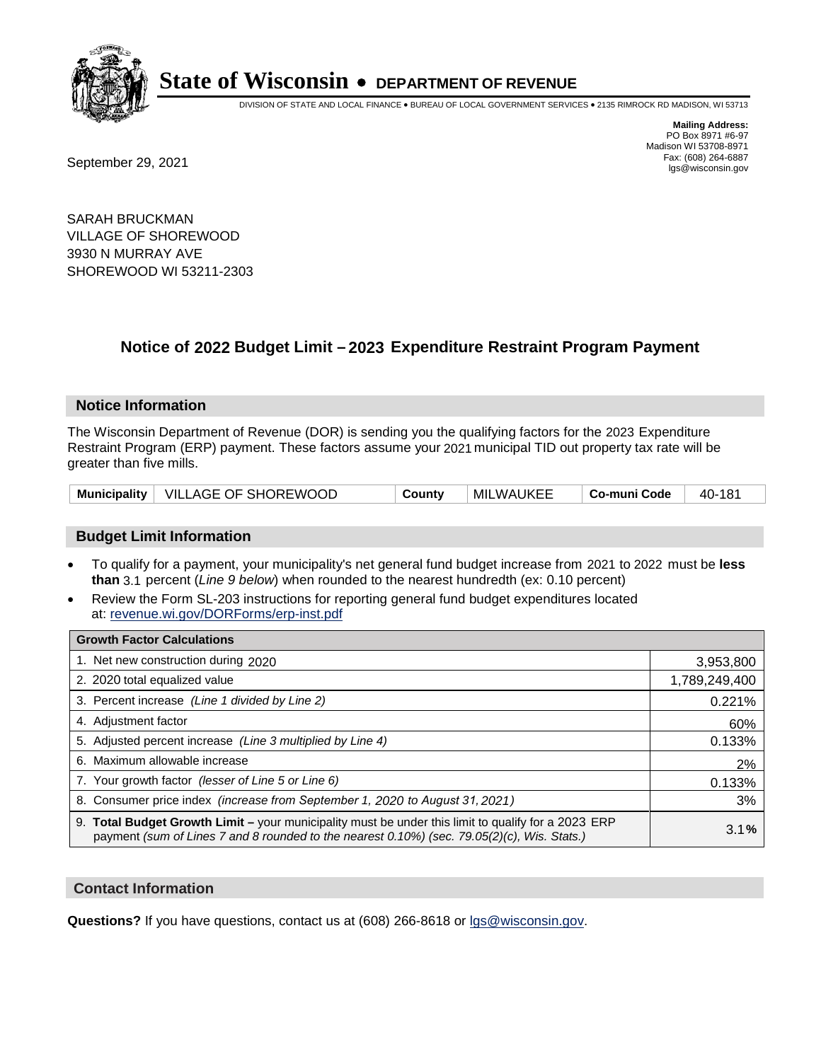# State of Wisconsin • DEPARTMENT OF REVENUE

DIVISION OF STATE AND LOCAL FINANCE • BUREAU OF LOCAL GOVERNMENT SERVICES • 2135 RIMROCK RD MADISON, WI 53713

**Mailing Address:**
PO Box 8971 #6-97
Madison WI 53708-8971
Fax: (608) 264-6887
lgs@wisconsin.gov

September 29, 2021

SARAH BRUCKMAN
VILLAGE OF SHOREWOOD
3930 N MURRAY AVE
SHOREWOOD WI 53211-2303

## Notice of 2022 Budget Limit – 2023 Expenditure Restraint Program Payment

### Notice Information

The Wisconsin Department of Revenue (DOR) is sending you the qualifying factors for the 2023 Expenditure Restraint Program (ERP) payment. These factors assume your 2021 municipal TID out property tax rate will be greater than five mills.

| Municipality | VILLAGE OF SHOREWOOD | County | MILWAUKEE | Co-muni Code | 40-181 |
|---|---|---|---|---|---|

### Budget Limit Information

- To qualify for a payment, your municipality's net general fund budget increase from 2021 to 2022 must be **less than** 3.1 percent (*Line 9 below*) when rounded to the nearest hundredth (ex: 0.10 percent)
- Review the Form SL-203 instructions for reporting general fund budget expenditures located at: revenue.wi.gov/DORForms/erp-inst.pdf

| Growth Factor Calculations | |
|---|---|
| 1. Net new construction during 2020 | 3,953,800 |
| 2. 2020 total equalized value | 1,789,249,400 |
| 3. Percent increase *(Line 1 divided by Line 2)* | 0.221% |
| 4. Adjustment factor | 60% |
| 5. Adjusted percent increase *(Line 3 multiplied by Line 4)* | 0.133% |
| 6. Maximum allowable increase | 2% |
| 7. Your growth factor *(lesser of Line 5 or Line 6)* | 0.133% |
| 8. Consumer price index *(increase from September 1, 2020 to August 31, 2021)* | 3% |
| 9. **Total Budget Growth Limit –** your municipality must be under this limit to qualify for a 2023 ERP payment *(sum of Lines 7 and 8 rounded to the nearest 0.10%) (sec. 79.05(2)(c), Wis. Stats.)* | 3.1**%** |

### Contact Information

**Questions?** If you have questions, contact us at (608) 266-8618 or lgs@wisconsin.gov.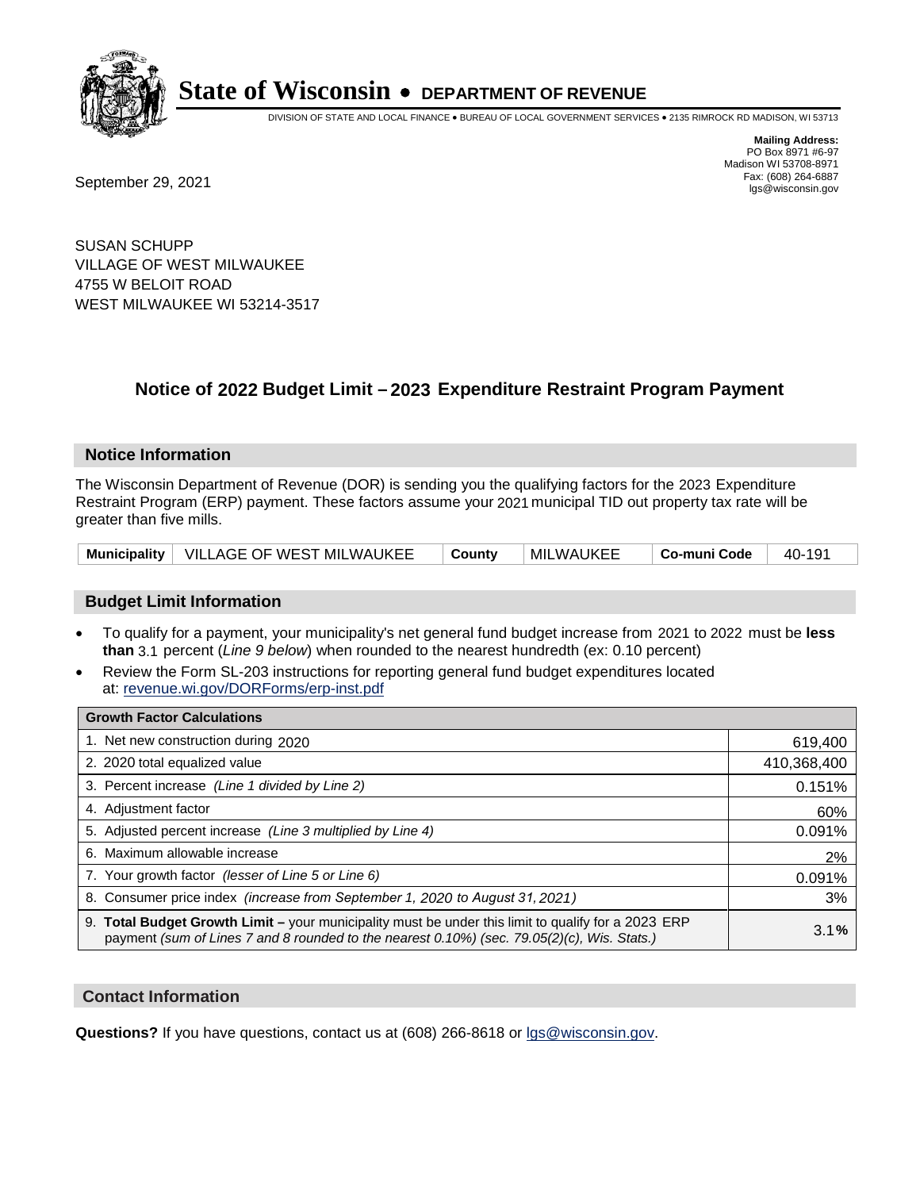# State of Wisconsin • DEPARTMENT OF REVENUE

DIVISION OF STATE AND LOCAL FINANCE • BUREAU OF LOCAL GOVERNMENT SERVICES • 2135 RIMROCK RD MADISON, WI 53713

**Mailing Address:**
PO Box 8971 #6-97
Madison WI 53708-8971
Fax: (608) 264-6887
lgs@wisconsin.gov

September 29, 2021

SUSAN SCHUPP
VILLAGE OF WEST MILWAUKEE
4755 W BELOIT ROAD
WEST MILWAUKEE WI 53214-3517

## Notice of 2022 Budget Limit – 2023 Expenditure Restraint Program Payment

### Notice Information

The Wisconsin Department of Revenue (DOR) is sending you the qualifying factors for the 2023 Expenditure Restraint Program (ERP) payment. These factors assume your 2021 municipal TID out property tax rate will be greater than five mills.

| Municipality | VILLAGE OF WEST MILWAUKEE | County | MILWAUKEE | Co-muni Code | 40-191 |
|---|---|---|---|---|---|

### Budget Limit Information

- To qualify for a payment, your municipality's net general fund budget increase from 2021 to 2022 must be **less than** 3.1 percent (*Line 9 below*) when rounded to the nearest hundredth (ex: 0.10 percent)
- Review the Form SL-203 instructions for reporting general fund budget expenditures located at: revenue.wi.gov/DORForms/erp-inst.pdf

| Growth Factor Calculations | |
|---|---|
| 1. Net new construction during 2020 | 619,400 |
| 2. 2020 total equalized value | 410,368,400 |
| 3. Percent increase *(Line 1 divided by Line 2)* | 0.151% |
| 4. Adjustment factor | 60% |
| 5. Adjusted percent increase *(Line 3 multiplied by Line 4)* | 0.091% |
| 6. Maximum allowable increase | 2% |
| 7. Your growth factor *(lesser of Line 5 or Line 6)* | 0.091% |
| 8. Consumer price index *(increase from September 1, 2020 to August 31, 2021)* | 3% |
| 9. **Total Budget Growth Limit –** your municipality must be under this limit to qualify for a 2023 ERP payment *(sum of Lines 7 and 8 rounded to the nearest 0.10%) (sec. 79.05(2)(c), Wis. Stats.)* | 3.1**%** |

### Contact Information

**Questions?** If you have questions, contact us at (608) 266-8618 or lgs@wisconsin.gov.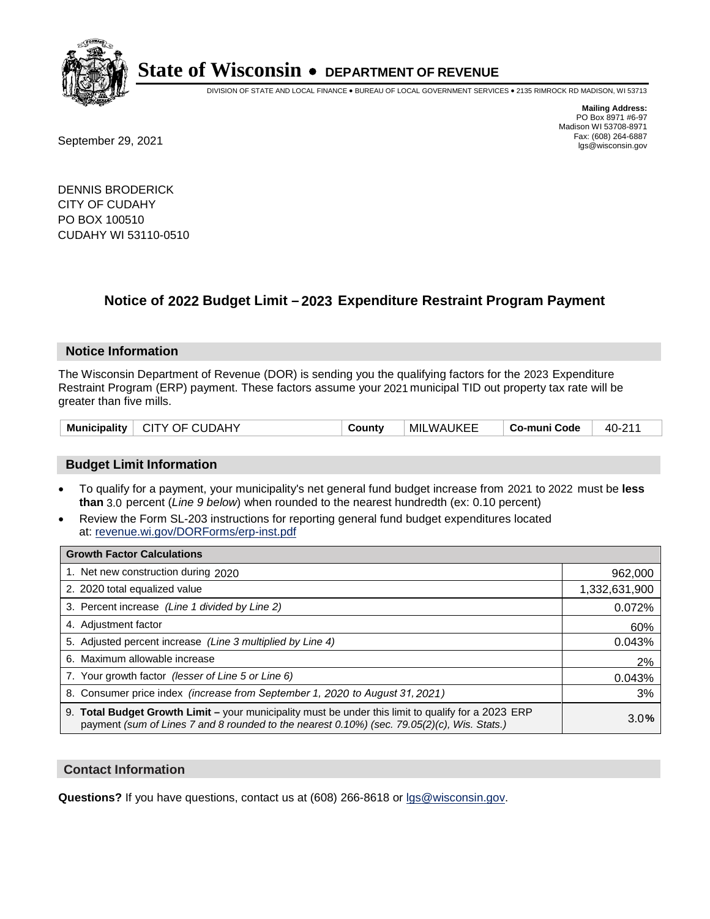# State of Wisconsin • DEPARTMENT OF REVENUE

DIVISION OF STATE AND LOCAL FINANCE • BUREAU OF LOCAL GOVERNMENT SERVICES • 2135 RIMROCK RD MADISON, WI 53713

**Mailing Address:**
PO Box 8971 #6-97
Madison WI 53708-8971
Fax: (608) 264-6887
lgs@wisconsin.gov

September 29, 2021

DENNIS BRODERICK
CITY OF CUDAHY
PO BOX 100510
CUDAHY WI 53110-0510

## Notice of 2022 Budget Limit – 2023 Expenditure Restraint Program Payment

### Notice Information

The Wisconsin Department of Revenue (DOR) is sending you the qualifying factors for the 2023 Expenditure Restraint Program (ERP) payment. These factors assume your 2021 municipal TID out property tax rate will be greater than five mills.

| Municipality | CITY OF CUDAHY | County | MILWAUKEE | Co-muni Code | 40-211 |
|---|---|---|---|---|---|

### Budget Limit Information

- To qualify for a payment, your municipality's net general fund budget increase from 2021 to 2022 must be **less than** 3.0 percent (*Line 9 below*) when rounded to the nearest hundredth (ex: 0.10 percent)
- Review the Form SL-203 instructions for reporting general fund budget expenditures located at: revenue.wi.gov/DORForms/erp-inst.pdf

| Growth Factor Calculations | |
|---|---|
| 1. Net new construction during 2020 | 962,000 |
| 2. 2020 total equalized value | 1,332,631,900 |
| 3. Percent increase *(Line 1 divided by Line 2)* | 0.072% |
| 4. Adjustment factor | 60% |
| 5. Adjusted percent increase *(Line 3 multiplied by Line 4)* | 0.043% |
| 6. Maximum allowable increase | 2% |
| 7. Your growth factor *(lesser of Line 5 or Line 6)* | 0.043% |
| 8. Consumer price index *(increase from September 1, 2020 to August 31, 2021)* | 3% |
| 9. **Total Budget Growth Limit –** your municipality must be under this limit to qualify for a 2023 ERP payment *(sum of Lines 7 and 8 rounded to the nearest 0.10%) (sec. 79.05(2)(c), Wis. Stats.)* | 3.0% |

### Contact Information

**Questions?** If you have questions, contact us at (608) 266-8618 or lgs@wisconsin.gov.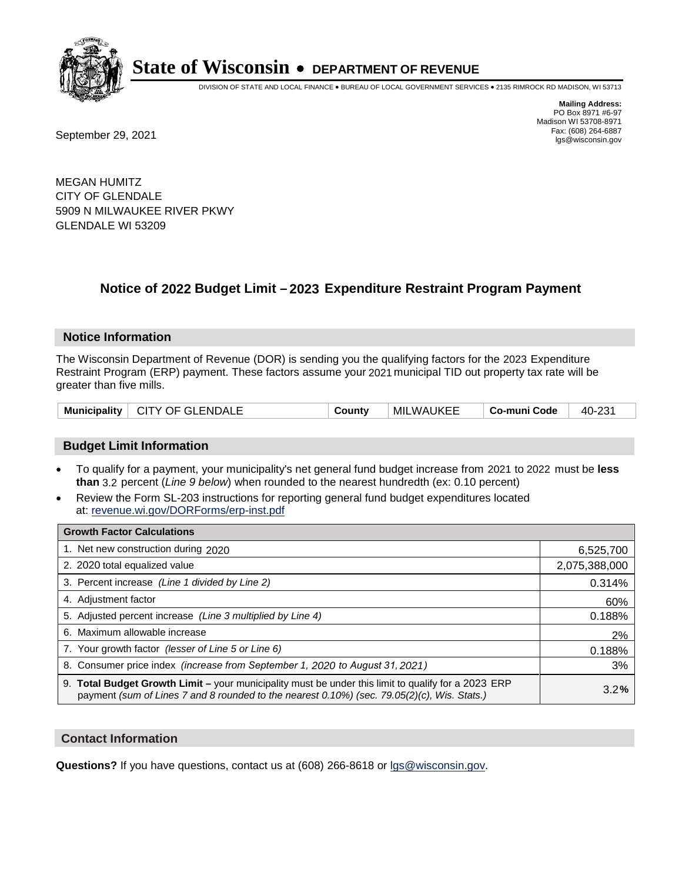# State of Wisconsin • DEPARTMENT OF REVENUE

DIVISION OF STATE AND LOCAL FINANCE • BUREAU OF LOCAL GOVERNMENT SERVICES • 2135 RIMROCK RD MADISON, WI 53713

**Mailing Address:**
PO Box 8971 #6-97
Madison WI 53708-8971
Fax: (608) 264-6887
lgs@wisconsin.gov

September 29, 2021

MEGAN HUMITZ
CITY OF GLENDALE
5909 N MILWAUKEE RIVER PKWY
GLENDALE WI 53209

## Notice of 2022 Budget Limit – 2023 Expenditure Restraint Program Payment

### Notice Information

The Wisconsin Department of Revenue (DOR) is sending you the qualifying factors for the 2023 Expenditure Restraint Program (ERP) payment. These factors assume your 2021 municipal TID out property tax rate will be greater than five mills.

| Municipality | CITY OF GLENDALE | County | MILWAUKEE | Co-muni Code | 40-231 |
|---|---|---|---|---|---|

### Budget Limit Information

- To qualify for a payment, your municipality's net general fund budget increase from 2021 to 2022 must be **less than** 3.2 percent (*Line 9 below*) when rounded to the nearest hundredth (ex: 0.10 percent)
- Review the Form SL-203 instructions for reporting general fund budget expenditures located at: revenue.wi.gov/DORForms/erp-inst.pdf

| Growth Factor Calculations | |
|---|---|
| 1. Net new construction during 2020 | 6,525,700 |
| 2. 2020 total equalized value | 2,075,388,000 |
| 3. Percent increase *(Line 1 divided by Line 2)* | 0.314% |
| 4. Adjustment factor | 60% |
| 5. Adjusted percent increase *(Line 3 multiplied by Line 4)* | 0.188% |
| 6. Maximum allowable increase | 2% |
| 7. Your growth factor *(lesser of Line 5 or Line 6)* | 0.188% |
| 8. Consumer price index *(increase from September 1, 2020 to August 31, 2021)* | 3% |
| 9. **Total Budget Growth Limit –** your municipality must be under this limit to qualify for a 2023 ERP payment *(sum of Lines 7 and 8 rounded to the nearest 0.10%) (sec. 79.05(2)(c), Wis. Stats.)* | 3.2**%** |

### Contact Information

**Questions?** If you have questions, contact us at (608) 266-8618 or lgs@wisconsin.gov.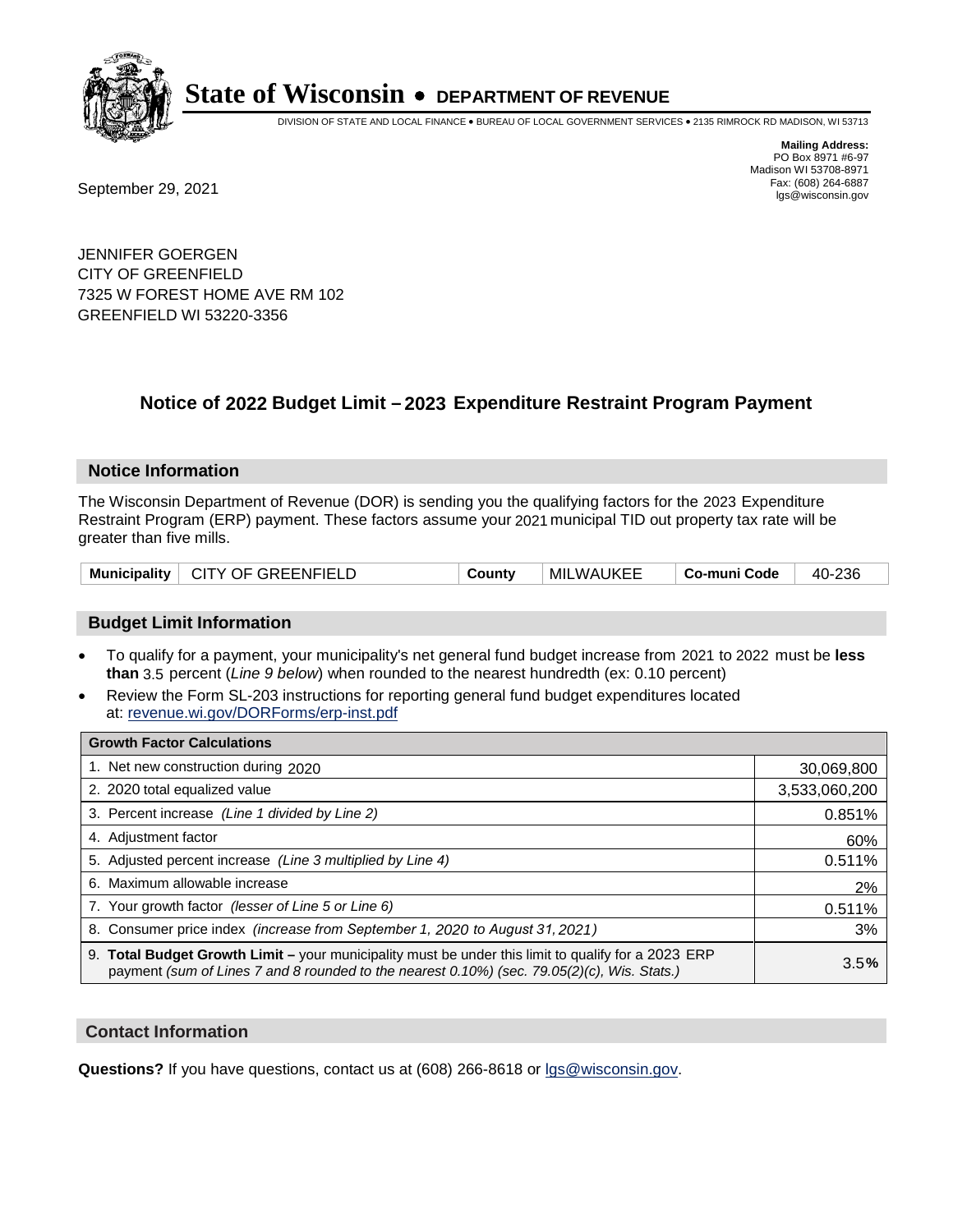# State of Wisconsin • DEPARTMENT OF REVENUE

DIVISION OF STATE AND LOCAL FINANCE • BUREAU OF LOCAL GOVERNMENT SERVICES • 2135 RIMROCK RD MADISON, WI 53713

**Mailing Address:**
PO Box 8971 #6-97
Madison WI 53708-8971
Fax: (608) 264-6887
lgs@wisconsin.gov

September 29, 2021

JENNIFER GOERGEN
CITY OF GREENFIELD
7325 W FOREST HOME AVE RM 102
GREENFIELD WI 53220-3356

## Notice of 2022 Budget Limit – 2023 Expenditure Restraint Program Payment

### Notice Information

The Wisconsin Department of Revenue (DOR) is sending you the qualifying factors for the 2023 Expenditure Restraint Program (ERP) payment. These factors assume your 2021 municipal TID out property tax rate will be greater than five mills.

| Municipality | CITY OF GREENFIELD | County | MILWAUKEE | Co-muni Code | 40-236 |
|---|---|---|---|---|---|

### Budget Limit Information

- To qualify for a payment, your municipality's net general fund budget increase from 2021 to 2022 must be **less than** 3.5 percent (*Line 9 below*) when rounded to the nearest hundredth (ex: 0.10 percent)
- Review the Form SL-203 instructions for reporting general fund budget expenditures located at: revenue.wi.gov/DORForms/erp-inst.pdf

| Growth Factor Calculations | |
|---|---|
| 1. Net new construction during 2020 | 30,069,800 |
| 2. 2020 total equalized value | 3,533,060,200 |
| 3. Percent increase *(Line 1 divided by Line 2)* | 0.851% |
| 4. Adjustment factor | 60% |
| 5. Adjusted percent increase *(Line 3 multiplied by Line 4)* | 0.511% |
| 6. Maximum allowable increase | 2% |
| 7. Your growth factor *(lesser of Line 5 or Line 6)* | 0.511% |
| 8. Consumer price index *(increase from September 1, 2020 to August 31, 2021)* | 3% |
| 9. **Total Budget Growth Limit –** your municipality must be under this limit to qualify for a 2023 ERP payment *(sum of Lines 7 and 8 rounded to the nearest 0.10%) (sec. 79.05(2)(c), Wis. Stats.)* | 3.5**%** |

### Contact Information

**Questions?** If you have questions, contact us at (608) 266-8618 or lgs@wisconsin.gov.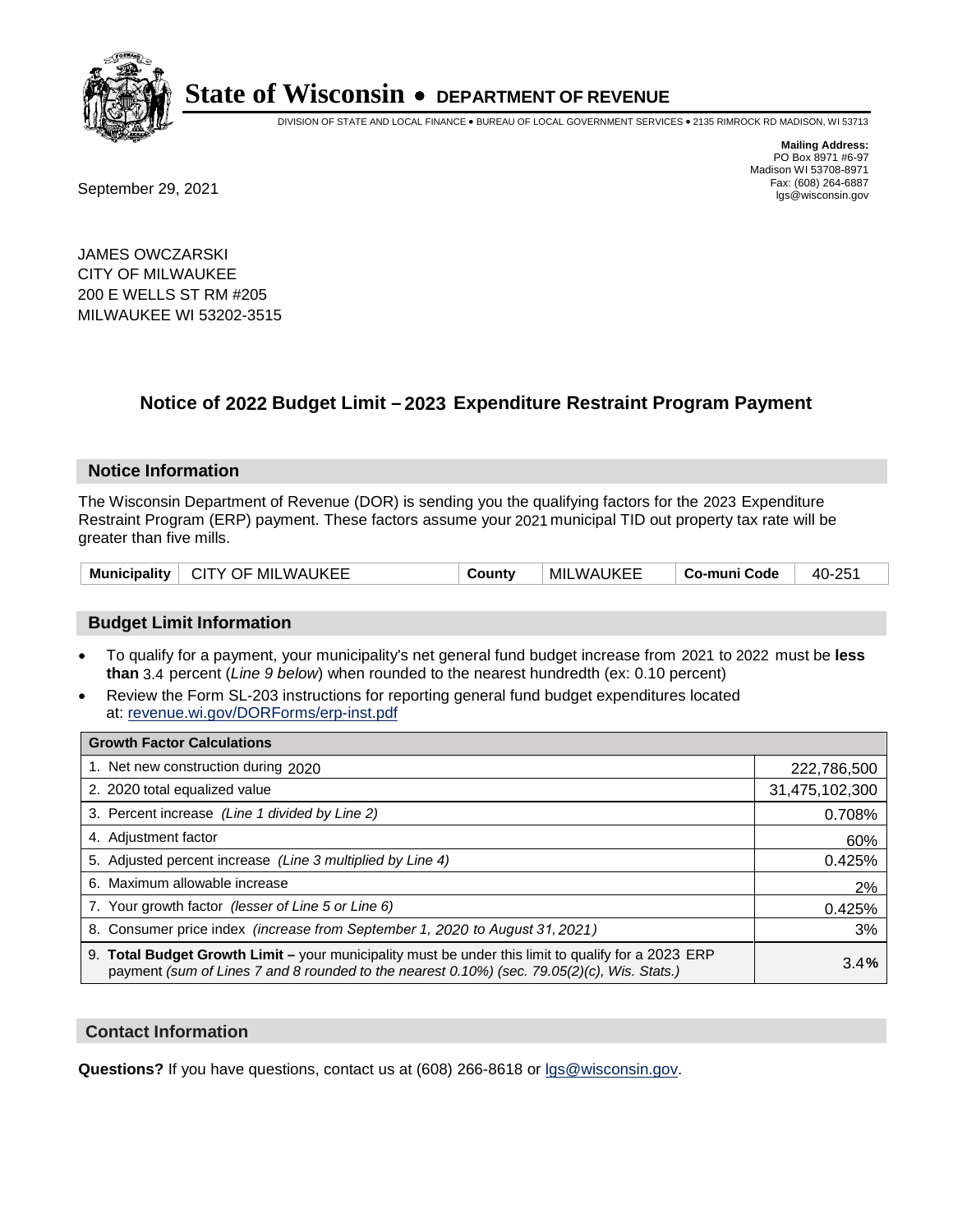# State of Wisconsin • DEPARTMENT OF REVENUE

DIVISION OF STATE AND LOCAL FINANCE • BUREAU OF LOCAL GOVERNMENT SERVICES • 2135 RIMROCK RD MADISON, WI 53713

**Mailing Address:**
PO Box 8971 #6-97
Madison WI 53708-8971
Fax: (608) 264-6887
lgs@wisconsin.gov

September 29, 2021

JAMES OWCZARSKI
CITY OF MILWAUKEE
200 E WELLS ST RM #205
MILWAUKEE WI 53202-3515

## Notice of 2022 Budget Limit – 2023 Expenditure Restraint Program Payment

### Notice Information

The Wisconsin Department of Revenue (DOR) is sending you the qualifying factors for the 2023 Expenditure Restraint Program (ERP) payment. These factors assume your 2021 municipal TID out property tax rate will be greater than five mills.

| Municipality | CITY OF MILWAUKEE | County | MILWAUKEE | Co-muni Code | 40-251 |
|---|---|---|---|---|---|

### Budget Limit Information

- To qualify for a payment, your municipality's net general fund budget increase from 2021 to 2022 must be **less than** 3.4 percent (*Line 9 below*) when rounded to the nearest hundredth (ex: 0.10 percent)
- Review the Form SL-203 instructions for reporting general fund budget expenditures located at: revenue.wi.gov/DORForms/erp-inst.pdf

| Growth Factor Calculations | |
|---|---|
| 1. Net new construction during 2020 | 222,786,500 |
| 2. 2020 total equalized value | 31,475,102,300 |
| 3. Percent increase *(Line 1 divided by Line 2)* | 0.708% |
| 4. Adjustment factor | 60% |
| 5. Adjusted percent increase *(Line 3 multiplied by Line 4)* | 0.425% |
| 6. Maximum allowable increase | 2% |
| 7. Your growth factor *(lesser of Line 5 or Line 6)* | 0.425% |
| 8. Consumer price index *(increase from September 1, 2020 to August 31, 2021)* | 3% |
| 9. **Total Budget Growth Limit –** your municipality must be under this limit to qualify for a 2023 ERP payment *(sum of Lines 7 and 8 rounded to the nearest 0.10%) (sec. 79.05(2)(c), Wis. Stats.)* | 3.4% |

### Contact Information

**Questions?** If you have questions, contact us at (608) 266-8618 or lgs@wisconsin.gov.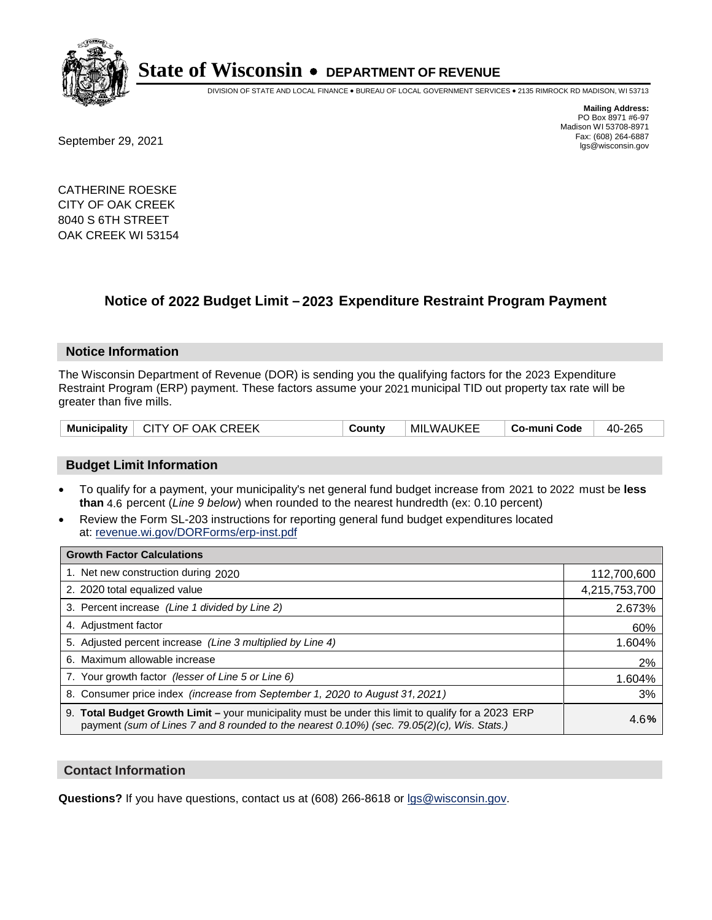# State of Wisconsin • DEPARTMENT OF REVENUE

DIVISION OF STATE AND LOCAL FINANCE • BUREAU OF LOCAL GOVERNMENT SERVICES • 2135 RIMROCK RD MADISON, WI 53713

**Mailing Address:**
PO Box 8971 #6-97
Madison WI 53708-8971
Fax: (608) 264-6887
lgs@wisconsin.gov

September 29, 2021

CATHERINE ROESKE
CITY OF OAK CREEK
8040 S 6TH STREET
OAK CREEK WI 53154

## Notice of 2022 Budget Limit – 2023 Expenditure Restraint Program Payment

### Notice Information

The Wisconsin Department of Revenue (DOR) is sending you the qualifying factors for the 2023 Expenditure Restraint Program (ERP) payment. These factors assume your 2021 municipal TID out property tax rate will be greater than five mills.

| Municipality | CITY OF OAK CREEK | County | MILWAUKEE | Co-muni Code | 40-265 |
|---|---|---|---|---|---|

### Budget Limit Information

- To qualify for a payment, your municipality's net general fund budget increase from 2021 to 2022 must be **less than** 4.6 percent (*Line 9 below*) when rounded to the nearest hundredth (ex: 0.10 percent)
- Review the Form SL-203 instructions for reporting general fund budget expenditures located at: revenue.wi.gov/DORForms/erp-inst.pdf

| Growth Factor Calculations | |
|---|---|
| 1. Net new construction during 2020 | 112,700,600 |
| 2. 2020 total equalized value | 4,215,753,700 |
| 3. Percent increase *(Line 1 divided by Line 2)* | 2.673% |
| 4. Adjustment factor | 60% |
| 5. Adjusted percent increase *(Line 3 multiplied by Line 4)* | 1.604% |
| 6. Maximum allowable increase | 2% |
| 7. Your growth factor *(lesser of Line 5 or Line 6)* | 1.604% |
| 8. Consumer price index *(increase from September 1, 2020 to August 31, 2021)* | 3% |
| 9. **Total Budget Growth Limit –** your municipality must be under this limit to qualify for a 2023 ERP payment *(sum of Lines 7 and 8 rounded to the nearest 0.10%) (sec. 79.05(2)(c), Wis. Stats.)* | 4.6**%** |

### Contact Information

**Questions?** If you have questions, contact us at (608) 266-8618 or lgs@wisconsin.gov.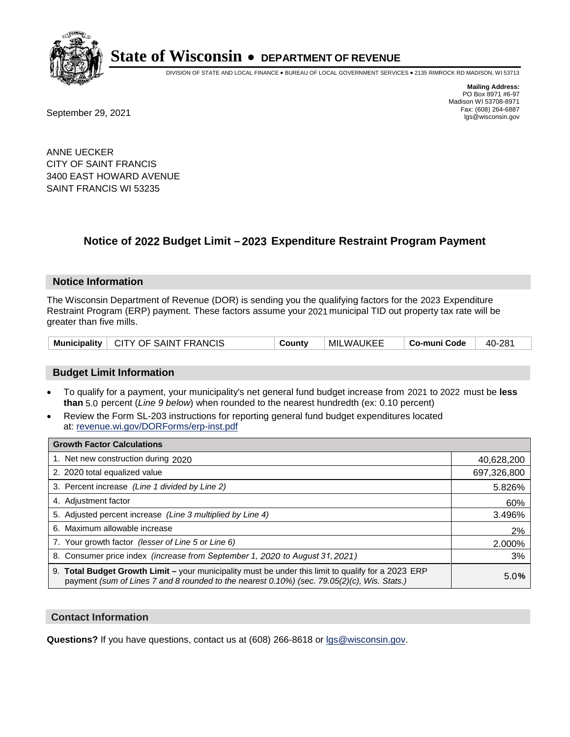# State of Wisconsin • DEPARTMENT OF REVENUE

DIVISION OF STATE AND LOCAL FINANCE • BUREAU OF LOCAL GOVERNMENT SERVICES • 2135 RIMROCK RD MADISON, WI 53713

**Mailing Address:**
PO Box 8971 #6-97
Madison WI 53708-8971
Fax: (608) 264-6887
lgs@wisconsin.gov

September 29, 2021

ANNE UECKER
CITY OF SAINT FRANCIS
3400 EAST HOWARD AVENUE
SAINT FRANCIS WI 53235

## Notice of 2022 Budget Limit – 2023 Expenditure Restraint Program Payment

### Notice Information

The Wisconsin Department of Revenue (DOR) is sending you the qualifying factors for the 2023 Expenditure Restraint Program (ERP) payment. These factors assume your 2021 municipal TID out property tax rate will be greater than five mills.

| Municipality | CITY OF SAINT FRANCIS | County | MILWAUKEE | Co-muni Code | 40-281 |
|---|---|---|---|---|---|

### Budget Limit Information

- To qualify for a payment, your municipality's net general fund budget increase from 2021 to 2022 must be **less than** 5.0 percent (*Line 9 below*) when rounded to the nearest hundredth (ex: 0.10 percent)
- Review the Form SL-203 instructions for reporting general fund budget expenditures located at: revenue.wi.gov/DORForms/erp-inst.pdf

| Growth Factor Calculations | |
|---|---|
| 1. Net new construction during 2020 | 40,628,200 |
| 2. 2020 total equalized value | 697,326,800 |
| 3. Percent increase *(Line 1 divided by Line 2)* | 5.826% |
| 4. Adjustment factor | 60% |
| 5. Adjusted percent increase *(Line 3 multiplied by Line 4)* | 3.496% |
| 6. Maximum allowable increase | 2% |
| 7. Your growth factor *(lesser of Line 5 or Line 6)* | 2.000% |
| 8. Consumer price index *(increase from September 1, 2020 to August 31, 2021)* | 3% |
| 9. **Total Budget Growth Limit –** your municipality must be under this limit to qualify for a 2023 ERP payment *(sum of Lines 7 and 8 rounded to the nearest 0.10%) (sec. 79.05(2)(c), Wis. Stats.)* | 5.0**%** |

### Contact Information

**Questions?** If you have questions, contact us at (608) 266-8618 or lgs@wisconsin.gov.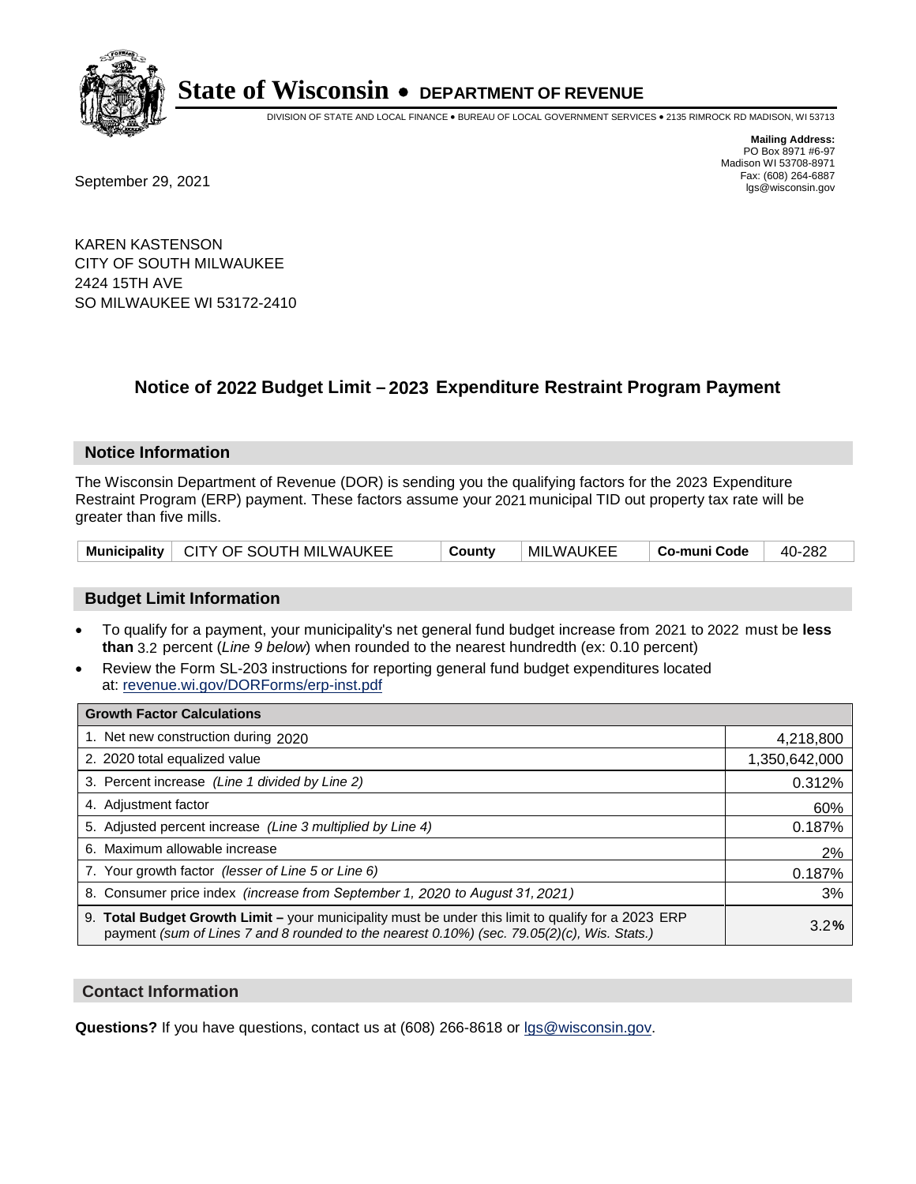# State of Wisconsin • DEPARTMENT OF REVENUE

DIVISION OF STATE AND LOCAL FINANCE • BUREAU OF LOCAL GOVERNMENT SERVICES • 2135 RIMROCK RD MADISON, WI 53713

**Mailing Address:**
PO Box 8971 #6-97
Madison WI 53708-8971
Fax: (608) 264-6887
lgs@wisconsin.gov

September 29, 2021

KAREN KASTENSON
CITY OF SOUTH MILWAUKEE
2424 15TH AVE
SO MILWAUKEE WI 53172-2410

## Notice of 2022 Budget Limit – 2023 Expenditure Restraint Program Payment

### Notice Information

The Wisconsin Department of Revenue (DOR) is sending you the qualifying factors for the 2023 Expenditure Restraint Program (ERP) payment. These factors assume your 2021 municipal TID out property tax rate will be greater than five mills.

| Municipality | CITY OF SOUTH MILWAUKEE | County | MILWAUKEE | Co-muni Code | 40-282 |
|---|---|---|---|---|---|

### Budget Limit Information

- To qualify for a payment, your municipality's net general fund budget increase from 2021 to 2022 must be **less than** 3.2 percent (*Line 9 below*) when rounded to the nearest hundredth (ex: 0.10 percent)
- Review the Form SL-203 instructions for reporting general fund budget expenditures located at: revenue.wi.gov/DORForms/erp-inst.pdf

| Growth Factor Calculations | |
|---|---|
| 1. Net new construction during 2020 | 4,218,800 |
| 2. 2020 total equalized value | 1,350,642,000 |
| 3. Percent increase *(Line 1 divided by Line 2)* | 0.312% |
| 4. Adjustment factor | 60% |
| 5. Adjusted percent increase *(Line 3 multiplied by Line 4)* | 0.187% |
| 6. Maximum allowable increase | 2% |
| 7. Your growth factor *(lesser of Line 5 or Line 6)* | 0.187% |
| 8. Consumer price index *(increase from September 1, 2020 to August 31, 2021)* | 3% |
| 9. **Total Budget Growth Limit –** your municipality must be under this limit to qualify for a 2023 ERP payment *(sum of Lines 7 and 8 rounded to the nearest 0.10%) (sec. 79.05(2)(c), Wis. Stats.)* | 3.2**%** |

### Contact Information

**Questions?** If you have questions, contact us at (608) 266-8618 or lgs@wisconsin.gov.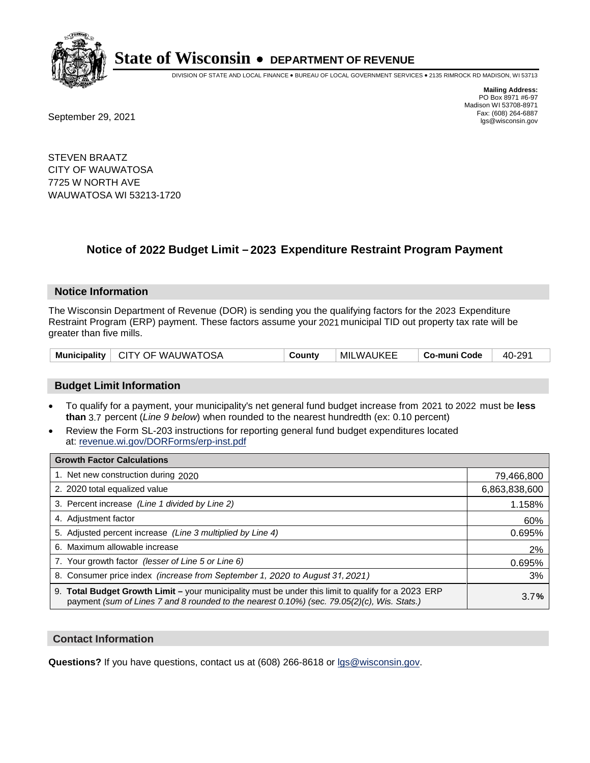# State of Wisconsin • DEPARTMENT OF REVENUE

DIVISION OF STATE AND LOCAL FINANCE • BUREAU OF LOCAL GOVERNMENT SERVICES • 2135 RIMROCK RD MADISON, WI 53713

**Mailing Address:**
PO Box 8971 #6-97
Madison WI 53708-8971
Fax: (608) 264-6887
lgs@wisconsin.gov

September 29, 2021

STEVEN BRAATZ
CITY OF WAUWATOSA
7725 W NORTH AVE
WAUWATOSA WI 53213-1720

## Notice of 2022 Budget Limit – 2023 Expenditure Restraint Program Payment

### Notice Information

The Wisconsin Department of Revenue (DOR) is sending you the qualifying factors for the 2023 Expenditure Restraint Program (ERP) payment. These factors assume your 2021 municipal TID out property tax rate will be greater than five mills.

| Municipality | CITY OF WAUWATOSA | County | MILWAUKEE | Co-muni Code | 40-291 |
|---|---|---|---|---|---|

### Budget Limit Information

- To qualify for a payment, your municipality's net general fund budget increase from 2021 to 2022 must be **less than** 3.7 percent (*Line 9 below*) when rounded to the nearest hundredth (ex: 0.10 percent)
- Review the Form SL-203 instructions for reporting general fund budget expenditures located at: revenue.wi.gov/DORForms/erp-inst.pdf

| Growth Factor Calculations | |
|---|---|
| 1. Net new construction during 2020 | 79,466,800 |
| 2. 2020 total equalized value | 6,863,838,600 |
| 3. Percent increase *(Line 1 divided by Line 2)* | 1.158% |
| 4. Adjustment factor | 60% |
| 5. Adjusted percent increase *(Line 3 multiplied by Line 4)* | 0.695% |
| 6. Maximum allowable increase | 2% |
| 7. Your growth factor *(lesser of Line 5 or Line 6)* | 0.695% |
| 8. Consumer price index *(increase from September 1, 2020 to August 31, 2021)* | 3% |
| 9. **Total Budget Growth Limit –** your municipality must be under this limit to qualify for a 2023 ERP payment *(sum of Lines 7 and 8 rounded to the nearest 0.10%) (sec. 79.05(2)(c), Wis. Stats.)* | 3.7**%** |

### Contact Information

**Questions?** If you have questions, contact us at (608) 266-8618 or lgs@wisconsin.gov.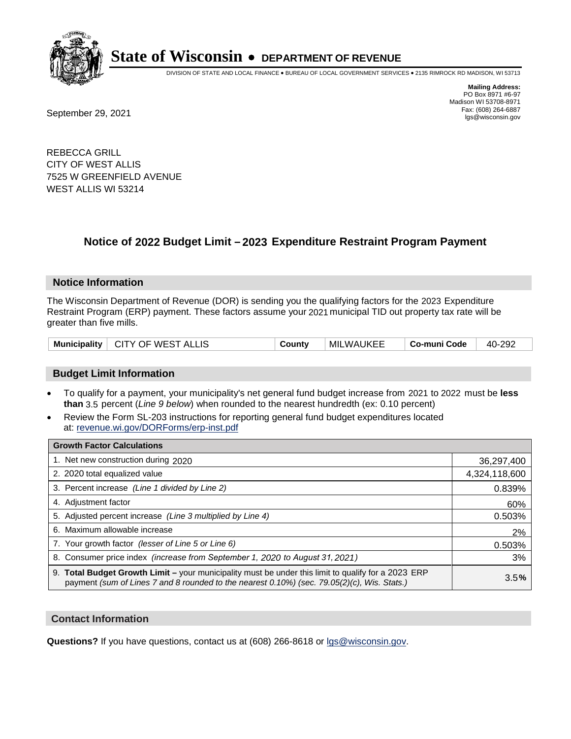# State of Wisconsin • DEPARTMENT OF REVENUE

DIVISION OF STATE AND LOCAL FINANCE • BUREAU OF LOCAL GOVERNMENT SERVICES • 2135 RIMROCK RD MADISON, WI 53713

**Mailing Address:**
PO Box 8971 #6-97
Madison WI 53708-8971
Fax: (608) 264-6887
lgs@wisconsin.gov

September 29, 2021

REBECCA GRILL
CITY OF WEST ALLIS
7525 W GREENFIELD AVENUE
WEST ALLIS WI 53214

## Notice of 2022 Budget Limit – 2023 Expenditure Restraint Program Payment

### Notice Information

The Wisconsin Department of Revenue (DOR) is sending you the qualifying factors for the 2023 Expenditure Restraint Program (ERP) payment. These factors assume your 2021 municipal TID out property tax rate will be greater than five mills.

| Municipality | CITY OF WEST ALLIS | County | MILWAUKEE | Co-muni Code | 40-292 |
|---|---|---|---|---|---|

### Budget Limit Information

- To qualify for a payment, your municipality's net general fund budget increase from 2021 to 2022 must be **less than** 3.5 percent (*Line 9 below*) when rounded to the nearest hundredth (ex: 0.10 percent)
- Review the Form SL-203 instructions for reporting general fund budget expenditures located at: revenue.wi.gov/DORForms/erp-inst.pdf

| Growth Factor Calculations | |
|---|---|
| 1. Net new construction during 2020 | 36,297,400 |
| 2. 2020 total equalized value | 4,324,118,600 |
| 3. Percent increase *(Line 1 divided by Line 2)* | 0.839% |
| 4. Adjustment factor | 60% |
| 5. Adjusted percent increase *(Line 3 multiplied by Line 4)* | 0.503% |
| 6. Maximum allowable increase | 2% |
| 7. Your growth factor *(lesser of Line 5 or Line 6)* | 0.503% |
| 8. Consumer price index *(increase from September 1, 2020 to August 31, 2021)* | 3% |
| 9. **Total Budget Growth Limit –** your municipality must be under this limit to qualify for a 2023 ERP payment *(sum of Lines 7 and 8 rounded to the nearest 0.10%) (sec. 79.05(2)(c), Wis. Stats.)* | 3.5**%** |

### Contact Information

**Questions?** If you have questions, contact us at (608) 266-8618 or lgs@wisconsin.gov.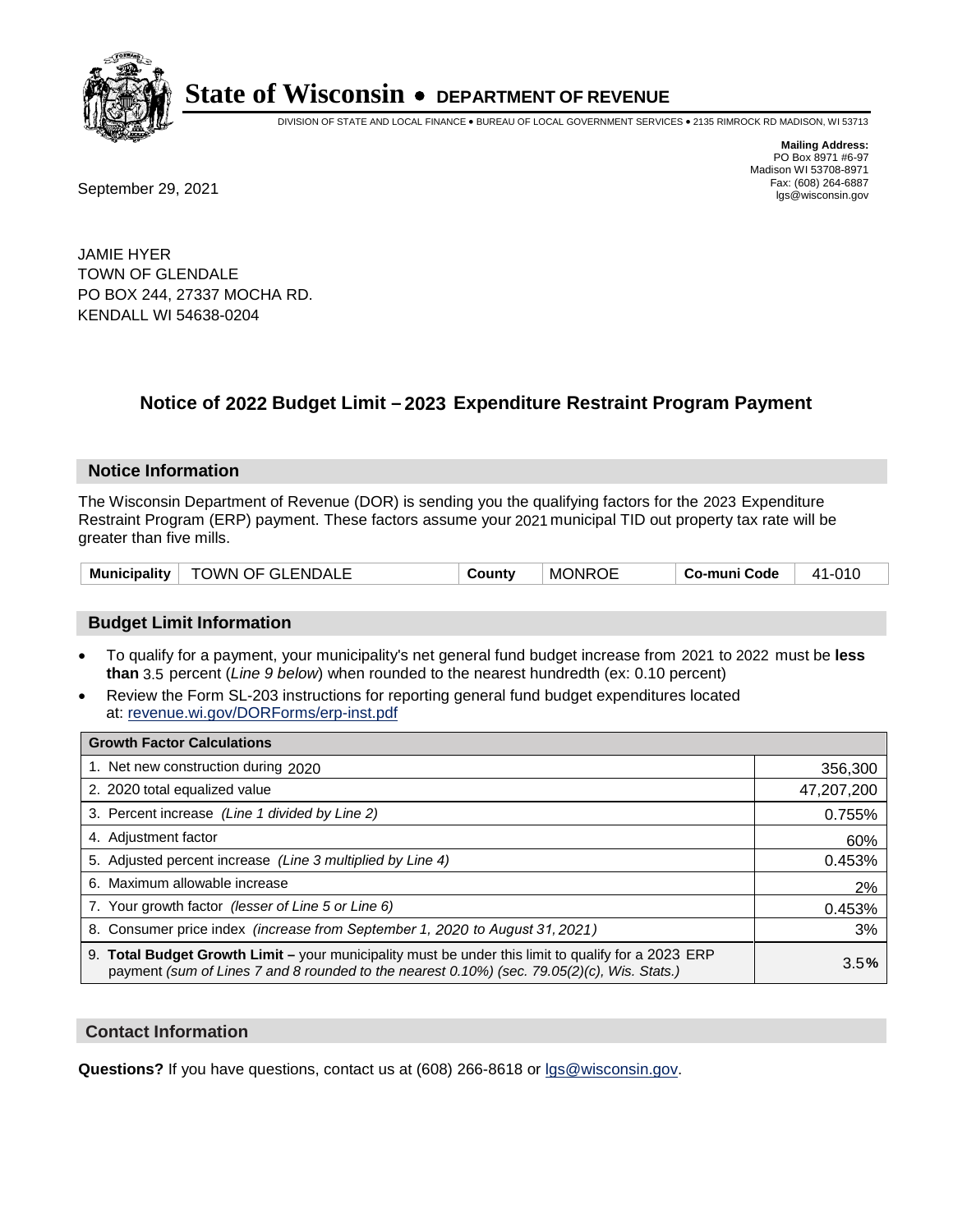# State of Wisconsin • DEPARTMENT OF REVENUE

DIVISION OF STATE AND LOCAL FINANCE • BUREAU OF LOCAL GOVERNMENT SERVICES • 2135 RIMROCK RD MADISON, WI 53713

**Mailing Address:**
PO Box 8971 #6-97
Madison WI 53708-8971
Fax: (608) 264-6887
lgs@wisconsin.gov

September 29, 2021

JAMIE HYER
TOWN OF GLENDALE
PO BOX 244, 27337 MOCHA RD.
KENDALL WI 54638-0204

## Notice of 2022 Budget Limit – 2023 Expenditure Restraint Program Payment

### Notice Information

The Wisconsin Department of Revenue (DOR) is sending you the qualifying factors for the 2023 Expenditure Restraint Program (ERP) payment. These factors assume your 2021 municipal TID out property tax rate will be greater than five mills.

| Municipality | TOWN OF GLENDALE | County | MONROE | Co-muni Code | 41-010 |
|---|---|---|---|---|---|

### Budget Limit Information

- To qualify for a payment, your municipality's net general fund budget increase from 2021 to 2022 must be **less than** 3.5 percent (*Line 9 below*) when rounded to the nearest hundredth (ex: 0.10 percent)
- Review the Form SL-203 instructions for reporting general fund budget expenditures located at: revenue.wi.gov/DORForms/erp-inst.pdf

| Growth Factor Calculations | |
|---|---|
| 1. Net new construction during 2020 | 356,300 |
| 2. 2020 total equalized value | 47,207,200 |
| 3. Percent increase *(Line 1 divided by Line 2)* | 0.755% |
| 4. Adjustment factor | 60% |
| 5. Adjusted percent increase *(Line 3 multiplied by Line 4)* | 0.453% |
| 6. Maximum allowable increase | 2% |
| 7. Your growth factor *(lesser of Line 5 or Line 6)* | 0.453% |
| 8. Consumer price index *(increase from September 1, 2020 to August 31, 2021)* | 3% |
| 9. **Total Budget Growth Limit –** your municipality must be under this limit to qualify for a 2023 ERP payment *(sum of Lines 7 and 8 rounded to the nearest 0.10%) (sec. 79.05(2)(c), Wis. Stats.)* | 3.5**%** |

### Contact Information

**Questions?** If you have questions, contact us at (608) 266-8618 or lgs@wisconsin.gov.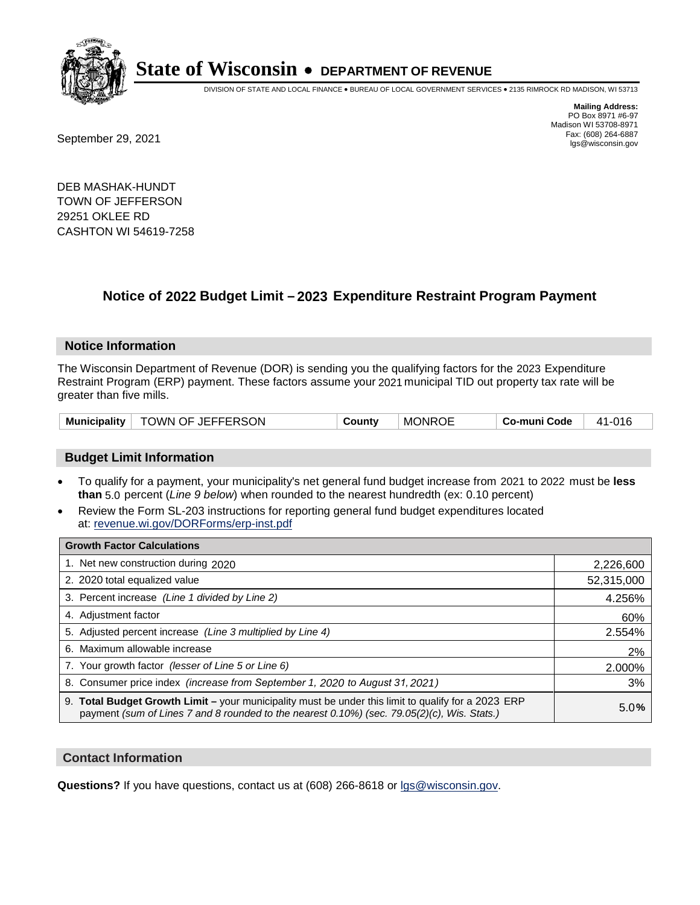# State of Wisconsin • DEPARTMENT OF REVENUE

DIVISION OF STATE AND LOCAL FINANCE • BUREAU OF LOCAL GOVERNMENT SERVICES • 2135 RIMROCK RD MADISON, WI 53713

**Mailing Address:**
PO Box 8971 #6-97
Madison WI 53708-8971
Fax: (608) 264-6887
lgs@wisconsin.gov

September 29, 2021

DEB MASHAK-HUNDT
TOWN OF JEFFERSON
29251 OKLEE RD
CASHTON WI 54619-7258

## Notice of 2022 Budget Limit – 2023 Expenditure Restraint Program Payment

### Notice Information

The Wisconsin Department of Revenue (DOR) is sending you the qualifying factors for the 2023 Expenditure Restraint Program (ERP) payment. These factors assume your 2021 municipal TID out property tax rate will be greater than five mills.

| Municipality | TOWN OF JEFFERSON | County | MONROE | Co-muni Code | 41-016 |
|---|---|---|---|---|---|

### Budget Limit Information

- To qualify for a payment, your municipality's net general fund budget increase from 2021 to 2022 must be **less than** 5.0 percent (*Line 9 below*) when rounded to the nearest hundredth (ex: 0.10 percent)
- Review the Form SL-203 instructions for reporting general fund budget expenditures located at: revenue.wi.gov/DORForms/erp-inst.pdf

| Growth Factor Calculations | |
|---|---|
| 1. Net new construction during 2020 | 2,226,600 |
| 2. 2020 total equalized value | 52,315,000 |
| 3. Percent increase *(Line 1 divided by Line 2)* | 4.256% |
| 4. Adjustment factor | 60% |
| 5. Adjusted percent increase *(Line 3 multiplied by Line 4)* | 2.554% |
| 6. Maximum allowable increase | 2% |
| 7. Your growth factor *(lesser of Line 5 or Line 6)* | 2.000% |
| 8. Consumer price index *(increase from September 1, 2020 to August 31, 2021)* | 3% |
| 9. **Total Budget Growth Limit –** your municipality must be under this limit to qualify for a 2023 ERP payment *(sum of Lines 7 and 8 rounded to the nearest 0.10%) (sec. 79.05(2)(c), Wis. Stats.)* | 5.0**%** |

### Contact Information

**Questions?** If you have questions, contact us at (608) 266-8618 or lgs@wisconsin.gov.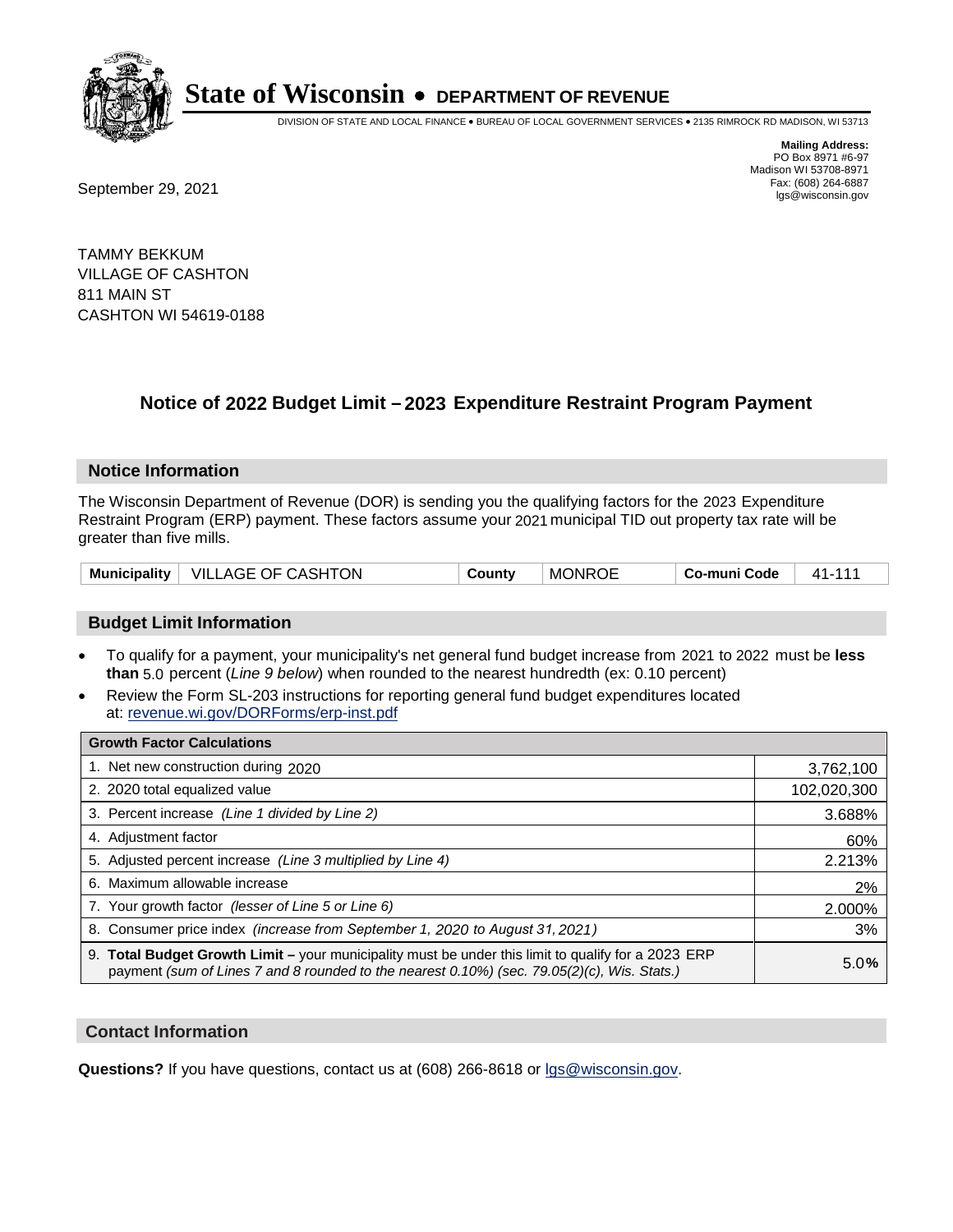# State of Wisconsin • DEPARTMENT OF REVENUE

DIVISION OF STATE AND LOCAL FINANCE • BUREAU OF LOCAL GOVERNMENT SERVICES • 2135 RIMROCK RD MADISON, WI 53713

**Mailing Address:**
PO Box 8971 #6-97
Madison WI 53708-8971
Fax: (608) 264-6887
lgs@wisconsin.gov

September 29, 2021

TAMMY BEKKUM
VILLAGE OF CASHTON
811 MAIN ST
CASHTON WI 54619-0188

## Notice of 2022 Budget Limit – 2023 Expenditure Restraint Program Payment

### Notice Information

The Wisconsin Department of Revenue (DOR) is sending you the qualifying factors for the 2023 Expenditure Restraint Program (ERP) payment. These factors assume your 2021 municipal TID out property tax rate will be greater than five mills.

| Municipality | VILLAGE OF CASHTON | County | MONROE | Co-muni Code | 41-111 |
|---|---|---|---|---|---|

### Budget Limit Information

- To qualify for a payment, your municipality's net general fund budget increase from 2021 to 2022 must be **less than** 5.0 percent (*Line 9 below*) when rounded to the nearest hundredth (ex: 0.10 percent)
- Review the Form SL-203 instructions for reporting general fund budget expenditures located at: revenue.wi.gov/DORForms/erp-inst.pdf

| Growth Factor Calculations | |
|---|---|
| 1. Net new construction during 2020 | 3,762,100 |
| 2. 2020 total equalized value | 102,020,300 |
| 3. Percent increase *(Line 1 divided by Line 2)* | 3.688% |
| 4. Adjustment factor | 60% |
| 5. Adjusted percent increase *(Line 3 multiplied by Line 4)* | 2.213% |
| 6. Maximum allowable increase | 2% |
| 7. Your growth factor *(lesser of Line 5 or Line 6)* | 2.000% |
| 8. Consumer price index *(increase from September 1, 2020 to August 31, 2021)* | 3% |
| 9. **Total Budget Growth Limit –** your municipality must be under this limit to qualify for a 2023 ERP payment *(sum of Lines 7 and 8 rounded to the nearest 0.10%) (sec. 79.05(2)(c), Wis. Stats.)* | 5.0**%** |

### Contact Information

**Questions?** If you have questions, contact us at (608) 266-8618 or lgs@wisconsin.gov.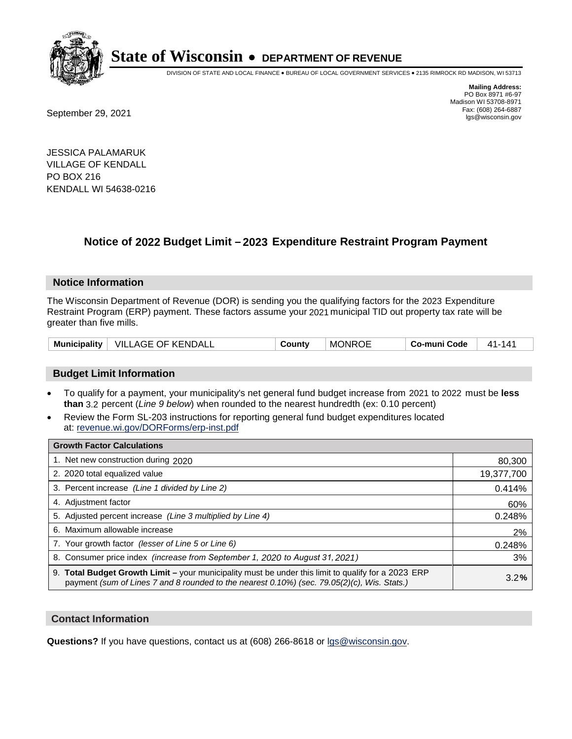# State of Wisconsin • DEPARTMENT OF REVENUE

DIVISION OF STATE AND LOCAL FINANCE • BUREAU OF LOCAL GOVERNMENT SERVICES • 2135 RIMROCK RD MADISON, WI 53713

**Mailing Address:**
PO Box 8971 #6-97
Madison WI 53708-8971
Fax: (608) 264-6887
lgs@wisconsin.gov

September 29, 2021

JESSICA PALAMARUK
VILLAGE OF KENDALL
PO BOX 216
KENDALL WI 54638-0216

## Notice of 2022 Budget Limit – 2023 Expenditure Restraint Program Payment

### Notice Information

The Wisconsin Department of Revenue (DOR) is sending you the qualifying factors for the 2023 Expenditure Restraint Program (ERP) payment. These factors assume your 2021 municipal TID out property tax rate will be greater than five mills.

| Municipality | VILLAGE OF KENDALL | County | MONROE | Co-muni Code | 41-141 |
|---|---|---|---|---|---|

### Budget Limit Information

- To qualify for a payment, your municipality's net general fund budget increase from 2021 to 2022 must be **less than** 3.2 percent (*Line 9 below*) when rounded to the nearest hundredth (ex: 0.10 percent)
- Review the Form SL-203 instructions for reporting general fund budget expenditures located at: revenue.wi.gov/DORForms/erp-inst.pdf

| Growth Factor Calculations | |
|---|---|
| 1. Net new construction during 2020 | 80,300 |
| 2. 2020 total equalized value | 19,377,700 |
| 3. Percent increase *(Line 1 divided by Line 2)* | 0.414% |
| 4. Adjustment factor | 60% |
| 5. Adjusted percent increase *(Line 3 multiplied by Line 4)* | 0.248% |
| 6. Maximum allowable increase | 2% |
| 7. Your growth factor *(lesser of Line 5 or Line 6)* | 0.248% |
| 8. Consumer price index *(increase from September 1, 2020 to August 31, 2021)* | 3% |
| 9. **Total Budget Growth Limit –** your municipality must be under this limit to qualify for a 2023 ERP payment *(sum of Lines 7 and 8 rounded to the nearest 0.10%) (sec. 79.05(2)(c), Wis. Stats.)* | 3.2**%** |

### Contact Information

**Questions?** If you have questions, contact us at (608) 266-8618 or lgs@wisconsin.gov.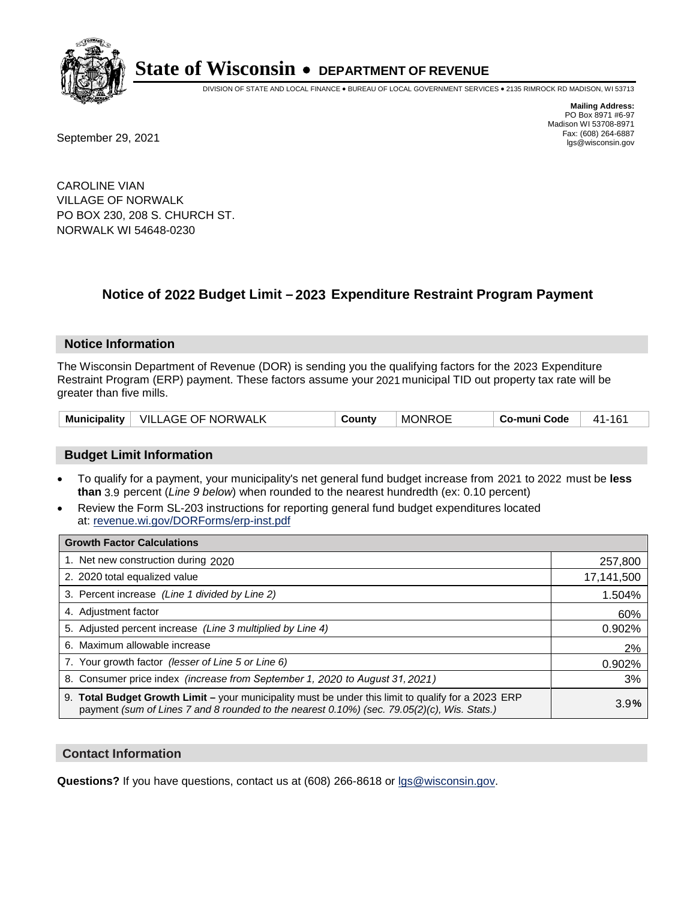# State of Wisconsin • DEPARTMENT OF REVENUE

DIVISION OF STATE AND LOCAL FINANCE • BUREAU OF LOCAL GOVERNMENT SERVICES • 2135 RIMROCK RD MADISON, WI 53713

**Mailing Address:**
PO Box 8971 #6-97
Madison WI 53708-8971
Fax: (608) 264-6887
lgs@wisconsin.gov

September 29, 2021

CAROLINE VIAN
VILLAGE OF NORWALK
PO BOX 230, 208 S. CHURCH ST.
NORWALK WI 54648-0230

## Notice of 2022 Budget Limit – 2023 Expenditure Restraint Program Payment

### Notice Information

The Wisconsin Department of Revenue (DOR) is sending you the qualifying factors for the 2023 Expenditure Restraint Program (ERP) payment. These factors assume your 2021 municipal TID out property tax rate will be greater than five mills.

| Municipality | VILLAGE OF NORWALK | County | MONROE | Co-muni Code | 41-161 |
|---|---|---|---|---|---|

### Budget Limit Information

- To qualify for a payment, your municipality's net general fund budget increase from 2021 to 2022 must be **less than** 3.9 percent (*Line 9 below*) when rounded to the nearest hundredth (ex: 0.10 percent)
- Review the Form SL-203 instructions for reporting general fund budget expenditures located at: revenue.wi.gov/DORForms/erp-inst.pdf

| Growth Factor Calculations | |
|---|---|
| 1. Net new construction during 2020 | 257,800 |
| 2. 2020 total equalized value | 17,141,500 |
| 3. Percent increase *(Line 1 divided by Line 2)* | 1.504% |
| 4. Adjustment factor | 60% |
| 5. Adjusted percent increase *(Line 3 multiplied by Line 4)* | 0.902% |
| 6. Maximum allowable increase | 2% |
| 7. Your growth factor *(lesser of Line 5 or Line 6)* | 0.902% |
| 8. Consumer price index *(increase from September 1, 2020 to August 31, 2021)* | 3% |
| 9. **Total Budget Growth Limit –** your municipality must be under this limit to qualify for a 2023 ERP payment *(sum of Lines 7 and 8 rounded to the nearest 0.10%) (sec. 79.05(2)(c), Wis. Stats.)* | 3.9% |

### Contact Information

**Questions?** If you have questions, contact us at (608) 266-8618 or lgs@wisconsin.gov.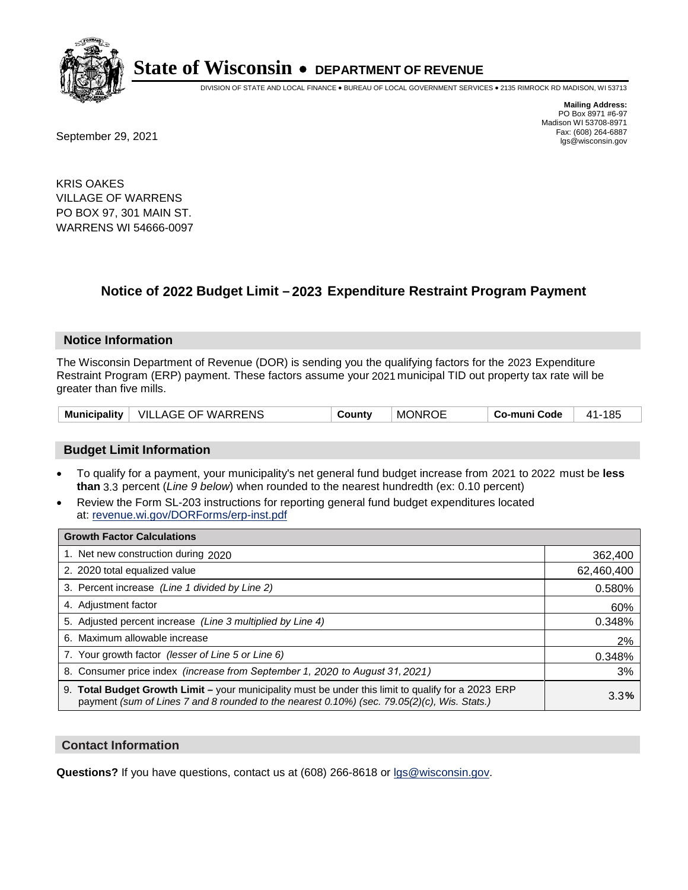# State of Wisconsin • DEPARTMENT OF REVENUE

DIVISION OF STATE AND LOCAL FINANCE • BUREAU OF LOCAL GOVERNMENT SERVICES • 2135 RIMROCK RD MADISON, WI 53713

**Mailing Address:**
PO Box 8971 #6-97
Madison WI 53708-8971
Fax: (608) 264-6887
lgs@wisconsin.gov

September 29, 2021

KRIS OAKES
VILLAGE OF WARRENS
PO BOX 97, 301 MAIN ST.
WARRENS WI 54666-0097

## Notice of 2022 Budget Limit – 2023 Expenditure Restraint Program Payment

### Notice Information

The Wisconsin Department of Revenue (DOR) is sending you the qualifying factors for the 2023 Expenditure Restraint Program (ERP) payment. These factors assume your 2021 municipal TID out property tax rate will be greater than five mills.

| Municipality | VILLAGE OF WARRENS | County | MONROE | Co-muni Code | 41-185 |
|---|---|---|---|---|---|

### Budget Limit Information

- To qualify for a payment, your municipality's net general fund budget increase from 2021 to 2022 must be **less than** 3.3 percent (*Line 9 below*) when rounded to the nearest hundredth (ex: 0.10 percent)
- Review the Form SL-203 instructions for reporting general fund budget expenditures located at: revenue.wi.gov/DORForms/erp-inst.pdf

| Growth Factor Calculations | |
|---|---|
| 1. Net new construction during 2020 | 362,400 |
| 2. 2020 total equalized value | 62,460,400 |
| 3. Percent increase *(Line 1 divided by Line 2)* | 0.580% |
| 4. Adjustment factor | 60% |
| 5. Adjusted percent increase *(Line 3 multiplied by Line 4)* | 0.348% |
| 6. Maximum allowable increase | 2% |
| 7. Your growth factor *(lesser of Line 5 or Line 6)* | 0.348% |
| 8. Consumer price index *(increase from September 1, 2020 to August 31, 2021)* | 3% |
| 9. **Total Budget Growth Limit –** your municipality must be under this limit to qualify for a 2023 ERP payment *(sum of Lines 7 and 8 rounded to the nearest 0.10%) (sec. 79.05(2)(c), Wis. Stats.)* | 3.3**%** |

### Contact Information

**Questions?** If you have questions, contact us at (608) 266-8618 or lgs@wisconsin.gov.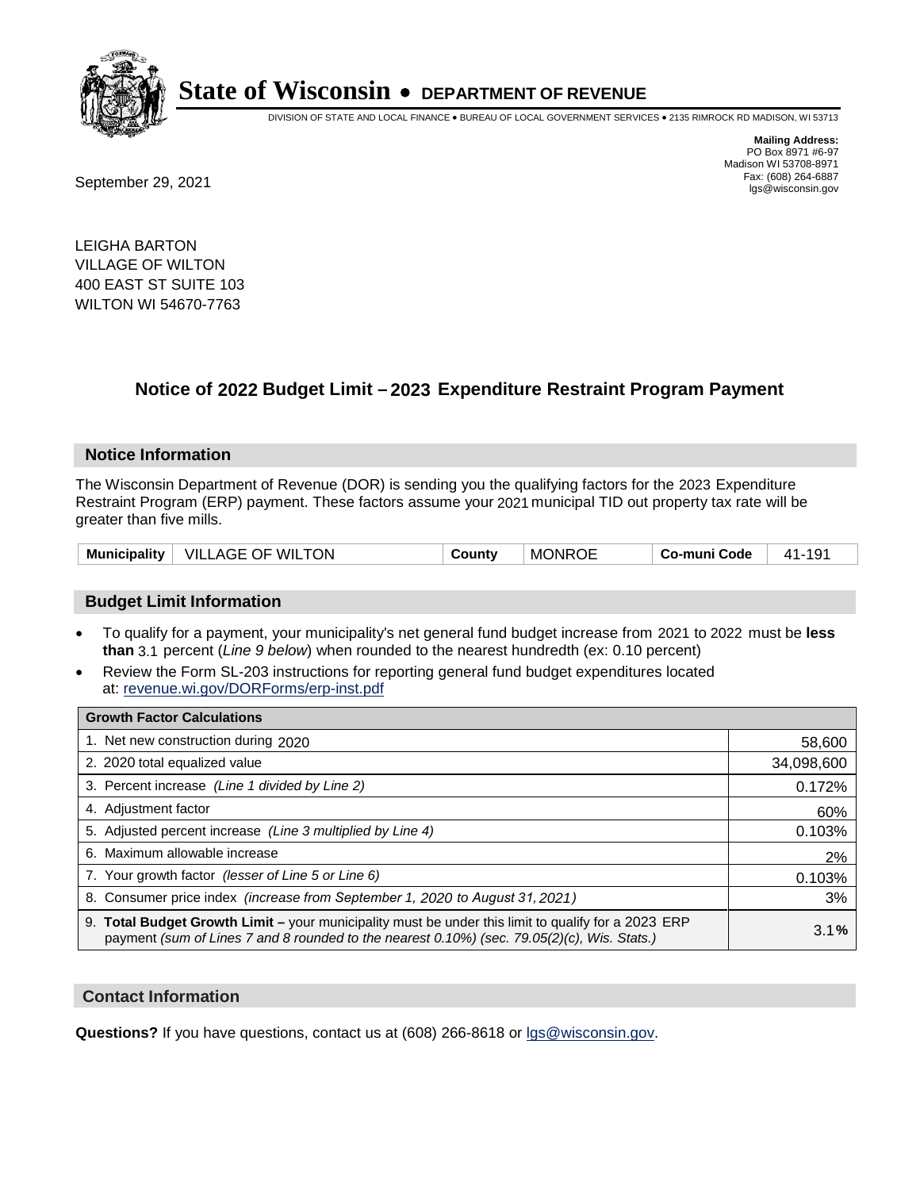# State of Wisconsin • DEPARTMENT OF REVENUE

DIVISION OF STATE AND LOCAL FINANCE • BUREAU OF LOCAL GOVERNMENT SERVICES • 2135 RIMROCK RD MADISON, WI 53713

**Mailing Address:**
PO Box 8971 #6-97
Madison WI 53708-8971
Fax: (608) 264-6887
lgs@wisconsin.gov

September 29, 2021

LEIGHA BARTON
VILLAGE OF WILTON
400 EAST ST SUITE 103
WILTON WI 54670-7763

## Notice of 2022 Budget Limit – 2023 Expenditure Restraint Program Payment

### Notice Information

The Wisconsin Department of Revenue (DOR) is sending you the qualifying factors for the 2023 Expenditure Restraint Program (ERP) payment. These factors assume your 2021 municipal TID out property tax rate will be greater than five mills.

| **Municipality** | VILLAGE OF WILTON | **County** | MONROE | **Co-muni Code** | 41-191 |
|---|---|---|---|---|---|

### Budget Limit Information

- To qualify for a payment, your municipality's net general fund budget increase from 2021 to 2022 must be **less than** 3.1 percent (*Line 9 below*) when rounded to the nearest hundredth (ex: 0.10 percent)
- Review the Form SL-203 instructions for reporting general fund budget expenditures located at: revenue.wi.gov/DORForms/erp-inst.pdf

| **Growth Factor Calculations** | |
|---|---|
| 1. Net new construction during 2020 | 58,600 |
| 2. 2020 total equalized value | 34,098,600 |
| 3. Percent increase *(Line 1 divided by Line 2)* | 0.172% |
| 4. Adjustment factor | 60% |
| 5. Adjusted percent increase *(Line 3 multiplied by Line 4)* | 0.103% |
| 6. Maximum allowable increase | 2% |
| 7. Your growth factor *(lesser of Line 5 or Line 6)* | 0.103% |
| 8. Consumer price index *(increase from September 1, 2020 to August 31, 2021)* | 3% |
| 9. **Total Budget Growth Limit –** your municipality must be under this limit to qualify for a 2023 ERP payment *(sum of Lines 7 and 8 rounded to the nearest 0.10%) (sec. 79.05(2)(c), Wis. Stats.)* | 3.1**%** |

### Contact Information

**Questions?** If you have questions, contact us at (608) 266-8618 or lgs@wisconsin.gov.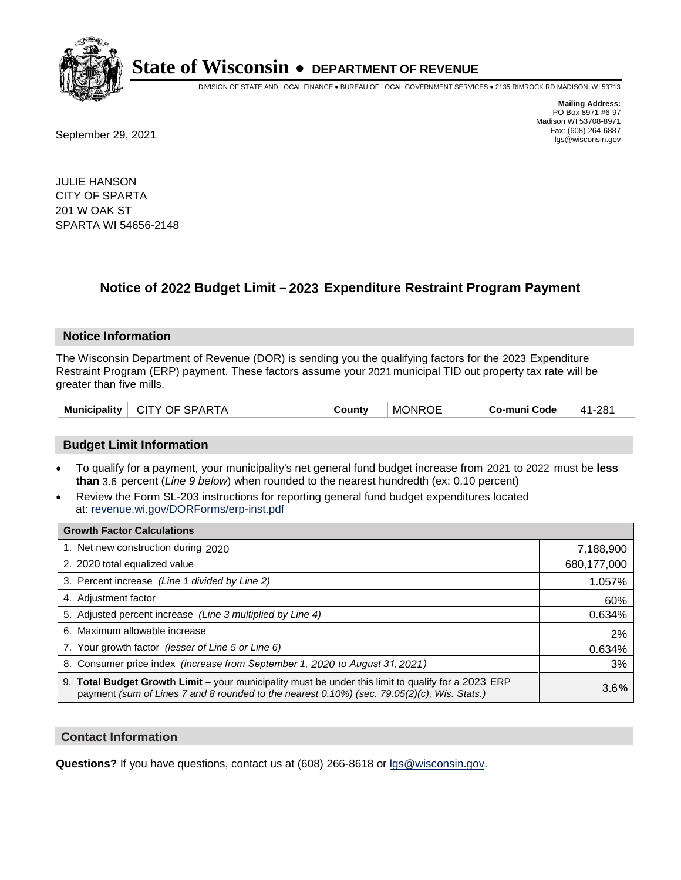# State of Wisconsin • DEPARTMENT OF REVENUE

DIVISION OF STATE AND LOCAL FINANCE • BUREAU OF LOCAL GOVERNMENT SERVICES • 2135 RIMROCK RD MADISON, WI 53713

**Mailing Address:**
PO Box 8971 #6-97
Madison WI 53708-8971
Fax: (608) 264-6887
lgs@wisconsin.gov

September 29, 2021

JULIE HANSON
CITY OF SPARTA
201 W OAK ST
SPARTA WI 54656-2148

## Notice of 2022 Budget Limit – 2023 Expenditure Restraint Program Payment

### Notice Information

The Wisconsin Department of Revenue (DOR) is sending you the qualifying factors for the 2023 Expenditure Restraint Program (ERP) payment. These factors assume your 2021 municipal TID out property tax rate will be greater than five mills.

| Municipality | CITY OF SPARTA | County | MONROE | Co-muni Code | 41-281 |
|---|---|---|---|---|---|

### Budget Limit Information

- To qualify for a payment, your municipality's net general fund budget increase from 2021 to 2022 must be **less than** 3.6 percent (*Line 9 below*) when rounded to the nearest hundredth (ex: 0.10 percent)
- Review the Form SL-203 instructions for reporting general fund budget expenditures located at: revenue.wi.gov/DORForms/erp-inst.pdf

| Growth Factor Calculations | |
|---|---|
| 1. Net new construction during 2020 | 7,188,900 |
| 2. 2020 total equalized value | 680,177,000 |
| 3. Percent increase *(Line 1 divided by Line 2)* | 1.057% |
| 4. Adjustment factor | 60% |
| 5. Adjusted percent increase *(Line 3 multiplied by Line 4)* | 0.634% |
| 6. Maximum allowable increase | 2% |
| 7. Your growth factor *(lesser of Line 5 or Line 6)* | 0.634% |
| 8. Consumer price index *(increase from September 1, 2020 to August 31, 2021)* | 3% |
| 9. **Total Budget Growth Limit –** your municipality must be under this limit to qualify for a 2023 ERP payment *(sum of Lines 7 and 8 rounded to the nearest 0.10%) (sec. 79.05(2)(c), Wis. Stats.)* | 3.6**%** |

### Contact Information

**Questions?** If you have questions, contact us at (608) 266-8618 or lgs@wisconsin.gov.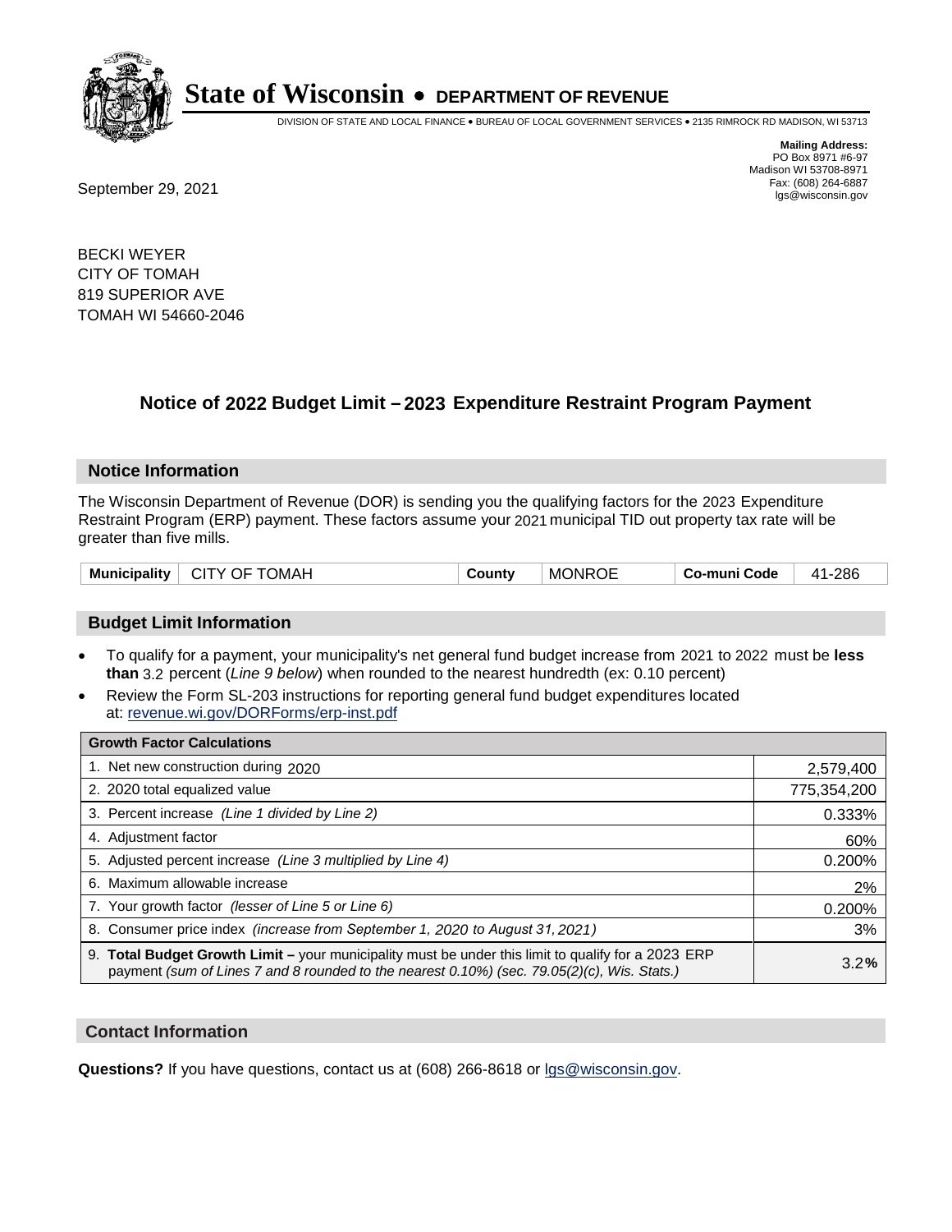# State of Wisconsin • DEPARTMENT OF REVENUE

DIVISION OF STATE AND LOCAL FINANCE • BUREAU OF LOCAL GOVERNMENT SERVICES • 2135 RIMROCK RD MADISON, WI 53713

**Mailing Address:**
PO Box 8971 #6-97
Madison WI 53708-8971
Fax: (608) 264-6887
lgs@wisconsin.gov

September 29, 2021

BECKI WEYER
CITY OF TOMAH
819 SUPERIOR AVE
TOMAH WI 54660-2046

## Notice of 2022 Budget Limit – 2023 Expenditure Restraint Program Payment

### Notice Information

The Wisconsin Department of Revenue (DOR) is sending you the qualifying factors for the 2023 Expenditure Restraint Program (ERP) payment. These factors assume your 2021 municipal TID out property tax rate will be greater than five mills.

| Municipality | CITY OF TOMAH | County | MONROE | Co-muni Code | 41-286 |
|---|---|---|---|---|---|

### Budget Limit Information

- To qualify for a payment, your municipality's net general fund budget increase from 2021 to 2022 must be **less than** 3.2 percent (*Line 9 below*) when rounded to the nearest hundredth (ex: 0.10 percent)
- Review the Form SL-203 instructions for reporting general fund budget expenditures located at: revenue.wi.gov/DORForms/erp-inst.pdf

| Growth Factor Calculations | |
|---|---|
| 1. Net new construction during 2020 | 2,579,400 |
| 2. 2020 total equalized value | 775,354,200 |
| 3. Percent increase *(Line 1 divided by Line 2)* | 0.333% |
| 4. Adjustment factor | 60% |
| 5. Adjusted percent increase *(Line 3 multiplied by Line 4)* | 0.200% |
| 6. Maximum allowable increase | 2% |
| 7. Your growth factor *(lesser of Line 5 or Line 6)* | 0.200% |
| 8. Consumer price index *(increase from September 1, 2020 to August 31, 2021)* | 3% |
| 9. **Total Budget Growth Limit –** your municipality must be under this limit to qualify for a 2023 ERP payment *(sum of Lines 7 and 8 rounded to the nearest 0.10%) (sec. 79.05(2)(c), Wis. Stats.)* | 3.2**%** |

### Contact Information

**Questions?** If you have questions, contact us at (608) 266-8618 or lgs@wisconsin.gov.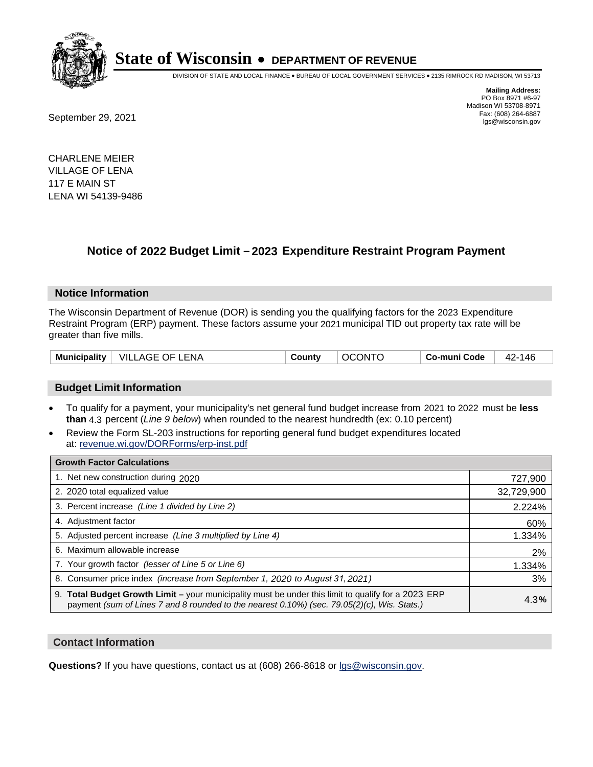# State of Wisconsin • DEPARTMENT OF REVENUE

DIVISION OF STATE AND LOCAL FINANCE • BUREAU OF LOCAL GOVERNMENT SERVICES • 2135 RIMROCK RD MADISON, WI 53713

**Mailing Address:**
PO Box 8971 #6-97
Madison WI 53708-8971
Fax: (608) 264-6887
lgs@wisconsin.gov

September 29, 2021

CHARLENE MEIER
VILLAGE OF LENA
117 E MAIN ST
LENA WI 54139-9486

## Notice of 2022 Budget Limit – 2023 Expenditure Restraint Program Payment

### Notice Information

The Wisconsin Department of Revenue (DOR) is sending you the qualifying factors for the 2023 Expenditure Restraint Program (ERP) payment. These factors assume your 2021 municipal TID out property tax rate will be greater than five mills.

| Municipality | VILLAGE OF LENA | County | OCONTO | Co-muni Code | 42-146 |
|---|---|---|---|---|---|

### Budget Limit Information

- To qualify for a payment, your municipality's net general fund budget increase from 2021 to 2022 must be **less than** 4.3 percent (*Line 9 below*) when rounded to the nearest hundredth (ex: 0.10 percent)
- Review the Form SL-203 instructions for reporting general fund budget expenditures located at: revenue.wi.gov/DORForms/erp-inst.pdf

| Growth Factor Calculations | |
|---|---|
| 1. Net new construction during 2020 | 727,900 |
| 2. 2020 total equalized value | 32,729,900 |
| 3. Percent increase *(Line 1 divided by Line 2)* | 2.224% |
| 4. Adjustment factor | 60% |
| 5. Adjusted percent increase *(Line 3 multiplied by Line 4)* | 1.334% |
| 6. Maximum allowable increase | 2% |
| 7. Your growth factor *(lesser of Line 5 or Line 6)* | 1.334% |
| 8. Consumer price index *(increase from September 1, 2020 to August 31, 2021)* | 3% |
| 9. **Total Budget Growth Limit –** your municipality must be under this limit to qualify for a 2023 ERP payment *(sum of Lines 7 and 8 rounded to the nearest 0.10%) (sec. 79.05(2)(c), Wis. Stats.)* | 4.3**%** |

### Contact Information

**Questions?** If you have questions, contact us at (608) 266-8618 or lgs@wisconsin.gov.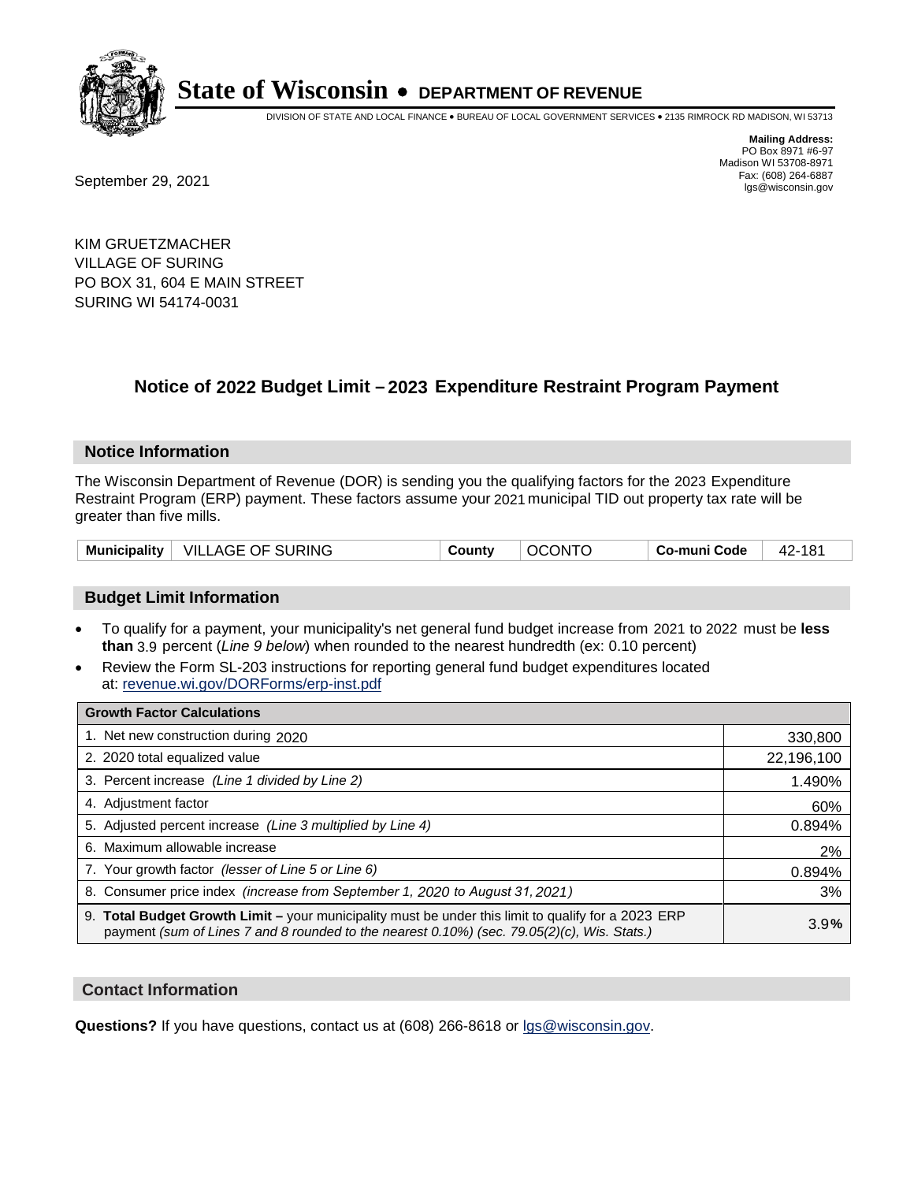# State of Wisconsin • DEPARTMENT OF REVENUE

DIVISION OF STATE AND LOCAL FINANCE • BUREAU OF LOCAL GOVERNMENT SERVICES • 2135 RIMROCK RD MADISON, WI 53713

**Mailing Address:**
PO Box 8971 #6-97
Madison WI 53708-8971
Fax: (608) 264-6887
lgs@wisconsin.gov

September 29, 2021

KIM GRUETZMACHER
VILLAGE OF SURING
PO BOX 31, 604 E MAIN STREET
SURING WI 54174-0031

## Notice of 2022 Budget Limit – 2023 Expenditure Restraint Program Payment

### Notice Information

The Wisconsin Department of Revenue (DOR) is sending you the qualifying factors for the 2023 Expenditure Restraint Program (ERP) payment. These factors assume your 2021 municipal TID out property tax rate will be greater than five mills.

| Municipality | VILLAGE OF SURING | County | OCONTO | Co-muni Code | 42-181 |
|---|---|---|---|---|---|

### Budget Limit Information

- To qualify for a payment, your municipality's net general fund budget increase from 2021 to 2022 must be **less than** 3.9 percent (*Line 9 below*) when rounded to the nearest hundredth (ex: 0.10 percent)
- Review the Form SL-203 instructions for reporting general fund budget expenditures located at: revenue.wi.gov/DORForms/erp-inst.pdf

| Growth Factor Calculations | |
|---|---|
| 1. Net new construction during 2020 | 330,800 |
| 2. 2020 total equalized value | 22,196,100 |
| 3. Percent increase *(Line 1 divided by Line 2)* | 1.490% |
| 4. Adjustment factor | 60% |
| 5. Adjusted percent increase *(Line 3 multiplied by Line 4)* | 0.894% |
| 6. Maximum allowable increase | 2% |
| 7. Your growth factor *(lesser of Line 5 or Line 6)* | 0.894% |
| 8. Consumer price index *(increase from September 1, 2020 to August 31, 2021)* | 3% |
| 9. **Total Budget Growth Limit –** your municipality must be under this limit to qualify for a 2023 ERP payment *(sum of Lines 7 and 8 rounded to the nearest 0.10%) (sec. 79.05(2)(c), Wis. Stats.)* | 3.9**%** |

### Contact Information

**Questions?** If you have questions, contact us at (608) 266-8618 or lgs@wisconsin.gov.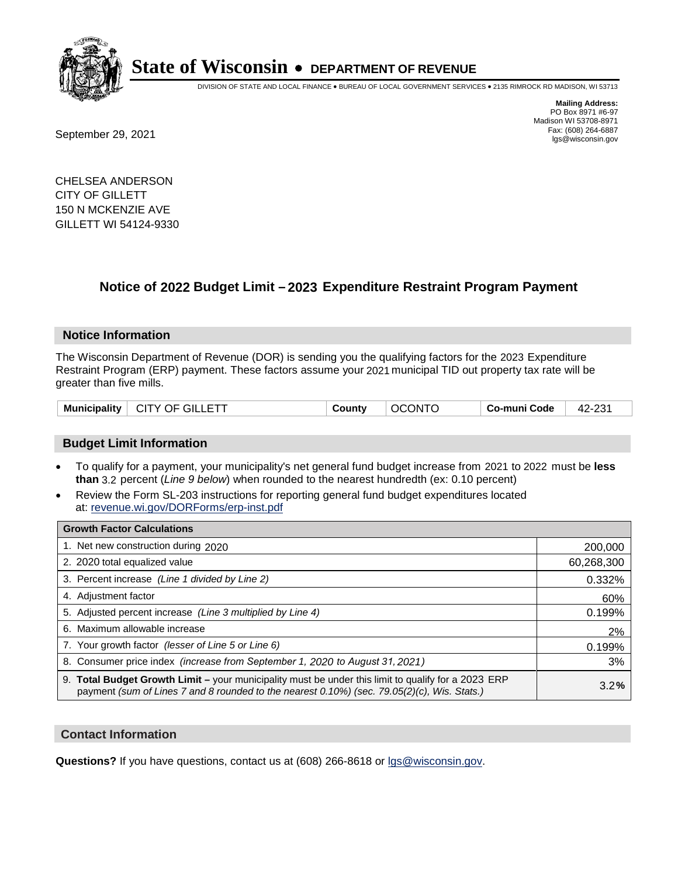# State of Wisconsin • DEPARTMENT OF REVENUE

DIVISION OF STATE AND LOCAL FINANCE • BUREAU OF LOCAL GOVERNMENT SERVICES • 2135 RIMROCK RD MADISON, WI 53713

**Mailing Address:**
PO Box 8971 #6-97
Madison WI 53708-8971
Fax: (608) 264-6887
lgs@wisconsin.gov

September 29, 2021

CHELSEA ANDERSON
CITY OF GILLETT
150 N MCKENZIE AVE
GILLETT WI 54124-9330

## Notice of 2022 Budget Limit – 2023 Expenditure Restraint Program Payment

### Notice Information

The Wisconsin Department of Revenue (DOR) is sending you the qualifying factors for the 2023 Expenditure Restraint Program (ERP) payment. These factors assume your 2021 municipal TID out property tax rate will be greater than five mills.

| Municipality | CITY OF GILLETT | County | OCONTO | Co-muni Code | 42-231 |
|---|---|---|---|---|---|

### Budget Limit Information

- To qualify for a payment, your municipality's net general fund budget increase from 2021 to 2022 must be **less than** 3.2 percent (*Line 9 below*) when rounded to the nearest hundredth (ex: 0.10 percent)
- Review the Form SL-203 instructions for reporting general fund budget expenditures located at: revenue.wi.gov/DORForms/erp-inst.pdf

| Growth Factor Calculations | |
|---|---|
| 1. Net new construction during 2020 | 200,000 |
| 2. 2020 total equalized value | 60,268,300 |
| 3. Percent increase *(Line 1 divided by Line 2)* | 0.332% |
| 4. Adjustment factor | 60% |
| 5. Adjusted percent increase *(Line 3 multiplied by Line 4)* | 0.199% |
| 6. Maximum allowable increase | 2% |
| 7. Your growth factor *(lesser of Line 5 or Line 6)* | 0.199% |
| 8. Consumer price index *(increase from September 1, 2020 to August 31, 2021)* | 3% |
| 9. **Total Budget Growth Limit –** your municipality must be under this limit to qualify for a 2023 ERP payment *(sum of Lines 7 and 8 rounded to the nearest 0.10%) (sec. 79.05(2)(c), Wis. Stats.)* | 3.2**%** |

### Contact Information

**Questions?** If you have questions, contact us at (608) 266-8618 or lgs@wisconsin.gov.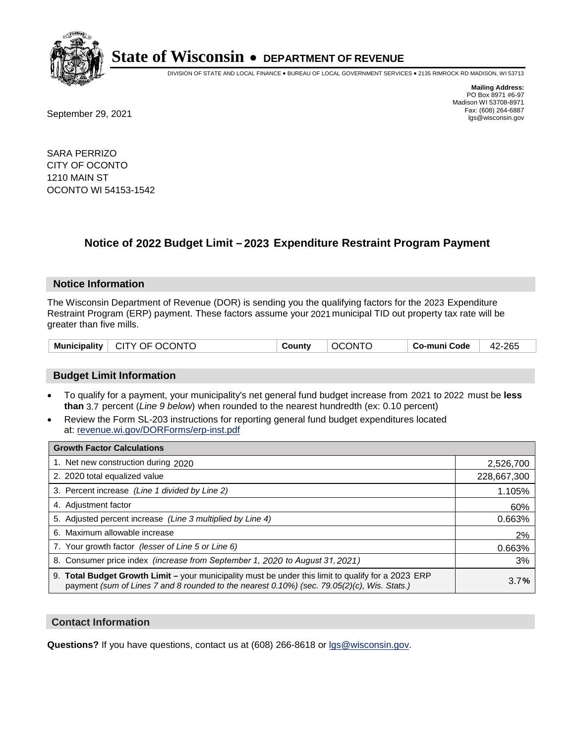# State of Wisconsin • DEPARTMENT OF REVENUE

DIVISION OF STATE AND LOCAL FINANCE • BUREAU OF LOCAL GOVERNMENT SERVICES • 2135 RIMROCK RD MADISON, WI 53713

**Mailing Address:**
PO Box 8971 #6-97
Madison WI 53708-8971
Fax: (608) 264-6887
lgs@wisconsin.gov

September 29, 2021

SARA PERRIZO
CITY OF OCONTO
1210 MAIN ST
OCONTO WI 54153-1542

## Notice of 2022 Budget Limit – 2023 Expenditure Restraint Program Payment

### Notice Information

The Wisconsin Department of Revenue (DOR) is sending you the qualifying factors for the 2023 Expenditure Restraint Program (ERP) payment. These factors assume your 2021 municipal TID out property tax rate will be greater than five mills.

| Municipality | CITY OF OCONTO | County | OCONTO | Co-muni Code | 42-265 |
|---|---|---|---|---|---|

### Budget Limit Information

- To qualify for a payment, your municipality's net general fund budget increase from 2021 to 2022 must be **less than** 3.7 percent (*Line 9 below*) when rounded to the nearest hundredth (ex: 0.10 percent)
- Review the Form SL-203 instructions for reporting general fund budget expenditures located at: revenue.wi.gov/DORForms/erp-inst.pdf

| Growth Factor Calculations | |
|---|---|
| 1. Net new construction during 2020 | 2,526,700 |
| 2. 2020 total equalized value | 228,667,300 |
| 3. Percent increase *(Line 1 divided by Line 2)* | 1.105% |
| 4. Adjustment factor | 60% |
| 5. Adjusted percent increase *(Line 3 multiplied by Line 4)* | 0.663% |
| 6. Maximum allowable increase | 2% |
| 7. Your growth factor *(lesser of Line 5 or Line 6)* | 0.663% |
| 8. Consumer price index *(increase from September 1, 2020 to August 31, 2021)* | 3% |
| 9. **Total Budget Growth Limit –** your municipality must be under this limit to qualify for a 2023 ERP payment *(sum of Lines 7 and 8 rounded to the nearest 0.10%) (sec. 79.05(2)(c), Wis. Stats.)* | 3.7**%** |

### Contact Information

**Questions?** If you have questions, contact us at (608) 266-8618 or lgs@wisconsin.gov.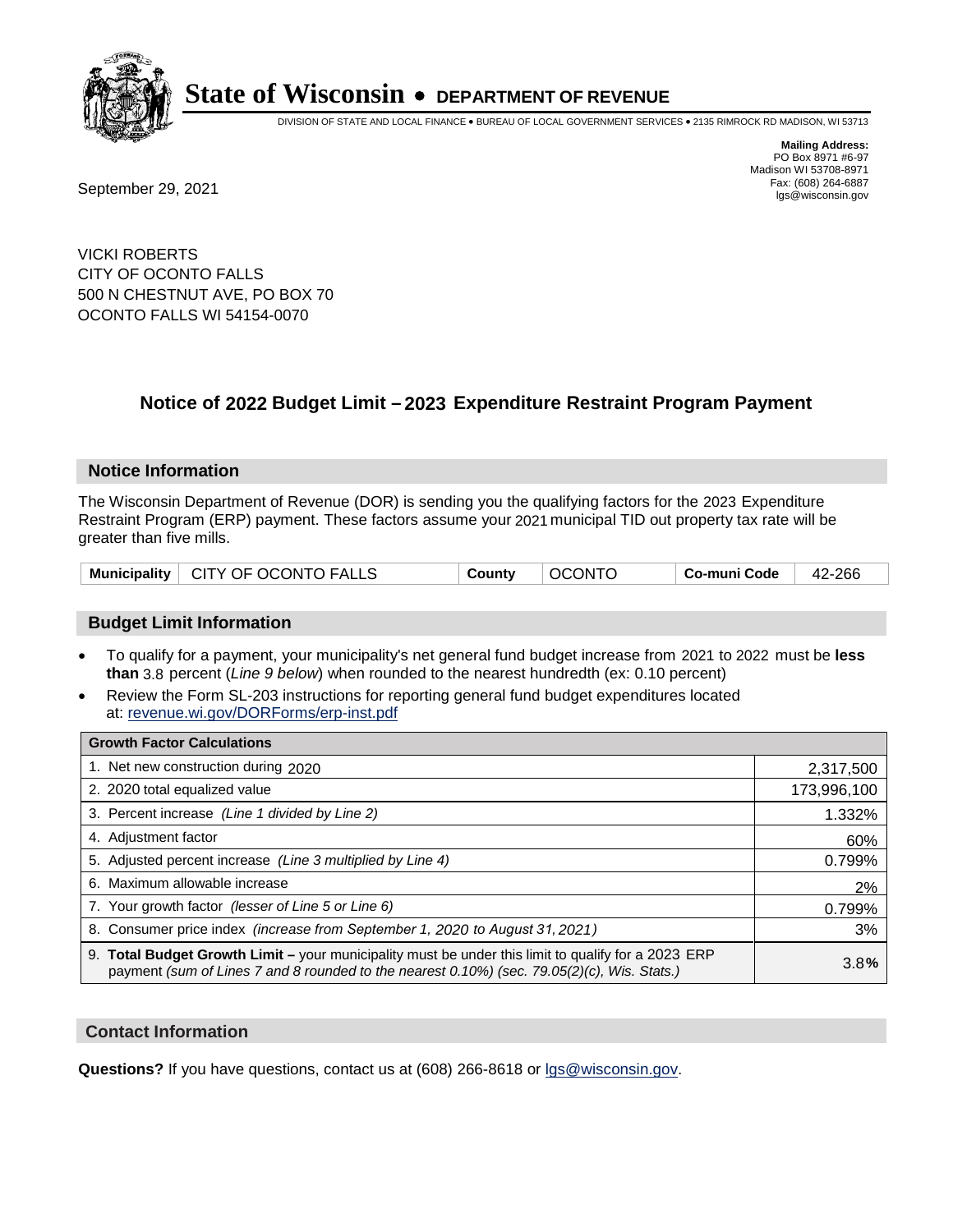# State of Wisconsin • DEPARTMENT OF REVENUE

DIVISION OF STATE AND LOCAL FINANCE • BUREAU OF LOCAL GOVERNMENT SERVICES • 2135 RIMROCK RD MADISON, WI 53713

**Mailing Address:**
PO Box 8971 #6-97
Madison WI 53708-8971
Fax: (608) 264-6887
lgs@wisconsin.gov

September 29, 2021

VICKI ROBERTS
CITY OF OCONTO FALLS
500 N CHESTNUT AVE, PO BOX 70
OCONTO FALLS WI 54154-0070

## Notice of 2022 Budget Limit – 2023 Expenditure Restraint Program Payment

### Notice Information

The Wisconsin Department of Revenue (DOR) is sending you the qualifying factors for the 2023 Expenditure Restraint Program (ERP) payment. These factors assume your 2021 municipal TID out property tax rate will be greater than five mills.

| Municipality | CITY OF OCONTO FALLS | County | OCONTO | Co-muni Code | 42-266 |
|---|---|---|---|---|---|

### Budget Limit Information

- To qualify for a payment, your municipality's net general fund budget increase from 2021 to 2022 must be **less than** 3.8 percent (*Line 9 below*) when rounded to the nearest hundredth (ex: 0.10 percent)
- Review the Form SL-203 instructions for reporting general fund budget expenditures located at: revenue.wi.gov/DORForms/erp-inst.pdf

| Growth Factor Calculations | |
|---|---|
| 1. Net new construction during 2020 | 2,317,500 |
| 2. 2020 total equalized value | 173,996,100 |
| 3. Percent increase *(Line 1 divided by Line 2)* | 1.332% |
| 4. Adjustment factor | 60% |
| 5. Adjusted percent increase *(Line 3 multiplied by Line 4)* | 0.799% |
| 6. Maximum allowable increase | 2% |
| 7. Your growth factor *(lesser of Line 5 or Line 6)* | 0.799% |
| 8. Consumer price index *(increase from September 1, 2020 to August 31, 2021)* | 3% |
| 9. **Total Budget Growth Limit –** your municipality must be under this limit to qualify for a 2023 ERP payment *(sum of Lines 7 and 8 rounded to the nearest 0.10%) (sec. 79.05(2)(c), Wis. Stats.)* | 3.8**%** |

### Contact Information

**Questions?** If you have questions, contact us at (608) 266-8618 or lgs@wisconsin.gov.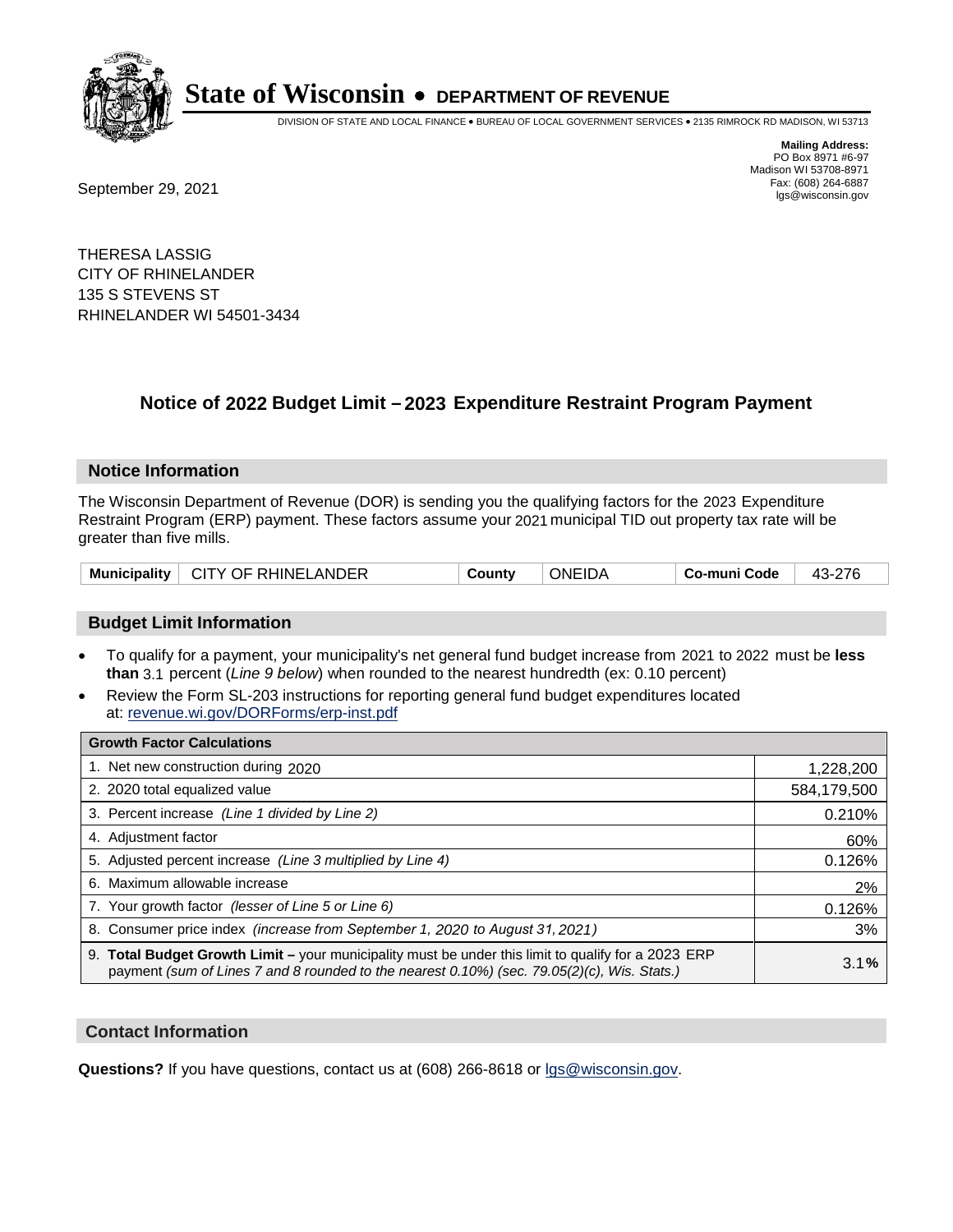# State of Wisconsin • DEPARTMENT OF REVENUE

DIVISION OF STATE AND LOCAL FINANCE • BUREAU OF LOCAL GOVERNMENT SERVICES • 2135 RIMROCK RD MADISON, WI 53713

**Mailing Address:**
PO Box 8971 #6-97
Madison WI 53708-8971
Fax: (608) 264-6887
lgs@wisconsin.gov

September 29, 2021

THERESA LASSIG
CITY OF RHINELANDER
135 S STEVENS ST
RHINELANDER WI 54501-3434

## Notice of 2022 Budget Limit – 2023 Expenditure Restraint Program Payment

### Notice Information

The Wisconsin Department of Revenue (DOR) is sending you the qualifying factors for the 2023 Expenditure Restraint Program (ERP) payment. These factors assume your 2021 municipal TID out property tax rate will be greater than five mills.

| Municipality | CITY OF RHINELANDER | County | ONEIDA | Co-muni Code | 43-276 |
|---|---|---|---|---|---|

### Budget Limit Information

- To qualify for a payment, your municipality's net general fund budget increase from 2021 to 2022 must be **less than** 3.1 percent (*Line 9 below*) when rounded to the nearest hundredth (ex: 0.10 percent)
- Review the Form SL-203 instructions for reporting general fund budget expenditures located at: revenue.wi.gov/DORForms/erp-inst.pdf

| Growth Factor Calculations | |
|---|---|
| 1. Net new construction during 2020 | 1,228,200 |
| 2. 2020 total equalized value | 584,179,500 |
| 3. Percent increase *(Line 1 divided by Line 2)* | 0.210% |
| 4. Adjustment factor | 60% |
| 5. Adjusted percent increase *(Line 3 multiplied by Line 4)* | 0.126% |
| 6. Maximum allowable increase | 2% |
| 7. Your growth factor *(lesser of Line 5 or Line 6)* | 0.126% |
| 8. Consumer price index *(increase from September 1, 2020 to August 31, 2021)* | 3% |
| 9. **Total Budget Growth Limit –** your municipality must be under this limit to qualify for a 2023 ERP payment *(sum of Lines 7 and 8 rounded to the nearest 0.10%) (sec. 79.05(2)(c), Wis. Stats.)* | 3.1**%** |

### Contact Information

**Questions?** If you have questions, contact us at (608) 266-8618 or lgs@wisconsin.gov.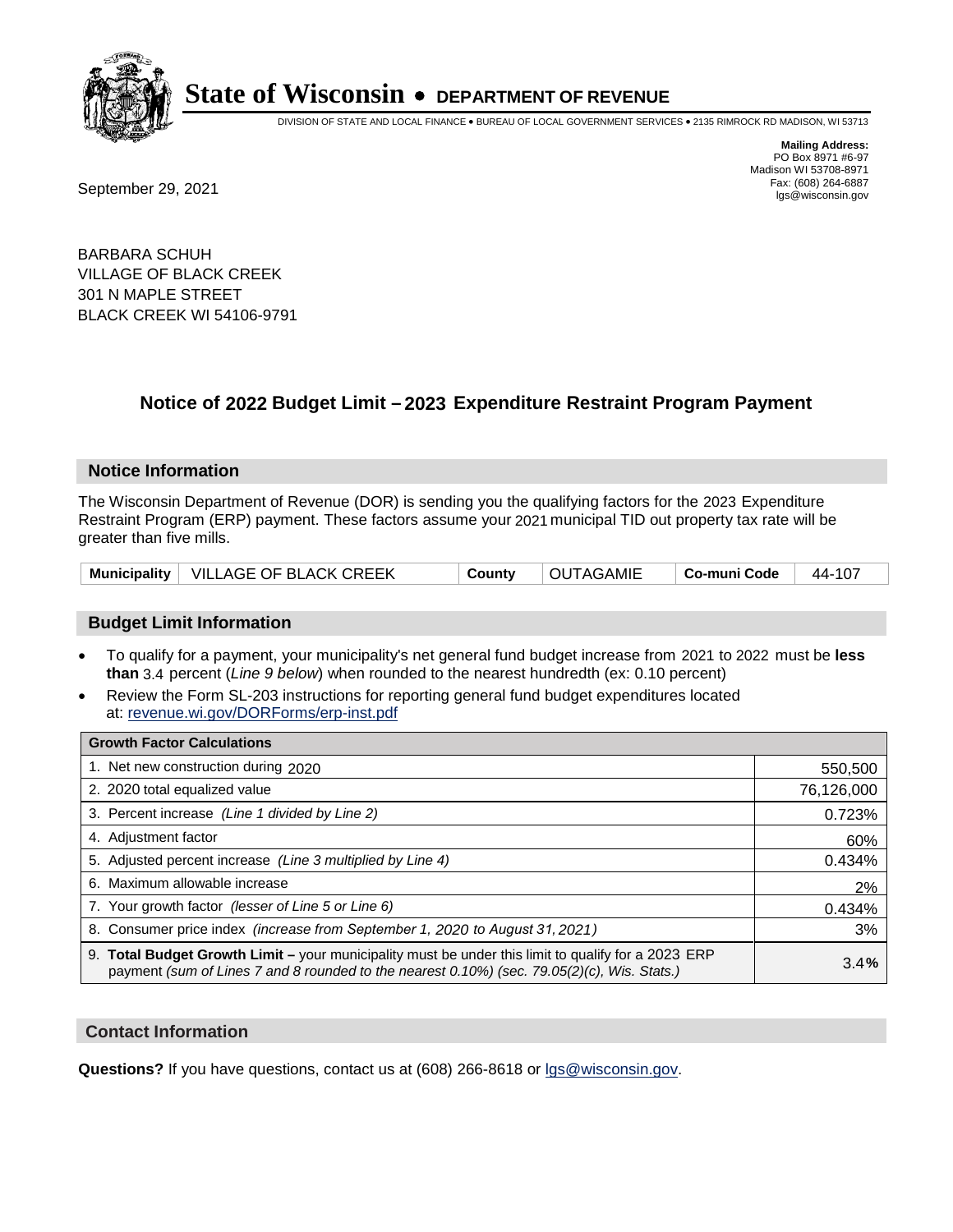# State of Wisconsin • DEPARTMENT OF REVENUE

DIVISION OF STATE AND LOCAL FINANCE • BUREAU OF LOCAL GOVERNMENT SERVICES • 2135 RIMROCK RD MADISON, WI 53713

**Mailing Address:**
PO Box 8971 #6-97
Madison WI 53708-8971
Fax: (608) 264-6887
lgs@wisconsin.gov

September 29, 2021

BARBARA SCHUH
VILLAGE OF BLACK CREEK
301 N MAPLE STREET
BLACK CREEK WI 54106-9791

## Notice of 2022 Budget Limit – 2023 Expenditure Restraint Program Payment

### Notice Information

The Wisconsin Department of Revenue (DOR) is sending you the qualifying factors for the 2023 Expenditure Restraint Program (ERP) payment. These factors assume your 2021 municipal TID out property tax rate will be greater than five mills.

| Municipality | VILLAGE OF BLACK CREEK | County | OUTAGAMIE | Co-muni Code | 44-107 |
|---|---|---|---|---|---|

### Budget Limit Information

- To qualify for a payment, your municipality's net general fund budget increase from 2021 to 2022 must be **less than** 3.4 percent (*Line 9 below*) when rounded to the nearest hundredth (ex: 0.10 percent)
- Review the Form SL-203 instructions for reporting general fund budget expenditures located at: revenue.wi.gov/DORForms/erp-inst.pdf

| Growth Factor Calculations | |
|---|---|
| 1. Net new construction during 2020 | 550,500 |
| 2. 2020 total equalized value | 76,126,000 |
| 3. Percent increase *(Line 1 divided by Line 2)* | 0.723% |
| 4. Adjustment factor | 60% |
| 5. Adjusted percent increase *(Line 3 multiplied by Line 4)* | 0.434% |
| 6. Maximum allowable increase | 2% |
| 7. Your growth factor *(lesser of Line 5 or Line 6)* | 0.434% |
| 8. Consumer price index *(increase from September 1, 2020 to August 31, 2021)* | 3% |
| 9. **Total Budget Growth Limit –** your municipality must be under this limit to qualify for a 2023 ERP payment *(sum of Lines 7 and 8 rounded to the nearest 0.10%) (sec. 79.05(2)(c), Wis. Stats.)* | 3.4**%** |

### Contact Information

**Questions?** If you have questions, contact us at (608) 266-8618 or lgs@wisconsin.gov.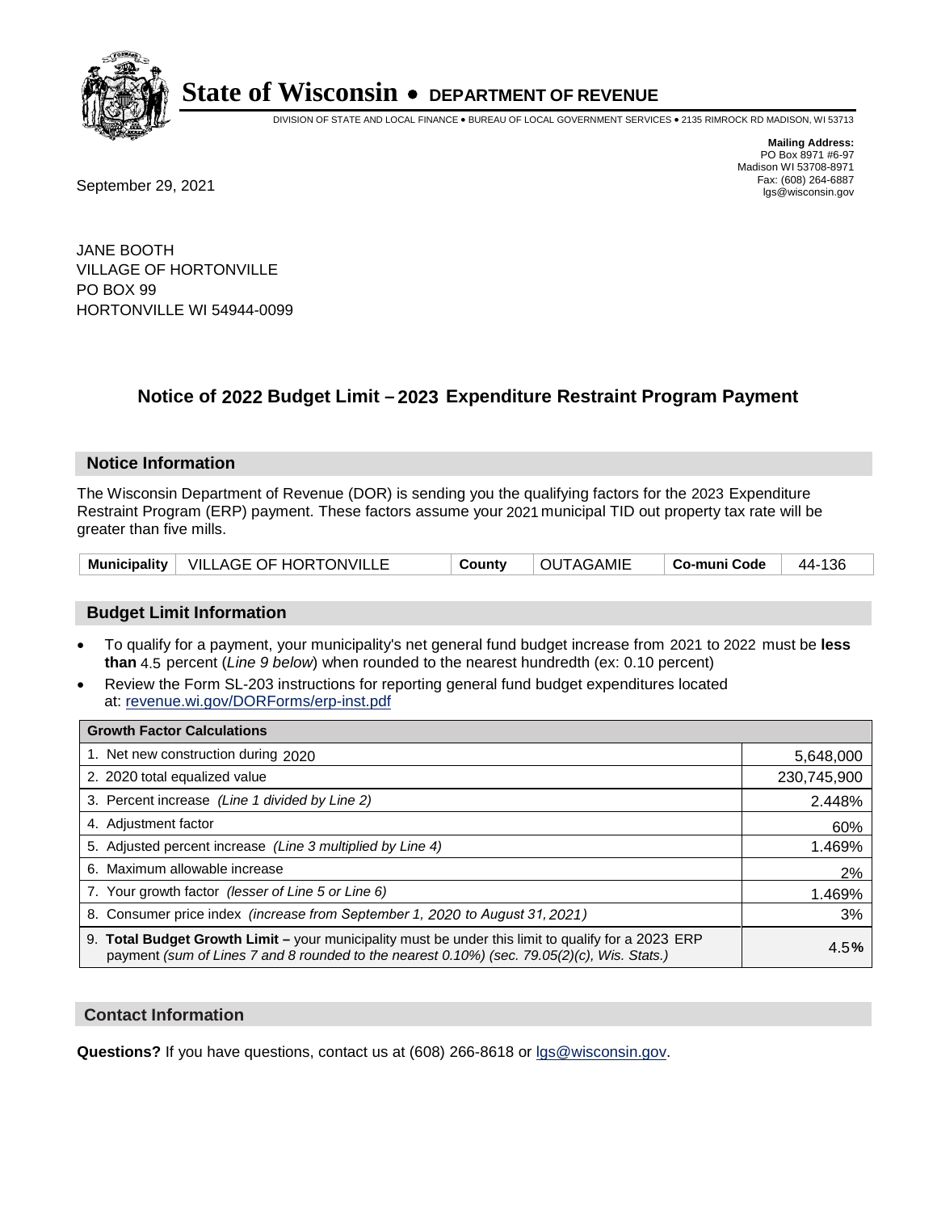# State of Wisconsin • DEPARTMENT OF REVENUE

DIVISION OF STATE AND LOCAL FINANCE • BUREAU OF LOCAL GOVERNMENT SERVICES • 2135 RIMROCK RD MADISON, WI 53713

**Mailing Address:**
PO Box 8971 #6-97
Madison WI 53708-8971
Fax: (608) 264-6887
lgs@wisconsin.gov

September 29, 2021

JANE BOOTH
VILLAGE OF HORTONVILLE
PO BOX 99
HORTONVILLE WI 54944-0099

## Notice of 2022 Budget Limit – 2023 Expenditure Restraint Program Payment

### Notice Information

The Wisconsin Department of Revenue (DOR) is sending you the qualifying factors for the 2023 Expenditure Restraint Program (ERP) payment. These factors assume your 2021 municipal TID out property tax rate will be greater than five mills.

| Municipality | VILLAGE OF HORTONVILLE | County | OUTAGAMIE | Co-muni Code | 44-136 |
|---|---|---|---|---|---|

### Budget Limit Information

- To qualify for a payment, your municipality's net general fund budget increase from 2021 to 2022 must be **less than** 4.5 percent (*Line 9 below*) when rounded to the nearest hundredth (ex: 0.10 percent)
- Review the Form SL-203 instructions for reporting general fund budget expenditures located at: revenue.wi.gov/DORForms/erp-inst.pdf

| Growth Factor Calculations | |
|---|---|
| 1. Net new construction during 2020 | 5,648,000 |
| 2. 2020 total equalized value | 230,745,900 |
| 3. Percent increase *(Line 1 divided by Line 2)* | 2.448% |
| 4. Adjustment factor | 60% |
| 5. Adjusted percent increase *(Line 3 multiplied by Line 4)* | 1.469% |
| 6. Maximum allowable increase | 2% |
| 7. Your growth factor *(lesser of Line 5 or Line 6)* | 1.469% |
| 8. Consumer price index *(increase from September 1, 2020 to August 31, 2021)* | 3% |
| 9. **Total Budget Growth Limit –** your municipality must be under this limit to qualify for a 2023 ERP payment *(sum of Lines 7 and 8 rounded to the nearest 0.10%) (sec. 79.05(2)(c), Wis. Stats.)* | 4.5**%** |

### Contact Information

**Questions?** If you have questions, contact us at (608) 266-8618 or lgs@wisconsin.gov.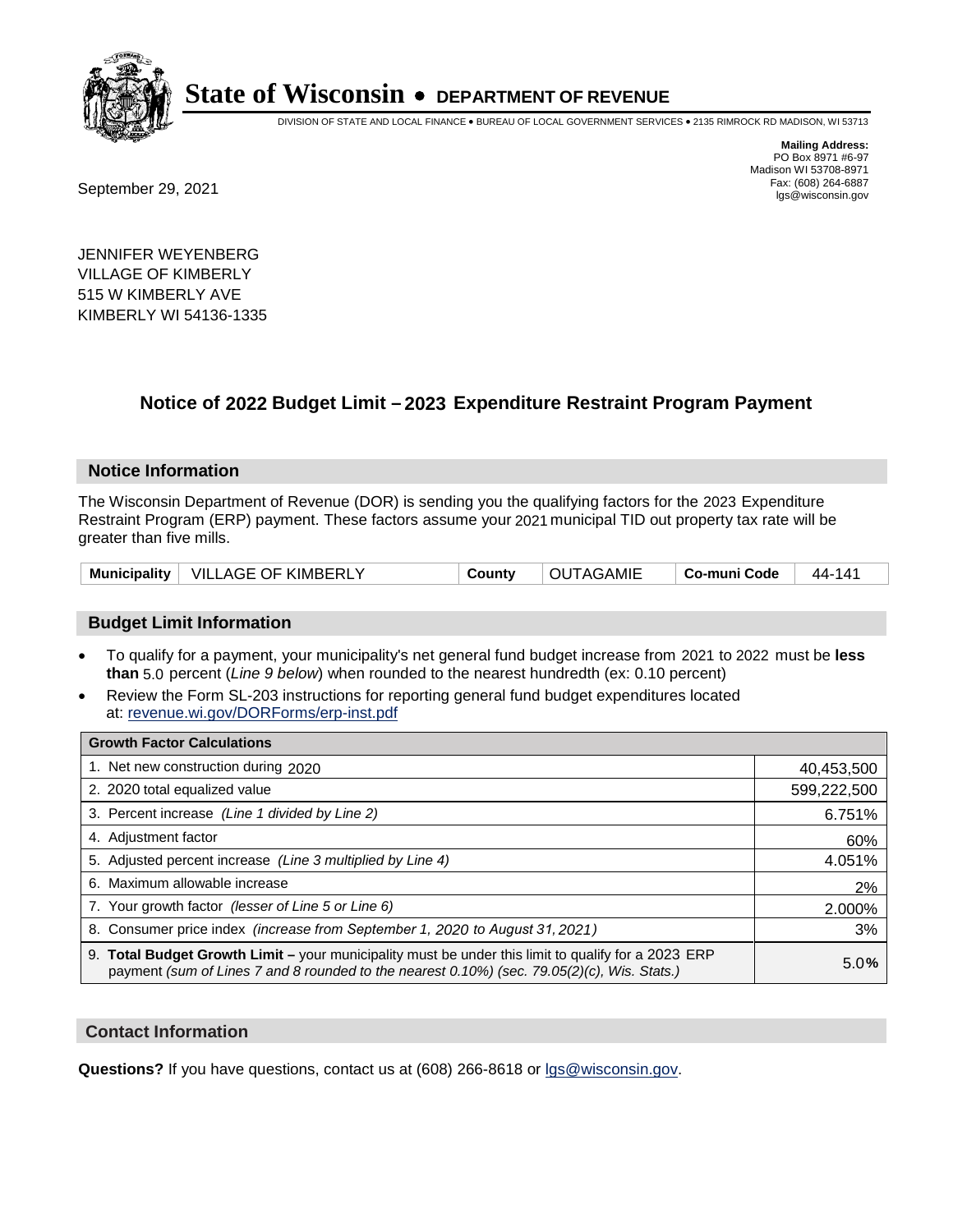# State of Wisconsin • DEPARTMENT OF REVENUE

DIVISION OF STATE AND LOCAL FINANCE • BUREAU OF LOCAL GOVERNMENT SERVICES • 2135 RIMROCK RD MADISON, WI 53713

**Mailing Address:**
PO Box 8971 #6-97
Madison WI 53708-8971
Fax: (608) 264-6887
lgs@wisconsin.gov

September 29, 2021

JENNIFER WEYENBERG
VILLAGE OF KIMBERLY
515 W KIMBERLY AVE
KIMBERLY WI 54136-1335

## Notice of 2022 Budget Limit – 2023 Expenditure Restraint Program Payment

### Notice Information

The Wisconsin Department of Revenue (DOR) is sending you the qualifying factors for the 2023 Expenditure Restraint Program (ERP) payment. These factors assume your 2021 municipal TID out property tax rate will be greater than five mills.

| Municipality | VILLAGE OF KIMBERLY | County | OUTAGAMIE | Co-muni Code | 44-141 |
|---|---|---|---|---|---|

### Budget Limit Information

- To qualify for a payment, your municipality's net general fund budget increase from 2021 to 2022 must be **less than** 5.0 percent (*Line 9 below*) when rounded to the nearest hundredth (ex: 0.10 percent)
- Review the Form SL-203 instructions for reporting general fund budget expenditures located at: revenue.wi.gov/DORForms/erp-inst.pdf

| Growth Factor Calculations | |
|---|---|
| 1. Net new construction during 2020 | 40,453,500 |
| 2. 2020 total equalized value | 599,222,500 |
| 3. Percent increase *(Line 1 divided by Line 2)* | 6.751% |
| 4. Adjustment factor | 60% |
| 5. Adjusted percent increase *(Line 3 multiplied by Line 4)* | 4.051% |
| 6. Maximum allowable increase | 2% |
| 7. Your growth factor *(lesser of Line 5 or Line 6)* | 2.000% |
| 8. Consumer price index *(increase from September 1, 2020 to August 31, 2021)* | 3% |
| 9. **Total Budget Growth Limit –** your municipality must be under this limit to qualify for a 2023 ERP payment *(sum of Lines 7 and 8 rounded to the nearest 0.10%) (sec. 79.05(2)(c), Wis. Stats.)* | 5.0**%** |

### Contact Information

**Questions?** If you have questions, contact us at (608) 266-8618 or lgs@wisconsin.gov.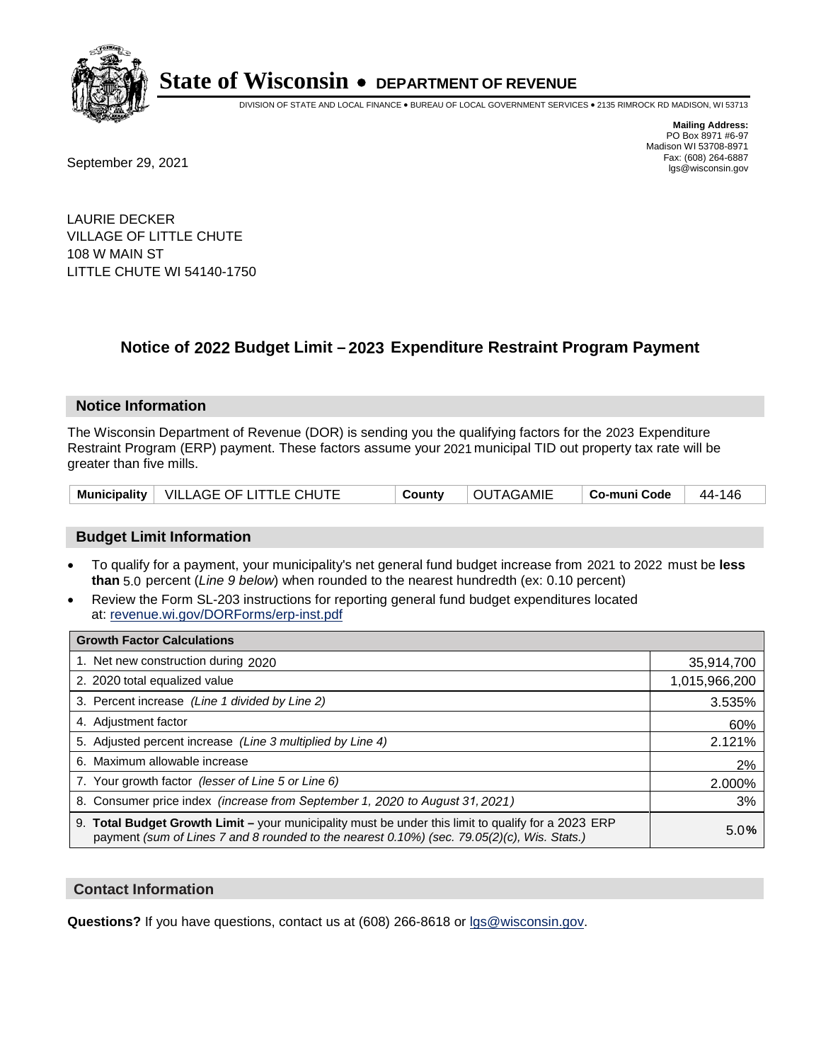# State of Wisconsin • DEPARTMENT OF REVENUE

DIVISION OF STATE AND LOCAL FINANCE • BUREAU OF LOCAL GOVERNMENT SERVICES • 2135 RIMROCK RD MADISON, WI 53713

**Mailing Address:**
PO Box 8971 #6-97
Madison WI 53708-8971
Fax: (608) 264-6887
lgs@wisconsin.gov

September 29, 2021

LAURIE DECKER
VILLAGE OF LITTLE CHUTE
108 W MAIN ST
LITTLE CHUTE WI 54140-1750

## Notice of 2022 Budget Limit – 2023 Expenditure Restraint Program Payment

### Notice Information

The Wisconsin Department of Revenue (DOR) is sending you the qualifying factors for the 2023 Expenditure Restraint Program (ERP) payment. These factors assume your 2021 municipal TID out property tax rate will be greater than five mills.

| **Municipality** | VILLAGE OF LITTLE CHUTE | **County** | OUTAGAMIE | **Co-muni Code** | 44-146 |
|---|---|---|---|---|---|

### Budget Limit Information

- To qualify for a payment, your municipality's net general fund budget increase from 2021 to 2022 must be **less than** 5.0 percent (*Line 9 below*) when rounded to the nearest hundredth (ex: 0.10 percent)
- Review the Form SL-203 instructions for reporting general fund budget expenditures located at: revenue.wi.gov/DORForms/erp-inst.pdf

| **Growth Factor Calculations** | |
|---|---|
| 1. Net new construction during 2020 | 35,914,700 |
| 2. 2020 total equalized value | 1,015,966,200 |
| 3. Percent increase *(Line 1 divided by Line 2)* | 3.535% |
| 4. Adjustment factor | 60% |
| 5. Adjusted percent increase *(Line 3 multiplied by Line 4)* | 2.121% |
| 6. Maximum allowable increase | 2% |
| 7. Your growth factor *(lesser of Line 5 or Line 6)* | 2.000% |
| 8. Consumer price index *(increase from September 1, 2020 to August 31, 2021)* | 3% |
| 9. **Total Budget Growth Limit –** your municipality must be under this limit to qualify for a 2023 ERP payment *(sum of Lines 7 and 8 rounded to the nearest 0.10%) (sec. 79.05(2)(c), Wis. Stats.)* | 5.0**%** |

### Contact Information

**Questions?** If you have questions, contact us at (608) 266-8618 or lgs@wisconsin.gov.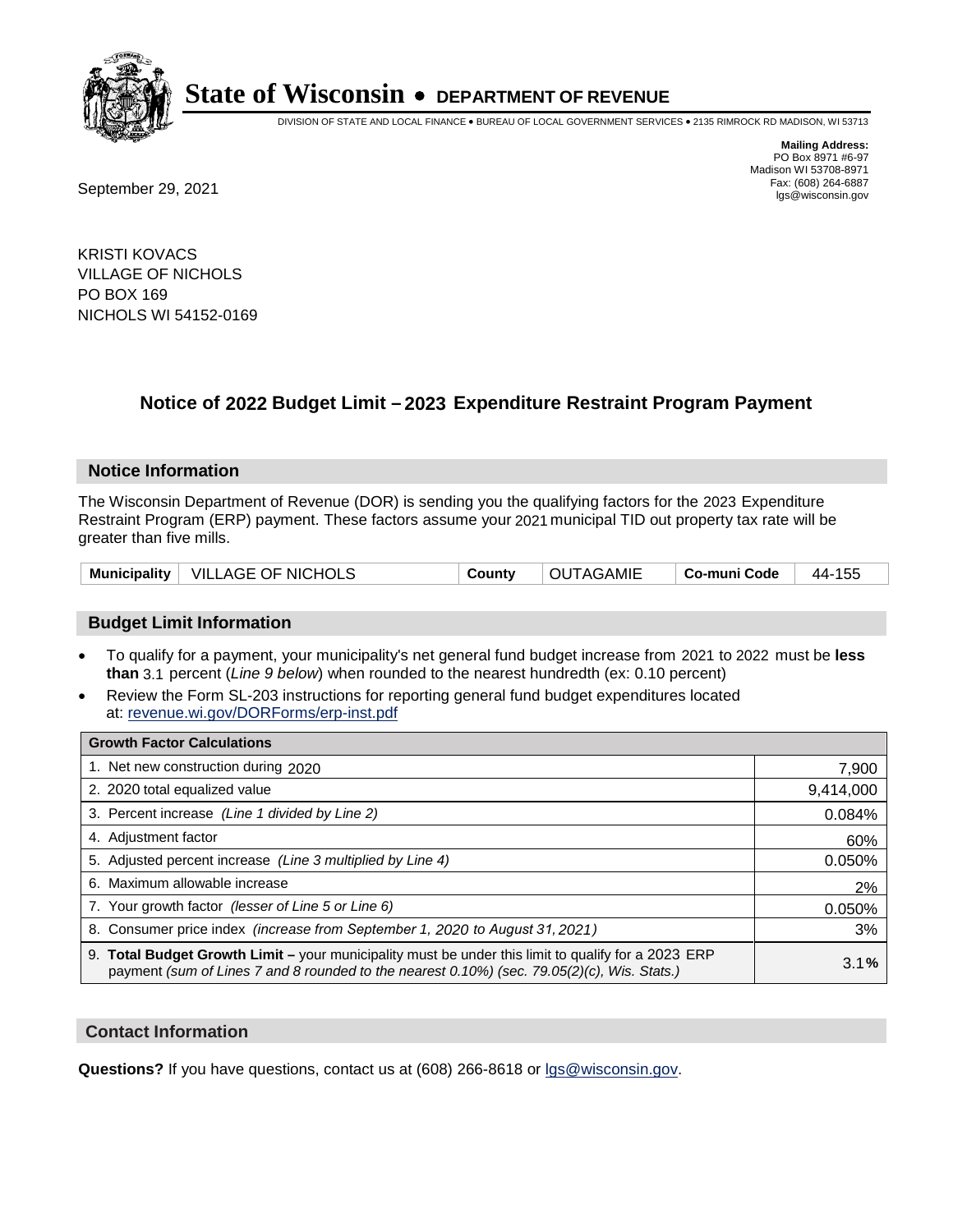# State of Wisconsin • DEPARTMENT OF REVENUE

DIVISION OF STATE AND LOCAL FINANCE • BUREAU OF LOCAL GOVERNMENT SERVICES • 2135 RIMROCK RD MADISON, WI 53713

**Mailing Address:**
PO Box 8971 #6-97
Madison WI 53708-8971
Fax: (608) 264-6887
lgs@wisconsin.gov

September 29, 2021

KRISTI KOVACS
VILLAGE OF NICHOLS
PO BOX 169
NICHOLS WI 54152-0169

## Notice of 2022 Budget Limit – 2023 Expenditure Restraint Program Payment

### Notice Information

The Wisconsin Department of Revenue (DOR) is sending you the qualifying factors for the 2023 Expenditure Restraint Program (ERP) payment. These factors assume your 2021 municipal TID out property tax rate will be greater than five mills.

| Municipality | VILLAGE OF NICHOLS | County | OUTAGAMIE | Co-muni Code | 44-155 |
|---|---|---|---|---|---|

### Budget Limit Information

- To qualify for a payment, your municipality's net general fund budget increase from 2021 to 2022 must be **less than** 3.1 percent (*Line 9 below*) when rounded to the nearest hundredth (ex: 0.10 percent)
- Review the Form SL-203 instructions for reporting general fund budget expenditures located at: revenue.wi.gov/DORForms/erp-inst.pdf

| Growth Factor Calculations | |
|---|---|
| 1. Net new construction during 2020 | 7,900 |
| 2. 2020 total equalized value | 9,414,000 |
| 3. Percent increase *(Line 1 divided by Line 2)* | 0.084% |
| 4. Adjustment factor | 60% |
| 5. Adjusted percent increase *(Line 3 multiplied by Line 4)* | 0.050% |
| 6. Maximum allowable increase | 2% |
| 7. Your growth factor *(lesser of Line 5 or Line 6)* | 0.050% |
| 8. Consumer price index *(increase from September 1, 2020 to August 31, 2021)* | 3% |
| 9. **Total Budget Growth Limit –** your municipality must be under this limit to qualify for a 2023 ERP payment *(sum of Lines 7 and 8 rounded to the nearest 0.10%) (sec. 79.05(2)(c), Wis. Stats.)* | 3.1**%** |

### Contact Information

**Questions?** If you have questions, contact us at (608) 266-8618 or lgs@wisconsin.gov.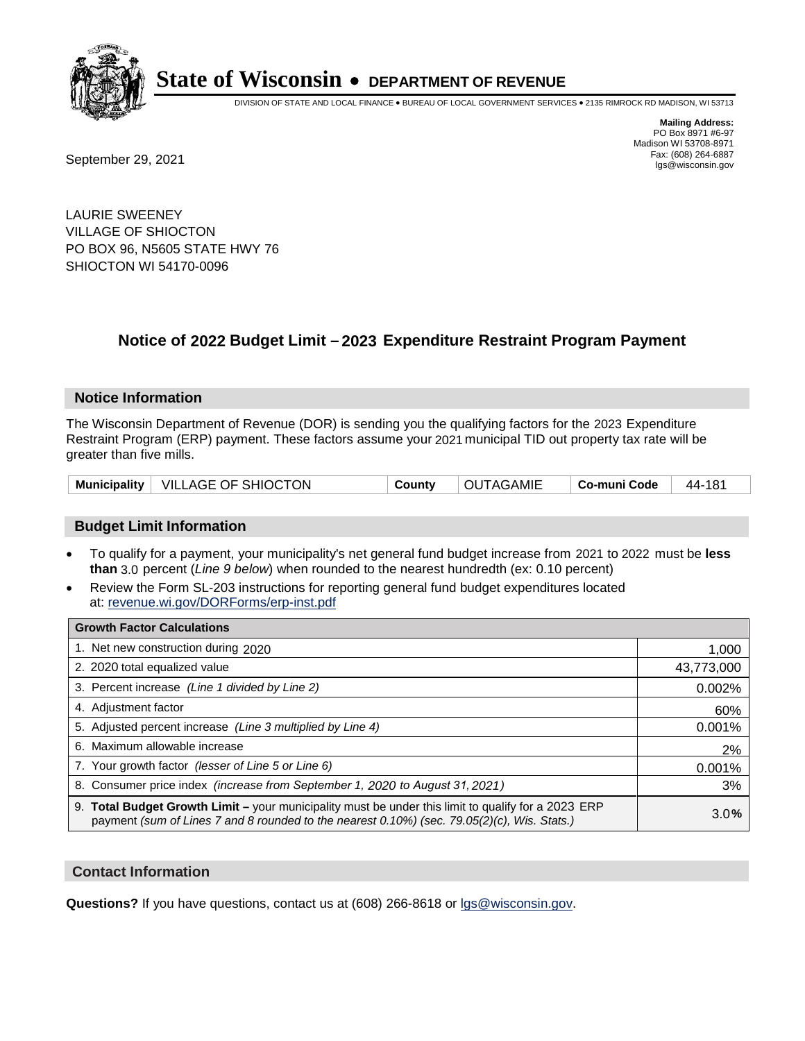# State of Wisconsin • DEPARTMENT OF REVENUE

DIVISION OF STATE AND LOCAL FINANCE • BUREAU OF LOCAL GOVERNMENT SERVICES • 2135 RIMROCK RD MADISON, WI 53713

**Mailing Address:**
PO Box 8971 #6-97
Madison WI 53708-8971
Fax: (608) 264-6887
lgs@wisconsin.gov

September 29, 2021

LAURIE SWEENEY
VILLAGE OF SHIOCTON
PO BOX 96, N5605 STATE HWY 76
SHIOCTON WI 54170-0096

## Notice of 2022 Budget Limit – 2023 Expenditure Restraint Program Payment

### Notice Information

The Wisconsin Department of Revenue (DOR) is sending you the qualifying factors for the 2023 Expenditure Restraint Program (ERP) payment. These factors assume your 2021 municipal TID out property tax rate will be greater than five mills.

| Municipality | VILLAGE OF SHIOCTON | County | OUTAGAMIE | Co-muni Code | 44-181 |
|---|---|---|---|---|---|

### Budget Limit Information

- To qualify for a payment, your municipality's net general fund budget increase from 2021 to 2022 must be **less than** 3.0 percent (*Line 9 below*) when rounded to the nearest hundredth (ex: 0.10 percent)
- Review the Form SL-203 instructions for reporting general fund budget expenditures located at: revenue.wi.gov/DORForms/erp-inst.pdf

| Growth Factor Calculations | |
|---|---|
| 1. Net new construction during 2020 | 1,000 |
| 2. 2020 total equalized value | 43,773,000 |
| 3. Percent increase *(Line 1 divided by Line 2)* | 0.002% |
| 4. Adjustment factor | 60% |
| 5. Adjusted percent increase *(Line 3 multiplied by Line 4)* | 0.001% |
| 6. Maximum allowable increase | 2% |
| 7. Your growth factor *(lesser of Line 5 or Line 6)* | 0.001% |
| 8. Consumer price index *(increase from September 1, 2020 to August 31, 2021)* | 3% |
| 9. **Total Budget Growth Limit –** your municipality must be under this limit to qualify for a 2023 ERP payment *(sum of Lines 7 and 8 rounded to the nearest 0.10%) (sec. 79.05(2)(c), Wis. Stats.)* | 3.0**%** |

### Contact Information

**Questions?** If you have questions, contact us at (608) 266-8618 or lgs@wisconsin.gov.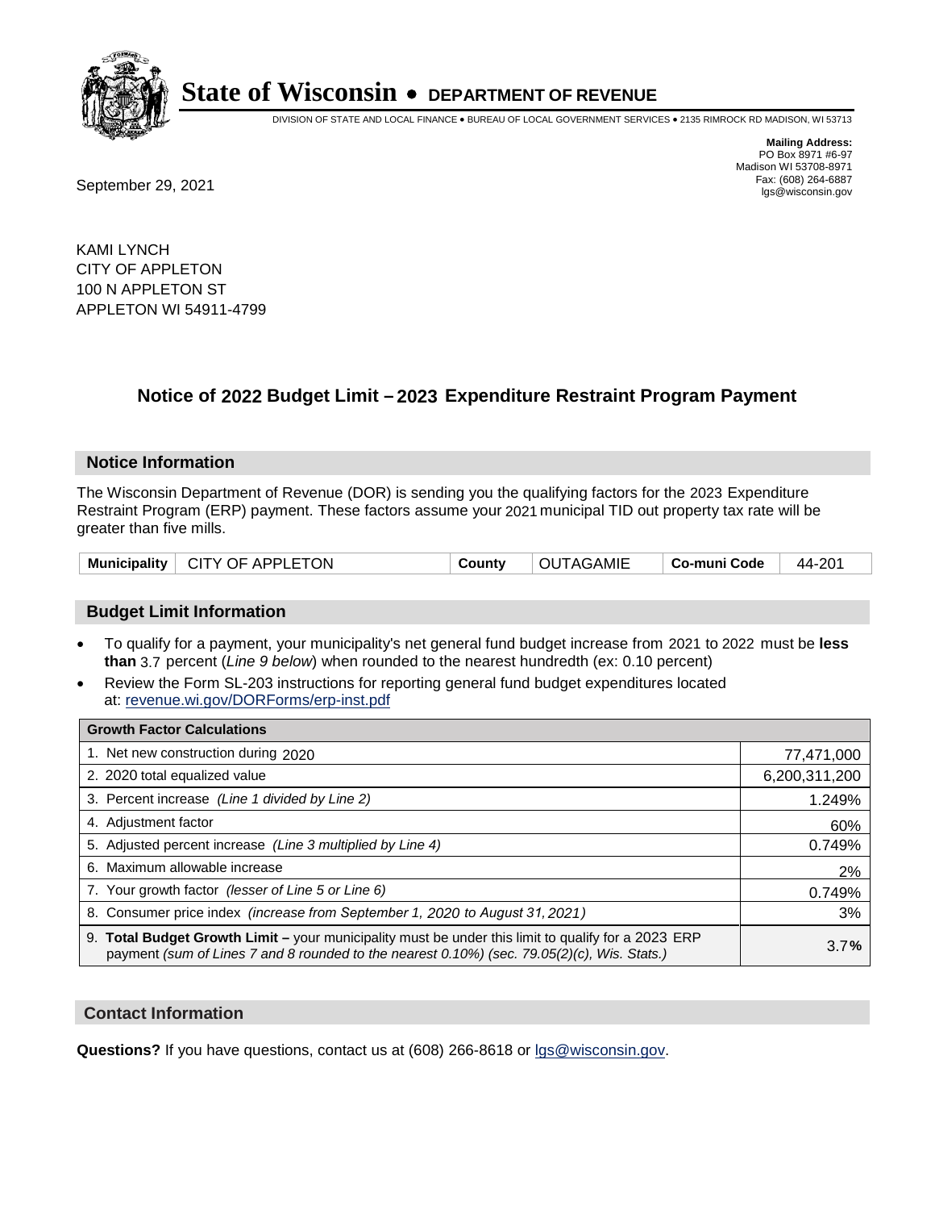# State of Wisconsin • DEPARTMENT OF REVENUE

DIVISION OF STATE AND LOCAL FINANCE • BUREAU OF LOCAL GOVERNMENT SERVICES • 2135 RIMROCK RD MADISON, WI 53713

**Mailing Address:**
PO Box 8971 #6-97
Madison WI 53708-8971
Fax: (608) 264-6887
lgs@wisconsin.gov

September 29, 2021

KAMI LYNCH
CITY OF APPLETON
100 N APPLETON ST
APPLETON WI 54911-4799

## Notice of 2022 Budget Limit – 2023 Expenditure Restraint Program Payment

### Notice Information

The Wisconsin Department of Revenue (DOR) is sending you the qualifying factors for the 2023 Expenditure Restraint Program (ERP) payment. These factors assume your 2021 municipal TID out property tax rate will be greater than five mills.

| Municipality | CITY OF APPLETON | County | OUTAGAMIE | Co-muni Code | 44-201 |
|---|---|---|---|---|---|

### Budget Limit Information

- To qualify for a payment, your municipality's net general fund budget increase from 2021 to 2022 must be **less than** 3.7 percent (*Line 9 below*) when rounded to the nearest hundredth (ex: 0.10 percent)
- Review the Form SL-203 instructions for reporting general fund budget expenditures located at: revenue.wi.gov/DORForms/erp-inst.pdf

| Growth Factor Calculations | |
|---|---|
| 1. Net new construction during 2020 | 77,471,000 |
| 2. 2020 total equalized value | 6,200,311,200 |
| 3. Percent increase *(Line 1 divided by Line 2)* | 1.249% |
| 4. Adjustment factor | 60% |
| 5. Adjusted percent increase *(Line 3 multiplied by Line 4)* | 0.749% |
| 6. Maximum allowable increase | 2% |
| 7. Your growth factor *(lesser of Line 5 or Line 6)* | 0.749% |
| 8. Consumer price index *(increase from September 1, 2020 to August 31, 2021)* | 3% |
| 9. **Total Budget Growth Limit –** your municipality must be under this limit to qualify for a 2023 ERP payment *(sum of Lines 7 and 8 rounded to the nearest 0.10%) (sec. 79.05(2)(c), Wis. Stats.)* | 3.7**%** |

### Contact Information

**Questions?** If you have questions, contact us at (608) 266-8618 or lgs@wisconsin.gov.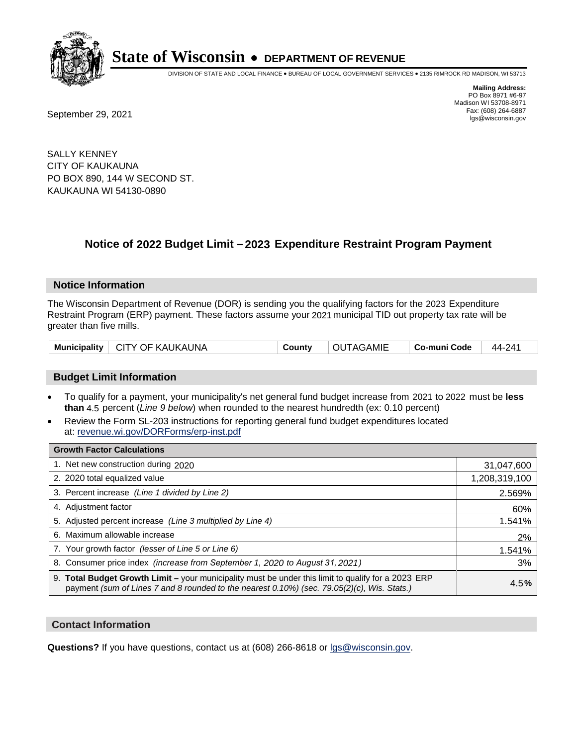# State of Wisconsin • DEPARTMENT OF REVENUE

DIVISION OF STATE AND LOCAL FINANCE • BUREAU OF LOCAL GOVERNMENT SERVICES • 2135 RIMROCK RD MADISON, WI 53713

**Mailing Address:**
PO Box 8971 #6-97
Madison WI 53708-8971
Fax: (608) 264-6887
lgs@wisconsin.gov

September 29, 2021

SALLY KENNEY
CITY OF KAUKAUNA
PO BOX 890, 144 W SECOND ST.
KAUKAUNA WI 54130-0890

## Notice of 2022 Budget Limit – 2023 Expenditure Restraint Program Payment

### Notice Information

The Wisconsin Department of Revenue (DOR) is sending you the qualifying factors for the 2023 Expenditure Restraint Program (ERP) payment. These factors assume your 2021 municipal TID out property tax rate will be greater than five mills.

| Municipality | CITY OF KAUKAUNA | County | OUTAGAMIE | Co-muni Code | 44-241 |
|---|---|---|---|---|---|

### Budget Limit Information

- To qualify for a payment, your municipality's net general fund budget increase from 2021 to 2022 must be **less than** 4.5 percent (*Line 9 below*) when rounded to the nearest hundredth (ex: 0.10 percent)
- Review the Form SL-203 instructions for reporting general fund budget expenditures located at: revenue.wi.gov/DORForms/erp-inst.pdf

| Growth Factor Calculations | |
|---|---|
| 1. Net new construction during 2020 | 31,047,600 |
| 2. 2020 total equalized value | 1,208,319,100 |
| 3. Percent increase *(Line 1 divided by Line 2)* | 2.569% |
| 4. Adjustment factor | 60% |
| 5. Adjusted percent increase *(Line 3 multiplied by Line 4)* | 1.541% |
| 6. Maximum allowable increase | 2% |
| 7. Your growth factor *(lesser of Line 5 or Line 6)* | 1.541% |
| 8. Consumer price index *(increase from September 1, 2020 to August 31, 2021)* | 3% |
| 9. **Total Budget Growth Limit –** your municipality must be under this limit to qualify for a 2023 ERP payment *(sum of Lines 7 and 8 rounded to the nearest 0.10%) (sec. 79.05(2)(c), Wis. Stats.)* | 4.5**%** |

### Contact Information

**Questions?** If you have questions, contact us at (608) 266-8618 or lgs@wisconsin.gov.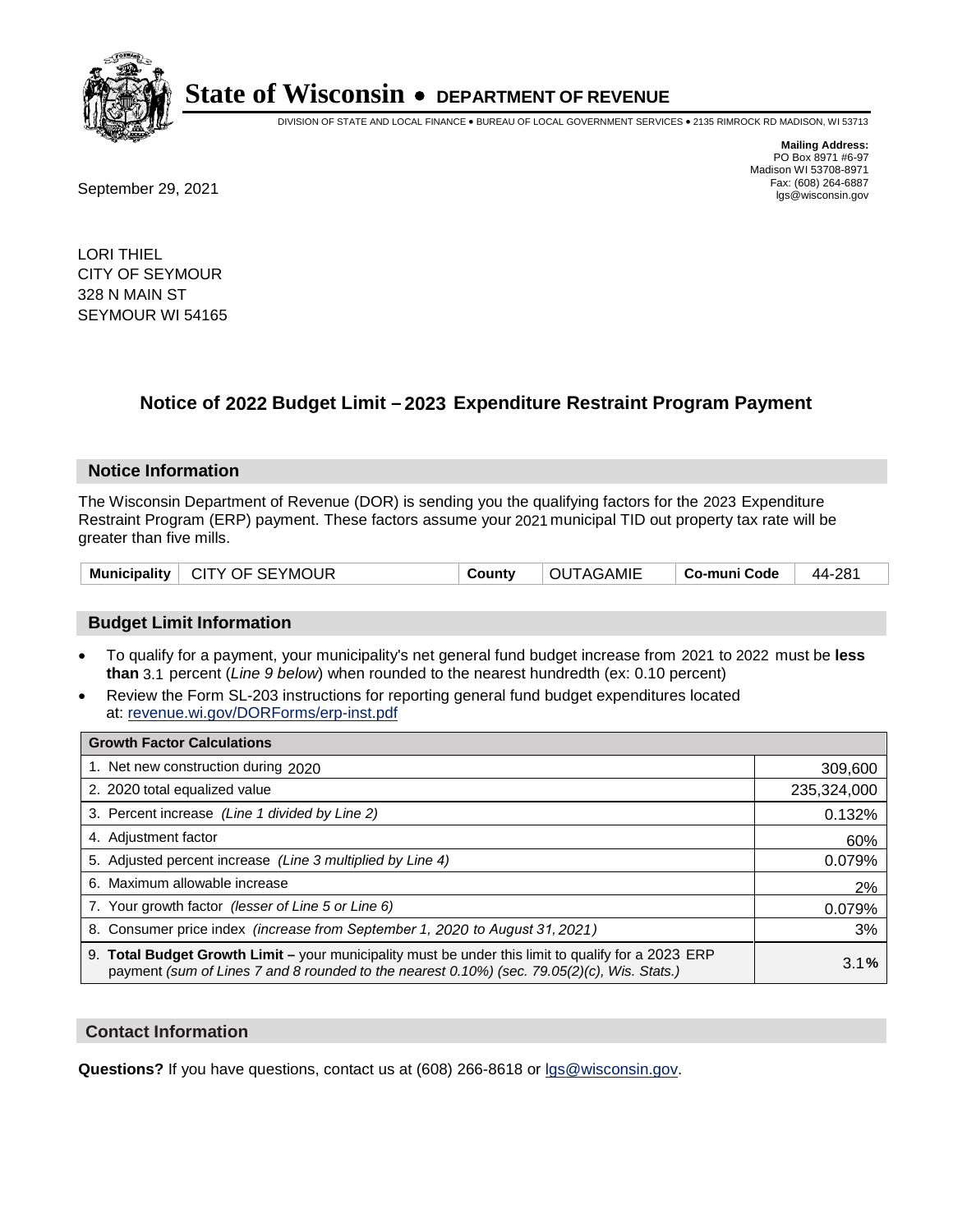# State of Wisconsin • DEPARTMENT OF REVENUE

DIVISION OF STATE AND LOCAL FINANCE • BUREAU OF LOCAL GOVERNMENT SERVICES • 2135 RIMROCK RD MADISON, WI 53713

**Mailing Address:**
PO Box 8971 #6-97
Madison WI 53708-8971
Fax: (608) 264-6887
lgs@wisconsin.gov

September 29, 2021

LORI THIEL
CITY OF SEYMOUR
328 N MAIN ST
SEYMOUR WI 54165

## Notice of 2022 Budget Limit – 2023 Expenditure Restraint Program Payment

### Notice Information

The Wisconsin Department of Revenue (DOR) is sending you the qualifying factors for the 2023 Expenditure Restraint Program (ERP) payment. These factors assume your 2021 municipal TID out property tax rate will be greater than five mills.

| Municipality | CITY OF SEYMOUR | County | OUTAGAMIE | Co-muni Code | 44-281 |
|---|---|---|---|---|---|

### Budget Limit Information

- To qualify for a payment, your municipality's net general fund budget increase from 2021 to 2022 must be **less than** 3.1 percent (*Line 9 below*) when rounded to the nearest hundredth (ex: 0.10 percent)
- Review the Form SL-203 instructions for reporting general fund budget expenditures located at: revenue.wi.gov/DORForms/erp-inst.pdf

| Growth Factor Calculations | |
|---|---|
| 1. Net new construction during 2020 | 309,600 |
| 2. 2020 total equalized value | 235,324,000 |
| 3. Percent increase *(Line 1 divided by Line 2)* | 0.132% |
| 4. Adjustment factor | 60% |
| 5. Adjusted percent increase *(Line 3 multiplied by Line 4)* | 0.079% |
| 6. Maximum allowable increase | 2% |
| 7. Your growth factor *(lesser of Line 5 or Line 6)* | 0.079% |
| 8. Consumer price index *(increase from September 1, 2020 to August 31, 2021)* | 3% |
| 9. **Total Budget Growth Limit** – your municipality must be under this limit to qualify for a 2023 ERP payment *(sum of Lines 7 and 8 rounded to the nearest 0.10%) (sec. 79.05(2)(c), Wis. Stats.)* | 3.1**%** |

### Contact Information

**Questions?** If you have questions, contact us at (608) 266-8618 or lgs@wisconsin.gov.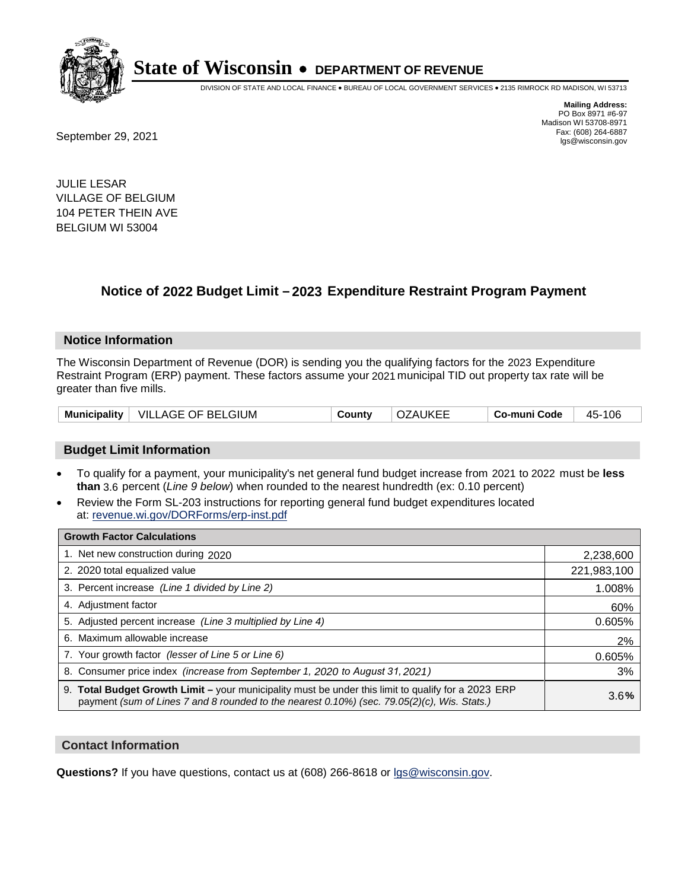# State of Wisconsin • DEPARTMENT OF REVENUE

DIVISION OF STATE AND LOCAL FINANCE • BUREAU OF LOCAL GOVERNMENT SERVICES • 2135 RIMROCK RD MADISON, WI 53713

**Mailing Address:**
PO Box 8971 #6-97
Madison WI 53708-8971
Fax: (608) 264-6887
lgs@wisconsin.gov

September 29, 2021

JULIE LESAR
VILLAGE OF BELGIUM
104 PETER THEIN AVE
BELGIUM WI 53004

## Notice of 2022 Budget Limit – 2023 Expenditure Restraint Program Payment

### Notice Information

The Wisconsin Department of Revenue (DOR) is sending you the qualifying factors for the 2023 Expenditure Restraint Program (ERP) payment. These factors assume your 2021 municipal TID out property tax rate will be greater than five mills.

| Municipality | VILLAGE OF BELGIUM | County | OZAUKEE | Co-muni Code | 45-106 |
|---|---|---|---|---|---|

### Budget Limit Information

- To qualify for a payment, your municipality's net general fund budget increase from 2021 to 2022 must be **less than** 3.6 percent (*Line 9 below*) when rounded to the nearest hundredth (ex: 0.10 percent)
- Review the Form SL-203 instructions for reporting general fund budget expenditures located at: revenue.wi.gov/DORForms/erp-inst.pdf

| Growth Factor Calculations | |
|---|---|
| 1. Net new construction during 2020 | 2,238,600 |
| 2. 2020 total equalized value | 221,983,100 |
| 3. Percent increase *(Line 1 divided by Line 2)* | 1.008% |
| 4. Adjustment factor | 60% |
| 5. Adjusted percent increase *(Line 3 multiplied by Line 4)* | 0.605% |
| 6. Maximum allowable increase | 2% |
| 7. Your growth factor *(lesser of Line 5 or Line 6)* | 0.605% |
| 8. Consumer price index *(increase from September 1, 2020 to August 31, 2021)* | 3% |
| 9. **Total Budget Growth Limit –** your municipality must be under this limit to qualify for a 2023 ERP payment *(sum of Lines 7 and 8 rounded to the nearest 0.10%) (sec. 79.05(2)(c), Wis. Stats.)* | 3.6**%** |

### Contact Information

**Questions?** If you have questions, contact us at (608) 266-8618 or lgs@wisconsin.gov.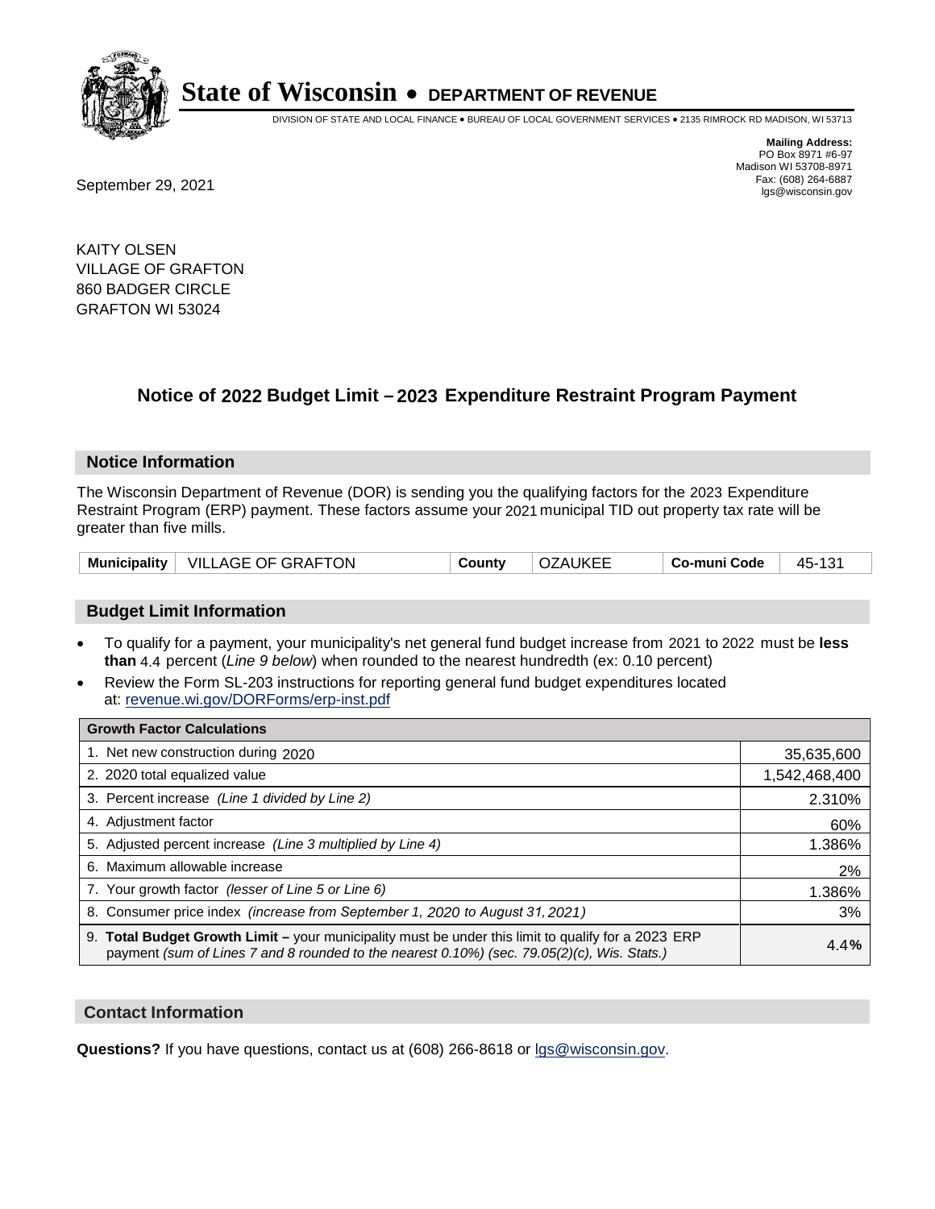# State of Wisconsin • DEPARTMENT OF REVENUE

DIVISION OF STATE AND LOCAL FINANCE • BUREAU OF LOCAL GOVERNMENT SERVICES • 2135 RIMROCK RD MADISON, WI 53713

**Mailing Address:**
PO Box 8971 #6-97
Madison WI 53708-8971
Fax: (608) 264-6887
lgs@wisconsin.gov

September 29, 2021

KAITY OLSEN
VILLAGE OF GRAFTON
860 BADGER CIRCLE
GRAFTON WI 53024

## Notice of 2022 Budget Limit – 2023 Expenditure Restraint Program Payment

### Notice Information

The Wisconsin Department of Revenue (DOR) is sending you the qualifying factors for the 2023 Expenditure Restraint Program (ERP) payment. These factors assume your 2021 municipal TID out property tax rate will be greater than five mills.

| Municipality | VILLAGE OF GRAFTON | County | OZAUKEE | Co-muni Code | 45-131 |
|---|---|---|---|---|---|

### Budget Limit Information

- To qualify for a payment, your municipality's net general fund budget increase from 2021 to 2022 must be **less than** 4.4 percent (*Line 9 below*) when rounded to the nearest hundredth (ex: 0.10 percent)
- Review the Form SL-203 instructions for reporting general fund budget expenditures located at: revenue.wi.gov/DORForms/erp-inst.pdf

| Growth Factor Calculations | |
|---|---|
| 1. Net new construction during 2020 | 35,635,600 |
| 2. 2020 total equalized value | 1,542,468,400 |
| 3. Percent increase *(Line 1 divided by Line 2)* | 2.310% |
| 4. Adjustment factor | 60% |
| 5. Adjusted percent increase *(Line 3 multiplied by Line 4)* | 1.386% |
| 6. Maximum allowable increase | 2% |
| 7. Your growth factor *(lesser of Line 5 or Line 6)* | 1.386% |
| 8. Consumer price index *(increase from September 1, 2020 to August 31, 2021)* | 3% |
| 9. **Total Budget Growth Limit –** your municipality must be under this limit to qualify for a 2023 ERP payment *(sum of Lines 7 and 8 rounded to the nearest 0.10%) (sec. 79.05(2)(c), Wis. Stats.)* | 4.4**%** |

### Contact Information

**Questions?** If you have questions, contact us at (608) 266-8618 or lgs@wisconsin.gov.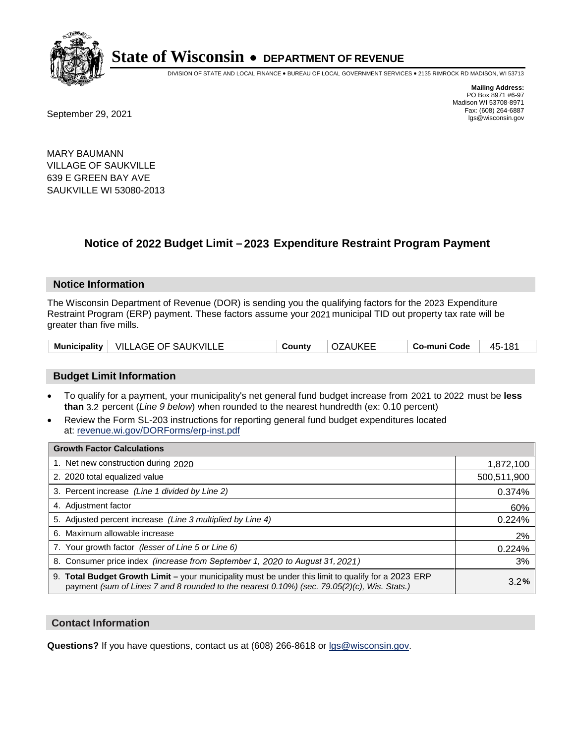# State of Wisconsin • DEPARTMENT OF REVENUE

DIVISION OF STATE AND LOCAL FINANCE • BUREAU OF LOCAL GOVERNMENT SERVICES • 2135 RIMROCK RD MADISON, WI 53713

**Mailing Address:**
PO Box 8971 #6-97
Madison WI 53708-8971
Fax: (608) 264-6887
lgs@wisconsin.gov

September 29, 2021

MARY BAUMANN
VILLAGE OF SAUKVILLE
639 E GREEN BAY AVE
SAUKVILLE WI 53080-2013

## Notice of 2022 Budget Limit – 2023 Expenditure Restraint Program Payment

### Notice Information

The Wisconsin Department of Revenue (DOR) is sending you the qualifying factors for the 2023 Expenditure Restraint Program (ERP) payment. These factors assume your 2021 municipal TID out property tax rate will be greater than five mills.

| Municipality | VILLAGE OF SAUKVILLE | County | OZAUKEE | Co-muni Code | 45-181 |
|---|---|---|---|---|---|

### Budget Limit Information

- To qualify for a payment, your municipality's net general fund budget increase from 2021 to 2022 must be **less than** 3.2 percent (*Line 9 below*) when rounded to the nearest hundredth (ex: 0.10 percent)
- Review the Form SL-203 instructions for reporting general fund budget expenditures located at: revenue.wi.gov/DORForms/erp-inst.pdf

| Growth Factor Calculations | |
|---|---|
| 1. Net new construction during 2020 | 1,872,100 |
| 2. 2020 total equalized value | 500,511,900 |
| 3. Percent increase *(Line 1 divided by Line 2)* | 0.374% |
| 4. Adjustment factor | 60% |
| 5. Adjusted percent increase *(Line 3 multiplied by Line 4)* | 0.224% |
| 6. Maximum allowable increase | 2% |
| 7. Your growth factor *(lesser of Line 5 or Line 6)* | 0.224% |
| 8. Consumer price index *(increase from September 1, 2020 to August 31, 2021)* | 3% |
| 9. **Total Budget Growth Limit –** your municipality must be under this limit to qualify for a 2023 ERP payment *(sum of Lines 7 and 8 rounded to the nearest 0.10%) (sec. 79.05(2)(c), Wis. Stats.)* | 3.2**%** |

### Contact Information

**Questions?** If you have questions, contact us at (608) 266-8618 or lgs@wisconsin.gov.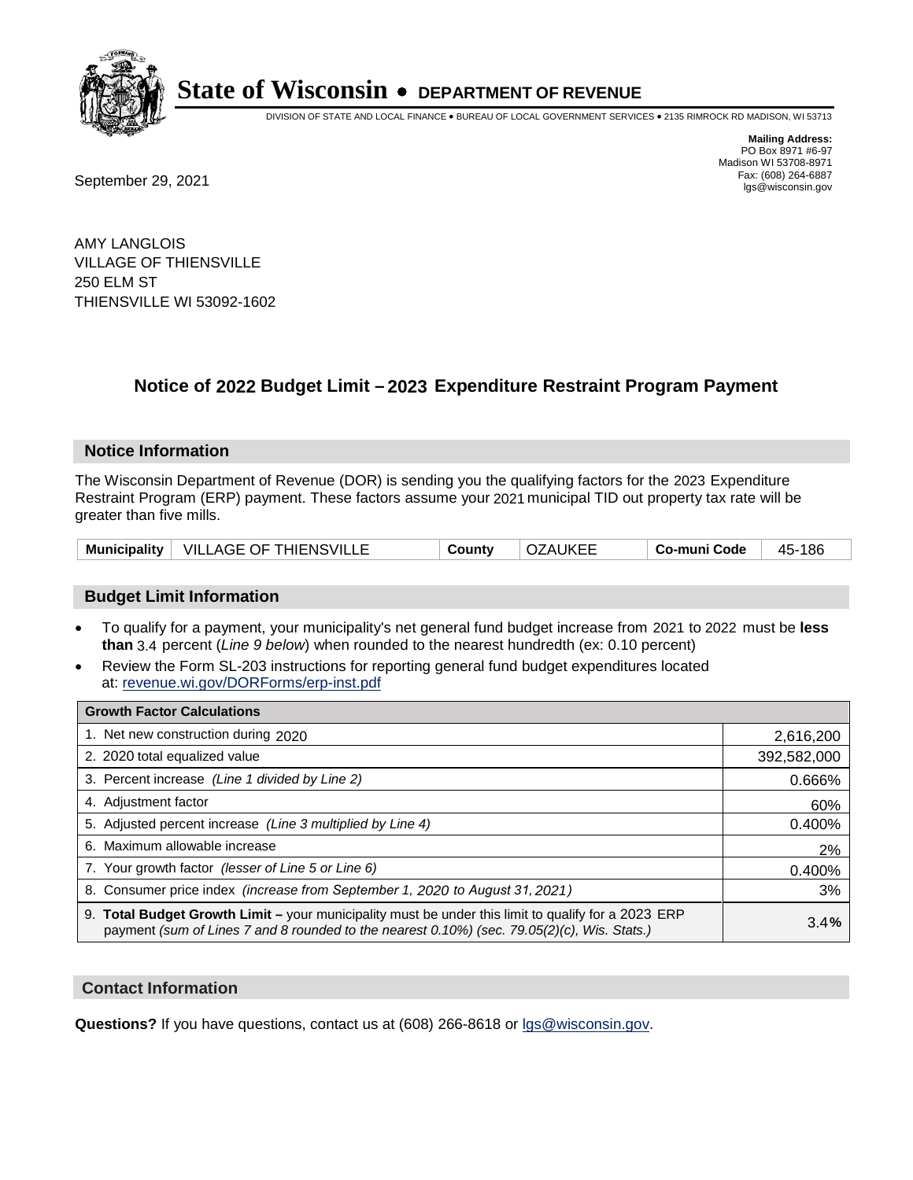# State of Wisconsin • DEPARTMENT OF REVENUE

DIVISION OF STATE AND LOCAL FINANCE • BUREAU OF LOCAL GOVERNMENT SERVICES • 2135 RIMROCK RD MADISON, WI 53713

**Mailing Address:**
PO Box 8971 #6-97
Madison WI 53708-8971
Fax: (608) 264-6887
lgs@wisconsin.gov

September 29, 2021

AMY LANGLOIS
VILLAGE OF THIENSVILLE
250 ELM ST
THIENSVILLE WI 53092-1602

## Notice of 2022 Budget Limit – 2023 Expenditure Restraint Program Payment

### Notice Information

The Wisconsin Department of Revenue (DOR) is sending you the qualifying factors for the 2023 Expenditure Restraint Program (ERP) payment. These factors assume your 2021 municipal TID out property tax rate will be greater than five mills.

| Municipality | VILLAGE OF THIENSVILLE | County | OZAUKEE | Co-muni Code | 45-186 |
|---|---|---|---|---|---|

### Budget Limit Information

- To qualify for a payment, your municipality's net general fund budget increase from 2021 to 2022 must be **less than** 3.4 percent (*Line 9 below*) when rounded to the nearest hundredth (ex: 0.10 percent)
- Review the Form SL-203 instructions for reporting general fund budget expenditures located at: revenue.wi.gov/DORForms/erp-inst.pdf

| Growth Factor Calculations | |
|---|---|
| 1. Net new construction during 2020 | 2,616,200 |
| 2. 2020 total equalized value | 392,582,000 |
| 3. Percent increase *(Line 1 divided by Line 2)* | 0.666% |
| 4. Adjustment factor | 60% |
| 5. Adjusted percent increase *(Line 3 multiplied by Line 4)* | 0.400% |
| 6. Maximum allowable increase | 2% |
| 7. Your growth factor *(lesser of Line 5 or Line 6)* | 0.400% |
| 8. Consumer price index *(increase from September 1, 2020 to August 31, 2021)* | 3% |
| 9. **Total Budget Growth Limit –** your municipality must be under this limit to qualify for a 2023 ERP payment *(sum of Lines 7 and 8 rounded to the nearest 0.10%) (sec. 79.05(2)(c), Wis. Stats.)* | 3.4**%** |

### Contact Information

**Questions?** If you have questions, contact us at (608) 266-8618 or lgs@wisconsin.gov.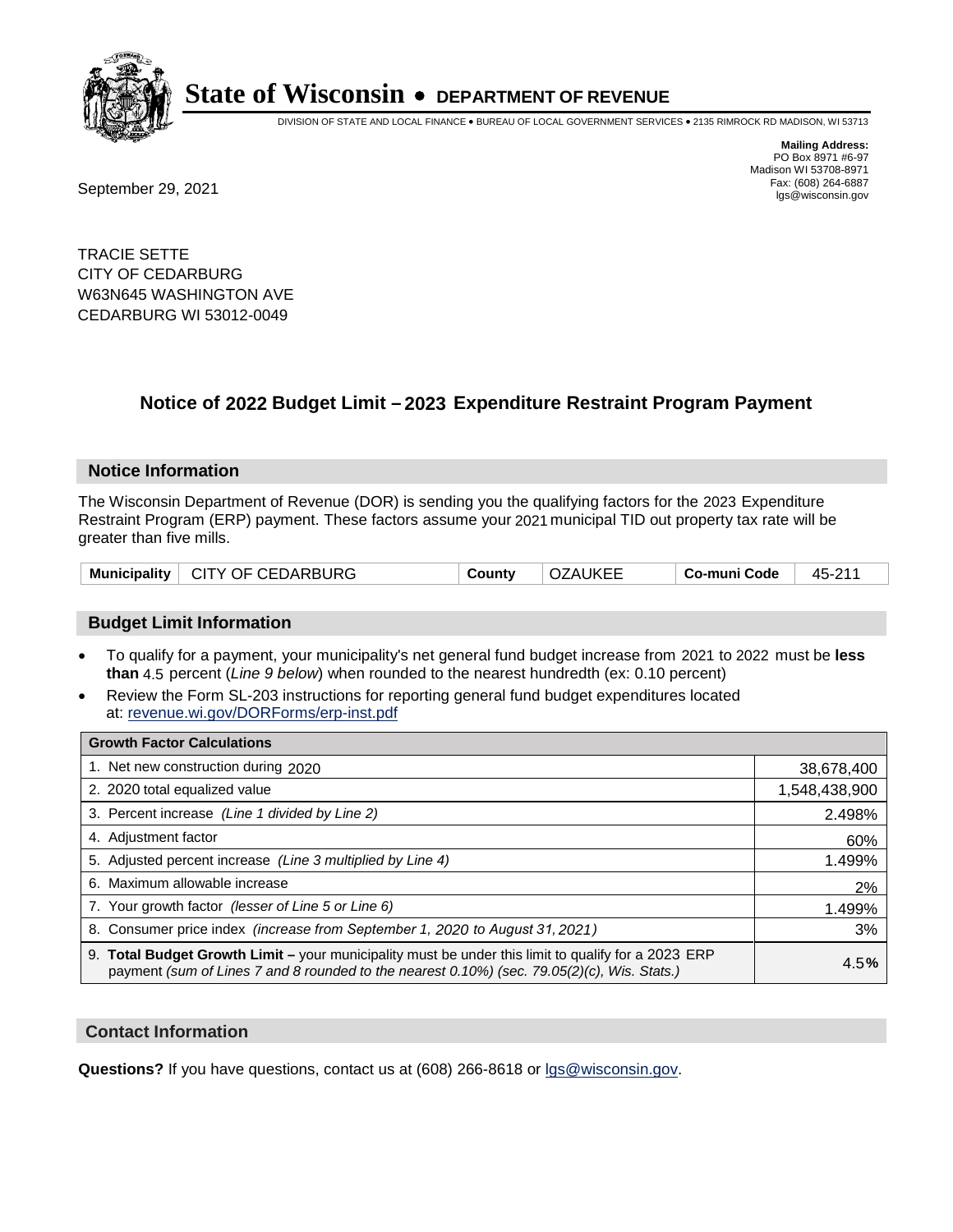# State of Wisconsin • DEPARTMENT OF REVENUE

DIVISION OF STATE AND LOCAL FINANCE • BUREAU OF LOCAL GOVERNMENT SERVICES • 2135 RIMROCK RD MADISON, WI 53713

**Mailing Address:**
PO Box 8971 #6-97
Madison WI 53708-8971
Fax: (608) 264-6887
lgs@wisconsin.gov

September 29, 2021

TRACIE SETTE
CITY OF CEDARBURG
W63N645 WASHINGTON AVE
CEDARBURG WI 53012-0049

## Notice of 2022 Budget Limit – 2023 Expenditure Restraint Program Payment

### Notice Information

The Wisconsin Department of Revenue (DOR) is sending you the qualifying factors for the 2023 Expenditure Restraint Program (ERP) payment. These factors assume your 2021 municipal TID out property tax rate will be greater than five mills.

| Municipality | CITY OF CEDARBURG | County | OZAUKEE | Co-muni Code | 45-211 |
|---|---|---|---|---|---|

### Budget Limit Information

- To qualify for a payment, your municipality's net general fund budget increase from 2021 to 2022 must be **less than** 4.5 percent (*Line 9 below*) when rounded to the nearest hundredth (ex: 0.10 percent)
- Review the Form SL-203 instructions for reporting general fund budget expenditures located at: revenue.wi.gov/DORForms/erp-inst.pdf

| Growth Factor Calculations | |
|---|---|
| 1. Net new construction during 2020 | 38,678,400 |
| 2. 2020 total equalized value | 1,548,438,900 |
| 3. Percent increase *(Line 1 divided by Line 2)* | 2.498% |
| 4. Adjustment factor | 60% |
| 5. Adjusted percent increase *(Line 3 multiplied by Line 4)* | 1.499% |
| 6. Maximum allowable increase | 2% |
| 7. Your growth factor *(lesser of Line 5 or Line 6)* | 1.499% |
| 8. Consumer price index *(increase from September 1, 2020 to August 31, 2021)* | 3% |
| 9. **Total Budget Growth Limit –** your municipality must be under this limit to qualify for a 2023 ERP payment *(sum of Lines 7 and 8 rounded to the nearest 0.10%) (sec. 79.05(2)(c), Wis. Stats.)* | 4.5**%** |

### Contact Information

**Questions?** If you have questions, contact us at (608) 266-8618 or lgs@wisconsin.gov.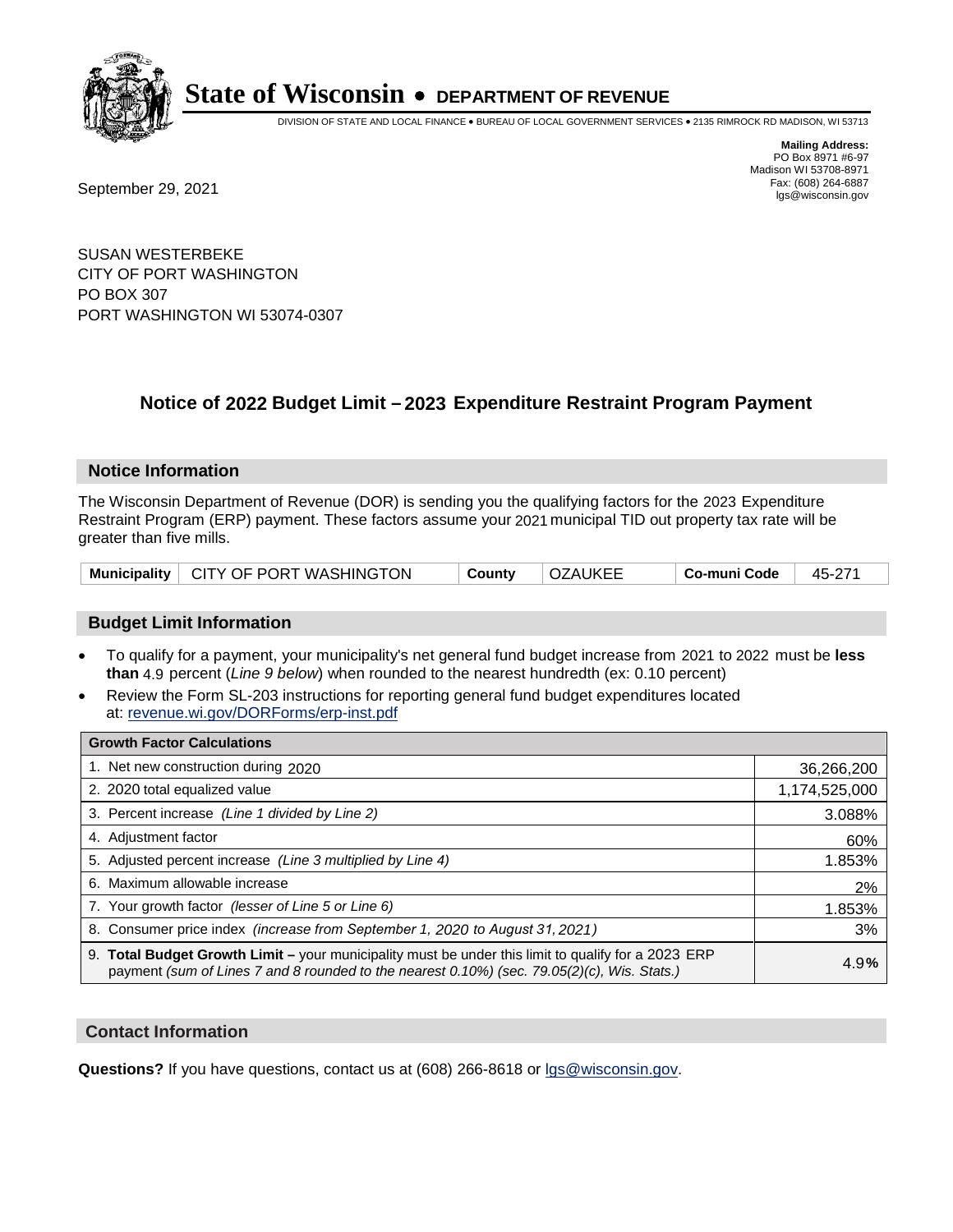# State of Wisconsin • DEPARTMENT OF REVENUE

DIVISION OF STATE AND LOCAL FINANCE • BUREAU OF LOCAL GOVERNMENT SERVICES • 2135 RIMROCK RD MADISON, WI 53713

**Mailing Address:**
PO Box 8971 #6-97
Madison WI 53708-8971
Fax: (608) 264-6887
lgs@wisconsin.gov

September 29, 2021

SUSAN WESTERBEKE
CITY OF PORT WASHINGTON
PO BOX 307
PORT WASHINGTON WI 53074-0307

## Notice of 2022 Budget Limit – 2023 Expenditure Restraint Program Payment

### Notice Information

The Wisconsin Department of Revenue (DOR) is sending you the qualifying factors for the 2023 Expenditure Restraint Program (ERP) payment. These factors assume your 2021 municipal TID out property tax rate will be greater than five mills.

| Municipality | CITY OF PORT WASHINGTON | County | OZAUKEE | Co-muni Code | 45-271 |
|---|---|---|---|---|---|

### Budget Limit Information

- To qualify for a payment, your municipality's net general fund budget increase from 2021 to 2022 must be **less than** 4.9 percent (*Line 9 below*) when rounded to the nearest hundredth (ex: 0.10 percent)
- Review the Form SL-203 instructions for reporting general fund budget expenditures located at: revenue.wi.gov/DORForms/erp-inst.pdf

| Growth Factor Calculations | |
|---|---|
| 1. Net new construction during 2020 | 36,266,200 |
| 2. 2020 total equalized value | 1,174,525,000 |
| 3. Percent increase *(Line 1 divided by Line 2)* | 3.088% |
| 4. Adjustment factor | 60% |
| 5. Adjusted percent increase *(Line 3 multiplied by Line 4)* | 1.853% |
| 6. Maximum allowable increase | 2% |
| 7. Your growth factor *(lesser of Line 5 or Line 6)* | 1.853% |
| 8. Consumer price index *(increase from September 1, 2020 to August 31, 2021)* | 3% |
| 9. **Total Budget Growth Limit –** your municipality must be under this limit to qualify for a 2023 ERP payment *(sum of Lines 7 and 8 rounded to the nearest 0.10%) (sec. 79.05(2)(c), Wis. Stats.)* | 4.9% |

### Contact Information

**Questions?** If you have questions, contact us at (608) 266-8618 or lgs@wisconsin.gov.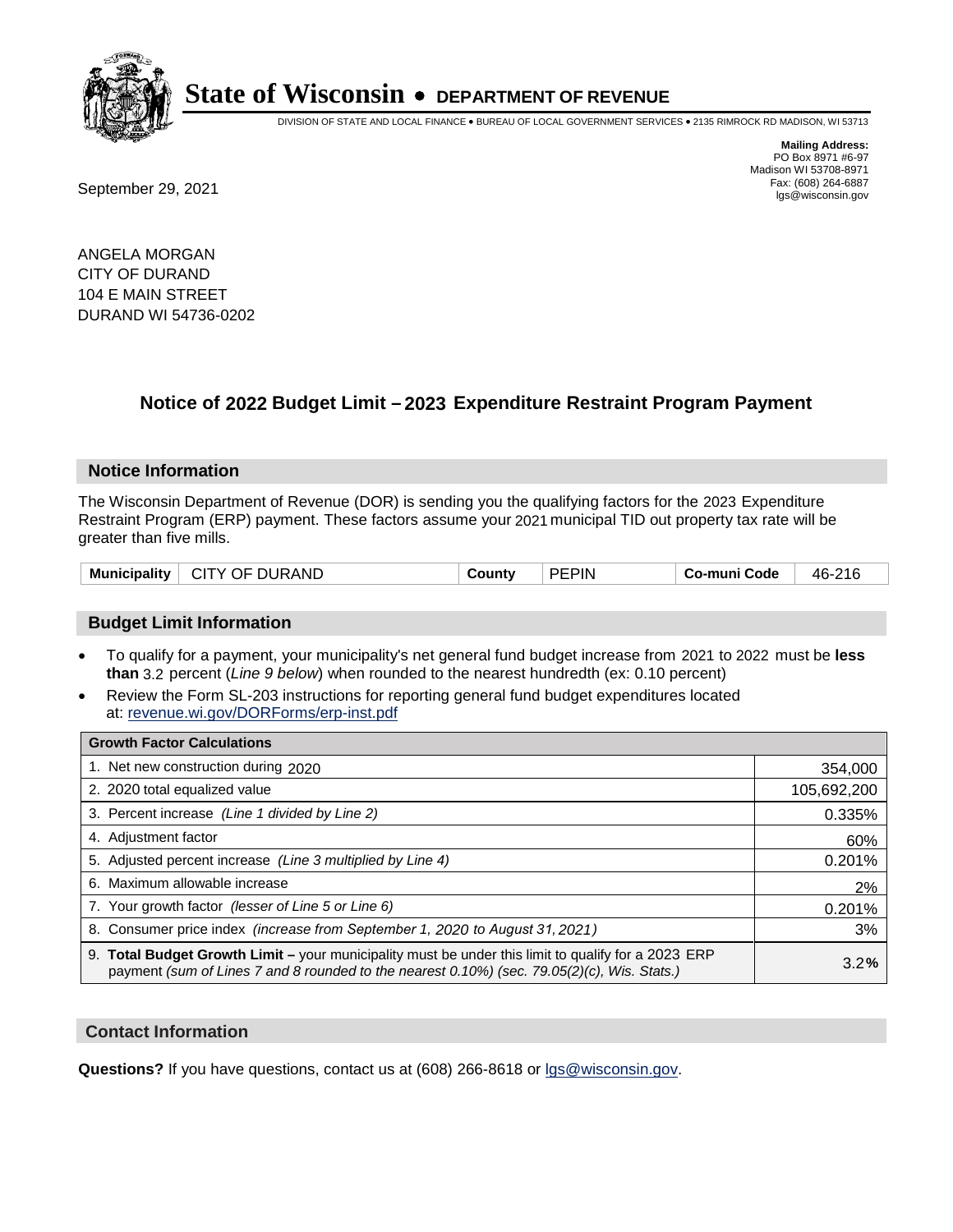# State of Wisconsin • DEPARTMENT OF REVENUE

DIVISION OF STATE AND LOCAL FINANCE • BUREAU OF LOCAL GOVERNMENT SERVICES • 2135 RIMROCK RD MADISON, WI 53713

**Mailing Address:**
PO Box 8971 #6-97
Madison WI 53708-8971
Fax: (608) 264-6887
lgs@wisconsin.gov

September 29, 2021

ANGELA MORGAN
CITY OF DURAND
104 E MAIN STREET
DURAND WI 54736-0202

## Notice of 2022 Budget Limit – 2023 Expenditure Restraint Program Payment

### Notice Information

The Wisconsin Department of Revenue (DOR) is sending you the qualifying factors for the 2023 Expenditure Restraint Program (ERP) payment. These factors assume your 2021 municipal TID out property tax rate will be greater than five mills.

| Municipality | CITY OF DURAND | County | PEPIN | Co-muni Code | 46-216 |
|---|---|---|---|---|---|

### Budget Limit Information

- To qualify for a payment, your municipality's net general fund budget increase from 2021 to 2022 must be **less than** 3.2 percent (*Line 9 below*) when rounded to the nearest hundredth (ex: 0.10 percent)
- Review the Form SL-203 instructions for reporting general fund budget expenditures located at: revenue.wi.gov/DORForms/erp-inst.pdf

| Growth Factor Calculations | |
|---|---|
| 1. Net new construction during 2020 | 354,000 |
| 2. 2020 total equalized value | 105,692,200 |
| 3. Percent increase *(Line 1 divided by Line 2)* | 0.335% |
| 4. Adjustment factor | 60% |
| 5. Adjusted percent increase *(Line 3 multiplied by Line 4)* | 0.201% |
| 6. Maximum allowable increase | 2% |
| 7. Your growth factor *(lesser of Line 5 or Line 6)* | 0.201% |
| 8. Consumer price index *(increase from September 1, 2020 to August 31, 2021)* | 3% |
| 9. **Total Budget Growth Limit –** your municipality must be under this limit to qualify for a 2023 ERP payment *(sum of Lines 7 and 8 rounded to the nearest 0.10%) (sec. 79.05(2)(c), Wis. Stats.)* | 3.2**%** |

### Contact Information

**Questions?** If you have questions, contact us at (608) 266-8618 or lgs@wisconsin.gov.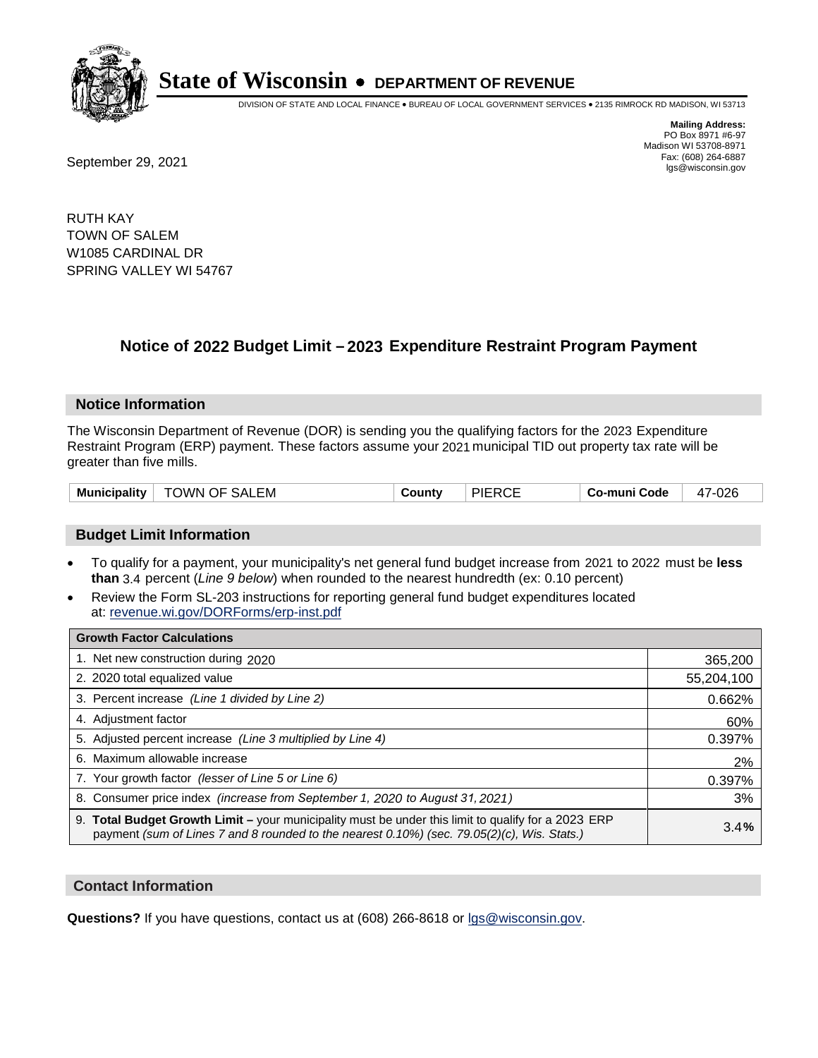# State of Wisconsin • DEPARTMENT OF REVENUE

DIVISION OF STATE AND LOCAL FINANCE • BUREAU OF LOCAL GOVERNMENT SERVICES • 2135 RIMROCK RD MADISON, WI 53713

**Mailing Address:**
PO Box 8971 #6-97
Madison WI 53708-8971
Fax: (608) 264-6887
lgs@wisconsin.gov

September 29, 2021

RUTH KAY
TOWN OF SALEM
W1085 CARDINAL DR
SPRING VALLEY WI 54767

## Notice of 2022 Budget Limit – 2023 Expenditure Restraint Program Payment

### Notice Information

The Wisconsin Department of Revenue (DOR) is sending you the qualifying factors for the 2023 Expenditure Restraint Program (ERP) payment. These factors assume your 2021 municipal TID out property tax rate will be greater than five mills.

| Municipality | TOWN OF SALEM | County | PIERCE | Co-muni Code | 47-026 |
|---|---|---|---|---|---|

### Budget Limit Information

- To qualify for a payment, your municipality's net general fund budget increase from 2021 to 2022 must be **less than** 3.4 percent (*Line 9 below*) when rounded to the nearest hundredth (ex: 0.10 percent)
- Review the Form SL-203 instructions for reporting general fund budget expenditures located at: revenue.wi.gov/DORForms/erp-inst.pdf

| Growth Factor Calculations | |
|---|---|
| 1. Net new construction during 2020 | 365,200 |
| 2. 2020 total equalized value | 55,204,100 |
| 3. Percent increase *(Line 1 divided by Line 2)* | 0.662% |
| 4. Adjustment factor | 60% |
| 5. Adjusted percent increase *(Line 3 multiplied by Line 4)* | 0.397% |
| 6. Maximum allowable increase | 2% |
| 7. Your growth factor *(lesser of Line 5 or Line 6)* | 0.397% |
| 8. Consumer price index *(increase from September 1, 2020 to August 31, 2021)* | 3% |
| 9. **Total Budget Growth Limit –** your municipality must be under this limit to qualify for a 2023 ERP payment *(sum of Lines 7 and 8 rounded to the nearest 0.10%) (sec. 79.05(2)(c), Wis. Stats.)* | 3.4**%** |

### Contact Information

**Questions?** If you have questions, contact us at (608) 266-8618 or lgs@wisconsin.gov.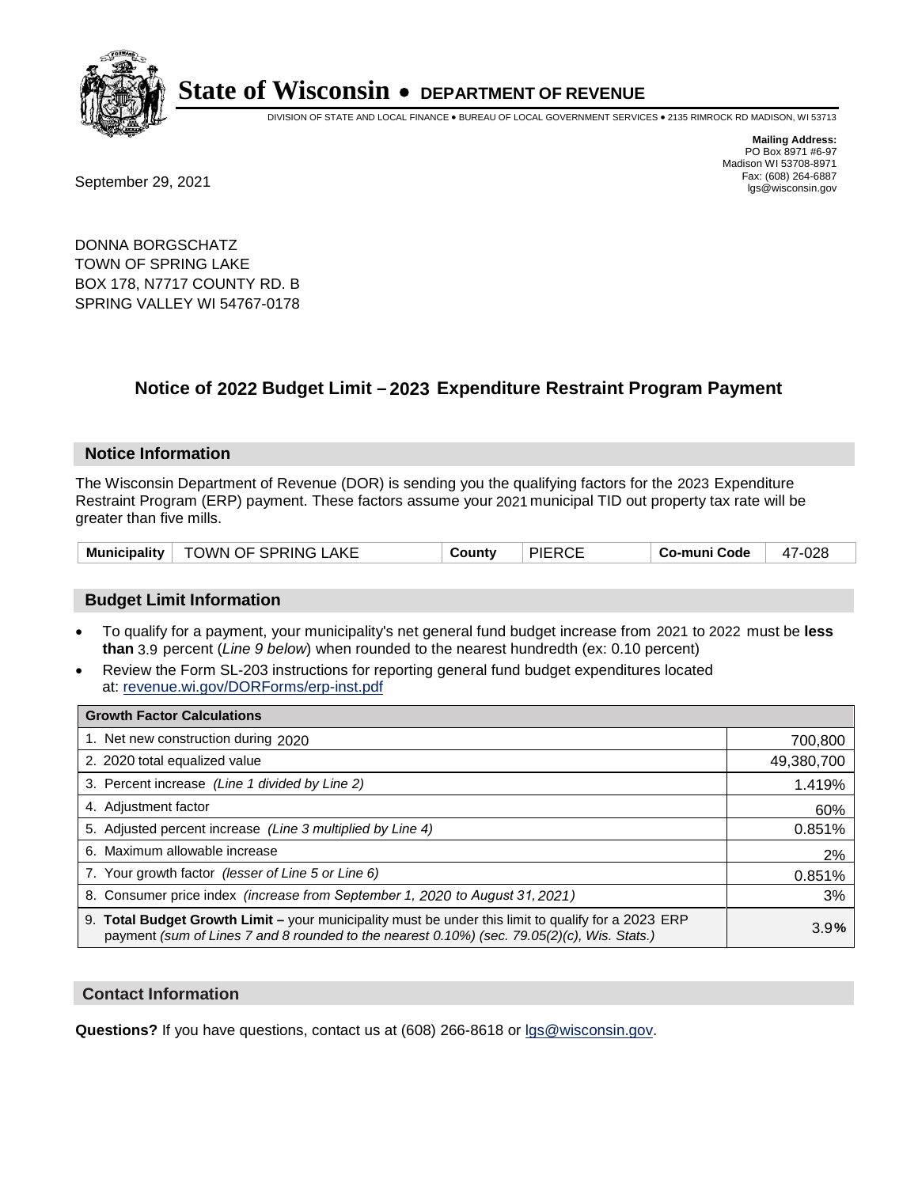# State of Wisconsin • DEPARTMENT OF REVENUE

DIVISION OF STATE AND LOCAL FINANCE • BUREAU OF LOCAL GOVERNMENT SERVICES • 2135 RIMROCK RD MADISON, WI 53713

**Mailing Address:**
PO Box 8971 #6-97
Madison WI 53708-8971
Fax: (608) 264-6887
lgs@wisconsin.gov

September 29, 2021

DONNA BORGSCHATZ
TOWN OF SPRING LAKE
BOX 178, N7717 COUNTY RD. B
SPRING VALLEY WI 54767-0178

## Notice of 2022 Budget Limit – 2023 Expenditure Restraint Program Payment

### Notice Information

The Wisconsin Department of Revenue (DOR) is sending you the qualifying factors for the 2023 Expenditure Restraint Program (ERP) payment. These factors assume your 2021 municipal TID out property tax rate will be greater than five mills.

| Municipality | TOWN OF SPRING LAKE | County | PIERCE | Co-muni Code | 47-028 |
|---|---|---|---|---|---|

### Budget Limit Information

- To qualify for a payment, your municipality's net general fund budget increase from 2021 to 2022 must be **less than** 3.9 percent (*Line 9 below*) when rounded to the nearest hundredth (ex: 0.10 percent)
- Review the Form SL-203 instructions for reporting general fund budget expenditures located at: revenue.wi.gov/DORForms/erp-inst.pdf

| Growth Factor Calculations | |
|---|---|
| 1. Net new construction during 2020 | 700,800 |
| 2. 2020 total equalized value | 49,380,700 |
| 3. Percent increase *(Line 1 divided by Line 2)* | 1.419% |
| 4. Adjustment factor | 60% |
| 5. Adjusted percent increase *(Line 3 multiplied by Line 4)* | 0.851% |
| 6. Maximum allowable increase | 2% |
| 7. Your growth factor *(lesser of Line 5 or Line 6)* | 0.851% |
| 8. Consumer price index *(increase from September 1, 2020 to August 31, 2021)* | 3% |
| 9. **Total Budget Growth Limit –** your municipality must be under this limit to qualify for a 2023 ERP payment *(sum of Lines 7 and 8 rounded to the nearest 0.10%) (sec. 79.05(2)(c), Wis. Stats.)* | 3.9% |

### Contact Information

**Questions?** If you have questions, contact us at (608) 266-8618 or lgs@wisconsin.gov.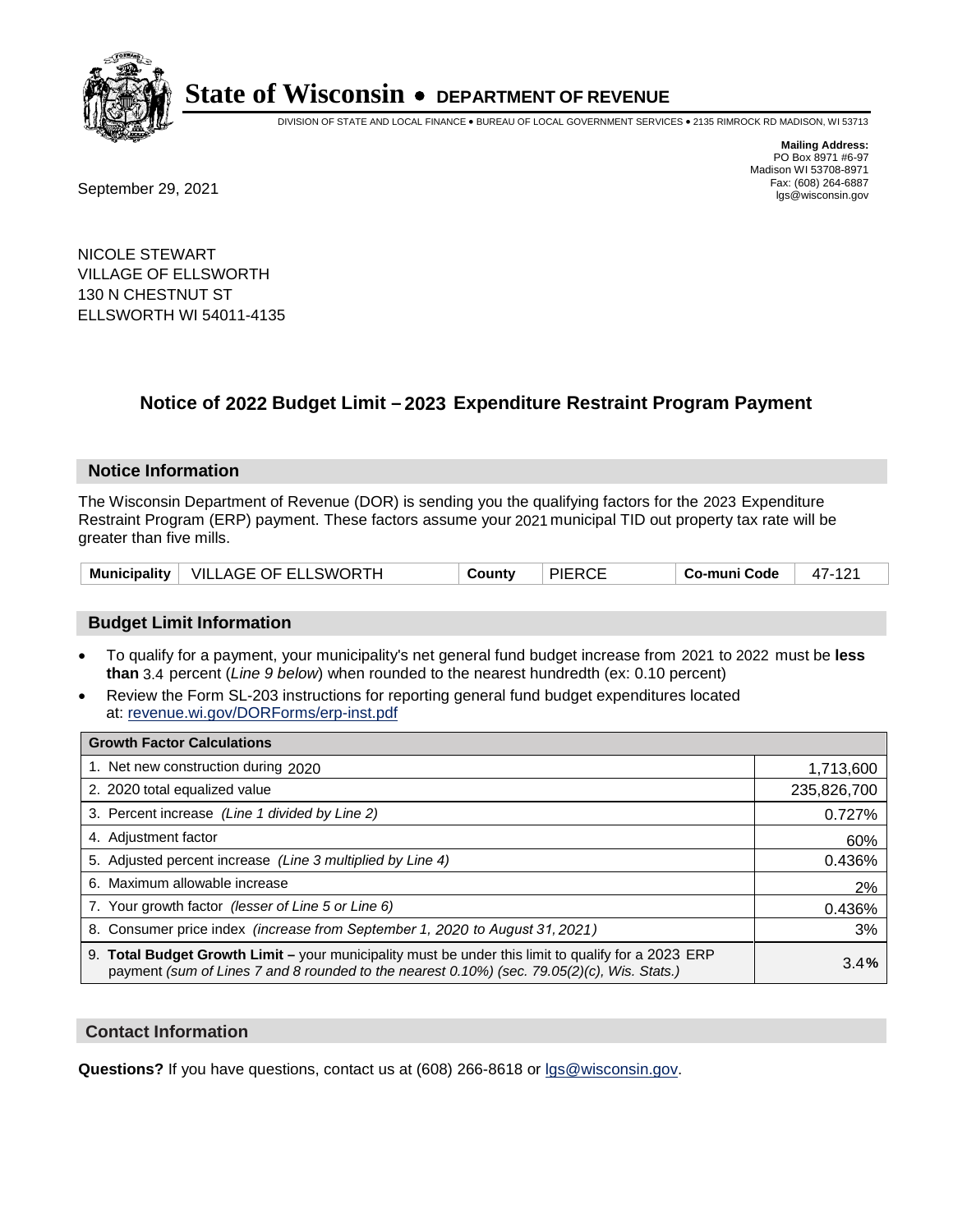# State of Wisconsin • DEPARTMENT OF REVENUE

DIVISION OF STATE AND LOCAL FINANCE • BUREAU OF LOCAL GOVERNMENT SERVICES • 2135 RIMROCK RD MADISON, WI 53713

**Mailing Address:**
PO Box 8971 #6-97
Madison WI 53708-8971
Fax: (608) 264-6887
lgs@wisconsin.gov

September 29, 2021

NICOLE STEWART
VILLAGE OF ELLSWORTH
130 N CHESTNUT ST
ELLSWORTH WI 54011-4135

## Notice of 2022 Budget Limit – 2023 Expenditure Restraint Program Payment

### Notice Information

The Wisconsin Department of Revenue (DOR) is sending you the qualifying factors for the 2023 Expenditure Restraint Program (ERP) payment. These factors assume your 2021 municipal TID out property tax rate will be greater than five mills.

| Municipality | VILLAGE OF ELLSWORTH | County | PIERCE | Co-muni Code | 47-121 |
|---|---|---|---|---|---|

### Budget Limit Information

- To qualify for a payment, your municipality's net general fund budget increase from 2021 to 2022 must be **less than** 3.4 percent (*Line 9 below*) when rounded to the nearest hundredth (ex: 0.10 percent)
- Review the Form SL-203 instructions for reporting general fund budget expenditures located at: revenue.wi.gov/DORForms/erp-inst.pdf

| Growth Factor Calculations | |
|---|---|
| 1. Net new construction during 2020 | 1,713,600 |
| 2. 2020 total equalized value | 235,826,700 |
| 3. Percent increase *(Line 1 divided by Line 2)* | 0.727% |
| 4. Adjustment factor | 60% |
| 5. Adjusted percent increase *(Line 3 multiplied by Line 4)* | 0.436% |
| 6. Maximum allowable increase | 2% |
| 7. Your growth factor *(lesser of Line 5 or Line 6)* | 0.436% |
| 8. Consumer price index *(increase from September 1, 2020 to August 31, 2021)* | 3% |
| 9. **Total Budget Growth Limit –** your municipality must be under this limit to qualify for a 2023 ERP payment *(sum of Lines 7 and 8 rounded to the nearest 0.10%) (sec. 79.05(2)(c), Wis. Stats.)* | 3.4**%** |

### Contact Information

**Questions?** If you have questions, contact us at (608) 266-8618 or lgs@wisconsin.gov.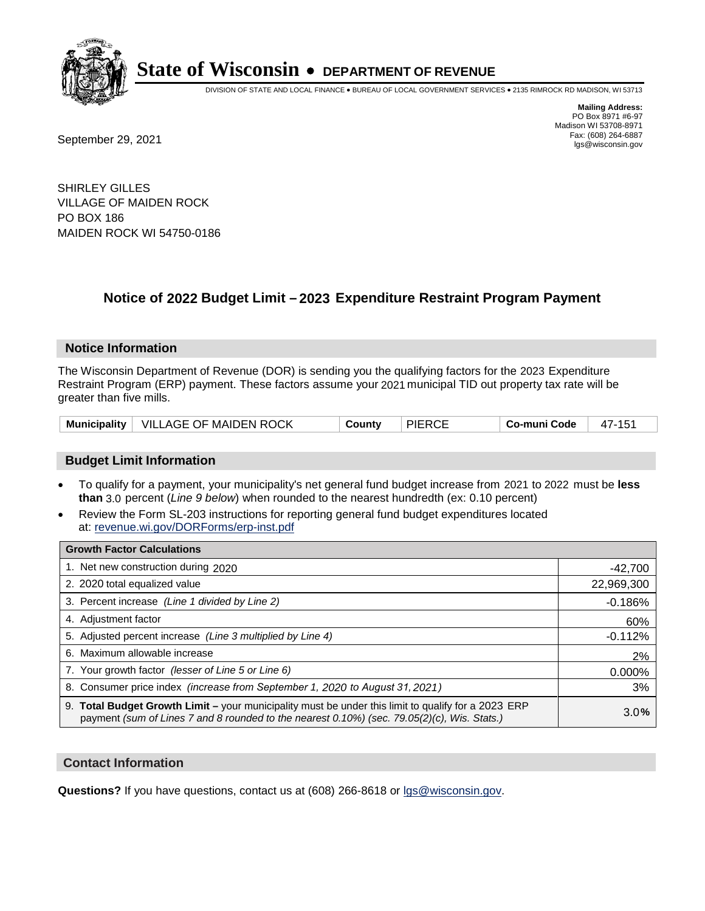# State of Wisconsin • DEPARTMENT OF REVENUE

DIVISION OF STATE AND LOCAL FINANCE • BUREAU OF LOCAL GOVERNMENT SERVICES • 2135 RIMROCK RD MADISON, WI 53713

**Mailing Address:**
PO Box 8971 #6-97
Madison WI 53708-8971
Fax: (608) 264-6887
lgs@wisconsin.gov

September 29, 2021

SHIRLEY GILLES
VILLAGE OF MAIDEN ROCK
PO BOX 186
MAIDEN ROCK WI 54750-0186

## Notice of 2022 Budget Limit – 2023 Expenditure Restraint Program Payment

### Notice Information

The Wisconsin Department of Revenue (DOR) is sending you the qualifying factors for the 2023 Expenditure Restraint Program (ERP) payment. These factors assume your 2021 municipal TID out property tax rate will be greater than five mills.

| Municipality | VILLAGE OF MAIDEN ROCK | County | PIERCE | Co-muni Code | 47-151 |
|---|---|---|---|---|---|

### Budget Limit Information

- To qualify for a payment, your municipality's net general fund budget increase from 2021 to 2022 must be **less than** 3.0 percent (*Line 9 below*) when rounded to the nearest hundredth (ex: 0.10 percent)
- Review the Form SL-203 instructions for reporting general fund budget expenditures located at: revenue.wi.gov/DORForms/erp-inst.pdf

| Growth Factor Calculations | |
|---|---|
| 1. Net new construction during 2020 | -42,700 |
| 2. 2020 total equalized value | 22,969,300 |
| 3. Percent increase *(Line 1 divided by Line 2)* | -0.186% |
| 4. Adjustment factor | 60% |
| 5. Adjusted percent increase *(Line 3 multiplied by Line 4)* | -0.112% |
| 6. Maximum allowable increase | 2% |
| 7. Your growth factor *(lesser of Line 5 or Line 6)* | 0.000% |
| 8. Consumer price index *(increase from September 1, 2020 to August 31, 2021)* | 3% |
| 9. **Total Budget Growth Limit –** your municipality must be under this limit to qualify for a 2023 ERP payment *(sum of Lines 7 and 8 rounded to the nearest 0.10%) (sec. 79.05(2)(c), Wis. Stats.)* | 3.0% |

### Contact Information

**Questions?** If you have questions, contact us at (608) 266-8618 or lgs@wisconsin.gov.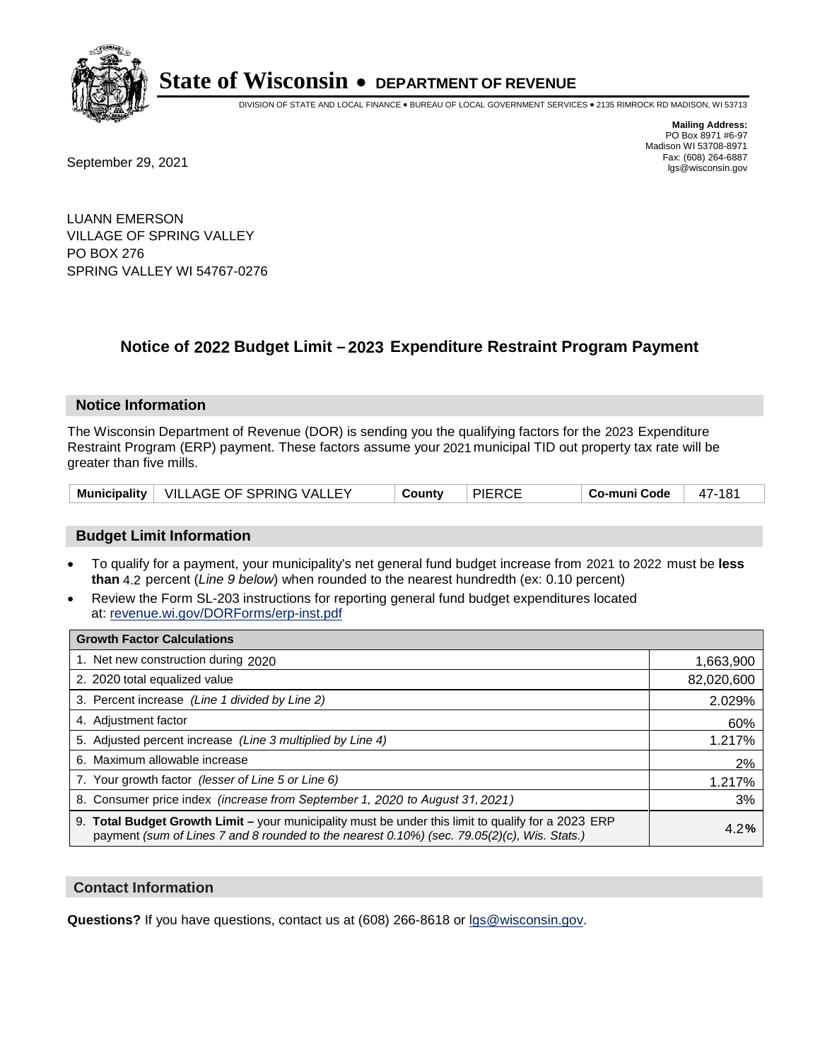# State of Wisconsin • DEPARTMENT OF REVENUE

DIVISION OF STATE AND LOCAL FINANCE • BUREAU OF LOCAL GOVERNMENT SERVICES • 2135 RIMROCK RD MADISON, WI 53713

**Mailing Address:**
PO Box 8971 #6-97
Madison WI 53708-8971
Fax: (608) 264-6887
lgs@wisconsin.gov

September 29, 2021

LUANN EMERSON
VILLAGE OF SPRING VALLEY
PO BOX 276
SPRING VALLEY WI 54767-0276

## Notice of 2022 Budget Limit – 2023 Expenditure Restraint Program Payment

### Notice Information

The Wisconsin Department of Revenue (DOR) is sending you the qualifying factors for the 2023 Expenditure Restraint Program (ERP) payment. These factors assume your 2021 municipal TID out property tax rate will be greater than five mills.

| Municipality | VILLAGE OF SPRING VALLEY | County | PIERCE | Co-muni Code | 47-181 |
|---|---|---|---|---|---|

### Budget Limit Information

- To qualify for a payment, your municipality's net general fund budget increase from 2021 to 2022 must be **less than** 4.2 percent (*Line 9 below*) when rounded to the nearest hundredth (ex: 0.10 percent)
- Review the Form SL-203 instructions for reporting general fund budget expenditures located at: revenue.wi.gov/DORForms/erp-inst.pdf

| Growth Factor Calculations | |
|---|---|
| 1. Net new construction during 2020 | 1,663,900 |
| 2. 2020 total equalized value | 82,020,600 |
| 3. Percent increase *(Line 1 divided by Line 2)* | 2.029% |
| 4. Adjustment factor | 60% |
| 5. Adjusted percent increase *(Line 3 multiplied by Line 4)* | 1.217% |
| 6. Maximum allowable increase | 2% |
| 7. Your growth factor *(lesser of Line 5 or Line 6)* | 1.217% |
| 8. Consumer price index *(increase from September 1, 2020 to August 31, 2021)* | 3% |
| 9. **Total Budget Growth Limit –** your municipality must be under this limit to qualify for a 2023 ERP payment *(sum of Lines 7 and 8 rounded to the nearest 0.10%) (sec. 79.05(2)(c), Wis. Stats.)* | 4.2**%** |

### Contact Information

**Questions?** If you have questions, contact us at (608) 266-8618 or lgs@wisconsin.gov.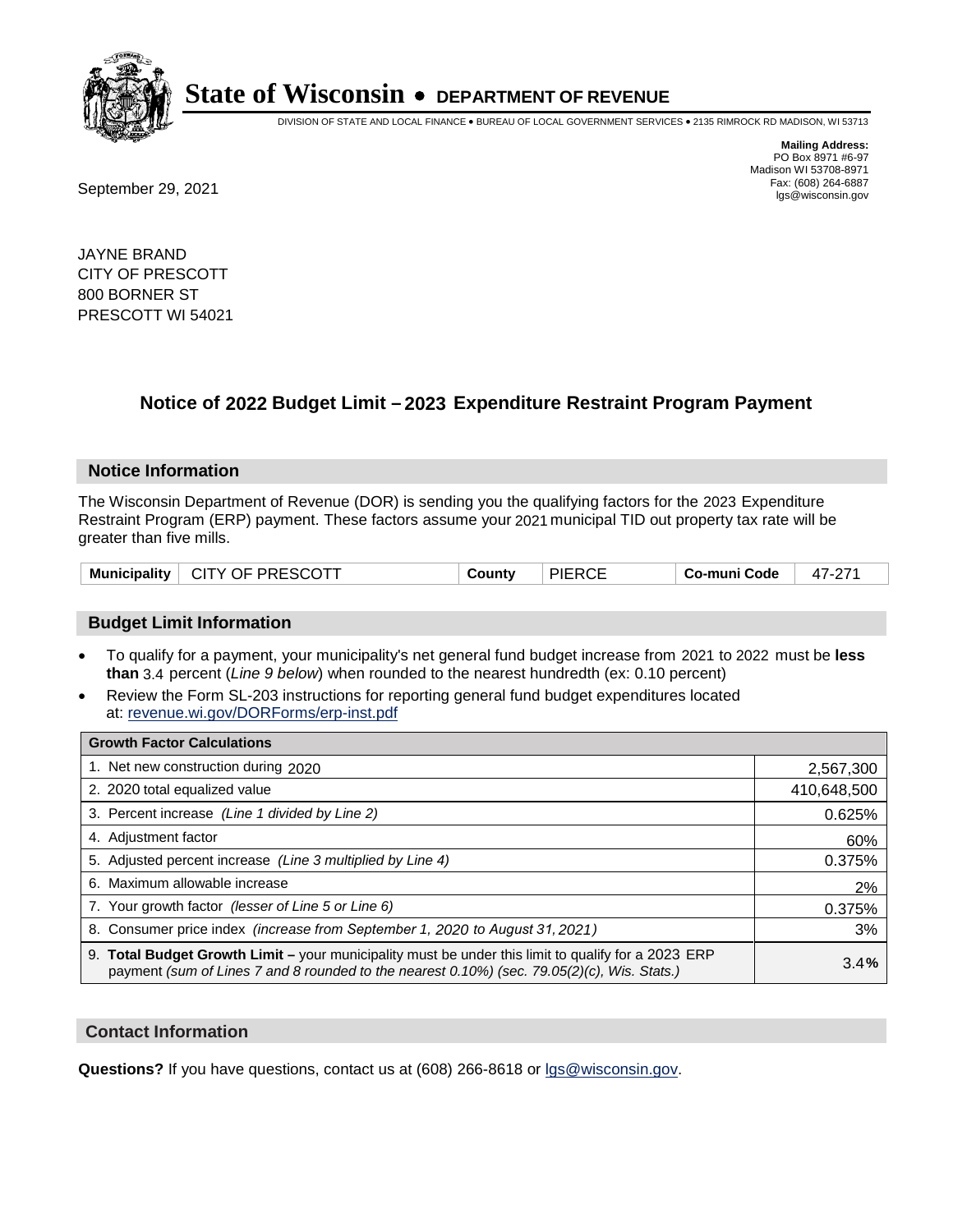# State of Wisconsin • DEPARTMENT OF REVENUE

DIVISION OF STATE AND LOCAL FINANCE • BUREAU OF LOCAL GOVERNMENT SERVICES • 2135 RIMROCK RD MADISON, WI 53713

**Mailing Address:**
PO Box 8971 #6-97
Madison WI 53708-8971
Fax: (608) 264-6887
lgs@wisconsin.gov

September 29, 2021

JAYNE BRAND
CITY OF PRESCOTT
800 BORNER ST
PRESCOTT WI 54021

## Notice of 2022 Budget Limit – 2023 Expenditure Restraint Program Payment

### Notice Information

The Wisconsin Department of Revenue (DOR) is sending you the qualifying factors for the 2023 Expenditure Restraint Program (ERP) payment. These factors assume your 2021 municipal TID out property tax rate will be greater than five mills.

| Municipality | CITY OF PRESCOTT | County | PIERCE | Co-muni Code | 47-271 |
|---|---|---|---|---|---|

### Budget Limit Information

- To qualify for a payment, your municipality's net general fund budget increase from 2021 to 2022 must be **less than** 3.4 percent (*Line 9 below*) when rounded to the nearest hundredth (ex: 0.10 percent)
- Review the Form SL-203 instructions for reporting general fund budget expenditures located at: revenue.wi.gov/DORForms/erp-inst.pdf

| Growth Factor Calculations | |
|---|---|
| 1. Net new construction during 2020 | 2,567,300 |
| 2. 2020 total equalized value | 410,648,500 |
| 3. Percent increase *(Line 1 divided by Line 2)* | 0.625% |
| 4. Adjustment factor | 60% |
| 5. Adjusted percent increase *(Line 3 multiplied by Line 4)* | 0.375% |
| 6. Maximum allowable increase | 2% |
| 7. Your growth factor *(lesser of Line 5 or Line 6)* | 0.375% |
| 8. Consumer price index *(increase from September 1, 2020 to August 31, 2021)* | 3% |
| 9. **Total Budget Growth Limit** – your municipality must be under this limit to qualify for a 2023 ERP payment *(sum of Lines 7 and 8 rounded to the nearest 0.10%) (sec. 79.05(2)(c), Wis. Stats.)* | 3.4**%** |

### Contact Information

**Questions?** If you have questions, contact us at (608) 266-8618 or lgs@wisconsin.gov.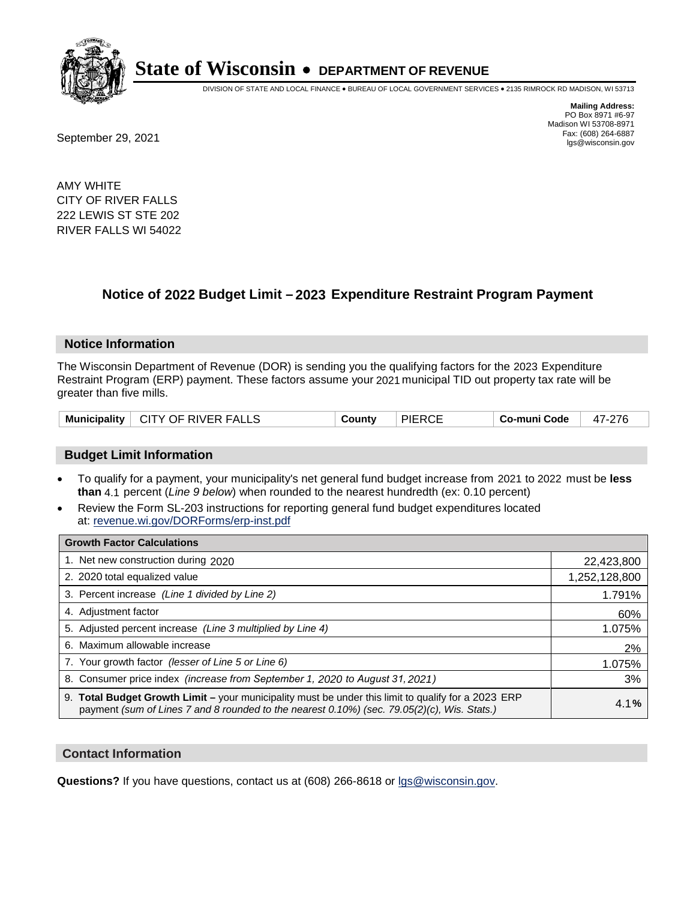# State of Wisconsin • DEPARTMENT OF REVENUE

DIVISION OF STATE AND LOCAL FINANCE • BUREAU OF LOCAL GOVERNMENT SERVICES • 2135 RIMROCK RD MADISON, WI 53713

**Mailing Address:**
PO Box 8971 #6-97
Madison WI 53708-8971
Fax: (608) 264-6887
lgs@wisconsin.gov

September 29, 2021

AMY WHITE
CITY OF RIVER FALLS
222 LEWIS ST STE 202
RIVER FALLS WI 54022

## Notice of 2022 Budget Limit – 2023 Expenditure Restraint Program Payment

### Notice Information

The Wisconsin Department of Revenue (DOR) is sending you the qualifying factors for the 2023 Expenditure Restraint Program (ERP) payment. These factors assume your 2021 municipal TID out property tax rate will be greater than five mills.

| Municipality | CITY OF RIVER FALLS | County | PIERCE | Co-muni Code | 47-276 |
|---|---|---|---|---|---|

### Budget Limit Information

- To qualify for a payment, your municipality's net general fund budget increase from 2021 to 2022 must be **less than** 4.1 percent (*Line 9 below*) when rounded to the nearest hundredth (ex: 0.10 percent)
- Review the Form SL-203 instructions for reporting general fund budget expenditures located at: revenue.wi.gov/DORForms/erp-inst.pdf

| Growth Factor Calculations | |
|---|---|
| 1. Net new construction during 2020 | 22,423,800 |
| 2. 2020 total equalized value | 1,252,128,800 |
| 3. Percent increase *(Line 1 divided by Line 2)* | 1.791% |
| 4. Adjustment factor | 60% |
| 5. Adjusted percent increase *(Line 3 multiplied by Line 4)* | 1.075% |
| 6. Maximum allowable increase | 2% |
| 7. Your growth factor *(lesser of Line 5 or Line 6)* | 1.075% |
| 8. Consumer price index *(increase from September 1, 2020 to August 31, 2021)* | 3% |
| 9. **Total Budget Growth Limit –** your municipality must be under this limit to qualify for a 2023 ERP payment *(sum of Lines 7 and 8 rounded to the nearest 0.10%) (sec. 79.05(2)(c), Wis. Stats.)* | 4.1**%** |

### Contact Information

**Questions?** If you have questions, contact us at (608) 266-8618 or lgs@wisconsin.gov.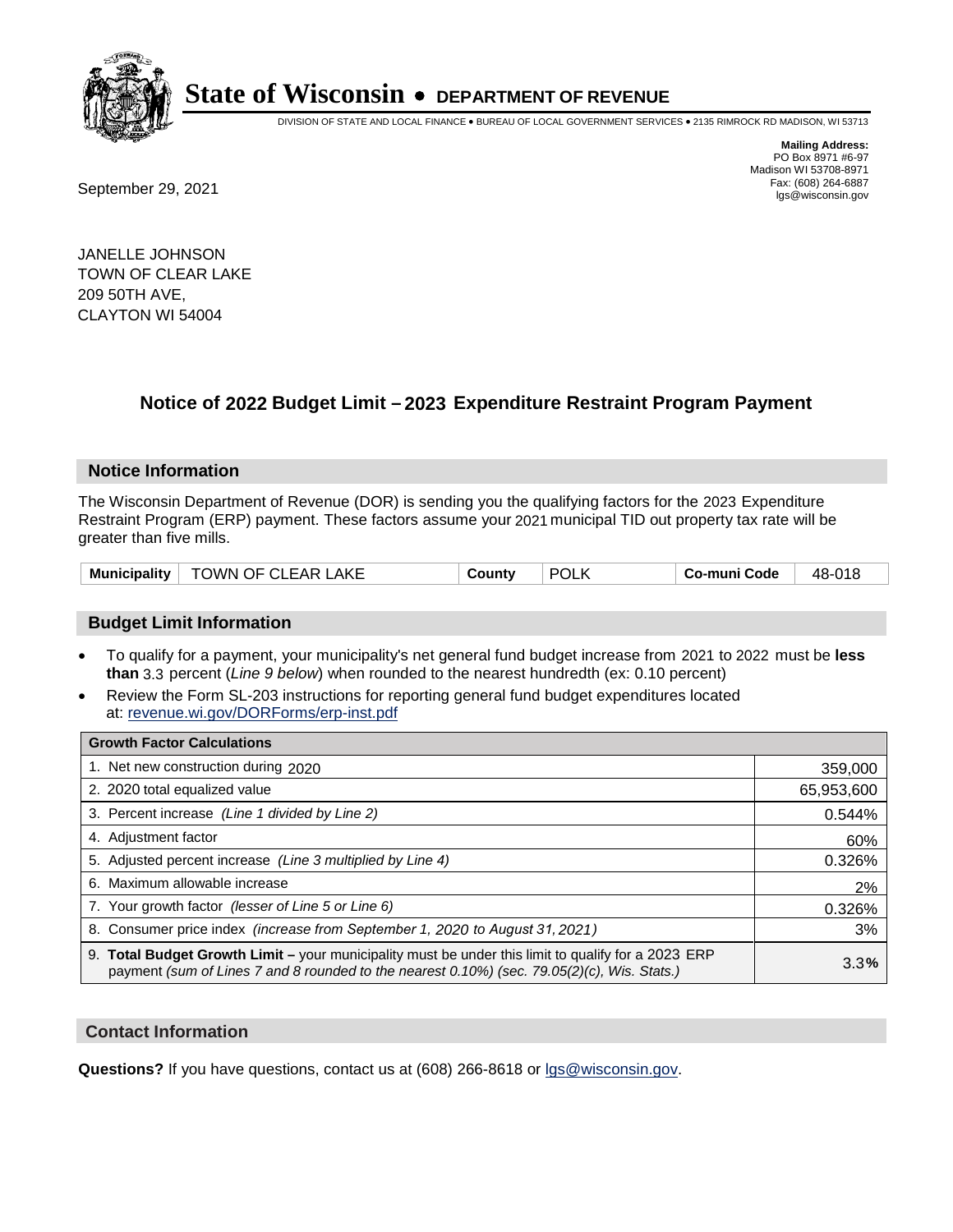# State of Wisconsin • DEPARTMENT OF REVENUE

DIVISION OF STATE AND LOCAL FINANCE • BUREAU OF LOCAL GOVERNMENT SERVICES • 2135 RIMROCK RD MADISON, WI 53713

**Mailing Address:**
PO Box 8971 #6-97
Madison WI 53708-8971
Fax: (608) 264-6887
lgs@wisconsin.gov

September 29, 2021

JANELLE JOHNSON
TOWN OF CLEAR LAKE
209 50TH AVE,
CLAYTON WI 54004

## Notice of 2022 Budget Limit – 2023 Expenditure Restraint Program Payment

### Notice Information

The Wisconsin Department of Revenue (DOR) is sending you the qualifying factors for the 2023 Expenditure Restraint Program (ERP) payment. These factors assume your 2021 municipal TID out property tax rate will be greater than five mills.

| Municipality | TOWN OF CLEAR LAKE | County | POLK | Co-muni Code | 48-018 |
|---|---|---|---|---|---|

### Budget Limit Information

- To qualify for a payment, your municipality's net general fund budget increase from 2021 to 2022 must be **less than** 3.3 percent (*Line 9 below*) when rounded to the nearest hundredth (ex: 0.10 percent)
- Review the Form SL-203 instructions for reporting general fund budget expenditures located at: revenue.wi.gov/DORForms/erp-inst.pdf

| Growth Factor Calculations | |
|---|---|
| 1. Net new construction during 2020 | 359,000 |
| 2. 2020 total equalized value | 65,953,600 |
| 3. Percent increase *(Line 1 divided by Line 2)* | 0.544% |
| 4. Adjustment factor | 60% |
| 5. Adjusted percent increase *(Line 3 multiplied by Line 4)* | 0.326% |
| 6. Maximum allowable increase | 2% |
| 7. Your growth factor *(lesser of Line 5 or Line 6)* | 0.326% |
| 8. Consumer price index *(increase from September 1, 2020 to August 31, 2021)* | 3% |
| 9. **Total Budget Growth Limit –** your municipality must be under this limit to qualify for a 2023 ERP payment *(sum of Lines 7 and 8 rounded to the nearest 0.10%) (sec. 79.05(2)(c), Wis. Stats.)* | 3.3**%** |

### Contact Information

**Questions?** If you have questions, contact us at (608) 266-8618 or lgs@wisconsin.gov.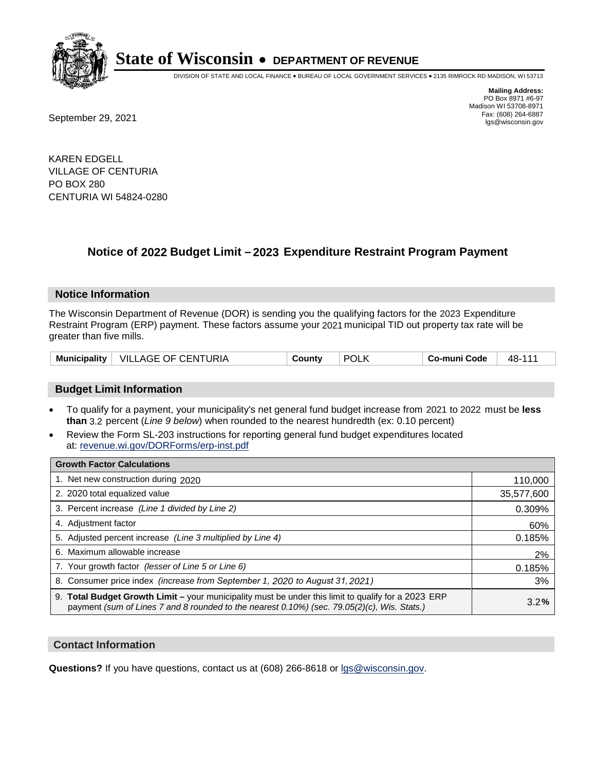# State of Wisconsin • DEPARTMENT OF REVENUE

DIVISION OF STATE AND LOCAL FINANCE • BUREAU OF LOCAL GOVERNMENT SERVICES • 2135 RIMROCK RD MADISON, WI 53713

**Mailing Address:**
PO Box 8971 #6-97
Madison WI 53708-8971
Fax: (608) 264-6887
lgs@wisconsin.gov

September 29, 2021

KAREN EDGELL
VILLAGE OF CENTURIA
PO BOX 280
CENTURIA WI 54824-0280

## Notice of 2022 Budget Limit – 2023 Expenditure Restraint Program Payment

### Notice Information

The Wisconsin Department of Revenue (DOR) is sending you the qualifying factors for the 2023 Expenditure Restraint Program (ERP) payment. These factors assume your 2021 municipal TID out property tax rate will be greater than five mills.

| Municipality | VILLAGE OF CENTURIA | County | POLK | Co-muni Code | 48-111 |
|---|---|---|---|---|---|

### Budget Limit Information

- To qualify for a payment, your municipality's net general fund budget increase from 2021 to 2022 must be **less than** 3.2 percent (*Line 9 below*) when rounded to the nearest hundredth (ex: 0.10 percent)
- Review the Form SL-203 instructions for reporting general fund budget expenditures located at: revenue.wi.gov/DORForms/erp-inst.pdf

| Growth Factor Calculations | |
|---|---|
| 1. Net new construction during 2020 | 110,000 |
| 2. 2020 total equalized value | 35,577,600 |
| 3. Percent increase *(Line 1 divided by Line 2)* | 0.309% |
| 4. Adjustment factor | 60% |
| 5. Adjusted percent increase *(Line 3 multiplied by Line 4)* | 0.185% |
| 6. Maximum allowable increase | 2% |
| 7. Your growth factor *(lesser of Line 5 or Line 6)* | 0.185% |
| 8. Consumer price index *(increase from September 1, 2020 to August 31, 2021)* | 3% |
| 9. **Total Budget Growth Limit –** your municipality must be under this limit to qualify for a 2023 ERP payment *(sum of Lines 7 and 8 rounded to the nearest 0.10%) (sec. 79.05(2)(c), Wis. Stats.)* | 3.2**%** |

### Contact Information

**Questions?** If you have questions, contact us at (608) 266-8618 or lgs@wisconsin.gov.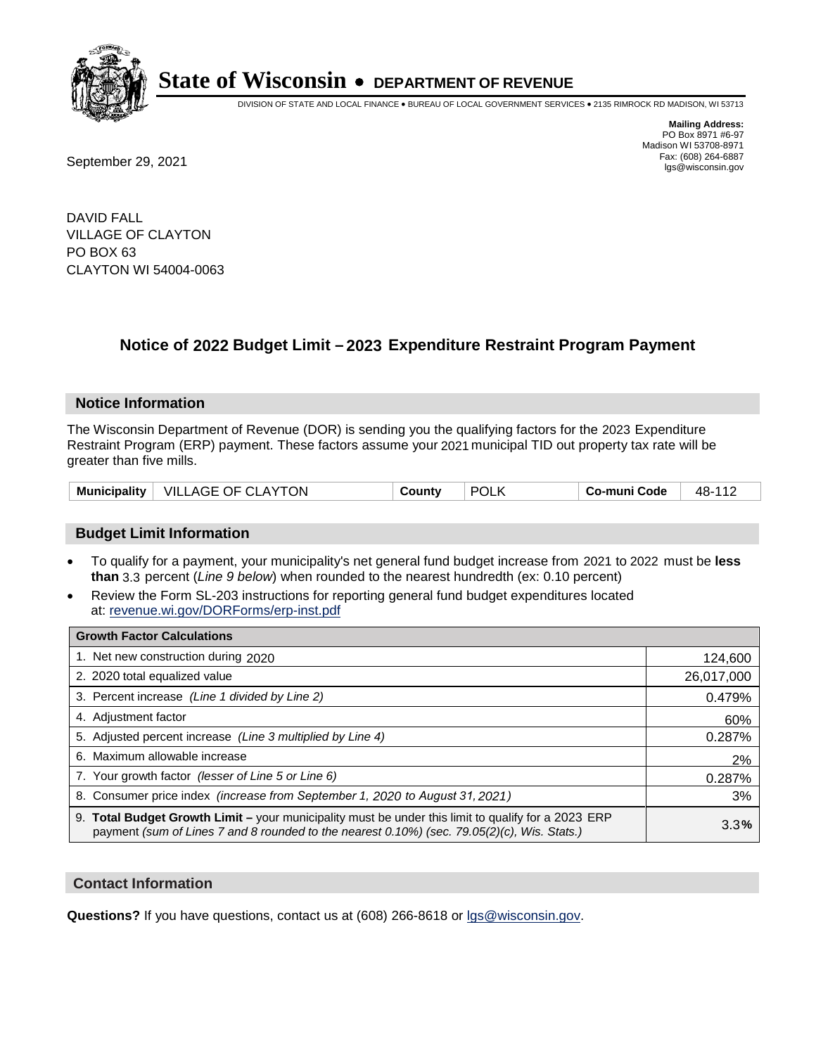# State of Wisconsin • DEPARTMENT OF REVENUE

DIVISION OF STATE AND LOCAL FINANCE • BUREAU OF LOCAL GOVERNMENT SERVICES • 2135 RIMROCK RD MADISON, WI 53713

**Mailing Address:**
PO Box 8971 #6-97
Madison WI 53708-8971
Fax: (608) 264-6887
lgs@wisconsin.gov

September 29, 2021

DAVID FALL
VILLAGE OF CLAYTON
PO BOX 63
CLAYTON WI 54004-0063

## Notice of 2022 Budget Limit – 2023 Expenditure Restraint Program Payment

### Notice Information

The Wisconsin Department of Revenue (DOR) is sending you the qualifying factors for the 2023 Expenditure Restraint Program (ERP) payment. These factors assume your 2021 municipal TID out property tax rate will be greater than five mills.

| Municipality | VILLAGE OF CLAYTON | County | POLK | Co-muni Code | 48-112 |
|---|---|---|---|---|---|

### Budget Limit Information

- To qualify for a payment, your municipality's net general fund budget increase from 2021 to 2022 must be **less than** 3.3 percent (*Line 9 below*) when rounded to the nearest hundredth (ex: 0.10 percent)
- Review the Form SL-203 instructions for reporting general fund budget expenditures located at: revenue.wi.gov/DORForms/erp-inst.pdf

| Growth Factor Calculations | |
|---|---|
| 1. Net new construction during 2020 | 124,600 |
| 2. 2020 total equalized value | 26,017,000 |
| 3. Percent increase *(Line 1 divided by Line 2)* | 0.479% |
| 4. Adjustment factor | 60% |
| 5. Adjusted percent increase *(Line 3 multiplied by Line 4)* | 0.287% |
| 6. Maximum allowable increase | 2% |
| 7. Your growth factor *(lesser of Line 5 or Line 6)* | 0.287% |
| 8. Consumer price index *(increase from September 1, 2020 to August 31, 2021)* | 3% |
| 9. **Total Budget Growth Limit –** your municipality must be under this limit to qualify for a 2023 ERP payment *(sum of Lines 7 and 8 rounded to the nearest 0.10%) (sec. 79.05(2)(c), Wis. Stats.)* | 3.3**%** |

### Contact Information

**Questions?** If you have questions, contact us at (608) 266-8618 or lgs@wisconsin.gov.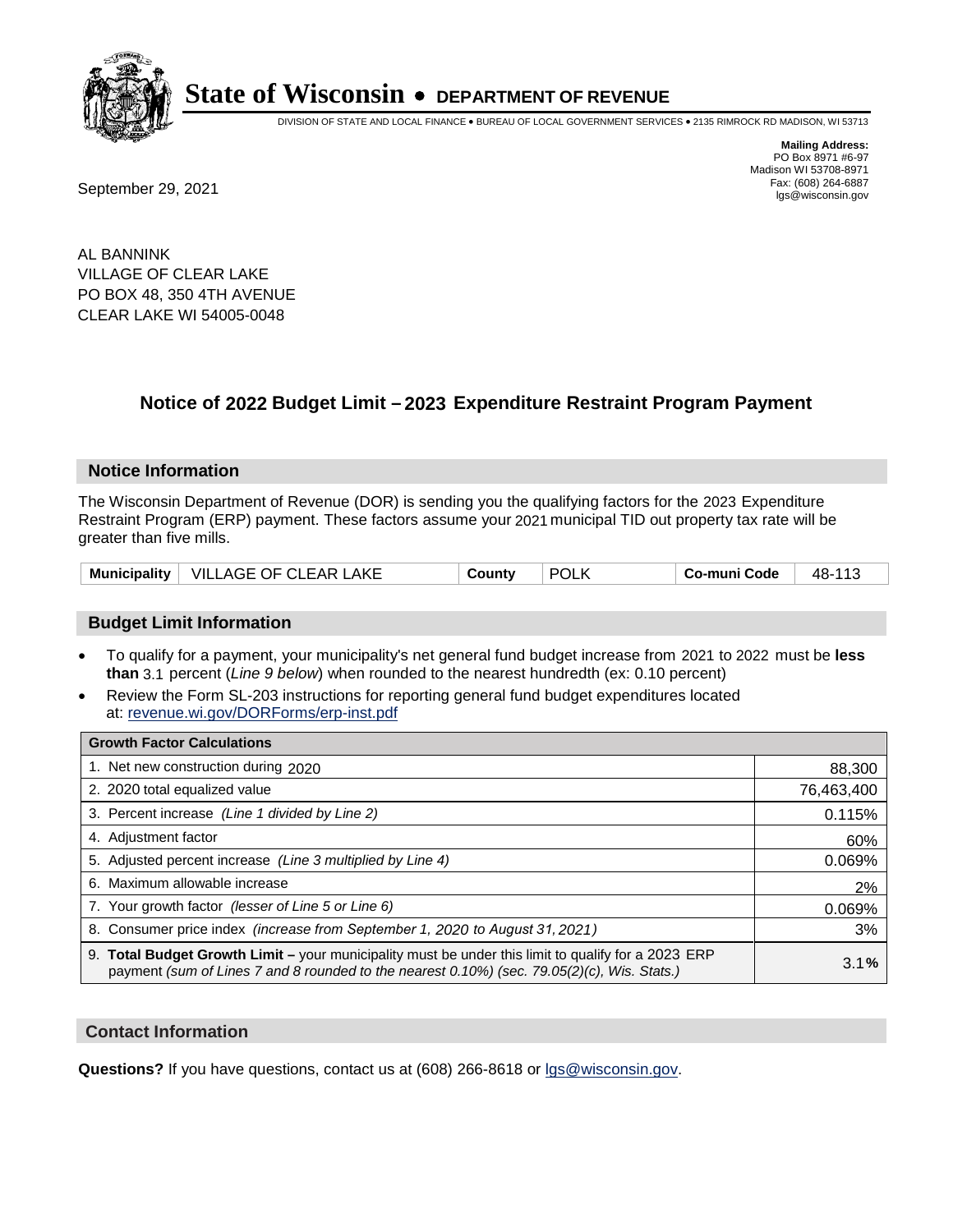# State of Wisconsin • DEPARTMENT OF REVENUE

DIVISION OF STATE AND LOCAL FINANCE • BUREAU OF LOCAL GOVERNMENT SERVICES • 2135 RIMROCK RD MADISON, WI 53713

**Mailing Address:**
PO Box 8971 #6-97
Madison WI 53708-8971
Fax: (608) 264-6887
lgs@wisconsin.gov

September 29, 2021

AL BANNINK
VILLAGE OF CLEAR LAKE
PO BOX 48, 350 4TH AVENUE
CLEAR LAKE WI 54005-0048

## Notice of 2022 Budget Limit – 2023 Expenditure Restraint Program Payment

### Notice Information

The Wisconsin Department of Revenue (DOR) is sending you the qualifying factors for the 2023 Expenditure Restraint Program (ERP) payment. These factors assume your 2021 municipal TID out property tax rate will be greater than five mills.

| Municipality | VILLAGE OF CLEAR LAKE | County | POLK | Co-muni Code | 48-113 |
|---|---|---|---|---|---|

### Budget Limit Information

- To qualify for a payment, your municipality's net general fund budget increase from 2021 to 2022 must be **less than** 3.1 percent (*Line 9 below*) when rounded to the nearest hundredth (ex: 0.10 percent)
- Review the Form SL-203 instructions for reporting general fund budget expenditures located at: revenue.wi.gov/DORForms/erp-inst.pdf

| Growth Factor Calculations | |
|---|---|
| 1. Net new construction during 2020 | 88,300 |
| 2. 2020 total equalized value | 76,463,400 |
| 3. Percent increase *(Line 1 divided by Line 2)* | 0.115% |
| 4. Adjustment factor | 60% |
| 5. Adjusted percent increase *(Line 3 multiplied by Line 4)* | 0.069% |
| 6. Maximum allowable increase | 2% |
| 7. Your growth factor *(lesser of Line 5 or Line 6)* | 0.069% |
| 8. Consumer price index *(increase from September 1, 2020 to August 31, 2021)* | 3% |
| 9. **Total Budget Growth Limit –** your municipality must be under this limit to qualify for a 2023 ERP payment *(sum of Lines 7 and 8 rounded to the nearest 0.10%) (sec. 79.05(2)(c), Wis. Stats.)* | 3.1**%** |

### Contact Information

**Questions?** If you have questions, contact us at (608) 266-8618 or lgs@wisconsin.gov.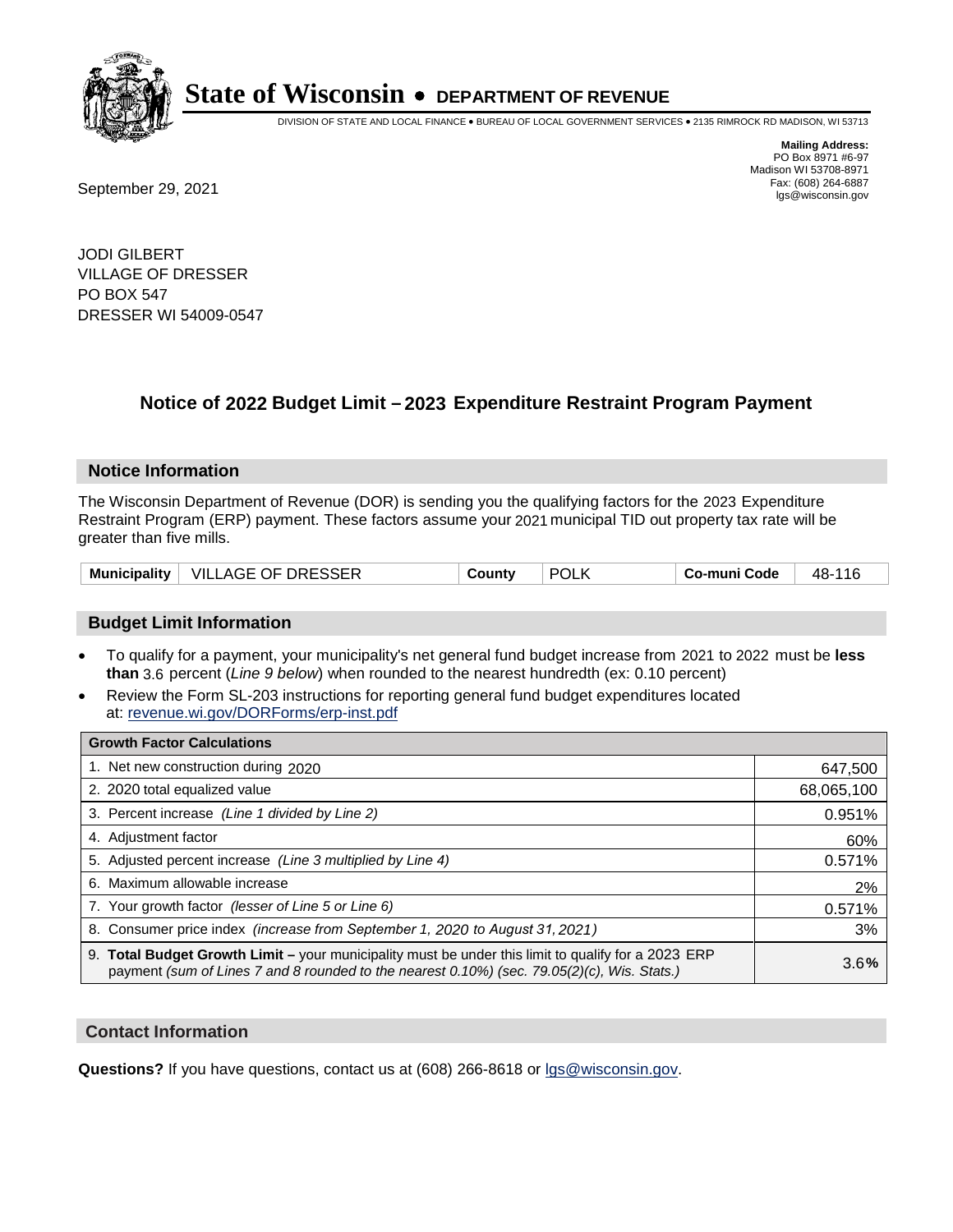# State of Wisconsin • DEPARTMENT OF REVENUE

DIVISION OF STATE AND LOCAL FINANCE • BUREAU OF LOCAL GOVERNMENT SERVICES • 2135 RIMROCK RD MADISON, WI 53713

**Mailing Address:**
PO Box 8971 #6-97
Madison WI 53708-8971
Fax: (608) 264-6887
lgs@wisconsin.gov

September 29, 2021

JODI GILBERT
VILLAGE OF DRESSER
PO BOX 547
DRESSER WI 54009-0547

## Notice of 2022 Budget Limit – 2023 Expenditure Restraint Program Payment

### Notice Information

The Wisconsin Department of Revenue (DOR) is sending you the qualifying factors for the 2023 Expenditure Restraint Program (ERP) payment. These factors assume your 2021 municipal TID out property tax rate will be greater than five mills.

| Municipality | VILLAGE OF DRESSER | County | POLK | Co-muni Code | 48-116 |
|---|---|---|---|---|---|

### Budget Limit Information

- To qualify for a payment, your municipality's net general fund budget increase from 2021 to 2022 must be **less than** 3.6 percent (*Line 9 below*) when rounded to the nearest hundredth (ex: 0.10 percent)
- Review the Form SL-203 instructions for reporting general fund budget expenditures located at: revenue.wi.gov/DORForms/erp-inst.pdf

| Growth Factor Calculations | |
|---|---|
| 1. Net new construction during 2020 | 647,500 |
| 2. 2020 total equalized value | 68,065,100 |
| 3. Percent increase *(Line 1 divided by Line 2)* | 0.951% |
| 4. Adjustment factor | 60% |
| 5. Adjusted percent increase *(Line 3 multiplied by Line 4)* | 0.571% |
| 6. Maximum allowable increase | 2% |
| 7. Your growth factor *(lesser of Line 5 or Line 6)* | 0.571% |
| 8. Consumer price index *(increase from September 1, 2020 to August 31, 2021)* | 3% |
| 9. **Total Budget Growth Limit –** your municipality must be under this limit to qualify for a 2023 ERP payment *(sum of Lines 7 and 8 rounded to the nearest 0.10%) (sec. 79.05(2)(c), Wis. Stats.)* | 3.6**%** |

### Contact Information

**Questions?** If you have questions, contact us at (608) 266-8618 or lgs@wisconsin.gov.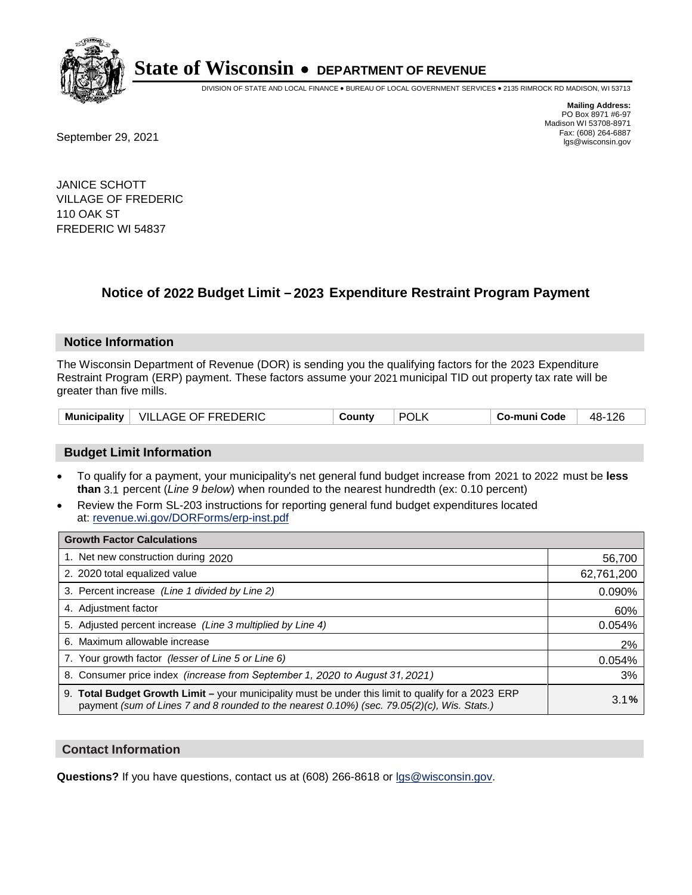# State of Wisconsin • DEPARTMENT OF REVENUE

DIVISION OF STATE AND LOCAL FINANCE • BUREAU OF LOCAL GOVERNMENT SERVICES • 2135 RIMROCK RD MADISON, WI 53713

**Mailing Address:**
PO Box 8971 #6-97
Madison WI 53708-8971
Fax: (608) 264-6887
lgs@wisconsin.gov

September 29, 2021

JANICE SCHOTT
VILLAGE OF FREDERIC
110 OAK ST
FREDERIC WI 54837

## Notice of 2022 Budget Limit – 2023 Expenditure Restraint Program Payment

### Notice Information

The Wisconsin Department of Revenue (DOR) is sending you the qualifying factors for the 2023 Expenditure Restraint Program (ERP) payment. These factors assume your 2021 municipal TID out property tax rate will be greater than five mills.

| Municipality | VILLAGE OF FREDERIC | County | POLK | Co-muni Code | 48-126 |
|---|---|---|---|---|---|

### Budget Limit Information

- To qualify for a payment, your municipality's net general fund budget increase from 2021 to 2022 must be **less than** 3.1 percent (*Line 9 below*) when rounded to the nearest hundredth (ex: 0.10 percent)
- Review the Form SL-203 instructions for reporting general fund budget expenditures located at: revenue.wi.gov/DORForms/erp-inst.pdf

| Growth Factor Calculations | |
|---|---|
| 1. Net new construction during 2020 | 56,700 |
| 2. 2020 total equalized value | 62,761,200 |
| 3. Percent increase *(Line 1 divided by Line 2)* | 0.090% |
| 4. Adjustment factor | 60% |
| 5. Adjusted percent increase *(Line 3 multiplied by Line 4)* | 0.054% |
| 6. Maximum allowable increase | 2% |
| 7. Your growth factor *(lesser of Line 5 or Line 6)* | 0.054% |
| 8. Consumer price index *(increase from September 1, 2020 to August 31, 2021)* | 3% |
| 9. **Total Budget Growth Limit –** your municipality must be under this limit to qualify for a 2023 ERP payment *(sum of Lines 7 and 8 rounded to the nearest 0.10%) (sec. 79.05(2)(c), Wis. Stats.)* | **3.1%** |

### Contact Information

**Questions?** If you have questions, contact us at (608) 266-8618 or lgs@wisconsin.gov.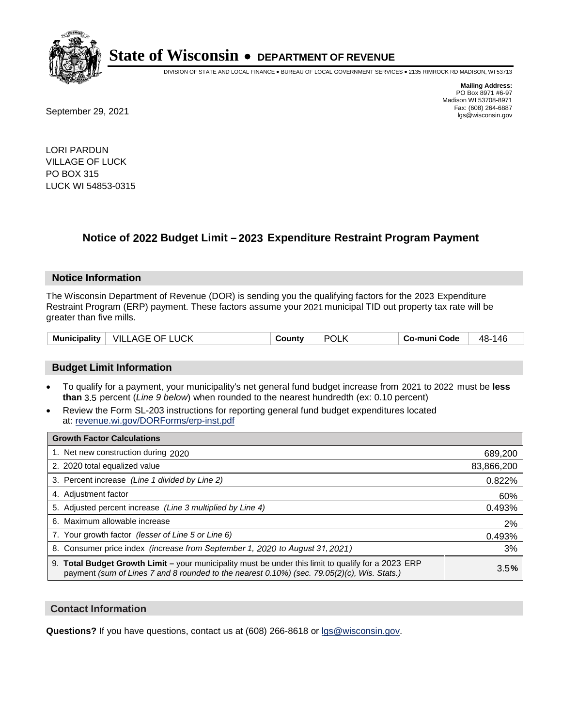# State of Wisconsin • DEPARTMENT OF REVENUE

DIVISION OF STATE AND LOCAL FINANCE • BUREAU OF LOCAL GOVERNMENT SERVICES • 2135 RIMROCK RD MADISON, WI 53713

**Mailing Address:**
PO Box 8971 #6-97
Madison WI 53708-8971
Fax: (608) 264-6887
lgs@wisconsin.gov

September 29, 2021

LORI PARDUN
VILLAGE OF LUCK
PO BOX 315
LUCK WI 54853-0315

## Notice of 2022 Budget Limit – 2023 Expenditure Restraint Program Payment

### Notice Information

The Wisconsin Department of Revenue (DOR) is sending you the qualifying factors for the 2023 Expenditure Restraint Program (ERP) payment. These factors assume your 2021 municipal TID out property tax rate will be greater than five mills.

| Municipality | VILLAGE OF LUCK | County | POLK | Co-muni Code | 48-146 |
|---|---|---|---|---|---|

### Budget Limit Information

- To qualify for a payment, your municipality's net general fund budget increase from 2021 to 2022 must be **less than** 3.5 percent (*Line 9 below*) when rounded to the nearest hundredth (ex: 0.10 percent)
- Review the Form SL-203 instructions for reporting general fund budget expenditures located at: revenue.wi.gov/DORForms/erp-inst.pdf

| Growth Factor Calculations | |
|---|---|
| 1. Net new construction during 2020 | 689,200 |
| 2. 2020 total equalized value | 83,866,200 |
| 3. Percent increase *(Line 1 divided by Line 2)* | 0.822% |
| 4. Adjustment factor | 60% |
| 5. Adjusted percent increase *(Line 3 multiplied by Line 4)* | 0.493% |
| 6. Maximum allowable increase | 2% |
| 7. Your growth factor *(lesser of Line 5 or Line 6)* | 0.493% |
| 8. Consumer price index *(increase from September 1, 2020 to August 31, 2021)* | 3% |
| 9. **Total Budget Growth Limit –** your municipality must be under this limit to qualify for a 2023 ERP payment *(sum of Lines 7 and 8 rounded to the nearest 0.10%) (sec. 79.05(2)(c), Wis. Stats.)* | 3.5**%** |

### Contact Information

**Questions?** If you have questions, contact us at (608) 266-8618 or lgs@wisconsin.gov.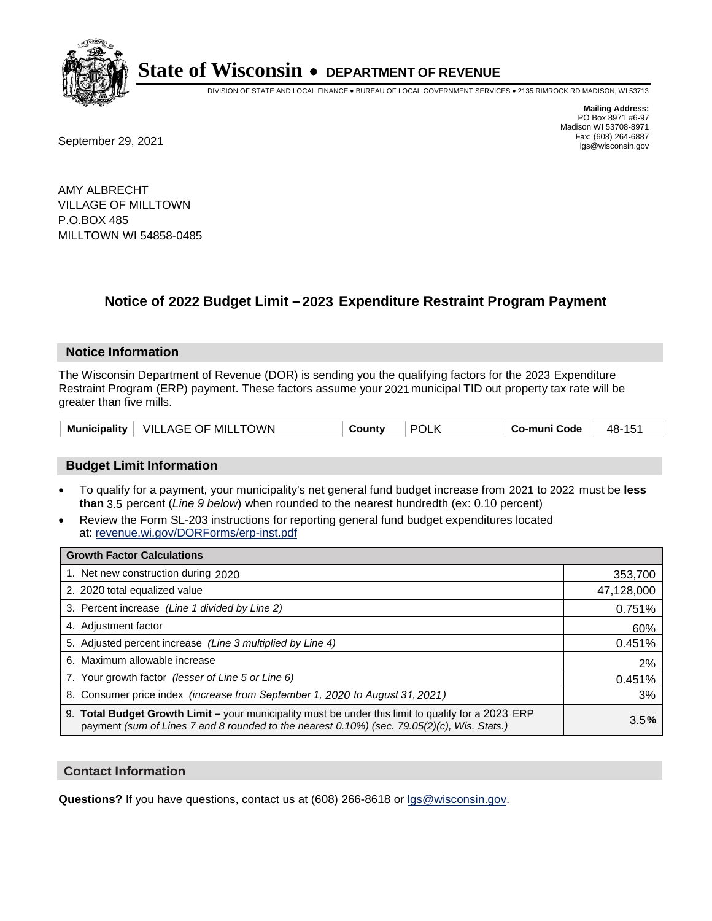# State of Wisconsin • DEPARTMENT OF REVENUE

DIVISION OF STATE AND LOCAL FINANCE • BUREAU OF LOCAL GOVERNMENT SERVICES • 2135 RIMROCK RD MADISON, WI 53713

**Mailing Address:**
PO Box 8971 #6-97
Madison WI 53708-8971
Fax: (608) 264-6887
lgs@wisconsin.gov

September 29, 2021

AMY ALBRECHT
VILLAGE OF MILLTOWN
P.O.BOX 485
MILLTOWN WI 54858-0485

## Notice of 2022 Budget Limit – 2023 Expenditure Restraint Program Payment

### Notice Information

The Wisconsin Department of Revenue (DOR) is sending you the qualifying factors for the 2023 Expenditure Restraint Program (ERP) payment. These factors assume your 2021 municipal TID out property tax rate will be greater than five mills.

| Municipality | VILLAGE OF MILLTOWN | County | POLK | Co-muni Code | 48-151 |
|---|---|---|---|---|---|

### Budget Limit Information

- To qualify for a payment, your municipality's net general fund budget increase from 2021 to 2022 must be **less than** 3.5 percent (*Line 9 below*) when rounded to the nearest hundredth (ex: 0.10 percent)
- Review the Form SL-203 instructions for reporting general fund budget expenditures located at: revenue.wi.gov/DORForms/erp-inst.pdf

| Growth Factor Calculations | |
|---|---|
| 1. Net new construction during 2020 | 353,700 |
| 2. 2020 total equalized value | 47,128,000 |
| 3. Percent increase *(Line 1 divided by Line 2)* | 0.751% |
| 4. Adjustment factor | 60% |
| 5. Adjusted percent increase *(Line 3 multiplied by Line 4)* | 0.451% |
| 6. Maximum allowable increase | 2% |
| 7. Your growth factor *(lesser of Line 5 or Line 6)* | 0.451% |
| 8. Consumer price index *(increase from September 1, 2020 to August 31, 2021)* | 3% |
| 9. **Total Budget Growth Limit –** your municipality must be under this limit to qualify for a 2023 ERP payment *(sum of Lines 7 and 8 rounded to the nearest 0.10%) (sec. 79.05(2)(c), Wis. Stats.)* | 3.5**%** |

### Contact Information

**Questions?** If you have questions, contact us at (608) 266-8618 or lgs@wisconsin.gov.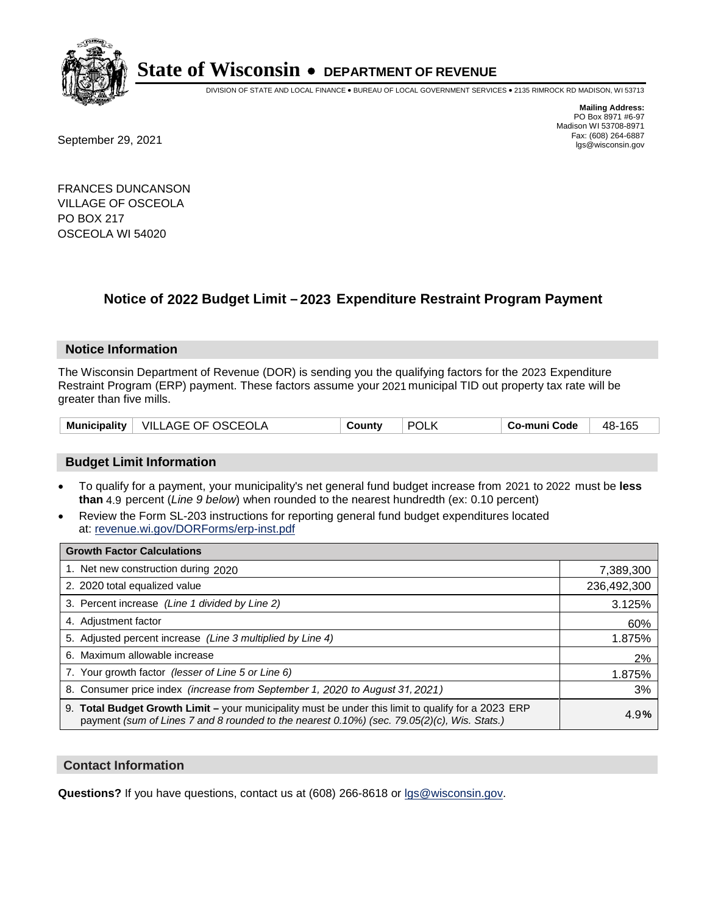**State of Wisconsin • DEPARTMENT OF REVENUE**

DIVISION OF STATE AND LOCAL FINANCE • BUREAU OF LOCAL GOVERNMENT SERVICES • 2135 RIMROCK RD MADISON, WI 53713

**Mailing Address:**
PO Box 8971 #6-97
Madison WI 53708-8971
Fax: (608) 264-6887
lgs@wisconsin.gov

September 29, 2021

FRANCES DUNCANSON
VILLAGE OF OSCEOLA
PO BOX 217
OSCEOLA WI 54020

## Notice of 2022 Budget Limit – 2023 Expenditure Restraint Program Payment

### Notice Information

The Wisconsin Department of Revenue (DOR) is sending you the qualifying factors for the 2023 Expenditure Restraint Program (ERP) payment. These factors assume your 2021 municipal TID out property tax rate will be greater than five mills.

| Municipality | VILLAGE OF OSCEOLA | County | POLK | Co-muni Code | 48-165 |
|---|---|---|---|---|---|

### Budget Limit Information

- To qualify for a payment, your municipality's net general fund budget increase from 2021 to 2022 must be **less than** 4.9 percent (*Line 9 below*) when rounded to the nearest hundredth (ex: 0.10 percent)
- Review the Form SL-203 instructions for reporting general fund budget expenditures located at: revenue.wi.gov/DORForms/erp-inst.pdf

| Growth Factor Calculations | |
|---|---|
| 1. Net new construction during 2020 | 7,389,300 |
| 2. 2020 total equalized value | 236,492,300 |
| 3. Percent increase *(Line 1 divided by Line 2)* | 3.125% |
| 4. Adjustment factor | 60% |
| 5. Adjusted percent increase *(Line 3 multiplied by Line 4)* | 1.875% |
| 6. Maximum allowable increase | 2% |
| 7. Your growth factor *(lesser of Line 5 or Line 6)* | 1.875% |
| 8. Consumer price index *(increase from September 1, 2020 to August 31, 2021)* | 3% |
| 9. **Total Budget Growth Limit –** your municipality must be under this limit to qualify for a 2023 ERP payment *(sum of Lines 7 and 8 rounded to the nearest 0.10%) (sec. 79.05(2)(c), Wis. Stats.)* | 4.9**%** |

### Contact Information

**Questions?** If you have questions, contact us at (608) 266-8618 or lgs@wisconsin.gov.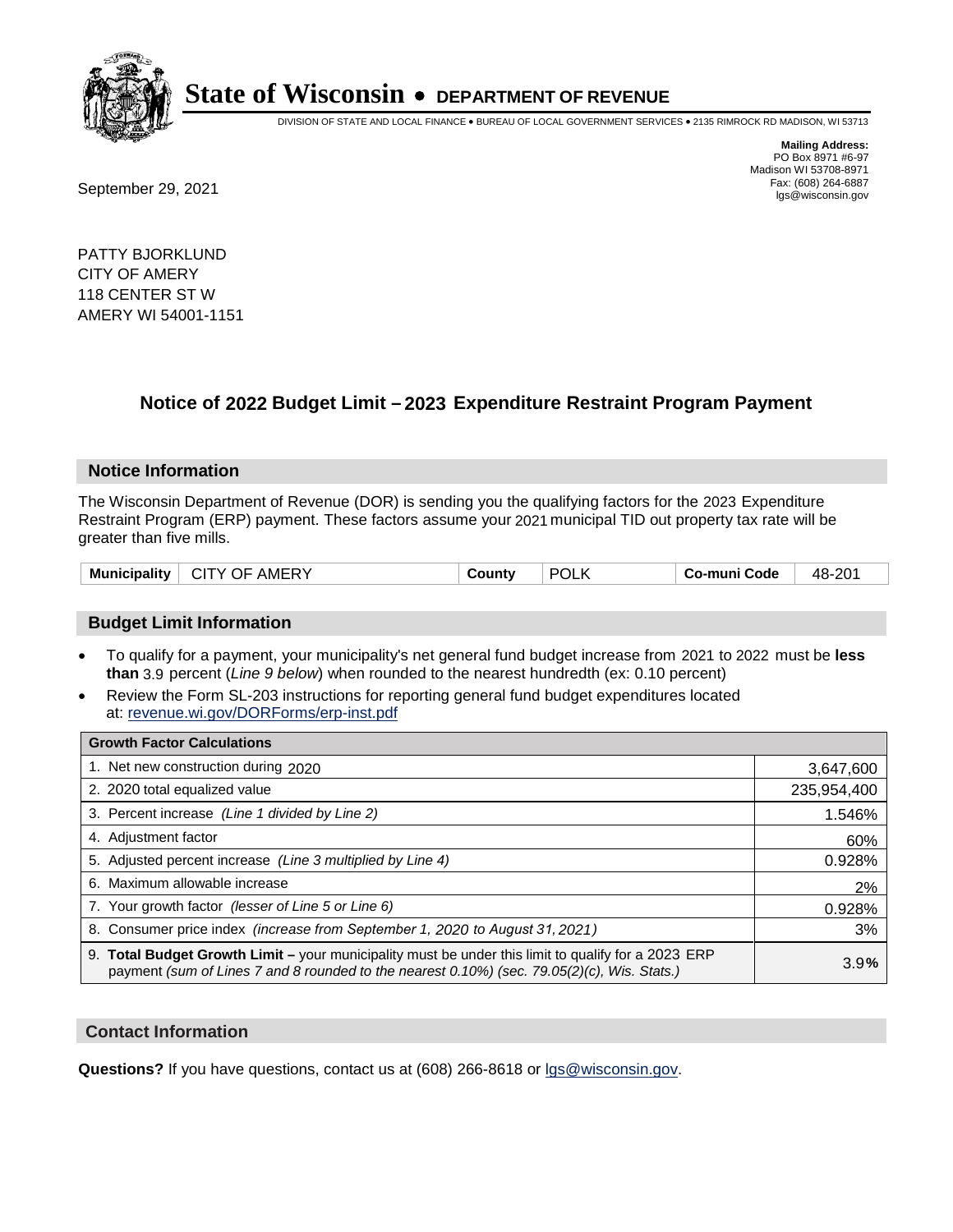# State of Wisconsin • DEPARTMENT OF REVENUE

DIVISION OF STATE AND LOCAL FINANCE • BUREAU OF LOCAL GOVERNMENT SERVICES • 2135 RIMROCK RD MADISON, WI 53713

**Mailing Address:**
PO Box 8971 #6-97
Madison WI 53708-8971
Fax: (608) 264-6887
lgs@wisconsin.gov

September 29, 2021

PATTY BJORKLUND
CITY OF AMERY
118 CENTER ST W
AMERY WI 54001-1151

## Notice of 2022 Budget Limit – 2023 Expenditure Restraint Program Payment

### Notice Information

The Wisconsin Department of Revenue (DOR) is sending you the qualifying factors for the 2023 Expenditure Restraint Program (ERP) payment. These factors assume your 2021 municipal TID out property tax rate will be greater than five mills.

| Municipality | CITY OF AMERY | County | POLK | Co-muni Code | 48-201 |
|---|---|---|---|---|---|

### Budget Limit Information

- To qualify for a payment, your municipality's net general fund budget increase from 2021 to 2022 must be **less than** 3.9 percent (*Line 9 below*) when rounded to the nearest hundredth (ex: 0.10 percent)
- Review the Form SL-203 instructions for reporting general fund budget expenditures located at: revenue.wi.gov/DORForms/erp-inst.pdf

| Growth Factor Calculations | |
|---|---|
| 1. Net new construction during 2020 | 3,647,600 |
| 2. 2020 total equalized value | 235,954,400 |
| 3. Percent increase *(Line 1 divided by Line 2)* | 1.546% |
| 4. Adjustment factor | 60% |
| 5. Adjusted percent increase *(Line 3 multiplied by Line 4)* | 0.928% |
| 6. Maximum allowable increase | 2% |
| 7. Your growth factor *(lesser of Line 5 or Line 6)* | 0.928% |
| 8. Consumer price index *(increase from September 1, 2020 to August 31, 2021)* | 3% |
| 9. **Total Budget Growth Limit –** your municipality must be under this limit to qualify for a 2023 ERP payment *(sum of Lines 7 and 8 rounded to the nearest 0.10%) (sec. 79.05(2)(c), Wis. Stats.)* | 3.9**%** |

### Contact Information

**Questions?** If you have questions, contact us at (608) 266-8618 or lgs@wisconsin.gov.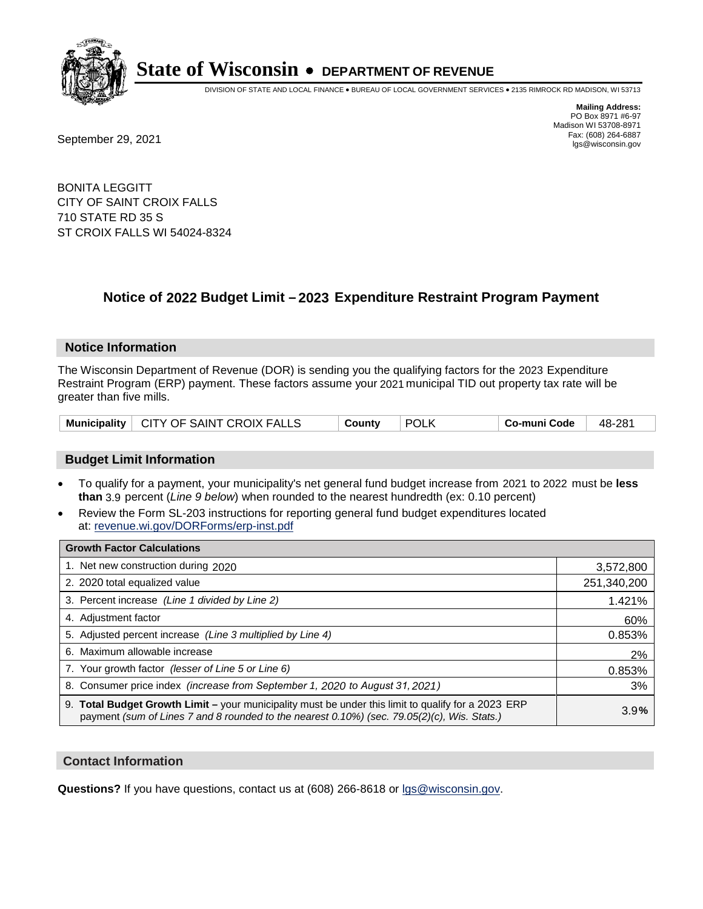# State of Wisconsin • DEPARTMENT OF REVENUE

DIVISION OF STATE AND LOCAL FINANCE • BUREAU OF LOCAL GOVERNMENT SERVICES • 2135 RIMROCK RD MADISON, WI 53713

**Mailing Address:**
PO Box 8971 #6-97
Madison WI 53708-8971
Fax: (608) 264-6887
lgs@wisconsin.gov

September 29, 2021

BONITA LEGGITT
CITY OF SAINT CROIX FALLS
710 STATE RD 35 S
ST CROIX FALLS WI 54024-8324

## Notice of 2022 Budget Limit – 2023 Expenditure Restraint Program Payment

### Notice Information

The Wisconsin Department of Revenue (DOR) is sending you the qualifying factors for the 2023 Expenditure Restraint Program (ERP) payment. These factors assume your 2021 municipal TID out property tax rate will be greater than five mills.

| Municipality | CITY OF SAINT CROIX FALLS | County | POLK | Co-muni Code | 48-281 |
|---|---|---|---|---|---|

### Budget Limit Information

- To qualify for a payment, your municipality's net general fund budget increase from 2021 to 2022 must be **less than** 3.9 percent (*Line 9 below*) when rounded to the nearest hundredth (ex: 0.10 percent)
- Review the Form SL-203 instructions for reporting general fund budget expenditures located at: revenue.wi.gov/DORForms/erp-inst.pdf

| Growth Factor Calculations | |
|---|---|
| 1. Net new construction during 2020 | 3,572,800 |
| 2. 2020 total equalized value | 251,340,200 |
| 3. Percent increase *(Line 1 divided by Line 2)* | 1.421% |
| 4. Adjustment factor | 60% |
| 5. Adjusted percent increase *(Line 3 multiplied by Line 4)* | 0.853% |
| 6. Maximum allowable increase | 2% |
| 7. Your growth factor *(lesser of Line 5 or Line 6)* | 0.853% |
| 8. Consumer price index *(increase from September 1, 2020 to August 31, 2021)* | 3% |
| 9. **Total Budget Growth Limit –** your municipality must be under this limit to qualify for a 2023 ERP payment *(sum of Lines 7 and 8 rounded to the nearest 0.10%) (sec. 79.05(2)(c), Wis. Stats.)* | 3.9% |

### Contact Information

**Questions?** If you have questions, contact us at (608) 266-8618 or lgs@wisconsin.gov.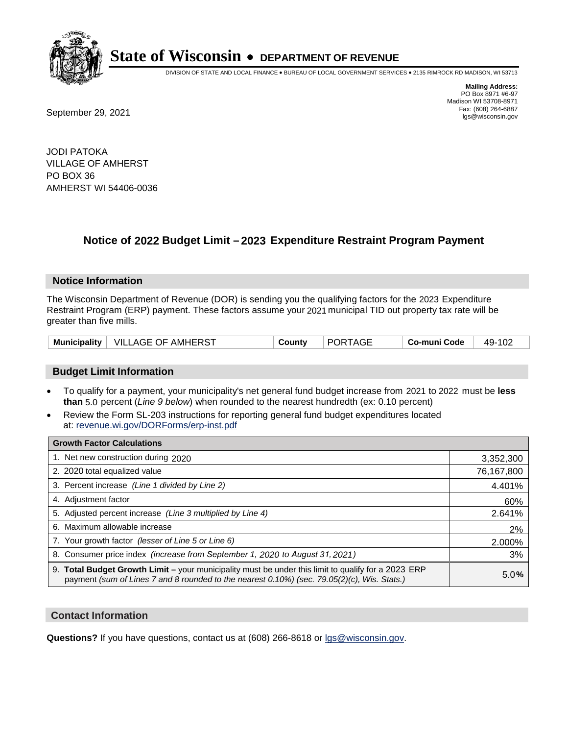# State of Wisconsin • DEPARTMENT OF REVENUE

DIVISION OF STATE AND LOCAL FINANCE • BUREAU OF LOCAL GOVERNMENT SERVICES • 2135 RIMROCK RD MADISON, WI 53713

**Mailing Address:**
PO Box 8971 #6-97
Madison WI 53708-8971
Fax: (608) 264-6887
lgs@wisconsin.gov

September 29, 2021

JODI PATOKA
VILLAGE OF AMHERST
PO BOX 36
AMHERST WI 54406-0036

## Notice of 2022 Budget Limit – 2023 Expenditure Restraint Program Payment

### Notice Information

The Wisconsin Department of Revenue (DOR) is sending you the qualifying factors for the 2023 Expenditure Restraint Program (ERP) payment. These factors assume your 2021 municipal TID out property tax rate will be greater than five mills.

| Municipality | VILLAGE OF AMHERST | County | PORTAGE | Co-muni Code | 49-102 |
|---|---|---|---|---|---|

### Budget Limit Information

- To qualify for a payment, your municipality's net general fund budget increase from 2021 to 2022 must be **less than** 5.0 percent (*Line 9 below*) when rounded to the nearest hundredth (ex: 0.10 percent)
- Review the Form SL-203 instructions for reporting general fund budget expenditures located at: revenue.wi.gov/DORForms/erp-inst.pdf

| Growth Factor Calculations | |
|---|---|
| 1. Net new construction during 2020 | 3,352,300 |
| 2. 2020 total equalized value | 76,167,800 |
| 3. Percent increase *(Line 1 divided by Line 2)* | 4.401% |
| 4. Adjustment factor | 60% |
| 5. Adjusted percent increase *(Line 3 multiplied by Line 4)* | 2.641% |
| 6. Maximum allowable increase | 2% |
| 7. Your growth factor *(lesser of Line 5 or Line 6)* | 2.000% |
| 8. Consumer price index *(increase from September 1, 2020 to August 31, 2021)* | 3% |
| 9. **Total Budget Growth Limit –** your municipality must be under this limit to qualify for a 2023 ERP payment *(sum of Lines 7 and 8 rounded to the nearest 0.10%) (sec. 79.05(2)(c), Wis. Stats.)* | 5.0% |

### Contact Information

**Questions?** If you have questions, contact us at (608) 266-8618 or lgs@wisconsin.gov.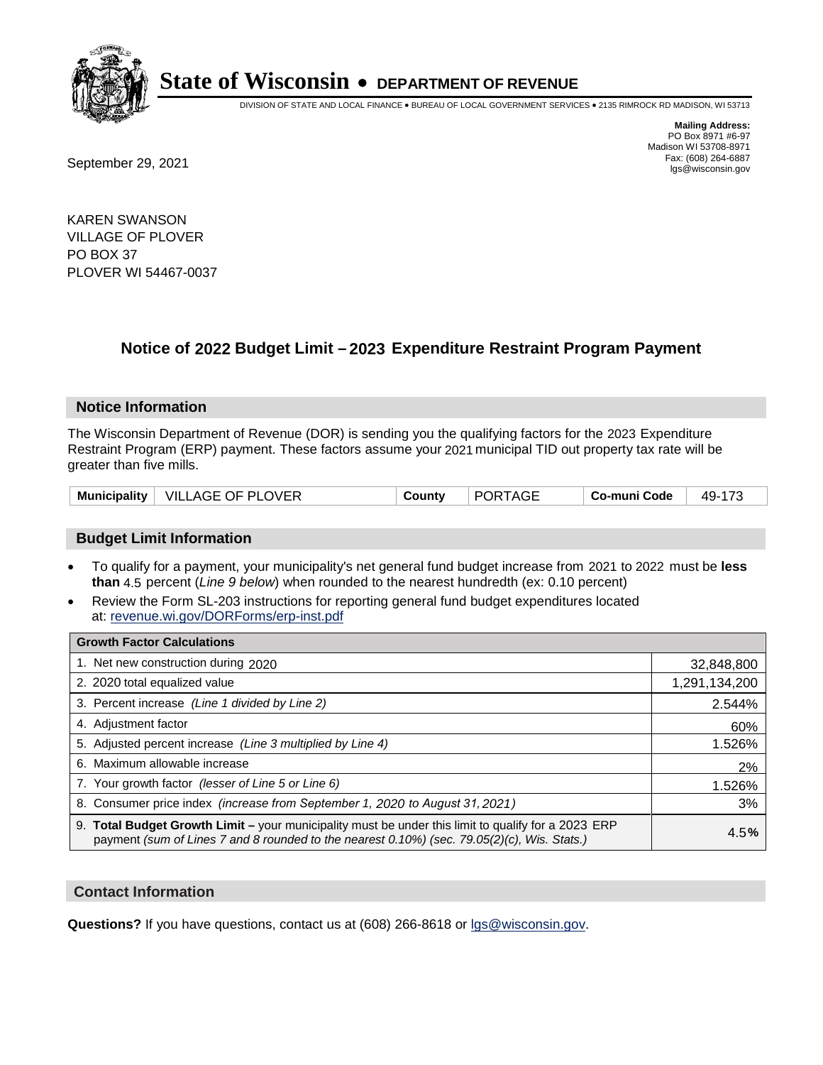# State of Wisconsin • DEPARTMENT OF REVENUE

DIVISION OF STATE AND LOCAL FINANCE • BUREAU OF LOCAL GOVERNMENT SERVICES • 2135 RIMROCK RD MADISON, WI 53713

**Mailing Address:**
PO Box 8971 #6-97
Madison WI 53708-8971
Fax: (608) 264-6887
lgs@wisconsin.gov

September 29, 2021

KAREN SWANSON
VILLAGE OF PLOVER
PO BOX 37
PLOVER WI 54467-0037

## Notice of 2022 Budget Limit – 2023 Expenditure Restraint Program Payment

### Notice Information

The Wisconsin Department of Revenue (DOR) is sending you the qualifying factors for the 2023 Expenditure Restraint Program (ERP) payment. These factors assume your 2021 municipal TID out property tax rate will be greater than five mills.

| Municipality | VILLAGE OF PLOVER | County | PORTAGE | Co-muni Code | 49-173 |
|---|---|---|---|---|---|

### Budget Limit Information

- To qualify for a payment, your municipality's net general fund budget increase from 2021 to 2022 must be **less than** 4.5 percent (*Line 9 below*) when rounded to the nearest hundredth (ex: 0.10 percent)
- Review the Form SL-203 instructions for reporting general fund budget expenditures located at: revenue.wi.gov/DORForms/erp-inst.pdf

| Growth Factor Calculations | |
|---|---|
| 1. Net new construction during 2020 | 32,848,800 |
| 2. 2020 total equalized value | 1,291,134,200 |
| 3. Percent increase *(Line 1 divided by Line 2)* | 2.544% |
| 4. Adjustment factor | 60% |
| 5. Adjusted percent increase *(Line 3 multiplied by Line 4)* | 1.526% |
| 6. Maximum allowable increase | 2% |
| 7. Your growth factor *(lesser of Line 5 or Line 6)* | 1.526% |
| 8. Consumer price index *(increase from September 1, 2020 to August 31, 2021)* | 3% |
| 9. **Total Budget Growth Limit –** your municipality must be under this limit to qualify for a 2023 ERP payment *(sum of Lines 7 and 8 rounded to the nearest 0.10%) (sec. 79.05(2)(c), Wis. Stats.)* | 4.5**%** |

### Contact Information

**Questions?** If you have questions, contact us at (608) 266-8618 or lgs@wisconsin.gov.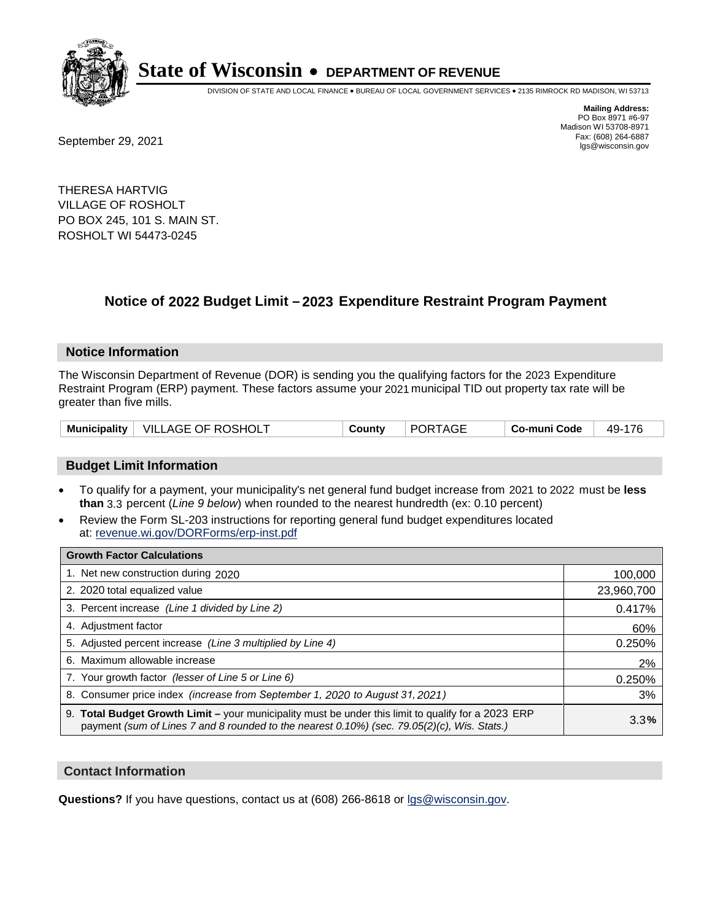# State of Wisconsin • DEPARTMENT OF REVENUE

DIVISION OF STATE AND LOCAL FINANCE • BUREAU OF LOCAL GOVERNMENT SERVICES • 2135 RIMROCK RD MADISON, WI 53713

**Mailing Address:**
PO Box 8971 #6-97
Madison WI 53708-8971
Fax: (608) 264-6887
lgs@wisconsin.gov

September 29, 2021

THERESA HARTVIG
VILLAGE OF ROSHOLT
PO BOX 245, 101 S. MAIN ST.
ROSHOLT WI 54473-0245

## Notice of 2022 Budget Limit – 2023 Expenditure Restraint Program Payment

### Notice Information

The Wisconsin Department of Revenue (DOR) is sending you the qualifying factors for the 2023 Expenditure Restraint Program (ERP) payment. These factors assume your 2021 municipal TID out property tax rate will be greater than five mills.

| Municipality | VILLAGE OF ROSHOLT | County | PORTAGE | Co-muni Code | 49-176 |
|---|---|---|---|---|---|

### Budget Limit Information

- To qualify for a payment, your municipality's net general fund budget increase from 2021 to 2022 must be **less than** 3.3 percent (*Line 9 below*) when rounded to the nearest hundredth (ex: 0.10 percent)
- Review the Form SL-203 instructions for reporting general fund budget expenditures located at: revenue.wi.gov/DORForms/erp-inst.pdf

| Growth Factor Calculations | |
|---|---|
| 1. Net new construction during 2020 | 100,000 |
| 2. 2020 total equalized value | 23,960,700 |
| 3. Percent increase *(Line 1 divided by Line 2)* | 0.417% |
| 4. Adjustment factor | 60% |
| 5. Adjusted percent increase *(Line 3 multiplied by Line 4)* | 0.250% |
| 6. Maximum allowable increase | 2% |
| 7. Your growth factor *(lesser of Line 5 or Line 6)* | 0.250% |
| 8. Consumer price index *(increase from September 1, 2020 to August 31, 2021)* | 3% |
| 9. **Total Budget Growth Limit –** your municipality must be under this limit to qualify for a 2023 ERP payment *(sum of Lines 7 and 8 rounded to the nearest 0.10%) (sec. 79.05(2)(c), Wis. Stats.)* | 3.3% |

### Contact Information

**Questions?** If you have questions, contact us at (608) 266-8618 or lgs@wisconsin.gov.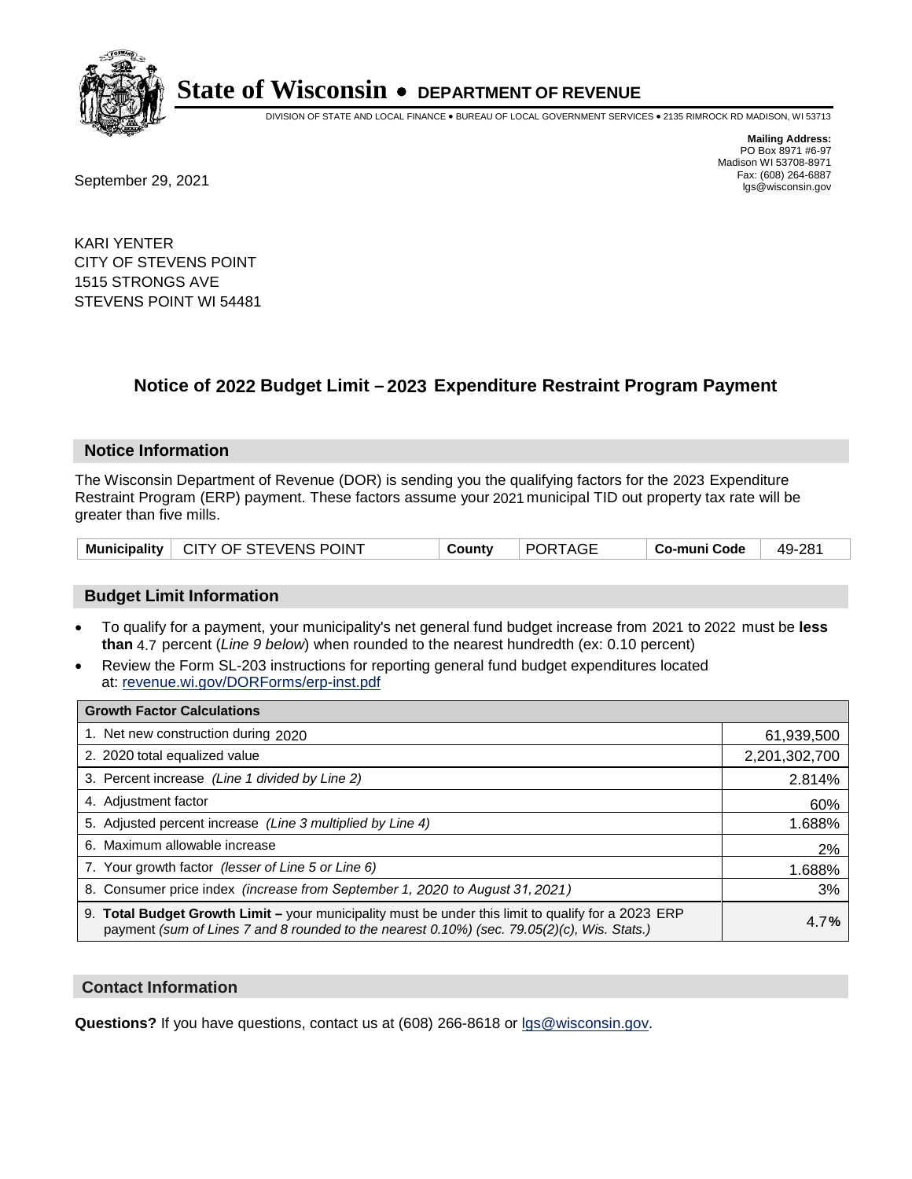# State of Wisconsin • DEPARTMENT OF REVENUE

DIVISION OF STATE AND LOCAL FINANCE • BUREAU OF LOCAL GOVERNMENT SERVICES • 2135 RIMROCK RD MADISON, WI 53713

**Mailing Address:**
PO Box 8971 #6-97
Madison WI 53708-8971
Fax: (608) 264-6887
lgs@wisconsin.gov

September 29, 2021

KARI YENTER
CITY OF STEVENS POINT
1515 STRONGS AVE
STEVENS POINT WI 54481

## Notice of 2022 Budget Limit – 2023 Expenditure Restraint Program Payment

### Notice Information

The Wisconsin Department of Revenue (DOR) is sending you the qualifying factors for the 2023 Expenditure Restraint Program (ERP) payment. These factors assume your 2021 municipal TID out property tax rate will be greater than five mills.

| Municipality | CITY OF STEVENS POINT | County | PORTAGE | Co-muni Code | 49-281 |
|---|---|---|---|---|---|

### Budget Limit Information

- To qualify for a payment, your municipality's net general fund budget increase from 2021 to 2022 must be **less than** 4.7 percent (*Line 9 below*) when rounded to the nearest hundredth (ex: 0.10 percent)
- Review the Form SL-203 instructions for reporting general fund budget expenditures located at: revenue.wi.gov/DORForms/erp-inst.pdf

| Growth Factor Calculations | |
|---|---|
| 1. Net new construction during 2020 | 61,939,500 |
| 2. 2020 total equalized value | 2,201,302,700 |
| 3. Percent increase *(Line 1 divided by Line 2)* | 2.814% |
| 4. Adjustment factor | 60% |
| 5. Adjusted percent increase *(Line 3 multiplied by Line 4)* | 1.688% |
| 6. Maximum allowable increase | 2% |
| 7. Your growth factor *(lesser of Line 5 or Line 6)* | 1.688% |
| 8. Consumer price index *(increase from September 1, 2020 to August 31, 2021)* | 3% |
| 9. **Total Budget Growth Limit –** your municipality must be under this limit to qualify for a 2023 ERP payment *(sum of Lines 7 and 8 rounded to the nearest 0.10%) (sec. 79.05(2)(c), Wis. Stats.)* | 4.7**%** |

### Contact Information

**Questions?** If you have questions, contact us at (608) 266-8618 or lgs@wisconsin.gov.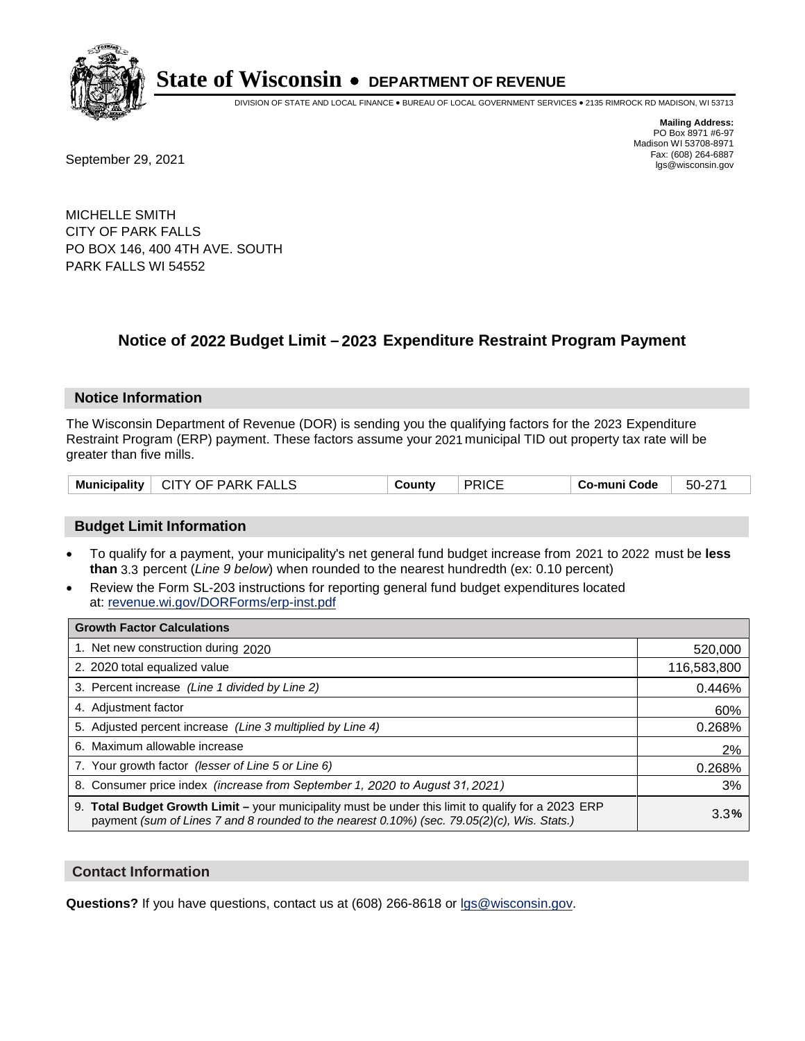# State of Wisconsin • DEPARTMENT OF REVENUE

DIVISION OF STATE AND LOCAL FINANCE • BUREAU OF LOCAL GOVERNMENT SERVICES • 2135 RIMROCK RD MADISON, WI 53713

**Mailing Address:**
PO Box 8971 #6-97
Madison WI 53708-8971
Fax: (608) 264-6887
lgs@wisconsin.gov

September 29, 2021

MICHELLE SMITH
CITY OF PARK FALLS
PO BOX 146, 400 4TH AVE. SOUTH
PARK FALLS WI 54552

## Notice of 2022 Budget Limit – 2023 Expenditure Restraint Program Payment

### Notice Information

The Wisconsin Department of Revenue (DOR) is sending you the qualifying factors for the 2023 Expenditure Restraint Program (ERP) payment. These factors assume your 2021 municipal TID out property tax rate will be greater than five mills.

| Municipality | CITY OF PARK FALLS | County | PRICE | Co-muni Code | 50-271 |
|---|---|---|---|---|---|

### Budget Limit Information

- To qualify for a payment, your municipality's net general fund budget increase from 2021 to 2022 must be **less than** 3.3 percent (*Line 9 below*) when rounded to the nearest hundredth (ex: 0.10 percent)
- Review the Form SL-203 instructions for reporting general fund budget expenditures located at: revenue.wi.gov/DORForms/erp-inst.pdf

| Growth Factor Calculations | |
|---|---|
| 1. Net new construction during 2020 | 520,000 |
| 2. 2020 total equalized value | 116,583,800 |
| 3. Percent increase *(Line 1 divided by Line 2)* | 0.446% |
| 4. Adjustment factor | 60% |
| 5. Adjusted percent increase *(Line 3 multiplied by Line 4)* | 0.268% |
| 6. Maximum allowable increase | 2% |
| 7. Your growth factor *(lesser of Line 5 or Line 6)* | 0.268% |
| 8. Consumer price index *(increase from September 1, 2020 to August 31, 2021)* | 3% |
| 9. **Total Budget Growth Limit –** your municipality must be under this limit to qualify for a 2023 ERP payment *(sum of Lines 7 and 8 rounded to the nearest 0.10%) (sec. 79.05(2)(c), Wis. Stats.)* | 3.3**%** |

### Contact Information

**Questions?** If you have questions, contact us at (608) 266-8618 or lgs@wisconsin.gov.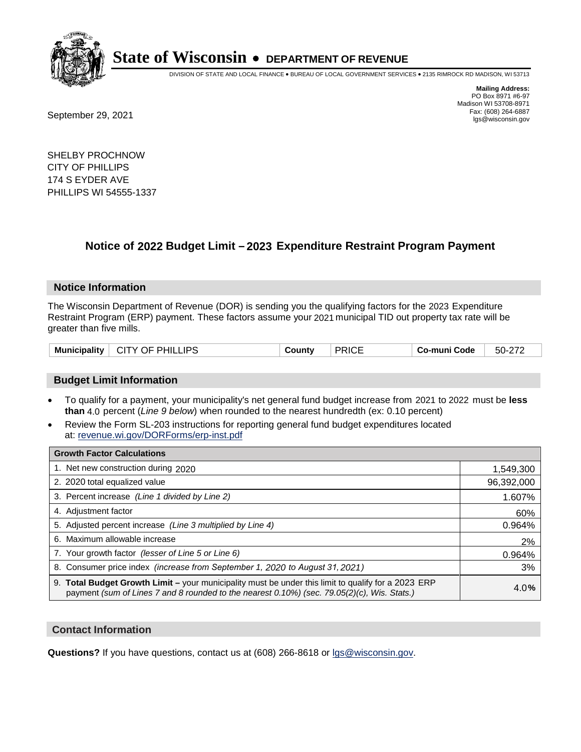# State of Wisconsin • DEPARTMENT OF REVENUE

DIVISION OF STATE AND LOCAL FINANCE • BUREAU OF LOCAL GOVERNMENT SERVICES • 2135 RIMROCK RD MADISON, WI 53713

**Mailing Address:**
PO Box 8971 #6-97
Madison WI 53708-8971
Fax: (608) 264-6887
lgs@wisconsin.gov

September 29, 2021

SHELBY PROCHNOW
CITY OF PHILLIPS
174 S EYDER AVE
PHILLIPS WI 54555-1337

## Notice of 2022 Budget Limit – 2023 Expenditure Restraint Program Payment

### Notice Information

The Wisconsin Department of Revenue (DOR) is sending you the qualifying factors for the 2023 Expenditure Restraint Program (ERP) payment. These factors assume your 2021 municipal TID out property tax rate will be greater than five mills.

| Municipality | CITY OF PHILLIPS | County | PRICE | Co-muni Code | 50-272 |
|---|---|---|---|---|---|

### Budget Limit Information

- To qualify for a payment, your municipality's net general fund budget increase from 2021 to 2022 must be **less than** 4.0 percent (*Line 9 below*) when rounded to the nearest hundredth (ex: 0.10 percent)
- Review the Form SL-203 instructions for reporting general fund budget expenditures located at: revenue.wi.gov/DORForms/erp-inst.pdf

| Growth Factor Calculations | |
|---|---|
| 1. Net new construction during 2020 | 1,549,300 |
| 2. 2020 total equalized value | 96,392,000 |
| 3. Percent increase *(Line 1 divided by Line 2)* | 1.607% |
| 4. Adjustment factor | 60% |
| 5. Adjusted percent increase *(Line 3 multiplied by Line 4)* | 0.964% |
| 6. Maximum allowable increase | 2% |
| 7. Your growth factor *(lesser of Line 5 or Line 6)* | 0.964% |
| 8. Consumer price index *(increase from September 1, 2020 to August 31, 2021)* | 3% |
| 9. **Total Budget Growth Limit –** your municipality must be under this limit to qualify for a 2023 ERP payment *(sum of Lines 7 and 8 rounded to the nearest 0.10%) (sec. 79.05(2)(c), Wis. Stats.)* | 4.0% |

### Contact Information

**Questions?** If you have questions, contact us at (608) 266-8618 or lgs@wisconsin.gov.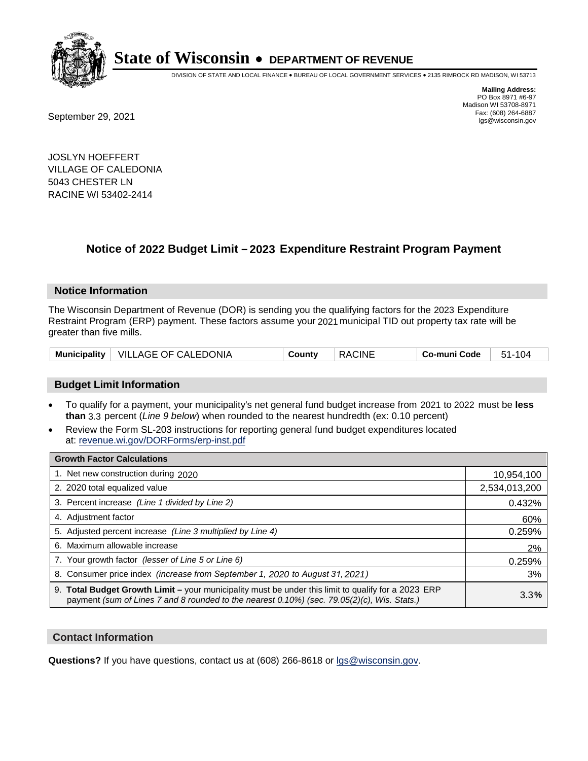# State of Wisconsin • DEPARTMENT OF REVENUE

DIVISION OF STATE AND LOCAL FINANCE • BUREAU OF LOCAL GOVERNMENT SERVICES • 2135 RIMROCK RD MADISON, WI 53713

**Mailing Address:**
PO Box 8971 #6-97
Madison WI 53708-8971
Fax: (608) 264-6887
lgs@wisconsin.gov

September 29, 2021

JOSLYN HOEFFERT
VILLAGE OF CALEDONIA
5043 CHESTER LN
RACINE WI 53402-2414

## Notice of 2022 Budget Limit – 2023 Expenditure Restraint Program Payment

### Notice Information

The Wisconsin Department of Revenue (DOR) is sending you the qualifying factors for the 2023 Expenditure Restraint Program (ERP) payment. These factors assume your 2021 municipal TID out property tax rate will be greater than five mills.

| Municipality | VILLAGE OF CALEDONIA | County | RACINE | Co-muni Code | 51-104 |
|---|---|---|---|---|---|

### Budget Limit Information

- To qualify for a payment, your municipality's net general fund budget increase from 2021 to 2022 must be **less than** 3.3 percent (*Line 9 below*) when rounded to the nearest hundredth (ex: 0.10 percent)
- Review the Form SL-203 instructions for reporting general fund budget expenditures located at: revenue.wi.gov/DORForms/erp-inst.pdf

| Growth Factor Calculations | |
|---|---|
| 1. Net new construction during 2020 | 10,954,100 |
| 2. 2020 total equalized value | 2,534,013,200 |
| 3. Percent increase *(Line 1 divided by Line 2)* | 0.432% |
| 4. Adjustment factor | 60% |
| 5. Adjusted percent increase *(Line 3 multiplied by Line 4)* | 0.259% |
| 6. Maximum allowable increase | 2% |
| 7. Your growth factor *(lesser of Line 5 or Line 6)* | 0.259% |
| 8. Consumer price index *(increase from September 1, 2020 to August 31, 2021)* | 3% |
| 9. **Total Budget Growth Limit –** your municipality must be under this limit to qualify for a 2023 ERP payment *(sum of Lines 7 and 8 rounded to the nearest 0.10%) (sec. 79.05(2)(c), Wis. Stats.)* | 3.3**%** |

### Contact Information

**Questions?** If you have questions, contact us at (608) 266-8618 or lgs@wisconsin.gov.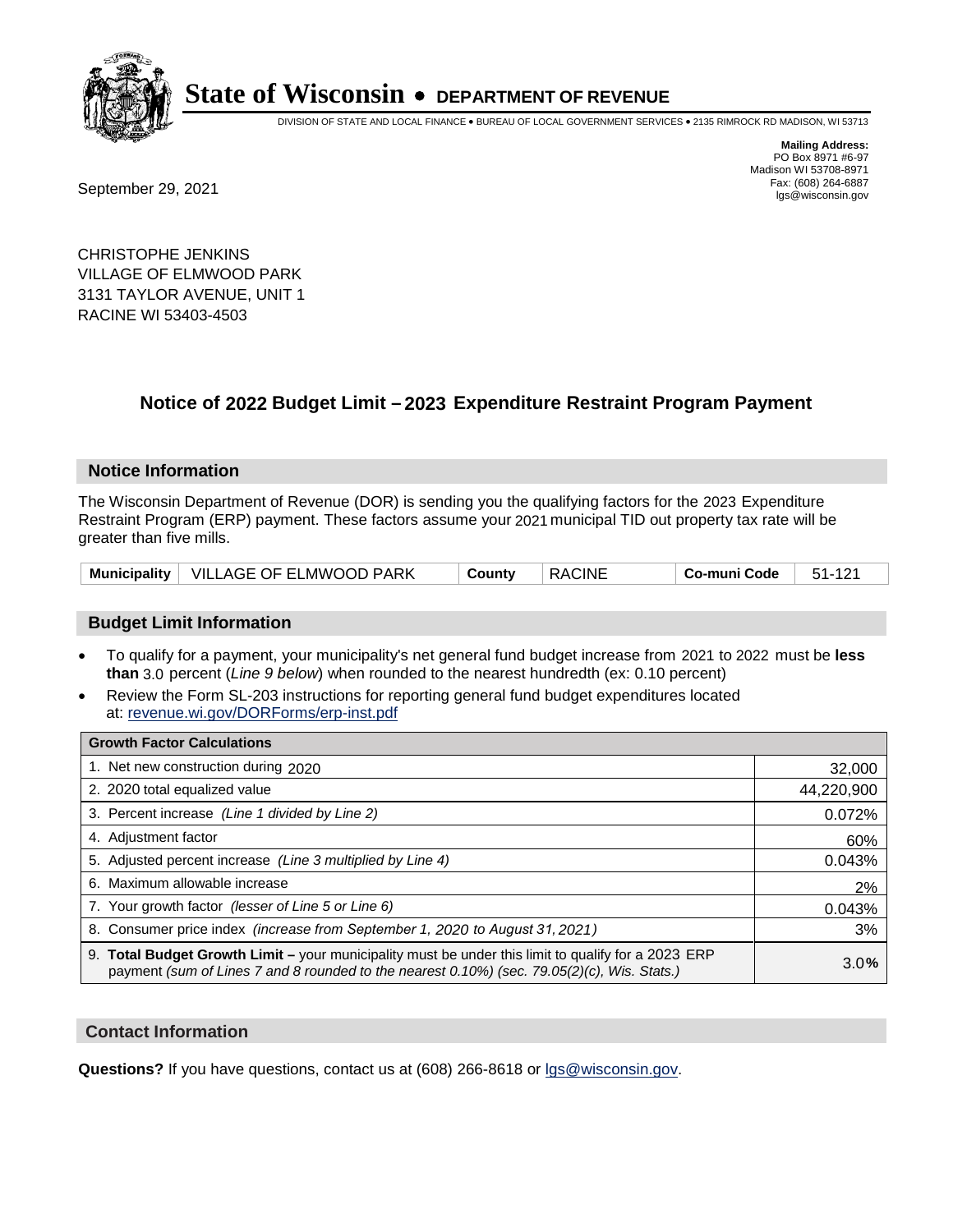# State of Wisconsin • DEPARTMENT OF REVENUE

DIVISION OF STATE AND LOCAL FINANCE • BUREAU OF LOCAL GOVERNMENT SERVICES • 2135 RIMROCK RD MADISON, WI 53713

**Mailing Address:**
PO Box 8971 #6-97
Madison WI 53708-8971
Fax: (608) 264-6887
lgs@wisconsin.gov

September 29, 2021

CHRISTOPHE JENKINS
VILLAGE OF ELMWOOD PARK
3131 TAYLOR AVENUE, UNIT 1
RACINE WI 53403-4503

## Notice of 2022 Budget Limit – 2023 Expenditure Restraint Program Payment

### Notice Information

The Wisconsin Department of Revenue (DOR) is sending you the qualifying factors for the 2023 Expenditure Restraint Program (ERP) payment. These factors assume your 2021 municipal TID out property tax rate will be greater than five mills.

| Municipality | VILLAGE OF ELMWOOD PARK | County | RACINE | Co-muni Code | 51-121 |
|---|---|---|---|---|---|

### Budget Limit Information

- To qualify for a payment, your municipality's net general fund budget increase from 2021 to 2022 must be **less than** 3.0 percent (*Line 9 below*) when rounded to the nearest hundredth (ex: 0.10 percent)
- Review the Form SL-203 instructions for reporting general fund budget expenditures located at: revenue.wi.gov/DORForms/erp-inst.pdf

| Growth Factor Calculations | |
|---|---|
| 1. Net new construction during 2020 | 32,000 |
| 2. 2020 total equalized value | 44,220,900 |
| 3. Percent increase *(Line 1 divided by Line 2)* | 0.072% |
| 4. Adjustment factor | 60% |
| 5. Adjusted percent increase *(Line 3 multiplied by Line 4)* | 0.043% |
| 6. Maximum allowable increase | 2% |
| 7. Your growth factor *(lesser of Line 5 or Line 6)* | 0.043% |
| 8. Consumer price index *(increase from September 1, 2020 to August 31, 2021)* | 3% |
| 9. **Total Budget Growth Limit –** your municipality must be under this limit to qualify for a 2023 ERP payment *(sum of Lines 7 and 8 rounded to the nearest 0.10%) (sec. 79.05(2)(c), Wis. Stats.)* | 3.0**%** |

### Contact Information

**Questions?** If you have questions, contact us at (608) 266-8618 or lgs@wisconsin.gov.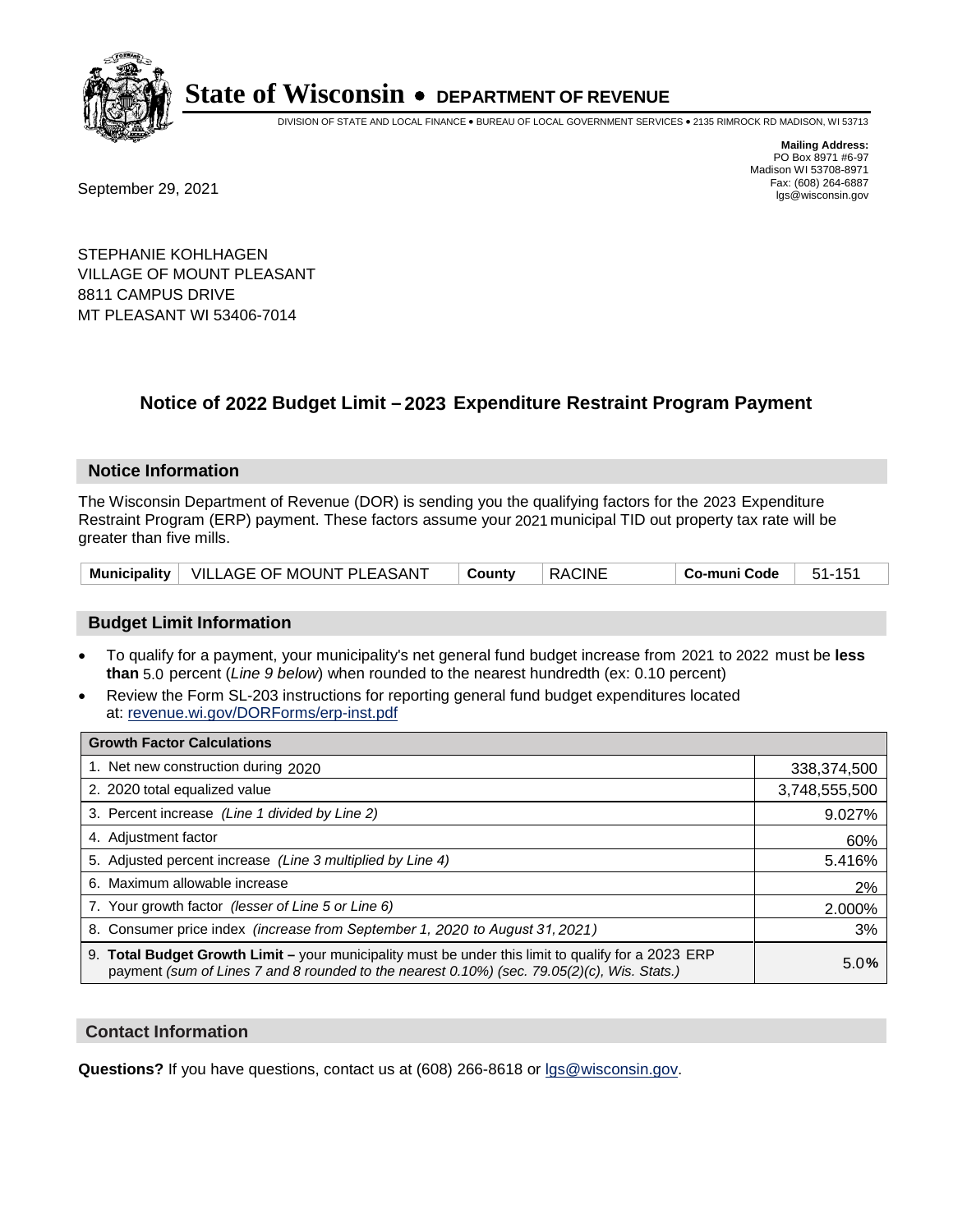# State of Wisconsin • DEPARTMENT OF REVENUE

DIVISION OF STATE AND LOCAL FINANCE • BUREAU OF LOCAL GOVERNMENT SERVICES • 2135 RIMROCK RD MADISON, WI 53713

**Mailing Address:**
PO Box 8971 #6-97
Madison WI 53708-8971
Fax: (608) 264-6887
lgs@wisconsin.gov

September 29, 2021

STEPHANIE KOHLHAGEN
VILLAGE OF MOUNT PLEASANT
8811 CAMPUS DRIVE
MT PLEASANT WI 53406-7014

## Notice of 2022 Budget Limit – 2023 Expenditure Restraint Program Payment

### Notice Information

The Wisconsin Department of Revenue (DOR) is sending you the qualifying factors for the 2023 Expenditure Restraint Program (ERP) payment. These factors assume your 2021 municipal TID out property tax rate will be greater than five mills.

| Municipality | VILLAGE OF MOUNT PLEASANT | County | RACINE | Co-muni Code | 51-151 |
|---|---|---|---|---|---|

### Budget Limit Information

- To qualify for a payment, your municipality's net general fund budget increase from 2021 to 2022 must be **less than** 5.0 percent (*Line 9 below*) when rounded to the nearest hundredth (ex: 0.10 percent)
- Review the Form SL-203 instructions for reporting general fund budget expenditures located at: revenue.wi.gov/DORForms/erp-inst.pdf

| Growth Factor Calculations | |
|---|---|
| 1. Net new construction during 2020 | 338,374,500 |
| 2. 2020 total equalized value | 3,748,555,500 |
| 3. Percent increase *(Line 1 divided by Line 2)* | 9.027% |
| 4. Adjustment factor | 60% |
| 5. Adjusted percent increase *(Line 3 multiplied by Line 4)* | 5.416% |
| 6. Maximum allowable increase | 2% |
| 7. Your growth factor *(lesser of Line 5 or Line 6)* | 2.000% |
| 8. Consumer price index *(increase from September 1, 2020 to August 31, 2021)* | 3% |
| 9. **Total Budget Growth Limit –** your municipality must be under this limit to qualify for a 2023 ERP payment *(sum of Lines 7 and 8 rounded to the nearest 0.10%) (sec. 79.05(2)(c), Wis. Stats.)* | 5.0% |

### Contact Information

**Questions?** If you have questions, contact us at (608) 266-8618 or lgs@wisconsin.gov.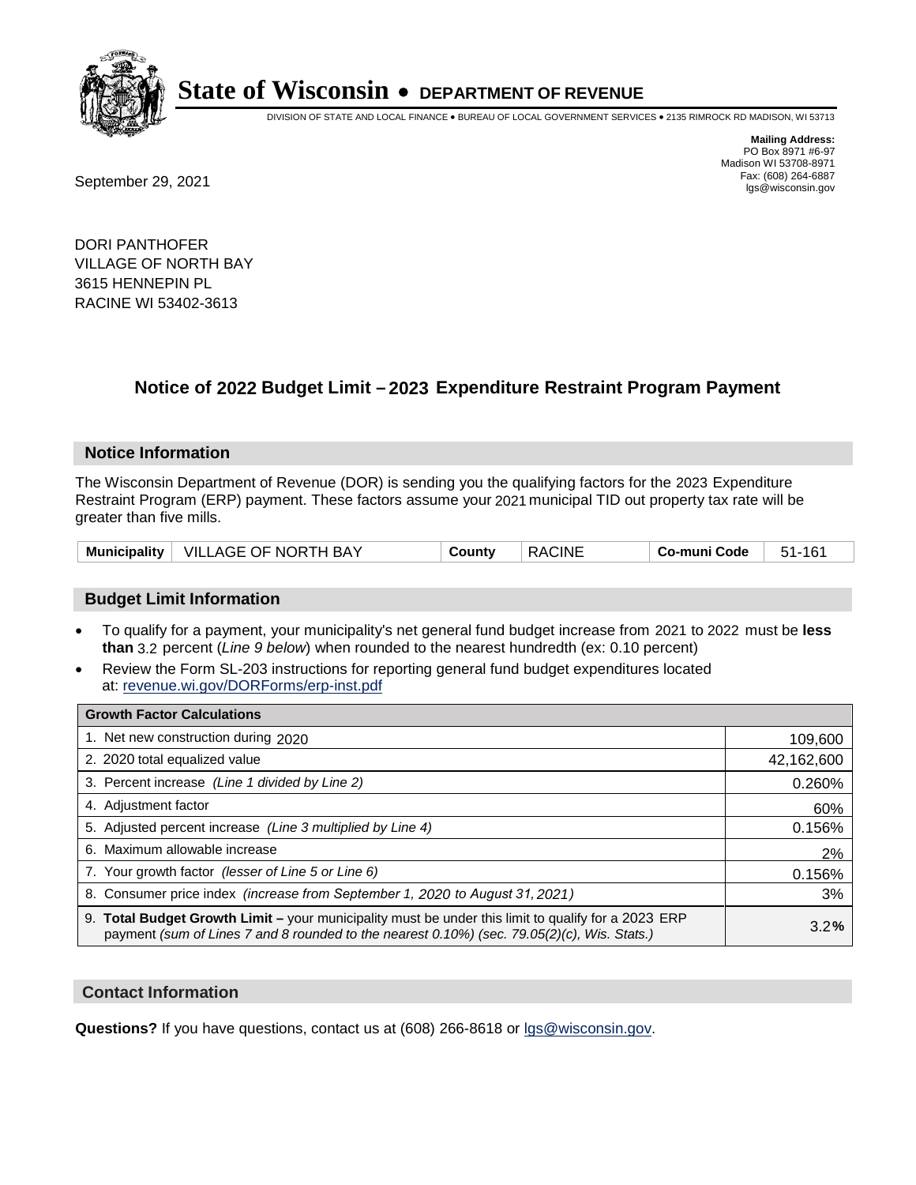# State of Wisconsin • DEPARTMENT OF REVENUE

DIVISION OF STATE AND LOCAL FINANCE • BUREAU OF LOCAL GOVERNMENT SERVICES • 2135 RIMROCK RD MADISON, WI 53713

**Mailing Address:**
PO Box 8971 #6-97
Madison WI 53708-8971
Fax: (608) 264-6887
lgs@wisconsin.gov

September 29, 2021

DORI PANTHOFER
VILLAGE OF NORTH BAY
3615 HENNEPIN PL
RACINE WI 53402-3613

## Notice of 2022 Budget Limit – 2023 Expenditure Restraint Program Payment

### Notice Information

The Wisconsin Department of Revenue (DOR) is sending you the qualifying factors for the 2023 Expenditure Restraint Program (ERP) payment. These factors assume your 2021 municipal TID out property tax rate will be greater than five mills.

| Municipality | VILLAGE OF NORTH BAY | County | RACINE | Co-muni Code | 51-161 |
|---|---|---|---|---|---|

### Budget Limit Information

- To qualify for a payment, your municipality's net general fund budget increase from 2021 to 2022 must be **less than** 3.2 percent (*Line 9 below*) when rounded to the nearest hundredth (ex: 0.10 percent)
- Review the Form SL-203 instructions for reporting general fund budget expenditures located at: revenue.wi.gov/DORForms/erp-inst.pdf

| Growth Factor Calculations | |
|---|---|
| 1. Net new construction during 2020 | 109,600 |
| 2. 2020 total equalized value | 42,162,600 |
| 3. Percent increase *(Line 1 divided by Line 2)* | 0.260% |
| 4. Adjustment factor | 60% |
| 5. Adjusted percent increase *(Line 3 multiplied by Line 4)* | 0.156% |
| 6. Maximum allowable increase | 2% |
| 7. Your growth factor *(lesser of Line 5 or Line 6)* | 0.156% |
| 8. Consumer price index *(increase from September 1, 2020 to August 31, 2021)* | 3% |
| 9. **Total Budget Growth Limit –** your municipality must be under this limit to qualify for a 2023 ERP payment *(sum of Lines 7 and 8 rounded to the nearest 0.10%) (sec. 79.05(2)(c), Wis. Stats.)* | 3.2**%** |

### Contact Information

**Questions?** If you have questions, contact us at (608) 266-8618 or lgs@wisconsin.gov.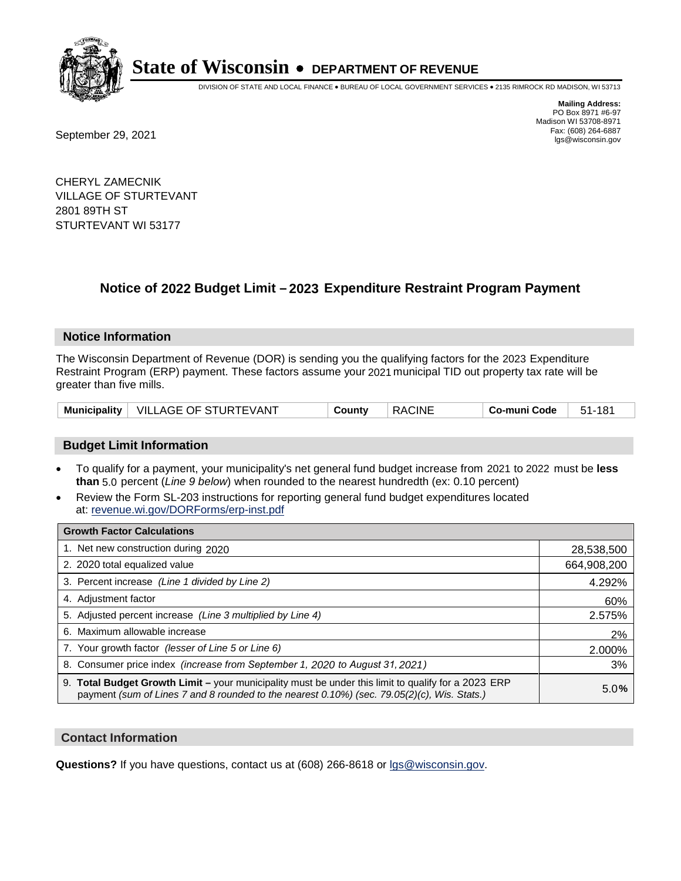# State of Wisconsin • DEPARTMENT OF REVENUE

DIVISION OF STATE AND LOCAL FINANCE • BUREAU OF LOCAL GOVERNMENT SERVICES • 2135 RIMROCK RD MADISON, WI 53713

**Mailing Address:**
PO Box 8971 #6-97
Madison WI 53708-8971
Fax: (608) 264-6887
lgs@wisconsin.gov

September 29, 2021

CHERYL ZAMECNIK
VILLAGE OF STURTEVANT
2801 89TH ST
STURTEVANT WI 53177

## Notice of 2022 Budget Limit – 2023 Expenditure Restraint Program Payment

### Notice Information

The Wisconsin Department of Revenue (DOR) is sending you the qualifying factors for the 2023 Expenditure Restraint Program (ERP) payment. These factors assume your 2021 municipal TID out property tax rate will be greater than five mills.

| Municipality | VILLAGE OF STURTEVANT | County | RACINE | Co-muni Code | 51-181 |
|---|---|---|---|---|---|

### Budget Limit Information

- To qualify for a payment, your municipality's net general fund budget increase from 2021 to 2022 must be **less than** 5.0 percent (*Line 9 below*) when rounded to the nearest hundredth (ex: 0.10 percent)
- Review the Form SL-203 instructions for reporting general fund budget expenditures located at: revenue.wi.gov/DORForms/erp-inst.pdf

| Growth Factor Calculations | |
|---|---|
| 1. Net new construction during 2020 | 28,538,500 |
| 2. 2020 total equalized value | 664,908,200 |
| 3. Percent increase *(Line 1 divided by Line 2)* | 4.292% |
| 4. Adjustment factor | 60% |
| 5. Adjusted percent increase *(Line 3 multiplied by Line 4)* | 2.575% |
| 6. Maximum allowable increase | 2% |
| 7. Your growth factor *(lesser of Line 5 or Line 6)* | 2.000% |
| 8. Consumer price index *(increase from September 1, 2020 to August 31, 2021)* | 3% |
| 9. **Total Budget Growth Limit –** your municipality must be under this limit to qualify for a 2023 ERP payment *(sum of Lines 7 and 8 rounded to the nearest 0.10%) (sec. 79.05(2)(c), Wis. Stats.)* | 5.0**%** |

### Contact Information

**Questions?** If you have questions, contact us at (608) 266-8618 or lgs@wisconsin.gov.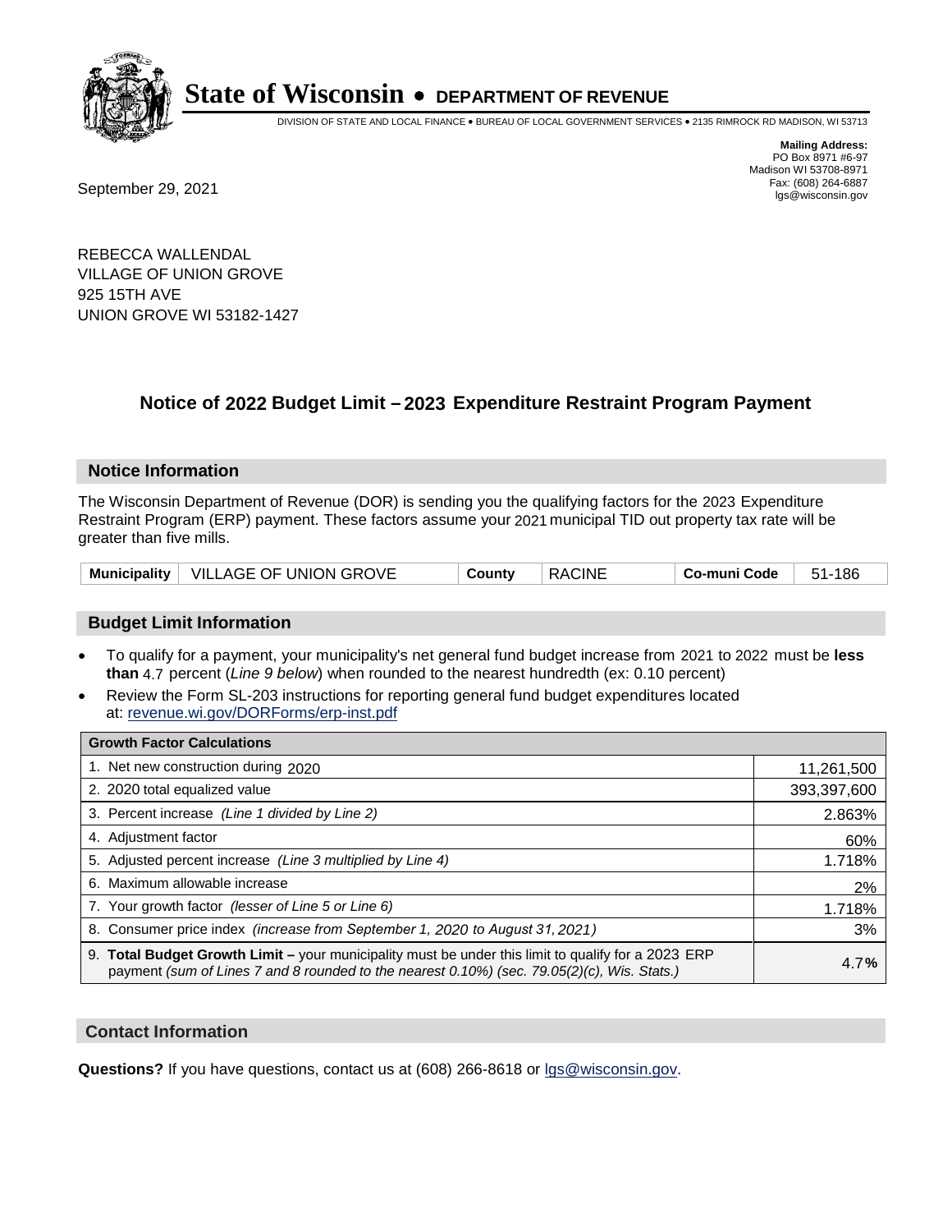# State of Wisconsin • DEPARTMENT OF REVENUE

DIVISION OF STATE AND LOCAL FINANCE • BUREAU OF LOCAL GOVERNMENT SERVICES • 2135 RIMROCK RD MADISON, WI 53713

**Mailing Address:**
PO Box 8971 #6-97
Madison WI 53708-8971
Fax: (608) 264-6887
lgs@wisconsin.gov

September 29, 2021

REBECCA WALLENDAL
VILLAGE OF UNION GROVE
925 15TH AVE
UNION GROVE WI 53182-1427

## Notice of 2022 Budget Limit – 2023 Expenditure Restraint Program Payment

### Notice Information

The Wisconsin Department of Revenue (DOR) is sending you the qualifying factors for the 2023 Expenditure Restraint Program (ERP) payment. These factors assume your 2021 municipal TID out property tax rate will be greater than five mills.

| Municipality | VILLAGE OF UNION GROVE | County | RACINE | Co-muni Code | 51-186 |
|---|---|---|---|---|---|

### Budget Limit Information

- To qualify for a payment, your municipality's net general fund budget increase from 2021 to 2022 must be **less than** 4.7 percent (*Line 9 below*) when rounded to the nearest hundredth (ex: 0.10 percent)
- Review the Form SL-203 instructions for reporting general fund budget expenditures located at: revenue.wi.gov/DORForms/erp-inst.pdf

| Growth Factor Calculations | |
|---|---|
| 1. Net new construction during 2020 | 11,261,500 |
| 2. 2020 total equalized value | 393,397,600 |
| 3. Percent increase *(Line 1 divided by Line 2)* | 2.863% |
| 4. Adjustment factor | 60% |
| 5. Adjusted percent increase *(Line 3 multiplied by Line 4)* | 1.718% |
| 6. Maximum allowable increase | 2% |
| 7. Your growth factor *(lesser of Line 5 or Line 6)* | 1.718% |
| 8. Consumer price index *(increase from September 1, 2020 to August 31, 2021)* | 3% |
| 9. **Total Budget Growth Limit –** your municipality must be under this limit to qualify for a 2023 ERP payment *(sum of Lines 7 and 8 rounded to the nearest 0.10%) (sec. 79.05(2)(c), Wis. Stats.)* | 4.7**%** |

### Contact Information

**Questions?** If you have questions, contact us at (608) 266-8618 or lgs@wisconsin.gov.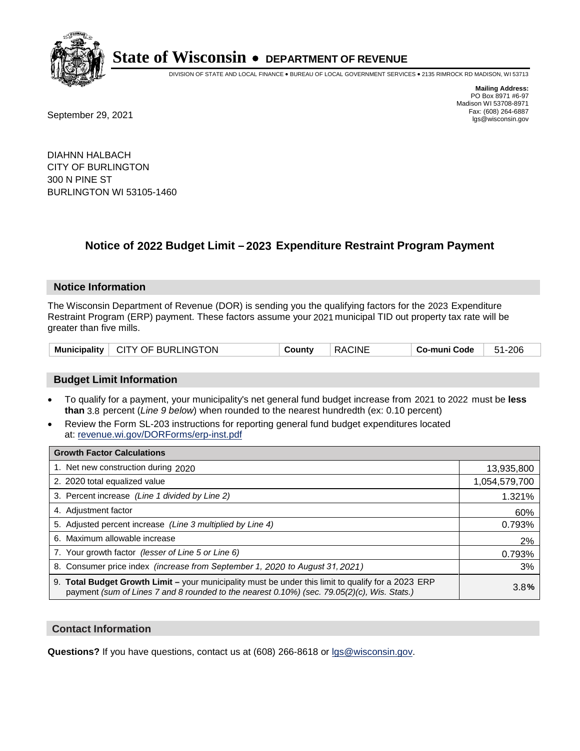# State of Wisconsin • DEPARTMENT OF REVENUE

DIVISION OF STATE AND LOCAL FINANCE • BUREAU OF LOCAL GOVERNMENT SERVICES • 2135 RIMROCK RD MADISON, WI 53713

**Mailing Address:**
PO Box 8971 #6-97
Madison WI 53708-8971
Fax: (608) 264-6887
lgs@wisconsin.gov

September 29, 2021

DIAHNN HALBACH
CITY OF BURLINGTON
300 N PINE ST
BURLINGTON WI 53105-1460

## Notice of 2022 Budget Limit – 2023 Expenditure Restraint Program Payment

### Notice Information

The Wisconsin Department of Revenue (DOR) is sending you the qualifying factors for the 2023 Expenditure Restraint Program (ERP) payment. These factors assume your 2021 municipal TID out property tax rate will be greater than five mills.

| Municipality | CITY OF BURLINGTON | County | RACINE | Co-muni Code | 51-206 |
|---|---|---|---|---|---|

### Budget Limit Information

- To qualify for a payment, your municipality's net general fund budget increase from 2021 to 2022 must be **less than** 3.8 percent (*Line 9 below*) when rounded to the nearest hundredth (ex: 0.10 percent)
- Review the Form SL-203 instructions for reporting general fund budget expenditures located at: revenue.wi.gov/DORForms/erp-inst.pdf

| Growth Factor Calculations | |
|---|---|
| 1. Net new construction during 2020 | 13,935,800 |
| 2. 2020 total equalized value | 1,054,579,700 |
| 3. Percent increase *(Line 1 divided by Line 2)* | 1.321% |
| 4. Adjustment factor | 60% |
| 5. Adjusted percent increase *(Line 3 multiplied by Line 4)* | 0.793% |
| 6. Maximum allowable increase | 2% |
| 7. Your growth factor *(lesser of Line 5 or Line 6)* | 0.793% |
| 8. Consumer price index *(increase from September 1, 2020 to August 31, 2021)* | 3% |
| 9. **Total Budget Growth Limit –** your municipality must be under this limit to qualify for a 2023 ERP payment *(sum of Lines 7 and 8 rounded to the nearest 0.10%) (sec. 79.05(2)(c), Wis. Stats.)* | 3.8**%** |

### Contact Information

**Questions?** If you have questions, contact us at (608) 266-8618 or lgs@wisconsin.gov.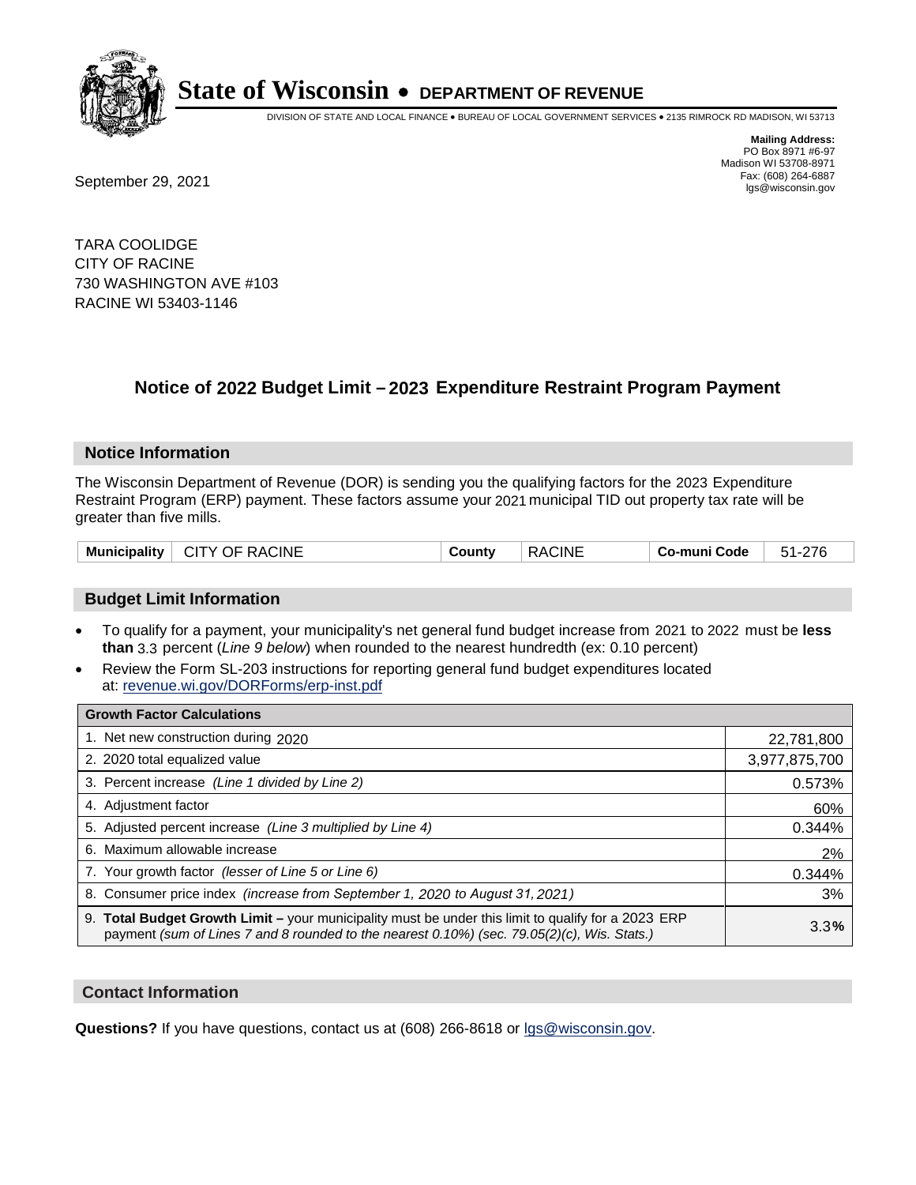# State of Wisconsin • DEPARTMENT OF REVENUE

DIVISION OF STATE AND LOCAL FINANCE • BUREAU OF LOCAL GOVERNMENT SERVICES • 2135 RIMROCK RD MADISON, WI 53713

**Mailing Address:**
PO Box 8971 #6-97
Madison WI 53708-8971
Fax: (608) 264-6887
lgs@wisconsin.gov

September 29, 2021

TARA COOLIDGE
CITY OF RACINE
730 WASHINGTON AVE #103
RACINE WI 53403-1146

## Notice of 2022 Budget Limit – 2023 Expenditure Restraint Program Payment

### Notice Information

The Wisconsin Department of Revenue (DOR) is sending you the qualifying factors for the 2023 Expenditure Restraint Program (ERP) payment. These factors assume your 2021 municipal TID out property tax rate will be greater than five mills.

| Municipality | CITY OF RACINE | County | RACINE | Co-muni Code | 51-276 |
|---|---|---|---|---|---|

### Budget Limit Information

- To qualify for a payment, your municipality's net general fund budget increase from 2021 to 2022 must be **less than** 3.3 percent (*Line 9 below*) when rounded to the nearest hundredth (ex: 0.10 percent)
- Review the Form SL-203 instructions for reporting general fund budget expenditures located at: revenue.wi.gov/DORForms/erp-inst.pdf

| Growth Factor Calculations | |
|---|---|
| 1. Net new construction during 2020 | 22,781,800 |
| 2. 2020 total equalized value | 3,977,875,700 |
| 3. Percent increase *(Line 1 divided by Line 2)* | 0.573% |
| 4. Adjustment factor | 60% |
| 5. Adjusted percent increase *(Line 3 multiplied by Line 4)* | 0.344% |
| 6. Maximum allowable increase | 2% |
| 7. Your growth factor *(lesser of Line 5 or Line 6)* | 0.344% |
| 8. Consumer price index *(increase from September 1, 2020 to August 31, 2021)* | 3% |
| 9. **Total Budget Growth Limit –** your municipality must be under this limit to qualify for a 2023 ERP payment *(sum of Lines 7 and 8 rounded to the nearest 0.10%) (sec. 79.05(2)(c), Wis. Stats.)* | 3.3**%** |

### Contact Information

**Questions?** If you have questions, contact us at (608) 266-8618 or lgs@wisconsin.gov.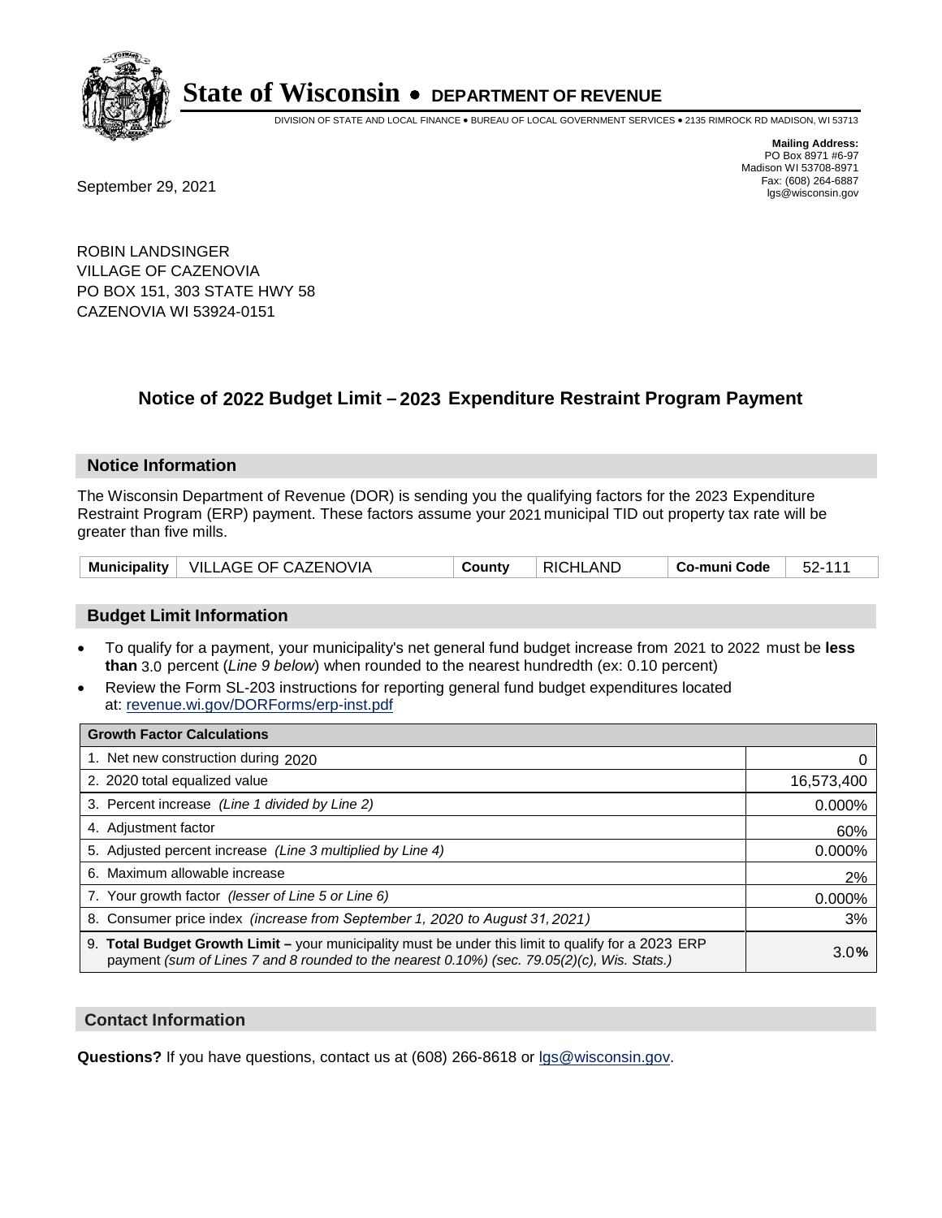# State of Wisconsin • DEPARTMENT OF REVENUE

DIVISION OF STATE AND LOCAL FINANCE • BUREAU OF LOCAL GOVERNMENT SERVICES • 2135 RIMROCK RD MADISON, WI 53713

**Mailing Address:**
PO Box 8971 #6-97
Madison WI 53708-8971
Fax: (608) 264-6887
lgs@wisconsin.gov

September 29, 2021

ROBIN LANDSINGER
VILLAGE OF CAZENOVIA
PO BOX 151, 303 STATE HWY 58
CAZENOVIA WI 53924-0151

## Notice of 2022 Budget Limit – 2023 Expenditure Restraint Program Payment

### Notice Information

The Wisconsin Department of Revenue (DOR) is sending you the qualifying factors for the 2023 Expenditure Restraint Program (ERP) payment. These factors assume your 2021 municipal TID out property tax rate will be greater than five mills.

| Municipality | VILLAGE OF CAZENOVIA | County | RICHLAND | Co-muni Code | 52-111 |
|---|---|---|---|---|---|

### Budget Limit Information

- To qualify for a payment, your municipality's net general fund budget increase from 2021 to 2022 must be **less than** 3.0 percent (*Line 9 below*) when rounded to the nearest hundredth (ex: 0.10 percent)
- Review the Form SL-203 instructions for reporting general fund budget expenditures located at: revenue.wi.gov/DORForms/erp-inst.pdf

| Growth Factor Calculations | |
|---|---|
| 1. Net new construction during 2020 | 0 |
| 2. 2020 total equalized value | 16,573,400 |
| 3. Percent increase *(Line 1 divided by Line 2)* | 0.000% |
| 4. Adjustment factor | 60% |
| 5. Adjusted percent increase *(Line 3 multiplied by Line 4)* | 0.000% |
| 6. Maximum allowable increase | 2% |
| 7. Your growth factor *(lesser of Line 5 or Line 6)* | 0.000% |
| 8. Consumer price index *(increase from September 1, 2020 to August 31, 2021)* | 3% |
| 9. **Total Budget Growth Limit –** your municipality must be under this limit to qualify for a 2023 ERP payment *(sum of Lines 7 and 8 rounded to the nearest 0.10%) (sec. 79.05(2)(c), Wis. Stats.)* | 3.0% |

### Contact Information

**Questions?** If you have questions, contact us at (608) 266-8618 or lgs@wisconsin.gov.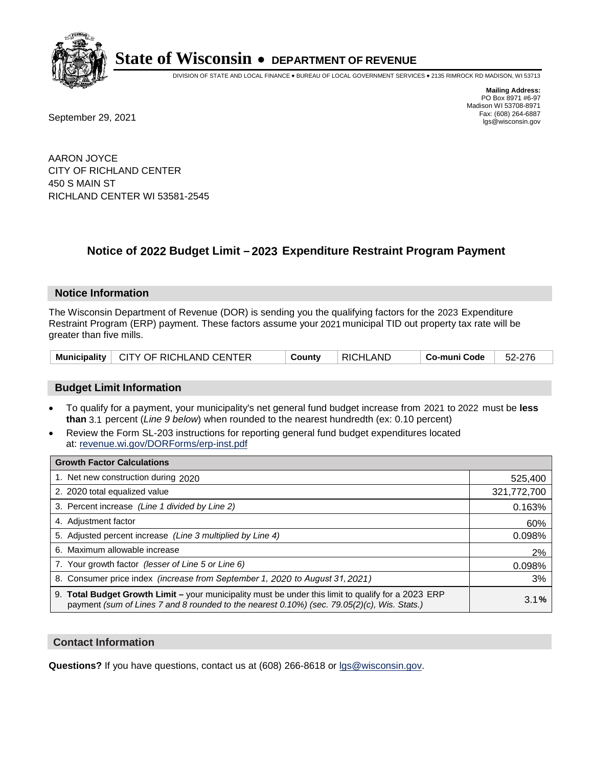# State of Wisconsin • DEPARTMENT OF REVENUE

DIVISION OF STATE AND LOCAL FINANCE • BUREAU OF LOCAL GOVERNMENT SERVICES • 2135 RIMROCK RD MADISON, WI 53713

**Mailing Address:**
PO Box 8971 #6-97
Madison WI 53708-8971
Fax: (608) 264-6887
lgs@wisconsin.gov

September 29, 2021

AARON JOYCE
CITY OF RICHLAND CENTER
450 S MAIN ST
RICHLAND CENTER WI 53581-2545

## Notice of 2022 Budget Limit – 2023 Expenditure Restraint Program Payment

### Notice Information

The Wisconsin Department of Revenue (DOR) is sending you the qualifying factors for the 2023 Expenditure Restraint Program (ERP) payment. These factors assume your 2021 municipal TID out property tax rate will be greater than five mills.

| Municipality | CITY OF RICHLAND CENTER | County | RICHLAND | Co-muni Code | 52-276 |
|---|---|---|---|---|---|

### Budget Limit Information

- To qualify for a payment, your municipality's net general fund budget increase from 2021 to 2022 must be **less than** 3.1 percent (*Line 9 below*) when rounded to the nearest hundredth (ex: 0.10 percent)
- Review the Form SL-203 instructions for reporting general fund budget expenditures located at: revenue.wi.gov/DORForms/erp-inst.pdf

| Growth Factor Calculations | |
|---|---|
| 1. Net new construction during 2020 | 525,400 |
| 2. 2020 total equalized value | 321,772,700 |
| 3. Percent increase *(Line 1 divided by Line 2)* | 0.163% |
| 4. Adjustment factor | 60% |
| 5. Adjusted percent increase *(Line 3 multiplied by Line 4)* | 0.098% |
| 6. Maximum allowable increase | 2% |
| 7. Your growth factor *(lesser of Line 5 or Line 6)* | 0.098% |
| 8. Consumer price index *(increase from September 1, 2020 to August 31, 2021)* | 3% |
| 9. **Total Budget Growth Limit –** your municipality must be under this limit to qualify for a 2023 ERP payment *(sum of Lines 7 and 8 rounded to the nearest 0.10%) (sec. 79.05(2)(c), Wis. Stats.)* | 3.1**%** |

### Contact Information

**Questions?** If you have questions, contact us at (608) 266-8618 or lgs@wisconsin.gov.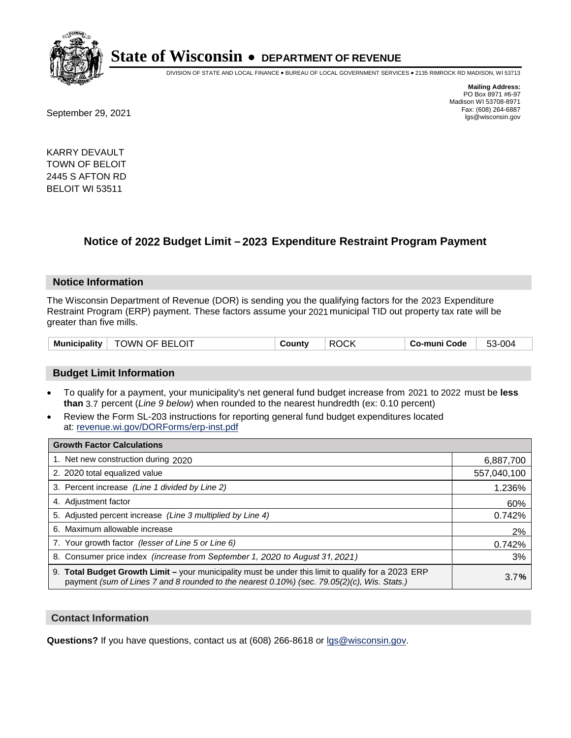# State of Wisconsin • DEPARTMENT OF REVENUE

DIVISION OF STATE AND LOCAL FINANCE • BUREAU OF LOCAL GOVERNMENT SERVICES • 2135 RIMROCK RD MADISON, WI 53713

**Mailing Address:**
PO Box 8971 #6-97
Madison WI 53708-8971
Fax: (608) 264-6887
lgs@wisconsin.gov

September 29, 2021

KARRY DEVAULT
TOWN OF BELOIT
2445 S AFTON RD
BELOIT WI 53511

## Notice of 2022 Budget Limit – 2023 Expenditure Restraint Program Payment

### Notice Information

The Wisconsin Department of Revenue (DOR) is sending you the qualifying factors for the 2023 Expenditure Restraint Program (ERP) payment. These factors assume your 2021 municipal TID out property tax rate will be greater than five mills.

| Municipality | TOWN OF BELOIT | County | ROCK | Co-muni Code | 53-004 |
|---|---|---|---|---|---|

### Budget Limit Information

- To qualify for a payment, your municipality's net general fund budget increase from 2021 to 2022 must be **less than** 3.7 percent (*Line 9 below*) when rounded to the nearest hundredth (ex: 0.10 percent)
- Review the Form SL-203 instructions for reporting general fund budget expenditures located at: revenue.wi.gov/DORForms/erp-inst.pdf

| Growth Factor Calculations | |
|---|---|
| 1. Net new construction during 2020 | 6,887,700 |
| 2. 2020 total equalized value | 557,040,100 |
| 3. Percent increase *(Line 1 divided by Line 2)* | 1.236% |
| 4. Adjustment factor | 60% |
| 5. Adjusted percent increase *(Line 3 multiplied by Line 4)* | 0.742% |
| 6. Maximum allowable increase | 2% |
| 7. Your growth factor *(lesser of Line 5 or Line 6)* | 0.742% |
| 8. Consumer price index *(increase from September 1, 2020 to August 31, 2021)* | 3% |
| 9. **Total Budget Growth Limit –** your municipality must be under this limit to qualify for a 2023 ERP payment *(sum of Lines 7 and 8 rounded to the nearest 0.10%) (sec. 79.05(2)(c), Wis. Stats.)* | 3.7**%** |

### Contact Information

**Questions?** If you have questions, contact us at (608) 266-8618 or lgs@wisconsin.gov.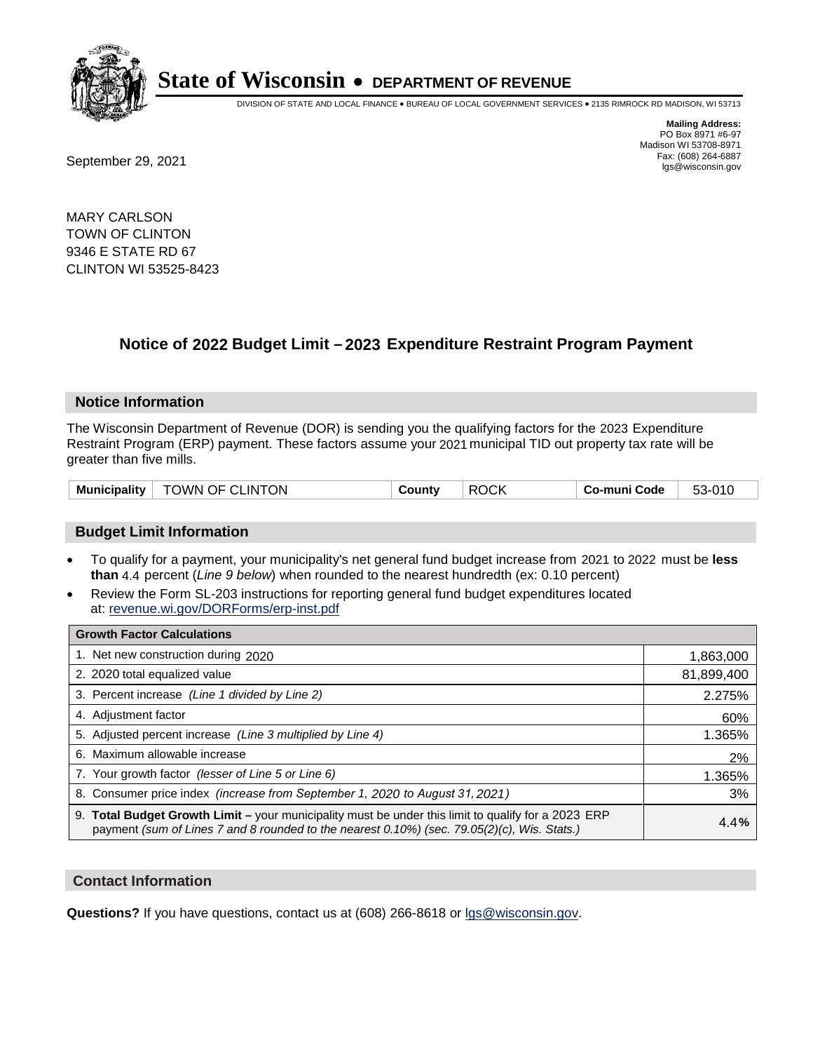# State of Wisconsin • DEPARTMENT OF REVENUE

DIVISION OF STATE AND LOCAL FINANCE • BUREAU OF LOCAL GOVERNMENT SERVICES • 2135 RIMROCK RD MADISON, WI 53713

**Mailing Address:**
PO Box 8971 #6-97
Madison WI 53708-8971
Fax: (608) 264-6887
lgs@wisconsin.gov

September 29, 2021

MARY CARLSON
TOWN OF CLINTON
9346 E STATE RD 67
CLINTON WI 53525-8423

## Notice of 2022 Budget Limit – 2023 Expenditure Restraint Program Payment

### Notice Information

The Wisconsin Department of Revenue (DOR) is sending you the qualifying factors for the 2023 Expenditure Restraint Program (ERP) payment. These factors assume your 2021 municipal TID out property tax rate will be greater than five mills.

| Municipality | TOWN OF CLINTON | County | ROCK | Co-muni Code | 53-010 |
|---|---|---|---|---|---|

### Budget Limit Information

- To qualify for a payment, your municipality's net general fund budget increase from 2021 to 2022 must be **less than** 4.4 percent (*Line 9 below*) when rounded to the nearest hundredth (ex: 0.10 percent)
- Review the Form SL-203 instructions for reporting general fund budget expenditures located at: revenue.wi.gov/DORForms/erp-inst.pdf

| Growth Factor Calculations | |
|---|---|
| 1. Net new construction during 2020 | 1,863,000 |
| 2. 2020 total equalized value | 81,899,400 |
| 3. Percent increase *(Line 1 divided by Line 2)* | 2.275% |
| 4. Adjustment factor | 60% |
| 5. Adjusted percent increase *(Line 3 multiplied by Line 4)* | 1.365% |
| 6. Maximum allowable increase | 2% |
| 7. Your growth factor *(lesser of Line 5 or Line 6)* | 1.365% |
| 8. Consumer price index *(increase from September 1, 2020 to August 31, 2021)* | 3% |
| 9. **Total Budget Growth Limit –** your municipality must be under this limit to qualify for a 2023 ERP payment *(sum of Lines 7 and 8 rounded to the nearest 0.10%) (sec. 79.05(2)(c), Wis. Stats.)* | 4.4**%** |

### Contact Information

**Questions?** If you have questions, contact us at (608) 266-8618 or lgs@wisconsin.gov.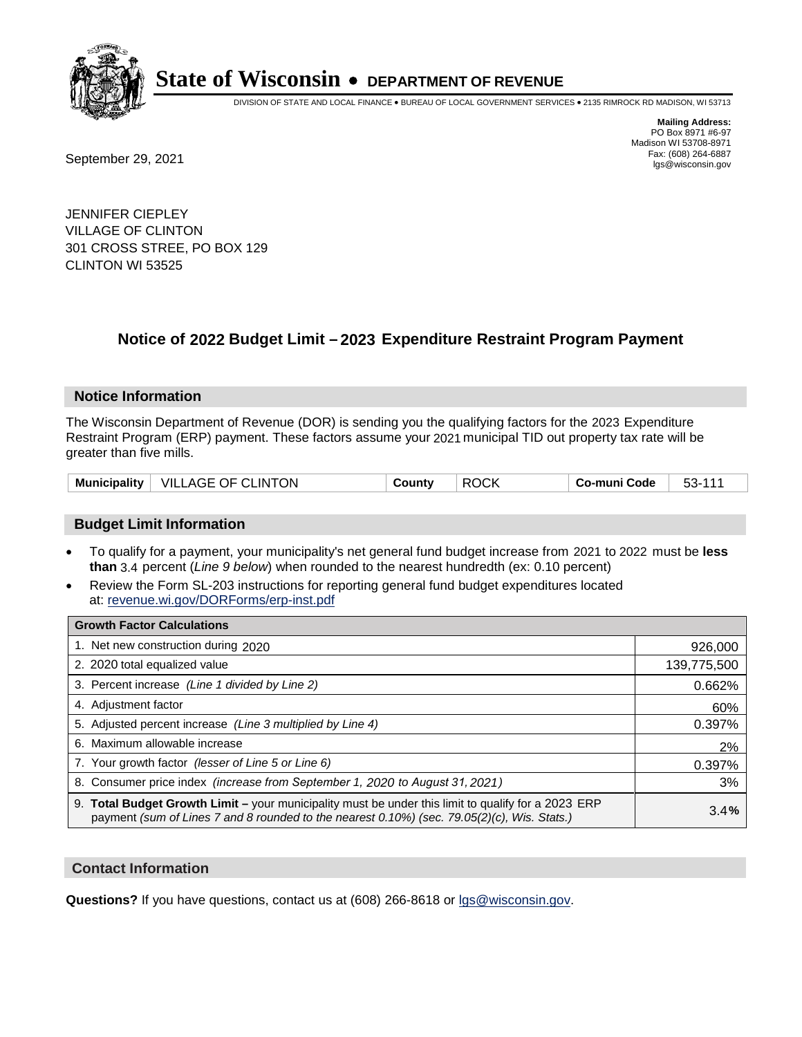# State of Wisconsin • DEPARTMENT OF REVENUE

DIVISION OF STATE AND LOCAL FINANCE • BUREAU OF LOCAL GOVERNMENT SERVICES • 2135 RIMROCK RD MADISON, WI 53713

**Mailing Address:**
PO Box 8971 #6-97
Madison WI 53708-8971
Fax: (608) 264-6887
lgs@wisconsin.gov

September 29, 2021

JENNIFER CIEPLEY
VILLAGE OF CLINTON
301 CROSS STREE, PO BOX 129
CLINTON WI 53525

## Notice of 2022 Budget Limit – 2023 Expenditure Restraint Program Payment

### Notice Information

The Wisconsin Department of Revenue (DOR) is sending you the qualifying factors for the 2023 Expenditure Restraint Program (ERP) payment. These factors assume your 2021 municipal TID out property tax rate will be greater than five mills.

| Municipality | VILLAGE OF CLINTON | County | ROCK | Co-muni Code | 53-111 |
|---|---|---|---|---|---|

### Budget Limit Information

- To qualify for a payment, your municipality's net general fund budget increase from 2021 to 2022 must be **less than** 3.4 percent (*Line 9 below*) when rounded to the nearest hundredth (ex: 0.10 percent)
- Review the Form SL-203 instructions for reporting general fund budget expenditures located at: revenue.wi.gov/DORForms/erp-inst.pdf

| Growth Factor Calculations | |
|---|---|
| 1. Net new construction during 2020 | 926,000 |
| 2. 2020 total equalized value | 139,775,500 |
| 3. Percent increase *(Line 1 divided by Line 2)* | 0.662% |
| 4. Adjustment factor | 60% |
| 5. Adjusted percent increase *(Line 3 multiplied by Line 4)* | 0.397% |
| 6. Maximum allowable increase | 2% |
| 7. Your growth factor *(lesser of Line 5 or Line 6)* | 0.397% |
| 8. Consumer price index *(increase from September 1, 2020 to August 31, 2021)* | 3% |
| 9. **Total Budget Growth Limit –** your municipality must be under this limit to qualify for a 2023 ERP payment *(sum of Lines 7 and 8 rounded to the nearest 0.10%) (sec. 79.05(2)(c), Wis. Stats.)* | 3.4**%** |

### Contact Information

**Questions?** If you have questions, contact us at (608) 266-8618 or lgs@wisconsin.gov.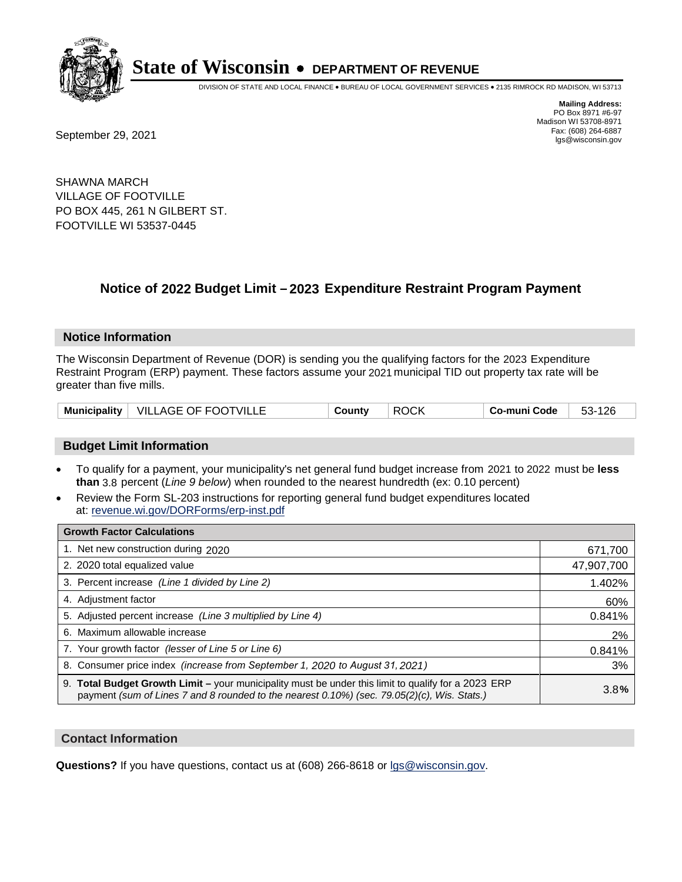# State of Wisconsin • DEPARTMENT OF REVENUE

DIVISION OF STATE AND LOCAL FINANCE • BUREAU OF LOCAL GOVERNMENT SERVICES • 2135 RIMROCK RD MADISON, WI 53713

**Mailing Address:**
PO Box 8971 #6-97
Madison WI 53708-8971
Fax: (608) 264-6887
lgs@wisconsin.gov

September 29, 2021

SHAWNA MARCH
VILLAGE OF FOOTVILLE
PO BOX 445, 261 N GILBERT ST.
FOOTVILLE WI 53537-0445

## Notice of 2022 Budget Limit – 2023 Expenditure Restraint Program Payment

### Notice Information

The Wisconsin Department of Revenue (DOR) is sending you the qualifying factors for the 2023 Expenditure Restraint Program (ERP) payment. These factors assume your 2021 municipal TID out property tax rate will be greater than five mills.

| Municipality | VILLAGE OF FOOTVILLE | County | ROCK | Co-muni Code | 53-126 |
|---|---|---|---|---|---|

### Budget Limit Information

- To qualify for a payment, your municipality's net general fund budget increase from 2021 to 2022 must be **less than** 3.8 percent (*Line 9 below*) when rounded to the nearest hundredth (ex: 0.10 percent)
- Review the Form SL-203 instructions for reporting general fund budget expenditures located at: revenue.wi.gov/DORForms/erp-inst.pdf

| Growth Factor Calculations | |
|---|---|
| 1. Net new construction during 2020 | 671,700 |
| 2. 2020 total equalized value | 47,907,700 |
| 3. Percent increase *(Line 1 divided by Line 2)* | 1.402% |
| 4. Adjustment factor | 60% |
| 5. Adjusted percent increase *(Line 3 multiplied by Line 4)* | 0.841% |
| 6. Maximum allowable increase | 2% |
| 7. Your growth factor *(lesser of Line 5 or Line 6)* | 0.841% |
| 8. Consumer price index *(increase from September 1, 2020 to August 31, 2021)* | 3% |
| 9. **Total Budget Growth Limit –** your municipality must be under this limit to qualify for a 2023 ERP payment *(sum of Lines 7 and 8 rounded to the nearest 0.10%) (sec. 79.05(2)(c), Wis. Stats.)* | 3.8**%** |

### Contact Information

**Questions?** If you have questions, contact us at (608) 266-8618 or lgs@wisconsin.gov.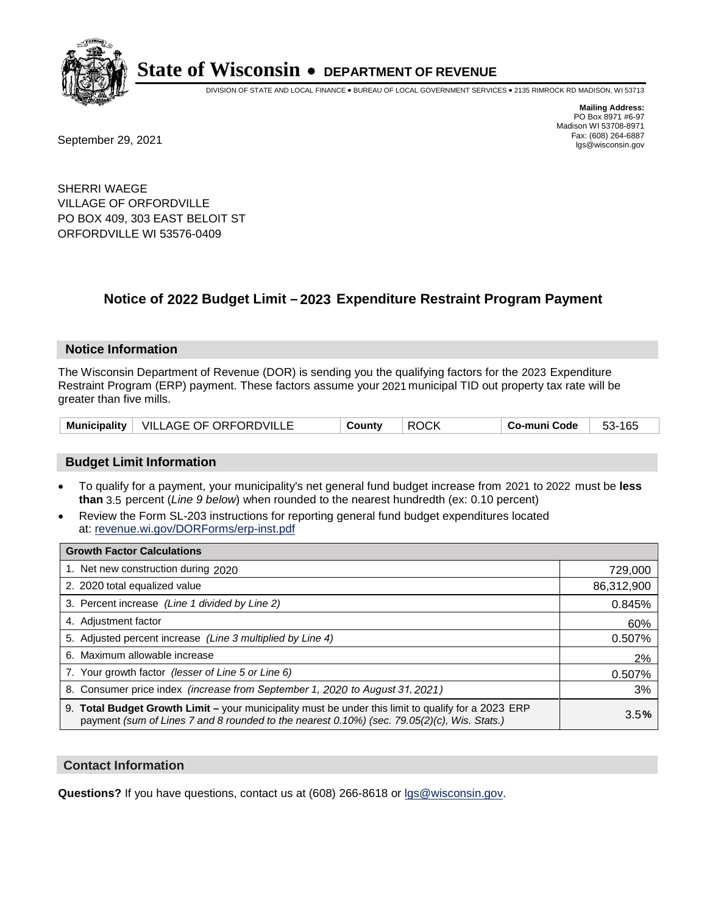**State of Wisconsin • DEPARTMENT OF REVENUE**

DIVISION OF STATE AND LOCAL FINANCE • BUREAU OF LOCAL GOVERNMENT SERVICES • 2135 RIMROCK RD MADISON, WI 53713

**Mailing Address:**
PO Box 8971 #6-97
Madison WI 53708-8971
Fax: (608) 264-6887
lgs@wisconsin.gov

September 29, 2021

SHERRI WAEGE
VILLAGE OF ORFORDVILLE
PO BOX 409, 303 EAST BELOIT ST
ORFORDVILLE WI 53576-0409

## Notice of 2022 Budget Limit – 2023 Expenditure Restraint Program Payment

### Notice Information

The Wisconsin Department of Revenue (DOR) is sending you the qualifying factors for the 2023 Expenditure Restraint Program (ERP) payment. These factors assume your 2021 municipal TID out property tax rate will be greater than five mills.

| Municipality | VILLAGE OF ORFORDVILLE | County | ROCK | Co-muni Code | 53-165 |
|---|---|---|---|---|---|

### Budget Limit Information

- To qualify for a payment, your municipality's net general fund budget increase from 2021 to 2022 must be **less than** 3.5 percent (*Line 9 below*) when rounded to the nearest hundredth (ex: 0.10 percent)
- Review the Form SL-203 instructions for reporting general fund budget expenditures located at: revenue.wi.gov/DORForms/erp-inst.pdf

| Growth Factor Calculations | |
|---|---|
| 1. Net new construction during 2020 | 729,000 |
| 2. 2020 total equalized value | 86,312,900 |
| 3. Percent increase *(Line 1 divided by Line 2)* | 0.845% |
| 4. Adjustment factor | 60% |
| 5. Adjusted percent increase *(Line 3 multiplied by Line 4)* | 0.507% |
| 6. Maximum allowable increase | 2% |
| 7. Your growth factor *(lesser of Line 5 or Line 6)* | 0.507% |
| 8. Consumer price index *(increase from September 1, 2020 to August 31, 2021)* | 3% |
| 9. **Total Budget Growth Limit –** your municipality must be under this limit to qualify for a 2023 ERP payment *(sum of Lines 7 and 8 rounded to the nearest 0.10%) (sec. 79.05(2)(c), Wis. Stats.)* | 3.5**%** |

### Contact Information

**Questions?** If you have questions, contact us at (608) 266-8618 or lgs@wisconsin.gov.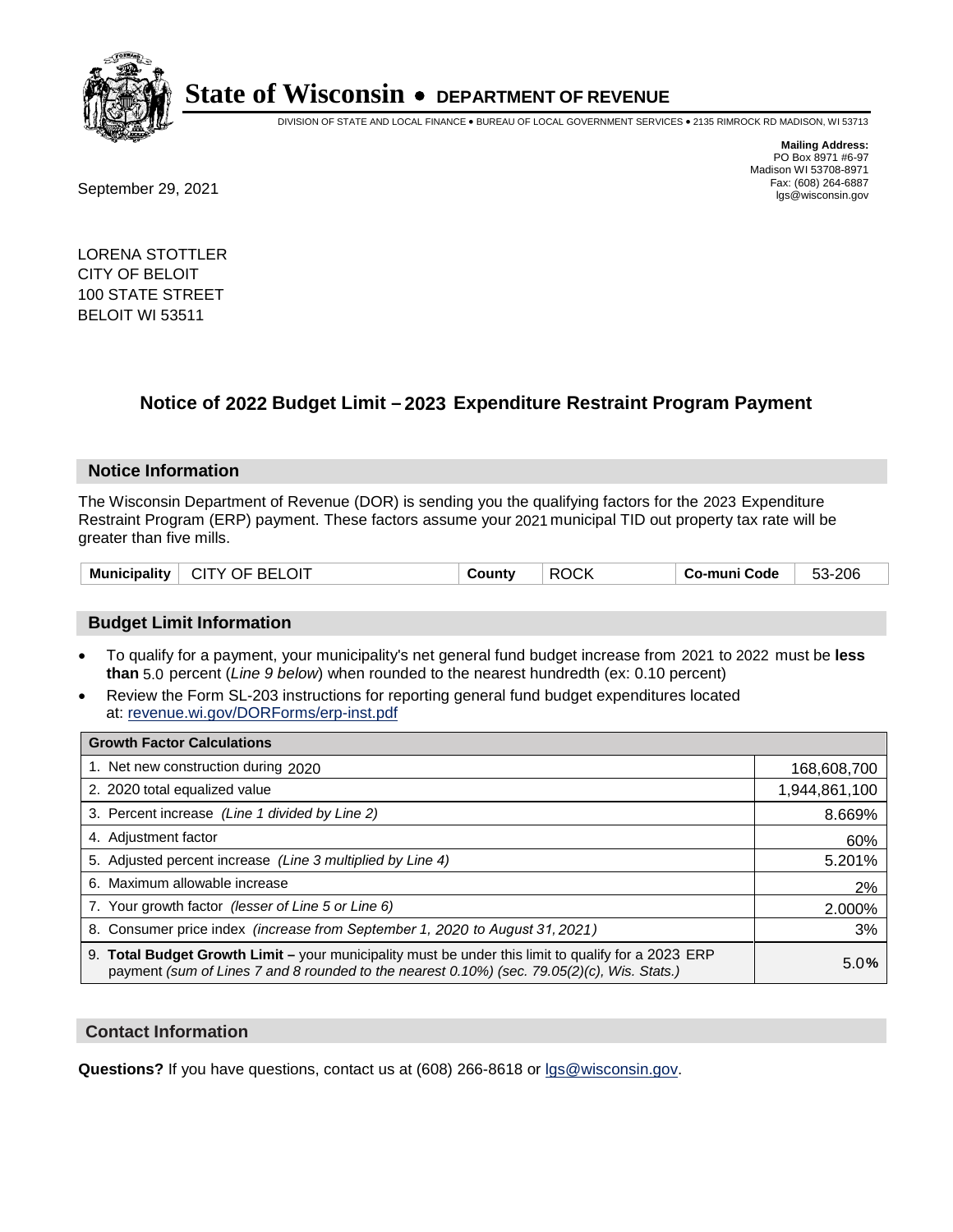# State of Wisconsin • DEPARTMENT OF REVENUE

DIVISION OF STATE AND LOCAL FINANCE • BUREAU OF LOCAL GOVERNMENT SERVICES • 2135 RIMROCK RD MADISON, WI 53713

**Mailing Address:**
PO Box 8971 #6-97
Madison WI 53708-8971
Fax: (608) 264-6887
lgs@wisconsin.gov

September 29, 2021

LORENA STOTTLER
CITY OF BELOIT
100 STATE STREET
BELOIT WI 53511

## Notice of 2022 Budget Limit – 2023 Expenditure Restraint Program Payment

### Notice Information

The Wisconsin Department of Revenue (DOR) is sending you the qualifying factors for the 2023 Expenditure Restraint Program (ERP) payment. These factors assume your 2021 municipal TID out property tax rate will be greater than five mills.

| Municipality | CITY OF BELOIT | County | ROCK | Co-muni Code | 53-206 |
|---|---|---|---|---|---|

### Budget Limit Information

- To qualify for a payment, your municipality's net general fund budget increase from 2021 to 2022 must be **less than** 5.0 percent (*Line 9 below*) when rounded to the nearest hundredth (ex: 0.10 percent)
- Review the Form SL-203 instructions for reporting general fund budget expenditures located at: revenue.wi.gov/DORForms/erp-inst.pdf

| Growth Factor Calculations | |
|---|---|
| 1. Net new construction during 2020 | 168,608,700 |
| 2. 2020 total equalized value | 1,944,861,100 |
| 3. Percent increase *(Line 1 divided by Line 2)* | 8.669% |
| 4. Adjustment factor | 60% |
| 5. Adjusted percent increase *(Line 3 multiplied by Line 4)* | 5.201% |
| 6. Maximum allowable increase | 2% |
| 7. Your growth factor *(lesser of Line 5 or Line 6)* | 2.000% |
| 8. Consumer price index *(increase from September 1, 2020 to August 31, 2021)* | 3% |
| 9. **Total Budget Growth Limit –** your municipality must be under this limit to qualify for a 2023 ERP payment *(sum of Lines 7 and 8 rounded to the nearest 0.10%) (sec. 79.05(2)(c), Wis. Stats.)* | 5.0% |

### Contact Information

**Questions?** If you have questions, contact us at (608) 266-8618 or lgs@wisconsin.gov.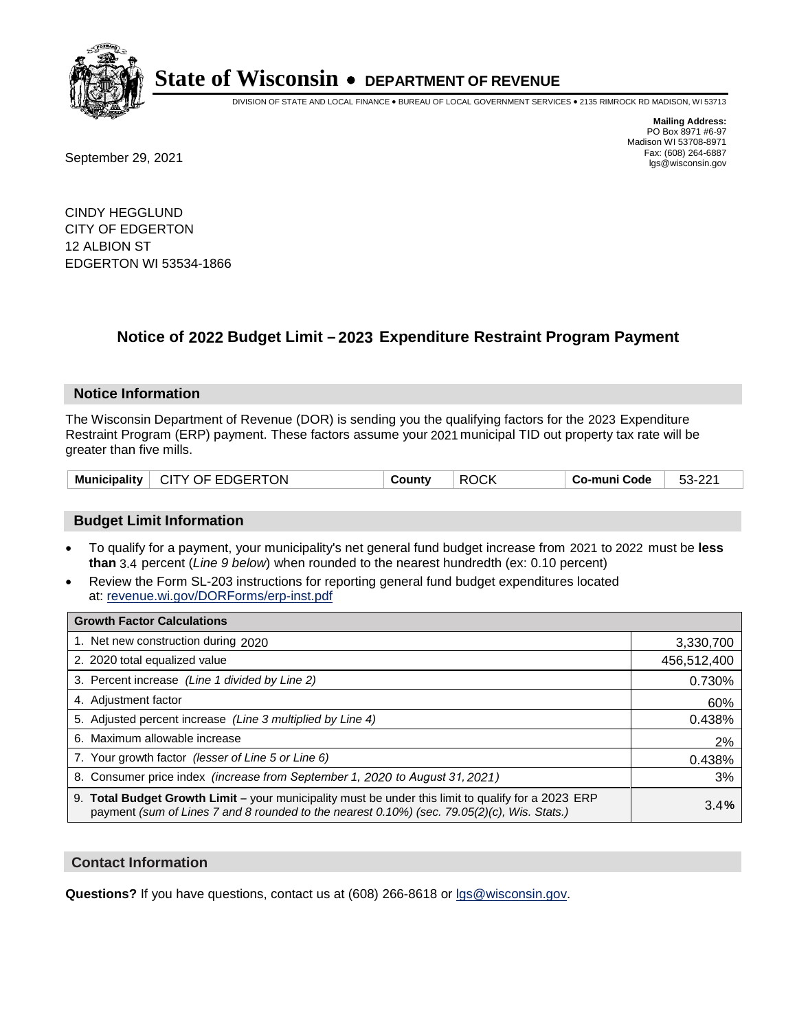# State of Wisconsin • DEPARTMENT OF REVENUE

DIVISION OF STATE AND LOCAL FINANCE • BUREAU OF LOCAL GOVERNMENT SERVICES • 2135 RIMROCK RD MADISON, WI 53713

**Mailing Address:**
PO Box 8971 #6-97
Madison WI 53708-8971
Fax: (608) 264-6887
lgs@wisconsin.gov

September 29, 2021

CINDY HEGGLUND
CITY OF EDGERTON
12 ALBION ST
EDGERTON WI 53534-1866

## Notice of 2022 Budget Limit – 2023 Expenditure Restraint Program Payment

### Notice Information

The Wisconsin Department of Revenue (DOR) is sending you the qualifying factors for the 2023 Expenditure Restraint Program (ERP) payment. These factors assume your 2021 municipal TID out property tax rate will be greater than five mills.

| Municipality | CITY OF EDGERTON | County | ROCK | Co-muni Code | 53-221 |
|---|---|---|---|---|---|

### Budget Limit Information

- To qualify for a payment, your municipality's net general fund budget increase from 2021 to 2022 must be **less than** 3.4 percent (*Line 9 below*) when rounded to the nearest hundredth (ex: 0.10 percent)
- Review the Form SL-203 instructions for reporting general fund budget expenditures located at: revenue.wi.gov/DORForms/erp-inst.pdf

| Growth Factor Calculations | |
|---|---|
| 1. Net new construction during 2020 | 3,330,700 |
| 2. 2020 total equalized value | 456,512,400 |
| 3. Percent increase *(Line 1 divided by Line 2)* | 0.730% |
| 4. Adjustment factor | 60% |
| 5. Adjusted percent increase *(Line 3 multiplied by Line 4)* | 0.438% |
| 6. Maximum allowable increase | 2% |
| 7. Your growth factor *(lesser of Line 5 or Line 6)* | 0.438% |
| 8. Consumer price index *(increase from September 1, 2020 to August 31, 2021)* | 3% |
| 9. **Total Budget Growth Limit –** your municipality must be under this limit to qualify for a 2023 ERP payment *(sum of Lines 7 and 8 rounded to the nearest 0.10%) (sec. 79.05(2)(c), Wis. Stats.)* | 3.4**%** |

### Contact Information

**Questions?** If you have questions, contact us at (608) 266-8618 or lgs@wisconsin.gov.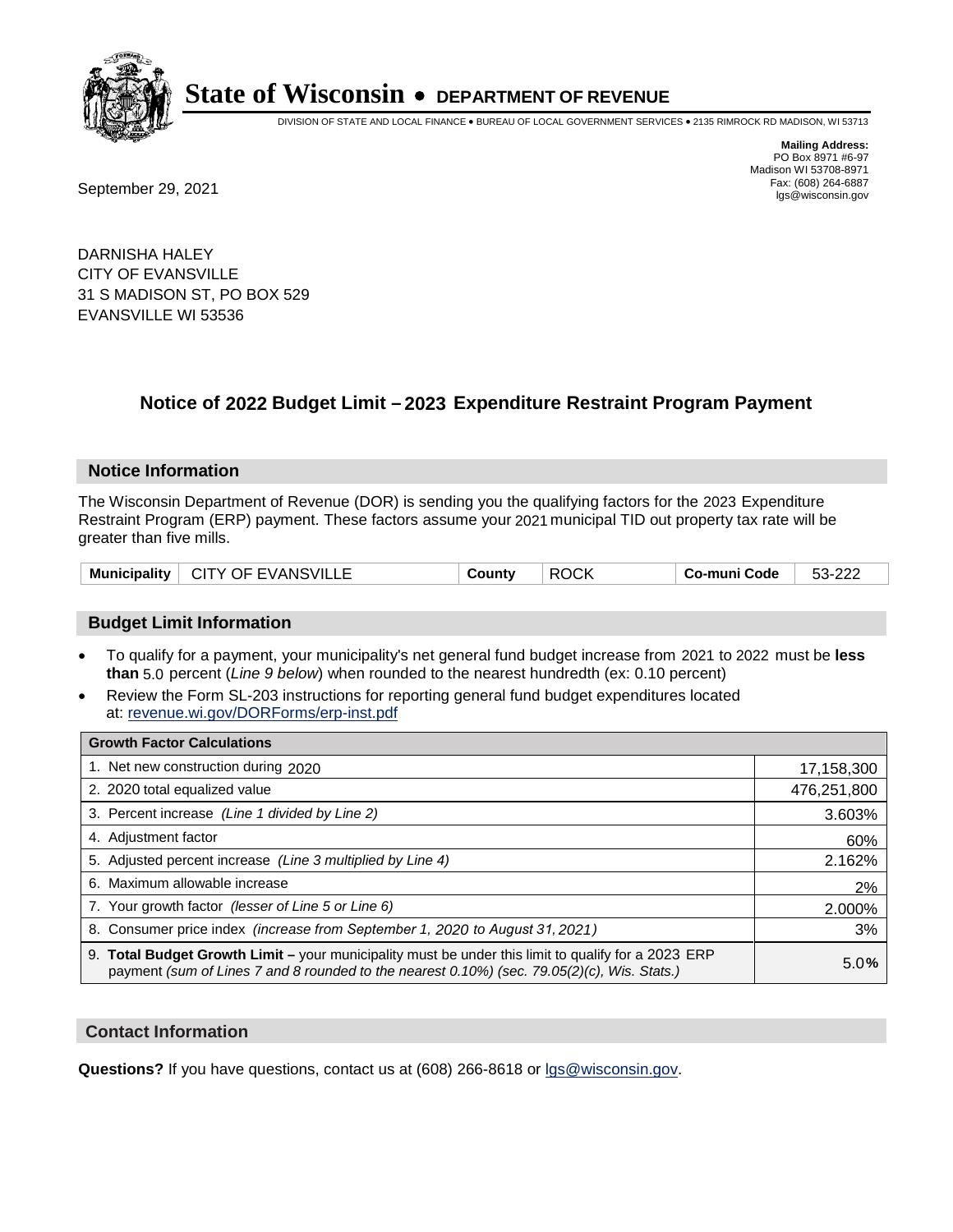**State of Wisconsin • DEPARTMENT OF REVENUE**

DIVISION OF STATE AND LOCAL FINANCE • BUREAU OF LOCAL GOVERNMENT SERVICES • 2135 RIMROCK RD MADISON, WI 53713

**Mailing Address:**
PO Box 8971 #6-97
Madison WI 53708-8971
Fax: (608) 264-6887
lgs@wisconsin.gov

September 29, 2021

DARNISHA HALEY
CITY OF EVANSVILLE
31 S MADISON ST, PO BOX 529
EVANSVILLE WI 53536

## Notice of 2022 Budget Limit – 2023 Expenditure Restraint Program Payment

### Notice Information

The Wisconsin Department of Revenue (DOR) is sending you the qualifying factors for the 2023 Expenditure Restraint Program (ERP) payment. These factors assume your 2021 municipal TID out property tax rate will be greater than five mills.

| Municipality | CITY OF EVANSVILLE | County | ROCK | Co-muni Code | 53-222 |
|---|---|---|---|---|---|

### Budget Limit Information

- To qualify for a payment, your municipality's net general fund budget increase from 2021 to 2022 must be **less than** 5.0 percent (*Line 9 below*) when rounded to the nearest hundredth (ex: 0.10 percent)
- Review the Form SL-203 instructions for reporting general fund budget expenditures located at: revenue.wi.gov/DORForms/erp-inst.pdf

| Growth Factor Calculations | |
|---|---|
| 1. Net new construction during 2020 | 17,158,300 |
| 2. 2020 total equalized value | 476,251,800 |
| 3. Percent increase *(Line 1 divided by Line 2)* | 3.603% |
| 4. Adjustment factor | 60% |
| 5. Adjusted percent increase *(Line 3 multiplied by Line 4)* | 2.162% |
| 6. Maximum allowable increase | 2% |
| 7. Your growth factor *(lesser of Line 5 or Line 6)* | 2.000% |
| 8. Consumer price index *(increase from September 1, 2020 to August 31, 2021)* | 3% |
| 9. **Total Budget Growth Limit –** your municipality must be under this limit to qualify for a 2023 ERP payment *(sum of Lines 7 and 8 rounded to the nearest 0.10%) (sec. 79.05(2)(c), Wis. Stats.)* | 5.0**%** |

### Contact Information

**Questions?** If you have questions, contact us at (608) 266-8618 or lgs@wisconsin.gov.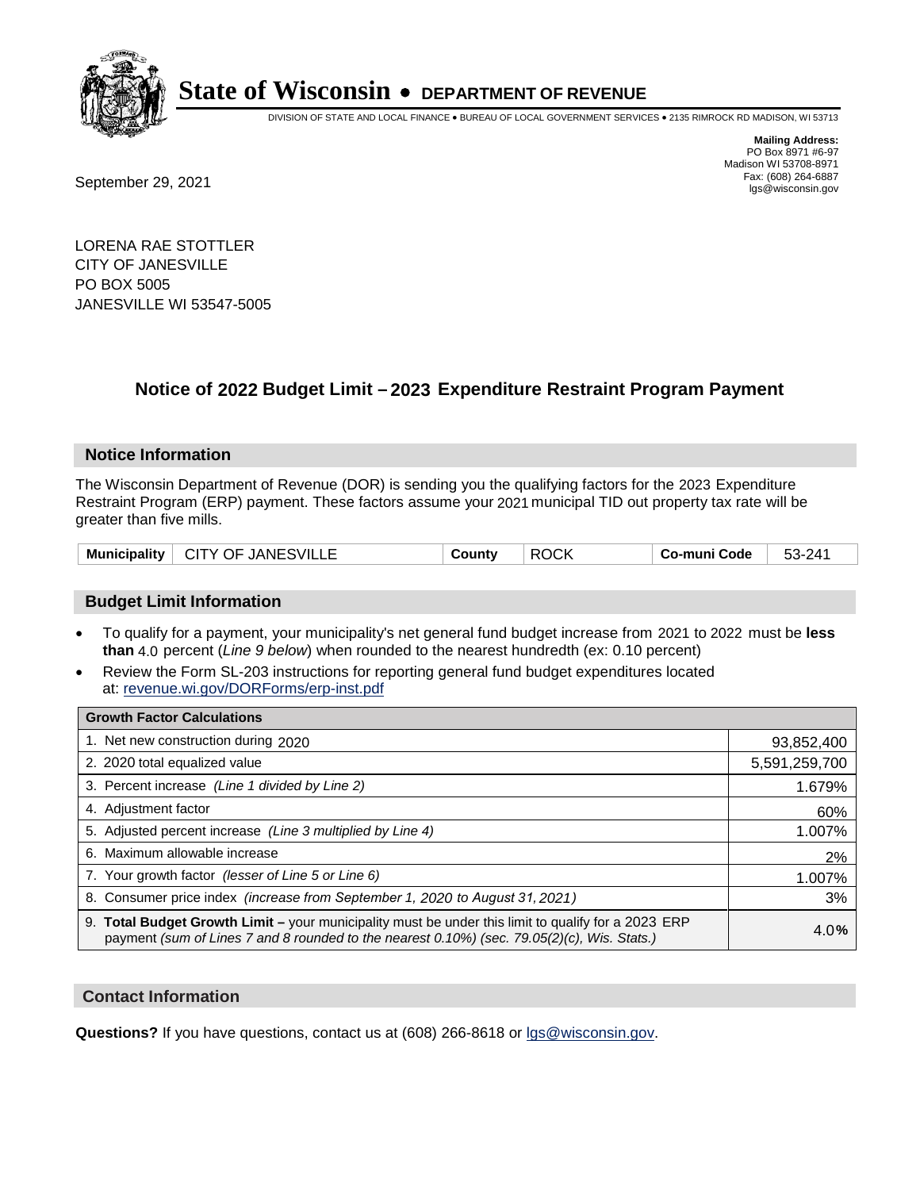# State of Wisconsin • DEPARTMENT OF REVENUE

DIVISION OF STATE AND LOCAL FINANCE • BUREAU OF LOCAL GOVERNMENT SERVICES • 2135 RIMROCK RD MADISON, WI 53713

**Mailing Address:**
PO Box 8971 #6-97
Madison WI 53708-8971
Fax: (608) 264-6887
lgs@wisconsin.gov

September 29, 2021

LORENA RAE STOTTLER
CITY OF JANESVILLE
PO BOX 5005
JANESVILLE WI 53547-5005

## Notice of 2022 Budget Limit – 2023 Expenditure Restraint Program Payment

### Notice Information

The Wisconsin Department of Revenue (DOR) is sending you the qualifying factors for the 2023 Expenditure Restraint Program (ERP) payment. These factors assume your 2021 municipal TID out property tax rate will be greater than five mills.

| Municipality | CITY OF JANESVILLE | County | ROCK | Co-muni Code | 53-241 |
|---|---|---|---|---|---|

### Budget Limit Information

- To qualify for a payment, your municipality's net general fund budget increase from 2021 to 2022 must be **less than** 4.0 percent (*Line 9 below*) when rounded to the nearest hundredth (ex: 0.10 percent)
- Review the Form SL-203 instructions for reporting general fund budget expenditures located at: revenue.wi.gov/DORForms/erp-inst.pdf

| Growth Factor Calculations | |
|---|---|
| 1. Net new construction during 2020 | 93,852,400 |
| 2. 2020 total equalized value | 5,591,259,700 |
| 3. Percent increase *(Line 1 divided by Line 2)* | 1.679% |
| 4. Adjustment factor | 60% |
| 5. Adjusted percent increase *(Line 3 multiplied by Line 4)* | 1.007% |
| 6. Maximum allowable increase | 2% |
| 7. Your growth factor *(lesser of Line 5 or Line 6)* | 1.007% |
| 8. Consumer price index *(increase from September 1, 2020 to August 31, 2021)* | 3% |
| 9. **Total Budget Growth Limit –** your municipality must be under this limit to qualify for a 2023 ERP payment *(sum of Lines 7 and 8 rounded to the nearest 0.10%) (sec. 79.05(2)(c), Wis. Stats.)* | 4.0% |

### Contact Information

**Questions?** If you have questions, contact us at (608) 266-8618 or lgs@wisconsin.gov.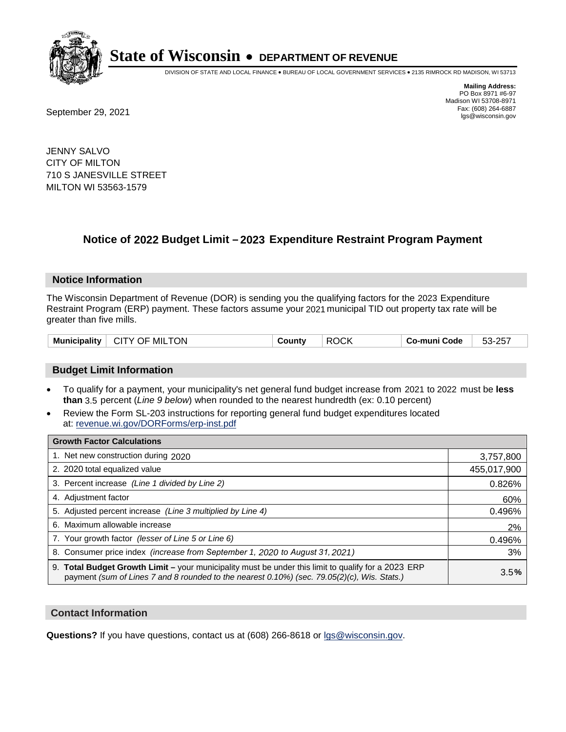# State of Wisconsin • DEPARTMENT OF REVENUE

DIVISION OF STATE AND LOCAL FINANCE • BUREAU OF LOCAL GOVERNMENT SERVICES • 2135 RIMROCK RD MADISON, WI 53713

**Mailing Address:**
PO Box 8971 #6-97
Madison WI 53708-8971
Fax: (608) 264-6887
lgs@wisconsin.gov

September 29, 2021

JENNY SALVO
CITY OF MILTON
710 S JANESVILLE STREET
MILTON WI 53563-1579

## Notice of 2022 Budget Limit – 2023 Expenditure Restraint Program Payment

### Notice Information

The Wisconsin Department of Revenue (DOR) is sending you the qualifying factors for the 2023 Expenditure Restraint Program (ERP) payment. These factors assume your 2021 municipal TID out property tax rate will be greater than five mills.

| Municipality | CITY OF MILTON | County | ROCK | Co-muni Code | 53-257 |
|---|---|---|---|---|---|

### Budget Limit Information

- To qualify for a payment, your municipality's net general fund budget increase from 2021 to 2022 must be **less than** 3.5 percent (*Line 9 below*) when rounded to the nearest hundredth (ex: 0.10 percent)
- Review the Form SL-203 instructions for reporting general fund budget expenditures located at: revenue.wi.gov/DORForms/erp-inst.pdf

| Growth Factor Calculations | |
|---|---|
| 1. Net new construction during 2020 | 3,757,800 |
| 2. 2020 total equalized value | 455,017,900 |
| 3. Percent increase *(Line 1 divided by Line 2)* | 0.826% |
| 4. Adjustment factor | 60% |
| 5. Adjusted percent increase *(Line 3 multiplied by Line 4)* | 0.496% |
| 6. Maximum allowable increase | 2% |
| 7. Your growth factor *(lesser of Line 5 or Line 6)* | 0.496% |
| 8. Consumer price index *(increase from September 1, 2020 to August 31, 2021)* | 3% |
| 9. **Total Budget Growth Limit –** your municipality must be under this limit to qualify for a 2023 ERP payment *(sum of Lines 7 and 8 rounded to the nearest 0.10%) (sec. 79.05(2)(c), Wis. Stats.)* | 3.5**%** |

### Contact Information

**Questions?** If you have questions, contact us at (608) 266-8618 or lgs@wisconsin.gov.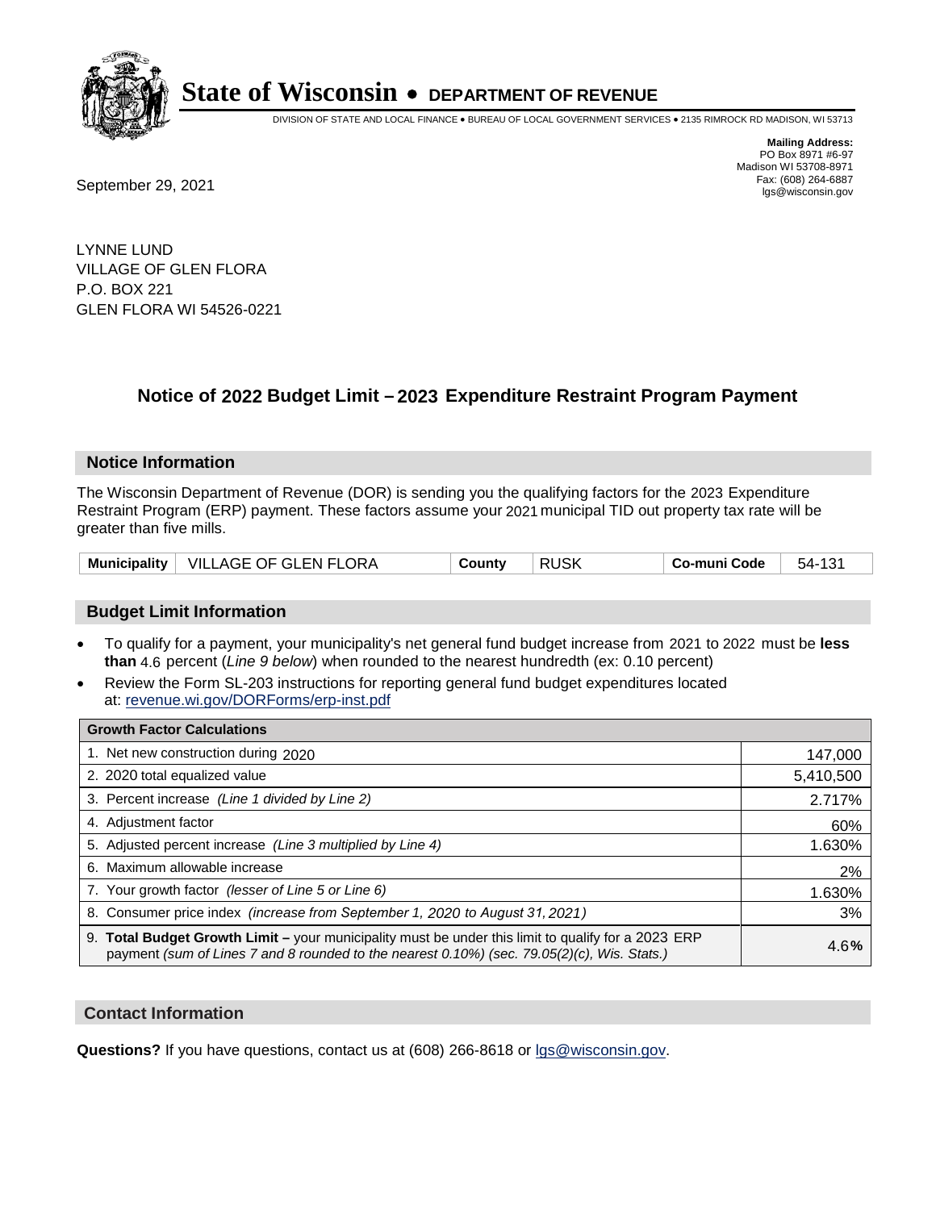# State of Wisconsin • DEPARTMENT OF REVENUE

DIVISION OF STATE AND LOCAL FINANCE • BUREAU OF LOCAL GOVERNMENT SERVICES • 2135 RIMROCK RD MADISON, WI 53713

**Mailing Address:**
PO Box 8971 #6-97
Madison WI 53708-8971
Fax: (608) 264-6887
lgs@wisconsin.gov

September 29, 2021

LYNNE LUND
VILLAGE OF GLEN FLORA
P.O. BOX 221
GLEN FLORA WI 54526-0221

## Notice of 2022 Budget Limit – 2023 Expenditure Restraint Program Payment

### Notice Information

The Wisconsin Department of Revenue (DOR) is sending you the qualifying factors for the 2023 Expenditure Restraint Program (ERP) payment. These factors assume your 2021 municipal TID out property tax rate will be greater than five mills.

| Municipality | VILLAGE OF GLEN FLORA | County | RUSK | Co-muni Code | 54-131 |
|---|---|---|---|---|---|

### Budget Limit Information

- To qualify for a payment, your municipality's net general fund budget increase from 2021 to 2022 must be **less than** 4.6 percent (*Line 9 below*) when rounded to the nearest hundredth (ex: 0.10 percent)
- Review the Form SL-203 instructions for reporting general fund budget expenditures located at: revenue.wi.gov/DORForms/erp-inst.pdf

| Growth Factor Calculations | |
|---|---|
| 1. Net new construction during 2020 | 147,000 |
| 2. 2020 total equalized value | 5,410,500 |
| 3. Percent increase *(Line 1 divided by Line 2)* | 2.717% |
| 4. Adjustment factor | 60% |
| 5. Adjusted percent increase *(Line 3 multiplied by Line 4)* | 1.630% |
| 6. Maximum allowable increase | 2% |
| 7. Your growth factor *(lesser of Line 5 or Line 6)* | 1.630% |
| 8. Consumer price index *(increase from September 1, 2020 to August 31, 2021)* | 3% |
| 9. **Total Budget Growth Limit –** your municipality must be under this limit to qualify for a 2023 ERP payment *(sum of Lines 7 and 8 rounded to the nearest 0.10%) (sec. 79.05(2)(c), Wis. Stats.)* | 4.6**%** |

### Contact Information

**Questions?** If you have questions, contact us at (608) 266-8618 or lgs@wisconsin.gov.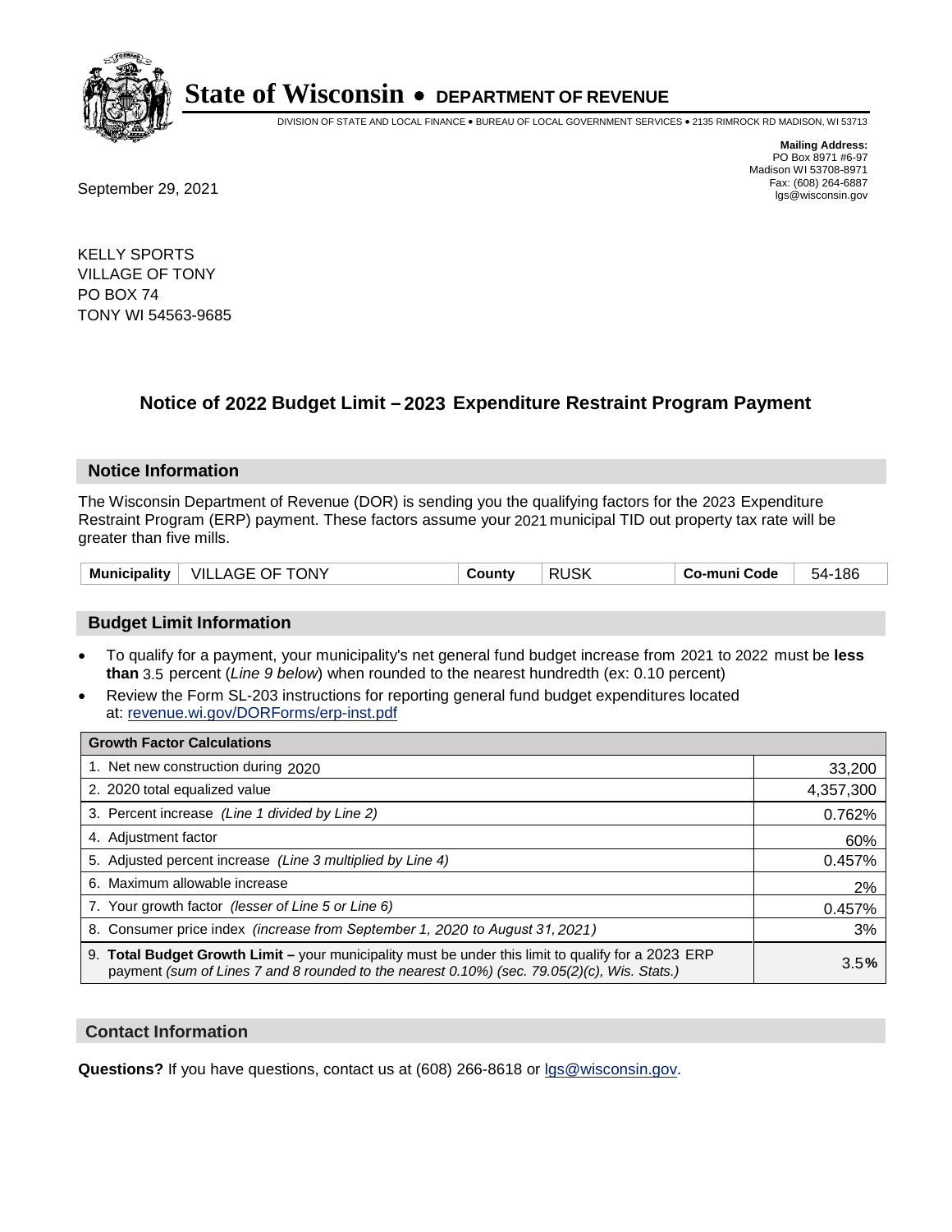# State of Wisconsin • DEPARTMENT OF REVENUE

DIVISION OF STATE AND LOCAL FINANCE • BUREAU OF LOCAL GOVERNMENT SERVICES • 2135 RIMROCK RD MADISON, WI 53713

**Mailing Address:**
PO Box 8971 #6-97
Madison WI 53708-8971
Fax: (608) 264-6887
lgs@wisconsin.gov

September 29, 2021

KELLY SPORTS
VILLAGE OF TONY
PO BOX 74
TONY WI 54563-9685

## Notice of 2022 Budget Limit – 2023 Expenditure Restraint Program Payment

### Notice Information

The Wisconsin Department of Revenue (DOR) is sending you the qualifying factors for the 2023 Expenditure Restraint Program (ERP) payment. These factors assume your 2021 municipal TID out property tax rate will be greater than five mills.

| Municipality | VILLAGE OF TONY | County | RUSK | Co-muni Code | 54-186 |
|---|---|---|---|---|---|

### Budget Limit Information

- To qualify for a payment, your municipality's net general fund budget increase from 2021 to 2022 must be **less than** 3.5 percent (*Line 9 below*) when rounded to the nearest hundredth (ex: 0.10 percent)
- Review the Form SL-203 instructions for reporting general fund budget expenditures located at: revenue.wi.gov/DORForms/erp-inst.pdf

| Growth Factor Calculations | |
|---|---|
| 1. Net new construction during 2020 | 33,200 |
| 2. 2020 total equalized value | 4,357,300 |
| 3. Percent increase *(Line 1 divided by Line 2)* | 0.762% |
| 4. Adjustment factor | 60% |
| 5. Adjusted percent increase *(Line 3 multiplied by Line 4)* | 0.457% |
| 6. Maximum allowable increase | 2% |
| 7. Your growth factor *(lesser of Line 5 or Line 6)* | 0.457% |
| 8. Consumer price index *(increase from September 1, 2020 to August 31, 2021)* | 3% |
| 9. **Total Budget Growth Limit –** your municipality must be under this limit to qualify for a 2023 ERP payment *(sum of Lines 7 and 8 rounded to the nearest 0.10%) (sec. 79.05(2)(c), Wis. Stats.)* | 3.5**%** |

### Contact Information

**Questions?** If you have questions, contact us at (608) 266-8618 or lgs@wisconsin.gov.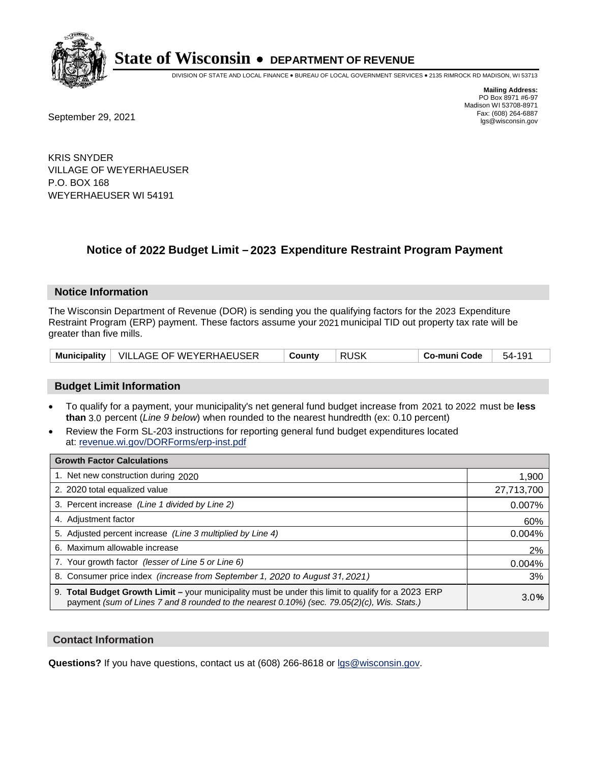# State of Wisconsin • DEPARTMENT OF REVENUE

DIVISION OF STATE AND LOCAL FINANCE • BUREAU OF LOCAL GOVERNMENT SERVICES • 2135 RIMROCK RD MADISON, WI 53713

**Mailing Address:**
PO Box 8971 #6-97
Madison WI 53708-8971
Fax: (608) 264-6887
lgs@wisconsin.gov

September 29, 2021

KRIS SNYDER
VILLAGE OF WEYERHAEUSER
P.O. BOX 168
WEYERHAEUSER WI 54191

## Notice of 2022 Budget Limit – 2023 Expenditure Restraint Program Payment

### Notice Information

The Wisconsin Department of Revenue (DOR) is sending you the qualifying factors for the 2023 Expenditure Restraint Program (ERP) payment. These factors assume your 2021 municipal TID out property tax rate will be greater than five mills.

| Municipality | VILLAGE OF WEYERHAEUSER | County | RUSK | Co-muni Code | 54-191 |
|---|---|---|---|---|---|

### Budget Limit Information

- To qualify for a payment, your municipality's net general fund budget increase from 2021 to 2022 must be **less than** 3.0 percent (*Line 9 below*) when rounded to the nearest hundredth (ex: 0.10 percent)
- Review the Form SL-203 instructions for reporting general fund budget expenditures located at: revenue.wi.gov/DORForms/erp-inst.pdf

| Growth Factor Calculations | |
|---|---|
| 1. Net new construction during 2020 | 1,900 |
| 2. 2020 total equalized value | 27,713,700 |
| 3. Percent increase *(Line 1 divided by Line 2)* | 0.007% |
| 4. Adjustment factor | 60% |
| 5. Adjusted percent increase *(Line 3 multiplied by Line 4)* | 0.004% |
| 6. Maximum allowable increase | 2% |
| 7. Your growth factor *(lesser of Line 5 or Line 6)* | 0.004% |
| 8. Consumer price index *(increase from September 1, 2020 to August 31, 2021)* | 3% |
| 9. **Total Budget Growth Limit –** your municipality must be under this limit to qualify for a 2023 ERP payment *(sum of Lines 7 and 8 rounded to the nearest 0.10%) (sec. 79.05(2)(c), Wis. Stats.)* | 3.0% |

### Contact Information

**Questions?** If you have questions, contact us at (608) 266-8618 or lgs@wisconsin.gov.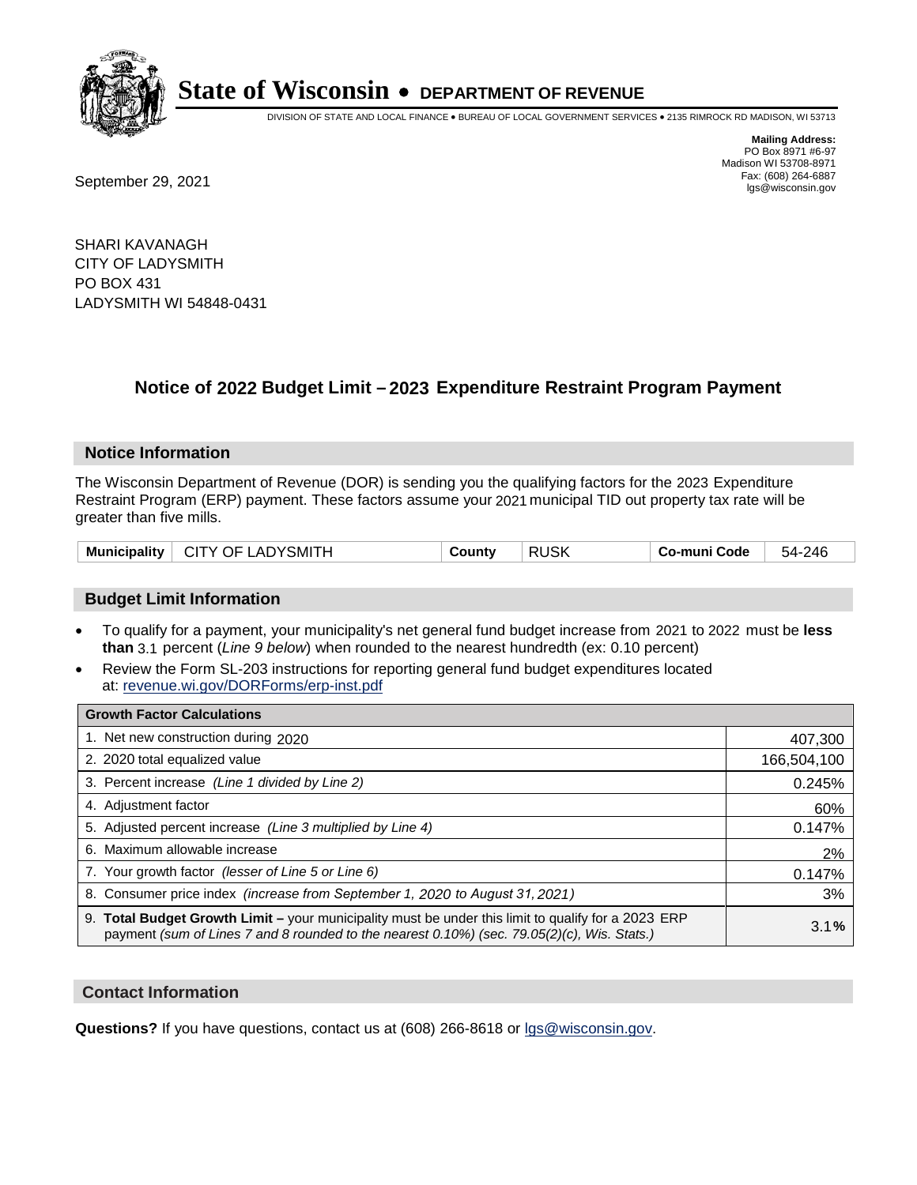# State of Wisconsin • DEPARTMENT OF REVENUE

DIVISION OF STATE AND LOCAL FINANCE • BUREAU OF LOCAL GOVERNMENT SERVICES • 2135 RIMROCK RD MADISON, WI 53713

**Mailing Address:**
PO Box 8971 #6-97
Madison WI 53708-8971
Fax: (608) 264-6887
lgs@wisconsin.gov

September 29, 2021

SHARI KAVANAGH
CITY OF LADYSMITH
PO BOX 431
LADYSMITH WI 54848-0431

## Notice of 2022 Budget Limit – 2023 Expenditure Restraint Program Payment

### Notice Information

The Wisconsin Department of Revenue (DOR) is sending you the qualifying factors for the 2023 Expenditure Restraint Program (ERP) payment. These factors assume your 2021 municipal TID out property tax rate will be greater than five mills.

| Municipality | CITY OF LADYSMITH | County | RUSK | Co-muni Code | 54-246 |
|---|---|---|---|---|---|

### Budget Limit Information

- To qualify for a payment, your municipality's net general fund budget increase from 2021 to 2022 must be **less than** 3.1 percent (*Line 9 below*) when rounded to the nearest hundredth (ex: 0.10 percent)
- Review the Form SL-203 instructions for reporting general fund budget expenditures located at: revenue.wi.gov/DORForms/erp-inst.pdf

| Growth Factor Calculations | |
|---|---|
| 1. Net new construction during 2020 | 407,300 |
| 2. 2020 total equalized value | 166,504,100 |
| 3. Percent increase *(Line 1 divided by Line 2)* | 0.245% |
| 4. Adjustment factor | 60% |
| 5. Adjusted percent increase *(Line 3 multiplied by Line 4)* | 0.147% |
| 6. Maximum allowable increase | 2% |
| 7. Your growth factor *(lesser of Line 5 or Line 6)* | 0.147% |
| 8. Consumer price index *(increase from September 1, 2020 to August 31, 2021)* | 3% |
| 9. **Total Budget Growth Limit –** your municipality must be under this limit to qualify for a 2023 ERP payment *(sum of Lines 7 and 8 rounded to the nearest 0.10%) (sec. 79.05(2)(c), Wis. Stats.)* | 3.1**%** |

### Contact Information

**Questions?** If you have questions, contact us at (608) 266-8618 or lgs@wisconsin.gov.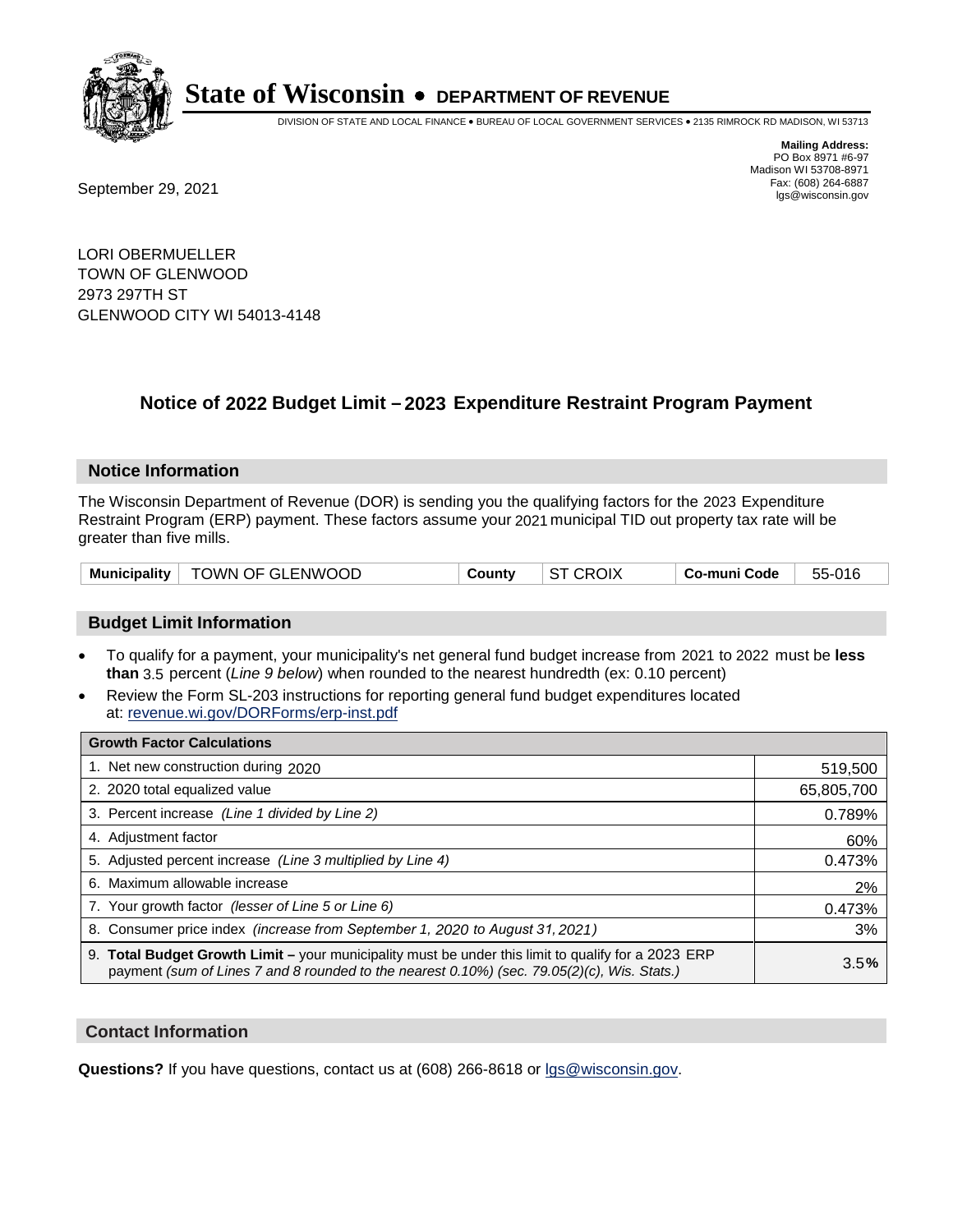# State of Wisconsin • DEPARTMENT OF REVENUE

DIVISION OF STATE AND LOCAL FINANCE • BUREAU OF LOCAL GOVERNMENT SERVICES • 2135 RIMROCK RD MADISON, WI 53713

**Mailing Address:**
PO Box 8971 #6-97
Madison WI 53708-8971
Fax: (608) 264-6887
lgs@wisconsin.gov

September 29, 2021

LORI OBERMUELLER
TOWN OF GLENWOOD
2973 297TH ST
GLENWOOD CITY WI 54013-4148

## Notice of 2022 Budget Limit – 2023 Expenditure Restraint Program Payment

### Notice Information

The Wisconsin Department of Revenue (DOR) is sending you the qualifying factors for the 2023 Expenditure Restraint Program (ERP) payment. These factors assume your 2021 municipal TID out property tax rate will be greater than five mills.

| Municipality | TOWN OF GLENWOOD | County | ST CROIX | Co-muni Code | 55-016 |
|---|---|---|---|---|---|

### Budget Limit Information

- To qualify for a payment, your municipality's net general fund budget increase from 2021 to 2022 must be **less than** 3.5 percent (*Line 9 below*) when rounded to the nearest hundredth (ex: 0.10 percent)
- Review the Form SL-203 instructions for reporting general fund budget expenditures located at: revenue.wi.gov/DORForms/erp-inst.pdf

| Growth Factor Calculations | |
|---|---|
| 1. Net new construction during 2020 | 519,500 |
| 2. 2020 total equalized value | 65,805,700 |
| 3. Percent increase *(Line 1 divided by Line 2)* | 0.789% |
| 4. Adjustment factor | 60% |
| 5. Adjusted percent increase *(Line 3 multiplied by Line 4)* | 0.473% |
| 6. Maximum allowable increase | 2% |
| 7. Your growth factor *(lesser of Line 5 or Line 6)* | 0.473% |
| 8. Consumer price index *(increase from September 1, 2020 to August 31, 2021)* | 3% |
| 9. **Total Budget Growth Limit –** your municipality must be under this limit to qualify for a 2023 ERP payment *(sum of Lines 7 and 8 rounded to the nearest 0.10%) (sec. 79.05(2)(c), Wis. Stats.)* | 3.5**%** |

### Contact Information

**Questions?** If you have questions, contact us at (608) 266-8618 or lgs@wisconsin.gov.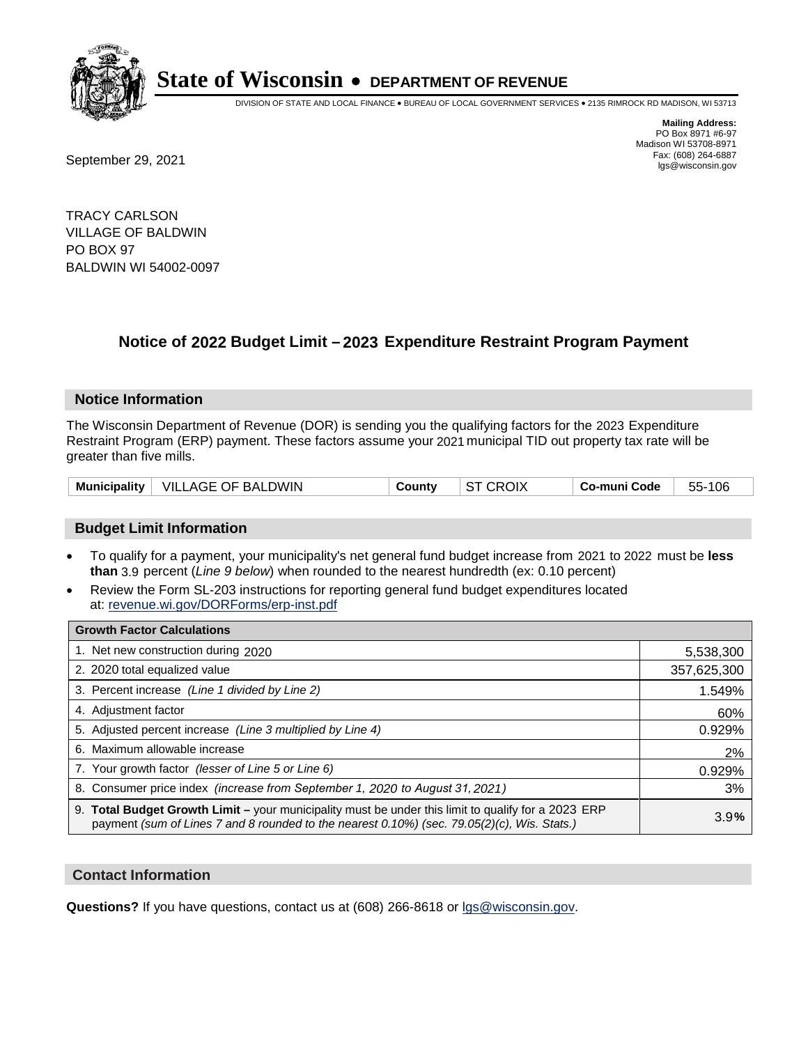# State of Wisconsin • DEPARTMENT OF REVENUE

DIVISION OF STATE AND LOCAL FINANCE • BUREAU OF LOCAL GOVERNMENT SERVICES • 2135 RIMROCK RD MADISON, WI 53713

**Mailing Address:**
PO Box 8971 #6-97
Madison WI 53708-8971
Fax: (608) 264-6887
lgs@wisconsin.gov

September 29, 2021

TRACY CARLSON
VILLAGE OF BALDWIN
PO BOX 97
BALDWIN WI 54002-0097

## Notice of 2022 Budget Limit – 2023 Expenditure Restraint Program Payment

### Notice Information

The Wisconsin Department of Revenue (DOR) is sending you the qualifying factors for the 2023 Expenditure Restraint Program (ERP) payment. These factors assume your 2021 municipal TID out property tax rate will be greater than five mills.

| Municipality | VILLAGE OF BALDWIN | County | ST CROIX | Co-muni Code | 55-106 |
|---|---|---|---|---|---|

### Budget Limit Information

- To qualify for a payment, your municipality's net general fund budget increase from 2021 to 2022 must be **less than** 3.9 percent (*Line 9 below*) when rounded to the nearest hundredth (ex: 0.10 percent)
- Review the Form SL-203 instructions for reporting general fund budget expenditures located at: revenue.wi.gov/DORForms/erp-inst.pdf

| Growth Factor Calculations | |
|---|---|
| 1. Net new construction during 2020 | 5,538,300 |
| 2. 2020 total equalized value | 357,625,300 |
| 3. Percent increase *(Line 1 divided by Line 2)* | 1.549% |
| 4. Adjustment factor | 60% |
| 5. Adjusted percent increase *(Line 3 multiplied by Line 4)* | 0.929% |
| 6. Maximum allowable increase | 2% |
| 7. Your growth factor *(lesser of Line 5 or Line 6)* | 0.929% |
| 8. Consumer price index *(increase from September 1, 2020 to August 31, 2021)* | 3% |
| 9. **Total Budget Growth Limit –** your municipality must be under this limit to qualify for a 2023 ERP payment *(sum of Lines 7 and 8 rounded to the nearest 0.10%) (sec. 79.05(2)(c), Wis. Stats.)* | 3.9**%** |

### Contact Information

**Questions?** If you have questions, contact us at (608) 266-8618 or lgs@wisconsin.gov.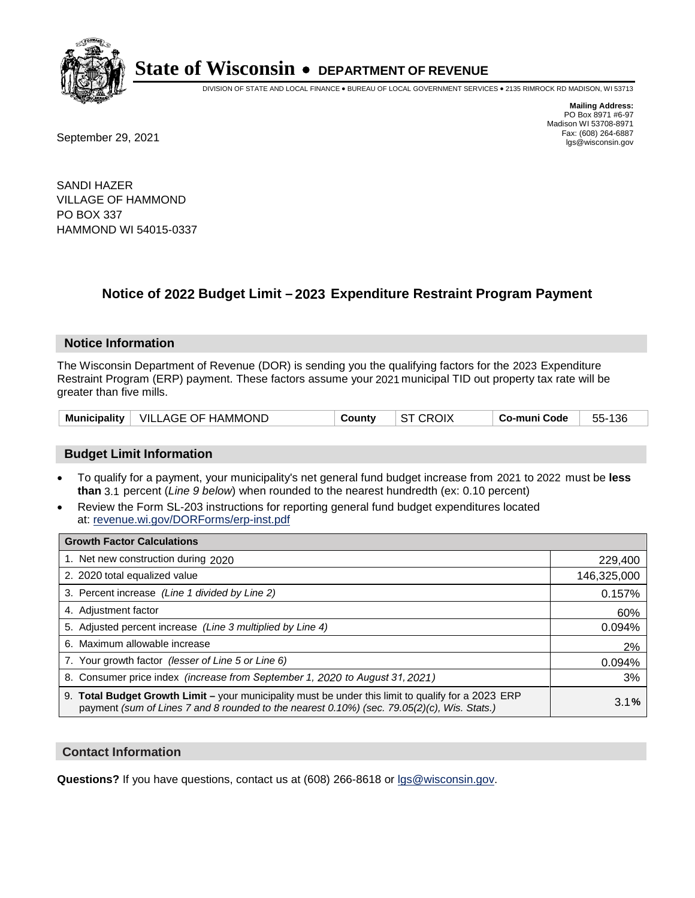# State of Wisconsin • DEPARTMENT OF REVENUE

DIVISION OF STATE AND LOCAL FINANCE • BUREAU OF LOCAL GOVERNMENT SERVICES • 2135 RIMROCK RD MADISON, WI 53713

**Mailing Address:**
PO Box 8971 #6-97
Madison WI 53708-8971
Fax: (608) 264-6887
lgs@wisconsin.gov

September 29, 2021

SANDI HAZER
VILLAGE OF HAMMOND
PO BOX 337
HAMMOND WI 54015-0337

## Notice of 2022 Budget Limit – 2023 Expenditure Restraint Program Payment

### Notice Information

The Wisconsin Department of Revenue (DOR) is sending you the qualifying factors for the 2023 Expenditure Restraint Program (ERP) payment. These factors assume your 2021 municipal TID out property tax rate will be greater than five mills.

| Municipality | VILLAGE OF HAMMOND | County | ST CROIX | Co-muni Code | 55-136 |
|---|---|---|---|---|---|

### Budget Limit Information

- To qualify for a payment, your municipality's net general fund budget increase from 2021 to 2022 must be **less than** 3.1 percent (*Line 9 below*) when rounded to the nearest hundredth (ex: 0.10 percent)
- Review the Form SL-203 instructions for reporting general fund budget expenditures located at: revenue.wi.gov/DORForms/erp-inst.pdf

| Growth Factor Calculations | |
|---|---|
| 1. Net new construction during 2020 | 229,400 |
| 2. 2020 total equalized value | 146,325,000 |
| 3. Percent increase *(Line 1 divided by Line 2)* | 0.157% |
| 4. Adjustment factor | 60% |
| 5. Adjusted percent increase *(Line 3 multiplied by Line 4)* | 0.094% |
| 6. Maximum allowable increase | 2% |
| 7. Your growth factor *(lesser of Line 5 or Line 6)* | 0.094% |
| 8. Consumer price index *(increase from September 1, 2020 to August 31, 2021)* | 3% |
| 9. **Total Budget Growth Limit –** your municipality must be under this limit to qualify for a 2023 ERP payment *(sum of Lines 7 and 8 rounded to the nearest 0.10%) (sec. 79.05(2)(c), Wis. Stats.)* | 3.1**%** |

### Contact Information

**Questions?** If you have questions, contact us at (608) 266-8618 or lgs@wisconsin.gov.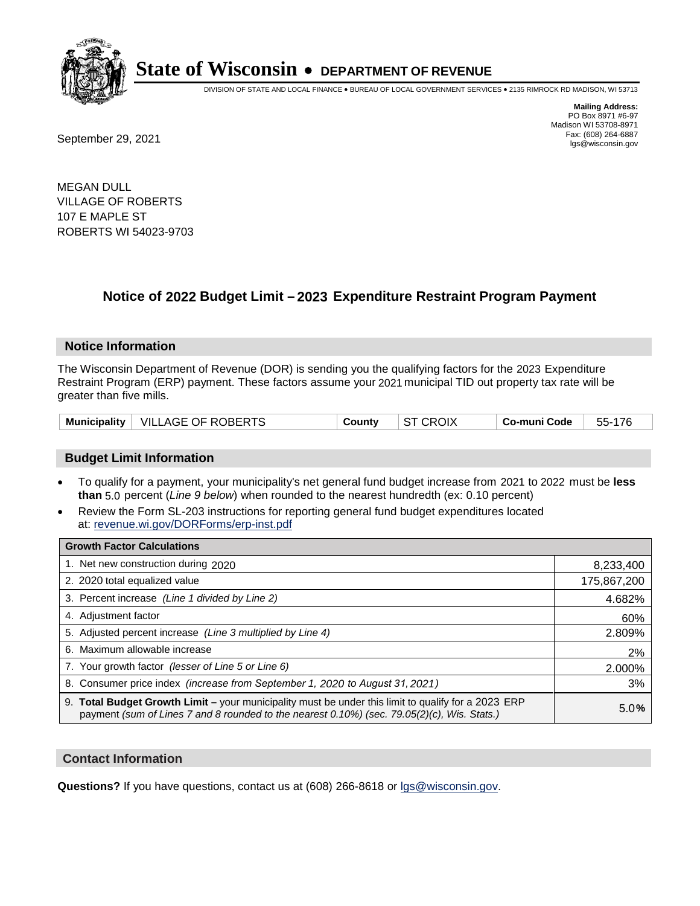# State of Wisconsin • DEPARTMENT OF REVENUE

DIVISION OF STATE AND LOCAL FINANCE • BUREAU OF LOCAL GOVERNMENT SERVICES • 2135 RIMROCK RD MADISON, WI 53713

**Mailing Address:**
PO Box 8971 #6-97
Madison WI 53708-8971
Fax: (608) 264-6887
lgs@wisconsin.gov

September 29, 2021

MEGAN DULL
VILLAGE OF ROBERTS
107 E MAPLE ST
ROBERTS WI 54023-9703

## Notice of 2022 Budget Limit – 2023 Expenditure Restraint Program Payment

### Notice Information

The Wisconsin Department of Revenue (DOR) is sending you the qualifying factors for the 2023 Expenditure Restraint Program (ERP) payment. These factors assume your 2021 municipal TID out property tax rate will be greater than five mills.

| Municipality | VILLAGE OF ROBERTS | County | ST CROIX | Co-muni Code | 55-176 |
|---|---|---|---|---|---|

### Budget Limit Information

- To qualify for a payment, your municipality's net general fund budget increase from 2021 to 2022 must be **less than** 5.0 percent (*Line 9 below*) when rounded to the nearest hundredth (ex: 0.10 percent)
- Review the Form SL-203 instructions for reporting general fund budget expenditures located at: revenue.wi.gov/DORForms/erp-inst.pdf

| Growth Factor Calculations | |
|---|---|
| 1. Net new construction during 2020 | 8,233,400 |
| 2. 2020 total equalized value | 175,867,200 |
| 3. Percent increase *(Line 1 divided by Line 2)* | 4.682% |
| 4. Adjustment factor | 60% |
| 5. Adjusted percent increase *(Line 3 multiplied by Line 4)* | 2.809% |
| 6. Maximum allowable increase | 2% |
| 7. Your growth factor *(lesser of Line 5 or Line 6)* | 2.000% |
| 8. Consumer price index *(increase from September 1, 2020 to August 31, 2021)* | 3% |
| 9. **Total Budget Growth Limit –** your municipality must be under this limit to qualify for a 2023 ERP payment *(sum of Lines 7 and 8 rounded to the nearest 0.10%) (sec. 79.05(2)(c), Wis. Stats.)* | 5.0**%** |

### Contact Information

**Questions?** If you have questions, contact us at (608) 266-8618 or lgs@wisconsin.gov.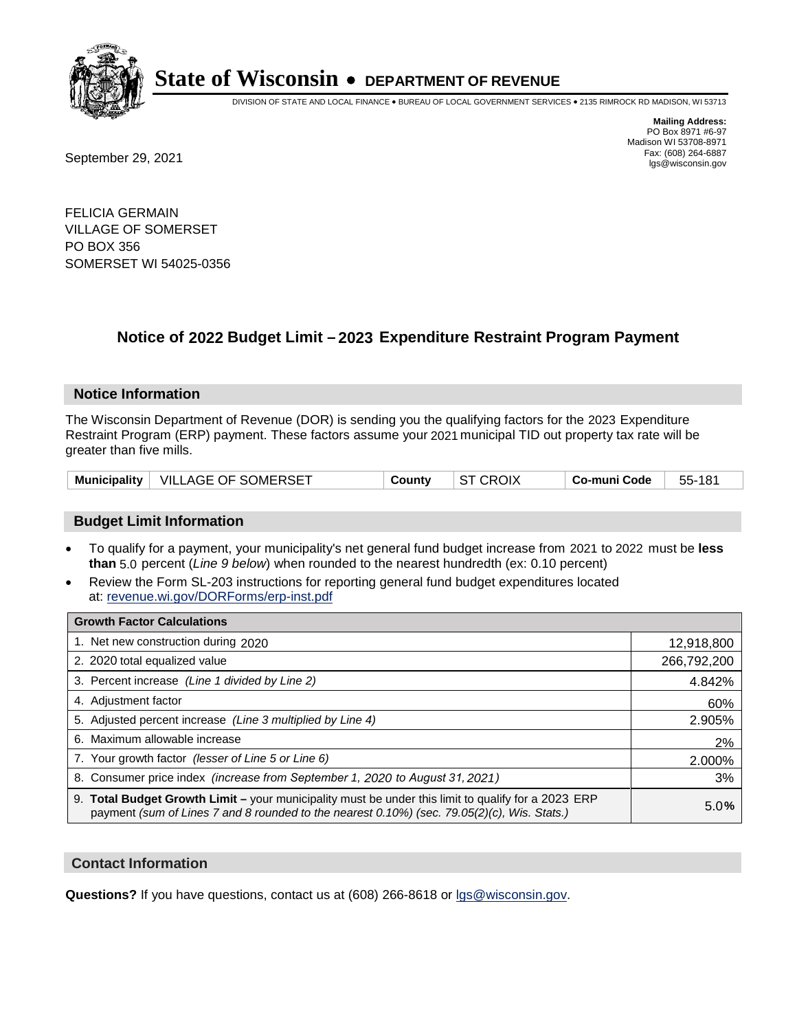# State of Wisconsin • DEPARTMENT OF REVENUE

DIVISION OF STATE AND LOCAL FINANCE • BUREAU OF LOCAL GOVERNMENT SERVICES • 2135 RIMROCK RD MADISON, WI 53713

**Mailing Address:**
PO Box 8971 #6-97
Madison WI 53708-8971
Fax: (608) 264-6887
lgs@wisconsin.gov

September 29, 2021

FELICIA GERMAIN
VILLAGE OF SOMERSET
PO BOX 356
SOMERSET WI 54025-0356

## Notice of 2022 Budget Limit – 2023 Expenditure Restraint Program Payment

### Notice Information

The Wisconsin Department of Revenue (DOR) is sending you the qualifying factors for the 2023 Expenditure Restraint Program (ERP) payment. These factors assume your 2021 municipal TID out property tax rate will be greater than five mills.

| Municipality | VILLAGE OF SOMERSET | County | ST CROIX | Co-muni Code | 55-181 |
|---|---|---|---|---|---|

### Budget Limit Information

- To qualify for a payment, your municipality's net general fund budget increase from 2021 to 2022 must be **less than** 5.0 percent (*Line 9 below*) when rounded to the nearest hundredth (ex: 0.10 percent)
- Review the Form SL-203 instructions for reporting general fund budget expenditures located at: revenue.wi.gov/DORForms/erp-inst.pdf

| Growth Factor Calculations | |
|---|---|
| 1. Net new construction during 2020 | 12,918,800 |
| 2. 2020 total equalized value | 266,792,200 |
| 3. Percent increase *(Line 1 divided by Line 2)* | 4.842% |
| 4. Adjustment factor | 60% |
| 5. Adjusted percent increase *(Line 3 multiplied by Line 4)* | 2.905% |
| 6. Maximum allowable increase | 2% |
| 7. Your growth factor *(lesser of Line 5 or Line 6)* | 2.000% |
| 8. Consumer price index *(increase from September 1, 2020 to August 31, 2021)* | 3% |
| 9. **Total Budget Growth Limit –** your municipality must be under this limit to qualify for a 2023 ERP payment *(sum of Lines 7 and 8 rounded to the nearest 0.10%) (sec. 79.05(2)(c), Wis. Stats.)* | 5.0**%** |

### Contact Information

**Questions?** If you have questions, contact us at (608) 266-8618 or lgs@wisconsin.gov.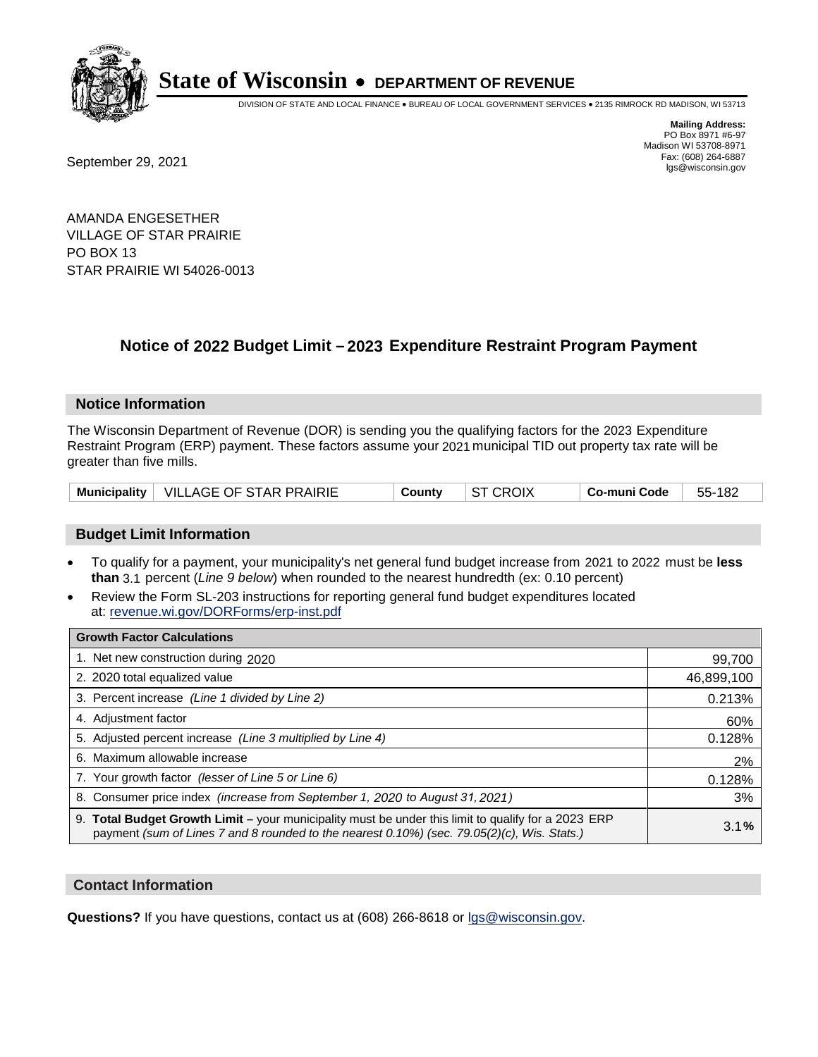# State of Wisconsin • DEPARTMENT OF REVENUE

DIVISION OF STATE AND LOCAL FINANCE • BUREAU OF LOCAL GOVERNMENT SERVICES • 2135 RIMROCK RD MADISON, WI 53713

**Mailing Address:**
PO Box 8971 #6-97
Madison WI 53708-8971
Fax: (608) 264-6887
lgs@wisconsin.gov

September 29, 2021

AMANDA ENGESETHER
VILLAGE OF STAR PRAIRIE
PO BOX 13
STAR PRAIRIE WI 54026-0013

## Notice of 2022 Budget Limit – 2023 Expenditure Restraint Program Payment

### Notice Information

The Wisconsin Department of Revenue (DOR) is sending you the qualifying factors for the 2023 Expenditure Restraint Program (ERP) payment. These factors assume your 2021 municipal TID out property tax rate will be greater than five mills.

| Municipality | VILLAGE OF STAR PRAIRIE | County | ST CROIX | Co-muni Code | 55-182 |
|---|---|---|---|---|---|

### Budget Limit Information

- To qualify for a payment, your municipality's net general fund budget increase from 2021 to 2022 must be **less than** 3.1 percent (*Line 9 below*) when rounded to the nearest hundredth (ex: 0.10 percent)
- Review the Form SL-203 instructions for reporting general fund budget expenditures located at: revenue.wi.gov/DORForms/erp-inst.pdf

| Growth Factor Calculations | |
|---|---|
| 1. Net new construction during 2020 | 99,700 |
| 2. 2020 total equalized value | 46,899,100 |
| 3. Percent increase *(Line 1 divided by Line 2)* | 0.213% |
| 4. Adjustment factor | 60% |
| 5. Adjusted percent increase *(Line 3 multiplied by Line 4)* | 0.128% |
| 6. Maximum allowable increase | 2% |
| 7. Your growth factor *(lesser of Line 5 or Line 6)* | 0.128% |
| 8. Consumer price index *(increase from September 1, 2020 to August 31, 2021)* | 3% |
| 9. **Total Budget Growth Limit –** your municipality must be under this limit to qualify for a 2023 ERP payment *(sum of Lines 7 and 8 rounded to the nearest 0.10%) (sec. 79.05(2)(c), Wis. Stats.)* | 3.1**%** |

### Contact Information

**Questions?** If you have questions, contact us at (608) 266-8618 or lgs@wisconsin.gov.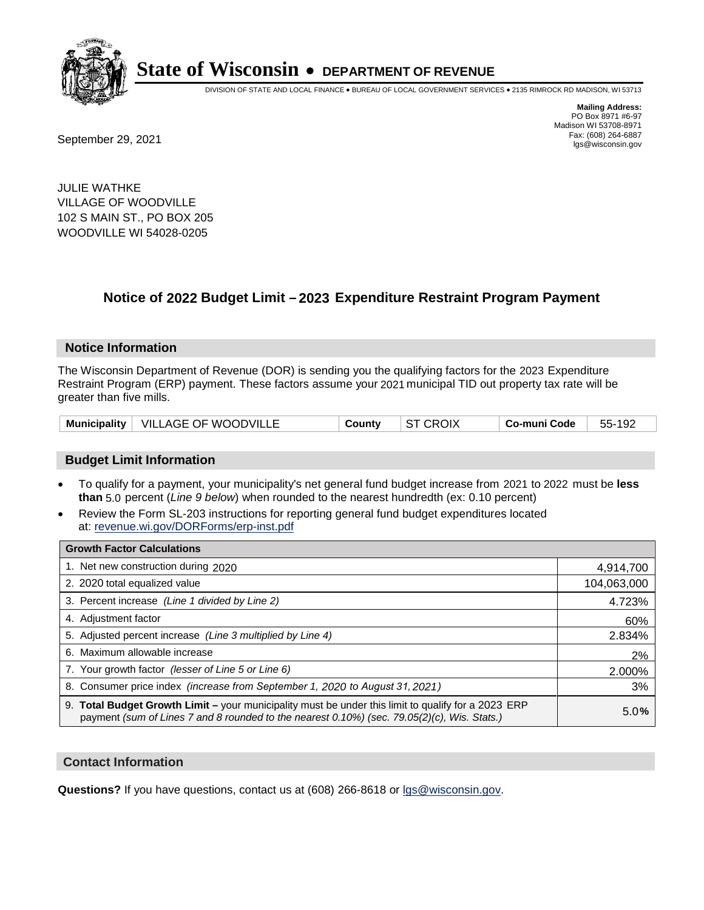# State of Wisconsin • DEPARTMENT OF REVENUE

DIVISION OF STATE AND LOCAL FINANCE • BUREAU OF LOCAL GOVERNMENT SERVICES • 2135 RIMROCK RD MADISON, WI 53713

**Mailing Address:**
PO Box 8971 #6-97
Madison WI 53708-8971
Fax: (608) 264-6887
lgs@wisconsin.gov

September 29, 2021

JULIE WATHKE
VILLAGE OF WOODVILLE
102 S MAIN ST., PO BOX 205
WOODVILLE WI 54028-0205

## Notice of 2022 Budget Limit – 2023 Expenditure Restraint Program Payment

### Notice Information

The Wisconsin Department of Revenue (DOR) is sending you the qualifying factors for the 2023 Expenditure Restraint Program (ERP) payment. These factors assume your 2021 municipal TID out property tax rate will be greater than five mills.

| Municipality | VILLAGE OF WOODVILLE | County | ST CROIX | Co-muni Code | 55-192 |
|---|---|---|---|---|---|

### Budget Limit Information

- To qualify for a payment, your municipality's net general fund budget increase from 2021 to 2022 must be **less than** 5.0 percent (*Line 9 below*) when rounded to the nearest hundredth (ex: 0.10 percent)
- Review the Form SL-203 instructions for reporting general fund budget expenditures located at: revenue.wi.gov/DORForms/erp-inst.pdf

| Growth Factor Calculations | |
|---|---|
| 1. Net new construction during 2020 | 4,914,700 |
| 2. 2020 total equalized value | 104,063,000 |
| 3. Percent increase *(Line 1 divided by Line 2)* | 4.723% |
| 4. Adjustment factor | 60% |
| 5. Adjusted percent increase *(Line 3 multiplied by Line 4)* | 2.834% |
| 6. Maximum allowable increase | 2% |
| 7. Your growth factor *(lesser of Line 5 or Line 6)* | 2.000% |
| 8. Consumer price index *(increase from September 1, 2020 to August 31, 2021)* | 3% |
| 9. **Total Budget Growth Limit –** your municipality must be under this limit to qualify for a 2023 ERP payment *(sum of Lines 7 and 8 rounded to the nearest 0.10%) (sec. 79.05(2)(c), Wis. Stats.)* | 5.0% |

### Contact Information

**Questions?** If you have questions, contact us at (608) 266-8618 or lgs@wisconsin.gov.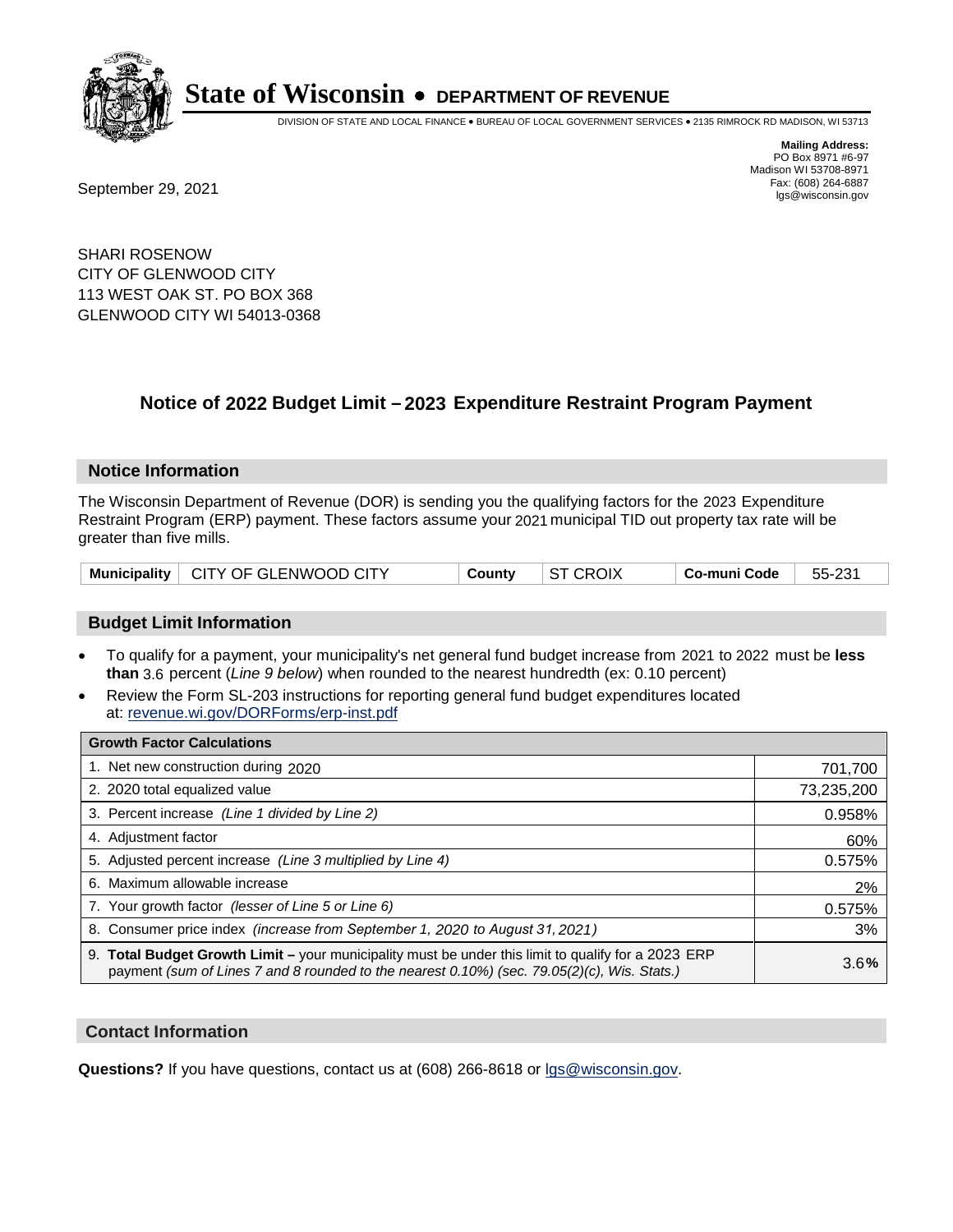# State of Wisconsin • DEPARTMENT OF REVENUE

DIVISION OF STATE AND LOCAL FINANCE • BUREAU OF LOCAL GOVERNMENT SERVICES • 2135 RIMROCK RD MADISON, WI 53713

**Mailing Address:**
PO Box 8971 #6-97
Madison WI 53708-8971
Fax: (608) 264-6887
lgs@wisconsin.gov

September 29, 2021

SHARI ROSENOW
CITY OF GLENWOOD CITY
113 WEST OAK ST. PO BOX 368
GLENWOOD CITY WI 54013-0368

## Notice of 2022 Budget Limit – 2023 Expenditure Restraint Program Payment

### Notice Information

The Wisconsin Department of Revenue (DOR) is sending you the qualifying factors for the 2023 Expenditure Restraint Program (ERP) payment. These factors assume your 2021 municipal TID out property tax rate will be greater than five mills.

| Municipality | CITY OF GLENWOOD CITY | County | ST CROIX | Co-muni Code | 55-231 |
|---|---|---|---|---|---|

### Budget Limit Information

- To qualify for a payment, your municipality's net general fund budget increase from 2021 to 2022 must be **less than** 3.6 percent (*Line 9 below*) when rounded to the nearest hundredth (ex: 0.10 percent)
- Review the Form SL-203 instructions for reporting general fund budget expenditures located at: revenue.wi.gov/DORForms/erp-inst.pdf

| Growth Factor Calculations | |
|---|---|
| 1. Net new construction during 2020 | 701,700 |
| 2. 2020 total equalized value | 73,235,200 |
| 3. Percent increase *(Line 1 divided by Line 2)* | 0.958% |
| 4. Adjustment factor | 60% |
| 5. Adjusted percent increase *(Line 3 multiplied by Line 4)* | 0.575% |
| 6. Maximum allowable increase | 2% |
| 7. Your growth factor *(lesser of Line 5 or Line 6)* | 0.575% |
| 8. Consumer price index *(increase from September 1, 2020 to August 31, 2021)* | 3% |
| 9. **Total Budget Growth Limit –** your municipality must be under this limit to qualify for a 2023 ERP payment *(sum of Lines 7 and 8 rounded to the nearest 0.10%) (sec. 79.05(2)(c), Wis. Stats.)* | 3.6**%** |

### Contact Information

**Questions?** If you have questions, contact us at (608) 266-8618 or lgs@wisconsin.gov.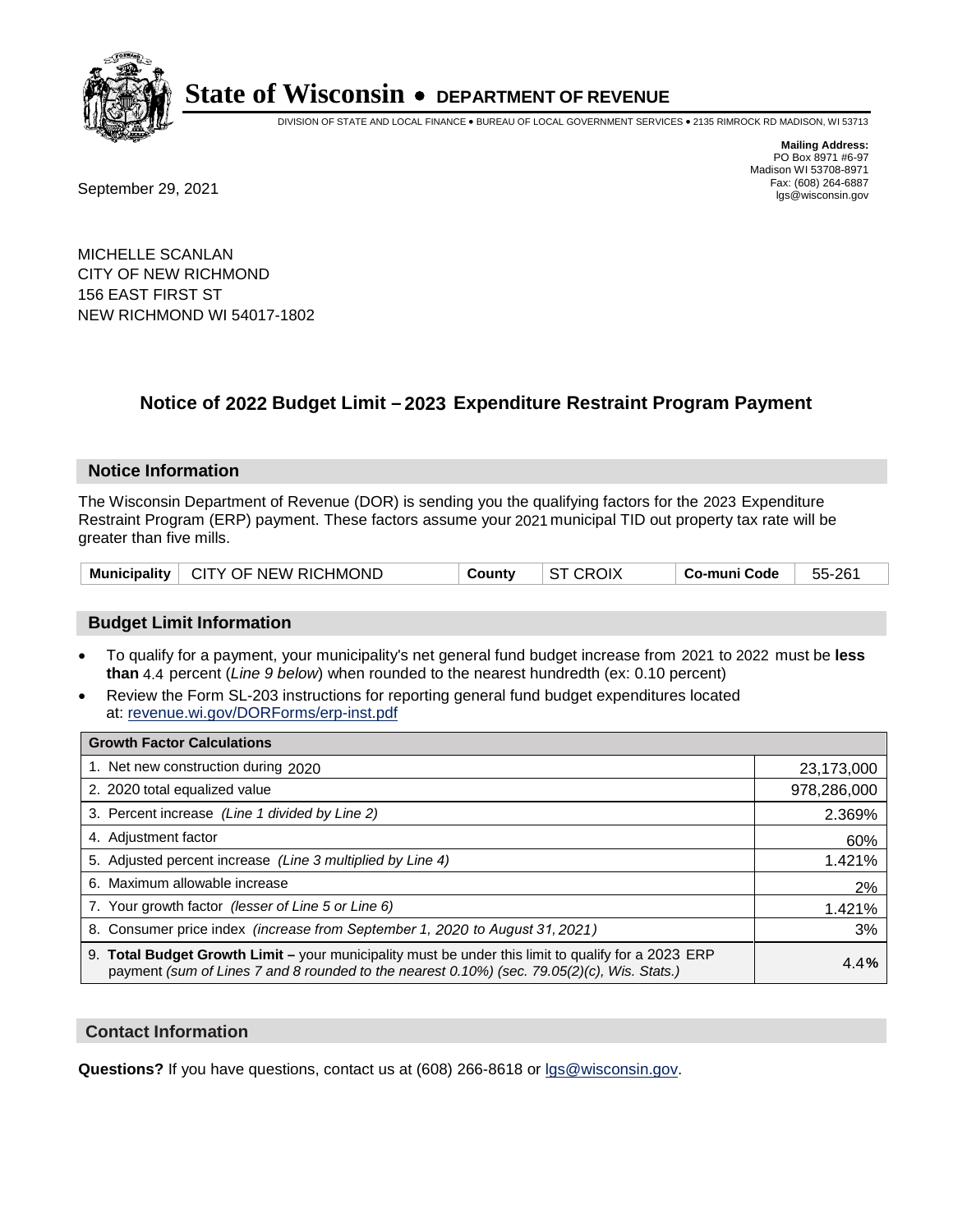# State of Wisconsin • DEPARTMENT OF REVENUE

DIVISION OF STATE AND LOCAL FINANCE • BUREAU OF LOCAL GOVERNMENT SERVICES • 2135 RIMROCK RD MADISON, WI 53713

**Mailing Address:**
PO Box 8971 #6-97
Madison WI 53708-8971
Fax: (608) 264-6887
lgs@wisconsin.gov

September 29, 2021

MICHELLE SCANLAN
CITY OF NEW RICHMOND
156 EAST FIRST ST
NEW RICHMOND WI 54017-1802

## Notice of 2022 Budget Limit – 2023 Expenditure Restraint Program Payment

### Notice Information

The Wisconsin Department of Revenue (DOR) is sending you the qualifying factors for the 2023 Expenditure Restraint Program (ERP) payment. These factors assume your 2021 municipal TID out property tax rate will be greater than five mills.

| Municipality | CITY OF NEW RICHMOND | County | ST CROIX | Co-muni Code | 55-261 |
|---|---|---|---|---|---|

### Budget Limit Information

- To qualify for a payment, your municipality's net general fund budget increase from 2021 to 2022 must be **less than** 4.4 percent (*Line 9 below*) when rounded to the nearest hundredth (ex: 0.10 percent)
- Review the Form SL-203 instructions for reporting general fund budget expenditures located at: revenue.wi.gov/DORForms/erp-inst.pdf

| Growth Factor Calculations | |
|---|---|
| 1. Net new construction during 2020 | 23,173,000 |
| 2. 2020 total equalized value | 978,286,000 |
| 3. Percent increase *(Line 1 divided by Line 2)* | 2.369% |
| 4. Adjustment factor | 60% |
| 5. Adjusted percent increase *(Line 3 multiplied by Line 4)* | 1.421% |
| 6. Maximum allowable increase | 2% |
| 7. Your growth factor *(lesser of Line 5 or Line 6)* | 1.421% |
| 8. Consumer price index *(increase from September 1, 2020 to August 31, 2021)* | 3% |
| 9. **Total Budget Growth Limit –** your municipality must be under this limit to qualify for a 2023 ERP payment *(sum of Lines 7 and 8 rounded to the nearest 0.10%) (sec. 79.05(2)(c), Wis. Stats.)* | 4.4**%** |

### Contact Information

**Questions?** If you have questions, contact us at (608) 266-8618 or lgs@wisconsin.gov.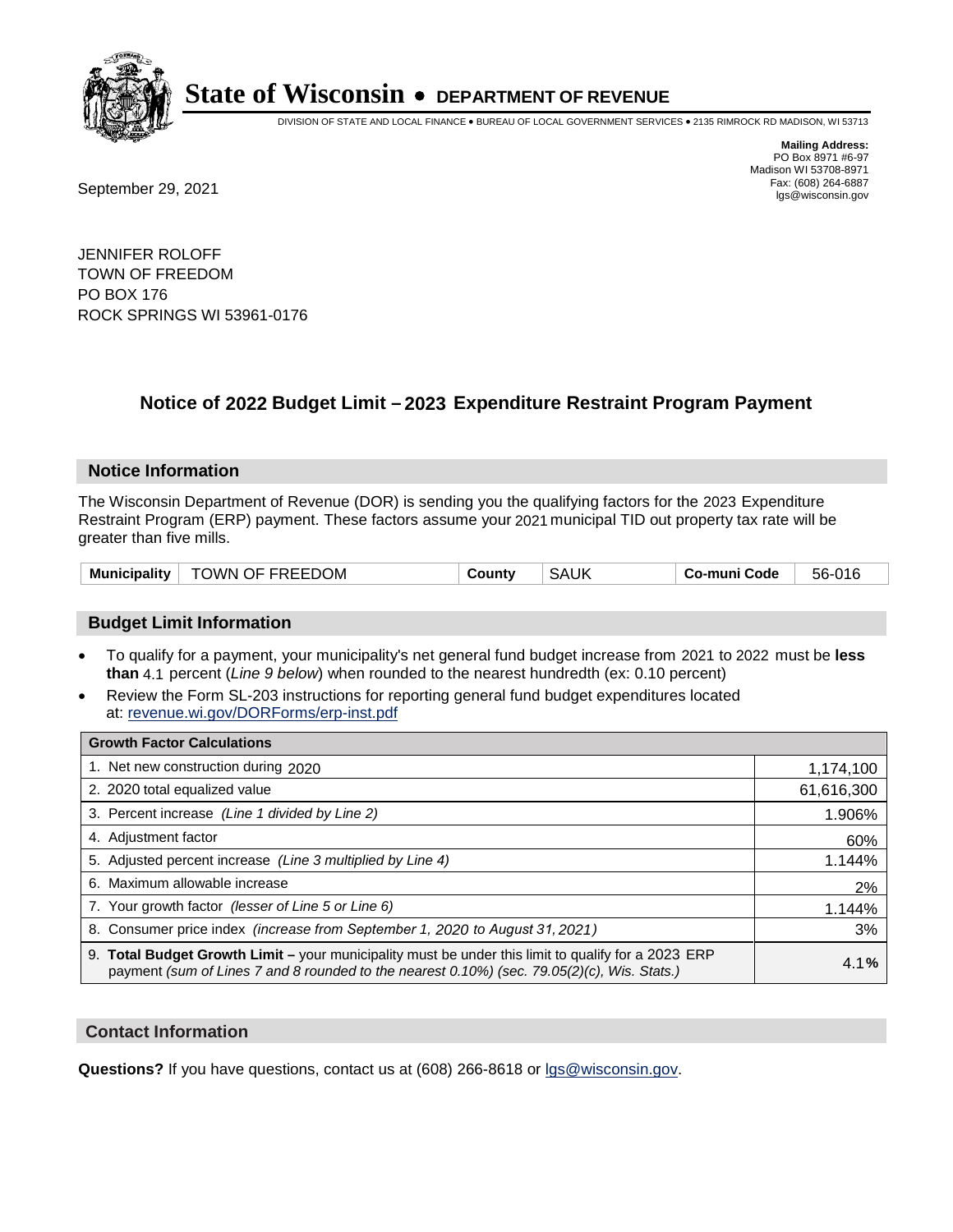# State of Wisconsin • DEPARTMENT OF REVENUE

DIVISION OF STATE AND LOCAL FINANCE • BUREAU OF LOCAL GOVERNMENT SERVICES • 2135 RIMROCK RD MADISON, WI 53713

**Mailing Address:**
PO Box 8971 #6-97
Madison WI 53708-8971
Fax: (608) 264-6887
lgs@wisconsin.gov

September 29, 2021

JENNIFER ROLOFF
TOWN OF FREEDOM
PO BOX 176
ROCK SPRINGS WI 53961-0176

## Notice of 2022 Budget Limit – 2023 Expenditure Restraint Program Payment

### Notice Information

The Wisconsin Department of Revenue (DOR) is sending you the qualifying factors for the 2023 Expenditure Restraint Program (ERP) payment. These factors assume your 2021 municipal TID out property tax rate will be greater than five mills.

| Municipality | TOWN OF FREEDOM | County | SAUK | Co-muni Code | 56-016 |
|---|---|---|---|---|---|

### Budget Limit Information

- To qualify for a payment, your municipality's net general fund budget increase from 2021 to 2022 must be **less than** 4.1 percent (*Line 9 below*) when rounded to the nearest hundredth (ex: 0.10 percent)
- Review the Form SL-203 instructions for reporting general fund budget expenditures located at: revenue.wi.gov/DORForms/erp-inst.pdf

| Growth Factor Calculations | |
|---|---|
| 1. Net new construction during 2020 | 1,174,100 |
| 2. 2020 total equalized value | 61,616,300 |
| 3. Percent increase *(Line 1 divided by Line 2)* | 1.906% |
| 4. Adjustment factor | 60% |
| 5. Adjusted percent increase *(Line 3 multiplied by Line 4)* | 1.144% |
| 6. Maximum allowable increase | 2% |
| 7. Your growth factor *(lesser of Line 5 or Line 6)* | 1.144% |
| 8. Consumer price index *(increase from September 1, 2020 to August 31, 2021)* | 3% |
| 9. **Total Budget Growth Limit –** your municipality must be under this limit to qualify for a 2023 ERP payment *(sum of Lines 7 and 8 rounded to the nearest 0.10%) (sec. 79.05(2)(c), Wis. Stats.)* | 4.1**%** |

### Contact Information

**Questions?** If you have questions, contact us at (608) 266-8618 or lgs@wisconsin.gov.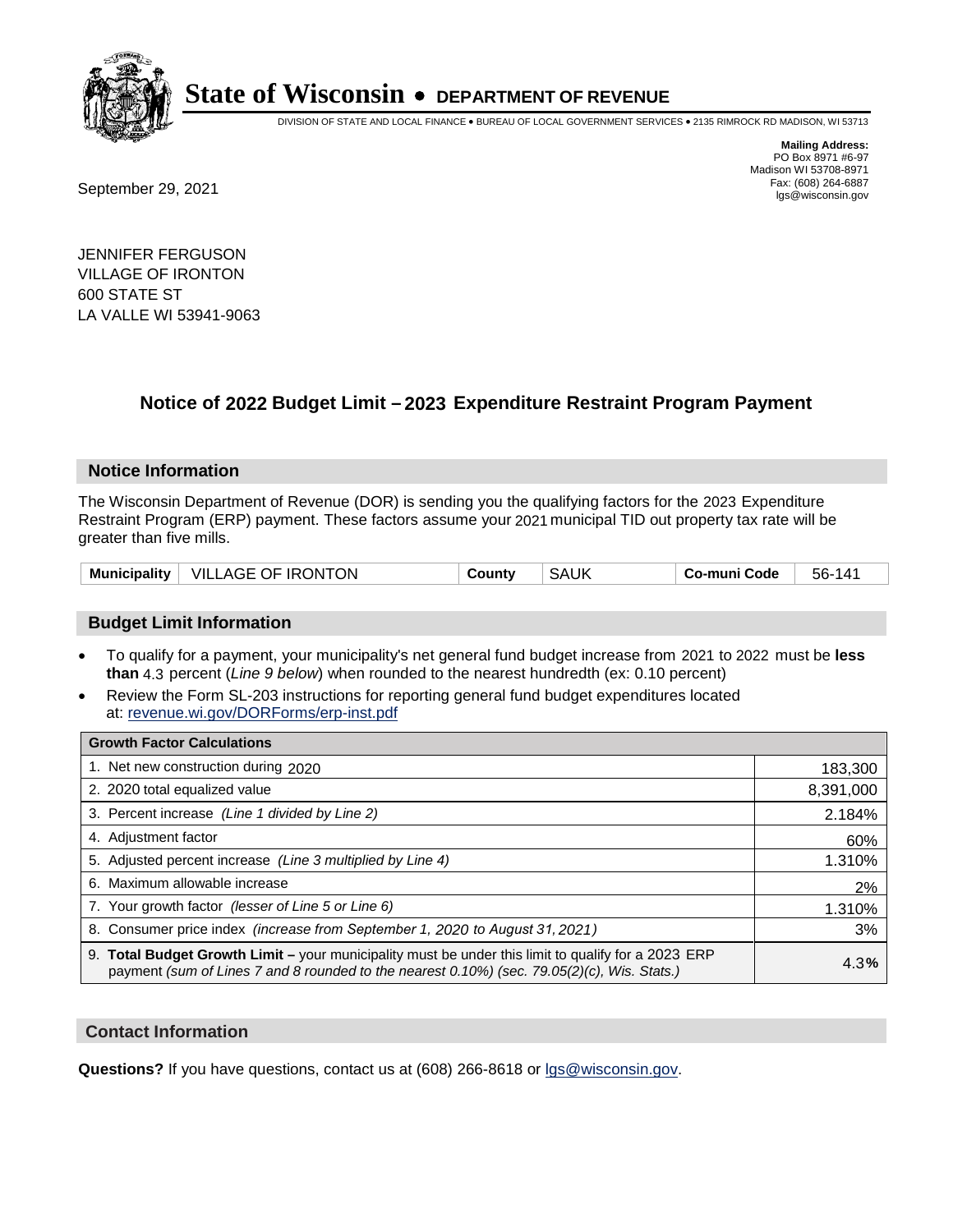# State of Wisconsin • DEPARTMENT OF REVENUE

DIVISION OF STATE AND LOCAL FINANCE • BUREAU OF LOCAL GOVERNMENT SERVICES • 2135 RIMROCK RD MADISON, WI 53713

**Mailing Address:**
PO Box 8971 #6-97
Madison WI 53708-8971
Fax: (608) 264-6887
lgs@wisconsin.gov

September 29, 2021

JENNIFER FERGUSON
VILLAGE OF IRONTON
600 STATE ST
LA VALLE WI 53941-9063

## Notice of 2022 Budget Limit – 2023 Expenditure Restraint Program Payment

### Notice Information

The Wisconsin Department of Revenue (DOR) is sending you the qualifying factors for the 2023 Expenditure Restraint Program (ERP) payment. These factors assume your 2021 municipal TID out property tax rate will be greater than five mills.

| Municipality | VILLAGE OF IRONTON | County | SAUK | Co-muni Code | 56-141 |
|---|---|---|---|---|---|

### Budget Limit Information

- To qualify for a payment, your municipality's net general fund budget increase from 2021 to 2022 must be **less than** 4.3 percent (*Line 9 below*) when rounded to the nearest hundredth (ex: 0.10 percent)
- Review the Form SL-203 instructions for reporting general fund budget expenditures located at: revenue.wi.gov/DORForms/erp-inst.pdf

| Growth Factor Calculations | |
|---|---|
| 1. Net new construction during 2020 | 183,300 |
| 2. 2020 total equalized value | 8,391,000 |
| 3. Percent increase *(Line 1 divided by Line 2)* | 2.184% |
| 4. Adjustment factor | 60% |
| 5. Adjusted percent increase *(Line 3 multiplied by Line 4)* | 1.310% |
| 6. Maximum allowable increase | 2% |
| 7. Your growth factor *(lesser of Line 5 or Line 6)* | 1.310% |
| 8. Consumer price index *(increase from September 1, 2020 to August 31, 2021)* | 3% |
| 9. **Total Budget Growth Limit –** your municipality must be under this limit to qualify for a 2023 ERP payment *(sum of Lines 7 and 8 rounded to the nearest 0.10%) (sec. 79.05(2)(c), Wis. Stats.)* | 4.3**%** |

### Contact Information

**Questions?** If you have questions, contact us at (608) 266-8618 or lgs@wisconsin.gov.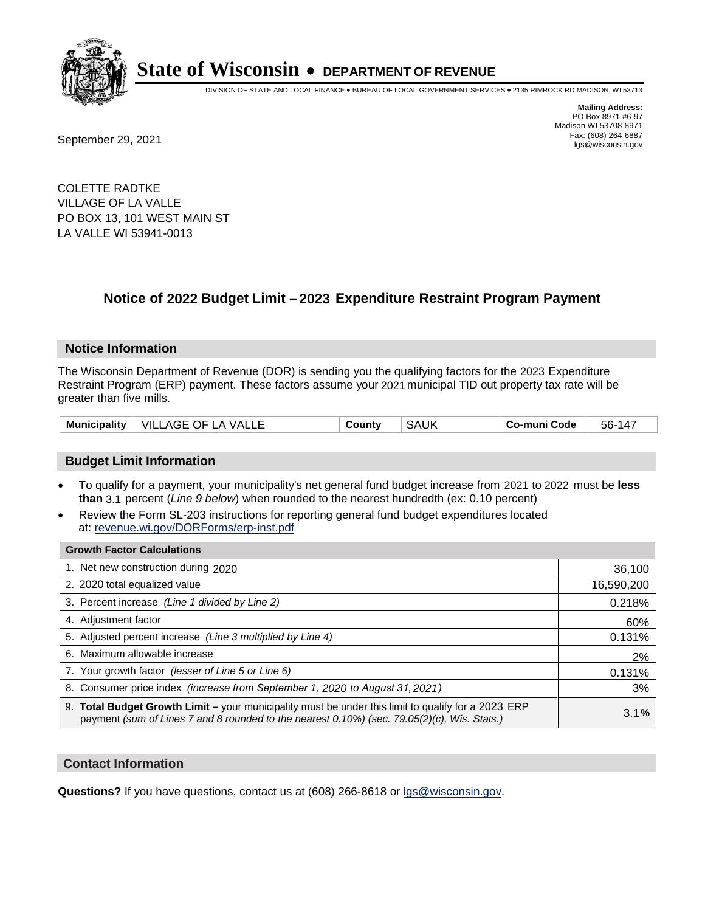# State of Wisconsin • DEPARTMENT OF REVENUE

DIVISION OF STATE AND LOCAL FINANCE • BUREAU OF LOCAL GOVERNMENT SERVICES • 2135 RIMROCK RD MADISON, WI 53713

**Mailing Address:**
PO Box 8971 #6-97
Madison WI 53708-8971
Fax: (608) 264-6887
lgs@wisconsin.gov

September 29, 2021

COLETTE RADTKE
VILLAGE OF LA VALLE
PO BOX 13, 101 WEST MAIN ST
LA VALLE WI 53941-0013

## Notice of 2022 Budget Limit – 2023 Expenditure Restraint Program Payment

### Notice Information

The Wisconsin Department of Revenue (DOR) is sending you the qualifying factors for the 2023 Expenditure Restraint Program (ERP) payment. These factors assume your 2021 municipal TID out property tax rate will be greater than five mills.

| Municipality | VILLAGE OF LA VALLE | County | SAUK | Co-muni Code | 56-147 |
|---|---|---|---|---|---|

### Budget Limit Information

- To qualify for a payment, your municipality's net general fund budget increase from 2021 to 2022 must be **less than** 3.1 percent (*Line 9 below*) when rounded to the nearest hundredth (ex: 0.10 percent)
- Review the Form SL-203 instructions for reporting general fund budget expenditures located at: revenue.wi.gov/DORForms/erp-inst.pdf

| Growth Factor Calculations | |
|---|---|
| 1. Net new construction during 2020 | 36,100 |
| 2. 2020 total equalized value | 16,590,200 |
| 3. Percent increase *(Line 1 divided by Line 2)* | 0.218% |
| 4. Adjustment factor | 60% |
| 5. Adjusted percent increase *(Line 3 multiplied by Line 4)* | 0.131% |
| 6. Maximum allowable increase | 2% |
| 7. Your growth factor *(lesser of Line 5 or Line 6)* | 0.131% |
| 8. Consumer price index *(increase from September 1, 2020 to August 31, 2021)* | 3% |
| 9. **Total Budget Growth Limit –** your municipality must be under this limit to qualify for a 2023 ERP payment *(sum of Lines 7 and 8 rounded to the nearest 0.10%) (sec. 79.05(2)(c), Wis. Stats.)* | **3.1%** |

### Contact Information

**Questions?** If you have questions, contact us at (608) 266-8618 or lgs@wisconsin.gov.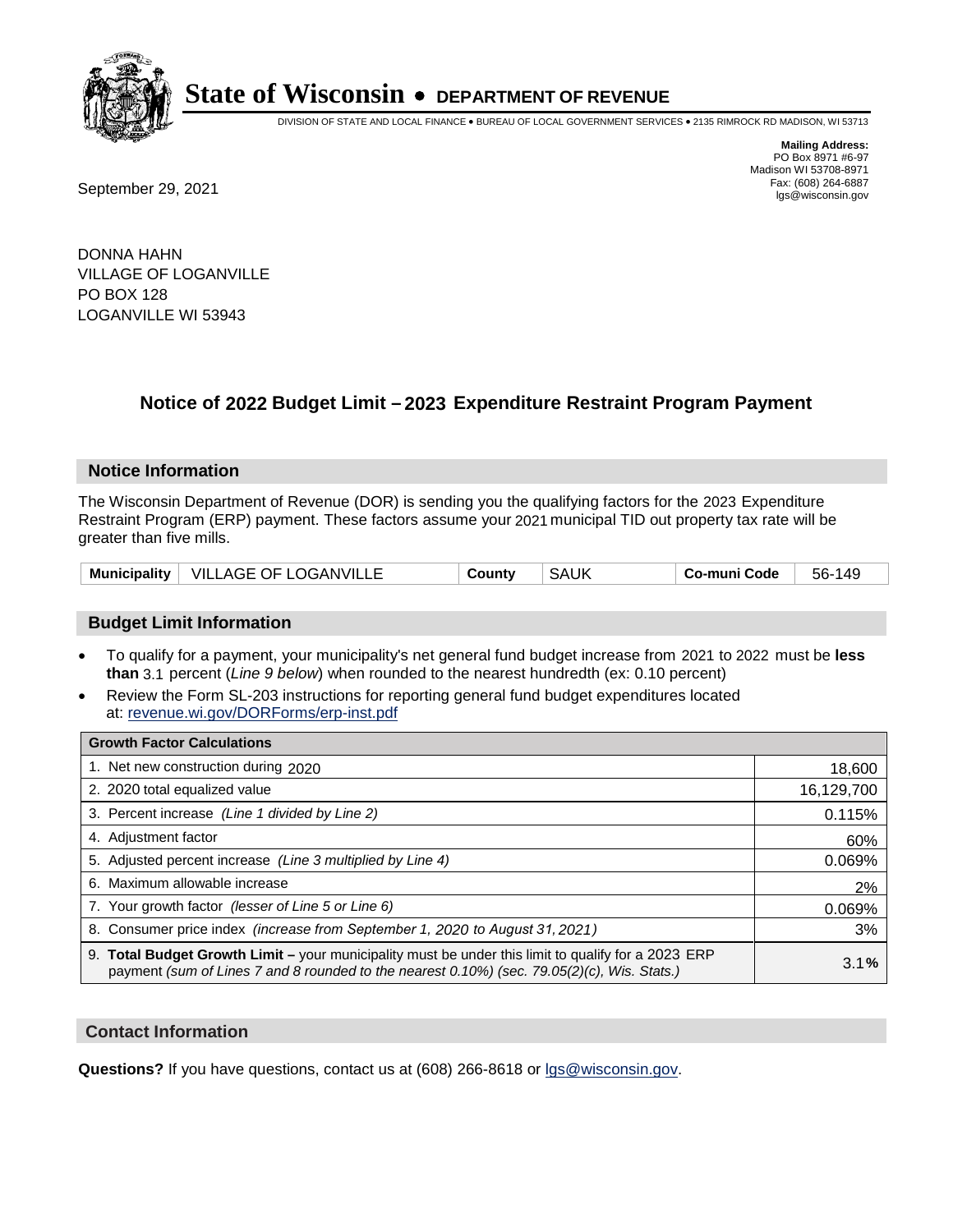# State of Wisconsin • DEPARTMENT OF REVENUE

DIVISION OF STATE AND LOCAL FINANCE • BUREAU OF LOCAL GOVERNMENT SERVICES • 2135 RIMROCK RD MADISON, WI 53713

**Mailing Address:**
PO Box 8971 #6-97
Madison WI 53708-8971
Fax: (608) 264-6887
lgs@wisconsin.gov

September 29, 2021

DONNA HAHN
VILLAGE OF LOGANVILLE
PO BOX 128
LOGANVILLE WI 53943

## Notice of 2022 Budget Limit – 2023 Expenditure Restraint Program Payment

### Notice Information

The Wisconsin Department of Revenue (DOR) is sending you the qualifying factors for the 2023 Expenditure Restraint Program (ERP) payment. These factors assume your 2021 municipal TID out property tax rate will be greater than five mills.

| Municipality | VILLAGE OF LOGANVILLE | County | SAUK | Co-muni Code | 56-149 |
|---|---|---|---|---|---|

### Budget Limit Information

- To qualify for a payment, your municipality's net general fund budget increase from 2021 to 2022 must be **less than** 3.1 percent (*Line 9 below*) when rounded to the nearest hundredth (ex: 0.10 percent)
- Review the Form SL-203 instructions for reporting general fund budget expenditures located at: revenue.wi.gov/DORForms/erp-inst.pdf

| Growth Factor Calculations | |
|---|---|
| 1. Net new construction during 2020 | 18,600 |
| 2. 2020 total equalized value | 16,129,700 |
| 3. Percent increase *(Line 1 divided by Line 2)* | 0.115% |
| 4. Adjustment factor | 60% |
| 5. Adjusted percent increase *(Line 3 multiplied by Line 4)* | 0.069% |
| 6. Maximum allowable increase | 2% |
| 7. Your growth factor *(lesser of Line 5 or Line 6)* | 0.069% |
| 8. Consumer price index *(increase from September 1, 2020 to August 31, 2021)* | 3% |
| 9. **Total Budget Growth Limit** – your municipality must be under this limit to qualify for a 2023 ERP payment *(sum of Lines 7 and 8 rounded to the nearest 0.10%) (sec. 79.05(2)(c), Wis. Stats.)* | 3.1**%** |

### Contact Information

**Questions?** If you have questions, contact us at (608) 266-8618 or lgs@wisconsin.gov.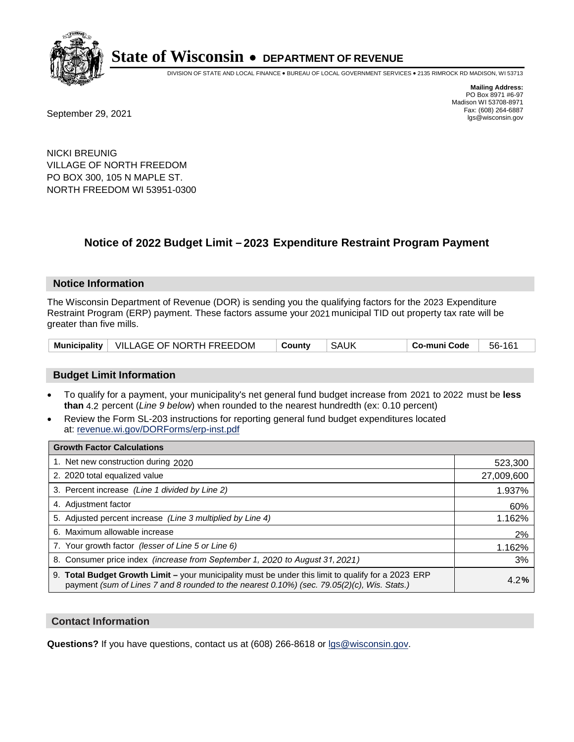# State of Wisconsin • DEPARTMENT OF REVENUE

DIVISION OF STATE AND LOCAL FINANCE • BUREAU OF LOCAL GOVERNMENT SERVICES • 2135 RIMROCK RD MADISON, WI 53713

**Mailing Address:**
PO Box 8971 #6-97
Madison WI 53708-8971
Fax: (608) 264-6887
lgs@wisconsin.gov

September 29, 2021

NICKI BREUNIG
VILLAGE OF NORTH FREEDOM
PO BOX 300, 105 N MAPLE ST.
NORTH FREEDOM WI 53951-0300

## Notice of 2022 Budget Limit – 2023 Expenditure Restraint Program Payment

### Notice Information

The Wisconsin Department of Revenue (DOR) is sending you the qualifying factors for the 2023 Expenditure Restraint Program (ERP) payment. These factors assume your 2021 municipal TID out property tax rate will be greater than five mills.

| Municipality | VILLAGE OF NORTH FREEDOM | County | SAUK | Co-muni Code | 56-161 |
|---|---|---|---|---|---|

### Budget Limit Information

- To qualify for a payment, your municipality's net general fund budget increase from 2021 to 2022 must be **less than** 4.2 percent (*Line 9 below*) when rounded to the nearest hundredth (ex: 0.10 percent)
- Review the Form SL-203 instructions for reporting general fund budget expenditures located at: revenue.wi.gov/DORForms/erp-inst.pdf

| Growth Factor Calculations | |
|---|---|
| 1. Net new construction during 2020 | 523,300 |
| 2. 2020 total equalized value | 27,009,600 |
| 3. Percent increase *(Line 1 divided by Line 2)* | 1.937% |
| 4. Adjustment factor | 60% |
| 5. Adjusted percent increase *(Line 3 multiplied by Line 4)* | 1.162% |
| 6. Maximum allowable increase | 2% |
| 7. Your growth factor *(lesser of Line 5 or Line 6)* | 1.162% |
| 8. Consumer price index *(increase from September 1, 2020 to August 31, 2021)* | 3% |
| 9. **Total Budget Growth Limit –** your municipality must be under this limit to qualify for a 2023 ERP payment *(sum of Lines 7 and 8 rounded to the nearest 0.10%) (sec. 79.05(2)(c), Wis. Stats.)* | 4.2**%** |

### Contact Information

**Questions?** If you have questions, contact us at (608) 266-8618 or lgs@wisconsin.gov.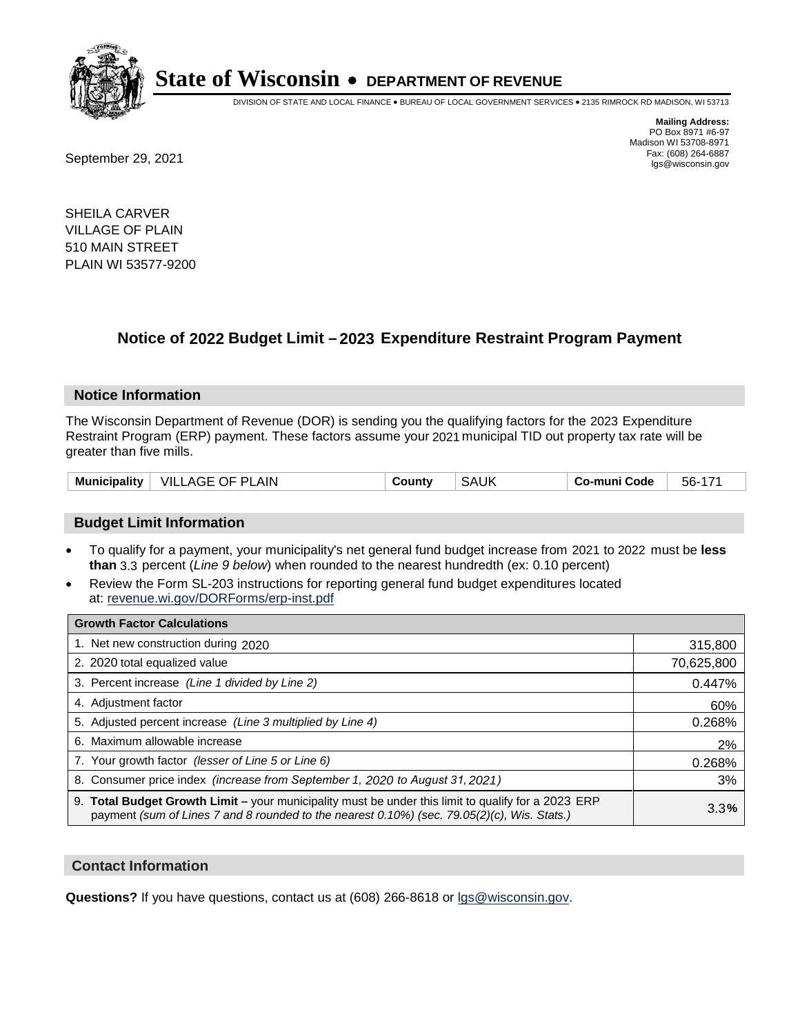# State of Wisconsin • DEPARTMENT OF REVENUE

DIVISION OF STATE AND LOCAL FINANCE • BUREAU OF LOCAL GOVERNMENT SERVICES • 2135 RIMROCK RD MADISON, WI 53713

**Mailing Address:**
PO Box 8971 #6-97
Madison WI 53708-8971
Fax: (608) 264-6887
lgs@wisconsin.gov

September 29, 2021

SHEILA CARVER
VILLAGE OF PLAIN
510 MAIN STREET
PLAIN WI 53577-9200

## Notice of 2022 Budget Limit – 2023 Expenditure Restraint Program Payment

### Notice Information

The Wisconsin Department of Revenue (DOR) is sending you the qualifying factors for the 2023 Expenditure Restraint Program (ERP) payment. These factors assume your 2021 municipal TID out property tax rate will be greater than five mills.

| Municipality | VILLAGE OF PLAIN | County | SAUK | Co-muni Code | 56-171 |
|---|---|---|---|---|---|

### Budget Limit Information

- To qualify for a payment, your municipality's net general fund budget increase from 2021 to 2022 must be **less than** 3.3 percent (*Line 9 below*) when rounded to the nearest hundredth (ex: 0.10 percent)
- Review the Form SL-203 instructions for reporting general fund budget expenditures located at: revenue.wi.gov/DORForms/erp-inst.pdf

| Growth Factor Calculations | |
|---|---|
| 1. Net new construction during 2020 | 315,800 |
| 2. 2020 total equalized value | 70,625,800 |
| 3. Percent increase *(Line 1 divided by Line 2)* | 0.447% |
| 4. Adjustment factor | 60% |
| 5. Adjusted percent increase *(Line 3 multiplied by Line 4)* | 0.268% |
| 6. Maximum allowable increase | 2% |
| 7. Your growth factor *(lesser of Line 5 or Line 6)* | 0.268% |
| 8. Consumer price index *(increase from September 1, 2020 to August 31, 2021)* | 3% |
| 9. **Total Budget Growth Limit –** your municipality must be under this limit to qualify for a 2023 ERP payment *(sum of Lines 7 and 8 rounded to the nearest 0.10%) (sec. 79.05(2)(c), Wis. Stats.)* | 3.3**%** |

### Contact Information

**Questions?** If you have questions, contact us at (608) 266-8618 or lgs@wisconsin.gov.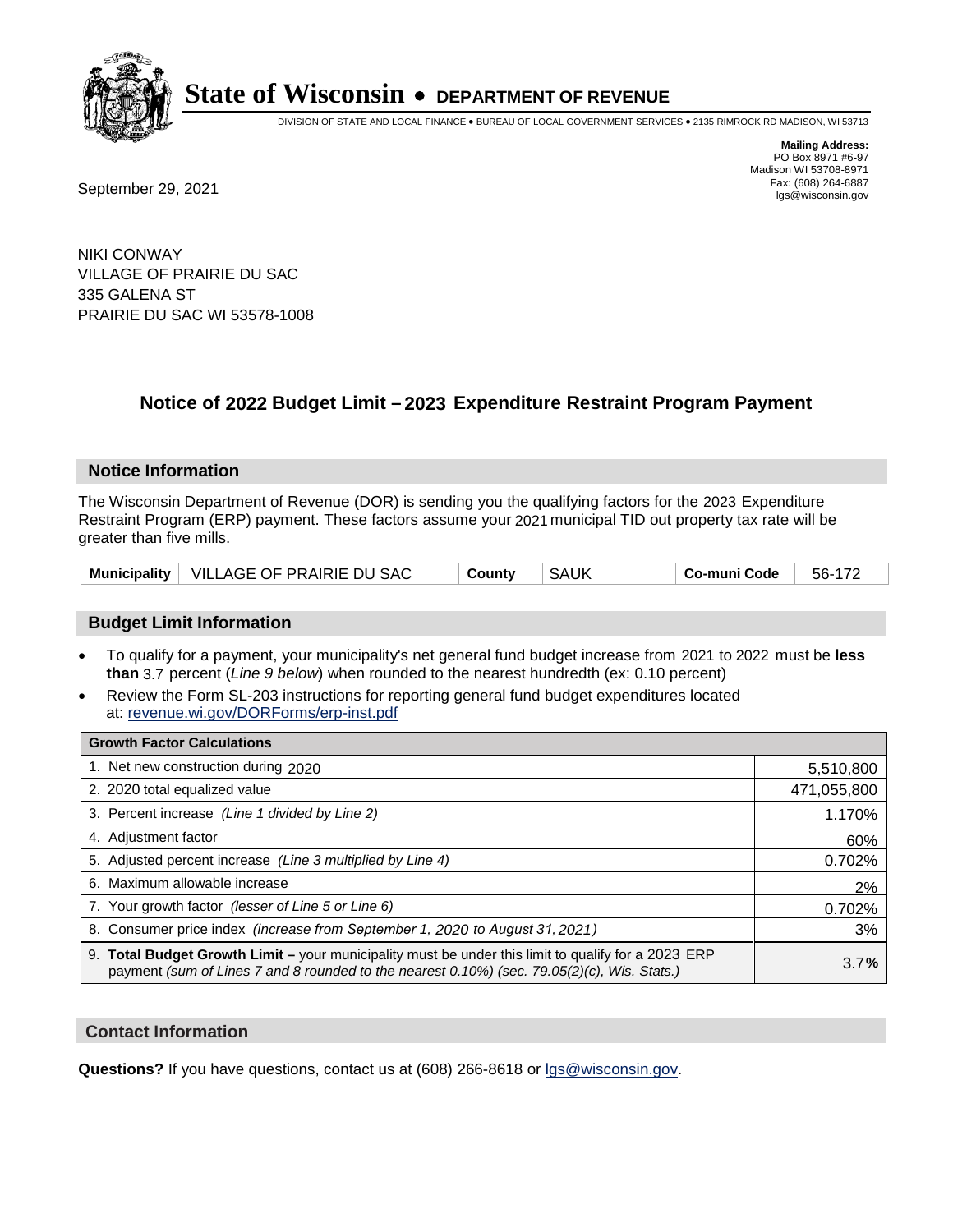# State of Wisconsin • DEPARTMENT OF REVENUE

DIVISION OF STATE AND LOCAL FINANCE • BUREAU OF LOCAL GOVERNMENT SERVICES • 2135 RIMROCK RD MADISON, WI 53713

**Mailing Address:**
PO Box 8971 #6-97
Madison WI 53708-8971
Fax: (608) 264-6887
lgs@wisconsin.gov

September 29, 2021

NIKI CONWAY
VILLAGE OF PRAIRIE DU SAC
335 GALENA ST
PRAIRIE DU SAC WI 53578-1008

## Notice of 2022 Budget Limit – 2023 Expenditure Restraint Program Payment

### Notice Information

The Wisconsin Department of Revenue (DOR) is sending you the qualifying factors for the 2023 Expenditure Restraint Program (ERP) payment. These factors assume your 2021 municipal TID out property tax rate will be greater than five mills.

| Municipality | VILLAGE OF PRAIRIE DU SAC | County | SAUK | Co-muni Code | 56-172 |
|---|---|---|---|---|---|

### Budget Limit Information

- To qualify for a payment, your municipality's net general fund budget increase from 2021 to 2022 must be **less than** 3.7 percent (*Line 9 below*) when rounded to the nearest hundredth (ex: 0.10 percent)
- Review the Form SL-203 instructions for reporting general fund budget expenditures located at: revenue.wi.gov/DORForms/erp-inst.pdf

| Growth Factor Calculations | |
|---|---|
| 1. Net new construction during 2020 | 5,510,800 |
| 2. 2020 total equalized value | 471,055,800 |
| 3. Percent increase *(Line 1 divided by Line 2)* | 1.170% |
| 4. Adjustment factor | 60% |
| 5. Adjusted percent increase *(Line 3 multiplied by Line 4)* | 0.702% |
| 6. Maximum allowable increase | 2% |
| 7. Your growth factor *(lesser of Line 5 or Line 6)* | 0.702% |
| 8. Consumer price index *(increase from September 1, 2020 to August 31, 2021)* | 3% |
| 9. **Total Budget Growth Limit –** your municipality must be under this limit to qualify for a 2023 ERP payment *(sum of Lines 7 and 8 rounded to the nearest 0.10%) (sec. 79.05(2)(c), Wis. Stats.)* | 3.7**%** |

### Contact Information

**Questions?** If you have questions, contact us at (608) 266-8618 or lgs@wisconsin.gov.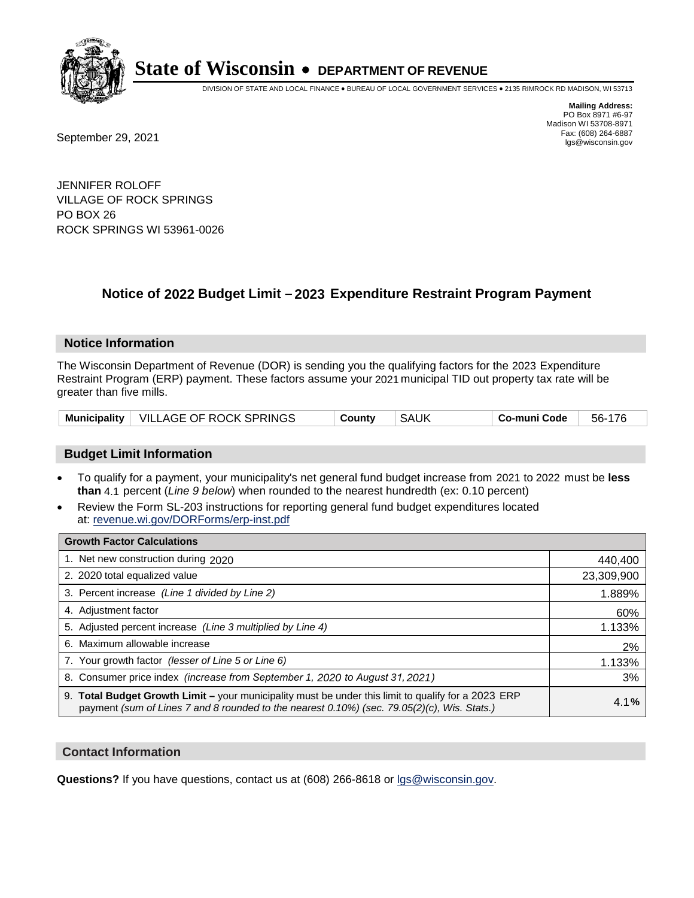**State of Wisconsin • DEPARTMENT OF REVENUE**

DIVISION OF STATE AND LOCAL FINANCE • BUREAU OF LOCAL GOVERNMENT SERVICES • 2135 RIMROCK RD MADISON, WI 53713

**Mailing Address:**
PO Box 8971 #6-97
Madison WI 53708-8971
Fax: (608) 264-6887
lgs@wisconsin.gov

September 29, 2021

JENNIFER ROLOFF
VILLAGE OF ROCK SPRINGS
PO BOX 26
ROCK SPRINGS WI 53961-0026

## Notice of 2022 Budget Limit – 2023 Expenditure Restraint Program Payment

### Notice Information

The Wisconsin Department of Revenue (DOR) is sending you the qualifying factors for the 2023 Expenditure Restraint Program (ERP) payment. These factors assume your 2021 municipal TID out property tax rate will be greater than five mills.

| Municipality | VILLAGE OF ROCK SPRINGS | County | SAUK | Co-muni Code | 56-176 |
|---|---|---|---|---|---|

### Budget Limit Information

- To qualify for a payment, your municipality's net general fund budget increase from 2021 to 2022 must be **less than** 4.1 percent (*Line 9 below*) when rounded to the nearest hundredth (ex: 0.10 percent)
- Review the Form SL-203 instructions for reporting general fund budget expenditures located at: revenue.wi.gov/DORForms/erp-inst.pdf

| Growth Factor Calculations | |
|---|---|
| 1. Net new construction during 2020 | 440,400 |
| 2. 2020 total equalized value | 23,309,900 |
| 3. Percent increase *(Line 1 divided by Line 2)* | 1.889% |
| 4. Adjustment factor | 60% |
| 5. Adjusted percent increase *(Line 3 multiplied by Line 4)* | 1.133% |
| 6. Maximum allowable increase | 2% |
| 7. Your growth factor *(lesser of Line 5 or Line 6)* | 1.133% |
| 8. Consumer price index *(increase from September 1, 2020 to August 31, 2021)* | 3% |
| 9. **Total Budget Growth Limit –** your municipality must be under this limit to qualify for a 2023 ERP payment *(sum of Lines 7 and 8 rounded to the nearest 0.10%) (sec. 79.05(2)(c), Wis. Stats.)* | 4.1**%** |

### Contact Information

**Questions?** If you have questions, contact us at (608) 266-8618 or lgs@wisconsin.gov.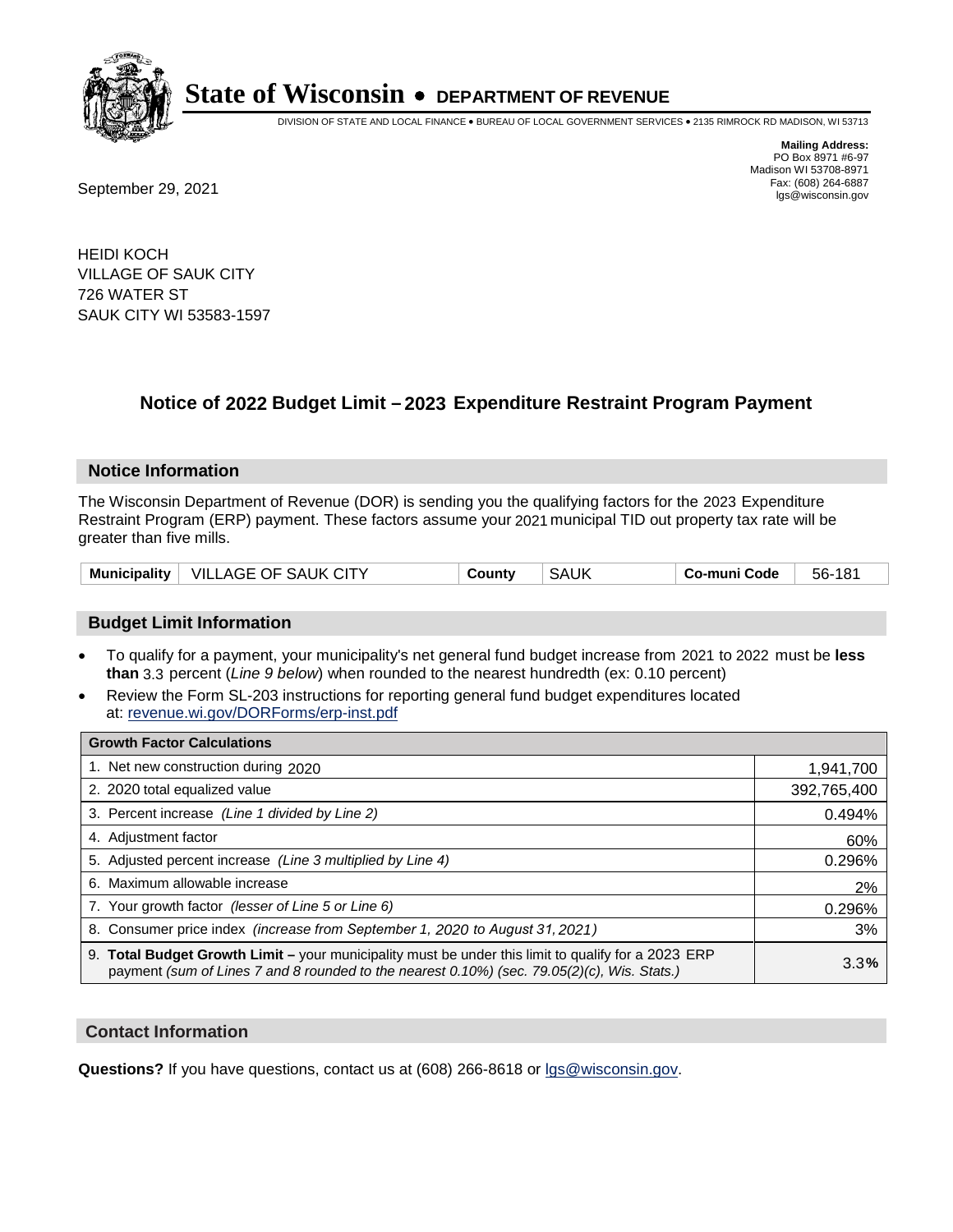# State of Wisconsin • DEPARTMENT OF REVENUE

DIVISION OF STATE AND LOCAL FINANCE • BUREAU OF LOCAL GOVERNMENT SERVICES • 2135 RIMROCK RD MADISON, WI 53713

**Mailing Address:**
PO Box 8971 #6-97
Madison WI 53708-8971
Fax: (608) 264-6887
lgs@wisconsin.gov

September 29, 2021

HEIDI KOCH
VILLAGE OF SAUK CITY
726 WATER ST
SAUK CITY WI 53583-1597

## Notice of 2022 Budget Limit – 2023 Expenditure Restraint Program Payment

### Notice Information

The Wisconsin Department of Revenue (DOR) is sending you the qualifying factors for the 2023 Expenditure Restraint Program (ERP) payment. These factors assume your 2021 municipal TID out property tax rate will be greater than five mills.

| Municipality | VILLAGE OF SAUK CITY | County | SAUK | Co-muni Code | 56-181 |
|---|---|---|---|---|---|

### Budget Limit Information

- To qualify for a payment, your municipality's net general fund budget increase from 2021 to 2022 must be **less than** 3.3 percent (*Line 9 below*) when rounded to the nearest hundredth (ex: 0.10 percent)
- Review the Form SL-203 instructions for reporting general fund budget expenditures located at: revenue.wi.gov/DORForms/erp-inst.pdf

| Growth Factor Calculations | |
|---|---|
| 1. Net new construction during 2020 | 1,941,700 |
| 2. 2020 total equalized value | 392,765,400 |
| 3. Percent increase *(Line 1 divided by Line 2)* | 0.494% |
| 4. Adjustment factor | 60% |
| 5. Adjusted percent increase *(Line 3 multiplied by Line 4)* | 0.296% |
| 6. Maximum allowable increase | 2% |
| 7. Your growth factor *(lesser of Line 5 or Line 6)* | 0.296% |
| 8. Consumer price index *(increase from September 1, 2020 to August 31, 2021)* | 3% |
| 9. **Total Budget Growth Limit –** your municipality must be under this limit to qualify for a 2023 ERP payment *(sum of Lines 7 and 8 rounded to the nearest 0.10%) (sec. 79.05(2)(c), Wis. Stats.)* | 3.3**%** |

### Contact Information

**Questions?** If you have questions, contact us at (608) 266-8618 or lgs@wisconsin.gov.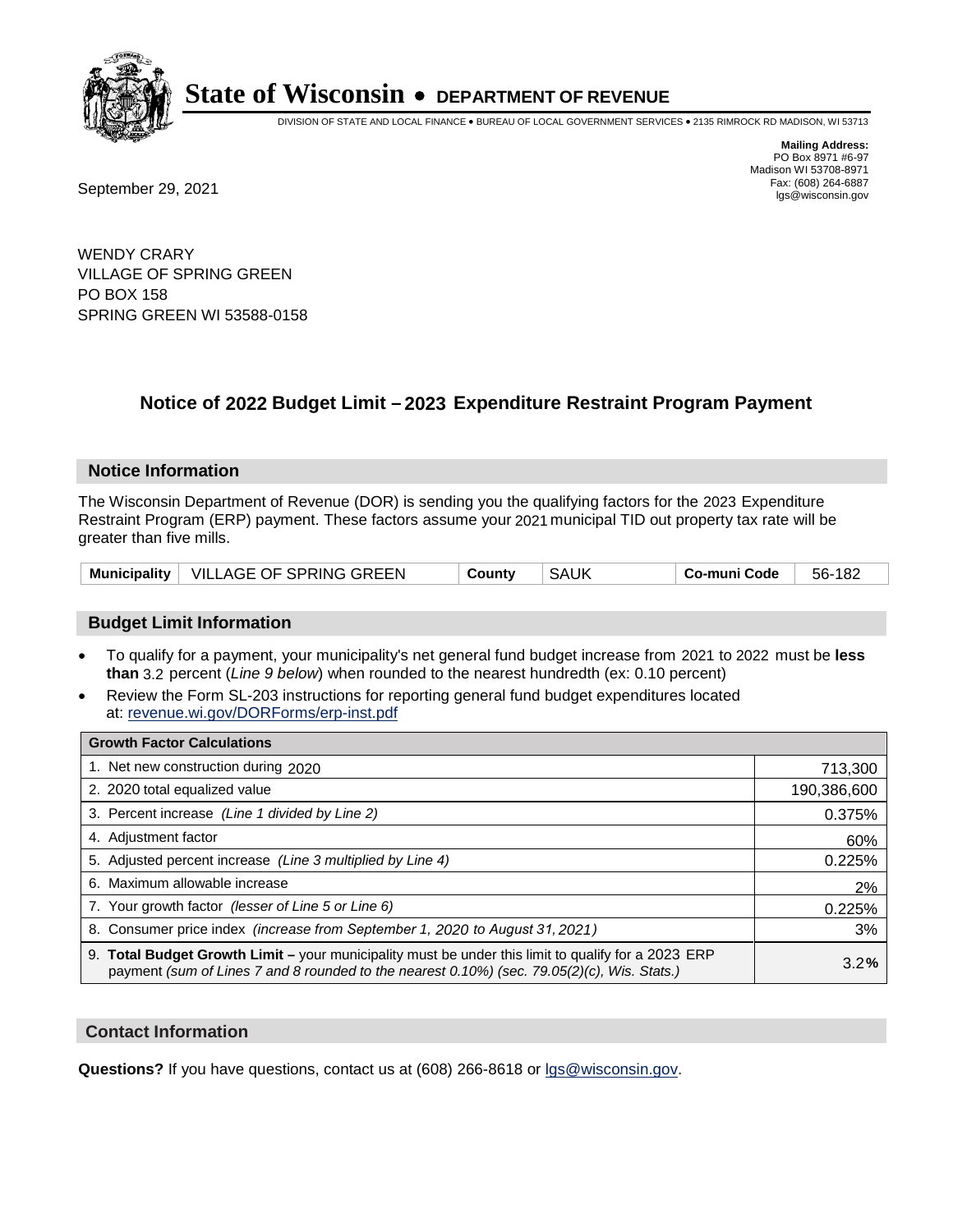# State of Wisconsin • DEPARTMENT OF REVENUE

DIVISION OF STATE AND LOCAL FINANCE • BUREAU OF LOCAL GOVERNMENT SERVICES • 2135 RIMROCK RD MADISON, WI 53713

**Mailing Address:**
PO Box 8971 #6-97
Madison WI 53708-8971
Fax: (608) 264-6887
lgs@wisconsin.gov

September 29, 2021

WENDY CRARY
VILLAGE OF SPRING GREEN
PO BOX 158
SPRING GREEN WI 53588-0158

## Notice of 2022 Budget Limit – 2023 Expenditure Restraint Program Payment

### Notice Information

The Wisconsin Department of Revenue (DOR) is sending you the qualifying factors for the 2023 Expenditure Restraint Program (ERP) payment. These factors assume your 2021 municipal TID out property tax rate will be greater than five mills.

| Municipality | VILLAGE OF SPRING GREEN | County | SAUK | Co-muni Code | 56-182 |
|---|---|---|---|---|---|

### Budget Limit Information

- To qualify for a payment, your municipality's net general fund budget increase from 2021 to 2022 must be **less than** 3.2 percent (*Line 9 below*) when rounded to the nearest hundredth (ex: 0.10 percent)
- Review the Form SL-203 instructions for reporting general fund budget expenditures located at: revenue.wi.gov/DORForms/erp-inst.pdf

| Growth Factor Calculations | |
|---|---|
| 1. Net new construction during 2020 | 713,300 |
| 2. 2020 total equalized value | 190,386,600 |
| 3. Percent increase *(Line 1 divided by Line 2)* | 0.375% |
| 4. Adjustment factor | 60% |
| 5. Adjusted percent increase *(Line 3 multiplied by Line 4)* | 0.225% |
| 6. Maximum allowable increase | 2% |
| 7. Your growth factor *(lesser of Line 5 or Line 6)* | 0.225% |
| 8. Consumer price index *(increase from September 1, 2020 to August 31, 2021)* | 3% |
| 9. **Total Budget Growth Limit –** your municipality must be under this limit to qualify for a 2023 ERP payment *(sum of Lines 7 and 8 rounded to the nearest 0.10%) (sec. 79.05(2)(c), Wis. Stats.)* | 3.2**%** |

### Contact Information

**Questions?** If you have questions, contact us at (608) 266-8618 or lgs@wisconsin.gov.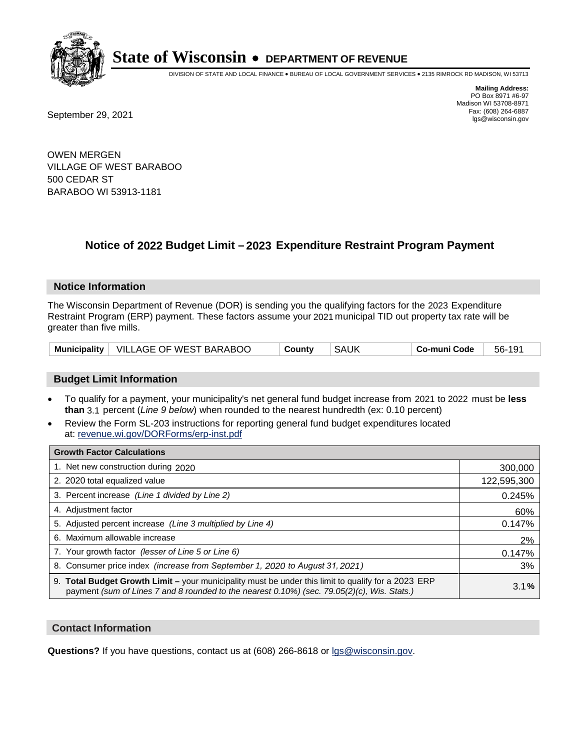# State of Wisconsin • DEPARTMENT OF REVENUE

DIVISION OF STATE AND LOCAL FINANCE • BUREAU OF LOCAL GOVERNMENT SERVICES • 2135 RIMROCK RD MADISON, WI 53713

**Mailing Address:**
PO Box 8971 #6-97
Madison WI 53708-8971
Fax: (608) 264-6887
lgs@wisconsin.gov

September 29, 2021

OWEN MERGEN
VILLAGE OF WEST BARABOO
500 CEDAR ST
BARABOO WI 53913-1181

## Notice of 2022 Budget Limit – 2023 Expenditure Restraint Program Payment

### Notice Information

The Wisconsin Department of Revenue (DOR) is sending you the qualifying factors for the 2023 Expenditure Restraint Program (ERP) payment. These factors assume your 2021 municipal TID out property tax rate will be greater than five mills.

| Municipality | VILLAGE OF WEST BARABOO | County | SAUK | Co-muni Code | 56-191 |
|---|---|---|---|---|---|

### Budget Limit Information

- To qualify for a payment, your municipality's net general fund budget increase from 2021 to 2022 must be **less than** 3.1 percent (*Line 9 below*) when rounded to the nearest hundredth (ex: 0.10 percent)
- Review the Form SL-203 instructions for reporting general fund budget expenditures located at: revenue.wi.gov/DORForms/erp-inst.pdf

| Growth Factor Calculations | |
|---|---|
| 1. Net new construction during 2020 | 300,000 |
| 2. 2020 total equalized value | 122,595,300 |
| 3. Percent increase *(Line 1 divided by Line 2)* | 0.245% |
| 4. Adjustment factor | 60% |
| 5. Adjusted percent increase *(Line 3 multiplied by Line 4)* | 0.147% |
| 6. Maximum allowable increase | 2% |
| 7. Your growth factor *(lesser of Line 5 or Line 6)* | 0.147% |
| 8. Consumer price index *(increase from September 1, 2020 to August 31, 2021)* | 3% |
| 9. **Total Budget Growth Limit –** your municipality must be under this limit to qualify for a 2023 ERP payment *(sum of Lines 7 and 8 rounded to the nearest 0.10%) (sec. 79.05(2)(c), Wis. Stats.)* | 3.1**%** |

### Contact Information

**Questions?** If you have questions, contact us at (608) 266-8618 or lgs@wisconsin.gov.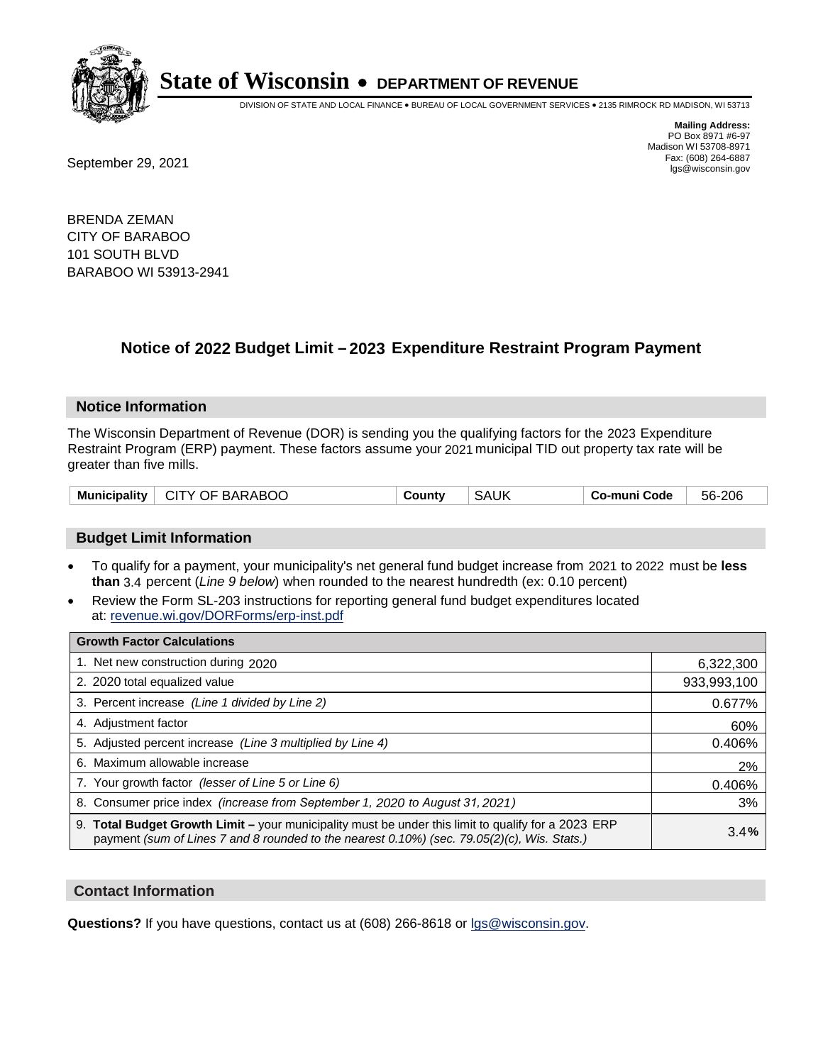# State of Wisconsin • DEPARTMENT OF REVENUE

DIVISION OF STATE AND LOCAL FINANCE • BUREAU OF LOCAL GOVERNMENT SERVICES • 2135 RIMROCK RD MADISON, WI 53713

**Mailing Address:**
PO Box 8971 #6-97
Madison WI 53708-8971
Fax: (608) 264-6887
lgs@wisconsin.gov

September 29, 2021

BRENDA ZEMAN
CITY OF BARABOO
101 SOUTH BLVD
BARABOO WI 53913-2941

## Notice of 2022 Budget Limit – 2023 Expenditure Restraint Program Payment

### Notice Information

The Wisconsin Department of Revenue (DOR) is sending you the qualifying factors for the 2023 Expenditure Restraint Program (ERP) payment. These factors assume your 2021 municipal TID out property tax rate will be greater than five mills.

| Municipality | CITY OF BARABOO | County | SAUK | Co-muni Code | 56-206 |
|---|---|---|---|---|---|

### Budget Limit Information

- To qualify for a payment, your municipality's net general fund budget increase from 2021 to 2022 must be **less than** 3.4 percent (*Line 9 below*) when rounded to the nearest hundredth (ex: 0.10 percent)
- Review the Form SL-203 instructions for reporting general fund budget expenditures located at: revenue.wi.gov/DORForms/erp-inst.pdf

| Growth Factor Calculations | |
|---|---|
| 1. Net new construction during 2020 | 6,322,300 |
| 2. 2020 total equalized value | 933,993,100 |
| 3. Percent increase *(Line 1 divided by Line 2)* | 0.677% |
| 4. Adjustment factor | 60% |
| 5. Adjusted percent increase *(Line 3 multiplied by Line 4)* | 0.406% |
| 6. Maximum allowable increase | 2% |
| 7. Your growth factor *(lesser of Line 5 or Line 6)* | 0.406% |
| 8. Consumer price index *(increase from September 1, 2020 to August 31, 2021)* | 3% |
| 9. **Total Budget Growth Limit –** your municipality must be under this limit to qualify for a 2023 ERP payment *(sum of Lines 7 and 8 rounded to the nearest 0.10%) (sec. 79.05(2)(c), Wis. Stats.)* | 3.4**%** |

### Contact Information

**Questions?** If you have questions, contact us at (608) 266-8618 or lgs@wisconsin.gov.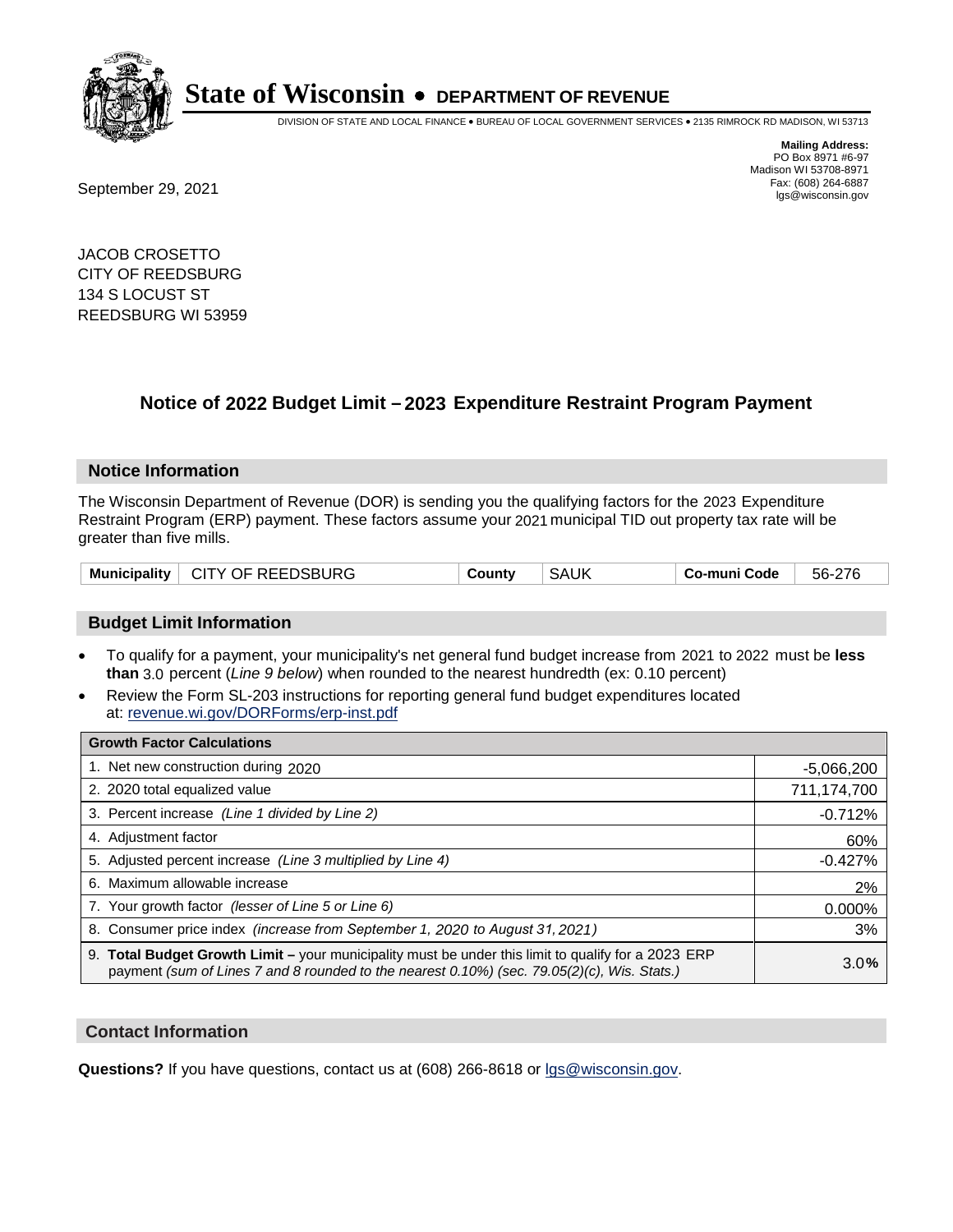# State of Wisconsin • DEPARTMENT OF REVENUE

DIVISION OF STATE AND LOCAL FINANCE • BUREAU OF LOCAL GOVERNMENT SERVICES • 2135 RIMROCK RD MADISON, WI 53713

**Mailing Address:**
PO Box 8971 #6-97
Madison WI 53708-8971
Fax: (608) 264-6887
lgs@wisconsin.gov

September 29, 2021

JACOB CROSETTO
CITY OF REEDSBURG
134 S LOCUST ST
REEDSBURG WI 53959

## Notice of 2022 Budget Limit – 2023 Expenditure Restraint Program Payment

### Notice Information

The Wisconsin Department of Revenue (DOR) is sending you the qualifying factors for the 2023 Expenditure Restraint Program (ERP) payment. These factors assume your 2021 municipal TID out property tax rate will be greater than five mills.

| Municipality | CITY OF REEDSBURG | County | SAUK | Co-muni Code | 56-276 |
|---|---|---|---|---|---|

### Budget Limit Information

- To qualify for a payment, your municipality's net general fund budget increase from 2021 to 2022 must be **less than** 3.0 percent (*Line 9 below*) when rounded to the nearest hundredth (ex: 0.10 percent)
- Review the Form SL-203 instructions for reporting general fund budget expenditures located at: revenue.wi.gov/DORForms/erp-inst.pdf

| Growth Factor Calculations | |
|---|---|
| 1. Net new construction during 2020 | -5,066,200 |
| 2. 2020 total equalized value | 711,174,700 |
| 3. Percent increase *(Line 1 divided by Line 2)* | -0.712% |
| 4. Adjustment factor | 60% |
| 5. Adjusted percent increase *(Line 3 multiplied by Line 4)* | -0.427% |
| 6. Maximum allowable increase | 2% |
| 7. Your growth factor *(lesser of Line 5 or Line 6)* | 0.000% |
| 8. Consumer price index *(increase from September 1, 2020 to August 31, 2021)* | 3% |
| 9. **Total Budget Growth Limit –** your municipality must be under this limit to qualify for a 2023 ERP payment *(sum of Lines 7 and 8 rounded to the nearest 0.10%) (sec. 79.05(2)(c), Wis. Stats.)* | 3.0% |

### Contact Information

**Questions?** If you have questions, contact us at (608) 266-8618 or lgs@wisconsin.gov.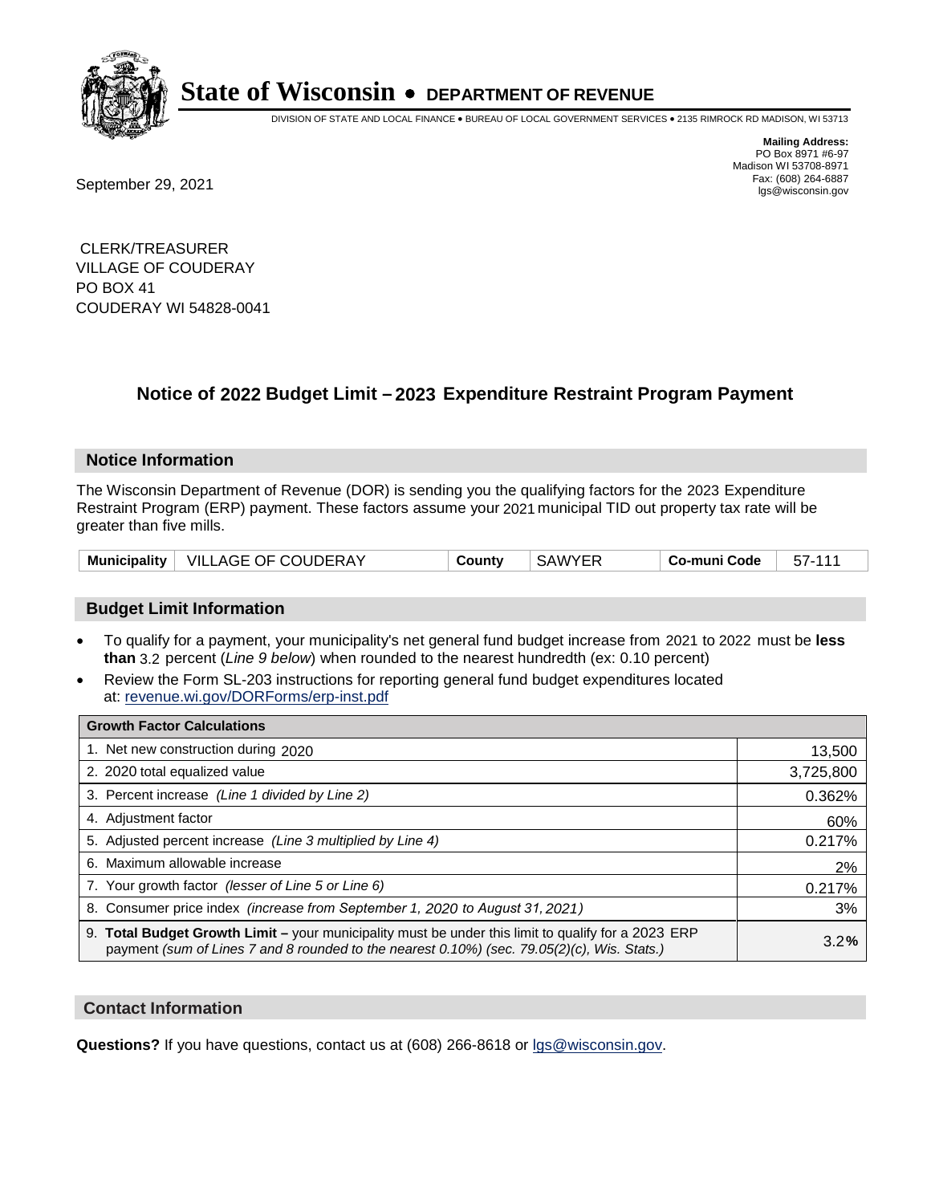# State of Wisconsin • DEPARTMENT OF REVENUE

DIVISION OF STATE AND LOCAL FINANCE • BUREAU OF LOCAL GOVERNMENT SERVICES • 2135 RIMROCK RD MADISON, WI 53713

**Mailing Address:**
PO Box 8971 #6-97
Madison WI 53708-8971
Fax: (608) 264-6887
lgs@wisconsin.gov

September 29, 2021

CLERK/TREASURER
VILLAGE OF COUDERAY
PO BOX 41
COUDERAY WI 54828-0041

## Notice of 2022 Budget Limit – 2023 Expenditure Restraint Program Payment

### Notice Information

The Wisconsin Department of Revenue (DOR) is sending you the qualifying factors for the 2023 Expenditure Restraint Program (ERP) payment. These factors assume your 2021 municipal TID out property tax rate will be greater than five mills.

| Municipality | VILLAGE OF COUDERAY | County | SAWYER | Co-muni Code | 57-111 |
|---|---|---|---|---|---|

### Budget Limit Information

- To qualify for a payment, your municipality's net general fund budget increase from 2021 to 2022 must be **less than** 3.2 percent (*Line 9 below*) when rounded to the nearest hundredth (ex: 0.10 percent)
- Review the Form SL-203 instructions for reporting general fund budget expenditures located at: revenue.wi.gov/DORForms/erp-inst.pdf

| Growth Factor Calculations | |
|---|---|
| 1. Net new construction during 2020 | 13,500 |
| 2. 2020 total equalized value | 3,725,800 |
| 3. Percent increase *(Line 1 divided by Line 2)* | 0.362% |
| 4. Adjustment factor | 60% |
| 5. Adjusted percent increase *(Line 3 multiplied by Line 4)* | 0.217% |
| 6. Maximum allowable increase | 2% |
| 7. Your growth factor *(lesser of Line 5 or Line 6)* | 0.217% |
| 8. Consumer price index *(increase from September 1, 2020 to August 31, 2021)* | 3% |
| 9. **Total Budget Growth Limit –** your municipality must be under this limit to qualify for a 2023 ERP payment *(sum of Lines 7 and 8 rounded to the nearest 0.10%) (sec. 79.05(2)(c), Wis. Stats.)* | 3.2**%** |

### Contact Information

**Questions?** If you have questions, contact us at (608) 266-8618 or lgs@wisconsin.gov.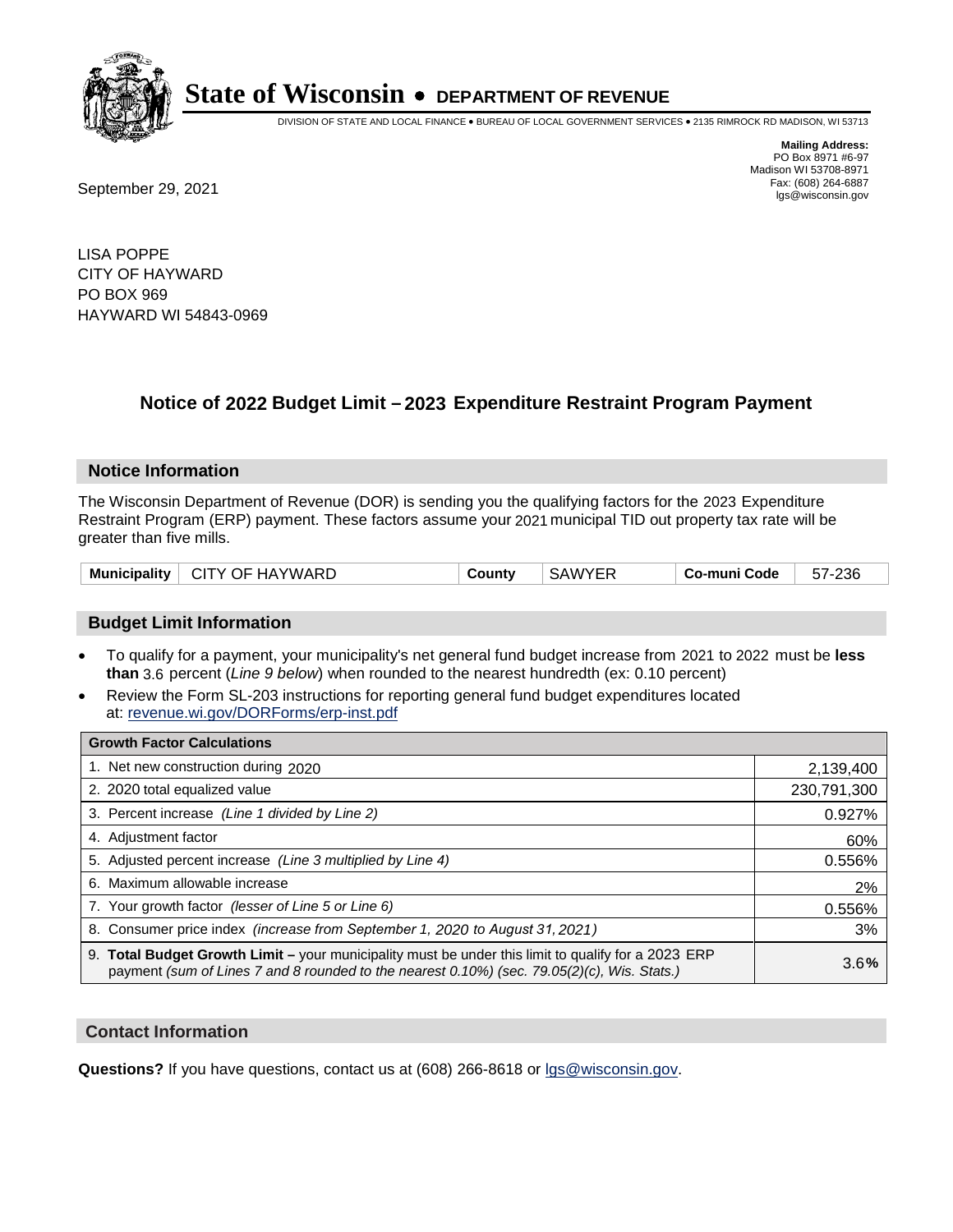# State of Wisconsin • DEPARTMENT OF REVENUE

DIVISION OF STATE AND LOCAL FINANCE • BUREAU OF LOCAL GOVERNMENT SERVICES • 2135 RIMROCK RD MADISON, WI 53713

**Mailing Address:**
PO Box 8971 #6-97
Madison WI 53708-8971
Fax: (608) 264-6887
lgs@wisconsin.gov

September 29, 2021

LISA POPPE
CITY OF HAYWARD
PO BOX 969
HAYWARD WI 54843-0969

## Notice of 2022 Budget Limit – 2023 Expenditure Restraint Program Payment

### Notice Information

The Wisconsin Department of Revenue (DOR) is sending you the qualifying factors for the 2023 Expenditure Restraint Program (ERP) payment. These factors assume your 2021 municipal TID out property tax rate will be greater than five mills.

| Municipality | CITY OF HAYWARD | County | SAWYER | Co-muni Code | 57-236 |
|---|---|---|---|---|---|

### Budget Limit Information

- To qualify for a payment, your municipality's net general fund budget increase from 2021 to 2022 must be **less than** 3.6 percent (*Line 9 below*) when rounded to the nearest hundredth (ex: 0.10 percent)
- Review the Form SL-203 instructions for reporting general fund budget expenditures located at: revenue.wi.gov/DORForms/erp-inst.pdf

| Growth Factor Calculations | |
|---|---|
| 1. Net new construction during 2020 | 2,139,400 |
| 2. 2020 total equalized value | 230,791,300 |
| 3. Percent increase *(Line 1 divided by Line 2)* | 0.927% |
| 4. Adjustment factor | 60% |
| 5. Adjusted percent increase *(Line 3 multiplied by Line 4)* | 0.556% |
| 6. Maximum allowable increase | 2% |
| 7. Your growth factor *(lesser of Line 5 or Line 6)* | 0.556% |
| 8. Consumer price index *(increase from September 1, 2020 to August 31, 2021)* | 3% |
| 9. **Total Budget Growth Limit –** your municipality must be under this limit to qualify for a 2023 ERP payment *(sum of Lines 7 and 8 rounded to the nearest 0.10%) (sec. 79.05(2)(c), Wis. Stats.)* | 3.6**%** |

### Contact Information

**Questions?** If you have questions, contact us at (608) 266-8618 or lgs@wisconsin.gov.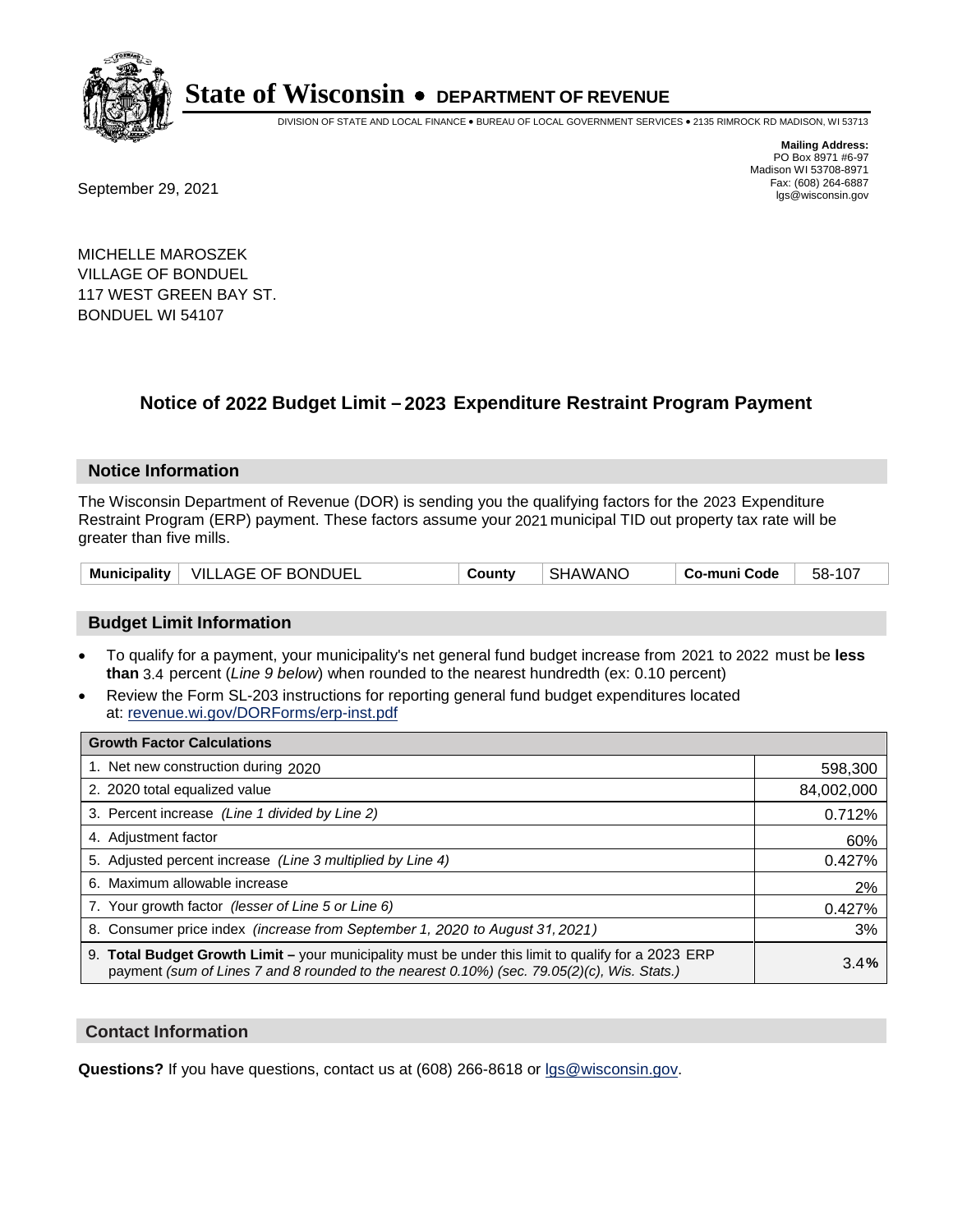# State of Wisconsin • DEPARTMENT OF REVENUE

DIVISION OF STATE AND LOCAL FINANCE • BUREAU OF LOCAL GOVERNMENT SERVICES • 2135 RIMROCK RD MADISON, WI 53713

**Mailing Address:**
PO Box 8971 #6-97
Madison WI 53708-8971
Fax: (608) 264-6887
lgs@wisconsin.gov

September 29, 2021

MICHELLE MAROSZEK
VILLAGE OF BONDUEL
117 WEST GREEN BAY ST.
BONDUEL WI 54107

## Notice of 2022 Budget Limit – 2023 Expenditure Restraint Program Payment

### Notice Information

The Wisconsin Department of Revenue (DOR) is sending you the qualifying factors for the 2023 Expenditure Restraint Program (ERP) payment. These factors assume your 2021 municipal TID out property tax rate will be greater than five mills.

| Municipality | VILLAGE OF BONDUEL | County | SHAWANO | Co-muni Code | 58-107 |
|---|---|---|---|---|---|

### Budget Limit Information

- To qualify for a payment, your municipality's net general fund budget increase from 2021 to 2022 must be **less than** 3.4 percent (*Line 9 below*) when rounded to the nearest hundredth (ex: 0.10 percent)
- Review the Form SL-203 instructions for reporting general fund budget expenditures located at: revenue.wi.gov/DORForms/erp-inst.pdf

| Growth Factor Calculations | |
|---|---|
| 1. Net new construction during 2020 | 598,300 |
| 2. 2020 total equalized value | 84,002,000 |
| 3. Percent increase *(Line 1 divided by Line 2)* | 0.712% |
| 4. Adjustment factor | 60% |
| 5. Adjusted percent increase *(Line 3 multiplied by Line 4)* | 0.427% |
| 6. Maximum allowable increase | 2% |
| 7. Your growth factor *(lesser of Line 5 or Line 6)* | 0.427% |
| 8. Consumer price index *(increase from September 1, 2020 to August 31, 2021)* | 3% |
| 9. **Total Budget Growth Limit –** your municipality must be under this limit to qualify for a 2023 ERP payment *(sum of Lines 7 and 8 rounded to the nearest 0.10%) (sec. 79.05(2)(c), Wis. Stats.)* | **3.4%** |

### Contact Information

**Questions?** If you have questions, contact us at (608) 266-8618 or lgs@wisconsin.gov.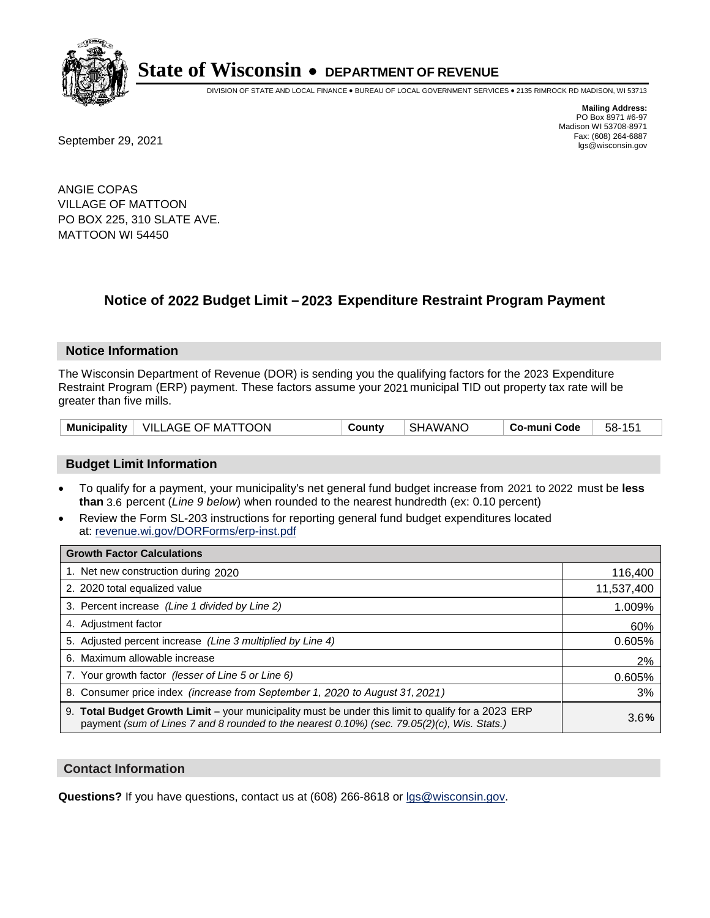# State of Wisconsin • DEPARTMENT OF REVENUE

DIVISION OF STATE AND LOCAL FINANCE • BUREAU OF LOCAL GOVERNMENT SERVICES • 2135 RIMROCK RD MADISON, WI 53713

**Mailing Address:**
PO Box 8971 #6-97
Madison WI 53708-8971
Fax: (608) 264-6887
lgs@wisconsin.gov

September 29, 2021

ANGIE COPAS
VILLAGE OF MATTOON
PO BOX 225, 310 SLATE AVE.
MATTOON WI 54450

## Notice of 2022 Budget Limit – 2023 Expenditure Restraint Program Payment

### Notice Information

The Wisconsin Department of Revenue (DOR) is sending you the qualifying factors for the 2023 Expenditure Restraint Program (ERP) payment. These factors assume your 2021 municipal TID out property tax rate will be greater than five mills.

| Municipality | VILLAGE OF MATTOON | County | SHAWANO | Co-muni Code | 58-151 |
|---|---|---|---|---|---|

### Budget Limit Information

- To qualify for a payment, your municipality's net general fund budget increase from 2021 to 2022 must be **less than** 3.6 percent (*Line 9 below*) when rounded to the nearest hundredth (ex: 0.10 percent)
- Review the Form SL-203 instructions for reporting general fund budget expenditures located at: revenue.wi.gov/DORForms/erp-inst.pdf

| Growth Factor Calculations | |
|---|---|
| 1. Net new construction during 2020 | 116,400 |
| 2. 2020 total equalized value | 11,537,400 |
| 3. Percent increase *(Line 1 divided by Line 2)* | 1.009% |
| 4. Adjustment factor | 60% |
| 5. Adjusted percent increase *(Line 3 multiplied by Line 4)* | 0.605% |
| 6. Maximum allowable increase | 2% |
| 7. Your growth factor *(lesser of Line 5 or Line 6)* | 0.605% |
| 8. Consumer price index *(increase from September 1, 2020 to August 31, 2021)* | 3% |
| 9. **Total Budget Growth Limit –** your municipality must be under this limit to qualify for a 2023 ERP payment *(sum of Lines 7 and 8 rounded to the nearest 0.10%) (sec. 79.05(2)(c), Wis. Stats.)* | 3.6**%** |

### Contact Information

**Questions?** If you have questions, contact us at (608) 266-8618 or lgs@wisconsin.gov.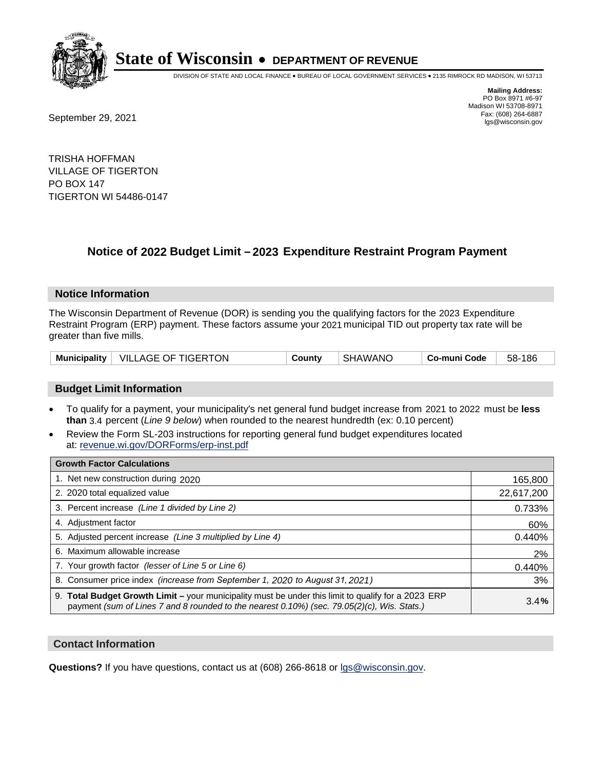# State of Wisconsin • DEPARTMENT OF REVENUE

DIVISION OF STATE AND LOCAL FINANCE • BUREAU OF LOCAL GOVERNMENT SERVICES • 2135 RIMROCK RD MADISON, WI 53713

**Mailing Address:**
PO Box 8971 #6-97
Madison WI 53708-8971
Fax: (608) 264-6887
lgs@wisconsin.gov

September 29, 2021

TRISHA HOFFMAN
VILLAGE OF TIGERTON
PO BOX 147
TIGERTON WI 54486-0147

## Notice of 2022 Budget Limit – 2023 Expenditure Restraint Program Payment

### Notice Information

The Wisconsin Department of Revenue (DOR) is sending you the qualifying factors for the 2023 Expenditure Restraint Program (ERP) payment. These factors assume your 2021 municipal TID out property tax rate will be greater than five mills.

| Municipality | VILLAGE OF TIGERTON | County | SHAWANO | Co-muni Code | 58-186 |
|---|---|---|---|---|---|

### Budget Limit Information

- To qualify for a payment, your municipality's net general fund budget increase from 2021 to 2022 must be **less than** 3.4 percent (*Line 9 below*) when rounded to the nearest hundredth (ex: 0.10 percent)
- Review the Form SL-203 instructions for reporting general fund budget expenditures located at: revenue.wi.gov/DORForms/erp-inst.pdf

| Growth Factor Calculations | |
|---|---|
| 1. Net new construction during 2020 | 165,800 |
| 2. 2020 total equalized value | 22,617,200 |
| 3. Percent increase *(Line 1 divided by Line 2)* | 0.733% |
| 4. Adjustment factor | 60% |
| 5. Adjusted percent increase *(Line 3 multiplied by Line 4)* | 0.440% |
| 6. Maximum allowable increase | 2% |
| 7. Your growth factor *(lesser of Line 5 or Line 6)* | 0.440% |
| 8. Consumer price index *(increase from September 1, 2020 to August 31, 2021)* | 3% |
| 9. **Total Budget Growth Limit –** your municipality must be under this limit to qualify for a 2023 ERP payment *(sum of Lines 7 and 8 rounded to the nearest 0.10%) (sec. 79.05(2)(c), Wis. Stats.)* | 3.4**%** |

### Contact Information

**Questions?** If you have questions, contact us at (608) 266-8618 or lgs@wisconsin.gov.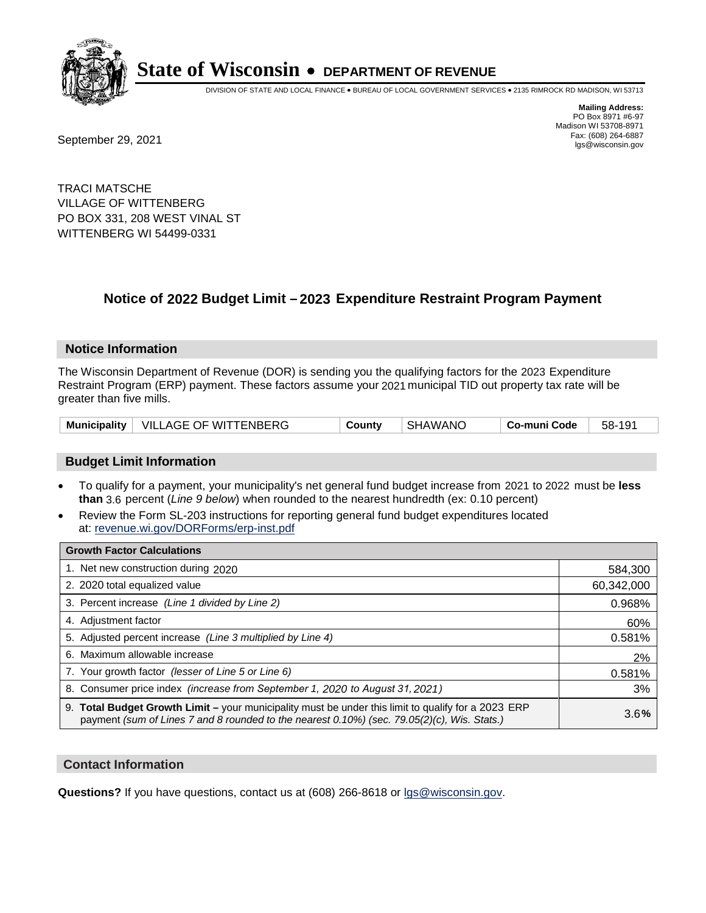# State of Wisconsin • DEPARTMENT OF REVENUE

DIVISION OF STATE AND LOCAL FINANCE • BUREAU OF LOCAL GOVERNMENT SERVICES • 2135 RIMROCK RD MADISON, WI 53713

**Mailing Address:**
PO Box 8971 #6-97
Madison WI 53708-8971
Fax: (608) 264-6887
lgs@wisconsin.gov

September 29, 2021

TRACI MATSCHE
VILLAGE OF WITTENBERG
PO BOX 331, 208 WEST VINAL ST
WITTENBERG WI 54499-0331

## Notice of 2022 Budget Limit – 2023 Expenditure Restraint Program Payment

### Notice Information

The Wisconsin Department of Revenue (DOR) is sending you the qualifying factors for the 2023 Expenditure Restraint Program (ERP) payment. These factors assume your 2021 municipal TID out property tax rate will be greater than five mills.

| Municipality | VILLAGE OF WITTENBERG | County | SHAWANO | Co-muni Code | 58-191 |
|---|---|---|---|---|---|

### Budget Limit Information

- To qualify for a payment, your municipality's net general fund budget increase from 2021 to 2022 must be **less than** 3.6 percent (*Line 9 below*) when rounded to the nearest hundredth (ex: 0.10 percent)
- Review the Form SL-203 instructions for reporting general fund budget expenditures located at: revenue.wi.gov/DORForms/erp-inst.pdf

| Growth Factor Calculations | |
|---|---|
| 1. Net new construction during 2020 | 584,300 |
| 2. 2020 total equalized value | 60,342,000 |
| 3. Percent increase *(Line 1 divided by Line 2)* | 0.968% |
| 4. Adjustment factor | 60% |
| 5. Adjusted percent increase *(Line 3 multiplied by Line 4)* | 0.581% |
| 6. Maximum allowable increase | 2% |
| 7. Your growth factor *(lesser of Line 5 or Line 6)* | 0.581% |
| 8. Consumer price index *(increase from September 1, 2020 to August 31, 2021)* | 3% |
| 9. **Total Budget Growth Limit –** your municipality must be under this limit to qualify for a 2023 ERP payment *(sum of Lines 7 and 8 rounded to the nearest 0.10%) (sec. 79.05(2)(c), Wis. Stats.)* | 3.6**%** |

### Contact Information

**Questions?** If you have questions, contact us at (608) 266-8618 or lgs@wisconsin.gov.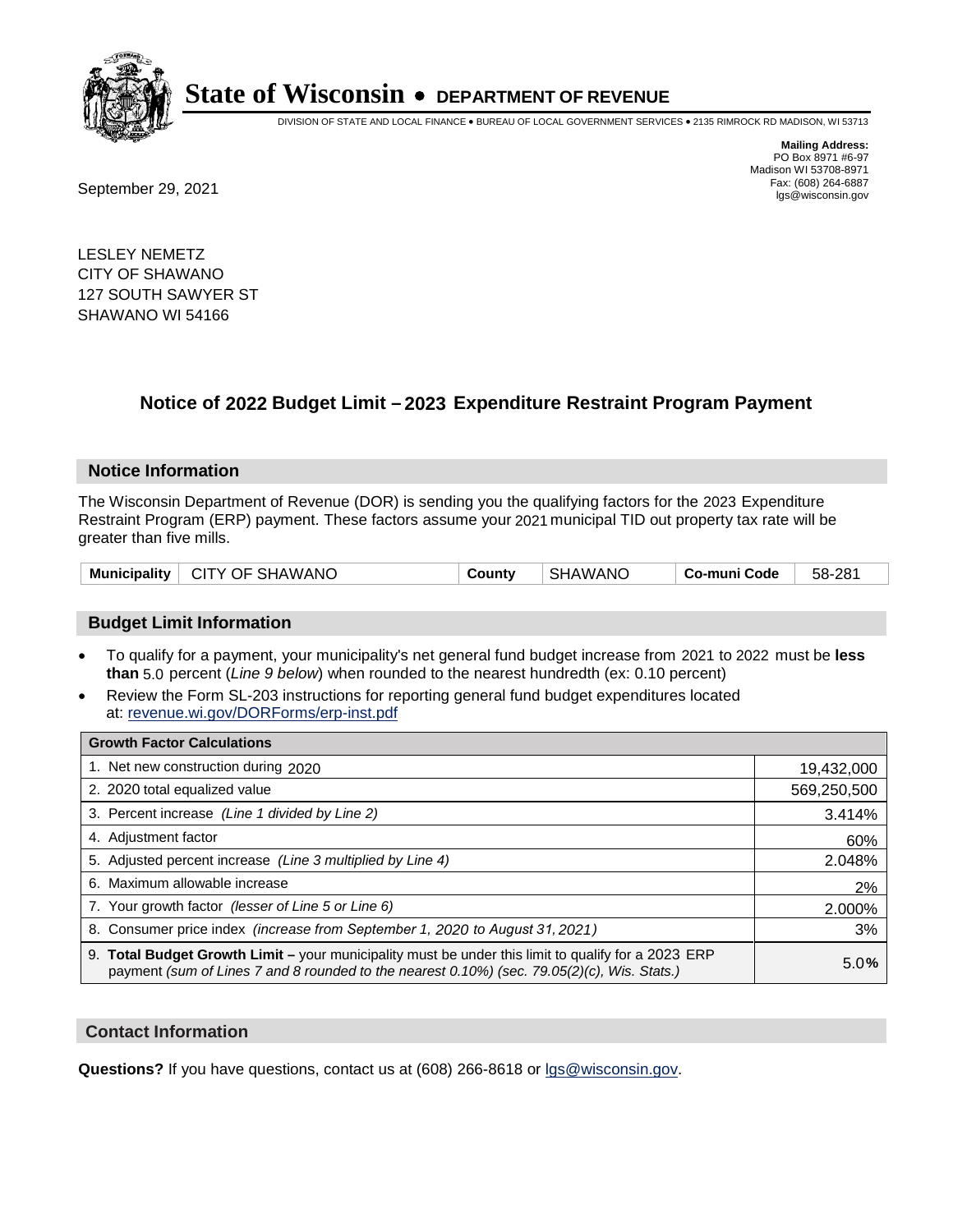# State of Wisconsin • DEPARTMENT OF REVENUE

DIVISION OF STATE AND LOCAL FINANCE • BUREAU OF LOCAL GOVERNMENT SERVICES • 2135 RIMROCK RD MADISON, WI 53713

**Mailing Address:**
PO Box 8971 #6-97
Madison WI 53708-8971
Fax: (608) 264-6887
lgs@wisconsin.gov

September 29, 2021

LESLEY NEMETZ
CITY OF SHAWANO
127 SOUTH SAWYER ST
SHAWANO WI 54166

## Notice of 2022 Budget Limit – 2023 Expenditure Restraint Program Payment

### Notice Information

The Wisconsin Department of Revenue (DOR) is sending you the qualifying factors for the 2023 Expenditure Restraint Program (ERP) payment. These factors assume your 2021 municipal TID out property tax rate will be greater than five mills.

| Municipality | CITY OF SHAWANO | County | SHAWANO | Co-muni Code | 58-281 |
|---|---|---|---|---|---|

### Budget Limit Information

- To qualify for a payment, your municipality's net general fund budget increase from 2021 to 2022 must be **less than** 5.0 percent (*Line 9 below*) when rounded to the nearest hundredth (ex: 0.10 percent)
- Review the Form SL-203 instructions for reporting general fund budget expenditures located at: revenue.wi.gov/DORForms/erp-inst.pdf

| Growth Factor Calculations | |
|---|---|
| 1. Net new construction during 2020 | 19,432,000 |
| 2. 2020 total equalized value | 569,250,500 |
| 3. Percent increase *(Line 1 divided by Line 2)* | 3.414% |
| 4. Adjustment factor | 60% |
| 5. Adjusted percent increase *(Line 3 multiplied by Line 4)* | 2.048% |
| 6. Maximum allowable increase | 2% |
| 7. Your growth factor *(lesser of Line 5 or Line 6)* | 2.000% |
| 8. Consumer price index *(increase from September 1, 2020 to August 31, 2021)* | 3% |
| 9. **Total Budget Growth Limit –** your municipality must be under this limit to qualify for a 2023 ERP payment *(sum of Lines 7 and 8 rounded to the nearest 0.10%) (sec. 79.05(2)(c), Wis. Stats.)* | 5.0**%** |

### Contact Information

**Questions?** If you have questions, contact us at (608) 266-8618 or lgs@wisconsin.gov.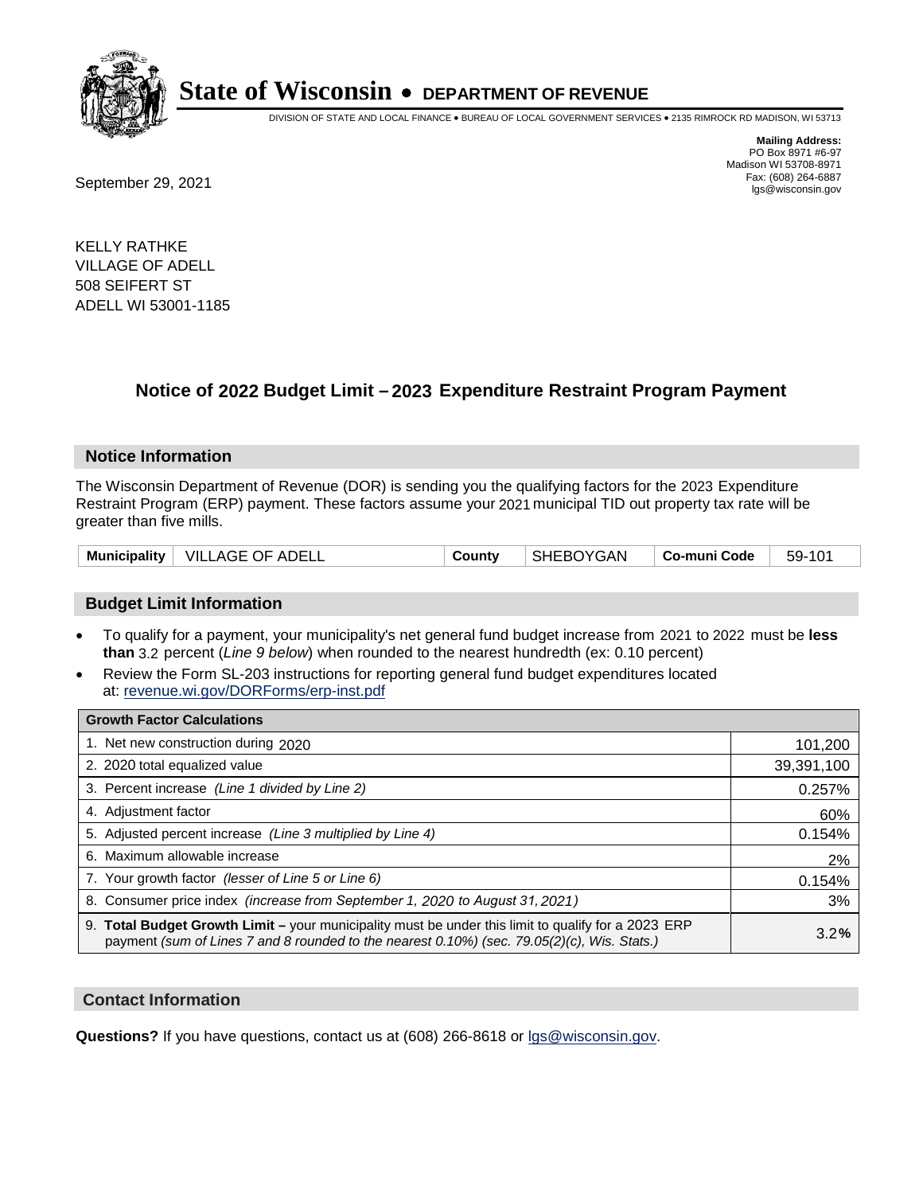# State of Wisconsin • DEPARTMENT OF REVENUE

DIVISION OF STATE AND LOCAL FINANCE • BUREAU OF LOCAL GOVERNMENT SERVICES • 2135 RIMROCK RD MADISON, WI 53713

**Mailing Address:**
PO Box 8971 #6-97
Madison WI 53708-8971
Fax: (608) 264-6887
lgs@wisconsin.gov

September 29, 2021

KELLY RATHKE
VILLAGE OF ADELL
508 SEIFERT ST
ADELL WI 53001-1185

## Notice of 2022 Budget Limit – 2023 Expenditure Restraint Program Payment

### Notice Information

The Wisconsin Department of Revenue (DOR) is sending you the qualifying factors for the 2023 Expenditure Restraint Program (ERP) payment. These factors assume your 2021 municipal TID out property tax rate will be greater than five mills.

| Municipality | VILLAGE OF ADELL | County | SHEBOYGAN | Co-muni Code | 59-101 |
|---|---|---|---|---|---|

### Budget Limit Information

- To qualify for a payment, your municipality's net general fund budget increase from 2021 to 2022 must be **less than** 3.2 percent (*Line 9 below*) when rounded to the nearest hundredth (ex: 0.10 percent)
- Review the Form SL-203 instructions for reporting general fund budget expenditures located at: revenue.wi.gov/DORForms/erp-inst.pdf

| Growth Factor Calculations | |
|---|---|
| 1. Net new construction during 2020 | 101,200 |
| 2. 2020 total equalized value | 39,391,100 |
| 3. Percent increase *(Line 1 divided by Line 2)* | 0.257% |
| 4. Adjustment factor | 60% |
| 5. Adjusted percent increase *(Line 3 multiplied by Line 4)* | 0.154% |
| 6. Maximum allowable increase | 2% |
| 7. Your growth factor *(lesser of Line 5 or Line 6)* | 0.154% |
| 8. Consumer price index *(increase from September 1, 2020 to August 31, 2021)* | 3% |
| 9. **Total Budget Growth Limit –** your municipality must be under this limit to qualify for a 2023 ERP payment *(sum of Lines 7 and 8 rounded to the nearest 0.10%) (sec. 79.05(2)(c), Wis. Stats.)* | 3.2**%** |

### Contact Information

**Questions?** If you have questions, contact us at (608) 266-8618 or lgs@wisconsin.gov.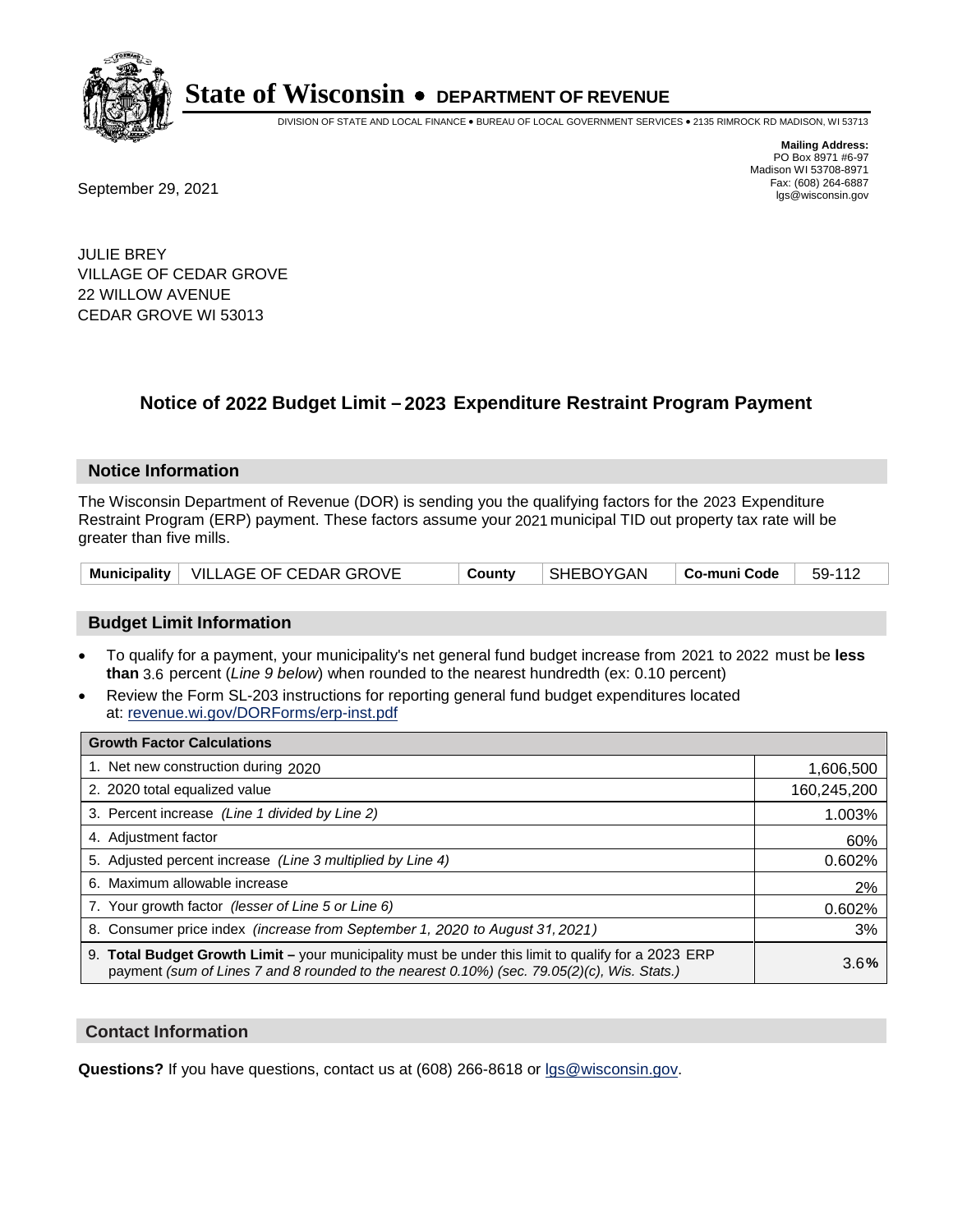# State of Wisconsin • DEPARTMENT OF REVENUE

DIVISION OF STATE AND LOCAL FINANCE • BUREAU OF LOCAL GOVERNMENT SERVICES • 2135 RIMROCK RD MADISON, WI 53713

**Mailing Address:**
PO Box 8971 #6-97
Madison WI 53708-8971
Fax: (608) 264-6887
lgs@wisconsin.gov

September 29, 2021

JULIE BREY
VILLAGE OF CEDAR GROVE
22 WILLOW AVENUE
CEDAR GROVE WI 53013

## Notice of 2022 Budget Limit – 2023 Expenditure Restraint Program Payment

### Notice Information

The Wisconsin Department of Revenue (DOR) is sending you the qualifying factors for the 2023 Expenditure Restraint Program (ERP) payment. These factors assume your 2021 municipal TID out property tax rate will be greater than five mills.

| Municipality | VILLAGE OF CEDAR GROVE | County | SHEBOYGAN | Co-muni Code | 59-112 |
|---|---|---|---|---|---|

### Budget Limit Information

- To qualify for a payment, your municipality's net general fund budget increase from 2021 to 2022 must be **less than** 3.6 percent (*Line 9 below*) when rounded to the nearest hundredth (ex: 0.10 percent)
- Review the Form SL-203 instructions for reporting general fund budget expenditures located at: revenue.wi.gov/DORForms/erp-inst.pdf

| Growth Factor Calculations | |
|---|---|
| 1. Net new construction during 2020 | 1,606,500 |
| 2. 2020 total equalized value | 160,245,200 |
| 3. Percent increase *(Line 1 divided by Line 2)* | 1.003% |
| 4. Adjustment factor | 60% |
| 5. Adjusted percent increase *(Line 3 multiplied by Line 4)* | 0.602% |
| 6. Maximum allowable increase | 2% |
| 7. Your growth factor *(lesser of Line 5 or Line 6)* | 0.602% |
| 8. Consumer price index *(increase from September 1, 2020 to August 31, 2021)* | 3% |
| 9. **Total Budget Growth Limit –** your municipality must be under this limit to qualify for a 2023 ERP payment *(sum of Lines 7 and 8 rounded to the nearest 0.10%) (sec. 79.05(2)(c), Wis. Stats.)* | 3.6**%** |

### Contact Information

**Questions?** If you have questions, contact us at (608) 266-8618 or lgs@wisconsin.gov.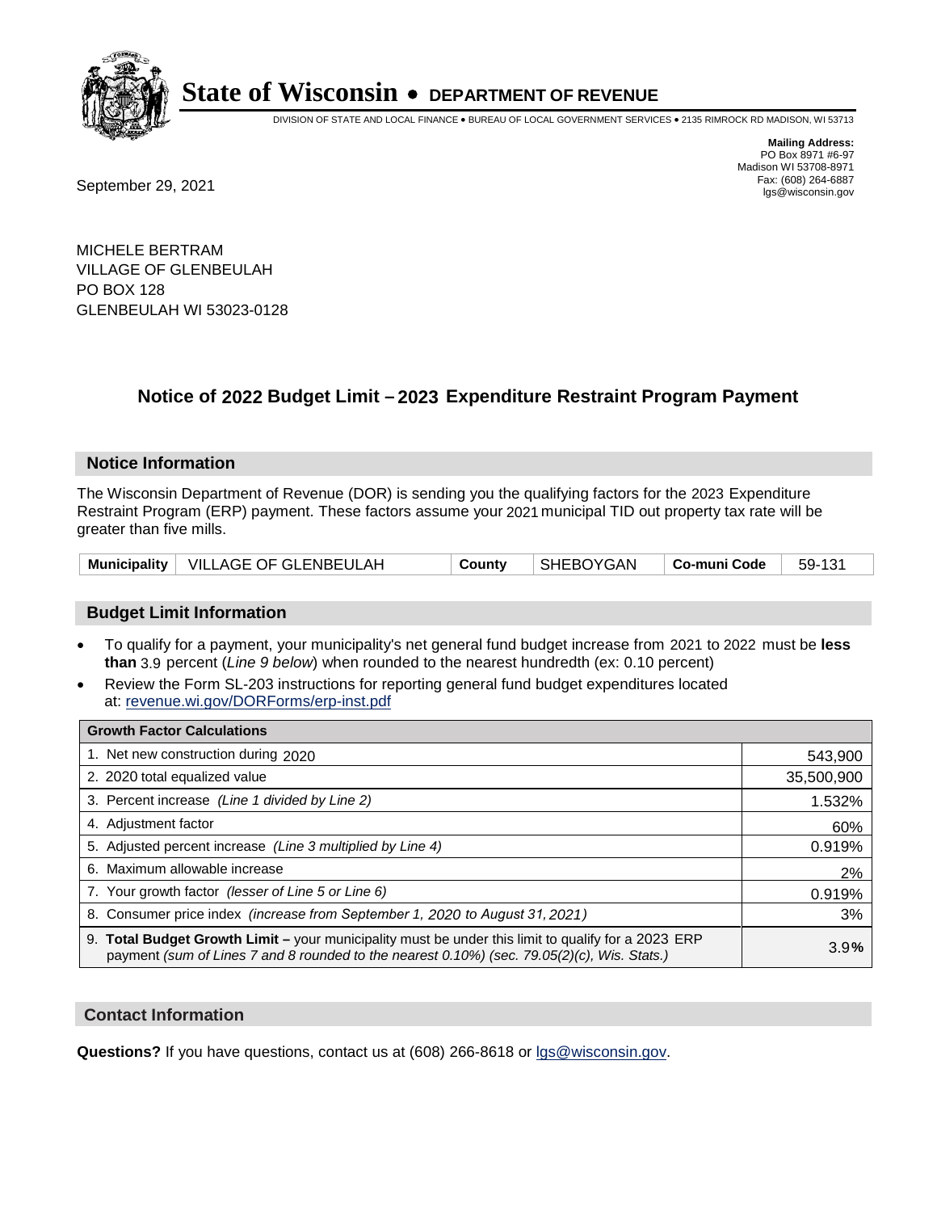# State of Wisconsin • DEPARTMENT OF REVENUE

DIVISION OF STATE AND LOCAL FINANCE • BUREAU OF LOCAL GOVERNMENT SERVICES • 2135 RIMROCK RD MADISON, WI 53713

**Mailing Address:**
PO Box 8971 #6-97
Madison WI 53708-8971
Fax: (608) 264-6887
lgs@wisconsin.gov

September 29, 2021

MICHELE BERTRAM
VILLAGE OF GLENBEULAH
PO BOX 128
GLENBEULAH WI 53023-0128

## Notice of 2022 Budget Limit – 2023 Expenditure Restraint Program Payment

### Notice Information

The Wisconsin Department of Revenue (DOR) is sending you the qualifying factors for the 2023 Expenditure Restraint Program (ERP) payment. These factors assume your 2021 municipal TID out property tax rate will be greater than five mills.

| Municipality | VILLAGE OF GLENBEULAH | County | SHEBOYGAN | Co-muni Code | 59-131 |
|---|---|---|---|---|---|

### Budget Limit Information

- To qualify for a payment, your municipality's net general fund budget increase from 2021 to 2022 must be **less than** 3.9 percent (*Line 9 below*) when rounded to the nearest hundredth (ex: 0.10 percent)
- Review the Form SL-203 instructions for reporting general fund budget expenditures located at: revenue.wi.gov/DORForms/erp-inst.pdf

| Growth Factor Calculations | |
|---|---|
| 1. Net new construction during 2020 | 543,900 |
| 2. 2020 total equalized value | 35,500,900 |
| 3. Percent increase *(Line 1 divided by Line 2)* | 1.532% |
| 4. Adjustment factor | 60% |
| 5. Adjusted percent increase *(Line 3 multiplied by Line 4)* | 0.919% |
| 6. Maximum allowable increase | 2% |
| 7. Your growth factor *(lesser of Line 5 or Line 6)* | 0.919% |
| 8. Consumer price index *(increase from September 1, 2020 to August 31, 2021)* | 3% |
| 9. **Total Budget Growth Limit –** your municipality must be under this limit to qualify for a 2023 ERP payment *(sum of Lines 7 and 8 rounded to the nearest 0.10%) (sec. 79.05(2)(c), Wis. Stats.)* | 3.9**%** |

### Contact Information

**Questions?** If you have questions, contact us at (608) 266-8618 or lgs@wisconsin.gov.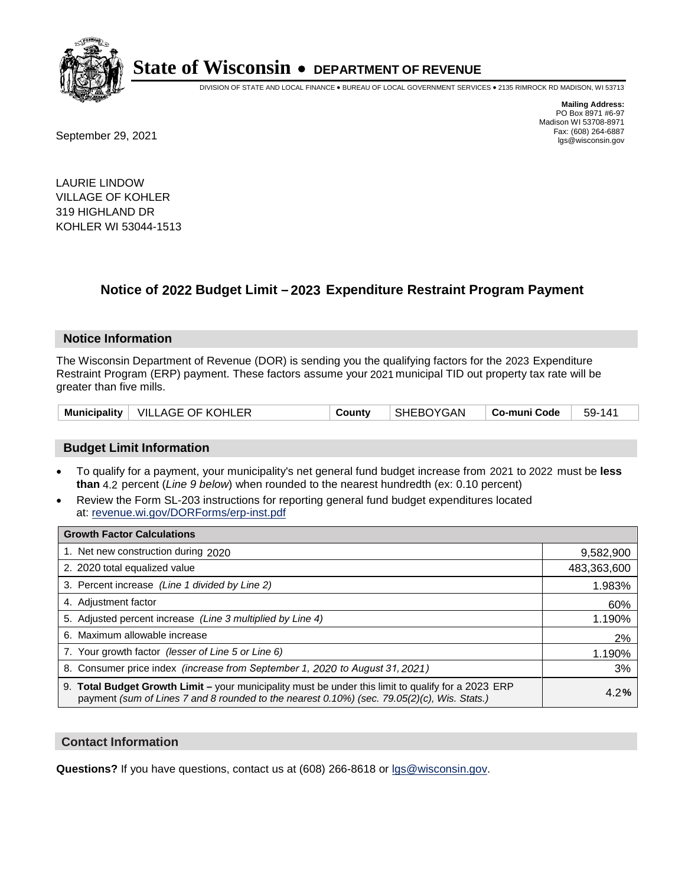# State of Wisconsin • DEPARTMENT OF REVENUE

DIVISION OF STATE AND LOCAL FINANCE • BUREAU OF LOCAL GOVERNMENT SERVICES • 2135 RIMROCK RD MADISON, WI 53713

**Mailing Address:**
PO Box 8971 #6-97
Madison WI 53708-8971
Fax: (608) 264-6887
lgs@wisconsin.gov

September 29, 2021

LAURIE LINDOW
VILLAGE OF KOHLER
319 HIGHLAND DR
KOHLER WI 53044-1513

## Notice of 2022 Budget Limit – 2023 Expenditure Restraint Program Payment

### Notice Information

The Wisconsin Department of Revenue (DOR) is sending you the qualifying factors for the 2023 Expenditure Restraint Program (ERP) payment. These factors assume your 2021 municipal TID out property tax rate will be greater than five mills.

| Municipality | VILLAGE OF KOHLER | County | SHEBOYGAN | Co-muni Code | 59-141 |
|---|---|---|---|---|---|

### Budget Limit Information

- To qualify for a payment, your municipality's net general fund budget increase from 2021 to 2022 must be **less than** 4.2 percent (*Line 9 below*) when rounded to the nearest hundredth (ex: 0.10 percent)
- Review the Form SL-203 instructions for reporting general fund budget expenditures located at: revenue.wi.gov/DORForms/erp-inst.pdf

| Growth Factor Calculations | |
|---|---|
| 1. Net new construction during 2020 | 9,582,900 |
| 2. 2020 total equalized value | 483,363,600 |
| 3. Percent increase *(Line 1 divided by Line 2)* | 1.983% |
| 4. Adjustment factor | 60% |
| 5. Adjusted percent increase *(Line 3 multiplied by Line 4)* | 1.190% |
| 6. Maximum allowable increase | 2% |
| 7. Your growth factor *(lesser of Line 5 or Line 6)* | 1.190% |
| 8. Consumer price index *(increase from September 1, 2020 to August 31, 2021)* | 3% |
| 9. **Total Budget Growth Limit –** your municipality must be under this limit to qualify for a 2023 ERP payment *(sum of Lines 7 and 8 rounded to the nearest 0.10%) (sec. 79.05(2)(c), Wis. Stats.)* | 4.2% |

### Contact Information

**Questions?** If you have questions, contact us at (608) 266-8618 or lgs@wisconsin.gov.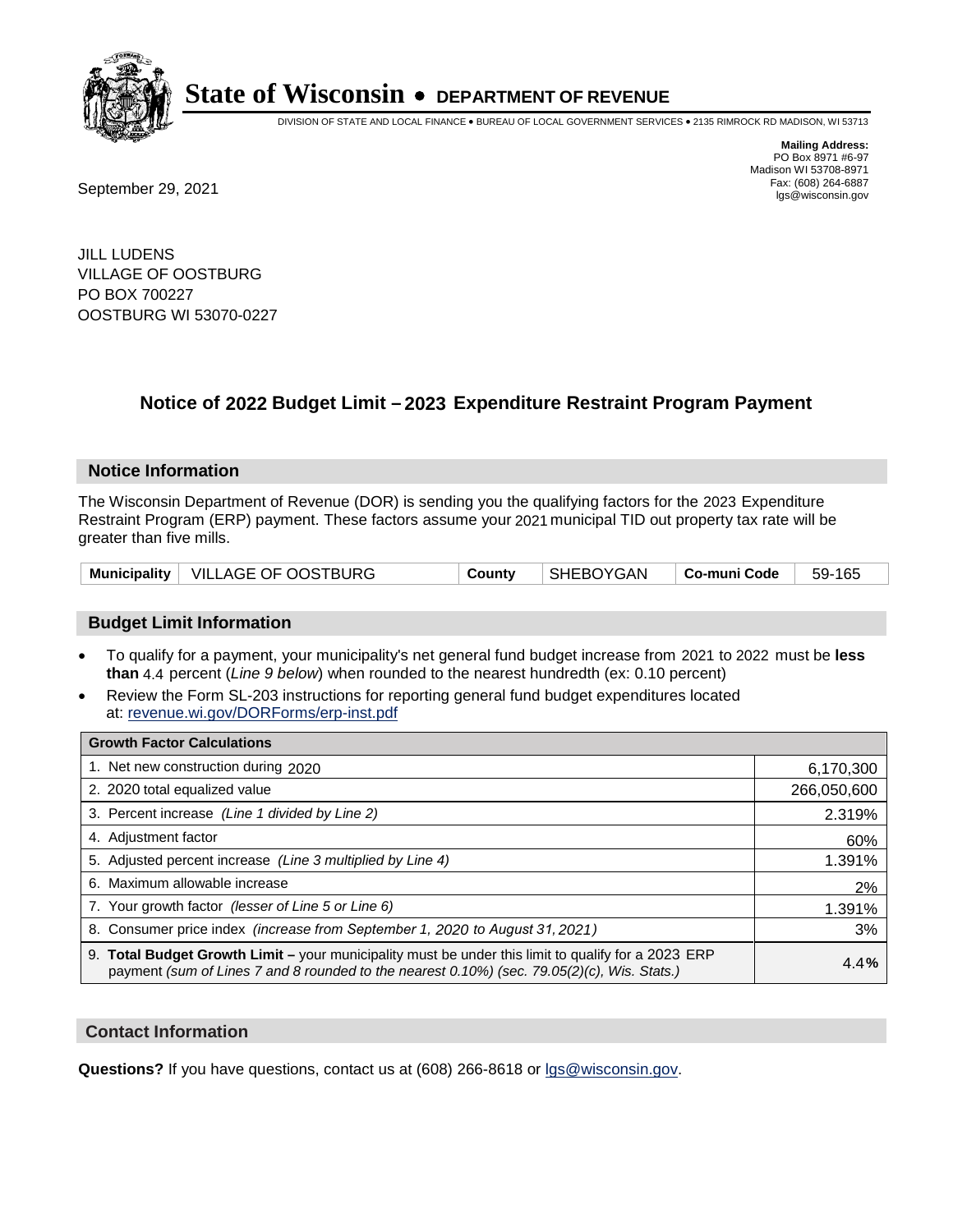# State of Wisconsin • DEPARTMENT OF REVENUE

DIVISION OF STATE AND LOCAL FINANCE • BUREAU OF LOCAL GOVERNMENT SERVICES • 2135 RIMROCK RD MADISON, WI 53713

**Mailing Address:**
PO Box 8971 #6-97
Madison WI 53708-8971
Fax: (608) 264-6887
lgs@wisconsin.gov

September 29, 2021

JILL LUDENS
VILLAGE OF OOSTBURG
PO BOX 700227
OOSTBURG WI 53070-0227

## Notice of 2022 Budget Limit – 2023 Expenditure Restraint Program Payment

### Notice Information

The Wisconsin Department of Revenue (DOR) is sending you the qualifying factors for the 2023 Expenditure Restraint Program (ERP) payment. These factors assume your 2021 municipal TID out property tax rate will be greater than five mills.

| Municipality | VILLAGE OF OOSTBURG | County | SHEBOYGAN | Co-muni Code | 59-165 |
|---|---|---|---|---|---|

### Budget Limit Information

- To qualify for a payment, your municipality's net general fund budget increase from 2021 to 2022 must be **less than** 4.4 percent (*Line 9 below*) when rounded to the nearest hundredth (ex: 0.10 percent)
- Review the Form SL-203 instructions for reporting general fund budget expenditures located at: revenue.wi.gov/DORForms/erp-inst.pdf

| Growth Factor Calculations | |
|---|---|
| 1. Net new construction during 2020 | 6,170,300 |
| 2. 2020 total equalized value | 266,050,600 |
| 3. Percent increase *(Line 1 divided by Line 2)* | 2.319% |
| 4. Adjustment factor | 60% |
| 5. Adjusted percent increase *(Line 3 multiplied by Line 4)* | 1.391% |
| 6. Maximum allowable increase | 2% |
| 7. Your growth factor *(lesser of Line 5 or Line 6)* | 1.391% |
| 8. Consumer price index *(increase from September 1, 2020 to August 31, 2021)* | 3% |
| 9. **Total Budget Growth Limit –** your municipality must be under this limit to qualify for a 2023 ERP payment *(sum of Lines 7 and 8 rounded to the nearest 0.10%) (sec. 79.05(2)(c), Wis. Stats.)* | 4.4**%** |

### Contact Information

**Questions?** If you have questions, contact us at (608) 266-8618 or lgs@wisconsin.gov.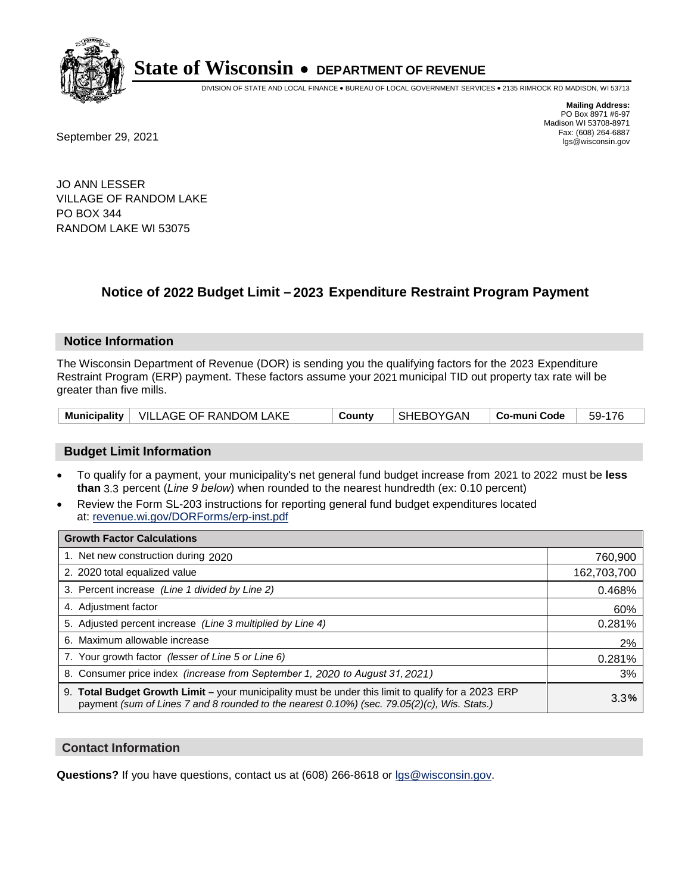# State of Wisconsin • DEPARTMENT OF REVENUE

DIVISION OF STATE AND LOCAL FINANCE • BUREAU OF LOCAL GOVERNMENT SERVICES • 2135 RIMROCK RD MADISON, WI 53713

**Mailing Address:**
PO Box 8971 #6-97
Madison WI 53708-8971
Fax: (608) 264-6887
lgs@wisconsin.gov

September 29, 2021

JO ANN LESSER
VILLAGE OF RANDOM LAKE
PO BOX 344
RANDOM LAKE WI 53075

## Notice of 2022 Budget Limit – 2023 Expenditure Restraint Program Payment

### Notice Information

The Wisconsin Department of Revenue (DOR) is sending you the qualifying factors for the 2023 Expenditure Restraint Program (ERP) payment. These factors assume your 2021 municipal TID out property tax rate will be greater than five mills.

| Municipality | VILLAGE OF RANDOM LAKE | County | SHEBOYGAN | Co-muni Code | 59-176 |
|---|---|---|---|---|---|

### Budget Limit Information

- To qualify for a payment, your municipality's net general fund budget increase from 2021 to 2022 must be **less than** 3.3 percent (*Line 9 below*) when rounded to the nearest hundredth (ex: 0.10 percent)
- Review the Form SL-203 instructions for reporting general fund budget expenditures located at: revenue.wi.gov/DORForms/erp-inst.pdf

| Growth Factor Calculations | |
|---|---|
| 1. Net new construction during 2020 | 760,900 |
| 2. 2020 total equalized value | 162,703,700 |
| 3. Percent increase *(Line 1 divided by Line 2)* | 0.468% |
| 4. Adjustment factor | 60% |
| 5. Adjusted percent increase *(Line 3 multiplied by Line 4)* | 0.281% |
| 6. Maximum allowable increase | 2% |
| 7. Your growth factor *(lesser of Line 5 or Line 6)* | 0.281% |
| 8. Consumer price index *(increase from September 1, 2020 to August 31, 2021)* | 3% |
| 9. **Total Budget Growth Limit –** your municipality must be under this limit to qualify for a 2023 ERP payment *(sum of Lines 7 and 8 rounded to the nearest 0.10%) (sec. 79.05(2)(c), Wis. Stats.)* | 3.3% |

### Contact Information

**Questions?** If you have questions, contact us at (608) 266-8618 or lgs@wisconsin.gov.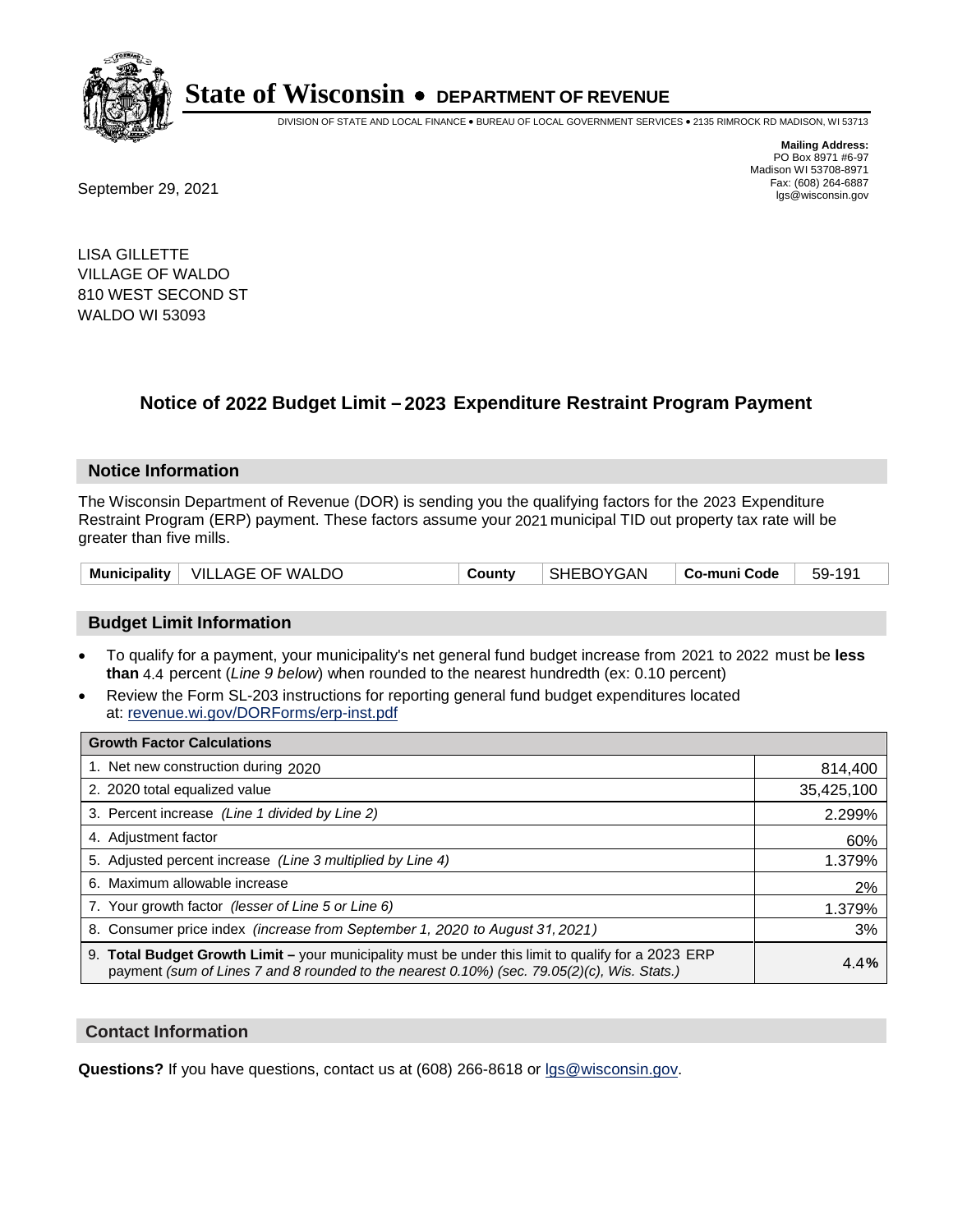# State of Wisconsin • DEPARTMENT OF REVENUE

DIVISION OF STATE AND LOCAL FINANCE • BUREAU OF LOCAL GOVERNMENT SERVICES • 2135 RIMROCK RD MADISON, WI 53713

**Mailing Address:**
PO Box 8971 #6-97
Madison WI 53708-8971
Fax: (608) 264-6887
lgs@wisconsin.gov

September 29, 2021

LISA GILLETTE
VILLAGE OF WALDO
810 WEST SECOND ST
WALDO WI 53093

## Notice of 2022 Budget Limit – 2023 Expenditure Restraint Program Payment

### Notice Information

The Wisconsin Department of Revenue (DOR) is sending you the qualifying factors for the 2023 Expenditure Restraint Program (ERP) payment. These factors assume your 2021 municipal TID out property tax rate will be greater than five mills.

| Municipality | VILLAGE OF WALDO | County | SHEBOYGAN | Co-muni Code | 59-191 |
|---|---|---|---|---|---|

### Budget Limit Information

- To qualify for a payment, your municipality's net general fund budget increase from 2021 to 2022 must be **less than** 4.4 percent (*Line 9 below*) when rounded to the nearest hundredth (ex: 0.10 percent)
- Review the Form SL-203 instructions for reporting general fund budget expenditures located at: revenue.wi.gov/DORForms/erp-inst.pdf

| Growth Factor Calculations | |
|---|---|
| 1. Net new construction during 2020 | 814,400 |
| 2. 2020 total equalized value | 35,425,100 |
| 3. Percent increase *(Line 1 divided by Line 2)* | 2.299% |
| 4. Adjustment factor | 60% |
| 5. Adjusted percent increase *(Line 3 multiplied by Line 4)* | 1.379% |
| 6. Maximum allowable increase | 2% |
| 7. Your growth factor *(lesser of Line 5 or Line 6)* | 1.379% |
| 8. Consumer price index *(increase from September 1, 2020 to August 31, 2021)* | 3% |
| 9. **Total Budget Growth Limit –** your municipality must be under this limit to qualify for a 2023 ERP payment *(sum of Lines 7 and 8 rounded to the nearest 0.10%) (sec. 79.05(2)(c), Wis. Stats.)* | 4.4**%** |

### Contact Information

**Questions?** If you have questions, contact us at (608) 266-8618 or lgs@wisconsin.gov.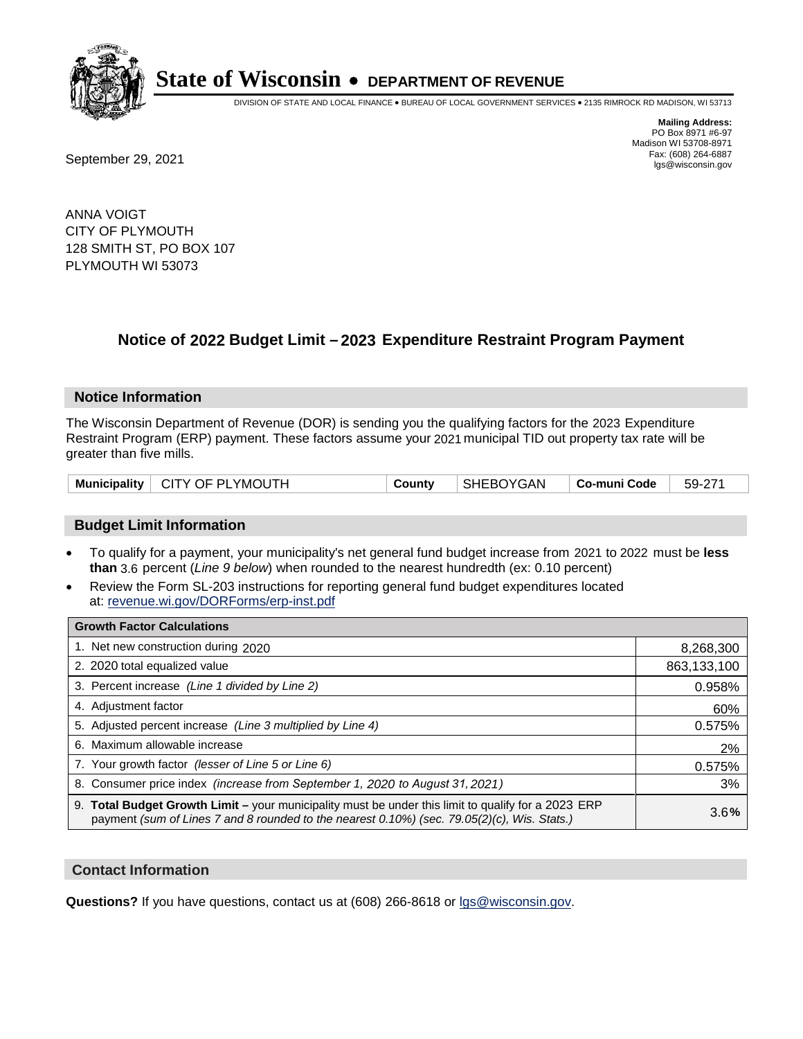# State of Wisconsin • DEPARTMENT OF REVENUE

DIVISION OF STATE AND LOCAL FINANCE • BUREAU OF LOCAL GOVERNMENT SERVICES • 2135 RIMROCK RD MADISON, WI 53713

**Mailing Address:**
PO Box 8971 #6-97
Madison WI 53708-8971
Fax: (608) 264-6887
lgs@wisconsin.gov

September 29, 2021

ANNA VOIGT
CITY OF PLYMOUTH
128 SMITH ST, PO BOX 107
PLYMOUTH WI 53073

## Notice of 2022 Budget Limit – 2023 Expenditure Restraint Program Payment

### Notice Information

The Wisconsin Department of Revenue (DOR) is sending you the qualifying factors for the 2023 Expenditure Restraint Program (ERP) payment. These factors assume your 2021 municipal TID out property tax rate will be greater than five mills.

| Municipality | CITY OF PLYMOUTH | County | SHEBOYGAN | Co-muni Code | 59-271 |
|---|---|---|---|---|---|

### Budget Limit Information

- To qualify for a payment, your municipality's net general fund budget increase from 2021 to 2022 must be **less than** 3.6 percent (*Line 9 below*) when rounded to the nearest hundredth (ex: 0.10 percent)
- Review the Form SL-203 instructions for reporting general fund budget expenditures located at: revenue.wi.gov/DORForms/erp-inst.pdf

| Growth Factor Calculations | |
|---|---|
| 1. Net new construction during 2020 | 8,268,300 |
| 2. 2020 total equalized value | 863,133,100 |
| 3. Percent increase *(Line 1 divided by Line 2)* | 0.958% |
| 4. Adjustment factor | 60% |
| 5. Adjusted percent increase *(Line 3 multiplied by Line 4)* | 0.575% |
| 6. Maximum allowable increase | 2% |
| 7. Your growth factor *(lesser of Line 5 or Line 6)* | 0.575% |
| 8. Consumer price index *(increase from September 1, 2020 to August 31, 2021)* | 3% |
| 9. **Total Budget Growth Limit –** your municipality must be under this limit to qualify for a 2023 ERP payment *(sum of Lines 7 and 8 rounded to the nearest 0.10%) (sec. 79.05(2)(c), Wis. Stats.)* | 3.6**%** |

### Contact Information

**Questions?** If you have questions, contact us at (608) 266-8618 or lgs@wisconsin.gov.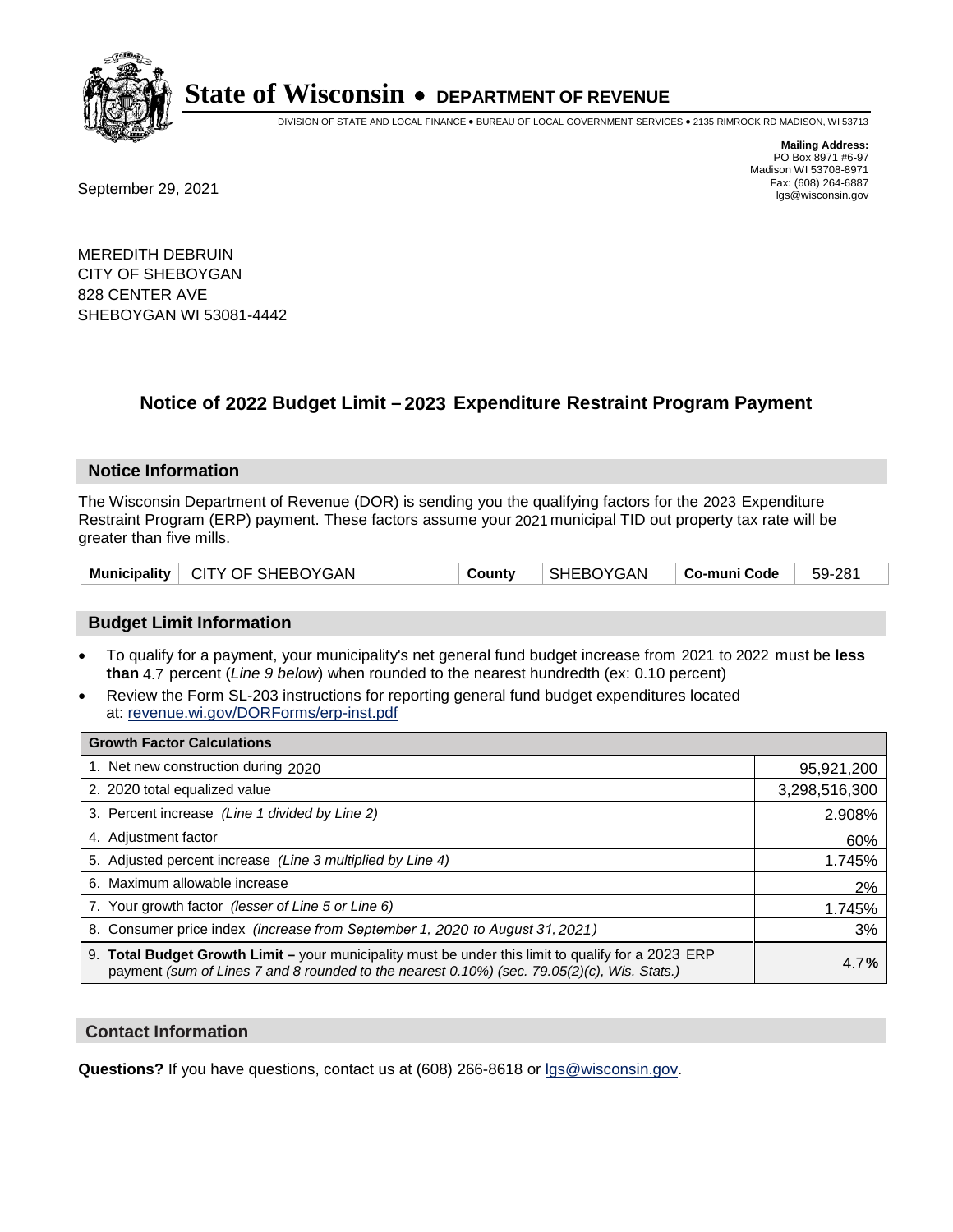# State of Wisconsin • DEPARTMENT OF REVENUE

DIVISION OF STATE AND LOCAL FINANCE • BUREAU OF LOCAL GOVERNMENT SERVICES • 2135 RIMROCK RD MADISON, WI 53713

**Mailing Address:**
PO Box 8971 #6-97
Madison WI 53708-8971
Fax: (608) 264-6887
lgs@wisconsin.gov

September 29, 2021

MEREDITH DEBRUIN
CITY OF SHEBOYGAN
828 CENTER AVE
SHEBOYGAN WI 53081-4442

## Notice of 2022 Budget Limit – 2023 Expenditure Restraint Program Payment

### Notice Information

The Wisconsin Department of Revenue (DOR) is sending you the qualifying factors for the 2023 Expenditure Restraint Program (ERP) payment. These factors assume your 2021 municipal TID out property tax rate will be greater than five mills.

| Municipality | CITY OF SHEBOYGAN | County | SHEBOYGAN | Co-muni Code | 59-281 |
|---|---|---|---|---|---|

### Budget Limit Information

- To qualify for a payment, your municipality's net general fund budget increase from 2021 to 2022 must be **less than** 4.7 percent (*Line 9 below*) when rounded to the nearest hundredth (ex: 0.10 percent)
- Review the Form SL-203 instructions for reporting general fund budget expenditures located at: revenue.wi.gov/DORForms/erp-inst.pdf

| Growth Factor Calculations | |
|---|---|
| 1. Net new construction during 2020 | 95,921,200 |
| 2. 2020 total equalized value | 3,298,516,300 |
| 3. Percent increase *(Line 1 divided by Line 2)* | 2.908% |
| 4. Adjustment factor | 60% |
| 5. Adjusted percent increase *(Line 3 multiplied by Line 4)* | 1.745% |
| 6. Maximum allowable increase | 2% |
| 7. Your growth factor *(lesser of Line 5 or Line 6)* | 1.745% |
| 8. Consumer price index *(increase from September 1, 2020 to August 31, 2021)* | 3% |
| 9. **Total Budget Growth Limit** – your municipality must be under this limit to qualify for a 2023 ERP payment *(sum of Lines 7 and 8 rounded to the nearest 0.10%) (sec. 79.05(2)(c), Wis. Stats.)* | 4.7**%** |

### Contact Information

**Questions?** If you have questions, contact us at (608) 266-8618 or lgs@wisconsin.gov.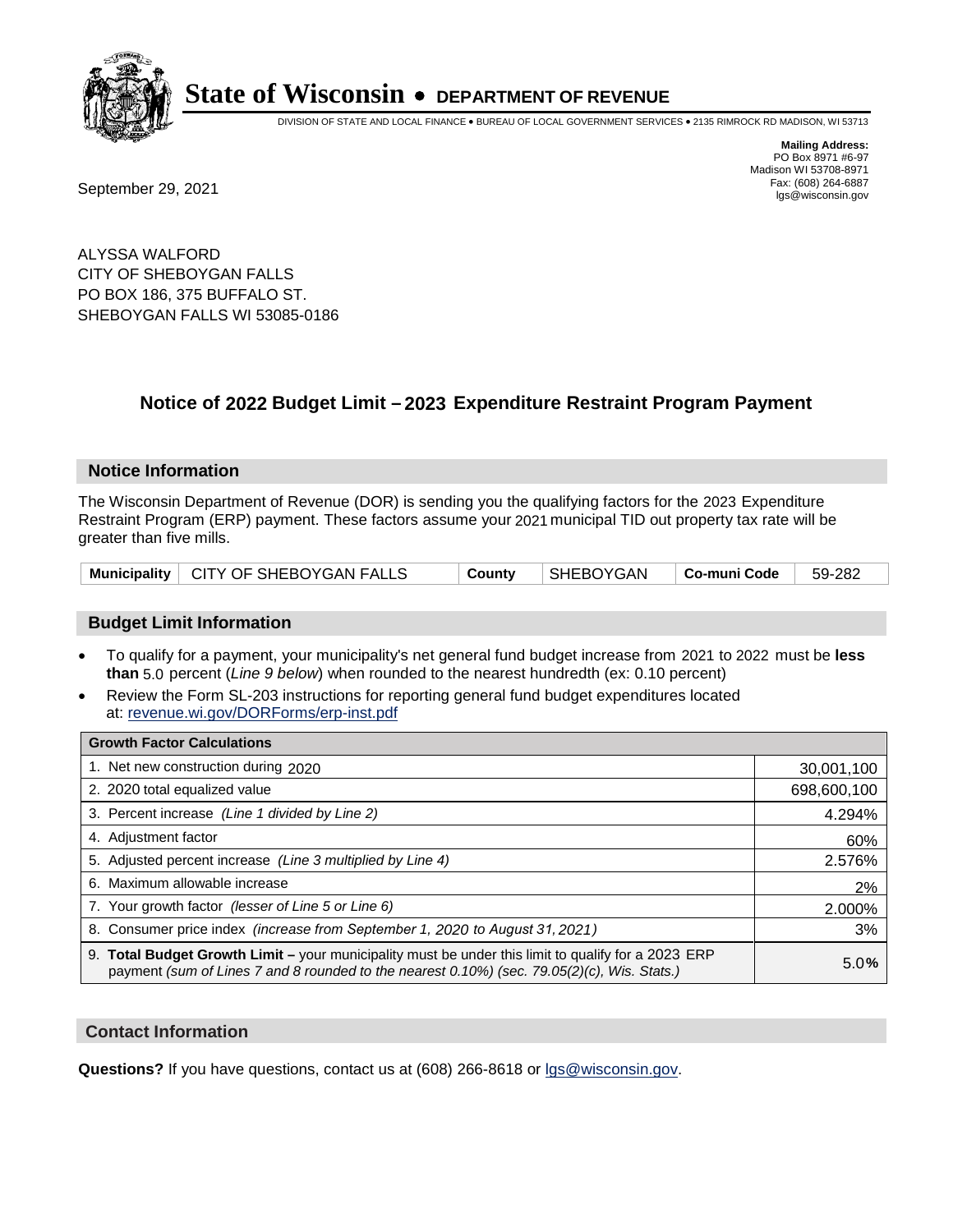# State of Wisconsin • DEPARTMENT OF REVENUE

DIVISION OF STATE AND LOCAL FINANCE • BUREAU OF LOCAL GOVERNMENT SERVICES • 2135 RIMROCK RD MADISON, WI 53713

September 29, 2021

**Mailing Address:**
PO Box 8971 #6-97
Madison WI 53708-8971
Fax: (608) 264-6887
lgs@wisconsin.gov

ALYSSA WALFORD
CITY OF SHEBOYGAN FALLS
PO BOX 186, 375 BUFFALO ST.
SHEBOYGAN FALLS WI 53085-0186

## Notice of 2022 Budget Limit – 2023 Expenditure Restraint Program Payment

### Notice Information

The Wisconsin Department of Revenue (DOR) is sending you the qualifying factors for the 2023 Expenditure Restraint Program (ERP) payment. These factors assume your 2021 municipal TID out property tax rate will be greater than five mills.

| Municipality | CITY OF SHEBOYGAN FALLS | County | SHEBOYGAN | Co-muni Code | 59-282 |
|---|---|---|---|---|---|

### Budget Limit Information

- To qualify for a payment, your municipality's net general fund budget increase from 2021 to 2022 must be **less than** 5.0 percent (*Line 9 below*) when rounded to the nearest hundredth (ex: 0.10 percent)
- Review the Form SL-203 instructions for reporting general fund budget expenditures located at: revenue.wi.gov/DORForms/erp-inst.pdf

| Growth Factor Calculations | |
|---|---|
| 1. Net new construction during 2020 | 30,001,100 |
| 2. 2020 total equalized value | 698,600,100 |
| 3. Percent increase *(Line 1 divided by Line 2)* | 4.294% |
| 4. Adjustment factor | 60% |
| 5. Adjusted percent increase *(Line 3 multiplied by Line 4)* | 2.576% |
| 6. Maximum allowable increase | 2% |
| 7. Your growth factor *(lesser of Line 5 or Line 6)* | 2.000% |
| 8. Consumer price index *(increase from September 1, 2020 to August 31, 2021)* | 3% |
| 9. **Total Budget Growth Limit –** your municipality must be under this limit to qualify for a 2023 ERP payment *(sum of Lines 7 and 8 rounded to the nearest 0.10%) (sec. 79.05(2)(c), Wis. Stats.)* | 5.0**%** |

### Contact Information

**Questions?** If you have questions, contact us at (608) 266-8618 or lgs@wisconsin.gov.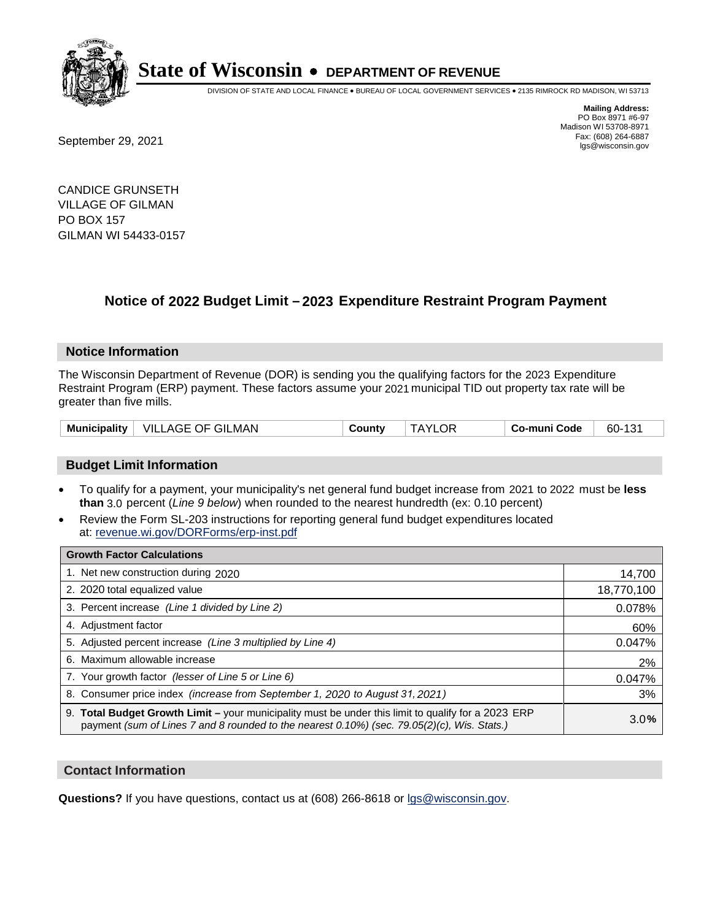# State of Wisconsin • DEPARTMENT OF REVENUE

DIVISION OF STATE AND LOCAL FINANCE • BUREAU OF LOCAL GOVERNMENT SERVICES • 2135 RIMROCK RD MADISON, WI 53713

**Mailing Address:**
PO Box 8971 #6-97
Madison WI 53708-8971
Fax: (608) 264-6887
lgs@wisconsin.gov

September 29, 2021

CANDICE GRUNSETH
VILLAGE OF GILMAN
PO BOX 157
GILMAN WI 54433-0157

## Notice of 2022 Budget Limit – 2023 Expenditure Restraint Program Payment

### Notice Information

The Wisconsin Department of Revenue (DOR) is sending you the qualifying factors for the 2023 Expenditure Restraint Program (ERP) payment. These factors assume your 2021 municipal TID out property tax rate will be greater than five mills.

| Municipality | VILLAGE OF GILMAN | County | TAYLOR | Co-muni Code | 60-131 |
|---|---|---|---|---|---|

### Budget Limit Information

- To qualify for a payment, your municipality's net general fund budget increase from 2021 to 2022 must be **less than** 3.0 percent (*Line 9 below*) when rounded to the nearest hundredth (ex: 0.10 percent)
- Review the Form SL-203 instructions for reporting general fund budget expenditures located at: revenue.wi.gov/DORForms/erp-inst.pdf

| Growth Factor Calculations | |
|---|---|
| 1. Net new construction during 2020 | 14,700 |
| 2. 2020 total equalized value | 18,770,100 |
| 3. Percent increase *(Line 1 divided by Line 2)* | 0.078% |
| 4. Adjustment factor | 60% |
| 5. Adjusted percent increase *(Line 3 multiplied by Line 4)* | 0.047% |
| 6. Maximum allowable increase | 2% |
| 7. Your growth factor *(lesser of Line 5 or Line 6)* | 0.047% |
| 8. Consumer price index *(increase from September 1, 2020 to August 31, 2021)* | 3% |
| 9. **Total Budget Growth Limit –** your municipality must be under this limit to qualify for a 2023 ERP payment *(sum of Lines 7 and 8 rounded to the nearest 0.10%) (sec. 79.05(2)(c), Wis. Stats.)* | 3.0% |

### Contact Information

**Questions?** If you have questions, contact us at (608) 266-8618 or lgs@wisconsin.gov.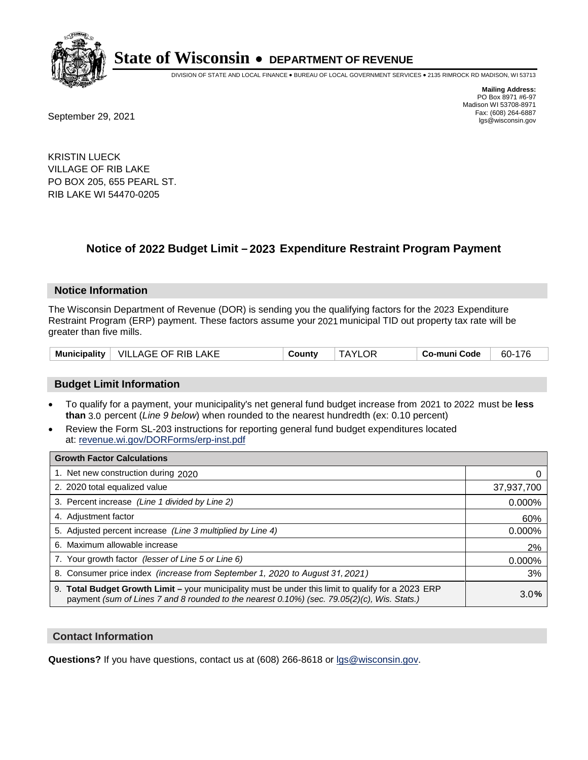**State of Wisconsin • DEPARTMENT OF REVENUE**

DIVISION OF STATE AND LOCAL FINANCE • BUREAU OF LOCAL GOVERNMENT SERVICES • 2135 RIMROCK RD MADISON, WI 53713

**Mailing Address:**
PO Box 8971 #6-97
Madison WI 53708-8971
Fax: (608) 264-6887
lgs@wisconsin.gov

September 29, 2021

KRISTIN LUECK
VILLAGE OF RIB LAKE
PO BOX 205, 655 PEARL ST.
RIB LAKE WI 54470-0205

## Notice of 2022 Budget Limit – 2023 Expenditure Restraint Program Payment

### Notice Information

The Wisconsin Department of Revenue (DOR) is sending you the qualifying factors for the 2023 Expenditure Restraint Program (ERP) payment. These factors assume your 2021 municipal TID out property tax rate will be greater than five mills.

| Municipality | VILLAGE OF RIB LAKE | County | TAYLOR | Co-muni Code | 60-176 |
|---|---|---|---|---|---|

### Budget Limit Information

- To qualify for a payment, your municipality's net general fund budget increase from 2021 to 2022 must be **less than** 3.0 percent (*Line 9 below*) when rounded to the nearest hundredth (ex: 0.10 percent)
- Review the Form SL-203 instructions for reporting general fund budget expenditures located at: revenue.wi.gov/DORForms/erp-inst.pdf

| Growth Factor Calculations | |
|---|---|
| 1. Net new construction during 2020 | 0 |
| 2. 2020 total equalized value | 37,937,700 |
| 3. Percent increase *(Line 1 divided by Line 2)* | 0.000% |
| 4. Adjustment factor | 60% |
| 5. Adjusted percent increase *(Line 3 multiplied by Line 4)* | 0.000% |
| 6. Maximum allowable increase | 2% |
| 7. Your growth factor *(lesser of Line 5 or Line 6)* | 0.000% |
| 8. Consumer price index *(increase from September 1, 2020 to August 31, 2021)* | 3% |
| 9. **Total Budget Growth Limit –** your municipality must be under this limit to qualify for a 2023 ERP payment *(sum of Lines 7 and 8 rounded to the nearest 0.10%) (sec. 79.05(2)(c), Wis. Stats.)* | 3.0**%** |

### Contact Information

**Questions?** If you have questions, contact us at (608) 266-8618 or lgs@wisconsin.gov.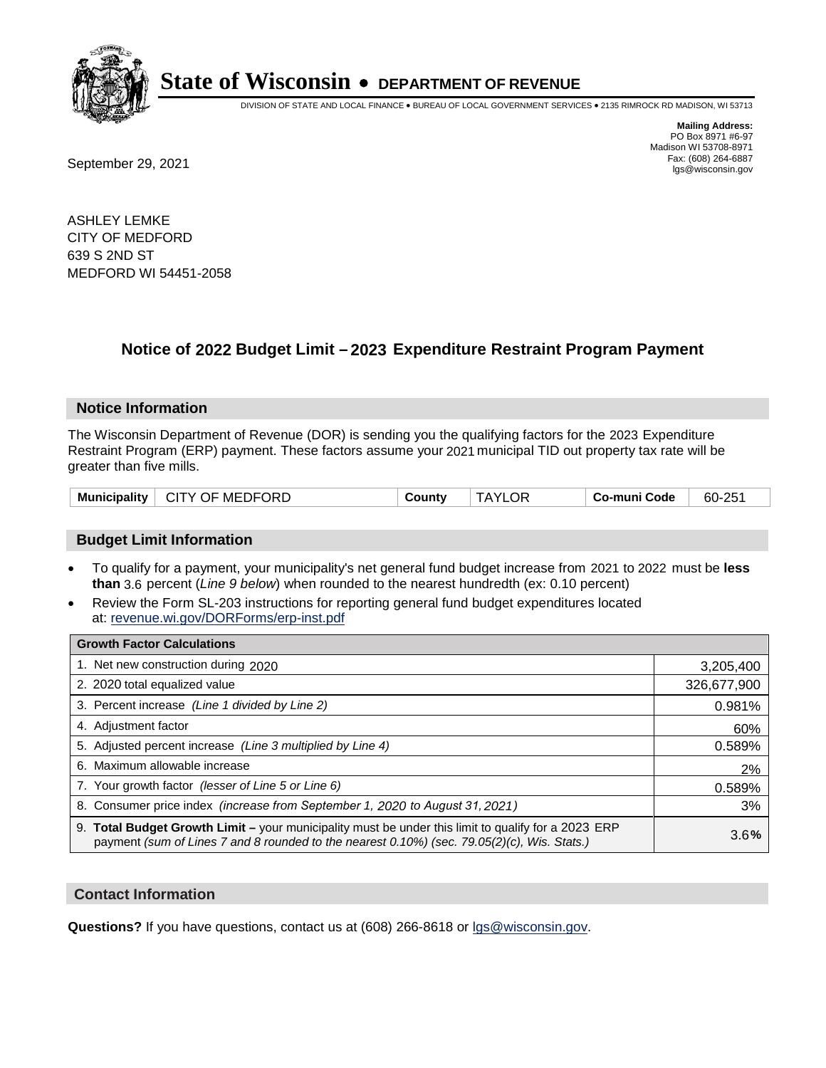# State of Wisconsin • DEPARTMENT OF REVENUE

DIVISION OF STATE AND LOCAL FINANCE • BUREAU OF LOCAL GOVERNMENT SERVICES • 2135 RIMROCK RD MADISON, WI 53713

**Mailing Address:**
PO Box 8971 #6-97
Madison WI 53708-8971
Fax: (608) 264-6887
lgs@wisconsin.gov

September 29, 2021

ASHLEY LEMKE
CITY OF MEDFORD
639 S 2ND ST
MEDFORD WI 54451-2058

## Notice of 2022 Budget Limit – 2023 Expenditure Restraint Program Payment

### Notice Information

The Wisconsin Department of Revenue (DOR) is sending you the qualifying factors for the 2023 Expenditure Restraint Program (ERP) payment. These factors assume your 2021 municipal TID out property tax rate will be greater than five mills.

| Municipality | CITY OF MEDFORD | County | TAYLOR | Co-muni Code | 60-251 |
|---|---|---|---|---|---|

### Budget Limit Information

- To qualify for a payment, your municipality's net general fund budget increase from 2021 to 2022 must be **less than** 3.6 percent (*Line 9 below*) when rounded to the nearest hundredth (ex: 0.10 percent)
- Review the Form SL-203 instructions for reporting general fund budget expenditures located at: revenue.wi.gov/DORForms/erp-inst.pdf

| Growth Factor Calculations | |
|---|---|
| 1. Net new construction during 2020 | 3,205,400 |
| 2. 2020 total equalized value | 326,677,900 |
| 3. Percent increase *(Line 1 divided by Line 2)* | 0.981% |
| 4. Adjustment factor | 60% |
| 5. Adjusted percent increase *(Line 3 multiplied by Line 4)* | 0.589% |
| 6. Maximum allowable increase | 2% |
| 7. Your growth factor *(lesser of Line 5 or Line 6)* | 0.589% |
| 8. Consumer price index *(increase from September 1, 2020 to August 31, 2021)* | 3% |
| 9. **Total Budget Growth Limit –** your municipality must be under this limit to qualify for a 2023 ERP payment *(sum of Lines 7 and 8 rounded to the nearest 0.10%) (sec. 79.05(2)(c), Wis. Stats.)* | 3.6**%** |

### Contact Information

**Questions?** If you have questions, contact us at (608) 266-8618 or lgs@wisconsin.gov.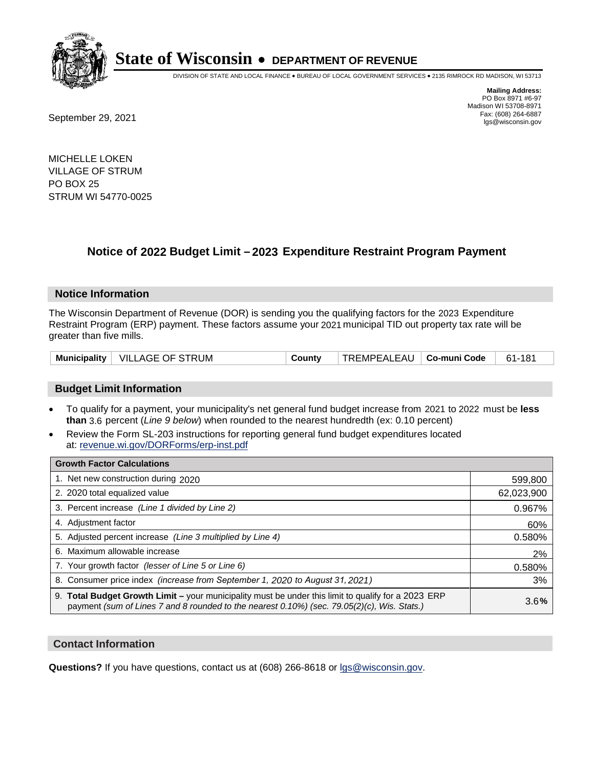# State of Wisconsin • DEPARTMENT OF REVENUE

DIVISION OF STATE AND LOCAL FINANCE • BUREAU OF LOCAL GOVERNMENT SERVICES • 2135 RIMROCK RD MADISON, WI 53713

**Mailing Address:**
PO Box 8971 #6-97
Madison WI 53708-8971
Fax: (608) 264-6887
lgs@wisconsin.gov

September 29, 2021

MICHELLE LOKEN
VILLAGE OF STRUM
PO BOX 25
STRUM WI 54770-0025

## Notice of 2022 Budget Limit – 2023 Expenditure Restraint Program Payment

### Notice Information

The Wisconsin Department of Revenue (DOR) is sending you the qualifying factors for the 2023 Expenditure Restraint Program (ERP) payment. These factors assume your 2021 municipal TID out property tax rate will be greater than five mills.

| Municipality | VILLAGE OF STRUM | County | TREMPEALEAU | Co-muni Code | 61-181 |
|---|---|---|---|---|---|

### Budget Limit Information

- To qualify for a payment, your municipality's net general fund budget increase from 2021 to 2022 must be **less than** 3.6 percent (*Line 9 below*) when rounded to the nearest hundredth (ex: 0.10 percent)
- Review the Form SL-203 instructions for reporting general fund budget expenditures located at: revenue.wi.gov/DORForms/erp-inst.pdf

| Growth Factor Calculations | |
|---|---|
| 1. Net new construction during 2020 | 599,800 |
| 2. 2020 total equalized value | 62,023,900 |
| 3. Percent increase *(Line 1 divided by Line 2)* | 0.967% |
| 4. Adjustment factor | 60% |
| 5. Adjusted percent increase *(Line 3 multiplied by Line 4)* | 0.580% |
| 6. Maximum allowable increase | 2% |
| 7. Your growth factor *(lesser of Line 5 or Line 6)* | 0.580% |
| 8. Consumer price index *(increase from September 1, 2020 to August 31, 2021)* | 3% |
| 9. **Total Budget Growth Limit –** your municipality must be under this limit to qualify for a 2023 ERP payment *(sum of Lines 7 and 8 rounded to the nearest 0.10%) (sec. 79.05(2)(c), Wis. Stats.)* | 3.6**%** |

### Contact Information

**Questions?** If you have questions, contact us at (608) 266-8618 or lgs@wisconsin.gov.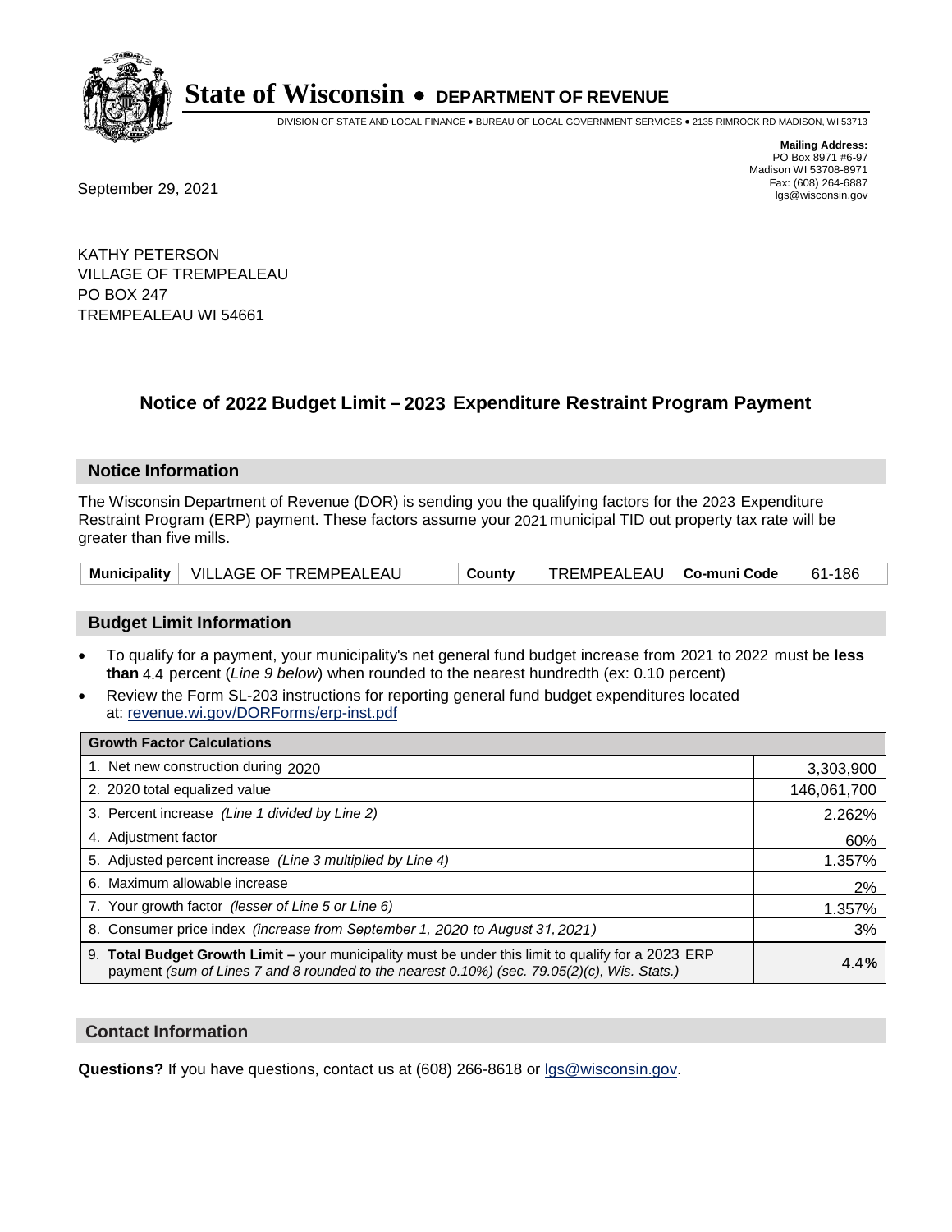# State of Wisconsin • DEPARTMENT OF REVENUE

DIVISION OF STATE AND LOCAL FINANCE • BUREAU OF LOCAL GOVERNMENT SERVICES • 2135 RIMROCK RD MADISON, WI 53713

**Mailing Address:**
PO Box 8971 #6-97
Madison WI 53708-8971
Fax: (608) 264-6887
lgs@wisconsin.gov

September 29, 2021

KATHY PETERSON
VILLAGE OF TREMPEALEAU
PO BOX 247
TREMPEALEAU WI 54661

## Notice of 2022 Budget Limit – 2023 Expenditure Restraint Program Payment

### Notice Information

The Wisconsin Department of Revenue (DOR) is sending you the qualifying factors for the 2023 Expenditure Restraint Program (ERP) payment. These factors assume your 2021 municipal TID out property tax rate will be greater than five mills.

| Municipality | VILLAGE OF TREMPEALEAU | County | TREMPEALEAU | Co-muni Code | 61-186 |
|---|---|---|---|---|---|

### Budget Limit Information

- To qualify for a payment, your municipality's net general fund budget increase from 2021 to 2022 must be **less than** 4.4 percent (*Line 9 below*) when rounded to the nearest hundredth (ex: 0.10 percent)
- Review the Form SL-203 instructions for reporting general fund budget expenditures located at: revenue.wi.gov/DORForms/erp-inst.pdf

| Growth Factor Calculations | |
|---|---|
| 1. Net new construction during 2020 | 3,303,900 |
| 2. 2020 total equalized value | 146,061,700 |
| 3. Percent increase *(Line 1 divided by Line 2)* | 2.262% |
| 4. Adjustment factor | 60% |
| 5. Adjusted percent increase *(Line 3 multiplied by Line 4)* | 1.357% |
| 6. Maximum allowable increase | 2% |
| 7. Your growth factor *(lesser of Line 5 or Line 6)* | 1.357% |
| 8. Consumer price index *(increase from September 1, 2020 to August 31, 2021)* | 3% |
| 9. **Total Budget Growth Limit –** your municipality must be under this limit to qualify for a 2023 ERP payment *(sum of Lines 7 and 8 rounded to the nearest 0.10%) (sec. 79.05(2)(c), Wis. Stats.)* | 4.4**%** |

### Contact Information

**Questions?** If you have questions, contact us at (608) 266-8618 or lgs@wisconsin.gov.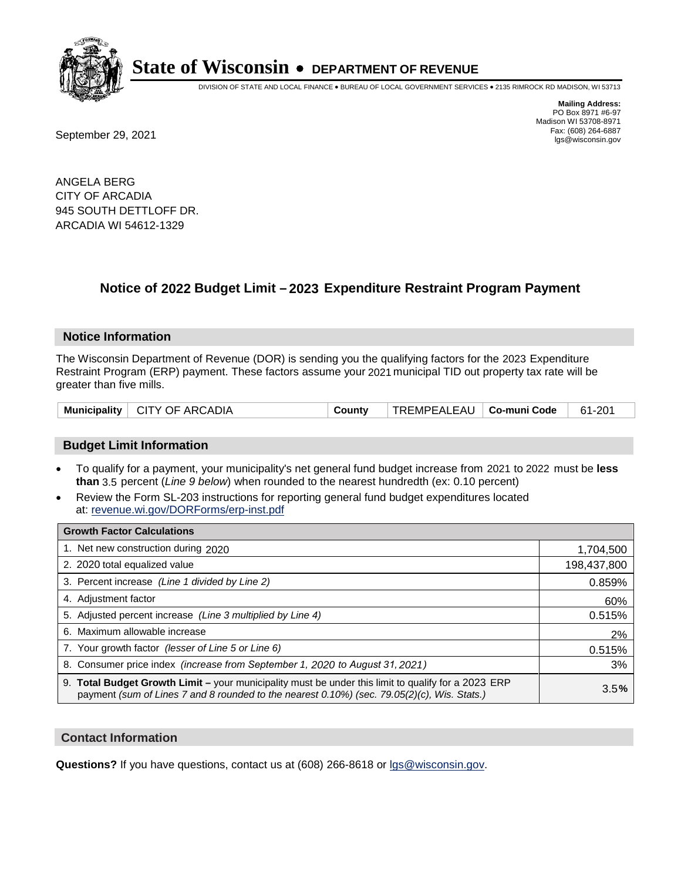# State of Wisconsin • DEPARTMENT OF REVENUE

DIVISION OF STATE AND LOCAL FINANCE • BUREAU OF LOCAL GOVERNMENT SERVICES • 2135 RIMROCK RD MADISON, WI 53713

**Mailing Address:**
PO Box 8971 #6-97
Madison WI 53708-8971
Fax: (608) 264-6887
lgs@wisconsin.gov

September 29, 2021

ANGELA BERG
CITY OF ARCADIA
945 SOUTH DETTLOFF DR.
ARCADIA WI 54612-1329

## Notice of 2022 Budget Limit – 2023 Expenditure Restraint Program Payment

### Notice Information

The Wisconsin Department of Revenue (DOR) is sending you the qualifying factors for the 2023 Expenditure Restraint Program (ERP) payment. These factors assume your 2021 municipal TID out property tax rate will be greater than five mills.

| Municipality | CITY OF ARCADIA | County | TREMPEALEAU | Co-muni Code | 61-201 |
|---|---|---|---|---|---|

### Budget Limit Information

- To qualify for a payment, your municipality's net general fund budget increase from 2021 to 2022 must be **less than** 3.5 percent (*Line 9 below*) when rounded to the nearest hundredth (ex: 0.10 percent)
- Review the Form SL-203 instructions for reporting general fund budget expenditures located at: revenue.wi.gov/DORForms/erp-inst.pdf

| Growth Factor Calculations | |
|---|---|
| 1. Net new construction during 2020 | 1,704,500 |
| 2. 2020 total equalized value | 198,437,800 |
| 3. Percent increase *(Line 1 divided by Line 2)* | 0.859% |
| 4. Adjustment factor | 60% |
| 5. Adjusted percent increase *(Line 3 multiplied by Line 4)* | 0.515% |
| 6. Maximum allowable increase | 2% |
| 7. Your growth factor *(lesser of Line 5 or Line 6)* | 0.515% |
| 8. Consumer price index *(increase from September 1, 2020 to August 31, 2021)* | 3% |
| 9. **Total Budget Growth Limit –** your municipality must be under this limit to qualify for a 2023 ERP payment *(sum of Lines 7 and 8 rounded to the nearest 0.10%) (sec. 79.05(2)(c), Wis. Stats.)* | 3.5**%** |

### Contact Information

**Questions?** If you have questions, contact us at (608) 266-8618 or lgs@wisconsin.gov.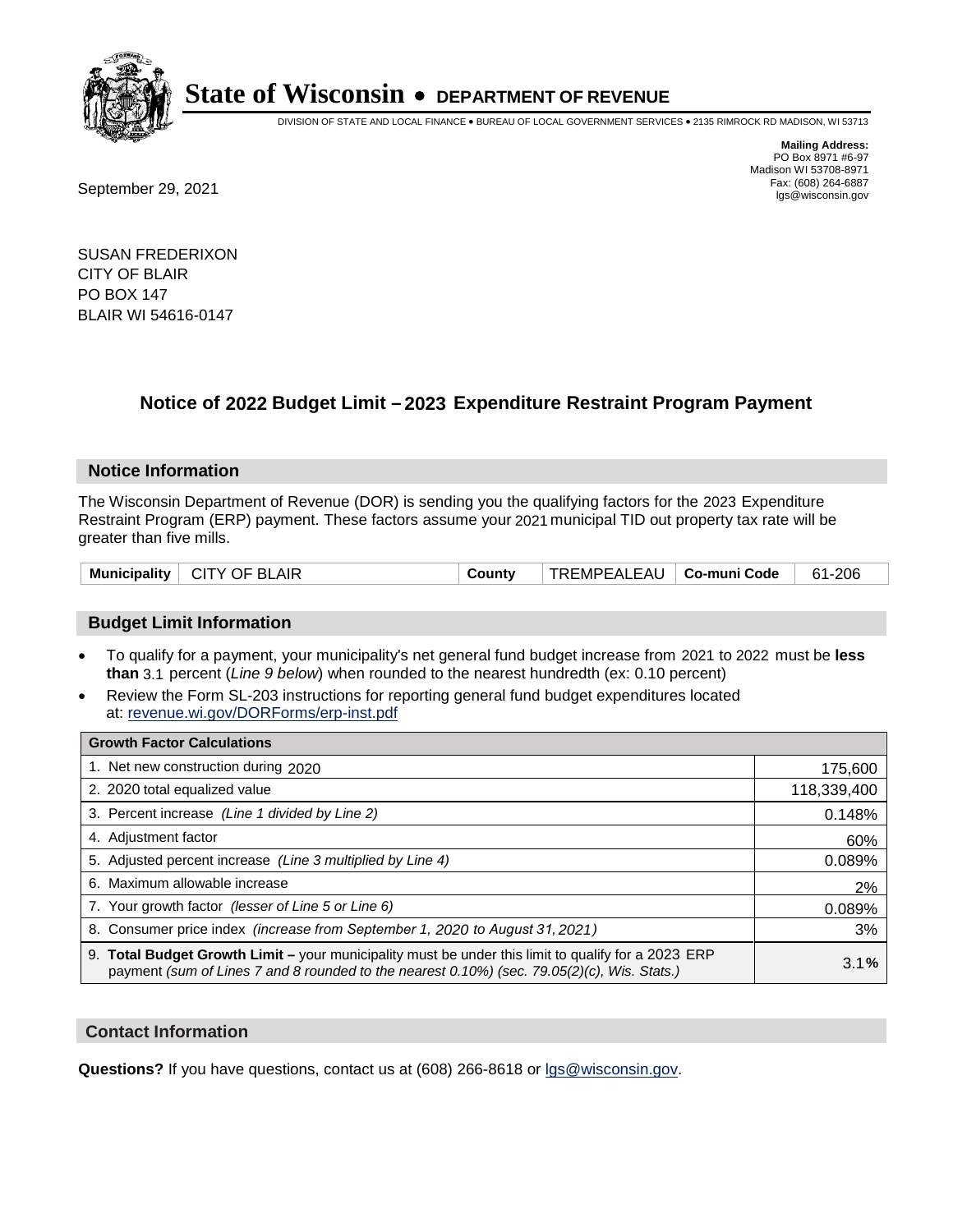# State of Wisconsin • DEPARTMENT OF REVENUE

DIVISION OF STATE AND LOCAL FINANCE • BUREAU OF LOCAL GOVERNMENT SERVICES • 2135 RIMROCK RD MADISON, WI 53713

**Mailing Address:**
PO Box 8971 #6-97
Madison WI 53708-8971
Fax: (608) 264-6887
lgs@wisconsin.gov

September 29, 2021

SUSAN FREDERIXON
CITY OF BLAIR
PO BOX 147
BLAIR WI 54616-0147

## Notice of 2022 Budget Limit – 2023 Expenditure Restraint Program Payment

### Notice Information

The Wisconsin Department of Revenue (DOR) is sending you the qualifying factors for the 2023 Expenditure Restraint Program (ERP) payment. These factors assume your 2021 municipal TID out property tax rate will be greater than five mills.

| Municipality | CITY OF BLAIR | County | TREMPEALEAU | Co-muni Code | 61-206 |
|---|---|---|---|---|---|

### Budget Limit Information

- To qualify for a payment, your municipality's net general fund budget increase from 2021 to 2022 must be **less than** 3.1 percent (*Line 9 below*) when rounded to the nearest hundredth (ex: 0.10 percent)
- Review the Form SL-203 instructions for reporting general fund budget expenditures located at: revenue.wi.gov/DORForms/erp-inst.pdf

| Growth Factor Calculations | |
|---|---|
| 1. Net new construction during 2020 | 175,600 |
| 2. 2020 total equalized value | 118,339,400 |
| 3. Percent increase *(Line 1 divided by Line 2)* | 0.148% |
| 4. Adjustment factor | 60% |
| 5. Adjusted percent increase *(Line 3 multiplied by Line 4)* | 0.089% |
| 6. Maximum allowable increase | 2% |
| 7. Your growth factor *(lesser of Line 5 or Line 6)* | 0.089% |
| 8. Consumer price index *(increase from September 1, 2020 to August 31, 2021)* | 3% |
| 9. **Total Budget Growth Limit –** your municipality must be under this limit to qualify for a 2023 ERP payment *(sum of Lines 7 and 8 rounded to the nearest 0.10%) (sec. 79.05(2)(c), Wis. Stats.)* | 3.1**%** |

### Contact Information

**Questions?** If you have questions, contact us at (608) 266-8618 or lgs@wisconsin.gov.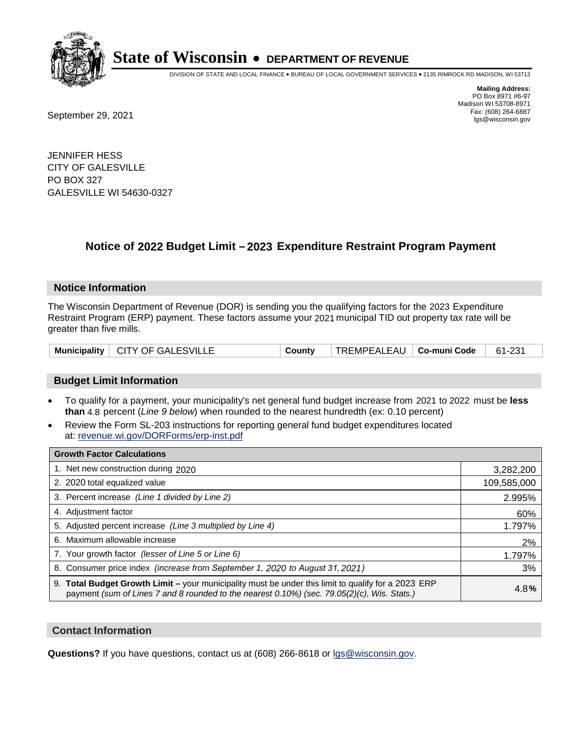# State of Wisconsin • DEPARTMENT OF REVENUE

DIVISION OF STATE AND LOCAL FINANCE • BUREAU OF LOCAL GOVERNMENT SERVICES • 2135 RIMROCK RD MADISON, WI 53713

**Mailing Address:**
PO Box 8971 #6-97
Madison WI 53708-8971
Fax: (608) 264-6887
lgs@wisconsin.gov

September 29, 2021

JENNIFER HESS
CITY OF GALESVILLE
PO BOX 327
GALESVILLE WI 54630-0327

## Notice of 2022 Budget Limit – 2023 Expenditure Restraint Program Payment

### Notice Information

The Wisconsin Department of Revenue (DOR) is sending you the qualifying factors for the 2023 Expenditure Restraint Program (ERP) payment. These factors assume your 2021 municipal TID out property tax rate will be greater than five mills.

| Municipality | CITY OF GALESVILLE | County | TREMPEALEAU | Co-muni Code | 61-231 |
|---|---|---|---|---|---|

### Budget Limit Information

- To qualify for a payment, your municipality's net general fund budget increase from 2021 to 2022 must be **less than** 4.8 percent (*Line 9 below*) when rounded to the nearest hundredth (ex: 0.10 percent)
- Review the Form SL-203 instructions for reporting general fund budget expenditures located at: revenue.wi.gov/DORForms/erp-inst.pdf

| Growth Factor Calculations | |
|---|---|
| 1. Net new construction during 2020 | 3,282,200 |
| 2. 2020 total equalized value | 109,585,000 |
| 3. Percent increase *(Line 1 divided by Line 2)* | 2.995% |
| 4. Adjustment factor | 60% |
| 5. Adjusted percent increase *(Line 3 multiplied by Line 4)* | 1.797% |
| 6. Maximum allowable increase | 2% |
| 7. Your growth factor *(lesser of Line 5 or Line 6)* | 1.797% |
| 8. Consumer price index *(increase from September 1, 2020 to August 31, 2021)* | 3% |
| 9. **Total Budget Growth Limit –** your municipality must be under this limit to qualify for a 2023 ERP payment *(sum of Lines 7 and 8 rounded to the nearest 0.10%) (sec. 79.05(2)(c), Wis. Stats.)* | 4.8**%** |

### Contact Information

**Questions?** If you have questions, contact us at (608) 266-8618 or lgs@wisconsin.gov.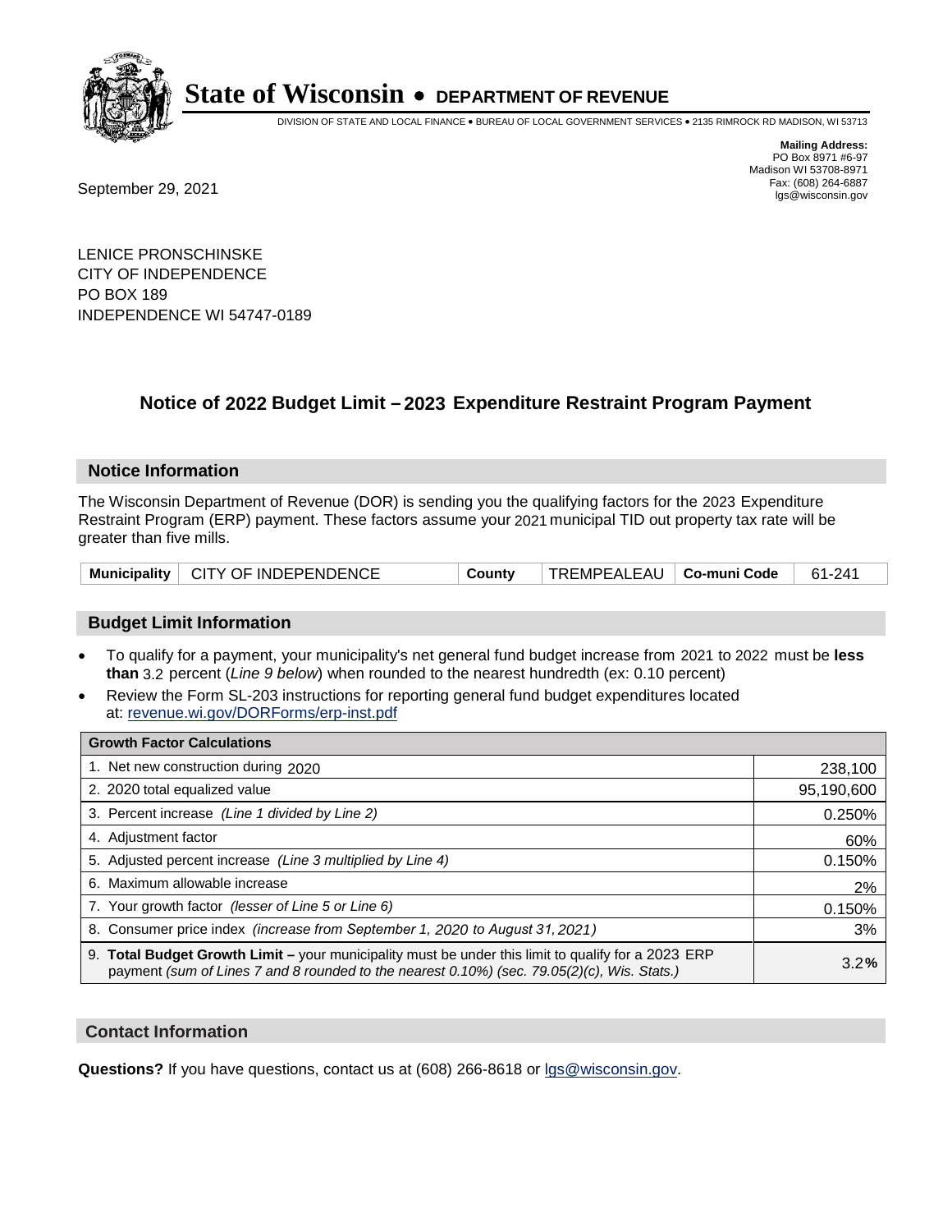# State of Wisconsin • DEPARTMENT OF REVENUE

DIVISION OF STATE AND LOCAL FINANCE • BUREAU OF LOCAL GOVERNMENT SERVICES • 2135 RIMROCK RD MADISON, WI 53713

**Mailing Address:**
PO Box 8971 #6-97
Madison WI 53708-8971
Fax: (608) 264-6887
lgs@wisconsin.gov

September 29, 2021

LENICE PRONSCHINSKE
CITY OF INDEPENDENCE
PO BOX 189
INDEPENDENCE WI 54747-0189

## Notice of 2022 Budget Limit – 2023 Expenditure Restraint Program Payment

### Notice Information

The Wisconsin Department of Revenue (DOR) is sending you the qualifying factors for the 2023 Expenditure Restraint Program (ERP) payment. These factors assume your 2021 municipal TID out property tax rate will be greater than five mills.

| Municipality | CITY OF INDEPENDENCE | County | TREMPEALEAU | Co-muni Code | 61-241 |
|---|---|---|---|---|---|

### Budget Limit Information

- To qualify for a payment, your municipality's net general fund budget increase from 2021 to 2022 must be **less than** 3.2 percent (*Line 9 below*) when rounded to the nearest hundredth (ex: 0.10 percent)
- Review the Form SL-203 instructions for reporting general fund budget expenditures located at: revenue.wi.gov/DORForms/erp-inst.pdf

| Growth Factor Calculations | |
|---|---|
| 1. Net new construction during 2020 | 238,100 |
| 2. 2020 total equalized value | 95,190,600 |
| 3. Percent increase *(Line 1 divided by Line 2)* | 0.250% |
| 4. Adjustment factor | 60% |
| 5. Adjusted percent increase *(Line 3 multiplied by Line 4)* | 0.150% |
| 6. Maximum allowable increase | 2% |
| 7. Your growth factor *(lesser of Line 5 or Line 6)* | 0.150% |
| 8. Consumer price index *(increase from September 1, 2020 to August 31, 2021)* | 3% |
| 9. **Total Budget Growth Limit –** your municipality must be under this limit to qualify for a 2023 ERP payment *(sum of Lines 7 and 8 rounded to the nearest 0.10%) (sec. 79.05(2)(c), Wis. Stats.)* | 3.2**%** |

### Contact Information

**Questions?** If you have questions, contact us at (608) 266-8618 or lgs@wisconsin.gov.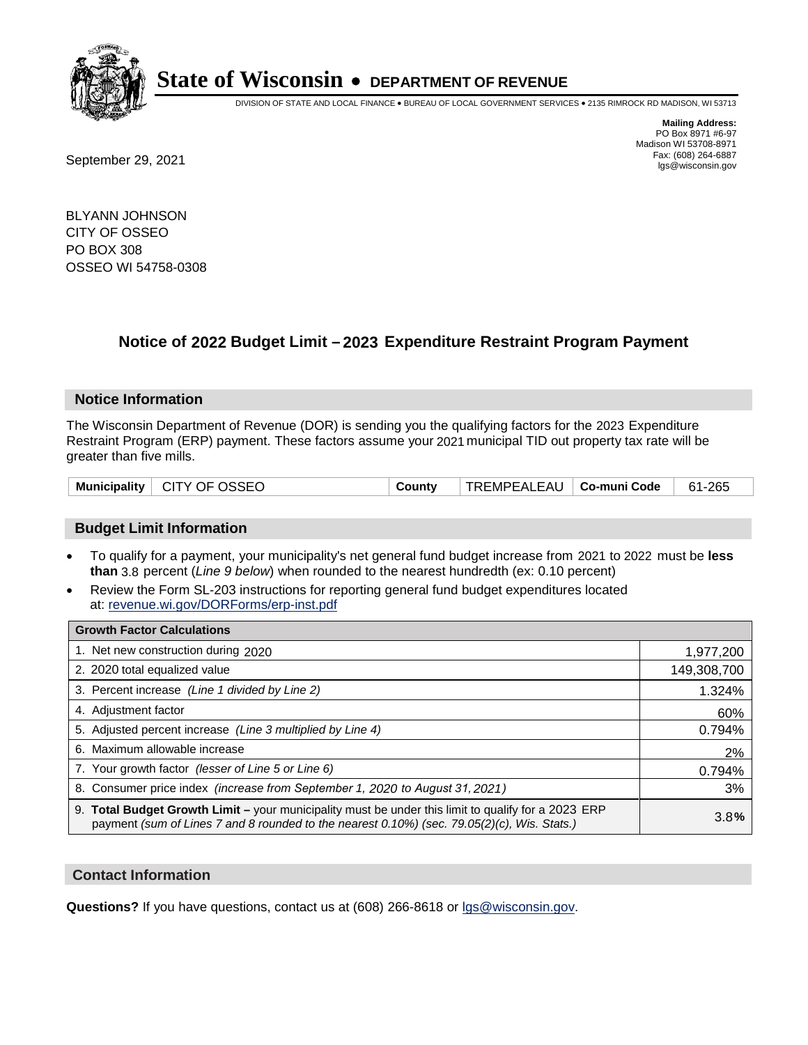# State of Wisconsin • DEPARTMENT OF REVENUE

DIVISION OF STATE AND LOCAL FINANCE • BUREAU OF LOCAL GOVERNMENT SERVICES • 2135 RIMROCK RD MADISON, WI 53713

**Mailing Address:**
PO Box 8971 #6-97
Madison WI 53708-8971
Fax: (608) 264-6887
lgs@wisconsin.gov

September 29, 2021

BLYANN JOHNSON
CITY OF OSSEO
PO BOX 308
OSSEO WI 54758-0308

## Notice of 2022 Budget Limit – 2023 Expenditure Restraint Program Payment

### Notice Information

The Wisconsin Department of Revenue (DOR) is sending you the qualifying factors for the 2023 Expenditure Restraint Program (ERP) payment. These factors assume your 2021 municipal TID out property tax rate will be greater than five mills.

| Municipality | CITY OF OSSEO | County | TREMPEALEAU | Co-muni Code | 61-265 |
|---|---|---|---|---|---|

### Budget Limit Information

- To qualify for a payment, your municipality's net general fund budget increase from 2021 to 2022 must be **less than** 3.8 percent (*Line 9 below*) when rounded to the nearest hundredth (ex: 0.10 percent)
- Review the Form SL-203 instructions for reporting general fund budget expenditures located at: revenue.wi.gov/DORForms/erp-inst.pdf

| Growth Factor Calculations | |
|---|---|
| 1. Net new construction during 2020 | 1,977,200 |
| 2. 2020 total equalized value | 149,308,700 |
| 3. Percent increase *(Line 1 divided by Line 2)* | 1.324% |
| 4. Adjustment factor | 60% |
| 5. Adjusted percent increase *(Line 3 multiplied by Line 4)* | 0.794% |
| 6. Maximum allowable increase | 2% |
| 7. Your growth factor *(lesser of Line 5 or Line 6)* | 0.794% |
| 8. Consumer price index *(increase from September 1, 2020 to August 31, 2021)* | 3% |
| 9. **Total Budget Growth Limit** – your municipality must be under this limit to qualify for a 2023 ERP payment *(sum of Lines 7 and 8 rounded to the nearest 0.10%) (sec. 79.05(2)(c), Wis. Stats.)* | 3.8**%** |

### Contact Information

**Questions?** If you have questions, contact us at (608) 266-8618 or lgs@wisconsin.gov.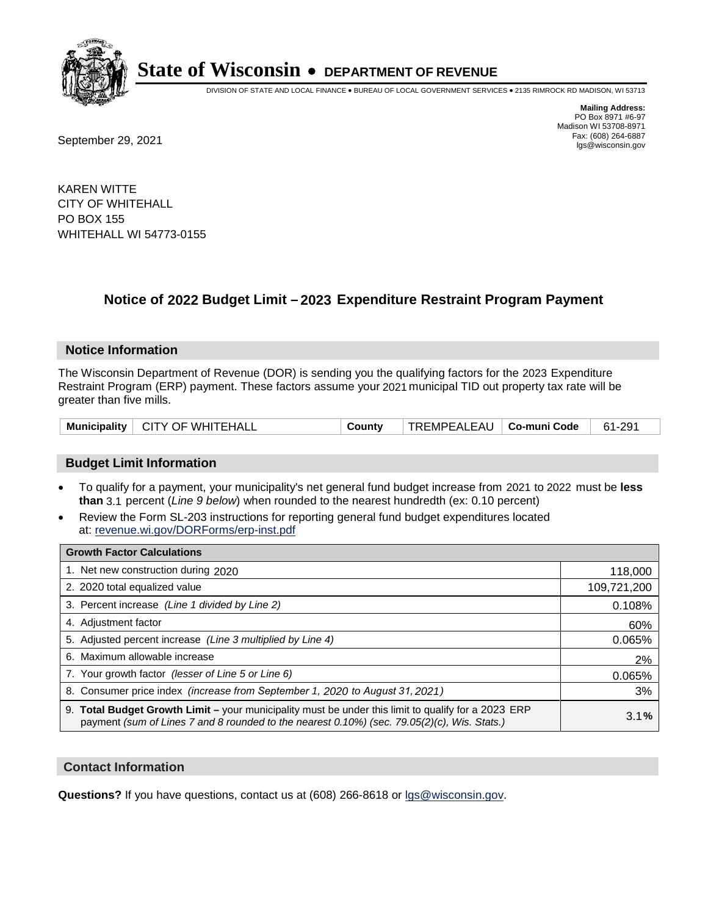# State of Wisconsin • DEPARTMENT OF REVENUE

DIVISION OF STATE AND LOCAL FINANCE • BUREAU OF LOCAL GOVERNMENT SERVICES • 2135 RIMROCK RD MADISON, WI 53713

**Mailing Address:**
PO Box 8971 #6-97
Madison WI 53708-8971
Fax: (608) 264-6887
lgs@wisconsin.gov

September 29, 2021

KAREN WITTE
CITY OF WHITEHALL
PO BOX 155
WHITEHALL WI 54773-0155

## Notice of 2022 Budget Limit – 2023 Expenditure Restraint Program Payment

### Notice Information

The Wisconsin Department of Revenue (DOR) is sending you the qualifying factors for the 2023 Expenditure Restraint Program (ERP) payment. These factors assume your 2021 municipal TID out property tax rate will be greater than five mills.

| Municipality | CITY OF WHITEHALL | County | TREMPEALEAU | Co-muni Code | 61-291 |
|---|---|---|---|---|---|

### Budget Limit Information

- To qualify for a payment, your municipality's net general fund budget increase from 2021 to 2022 must be **less than** 3.1 percent (*Line 9 below*) when rounded to the nearest hundredth (ex: 0.10 percent)
- Review the Form SL-203 instructions for reporting general fund budget expenditures located at: revenue.wi.gov/DORForms/erp-inst.pdf

| Growth Factor Calculations | |
|---|---|
| 1. Net new construction during 2020 | 118,000 |
| 2. 2020 total equalized value | 109,721,200 |
| 3. Percent increase *(Line 1 divided by Line 2)* | 0.108% |
| 4. Adjustment factor | 60% |
| 5. Adjusted percent increase *(Line 3 multiplied by Line 4)* | 0.065% |
| 6. Maximum allowable increase | 2% |
| 7. Your growth factor *(lesser of Line 5 or Line 6)* | 0.065% |
| 8. Consumer price index *(increase from September 1, 2020 to August 31, 2021)* | 3% |
| 9. **Total Budget Growth Limit –** your municipality must be under this limit to qualify for a 2023 ERP payment *(sum of Lines 7 and 8 rounded to the nearest 0.10%) (sec. 79.05(2)(c), Wis. Stats.)* | 3.1% |

### Contact Information

**Questions?** If you have questions, contact us at (608) 266-8618 or lgs@wisconsin.gov.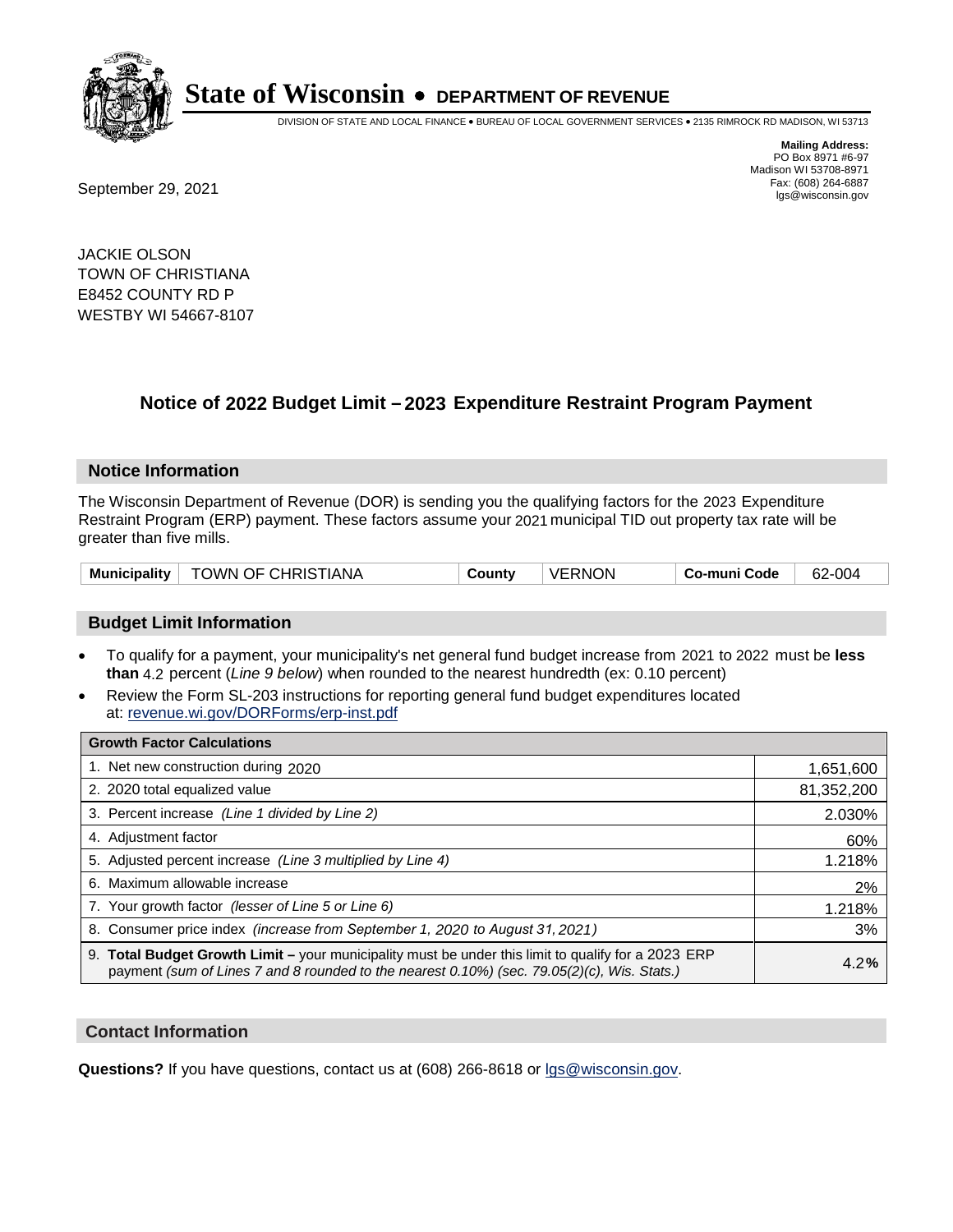# State of Wisconsin • DEPARTMENT OF REVENUE

DIVISION OF STATE AND LOCAL FINANCE • BUREAU OF LOCAL GOVERNMENT SERVICES • 2135 RIMROCK RD MADISON, WI 53713

**Mailing Address:**
PO Box 8971 #6-97
Madison WI 53708-8971
Fax: (608) 264-6887
lgs@wisconsin.gov

September 29, 2021

JACKIE OLSON
TOWN OF CHRISTIANA
E8452 COUNTY RD P
WESTBY WI 54667-8107

## Notice of 2022 Budget Limit – 2023 Expenditure Restraint Program Payment

### Notice Information

The Wisconsin Department of Revenue (DOR) is sending you the qualifying factors for the 2023 Expenditure Restraint Program (ERP) payment. These factors assume your 2021 municipal TID out property tax rate will be greater than five mills.

| Municipality | TOWN OF CHRISTIANA | County | VERNON | Co-muni Code | 62-004 |
|---|---|---|---|---|---|

### Budget Limit Information

- To qualify for a payment, your municipality's net general fund budget increase from 2021 to 2022 must be **less than** 4.2 percent (*Line 9 below*) when rounded to the nearest hundredth (ex: 0.10 percent)
- Review the Form SL-203 instructions for reporting general fund budget expenditures located at: revenue.wi.gov/DORForms/erp-inst.pdf

| Growth Factor Calculations | |
|---|---|
| 1. Net new construction during 2020 | 1,651,600 |
| 2. 2020 total equalized value | 81,352,200 |
| 3. Percent increase *(Line 1 divided by Line 2)* | 2.030% |
| 4. Adjustment factor | 60% |
| 5. Adjusted percent increase *(Line 3 multiplied by Line 4)* | 1.218% |
| 6. Maximum allowable increase | 2% |
| 7. Your growth factor *(lesser of Line 5 or Line 6)* | 1.218% |
| 8. Consumer price index *(increase from September 1, 2020 to August 31, 2021)* | 3% |
| 9. **Total Budget Growth Limit** – your municipality must be under this limit to qualify for a 2023 ERP payment *(sum of Lines 7 and 8 rounded to the nearest 0.10%) (sec. 79.05(2)(c), Wis. Stats.)* | 4.2**%** |

### Contact Information

**Questions?** If you have questions, contact us at (608) 266-8618 or lgs@wisconsin.gov.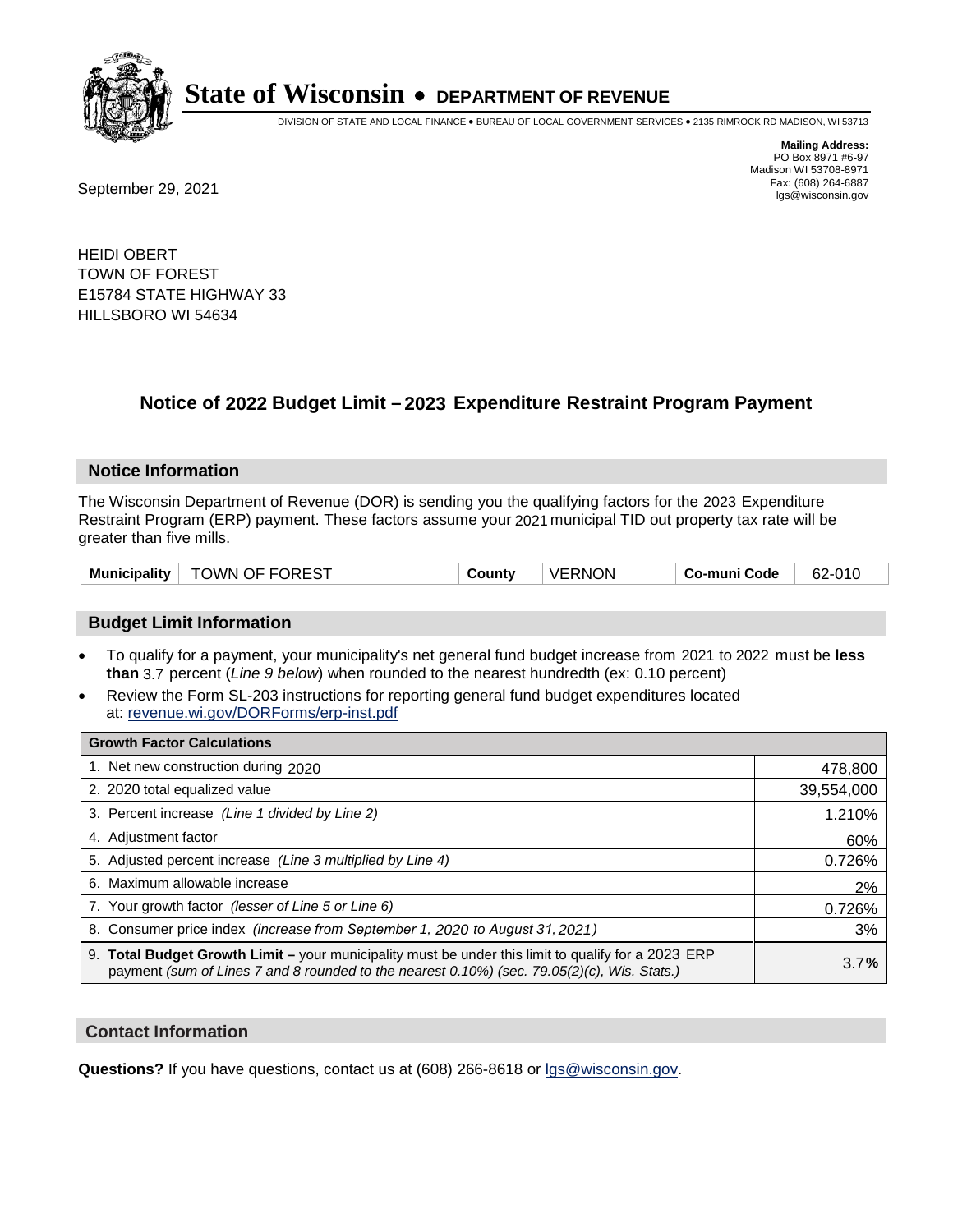# State of Wisconsin • DEPARTMENT OF REVENUE

DIVISION OF STATE AND LOCAL FINANCE • BUREAU OF LOCAL GOVERNMENT SERVICES • 2135 RIMROCK RD MADISON, WI 53713

**Mailing Address:**
PO Box 8971 #6-97
Madison WI 53708-8971
Fax: (608) 264-6887
lgs@wisconsin.gov

September 29, 2021

HEIDI OBERT
TOWN OF FOREST
E15784 STATE HIGHWAY 33
HILLSBORO WI 54634

## Notice of 2022 Budget Limit – 2023 Expenditure Restraint Program Payment

### Notice Information

The Wisconsin Department of Revenue (DOR) is sending you the qualifying factors for the 2023 Expenditure Restraint Program (ERP) payment. These factors assume your 2021 municipal TID out property tax rate will be greater than five mills.

| Municipality | TOWN OF FOREST | County | VERNON | Co-muni Code | 62-010 |
|---|---|---|---|---|---|

### Budget Limit Information

- To qualify for a payment, your municipality's net general fund budget increase from 2021 to 2022 must be **less than** 3.7 percent (*Line 9 below*) when rounded to the nearest hundredth (ex: 0.10 percent)
- Review the Form SL-203 instructions for reporting general fund budget expenditures located at: revenue.wi.gov/DORForms/erp-inst.pdf

| Growth Factor Calculations | |
|---|---|
| 1. Net new construction during 2020 | 478,800 |
| 2. 2020 total equalized value | 39,554,000 |
| 3. Percent increase *(Line 1 divided by Line 2)* | 1.210% |
| 4. Adjustment factor | 60% |
| 5. Adjusted percent increase *(Line 3 multiplied by Line 4)* | 0.726% |
| 6. Maximum allowable increase | 2% |
| 7. Your growth factor *(lesser of Line 5 or Line 6)* | 0.726% |
| 8. Consumer price index *(increase from September 1, 2020 to August 31, 2021)* | 3% |
| 9. **Total Budget Growth Limit** – your municipality must be under this limit to qualify for a 2023 ERP payment *(sum of Lines 7 and 8 rounded to the nearest 0.10%) (sec. 79.05(2)(c), Wis. Stats.)* | 3.7**%** |

### Contact Information

**Questions?** If you have questions, contact us at (608) 266-8618 or lgs@wisconsin.gov.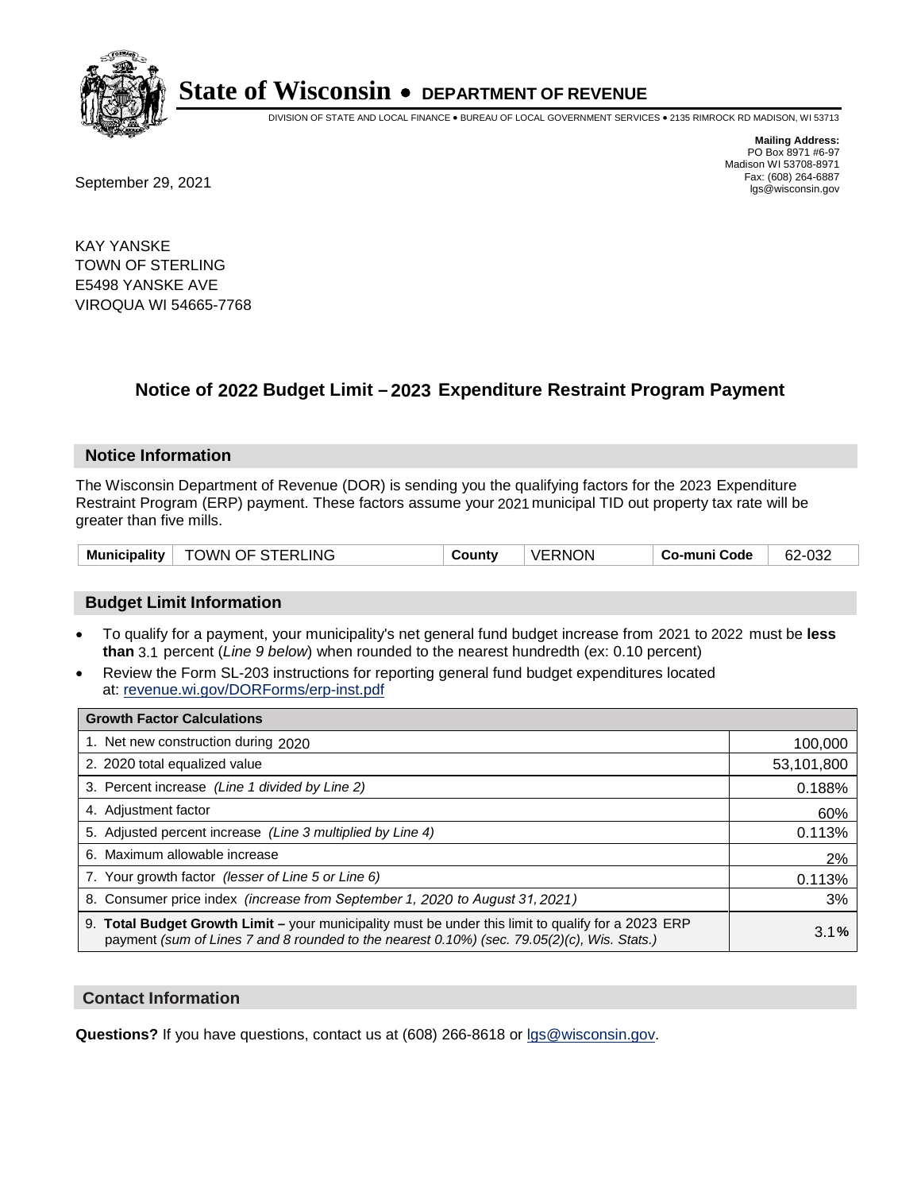# State of Wisconsin • DEPARTMENT OF REVENUE

DIVISION OF STATE AND LOCAL FINANCE • BUREAU OF LOCAL GOVERNMENT SERVICES • 2135 RIMROCK RD MADISON, WI 53713

**Mailing Address:**
PO Box 8971 #6-97
Madison WI 53708-8971
Fax: (608) 264-6887
lgs@wisconsin.gov

September 29, 2021

KAY YANSKE
TOWN OF STERLING
E5498 YANSKE AVE
VIROQUA WI 54665-7768

## Notice of 2022 Budget Limit – 2023 Expenditure Restraint Program Payment

### Notice Information

The Wisconsin Department of Revenue (DOR) is sending you the qualifying factors for the 2023 Expenditure Restraint Program (ERP) payment. These factors assume your 2021 municipal TID out property tax rate will be greater than five mills.

| Municipality | TOWN OF STERLING | County | VERNON | Co-muni Code | 62-032 |
|---|---|---|---|---|---|

### Budget Limit Information

- To qualify for a payment, your municipality's net general fund budget increase from 2021 to 2022 must be **less than** 3.1 percent (*Line 9 below*) when rounded to the nearest hundredth (ex: 0.10 percent)
- Review the Form SL-203 instructions for reporting general fund budget expenditures located at: revenue.wi.gov/DORForms/erp-inst.pdf

| Growth Factor Calculations | |
|---|---|
| 1. Net new construction during 2020 | 100,000 |
| 2. 2020 total equalized value | 53,101,800 |
| 3. Percent increase *(Line 1 divided by Line 2)* | 0.188% |
| 4. Adjustment factor | 60% |
| 5. Adjusted percent increase *(Line 3 multiplied by Line 4)* | 0.113% |
| 6. Maximum allowable increase | 2% |
| 7. Your growth factor *(lesser of Line 5 or Line 6)* | 0.113% |
| 8. Consumer price index *(increase from September 1, 2020 to August 31, 2021)* | 3% |
| 9. **Total Budget Growth Limit –** your municipality must be under this limit to qualify for a 2023 ERP payment *(sum of Lines 7 and 8 rounded to the nearest 0.10%) (sec. 79.05(2)(c), Wis. Stats.)* | **3.1%** |

### Contact Information

**Questions?** If you have questions, contact us at (608) 266-8618 or lgs@wisconsin.gov.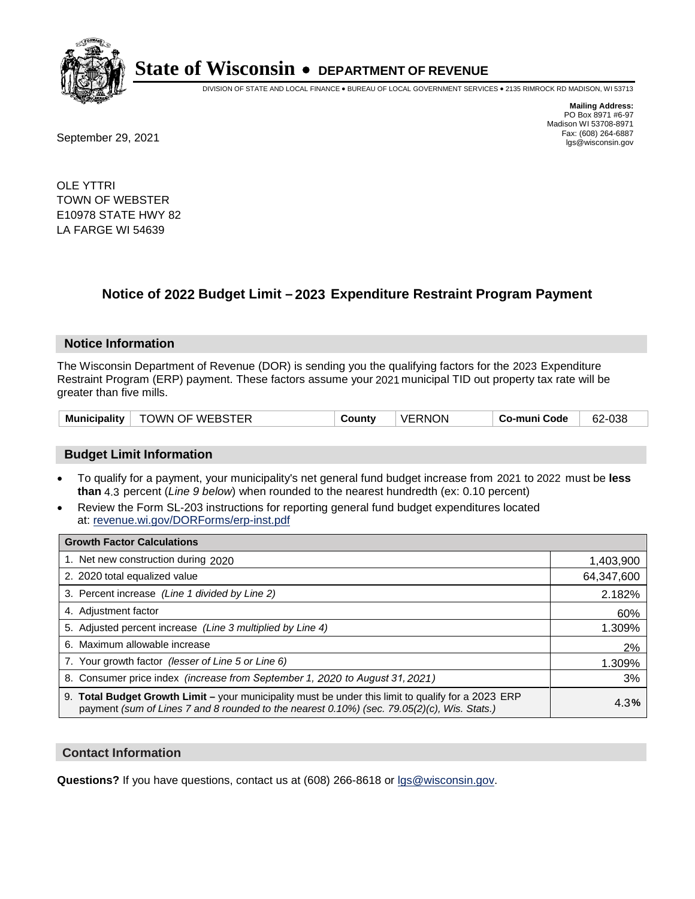# State of Wisconsin • DEPARTMENT OF REVENUE

DIVISION OF STATE AND LOCAL FINANCE • BUREAU OF LOCAL GOVERNMENT SERVICES • 2135 RIMROCK RD MADISON, WI 53713

**Mailing Address:**
PO Box 8971 #6-97
Madison WI 53708-8971
Fax: (608) 264-6887
lgs@wisconsin.gov

September 29, 2021

OLE YTTRI
TOWN OF WEBSTER
E10978 STATE HWY 82
LA FARGE WI 54639

## Notice of 2022 Budget Limit – 2023 Expenditure Restraint Program Payment

### Notice Information

The Wisconsin Department of Revenue (DOR) is sending you the qualifying factors for the 2023 Expenditure Restraint Program (ERP) payment. These factors assume your 2021 municipal TID out property tax rate will be greater than five mills.

| Municipality | TOWN OF WEBSTER | County | VERNON | Co-muni Code | 62-038 |
|---|---|---|---|---|---|

### Budget Limit Information

- To qualify for a payment, your municipality's net general fund budget increase from 2021 to 2022 must be **less than** 4.3 percent (*Line 9 below*) when rounded to the nearest hundredth (ex: 0.10 percent)
- Review the Form SL-203 instructions for reporting general fund budget expenditures located at: revenue.wi.gov/DORForms/erp-inst.pdf

| Growth Factor Calculations | |
|---|---|
| 1. Net new construction during 2020 | 1,403,900 |
| 2. 2020 total equalized value | 64,347,600 |
| 3. Percent increase *(Line 1 divided by Line 2)* | 2.182% |
| 4. Adjustment factor | 60% |
| 5. Adjusted percent increase *(Line 3 multiplied by Line 4)* | 1.309% |
| 6. Maximum allowable increase | 2% |
| 7. Your growth factor *(lesser of Line 5 or Line 6)* | 1.309% |
| 8. Consumer price index *(increase from September 1, 2020 to August 31, 2021)* | 3% |
| 9. **Total Budget Growth Limit –** your municipality must be under this limit to qualify for a 2023 ERP payment *(sum of Lines 7 and 8 rounded to the nearest 0.10%) (sec. 79.05(2)(c), Wis. Stats.)* | 4.3**%** |

### Contact Information

**Questions?** If you have questions, contact us at (608) 266-8618 or lgs@wisconsin.gov.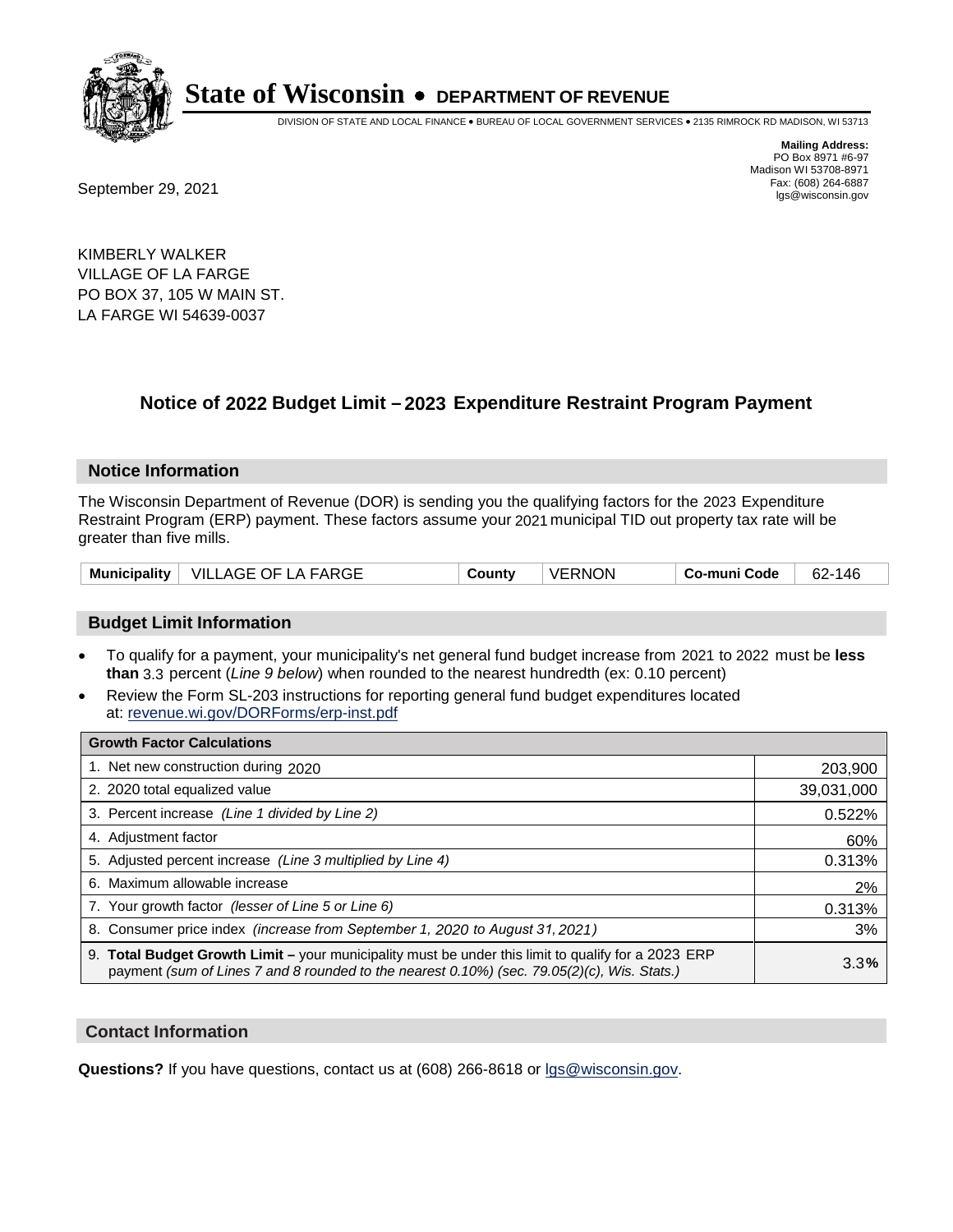# State of Wisconsin • DEPARTMENT OF REVENUE

DIVISION OF STATE AND LOCAL FINANCE • BUREAU OF LOCAL GOVERNMENT SERVICES • 2135 RIMROCK RD MADISON, WI 53713

**Mailing Address:**
PO Box 8971 #6-97
Madison WI 53708-8971
Fax: (608) 264-6887
lgs@wisconsin.gov

September 29, 2021

KIMBERLY WALKER
VILLAGE OF LA FARGE
PO BOX 37, 105 W MAIN ST.
LA FARGE WI 54639-0037

## Notice of 2022 Budget Limit – 2023 Expenditure Restraint Program Payment

### Notice Information

The Wisconsin Department of Revenue (DOR) is sending you the qualifying factors for the 2023 Expenditure Restraint Program (ERP) payment. These factors assume your 2021 municipal TID out property tax rate will be greater than five mills.

| Municipality | VILLAGE OF LA FARGE | County | VERNON | Co-muni Code | 62-146 |
|---|---|---|---|---|---|

### Budget Limit Information

- To qualify for a payment, your municipality's net general fund budget increase from 2021 to 2022 must be **less than** 3.3 percent (*Line 9 below*) when rounded to the nearest hundredth (ex: 0.10 percent)
- Review the Form SL-203 instructions for reporting general fund budget expenditures located at: revenue.wi.gov/DORForms/erp-inst.pdf

| Growth Factor Calculations | |
|---|---|
| 1. Net new construction during 2020 | 203,900 |
| 2. 2020 total equalized value | 39,031,000 |
| 3. Percent increase *(Line 1 divided by Line 2)* | 0.522% |
| 4. Adjustment factor | 60% |
| 5. Adjusted percent increase *(Line 3 multiplied by Line 4)* | 0.313% |
| 6. Maximum allowable increase | 2% |
| 7. Your growth factor *(lesser of Line 5 or Line 6)* | 0.313% |
| 8. Consumer price index *(increase from September 1, 2020 to August 31, 2021)* | 3% |
| 9. **Total Budget Growth Limit –** your municipality must be under this limit to qualify for a 2023 ERP payment *(sum of Lines 7 and 8 rounded to the nearest 0.10%) (sec. 79.05(2)(c), Wis. Stats.)* | 3.3**%** |

### Contact Information

**Questions?** If you have questions, contact us at (608) 266-8618 or lgs@wisconsin.gov.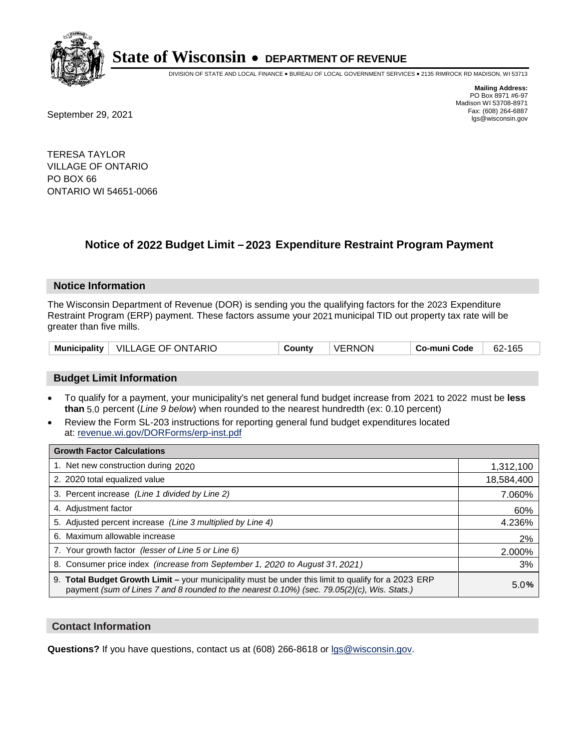# State of Wisconsin • DEPARTMENT OF REVENUE

DIVISION OF STATE AND LOCAL FINANCE • BUREAU OF LOCAL GOVERNMENT SERVICES • 2135 RIMROCK RD MADISON, WI 53713

**Mailing Address:**
PO Box 8971 #6-97
Madison WI 53708-8971
Fax: (608) 264-6887
lgs@wisconsin.gov

September 29, 2021

TERESA TAYLOR
VILLAGE OF ONTARIO
PO BOX 66
ONTARIO WI 54651-0066

## Notice of 2022 Budget Limit – 2023 Expenditure Restraint Program Payment

### Notice Information

The Wisconsin Department of Revenue (DOR) is sending you the qualifying factors for the 2023 Expenditure Restraint Program (ERP) payment. These factors assume your 2021 municipal TID out property tax rate will be greater than five mills.

| Municipality | VILLAGE OF ONTARIO | County | VERNON | Co-muni Code | 62-165 |
|---|---|---|---|---|---|

### Budget Limit Information

- To qualify for a payment, your municipality's net general fund budget increase from 2021 to 2022 must be **less than** 5.0 percent (*Line 9 below*) when rounded to the nearest hundredth (ex: 0.10 percent)
- Review the Form SL-203 instructions for reporting general fund budget expenditures located at: revenue.wi.gov/DORForms/erp-inst.pdf

| Growth Factor Calculations | |
|---|---|
| 1. Net new construction during 2020 | 1,312,100 |
| 2. 2020 total equalized value | 18,584,400 |
| 3. Percent increase *(Line 1 divided by Line 2)* | 7.060% |
| 4. Adjustment factor | 60% |
| 5. Adjusted percent increase *(Line 3 multiplied by Line 4)* | 4.236% |
| 6. Maximum allowable increase | 2% |
| 7. Your growth factor *(lesser of Line 5 or Line 6)* | 2.000% |
| 8. Consumer price index *(increase from September 1, 2020 to August 31, 2021)* | 3% |
| 9. **Total Budget Growth Limit –** your municipality must be under this limit to qualify for a 2023 ERP payment *(sum of Lines 7 and 8 rounded to the nearest 0.10%) (sec. 79.05(2)(c), Wis. Stats.)* | 5.0**%** |

### Contact Information

**Questions?** If you have questions, contact us at (608) 266-8618 or lgs@wisconsin.gov.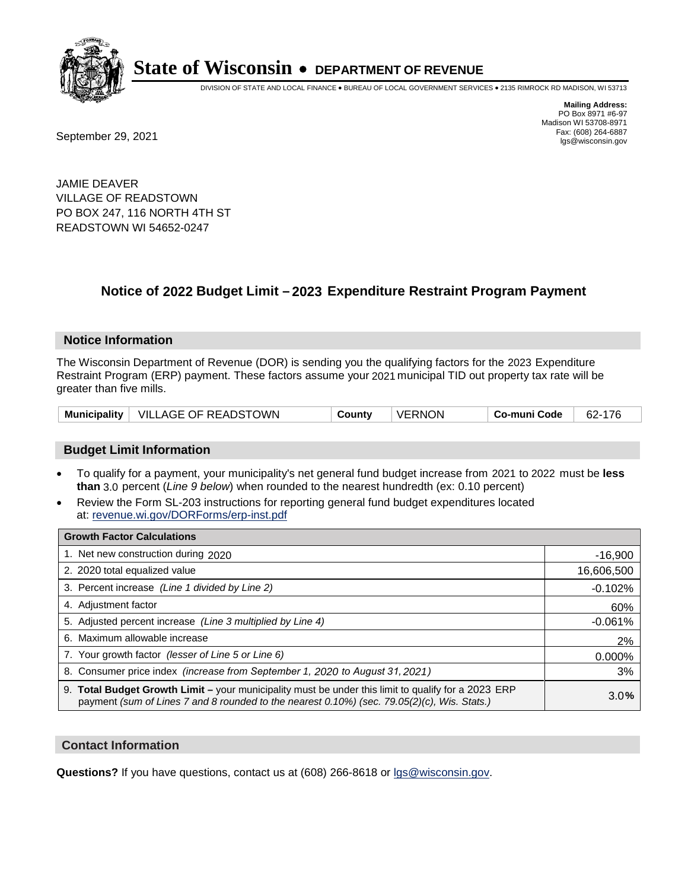# State of Wisconsin • DEPARTMENT OF REVENUE

DIVISION OF STATE AND LOCAL FINANCE • BUREAU OF LOCAL GOVERNMENT SERVICES • 2135 RIMROCK RD MADISON, WI 53713

**Mailing Address:**
PO Box 8971 #6-97
Madison WI 53708-8971
Fax: (608) 264-6887
lgs@wisconsin.gov

September 29, 2021

JAMIE DEAVER
VILLAGE OF READSTOWN
PO BOX 247, 116 NORTH 4TH ST
READSTOWN WI 54652-0247

## Notice of 2022 Budget Limit – 2023 Expenditure Restraint Program Payment

### Notice Information

The Wisconsin Department of Revenue (DOR) is sending you the qualifying factors for the 2023 Expenditure Restraint Program (ERP) payment. These factors assume your 2021 municipal TID out property tax rate will be greater than five mills.

| Municipality | VILLAGE OF READSTOWN | County | VERNON | Co-muni Code | 62-176 |
|---|---|---|---|---|---|

### Budget Limit Information

- To qualify for a payment, your municipality's net general fund budget increase from 2021 to 2022 must be **less than** 3.0 percent (*Line 9 below*) when rounded to the nearest hundredth (ex: 0.10 percent)
- Review the Form SL-203 instructions for reporting general fund budget expenditures located at: revenue.wi.gov/DORForms/erp-inst.pdf

| Growth Factor Calculations | |
|---|---|
| 1. Net new construction during 2020 | -16,900 |
| 2. 2020 total equalized value | 16,606,500 |
| 3. Percent increase *(Line 1 divided by Line 2)* | -0.102% |
| 4. Adjustment factor | 60% |
| 5. Adjusted percent increase *(Line 3 multiplied by Line 4)* | -0.061% |
| 6. Maximum allowable increase | 2% |
| 7. Your growth factor *(lesser of Line 5 or Line 6)* | 0.000% |
| 8. Consumer price index *(increase from September 1, 2020 to August 31, 2021)* | 3% |
| 9. **Total Budget Growth Limit –** your municipality must be under this limit to qualify for a 2023 ERP payment *(sum of Lines 7 and 8 rounded to the nearest 0.10%) (sec. 79.05(2)(c), Wis. Stats.)* | 3.0**%** |

### Contact Information

**Questions?** If you have questions, contact us at (608) 266-8618 or lgs@wisconsin.gov.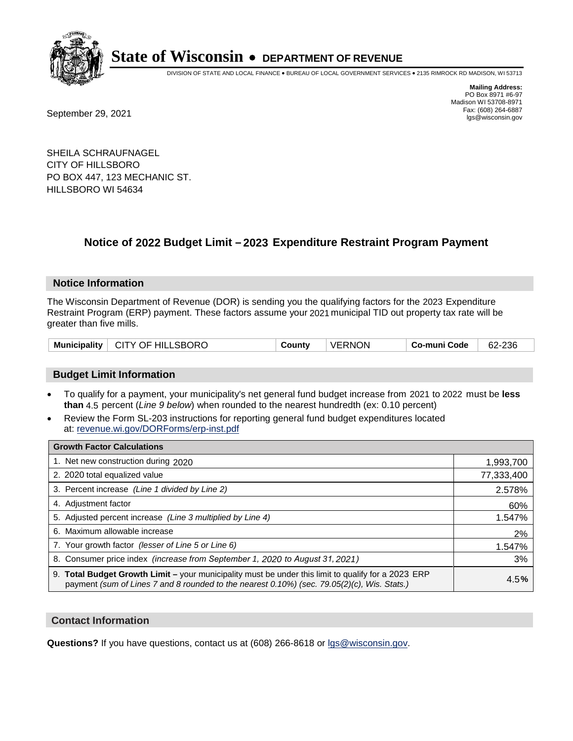# State of Wisconsin • DEPARTMENT OF REVENUE

DIVISION OF STATE AND LOCAL FINANCE • BUREAU OF LOCAL GOVERNMENT SERVICES • 2135 RIMROCK RD MADISON, WI 53713

**Mailing Address:**
PO Box 8971 #6-97
Madison WI 53708-8971
Fax: (608) 264-6887
lgs@wisconsin.gov

September 29, 2021

SHEILA SCHRAUFNAGEL
CITY OF HILLSBORO
PO BOX 447, 123 MECHANIC ST.
HILLSBORO WI 54634

## Notice of 2022 Budget Limit – 2023 Expenditure Restraint Program Payment

### Notice Information

The Wisconsin Department of Revenue (DOR) is sending you the qualifying factors for the 2023 Expenditure Restraint Program (ERP) payment. These factors assume your 2021 municipal TID out property tax rate will be greater than five mills.

| Municipality | CITY OF HILLSBORO | County | VERNON | Co-muni Code | 62-236 |
|---|---|---|---|---|---|

### Budget Limit Information

- To qualify for a payment, your municipality's net general fund budget increase from 2021 to 2022 must be **less than** 4.5 percent (*Line 9 below*) when rounded to the nearest hundredth (ex: 0.10 percent)
- Review the Form SL-203 instructions for reporting general fund budget expenditures located at: revenue.wi.gov/DORForms/erp-inst.pdf

| Growth Factor Calculations | |
|---|---|
| 1. Net new construction during 2020 | 1,993,700 |
| 2. 2020 total equalized value | 77,333,400 |
| 3. Percent increase *(Line 1 divided by Line 2)* | 2.578% |
| 4. Adjustment factor | 60% |
| 5. Adjusted percent increase *(Line 3 multiplied by Line 4)* | 1.547% |
| 6. Maximum allowable increase | 2% |
| 7. Your growth factor *(lesser of Line 5 or Line 6)* | 1.547% |
| 8. Consumer price index *(increase from September 1, 2020 to August 31, 2021)* | 3% |
| 9. **Total Budget Growth Limit –** your municipality must be under this limit to qualify for a 2023 ERP payment *(sum of Lines 7 and 8 rounded to the nearest 0.10%) (sec. 79.05(2)(c), Wis. Stats.)* | 4.5**%** |

### Contact Information

**Questions?** If you have questions, contact us at (608) 266-8618 or lgs@wisconsin.gov.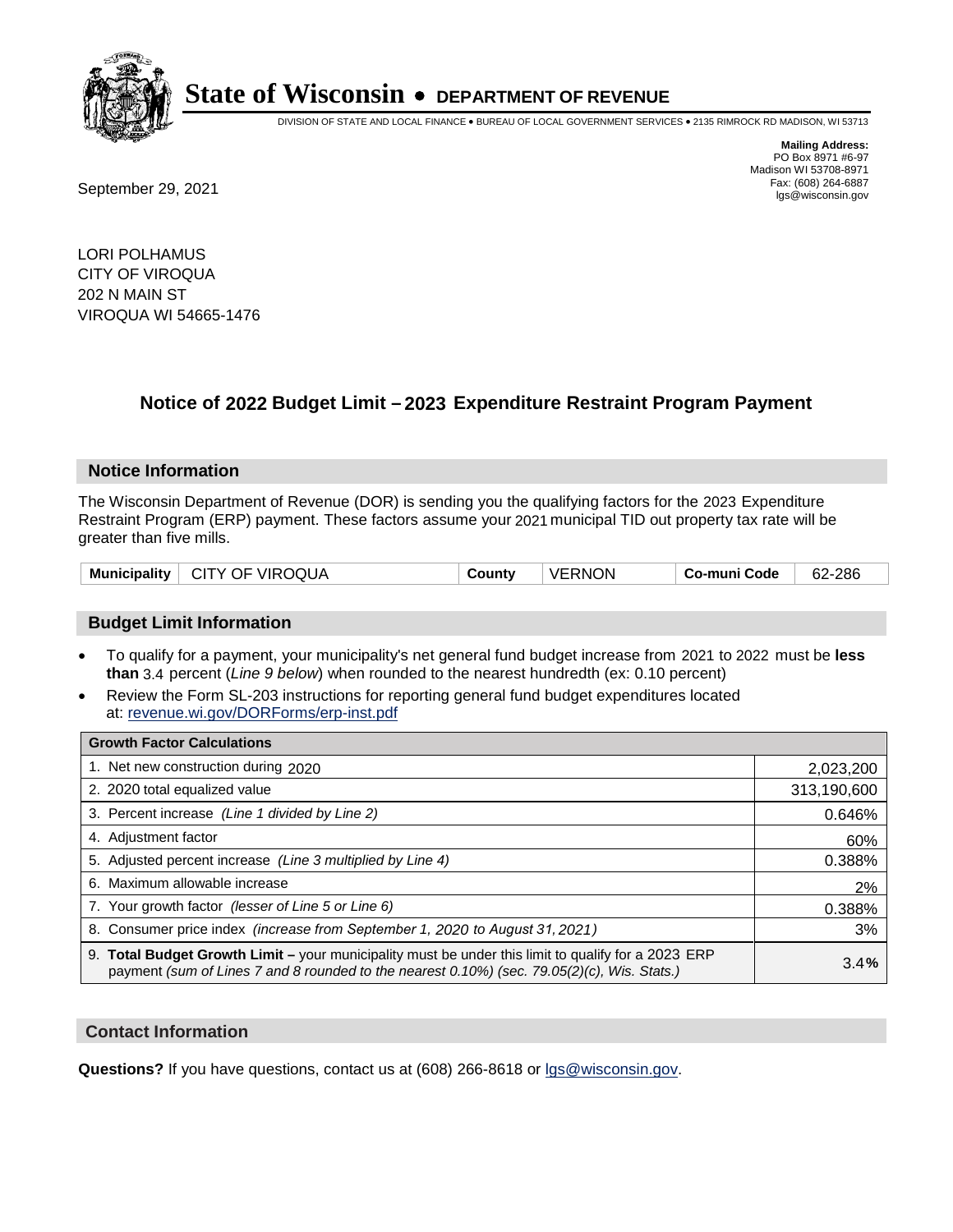# State of Wisconsin • DEPARTMENT OF REVENUE

DIVISION OF STATE AND LOCAL FINANCE • BUREAU OF LOCAL GOVERNMENT SERVICES • 2135 RIMROCK RD MADISON, WI 53713

**Mailing Address:**
PO Box 8971 #6-97
Madison WI 53708-8971
Fax: (608) 264-6887
lgs@wisconsin.gov

September 29, 2021

LORI POLHAMUS
CITY OF VIROQUA
202 N MAIN ST
VIROQUA WI 54665-1476

## Notice of 2022 Budget Limit – 2023 Expenditure Restraint Program Payment

### Notice Information

The Wisconsin Department of Revenue (DOR) is sending you the qualifying factors for the 2023 Expenditure Restraint Program (ERP) payment. These factors assume your 2021 municipal TID out property tax rate will be greater than five mills.

| Municipality | CITY OF VIROQUA | County | VERNON | Co-muni Code | 62-286 |
|---|---|---|---|---|---|

### Budget Limit Information

- To qualify for a payment, your municipality's net general fund budget increase from 2021 to 2022 must be **less than** 3.4 percent (*Line 9 below*) when rounded to the nearest hundredth (ex: 0.10 percent)
- Review the Form SL-203 instructions for reporting general fund budget expenditures located at: revenue.wi.gov/DORForms/erp-inst.pdf

| Growth Factor Calculations | |
|---|---|
| 1. Net new construction during 2020 | 2,023,200 |
| 2. 2020 total equalized value | 313,190,600 |
| 3. Percent increase *(Line 1 divided by Line 2)* | 0.646% |
| 4. Adjustment factor | 60% |
| 5. Adjusted percent increase *(Line 3 multiplied by Line 4)* | 0.388% |
| 6. Maximum allowable increase | 2% |
| 7. Your growth factor *(lesser of Line 5 or Line 6)* | 0.388% |
| 8. Consumer price index *(increase from September 1, 2020 to August 31, 2021)* | 3% |
| 9. **Total Budget Growth Limit –** your municipality must be under this limit to qualify for a 2023 ERP payment *(sum of Lines 7 and 8 rounded to the nearest 0.10%) (sec. 79.05(2)(c), Wis. Stats.)* | 3.4**%** |

### Contact Information

**Questions?** If you have questions, contact us at (608) 266-8618 or lgs@wisconsin.gov.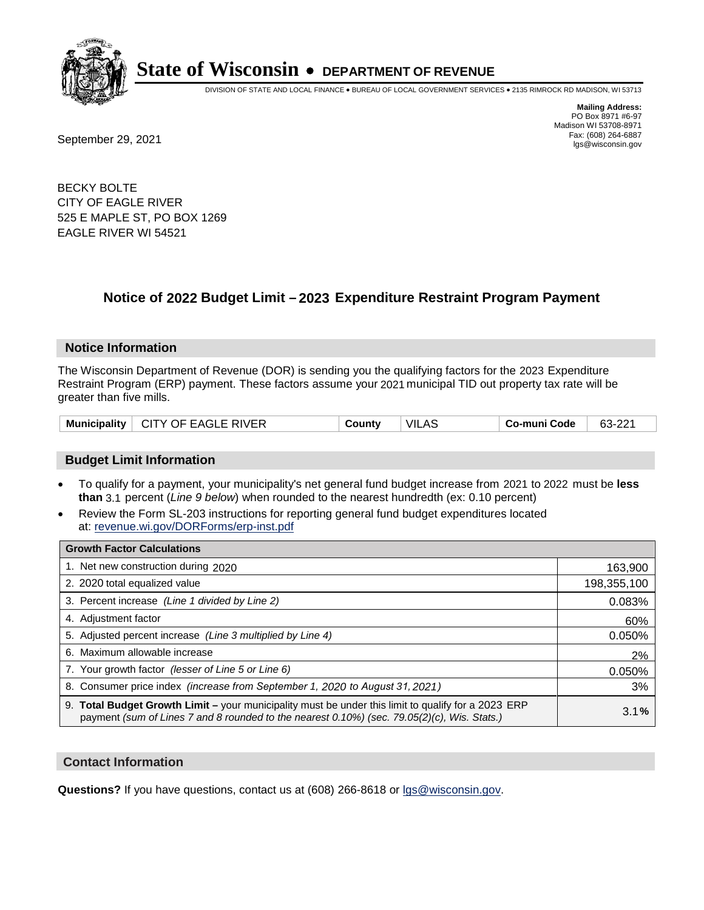# State of Wisconsin • DEPARTMENT OF REVENUE

DIVISION OF STATE AND LOCAL FINANCE • BUREAU OF LOCAL GOVERNMENT SERVICES • 2135 RIMROCK RD MADISON, WI 53713

**Mailing Address:**
PO Box 8971 #6-97
Madison WI 53708-8971
Fax: (608) 264-6887
lgs@wisconsin.gov

September 29, 2021

BECKY BOLTE
CITY OF EAGLE RIVER
525 E MAPLE ST, PO BOX 1269
EAGLE RIVER WI 54521

## Notice of 2022 Budget Limit – 2023 Expenditure Restraint Program Payment

### Notice Information

The Wisconsin Department of Revenue (DOR) is sending you the qualifying factors for the 2023 Expenditure Restraint Program (ERP) payment. These factors assume your 2021 municipal TID out property tax rate will be greater than five mills.

| Municipality | CITY OF EAGLE RIVER | County | VILAS | Co-muni Code | 63-221 |
|---|---|---|---|---|---|

### Budget Limit Information

- To qualify for a payment, your municipality's net general fund budget increase from 2021 to 2022 must be **less than** 3.1 percent (*Line 9 below*) when rounded to the nearest hundredth (ex: 0.10 percent)
- Review the Form SL-203 instructions for reporting general fund budget expenditures located at: revenue.wi.gov/DORForms/erp-inst.pdf

| Growth Factor Calculations | |
|---|---|
| 1. Net new construction during 2020 | 163,900 |
| 2. 2020 total equalized value | 198,355,100 |
| 3. Percent increase *(Line 1 divided by Line 2)* | 0.083% |
| 4. Adjustment factor | 60% |
| 5. Adjusted percent increase *(Line 3 multiplied by Line 4)* | 0.050% |
| 6. Maximum allowable increase | 2% |
| 7. Your growth factor *(lesser of Line 5 or Line 6)* | 0.050% |
| 8. Consumer price index *(increase from September 1, 2020 to August 31, 2021)* | 3% |
| 9. **Total Budget Growth Limit –** your municipality must be under this limit to qualify for a 2023 ERP payment *(sum of Lines 7 and 8 rounded to the nearest 0.10%) (sec. 79.05(2)(c), Wis. Stats.)* | 3.1**%** |

### Contact Information

**Questions?** If you have questions, contact us at (608) 266-8618 or lgs@wisconsin.gov.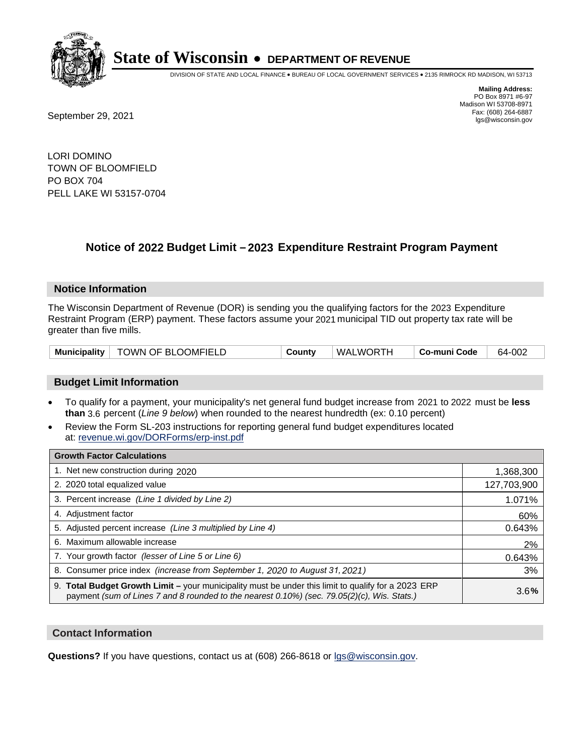# State of Wisconsin • DEPARTMENT OF REVENUE

DIVISION OF STATE AND LOCAL FINANCE • BUREAU OF LOCAL GOVERNMENT SERVICES • 2135 RIMROCK RD MADISON, WI 53713

**Mailing Address:**
PO Box 8971 #6-97
Madison WI 53708-8971
Fax: (608) 264-6887
lgs@wisconsin.gov

September 29, 2021

LORI DOMINO
TOWN OF BLOOMFIELD
PO BOX 704
PELL LAKE WI 53157-0704

## Notice of 2022 Budget Limit – 2023 Expenditure Restraint Program Payment

### Notice Information

The Wisconsin Department of Revenue (DOR) is sending you the qualifying factors for the 2023 Expenditure Restraint Program (ERP) payment. These factors assume your 2021 municipal TID out property tax rate will be greater than five mills.

| Municipality | TOWN OF BLOOMFIELD | County | WALWORTH | Co-muni Code | 64-002 |
|---|---|---|---|---|---|

### Budget Limit Information

- To qualify for a payment, your municipality's net general fund budget increase from 2021 to 2022 must be **less than** 3.6 percent (*Line 9 below*) when rounded to the nearest hundredth (ex: 0.10 percent)
- Review the Form SL-203 instructions for reporting general fund budget expenditures located at: revenue.wi.gov/DORForms/erp-inst.pdf

| Growth Factor Calculations | |
|---|---|
| 1. Net new construction during 2020 | 1,368,300 |
| 2. 2020 total equalized value | 127,703,900 |
| 3. Percent increase *(Line 1 divided by Line 2)* | 1.071% |
| 4. Adjustment factor | 60% |
| 5. Adjusted percent increase *(Line 3 multiplied by Line 4)* | 0.643% |
| 6. Maximum allowable increase | 2% |
| 7. Your growth factor *(lesser of Line 5 or Line 6)* | 0.643% |
| 8. Consumer price index *(increase from September 1, 2020 to August 31, 2021)* | 3% |
| 9. **Total Budget Growth Limit –** your municipality must be under this limit to qualify for a 2023 ERP payment *(sum of Lines 7 and 8 rounded to the nearest 0.10%) (sec. 79.05(2)(c), Wis. Stats.)* | 3.6**%** |

### Contact Information

**Questions?** If you have questions, contact us at (608) 266-8618 or lgs@wisconsin.gov.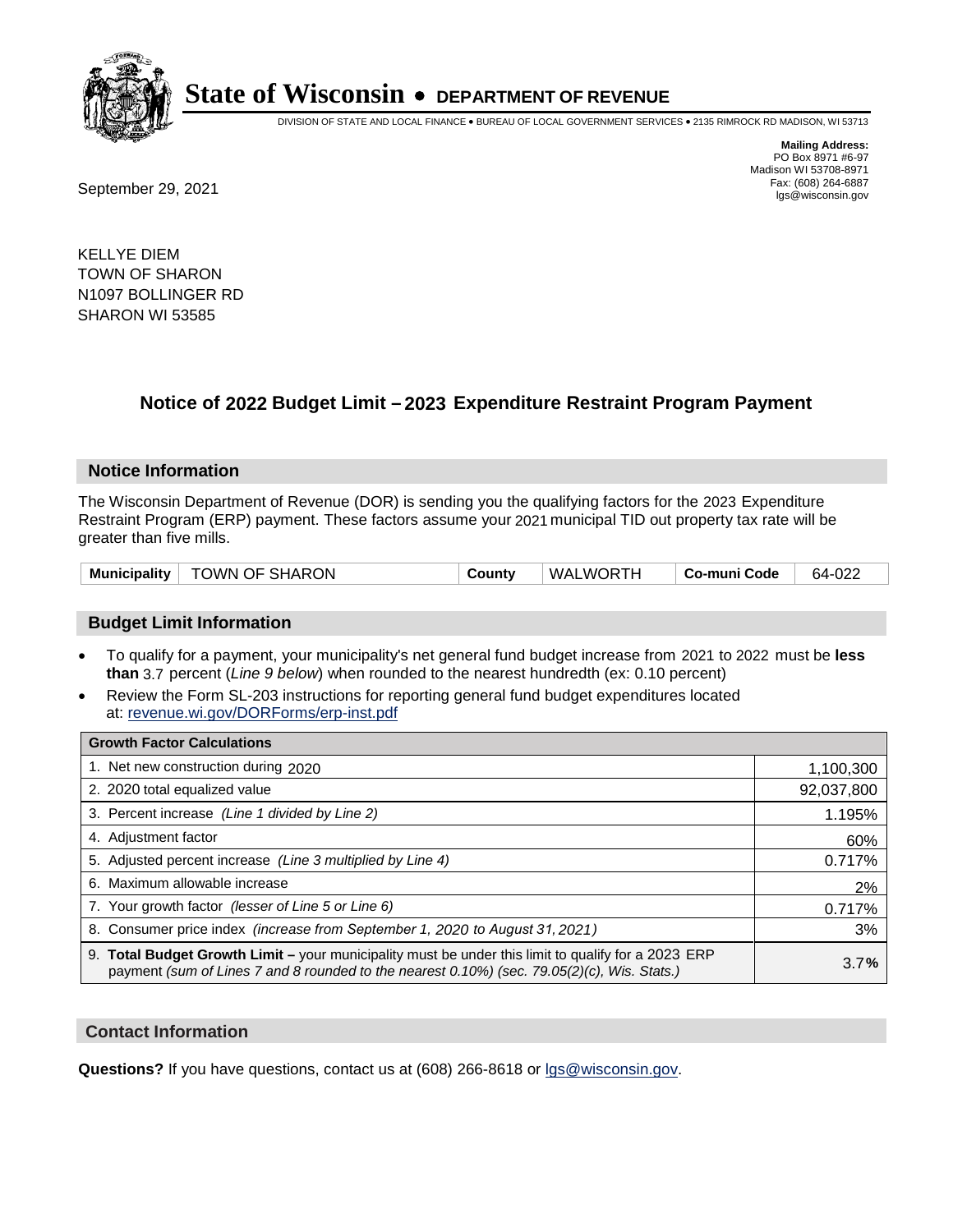# State of Wisconsin • DEPARTMENT OF REVENUE

DIVISION OF STATE AND LOCAL FINANCE • BUREAU OF LOCAL GOVERNMENT SERVICES • 2135 RIMROCK RD MADISON, WI 53713

**Mailing Address:**
PO Box 8971 #6-97
Madison WI 53708-8971
Fax: (608) 264-6887
lgs@wisconsin.gov

September 29, 2021

KELLYE DIEM
TOWN OF SHARON
N1097 BOLLINGER RD
SHARON WI 53585

## Notice of 2022 Budget Limit – 2023 Expenditure Restraint Program Payment

### Notice Information

The Wisconsin Department of Revenue (DOR) is sending you the qualifying factors for the 2023 Expenditure Restraint Program (ERP) payment. These factors assume your 2021 municipal TID out property tax rate will be greater than five mills.

| Municipality | TOWN OF SHARON | County | WALWORTH | Co-muni Code | 64-022 |
|---|---|---|---|---|---|

### Budget Limit Information

- To qualify for a payment, your municipality's net general fund budget increase from 2021 to 2022 must be **less than** 3.7 percent (*Line 9 below*) when rounded to the nearest hundredth (ex: 0.10 percent)
- Review the Form SL-203 instructions for reporting general fund budget expenditures located at: revenue.wi.gov/DORForms/erp-inst.pdf

| Growth Factor Calculations | |
|---|---|
| 1. Net new construction during 2020 | 1,100,300 |
| 2. 2020 total equalized value | 92,037,800 |
| 3. Percent increase *(Line 1 divided by Line 2)* | 1.195% |
| 4. Adjustment factor | 60% |
| 5. Adjusted percent increase *(Line 3 multiplied by Line 4)* | 0.717% |
| 6. Maximum allowable increase | 2% |
| 7. Your growth factor *(lesser of Line 5 or Line 6)* | 0.717% |
| 8. Consumer price index *(increase from September 1, 2020 to August 31, 2021)* | 3% |
| 9. **Total Budget Growth Limit –** your municipality must be under this limit to qualify for a 2023 ERP payment *(sum of Lines 7 and 8 rounded to the nearest 0.10%) (sec. 79.05(2)(c), Wis. Stats.)* | 3.7**%** |

### Contact Information

**Questions?** If you have questions, contact us at (608) 266-8618 or lgs@wisconsin.gov.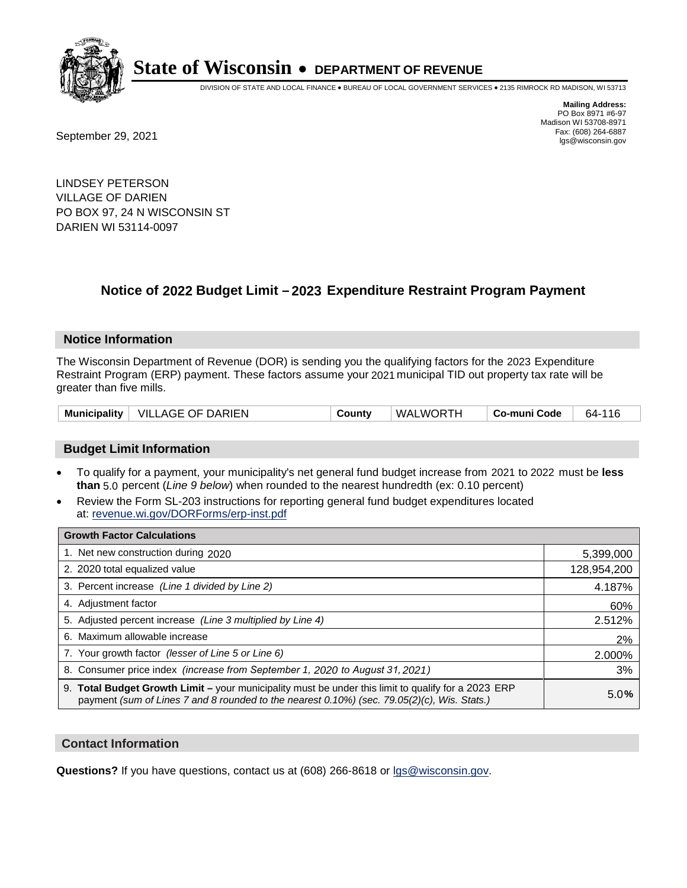# State of Wisconsin • DEPARTMENT OF REVENUE

DIVISION OF STATE AND LOCAL FINANCE • BUREAU OF LOCAL GOVERNMENT SERVICES • 2135 RIMROCK RD MADISON, WI 53713

**Mailing Address:**
PO Box 8971 #6-97
Madison WI 53708-8971
Fax: (608) 264-6887
lgs@wisconsin.gov

September 29, 2021

LINDSEY PETERSON
VILLAGE OF DARIEN
PO BOX 97, 24 N WISCONSIN ST
DARIEN WI 53114-0097

## Notice of 2022 Budget Limit – 2023 Expenditure Restraint Program Payment

### Notice Information

The Wisconsin Department of Revenue (DOR) is sending you the qualifying factors for the 2023 Expenditure Restraint Program (ERP) payment. These factors assume your 2021 municipal TID out property tax rate will be greater than five mills.

| Municipality | VILLAGE OF DARIEN | County | WALWORTH | Co-muni Code | 64-116 |
|---|---|---|---|---|---|

### Budget Limit Information

- To qualify for a payment, your municipality's net general fund budget increase from 2021 to 2022 must be **less than** 5.0 percent (*Line 9 below*) when rounded to the nearest hundredth (ex: 0.10 percent)
- Review the Form SL-203 instructions for reporting general fund budget expenditures located at: revenue.wi.gov/DORForms/erp-inst.pdf

| Growth Factor Calculations | |
|---|---|
| 1. Net new construction during 2020 | 5,399,000 |
| 2. 2020 total equalized value | 128,954,200 |
| 3. Percent increase *(Line 1 divided by Line 2)* | 4.187% |
| 4. Adjustment factor | 60% |
| 5. Adjusted percent increase *(Line 3 multiplied by Line 4)* | 2.512% |
| 6. Maximum allowable increase | 2% |
| 7. Your growth factor *(lesser of Line 5 or Line 6)* | 2.000% |
| 8. Consumer price index *(increase from September 1, 2020 to August 31, 2021)* | 3% |
| 9. **Total Budget Growth Limit –** your municipality must be under this limit to qualify for a 2023 ERP payment *(sum of Lines 7 and 8 rounded to the nearest 0.10%) (sec. 79.05(2)(c), Wis. Stats.)* | 5.0**%** |

### Contact Information

**Questions?** If you have questions, contact us at (608) 266-8618 or lgs@wisconsin.gov.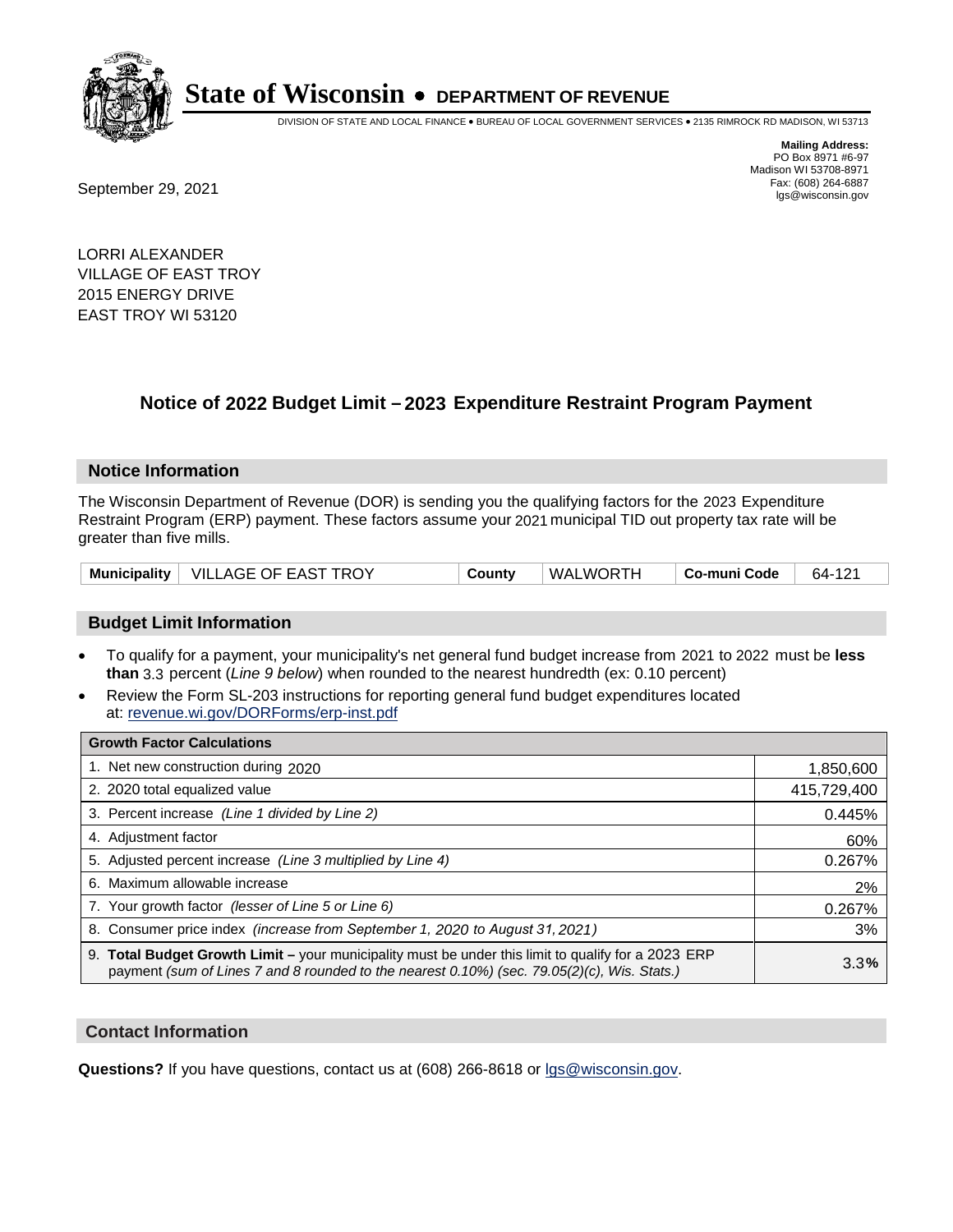# State of Wisconsin • DEPARTMENT OF REVENUE

DIVISION OF STATE AND LOCAL FINANCE • BUREAU OF LOCAL GOVERNMENT SERVICES • 2135 RIMROCK RD MADISON, WI 53713

**Mailing Address:**
PO Box 8971 #6-97
Madison WI 53708-8971
Fax: (608) 264-6887
lgs@wisconsin.gov

September 29, 2021

LORRI ALEXANDER
VILLAGE OF EAST TROY
2015 ENERGY DRIVE
EAST TROY WI 53120

## Notice of 2022 Budget Limit – 2023 Expenditure Restraint Program Payment

### Notice Information

The Wisconsin Department of Revenue (DOR) is sending you the qualifying factors for the 2023 Expenditure Restraint Program (ERP) payment. These factors assume your 2021 municipal TID out property tax rate will be greater than five mills.

| Municipality | VILLAGE OF EAST TROY | County | WALWORTH | Co-muni Code | 64-121 |
|---|---|---|---|---|---|

### Budget Limit Information

- To qualify for a payment, your municipality's net general fund budget increase from 2021 to 2022 must be **less than** 3.3 percent (*Line 9 below*) when rounded to the nearest hundredth (ex: 0.10 percent)
- Review the Form SL-203 instructions for reporting general fund budget expenditures located at: revenue.wi.gov/DORForms/erp-inst.pdf

| Growth Factor Calculations | |
|---|---|
| 1. Net new construction during 2020 | 1,850,600 |
| 2. 2020 total equalized value | 415,729,400 |
| 3. Percent increase *(Line 1 divided by Line 2)* | 0.445% |
| 4. Adjustment factor | 60% |
| 5. Adjusted percent increase *(Line 3 multiplied by Line 4)* | 0.267% |
| 6. Maximum allowable increase | 2% |
| 7. Your growth factor *(lesser of Line 5 or Line 6)* | 0.267% |
| 8. Consumer price index *(increase from September 1, 2020 to August 31, 2021)* | 3% |
| 9. **Total Budget Growth Limit –** your municipality must be under this limit to qualify for a 2023 ERP payment *(sum of Lines 7 and 8 rounded to the nearest 0.10%) (sec. 79.05(2)(c), Wis. Stats.)* | 3.3**%** |

### Contact Information

**Questions?** If you have questions, contact us at (608) 266-8618 or lgs@wisconsin.gov.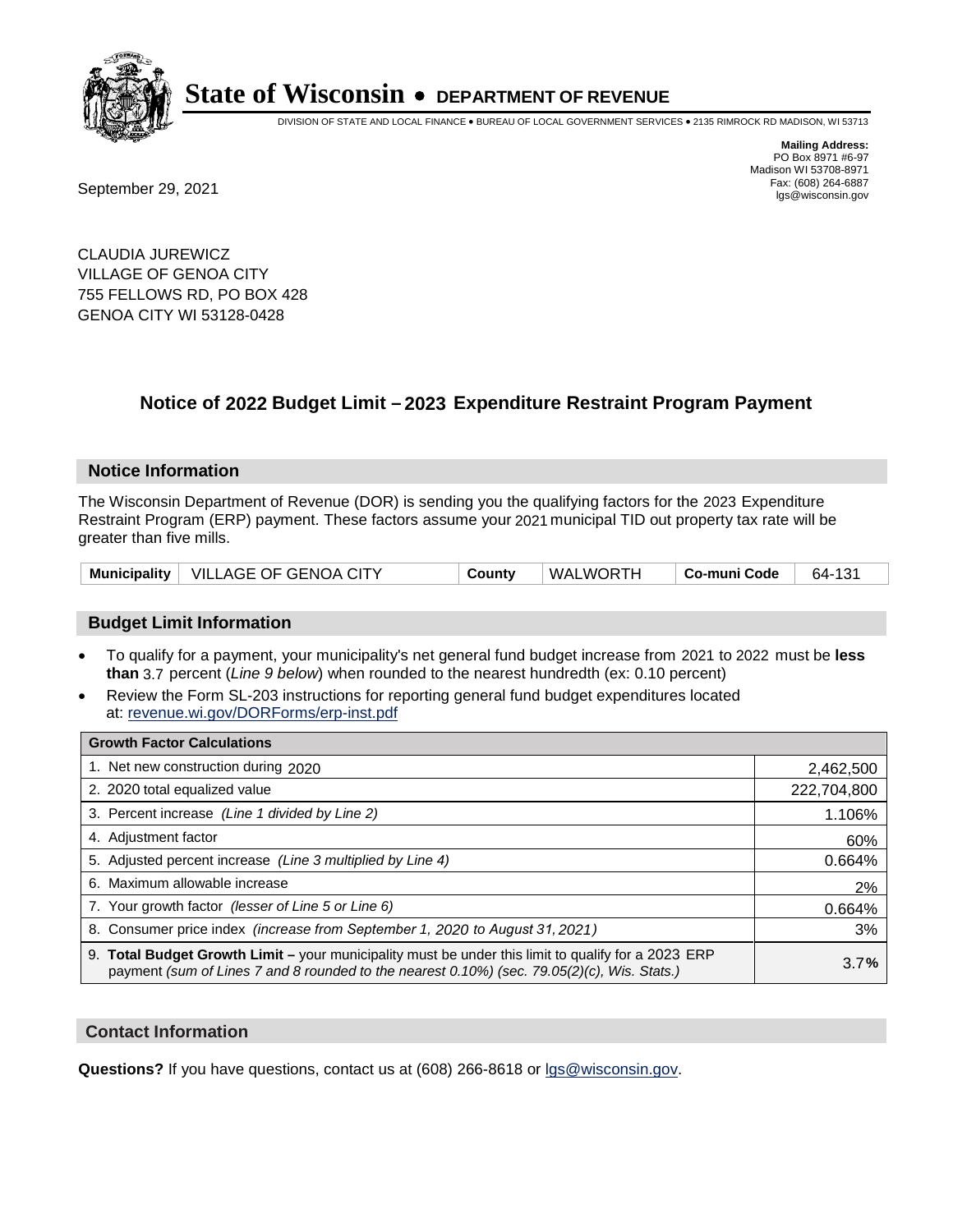# State of Wisconsin • DEPARTMENT OF REVENUE

DIVISION OF STATE AND LOCAL FINANCE • BUREAU OF LOCAL GOVERNMENT SERVICES • 2135 RIMROCK RD MADISON, WI 53713

**Mailing Address:**
PO Box 8971 #6-97
Madison WI 53708-8971
Fax: (608) 264-6887
lgs@wisconsin.gov

September 29, 2021

CLAUDIA JUREWICZ
VILLAGE OF GENOA CITY
755 FELLOWS RD, PO BOX 428
GENOA CITY WI 53128-0428

## Notice of 2022 Budget Limit – 2023 Expenditure Restraint Program Payment

### Notice Information

The Wisconsin Department of Revenue (DOR) is sending you the qualifying factors for the 2023 Expenditure Restraint Program (ERP) payment. These factors assume your 2021 municipal TID out property tax rate will be greater than five mills.

| Municipality | VILLAGE OF GENOA CITY | County | WALWORTH | Co-muni Code | 64-131 |
|---|---|---|---|---|---|

### Budget Limit Information

- To qualify for a payment, your municipality's net general fund budget increase from 2021 to 2022 must be **less than** 3.7 percent (*Line 9 below*) when rounded to the nearest hundredth (ex: 0.10 percent)
- Review the Form SL-203 instructions for reporting general fund budget expenditures located at: revenue.wi.gov/DORForms/erp-inst.pdf

| Growth Factor Calculations | |
|---|---|
| 1. Net new construction during 2020 | 2,462,500 |
| 2. 2020 total equalized value | 222,704,800 |
| 3. Percent increase *(Line 1 divided by Line 2)* | 1.106% |
| 4. Adjustment factor | 60% |
| 5. Adjusted percent increase *(Line 3 multiplied by Line 4)* | 0.664% |
| 6. Maximum allowable increase | 2% |
| 7. Your growth factor *(lesser of Line 5 or Line 6)* | 0.664% |
| 8. Consumer price index *(increase from September 1, 2020 to August 31, 2021)* | 3% |
| 9. **Total Budget Growth Limit** – your municipality must be under this limit to qualify for a 2023 ERP payment *(sum of Lines 7 and 8 rounded to the nearest 0.10%) (sec. 79.05(2)(c), Wis. Stats.)* | 3.7**%** |

### Contact Information

**Questions?** If you have questions, contact us at (608) 266-8618 or lgs@wisconsin.gov.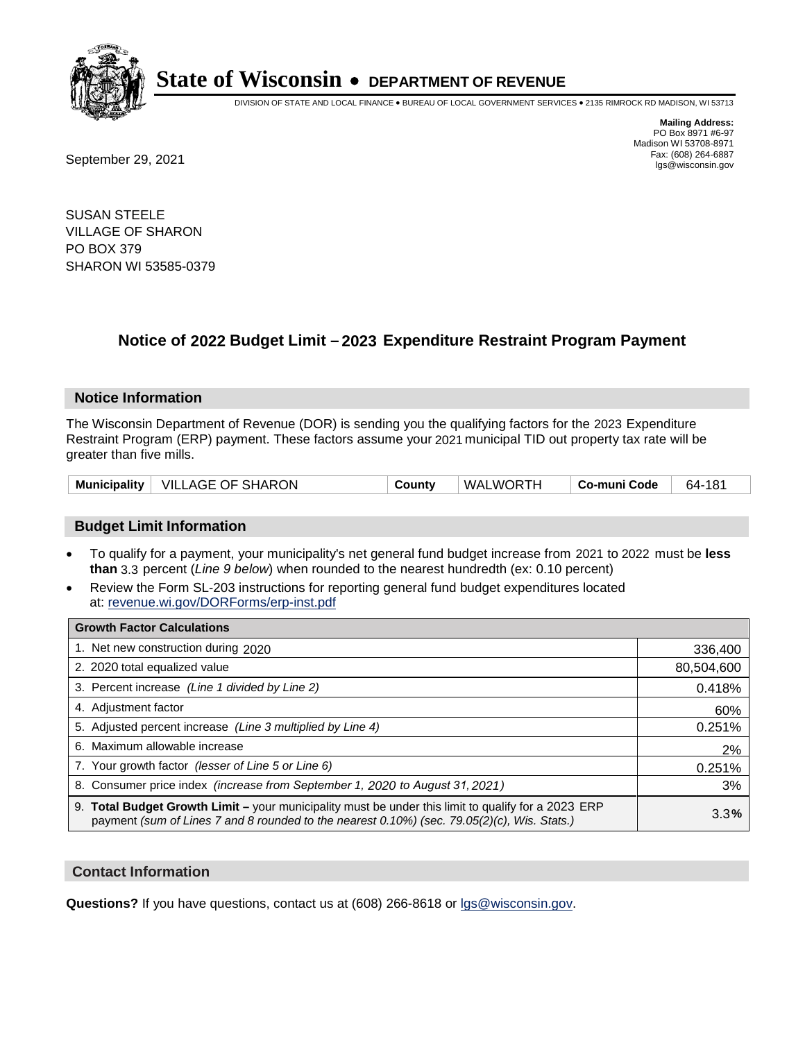# State of Wisconsin • DEPARTMENT OF REVENUE

DIVISION OF STATE AND LOCAL FINANCE • BUREAU OF LOCAL GOVERNMENT SERVICES • 2135 RIMROCK RD MADISON, WI 53713

**Mailing Address:**
PO Box 8971 #6-97
Madison WI 53708-8971
Fax: (608) 264-6887
lgs@wisconsin.gov

September 29, 2021

SUSAN STEELE
VILLAGE OF SHARON
PO BOX 379
SHARON WI 53585-0379

## Notice of 2022 Budget Limit – 2023 Expenditure Restraint Program Payment

### Notice Information

The Wisconsin Department of Revenue (DOR) is sending you the qualifying factors for the 2023 Expenditure Restraint Program (ERP) payment. These factors assume your 2021 municipal TID out property tax rate will be greater than five mills.

| Municipality | VILLAGE OF SHARON | County | WALWORTH | Co-muni Code | 64-181 |
|---|---|---|---|---|---|

### Budget Limit Information

- To qualify for a payment, your municipality's net general fund budget increase from 2021 to 2022 must be **less than** 3.3 percent (*Line 9 below*) when rounded to the nearest hundredth (ex: 0.10 percent)
- Review the Form SL-203 instructions for reporting general fund budget expenditures located at: revenue.wi.gov/DORForms/erp-inst.pdf

| Growth Factor Calculations | |
|---|---|
| 1. Net new construction during 2020 | 336,400 |
| 2. 2020 total equalized value | 80,504,600 |
| 3. Percent increase *(Line 1 divided by Line 2)* | 0.418% |
| 4. Adjustment factor | 60% |
| 5. Adjusted percent increase *(Line 3 multiplied by Line 4)* | 0.251% |
| 6. Maximum allowable increase | 2% |
| 7. Your growth factor *(lesser of Line 5 or Line 6)* | 0.251% |
| 8. Consumer price index *(increase from September 1, 2020 to August 31, 2021)* | 3% |
| 9. **Total Budget Growth Limit –** your municipality must be under this limit to qualify for a 2023 ERP payment *(sum of Lines 7 and 8 rounded to the nearest 0.10%) (sec. 79.05(2)(c), Wis. Stats.)* | 3.3**%** |

### Contact Information

**Questions?** If you have questions, contact us at (608) 266-8618 or lgs@wisconsin.gov.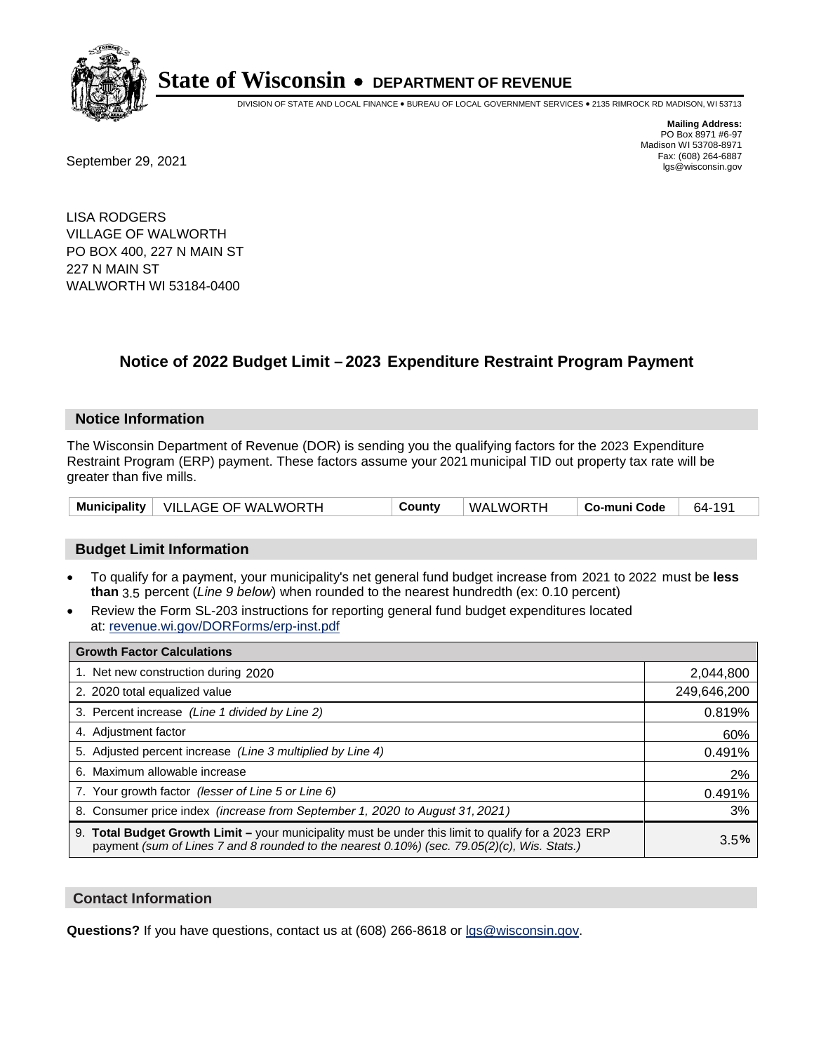**State of Wisconsin • DEPARTMENT OF REVENUE**

DIVISION OF STATE AND LOCAL FINANCE • BUREAU OF LOCAL GOVERNMENT SERVICES • 2135 RIMROCK RD MADISON, WI 53713

**Mailing Address:**
PO Box 8971 #6-97
Madison WI 53708-8971
Fax: (608) 264-6887
lgs@wisconsin.gov

September 29, 2021

LISA RODGERS
VILLAGE OF WALWORTH
PO BOX 400, 227 N MAIN ST
227 N MAIN ST
WALWORTH WI 53184-0400

## Notice of 2022 Budget Limit – 2023 Expenditure Restraint Program Payment

### Notice Information

The Wisconsin Department of Revenue (DOR) is sending you the qualifying factors for the 2023 Expenditure Restraint Program (ERP) payment. These factors assume your 2021 municipal TID out property tax rate will be greater than five mills.

| Municipality | VILLAGE OF WALWORTH | County | WALWORTH | Co-muni Code | 64-191 |
|---|---|---|---|---|---|

### Budget Limit Information

- To qualify for a payment, your municipality's net general fund budget increase from 2021 to 2022 must be **less than** 3.5 percent (*Line 9 below*) when rounded to the nearest hundredth (ex: 0.10 percent)
- Review the Form SL-203 instructions for reporting general fund budget expenditures located at: revenue.wi.gov/DORForms/erp-inst.pdf

| Growth Factor Calculations | |
|---|---|
| 1. Net new construction during 2020 | 2,044,800 |
| 2. 2020 total equalized value | 249,646,200 |
| 3. Percent increase *(Line 1 divided by Line 2)* | 0.819% |
| 4. Adjustment factor | 60% |
| 5. Adjusted percent increase *(Line 3 multiplied by Line 4)* | 0.491% |
| 6. Maximum allowable increase | 2% |
| 7. Your growth factor *(lesser of Line 5 or Line 6)* | 0.491% |
| 8. Consumer price index *(increase from September 1, 2020 to August 31, 2021)* | 3% |
| 9. **Total Budget Growth Limit –** your municipality must be under this limit to qualify for a 2023 ERP payment *(sum of Lines 7 and 8 rounded to the nearest 0.10%) (sec. 79.05(2)(c), Wis. Stats.)* | 3.5**%** |

### Contact Information

**Questions?** If you have questions, contact us at (608) 266-8618 or lgs@wisconsin.gov.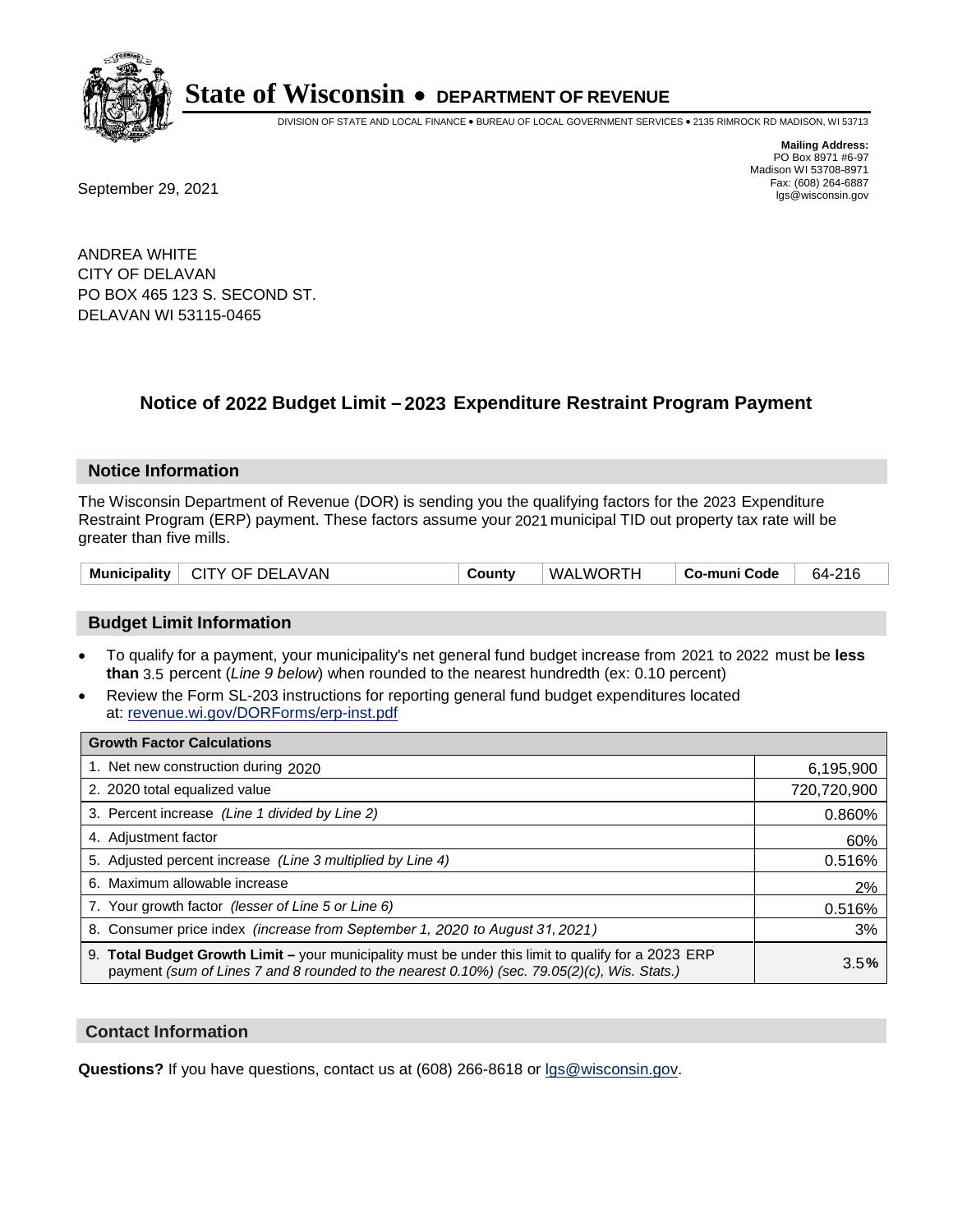# State of Wisconsin • DEPARTMENT OF REVENUE

DIVISION OF STATE AND LOCAL FINANCE • BUREAU OF LOCAL GOVERNMENT SERVICES • 2135 RIMROCK RD MADISON, WI 53713

**Mailing Address:**
PO Box 8971 #6-97
Madison WI 53708-8971
Fax: (608) 264-6887
lgs@wisconsin.gov

September 29, 2021

ANDREA WHITE
CITY OF DELAVAN
PO BOX 465 123 S. SECOND ST.
DELAVAN WI 53115-0465

## Notice of 2022 Budget Limit – 2023 Expenditure Restraint Program Payment

### Notice Information

The Wisconsin Department of Revenue (DOR) is sending you the qualifying factors for the 2023 Expenditure Restraint Program (ERP) payment. These factors assume your 2021 municipal TID out property tax rate will be greater than five mills.

| Municipality | CITY OF DELAVAN | County | WALWORTH | Co-muni Code | 64-216 |
|---|---|---|---|---|---|

### Budget Limit Information

- To qualify for a payment, your municipality's net general fund budget increase from 2021 to 2022 must be **less than** 3.5 percent (*Line 9 below*) when rounded to the nearest hundredth (ex: 0.10 percent)
- Review the Form SL-203 instructions for reporting general fund budget expenditures located at: revenue.wi.gov/DORForms/erp-inst.pdf

| Growth Factor Calculations | |
|---|---|
| 1. Net new construction during 2020 | 6,195,900 |
| 2. 2020 total equalized value | 720,720,900 |
| 3. Percent increase *(Line 1 divided by Line 2)* | 0.860% |
| 4. Adjustment factor | 60% |
| 5. Adjusted percent increase *(Line 3 multiplied by Line 4)* | 0.516% |
| 6. Maximum allowable increase | 2% |
| 7. Your growth factor *(lesser of Line 5 or Line 6)* | 0.516% |
| 8. Consumer price index *(increase from September 1, 2020 to August 31, 2021)* | 3% |
| 9. **Total Budget Growth Limit –** your municipality must be under this limit to qualify for a 2023 ERP payment *(sum of Lines 7 and 8 rounded to the nearest 0.10%) (sec. 79.05(2)(c), Wis. Stats.)* | 3.5**%** |

### Contact Information

**Questions?** If you have questions, contact us at (608) 266-8618 or lgs@wisconsin.gov.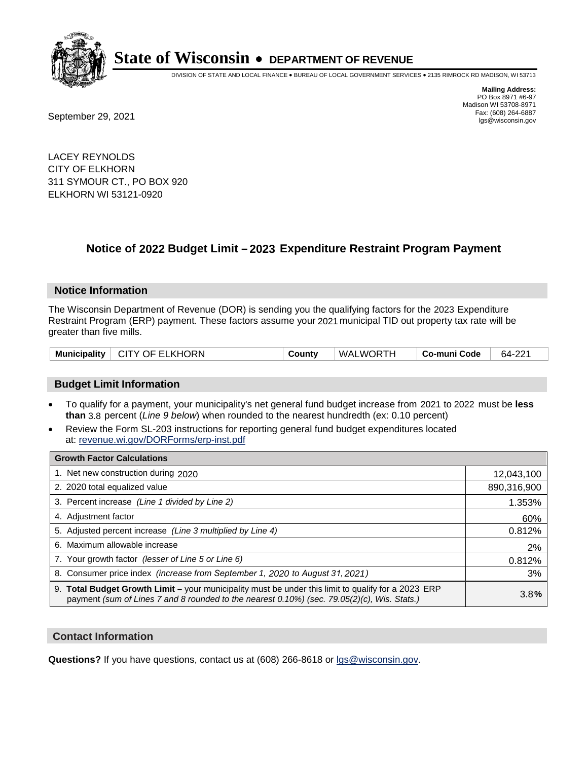# State of Wisconsin • DEPARTMENT OF REVENUE

DIVISION OF STATE AND LOCAL FINANCE • BUREAU OF LOCAL GOVERNMENT SERVICES • 2135 RIMROCK RD MADISON, WI 53713

**Mailing Address:**
PO Box 8971 #6-97
Madison WI 53708-8971
Fax: (608) 264-6887
lgs@wisconsin.gov

September 29, 2021

LACEY REYNOLDS
CITY OF ELKHORN
311 SYMOUR CT., PO BOX 920
ELKHORN WI 53121-0920

## Notice of 2022 Budget Limit – 2023 Expenditure Restraint Program Payment

### Notice Information

The Wisconsin Department of Revenue (DOR) is sending you the qualifying factors for the 2023 Expenditure Restraint Program (ERP) payment. These factors assume your 2021 municipal TID out property tax rate will be greater than five mills.

| Municipality | CITY OF ELKHORN | County | WALWORTH | Co-muni Code | 64-221 |
|---|---|---|---|---|---|

### Budget Limit Information

- To qualify for a payment, your municipality's net general fund budget increase from 2021 to 2022 must be **less than** 3.8 percent (*Line 9 below*) when rounded to the nearest hundredth (ex: 0.10 percent)
- Review the Form SL-203 instructions for reporting general fund budget expenditures located at: revenue.wi.gov/DORForms/erp-inst.pdf

| Growth Factor Calculations | |
|---|---|
| 1. Net new construction during 2020 | 12,043,100 |
| 2. 2020 total equalized value | 890,316,900 |
| 3. Percent increase *(Line 1 divided by Line 2)* | 1.353% |
| 4. Adjustment factor | 60% |
| 5. Adjusted percent increase *(Line 3 multiplied by Line 4)* | 0.812% |
| 6. Maximum allowable increase | 2% |
| 7. Your growth factor *(lesser of Line 5 or Line 6)* | 0.812% |
| 8. Consumer price index *(increase from September 1, 2020 to August 31, 2021)* | 3% |
| 9. **Total Budget Growth Limit –** your municipality must be under this limit to qualify for a 2023 ERP payment *(sum of Lines 7 and 8 rounded to the nearest 0.10%) (sec. 79.05(2)(c), Wis. Stats.)* | 3.8**%** |

### Contact Information

**Questions?** If you have questions, contact us at (608) 266-8618 or lgs@wisconsin.gov.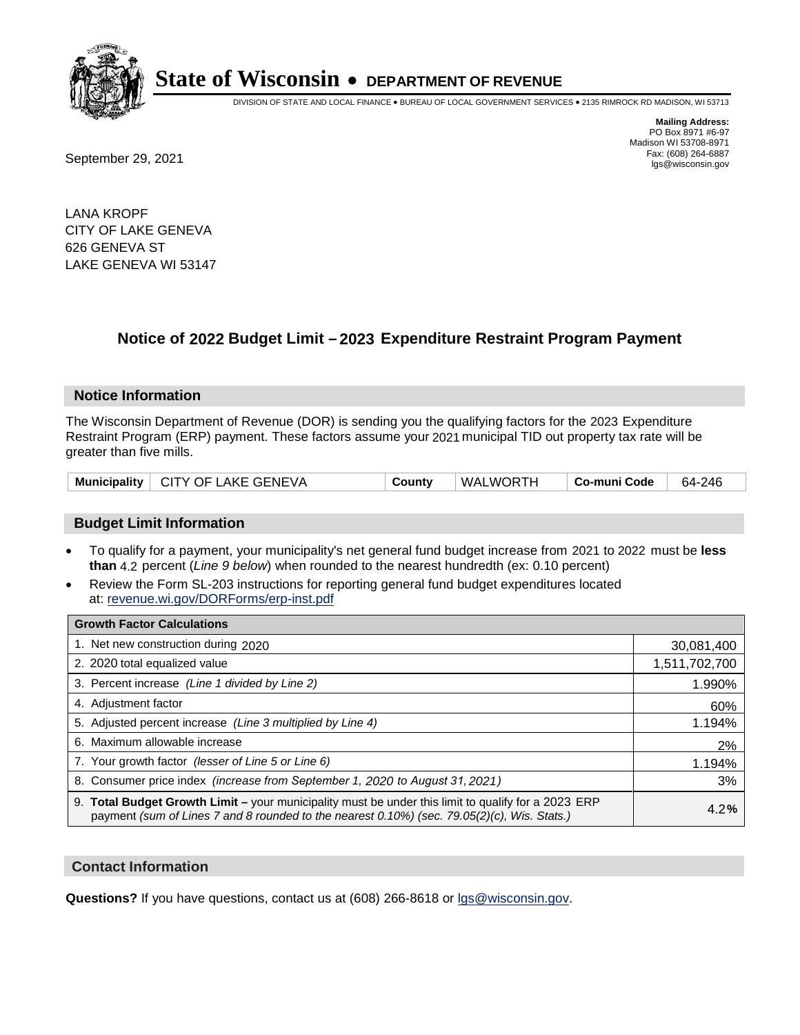# State of Wisconsin • DEPARTMENT OF REVENUE

DIVISION OF STATE AND LOCAL FINANCE • BUREAU OF LOCAL GOVERNMENT SERVICES • 2135 RIMROCK RD MADISON, WI 53713

**Mailing Address:**
PO Box 8971 #6-97
Madison WI 53708-8971
Fax: (608) 264-6887
lgs@wisconsin.gov

September 29, 2021

LANA KROPF
CITY OF LAKE GENEVA
626 GENEVA ST
LAKE GENEVA WI 53147

## Notice of 2022 Budget Limit – 2023 Expenditure Restraint Program Payment

### Notice Information

The Wisconsin Department of Revenue (DOR) is sending you the qualifying factors for the 2023 Expenditure Restraint Program (ERP) payment. These factors assume your 2021 municipal TID out property tax rate will be greater than five mills.

| Municipality | CITY OF LAKE GENEVA | County | WALWORTH | Co-muni Code | 64-246 |
|---|---|---|---|---|---|

### Budget Limit Information

- To qualify for a payment, your municipality's net general fund budget increase from 2021 to 2022 must be **less than** 4.2 percent (*Line 9 below*) when rounded to the nearest hundredth (ex: 0.10 percent)
- Review the Form SL-203 instructions for reporting general fund budget expenditures located at: revenue.wi.gov/DORForms/erp-inst.pdf

| Growth Factor Calculations | |
|---|---|
| 1. Net new construction during 2020 | 30,081,400 |
| 2. 2020 total equalized value | 1,511,702,700 |
| 3. Percent increase *(Line 1 divided by Line 2)* | 1.990% |
| 4. Adjustment factor | 60% |
| 5. Adjusted percent increase *(Line 3 multiplied by Line 4)* | 1.194% |
| 6. Maximum allowable increase | 2% |
| 7. Your growth factor *(lesser of Line 5 or Line 6)* | 1.194% |
| 8. Consumer price index *(increase from September 1, 2020 to August 31, 2021)* | 3% |
| 9. **Total Budget Growth Limit –** your municipality must be under this limit to qualify for a 2023 ERP payment *(sum of Lines 7 and 8 rounded to the nearest 0.10%) (sec. 79.05(2)(c), Wis. Stats.)* | 4.2**%** |

### Contact Information

**Questions?** If you have questions, contact us at (608) 266-8618 or lgs@wisconsin.gov.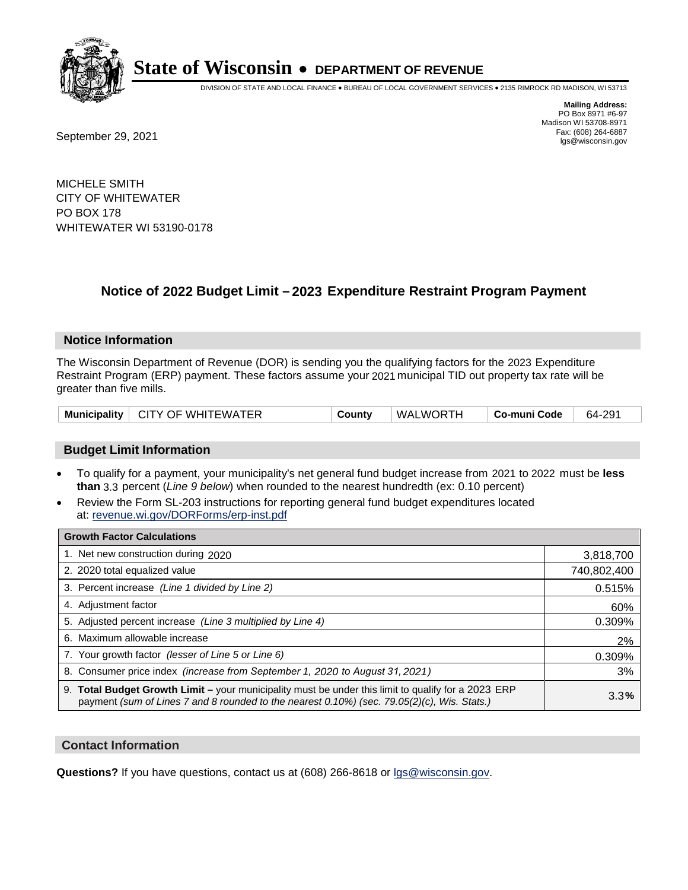# State of Wisconsin • DEPARTMENT OF REVENUE

DIVISION OF STATE AND LOCAL FINANCE • BUREAU OF LOCAL GOVERNMENT SERVICES • 2135 RIMROCK RD MADISON, WI 53713

**Mailing Address:**
PO Box 8971 #6-97
Madison WI 53708-8971
Fax: (608) 264-6887
lgs@wisconsin.gov

September 29, 2021

MICHELE SMITH
CITY OF WHITEWATER
PO BOX 178
WHITEWATER WI 53190-0178

## Notice of 2022 Budget Limit – 2023 Expenditure Restraint Program Payment

### Notice Information

The Wisconsin Department of Revenue (DOR) is sending you the qualifying factors for the 2023 Expenditure Restraint Program (ERP) payment. These factors assume your 2021 municipal TID out property tax rate will be greater than five mills.

| Municipality | CITY OF WHITEWATER | County | WALWORTH | Co-muni Code | 64-291 |
|---|---|---|---|---|---|

### Budget Limit Information

- To qualify for a payment, your municipality's net general fund budget increase from 2021 to 2022 must be **less than** 3.3 percent (*Line 9 below*) when rounded to the nearest hundredth (ex: 0.10 percent)
- Review the Form SL-203 instructions for reporting general fund budget expenditures located at: revenue.wi.gov/DORForms/erp-inst.pdf

| Growth Factor Calculations | |
|---|---|
| 1. Net new construction during 2020 | 3,818,700 |
| 2. 2020 total equalized value | 740,802,400 |
| 3. Percent increase *(Line 1 divided by Line 2)* | 0.515% |
| 4. Adjustment factor | 60% |
| 5. Adjusted percent increase *(Line 3 multiplied by Line 4)* | 0.309% |
| 6. Maximum allowable increase | 2% |
| 7. Your growth factor *(lesser of Line 5 or Line 6)* | 0.309% |
| 8. Consumer price index *(increase from September 1, 2020 to August 31, 2021)* | 3% |
| 9. **Total Budget Growth Limit –** your municipality must be under this limit to qualify for a 2023 ERP payment *(sum of Lines 7 and 8 rounded to the nearest 0.10%) (sec. 79.05(2)(c), Wis. Stats.)* | 3.3**%** |

### Contact Information

**Questions?** If you have questions, contact us at (608) 266-8618 or lgs@wisconsin.gov.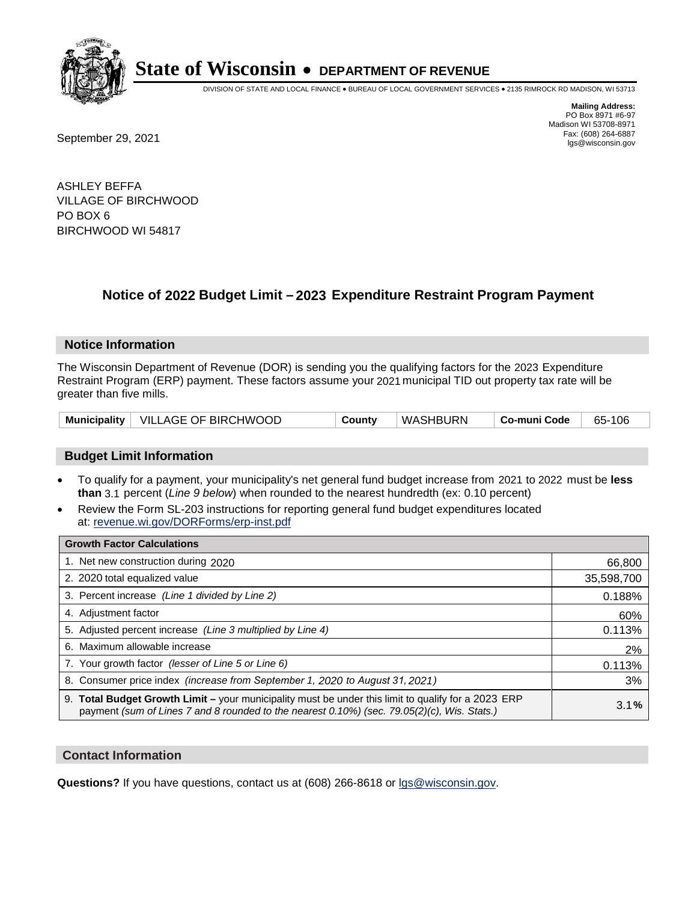# State of Wisconsin • DEPARTMENT OF REVENUE

DIVISION OF STATE AND LOCAL FINANCE • BUREAU OF LOCAL GOVERNMENT SERVICES • 2135 RIMROCK RD MADISON, WI 53713

**Mailing Address:**
PO Box 8971 #6-97
Madison WI 53708-8971
Fax: (608) 264-6887
lgs@wisconsin.gov

September 29, 2021

ASHLEY BEFFA
VILLAGE OF BIRCHWOOD
PO BOX 6
BIRCHWOOD WI 54817

## Notice of 2022 Budget Limit – 2023 Expenditure Restraint Program Payment

### Notice Information

The Wisconsin Department of Revenue (DOR) is sending you the qualifying factors for the 2023 Expenditure Restraint Program (ERP) payment. These factors assume your 2021 municipal TID out property tax rate will be greater than five mills.

| Municipality | VILLAGE OF BIRCHWOOD | County | WASHBURN | Co-muni Code | 65-106 |
|---|---|---|---|---|---|

### Budget Limit Information

- To qualify for a payment, your municipality's net general fund budget increase from 2021 to 2022 must be **less than** 3.1 percent (*Line 9 below*) when rounded to the nearest hundredth (ex: 0.10 percent)
- Review the Form SL-203 instructions for reporting general fund budget expenditures located at: revenue.wi.gov/DORForms/erp-inst.pdf

| Growth Factor Calculations | |
|---|---|
| 1. Net new construction during 2020 | 66,800 |
| 2. 2020 total equalized value | 35,598,700 |
| 3. Percent increase *(Line 1 divided by Line 2)* | 0.188% |
| 4. Adjustment factor | 60% |
| 5. Adjusted percent increase *(Line 3 multiplied by Line 4)* | 0.113% |
| 6. Maximum allowable increase | 2% |
| 7. Your growth factor *(lesser of Line 5 or Line 6)* | 0.113% |
| 8. Consumer price index *(increase from September 1, 2020 to August 31, 2021)* | 3% |
| 9. **Total Budget Growth Limit –** your municipality must be under this limit to qualify for a 2023 ERP payment *(sum of Lines 7 and 8 rounded to the nearest 0.10%) (sec. 79.05(2)(c), Wis. Stats.)* | 3.1**%** |

### Contact Information

**Questions?** If you have questions, contact us at (608) 266-8618 or lgs@wisconsin.gov.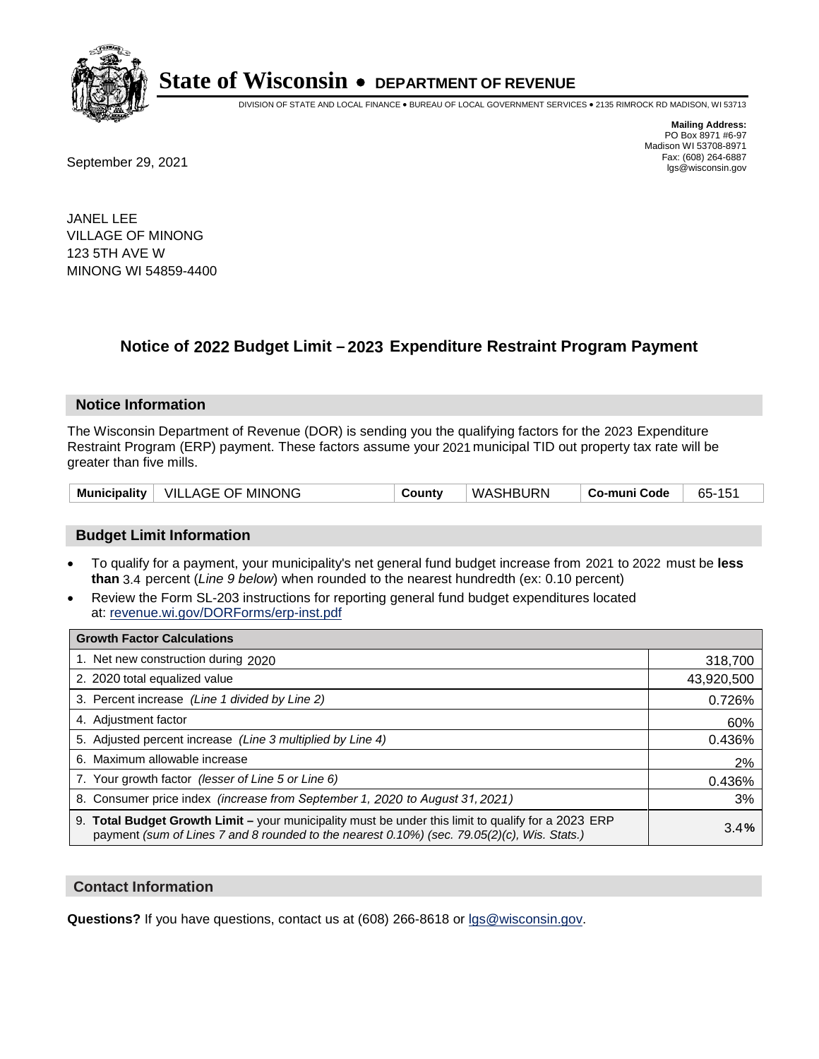# State of Wisconsin • DEPARTMENT OF REVENUE

DIVISION OF STATE AND LOCAL FINANCE • BUREAU OF LOCAL GOVERNMENT SERVICES • 2135 RIMROCK RD MADISON, WI 53713

**Mailing Address:**
PO Box 8971 #6-97
Madison WI 53708-8971
Fax: (608) 264-6887
lgs@wisconsin.gov

September 29, 2021

JANEL LEE
VILLAGE OF MINONG
123 5TH AVE W
MINONG WI 54859-4400

## Notice of 2022 Budget Limit – 2023 Expenditure Restraint Program Payment

### Notice Information

The Wisconsin Department of Revenue (DOR) is sending you the qualifying factors for the 2023 Expenditure Restraint Program (ERP) payment. These factors assume your 2021 municipal TID out property tax rate will be greater than five mills.

| Municipality | VILLAGE OF MINONG | County | WASHBURN | Co-muni Code | 65-151 |
|---|---|---|---|---|---|

### Budget Limit Information

- To qualify for a payment, your municipality's net general fund budget increase from 2021 to 2022 must be **less than** 3.4 percent (*Line 9 below*) when rounded to the nearest hundredth (ex: 0.10 percent)
- Review the Form SL-203 instructions for reporting general fund budget expenditures located at: revenue.wi.gov/DORForms/erp-inst.pdf

| Growth Factor Calculations | |
|---|---|
| 1. Net new construction during 2020 | 318,700 |
| 2. 2020 total equalized value | 43,920,500 |
| 3. Percent increase *(Line 1 divided by Line 2)* | 0.726% |
| 4. Adjustment factor | 60% |
| 5. Adjusted percent increase *(Line 3 multiplied by Line 4)* | 0.436% |
| 6. Maximum allowable increase | 2% |
| 7. Your growth factor *(lesser of Line 5 or Line 6)* | 0.436% |
| 8. Consumer price index *(increase from September 1, 2020 to August 31, 2021)* | 3% |
| 9. **Total Budget Growth Limit –** your municipality must be under this limit to qualify for a 2023 ERP payment *(sum of Lines 7 and 8 rounded to the nearest 0.10%) (sec. 79.05(2)(c), Wis. Stats.)* | 3.4**%** |

### Contact Information

**Questions?** If you have questions, contact us at (608) 266-8618 or lgs@wisconsin.gov.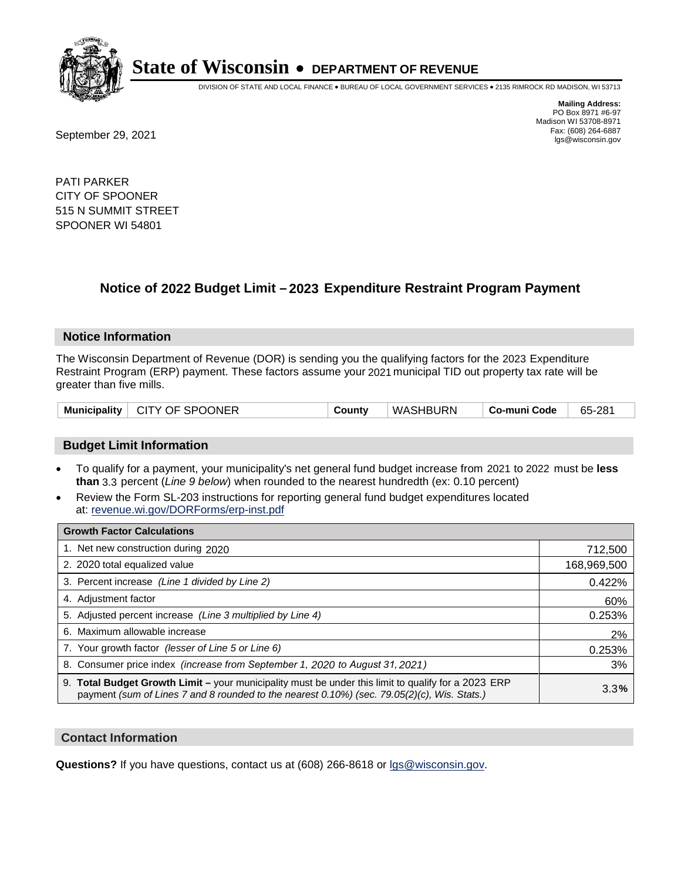# State of Wisconsin • DEPARTMENT OF REVENUE

DIVISION OF STATE AND LOCAL FINANCE • BUREAU OF LOCAL GOVERNMENT SERVICES • 2135 RIMROCK RD MADISON, WI 53713

**Mailing Address:**
PO Box 8971 #6-97
Madison WI 53708-8971
Fax: (608) 264-6887
lgs@wisconsin.gov

September 29, 2021

PATI PARKER
CITY OF SPOONER
515 N SUMMIT STREET
SPOONER WI 54801

## Notice of 2022 Budget Limit – 2023 Expenditure Restraint Program Payment

### Notice Information

The Wisconsin Department of Revenue (DOR) is sending you the qualifying factors for the 2023 Expenditure Restraint Program (ERP) payment. These factors assume your 2021 municipal TID out property tax rate will be greater than five mills.

| Municipality | CITY OF SPOONER | County | WASHBURN | Co-muni Code | 65-281 |
|---|---|---|---|---|---|

### Budget Limit Information

- To qualify for a payment, your municipality's net general fund budget increase from 2021 to 2022 must be **less than** 3.3 percent (*Line 9 below*) when rounded to the nearest hundredth (ex: 0.10 percent)
- Review the Form SL-203 instructions for reporting general fund budget expenditures located at: revenue.wi.gov/DORForms/erp-inst.pdf

| Growth Factor Calculations | |
|---|---|
| 1. Net new construction during 2020 | 712,500 |
| 2. 2020 total equalized value | 168,969,500 |
| 3. Percent increase *(Line 1 divided by Line 2)* | 0.422% |
| 4. Adjustment factor | 60% |
| 5. Adjusted percent increase *(Line 3 multiplied by Line 4)* | 0.253% |
| 6. Maximum allowable increase | 2% |
| 7. Your growth factor *(lesser of Line 5 or Line 6)* | 0.253% |
| 8. Consumer price index *(increase from September 1, 2020 to August 31, 2021)* | 3% |
| 9. **Total Budget Growth Limit –** your municipality must be under this limit to qualify for a 2023 ERP payment *(sum of Lines 7 and 8 rounded to the nearest 0.10%) (sec. 79.05(2)(c), Wis. Stats.)* | 3.3**%** |

### Contact Information

**Questions?** If you have questions, contact us at (608) 266-8618 or lgs@wisconsin.gov.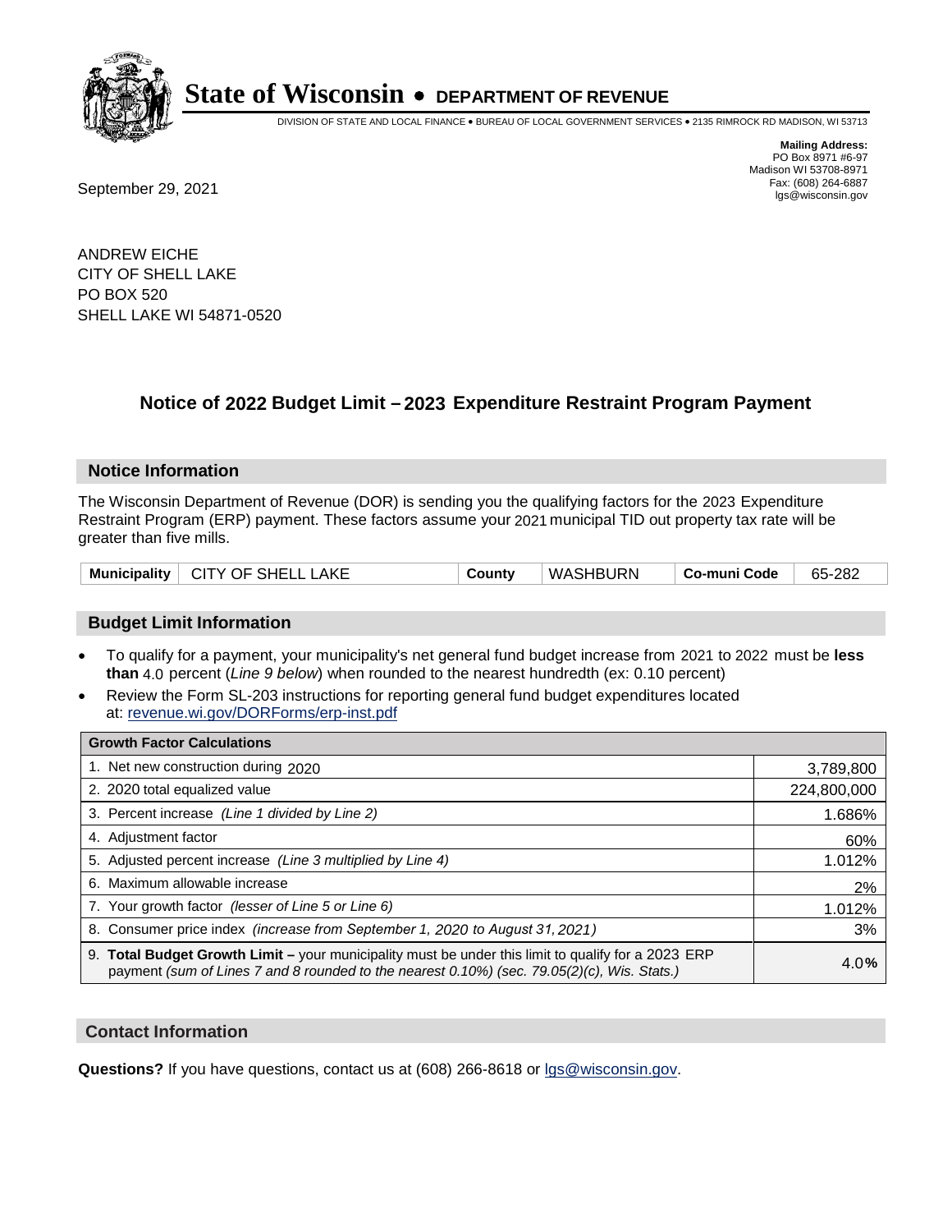# State of Wisconsin • DEPARTMENT OF REVENUE

DIVISION OF STATE AND LOCAL FINANCE • BUREAU OF LOCAL GOVERNMENT SERVICES • 2135 RIMROCK RD MADISON, WI 53713

**Mailing Address:**
PO Box 8971 #6-97
Madison WI 53708-8971
Fax: (608) 264-6887
lgs@wisconsin.gov

September 29, 2021

ANDREW EICHE
CITY OF SHELL LAKE
PO BOX 520
SHELL LAKE WI 54871-0520

## Notice of 2022 Budget Limit – 2023 Expenditure Restraint Program Payment

### Notice Information

The Wisconsin Department of Revenue (DOR) is sending you the qualifying factors for the 2023 Expenditure Restraint Program (ERP) payment. These factors assume your 2021 municipal TID out property tax rate will be greater than five mills.

| Municipality | CITY OF SHELL LAKE | County | WASHBURN | Co-muni Code | 65-282 |
|---|---|---|---|---|---|

### Budget Limit Information

- To qualify for a payment, your municipality's net general fund budget increase from 2021 to 2022 must be **less than** 4.0 percent (*Line 9 below*) when rounded to the nearest hundredth (ex: 0.10 percent)
- Review the Form SL-203 instructions for reporting general fund budget expenditures located at: revenue.wi.gov/DORForms/erp-inst.pdf

| Growth Factor Calculations | |
|---|---|
| 1. Net new construction during 2020 | 3,789,800 |
| 2. 2020 total equalized value | 224,800,000 |
| 3. Percent increase *(Line 1 divided by Line 2)* | 1.686% |
| 4. Adjustment factor | 60% |
| 5. Adjusted percent increase *(Line 3 multiplied by Line 4)* | 1.012% |
| 6. Maximum allowable increase | 2% |
| 7. Your growth factor *(lesser of Line 5 or Line 6)* | 1.012% |
| 8. Consumer price index *(increase from September 1, 2020 to August 31, 2021)* | 3% |
| 9. **Total Budget Growth Limit –** your municipality must be under this limit to qualify for a 2023 ERP payment *(sum of Lines 7 and 8 rounded to the nearest 0.10%) (sec. 79.05(2)(c), Wis. Stats.)* | 4.0% |

### Contact Information

**Questions?** If you have questions, contact us at (608) 266-8618 or lgs@wisconsin.gov.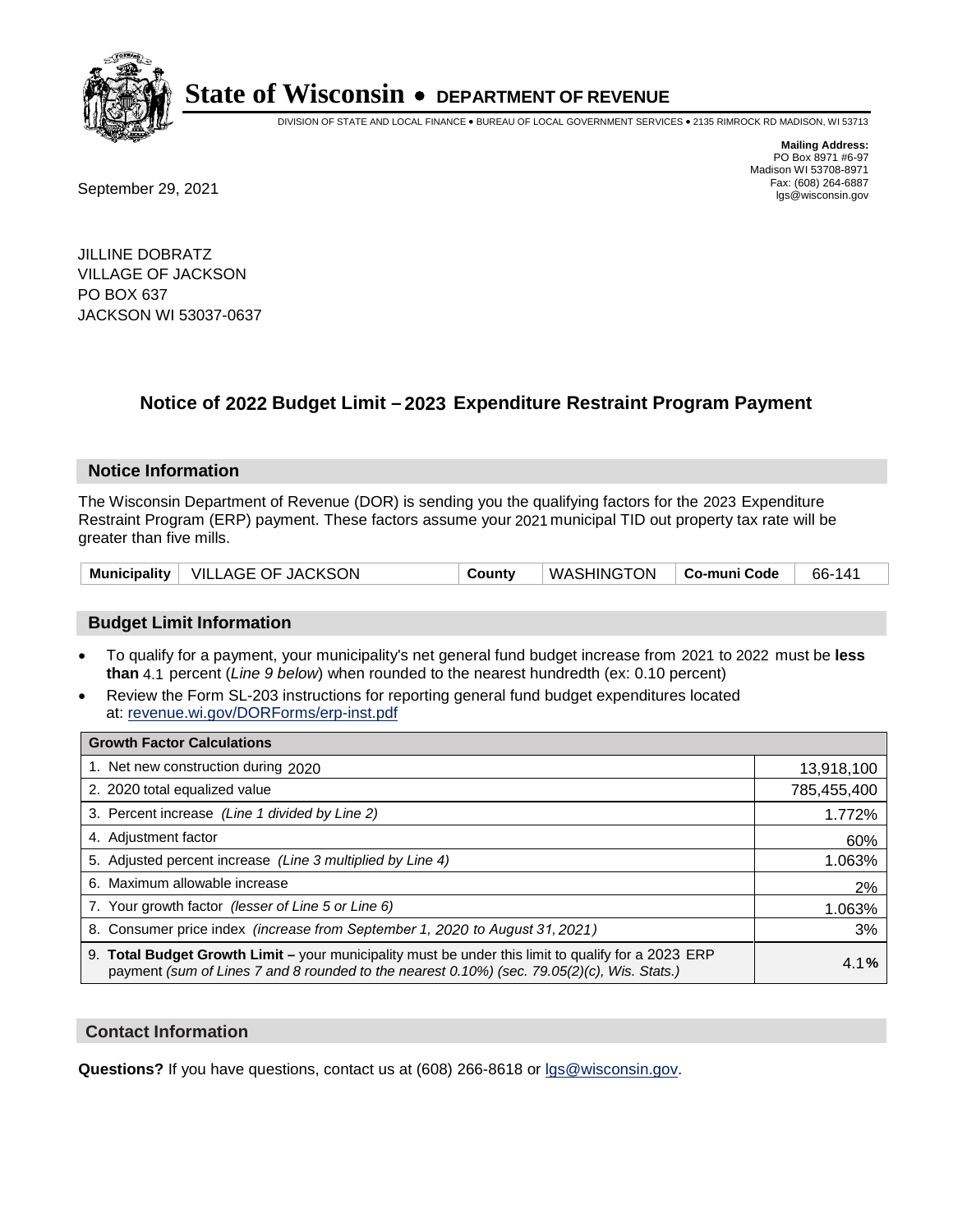# State of Wisconsin • DEPARTMENT OF REVENUE

DIVISION OF STATE AND LOCAL FINANCE • BUREAU OF LOCAL GOVERNMENT SERVICES • 2135 RIMROCK RD MADISON, WI 53713

**Mailing Address:**
PO Box 8971 #6-97
Madison WI 53708-8971
Fax: (608) 264-6887
lgs@wisconsin.gov

September 29, 2021

JILLINE DOBRATZ
VILLAGE OF JACKSON
PO BOX 637
JACKSON WI 53037-0637

## Notice of 2022 Budget Limit – 2023 Expenditure Restraint Program Payment

### Notice Information

The Wisconsin Department of Revenue (DOR) is sending you the qualifying factors for the 2023 Expenditure Restraint Program (ERP) payment. These factors assume your 2021 municipal TID out property tax rate will be greater than five mills.

| **Municipality** | VILLAGE OF JACKSON | **County** | WASHINGTON | **Co-muni Code** | 66-141 |
|---|---|---|---|---|---|

### Budget Limit Information

- To qualify for a payment, your municipality's net general fund budget increase from 2021 to 2022 must be **less than** 4.1 percent (*Line 9 below*) when rounded to the nearest hundredth (ex: 0.10 percent)
- Review the Form SL-203 instructions for reporting general fund budget expenditures located at: revenue.wi.gov/DORForms/erp-inst.pdf

| **Growth Factor Calculations** | |
|---|---|
| 1. Net new construction during 2020 | 13,918,100 |
| 2. 2020 total equalized value | 785,455,400 |
| 3. Percent increase *(Line 1 divided by Line 2)* | 1.772% |
| 4. Adjustment factor | 60% |
| 5. Adjusted percent increase *(Line 3 multiplied by Line 4)* | 1.063% |
| 6. Maximum allowable increase | 2% |
| 7. Your growth factor *(lesser of Line 5 or Line 6)* | 1.063% |
| 8. Consumer price index *(increase from September 1, 2020 to August 31, 2021)* | 3% |
| 9. **Total Budget Growth Limit –** your municipality must be under this limit to qualify for a 2023 ERP payment *(sum of Lines 7 and 8 rounded to the nearest 0.10%) (sec. 79.05(2)(c), Wis. Stats.)* | 4.1**%** |

### Contact Information

**Questions?** If you have questions, contact us at (608) 266-8618 or lgs@wisconsin.gov.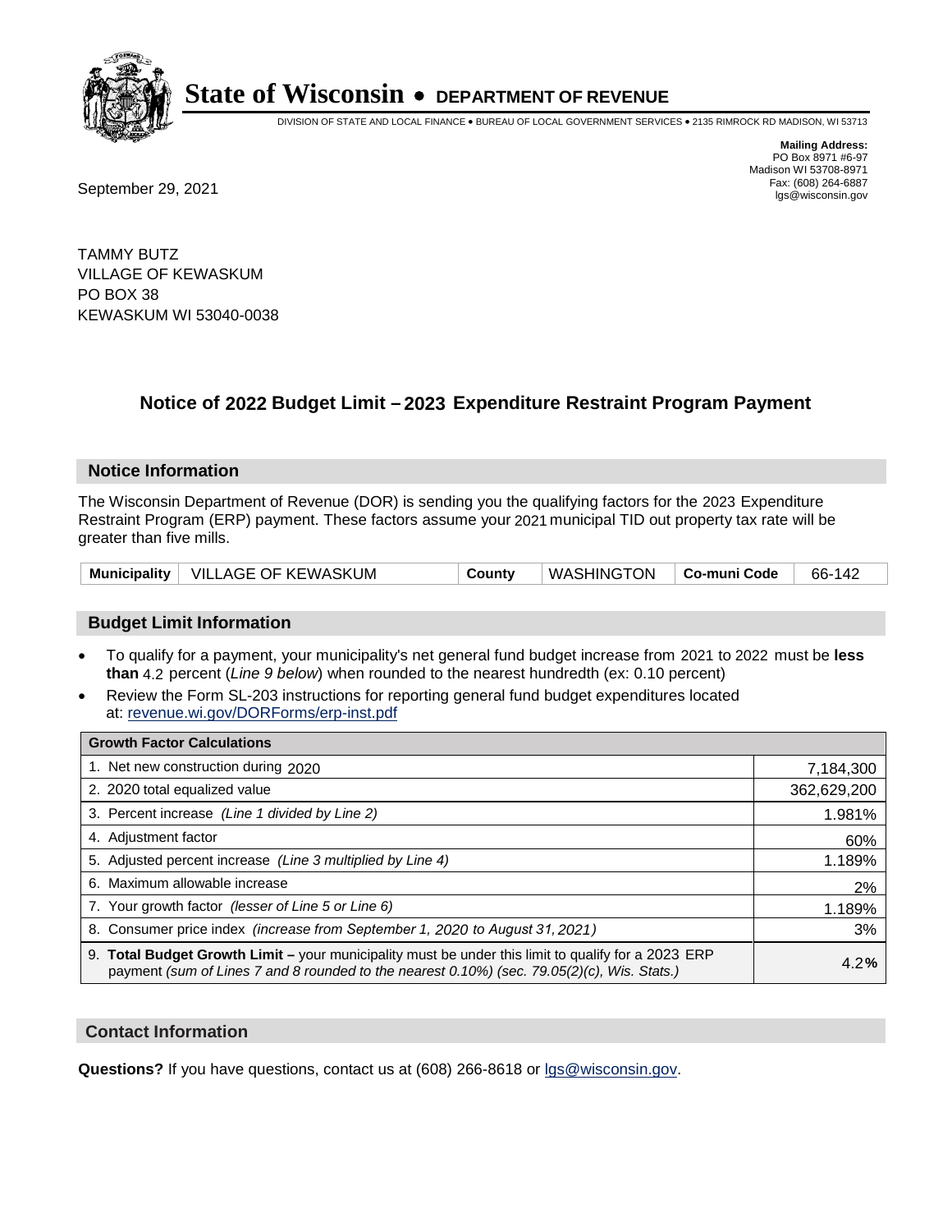# State of Wisconsin • DEPARTMENT OF REVENUE

DIVISION OF STATE AND LOCAL FINANCE • BUREAU OF LOCAL GOVERNMENT SERVICES • 2135 RIMROCK RD MADISON, WI 53713

**Mailing Address:**
PO Box 8971 #6-97
Madison WI 53708-8971
Fax: (608) 264-6887
lgs@wisconsin.gov

September 29, 2021

TAMMY BUTZ
VILLAGE OF KEWASKUM
PO BOX 38
KEWASKUM WI 53040-0038

## Notice of 2022 Budget Limit – 2023 Expenditure Restraint Program Payment

### Notice Information

The Wisconsin Department of Revenue (DOR) is sending you the qualifying factors for the 2023 Expenditure Restraint Program (ERP) payment. These factors assume your 2021 municipal TID out property tax rate will be greater than five mills.

| Municipality | VILLAGE OF KEWASKUM | County | WASHINGTON | Co-muni Code | 66-142 |
|---|---|---|---|---|---|

### Budget Limit Information

- To qualify for a payment, your municipality's net general fund budget increase from 2021 to 2022 must be **less than** 4.2 percent (*Line 9 below*) when rounded to the nearest hundredth (ex: 0.10 percent)
- Review the Form SL-203 instructions for reporting general fund budget expenditures located at: revenue.wi.gov/DORForms/erp-inst.pdf

| Growth Factor Calculations | |
|---|---|
| 1. Net new construction during 2020 | 7,184,300 |
| 2. 2020 total equalized value | 362,629,200 |
| 3. Percent increase *(Line 1 divided by Line 2)* | 1.981% |
| 4. Adjustment factor | 60% |
| 5. Adjusted percent increase *(Line 3 multiplied by Line 4)* | 1.189% |
| 6. Maximum allowable increase | 2% |
| 7. Your growth factor *(lesser of Line 5 or Line 6)* | 1.189% |
| 8. Consumer price index *(increase from September 1, 2020 to August 31, 2021)* | 3% |
| 9. **Total Budget Growth Limit –** your municipality must be under this limit to qualify for a 2023 ERP payment *(sum of Lines 7 and 8 rounded to the nearest 0.10%) (sec. 79.05(2)(c), Wis. Stats.)* | 4.2**%** |

### Contact Information

**Questions?** If you have questions, contact us at (608) 266-8618 or lgs@wisconsin.gov.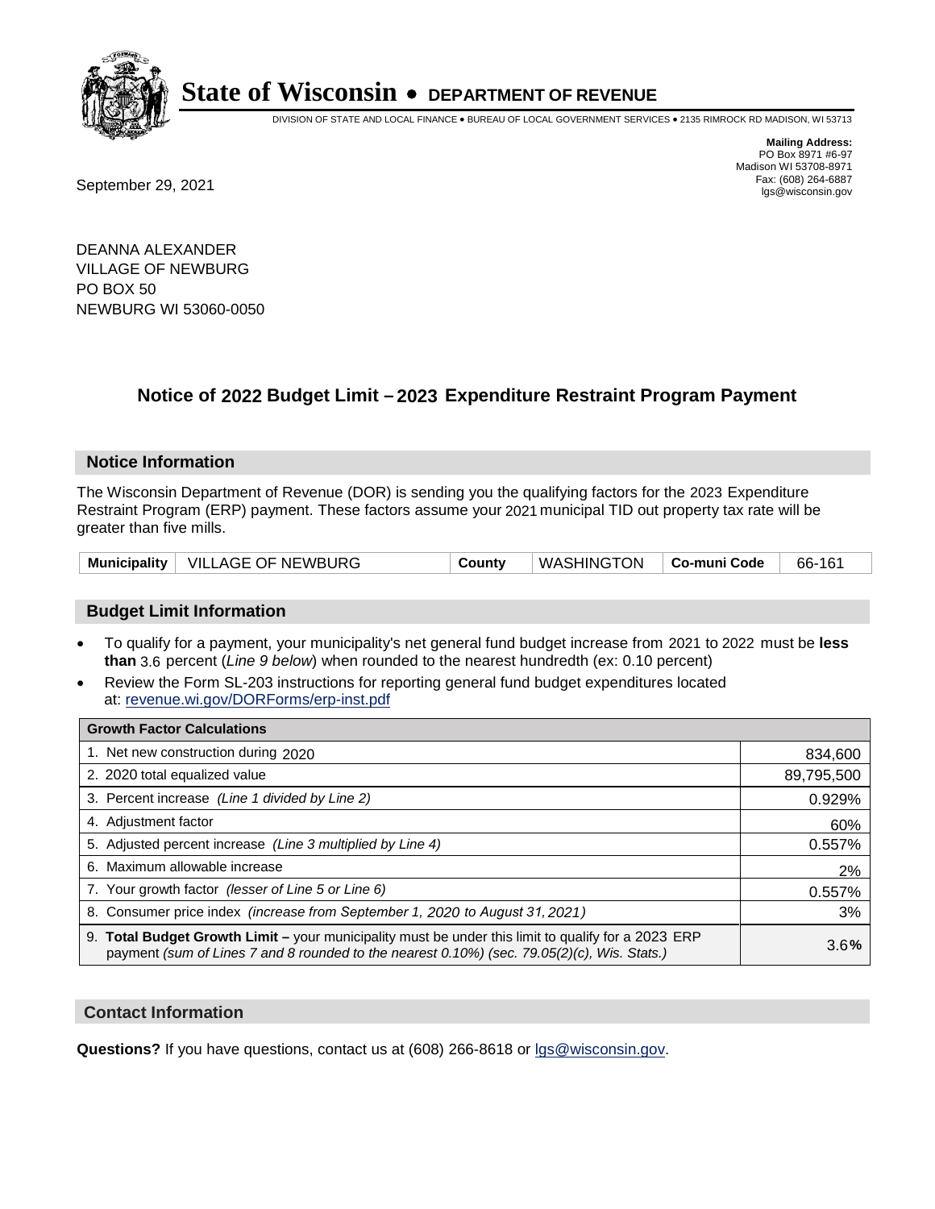# State of Wisconsin • DEPARTMENT OF REVENUE

DIVISION OF STATE AND LOCAL FINANCE • BUREAU OF LOCAL GOVERNMENT SERVICES • 2135 RIMROCK RD MADISON, WI 53713

**Mailing Address:**
PO Box 8971 #6-97
Madison WI 53708-8971
Fax: (608) 264-6887
lgs@wisconsin.gov

September 29, 2021

DEANNA ALEXANDER
VILLAGE OF NEWBURG
PO BOX 50
NEWBURG WI 53060-0050

## Notice of 2022 Budget Limit – 2023 Expenditure Restraint Program Payment

### Notice Information

The Wisconsin Department of Revenue (DOR) is sending you the qualifying factors for the 2023 Expenditure Restraint Program (ERP) payment. These factors assume your 2021 municipal TID out property tax rate will be greater than five mills.

| Municipality | VILLAGE OF NEWBURG | County | WASHINGTON | Co-muni Code | 66-161 |
|---|---|---|---|---|---|

### Budget Limit Information

- To qualify for a payment, your municipality's net general fund budget increase from 2021 to 2022 must be **less than** 3.6 percent (*Line 9 below*) when rounded to the nearest hundredth (ex: 0.10 percent)
- Review the Form SL-203 instructions for reporting general fund budget expenditures located at: revenue.wi.gov/DORForms/erp-inst.pdf

| Growth Factor Calculations | |
|---|---|
| 1. Net new construction during 2020 | 834,600 |
| 2. 2020 total equalized value | 89,795,500 |
| 3. Percent increase *(Line 1 divided by Line 2)* | 0.929% |
| 4. Adjustment factor | 60% |
| 5. Adjusted percent increase *(Line 3 multiplied by Line 4)* | 0.557% |
| 6. Maximum allowable increase | 2% |
| 7. Your growth factor *(lesser of Line 5 or Line 6)* | 0.557% |
| 8. Consumer price index *(increase from September 1, 2020 to August 31, 2021)* | 3% |
| 9. **Total Budget Growth Limit –** your municipality must be under this limit to qualify for a 2023 ERP payment *(sum of Lines 7 and 8 rounded to the nearest 0.10%) (sec. 79.05(2)(c), Wis. Stats.)* | 3.6**%** |

### Contact Information

**Questions?** If you have questions, contact us at (608) 266-8618 or lgs@wisconsin.gov.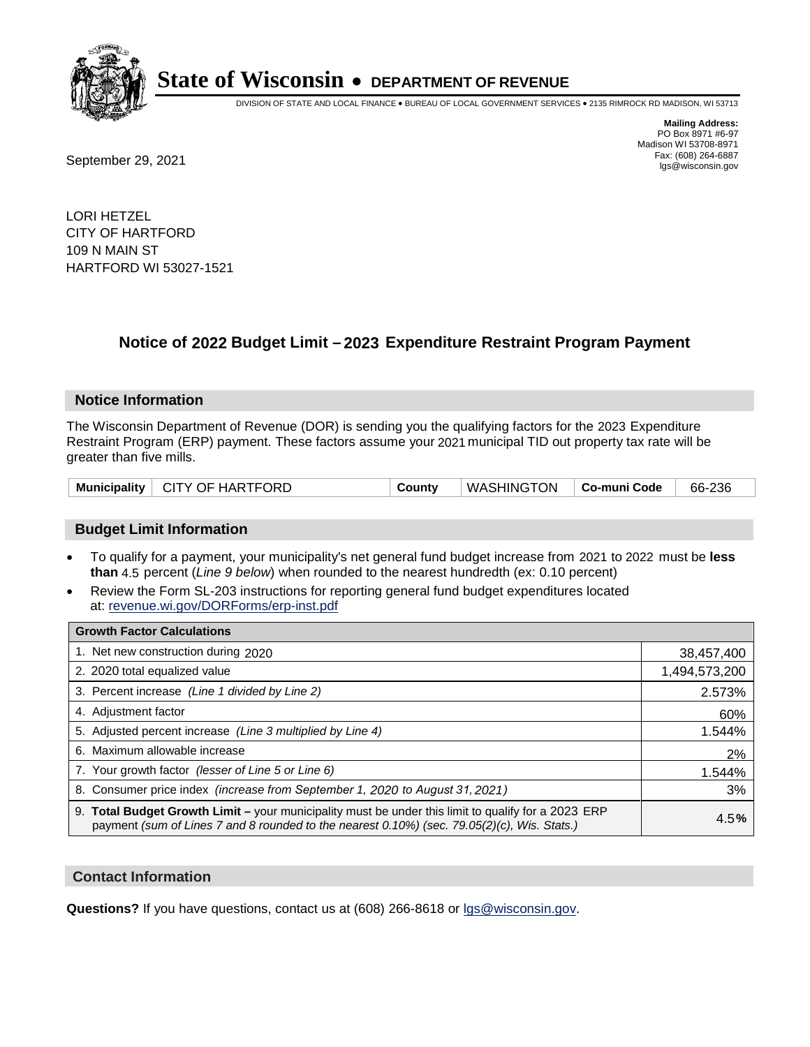# State of Wisconsin • DEPARTMENT OF REVENUE

DIVISION OF STATE AND LOCAL FINANCE • BUREAU OF LOCAL GOVERNMENT SERVICES • 2135 RIMROCK RD MADISON, WI 53713

**Mailing Address:**
PO Box 8971 #6-97
Madison WI 53708-8971
Fax: (608) 264-6887
lgs@wisconsin.gov

September 29, 2021

LORI HETZEL
CITY OF HARTFORD
109 N MAIN ST
HARTFORD WI 53027-1521

## Notice of 2022 Budget Limit – 2023 Expenditure Restraint Program Payment

### Notice Information

The Wisconsin Department of Revenue (DOR) is sending you the qualifying factors for the 2023 Expenditure Restraint Program (ERP) payment. These factors assume your 2021 municipal TID out property tax rate will be greater than five mills.

| Municipality | CITY OF HARTFORD | County | WASHINGTON | Co-muni Code | 66-236 |
|---|---|---|---|---|---|

### Budget Limit Information

- To qualify for a payment, your municipality's net general fund budget increase from 2021 to 2022 must be **less than** 4.5 percent (*Line 9 below*) when rounded to the nearest hundredth (ex: 0.10 percent)
- Review the Form SL-203 instructions for reporting general fund budget expenditures located at: revenue.wi.gov/DORForms/erp-inst.pdf

| Growth Factor Calculations | |
|---|---|
| 1. Net new construction during 2020 | 38,457,400 |
| 2. 2020 total equalized value | 1,494,573,200 |
| 3. Percent increase *(Line 1 divided by Line 2)* | 2.573% |
| 4. Adjustment factor | 60% |
| 5. Adjusted percent increase *(Line 3 multiplied by Line 4)* | 1.544% |
| 6. Maximum allowable increase | 2% |
| 7. Your growth factor *(lesser of Line 5 or Line 6)* | 1.544% |
| 8. Consumer price index *(increase from September 1, 2020 to August 31, 2021)* | 3% |
| 9. **Total Budget Growth Limit –** your municipality must be under this limit to qualify for a 2023 ERP payment *(sum of Lines 7 and 8 rounded to the nearest 0.10%) (sec. 79.05(2)(c), Wis. Stats.)* | 4.5**%** |

### Contact Information

**Questions?** If you have questions, contact us at (608) 266-8618 or lgs@wisconsin.gov.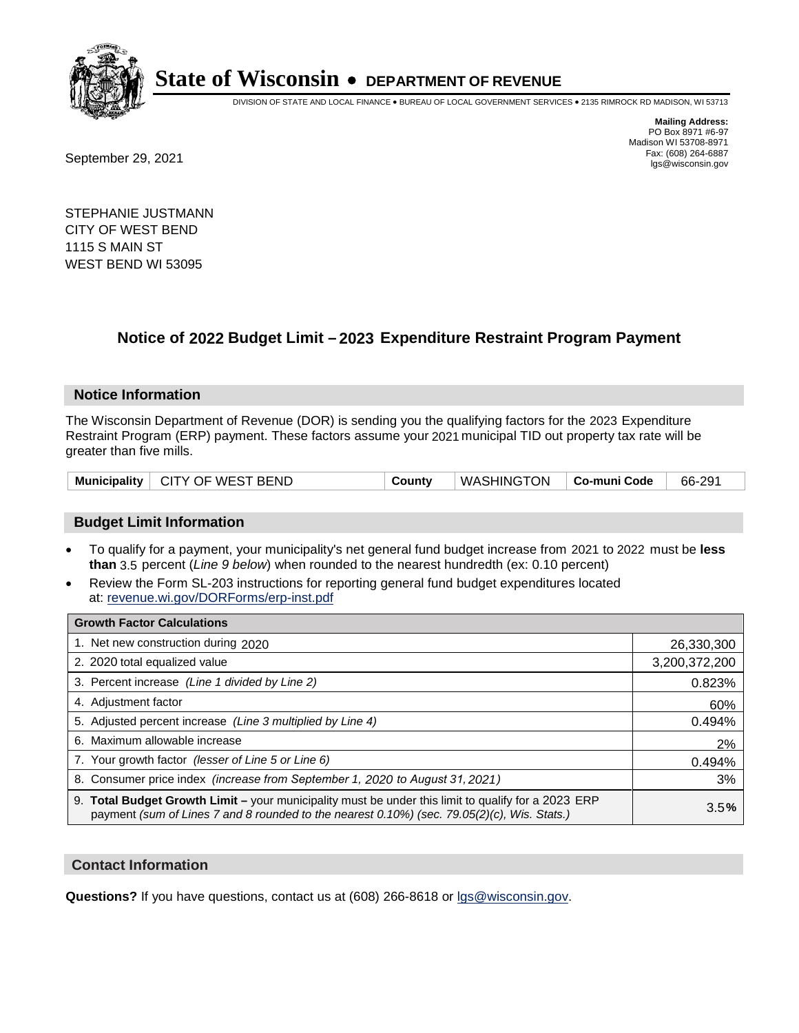# State of Wisconsin • DEPARTMENT OF REVENUE

DIVISION OF STATE AND LOCAL FINANCE • BUREAU OF LOCAL GOVERNMENT SERVICES • 2135 RIMROCK RD MADISON, WI 53713

**Mailing Address:**
PO Box 8971 #6-97
Madison WI 53708-8971
Fax: (608) 264-6887
lgs@wisconsin.gov

September 29, 2021

STEPHANIE JUSTMANN
CITY OF WEST BEND
1115 S MAIN ST
WEST BEND WI 53095

## Notice of 2022 Budget Limit – 2023 Expenditure Restraint Program Payment

### Notice Information

The Wisconsin Department of Revenue (DOR) is sending you the qualifying factors for the 2023 Expenditure Restraint Program (ERP) payment. These factors assume your 2021 municipal TID out property tax rate will be greater than five mills.

| Municipality | CITY OF WEST BEND | County | WASHINGTON | Co-muni Code | 66-291 |
|---|---|---|---|---|---|

### Budget Limit Information

- To qualify for a payment, your municipality's net general fund budget increase from 2021 to 2022 must be **less than** 3.5 percent (*Line 9 below*) when rounded to the nearest hundredth (ex: 0.10 percent)
- Review the Form SL-203 instructions for reporting general fund budget expenditures located at: revenue.wi.gov/DORForms/erp-inst.pdf

| Growth Factor Calculations | |
|---|---|
| 1. Net new construction during 2020 | 26,330,300 |
| 2. 2020 total equalized value | 3,200,372,200 |
| 3. Percent increase *(Line 1 divided by Line 2)* | 0.823% |
| 4. Adjustment factor | 60% |
| 5. Adjusted percent increase *(Line 3 multiplied by Line 4)* | 0.494% |
| 6. Maximum allowable increase | 2% |
| 7. Your growth factor *(lesser of Line 5 or Line 6)* | 0.494% |
| 8. Consumer price index *(increase from September 1, 2020 to August 31, 2021)* | 3% |
| 9. **Total Budget Growth Limit –** your municipality must be under this limit to qualify for a 2023 ERP payment *(sum of Lines 7 and 8 rounded to the nearest 0.10%) (sec. 79.05(2)(c), Wis. Stats.)* | 3.5**%** |

### Contact Information

**Questions?** If you have questions, contact us at (608) 266-8618 or lgs@wisconsin.gov.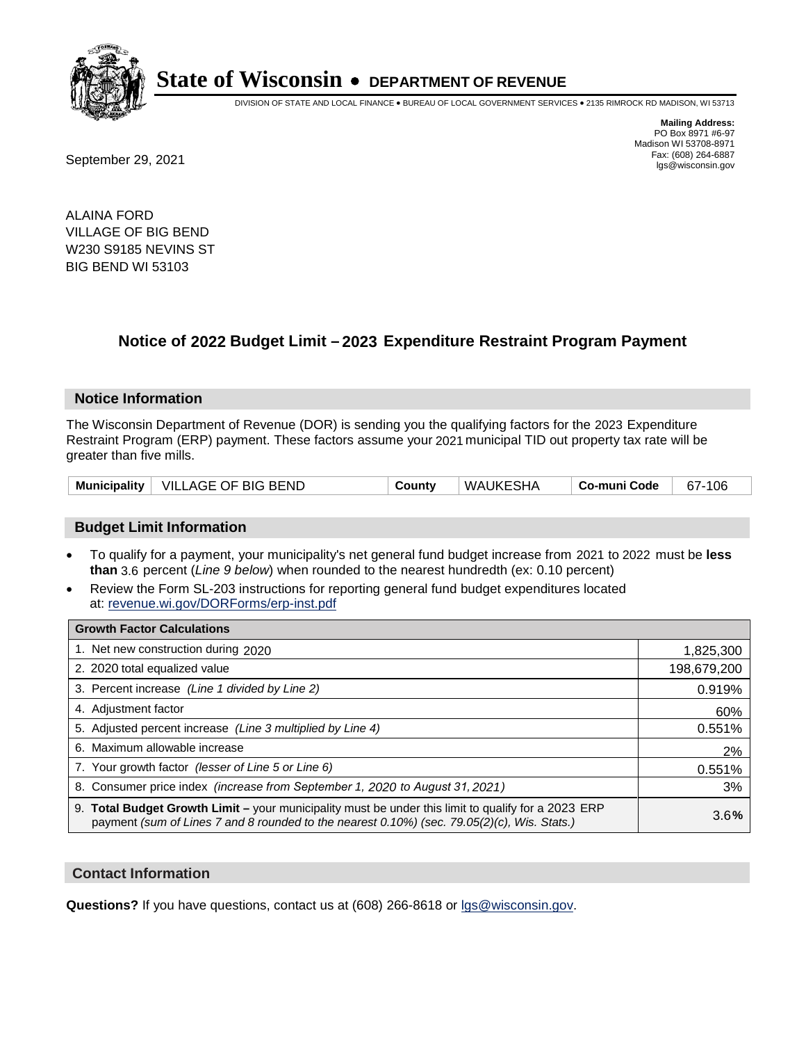# State of Wisconsin • DEPARTMENT OF REVENUE

DIVISION OF STATE AND LOCAL FINANCE • BUREAU OF LOCAL GOVERNMENT SERVICES • 2135 RIMROCK RD MADISON, WI 53713

**Mailing Address:**
PO Box 8971 #6-97
Madison WI 53708-8971
Fax: (608) 264-6887
lgs@wisconsin.gov

September 29, 2021

ALAINA FORD
VILLAGE OF BIG BEND
W230 S9185 NEVINS ST
BIG BEND WI 53103

## Notice of 2022 Budget Limit – 2023 Expenditure Restraint Program Payment

### Notice Information

The Wisconsin Department of Revenue (DOR) is sending you the qualifying factors for the 2023 Expenditure Restraint Program (ERP) payment. These factors assume your 2021 municipal TID out property tax rate will be greater than five mills.

| Municipality | VILLAGE OF BIG BEND | County | WAUKESHA | Co-muni Code | 67-106 |
|---|---|---|---|---|---|

### Budget Limit Information

- To qualify for a payment, your municipality's net general fund budget increase from 2021 to 2022 must be **less than** 3.6 percent (*Line 9 below*) when rounded to the nearest hundredth (ex: 0.10 percent)
- Review the Form SL-203 instructions for reporting general fund budget expenditures located at: revenue.wi.gov/DORForms/erp-inst.pdf

| Growth Factor Calculations | |
|---|---|
| 1. Net new construction during 2020 | 1,825,300 |
| 2. 2020 total equalized value | 198,679,200 |
| 3. Percent increase *(Line 1 divided by Line 2)* | 0.919% |
| 4. Adjustment factor | 60% |
| 5. Adjusted percent increase *(Line 3 multiplied by Line 4)* | 0.551% |
| 6. Maximum allowable increase | 2% |
| 7. Your growth factor *(lesser of Line 5 or Line 6)* | 0.551% |
| 8. Consumer price index *(increase from September 1, 2020 to August 31, 2021)* | 3% |
| 9. **Total Budget Growth Limit –** your municipality must be under this limit to qualify for a 2023 ERP payment *(sum of Lines 7 and 8 rounded to the nearest 0.10%) (sec. 79.05(2)(c), Wis. Stats.)* | 3.6**%** |

### Contact Information

**Questions?** If you have questions, contact us at (608) 266-8618 or lgs@wisconsin.gov.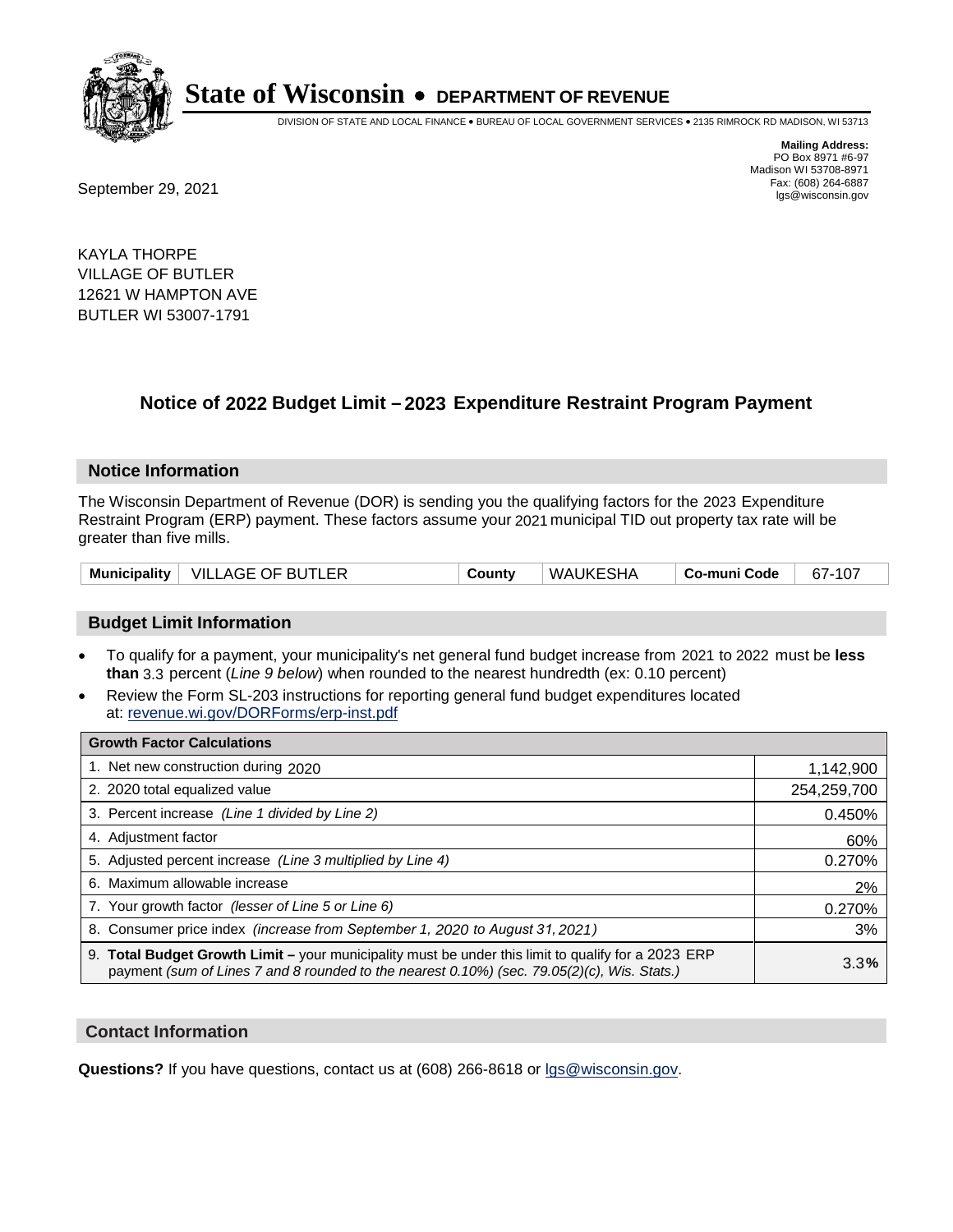# State of Wisconsin • DEPARTMENT OF REVENUE

DIVISION OF STATE AND LOCAL FINANCE • BUREAU OF LOCAL GOVERNMENT SERVICES • 2135 RIMROCK RD MADISON, WI 53713

**Mailing Address:**
PO Box 8971 #6-97
Madison WI 53708-8971
Fax: (608) 264-6887
lgs@wisconsin.gov

September 29, 2021

KAYLA THORPE
VILLAGE OF BUTLER
12621 W HAMPTON AVE
BUTLER WI 53007-1791

## Notice of 2022 Budget Limit – 2023 Expenditure Restraint Program Payment

### Notice Information

The Wisconsin Department of Revenue (DOR) is sending you the qualifying factors for the 2023 Expenditure Restraint Program (ERP) payment. These factors assume your 2021 municipal TID out property tax rate will be greater than five mills.

| Municipality | VILLAGE OF BUTLER | County | WAUKESHA | Co-muni Code | 67-107 |
|---|---|---|---|---|---|

### Budget Limit Information

- To qualify for a payment, your municipality's net general fund budget increase from 2021 to 2022 must be **less than** 3.3 percent (*Line 9 below*) when rounded to the nearest hundredth (ex: 0.10 percent)
- Review the Form SL-203 instructions for reporting general fund budget expenditures located at: revenue.wi.gov/DORForms/erp-inst.pdf

| Growth Factor Calculations | |
|---|---|
| 1. Net new construction during 2020 | 1,142,900 |
| 2. 2020 total equalized value | 254,259,700 |
| 3. Percent increase *(Line 1 divided by Line 2)* | 0.450% |
| 4. Adjustment factor | 60% |
| 5. Adjusted percent increase *(Line 3 multiplied by Line 4)* | 0.270% |
| 6. Maximum allowable increase | 2% |
| 7. Your growth factor *(lesser of Line 5 or Line 6)* | 0.270% |
| 8. Consumer price index *(increase from September 1, 2020 to August 31, 2021)* | 3% |
| 9. **Total Budget Growth Limit –** your municipality must be under this limit to qualify for a 2023 ERP payment *(sum of Lines 7 and 8 rounded to the nearest 0.10%) (sec. 79.05(2)(c), Wis. Stats.)* | 3.3**%** |

### Contact Information

**Questions?** If you have questions, contact us at (608) 266-8618 or lgs@wisconsin.gov.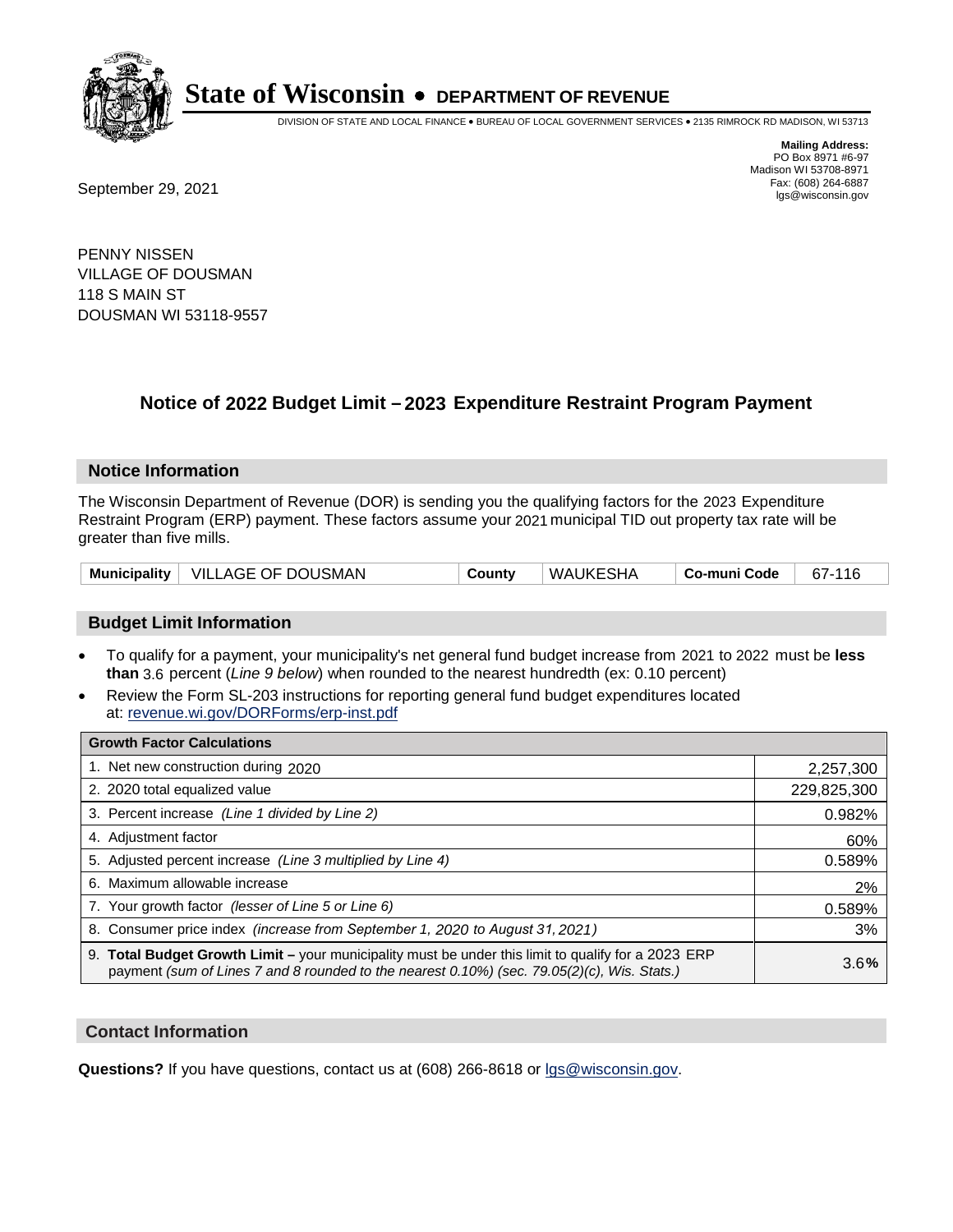# State of Wisconsin • DEPARTMENT OF REVENUE

DIVISION OF STATE AND LOCAL FINANCE • BUREAU OF LOCAL GOVERNMENT SERVICES • 2135 RIMROCK RD MADISON, WI 53713

**Mailing Address:**
PO Box 8971 #6-97
Madison WI 53708-8971
Fax: (608) 264-6887
lgs@wisconsin.gov

September 29, 2021

PENNY NISSEN
VILLAGE OF DOUSMAN
118 S MAIN ST
DOUSMAN WI 53118-9557

## Notice of 2022 Budget Limit – 2023 Expenditure Restraint Program Payment

### Notice Information

The Wisconsin Department of Revenue (DOR) is sending you the qualifying factors for the 2023 Expenditure Restraint Program (ERP) payment. These factors assume your 2021 municipal TID out property tax rate will be greater than five mills.

| Municipality | VILLAGE OF DOUSMAN | County | WAUKESHA | Co-muni Code | 67-116 |
|---|---|---|---|---|---|

### Budget Limit Information

- To qualify for a payment, your municipality's net general fund budget increase from 2021 to 2022 must be **less than** 3.6 percent (*Line 9 below*) when rounded to the nearest hundredth (ex: 0.10 percent)
- Review the Form SL-203 instructions for reporting general fund budget expenditures located at: revenue.wi.gov/DORForms/erp-inst.pdf

| Growth Factor Calculations | |
|---|---|
| 1. Net new construction during 2020 | 2,257,300 |
| 2. 2020 total equalized value | 229,825,300 |
| 3. Percent increase *(Line 1 divided by Line 2)* | 0.982% |
| 4. Adjustment factor | 60% |
| 5. Adjusted percent increase *(Line 3 multiplied by Line 4)* | 0.589% |
| 6. Maximum allowable increase | 2% |
| 7. Your growth factor *(lesser of Line 5 or Line 6)* | 0.589% |
| 8. Consumer price index *(increase from September 1, 2020 to August 31, 2021)* | 3% |
| 9. **Total Budget Growth Limit –** your municipality must be under this limit to qualify for a 2023 ERP payment *(sum of Lines 7 and 8 rounded to the nearest 0.10%) (sec. 79.05(2)(c), Wis. Stats.)* | 3.6**%** |

### Contact Information

**Questions?** If you have questions, contact us at (608) 266-8618 or lgs@wisconsin.gov.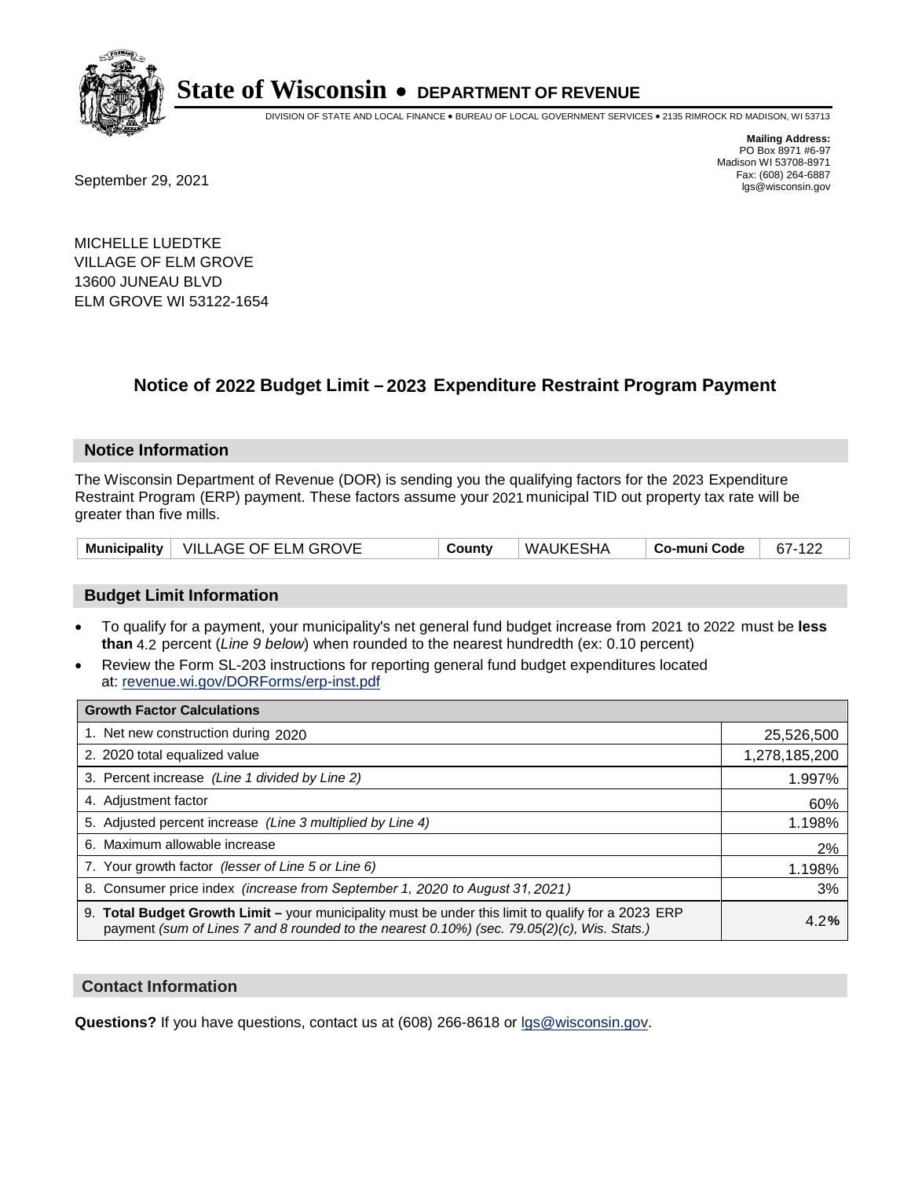# State of Wisconsin • DEPARTMENT OF REVENUE

DIVISION OF STATE AND LOCAL FINANCE • BUREAU OF LOCAL GOVERNMENT SERVICES • 2135 RIMROCK RD MADISON, WI 53713

**Mailing Address:**
PO Box 8971 #6-97
Madison WI 53708-8971
Fax: (608) 264-6887
lgs@wisconsin.gov

September 29, 2021

MICHELLE LUEDTKE
VILLAGE OF ELM GROVE
13600 JUNEAU BLVD
ELM GROVE WI 53122-1654

## Notice of 2022 Budget Limit – 2023 Expenditure Restraint Program Payment

### Notice Information

The Wisconsin Department of Revenue (DOR) is sending you the qualifying factors for the 2023 Expenditure Restraint Program (ERP) payment. These factors assume your 2021 municipal TID out property tax rate will be greater than five mills.

| Municipality | VILLAGE OF ELM GROVE | County | WAUKESHA | Co-muni Code | 67-122 |
|---|---|---|---|---|---|

### Budget Limit Information

- To qualify for a payment, your municipality's net general fund budget increase from 2021 to 2022 must be **less than** 4.2 percent (*Line 9 below*) when rounded to the nearest hundredth (ex: 0.10 percent)
- Review the Form SL-203 instructions for reporting general fund budget expenditures located at: revenue.wi.gov/DORForms/erp-inst.pdf

| Growth Factor Calculations | |
|---|---|
| 1. Net new construction during 2020 | 25,526,500 |
| 2. 2020 total equalized value | 1,278,185,200 |
| 3. Percent increase *(Line 1 divided by Line 2)* | 1.997% |
| 4. Adjustment factor | 60% |
| 5. Adjusted percent increase *(Line 3 multiplied by Line 4)* | 1.198% |
| 6. Maximum allowable increase | 2% |
| 7. Your growth factor *(lesser of Line 5 or Line 6)* | 1.198% |
| 8. Consumer price index *(increase from September 1, 2020 to August 31, 2021)* | 3% |
| 9. **Total Budget Growth Limit –** your municipality must be under this limit to qualify for a 2023 ERP payment *(sum of Lines 7 and 8 rounded to the nearest 0.10%) (sec. 79.05(2)(c), Wis. Stats.)* | 4.2**%** |

### Contact Information

**Questions?** If you have questions, contact us at (608) 266-8618 or lgs@wisconsin.gov.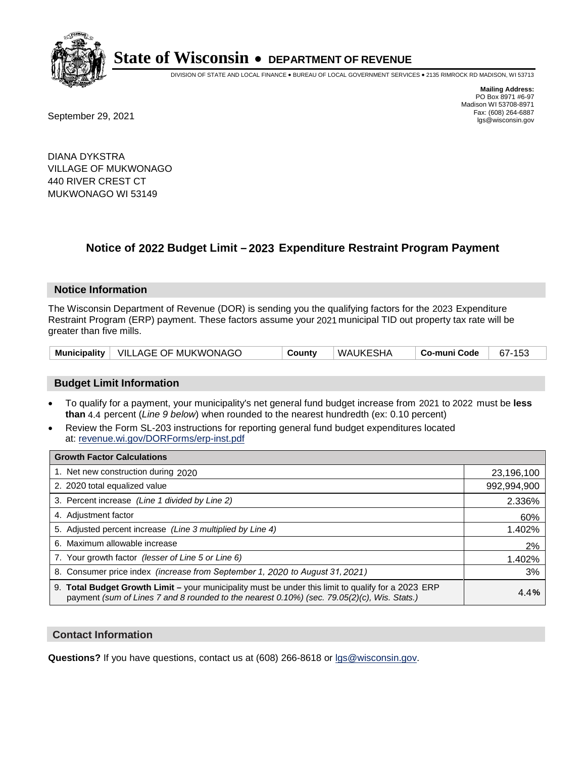# State of Wisconsin • DEPARTMENT OF REVENUE

DIVISION OF STATE AND LOCAL FINANCE • BUREAU OF LOCAL GOVERNMENT SERVICES • 2135 RIMROCK RD MADISON, WI 53713

**Mailing Address:**
PO Box 8971 #6-97
Madison WI 53708-8971
Fax: (608) 264-6887
lgs@wisconsin.gov

September 29, 2021

DIANA DYKSTRA
VILLAGE OF MUKWONAGO
440 RIVER CREST CT
MUKWONAGO WI 53149

## Notice of 2022 Budget Limit – 2023 Expenditure Restraint Program Payment

### Notice Information

The Wisconsin Department of Revenue (DOR) is sending you the qualifying factors for the 2023 Expenditure Restraint Program (ERP) payment. These factors assume your 2021 municipal TID out property tax rate will be greater than five mills.

| Municipality | VILLAGE OF MUKWONAGO | County | WAUKESHA | Co-muni Code | 67-153 |
|---|---|---|---|---|---|

### Budget Limit Information

- To qualify for a payment, your municipality's net general fund budget increase from 2021 to 2022 must be **less than** 4.4 percent (*Line 9 below*) when rounded to the nearest hundredth (ex: 0.10 percent)
- Review the Form SL-203 instructions for reporting general fund budget expenditures located at: revenue.wi.gov/DORForms/erp-inst.pdf

| Growth Factor Calculations | |
|---|---|
| 1. Net new construction during 2020 | 23,196,100 |
| 2. 2020 total equalized value | 992,994,900 |
| 3. Percent increase *(Line 1 divided by Line 2)* | 2.336% |
| 4. Adjustment factor | 60% |
| 5. Adjusted percent increase *(Line 3 multiplied by Line 4)* | 1.402% |
| 6. Maximum allowable increase | 2% |
| 7. Your growth factor *(lesser of Line 5 or Line 6)* | 1.402% |
| 8. Consumer price index *(increase from September 1, 2020 to August 31, 2021)* | 3% |
| 9. **Total Budget Growth Limit –** your municipality must be under this limit to qualify for a 2023 ERP payment *(sum of Lines 7 and 8 rounded to the nearest 0.10%) (sec. 79.05(2)(c), Wis. Stats.)* | 4.4**%** |

### Contact Information

**Questions?** If you have questions, contact us at (608) 266-8618 or lgs@wisconsin.gov.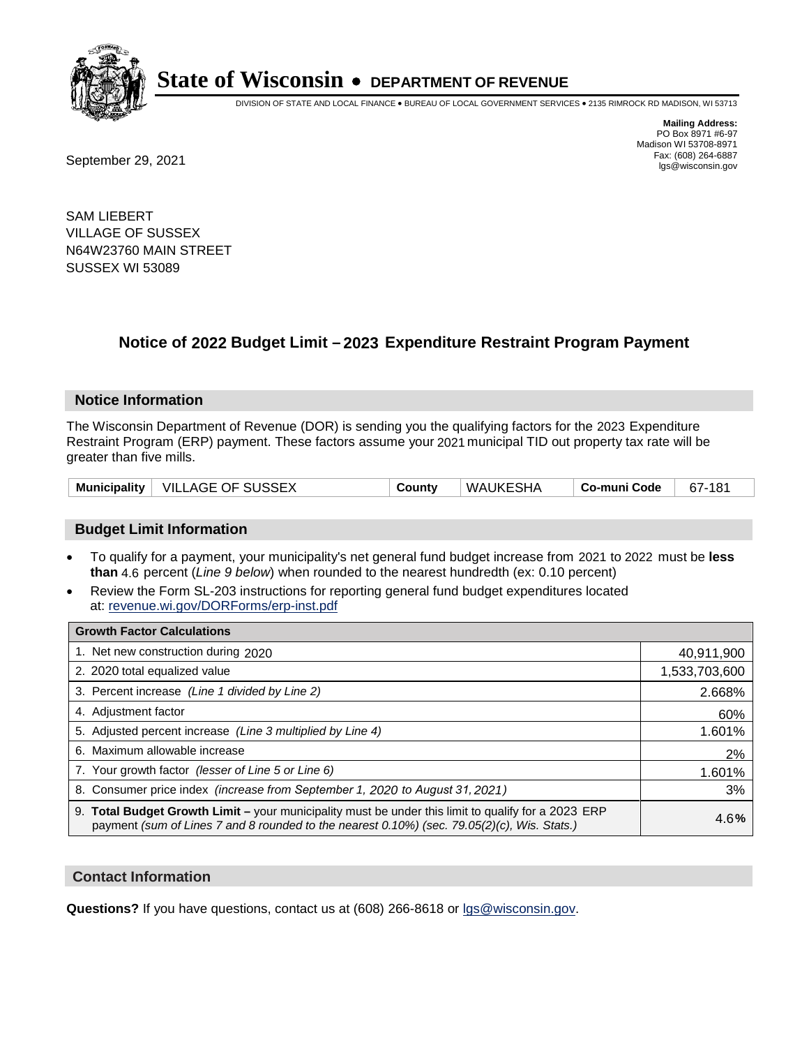# State of Wisconsin • DEPARTMENT OF REVENUE

DIVISION OF STATE AND LOCAL FINANCE • BUREAU OF LOCAL GOVERNMENT SERVICES • 2135 RIMROCK RD MADISON, WI 53713

**Mailing Address:**
PO Box 8971 #6-97
Madison WI 53708-8971
Fax: (608) 264-6887
lgs@wisconsin.gov

September 29, 2021

SAM LIEBERT
VILLAGE OF SUSSEX
N64W23760 MAIN STREET
SUSSEX WI 53089

## Notice of 2022 Budget Limit – 2023 Expenditure Restraint Program Payment

### Notice Information

The Wisconsin Department of Revenue (DOR) is sending you the qualifying factors for the 2023 Expenditure Restraint Program (ERP) payment. These factors assume your 2021 municipal TID out property tax rate will be greater than five mills.

| Municipality | VILLAGE OF SUSSEX | County | WAUKESHA | Co-muni Code | 67-181 |
|---|---|---|---|---|---|

### Budget Limit Information

- To qualify for a payment, your municipality's net general fund budget increase from 2021 to 2022 must be **less than** 4.6 percent (*Line 9 below*) when rounded to the nearest hundredth (ex: 0.10 percent)
- Review the Form SL-203 instructions for reporting general fund budget expenditures located at: revenue.wi.gov/DORForms/erp-inst.pdf

| Growth Factor Calculations | |
|---|---|
| 1. Net new construction during 2020 | 40,911,900 |
| 2. 2020 total equalized value | 1,533,703,600 |
| 3. Percent increase *(Line 1 divided by Line 2)* | 2.668% |
| 4. Adjustment factor | 60% |
| 5. Adjusted percent increase *(Line 3 multiplied by Line 4)* | 1.601% |
| 6. Maximum allowable increase | 2% |
| 7. Your growth factor *(lesser of Line 5 or Line 6)* | 1.601% |
| 8. Consumer price index *(increase from September 1, 2020 to August 31, 2021)* | 3% |
| 9. **Total Budget Growth Limit –** your municipality must be under this limit to qualify for a 2023 ERP payment *(sum of Lines 7 and 8 rounded to the nearest 0.10%) (sec. 79.05(2)(c), Wis. Stats.)* | 4.6**%** |

### Contact Information

**Questions?** If you have questions, contact us at (608) 266-8618 or lgs@wisconsin.gov.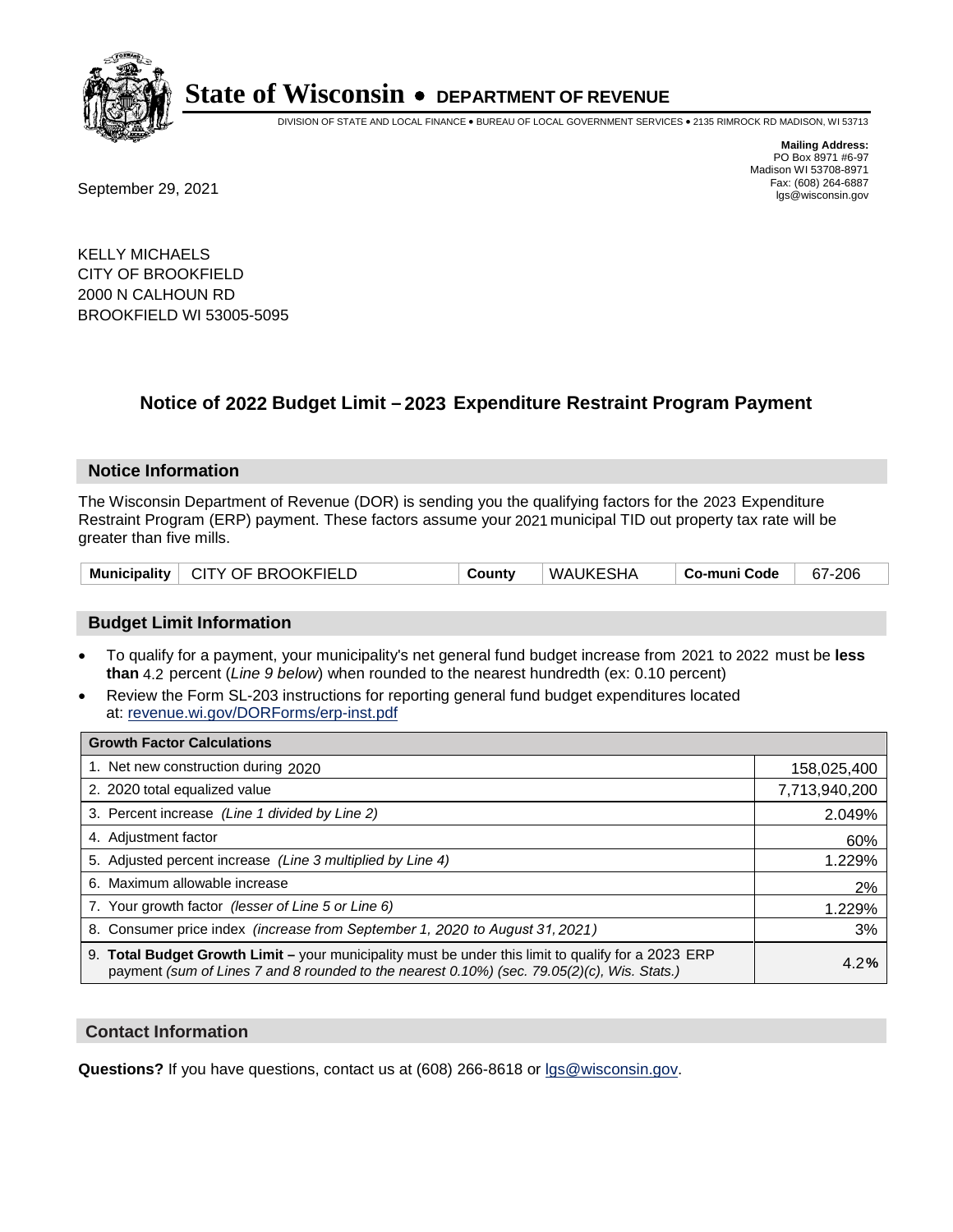# State of Wisconsin • DEPARTMENT OF REVENUE

DIVISION OF STATE AND LOCAL FINANCE • BUREAU OF LOCAL GOVERNMENT SERVICES • 2135 RIMROCK RD MADISON, WI 53713

**Mailing Address:**
PO Box 8971 #6-97
Madison WI 53708-8971
Fax: (608) 264-6887
lgs@wisconsin.gov

September 29, 2021

KELLY MICHAELS
CITY OF BROOKFIELD
2000 N CALHOUN RD
BROOKFIELD WI 53005-5095

## Notice of 2022 Budget Limit – 2023 Expenditure Restraint Program Payment

### Notice Information

The Wisconsin Department of Revenue (DOR) is sending you the qualifying factors for the 2023 Expenditure Restraint Program (ERP) payment. These factors assume your 2021 municipal TID out property tax rate will be greater than five mills.

| Municipality | CITY OF BROOKFIELD | County | WAUKESHA | Co-muni Code | 67-206 |
|---|---|---|---|---|---|

### Budget Limit Information

- To qualify for a payment, your municipality's net general fund budget increase from 2021 to 2022 must be **less than** 4.2 percent (*Line 9 below*) when rounded to the nearest hundredth (ex: 0.10 percent)
- Review the Form SL-203 instructions for reporting general fund budget expenditures located at: revenue.wi.gov/DORForms/erp-inst.pdf

| Growth Factor Calculations | |
|---|---|
| 1. Net new construction during 2020 | 158,025,400 |
| 2. 2020 total equalized value | 7,713,940,200 |
| 3. Percent increase *(Line 1 divided by Line 2)* | 2.049% |
| 4. Adjustment factor | 60% |
| 5. Adjusted percent increase *(Line 3 multiplied by Line 4)* | 1.229% |
| 6. Maximum allowable increase | 2% |
| 7. Your growth factor *(lesser of Line 5 or Line 6)* | 1.229% |
| 8. Consumer price index *(increase from September 1, 2020 to August 31, 2021)* | 3% |
| 9. **Total Budget Growth Limit –** your municipality must be under this limit to qualify for a 2023 ERP payment *(sum of Lines 7 and 8 rounded to the nearest 0.10%) (sec. 79.05(2)(c), Wis. Stats.)* | 4.2**%** |

### Contact Information

**Questions?** If you have questions, contact us at (608) 266-8618 or lgs@wisconsin.gov.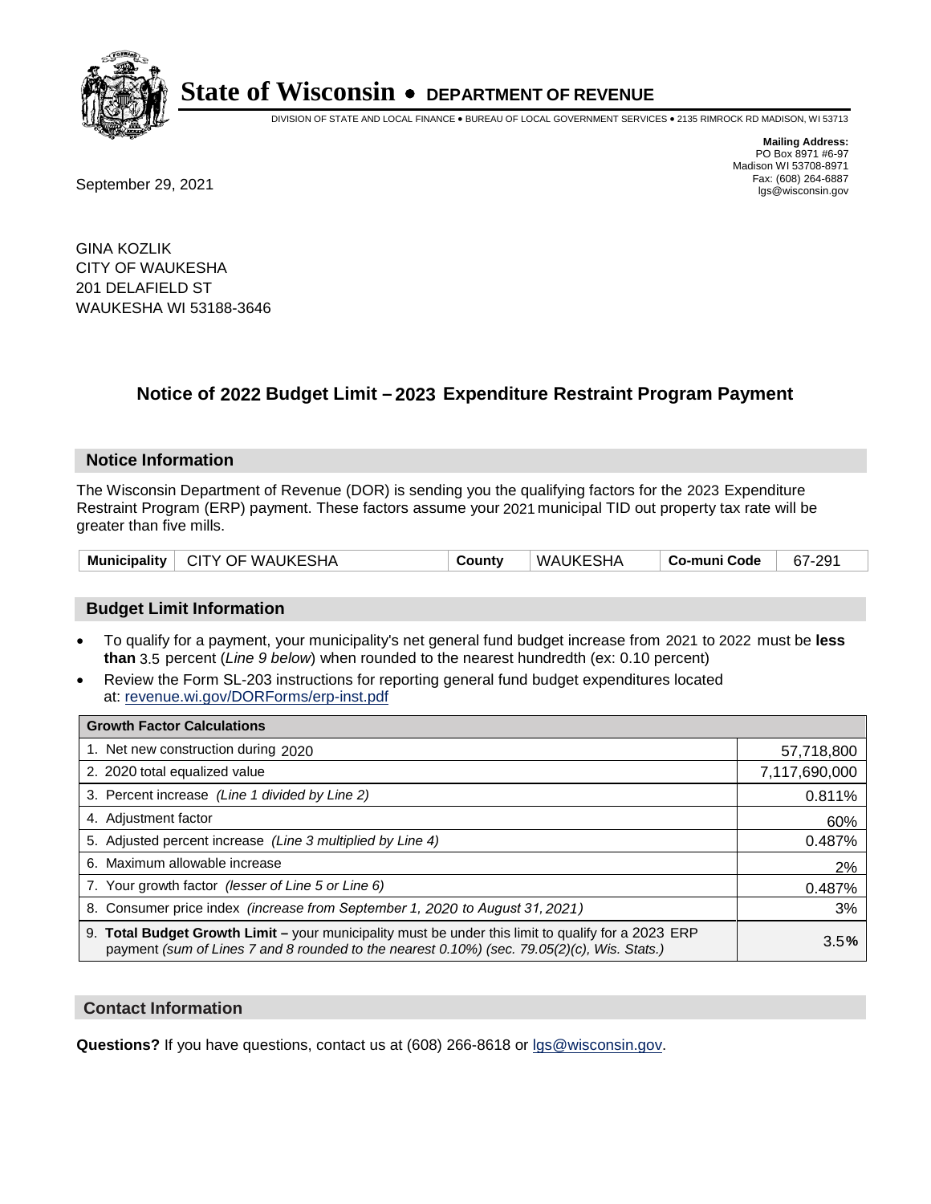# State of Wisconsin • DEPARTMENT OF REVENUE

DIVISION OF STATE AND LOCAL FINANCE • BUREAU OF LOCAL GOVERNMENT SERVICES • 2135 RIMROCK RD MADISON, WI 53713

**Mailing Address:**
PO Box 8971 #6-97
Madison WI 53708-8971
Fax: (608) 264-6887
lgs@wisconsin.gov

September 29, 2021

GINA KOZLIK
CITY OF WAUKESHA
201 DELAFIELD ST
WAUKESHA WI 53188-3646

## Notice of 2022 Budget Limit – 2023 Expenditure Restraint Program Payment

### Notice Information

The Wisconsin Department of Revenue (DOR) is sending you the qualifying factors for the 2023 Expenditure Restraint Program (ERP) payment. These factors assume your 2021 municipal TID out property tax rate will be greater than five mills.

| Municipality | CITY OF WAUKESHA | County | WAUKESHA | Co-muni Code | 67-291 |
|---|---|---|---|---|---|

### Budget Limit Information

- To qualify for a payment, your municipality's net general fund budget increase from 2021 to 2022 must be **less than** 3.5 percent (*Line 9 below*) when rounded to the nearest hundredth (ex: 0.10 percent)
- Review the Form SL-203 instructions for reporting general fund budget expenditures located at: revenue.wi.gov/DORForms/erp-inst.pdf

| Growth Factor Calculations | |
|---|---|
| 1. Net new construction during 2020 | 57,718,800 |
| 2. 2020 total equalized value | 7,117,690,000 |
| 3. Percent increase *(Line 1 divided by Line 2)* | 0.811% |
| 4. Adjustment factor | 60% |
| 5. Adjusted percent increase *(Line 3 multiplied by Line 4)* | 0.487% |
| 6. Maximum allowable increase | 2% |
| 7. Your growth factor *(lesser of Line 5 or Line 6)* | 0.487% |
| 8. Consumer price index *(increase from September 1, 2020 to August 31, 2021)* | 3% |
| 9. **Total Budget Growth Limit –** your municipality must be under this limit to qualify for a 2023 ERP payment *(sum of Lines 7 and 8 rounded to the nearest 0.10%) (sec. 79.05(2)(c), Wis. Stats.)* | 3.5**%** |

### Contact Information

**Questions?** If you have questions, contact us at (608) 266-8618 or lgs@wisconsin.gov.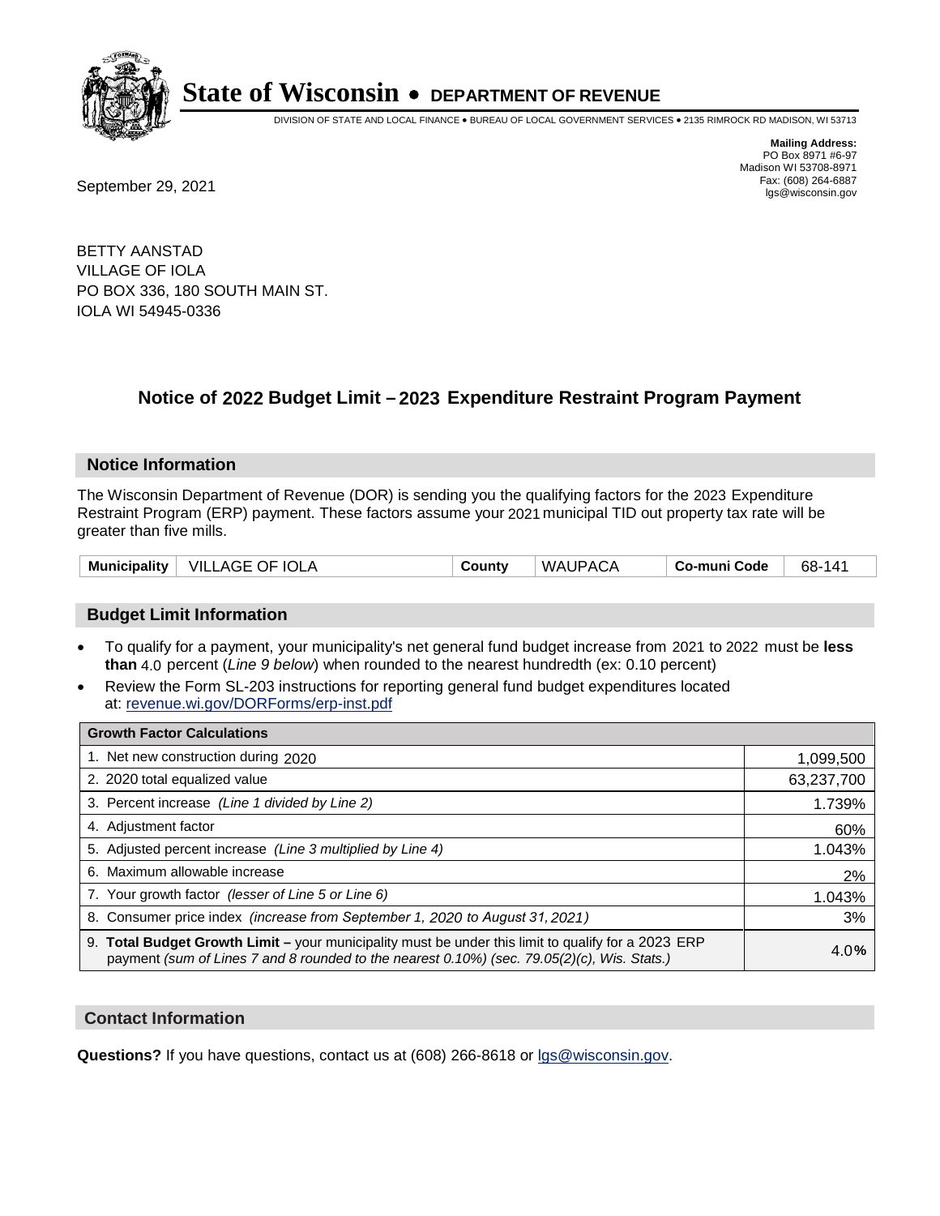# State of Wisconsin • DEPARTMENT OF REVENUE

DIVISION OF STATE AND LOCAL FINANCE • BUREAU OF LOCAL GOVERNMENT SERVICES • 2135 RIMROCK RD MADISON, WI 53713

**Mailing Address:**
PO Box 8971 #6-97
Madison WI 53708-8971
Fax: (608) 264-6887
lgs@wisconsin.gov

September 29, 2021

BETTY AANSTAD
VILLAGE OF IOLA
PO BOX 336, 180 SOUTH MAIN ST.
IOLA WI 54945-0336

## Notice of 2022 Budget Limit – 2023 Expenditure Restraint Program Payment

### Notice Information

The Wisconsin Department of Revenue (DOR) is sending you the qualifying factors for the 2023 Expenditure Restraint Program (ERP) payment. These factors assume your 2021 municipal TID out property tax rate will be greater than five mills.

| Municipality | VILLAGE OF IOLA | County | WAUPACA | Co-muni Code | 68-141 |
|---|---|---|---|---|---|

### Budget Limit Information

- To qualify for a payment, your municipality's net general fund budget increase from 2021 to 2022 must be **less than** 4.0 percent (*Line 9 below*) when rounded to the nearest hundredth (ex: 0.10 percent)
- Review the Form SL-203 instructions for reporting general fund budget expenditures located at: revenue.wi.gov/DORForms/erp-inst.pdf

| Growth Factor Calculations | |
|---|---|
| 1. Net new construction during 2020 | 1,099,500 |
| 2. 2020 total equalized value | 63,237,700 |
| 3. Percent increase *(Line 1 divided by Line 2)* | 1.739% |
| 4. Adjustment factor | 60% |
| 5. Adjusted percent increase *(Line 3 multiplied by Line 4)* | 1.043% |
| 6. Maximum allowable increase | 2% |
| 7. Your growth factor *(lesser of Line 5 or Line 6)* | 1.043% |
| 8. Consumer price index *(increase from September 1, 2020 to August 31, 2021)* | 3% |
| 9. **Total Budget Growth Limit –** your municipality must be under this limit to qualify for a 2023 ERP payment *(sum of Lines 7 and 8 rounded to the nearest 0.10%) (sec. 79.05(2)(c), Wis. Stats.)* | 4.0% |

### Contact Information

**Questions?** If you have questions, contact us at (608) 266-8618 or lgs@wisconsin.gov.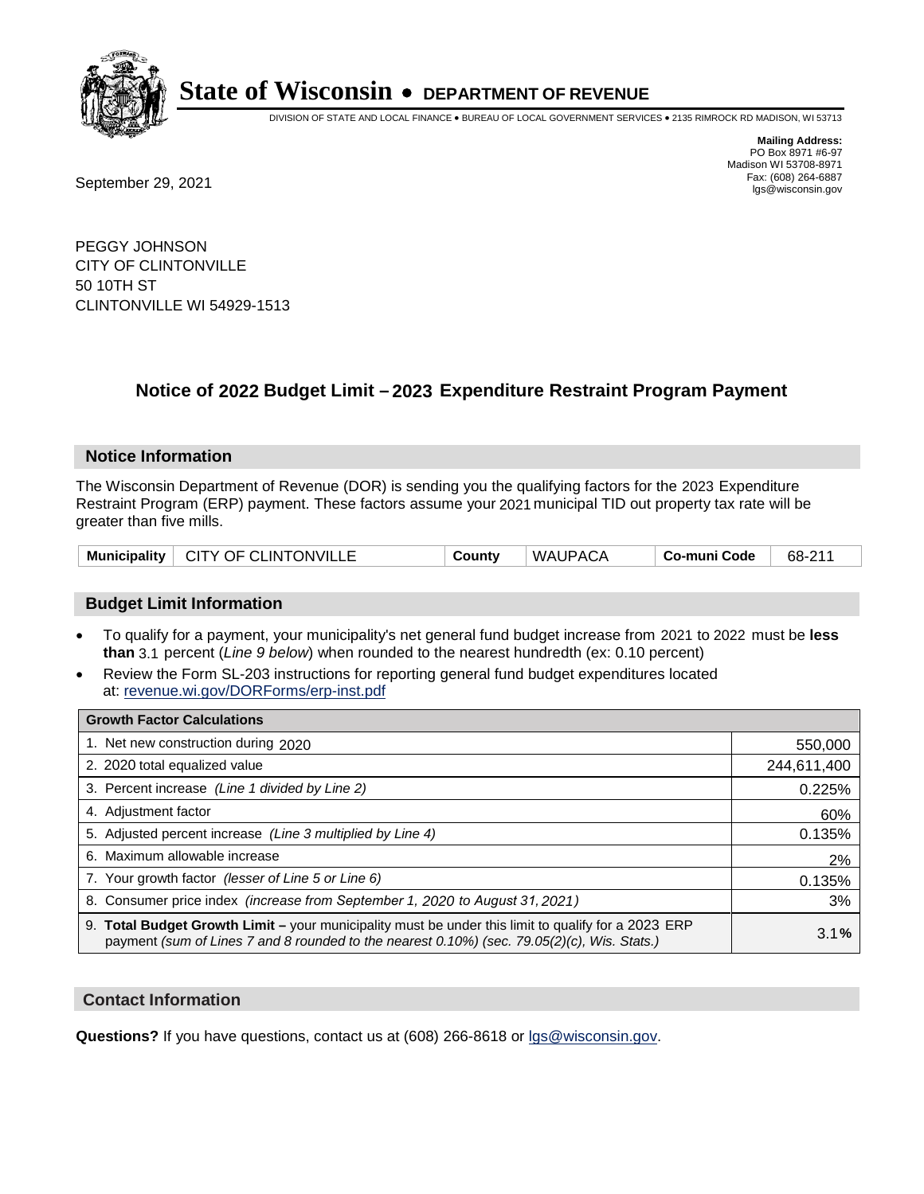# State of Wisconsin • DEPARTMENT OF REVENUE

DIVISION OF STATE AND LOCAL FINANCE • BUREAU OF LOCAL GOVERNMENT SERVICES • 2135 RIMROCK RD MADISON, WI 53713

**Mailing Address:**
PO Box 8971 #6-97
Madison WI 53708-8971
Fax: (608) 264-6887
lgs@wisconsin.gov

September 29, 2021

PEGGY JOHNSON
CITY OF CLINTONVILLE
50 10TH ST
CLINTONVILLE WI 54929-1513

## Notice of 2022 Budget Limit – 2023 Expenditure Restraint Program Payment

### Notice Information

The Wisconsin Department of Revenue (DOR) is sending you the qualifying factors for the 2023 Expenditure Restraint Program (ERP) payment. These factors assume your 2021 municipal TID out property tax rate will be greater than five mills.

| Municipality | CITY OF CLINTONVILLE | County | WAUPACA | Co-muni Code | 68-211 |
|---|---|---|---|---|---|

### Budget Limit Information

- To qualify for a payment, your municipality's net general fund budget increase from 2021 to 2022 must be **less than** 3.1 percent (*Line 9 below*) when rounded to the nearest hundredth (ex: 0.10 percent)
- Review the Form SL-203 instructions for reporting general fund budget expenditures located at: revenue.wi.gov/DORForms/erp-inst.pdf

| Growth Factor Calculations | |
|---|---|
| 1. Net new construction during 2020 | 550,000 |
| 2. 2020 total equalized value | 244,611,400 |
| 3. Percent increase *(Line 1 divided by Line 2)* | 0.225% |
| 4. Adjustment factor | 60% |
| 5. Adjusted percent increase *(Line 3 multiplied by Line 4)* | 0.135% |
| 6. Maximum allowable increase | 2% |
| 7. Your growth factor *(lesser of Line 5 or Line 6)* | 0.135% |
| 8. Consumer price index *(increase from September 1, 2020 to August 31, 2021)* | 3% |
| 9. **Total Budget Growth Limit –** your municipality must be under this limit to qualify for a 2023 ERP payment *(sum of Lines 7 and 8 rounded to the nearest 0.10%) (sec. 79.05(2)(c), Wis. Stats.)* | 3.1**%** |

### Contact Information

**Questions?** If you have questions, contact us at (608) 266-8618 or lgs@wisconsin.gov.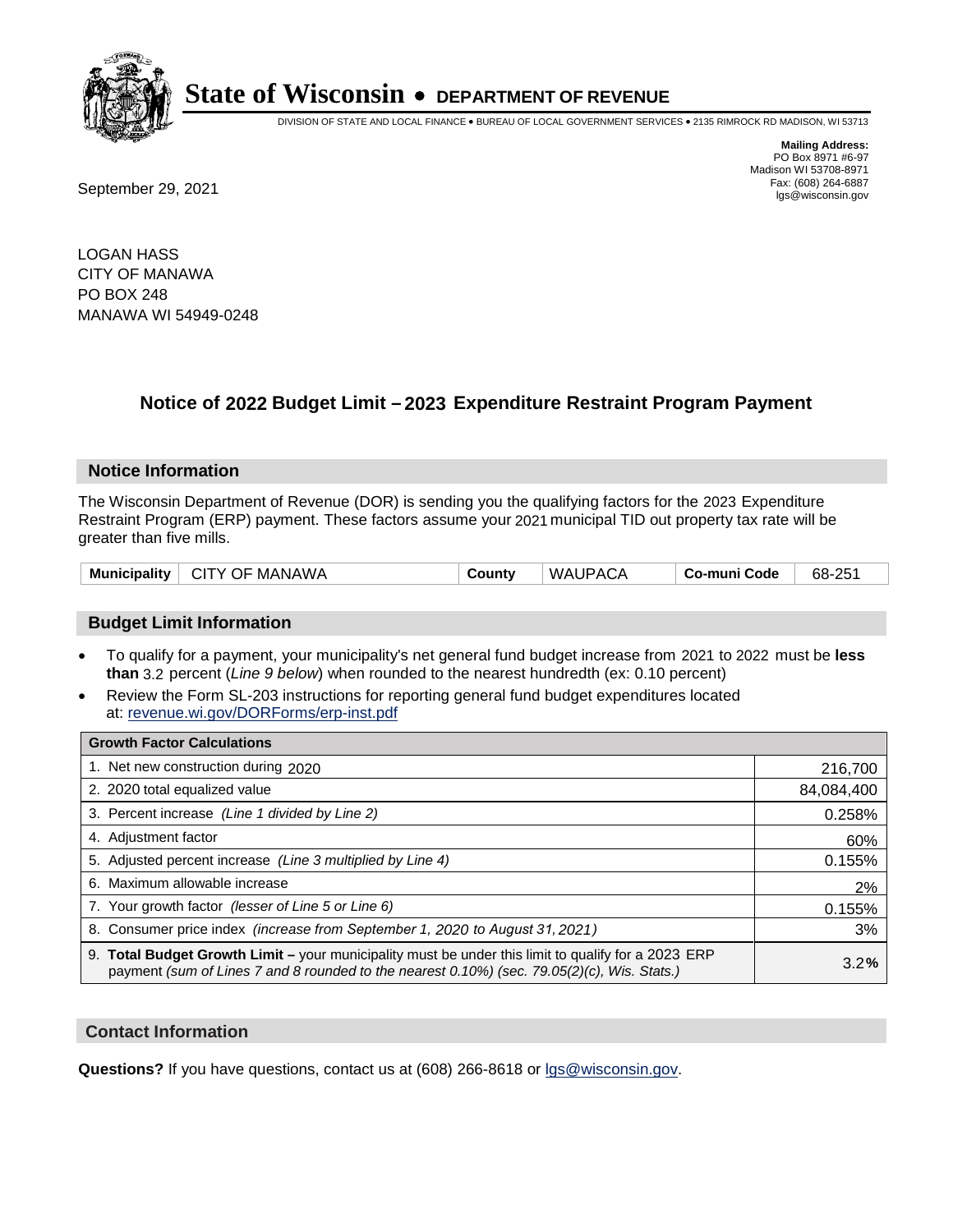# State of Wisconsin • DEPARTMENT OF REVENUE

DIVISION OF STATE AND LOCAL FINANCE • BUREAU OF LOCAL GOVERNMENT SERVICES • 2135 RIMROCK RD MADISON, WI 53713

**Mailing Address:**
PO Box 8971 #6-97
Madison WI 53708-8971
Fax: (608) 264-6887
lgs@wisconsin.gov

September 29, 2021

LOGAN HASS
CITY OF MANAWA
PO BOX 248
MANAWA WI 54949-0248

## Notice of 2022 Budget Limit – 2023 Expenditure Restraint Program Payment

### Notice Information

The Wisconsin Department of Revenue (DOR) is sending you the qualifying factors for the 2023 Expenditure Restraint Program (ERP) payment. These factors assume your 2021 municipal TID out property tax rate will be greater than five mills.

| Municipality | CITY OF MANAWA | County | WAUPACA | Co-muni Code | 68-251 |
|---|---|---|---|---|---|

### Budget Limit Information

- To qualify for a payment, your municipality's net general fund budget increase from 2021 to 2022 must be **less than** 3.2 percent (*Line 9 below*) when rounded to the nearest hundredth (ex: 0.10 percent)
- Review the Form SL-203 instructions for reporting general fund budget expenditures located at: revenue.wi.gov/DORForms/erp-inst.pdf

| Growth Factor Calculations | |
|---|---|
| 1. Net new construction during 2020 | 216,700 |
| 2. 2020 total equalized value | 84,084,400 |
| 3. Percent increase *(Line 1 divided by Line 2)* | 0.258% |
| 4. Adjustment factor | 60% |
| 5. Adjusted percent increase *(Line 3 multiplied by Line 4)* | 0.155% |
| 6. Maximum allowable increase | 2% |
| 7. Your growth factor *(lesser of Line 5 or Line 6)* | 0.155% |
| 8. Consumer price index *(increase from September 1, 2020 to August 31, 2021)* | 3% |
| 9. **Total Budget Growth Limit –** your municipality must be under this limit to qualify for a 2023 ERP payment *(sum of Lines 7 and 8 rounded to the nearest 0.10%) (sec. 79.05(2)(c), Wis. Stats.)* | 3.2**%** |

### Contact Information

**Questions?** If you have questions, contact us at (608) 266-8618 or lgs@wisconsin.gov.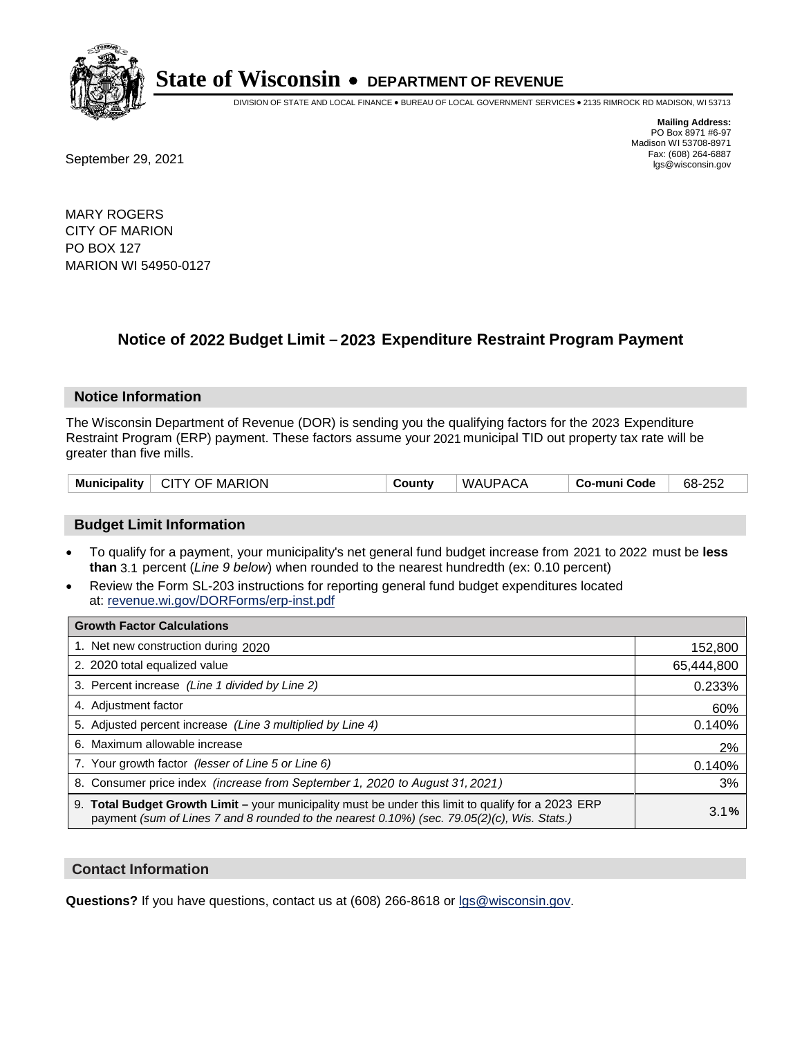# State of Wisconsin • DEPARTMENT OF REVENUE

DIVISION OF STATE AND LOCAL FINANCE • BUREAU OF LOCAL GOVERNMENT SERVICES • 2135 RIMROCK RD MADISON, WI 53713

**Mailing Address:**
PO Box 8971 #6-97
Madison WI 53708-8971
Fax: (608) 264-6887
lgs@wisconsin.gov

September 29, 2021

MARY ROGERS
CITY OF MARION
PO BOX 127
MARION WI 54950-0127

## Notice of 2022 Budget Limit – 2023 Expenditure Restraint Program Payment

### Notice Information

The Wisconsin Department of Revenue (DOR) is sending you the qualifying factors for the 2023 Expenditure Restraint Program (ERP) payment. These factors assume your 2021 municipal TID out property tax rate will be greater than five mills.

| Municipality | CITY OF MARION | County | WAUPACA | Co-muni Code | 68-252 |
|---|---|---|---|---|---|

### Budget Limit Information

- To qualify for a payment, your municipality's net general fund budget increase from 2021 to 2022 must be **less than** 3.1 percent (*Line 9 below*) when rounded to the nearest hundredth (ex: 0.10 percent)
- Review the Form SL-203 instructions for reporting general fund budget expenditures located at: revenue.wi.gov/DORForms/erp-inst.pdf

| Growth Factor Calculations | |
|---|---|
| 1. Net new construction during 2020 | 152,800 |
| 2. 2020 total equalized value | 65,444,800 |
| 3. Percent increase *(Line 1 divided by Line 2)* | 0.233% |
| 4. Adjustment factor | 60% |
| 5. Adjusted percent increase *(Line 3 multiplied by Line 4)* | 0.140% |
| 6. Maximum allowable increase | 2% |
| 7. Your growth factor *(lesser of Line 5 or Line 6)* | 0.140% |
| 8. Consumer price index *(increase from September 1, 2020 to August 31, 2021)* | 3% |
| 9. **Total Budget Growth Limit –** your municipality must be under this limit to qualify for a 2023 ERP payment *(sum of Lines 7 and 8 rounded to the nearest 0.10%) (sec. 79.05(2)(c), Wis. Stats.)* | 3.1**%** |

### Contact Information

**Questions?** If you have questions, contact us at (608) 266-8618 or lgs@wisconsin.gov.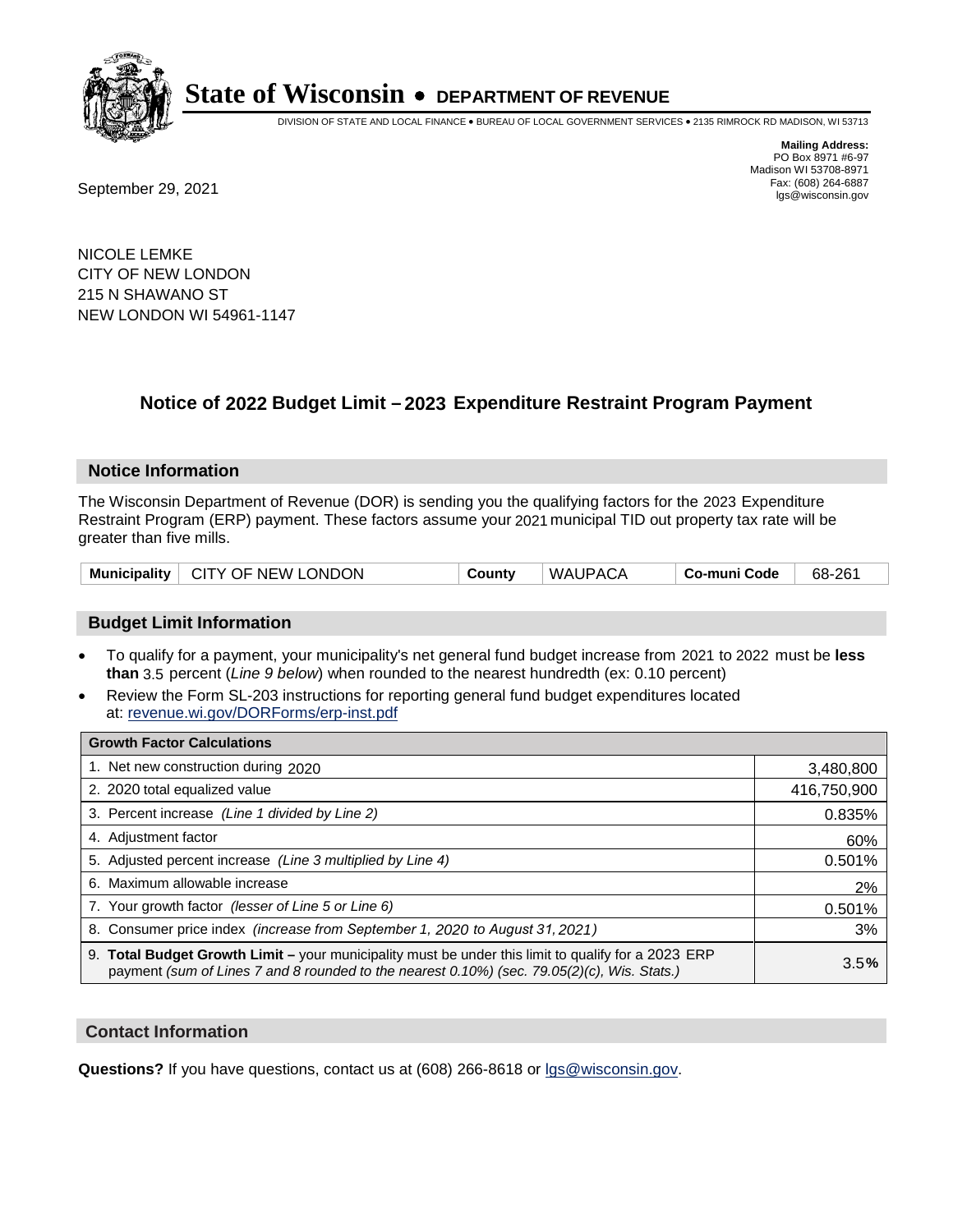# State of Wisconsin • DEPARTMENT OF REVENUE

DIVISION OF STATE AND LOCAL FINANCE • BUREAU OF LOCAL GOVERNMENT SERVICES • 2135 RIMROCK RD MADISON, WI 53713

**Mailing Address:**
PO Box 8971 #6-97
Madison WI 53708-8971
Fax: (608) 264-6887
lgs@wisconsin.gov

September 29, 2021

NICOLE LEMKE
CITY OF NEW LONDON
215 N SHAWANO ST
NEW LONDON WI 54961-1147

## Notice of 2022 Budget Limit – 2023 Expenditure Restraint Program Payment

### Notice Information

The Wisconsin Department of Revenue (DOR) is sending you the qualifying factors for the 2023 Expenditure Restraint Program (ERP) payment. These factors assume your 2021 municipal TID out property tax rate will be greater than five mills.

| Municipality | CITY OF NEW LONDON | County | WAUPACA | Co-muni Code | 68-261 |
|---|---|---|---|---|---|

### Budget Limit Information

- To qualify for a payment, your municipality's net general fund budget increase from 2021 to 2022 must be **less than** 3.5 percent (*Line 9 below*) when rounded to the nearest hundredth (ex: 0.10 percent)
- Review the Form SL-203 instructions for reporting general fund budget expenditures located at: revenue.wi.gov/DORForms/erp-inst.pdf

| Growth Factor Calculations | |
|---|---|
| 1. Net new construction during 2020 | 3,480,800 |
| 2. 2020 total equalized value | 416,750,900 |
| 3. Percent increase *(Line 1 divided by Line 2)* | 0.835% |
| 4. Adjustment factor | 60% |
| 5. Adjusted percent increase *(Line 3 multiplied by Line 4)* | 0.501% |
| 6. Maximum allowable increase | 2% |
| 7. Your growth factor *(lesser of Line 5 or Line 6)* | 0.501% |
| 8. Consumer price index *(increase from September 1, 2020 to August 31, 2021)* | 3% |
| 9. **Total Budget Growth Limit –** your municipality must be under this limit to qualify for a 2023 ERP payment *(sum of Lines 7 and 8 rounded to the nearest 0.10%) (sec. 79.05(2)(c), Wis. Stats.)* | 3.5**%** |

### Contact Information

**Questions?** If you have questions, contact us at (608) 266-8618 or lgs@wisconsin.gov.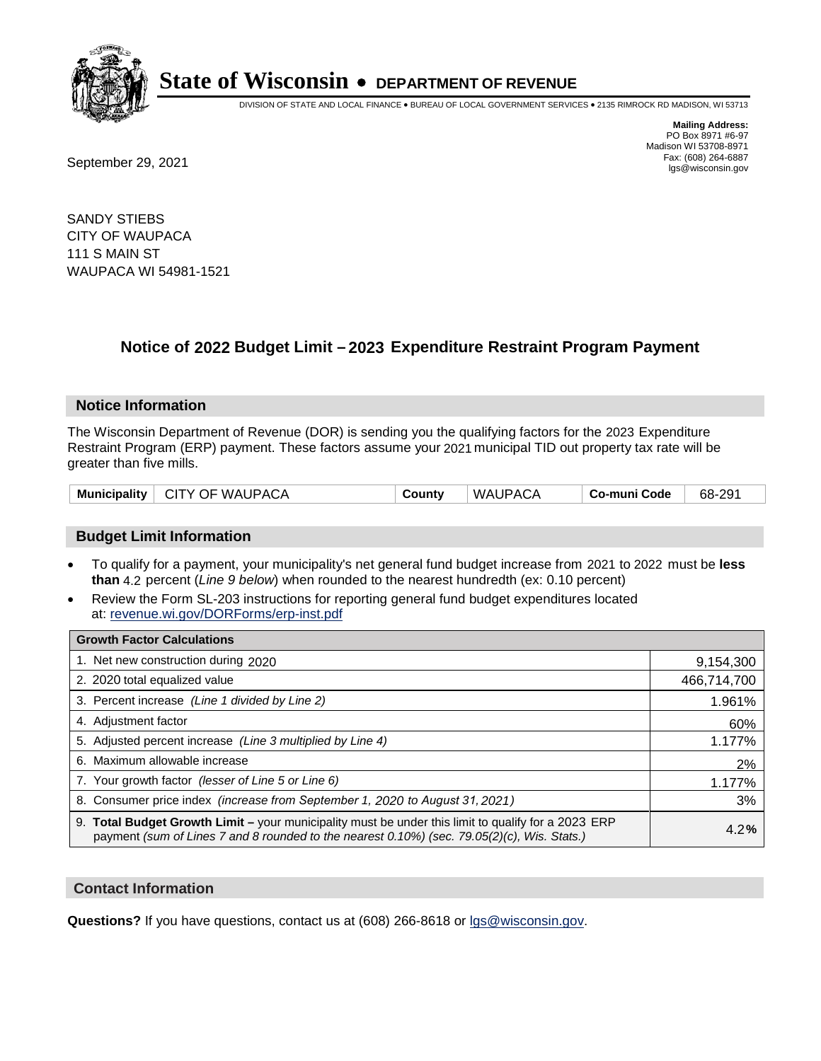# State of Wisconsin • DEPARTMENT OF REVENUE

DIVISION OF STATE AND LOCAL FINANCE • BUREAU OF LOCAL GOVERNMENT SERVICES • 2135 RIMROCK RD MADISON, WI 53713

**Mailing Address:**
PO Box 8971 #6-97
Madison WI 53708-8971
Fax: (608) 264-6887
lgs@wisconsin.gov

September 29, 2021

SANDY STIEBS
CITY OF WAUPACA
111 S MAIN ST
WAUPACA WI 54981-1521

## Notice of 2022 Budget Limit – 2023 Expenditure Restraint Program Payment

### Notice Information

The Wisconsin Department of Revenue (DOR) is sending you the qualifying factors for the 2023 Expenditure Restraint Program (ERP) payment. These factors assume your 2021 municipal TID out property tax rate will be greater than five mills.

| Municipality | CITY OF WAUPACA | County | WAUPACA | Co-muni Code | 68-291 |
|---|---|---|---|---|---|

### Budget Limit Information

- To qualify for a payment, your municipality's net general fund budget increase from 2021 to 2022 must be **less than** 4.2 percent (*Line 9 below*) when rounded to the nearest hundredth (ex: 0.10 percent)
- Review the Form SL-203 instructions for reporting general fund budget expenditures located at: revenue.wi.gov/DORForms/erp-inst.pdf

| Growth Factor Calculations | |
|---|---|
| 1. Net new construction during 2020 | 9,154,300 |
| 2. 2020 total equalized value | 466,714,700 |
| 3. Percent increase *(Line 1 divided by Line 2)* | 1.961% |
| 4. Adjustment factor | 60% |
| 5. Adjusted percent increase *(Line 3 multiplied by Line 4)* | 1.177% |
| 6. Maximum allowable increase | 2% |
| 7. Your growth factor *(lesser of Line 5 or Line 6)* | 1.177% |
| 8. Consumer price index *(increase from September 1, 2020 to August 31, 2021)* | 3% |
| 9. **Total Budget Growth Limit –** your municipality must be under this limit to qualify for a 2023 ERP payment *(sum of Lines 7 and 8 rounded to the nearest 0.10%) (sec. 79.05(2)(c), Wis. Stats.)* | 4.2% |

### Contact Information

**Questions?** If you have questions, contact us at (608) 266-8618 or lgs@wisconsin.gov.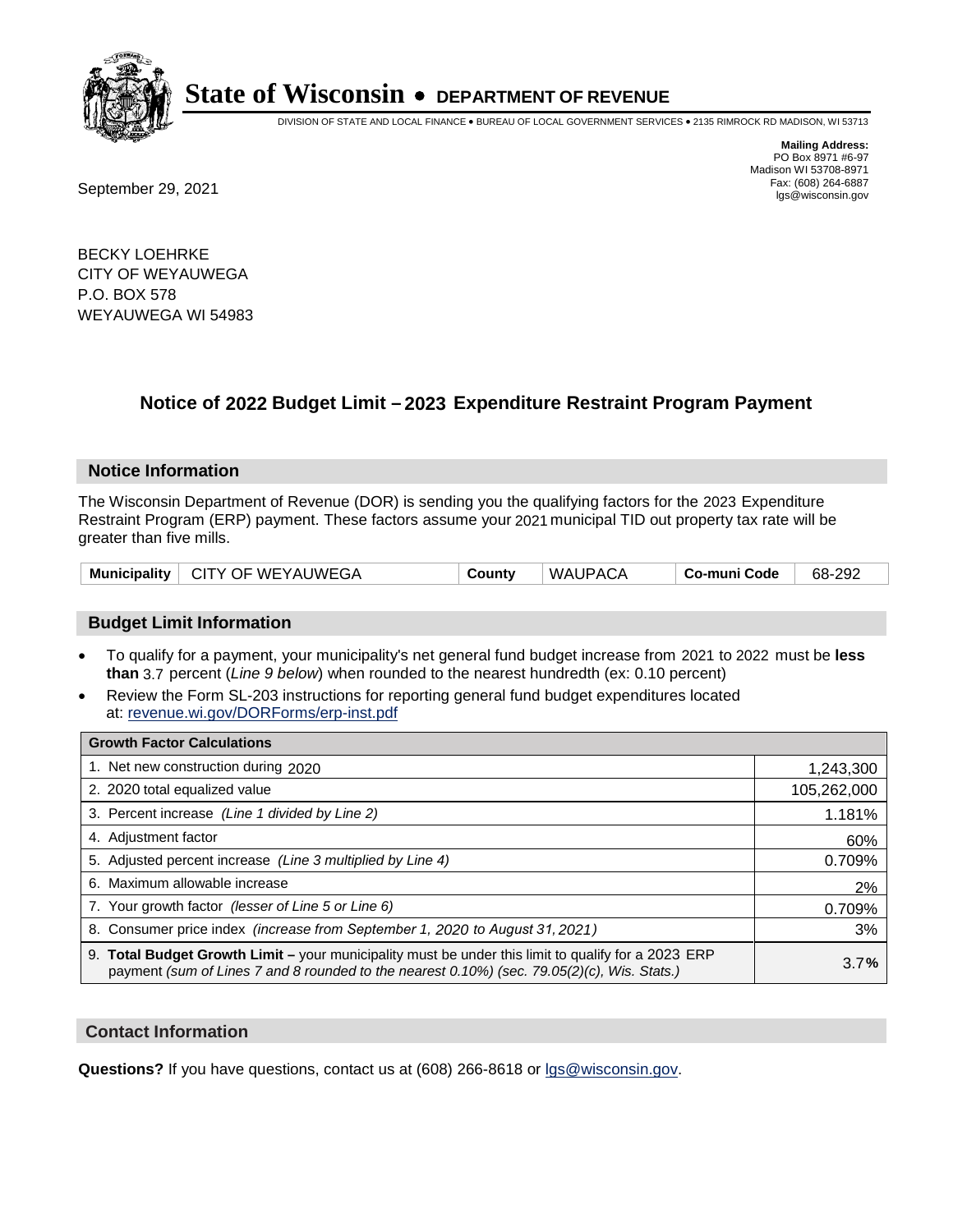# State of Wisconsin • DEPARTMENT OF REVENUE

DIVISION OF STATE AND LOCAL FINANCE • BUREAU OF LOCAL GOVERNMENT SERVICES • 2135 RIMROCK RD MADISON, WI 53713

**Mailing Address:**
PO Box 8971 #6-97
Madison WI 53708-8971
Fax: (608) 264-6887
lgs@wisconsin.gov

September 29, 2021

BECKY LOEHRKE
CITY OF WEYAUWEGA
P.O. BOX 578
WEYAUWEGA WI 54983

## Notice of 2022 Budget Limit – 2023 Expenditure Restraint Program Payment

### Notice Information

The Wisconsin Department of Revenue (DOR) is sending you the qualifying factors for the 2023 Expenditure Restraint Program (ERP) payment. These factors assume your 2021 municipal TID out property tax rate will be greater than five mills.

| Municipality | CITY OF WEYAUWEGA | County | WAUPACA | Co-muni Code | 68-292 |
|---|---|---|---|---|---|

### Budget Limit Information

- To qualify for a payment, your municipality's net general fund budget increase from 2021 to 2022 must be **less than** 3.7 percent (*Line 9 below*) when rounded to the nearest hundredth (ex: 0.10 percent)
- Review the Form SL-203 instructions for reporting general fund budget expenditures located at: revenue.wi.gov/DORForms/erp-inst.pdf

| Growth Factor Calculations | |
|---|---|
| 1. Net new construction during 2020 | 1,243,300 |
| 2. 2020 total equalized value | 105,262,000 |
| 3. Percent increase *(Line 1 divided by Line 2)* | 1.181% |
| 4. Adjustment factor | 60% |
| 5. Adjusted percent increase *(Line 3 multiplied by Line 4)* | 0.709% |
| 6. Maximum allowable increase | 2% |
| 7. Your growth factor *(lesser of Line 5 or Line 6)* | 0.709% |
| 8. Consumer price index *(increase from September 1, 2020 to August 31, 2021)* | 3% |
| 9. **Total Budget Growth Limit –** your municipality must be under this limit to qualify for a 2023 ERP payment *(sum of Lines 7 and 8 rounded to the nearest 0.10%) (sec. 79.05(2)(c), Wis. Stats.)* | 3.7**%** |

### Contact Information

**Questions?** If you have questions, contact us at (608) 266-8618 or lgs@wisconsin.gov.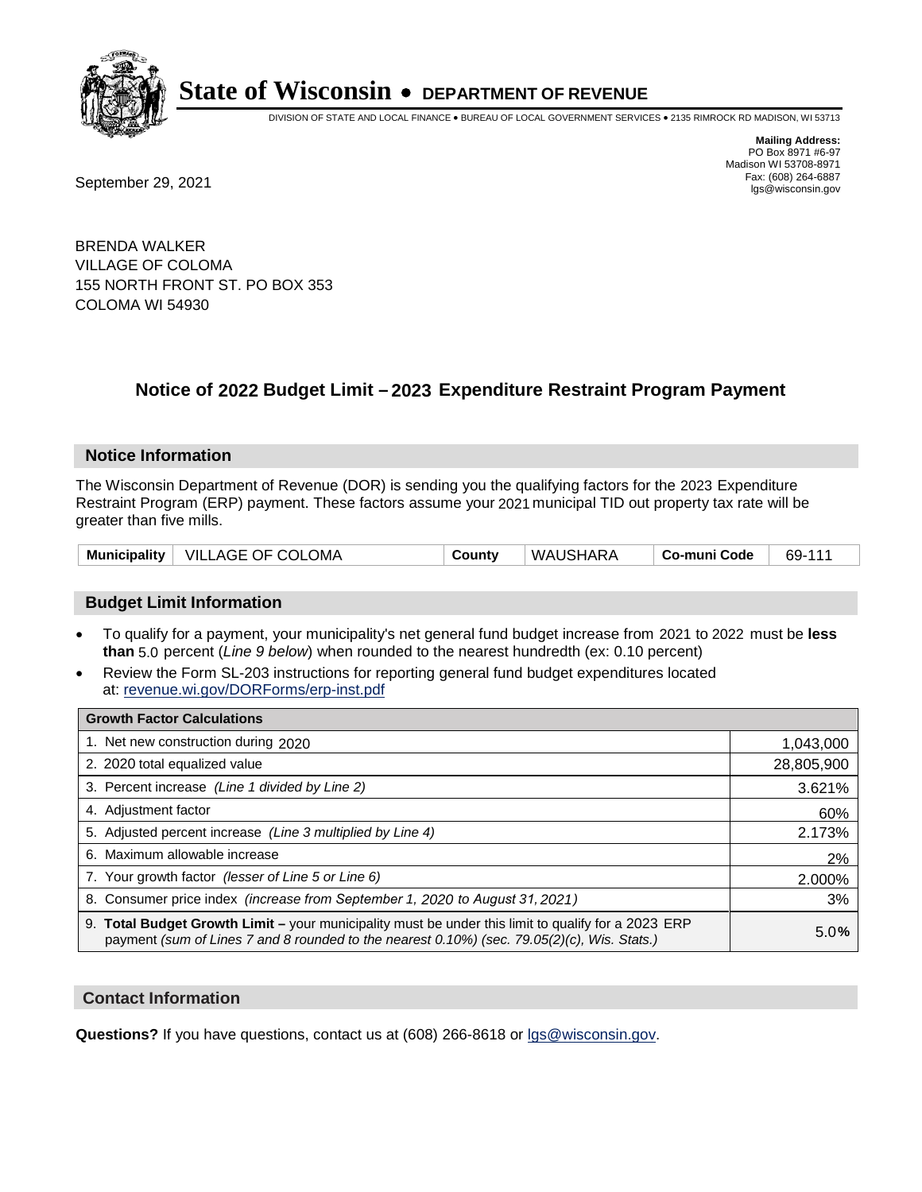# State of Wisconsin • DEPARTMENT OF REVENUE

DIVISION OF STATE AND LOCAL FINANCE • BUREAU OF LOCAL GOVERNMENT SERVICES • 2135 RIMROCK RD MADISON, WI 53713

**Mailing Address:**
PO Box 8971 #6-97
Madison WI 53708-8971
Fax: (608) 264-6887
lgs@wisconsin.gov

September 29, 2021

BRENDA WALKER
VILLAGE OF COLOMA
155 NORTH FRONT ST. PO BOX 353
COLOMA WI 54930

## Notice of 2022 Budget Limit – 2023 Expenditure Restraint Program Payment

### Notice Information

The Wisconsin Department of Revenue (DOR) is sending you the qualifying factors for the 2023 Expenditure Restraint Program (ERP) payment. These factors assume your 2021 municipal TID out property tax rate will be greater than five mills.

| **Municipality** | VILLAGE OF COLOMA | **County** | WAUSHARA | **Co-muni Code** | 69-111 |
|---|---|---|---|---|---|

### Budget Limit Information

- To qualify for a payment, your municipality's net general fund budget increase from 2021 to 2022 must be **less than** 5.0 percent (*Line 9 below*) when rounded to the nearest hundredth (ex: 0.10 percent)
- Review the Form SL-203 instructions for reporting general fund budget expenditures located at: revenue.wi.gov/DORForms/erp-inst.pdf

| **Growth Factor Calculations** | |
|---|---|
| 1. Net new construction during 2020 | 1,043,000 |
| 2. 2020 total equalized value | 28,805,900 |
| 3. Percent increase *(Line 1 divided by Line 2)* | 3.621% |
| 4. Adjustment factor | 60% |
| 5. Adjusted percent increase *(Line 3 multiplied by Line 4)* | 2.173% |
| 6. Maximum allowable increase | 2% |
| 7. Your growth factor *(lesser of Line 5 or Line 6)* | 2.000% |
| 8. Consumer price index *(increase from September 1, 2020 to August 31, 2021)* | 3% |
| 9. **Total Budget Growth Limit –** your municipality must be under this limit to qualify for a 2023 ERP payment *(sum of Lines 7 and 8 rounded to the nearest 0.10%) (sec. 79.05(2)(c), Wis. Stats.)* | 5.0**%** |

### Contact Information

**Questions?** If you have questions, contact us at (608) 266-8618 or lgs@wisconsin.gov.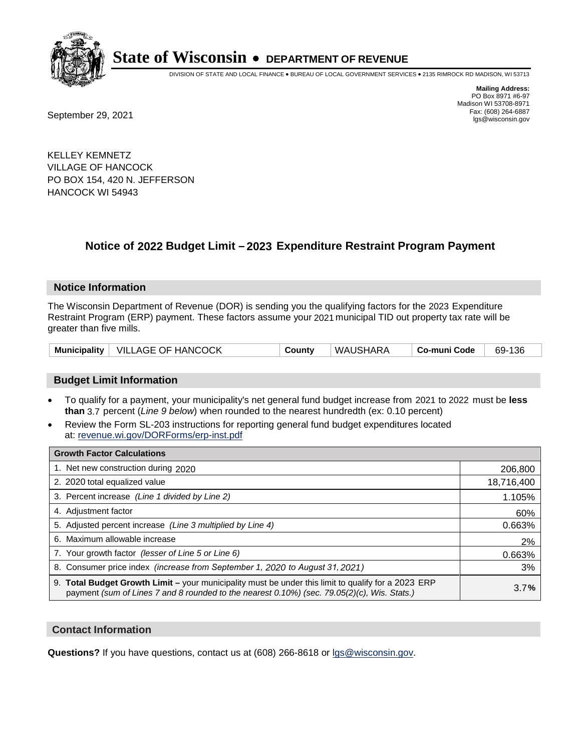# State of Wisconsin • DEPARTMENT OF REVENUE

DIVISION OF STATE AND LOCAL FINANCE • BUREAU OF LOCAL GOVERNMENT SERVICES • 2135 RIMROCK RD MADISON, WI 53713

**Mailing Address:**
PO Box 8971 #6-97
Madison WI 53708-8971
Fax: (608) 264-6887
lgs@wisconsin.gov

September 29, 2021

KELLEY KEMNETZ
VILLAGE OF HANCOCK
PO BOX 154, 420 N. JEFFERSON
HANCOCK WI 54943

## Notice of 2022 Budget Limit – 2023 Expenditure Restraint Program Payment

### Notice Information

The Wisconsin Department of Revenue (DOR) is sending you the qualifying factors for the 2023 Expenditure Restraint Program (ERP) payment. These factors assume your 2021 municipal TID out property tax rate will be greater than five mills.

| Municipality | VILLAGE OF HANCOCK | County | WAUSHARA | Co-muni Code | 69-136 |
|---|---|---|---|---|---|

### Budget Limit Information

- To qualify for a payment, your municipality's net general fund budget increase from 2021 to 2022 must be **less than** 3.7 percent (*Line 9 below*) when rounded to the nearest hundredth (ex: 0.10 percent)
- Review the Form SL-203 instructions for reporting general fund budget expenditures located at: revenue.wi.gov/DORForms/erp-inst.pdf

| Growth Factor Calculations | |
|---|---|
| 1. Net new construction during 2020 | 206,800 |
| 2. 2020 total equalized value | 18,716,400 |
| 3. Percent increase *(Line 1 divided by Line 2)* | 1.105% |
| 4. Adjustment factor | 60% |
| 5. Adjusted percent increase *(Line 3 multiplied by Line 4)* | 0.663% |
| 6. Maximum allowable increase | 2% |
| 7. Your growth factor *(lesser of Line 5 or Line 6)* | 0.663% |
| 8. Consumer price index *(increase from September 1, 2020 to August 31, 2021)* | 3% |
| 9. **Total Budget Growth Limit –** your municipality must be under this limit to qualify for a 2023 ERP payment *(sum of Lines 7 and 8 rounded to the nearest 0.10%) (sec. 79.05(2)(c), Wis. Stats.)* | 3.7**%** |

### Contact Information

**Questions?** If you have questions, contact us at (608) 266-8618 or lgs@wisconsin.gov.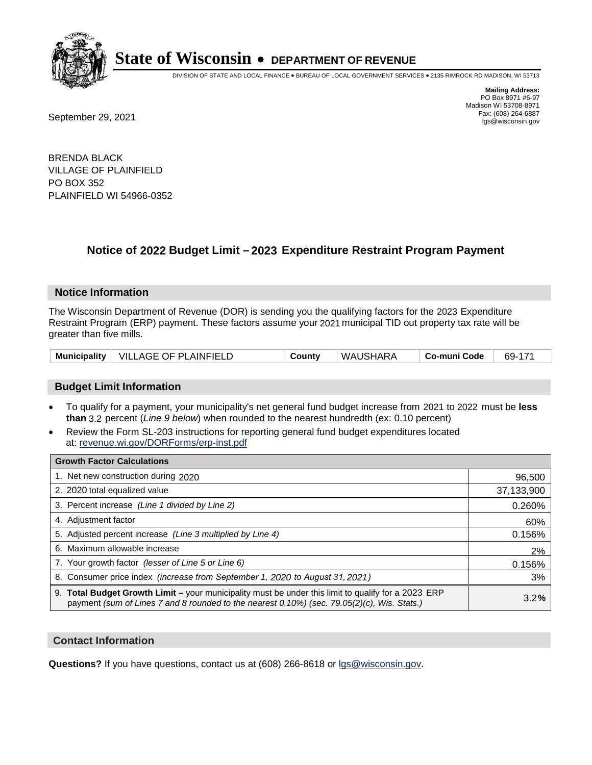# State of Wisconsin • DEPARTMENT OF REVENUE

DIVISION OF STATE AND LOCAL FINANCE • BUREAU OF LOCAL GOVERNMENT SERVICES • 2135 RIMROCK RD MADISON, WI 53713

**Mailing Address:**
PO Box 8971 #6-97
Madison WI 53708-8971
Fax: (608) 264-6887
lgs@wisconsin.gov

September 29, 2021

BRENDA BLACK
VILLAGE OF PLAINFIELD
PO BOX 352
PLAINFIELD WI 54966-0352

## Notice of 2022 Budget Limit – 2023 Expenditure Restraint Program Payment

### Notice Information

The Wisconsin Department of Revenue (DOR) is sending you the qualifying factors for the 2023 Expenditure Restraint Program (ERP) payment. These factors assume your 2021 municipal TID out property tax rate will be greater than five mills.

| Municipality | VILLAGE OF PLAINFIELD | County | WAUSHARA | Co-muni Code | 69-171 |
|---|---|---|---|---|---|

### Budget Limit Information

- To qualify for a payment, your municipality's net general fund budget increase from 2021 to 2022 must be **less than** 3.2 percent (*Line 9 below*) when rounded to the nearest hundredth (ex: 0.10 percent)
- Review the Form SL-203 instructions for reporting general fund budget expenditures located at: revenue.wi.gov/DORForms/erp-inst.pdf

| Growth Factor Calculations | |
|---|---|
| 1. Net new construction during 2020 | 96,500 |
| 2. 2020 total equalized value | 37,133,900 |
| 3. Percent increase *(Line 1 divided by Line 2)* | 0.260% |
| 4. Adjustment factor | 60% |
| 5. Adjusted percent increase *(Line 3 multiplied by Line 4)* | 0.156% |
| 6. Maximum allowable increase | 2% |
| 7. Your growth factor *(lesser of Line 5 or Line 6)* | 0.156% |
| 8. Consumer price index *(increase from September 1, 2020 to August 31, 2021)* | 3% |
| 9. **Total Budget Growth Limit –** your municipality must be under this limit to qualify for a 2023 ERP payment *(sum of Lines 7 and 8 rounded to the nearest 0.10%) (sec. 79.05(2)(c), Wis. Stats.)* | 3.2**%** |

### Contact Information

**Questions?** If you have questions, contact us at (608) 266-8618 or lgs@wisconsin.gov.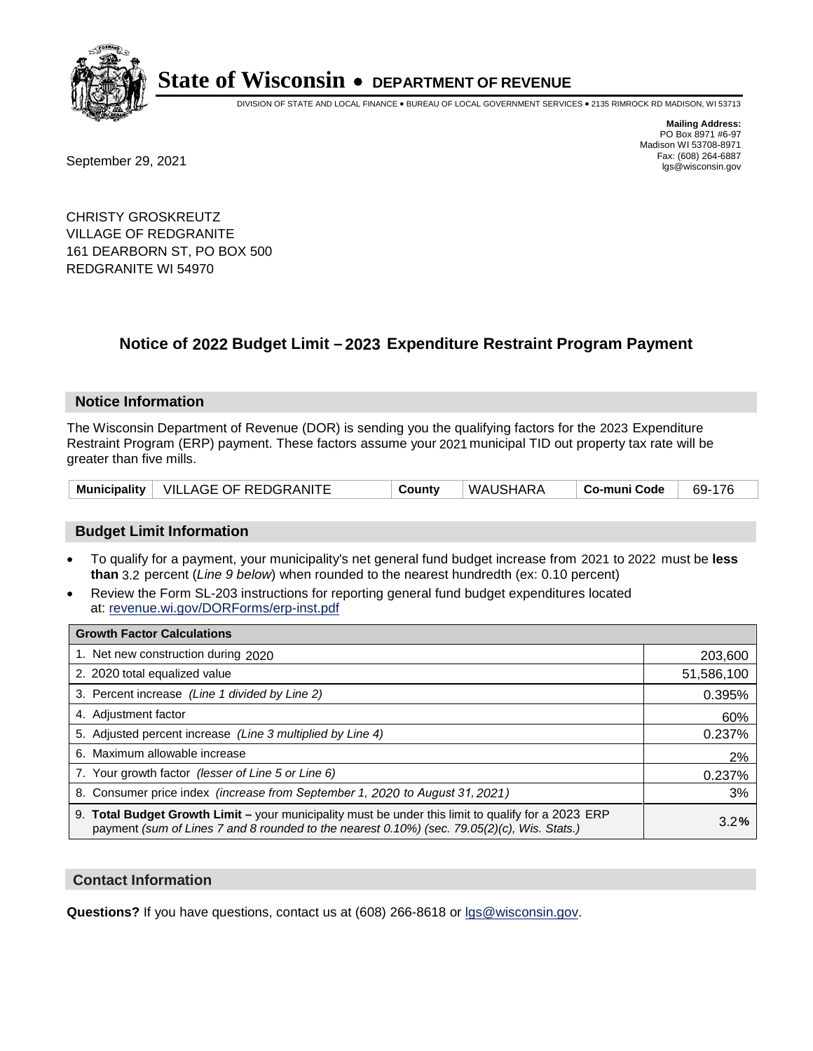# State of Wisconsin • DEPARTMENT OF REVENUE

DIVISION OF STATE AND LOCAL FINANCE • BUREAU OF LOCAL GOVERNMENT SERVICES • 2135 RIMROCK RD MADISON, WI 53713

**Mailing Address:**
PO Box 8971 #6-97
Madison WI 53708-8971
Fax: (608) 264-6887
lgs@wisconsin.gov

September 29, 2021

CHRISTY GROSKREUTZ
VILLAGE OF REDGRANITE
161 DEARBORN ST, PO BOX 500
REDGRANITE WI 54970

## Notice of 2022 Budget Limit – 2023 Expenditure Restraint Program Payment

### Notice Information

The Wisconsin Department of Revenue (DOR) is sending you the qualifying factors for the 2023 Expenditure Restraint Program (ERP) payment. These factors assume your 2021 municipal TID out property tax rate will be greater than five mills.

| Municipality | VILLAGE OF REDGRANITE | County | WAUSHARA | Co-muni Code | 69-176 |
|---|---|---|---|---|---|

### Budget Limit Information

- To qualify for a payment, your municipality's net general fund budget increase from 2021 to 2022 must be **less than** 3.2 percent (*Line 9 below*) when rounded to the nearest hundredth (ex: 0.10 percent)
- Review the Form SL-203 instructions for reporting general fund budget expenditures located at: revenue.wi.gov/DORForms/erp-inst.pdf

| Growth Factor Calculations | |
|---|---|
| 1. Net new construction during 2020 | 203,600 |
| 2. 2020 total equalized value | 51,586,100 |
| 3. Percent increase *(Line 1 divided by Line 2)* | 0.395% |
| 4. Adjustment factor | 60% |
| 5. Adjusted percent increase *(Line 3 multiplied by Line 4)* | 0.237% |
| 6. Maximum allowable increase | 2% |
| 7. Your growth factor *(lesser of Line 5 or Line 6)* | 0.237% |
| 8. Consumer price index *(increase from September 1, 2020 to August 31, 2021)* | 3% |
| 9. **Total Budget Growth Limit –** your municipality must be under this limit to qualify for a 2023 ERP payment *(sum of Lines 7 and 8 rounded to the nearest 0.10%) (sec. 79.05(2)(c), Wis. Stats.)* | 3.2**%** |

### Contact Information

**Questions?** If you have questions, contact us at (608) 266-8618 or lgs@wisconsin.gov.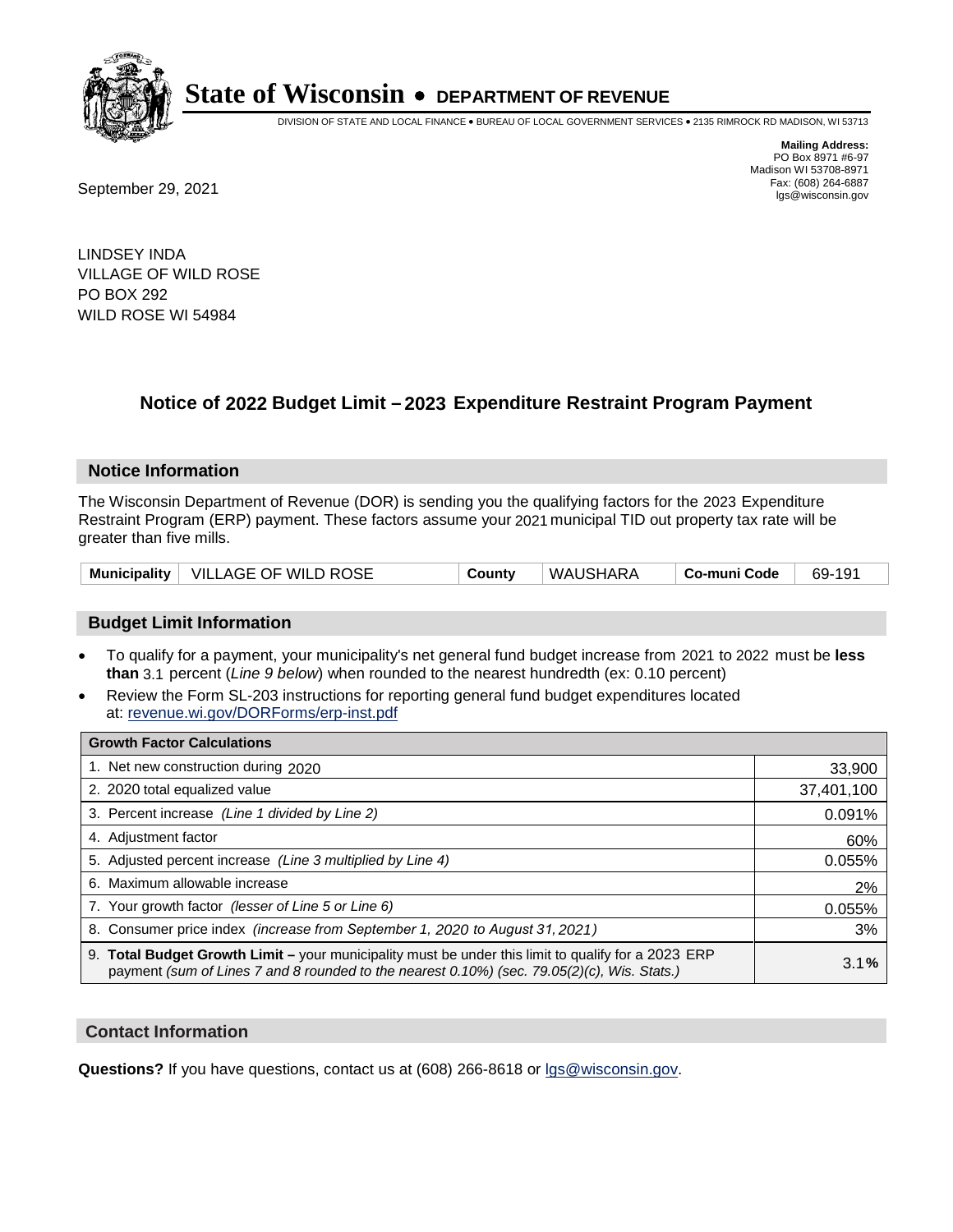# State of Wisconsin • DEPARTMENT OF REVENUE

DIVISION OF STATE AND LOCAL FINANCE • BUREAU OF LOCAL GOVERNMENT SERVICES • 2135 RIMROCK RD MADISON, WI 53713

**Mailing Address:**
PO Box 8971 #6-97
Madison WI 53708-8971
Fax: (608) 264-6887
lgs@wisconsin.gov

September 29, 2021

LINDSEY INDA
VILLAGE OF WILD ROSE
PO BOX 292
WILD ROSE WI 54984

## Notice of 2022 Budget Limit – 2023 Expenditure Restraint Program Payment

### Notice Information

The Wisconsin Department of Revenue (DOR) is sending you the qualifying factors for the 2023 Expenditure Restraint Program (ERP) payment. These factors assume your 2021 municipal TID out property tax rate will be greater than five mills.

| Municipality | VILLAGE OF WILD ROSE | County | WAUSHARA | Co-muni Code | 69-191 |
|---|---|---|---|---|---|

### Budget Limit Information

- To qualify for a payment, your municipality's net general fund budget increase from 2021 to 2022 must be **less than** 3.1 percent (*Line 9 below*) when rounded to the nearest hundredth (ex: 0.10 percent)
- Review the Form SL-203 instructions for reporting general fund budget expenditures located at: revenue.wi.gov/DORForms/erp-inst.pdf

| Growth Factor Calculations | |
|---|---|
| 1. Net new construction during 2020 | 33,900 |
| 2. 2020 total equalized value | 37,401,100 |
| 3. Percent increase *(Line 1 divided by Line 2)* | 0.091% |
| 4. Adjustment factor | 60% |
| 5. Adjusted percent increase *(Line 3 multiplied by Line 4)* | 0.055% |
| 6. Maximum allowable increase | 2% |
| 7. Your growth factor *(lesser of Line 5 or Line 6)* | 0.055% |
| 8. Consumer price index *(increase from September 1, 2020 to August 31, 2021)* | 3% |
| 9. **Total Budget Growth Limit** – your municipality must be under this limit to qualify for a 2023 ERP payment *(sum of Lines 7 and 8 rounded to the nearest 0.10%) (sec. 79.05(2)(c), Wis. Stats.)* | 3.1**%** |

### Contact Information

**Questions?** If you have questions, contact us at (608) 266-8618 or lgs@wisconsin.gov.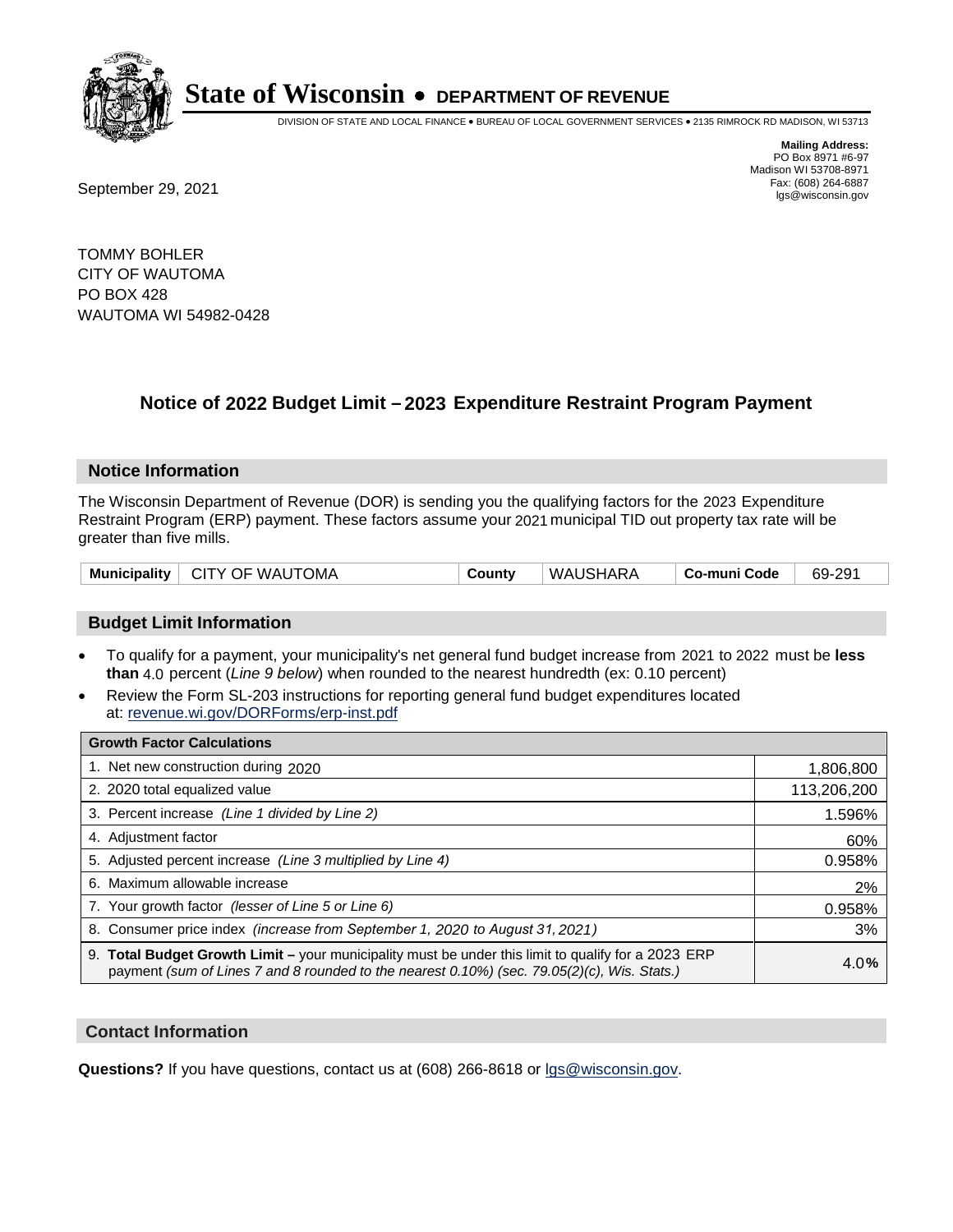# State of Wisconsin • DEPARTMENT OF REVENUE

DIVISION OF STATE AND LOCAL FINANCE • BUREAU OF LOCAL GOVERNMENT SERVICES • 2135 RIMROCK RD MADISON, WI 53713

**Mailing Address:**
PO Box 8971 #6-97
Madison WI 53708-8971
Fax: (608) 264-6887
lgs@wisconsin.gov

September 29, 2021

TOMMY BOHLER
CITY OF WAUTOMA
PO BOX 428
WAUTOMA WI 54982-0428

## Notice of 2022 Budget Limit – 2023 Expenditure Restraint Program Payment

### Notice Information

The Wisconsin Department of Revenue (DOR) is sending you the qualifying factors for the 2023 Expenditure Restraint Program (ERP) payment. These factors assume your 2021 municipal TID out property tax rate will be greater than five mills.

| Municipality | CITY OF WAUTOMA | County | WAUSHARA | Co-muni Code | 69-291 |
|---|---|---|---|---|---|

### Budget Limit Information

- To qualify for a payment, your municipality's net general fund budget increase from 2021 to 2022 must be **less than** 4.0 percent (*Line 9 below*) when rounded to the nearest hundredth (ex: 0.10 percent)
- Review the Form SL-203 instructions for reporting general fund budget expenditures located at: revenue.wi.gov/DORForms/erp-inst.pdf

| Growth Factor Calculations | |
|---|---|
| 1. Net new construction during 2020 | 1,806,800 |
| 2. 2020 total equalized value | 113,206,200 |
| 3. Percent increase *(Line 1 divided by Line 2)* | 1.596% |
| 4. Adjustment factor | 60% |
| 5. Adjusted percent increase *(Line 3 multiplied by Line 4)* | 0.958% |
| 6. Maximum allowable increase | 2% |
| 7. Your growth factor *(lesser of Line 5 or Line 6)* | 0.958% |
| 8. Consumer price index *(increase from September 1, 2020 to August 31, 2021)* | 3% |
| 9. **Total Budget Growth Limit –** your municipality must be under this limit to qualify for a 2023 ERP payment *(sum of Lines 7 and 8 rounded to the nearest 0.10%) (sec. 79.05(2)(c), Wis. Stats.)* | 4.0% |

### Contact Information

**Questions?** If you have questions, contact us at (608) 266-8618 or lgs@wisconsin.gov.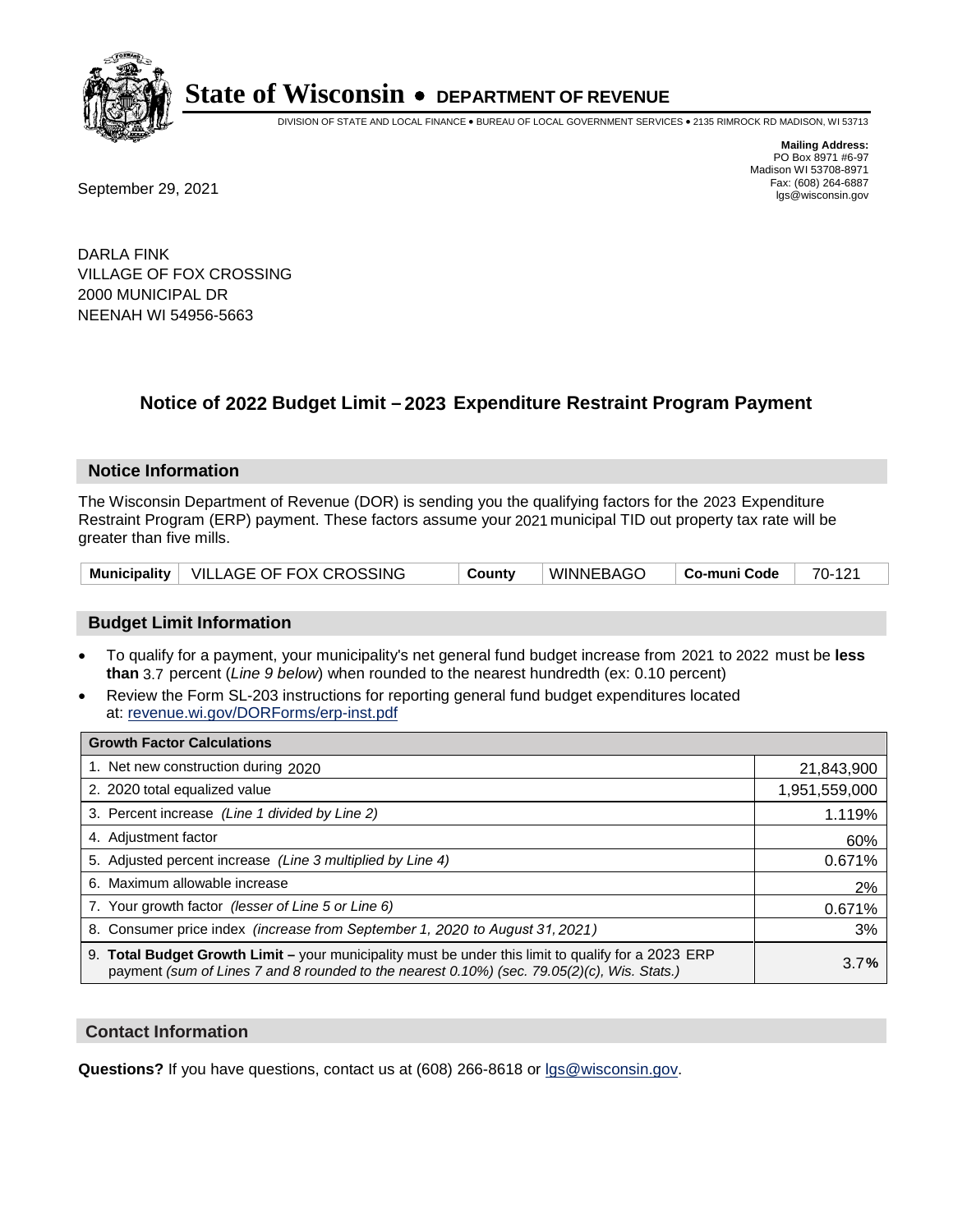# State of Wisconsin • DEPARTMENT OF REVENUE

DIVISION OF STATE AND LOCAL FINANCE • BUREAU OF LOCAL GOVERNMENT SERVICES • 2135 RIMROCK RD MADISON, WI 53713

**Mailing Address:**
PO Box 8971 #6-97
Madison WI 53708-8971
Fax: (608) 264-6887
lgs@wisconsin.gov

September 29, 2021

DARLA FINK
VILLAGE OF FOX CROSSING
2000 MUNICIPAL DR
NEENAH WI 54956-5663

## Notice of 2022 Budget Limit – 2023 Expenditure Restraint Program Payment

### Notice Information

The Wisconsin Department of Revenue (DOR) is sending you the qualifying factors for the 2023 Expenditure Restraint Program (ERP) payment. These factors assume your 2021 municipal TID out property tax rate will be greater than five mills.

| Municipality | VILLAGE OF FOX CROSSING | County | WINNEBAGO | Co-muni Code | 70-121 |
|---|---|---|---|---|---|

### Budget Limit Information

- To qualify for a payment, your municipality's net general fund budget increase from 2021 to 2022 must be **less than** 3.7 percent (*Line 9 below*) when rounded to the nearest hundredth (ex: 0.10 percent)
- Review the Form SL-203 instructions for reporting general fund budget expenditures located at: revenue.wi.gov/DORForms/erp-inst.pdf

| Growth Factor Calculations | |
|---|---|
| 1. Net new construction during 2020 | 21,843,900 |
| 2. 2020 total equalized value | 1,951,559,000 |
| 3. Percent increase *(Line 1 divided by Line 2)* | 1.119% |
| 4. Adjustment factor | 60% |
| 5. Adjusted percent increase *(Line 3 multiplied by Line 4)* | 0.671% |
| 6. Maximum allowable increase | 2% |
| 7. Your growth factor *(lesser of Line 5 or Line 6)* | 0.671% |
| 8. Consumer price index *(increase from September 1, 2020 to August 31, 2021)* | 3% |
| 9. **Total Budget Growth Limit –** your municipality must be under this limit to qualify for a 2023 ERP payment *(sum of Lines 7 and 8 rounded to the nearest 0.10%) (sec. 79.05(2)(c), Wis. Stats.)* | 3.7**%** |

### Contact Information

**Questions?** If you have questions, contact us at (608) 266-8618 or lgs@wisconsin.gov.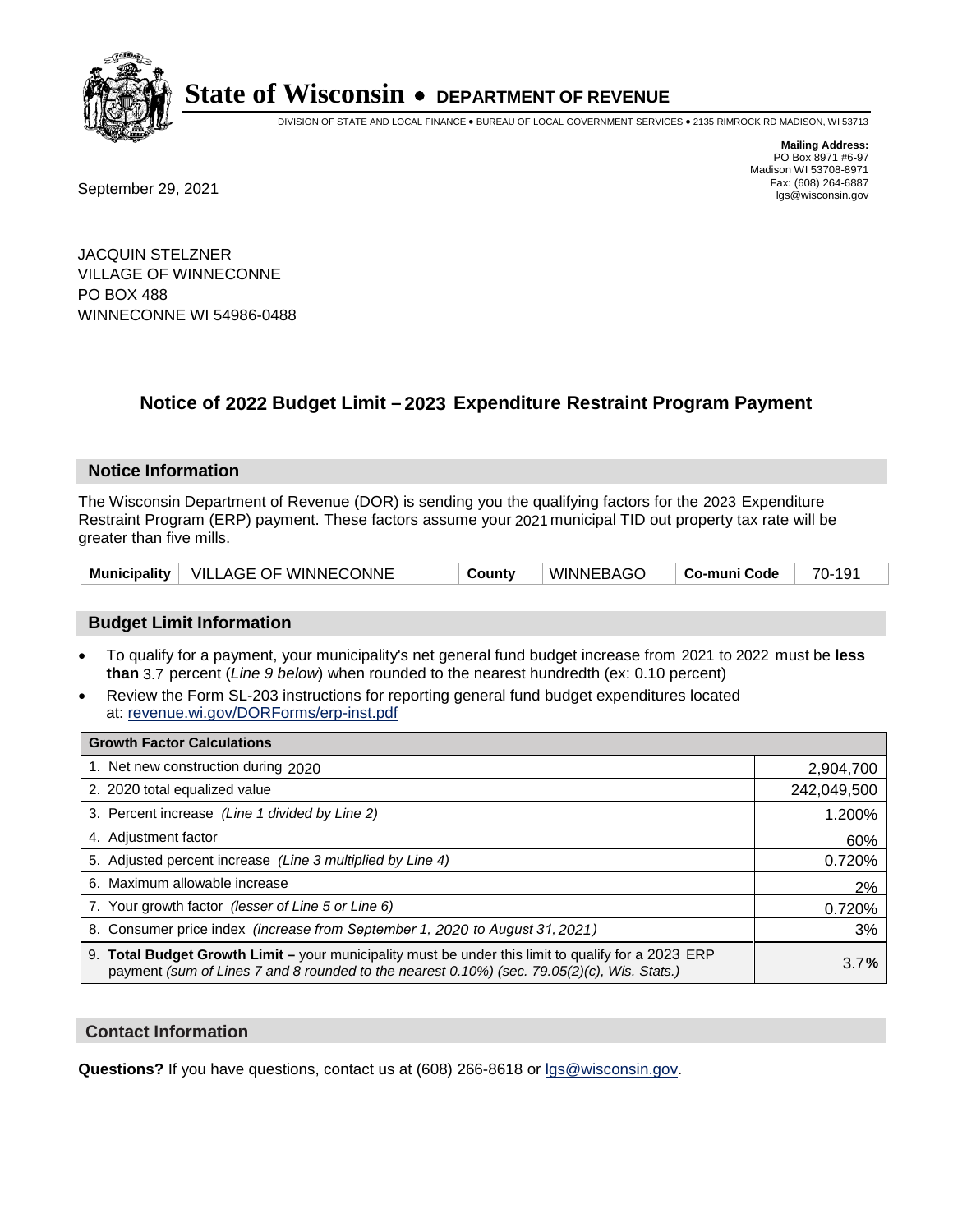# State of Wisconsin • DEPARTMENT OF REVENUE

DIVISION OF STATE AND LOCAL FINANCE • BUREAU OF LOCAL GOVERNMENT SERVICES • 2135 RIMROCK RD MADISON, WI 53713

**Mailing Address:**
PO Box 8971 #6-97
Madison WI 53708-8971
Fax: (608) 264-6887
lgs@wisconsin.gov

September 29, 2021

JACQUIN STELZNER
VILLAGE OF WINNECONNE
PO BOX 488
WINNECONNE WI 54986-0488

## Notice of 2022 Budget Limit – 2023 Expenditure Restraint Program Payment

### Notice Information

The Wisconsin Department of Revenue (DOR) is sending you the qualifying factors for the 2023 Expenditure Restraint Program (ERP) payment. These factors assume your 2021 municipal TID out property tax rate will be greater than five mills.

| Municipality | VILLAGE OF WINNECONNE | County | WINNEBAGO | Co-muni Code | 70-191 |
|---|---|---|---|---|---|

### Budget Limit Information

- To qualify for a payment, your municipality's net general fund budget increase from 2021 to 2022 must be **less than** 3.7 percent (*Line 9 below*) when rounded to the nearest hundredth (ex: 0.10 percent)
- Review the Form SL-203 instructions for reporting general fund budget expenditures located at: revenue.wi.gov/DORForms/erp-inst.pdf

| Growth Factor Calculations | |
|---|---|
| 1. Net new construction during 2020 | 2,904,700 |
| 2. 2020 total equalized value | 242,049,500 |
| 3. Percent increase *(Line 1 divided by Line 2)* | 1.200% |
| 4. Adjustment factor | 60% |
| 5. Adjusted percent increase *(Line 3 multiplied by Line 4)* | 0.720% |
| 6. Maximum allowable increase | 2% |
| 7. Your growth factor *(lesser of Line 5 or Line 6)* | 0.720% |
| 8. Consumer price index *(increase from September 1, 2020 to August 31, 2021)* | 3% |
| 9. **Total Budget Growth Limit –** your municipality must be under this limit to qualify for a 2023 ERP payment *(sum of Lines 7 and 8 rounded to the nearest 0.10%) (sec. 79.05(2)(c), Wis. Stats.)* | 3.7**%** |

### Contact Information

**Questions?** If you have questions, contact us at (608) 266-8618 or lgs@wisconsin.gov.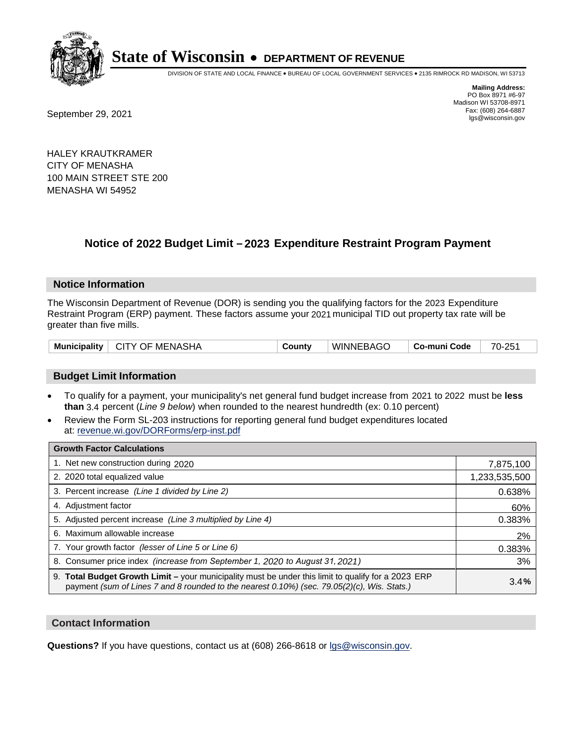# State of Wisconsin • DEPARTMENT OF REVENUE

DIVISION OF STATE AND LOCAL FINANCE • BUREAU OF LOCAL GOVERNMENT SERVICES • 2135 RIMROCK RD MADISON, WI 53713

**Mailing Address:**
PO Box 8971 #6-97
Madison WI 53708-8971
Fax: (608) 264-6887
lgs@wisconsin.gov

September 29, 2021

HALEY KRAUTKRAMER
CITY OF MENASHA
100 MAIN STREET STE 200
MENASHA WI 54952

## Notice of 2022 Budget Limit – 2023 Expenditure Restraint Program Payment

### Notice Information

The Wisconsin Department of Revenue (DOR) is sending you the qualifying factors for the 2023 Expenditure Restraint Program (ERP) payment. These factors assume your 2021 municipal TID out property tax rate will be greater than five mills.

| Municipality | CITY OF MENASHA | County | WINNEBAGO | Co-muni Code | 70-251 |
|---|---|---|---|---|---|

### Budget Limit Information

- To qualify for a payment, your municipality's net general fund budget increase from 2021 to 2022 must be **less than** 3.4 percent (*Line 9 below*) when rounded to the nearest hundredth (ex: 0.10 percent)
- Review the Form SL-203 instructions for reporting general fund budget expenditures located at: revenue.wi.gov/DORForms/erp-inst.pdf

| Growth Factor Calculations | |
|---|---|
| 1. Net new construction during 2020 | 7,875,100 |
| 2. 2020 total equalized value | 1,233,535,500 |
| 3. Percent increase *(Line 1 divided by Line 2)* | 0.638% |
| 4. Adjustment factor | 60% |
| 5. Adjusted percent increase *(Line 3 multiplied by Line 4)* | 0.383% |
| 6. Maximum allowable increase | 2% |
| 7. Your growth factor *(lesser of Line 5 or Line 6)* | 0.383% |
| 8. Consumer price index *(increase from September 1, 2020 to August 31, 2021)* | 3% |
| 9. **Total Budget Growth Limit –** your municipality must be under this limit to qualify for a 2023 ERP payment *(sum of Lines 7 and 8 rounded to the nearest 0.10%) (sec. 79.05(2)(c), Wis. Stats.)* | 3.4**%** |

### Contact Information

**Questions?** If you have questions, contact us at (608) 266-8618 or lgs@wisconsin.gov.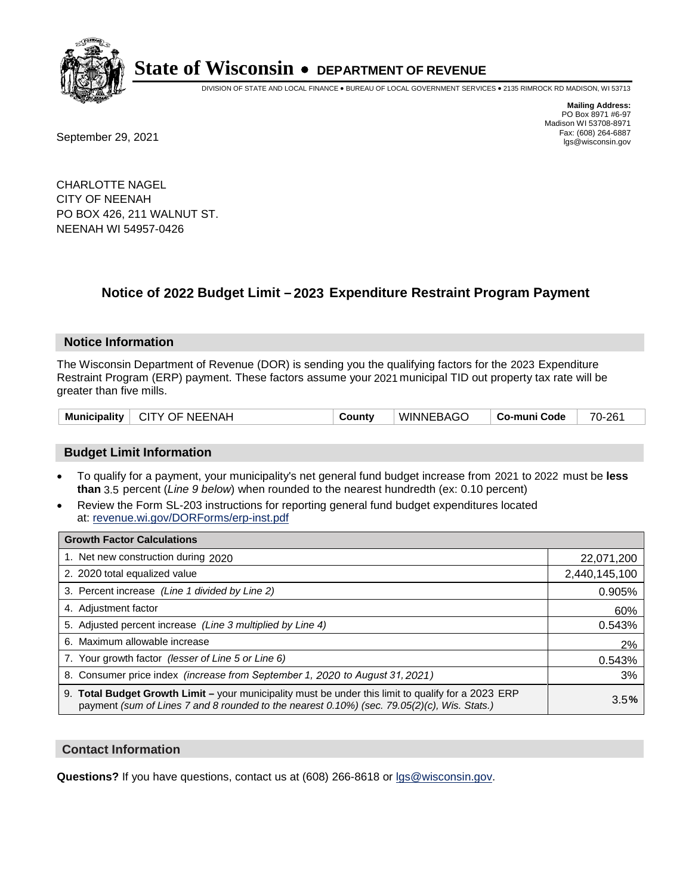# State of Wisconsin • DEPARTMENT OF REVENUE

DIVISION OF STATE AND LOCAL FINANCE • BUREAU OF LOCAL GOVERNMENT SERVICES • 2135 RIMROCK RD MADISON, WI 53713

**Mailing Address:**
PO Box 8971 #6-97
Madison WI 53708-8971
Fax: (608) 264-6887
lgs@wisconsin.gov

September 29, 2021

CHARLOTTE NAGEL
CITY OF NEENAH
PO BOX 426, 211 WALNUT ST.
NEENAH WI 54957-0426

## Notice of 2022 Budget Limit – 2023 Expenditure Restraint Program Payment

### Notice Information

The Wisconsin Department of Revenue (DOR) is sending you the qualifying factors for the 2023 Expenditure Restraint Program (ERP) payment. These factors assume your 2021 municipal TID out property tax rate will be greater than five mills.

| Municipality | CITY OF NEENAH | County | WINNEBAGO | Co-muni Code | 70-261 |
|---|---|---|---|---|---|

### Budget Limit Information

- To qualify for a payment, your municipality's net general fund budget increase from 2021 to 2022 must be **less than** 3.5 percent (*Line 9 below*) when rounded to the nearest hundredth (ex: 0.10 percent)
- Review the Form SL-203 instructions for reporting general fund budget expenditures located at: revenue.wi.gov/DORForms/erp-inst.pdf

| Growth Factor Calculations | |
|---|---|
| 1. Net new construction during 2020 | 22,071,200 |
| 2. 2020 total equalized value | 2,440,145,100 |
| 3. Percent increase *(Line 1 divided by Line 2)* | 0.905% |
| 4. Adjustment factor | 60% |
| 5. Adjusted percent increase *(Line 3 multiplied by Line 4)* | 0.543% |
| 6. Maximum allowable increase | 2% |
| 7. Your growth factor *(lesser of Line 5 or Line 6)* | 0.543% |
| 8. Consumer price index *(increase from September 1, 2020 to August 31, 2021)* | 3% |
| 9. **Total Budget Growth Limit –** your municipality must be under this limit to qualify for a 2023 ERP payment *(sum of Lines 7 and 8 rounded to the nearest 0.10%) (sec. 79.05(2)(c), Wis. Stats.)* | 3.5**%** |

### Contact Information

**Questions?** If you have questions, contact us at (608) 266-8618 or lgs@wisconsin.gov.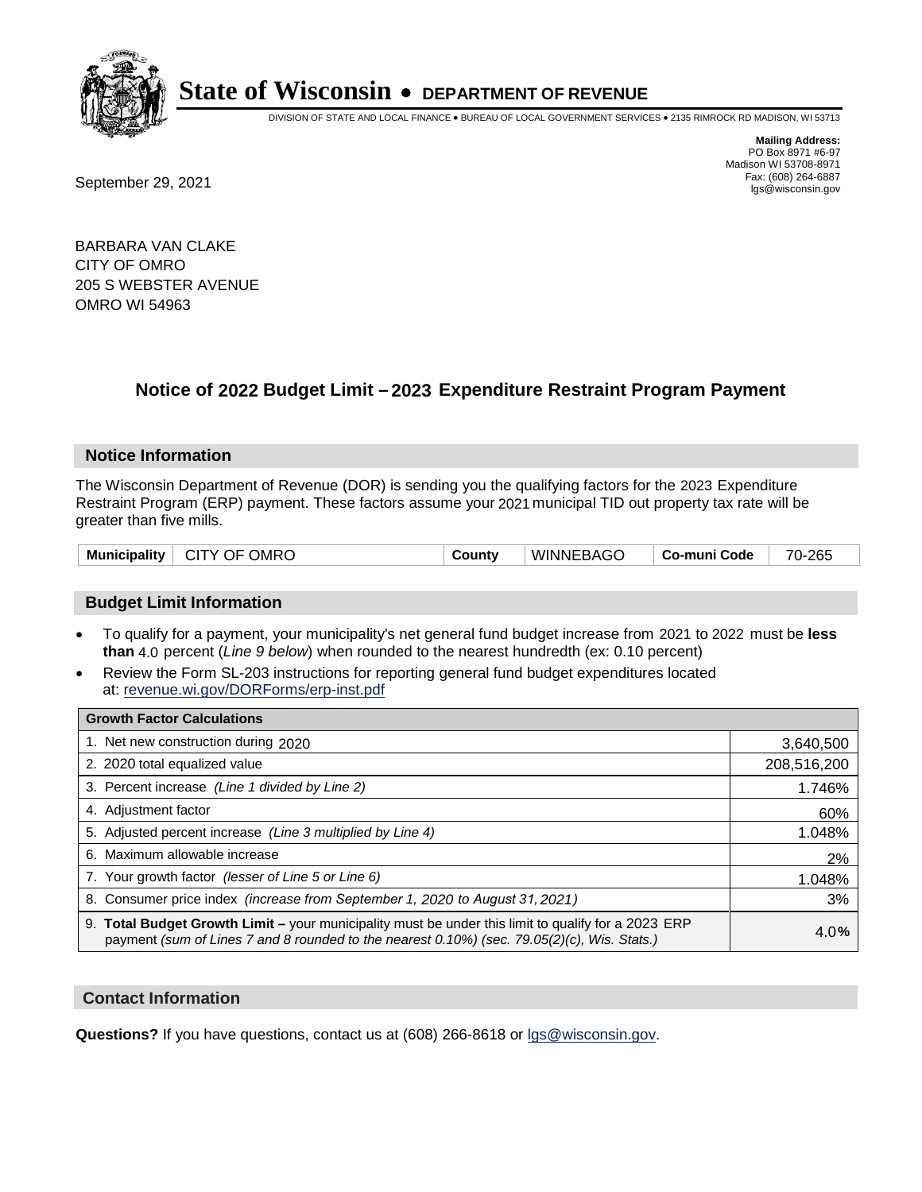**State of Wisconsin • DEPARTMENT OF REVENUE**

DIVISION OF STATE AND LOCAL FINANCE • BUREAU OF LOCAL GOVERNMENT SERVICES • 2135 RIMROCK RD MADISON, WI 53713

**Mailing Address:**
PO Box 8971 #6-97
Madison WI 53708-8971
Fax: (608) 264-6887
lgs@wisconsin.gov

September 29, 2021

BARBARA VAN CLAKE
CITY OF OMRO
205 S WEBSTER AVENUE
OMRO WI 54963

## Notice of 2022 Budget Limit – 2023 Expenditure Restraint Program Payment

### Notice Information

The Wisconsin Department of Revenue (DOR) is sending you the qualifying factors for the 2023 Expenditure Restraint Program (ERP) payment. These factors assume your 2021 municipal TID out property tax rate will be greater than five mills.

| Municipality | CITY OF OMRO | County | WINNEBAGO | Co-muni Code | 70-265 |
|---|---|---|---|---|---|

### Budget Limit Information

- To qualify for a payment, your municipality's net general fund budget increase from 2021 to 2022 must be **less than** 4.0 percent (*Line 9 below*) when rounded to the nearest hundredth (ex: 0.10 percent)
- Review the Form SL-203 instructions for reporting general fund budget expenditures located at: revenue.wi.gov/DORForms/erp-inst.pdf

| Growth Factor Calculations | |
|---|---|
| 1. Net new construction during 2020 | 3,640,500 |
| 2. 2020 total equalized value | 208,516,200 |
| 3. Percent increase *(Line 1 divided by Line 2)* | 1.746% |
| 4. Adjustment factor | 60% |
| 5. Adjusted percent increase *(Line 3 multiplied by Line 4)* | 1.048% |
| 6. Maximum allowable increase | 2% |
| 7. Your growth factor *(lesser of Line 5 or Line 6)* | 1.048% |
| 8. Consumer price index *(increase from September 1, 2020 to August 31, 2021)* | 3% |
| 9. **Total Budget Growth Limit –** your municipality must be under this limit to qualify for a 2023 ERP payment *(sum of Lines 7 and 8 rounded to the nearest 0.10%) (sec. 79.05(2)(c), Wis. Stats.)* | 4.0% |

### Contact Information

**Questions?** If you have questions, contact us at (608) 266-8618 or lgs@wisconsin.gov.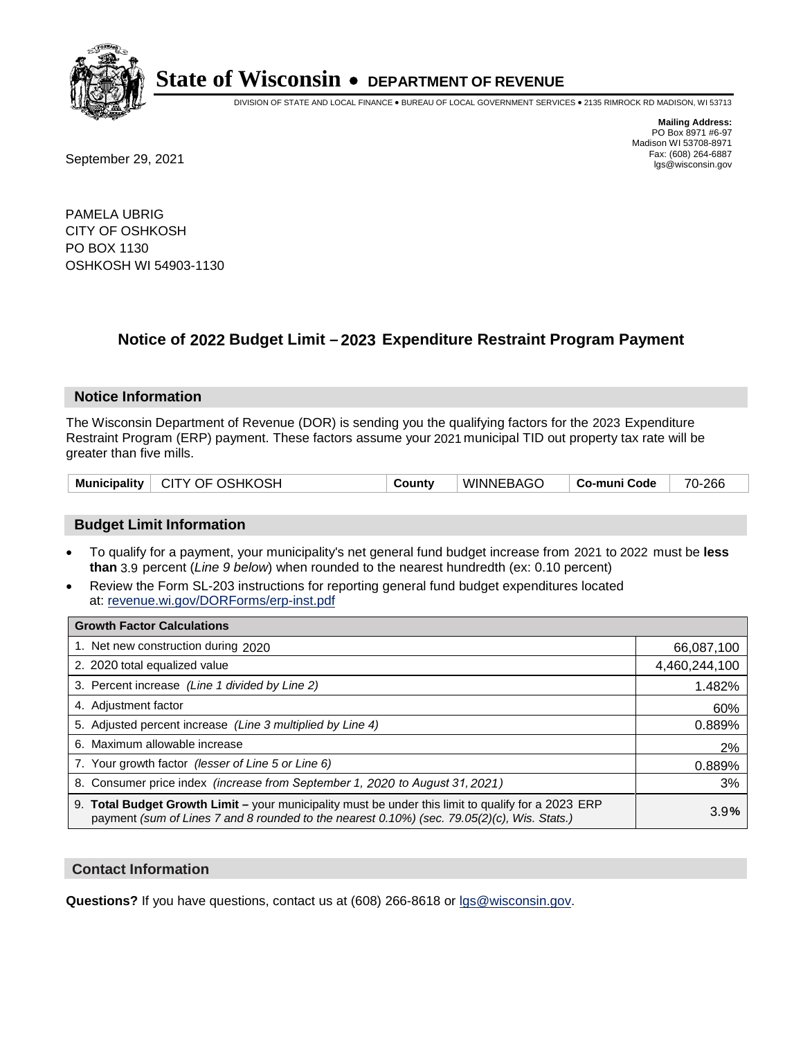# State of Wisconsin • DEPARTMENT OF REVENUE

DIVISION OF STATE AND LOCAL FINANCE • BUREAU OF LOCAL GOVERNMENT SERVICES • 2135 RIMROCK RD MADISON, WI 53713

**Mailing Address:**
PO Box 8971 #6-97
Madison WI 53708-8971
Fax: (608) 264-6887
lgs@wisconsin.gov

September 29, 2021

PAMELA UBRIG
CITY OF OSHKOSH
PO BOX 1130
OSHKOSH WI 54903-1130

## Notice of 2022 Budget Limit – 2023 Expenditure Restraint Program Payment

### Notice Information

The Wisconsin Department of Revenue (DOR) is sending you the qualifying factors for the 2023 Expenditure Restraint Program (ERP) payment. These factors assume your 2021 municipal TID out property tax rate will be greater than five mills.

| Municipality | CITY OF OSHKOSH | County | WINNEBAGO | Co-muni Code | 70-266 |
|---|---|---|---|---|---|

### Budget Limit Information

- To qualify for a payment, your municipality's net general fund budget increase from 2021 to 2022 must be **less than** 3.9 percent (*Line 9 below*) when rounded to the nearest hundredth (ex: 0.10 percent)
- Review the Form SL-203 instructions for reporting general fund budget expenditures located at: revenue.wi.gov/DORForms/erp-inst.pdf

| Growth Factor Calculations | |
|---|---|
| 1. Net new construction during 2020 | 66,087,100 |
| 2. 2020 total equalized value | 4,460,244,100 |
| 3. Percent increase *(Line 1 divided by Line 2)* | 1.482% |
| 4. Adjustment factor | 60% |
| 5. Adjusted percent increase *(Line 3 multiplied by Line 4)* | 0.889% |
| 6. Maximum allowable increase | 2% |
| 7. Your growth factor *(lesser of Line 5 or Line 6)* | 0.889% |
| 8. Consumer price index *(increase from September 1, 2020 to August 31, 2021)* | 3% |
| 9. **Total Budget Growth Limit** – your municipality must be under this limit to qualify for a 2023 ERP payment *(sum of Lines 7 and 8 rounded to the nearest 0.10%) (sec. 79.05(2)(c), Wis. Stats.)* | 3.9% |

### Contact Information

**Questions?** If you have questions, contact us at (608) 266-8618 or lgs@wisconsin.gov.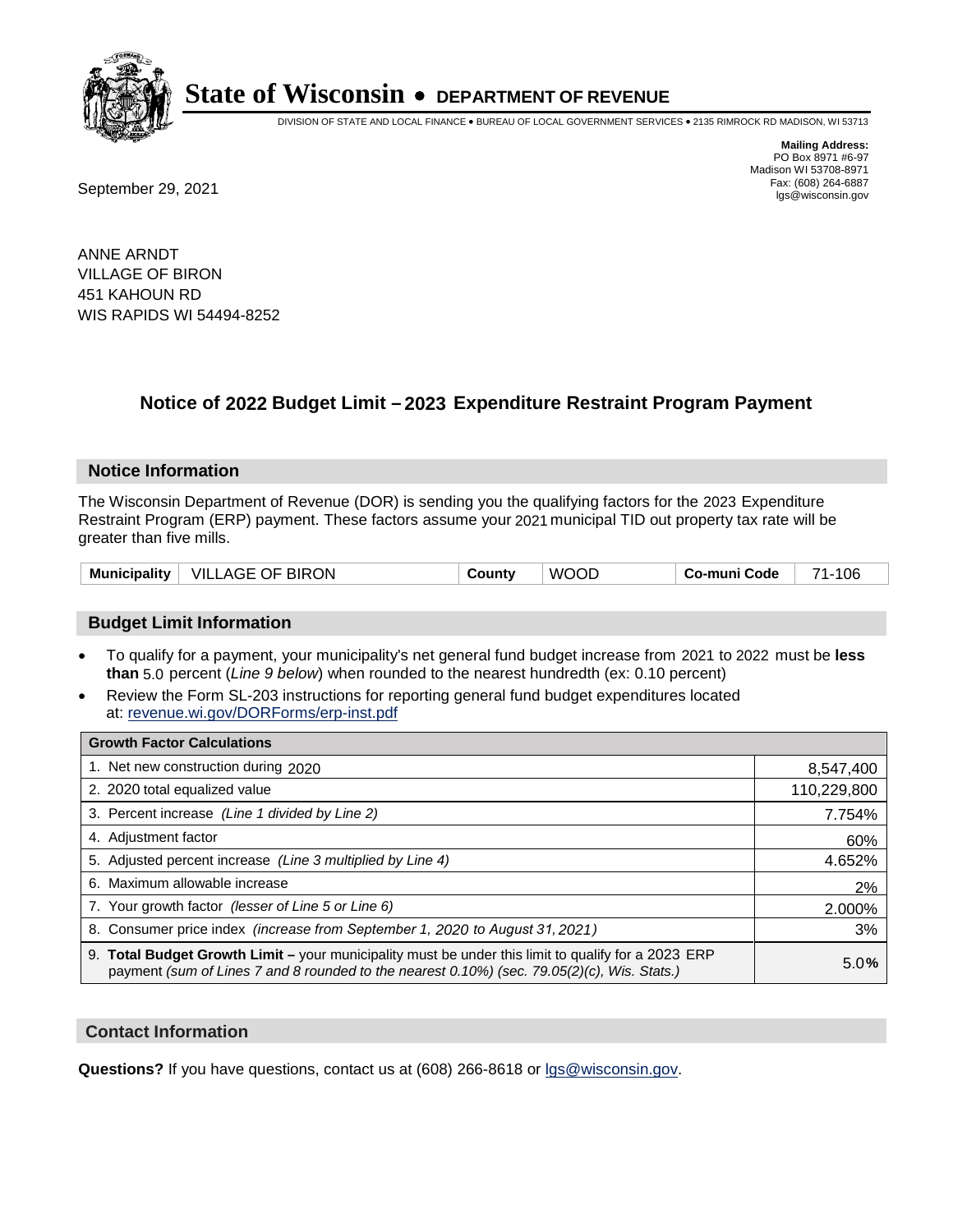# State of Wisconsin • DEPARTMENT OF REVENUE

DIVISION OF STATE AND LOCAL FINANCE • BUREAU OF LOCAL GOVERNMENT SERVICES • 2135 RIMROCK RD MADISON, WI 53713

**Mailing Address:**
PO Box 8971 #6-97
Madison WI 53708-8971
Fax: (608) 264-6887
lgs@wisconsin.gov

September 29, 2021

ANNE ARNDT
VILLAGE OF BIRON
451 KAHOUN RD
WIS RAPIDS WI 54494-8252

## Notice of 2022 Budget Limit – 2023 Expenditure Restraint Program Payment

### Notice Information

The Wisconsin Department of Revenue (DOR) is sending you the qualifying factors for the 2023 Expenditure Restraint Program (ERP) payment. These factors assume your 2021 municipal TID out property tax rate will be greater than five mills.

| Municipality | VILLAGE OF BIRON | County | WOOD | Co-muni Code | 71-106 |
|---|---|---|---|---|---|

### Budget Limit Information

- To qualify for a payment, your municipality's net general fund budget increase from 2021 to 2022 must be **less than** 5.0 percent (*Line 9 below*) when rounded to the nearest hundredth (ex: 0.10 percent)
- Review the Form SL-203 instructions for reporting general fund budget expenditures located at: revenue.wi.gov/DORForms/erp-inst.pdf

| Growth Factor Calculations | |
|---|---|
| 1. Net new construction during 2020 | 8,547,400 |
| 2. 2020 total equalized value | 110,229,800 |
| 3. Percent increase *(Line 1 divided by Line 2)* | 7.754% |
| 4. Adjustment factor | 60% |
| 5. Adjusted percent increase *(Line 3 multiplied by Line 4)* | 4.652% |
| 6. Maximum allowable increase | 2% |
| 7. Your growth factor *(lesser of Line 5 or Line 6)* | 2.000% |
| 8. Consumer price index *(increase from September 1, 2020 to August 31, 2021)* | 3% |
| 9. **Total Budget Growth Limit –** your municipality must be under this limit to qualify for a 2023 ERP payment *(sum of Lines 7 and 8 rounded to the nearest 0.10%) (sec. 79.05(2)(c), Wis. Stats.)* | 5.0% |

### Contact Information

**Questions?** If you have questions, contact us at (608) 266-8618 or lgs@wisconsin.gov.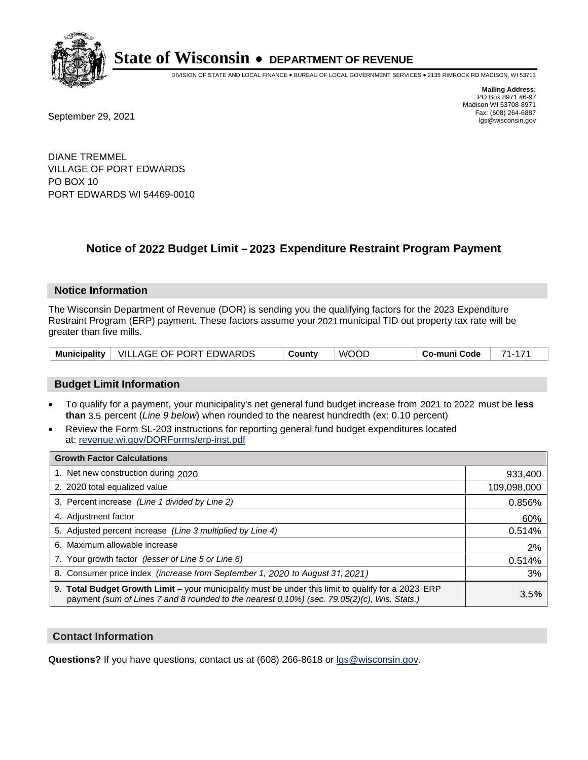# State of Wisconsin • DEPARTMENT OF REVENUE

DIVISION OF STATE AND LOCAL FINANCE • BUREAU OF LOCAL GOVERNMENT SERVICES • 2135 RIMROCK RD MADISON, WI 53713

**Mailing Address:**
PO Box 8971 #6-97
Madison WI 53708-8971
Fax: (608) 264-6887
lgs@wisconsin.gov

September 29, 2021

DIANE TREMMEL
VILLAGE OF PORT EDWARDS
PO BOX 10
PORT EDWARDS WI 54469-0010

## Notice of 2022 Budget Limit – 2023 Expenditure Restraint Program Payment

### Notice Information

The Wisconsin Department of Revenue (DOR) is sending you the qualifying factors for the 2023 Expenditure Restraint Program (ERP) payment. These factors assume your 2021 municipal TID out property tax rate will be greater than five mills.

| Municipality | VILLAGE OF PORT EDWARDS | County | WOOD | Co-muni Code | 71-171 |
|---|---|---|---|---|---|

### Budget Limit Information

- To qualify for a payment, your municipality's net general fund budget increase from 2021 to 2022 must be **less than** 3.5 percent (*Line 9 below*) when rounded to the nearest hundredth (ex: 0.10 percent)
- Review the Form SL-203 instructions for reporting general fund budget expenditures located at: revenue.wi.gov/DORForms/erp-inst.pdf

| Growth Factor Calculations | |
|---|---|
| 1. Net new construction during 2020 | 933,400 |
| 2. 2020 total equalized value | 109,098,000 |
| 3. Percent increase *(Line 1 divided by Line 2)* | 0.856% |
| 4. Adjustment factor | 60% |
| 5. Adjusted percent increase *(Line 3 multiplied by Line 4)* | 0.514% |
| 6. Maximum allowable increase | 2% |
| 7. Your growth factor *(lesser of Line 5 or Line 6)* | 0.514% |
| 8. Consumer price index *(increase from September 1, 2020 to August 31, 2021)* | 3% |
| 9. **Total Budget Growth Limit –** your municipality must be under this limit to qualify for a 2023 ERP payment *(sum of Lines 7 and 8 rounded to the nearest 0.10%) (sec. 79.05(2)(c), Wis. Stats.)* | 3.5**%** |

### Contact Information

**Questions?** If you have questions, contact us at (608) 266-8618 or lgs@wisconsin.gov.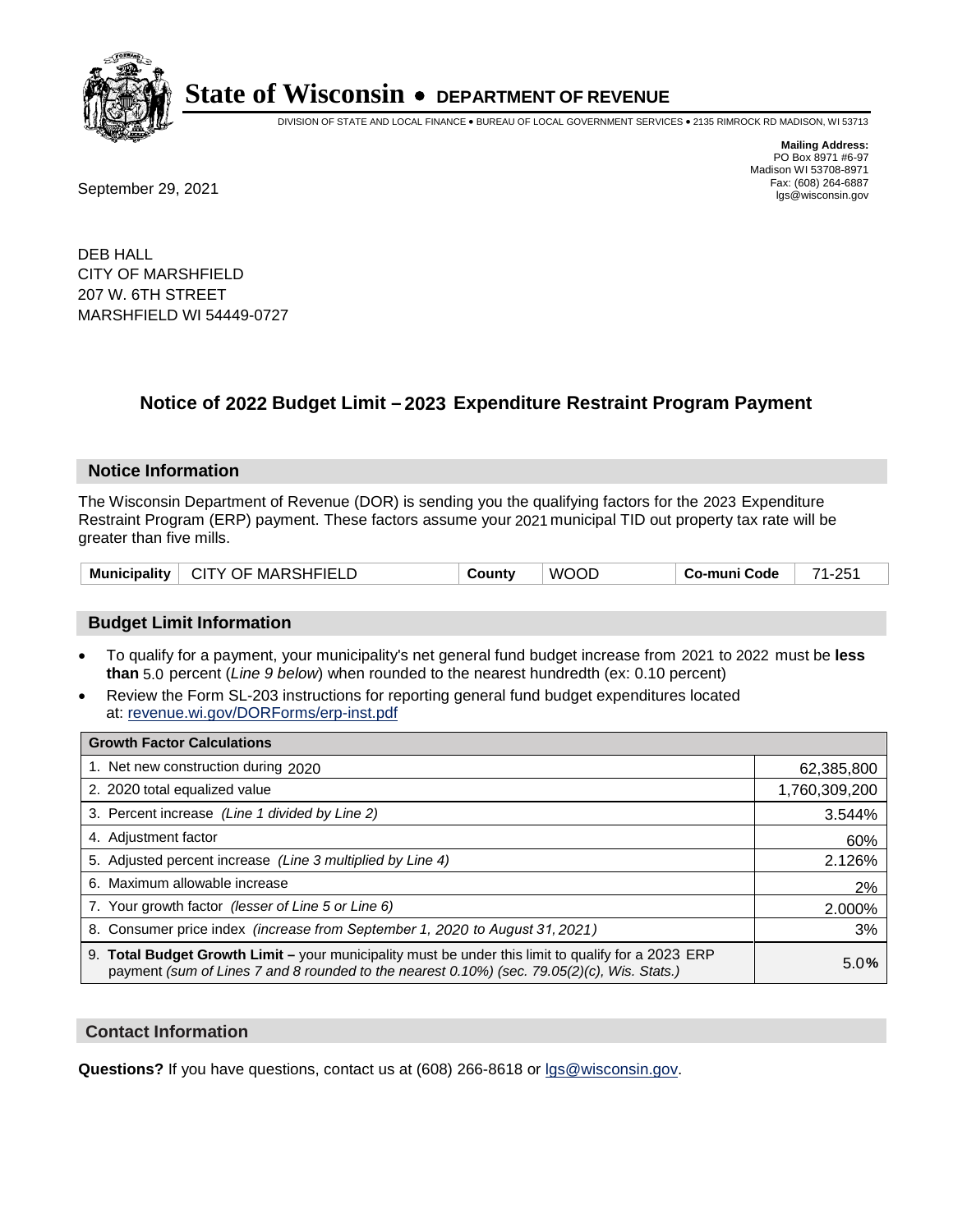# State of Wisconsin • DEPARTMENT OF REVENUE

DIVISION OF STATE AND LOCAL FINANCE • BUREAU OF LOCAL GOVERNMENT SERVICES • 2135 RIMROCK RD MADISON, WI 53713

**Mailing Address:**
PO Box 8971 #6-97
Madison WI 53708-8971
Fax: (608) 264-6887
lgs@wisconsin.gov

September 29, 2021

DEB HALL
CITY OF MARSHFIELD
207 W. 6TH STREET
MARSHFIELD WI 54449-0727

## Notice of 2022 Budget Limit – 2023 Expenditure Restraint Program Payment

### Notice Information

The Wisconsin Department of Revenue (DOR) is sending you the qualifying factors for the 2023 Expenditure Restraint Program (ERP) payment. These factors assume your 2021 municipal TID out property tax rate will be greater than five mills.

| Municipality | CITY OF MARSHFIELD | County | WOOD | Co-muni Code | 71-251 |
|---|---|---|---|---|---|

### Budget Limit Information

- To qualify for a payment, your municipality's net general fund budget increase from 2021 to 2022 must be **less than** 5.0 percent (*Line 9 below*) when rounded to the nearest hundredth (ex: 0.10 percent)
- Review the Form SL-203 instructions for reporting general fund budget expenditures located at: revenue.wi.gov/DORForms/erp-inst.pdf

| Growth Factor Calculations | |
|---|---|
| 1. Net new construction during 2020 | 62,385,800 |
| 2. 2020 total equalized value | 1,760,309,200 |
| 3. Percent increase *(Line 1 divided by Line 2)* | 3.544% |
| 4. Adjustment factor | 60% |
| 5. Adjusted percent increase *(Line 3 multiplied by Line 4)* | 2.126% |
| 6. Maximum allowable increase | 2% |
| 7. Your growth factor *(lesser of Line 5 or Line 6)* | 2.000% |
| 8. Consumer price index *(increase from September 1, 2020 to August 31, 2021)* | 3% |
| 9. **Total Budget Growth Limit –** your municipality must be under this limit to qualify for a 2023 ERP payment *(sum of Lines 7 and 8 rounded to the nearest 0.10%) (sec. 79.05(2)(c), Wis. Stats.)* | 5.0**%** |

### Contact Information

**Questions?** If you have questions, contact us at (608) 266-8618 or lgs@wisconsin.gov.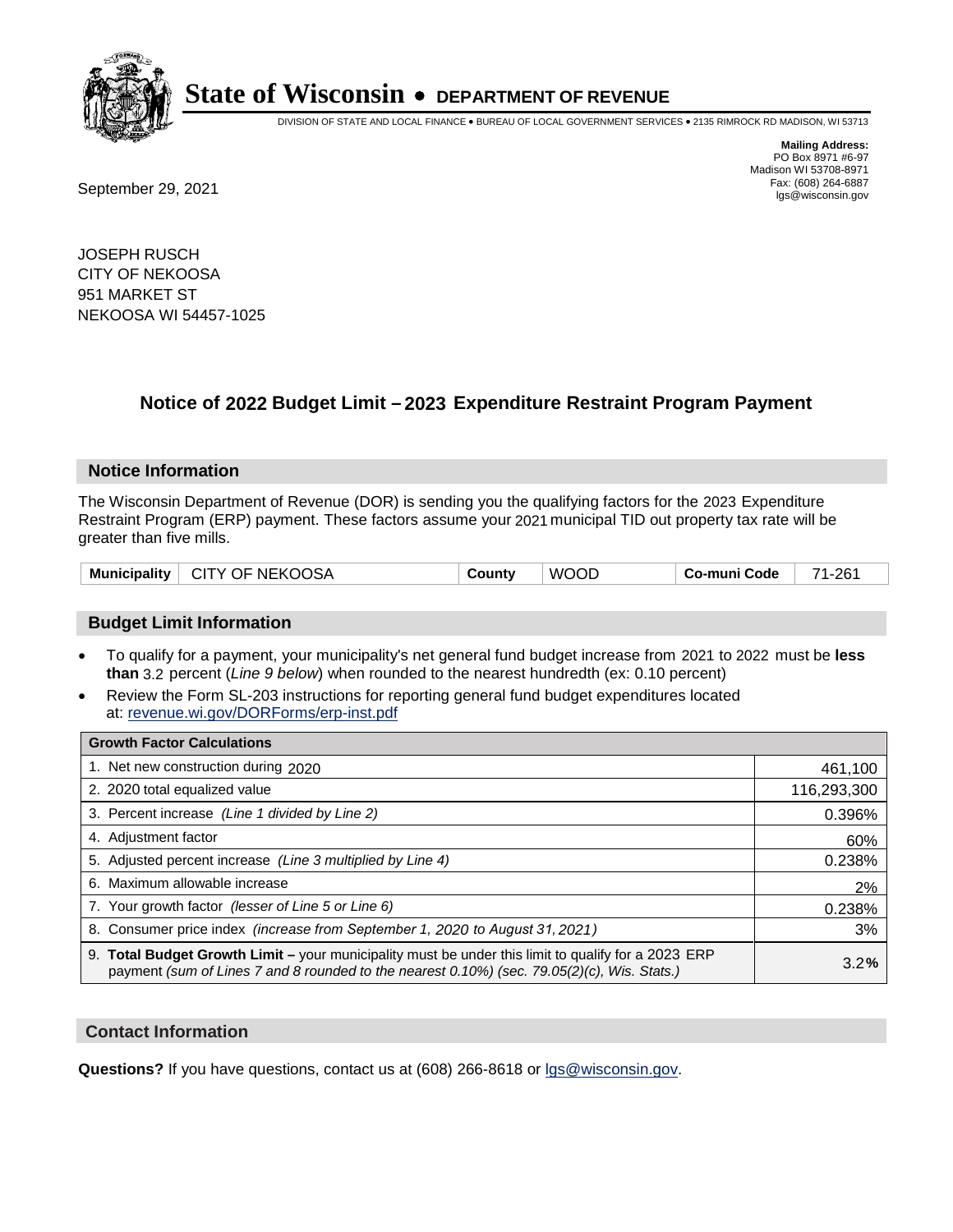# State of Wisconsin • DEPARTMENT OF REVENUE

DIVISION OF STATE AND LOCAL FINANCE • BUREAU OF LOCAL GOVERNMENT SERVICES • 2135 RIMROCK RD MADISON, WI 53713

**Mailing Address:**
PO Box 8971 #6-97
Madison WI 53708-8971
Fax: (608) 264-6887
lgs@wisconsin.gov

September 29, 2021

JOSEPH RUSCH
CITY OF NEKOOSA
951 MARKET ST
NEKOOSA WI 54457-1025

## Notice of 2022 Budget Limit – 2023 Expenditure Restraint Program Payment

### Notice Information

The Wisconsin Department of Revenue (DOR) is sending you the qualifying factors for the 2023 Expenditure Restraint Program (ERP) payment. These factors assume your 2021 municipal TID out property tax rate will be greater than five mills.

| Municipality | CITY OF NEKOOSA | County | WOOD | Co-muni Code | 71-261 |
|---|---|---|---|---|---|

### Budget Limit Information

- To qualify for a payment, your municipality's net general fund budget increase from 2021 to 2022 must be **less than** 3.2 percent (*Line 9 below*) when rounded to the nearest hundredth (ex: 0.10 percent)
- Review the Form SL-203 instructions for reporting general fund budget expenditures located at: revenue.wi.gov/DORForms/erp-inst.pdf

| Growth Factor Calculations | |
|---|---|
| 1. Net new construction during 2020 | 461,100 |
| 2. 2020 total equalized value | 116,293,300 |
| 3. Percent increase *(Line 1 divided by Line 2)* | 0.396% |
| 4. Adjustment factor | 60% |
| 5. Adjusted percent increase *(Line 3 multiplied by Line 4)* | 0.238% |
| 6. Maximum allowable increase | 2% |
| 7. Your growth factor *(lesser of Line 5 or Line 6)* | 0.238% |
| 8. Consumer price index *(increase from September 1, 2020 to August 31, 2021)* | 3% |
| 9. **Total Budget Growth Limit –** your municipality must be under this limit to qualify for a 2023 ERP payment *(sum of Lines 7 and 8 rounded to the nearest 0.10%) (sec. 79.05(2)(c), Wis. Stats.)* | 3.2**%** |

### Contact Information

**Questions?** If you have questions, contact us at (608) 266-8618 or lgs@wisconsin.gov.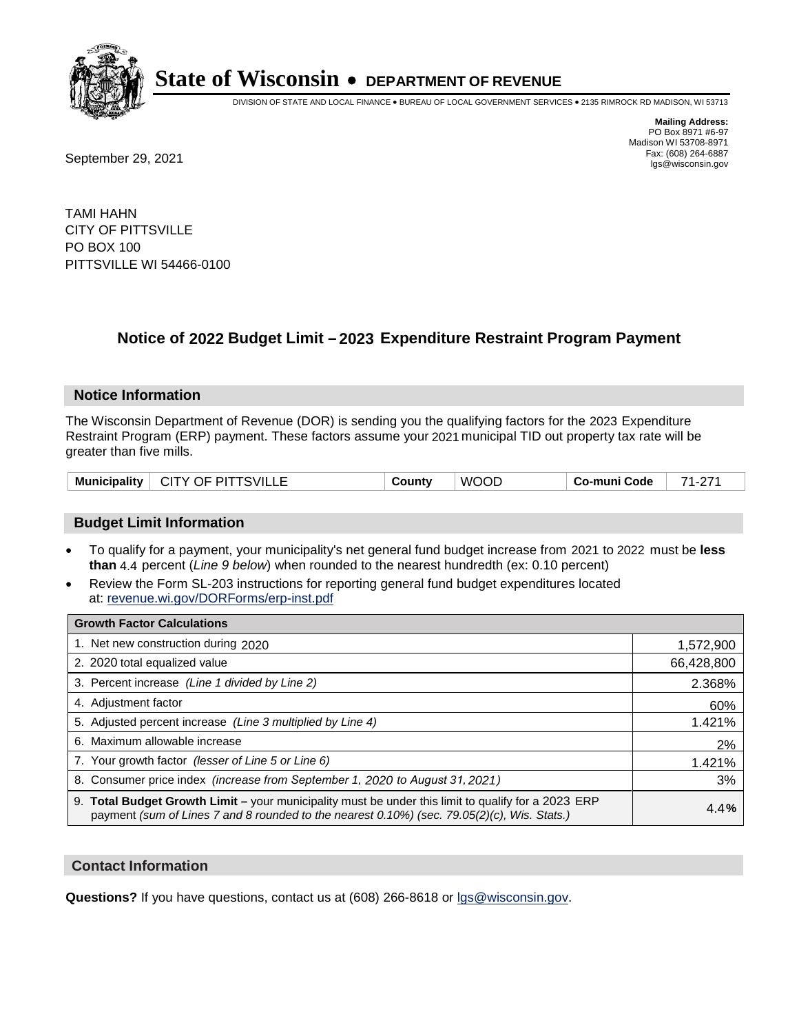# State of Wisconsin • DEPARTMENT OF REVENUE

DIVISION OF STATE AND LOCAL FINANCE • BUREAU OF LOCAL GOVERNMENT SERVICES • 2135 RIMROCK RD MADISON, WI 53713

**Mailing Address:**
PO Box 8971 #6-97
Madison WI 53708-8971
Fax: (608) 264-6887
lgs@wisconsin.gov

September 29, 2021

TAMI HAHN
CITY OF PITTSVILLE
PO BOX 100
PITTSVILLE WI 54466-0100

## Notice of 2022 Budget Limit – 2023 Expenditure Restraint Program Payment

### Notice Information

The Wisconsin Department of Revenue (DOR) is sending you the qualifying factors for the 2023 Expenditure Restraint Program (ERP) payment. These factors assume your 2021 municipal TID out property tax rate will be greater than five mills.

| Municipality | CITY OF PITTSVILLE | County | WOOD | Co-muni Code | 71-271 |
|---|---|---|---|---|---|

### Budget Limit Information

- To qualify for a payment, your municipality's net general fund budget increase from 2021 to 2022 must be **less than** 4.4 percent (*Line 9 below*) when rounded to the nearest hundredth (ex: 0.10 percent)
- Review the Form SL-203 instructions for reporting general fund budget expenditures located at: revenue.wi.gov/DORForms/erp-inst.pdf

| Growth Factor Calculations | |
|---|---|
| 1. Net new construction during 2020 | 1,572,900 |
| 2. 2020 total equalized value | 66,428,800 |
| 3. Percent increase *(Line 1 divided by Line 2)* | 2.368% |
| 4. Adjustment factor | 60% |
| 5. Adjusted percent increase *(Line 3 multiplied by Line 4)* | 1.421% |
| 6. Maximum allowable increase | 2% |
| 7. Your growth factor *(lesser of Line 5 or Line 6)* | 1.421% |
| 8. Consumer price index *(increase from September 1, 2020 to August 31, 2021)* | 3% |
| 9. **Total Budget Growth Limit –** your municipality must be under this limit to qualify for a 2023 ERP payment *(sum of Lines 7 and 8 rounded to the nearest 0.10%) (sec. 79.05(2)(c), Wis. Stats.)* | 4.4**%** |

### Contact Information

**Questions?** If you have questions, contact us at (608) 266-8618 or lgs@wisconsin.gov.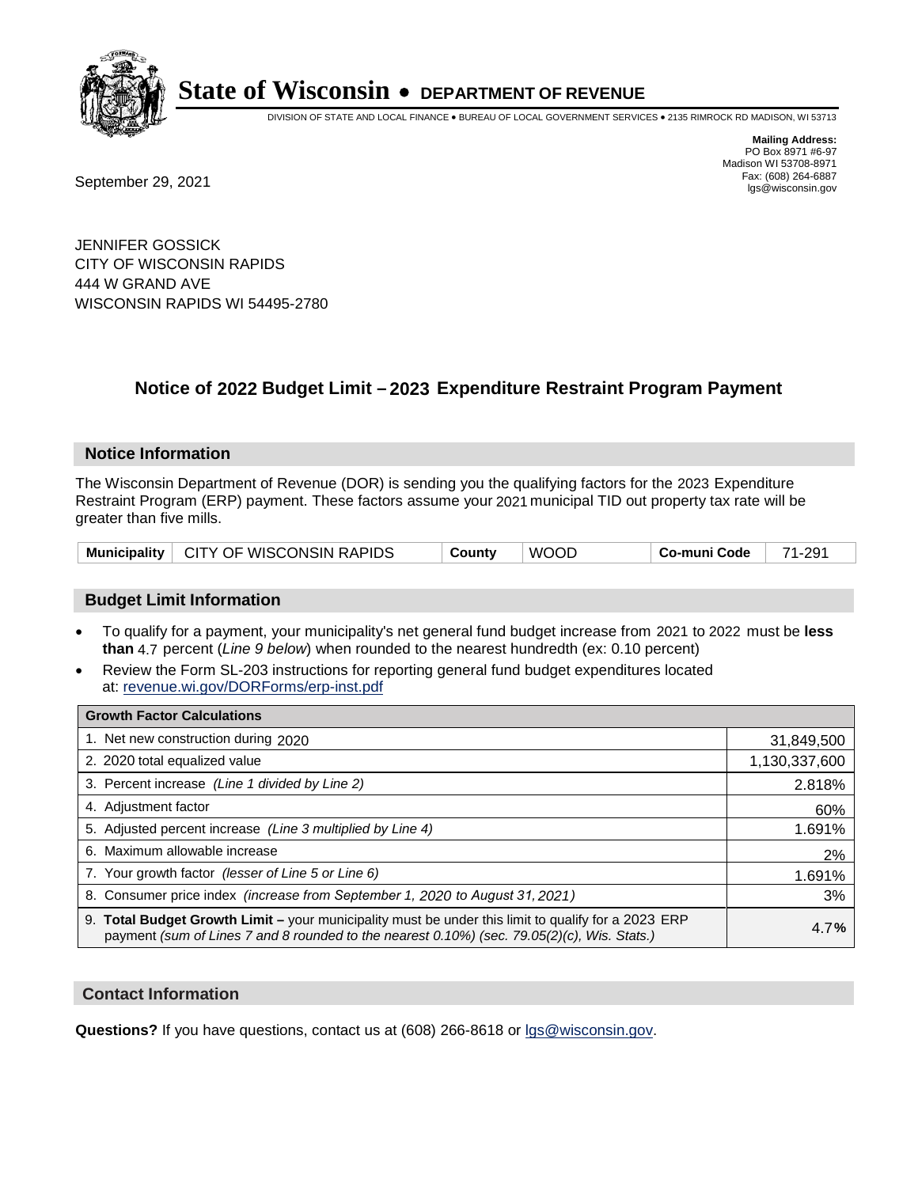# State of Wisconsin • DEPARTMENT OF REVENUE

DIVISION OF STATE AND LOCAL FINANCE • BUREAU OF LOCAL GOVERNMENT SERVICES • 2135 RIMROCK RD MADISON, WI 53713

**Mailing Address:**
PO Box 8971 #6-97
Madison WI 53708-8971
Fax: (608) 264-6887
lgs@wisconsin.gov

September 29, 2021

JENNIFER GOSSICK
CITY OF WISCONSIN RAPIDS
444 W GRAND AVE
WISCONSIN RAPIDS WI 54495-2780

## Notice of 2022 Budget Limit – 2023 Expenditure Restraint Program Payment

### Notice Information

The Wisconsin Department of Revenue (DOR) is sending you the qualifying factors for the 2023 Expenditure Restraint Program (ERP) payment. These factors assume your 2021 municipal TID out property tax rate will be greater than five mills.

| Municipality | CITY OF WISCONSIN RAPIDS | County | WOOD | Co-muni Code | 71-291 |
|---|---|---|---|---|---|

### Budget Limit Information

- To qualify for a payment, your municipality's net general fund budget increase from 2021 to 2022 must be **less than** 4.7 percent (*Line 9 below*) when rounded to the nearest hundredth (ex: 0.10 percent)
- Review the Form SL-203 instructions for reporting general fund budget expenditures located at: revenue.wi.gov/DORForms/erp-inst.pdf

| Growth Factor Calculations | |
|---|---|
| 1. Net new construction during 2020 | 31,849,500 |
| 2. 2020 total equalized value | 1,130,337,600 |
| 3. Percent increase *(Line 1 divided by Line 2)* | 2.818% |
| 4. Adjustment factor | 60% |
| 5. Adjusted percent increase *(Line 3 multiplied by Line 4)* | 1.691% |
| 6. Maximum allowable increase | 2% |
| 7. Your growth factor *(lesser of Line 5 or Line 6)* | 1.691% |
| 8. Consumer price index *(increase from September 1, 2020 to August 31, 2021)* | 3% |
| 9. **Total Budget Growth Limit –** your municipality must be under this limit to qualify for a 2023 ERP payment *(sum of Lines 7 and 8 rounded to the nearest 0.10%) (sec. 79.05(2)(c), Wis. Stats.)* | 4.7**%** |

### Contact Information

**Questions?** If you have questions, contact us at (608) 266-8618 or lgs@wisconsin.gov.